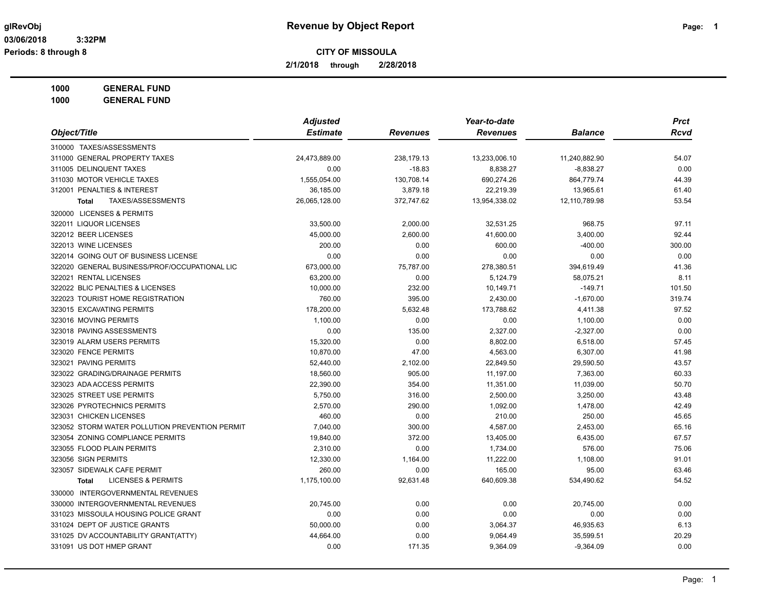# Revenue by Object Report

glRevObj
03/06/2018 3:32PM
Periods: 8 through 8

**CITY OF MISSOULA**

**2/1/2018 through 2/28/2018**

**1000 GENERAL FUND**
**1000 GENERAL FUND**

| Object/Title | Adjusted Estimate | Revenues | Year-to-date Revenues | Balance | Prct Rcvd |
|---|---|---|---|---|---|
| 310000 TAXES/ASSESSMENTS | | | | | |
| 311000 GENERAL PROPERTY TAXES | 24,473,889.00 | 238,179.13 | 13,233,006.10 | 11,240,882.90 | 54.07 |
| 311005 DELINQUENT TAXES | 0.00 | -18.83 | 8,838.27 | -8,838.27 | 0.00 |
| 311030 MOTOR VEHICLE TAXES | 1,555,054.00 | 130,708.14 | 690,274.26 | 864,779.74 | 44.39 |
| 312001 PENALTIES & INTEREST | 36,185.00 | 3,879.18 | 22,219.39 | 13,965.61 | 61.40 |
| **Total** TAXES/ASSESSMENTS | 26,065,128.00 | 372,747.62 | 13,954,338.02 | 12,110,789.98 | 53.54 |
| 320000 LICENSES & PERMITS | | | | | |
| 322011 LIQUOR LICENSES | 33,500.00 | 2,000.00 | 32,531.25 | 968.75 | 97.11 |
| 322012 BEER LICENSES | 45,000.00 | 2,600.00 | 41,600.00 | 3,400.00 | 92.44 |
| 322013 WINE LICENSES | 200.00 | 0.00 | 600.00 | -400.00 | 300.00 |
| 322014 GOING OUT OF BUSINESS LICENSE | 0.00 | 0.00 | 0.00 | 0.00 | 0.00 |
| 322020 GENERAL BUSINESS/PROF/OCCUPATIONAL LIC | 673,000.00 | 75,787.00 | 278,380.51 | 394,619.49 | 41.36 |
| 322021 RENTAL LICENSES | 63,200.00 | 0.00 | 5,124.79 | 58,075.21 | 8.11 |
| 322022 BLIC PENALTIES & LICENSES | 10,000.00 | 232.00 | 10,149.71 | -149.71 | 101.50 |
| 322023 TOURIST HOME REGISTRATION | 760.00 | 395.00 | 2,430.00 | -1,670.00 | 319.74 |
| 323015 EXCAVATING PERMITS | 178,200.00 | 5,632.48 | 173,788.62 | 4,411.38 | 97.52 |
| 323016 MOVING PERMITS | 1,100.00 | 0.00 | 0.00 | 1,100.00 | 0.00 |
| 323018 PAVING ASSESSMENTS | 0.00 | 135.00 | 2,327.00 | -2,327.00 | 0.00 |
| 323019 ALARM USERS PERMITS | 15,320.00 | 0.00 | 8,802.00 | 6,518.00 | 57.45 |
| 323020 FENCE PERMITS | 10,870.00 | 47.00 | 4,563.00 | 6,307.00 | 41.98 |
| 323021 PAVING PERMITS | 52,440.00 | 2,102.00 | 22,849.50 | 29,590.50 | 43.57 |
| 323022 GRADING/DRAINAGE PERMITS | 18,560.00 | 905.00 | 11,197.00 | 7,363.00 | 60.33 |
| 323023 ADA ACCESS PERMITS | 22,390.00 | 354.00 | 11,351.00 | 11,039.00 | 50.70 |
| 323025 STREET USE PERMITS | 5,750.00 | 316.00 | 2,500.00 | 3,250.00 | 43.48 |
| 323026 PYROTECHNICS PERMITS | 2,570.00 | 290.00 | 1,092.00 | 1,478.00 | 42.49 |
| 323031 CHICKEN LICENSES | 460.00 | 0.00 | 210.00 | 250.00 | 45.65 |
| 323052 STORM WATER POLLUTION PREVENTION PERMIT | 7,040.00 | 300.00 | 4,587.00 | 2,453.00 | 65.16 |
| 323054 ZONING COMPLIANCE PERMITS | 19,840.00 | 372.00 | 13,405.00 | 6,435.00 | 67.57 |
| 323055 FLOOD PLAIN PERMITS | 2,310.00 | 0.00 | 1,734.00 | 576.00 | 75.06 |
| 323056 SIGN PERMITS | 12,330.00 | 1,164.00 | 11,222.00 | 1,108.00 | 91.01 |
| 323057 SIDEWALK CAFE PERMIT | 260.00 | 0.00 | 165.00 | 95.00 | 63.46 |
| **Total** LICENSES & PERMITS | 1,175,100.00 | 92,631.48 | 640,609.38 | 534,490.62 | 54.52 |
| 330000 INTERGOVERNMENTAL REVENUES | | | | | |
| 330000 INTERGOVERNMENTAL REVENUES | 20,745.00 | 0.00 | 0.00 | 20,745.00 | 0.00 |
| 331023 MISSOULA HOUSING POLICE GRANT | 0.00 | 0.00 | 0.00 | 0.00 | 0.00 |
| 331024 DEPT OF JUSTICE GRANTS | 50,000.00 | 0.00 | 3,064.37 | 46,935.63 | 6.13 |
| 331025 DV ACCOUNTABILITY GRANT(ATTY) | 44,664.00 | 0.00 | 9,064.49 | 35,599.51 | 20.29 |
| 331091 US DOT HMEP GRANT | 0.00 | 171.35 | 9,364.09 | -9,364.09 | 0.00 |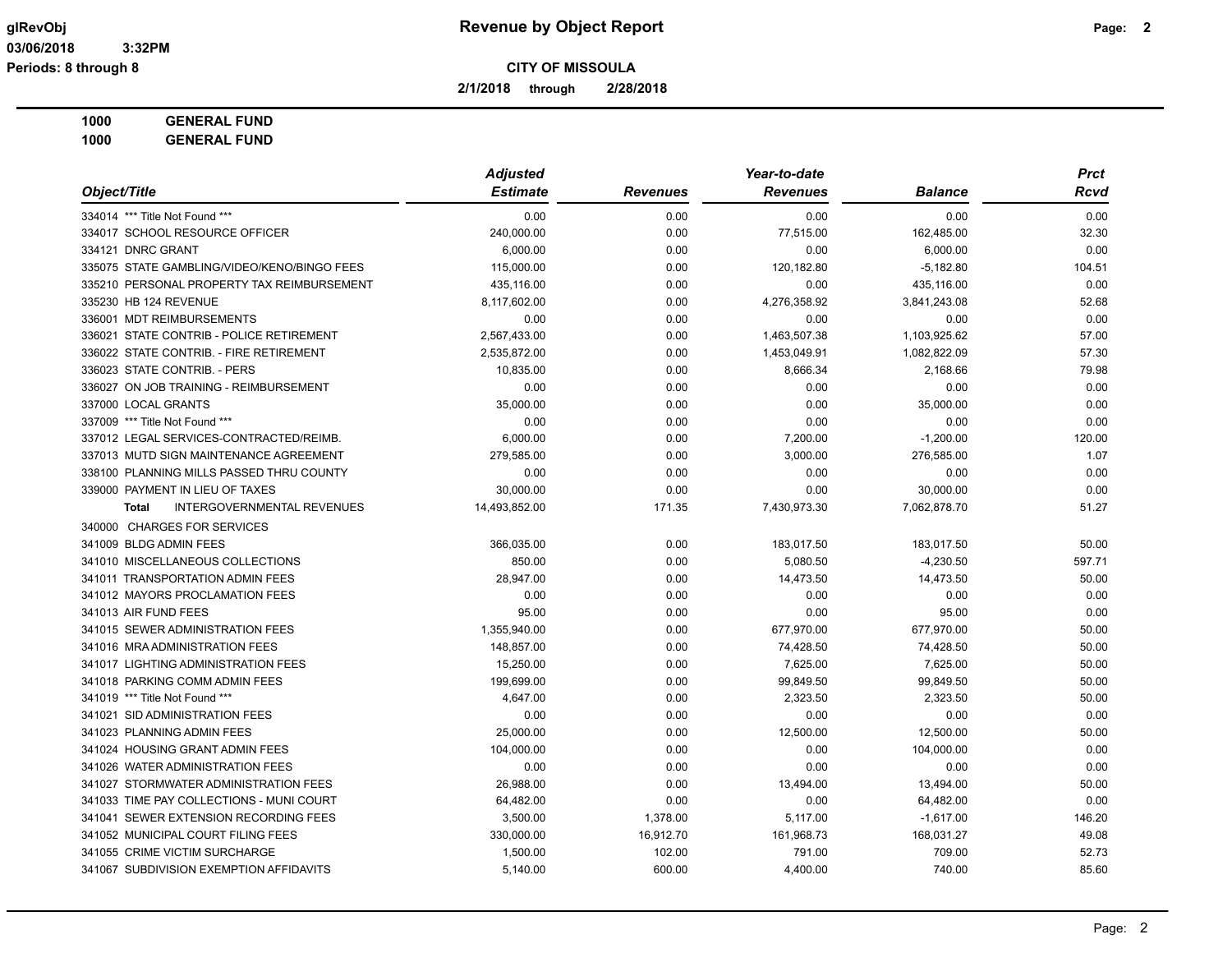**CITY OF MISSOULA**

**2/1/2018 through 2/28/2018**

**1000 GENERAL FUND**
**1000 GENERAL FUND**

| Object/Title | Adjusted Estimate | Revenues | Year-to-date Revenues | Balance | Prct Rcvd |
|---|---|---|---|---|---|
| 334014 *** Title Not Found *** | 0.00 | 0.00 | 0.00 | 0.00 | 0.00 |
| 334017 SCHOOL RESOURCE OFFICER | 240,000.00 | 0.00 | 77,515.00 | 162,485.00 | 32.30 |
| 334121 DNRC GRANT | 6,000.00 | 0.00 | 0.00 | 6,000.00 | 0.00 |
| 335075 STATE GAMBLING/VIDEO/KENO/BINGO FEES | 115,000.00 | 0.00 | 120,182.80 | -5,182.80 | 104.51 |
| 335210 PERSONAL PROPERTY TAX REIMBURSEMENT | 435,116.00 | 0.00 | 0.00 | 435,116.00 | 0.00 |
| 335230 HB 124 REVENUE | 8,117,602.00 | 0.00 | 4,276,358.92 | 3,841,243.08 | 52.68 |
| 336001 MDT REIMBURSEMENTS | 0.00 | 0.00 | 0.00 | 0.00 | 0.00 |
| 336021 STATE CONTRIB - POLICE RETIREMENT | 2,567,433.00 | 0.00 | 1,463,507.38 | 1,103,925.62 | 57.00 |
| 336022 STATE CONTRIB. - FIRE RETIREMENT | 2,535,872.00 | 0.00 | 1,453,049.91 | 1,082,822.09 | 57.30 |
| 336023 STATE CONTRIB. - PERS | 10,835.00 | 0.00 | 8,666.34 | 2,168.66 | 79.98 |
| 336027 ON JOB TRAINING - REIMBURSEMENT | 0.00 | 0.00 | 0.00 | 0.00 | 0.00 |
| 337000 LOCAL GRANTS | 35,000.00 | 0.00 | 0.00 | 35,000.00 | 0.00 |
| 337009 *** Title Not Found *** | 0.00 | 0.00 | 0.00 | 0.00 | 0.00 |
| 337012 LEGAL SERVICES-CONTRACTED/REIMB. | 6,000.00 | 0.00 | 7,200.00 | -1,200.00 | 120.00 |
| 337013 MUTD SIGN MAINTENANCE AGREEMENT | 279,585.00 | 0.00 | 3,000.00 | 276,585.00 | 1.07 |
| 338100 PLANNING MILLS PASSED THRU COUNTY | 0.00 | 0.00 | 0.00 | 0.00 | 0.00 |
| 339000 PAYMENT IN LIEU OF TAXES | 30,000.00 | 0.00 | 0.00 | 30,000.00 | 0.00 |
| **Total** INTERGOVERNMENTAL REVENUES | 14,493,852.00 | 171.35 | 7,430,973.30 | 7,062,878.70 | 51.27 |
| 340000 CHARGES FOR SERVICES | | | | | |
| 341009 BLDG ADMIN FEES | 366,035.00 | 0.00 | 183,017.50 | 183,017.50 | 50.00 |
| 341010 MISCELLANEOUS COLLECTIONS | 850.00 | 0.00 | 5,080.50 | -4,230.50 | 597.71 |
| 341011 TRANSPORTATION ADMIN FEES | 28,947.00 | 0.00 | 14,473.50 | 14,473.50 | 50.00 |
| 341012 MAYORS PROCLAMATION FEES | 0.00 | 0.00 | 0.00 | 0.00 | 0.00 |
| 341013 AIR FUND FEES | 95.00 | 0.00 | 0.00 | 95.00 | 0.00 |
| 341015 SEWER ADMINISTRATION FEES | 1,355,940.00 | 0.00 | 677,970.00 | 677,970.00 | 50.00 |
| 341016 MRA ADMINISTRATION FEES | 148,857.00 | 0.00 | 74,428.50 | 74,428.50 | 50.00 |
| 341017 LIGHTING ADMINISTRATION FEES | 15,250.00 | 0.00 | 7,625.00 | 7,625.00 | 50.00 |
| 341018 PARKING COMM ADMIN FEES | 199,699.00 | 0.00 | 99,849.50 | 99,849.50 | 50.00 |
| 341019 *** Title Not Found *** | 4,647.00 | 0.00 | 2,323.50 | 2,323.50 | 50.00 |
| 341021 SID ADMINISTRATION FEES | 0.00 | 0.00 | 0.00 | 0.00 | 0.00 |
| 341023 PLANNING ADMIN FEES | 25,000.00 | 0.00 | 12,500.00 | 12,500.00 | 50.00 |
| 341024 HOUSING GRANT ADMIN FEES | 104,000.00 | 0.00 | 0.00 | 104,000.00 | 0.00 |
| 341026 WATER ADMINISTRATION FEES | 0.00 | 0.00 | 0.00 | 0.00 | 0.00 |
| 341027 STORMWATER ADMINISTRATION FEES | 26,988.00 | 0.00 | 13,494.00 | 13,494.00 | 50.00 |
| 341033 TIME PAY COLLECTIONS - MUNI COURT | 64,482.00 | 0.00 | 0.00 | 64,482.00 | 0.00 |
| 341041 SEWER EXTENSION RECORDING FEES | 3,500.00 | 1,378.00 | 5,117.00 | -1,617.00 | 146.20 |
| 341052 MUNICIPAL COURT FILING FEES | 330,000.00 | 16,912.70 | 161,968.73 | 168,031.27 | 49.08 |
| 341055 CRIME VICTIM SURCHARGE | 1,500.00 | 102.00 | 791.00 | 709.00 | 52.73 |
| 341067 SUBDIVISION EXEMPTION AFFIDAVITS | 5,140.00 | 600.00 | 4,400.00 | 740.00 | 85.60 |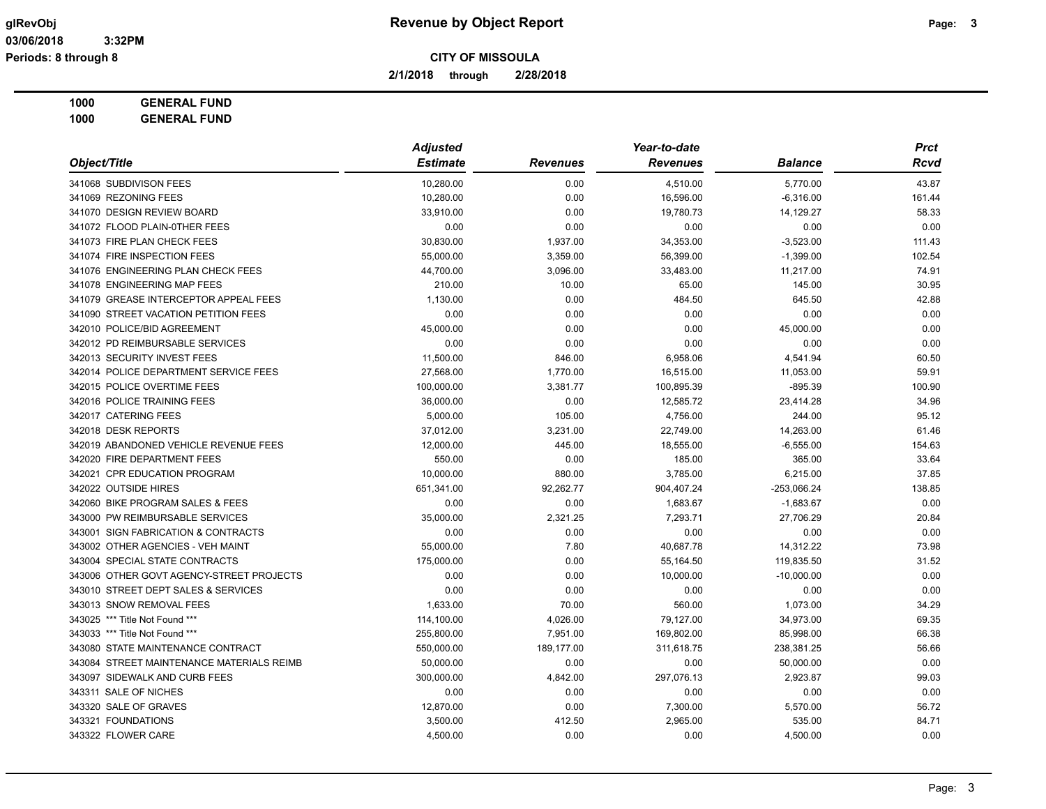**glRevObj**
**03/06/2018 3:32PM**
**Periods: 8 through 8**

# Revenue by Object Report

**CITY OF MISSOULA**

**2/1/2018 through 2/28/2018**

**1000 GENERAL FUND**
**1000 GENERAL FUND**

| Object/Title | Adjusted Estimate | Revenues | Year-to-date Revenues | Balance | Prct Rcvd |
|---|---|---|---|---|---|
| 341068 SUBDIVISON FEES | 10,280.00 | 0.00 | 4,510.00 | 5,770.00 | 43.87 |
| 341069 REZONING FEES | 10,280.00 | 0.00 | 16,596.00 | -6,316.00 | 161.44 |
| 341070 DESIGN REVIEW BOARD | 33,910.00 | 0.00 | 19,780.73 | 14,129.27 | 58.33 |
| 341072 FLOOD PLAIN-0THER FEES | 0.00 | 0.00 | 0.00 | 0.00 | 0.00 |
| 341073 FIRE PLAN CHECK FEES | 30,830.00 | 1,937.00 | 34,353.00 | -3,523.00 | 111.43 |
| 341074 FIRE INSPECTION FEES | 55,000.00 | 3,359.00 | 56,399.00 | -1,399.00 | 102.54 |
| 341076 ENGINEERING PLAN CHECK FEES | 44,700.00 | 3,096.00 | 33,483.00 | 11,217.00 | 74.91 |
| 341078 ENGINEERING MAP FEES | 210.00 | 10.00 | 65.00 | 145.00 | 30.95 |
| 341079 GREASE INTERCEPTOR APPEAL FEES | 1,130.00 | 0.00 | 484.50 | 645.50 | 42.88 |
| 341090 STREET VACATION PETITION FEES | 0.00 | 0.00 | 0.00 | 0.00 | 0.00 |
| 342010 POLICE/BID AGREEMENT | 45,000.00 | 0.00 | 0.00 | 45,000.00 | 0.00 |
| 342012 PD REIMBURSABLE SERVICES | 0.00 | 0.00 | 0.00 | 0.00 | 0.00 |
| 342013 SECURITY INVEST FEES | 11,500.00 | 846.00 | 6,958.06 | 4,541.94 | 60.50 |
| 342014 POLICE DEPARTMENT SERVICE FEES | 27,568.00 | 1,770.00 | 16,515.00 | 11,053.00 | 59.91 |
| 342015 POLICE OVERTIME FEES | 100,000.00 | 3,381.77 | 100,895.39 | -895.39 | 100.90 |
| 342016 POLICE TRAINING FEES | 36,000.00 | 0.00 | 12,585.72 | 23,414.28 | 34.96 |
| 342017 CATERING FEES | 5,000.00 | 105.00 | 4,756.00 | 244.00 | 95.12 |
| 342018 DESK REPORTS | 37,012.00 | 3,231.00 | 22,749.00 | 14,263.00 | 61.46 |
| 342019 ABANDONED VEHICLE REVENUE FEES | 12,000.00 | 445.00 | 18,555.00 | -6,555.00 | 154.63 |
| 342020 FIRE DEPARTMENT FEES | 550.00 | 0.00 | 185.00 | 365.00 | 33.64 |
| 342021 CPR EDUCATION PROGRAM | 10,000.00 | 880.00 | 3,785.00 | 6,215.00 | 37.85 |
| 342022 OUTSIDE HIRES | 651,341.00 | 92,262.77 | 904,407.24 | -253,066.24 | 138.85 |
| 342060 BIKE PROGRAM SALES & FEES | 0.00 | 0.00 | 1,683.67 | -1,683.67 | 0.00 |
| 343000 PW REIMBURSABLE SERVICES | 35,000.00 | 2,321.25 | 7,293.71 | 27,706.29 | 20.84 |
| 343001 SIGN FABRICATION & CONTRACTS | 0.00 | 0.00 | 0.00 | 0.00 | 0.00 |
| 343002 OTHER AGENCIES - VEH MAINT | 55,000.00 | 7.80 | 40,687.78 | 14,312.22 | 73.98 |
| 343004 SPECIAL STATE CONTRACTS | 175,000.00 | 0.00 | 55,164.50 | 119,835.50 | 31.52 |
| 343006 OTHER GOVT AGENCY-STREET PROJECTS | 0.00 | 0.00 | 10,000.00 | -10,000.00 | 0.00 |
| 343010 STREET DEPT SALES & SERVICES | 0.00 | 0.00 | 0.00 | 0.00 | 0.00 |
| 343013 SNOW REMOVAL FEES | 1,633.00 | 70.00 | 560.00 | 1,073.00 | 34.29 |
| 343025 *** Title Not Found *** | 114,100.00 | 4,026.00 | 79,127.00 | 34,973.00 | 69.35 |
| 343033 *** Title Not Found *** | 255,800.00 | 7,951.00 | 169,802.00 | 85,998.00 | 66.38 |
| 343080 STATE MAINTENANCE CONTRACT | 550,000.00 | 189,177.00 | 311,618.75 | 238,381.25 | 56.66 |
| 343084 STREET MAINTENANCE MATERIALS REIMB | 50,000.00 | 0.00 | 0.00 | 50,000.00 | 0.00 |
| 343097 SIDEWALK AND CURB FEES | 300,000.00 | 4,842.00 | 297,076.13 | 2,923.87 | 99.03 |
| 343311 SALE OF NICHES | 0.00 | 0.00 | 0.00 | 0.00 | 0.00 |
| 343320 SALE OF GRAVES | 12,870.00 | 0.00 | 7,300.00 | 5,570.00 | 56.72 |
| 343321 FOUNDATIONS | 3,500.00 | 412.50 | 2,965.00 | 535.00 | 84.71 |
| 343322 FLOWER CARE | 4,500.00 | 0.00 | 0.00 | 4,500.00 | 0.00 |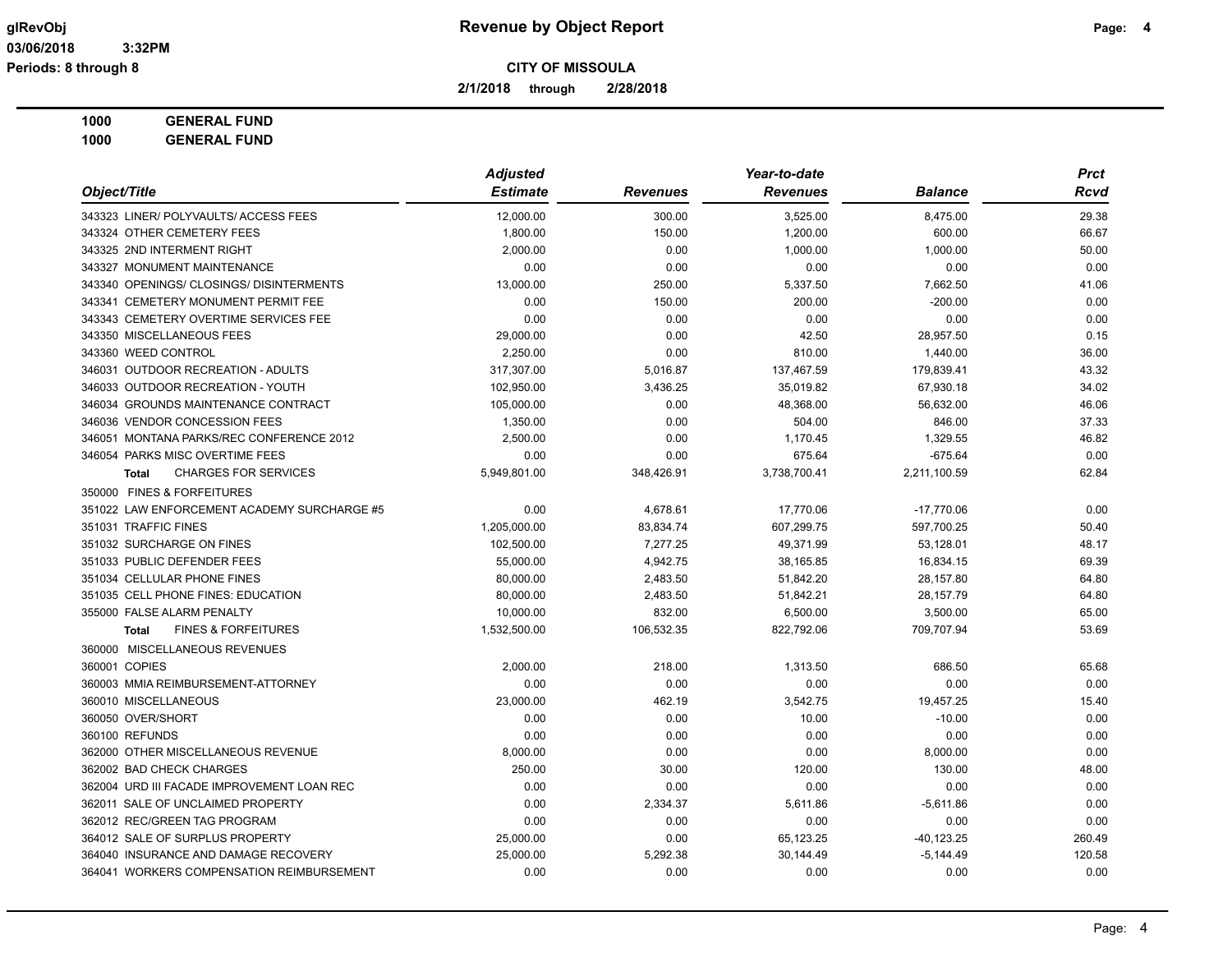**CITY OF MISSOULA**

**2/1/2018 through 2/28/2018**

**1000 GENERAL FUND**

**1000 GENERAL FUND**

| Object/Title | Adjusted Estimate | Revenues | Year-to-date Revenues | Balance | Prct Rcvd |
|---|---|---|---|---|---|
| 343323 LINER/ POLYVAULTS/ ACCESS FEES | 12,000.00 | 300.00 | 3,525.00 | 8,475.00 | 29.38 |
| 343324 OTHER CEMETERY FEES | 1,800.00 | 150.00 | 1,200.00 | 600.00 | 66.67 |
| 343325 2ND INTERMENT RIGHT | 2,000.00 | 0.00 | 1,000.00 | 1,000.00 | 50.00 |
| 343327 MONUMENT MAINTENANCE | 0.00 | 0.00 | 0.00 | 0.00 | 0.00 |
| 343340 OPENINGS/ CLOSINGS/ DISINTERMENTS | 13,000.00 | 250.00 | 5,337.50 | 7,662.50 | 41.06 |
| 343341 CEMETERY MONUMENT PERMIT FEE | 0.00 | 150.00 | 200.00 | -200.00 | 0.00 |
| 343343 CEMETERY OVERTIME SERVICES FEE | 0.00 | 0.00 | 0.00 | 0.00 | 0.00 |
| 343350 MISCELLANEOUS FEES | 29,000.00 | 0.00 | 42.50 | 28,957.50 | 0.15 |
| 343360 WEED CONTROL | 2,250.00 | 0.00 | 810.00 | 1,440.00 | 36.00 |
| 346031 OUTDOOR RECREATION - ADULTS | 317,307.00 | 5,016.87 | 137,467.59 | 179,839.41 | 43.32 |
| 346033 OUTDOOR RECREATION - YOUTH | 102,950.00 | 3,436.25 | 35,019.82 | 67,930.18 | 34.02 |
| 346034 GROUNDS MAINTENANCE CONTRACT | 105,000.00 | 0.00 | 48,368.00 | 56,632.00 | 46.06 |
| 346036 VENDOR CONCESSION FEES | 1,350.00 | 0.00 | 504.00 | 846.00 | 37.33 |
| 346051 MONTANA PARKS/REC CONFERENCE 2012 | 2,500.00 | 0.00 | 1,170.45 | 1,329.55 | 46.82 |
| 346054 PARKS MISC OVERTIME FEES | 0.00 | 0.00 | 675.64 | -675.64 | 0.00 |
| **Total** CHARGES FOR SERVICES | 5,949,801.00 | 348,426.91 | 3,738,700.41 | 2,211,100.59 | 62.84 |
| 350000 FINES & FORFEITURES | | | | | |
| 351022 LAW ENFORCEMENT ACADEMY SURCHARGE #5 | 0.00 | 4,678.61 | 17,770.06 | -17,770.06 | 0.00 |
| 351031 TRAFFIC FINES | 1,205,000.00 | 83,834.74 | 607,299.75 | 597,700.25 | 50.40 |
| 351032 SURCHARGE ON FINES | 102,500.00 | 7,277.25 | 49,371.99 | 53,128.01 | 48.17 |
| 351033 PUBLIC DEFENDER FEES | 55,000.00 | 4,942.75 | 38,165.85 | 16,834.15 | 69.39 |
| 351034 CELLULAR PHONE FINES | 80,000.00 | 2,483.50 | 51,842.20 | 28,157.80 | 64.80 |
| 351035 CELL PHONE FINES: EDUCATION | 80,000.00 | 2,483.50 | 51,842.21 | 28,157.79 | 64.80 |
| 355000 FALSE ALARM PENALTY | 10,000.00 | 832.00 | 6,500.00 | 3,500.00 | 65.00 |
| **Total** FINES & FORFEITURES | 1,532,500.00 | 106,532.35 | 822,792.06 | 709,707.94 | 53.69 |
| 360000 MISCELLANEOUS REVENUES | | | | | |
| 360001 COPIES | 2,000.00 | 218.00 | 1,313.50 | 686.50 | 65.68 |
| 360003 MMIA REIMBURSEMENT-ATTORNEY | 0.00 | 0.00 | 0.00 | 0.00 | 0.00 |
| 360010 MISCELLANEOUS | 23,000.00 | 462.19 | 3,542.75 | 19,457.25 | 15.40 |
| 360050 OVER/SHORT | 0.00 | 0.00 | 10.00 | -10.00 | 0.00 |
| 360100 REFUNDS | 0.00 | 0.00 | 0.00 | 0.00 | 0.00 |
| 362000 OTHER MISCELLANEOUS REVENUE | 8,000.00 | 0.00 | 0.00 | 8,000.00 | 0.00 |
| 362002 BAD CHECK CHARGES | 250.00 | 30.00 | 120.00 | 130.00 | 48.00 |
| 362004 URD III FACADE IMPROVEMENT LOAN REC | 0.00 | 0.00 | 0.00 | 0.00 | 0.00 |
| 362011 SALE OF UNCLAIMED PROPERTY | 0.00 | 2,334.37 | 5,611.86 | -5,611.86 | 0.00 |
| 362012 REC/GREEN TAG PROGRAM | 0.00 | 0.00 | 0.00 | 0.00 | 0.00 |
| 364012 SALE OF SURPLUS PROPERTY | 25,000.00 | 0.00 | 65,123.25 | -40,123.25 | 260.49 |
| 364040 INSURANCE AND DAMAGE RECOVERY | 25,000.00 | 5,292.38 | 30,144.49 | -5,144.49 | 120.58 |
| 364041 WORKERS COMPENSATION REIMBURSEMENT | 0.00 | 0.00 | 0.00 | 0.00 | 0.00 |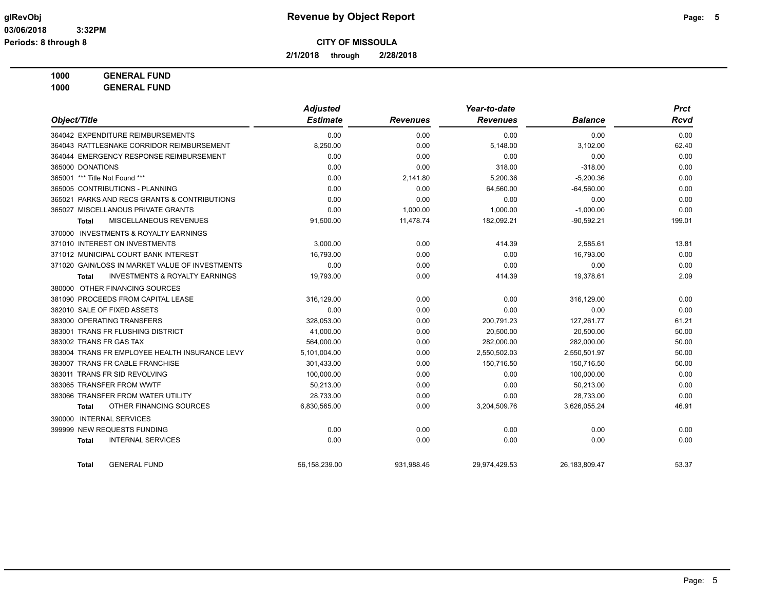**Revenue by Object Report**

**CITY OF MISSOULA**

**2/1/2018 through 2/28/2018**

glRevObj
03/06/2018 3:32PM
Periods: 8 through 8

**1000 GENERAL FUND**
**1000 GENERAL FUND**

| Object/Title | Adjusted Estimate | Revenues | Year-to-date Revenues | Balance | Prct Rcvd |
|---|---|---|---|---|---|
| 364042 EXPENDITURE REIMBURSEMENTS | 0.00 | 0.00 | 0.00 | 0.00 | 0.00 |
| 364043 RATTLESNAKE CORRIDOR REIMBURSEMENT | 8,250.00 | 0.00 | 5,148.00 | 3,102.00 | 62.40 |
| 364044 EMERGENCY RESPONSE REIMBURSEMENT | 0.00 | 0.00 | 0.00 | 0.00 | 0.00 |
| 365000 DONATIONS | 0.00 | 0.00 | 318.00 | -318.00 | 0.00 |
| 365001 *** Title Not Found *** | 0.00 | 2,141.80 | 5,200.36 | -5,200.36 | 0.00 |
| 365005 CONTRIBUTIONS - PLANNING | 0.00 | 0.00 | 64,560.00 | -64,560.00 | 0.00 |
| 365021 PARKS AND RECS GRANTS & CONTRIBUTIONS | 0.00 | 0.00 | 0.00 | 0.00 | 0.00 |
| 365027 MISCELLANOUS PRIVATE GRANTS | 0.00 | 1,000.00 | 1,000.00 | -1,000.00 | 0.00 |
| **Total** MISCELLANEOUS REVENUES | 91,500.00 | 11,478.74 | 182,092.21 | -90,592.21 | 199.01 |
| 370000 INVESTMENTS & ROYALTY EARNINGS | | | | | |
| 371010 INTEREST ON INVESTMENTS | 3,000.00 | 0.00 | 414.39 | 2,585.61 | 13.81 |
| 371012 MUNICIPAL COURT BANK INTEREST | 16,793.00 | 0.00 | 0.00 | 16,793.00 | 0.00 |
| 371020 GAIN/LOSS IN MARKET VALUE OF INVESTMENTS | 0.00 | 0.00 | 0.00 | 0.00 | 0.00 |
| **Total** INVESTMENTS & ROYALTY EARNINGS | 19,793.00 | 0.00 | 414.39 | 19,378.61 | 2.09 |
| 380000 OTHER FINANCING SOURCES | | | | | |
| 381090 PROCEEDS FROM CAPITAL LEASE | 316,129.00 | 0.00 | 0.00 | 316,129.00 | 0.00 |
| 382010 SALE OF FIXED ASSETS | 0.00 | 0.00 | 0.00 | 0.00 | 0.00 |
| 383000 OPERATING TRANSFERS | 328,053.00 | 0.00 | 200,791.23 | 127,261.77 | 61.21 |
| 383001 TRANS FR FLUSHING DISTRICT | 41,000.00 | 0.00 | 20,500.00 | 20,500.00 | 50.00 |
| 383002 TRANS FR GAS TAX | 564,000.00 | 0.00 | 282,000.00 | 282,000.00 | 50.00 |
| 383004 TRANS FR EMPLOYEE HEALTH INSURANCE LEVY | 5,101,004.00 | 0.00 | 2,550,502.03 | 2,550,501.97 | 50.00 |
| 383007 TRANS FR CABLE FRANCHISE | 301,433.00 | 0.00 | 150,716.50 | 150,716.50 | 50.00 |
| 383011 TRANS FR SID REVOLVING | 100,000.00 | 0.00 | 0.00 | 100,000.00 | 0.00 |
| 383065 TRANSFER FROM WWTF | 50,213.00 | 0.00 | 0.00 | 50,213.00 | 0.00 |
| 383066 TRANSFER FROM WATER UTILITY | 28,733.00 | 0.00 | 0.00 | 28,733.00 | 0.00 |
| **Total** OTHER FINANCING SOURCES | 6,830,565.00 | 0.00 | 3,204,509.76 | 3,626,055.24 | 46.91 |
| 390000 INTERNAL SERVICES | | | | | |
| 399999 NEW REQUESTS FUNDING | 0.00 | 0.00 | 0.00 | 0.00 | 0.00 |
| **Total** INTERNAL SERVICES | 0.00 | 0.00 | 0.00 | 0.00 | 0.00 |
| **Total** GENERAL FUND | 56,158,239.00 | 931,988.45 | 29,974,429.53 | 26,183,809.47 | 53.37 |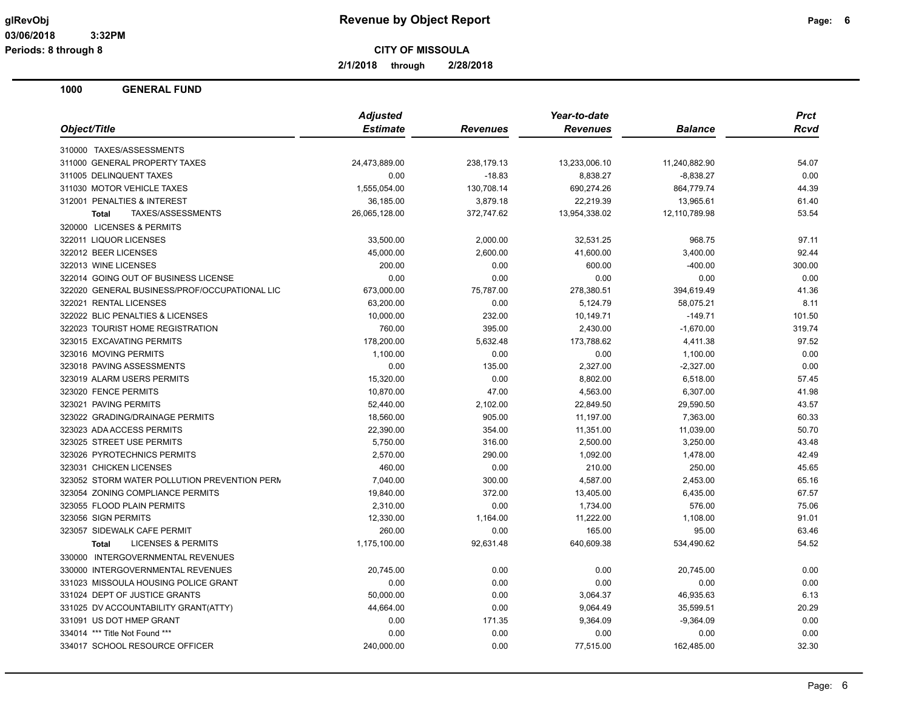# Revenue by Object Report

**CITY OF MISSOULA**

**2/1/2018 through 2/28/2018**

glRevObj
03/06/2018 3:32PM
Periods: 8 through 8

## 1000 GENERAL FUND

| Object/Title | Adjusted Estimate | Revenues | Year-to-date Revenues | Balance | Prct Rcvd |
|---|---|---|---|---|---|
| 310000 TAXES/ASSESSMENTS | | | | | |
| 311000 GENERAL PROPERTY TAXES | 24,473,889.00 | 238,179.13 | 13,233,006.10 | 11,240,882.90 | 54.07 |
| 311005 DELINQUENT TAXES | 0.00 | -18.83 | 8,838.27 | -8,838.27 | 0.00 |
| 311030 MOTOR VEHICLE TAXES | 1,555,054.00 | 130,708.14 | 690,274.26 | 864,779.74 | 44.39 |
| 312001 PENALTIES & INTEREST | 36,185.00 | 3,879.18 | 22,219.39 | 13,965.61 | 61.40 |
| **Total** TAXES/ASSESSMENTS | 26,065,128.00 | 372,747.62 | 13,954,338.02 | 12,110,789.98 | 53.54 |
| 320000 LICENSES & PERMITS | | | | | |
| 322011 LIQUOR LICENSES | 33,500.00 | 2,000.00 | 32,531.25 | 968.75 | 97.11 |
| 322012 BEER LICENSES | 45,000.00 | 2,600.00 | 41,600.00 | 3,400.00 | 92.44 |
| 322013 WINE LICENSES | 200.00 | 0.00 | 600.00 | -400.00 | 300.00 |
| 322014 GOING OUT OF BUSINESS LICENSE | 0.00 | 0.00 | 0.00 | 0.00 | 0.00 |
| 322020 GENERAL BUSINESS/PROF/OCCUPATIONAL LIC | 673,000.00 | 75,787.00 | 278,380.51 | 394,619.49 | 41.36 |
| 322021 RENTAL LICENSES | 63,200.00 | 0.00 | 5,124.79 | 58,075.21 | 8.11 |
| 322022 BLIC PENALTIES & LICENSES | 10,000.00 | 232.00 | 10,149.71 | -149.71 | 101.50 |
| 322023 TOURIST HOME REGISTRATION | 760.00 | 395.00 | 2,430.00 | -1,670.00 | 319.74 |
| 323015 EXCAVATING PERMITS | 178,200.00 | 5,632.48 | 173,788.62 | 4,411.38 | 97.52 |
| 323016 MOVING PERMITS | 1,100.00 | 0.00 | 0.00 | 1,100.00 | 0.00 |
| 323018 PAVING ASSESSMENTS | 0.00 | 135.00 | 2,327.00 | -2,327.00 | 0.00 |
| 323019 ALARM USERS PERMITS | 15,320.00 | 0.00 | 8,802.00 | 6,518.00 | 57.45 |
| 323020 FENCE PERMITS | 10,870.00 | 47.00 | 4,563.00 | 6,307.00 | 41.98 |
| 323021 PAVING PERMITS | 52,440.00 | 2,102.00 | 22,849.50 | 29,590.50 | 43.57 |
| 323022 GRADING/DRAINAGE PERMITS | 18,560.00 | 905.00 | 11,197.00 | 7,363.00 | 60.33 |
| 323023 ADA ACCESS PERMITS | 22,390.00 | 354.00 | 11,351.00 | 11,039.00 | 50.70 |
| 323025 STREET USE PERMITS | 5,750.00 | 316.00 | 2,500.00 | 3,250.00 | 43.48 |
| 323026 PYROTECHNICS PERMITS | 2,570.00 | 290.00 | 1,092.00 | 1,478.00 | 42.49 |
| 323031 CHICKEN LICENSES | 460.00 | 0.00 | 210.00 | 250.00 | 45.65 |
| 323052 STORM WATER POLLUTION PREVENTION PERM | 7,040.00 | 300.00 | 4,587.00 | 2,453.00 | 65.16 |
| 323054 ZONING COMPLIANCE PERMITS | 19,840.00 | 372.00 | 13,405.00 | 6,435.00 | 67.57 |
| 323055 FLOOD PLAIN PERMITS | 2,310.00 | 0.00 | 1,734.00 | 576.00 | 75.06 |
| 323056 SIGN PERMITS | 12,330.00 | 1,164.00 | 11,222.00 | 1,108.00 | 91.01 |
| 323057 SIDEWALK CAFE PERMIT | 260.00 | 0.00 | 165.00 | 95.00 | 63.46 |
| **Total** LICENSES & PERMITS | 1,175,100.00 | 92,631.48 | 640,609.38 | 534,490.62 | 54.52 |
| 330000 INTERGOVERNMENTAL REVENUES | | | | | |
| 330000 INTERGOVERNMENTAL REVENUES | 20,745.00 | 0.00 | 0.00 | 20,745.00 | 0.00 |
| 331023 MISSOULA HOUSING POLICE GRANT | 0.00 | 0.00 | 0.00 | 0.00 | 0.00 |
| 331024 DEPT OF JUSTICE GRANTS | 50,000.00 | 0.00 | 3,064.37 | 46,935.63 | 6.13 |
| 331025 DV ACCOUNTABILITY GRANT(ATTY) | 44,664.00 | 0.00 | 9,064.49 | 35,599.51 | 20.29 |
| 331091 US DOT HMEP GRANT | 0.00 | 171.35 | 9,364.09 | -9,364.09 | 0.00 |
| 334014 *** Title Not Found *** | 0.00 | 0.00 | 0.00 | 0.00 | 0.00 |
| 334017 SCHOOL RESOURCE OFFICER | 240,000.00 | 0.00 | 77,515.00 | 162,485.00 | 32.30 |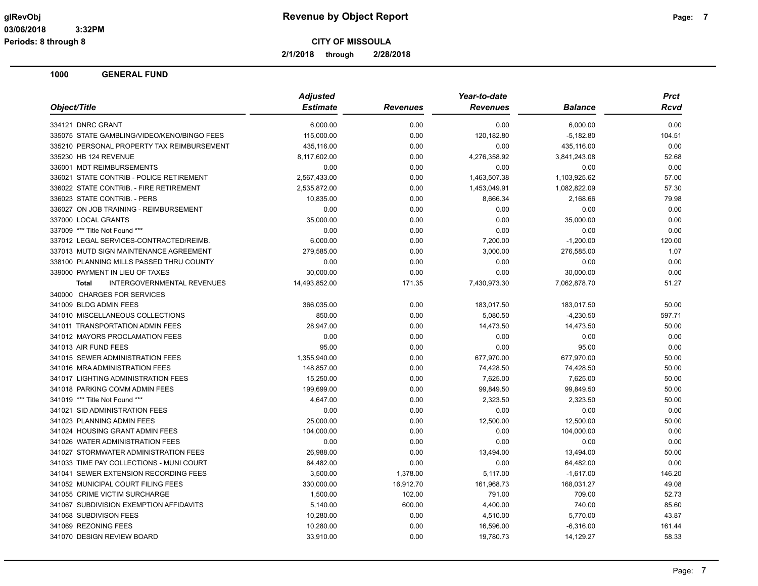**Revenue by Object Report**

**CITY OF MISSOULA**

**2/1/2018 through 2/28/2018**

glRevObj
03/06/2018 3:32PM
Periods: 8 through 8

## 1000 GENERAL FUND

| Object/Title | Adjusted Estimate | Revenues | Year-to-date Revenues | Balance | Prct Rcvd |
|---|---|---|---|---|---|
| 334121 DNRC GRANT | 6,000.00 | 0.00 | 0.00 | 6,000.00 | 0.00 |
| 335075 STATE GAMBLING/VIDEO/KENO/BINGO FEES | 115,000.00 | 0.00 | 120,182.80 | -5,182.80 | 104.51 |
| 335210 PERSONAL PROPERTY TAX REIMBURSEMENT | 435,116.00 | 0.00 | 0.00 | 435,116.00 | 0.00 |
| 335230 HB 124 REVENUE | 8,117,602.00 | 0.00 | 4,276,358.92 | 3,841,243.08 | 52.68 |
| 336001 MDT REIMBURSEMENTS | 0.00 | 0.00 | 0.00 | 0.00 | 0.00 |
| 336021 STATE CONTRIB - POLICE RETIREMENT | 2,567,433.00 | 0.00 | 1,463,507.38 | 1,103,925.62 | 57.00 |
| 336022 STATE CONTRIB. - FIRE RETIREMENT | 2,535,872.00 | 0.00 | 1,453,049.91 | 1,082,822.09 | 57.30 |
| 336023 STATE CONTRIB. - PERS | 10,835.00 | 0.00 | 8,666.34 | 2,168.66 | 79.98 |
| 336027 ON JOB TRAINING - REIMBURSEMENT | 0.00 | 0.00 | 0.00 | 0.00 | 0.00 |
| 337000 LOCAL GRANTS | 35,000.00 | 0.00 | 0.00 | 35,000.00 | 0.00 |
| 337009 *** Title Not Found *** | 0.00 | 0.00 | 0.00 | 0.00 | 0.00 |
| 337012 LEGAL SERVICES-CONTRACTED/REIMB. | 6,000.00 | 0.00 | 7,200.00 | -1,200.00 | 120.00 |
| 337013 MUTD SIGN MAINTENANCE AGREEMENT | 279,585.00 | 0.00 | 3,000.00 | 276,585.00 | 1.07 |
| 338100 PLANNING MILLS PASSED THRU COUNTY | 0.00 | 0.00 | 0.00 | 0.00 | 0.00 |
| 339000 PAYMENT IN LIEU OF TAXES | 30,000.00 | 0.00 | 0.00 | 30,000.00 | 0.00 |
| **Total** INTERGOVERNMENTAL REVENUES | 14,493,852.00 | 171.35 | 7,430,973.30 | 7,062,878.70 | 51.27 |
| 340000 CHARGES FOR SERVICES | | | | | |
| 341009 BLDG ADMIN FEES | 366,035.00 | 0.00 | 183,017.50 | 183,017.50 | 50.00 |
| 341010 MISCELLANEOUS COLLECTIONS | 850.00 | 0.00 | 5,080.50 | -4,230.50 | 597.71 |
| 341011 TRANSPORTATION ADMIN FEES | 28,947.00 | 0.00 | 14,473.50 | 14,473.50 | 50.00 |
| 341012 MAYORS PROCLAMATION FEES | 0.00 | 0.00 | 0.00 | 0.00 | 0.00 |
| 341013 AIR FUND FEES | 95.00 | 0.00 | 0.00 | 95.00 | 0.00 |
| 341015 SEWER ADMINISTRATION FEES | 1,355,940.00 | 0.00 | 677,970.00 | 677,970.00 | 50.00 |
| 341016 MRA ADMINISTRATION FEES | 148,857.00 | 0.00 | 74,428.50 | 74,428.50 | 50.00 |
| 341017 LIGHTING ADMINISTRATION FEES | 15,250.00 | 0.00 | 7,625.00 | 7,625.00 | 50.00 |
| 341018 PARKING COMM ADMIN FEES | 199,699.00 | 0.00 | 99,849.50 | 99,849.50 | 50.00 |
| 341019 *** Title Not Found *** | 4,647.00 | 0.00 | 2,323.50 | 2,323.50 | 50.00 |
| 341021 SID ADMINISTRATION FEES | 0.00 | 0.00 | 0.00 | 0.00 | 0.00 |
| 341023 PLANNING ADMIN FEES | 25,000.00 | 0.00 | 12,500.00 | 12,500.00 | 50.00 |
| 341024 HOUSING GRANT ADMIN FEES | 104,000.00 | 0.00 | 0.00 | 104,000.00 | 0.00 |
| 341026 WATER ADMINISTRATION FEES | 0.00 | 0.00 | 0.00 | 0.00 | 0.00 |
| 341027 STORMWATER ADMINISTRATION FEES | 26,988.00 | 0.00 | 13,494.00 | 13,494.00 | 50.00 |
| 341033 TIME PAY COLLECTIONS - MUNI COURT | 64,482.00 | 0.00 | 0.00 | 64,482.00 | 0.00 |
| 341041 SEWER EXTENSION RECORDING FEES | 3,500.00 | 1,378.00 | 5,117.00 | -1,617.00 | 146.20 |
| 341052 MUNICIPAL COURT FILING FEES | 330,000.00 | 16,912.70 | 161,968.73 | 168,031.27 | 49.08 |
| 341055 CRIME VICTIM SURCHARGE | 1,500.00 | 102.00 | 791.00 | 709.00 | 52.73 |
| 341067 SUBDIVISION EXEMPTION AFFIDAVITS | 5,140.00 | 600.00 | 4,400.00 | 740.00 | 85.60 |
| 341068 SUBDIVISON FEES | 10,280.00 | 0.00 | 4,510.00 | 5,770.00 | 43.87 |
| 341069 REZONING FEES | 10,280.00 | 0.00 | 16,596.00 | -6,316.00 | 161.44 |
| 341070 DESIGN REVIEW BOARD | 33,910.00 | 0.00 | 19,780.73 | 14,129.27 | 58.33 |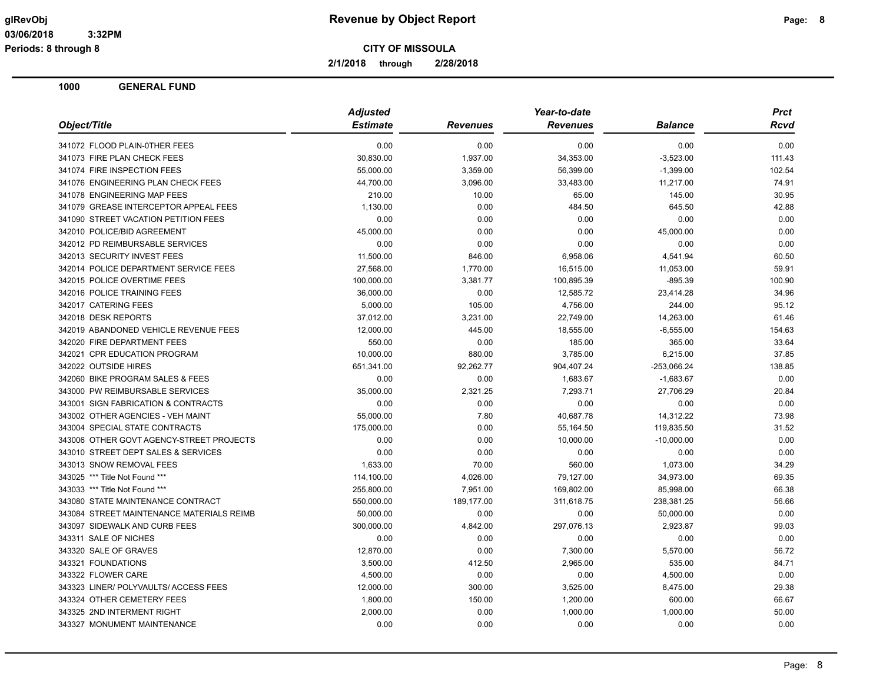# Revenue by Object Report

glRevObj
03/06/2018 3:32PM
Periods: 8 through 8

**CITY OF MISSOULA**

**2/1/2018 through 2/28/2018**

## 1000 GENERAL FUND

| Object/Title | Adjusted Estimate | Revenues | Year-to-date Revenues | Balance | Prct Rcvd |
|---|---|---|---|---|---|
| 341072 FLOOD PLAIN-0THER FEES | 0.00 | 0.00 | 0.00 | 0.00 | 0.00 |
| 341073 FIRE PLAN CHECK FEES | 30,830.00 | 1,937.00 | 34,353.00 | -3,523.00 | 111.43 |
| 341074 FIRE INSPECTION FEES | 55,000.00 | 3,359.00 | 56,399.00 | -1,399.00 | 102.54 |
| 341076 ENGINEERING PLAN CHECK FEES | 44,700.00 | 3,096.00 | 33,483.00 | 11,217.00 | 74.91 |
| 341078 ENGINEERING MAP FEES | 210.00 | 10.00 | 65.00 | 145.00 | 30.95 |
| 341079 GREASE INTERCEPTOR APPEAL FEES | 1,130.00 | 0.00 | 484.50 | 645.50 | 42.88 |
| 341090 STREET VACATION PETITION FEES | 0.00 | 0.00 | 0.00 | 0.00 | 0.00 |
| 342010 POLICE/BID AGREEMENT | 45,000.00 | 0.00 | 0.00 | 45,000.00 | 0.00 |
| 342012 PD REIMBURSABLE SERVICES | 0.00 | 0.00 | 0.00 | 0.00 | 0.00 |
| 342013 SECURITY INVEST FEES | 11,500.00 | 846.00 | 6,958.06 | 4,541.94 | 60.50 |
| 342014 POLICE DEPARTMENT SERVICE FEES | 27,568.00 | 1,770.00 | 16,515.00 | 11,053.00 | 59.91 |
| 342015 POLICE OVERTIME FEES | 100,000.00 | 3,381.77 | 100,895.39 | -895.39 | 100.90 |
| 342016 POLICE TRAINING FEES | 36,000.00 | 0.00 | 12,585.72 | 23,414.28 | 34.96 |
| 342017 CATERING FEES | 5,000.00 | 105.00 | 4,756.00 | 244.00 | 95.12 |
| 342018 DESK REPORTS | 37,012.00 | 3,231.00 | 22,749.00 | 14,263.00 | 61.46 |
| 342019 ABANDONED VEHICLE REVENUE FEES | 12,000.00 | 445.00 | 18,555.00 | -6,555.00 | 154.63 |
| 342020 FIRE DEPARTMENT FEES | 550.00 | 0.00 | 185.00 | 365.00 | 33.64 |
| 342021 CPR EDUCATION PROGRAM | 10,000.00 | 880.00 | 3,785.00 | 6,215.00 | 37.85 |
| 342022 OUTSIDE HIRES | 651,341.00 | 92,262.77 | 904,407.24 | -253,066.24 | 138.85 |
| 342060 BIKE PROGRAM SALES & FEES | 0.00 | 0.00 | 1,683.67 | -1,683.67 | 0.00 |
| 343000 PW REIMBURSABLE SERVICES | 35,000.00 | 2,321.25 | 7,293.71 | 27,706.29 | 20.84 |
| 343001 SIGN FABRICATION & CONTRACTS | 0.00 | 0.00 | 0.00 | 0.00 | 0.00 |
| 343002 OTHER AGENCIES - VEH MAINT | 55,000.00 | 7.80 | 40,687.78 | 14,312.22 | 73.98 |
| 343004 SPECIAL STATE CONTRACTS | 175,000.00 | 0.00 | 55,164.50 | 119,835.50 | 31.52 |
| 343006 OTHER GOVT AGENCY-STREET PROJECTS | 0.00 | 0.00 | 10,000.00 | -10,000.00 | 0.00 |
| 343010 STREET DEPT SALES & SERVICES | 0.00 | 0.00 | 0.00 | 0.00 | 0.00 |
| 343013 SNOW REMOVAL FEES | 1,633.00 | 70.00 | 560.00 | 1,073.00 | 34.29 |
| 343025 *** Title Not Found *** | 114,100.00 | 4,026.00 | 79,127.00 | 34,973.00 | 69.35 |
| 343033 *** Title Not Found *** | 255,800.00 | 7,951.00 | 169,802.00 | 85,998.00 | 66.38 |
| 343080 STATE MAINTENANCE CONTRACT | 550,000.00 | 189,177.00 | 311,618.75 | 238,381.25 | 56.66 |
| 343084 STREET MAINTENANCE MATERIALS REIMB | 50,000.00 | 0.00 | 0.00 | 50,000.00 | 0.00 |
| 343097 SIDEWALK AND CURB FEES | 300,000.00 | 4,842.00 | 297,076.13 | 2,923.87 | 99.03 |
| 343311 SALE OF NICHES | 0.00 | 0.00 | 0.00 | 0.00 | 0.00 |
| 343320 SALE OF GRAVES | 12,870.00 | 0.00 | 7,300.00 | 5,570.00 | 56.72 |
| 343321 FOUNDATIONS | 3,500.00 | 412.50 | 2,965.00 | 535.00 | 84.71 |
| 343322 FLOWER CARE | 4,500.00 | 0.00 | 0.00 | 4,500.00 | 0.00 |
| 343323 LINER/ POLYVAULTS/ ACCESS FEES | 12,000.00 | 300.00 | 3,525.00 | 8,475.00 | 29.38 |
| 343324 OTHER CEMETERY FEES | 1,800.00 | 150.00 | 1,200.00 | 600.00 | 66.67 |
| 343325 2ND INTERMENT RIGHT | 2,000.00 | 0.00 | 1,000.00 | 1,000.00 | 50.00 |
| 343327 MONUMENT MAINTENANCE | 0.00 | 0.00 | 0.00 | 0.00 | 0.00 |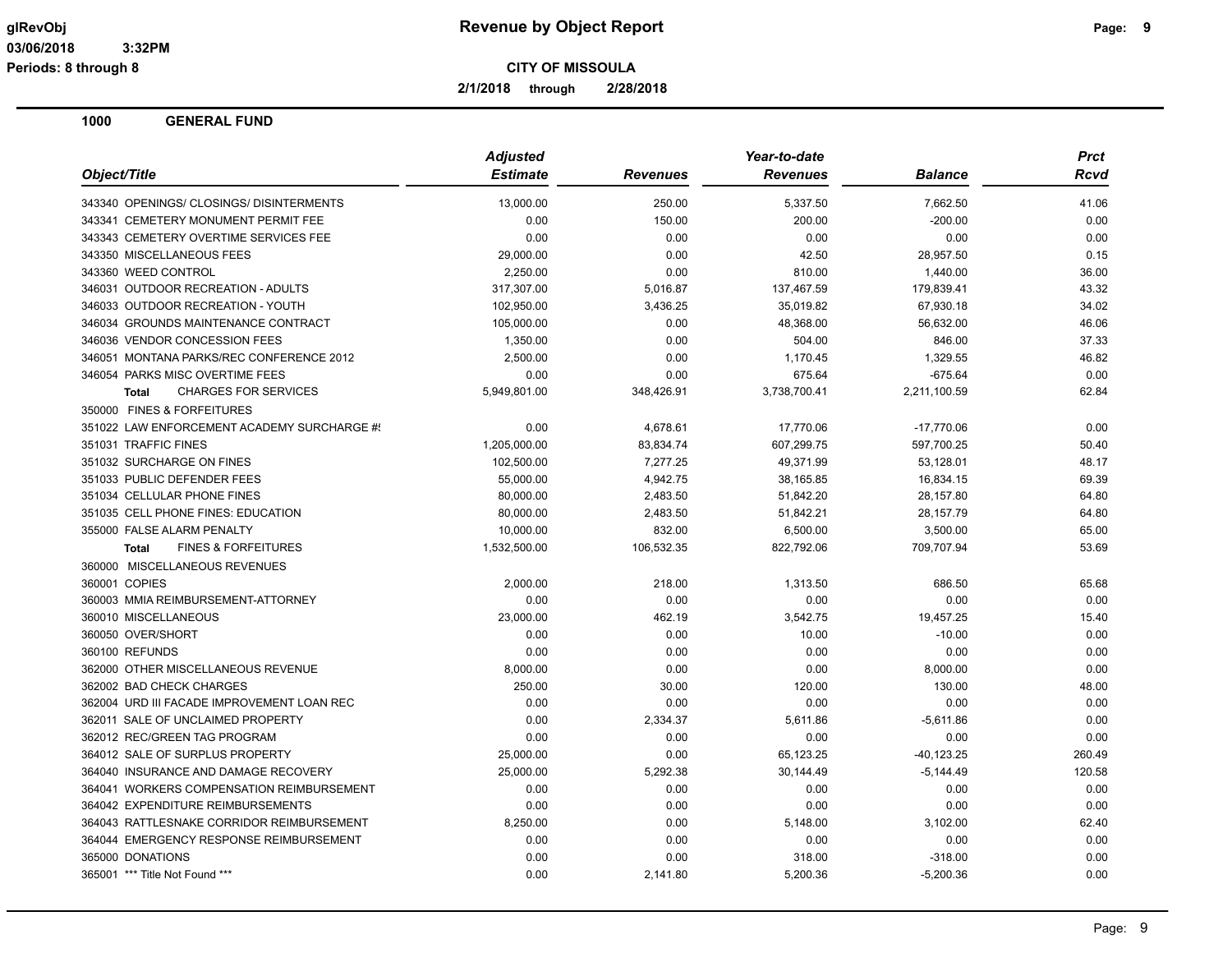# Revenue by Object Report

glRevObj
03/06/2018 3:32PM
Periods: 8 through 8

**CITY OF MISSOULA**

**2/1/2018 through 2/28/2018**

## 1000 GENERAL FUND

| Object/Title | Adjusted Estimate | Revenues | Year-to-date Revenues | Balance | Prct Rcvd |
|---|---|---|---|---|---|
| 343340 OPENINGS/ CLOSINGS/ DISINTERMENTS | 13,000.00 | 250.00 | 5,337.50 | 7,662.50 | 41.06 |
| 343341 CEMETERY MONUMENT PERMIT FEE | 0.00 | 150.00 | 200.00 | -200.00 | 0.00 |
| 343343 CEMETERY OVERTIME SERVICES FEE | 0.00 | 0.00 | 0.00 | 0.00 | 0.00 |
| 343350 MISCELLANEOUS FEES | 29,000.00 | 0.00 | 42.50 | 28,957.50 | 0.15 |
| 343360 WEED CONTROL | 2,250.00 | 0.00 | 810.00 | 1,440.00 | 36.00 |
| 346031 OUTDOOR RECREATION - ADULTS | 317,307.00 | 5,016.87 | 137,467.59 | 179,839.41 | 43.32 |
| 346033 OUTDOOR RECREATION - YOUTH | 102,950.00 | 3,436.25 | 35,019.82 | 67,930.18 | 34.02 |
| 346034 GROUNDS MAINTENANCE CONTRACT | 105,000.00 | 0.00 | 48,368.00 | 56,632.00 | 46.06 |
| 346036 VENDOR CONCESSION FEES | 1,350.00 | 0.00 | 504.00 | 846.00 | 37.33 |
| 346051 MONTANA PARKS/REC CONFERENCE 2012 | 2,500.00 | 0.00 | 1,170.45 | 1,329.55 | 46.82 |
| 346054 PARKS MISC OVERTIME FEES | 0.00 | 0.00 | 675.64 | -675.64 | 0.00 |
| **Total** CHARGES FOR SERVICES | 5,949,801.00 | 348,426.91 | 3,738,700.41 | 2,211,100.59 | 62.84 |
| 350000 FINES & FORFEITURES | | | | | |
| 351022 LAW ENFORCEMENT ACADEMY SURCHARGE #! | 0.00 | 4,678.61 | 17,770.06 | -17,770.06 | 0.00 |
| 351031 TRAFFIC FINES | 1,205,000.00 | 83,834.74 | 607,299.75 | 597,700.25 | 50.40 |
| 351032 SURCHARGE ON FINES | 102,500.00 | 7,277.25 | 49,371.99 | 53,128.01 | 48.17 |
| 351033 PUBLIC DEFENDER FEES | 55,000.00 | 4,942.75 | 38,165.85 | 16,834.15 | 69.39 |
| 351034 CELLULAR PHONE FINES | 80,000.00 | 2,483.50 | 51,842.20 | 28,157.80 | 64.80 |
| 351035 CELL PHONE FINES: EDUCATION | 80,000.00 | 2,483.50 | 51,842.21 | 28,157.79 | 64.80 |
| 355000 FALSE ALARM PENALTY | 10,000.00 | 832.00 | 6,500.00 | 3,500.00 | 65.00 |
| **Total** FINES & FORFEITURES | 1,532,500.00 | 106,532.35 | 822,792.06 | 709,707.94 | 53.69 |
| 360000 MISCELLANEOUS REVENUES | | | | | |
| 360001 COPIES | 2,000.00 | 218.00 | 1,313.50 | 686.50 | 65.68 |
| 360003 MMIA REIMBURSEMENT-ATTORNEY | 0.00 | 0.00 | 0.00 | 0.00 | 0.00 |
| 360010 MISCELLANEOUS | 23,000.00 | 462.19 | 3,542.75 | 19,457.25 | 15.40 |
| 360050 OVER/SHORT | 0.00 | 0.00 | 10.00 | -10.00 | 0.00 |
| 360100 REFUNDS | 0.00 | 0.00 | 0.00 | 0.00 | 0.00 |
| 362000 OTHER MISCELLANEOUS REVENUE | 8,000.00 | 0.00 | 0.00 | 8,000.00 | 0.00 |
| 362002 BAD CHECK CHARGES | 250.00 | 30.00 | 120.00 | 130.00 | 48.00 |
| 362004 URD III FACADE IMPROVEMENT LOAN REC | 0.00 | 0.00 | 0.00 | 0.00 | 0.00 |
| 362011 SALE OF UNCLAIMED PROPERTY | 0.00 | 2,334.37 | 5,611.86 | -5,611.86 | 0.00 |
| 362012 REC/GREEN TAG PROGRAM | 0.00 | 0.00 | 0.00 | 0.00 | 0.00 |
| 364012 SALE OF SURPLUS PROPERTY | 25,000.00 | 0.00 | 65,123.25 | -40,123.25 | 260.49 |
| 364040 INSURANCE AND DAMAGE RECOVERY | 25,000.00 | 5,292.38 | 30,144.49 | -5,144.49 | 120.58 |
| 364041 WORKERS COMPENSATION REIMBURSEMENT | 0.00 | 0.00 | 0.00 | 0.00 | 0.00 |
| 364042 EXPENDITURE REIMBURSEMENTS | 0.00 | 0.00 | 0.00 | 0.00 | 0.00 |
| 364043 RATTLESNAKE CORRIDOR REIMBURSEMENT | 8,250.00 | 0.00 | 5,148.00 | 3,102.00 | 62.40 |
| 364044 EMERGENCY RESPONSE REIMBURSEMENT | 0.00 | 0.00 | 0.00 | 0.00 | 0.00 |
| 365000 DONATIONS | 0.00 | 0.00 | 318.00 | -318.00 | 0.00 |
| 365001 *** Title Not Found *** | 0.00 | 2,141.80 | 5,200.36 | -5,200.36 | 0.00 |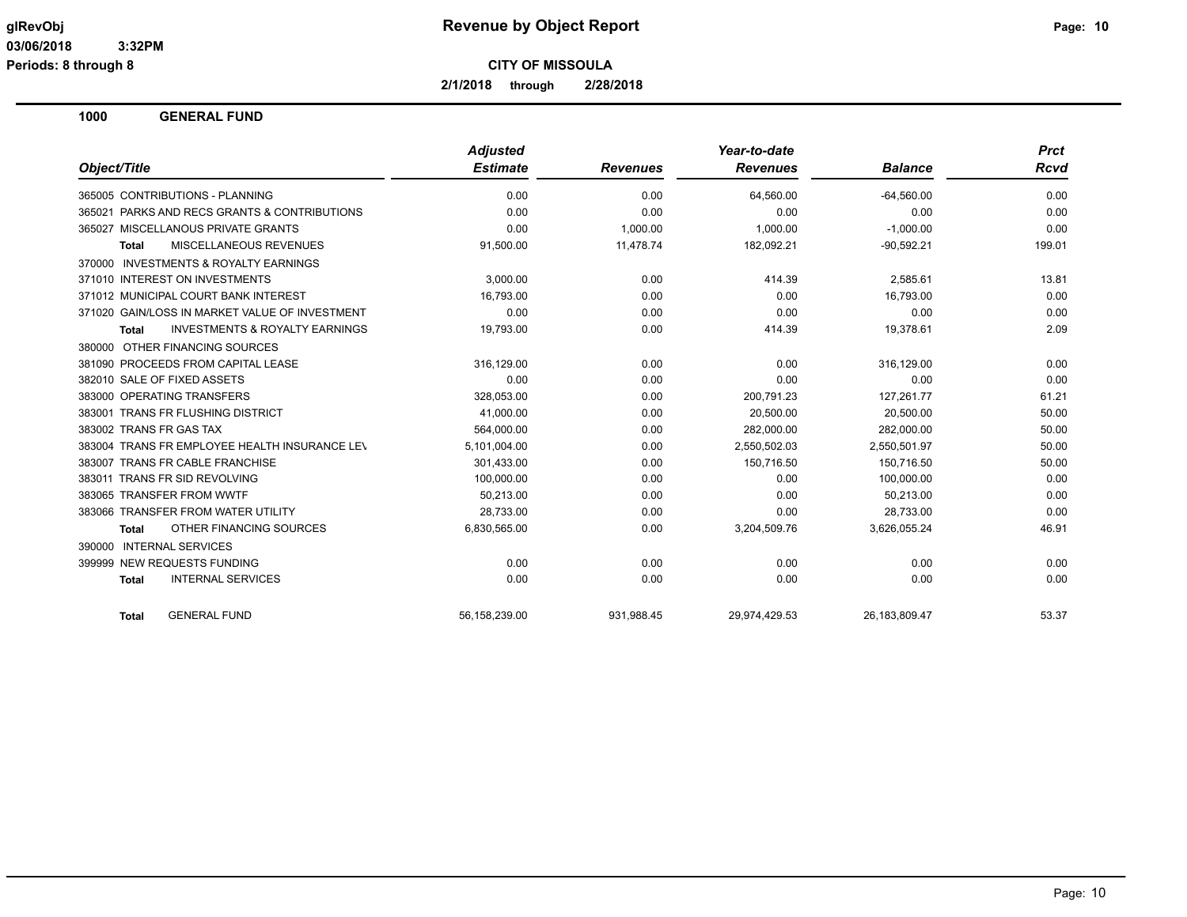**Revenue by Object Report**

**CITY OF MISSOULA**

**2/1/2018 through 2/28/2018**

glRevObj
03/06/2018 3:32PM
Periods: 8 through 8

## 1000 GENERAL FUND

| Object/Title | Adjusted Estimate | Revenues | Year-to-date Revenues | Balance | Prct Rcvd |
|---|---|---|---|---|---|
| 365005 CONTRIBUTIONS - PLANNING | 0.00 | 0.00 | 64,560.00 | -64,560.00 | 0.00 |
| 365021 PARKS AND RECS GRANTS & CONTRIBUTIONS | 0.00 | 0.00 | 0.00 | 0.00 | 0.00 |
| 365027 MISCELLANOUS PRIVATE GRANTS | 0.00 | 1,000.00 | 1,000.00 | -1,000.00 | 0.00 |
| **Total** MISCELLANEOUS REVENUES | 91,500.00 | 11,478.74 | 182,092.21 | -90,592.21 | 199.01 |
| 370000 INVESTMENTS & ROYALTY EARNINGS | | | | | |
| 371010 INTEREST ON INVESTMENTS | 3,000.00 | 0.00 | 414.39 | 2,585.61 | 13.81 |
| 371012 MUNICIPAL COURT BANK INTEREST | 16,793.00 | 0.00 | 0.00 | 16,793.00 | 0.00 |
| 371020 GAIN/LOSS IN MARKET VALUE OF INVESTMENT | 0.00 | 0.00 | 0.00 | 0.00 | 0.00 |
| **Total** INVESTMENTS & ROYALTY EARNINGS | 19,793.00 | 0.00 | 414.39 | 19,378.61 | 2.09 |
| 380000 OTHER FINANCING SOURCES | | | | | |
| 381090 PROCEEDS FROM CAPITAL LEASE | 316,129.00 | 0.00 | 0.00 | 316,129.00 | 0.00 |
| 382010 SALE OF FIXED ASSETS | 0.00 | 0.00 | 0.00 | 0.00 | 0.00 |
| 383000 OPERATING TRANSFERS | 328,053.00 | 0.00 | 200,791.23 | 127,261.77 | 61.21 |
| 383001 TRANS FR FLUSHING DISTRICT | 41,000.00 | 0.00 | 20,500.00 | 20,500.00 | 50.00 |
| 383002 TRANS FR GAS TAX | 564,000.00 | 0.00 | 282,000.00 | 282,000.00 | 50.00 |
| 383004 TRANS FR EMPLOYEE HEALTH INSURANCE LEV | 5,101,004.00 | 0.00 | 2,550,502.03 | 2,550,501.97 | 50.00 |
| 383007 TRANS FR CABLE FRANCHISE | 301,433.00 | 0.00 | 150,716.50 | 150,716.50 | 50.00 |
| 383011 TRANS FR SID REVOLVING | 100,000.00 | 0.00 | 0.00 | 100,000.00 | 0.00 |
| 383065 TRANSFER FROM WWTF | 50,213.00 | 0.00 | 0.00 | 50,213.00 | 0.00 |
| 383066 TRANSFER FROM WATER UTILITY | 28,733.00 | 0.00 | 0.00 | 28,733.00 | 0.00 |
| **Total** OTHER FINANCING SOURCES | 6,830,565.00 | 0.00 | 3,204,509.76 | 3,626,055.24 | 46.91 |
| 390000 INTERNAL SERVICES | | | | | |
| 399999 NEW REQUESTS FUNDING | 0.00 | 0.00 | 0.00 | 0.00 | 0.00 |
| **Total** INTERNAL SERVICES | 0.00 | 0.00 | 0.00 | 0.00 | 0.00 |
| **Total** GENERAL FUND | 56,158,239.00 | 931,988.45 | 29,974,429.53 | 26,183,809.47 | 53.37 |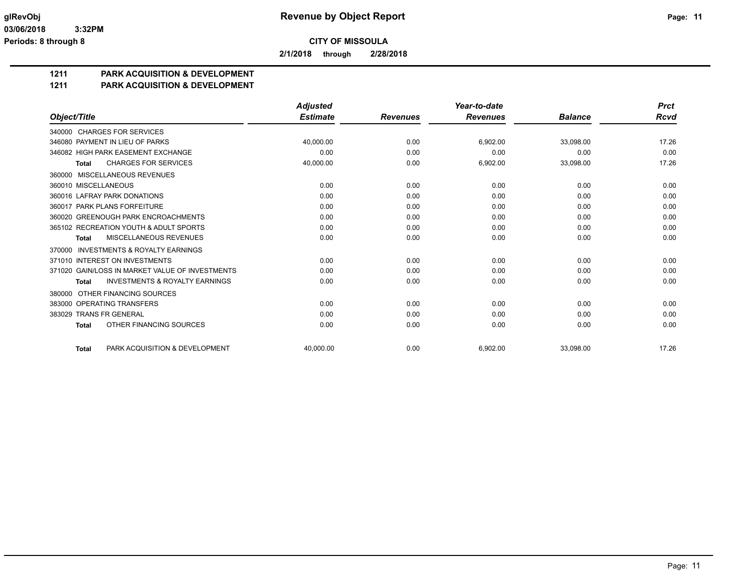# Revenue by Object Report

**CITY OF MISSOULA**

**2/1/2018 through 2/28/2018**

glRevObj
03/06/2018 3:32PM
Periods: 8 through 8

## 1211 PARK ACQUISITION & DEVELOPMENT
## 1211 PARK ACQUISITION & DEVELOPMENT

| Object/Title | Adjusted Estimate | Revenues | Year-to-date Revenues | Balance | Prct Rcvd |
|---|---|---|---|---|---|
| 340000 CHARGES FOR SERVICES | | | | | |
| 346080 PAYMENT IN LIEU OF PARKS | 40,000.00 | 0.00 | 6,902.00 | 33,098.00 | 17.26 |
| 346082 HIGH PARK EASEMENT EXCHANGE | 0.00 | 0.00 | 0.00 | 0.00 | 0.00 |
| **Total** CHARGES FOR SERVICES | 40,000.00 | 0.00 | 6,902.00 | 33,098.00 | 17.26 |
| 360000 MISCELLANEOUS REVENUES | | | | | |
| 360010 MISCELLANEOUS | 0.00 | 0.00 | 0.00 | 0.00 | 0.00 |
| 360016 LAFRAY PARK DONATIONS | 0.00 | 0.00 | 0.00 | 0.00 | 0.00 |
| 360017 PARK PLANS FORFEITURE | 0.00 | 0.00 | 0.00 | 0.00 | 0.00 |
| 360020 GREENOUGH PARK ENCROACHMENTS | 0.00 | 0.00 | 0.00 | 0.00 | 0.00 |
| 365102 RECREATION YOUTH & ADULT SPORTS | 0.00 | 0.00 | 0.00 | 0.00 | 0.00 |
| **Total** MISCELLANEOUS REVENUES | 0.00 | 0.00 | 0.00 | 0.00 | 0.00 |
| 370000 INVESTMENTS & ROYALTY EARNINGS | | | | | |
| 371010 INTEREST ON INVESTMENTS | 0.00 | 0.00 | 0.00 | 0.00 | 0.00 |
| 371020 GAIN/LOSS IN MARKET VALUE OF INVESTMENTS | 0.00 | 0.00 | 0.00 | 0.00 | 0.00 |
| **Total** INVESTMENTS & ROYALTY EARNINGS | 0.00 | 0.00 | 0.00 | 0.00 | 0.00 |
| 380000 OTHER FINANCING SOURCES | | | | | |
| 383000 OPERATING TRANSFERS | 0.00 | 0.00 | 0.00 | 0.00 | 0.00 |
| 383029 TRANS FR GENERAL | 0.00 | 0.00 | 0.00 | 0.00 | 0.00 |
| **Total** OTHER FINANCING SOURCES | 0.00 | 0.00 | 0.00 | 0.00 | 0.00 |
| **Total** PARK ACQUISITION & DEVELOPMENT | 40,000.00 | 0.00 | 6,902.00 | 33,098.00 | 17.26 |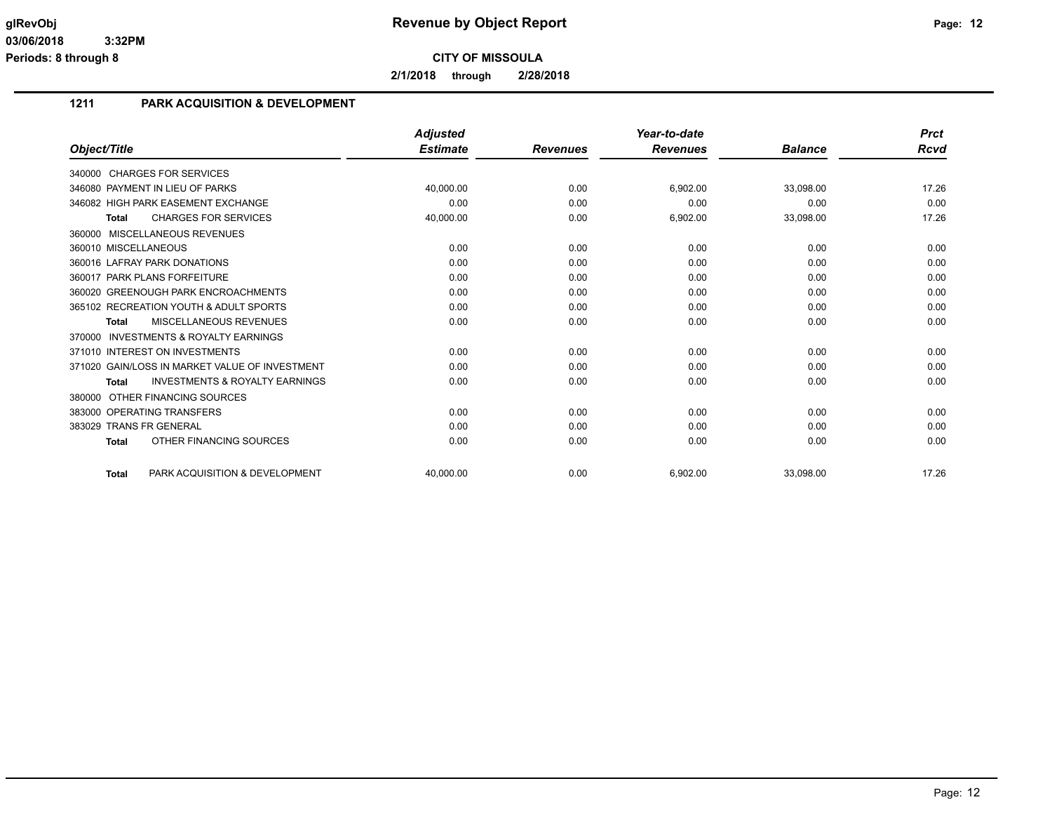**glRevObj**
**03/06/2018 3:32PM**
**Periods: 8 through 8**

# Revenue by Object Report

**CITY OF MISSOULA**

**2/1/2018 through 2/28/2018**

## 1211 PARK ACQUISITION & DEVELOPMENT

| Object/Title | Adjusted Estimate | Revenues | Year-to-date Revenues | Balance | Prct Rcvd |
|---|---|---|---|---|---|
| 340000 CHARGES FOR SERVICES | | | | | |
| 346080 PAYMENT IN LIEU OF PARKS | 40,000.00 | 0.00 | 6,902.00 | 33,098.00 | 17.26 |
| 346082 HIGH PARK EASEMENT EXCHANGE | 0.00 | 0.00 | 0.00 | 0.00 | 0.00 |
| **Total** CHARGES FOR SERVICES | 40,000.00 | 0.00 | 6,902.00 | 33,098.00 | 17.26 |
| 360000 MISCELLANEOUS REVENUES | | | | | |
| 360010 MISCELLANEOUS | 0.00 | 0.00 | 0.00 | 0.00 | 0.00 |
| 360016 LAFRAY PARK DONATIONS | 0.00 | 0.00 | 0.00 | 0.00 | 0.00 |
| 360017 PARK PLANS FORFEITURE | 0.00 | 0.00 | 0.00 | 0.00 | 0.00 |
| 360020 GREENOUGH PARK ENCROACHMENTS | 0.00 | 0.00 | 0.00 | 0.00 | 0.00 |
| 365102 RECREATION YOUTH & ADULT SPORTS | 0.00 | 0.00 | 0.00 | 0.00 | 0.00 |
| **Total** MISCELLANEOUS REVENUES | 0.00 | 0.00 | 0.00 | 0.00 | 0.00 |
| 370000 INVESTMENTS & ROYALTY EARNINGS | | | | | |
| 371010 INTEREST ON INVESTMENTS | 0.00 | 0.00 | 0.00 | 0.00 | 0.00 |
| 371020 GAIN/LOSS IN MARKET VALUE OF INVESTMENT | 0.00 | 0.00 | 0.00 | 0.00 | 0.00 |
| **Total** INVESTMENTS & ROYALTY EARNINGS | 0.00 | 0.00 | 0.00 | 0.00 | 0.00 |
| 380000 OTHER FINANCING SOURCES | | | | | |
| 383000 OPERATING TRANSFERS | 0.00 | 0.00 | 0.00 | 0.00 | 0.00 |
| 383029 TRANS FR GENERAL | 0.00 | 0.00 | 0.00 | 0.00 | 0.00 |
| **Total** OTHER FINANCING SOURCES | 0.00 | 0.00 | 0.00 | 0.00 | 0.00 |
| **Total** PARK ACQUISITION & DEVELOPMENT | 40,000.00 | 0.00 | 6,902.00 | 33,098.00 | 17.26 |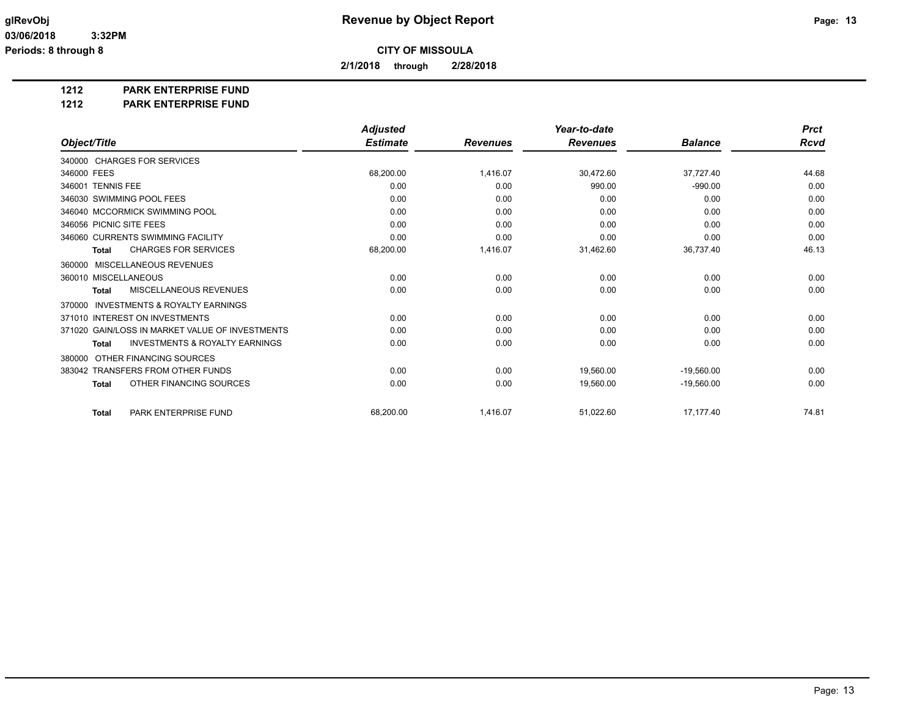# Revenue by Object Report

**CITY OF MISSOULA**

**2/1/2018 through 2/28/2018**

glRevObj
03/06/2018 3:32PM
Periods: 8 through 8

## 1212 PARK ENTERPRISE FUND
## 1212 PARK ENTERPRISE FUND

| Object/Title | Adjusted Estimate | Revenues | Year-to-date Revenues | Balance | Prct Rcvd |
|---|---|---|---|---|---|
| 340000 CHARGES FOR SERVICES | | | | | |
| 346000 FEES | 68,200.00 | 1,416.07 | 30,472.60 | 37,727.40 | 44.68 |
| 346001 TENNIS FEE | 0.00 | 0.00 | 990.00 | -990.00 | 0.00 |
| 346030 SWIMMING POOL FEES | 0.00 | 0.00 | 0.00 | 0.00 | 0.00 |
| 346040 MCCORMICK SWIMMING POOL | 0.00 | 0.00 | 0.00 | 0.00 | 0.00 |
| 346056 PICNIC SITE FEES | 0.00 | 0.00 | 0.00 | 0.00 | 0.00 |
| 346060 CURRENTS SWIMMING FACILITY | 0.00 | 0.00 | 0.00 | 0.00 | 0.00 |
| **Total** CHARGES FOR SERVICES | 68,200.00 | 1,416.07 | 31,462.60 | 36,737.40 | 46.13 |
| 360000 MISCELLANEOUS REVENUES | | | | | |
| 360010 MISCELLANEOUS | 0.00 | 0.00 | 0.00 | 0.00 | 0.00 |
| **Total** MISCELLANEOUS REVENUES | 0.00 | 0.00 | 0.00 | 0.00 | 0.00 |
| 370000 INVESTMENTS & ROYALTY EARNINGS | | | | | |
| 371010 INTEREST ON INVESTMENTS | 0.00 | 0.00 | 0.00 | 0.00 | 0.00 |
| 371020 GAIN/LOSS IN MARKET VALUE OF INVESTMENTS | 0.00 | 0.00 | 0.00 | 0.00 | 0.00 |
| **Total** INVESTMENTS & ROYALTY EARNINGS | 0.00 | 0.00 | 0.00 | 0.00 | 0.00 |
| 380000 OTHER FINANCING SOURCES | | | | | |
| 383042 TRANSFERS FROM OTHER FUNDS | 0.00 | 0.00 | 19,560.00 | -19,560.00 | 0.00 |
| **Total** OTHER FINANCING SOURCES | 0.00 | 0.00 | 19,560.00 | -19,560.00 | 0.00 |
| **Total** PARK ENTERPRISE FUND | 68,200.00 | 1,416.07 | 51,022.60 | 17,177.40 | 74.81 |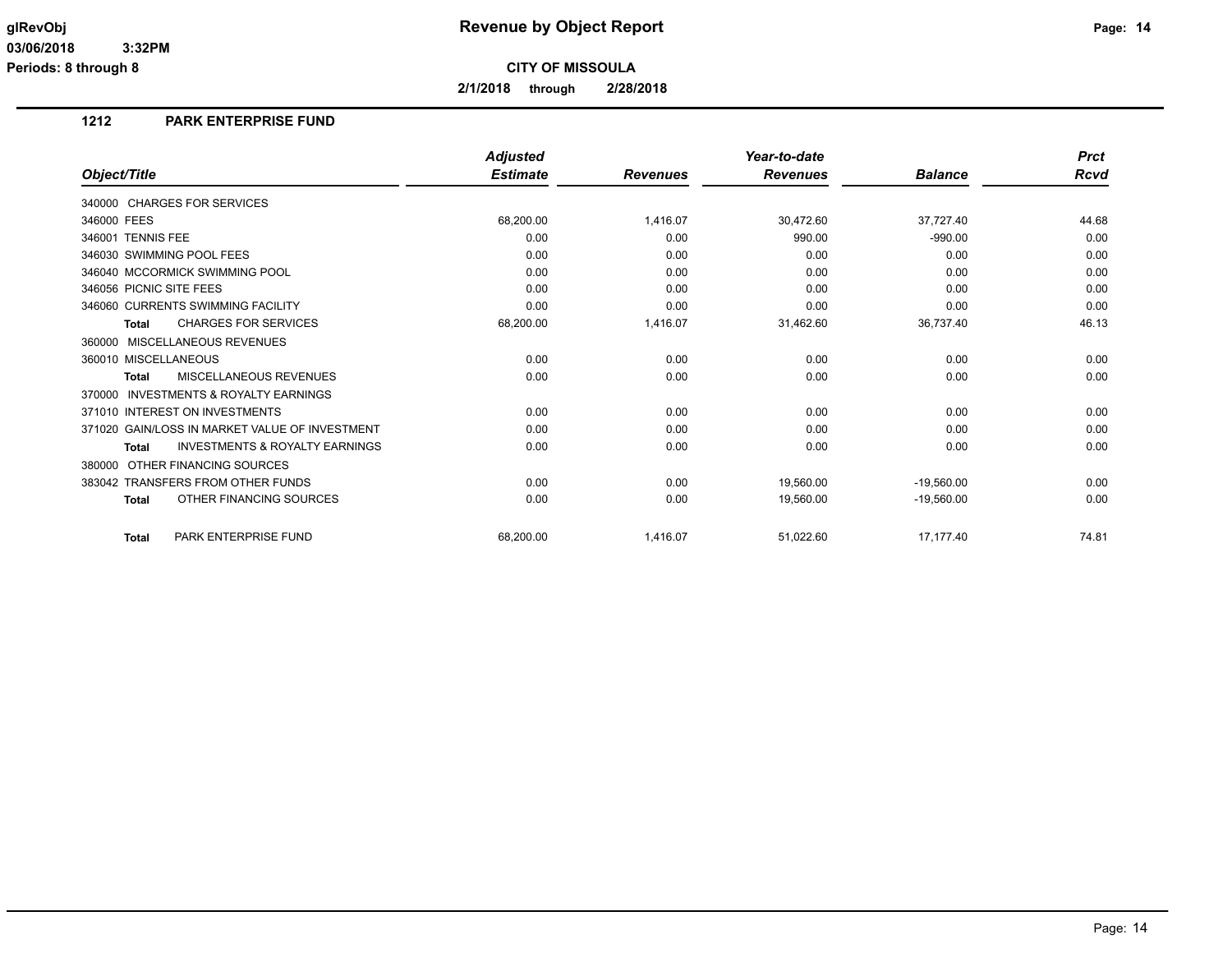# Revenue by Object Report

glRevObj
03/06/2018 3:32PM
Periods: 8 through 8

**CITY OF MISSOULA**

**2/1/2018 through 2/28/2018**

## 1212 PARK ENTERPRISE FUND

| Object/Title | Adjusted Estimate | Revenues | Year-to-date Revenues | Balance | Prct Rcvd |
|---|---|---|---|---|---|
| 340000 CHARGES FOR SERVICES | | | | | |
| 346000 FEES | 68,200.00 | 1,416.07 | 30,472.60 | 37,727.40 | 44.68 |
| 346001 TENNIS FEE | 0.00 | 0.00 | 990.00 | -990.00 | 0.00 |
| 346030 SWIMMING POOL FEES | 0.00 | 0.00 | 0.00 | 0.00 | 0.00 |
| 346040 MCCORMICK SWIMMING POOL | 0.00 | 0.00 | 0.00 | 0.00 | 0.00 |
| 346056 PICNIC SITE FEES | 0.00 | 0.00 | 0.00 | 0.00 | 0.00 |
| 346060 CURRENTS SWIMMING FACILITY | 0.00 | 0.00 | 0.00 | 0.00 | 0.00 |
| **Total** CHARGES FOR SERVICES | 68,200.00 | 1,416.07 | 31,462.60 | 36,737.40 | 46.13 |
| 360000 MISCELLANEOUS REVENUES | | | | | |
| 360010 MISCELLANEOUS | 0.00 | 0.00 | 0.00 | 0.00 | 0.00 |
| **Total** MISCELLANEOUS REVENUES | 0.00 | 0.00 | 0.00 | 0.00 | 0.00 |
| 370000 INVESTMENTS & ROYALTY EARNINGS | | | | | |
| 371010 INTEREST ON INVESTMENTS | 0.00 | 0.00 | 0.00 | 0.00 | 0.00 |
| 371020 GAIN/LOSS IN MARKET VALUE OF INVESTMENT | 0.00 | 0.00 | 0.00 | 0.00 | 0.00 |
| **Total** INVESTMENTS & ROYALTY EARNINGS | 0.00 | 0.00 | 0.00 | 0.00 | 0.00 |
| 380000 OTHER FINANCING SOURCES | | | | | |
| 383042 TRANSFERS FROM OTHER FUNDS | 0.00 | 0.00 | 19,560.00 | -19,560.00 | 0.00 |
| **Total** OTHER FINANCING SOURCES | 0.00 | 0.00 | 19,560.00 | -19,560.00 | 0.00 |
| **Total** PARK ENTERPRISE FUND | 68,200.00 | 1,416.07 | 51,022.60 | 17,177.40 | 74.81 |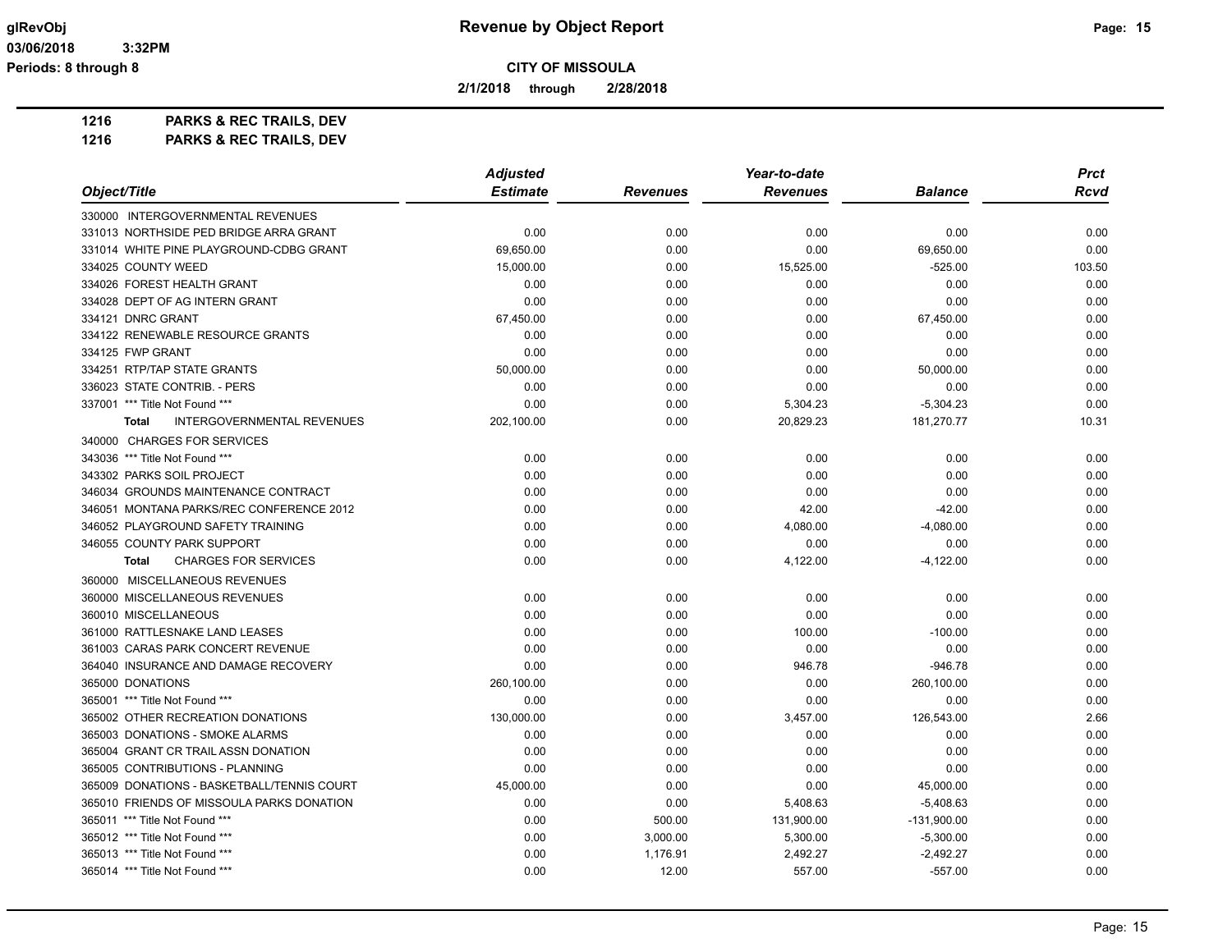# Revenue by Object Report

glRevObj
03/06/2018 3:32PM
Periods: 8 through 8

**CITY OF MISSOULA**

**2/1/2018 through 2/28/2018**

**1216 PARKS & REC TRAILS, DEV**
**1216 PARKS & REC TRAILS, DEV**

| Object/Title | Adjusted Estimate | Revenues | Year-to-date Revenues | Balance | Prct Rcvd |
|---|---|---|---|---|---|
| 330000 INTERGOVERNMENTAL REVENUES | | | | | |
| 331013 NORTHSIDE PED BRIDGE ARRA GRANT | 0.00 | 0.00 | 0.00 | 0.00 | 0.00 |
| 331014 WHITE PINE PLAYGROUND-CDBG GRANT | 69,650.00 | 0.00 | 0.00 | 69,650.00 | 0.00 |
| 334025 COUNTY WEED | 15,000.00 | 0.00 | 15,525.00 | -525.00 | 103.50 |
| 334026 FOREST HEALTH GRANT | 0.00 | 0.00 | 0.00 | 0.00 | 0.00 |
| 334028 DEPT OF AG INTERN GRANT | 0.00 | 0.00 | 0.00 | 0.00 | 0.00 |
| 334121 DNRC GRANT | 67,450.00 | 0.00 | 0.00 | 67,450.00 | 0.00 |
| 334122 RENEWABLE RESOURCE GRANTS | 0.00 | 0.00 | 0.00 | 0.00 | 0.00 |
| 334125 FWP GRANT | 0.00 | 0.00 | 0.00 | 0.00 | 0.00 |
| 334251 RTP/TAP STATE GRANTS | 50,000.00 | 0.00 | 0.00 | 50,000.00 | 0.00 |
| 336023 STATE CONTRIB. - PERS | 0.00 | 0.00 | 0.00 | 0.00 | 0.00 |
| 337001 *** Title Not Found *** | 0.00 | 0.00 | 5,304.23 | -5,304.23 | 0.00 |
| **Total** INTERGOVERNMENTAL REVENUES | 202,100.00 | 0.00 | 20,829.23 | 181,270.77 | 10.31 |
| 340000 CHARGES FOR SERVICES | | | | | |
| 343036 *** Title Not Found *** | 0.00 | 0.00 | 0.00 | 0.00 | 0.00 |
| 343302 PARKS SOIL PROJECT | 0.00 | 0.00 | 0.00 | 0.00 | 0.00 |
| 346034 GROUNDS MAINTENANCE CONTRACT | 0.00 | 0.00 | 0.00 | 0.00 | 0.00 |
| 346051 MONTANA PARKS/REC CONFERENCE 2012 | 0.00 | 0.00 | 42.00 | -42.00 | 0.00 |
| 346052 PLAYGROUND SAFETY TRAINING | 0.00 | 0.00 | 4,080.00 | -4,080.00 | 0.00 |
| 346055 COUNTY PARK SUPPORT | 0.00 | 0.00 | 0.00 | 0.00 | 0.00 |
| **Total** CHARGES FOR SERVICES | 0.00 | 0.00 | 4,122.00 | -4,122.00 | 0.00 |
| 360000 MISCELLANEOUS REVENUES | | | | | |
| 360000 MISCELLANEOUS REVENUES | 0.00 | 0.00 | 0.00 | 0.00 | 0.00 |
| 360010 MISCELLANEOUS | 0.00 | 0.00 | 0.00 | 0.00 | 0.00 |
| 361000 RATTLESNAKE LAND LEASES | 0.00 | 0.00 | 100.00 | -100.00 | 0.00 |
| 361003 CARAS PARK CONCERT REVENUE | 0.00 | 0.00 | 0.00 | 0.00 | 0.00 |
| 364040 INSURANCE AND DAMAGE RECOVERY | 0.00 | 0.00 | 946.78 | -946.78 | 0.00 |
| 365000 DONATIONS | 260,100.00 | 0.00 | 0.00 | 260,100.00 | 0.00 |
| 365001 *** Title Not Found *** | 0.00 | 0.00 | 0.00 | 0.00 | 0.00 |
| 365002 OTHER RECREATION DONATIONS | 130,000.00 | 0.00 | 3,457.00 | 126,543.00 | 2.66 |
| 365003 DONATIONS - SMOKE ALARMS | 0.00 | 0.00 | 0.00 | 0.00 | 0.00 |
| 365004 GRANT CR TRAIL ASSN DONATION | 0.00 | 0.00 | 0.00 | 0.00 | 0.00 |
| 365005 CONTRIBUTIONS - PLANNING | 0.00 | 0.00 | 0.00 | 0.00 | 0.00 |
| 365009 DONATIONS - BASKETBALL/TENNIS COURT | 45,000.00 | 0.00 | 0.00 | 45,000.00 | 0.00 |
| 365010 FRIENDS OF MISSOULA PARKS DONATION | 0.00 | 0.00 | 5,408.63 | -5,408.63 | 0.00 |
| 365011 *** Title Not Found *** | 0.00 | 500.00 | 131,900.00 | -131,900.00 | 0.00 |
| 365012 *** Title Not Found *** | 0.00 | 3,000.00 | 5,300.00 | -5,300.00 | 0.00 |
| 365013 *** Title Not Found *** | 0.00 | 1,176.91 | 2,492.27 | -2,492.27 | 0.00 |
| 365014 *** Title Not Found *** | 0.00 | 12.00 | 557.00 | -557.00 | 0.00 |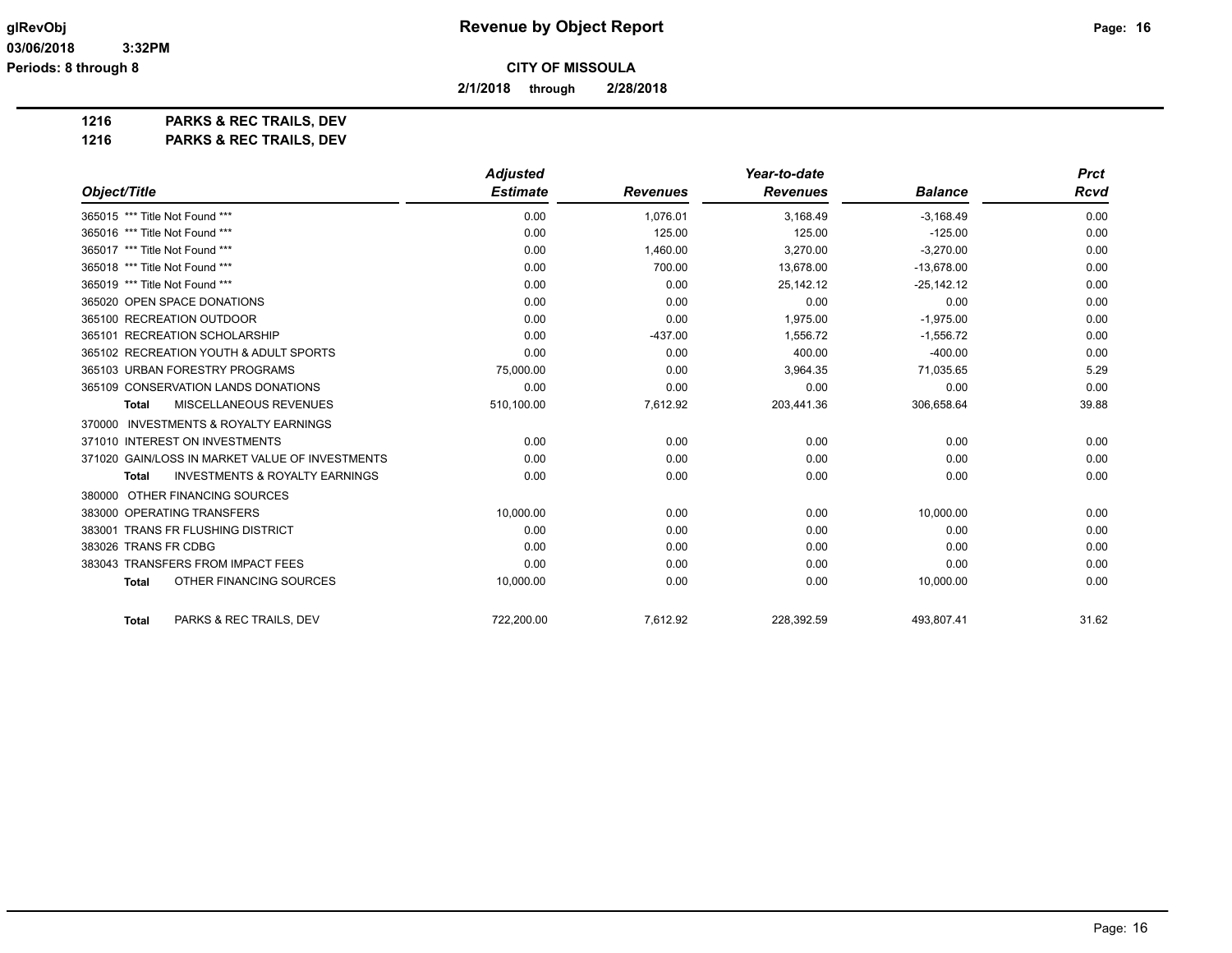**Revenue by Object Report**

**CITY OF MISSOULA**

**2/1/2018 through 2/28/2018**

## 1216 PARKS & REC TRAILS, DEV
## 1216 PARKS & REC TRAILS, DEV

| Object/Title | Adjusted Estimate | Revenues | Year-to-date Revenues | Balance | Prct Rcvd |
|---|---|---|---|---|---|
| 365015 *** Title Not Found *** | 0.00 | 1,076.01 | 3,168.49 | -3,168.49 | 0.00 |
| 365016 *** Title Not Found *** | 0.00 | 125.00 | 125.00 | -125.00 | 0.00 |
| 365017 *** Title Not Found *** | 0.00 | 1,460.00 | 3,270.00 | -3,270.00 | 0.00 |
| 365018 *** Title Not Found *** | 0.00 | 700.00 | 13,678.00 | -13,678.00 | 0.00 |
| 365019 *** Title Not Found *** | 0.00 | 0.00 | 25,142.12 | -25,142.12 | 0.00 |
| 365020 OPEN SPACE DONATIONS | 0.00 | 0.00 | 0.00 | 0.00 | 0.00 |
| 365100 RECREATION OUTDOOR | 0.00 | 0.00 | 1,975.00 | -1,975.00 | 0.00 |
| 365101 RECREATION SCHOLARSHIP | 0.00 | -437.00 | 1,556.72 | -1,556.72 | 0.00 |
| 365102 RECREATION YOUTH & ADULT SPORTS | 0.00 | 0.00 | 400.00 | -400.00 | 0.00 |
| 365103 URBAN FORESTRY PROGRAMS | 75,000.00 | 0.00 | 3,964.35 | 71,035.65 | 5.29 |
| 365109 CONSERVATION LANDS DONATIONS | 0.00 | 0.00 | 0.00 | 0.00 | 0.00 |
| **Total** MISCELLANEOUS REVENUES | 510,100.00 | 7,612.92 | 203,441.36 | 306,658.64 | 39.88 |
| 370000 INVESTMENTS & ROYALTY EARNINGS | | | | | |
| 371010 INTEREST ON INVESTMENTS | 0.00 | 0.00 | 0.00 | 0.00 | 0.00 |
| 371020 GAIN/LOSS IN MARKET VALUE OF INVESTMENTS | 0.00 | 0.00 | 0.00 | 0.00 | 0.00 |
| **Total** INVESTMENTS & ROYALTY EARNINGS | 0.00 | 0.00 | 0.00 | 0.00 | 0.00 |
| 380000 OTHER FINANCING SOURCES | | | | | |
| 383000 OPERATING TRANSFERS | 10,000.00 | 0.00 | 0.00 | 10,000.00 | 0.00 |
| 383001 TRANS FR FLUSHING DISTRICT | 0.00 | 0.00 | 0.00 | 0.00 | 0.00 |
| 383026 TRANS FR CDBG | 0.00 | 0.00 | 0.00 | 0.00 | 0.00 |
| 383043 TRANSFERS FROM IMPACT FEES | 0.00 | 0.00 | 0.00 | 0.00 | 0.00 |
| **Total** OTHER FINANCING SOURCES | 10,000.00 | 0.00 | 0.00 | 10,000.00 | 0.00 |
| **Total** PARKS & REC TRAILS, DEV | 722,200.00 | 7,612.92 | 228,392.59 | 493,807.41 | 31.62 |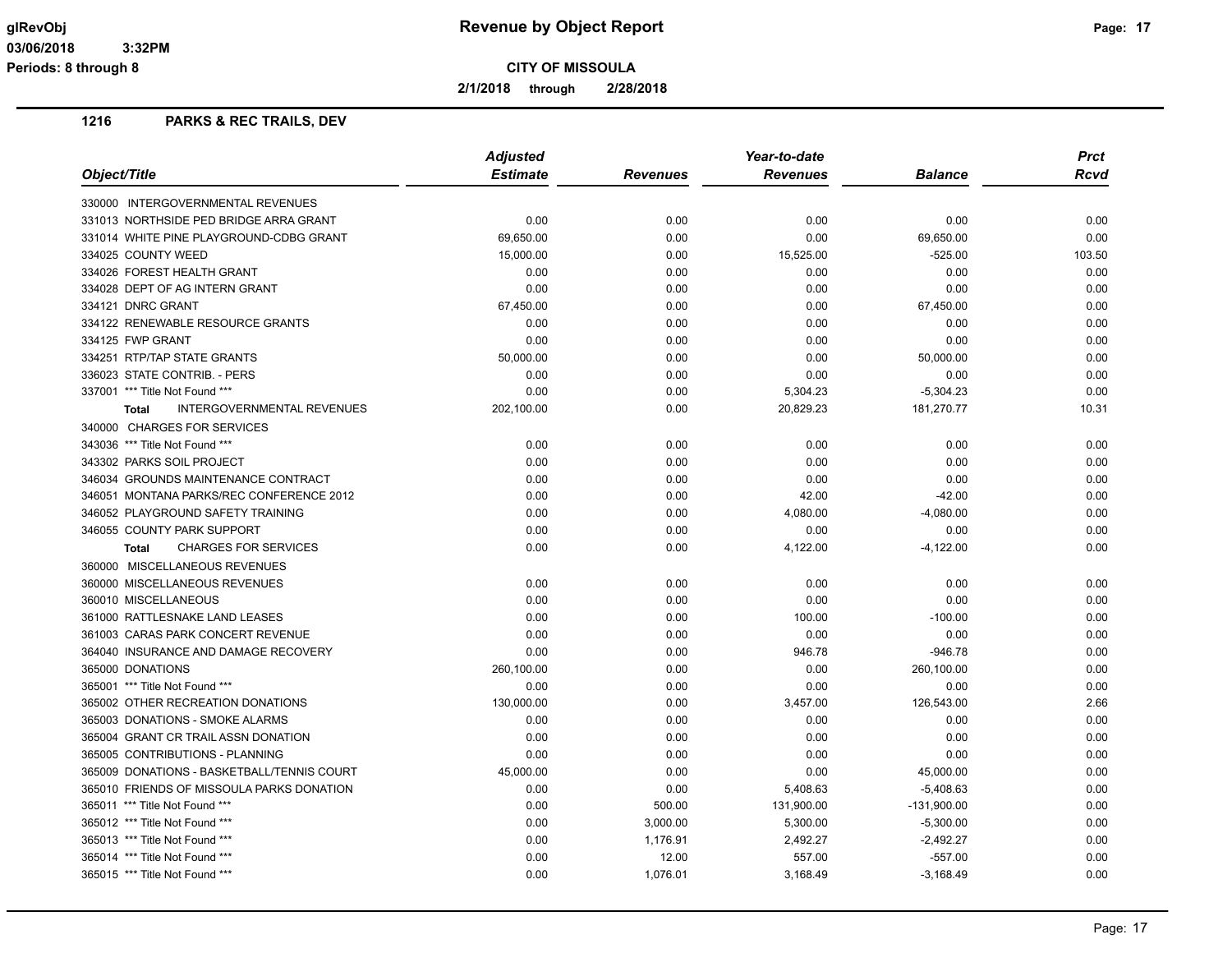# Revenue by Object Report

**CITY OF MISSOULA**

**2/1/2018 through 2/28/2018**

glRevObj
03/06/2018 3:32PM
Periods: 8 through 8

## 1216 PARKS & REC TRAILS, DEV

| Object/Title | Adjusted Estimate | Revenues | Year-to-date Revenues | Balance | Prct Rcvd |
|---|---|---|---|---|---|
| 330000 INTERGOVERNMENTAL REVENUES | | | | | |
| 331013 NORTHSIDE PED BRIDGE ARRA GRANT | 0.00 | 0.00 | 0.00 | 0.00 | 0.00 |
| 331014 WHITE PINE PLAYGROUND-CDBG GRANT | 69,650.00 | 0.00 | 0.00 | 69,650.00 | 0.00 |
| 334025 COUNTY WEED | 15,000.00 | 0.00 | 15,525.00 | -525.00 | 103.50 |
| 334026 FOREST HEALTH GRANT | 0.00 | 0.00 | 0.00 | 0.00 | 0.00 |
| 334028 DEPT OF AG INTERN GRANT | 0.00 | 0.00 | 0.00 | 0.00 | 0.00 |
| 334121 DNRC GRANT | 67,450.00 | 0.00 | 0.00 | 67,450.00 | 0.00 |
| 334122 RENEWABLE RESOURCE GRANTS | 0.00 | 0.00 | 0.00 | 0.00 | 0.00 |
| 334125 FWP GRANT | 0.00 | 0.00 | 0.00 | 0.00 | 0.00 |
| 334251 RTP/TAP STATE GRANTS | 50,000.00 | 0.00 | 0.00 | 50,000.00 | 0.00 |
| 336023 STATE CONTRIB. - PERS | 0.00 | 0.00 | 0.00 | 0.00 | 0.00 |
| 337001 *** Title Not Found *** | 0.00 | 0.00 | 5,304.23 | -5,304.23 | 0.00 |
| **Total** INTERGOVERNMENTAL REVENUES | 202,100.00 | 0.00 | 20,829.23 | 181,270.77 | 10.31 |
| 340000 CHARGES FOR SERVICES | | | | | |
| 343036 *** Title Not Found *** | 0.00 | 0.00 | 0.00 | 0.00 | 0.00 |
| 343302 PARKS SOIL PROJECT | 0.00 | 0.00 | 0.00 | 0.00 | 0.00 |
| 346034 GROUNDS MAINTENANCE CONTRACT | 0.00 | 0.00 | 0.00 | 0.00 | 0.00 |
| 346051 MONTANA PARKS/REC CONFERENCE 2012 | 0.00 | 0.00 | 42.00 | -42.00 | 0.00 |
| 346052 PLAYGROUND SAFETY TRAINING | 0.00 | 0.00 | 4,080.00 | -4,080.00 | 0.00 |
| 346055 COUNTY PARK SUPPORT | 0.00 | 0.00 | 0.00 | 0.00 | 0.00 |
| **Total** CHARGES FOR SERVICES | 0.00 | 0.00 | 4,122.00 | -4,122.00 | 0.00 |
| 360000 MISCELLANEOUS REVENUES | | | | | |
| 360000 MISCELLANEOUS REVENUES | 0.00 | 0.00 | 0.00 | 0.00 | 0.00 |
| 360010 MISCELLANEOUS | 0.00 | 0.00 | 0.00 | 0.00 | 0.00 |
| 361000 RATTLESNAKE LAND LEASES | 0.00 | 0.00 | 100.00 | -100.00 | 0.00 |
| 361003 CARAS PARK CONCERT REVENUE | 0.00 | 0.00 | 0.00 | 0.00 | 0.00 |
| 364040 INSURANCE AND DAMAGE RECOVERY | 0.00 | 0.00 | 946.78 | -946.78 | 0.00 |
| 365000 DONATIONS | 260,100.00 | 0.00 | 0.00 | 260,100.00 | 0.00 |
| 365001 *** Title Not Found *** | 0.00 | 0.00 | 0.00 | 0.00 | 0.00 |
| 365002 OTHER RECREATION DONATIONS | 130,000.00 | 0.00 | 3,457.00 | 126,543.00 | 2.66 |
| 365003 DONATIONS - SMOKE ALARMS | 0.00 | 0.00 | 0.00 | 0.00 | 0.00 |
| 365004 GRANT CR TRAIL ASSN DONATION | 0.00 | 0.00 | 0.00 | 0.00 | 0.00 |
| 365005 CONTRIBUTIONS - PLANNING | 0.00 | 0.00 | 0.00 | 0.00 | 0.00 |
| 365009 DONATIONS - BASKETBALL/TENNIS COURT | 45,000.00 | 0.00 | 0.00 | 45,000.00 | 0.00 |
| 365010 FRIENDS OF MISSOULA PARKS DONATION | 0.00 | 0.00 | 5,408.63 | -5,408.63 | 0.00 |
| 365011 *** Title Not Found *** | 0.00 | 500.00 | 131,900.00 | -131,900.00 | 0.00 |
| 365012 *** Title Not Found *** | 0.00 | 3,000.00 | 5,300.00 | -5,300.00 | 0.00 |
| 365013 *** Title Not Found *** | 0.00 | 1,176.91 | 2,492.27 | -2,492.27 | 0.00 |
| 365014 *** Title Not Found *** | 0.00 | 12.00 | 557.00 | -557.00 | 0.00 |
| 365015 *** Title Not Found *** | 0.00 | 1,076.01 | 3,168.49 | -3,168.49 | 0.00 |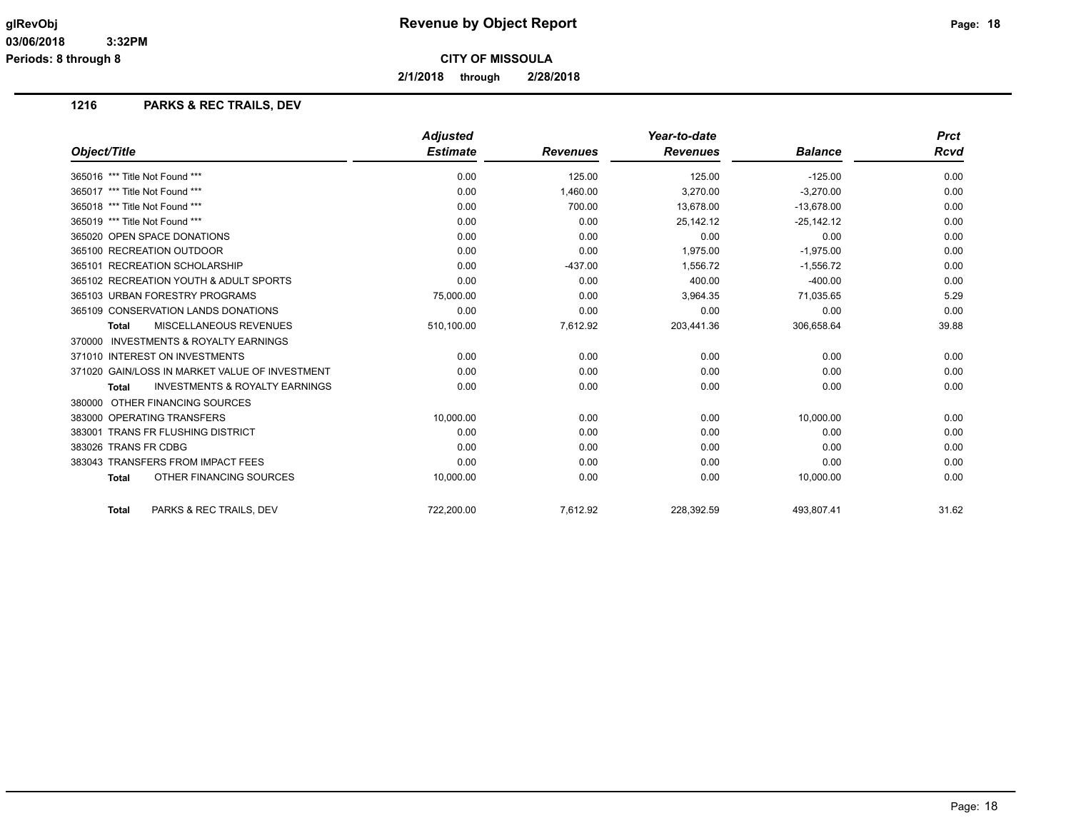**CITY OF MISSOULA**

**2/1/2018 through 2/28/2018**

## 1216 PARKS & REC TRAILS, DEV

| Object/Title | Adjusted Estimate | Revenues | Year-to-date Revenues | Balance | Prct Rcvd |
|---|---|---|---|---|---|
| 365016 *** Title Not Found *** | 0.00 | 125.00 | 125.00 | -125.00 | 0.00 |
| 365017 *** Title Not Found *** | 0.00 | 1,460.00 | 3,270.00 | -3,270.00 | 0.00 |
| 365018 *** Title Not Found *** | 0.00 | 700.00 | 13,678.00 | -13,678.00 | 0.00 |
| 365019 *** Title Not Found *** | 0.00 | 0.00 | 25,142.12 | -25,142.12 | 0.00 |
| 365020 OPEN SPACE DONATIONS | 0.00 | 0.00 | 0.00 | 0.00 | 0.00 |
| 365100 RECREATION OUTDOOR | 0.00 | 0.00 | 1,975.00 | -1,975.00 | 0.00 |
| 365101 RECREATION SCHOLARSHIP | 0.00 | -437.00 | 1,556.72 | -1,556.72 | 0.00 |
| 365102 RECREATION YOUTH & ADULT SPORTS | 0.00 | 0.00 | 400.00 | -400.00 | 0.00 |
| 365103 URBAN FORESTRY PROGRAMS | 75,000.00 | 0.00 | 3,964.35 | 71,035.65 | 5.29 |
| 365109 CONSERVATION LANDS DONATIONS | 0.00 | 0.00 | 0.00 | 0.00 | 0.00 |
| **Total** MISCELLANEOUS REVENUES | 510,100.00 | 7,612.92 | 203,441.36 | 306,658.64 | 39.88 |
| 370000 INVESTMENTS & ROYALTY EARNINGS | | | | | |
| 371010 INTEREST ON INVESTMENTS | 0.00 | 0.00 | 0.00 | 0.00 | 0.00 |
| 371020 GAIN/LOSS IN MARKET VALUE OF INVESTMENT | 0.00 | 0.00 | 0.00 | 0.00 | 0.00 |
| **Total** INVESTMENTS & ROYALTY EARNINGS | 0.00 | 0.00 | 0.00 | 0.00 | 0.00 |
| 380000 OTHER FINANCING SOURCES | | | | | |
| 383000 OPERATING TRANSFERS | 10,000.00 | 0.00 | 0.00 | 10,000.00 | 0.00 |
| 383001 TRANS FR FLUSHING DISTRICT | 0.00 | 0.00 | 0.00 | 0.00 | 0.00 |
| 383026 TRANS FR CDBG | 0.00 | 0.00 | 0.00 | 0.00 | 0.00 |
| 383043 TRANSFERS FROM IMPACT FEES | 0.00 | 0.00 | 0.00 | 0.00 | 0.00 |
| **Total** OTHER FINANCING SOURCES | 10,000.00 | 0.00 | 0.00 | 10,000.00 | 0.00 |
| **Total** PARKS & REC TRAILS, DEV | 722,200.00 | 7,612.92 | 228,392.59 | 493,807.41 | 31.62 |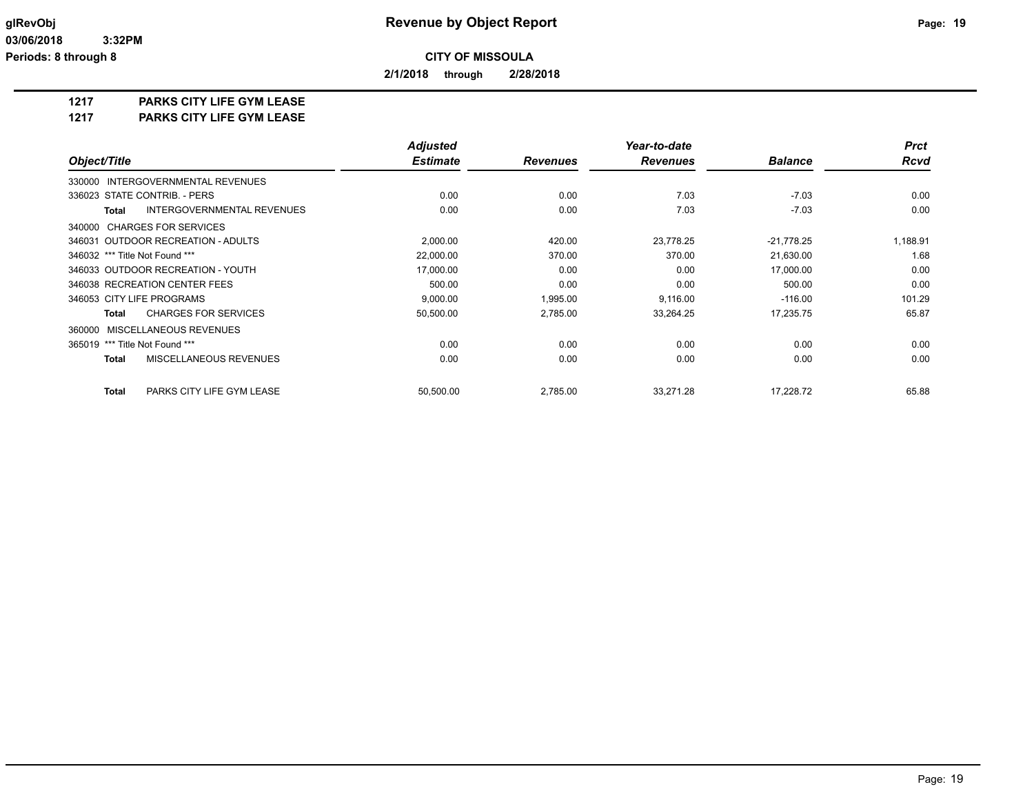**glRevObj** — **Revenue by Object Report**

03/06/2018 3:32PM

Periods: 8 through 8

**CITY OF MISSOULA**

**2/1/2018 through 2/28/2018**

## 1217 PARKS CITY LIFE GYM LEASE

## 1217 PARKS CITY LIFE GYM LEASE

| Object/Title | Adjusted Estimate | Revenues | Year-to-date Revenues | Balance | Prct Rcvd |
|---|---|---|---|---|---|
| 330000 INTERGOVERNMENTAL REVENUES | | | | | |
| 336023 STATE CONTRIB. - PERS | 0.00 | 0.00 | 7.03 | -7.03 | 0.00 |
| **Total** INTERGOVERNMENTAL REVENUES | 0.00 | 0.00 | 7.03 | -7.03 | 0.00 |
| 340000 CHARGES FOR SERVICES | | | | | |
| 346031 OUTDOOR RECREATION - ADULTS | 2,000.00 | 420.00 | 23,778.25 | -21,778.25 | 1,188.91 |
| 346032 *** Title Not Found *** | 22,000.00 | 370.00 | 370.00 | 21,630.00 | 1.68 |
| 346033 OUTDOOR RECREATION - YOUTH | 17,000.00 | 0.00 | 0.00 | 17,000.00 | 0.00 |
| 346038 RECREATION CENTER FEES | 500.00 | 0.00 | 0.00 | 500.00 | 0.00 |
| 346053 CITY LIFE PROGRAMS | 9,000.00 | 1,995.00 | 9,116.00 | -116.00 | 101.29 |
| **Total** CHARGES FOR SERVICES | 50,500.00 | 2,785.00 | 33,264.25 | 17,235.75 | 65.87 |
| 360000 MISCELLANEOUS REVENUES | | | | | |
| 365019 *** Title Not Found *** | 0.00 | 0.00 | 0.00 | 0.00 | 0.00 |
| **Total** MISCELLANEOUS REVENUES | 0.00 | 0.00 | 0.00 | 0.00 | 0.00 |
| **Total** PARKS CITY LIFE GYM LEASE | 50,500.00 | 2,785.00 | 33,271.28 | 17,228.72 | 65.88 |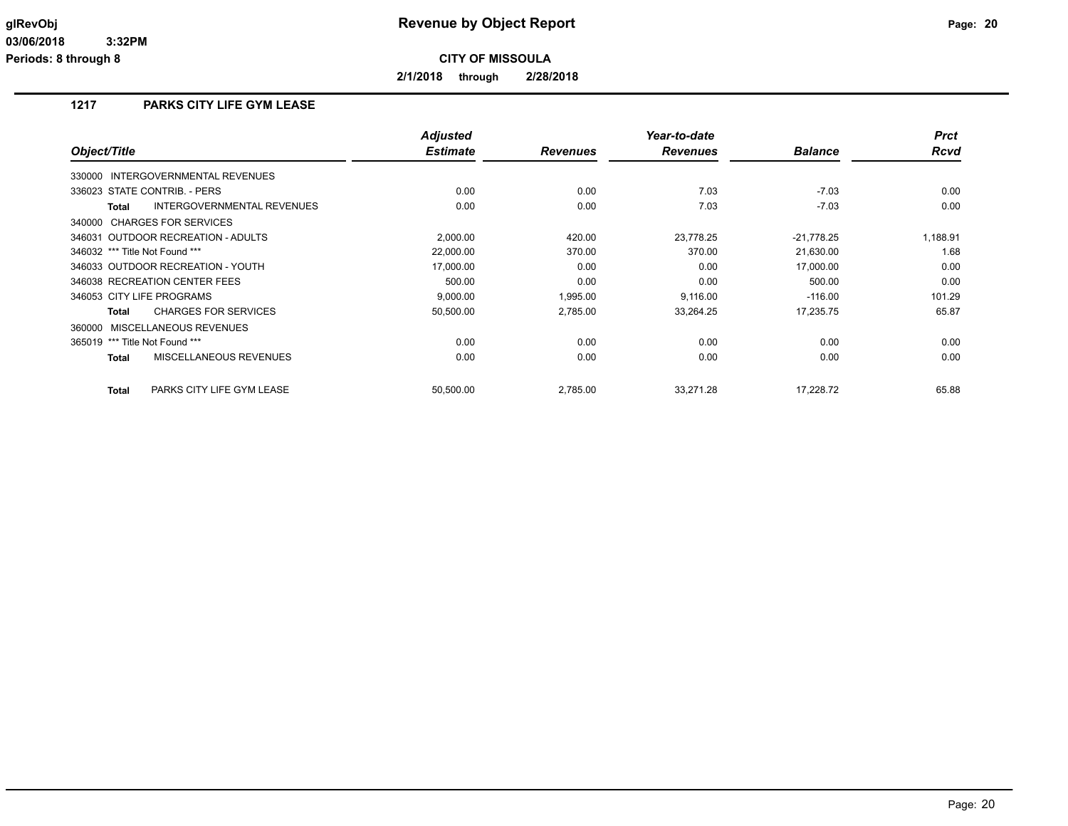**Revenue by Object Report**

**CITY OF MISSOULA**

**2/1/2018 through 2/28/2018**

## 1217 PARKS CITY LIFE GYM LEASE

| Object/Title | Adjusted Estimate | Revenues | Year-to-date Revenues | Balance | Prct Rcvd |
|---|---|---|---|---|---|
| 330000 INTERGOVERNMENTAL REVENUES | | | | | |
| 336023 STATE CONTRIB. - PERS | 0.00 | 0.00 | 7.03 | -7.03 | 0.00 |
| **Total** INTERGOVERNMENTAL REVENUES | 0.00 | 0.00 | 7.03 | -7.03 | 0.00 |
| 340000 CHARGES FOR SERVICES | | | | | |
| 346031 OUTDOOR RECREATION - ADULTS | 2,000.00 | 420.00 | 23,778.25 | -21,778.25 | 1,188.91 |
| 346032 *** Title Not Found *** | 22,000.00 | 370.00 | 370.00 | 21,630.00 | 1.68 |
| 346033 OUTDOOR RECREATION - YOUTH | 17,000.00 | 0.00 | 0.00 | 17,000.00 | 0.00 |
| 346038 RECREATION CENTER FEES | 500.00 | 0.00 | 0.00 | 500.00 | 0.00 |
| 346053 CITY LIFE PROGRAMS | 9,000.00 | 1,995.00 | 9,116.00 | -116.00 | 101.29 |
| **Total** CHARGES FOR SERVICES | 50,500.00 | 2,785.00 | 33,264.25 | 17,235.75 | 65.87 |
| 360000 MISCELLANEOUS REVENUES | | | | | |
| 365019 *** Title Not Found *** | 0.00 | 0.00 | 0.00 | 0.00 | 0.00 |
| **Total** MISCELLANEOUS REVENUES | 0.00 | 0.00 | 0.00 | 0.00 | 0.00 |
| **Total** PARKS CITY LIFE GYM LEASE | 50,500.00 | 2,785.00 | 33,271.28 | 17,228.72 | 65.88 |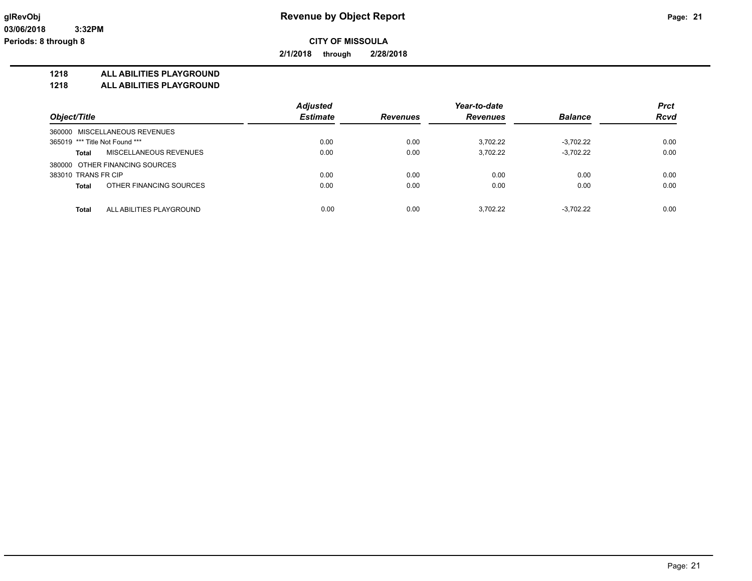# Revenue by Object Report

glRevObj
03/06/2018 3:32PM
Periods: 8 through 8

**CITY OF MISSOULA**

**2/1/2018 through 2/28/2018**

## 1218 ALL ABILITIES PLAYGROUND
## 1218 ALL ABILITIES PLAYGROUND

| Object/Title | | Adjusted Estimate | Revenues | Year-to-date Revenues | Balance | Prct Rcvd |
|---|---|---|---|---|---|---|
| 360000 MISCELLANEOUS REVENUES | | | | | | |
| 365019 *** Title Not Found *** | | 0.00 | 0.00 | 3,702.22 | -3,702.22 | 0.00 |
| **Total** | MISCELLANEOUS REVENUES | 0.00 | 0.00 | 3,702.22 | -3,702.22 | 0.00 |
| 380000 OTHER FINANCING SOURCES | | | | | | |
| 383010 TRANS FR CIP | | 0.00 | 0.00 | 0.00 | 0.00 | 0.00 |
| **Total** | OTHER FINANCING SOURCES | 0.00 | 0.00 | 0.00 | 0.00 | 0.00 |
| **Total** | ALL ABILITIES PLAYGROUND | 0.00 | 0.00 | 3,702.22 | -3,702.22 | 0.00 |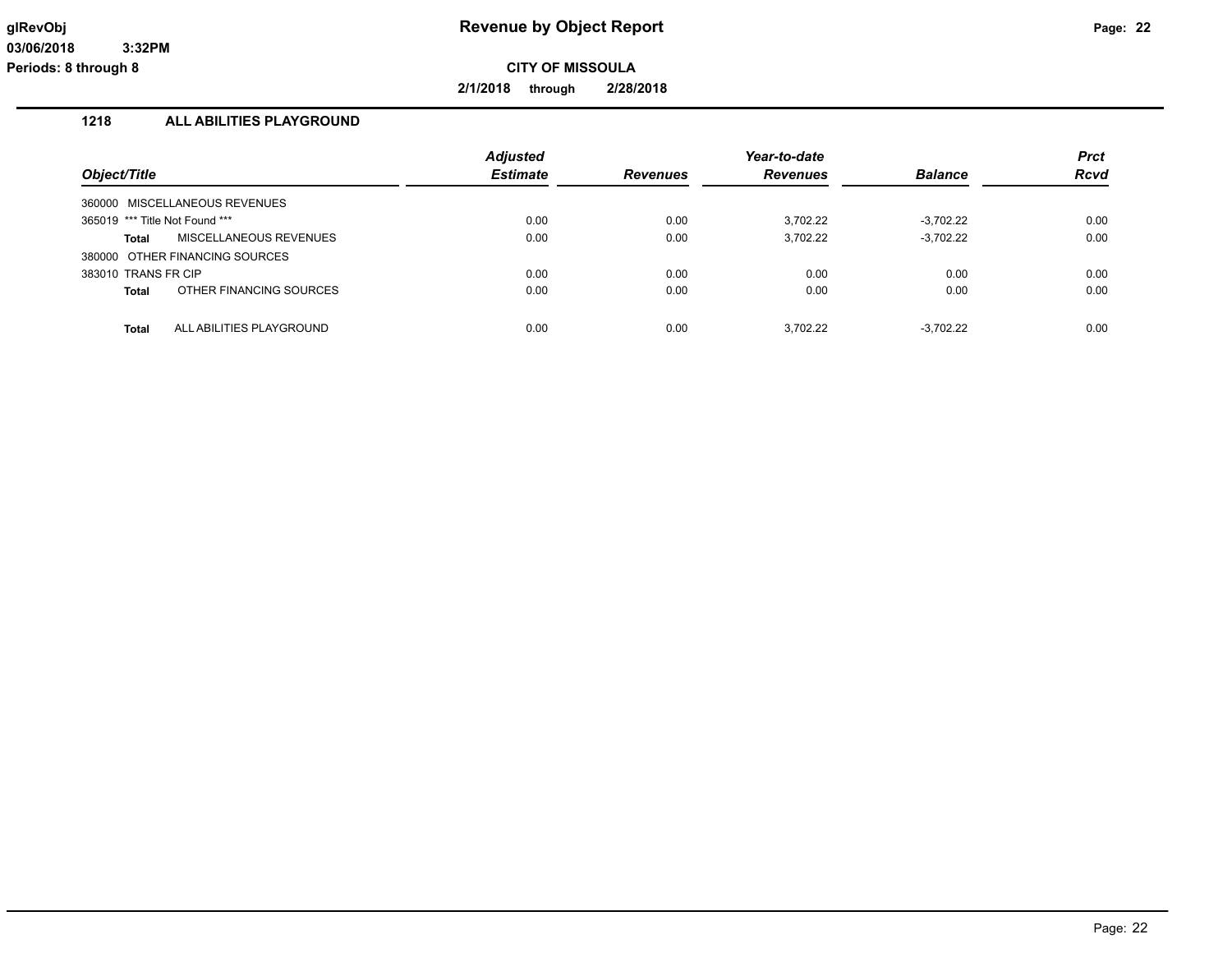# Revenue by Object Report

glRevObj
03/06/2018 3:32PM
Periods: 8 through 8

**CITY OF MISSOULA**

**2/1/2018 through 2/28/2018**

## 1218 ALL ABILITIES PLAYGROUND

| Object/Title | | Adjusted Estimate | Revenues | Year-to-date Revenues | Balance | Prct Rcvd |
|---|---|---|---|---|---|---|
| 360000 MISCELLANEOUS REVENUES | | | | | | |
| 365019 *** Title Not Found *** | | 0.00 | 0.00 | 3,702.22 | -3,702.22 | 0.00 |
| **Total** | MISCELLANEOUS REVENUES | 0.00 | 0.00 | 3,702.22 | -3,702.22 | 0.00 |
| 380000 OTHER FINANCING SOURCES | | | | | | |
| 383010 TRANS FR CIP | | 0.00 | 0.00 | 0.00 | 0.00 | 0.00 |
| **Total** | OTHER FINANCING SOURCES | 0.00 | 0.00 | 0.00 | 0.00 | 0.00 |
| **Total** | ALL ABILITIES PLAYGROUND | 0.00 | 0.00 | 3,702.22 | -3,702.22 | 0.00 |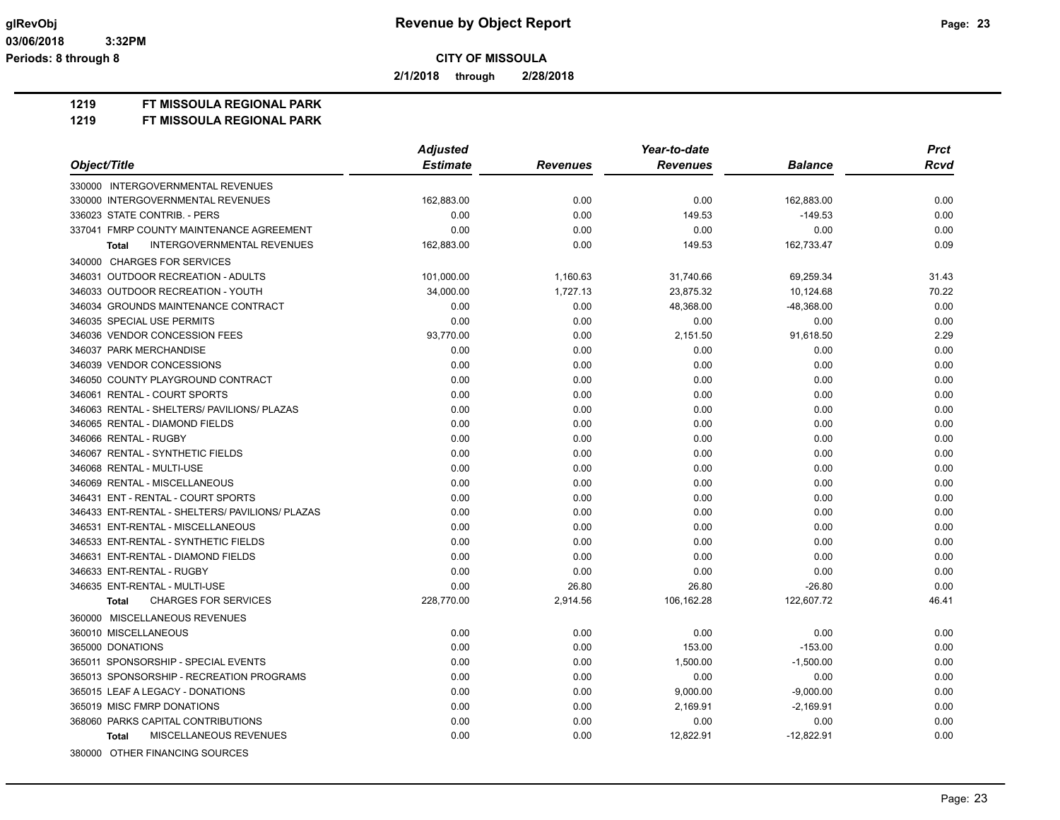# Revenue by Object Report

**CITY OF MISSOULA**

**2/1/2018 through 2/28/2018**

glRevObj
03/06/2018 3:32PM
Periods: 8 through 8

**1219 FT MISSOULA REGIONAL PARK**

**1219 FT MISSOULA REGIONAL PARK**

| Object/Title | Adjusted Estimate | Revenues | Year-to-date Revenues | Balance | Prct Rcvd |
|---|---|---|---|---|---|
| 330000 INTERGOVERNMENTAL REVENUES | | | | | |
| 330000 INTERGOVERNMENTAL REVENUES | 162,883.00 | 0.00 | 0.00 | 162,883.00 | 0.00 |
| 336023 STATE CONTRIB. - PERS | 0.00 | 0.00 | 149.53 | -149.53 | 0.00 |
| 337041 FMRP COUNTY MAINTENANCE AGREEMENT | 0.00 | 0.00 | 0.00 | 0.00 | 0.00 |
| **Total** INTERGOVERNMENTAL REVENUES | 162,883.00 | 0.00 | 149.53 | 162,733.47 | 0.09 |
| 340000 CHARGES FOR SERVICES | | | | | |
| 346031 OUTDOOR RECREATION - ADULTS | 101,000.00 | 1,160.63 | 31,740.66 | 69,259.34 | 31.43 |
| 346033 OUTDOOR RECREATION - YOUTH | 34,000.00 | 1,727.13 | 23,875.32 | 10,124.68 | 70.22 |
| 346034 GROUNDS MAINTENANCE CONTRACT | 0.00 | 0.00 | 48,368.00 | -48,368.00 | 0.00 |
| 346035 SPECIAL USE PERMITS | 0.00 | 0.00 | 0.00 | 0.00 | 0.00 |
| 346036 VENDOR CONCESSION FEES | 93,770.00 | 0.00 | 2,151.50 | 91,618.50 | 2.29 |
| 346037 PARK MERCHANDISE | 0.00 | 0.00 | 0.00 | 0.00 | 0.00 |
| 346039 VENDOR CONCESSIONS | 0.00 | 0.00 | 0.00 | 0.00 | 0.00 |
| 346050 COUNTY PLAYGROUND CONTRACT | 0.00 | 0.00 | 0.00 | 0.00 | 0.00 |
| 346061 RENTAL - COURT SPORTS | 0.00 | 0.00 | 0.00 | 0.00 | 0.00 |
| 346063 RENTAL - SHELTERS/ PAVILIONS/ PLAZAS | 0.00 | 0.00 | 0.00 | 0.00 | 0.00 |
| 346065 RENTAL - DIAMOND FIELDS | 0.00 | 0.00 | 0.00 | 0.00 | 0.00 |
| 346066 RENTAL - RUGBY | 0.00 | 0.00 | 0.00 | 0.00 | 0.00 |
| 346067 RENTAL - SYNTHETIC FIELDS | 0.00 | 0.00 | 0.00 | 0.00 | 0.00 |
| 346068 RENTAL - MULTI-USE | 0.00 | 0.00 | 0.00 | 0.00 | 0.00 |
| 346069 RENTAL - MISCELLANEOUS | 0.00 | 0.00 | 0.00 | 0.00 | 0.00 |
| 346431 ENT - RENTAL - COURT SPORTS | 0.00 | 0.00 | 0.00 | 0.00 | 0.00 |
| 346433 ENT-RENTAL - SHELTERS/ PAVILIONS/ PLAZAS | 0.00 | 0.00 | 0.00 | 0.00 | 0.00 |
| 346531 ENT-RENTAL - MISCELLANEOUS | 0.00 | 0.00 | 0.00 | 0.00 | 0.00 |
| 346533 ENT-RENTAL - SYNTHETIC FIELDS | 0.00 | 0.00 | 0.00 | 0.00 | 0.00 |
| 346631 ENT-RENTAL - DIAMOND FIELDS | 0.00 | 0.00 | 0.00 | 0.00 | 0.00 |
| 346633 ENT-RENTAL - RUGBY | 0.00 | 0.00 | 0.00 | 0.00 | 0.00 |
| 346635 ENT-RENTAL - MULTI-USE | 0.00 | 26.80 | 26.80 | -26.80 | 0.00 |
| **Total** CHARGES FOR SERVICES | 228,770.00 | 2,914.56 | 106,162.28 | 122,607.72 | 46.41 |
| 360000 MISCELLANEOUS REVENUES | | | | | |
| 360010 MISCELLANEOUS | 0.00 | 0.00 | 0.00 | 0.00 | 0.00 |
| 365000 DONATIONS | 0.00 | 0.00 | 153.00 | -153.00 | 0.00 |
| 365011 SPONSORSHIP - SPECIAL EVENTS | 0.00 | 0.00 | 1,500.00 | -1,500.00 | 0.00 |
| 365013 SPONSORSHIP - RECREATION PROGRAMS | 0.00 | 0.00 | 0.00 | 0.00 | 0.00 |
| 365015 LEAF A LEGACY - DONATIONS | 0.00 | 0.00 | 9,000.00 | -9,000.00 | 0.00 |
| 365019 MISC FMRP DONATIONS | 0.00 | 0.00 | 2,169.91 | -2,169.91 | 0.00 |
| 368060 PARKS CAPITAL CONTRIBUTIONS | 0.00 | 0.00 | 0.00 | 0.00 | 0.00 |
| **Total** MISCELLANEOUS REVENUES | 0.00 | 0.00 | 12,822.91 | -12,822.91 | 0.00 |
| 380000 OTHER FINANCING SOURCES | | | | | |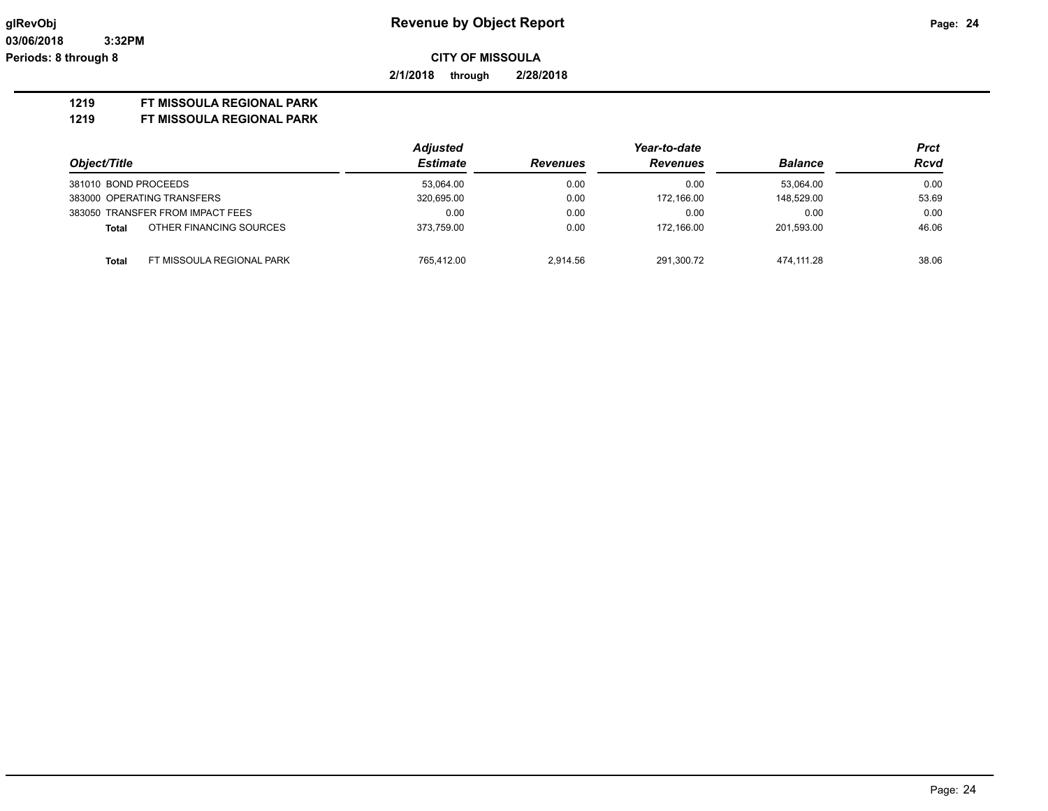# Revenue by Object Report

**CITY OF MISSOULA**

**2/1/2018 through 2/28/2018**

**1219 FT MISSOULA REGIONAL PARK**
**1219 FT MISSOULA REGIONAL PARK**

| Object/Title | Adjusted Estimate | Revenues | Year-to-date Revenues | Balance | Prct Rcvd |
|---|---|---|---|---|---|
| 381010 BOND PROCEEDS | 53,064.00 | 0.00 | 0.00 | 53,064.00 | 0.00 |
| 383000 OPERATING TRANSFERS | 320,695.00 | 0.00 | 172,166.00 | 148,529.00 | 53.69 |
| 383050 TRANSFER FROM IMPACT FEES | 0.00 | 0.00 | 0.00 | 0.00 | 0.00 |
| **Total** OTHER FINANCING SOURCES | 373,759.00 | 0.00 | 172,166.00 | 201,593.00 | 46.06 |
| **Total** FT MISSOULA REGIONAL PARK | 765,412.00 | 2,914.56 | 291,300.72 | 474,111.28 | 38.06 |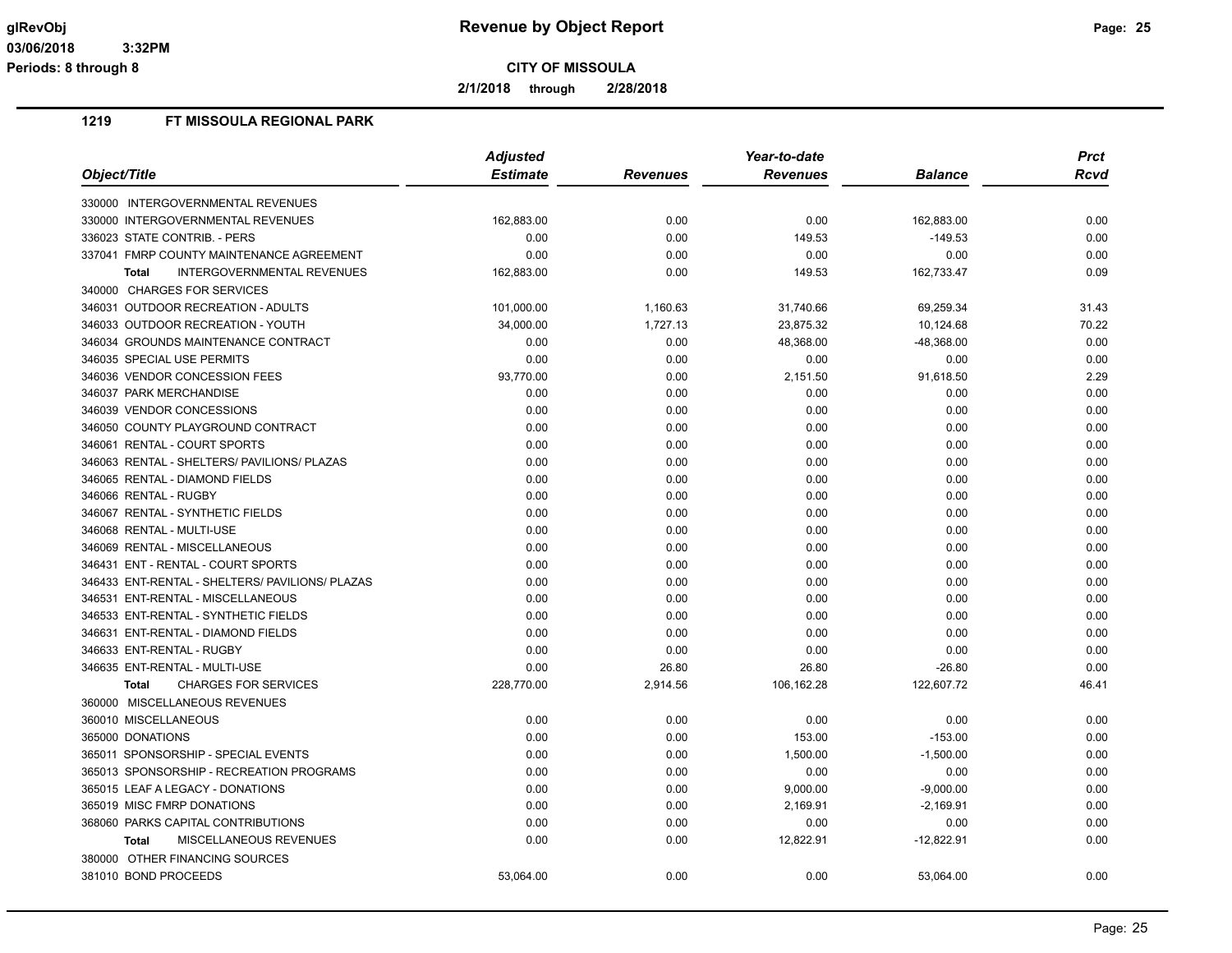**Revenue by Object Report**

**CITY OF MISSOULA**

**2/1/2018 through 2/28/2018**

glRevObj
03/06/2018 3:32PM
Periods: 8 through 8

## 1219 FT MISSOULA REGIONAL PARK

| Object/Title | Adjusted Estimate | Revenues | Year-to-date Revenues | Balance | Prct Rcvd |
|---|---|---|---|---|---|
| 330000 INTERGOVERNMENTAL REVENUES | | | | | |
| 330000 INTERGOVERNMENTAL REVENUES | 162,883.00 | 0.00 | 0.00 | 162,883.00 | 0.00 |
| 336023 STATE CONTRIB. - PERS | 0.00 | 0.00 | 149.53 | -149.53 | 0.00 |
| 337041 FMRP COUNTY MAINTENANCE AGREEMENT | 0.00 | 0.00 | 0.00 | 0.00 | 0.00 |
| **Total** INTERGOVERNMENTAL REVENUES | 162,883.00 | 0.00 | 149.53 | 162,733.47 | 0.09 |
| 340000 CHARGES FOR SERVICES | | | | | |
| 346031 OUTDOOR RECREATION - ADULTS | 101,000.00 | 1,160.63 | 31,740.66 | 69,259.34 | 31.43 |
| 346033 OUTDOOR RECREATION - YOUTH | 34,000.00 | 1,727.13 | 23,875.32 | 10,124.68 | 70.22 |
| 346034 GROUNDS MAINTENANCE CONTRACT | 0.00 | 0.00 | 48,368.00 | -48,368.00 | 0.00 |
| 346035 SPECIAL USE PERMITS | 0.00 | 0.00 | 0.00 | 0.00 | 0.00 |
| 346036 VENDOR CONCESSION FEES | 93,770.00 | 0.00 | 2,151.50 | 91,618.50 | 2.29 |
| 346037 PARK MERCHANDISE | 0.00 | 0.00 | 0.00 | 0.00 | 0.00 |
| 346039 VENDOR CONCESSIONS | 0.00 | 0.00 | 0.00 | 0.00 | 0.00 |
| 346050 COUNTY PLAYGROUND CONTRACT | 0.00 | 0.00 | 0.00 | 0.00 | 0.00 |
| 346061 RENTAL - COURT SPORTS | 0.00 | 0.00 | 0.00 | 0.00 | 0.00 |
| 346063 RENTAL - SHELTERS/ PAVILIONS/ PLAZAS | 0.00 | 0.00 | 0.00 | 0.00 | 0.00 |
| 346065 RENTAL - DIAMOND FIELDS | 0.00 | 0.00 | 0.00 | 0.00 | 0.00 |
| 346066 RENTAL - RUGBY | 0.00 | 0.00 | 0.00 | 0.00 | 0.00 |
| 346067 RENTAL - SYNTHETIC FIELDS | 0.00 | 0.00 | 0.00 | 0.00 | 0.00 |
| 346068 RENTAL - MULTI-USE | 0.00 | 0.00 | 0.00 | 0.00 | 0.00 |
| 346069 RENTAL - MISCELLANEOUS | 0.00 | 0.00 | 0.00 | 0.00 | 0.00 |
| 346431 ENT - RENTAL - COURT SPORTS | 0.00 | 0.00 | 0.00 | 0.00 | 0.00 |
| 346433 ENT-RENTAL - SHELTERS/ PAVILIONS/ PLAZAS | 0.00 | 0.00 | 0.00 | 0.00 | 0.00 |
| 346531 ENT-RENTAL - MISCELLANEOUS | 0.00 | 0.00 | 0.00 | 0.00 | 0.00 |
| 346533 ENT-RENTAL - SYNTHETIC FIELDS | 0.00 | 0.00 | 0.00 | 0.00 | 0.00 |
| 346631 ENT-RENTAL - DIAMOND FIELDS | 0.00 | 0.00 | 0.00 | 0.00 | 0.00 |
| 346633 ENT-RENTAL - RUGBY | 0.00 | 0.00 | 0.00 | 0.00 | 0.00 |
| 346635 ENT-RENTAL - MULTI-USE | 0.00 | 26.80 | 26.80 | -26.80 | 0.00 |
| **Total** CHARGES FOR SERVICES | 228,770.00 | 2,914.56 | 106,162.28 | 122,607.72 | 46.41 |
| 360000 MISCELLANEOUS REVENUES | | | | | |
| 360010 MISCELLANEOUS | 0.00 | 0.00 | 0.00 | 0.00 | 0.00 |
| 365000 DONATIONS | 0.00 | 0.00 | 153.00 | -153.00 | 0.00 |
| 365011 SPONSORSHIP - SPECIAL EVENTS | 0.00 | 0.00 | 1,500.00 | -1,500.00 | 0.00 |
| 365013 SPONSORSHIP - RECREATION PROGRAMS | 0.00 | 0.00 | 0.00 | 0.00 | 0.00 |
| 365015 LEAF A LEGACY - DONATIONS | 0.00 | 0.00 | 9,000.00 | -9,000.00 | 0.00 |
| 365019 MISC FMRP DONATIONS | 0.00 | 0.00 | 2,169.91 | -2,169.91 | 0.00 |
| 368060 PARKS CAPITAL CONTRIBUTIONS | 0.00 | 0.00 | 0.00 | 0.00 | 0.00 |
| **Total** MISCELLANEOUS REVENUES | 0.00 | 0.00 | 12,822.91 | -12,822.91 | 0.00 |
| 380000 OTHER FINANCING SOURCES | | | | | |
| 381010 BOND PROCEEDS | 53,064.00 | 0.00 | 0.00 | 53,064.00 | 0.00 |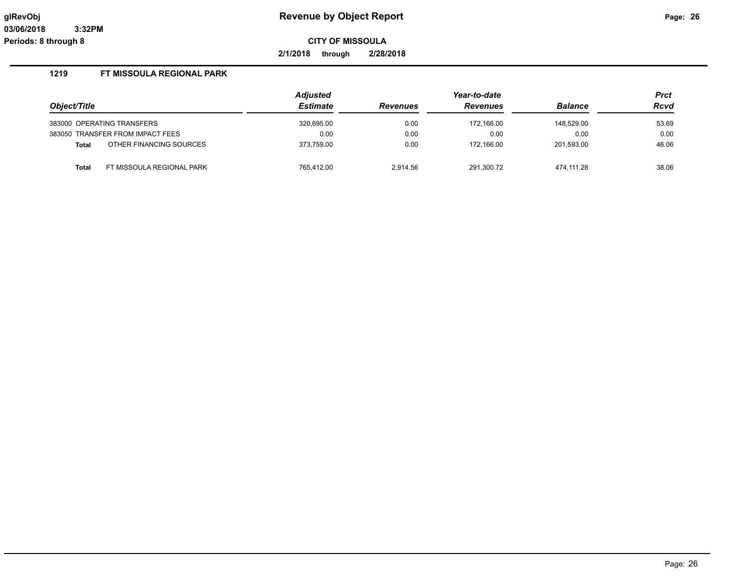# Revenue by Object Report

glRevObj
03/06/2018 3:32PM
Periods: 8 through 8

**CITY OF MISSOULA**

**2/1/2018 through 2/28/2018**

## 1219 FT MISSOULA REGIONAL PARK

| Object/Title | Adjusted Estimate | Revenues | Year-to-date Revenues | Balance | Prct Rcvd |
|---|---|---|---|---|---|
| 383000 OPERATING TRANSFERS | 320,695.00 | 0.00 | 172,166.00 | 148,529.00 | 53.69 |
| 383050 TRANSFER FROM IMPACT FEES | 0.00 | 0.00 | 0.00 | 0.00 | 0.00 |
| **Total** OTHER FINANCING SOURCES | 373,759.00 | 0.00 | 172,166.00 | 201,593.00 | 46.06 |
| **Total** FT MISSOULA REGIONAL PARK | 765,412.00 | 2,914.56 | 291,300.72 | 474,111.28 | 38.06 |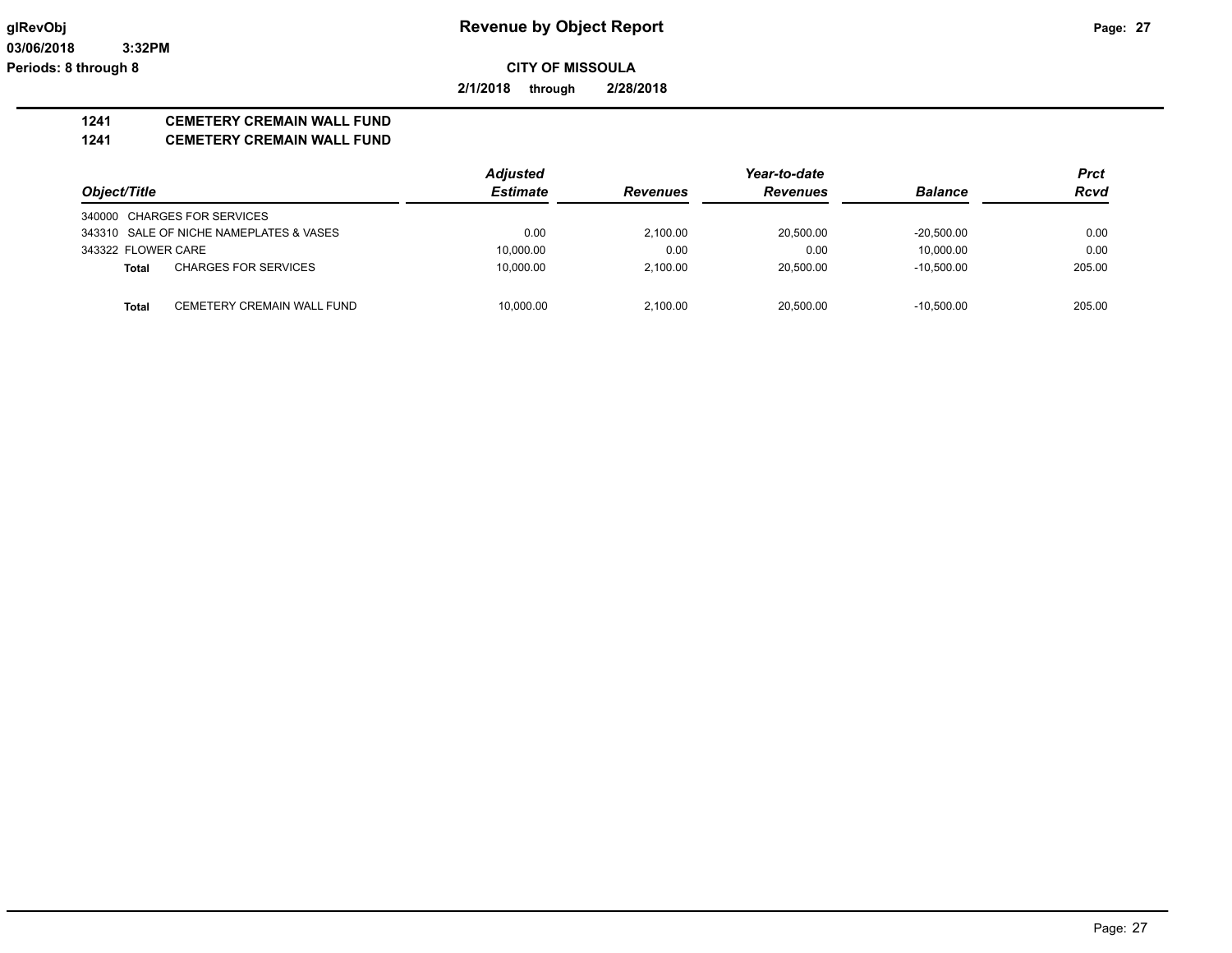**Revenue by Object Report**

**CITY OF MISSOULA**

**2/1/2018 through 2/28/2018**

**1241 CEMETERY CREMAIN WALL FUND**

**1241 CEMETERY CREMAIN WALL FUND**

| Object/Title | | Adjusted Estimate | Revenues | Year-to-date Revenues | Balance | Prct Rcvd |
|---|---|---|---|---|---|---|
| 340000 CHARGES FOR SERVICES | | | | | | |
| 343310 SALE OF NICHE NAMEPLATES & VASES | | 0.00 | 2,100.00 | 20,500.00 | -20,500.00 | 0.00 |
| 343322 FLOWER CARE | | 10,000.00 | 0.00 | 0.00 | 10,000.00 | 0.00 |
| **Total** | CHARGES FOR SERVICES | 10,000.00 | 2,100.00 | 20,500.00 | -10,500.00 | 205.00 |
| **Total** | CEMETERY CREMAIN WALL FUND | 10,000.00 | 2,100.00 | 20,500.00 | -10,500.00 | 205.00 |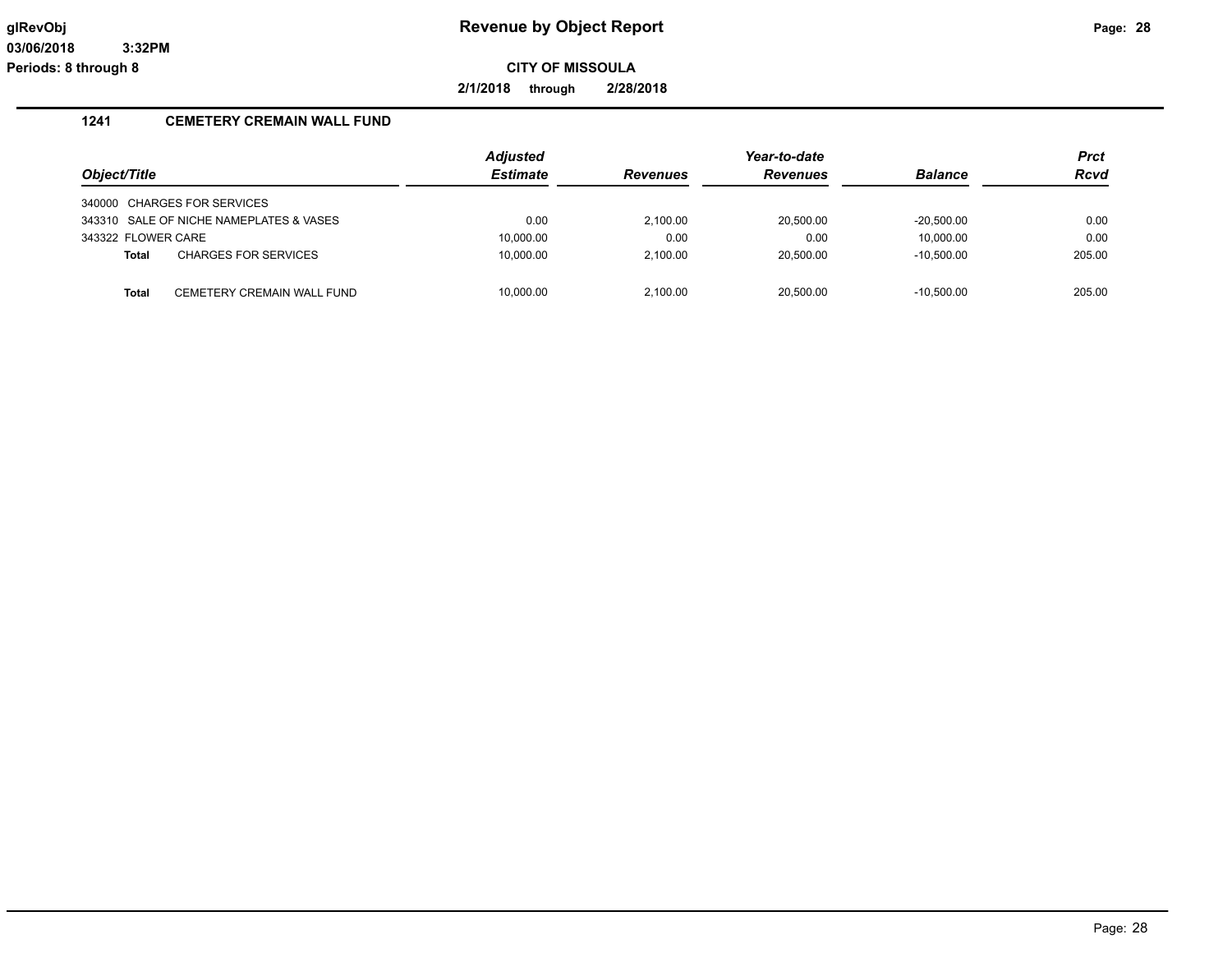# Revenue by Object Report

glRevObj
03/06/2018 3:32PM
Periods: 8 through 8

**CITY OF MISSOULA**

**2/1/2018 through 2/28/2018**

## 1241 CEMETERY CREMAIN WALL FUND

| Object/Title | | Adjusted Estimate | Revenues | Year-to-date Revenues | Balance | Prct Rcvd |
|---|---|---|---|---|---|---|
| 340000 | CHARGES FOR SERVICES | | | | | |
| 343310 | SALE OF NICHE NAMEPLATES & VASES | 0.00 | 2,100.00 | 20,500.00 | -20,500.00 | 0.00 |
| 343322 | FLOWER CARE | 10,000.00 | 0.00 | 0.00 | 10,000.00 | 0.00 |
| **Total** | CHARGES FOR SERVICES | 10,000.00 | 2,100.00 | 20,500.00 | -10,500.00 | 205.00 |
| | | | | | | |
| **Total** | CEMETERY CREMAIN WALL FUND | 10,000.00 | 2,100.00 | 20,500.00 | -10,500.00 | 205.00 |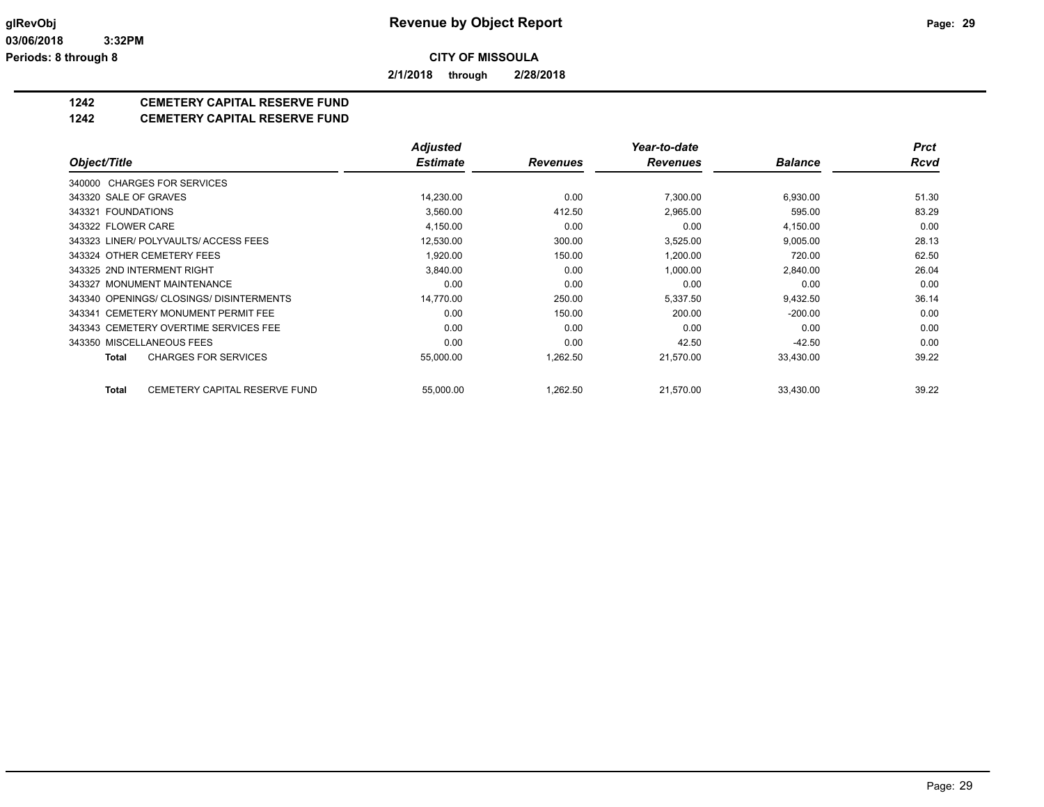# Revenue by Object Report

**CITY OF MISSOULA**

**2/1/2018 through 2/28/2018**

glRevObj
03/06/2018 3:32PM
Periods: 8 through 8

## 1242 CEMETERY CAPITAL RESERVE FUND
## 1242 CEMETERY CAPITAL RESERVE FUND

| Object/Title | Adjusted Estimate | Revenues | Year-to-date Revenues | Balance | Prct Rcvd |
|---|---|---|---|---|---|
| 340000 CHARGES FOR SERVICES | | | | | |
| 343320 SALE OF GRAVES | 14,230.00 | 0.00 | 7,300.00 | 6,930.00 | 51.30 |
| 343321 FOUNDATIONS | 3,560.00 | 412.50 | 2,965.00 | 595.00 | 83.29 |
| 343322 FLOWER CARE | 4,150.00 | 0.00 | 0.00 | 4,150.00 | 0.00 |
| 343323 LINER/ POLYVAULTS/ ACCESS FEES | 12,530.00 | 300.00 | 3,525.00 | 9,005.00 | 28.13 |
| 343324 OTHER CEMETERY FEES | 1,920.00 | 150.00 | 1,200.00 | 720.00 | 62.50 |
| 343325 2ND INTERMENT RIGHT | 3,840.00 | 0.00 | 1,000.00 | 2,840.00 | 26.04 |
| 343327 MONUMENT MAINTENANCE | 0.00 | 0.00 | 0.00 | 0.00 | 0.00 |
| 343340 OPENINGS/ CLOSINGS/ DISINTERMENTS | 14,770.00 | 250.00 | 5,337.50 | 9,432.50 | 36.14 |
| 343341 CEMETERY MONUMENT PERMIT FEE | 0.00 | 150.00 | 200.00 | -200.00 | 0.00 |
| 343343 CEMETERY OVERTIME SERVICES FEE | 0.00 | 0.00 | 0.00 | 0.00 | 0.00 |
| 343350 MISCELLANEOUS FEES | 0.00 | 0.00 | 42.50 | -42.50 | 0.00 |
| **Total** CHARGES FOR SERVICES | 55,000.00 | 1,262.50 | 21,570.00 | 33,430.00 | 39.22 |
| **Total** CEMETERY CAPITAL RESERVE FUND | 55,000.00 | 1,262.50 | 21,570.00 | 33,430.00 | 39.22 |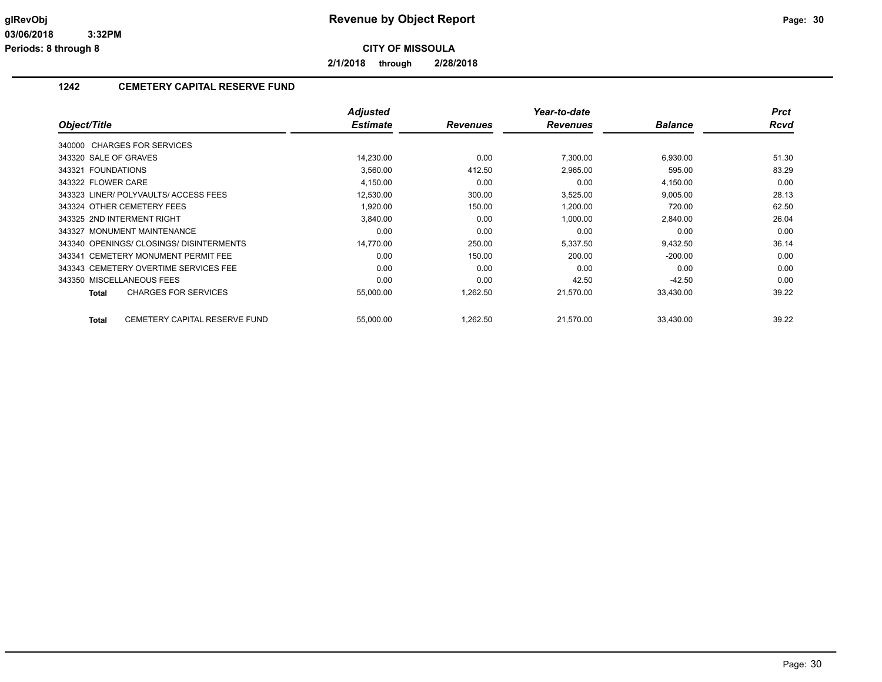# Revenue by Object Report

glRevObj
03/06/2018 3:32PM
Periods: 8 through 8

**CITY OF MISSOULA**

**2/1/2018 through 2/28/2018**

## 1242 CEMETERY CAPITAL RESERVE FUND

| Object/Title | Adjusted Estimate | Revenues | Year-to-date Revenues | Balance | Prct Rcvd |
|---|---|---|---|---|---|
| 340000 CHARGES FOR SERVICES | | | | | |
| 343320 SALE OF GRAVES | 14,230.00 | 0.00 | 7,300.00 | 6,930.00 | 51.30 |
| 343321 FOUNDATIONS | 3,560.00 | 412.50 | 2,965.00 | 595.00 | 83.29 |
| 343322 FLOWER CARE | 4,150.00 | 0.00 | 0.00 | 4,150.00 | 0.00 |
| 343323 LINER/ POLYVAULTS/ ACCESS FEES | 12,530.00 | 300.00 | 3,525.00 | 9,005.00 | 28.13 |
| 343324 OTHER CEMETERY FEES | 1,920.00 | 150.00 | 1,200.00 | 720.00 | 62.50 |
| 343325 2ND INTERMENT RIGHT | 3,840.00 | 0.00 | 1,000.00 | 2,840.00 | 26.04 |
| 343327 MONUMENT MAINTENANCE | 0.00 | 0.00 | 0.00 | 0.00 | 0.00 |
| 343340 OPENINGS/ CLOSINGS/ DISINTERMENTS | 14,770.00 | 250.00 | 5,337.50 | 9,432.50 | 36.14 |
| 343341 CEMETERY MONUMENT PERMIT FEE | 0.00 | 150.00 | 200.00 | -200.00 | 0.00 |
| 343343 CEMETERY OVERTIME SERVICES FEE | 0.00 | 0.00 | 0.00 | 0.00 | 0.00 |
| 343350 MISCELLANEOUS FEES | 0.00 | 0.00 | 42.50 | -42.50 | 0.00 |
| **Total** CHARGES FOR SERVICES | 55,000.00 | 1,262.50 | 21,570.00 | 33,430.00 | 39.22 |
| **Total** CEMETERY CAPITAL RESERVE FUND | 55,000.00 | 1,262.50 | 21,570.00 | 33,430.00 | 39.22 |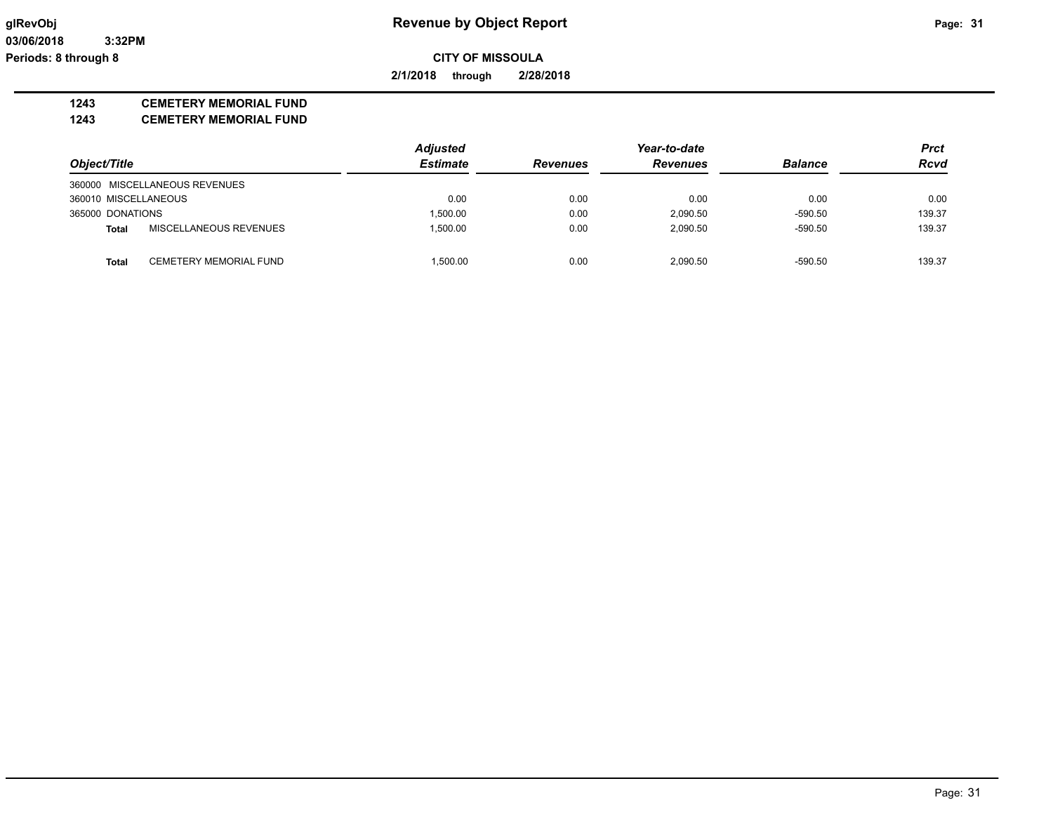**glRevObj** **Revenue by Object Report**

**03/06/2018 3:32PM**

**Periods: 8 through 8**

**CITY OF MISSOULA**

**2/1/2018 through 2/28/2018**

**1243 CEMETERY MEMORIAL FUND**

**1243 CEMETERY MEMORIAL FUND**

| Object/Title | | Adjusted Estimate | Revenues | Year-to-date Revenues | Balance | Prct Rcvd |
|---|---|---|---|---|---|---|
| 360000 MISCELLANEOUS REVENUES | | | | | | |
| 360010 MISCELLANEOUS | | 0.00 | 0.00 | 0.00 | 0.00 | 0.00 |
| 365000 DONATIONS | | 1,500.00 | 0.00 | 2,090.50 | -590.50 | 139.37 |
| **Total** | MISCELLANEOUS REVENUES | 1,500.00 | 0.00 | 2,090.50 | -590.50 | 139.37 |
| **Total** | CEMETERY MEMORIAL FUND | 1,500.00 | 0.00 | 2,090.50 | -590.50 | 139.37 |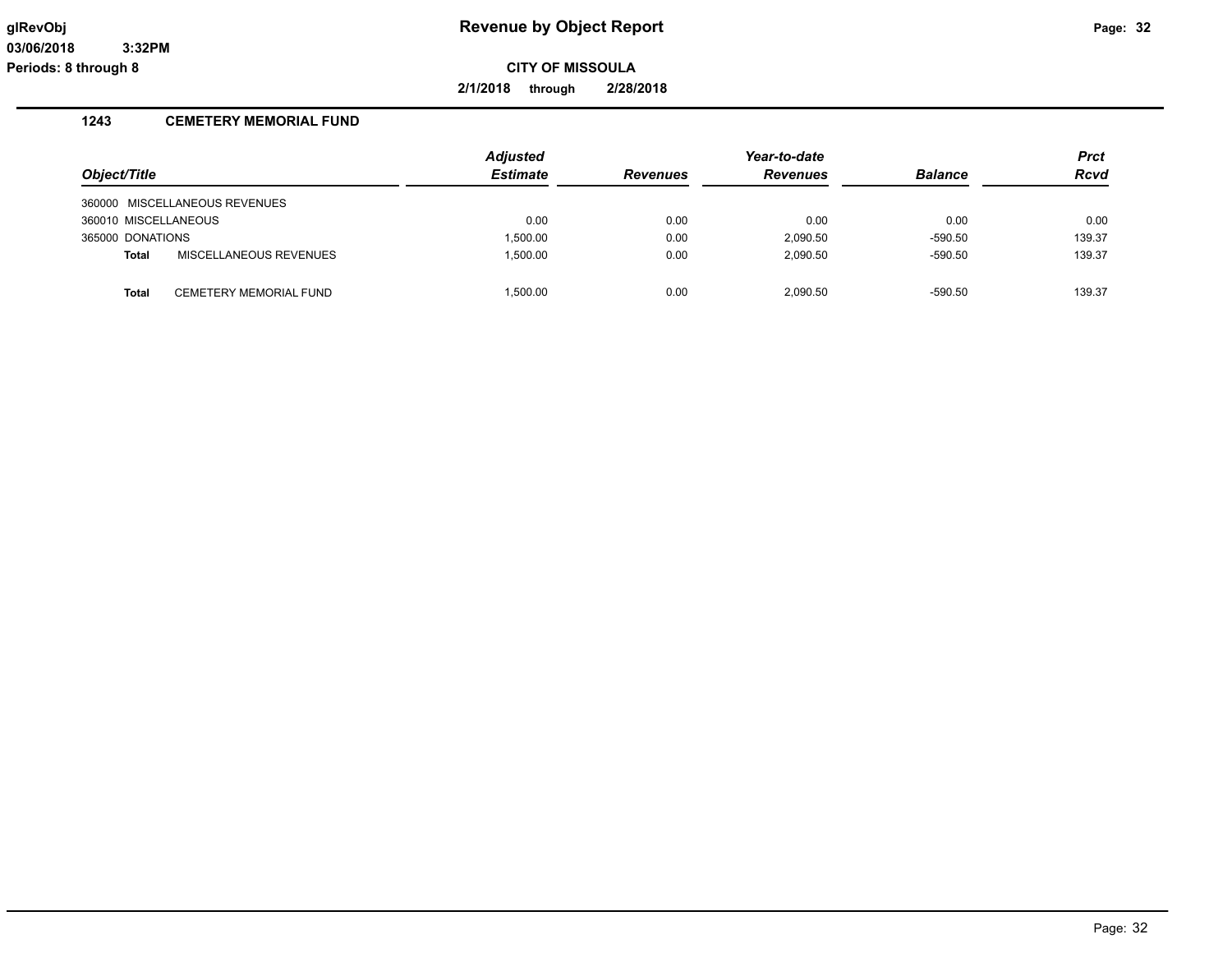# Revenue by Object Report

glRevObj
03/06/2018 3:32PM
Periods: 8 through 8

**CITY OF MISSOULA**

**2/1/2018 through 2/28/2018**

## 1243 CEMETERY MEMORIAL FUND

| Object/Title | Adjusted Estimate | Revenues | Year-to-date Revenues | Balance | Prct Rcvd |
|---|---|---|---|---|---|
| 360000 MISCELLANEOUS REVENUES | | | | | |
| 360010 MISCELLANEOUS | 0.00 | 0.00 | 0.00 | 0.00 | 0.00 |
| 365000 DONATIONS | 1,500.00 | 0.00 | 2,090.50 | -590.50 | 139.37 |
| **Total** MISCELLANEOUS REVENUES | 1,500.00 | 0.00 | 2,090.50 | -590.50 | 139.37 |
| **Total** CEMETERY MEMORIAL FUND | 1,500.00 | 0.00 | 2,090.50 | -590.50 | 139.37 |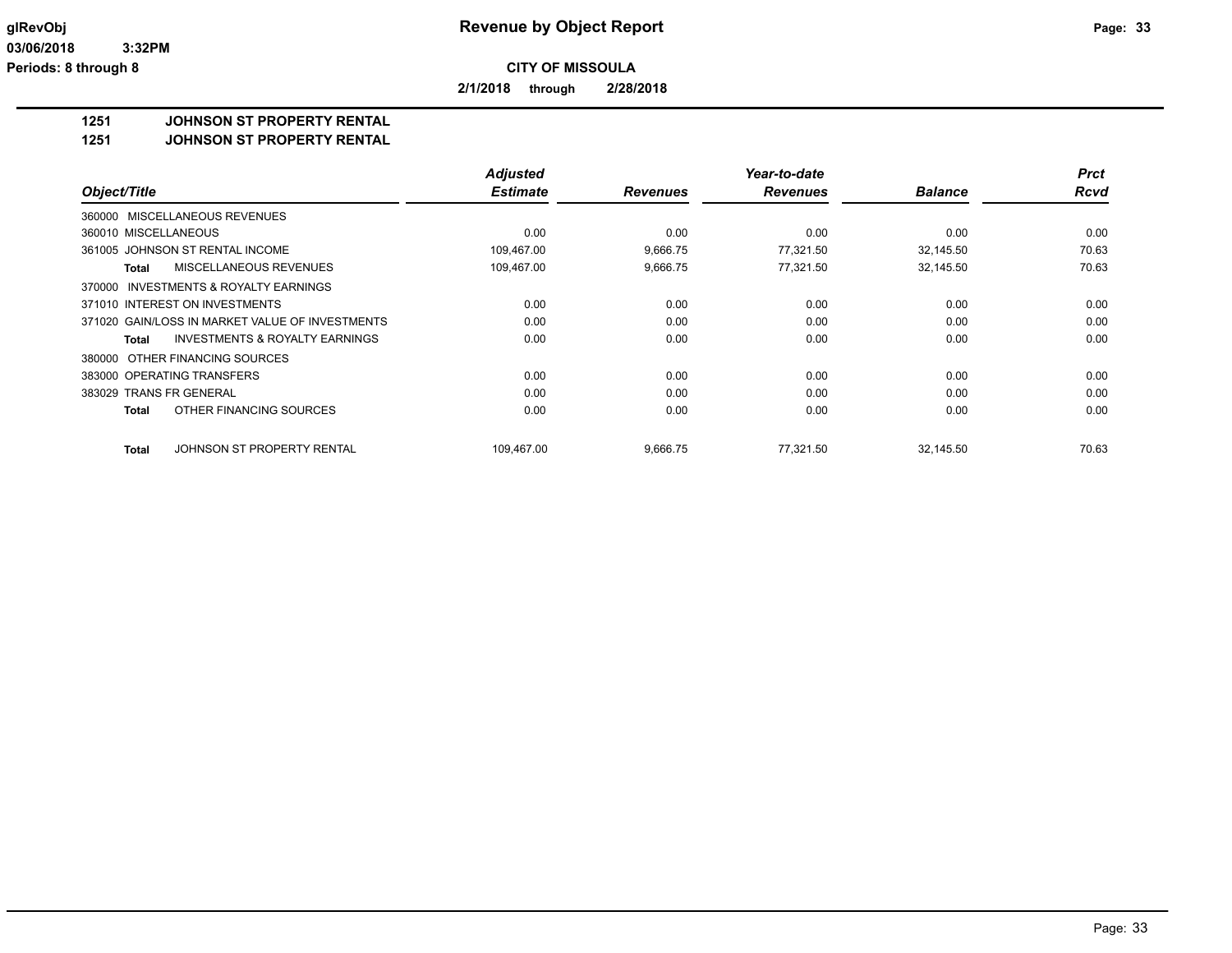# Revenue by Object Report

**CITY OF MISSOULA**

**2/1/2018 through 2/28/2018**

glRevObj
03/06/2018 3:32PM
Periods: 8 through 8

## 1251 JOHNSON ST PROPERTY RENTAL
## 1251 JOHNSON ST PROPERTY RENTAL

| Object/Title | Adjusted Estimate | Revenues | Year-to-date Revenues | Balance | Prct Rcvd |
|---|---|---|---|---|---|
| 360000 MISCELLANEOUS REVENUES | | | | | |
| 360010 MISCELLANEOUS | 0.00 | 0.00 | 0.00 | 0.00 | 0.00 |
| 361005 JOHNSON ST RENTAL INCOME | 109,467.00 | 9,666.75 | 77,321.50 | 32,145.50 | 70.63 |
| **Total** MISCELLANEOUS REVENUES | 109,467.00 | 9,666.75 | 77,321.50 | 32,145.50 | 70.63 |
| 370000 INVESTMENTS & ROYALTY EARNINGS | | | | | |
| 371010 INTEREST ON INVESTMENTS | 0.00 | 0.00 | 0.00 | 0.00 | 0.00 |
| 371020 GAIN/LOSS IN MARKET VALUE OF INVESTMENTS | 0.00 | 0.00 | 0.00 | 0.00 | 0.00 |
| **Total** INVESTMENTS & ROYALTY EARNINGS | 0.00 | 0.00 | 0.00 | 0.00 | 0.00 |
| 380000 OTHER FINANCING SOURCES | | | | | |
| 383000 OPERATING TRANSFERS | 0.00 | 0.00 | 0.00 | 0.00 | 0.00 |
| 383029 TRANS FR GENERAL | 0.00 | 0.00 | 0.00 | 0.00 | 0.00 |
| **Total** OTHER FINANCING SOURCES | 0.00 | 0.00 | 0.00 | 0.00 | 0.00 |
| **Total** JOHNSON ST PROPERTY RENTAL | 109,467.00 | 9,666.75 | 77,321.50 | 32,145.50 | 70.63 |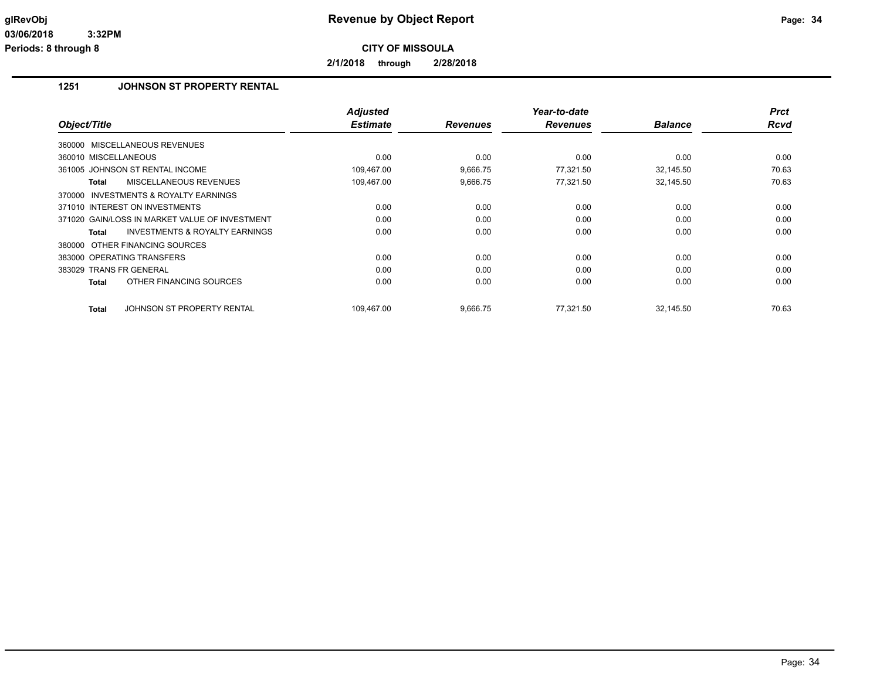# Revenue by Object Report

glRevObj
03/06/2018 3:32PM
Periods: 8 through 8

**CITY OF MISSOULA**

**2/1/2018 through 2/28/2018**

## 1251 JOHNSON ST PROPERTY RENTAL

| Object/Title | Adjusted Estimate | Revenues | Year-to-date Revenues | Balance | Prct Rcvd |
|---|---|---|---|---|---|
| 360000 MISCELLANEOUS REVENUES | | | | | |
| 360010 MISCELLANEOUS | 0.00 | 0.00 | 0.00 | 0.00 | 0.00 |
| 361005 JOHNSON ST RENTAL INCOME | 109,467.00 | 9,666.75 | 77,321.50 | 32,145.50 | 70.63 |
| **Total** MISCELLANEOUS REVENUES | 109,467.00 | 9,666.75 | 77,321.50 | 32,145.50 | 70.63 |
| 370000 INVESTMENTS & ROYALTY EARNINGS | | | | | |
| 371010 INTEREST ON INVESTMENTS | 0.00 | 0.00 | 0.00 | 0.00 | 0.00 |
| 371020 GAIN/LOSS IN MARKET VALUE OF INVESTMENT | 0.00 | 0.00 | 0.00 | 0.00 | 0.00 |
| **Total** INVESTMENTS & ROYALTY EARNINGS | 0.00 | 0.00 | 0.00 | 0.00 | 0.00 |
| 380000 OTHER FINANCING SOURCES | | | | | |
| 383000 OPERATING TRANSFERS | 0.00 | 0.00 | 0.00 | 0.00 | 0.00 |
| 383029 TRANS FR GENERAL | 0.00 | 0.00 | 0.00 | 0.00 | 0.00 |
| **Total** OTHER FINANCING SOURCES | 0.00 | 0.00 | 0.00 | 0.00 | 0.00 |
| **Total** JOHNSON ST PROPERTY RENTAL | 109,467.00 | 9,666.75 | 77,321.50 | 32,145.50 | 70.63 |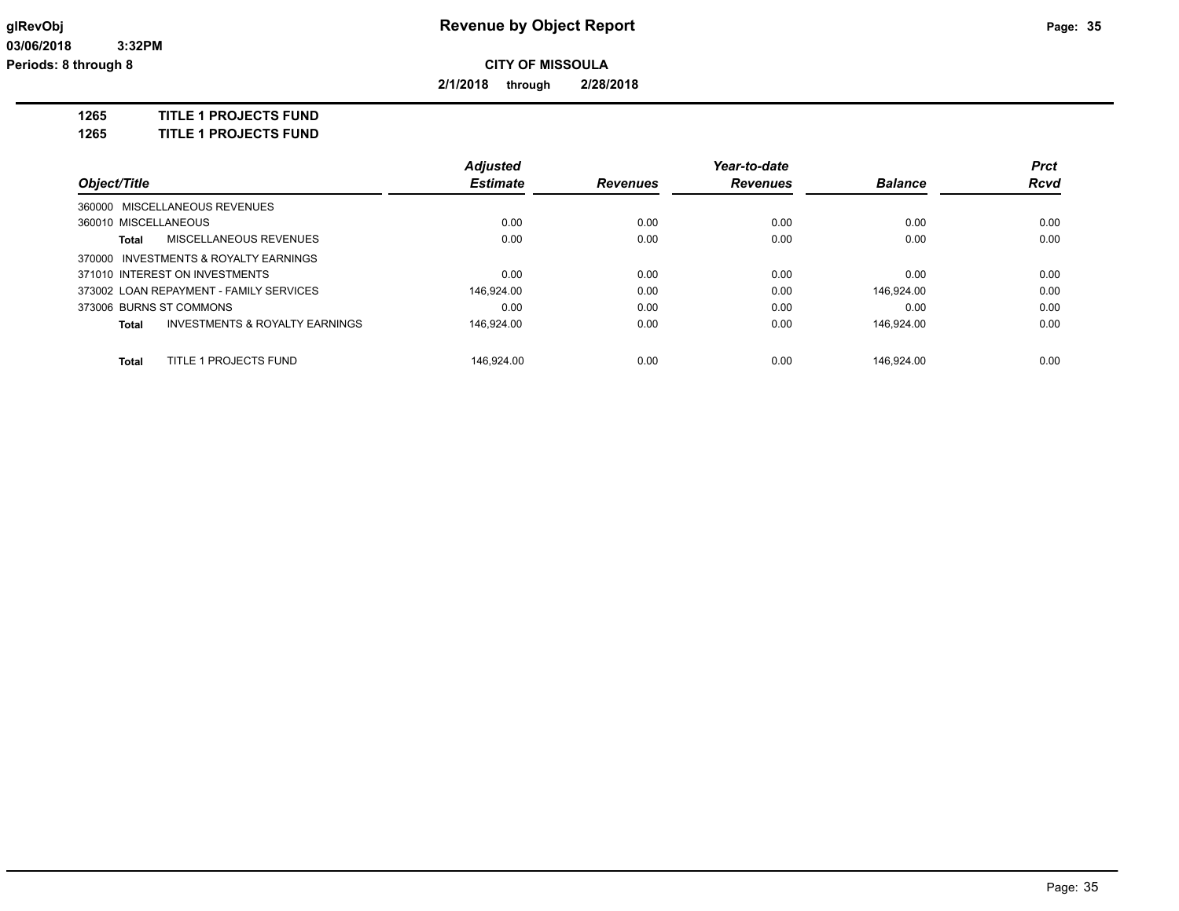**Revenue by Object Report**

**CITY OF MISSOULA**

**2/1/2018 through 2/28/2018**

glRevObj
03/06/2018 3:32PM
Periods: 8 through 8

**1265 TITLE 1 PROJECTS FUND**
**1265 TITLE 1 PROJECTS FUND**

| Object/Title | Adjusted Estimate | Revenues | Year-to-date Revenues | Balance | Prct Rcvd |
|---|---|---|---|---|---|
| 360000 MISCELLANEOUS REVENUES | | | | | |
| 360010 MISCELLANEOUS | 0.00 | 0.00 | 0.00 | 0.00 | 0.00 |
| **Total** MISCELLANEOUS REVENUES | 0.00 | 0.00 | 0.00 | 0.00 | 0.00 |
| 370000 INVESTMENTS & ROYALTY EARNINGS | | | | | |
| 371010 INTEREST ON INVESTMENTS | 0.00 | 0.00 | 0.00 | 0.00 | 0.00 |
| 373002 LOAN REPAYMENT - FAMILY SERVICES | 146,924.00 | 0.00 | 0.00 | 146,924.00 | 0.00 |
| 373006 BURNS ST COMMONS | 0.00 | 0.00 | 0.00 | 0.00 | 0.00 |
| **Total** INVESTMENTS & ROYALTY EARNINGS | 146,924.00 | 0.00 | 0.00 | 146,924.00 | 0.00 |
| **Total** TITLE 1 PROJECTS FUND | 146,924.00 | 0.00 | 0.00 | 146,924.00 | 0.00 |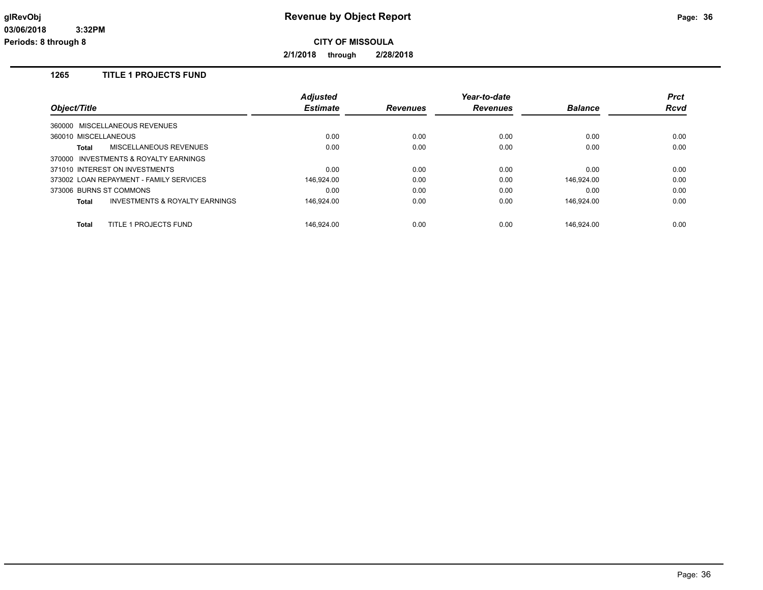# Revenue by Object Report

glRevObj
03/06/2018 3:32PM
Periods: 8 through 8

**CITY OF MISSOULA**

**2/1/2018 through 2/28/2018**

## 1265 TITLE 1 PROJECTS FUND

| Object/Title | Adjusted Estimate | Revenues | Year-to-date Revenues | Balance | Prct Rcvd |
|---|---|---|---|---|---|
| 360000 MISCELLANEOUS REVENUES | | | | | |
| 360010 MISCELLANEOUS | 0.00 | 0.00 | 0.00 | 0.00 | 0.00 |
| **Total** MISCELLANEOUS REVENUES | 0.00 | 0.00 | 0.00 | 0.00 | 0.00 |
| 370000 INVESTMENTS & ROYALTY EARNINGS | | | | | |
| 371010 INTEREST ON INVESTMENTS | 0.00 | 0.00 | 0.00 | 0.00 | 0.00 |
| 373002 LOAN REPAYMENT - FAMILY SERVICES | 146,924.00 | 0.00 | 0.00 | 146,924.00 | 0.00 |
| 373006 BURNS ST COMMONS | 0.00 | 0.00 | 0.00 | 0.00 | 0.00 |
| **Total** INVESTMENTS & ROYALTY EARNINGS | 146,924.00 | 0.00 | 0.00 | 146,924.00 | 0.00 |
| **Total** TITLE 1 PROJECTS FUND | 146,924.00 | 0.00 | 0.00 | 146,924.00 | 0.00 |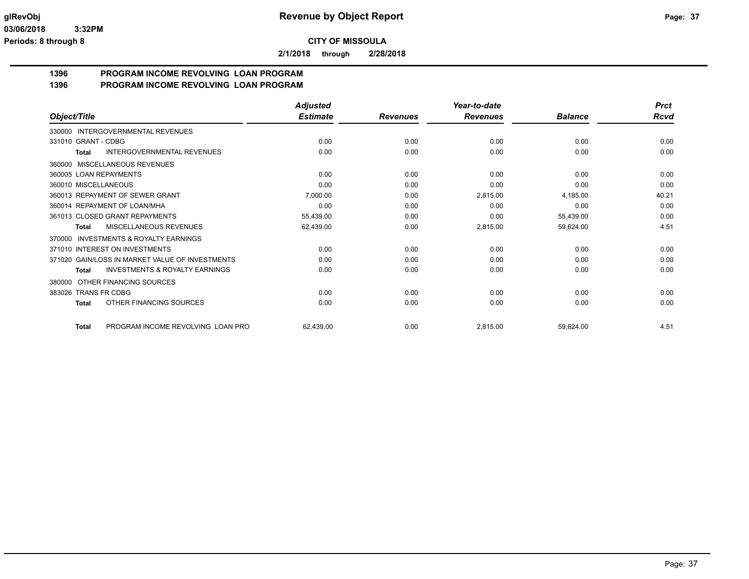**CITY OF MISSOULA**

**2/1/2018 through 2/28/2018**

## 1396 PROGRAM INCOME REVOLVING LOAN PROGRAM
## 1396 PROGRAM INCOME REVOLVING LOAN PROGRAM

| Object/Title | Adjusted Estimate | Revenues | Year-to-date Revenues | Balance | Prct Rcvd |
|---|---|---|---|---|---|
| 330000 INTERGOVERNMENTAL REVENUES | | | | | |
| 331010 GRANT - CDBG | 0.00 | 0.00 | 0.00 | 0.00 | 0.00 |
| **Total** INTERGOVERNMENTAL REVENUES | 0.00 | 0.00 | 0.00 | 0.00 | 0.00 |
| 360000 MISCELLANEOUS REVENUES | | | | | |
| 360005 LOAN REPAYMENTS | 0.00 | 0.00 | 0.00 | 0.00 | 0.00 |
| 360010 MISCELLANEOUS | 0.00 | 0.00 | 0.00 | 0.00 | 0.00 |
| 360013 REPAYMENT OF SEWER GRANT | 7,000.00 | 0.00 | 2,815.00 | 4,185.00 | 40.21 |
| 360014 REPAYMENT OF LOAN/MHA | 0.00 | 0.00 | 0.00 | 0.00 | 0.00 |
| 361013 CLOSED GRANT REPAYMENTS | 55,439.00 | 0.00 | 0.00 | 55,439.00 | 0.00 |
| **Total** MISCELLANEOUS REVENUES | 62,439.00 | 0.00 | 2,815.00 | 59,624.00 | 4.51 |
| 370000 INVESTMENTS & ROYALTY EARNINGS | | | | | |
| 371010 INTEREST ON INVESTMENTS | 0.00 | 0.00 | 0.00 | 0.00 | 0.00 |
| 371020 GAIN/LOSS IN MARKET VALUE OF INVESTMENTS | 0.00 | 0.00 | 0.00 | 0.00 | 0.00 |
| **Total** INVESTMENTS & ROYALTY EARNINGS | 0.00 | 0.00 | 0.00 | 0.00 | 0.00 |
| 380000 OTHER FINANCING SOURCES | | | | | |
| 383026 TRANS FR CDBG | 0.00 | 0.00 | 0.00 | 0.00 | 0.00 |
| **Total** OTHER FINANCING SOURCES | 0.00 | 0.00 | 0.00 | 0.00 | 0.00 |
| **Total** PROGRAM INCOME REVOLVING LOAN PRO | 62,439.00 | 0.00 | 2,815.00 | 59,624.00 | 4.51 |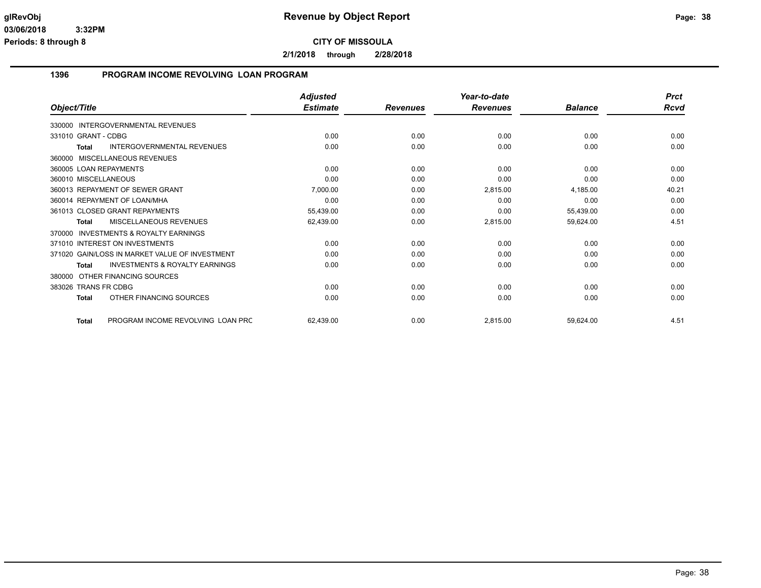# Revenue by Object Report

**CITY OF MISSOULA**

**2/1/2018 through 2/28/2018**

glRevObj
03/06/2018 3:32PM
Periods: 8 through 8

## 1396 PROGRAM INCOME REVOLVING LOAN PROGRAM

| Object/Title | Adjusted Estimate | Revenues | Year-to-date Revenues | Balance | Prct Rcvd |
|---|---|---|---|---|---|
| 330000 INTERGOVERNMENTAL REVENUES | | | | | |
| 331010 GRANT - CDBG | 0.00 | 0.00 | 0.00 | 0.00 | 0.00 |
| **Total** INTERGOVERNMENTAL REVENUES | 0.00 | 0.00 | 0.00 | 0.00 | 0.00 |
| 360000 MISCELLANEOUS REVENUES | | | | | |
| 360005 LOAN REPAYMENTS | 0.00 | 0.00 | 0.00 | 0.00 | 0.00 |
| 360010 MISCELLANEOUS | 0.00 | 0.00 | 0.00 | 0.00 | 0.00 |
| 360013 REPAYMENT OF SEWER GRANT | 7,000.00 | 0.00 | 2,815.00 | 4,185.00 | 40.21 |
| 360014 REPAYMENT OF LOAN/MHA | 0.00 | 0.00 | 0.00 | 0.00 | 0.00 |
| 361013 CLOSED GRANT REPAYMENTS | 55,439.00 | 0.00 | 0.00 | 55,439.00 | 0.00 |
| **Total** MISCELLANEOUS REVENUES | 62,439.00 | 0.00 | 2,815.00 | 59,624.00 | 4.51 |
| 370000 INVESTMENTS & ROYALTY EARNINGS | | | | | |
| 371010 INTEREST ON INVESTMENTS | 0.00 | 0.00 | 0.00 | 0.00 | 0.00 |
| 371020 GAIN/LOSS IN MARKET VALUE OF INVESTMENT | 0.00 | 0.00 | 0.00 | 0.00 | 0.00 |
| **Total** INVESTMENTS & ROYALTY EARNINGS | 0.00 | 0.00 | 0.00 | 0.00 | 0.00 |
| 380000 OTHER FINANCING SOURCES | | | | | |
| 383026 TRANS FR CDBG | 0.00 | 0.00 | 0.00 | 0.00 | 0.00 |
| **Total** OTHER FINANCING SOURCES | 0.00 | 0.00 | 0.00 | 0.00 | 0.00 |
| **Total** PROGRAM INCOME REVOLVING LOAN PRC | 62,439.00 | 0.00 | 2,815.00 | 59,624.00 | 4.51 |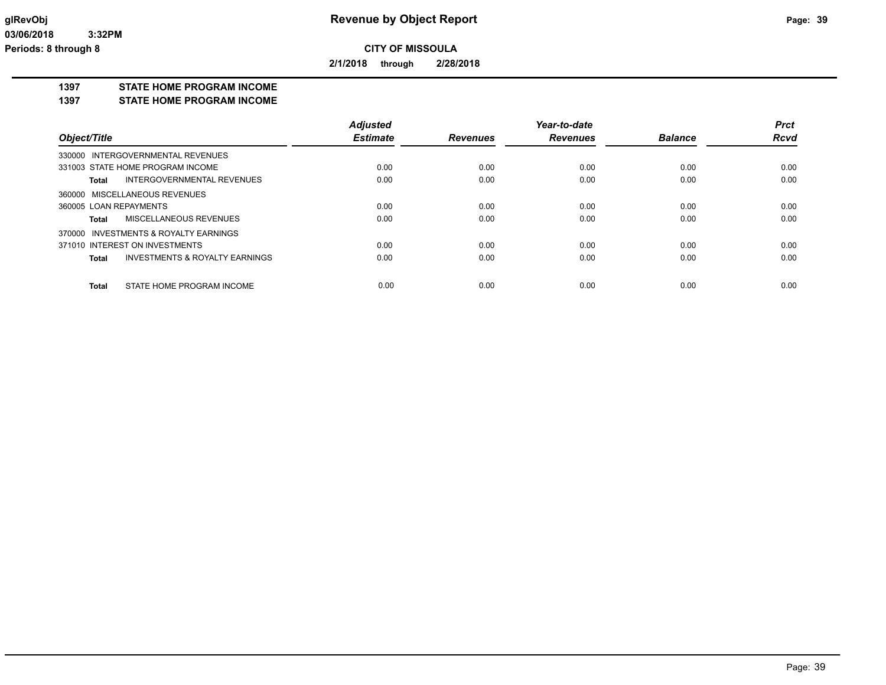**Revenue by Object Report**

**CITY OF MISSOULA**

**2/1/2018 through 2/28/2018**

glRevObj
03/06/2018 3:32PM
Periods: 8 through 8

## 1397 STATE HOME PROGRAM INCOME

## 1397 STATE HOME PROGRAM INCOME

| Object/Title | Adjusted Estimate | Revenues | Year-to-date Revenues | Balance | Prct Rcvd |
|---|---|---|---|---|---|
| 330000 INTERGOVERNMENTAL REVENUES | | | | | |
| 331003 STATE HOME PROGRAM INCOME | 0.00 | 0.00 | 0.00 | 0.00 | 0.00 |
| **Total** INTERGOVERNMENTAL REVENUES | 0.00 | 0.00 | 0.00 | 0.00 | 0.00 |
| 360000 MISCELLANEOUS REVENUES | | | | | |
| 360005 LOAN REPAYMENTS | 0.00 | 0.00 | 0.00 | 0.00 | 0.00 |
| **Total** MISCELLANEOUS REVENUES | 0.00 | 0.00 | 0.00 | 0.00 | 0.00 |
| 370000 INVESTMENTS & ROYALTY EARNINGS | | | | | |
| 371010 INTEREST ON INVESTMENTS | 0.00 | 0.00 | 0.00 | 0.00 | 0.00 |
| **Total** INVESTMENTS & ROYALTY EARNINGS | 0.00 | 0.00 | 0.00 | 0.00 | 0.00 |
| **Total** STATE HOME PROGRAM INCOME | 0.00 | 0.00 | 0.00 | 0.00 | 0.00 |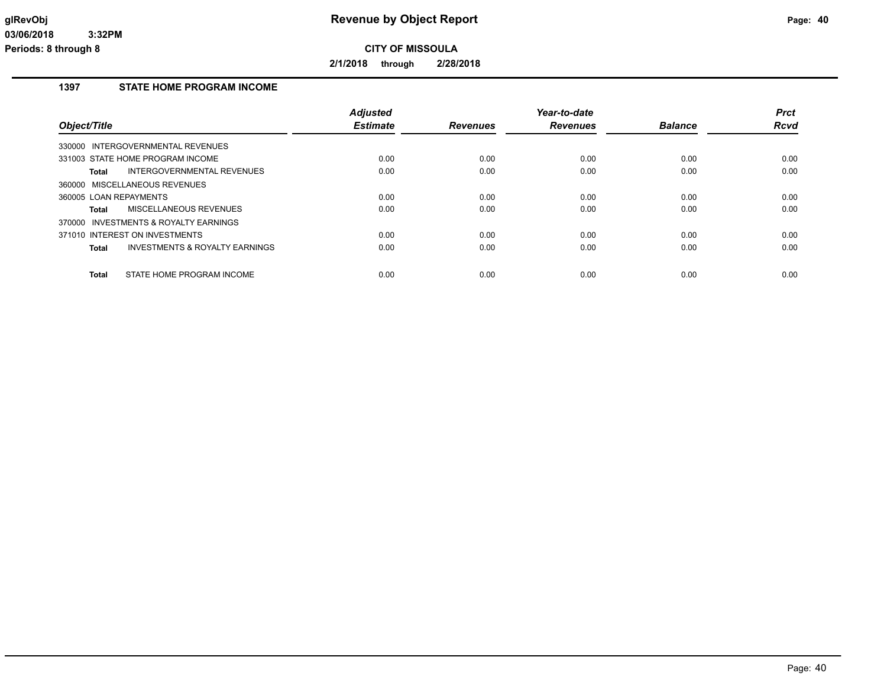# Revenue by Object Report

**CITY OF MISSOULA**

**2/1/2018 through 2/28/2018**

## 1397 STATE HOME PROGRAM INCOME

| Object/Title | Adjusted Estimate | Revenues | Year-to-date Revenues | Balance | Prct Rcvd |
|---|---|---|---|---|---|
| 330000 INTERGOVERNMENTAL REVENUES | | | | | |
| 331003 STATE HOME PROGRAM INCOME | 0.00 | 0.00 | 0.00 | 0.00 | 0.00 |
| **Total** INTERGOVERNMENTAL REVENUES | 0.00 | 0.00 | 0.00 | 0.00 | 0.00 |
| 360000 MISCELLANEOUS REVENUES | | | | | |
| 360005 LOAN REPAYMENTS | 0.00 | 0.00 | 0.00 | 0.00 | 0.00 |
| **Total** MISCELLANEOUS REVENUES | 0.00 | 0.00 | 0.00 | 0.00 | 0.00 |
| 370000 INVESTMENTS & ROYALTY EARNINGS | | | | | |
| 371010 INTEREST ON INVESTMENTS | 0.00 | 0.00 | 0.00 | 0.00 | 0.00 |
| **Total** INVESTMENTS & ROYALTY EARNINGS | 0.00 | 0.00 | 0.00 | 0.00 | 0.00 |
| **Total** STATE HOME PROGRAM INCOME | 0.00 | 0.00 | 0.00 | 0.00 | 0.00 |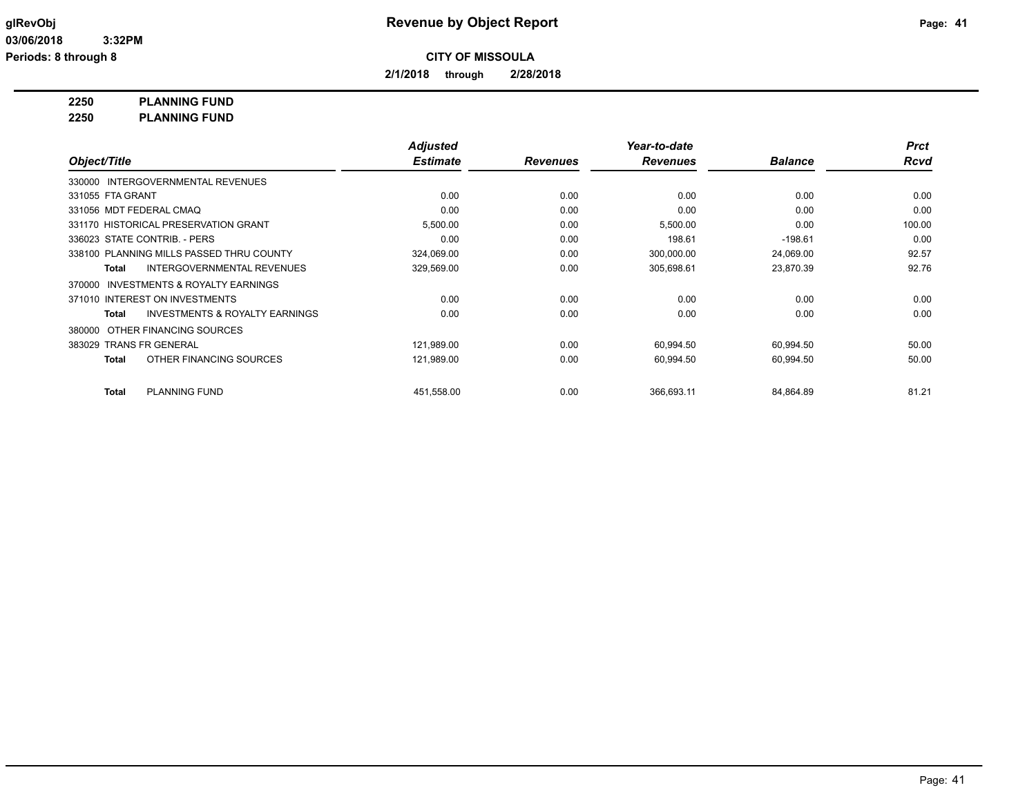**glRevObj** | **Revenue by Object Report**

**03/06/2018 3:32PM**

**Periods: 8 through 8**

**CITY OF MISSOULA**

**2/1/2018 through 2/28/2018**

**2250 PLANNING FUND**

**2250 PLANNING FUND**

| Object/Title | Adjusted Estimate | Revenues | Year-to-date Revenues | Balance | Prct Rcvd |
|---|---|---|---|---|---|
| 330000 INTERGOVERNMENTAL REVENUES | | | | | |
| 331055 FTA GRANT | 0.00 | 0.00 | 0.00 | 0.00 | 0.00 |
| 331056 MDT FEDERAL CMAQ | 0.00 | 0.00 | 0.00 | 0.00 | 0.00 |
| 331170 HISTORICAL PRESERVATION GRANT | 5,500.00 | 0.00 | 5,500.00 | 0.00 | 100.00 |
| 336023 STATE CONTRIB. - PERS | 0.00 | 0.00 | 198.61 | -198.61 | 0.00 |
| 338100 PLANNING MILLS PASSED THRU COUNTY | 324,069.00 | 0.00 | 300,000.00 | 24,069.00 | 92.57 |
| **Total** INTERGOVERNMENTAL REVENUES | 329,569.00 | 0.00 | 305,698.61 | 23,870.39 | 92.76 |
| 370000 INVESTMENTS & ROYALTY EARNINGS | | | | | |
| 371010 INTEREST ON INVESTMENTS | 0.00 | 0.00 | 0.00 | 0.00 | 0.00 |
| **Total** INVESTMENTS & ROYALTY EARNINGS | 0.00 | 0.00 | 0.00 | 0.00 | 0.00 |
| 380000 OTHER FINANCING SOURCES | | | | | |
| 383029 TRANS FR GENERAL | 121,989.00 | 0.00 | 60,994.50 | 60,994.50 | 50.00 |
| **Total** OTHER FINANCING SOURCES | 121,989.00 | 0.00 | 60,994.50 | 60,994.50 | 50.00 |
| **Total** PLANNING FUND | 451,558.00 | 0.00 | 366,693.11 | 84,864.89 | 81.21 |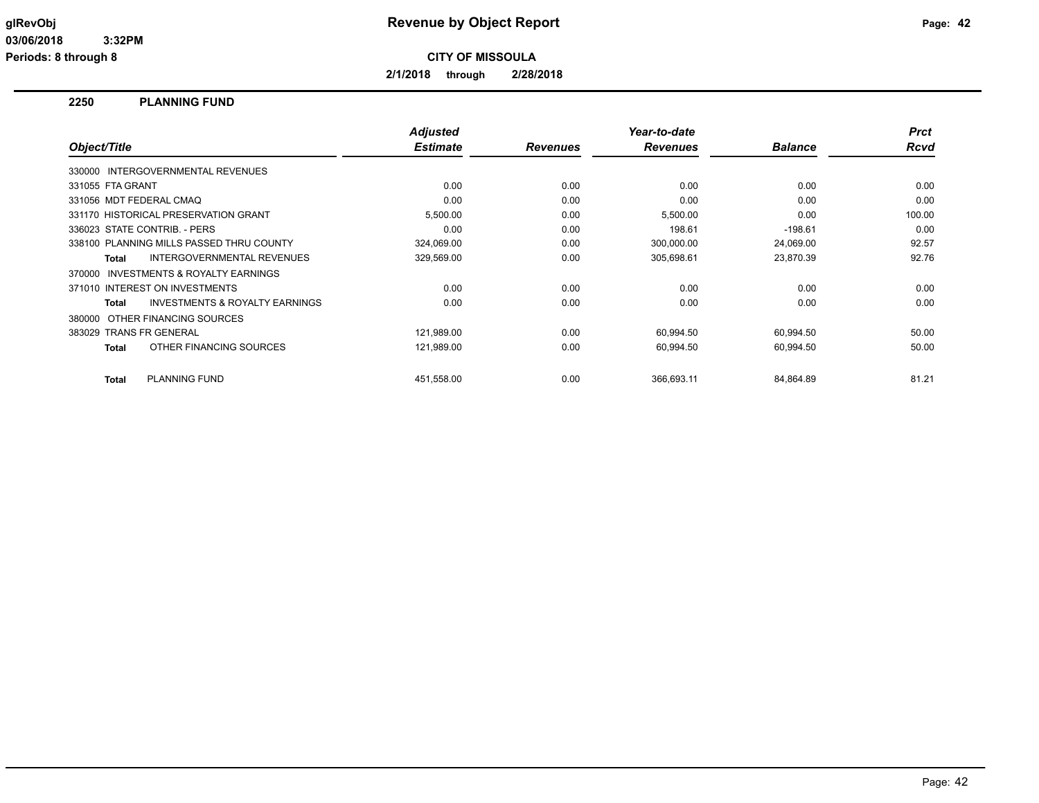# Revenue by Object Report

glRevObj
03/06/2018 3:32PM
Periods: 8 through 8

**CITY OF MISSOULA**

**2/1/2018 through 2/28/2018**

## 2250 PLANNING FUND

| Object/Title | Adjusted Estimate | Revenues | Year-to-date Revenues | Balance | Prct Rcvd |
|---|---|---|---|---|---|
| 330000 INTERGOVERNMENTAL REVENUES | | | | | |
| 331055 FTA GRANT | 0.00 | 0.00 | 0.00 | 0.00 | 0.00 |
| 331056 MDT FEDERAL CMAQ | 0.00 | 0.00 | 0.00 | 0.00 | 0.00 |
| 331170 HISTORICAL PRESERVATION GRANT | 5,500.00 | 0.00 | 5,500.00 | 0.00 | 100.00 |
| 336023 STATE CONTRIB. - PERS | 0.00 | 0.00 | 198.61 | -198.61 | 0.00 |
| 338100 PLANNING MILLS PASSED THRU COUNTY | 324,069.00 | 0.00 | 300,000.00 | 24,069.00 | 92.57 |
| **Total** INTERGOVERNMENTAL REVENUES | 329,569.00 | 0.00 | 305,698.61 | 23,870.39 | 92.76 |
| 370000 INVESTMENTS & ROYALTY EARNINGS | | | | | |
| 371010 INTEREST ON INVESTMENTS | 0.00 | 0.00 | 0.00 | 0.00 | 0.00 |
| **Total** INVESTMENTS & ROYALTY EARNINGS | 0.00 | 0.00 | 0.00 | 0.00 | 0.00 |
| 380000 OTHER FINANCING SOURCES | | | | | |
| 383029 TRANS FR GENERAL | 121,989.00 | 0.00 | 60,994.50 | 60,994.50 | 50.00 |
| **Total** OTHER FINANCING SOURCES | 121,989.00 | 0.00 | 60,994.50 | 60,994.50 | 50.00 |
| **Total** PLANNING FUND | 451,558.00 | 0.00 | 366,693.11 | 84,864.89 | 81.21 |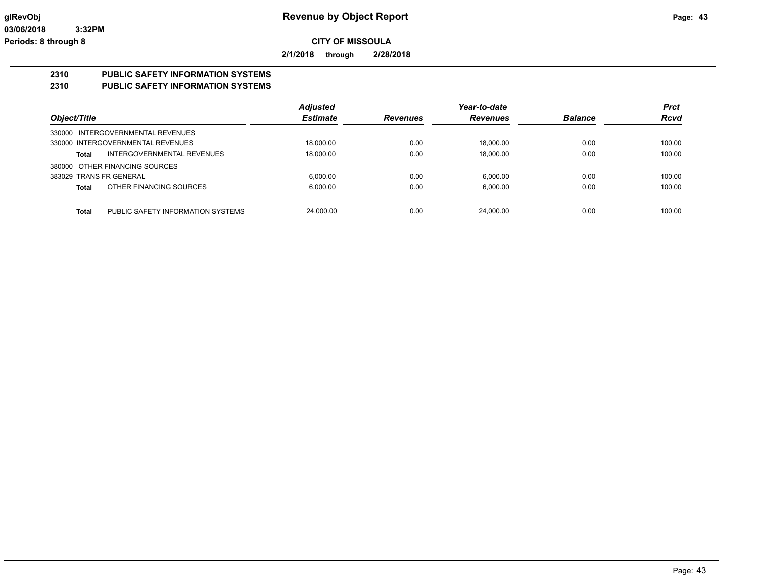# Revenue by Object Report

**CITY OF MISSOULA**

**2/1/2018 through 2/28/2018**

glRevObj
03/06/2018 3:32PM
Periods: 8 through 8

## 2310 PUBLIC SAFETY INFORMATION SYSTEMS
## 2310 PUBLIC SAFETY INFORMATION SYSTEMS

| Object/Title | Adjusted Estimate | Revenues | Year-to-date Revenues | Balance | Prct Rcvd |
|---|---|---|---|---|---|
| 330000 INTERGOVERNMENTAL REVENUES | | | | | |
| 330000 INTERGOVERNMENTAL REVENUES | 18,000.00 | 0.00 | 18,000.00 | 0.00 | 100.00 |
| **Total** INTERGOVERNMENTAL REVENUES | 18,000.00 | 0.00 | 18,000.00 | 0.00 | 100.00 |
| 380000 OTHER FINANCING SOURCES | | | | | |
| 383029 TRANS FR GENERAL | 6,000.00 | 0.00 | 6,000.00 | 0.00 | 100.00 |
| **Total** OTHER FINANCING SOURCES | 6,000.00 | 0.00 | 6,000.00 | 0.00 | 100.00 |
| **Total** PUBLIC SAFETY INFORMATION SYSTEMS | 24,000.00 | 0.00 | 24,000.00 | 0.00 | 100.00 |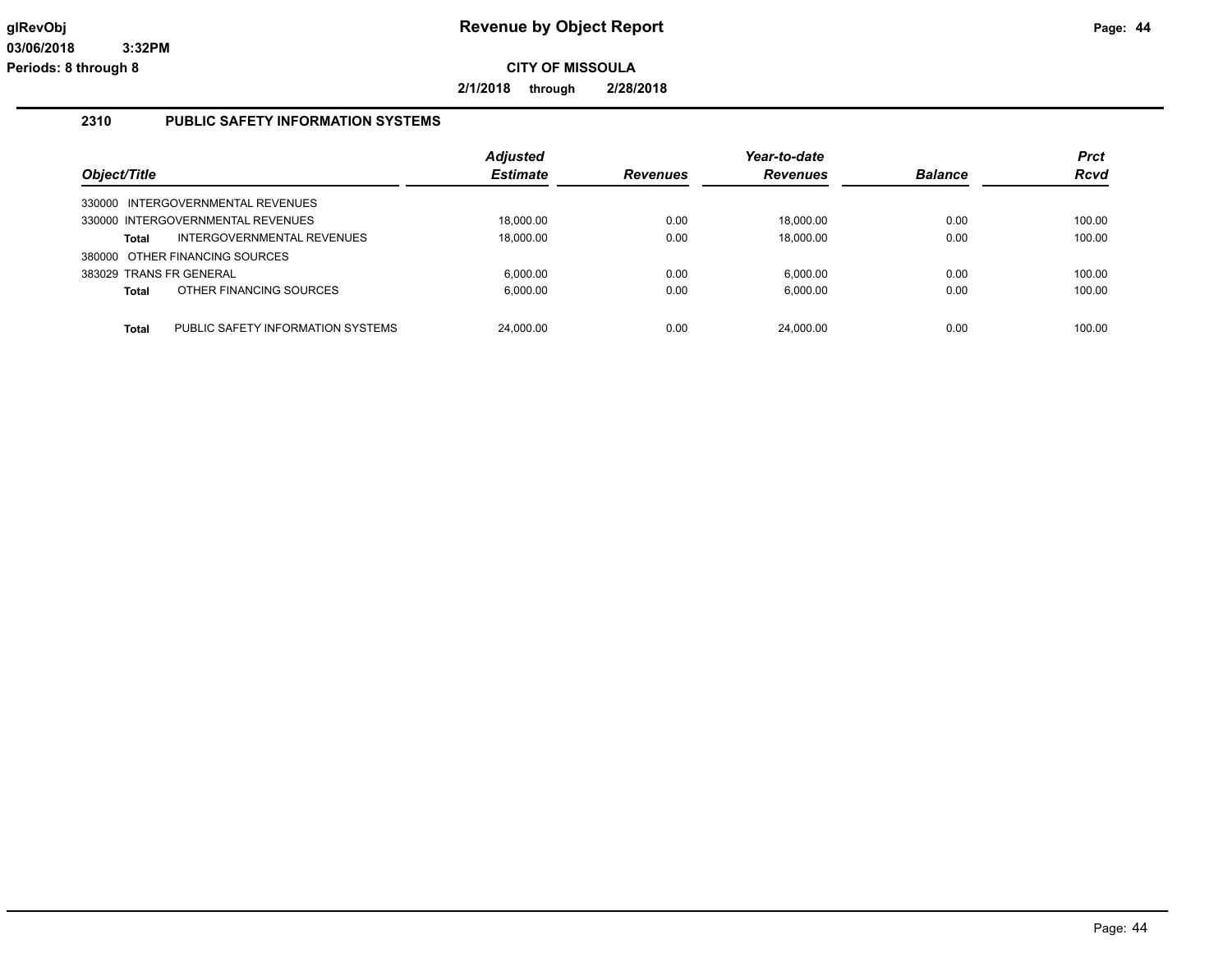**glRevObj** — Revenue by Object Report

03/06/2018 3:32PM

Periods: 8 through 8

**CITY OF MISSOULA**

**2/1/2018 through 2/28/2018**

## 2310 PUBLIC SAFETY INFORMATION SYSTEMS

| Object/Title | | Adjusted Estimate | Revenues | Year-to-date Revenues | Balance | Prct Rcvd |
|---|---|---|---|---|---|---|
| 330000 INTERGOVERNMENTAL REVENUES | | | | | | |
| 330000 INTERGOVERNMENTAL REVENUES | | 18,000.00 | 0.00 | 18,000.00 | 0.00 | 100.00 |
| **Total** | INTERGOVERNMENTAL REVENUES | 18,000.00 | 0.00 | 18,000.00 | 0.00 | 100.00 |
| 380000 OTHER FINANCING SOURCES | | | | | | |
| 383029 TRANS FR GENERAL | | 6,000.00 | 0.00 | 6,000.00 | 0.00 | 100.00 |
| **Total** | OTHER FINANCING SOURCES | 6,000.00 | 0.00 | 6,000.00 | 0.00 | 100.00 |
| **Total** | PUBLIC SAFETY INFORMATION SYSTEMS | 24,000.00 | 0.00 | 24,000.00 | 0.00 | 100.00 |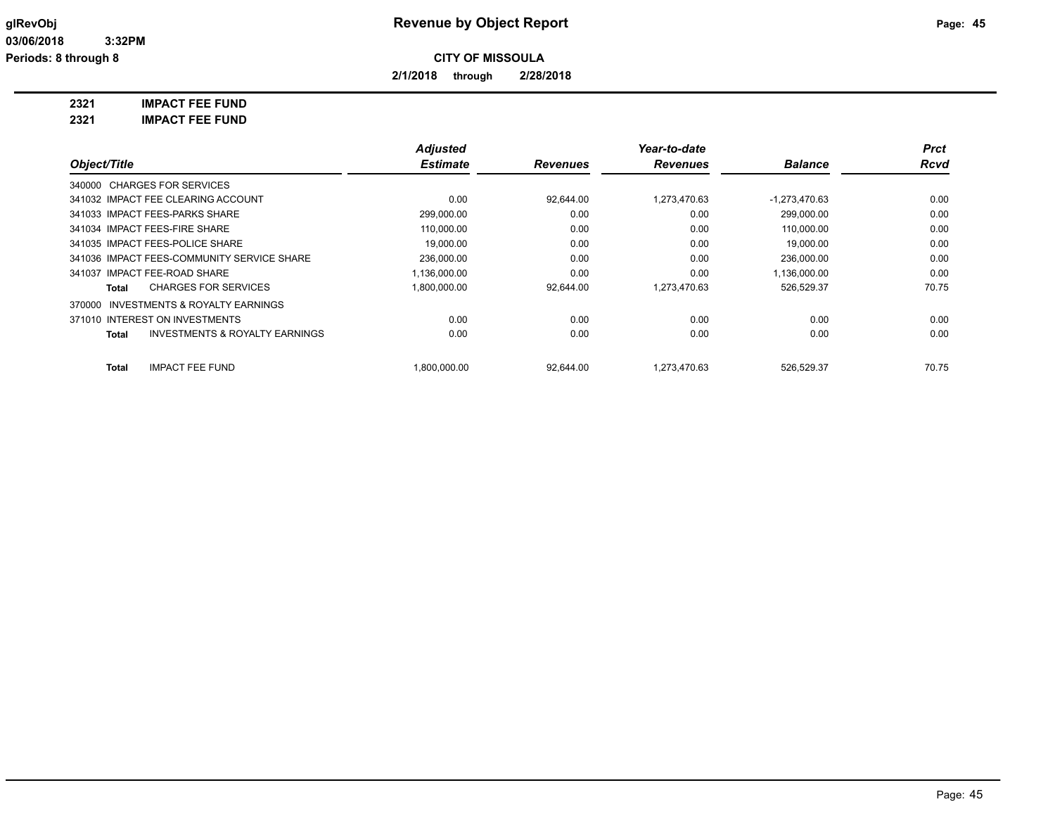**Revenue by Object Report**

**CITY OF MISSOULA**

**2/1/2018 through 2/28/2018**

glRevObj
03/06/2018 3:32PM
Periods: 8 through 8

**2321 IMPACT FEE FUND**

**2321 IMPACT FEE FUND**

| Object/Title | Adjusted Estimate | Revenues | Year-to-date Revenues | Balance | Prct Rcvd |
|---|---|---|---|---|---|
| 340000 CHARGES FOR SERVICES | | | | | |
| 341032 IMPACT FEE CLEARING ACCOUNT | 0.00 | 92,644.00 | 1,273,470.63 | -1,273,470.63 | 0.00 |
| 341033 IMPACT FEES-PARKS SHARE | 299,000.00 | 0.00 | 0.00 | 299,000.00 | 0.00 |
| 341034 IMPACT FEES-FIRE SHARE | 110,000.00 | 0.00 | 0.00 | 110,000.00 | 0.00 |
| 341035 IMPACT FEES-POLICE SHARE | 19,000.00 | 0.00 | 0.00 | 19,000.00 | 0.00 |
| 341036 IMPACT FEES-COMMUNITY SERVICE SHARE | 236,000.00 | 0.00 | 0.00 | 236,000.00 | 0.00 |
| 341037 IMPACT FEE-ROAD SHARE | 1,136,000.00 | 0.00 | 0.00 | 1,136,000.00 | 0.00 |
| **Total** CHARGES FOR SERVICES | 1,800,000.00 | 92,644.00 | 1,273,470.63 | 526,529.37 | 70.75 |
| 370000 INVESTMENTS & ROYALTY EARNINGS | | | | | |
| 371010 INTEREST ON INVESTMENTS | 0.00 | 0.00 | 0.00 | 0.00 | 0.00 |
| **Total** INVESTMENTS & ROYALTY EARNINGS | 0.00 | 0.00 | 0.00 | 0.00 | 0.00 |
| **Total** IMPACT FEE FUND | 1,800,000.00 | 92,644.00 | 1,273,470.63 | 526,529.37 | 70.75 |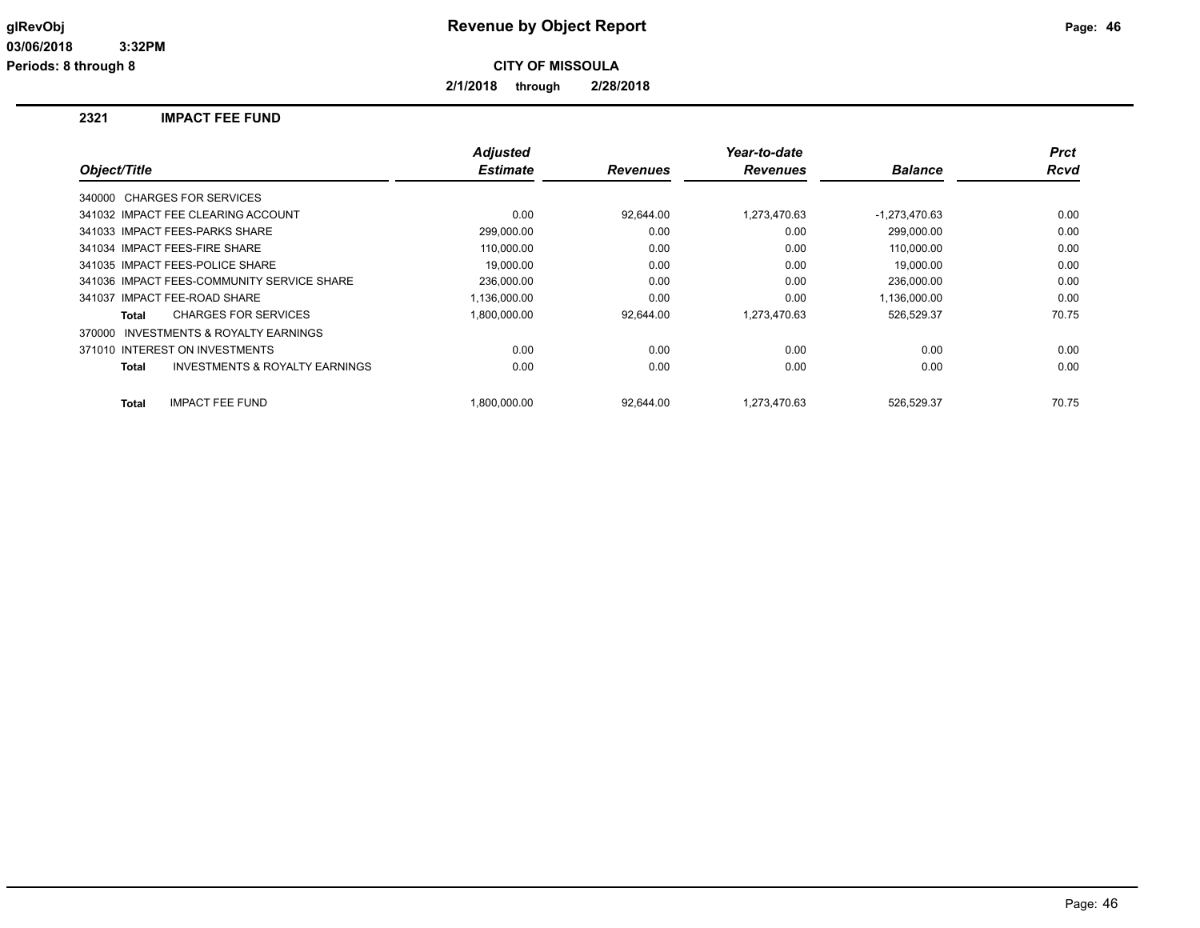**glRevObj** **Revenue by Object Report**

**03/06/2018 3:32PM**

**Periods: 8 through 8**

**CITY OF MISSOULA**

**2/1/2018 through 2/28/2018**

## 2321 IMPACT FEE FUND

| Object/Title | Adjusted Estimate | Revenues | Year-to-date Revenues | Balance | Prct Rcvd |
|---|---|---|---|---|---|
| 340000 CHARGES FOR SERVICES | | | | | |
| 341032 IMPACT FEE CLEARING ACCOUNT | 0.00 | 92,644.00 | 1,273,470.63 | -1,273,470.63 | 0.00 |
| 341033 IMPACT FEES-PARKS SHARE | 299,000.00 | 0.00 | 0.00 | 299,000.00 | 0.00 |
| 341034 IMPACT FEES-FIRE SHARE | 110,000.00 | 0.00 | 0.00 | 110,000.00 | 0.00 |
| 341035 IMPACT FEES-POLICE SHARE | 19,000.00 | 0.00 | 0.00 | 19,000.00 | 0.00 |
| 341036 IMPACT FEES-COMMUNITY SERVICE SHARE | 236,000.00 | 0.00 | 0.00 | 236,000.00 | 0.00 |
| 341037 IMPACT FEE-ROAD SHARE | 1,136,000.00 | 0.00 | 0.00 | 1,136,000.00 | 0.00 |
| **Total** CHARGES FOR SERVICES | 1,800,000.00 | 92,644.00 | 1,273,470.63 | 526,529.37 | 70.75 |
| 370000 INVESTMENTS & ROYALTY EARNINGS | | | | | |
| 371010 INTEREST ON INVESTMENTS | 0.00 | 0.00 | 0.00 | 0.00 | 0.00 |
| **Total** INVESTMENTS & ROYALTY EARNINGS | 0.00 | 0.00 | 0.00 | 0.00 | 0.00 |
| **Total** IMPACT FEE FUND | 1,800,000.00 | 92,644.00 | 1,273,470.63 | 526,529.37 | 70.75 |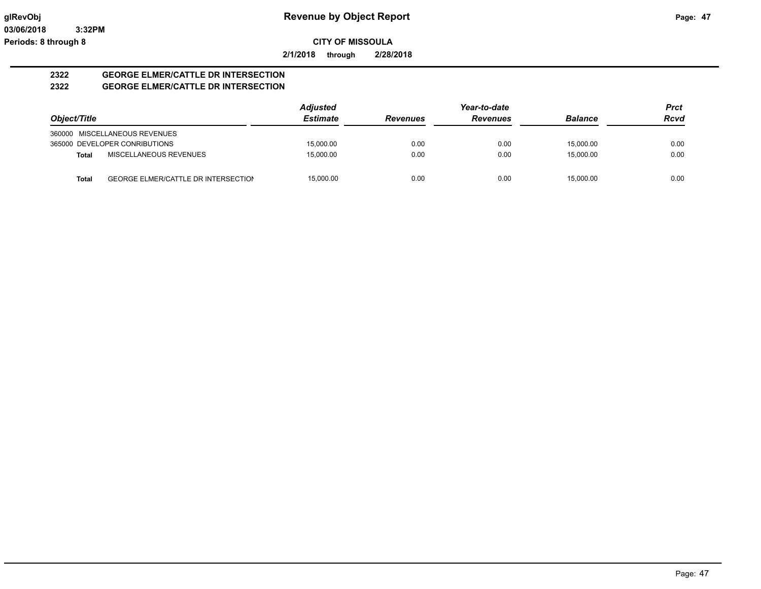**glRevObj**
**03/06/2018 3:32PM**
**Periods: 8 through 8**

# Revenue by Object Report

**CITY OF MISSOULA**

**2/1/2018 through 2/28/2018**

## 2322 GEORGE ELMER/CATTLE DR INTERSECTION
## 2322 GEORGE ELMER/CATTLE DR INTERSECTION

| Object/Title | | Adjusted Estimate | Revenues | Year-to-date Revenues | Balance | Prct Rcvd |
|---|---|---|---|---|---|---|
| 360000 MISCELLANEOUS REVENUES | | | | | | |
| 365000 DEVELOPER CONRIBUTIONS | | 15,000.00 | 0.00 | 0.00 | 15,000.00 | 0.00 |
| **Total** | MISCELLANEOUS REVENUES | 15,000.00 | 0.00 | 0.00 | 15,000.00 | 0.00 |
| **Total** | GEORGE ELMER/CATTLE DR INTERSECTION | 15,000.00 | 0.00 | 0.00 | 15,000.00 | 0.00 |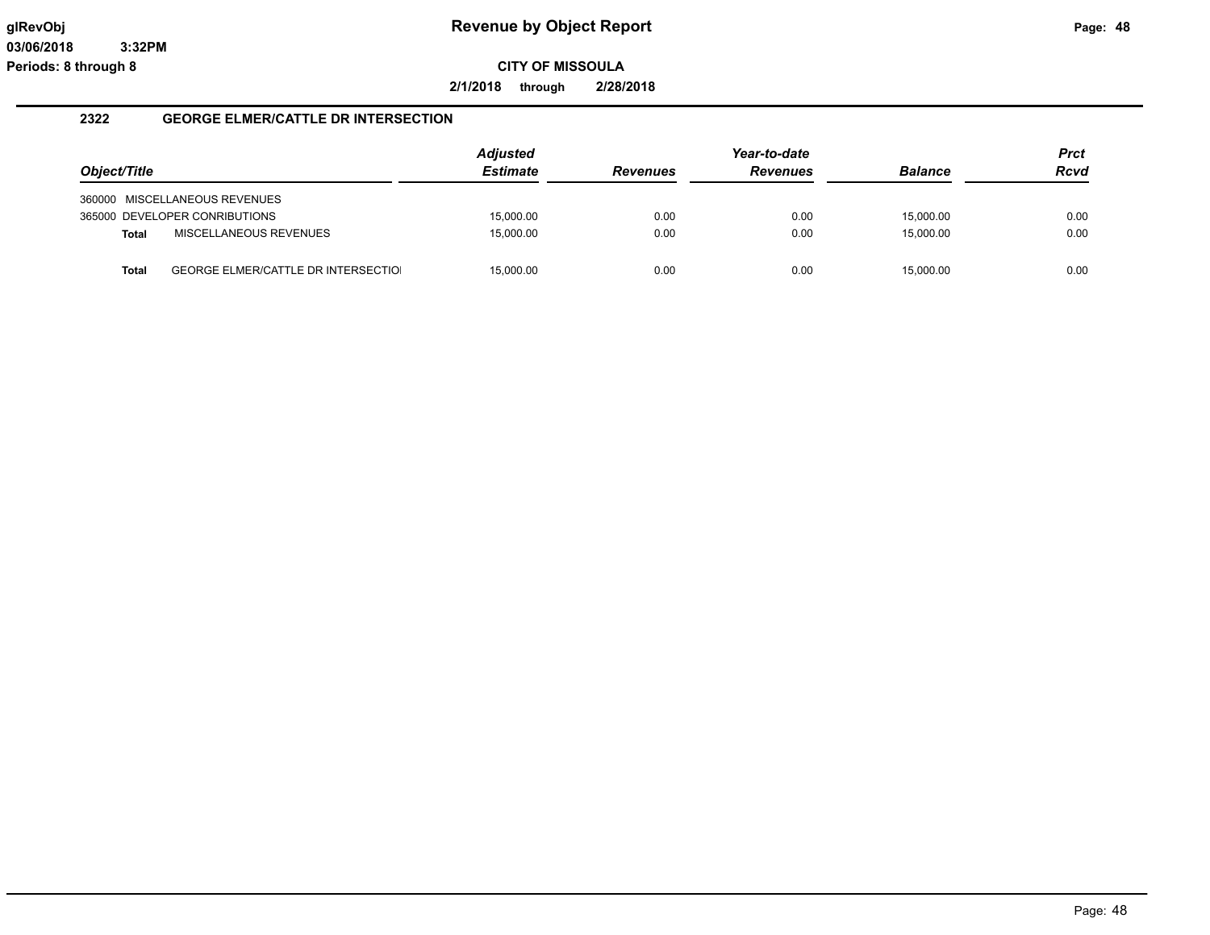# Revenue by Object Report

**CITY OF MISSOULA**

**2/1/2018 through 2/28/2018**

glRevObj
03/06/2018 3:32PM
Periods: 8 through 8

## 2322 GEORGE ELMER/CATTLE DR INTERSECTION

| Object/Title | | Adjusted Estimate | Revenues | Year-to-date Revenues | Balance | Prct Rcvd |
|---|---|---|---|---|---|---|
| 360000 | MISCELLANEOUS REVENUES | | | | | |
| 365000 | DEVELOPER CONRIBUTIONS | 15,000.00 | 0.00 | 0.00 | 15,000.00 | 0.00 |
| **Total** | MISCELLANEOUS REVENUES | 15,000.00 | 0.00 | 0.00 | 15,000.00 | 0.00 |
| **Total** | GEORGE ELMER/CATTLE DR INTERSECTIO | 15,000.00 | 0.00 | 0.00 | 15,000.00 | 0.00 |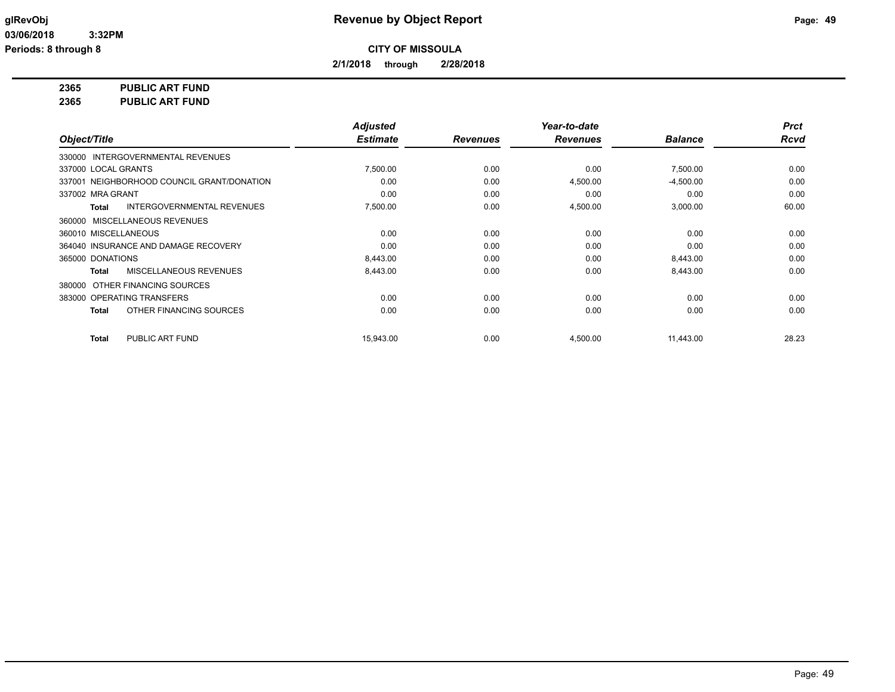**Revenue by Object Report**

**CITY OF MISSOULA**

**2/1/2018 through 2/28/2018**

glRevObj
03/06/2018 3:32PM
Periods: 8 through 8

**2365 PUBLIC ART FUND**
**2365 PUBLIC ART FUND**

| Object/Title | Adjusted Estimate | Revenues | Year-to-date Revenues | Balance | Prct Rcvd |
|---|---|---|---|---|---|
| 330000 INTERGOVERNMENTAL REVENUES | | | | | |
| 337000 LOCAL GRANTS | 7,500.00 | 0.00 | 0.00 | 7,500.00 | 0.00 |
| 337001 NEIGHBORHOOD COUNCIL GRANT/DONATION | 0.00 | 0.00 | 4,500.00 | -4,500.00 | 0.00 |
| 337002 MRA GRANT | 0.00 | 0.00 | 0.00 | 0.00 | 0.00 |
| **Total** INTERGOVERNMENTAL REVENUES | 7,500.00 | 0.00 | 4,500.00 | 3,000.00 | 60.00 |
| 360000 MISCELLANEOUS REVENUES | | | | | |
| 360010 MISCELLANEOUS | 0.00 | 0.00 | 0.00 | 0.00 | 0.00 |
| 364040 INSURANCE AND DAMAGE RECOVERY | 0.00 | 0.00 | 0.00 | 0.00 | 0.00 |
| 365000 DONATIONS | 8,443.00 | 0.00 | 0.00 | 8,443.00 | 0.00 |
| **Total** MISCELLANEOUS REVENUES | 8,443.00 | 0.00 | 0.00 | 8,443.00 | 0.00 |
| 380000 OTHER FINANCING SOURCES | | | | | |
| 383000 OPERATING TRANSFERS | 0.00 | 0.00 | 0.00 | 0.00 | 0.00 |
| **Total** OTHER FINANCING SOURCES | 0.00 | 0.00 | 0.00 | 0.00 | 0.00 |
| **Total** PUBLIC ART FUND | 15,943.00 | 0.00 | 4,500.00 | 11,443.00 | 28.23 |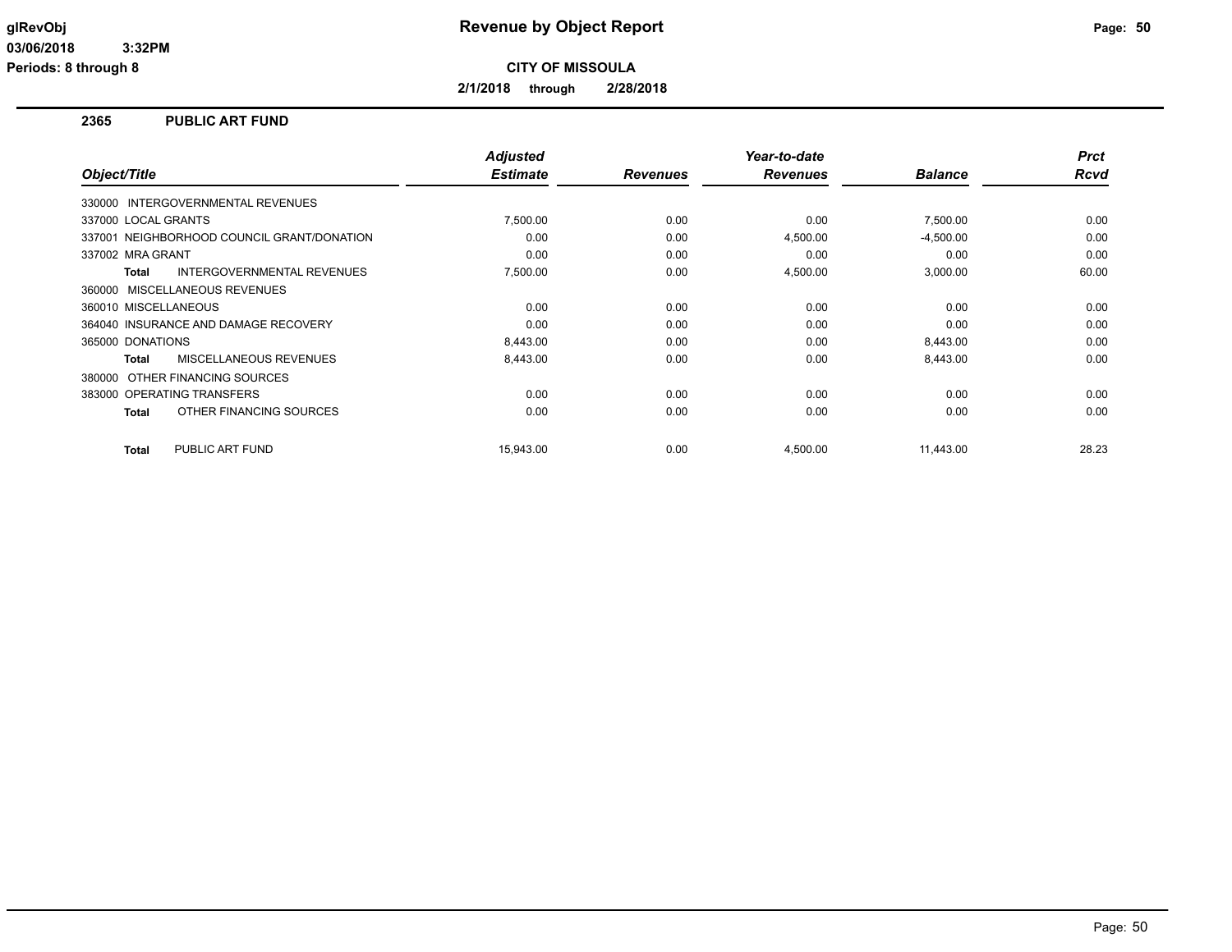# Revenue by Object Report

**CITY OF MISSOULA**

**2/1/2018 through 2/28/2018**

glRevObj
03/06/2018 3:32PM
Periods: 8 through 8

## 2365 PUBLIC ART FUND

| Object/Title | Adjusted Estimate | Revenues | Year-to-date Revenues | Balance | Prct Rcvd |
|---|---|---|---|---|---|
| 330000 INTERGOVERNMENTAL REVENUES | | | | | |
| 337000 LOCAL GRANTS | 7,500.00 | 0.00 | 0.00 | 7,500.00 | 0.00 |
| 337001 NEIGHBORHOOD COUNCIL GRANT/DONATION | 0.00 | 0.00 | 4,500.00 | -4,500.00 | 0.00 |
| 337002 MRA GRANT | 0.00 | 0.00 | 0.00 | 0.00 | 0.00 |
| **Total** INTERGOVERNMENTAL REVENUES | 7,500.00 | 0.00 | 4,500.00 | 3,000.00 | 60.00 |
| 360000 MISCELLANEOUS REVENUES | | | | | |
| 360010 MISCELLANEOUS | 0.00 | 0.00 | 0.00 | 0.00 | 0.00 |
| 364040 INSURANCE AND DAMAGE RECOVERY | 0.00 | 0.00 | 0.00 | 0.00 | 0.00 |
| 365000 DONATIONS | 8,443.00 | 0.00 | 0.00 | 8,443.00 | 0.00 |
| **Total** MISCELLANEOUS REVENUES | 8,443.00 | 0.00 | 0.00 | 8,443.00 | 0.00 |
| 380000 OTHER FINANCING SOURCES | | | | | |
| 383000 OPERATING TRANSFERS | 0.00 | 0.00 | 0.00 | 0.00 | 0.00 |
| **Total** OTHER FINANCING SOURCES | 0.00 | 0.00 | 0.00 | 0.00 | 0.00 |
| **Total** PUBLIC ART FUND | 15,943.00 | 0.00 | 4,500.00 | 11,443.00 | 28.23 |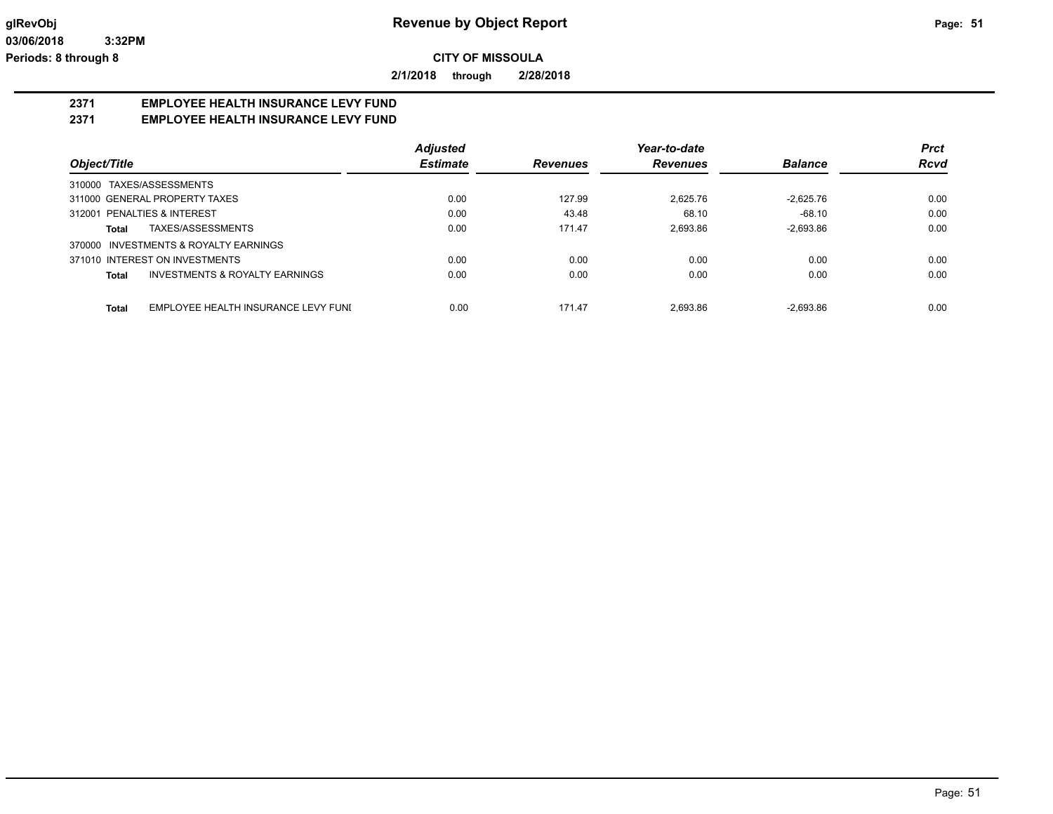# Revenue by Object Report

**CITY OF MISSOULA**

**2/1/2018 through 2/28/2018**

glRevObj
03/06/2018 3:32PM
Periods: 8 through 8

## 2371 EMPLOYEE HEALTH INSURANCE LEVY FUND
## 2371 EMPLOYEE HEALTH INSURANCE LEVY FUND

| Object/Title | | Adjusted Estimate | Revenues | Year-to-date Revenues | Balance | Prct Rcvd |
|---|---|---|---|---|---|---|
| 310000 TAXES/ASSESSMENTS | | | | | | |
| 311000 GENERAL PROPERTY TAXES | | 0.00 | 127.99 | 2,625.76 | -2,625.76 | 0.00 |
| 312001 PENALTIES & INTEREST | | 0.00 | 43.48 | 68.10 | -68.10 | 0.00 |
| **Total** | TAXES/ASSESSMENTS | 0.00 | 171.47 | 2,693.86 | -2,693.86 | 0.00 |
| 370000 INVESTMENTS & ROYALTY EARNINGS | | | | | | |
| 371010 INTEREST ON INVESTMENTS | | 0.00 | 0.00 | 0.00 | 0.00 | 0.00 |
| **Total** | INVESTMENTS & ROYALTY EARNINGS | 0.00 | 0.00 | 0.00 | 0.00 | 0.00 |
| **Total** | EMPLOYEE HEALTH INSURANCE LEVY FUNI | 0.00 | 171.47 | 2,693.86 | -2,693.86 | 0.00 |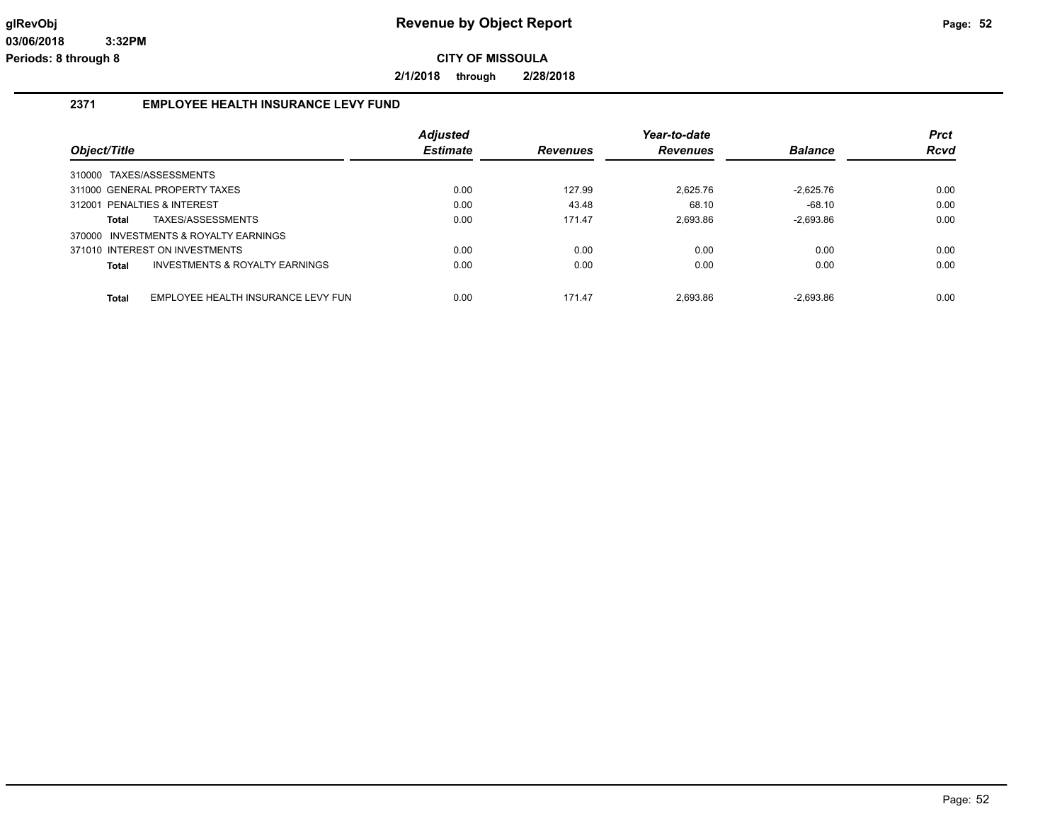# Revenue by Object Report

**CITY OF MISSOULA**

**2/1/2018 through 2/28/2018**

glRevObj
03/06/2018 3:32PM
Periods: 8 through 8

## 2371 EMPLOYEE HEALTH INSURANCE LEVY FUND

| Object/Title | | Adjusted Estimate | Revenues | Year-to-date Revenues | Balance | Prct Rcvd |
|---|---|---|---|---|---|---|
| 310000 TAXES/ASSESSMENTS | | | | | | |
| 311000 GENERAL PROPERTY TAXES | | 0.00 | 127.99 | 2,625.76 | -2,625.76 | 0.00 |
| 312001 PENALTIES & INTEREST | | 0.00 | 43.48 | 68.10 | -68.10 | 0.00 |
| **Total** | TAXES/ASSESSMENTS | 0.00 | 171.47 | 2,693.86 | -2,693.86 | 0.00 |
| 370000 INVESTMENTS & ROYALTY EARNINGS | | | | | | |
| 371010 INTEREST ON INVESTMENTS | | 0.00 | 0.00 | 0.00 | 0.00 | 0.00 |
| **Total** | INVESTMENTS & ROYALTY EARNINGS | 0.00 | 0.00 | 0.00 | 0.00 | 0.00 |
| **Total** | EMPLOYEE HEALTH INSURANCE LEVY FUN | 0.00 | 171.47 | 2,693.86 | -2,693.86 | 0.00 |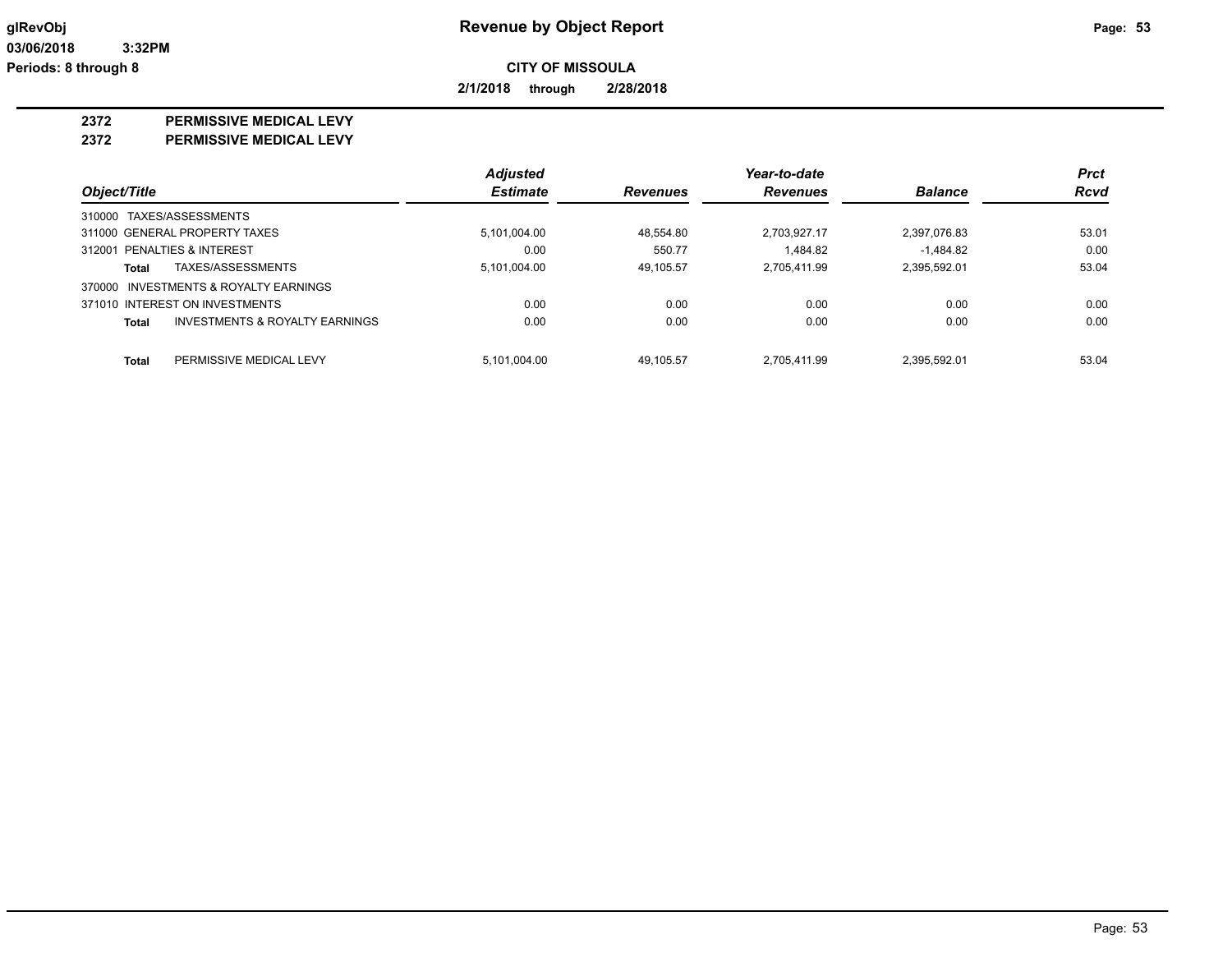# Revenue by Object Report

**CITY OF MISSOULA**

**2/1/2018 through 2/28/2018**

glRevObj
03/06/2018 3:32PM
Periods: 8 through 8

## 2372 PERMISSIVE MEDICAL LEVY
## 2372 PERMISSIVE MEDICAL LEVY

| Object/Title | | Adjusted Estimate | Revenues | Year-to-date Revenues | Balance | Prct Rcvd |
|---|---|---|---|---|---|---|
| 310000 TAXES/ASSESSMENTS | | | | | | |
| 311000 GENERAL PROPERTY TAXES | | 5,101,004.00 | 48,554.80 | 2,703,927.17 | 2,397,076.83 | 53.01 |
| 312001 PENALTIES & INTEREST | | 0.00 | 550.77 | 1,484.82 | -1,484.82 | 0.00 |
| **Total** | TAXES/ASSESSMENTS | 5,101,004.00 | 49,105.57 | 2,705,411.99 | 2,395,592.01 | 53.04 |
| 370000 INVESTMENTS & ROYALTY EARNINGS | | | | | | |
| 371010 INTEREST ON INVESTMENTS | | 0.00 | 0.00 | 0.00 | 0.00 | 0.00 |
| **Total** | INVESTMENTS & ROYALTY EARNINGS | 0.00 | 0.00 | 0.00 | 0.00 | 0.00 |
| **Total** | PERMISSIVE MEDICAL LEVY | 5,101,004.00 | 49,105.57 | 2,705,411.99 | 2,395,592.01 | 53.04 |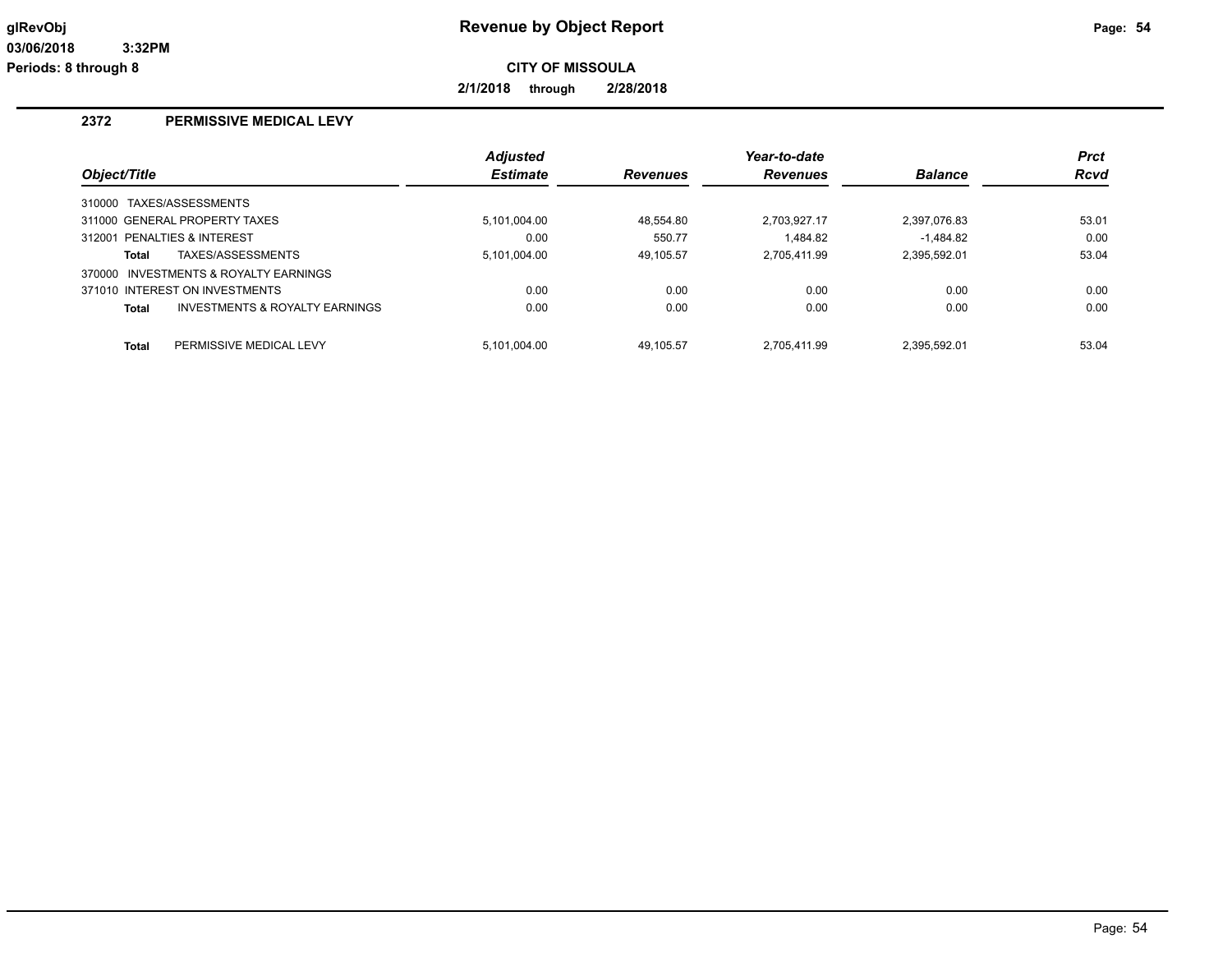# Revenue by Object Report

**CITY OF MISSOULA**

**2/1/2018 through 2/28/2018**

glRevObj
03/06/2018 3:32PM
Periods: 8 through 8

## 2372 PERMISSIVE MEDICAL LEVY

| Object/Title | Adjusted Estimate | Revenues | Year-to-date Revenues | Balance | Prct Rcvd |
|---|---|---|---|---|---|
| 310000 TAXES/ASSESSMENTS | | | | | |
| 311000 GENERAL PROPERTY TAXES | 5,101,004.00 | 48,554.80 | 2,703,927.17 | 2,397,076.83 | 53.01 |
| 312001 PENALTIES & INTEREST | 0.00 | 550.77 | 1,484.82 | -1,484.82 | 0.00 |
| **Total** TAXES/ASSESSMENTS | 5,101,004.00 | 49,105.57 | 2,705,411.99 | 2,395,592.01 | 53.04 |
| 370000 INVESTMENTS & ROYALTY EARNINGS | | | | | |
| 371010 INTEREST ON INVESTMENTS | 0.00 | 0.00 | 0.00 | 0.00 | 0.00 |
| **Total** INVESTMENTS & ROYALTY EARNINGS | 0.00 | 0.00 | 0.00 | 0.00 | 0.00 |
| **Total** PERMISSIVE MEDICAL LEVY | 5,101,004.00 | 49,105.57 | 2,705,411.99 | 2,395,592.01 | 53.04 |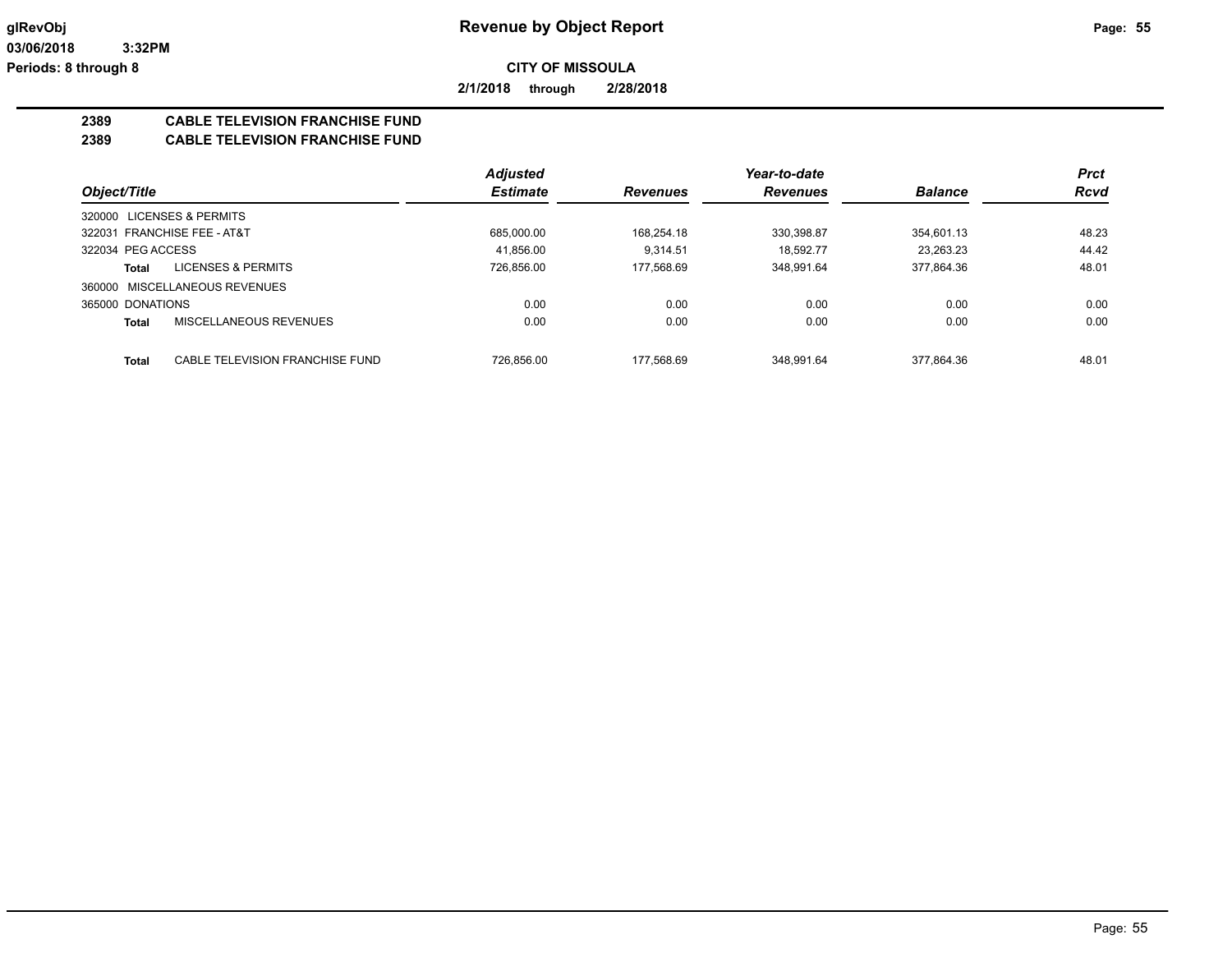**Revenue by Object Report**

**CITY OF MISSOULA**

**2/1/2018 through 2/28/2018**

glRevObj
03/06/2018 3:32PM
Periods: 8 through 8

## 2389 CABLE TELEVISION FRANCHISE FUND
## 2389 CABLE TELEVISION FRANCHISE FUND

| Object/Title | | Adjusted Estimate | Revenues | Year-to-date Revenues | Balance | Prct Rcvd |
|---|---|---|---|---|---|---|
| 320000 LICENSES & PERMITS | | | | | | |
| 322031 FRANCHISE FEE - AT&T | | 685,000.00 | 168,254.18 | 330,398.87 | 354,601.13 | 48.23 |
| 322034 PEG ACCESS | | 41,856.00 | 9,314.51 | 18,592.77 | 23,263.23 | 44.42 |
| **Total** | LICENSES & PERMITS | 726,856.00 | 177,568.69 | 348,991.64 | 377,864.36 | 48.01 |
| 360000 MISCELLANEOUS REVENUES | | | | | | |
| 365000 DONATIONS | | 0.00 | 0.00 | 0.00 | 0.00 | 0.00 |
| **Total** | MISCELLANEOUS REVENUES | 0.00 | 0.00 | 0.00 | 0.00 | 0.00 |
| **Total** | CABLE TELEVISION FRANCHISE FUND | 726,856.00 | 177,568.69 | 348,991.64 | 377,864.36 | 48.01 |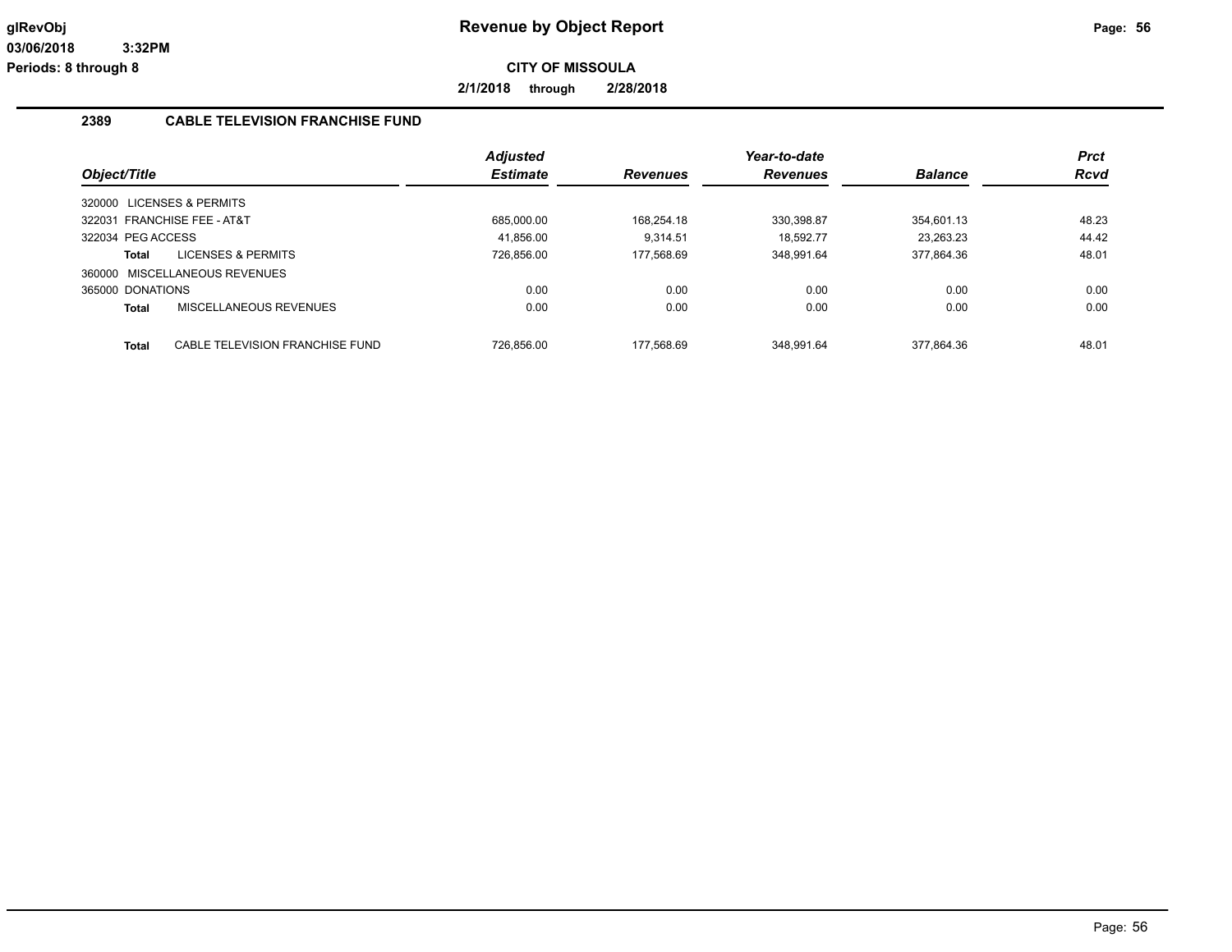# Revenue by Object Report

**CITY OF MISSOULA**

**2/1/2018 through 2/28/2018**

glRevObj
03/06/2018 3:32PM
Periods: 8 through 8

## 2389 CABLE TELEVISION FRANCHISE FUND

| Object/Title | Adjusted Estimate | Revenues | Year-to-date Revenues | Balance | Prct Rcvd |
|---|---|---|---|---|---|
| 320000 LICENSES & PERMITS | | | | | |
| 322031 FRANCHISE FEE - AT&T | 685,000.00 | 168,254.18 | 330,398.87 | 354,601.13 | 48.23 |
| 322034 PEG ACCESS | 41,856.00 | 9,314.51 | 18,592.77 | 23,263.23 | 44.42 |
| **Total** LICENSES & PERMITS | 726,856.00 | 177,568.69 | 348,991.64 | 377,864.36 | 48.01 |
| 360000 MISCELLANEOUS REVENUES | | | | | |
| 365000 DONATIONS | 0.00 | 0.00 | 0.00 | 0.00 | 0.00 |
| **Total** MISCELLANEOUS REVENUES | 0.00 | 0.00 | 0.00 | 0.00 | 0.00 |
| **Total** CABLE TELEVISION FRANCHISE FUND | 726,856.00 | 177,568.69 | 348,991.64 | 377,864.36 | 48.01 |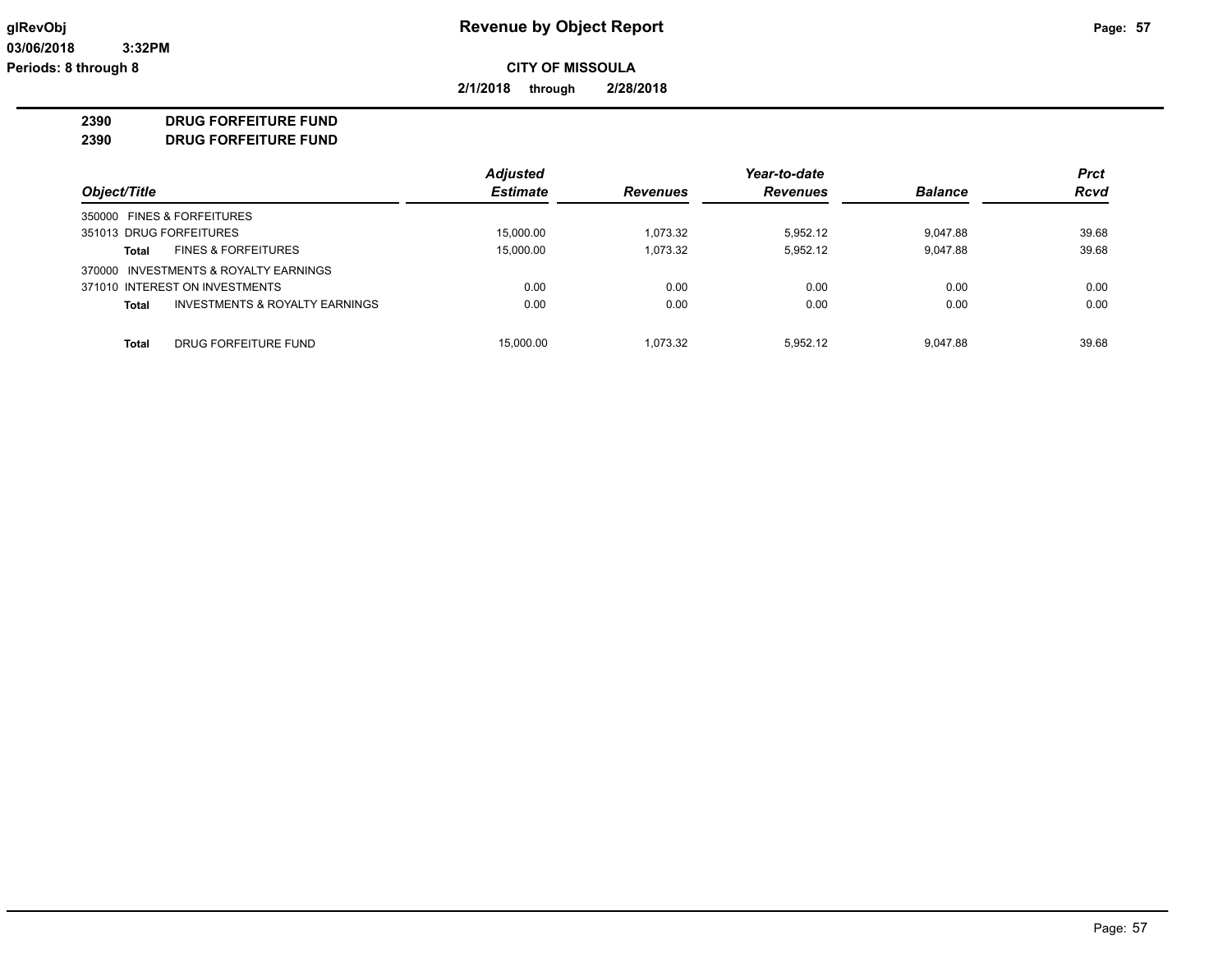**Revenue by Object Report**

**CITY OF MISSOULA**

**2/1/2018 through 2/28/2018**

glRevObj
03/06/2018 3:32PM
Periods: 8 through 8

**2390 DRUG FORFEITURE FUND**
**2390 DRUG FORFEITURE FUND**

| Object/Title | | Adjusted Estimate | Revenues | Year-to-date Revenues | Balance | Prct Rcvd |
|---|---|---|---|---|---|---|
| 350000 FINES & FORFEITURES | | | | | | |
| 351013 DRUG FORFEITURES | | 15,000.00 | 1,073.32 | 5,952.12 | 9,047.88 | 39.68 |
| **Total** | FINES & FORFEITURES | 15,000.00 | 1,073.32 | 5,952.12 | 9,047.88 | 39.68 |
| 370000 INVESTMENTS & ROYALTY EARNINGS | | | | | | |
| 371010 INTEREST ON INVESTMENTS | | 0.00 | 0.00 | 0.00 | 0.00 | 0.00 |
| **Total** | INVESTMENTS & ROYALTY EARNINGS | 0.00 | 0.00 | 0.00 | 0.00 | 0.00 |
| **Total** | DRUG FORFEITURE FUND | 15,000.00 | 1,073.32 | 5,952.12 | 9,047.88 | 39.68 |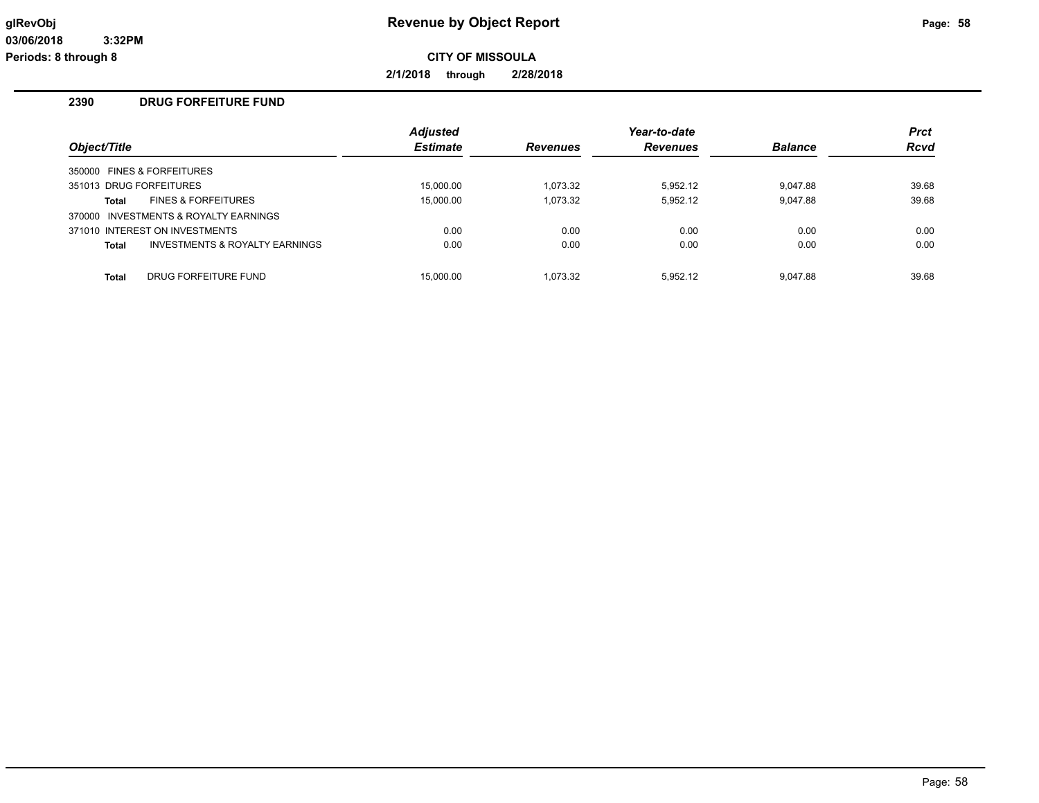# Revenue by Object Report

**CITY OF MISSOULA**

**2/1/2018 through 2/28/2018**

glRevObj
03/06/2018 3:32PM
Periods: 8 through 8

## 2390 DRUG FORFEITURE FUND

| Object/Title | | Adjusted Estimate | Revenues | Year-to-date Revenues | Balance | Prct Rcvd |
|---|---|---|---|---|---|---|
| 350000 FINES & FORFEITURES | | | | | | |
| 351013 DRUG FORFEITURES | | 15,000.00 | 1,073.32 | 5,952.12 | 9,047.88 | 39.68 |
| **Total** | FINES & FORFEITURES | 15,000.00 | 1,073.32 | 5,952.12 | 9,047.88 | 39.68 |
| 370000 INVESTMENTS & ROYALTY EARNINGS | | | | | | |
| 371010 INTEREST ON INVESTMENTS | | 0.00 | 0.00 | 0.00 | 0.00 | 0.00 |
| **Total** | INVESTMENTS & ROYALTY EARNINGS | 0.00 | 0.00 | 0.00 | 0.00 | 0.00 |
| **Total** | DRUG FORFEITURE FUND | 15,000.00 | 1,073.32 | 5,952.12 | 9,047.88 | 39.68 |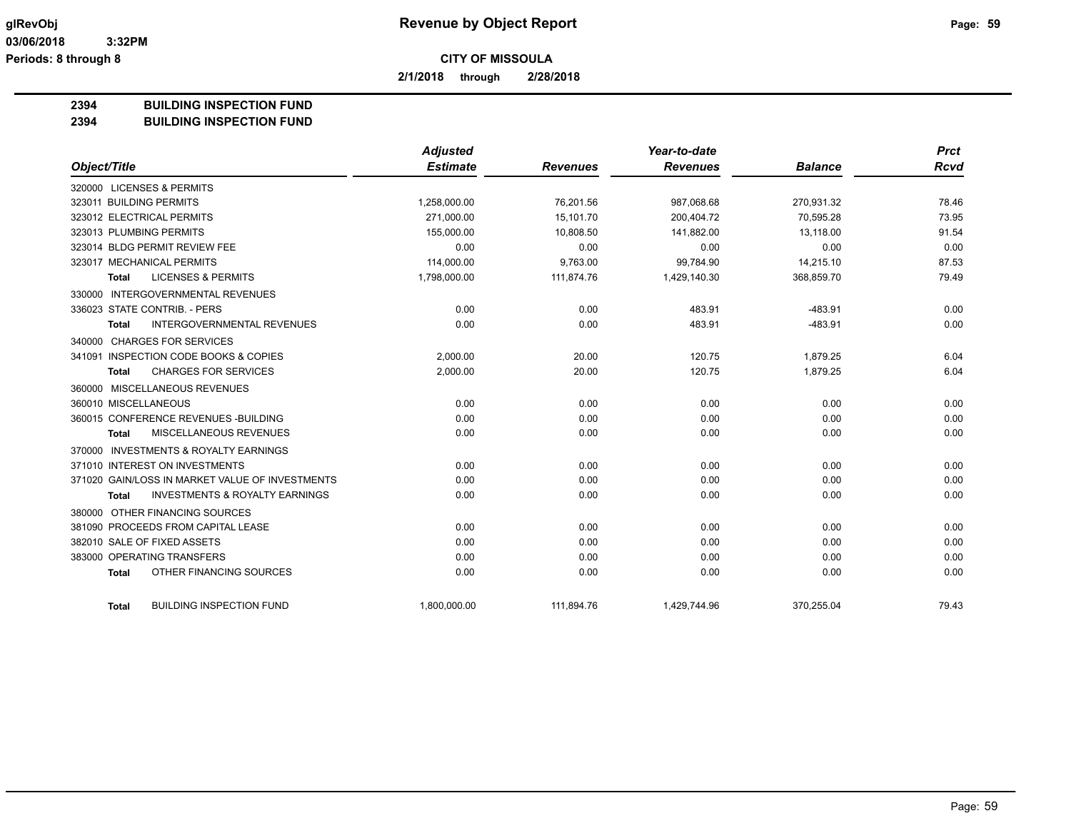**Revenue by Object Report**

**CITY OF MISSOULA**

**2/1/2018 through 2/28/2018**

glRevObj
03/06/2018 3:32PM
Periods: 8 through 8

## 2394 BUILDING INSPECTION FUND
## 2394 BUILDING INSPECTION FUND

| Object/Title | Adjusted Estimate | Revenues | Year-to-date Revenues | Balance | Prct Rcvd |
|---|---|---|---|---|---|
| 320000 LICENSES & PERMITS | | | | | |
| 323011 BUILDING PERMITS | 1,258,000.00 | 76,201.56 | 987,068.68 | 270,931.32 | 78.46 |
| 323012 ELECTRICAL PERMITS | 271,000.00 | 15,101.70 | 200,404.72 | 70,595.28 | 73.95 |
| 323013 PLUMBING PERMITS | 155,000.00 | 10,808.50 | 141,882.00 | 13,118.00 | 91.54 |
| 323014 BLDG PERMIT REVIEW FEE | 0.00 | 0.00 | 0.00 | 0.00 | 0.00 |
| 323017 MECHANICAL PERMITS | 114,000.00 | 9,763.00 | 99,784.90 | 14,215.10 | 87.53 |
| **Total** LICENSES & PERMITS | 1,798,000.00 | 111,874.76 | 1,429,140.30 | 368,859.70 | 79.49 |
| 330000 INTERGOVERNMENTAL REVENUES | | | | | |
| 336023 STATE CONTRIB. - PERS | 0.00 | 0.00 | 483.91 | -483.91 | 0.00 |
| **Total** INTERGOVERNMENTAL REVENUES | 0.00 | 0.00 | 483.91 | -483.91 | 0.00 |
| 340000 CHARGES FOR SERVICES | | | | | |
| 341091 INSPECTION CODE BOOKS & COPIES | 2,000.00 | 20.00 | 120.75 | 1,879.25 | 6.04 |
| **Total** CHARGES FOR SERVICES | 2,000.00 | 20.00 | 120.75 | 1,879.25 | 6.04 |
| 360000 MISCELLANEOUS REVENUES | | | | | |
| 360010 MISCELLANEOUS | 0.00 | 0.00 | 0.00 | 0.00 | 0.00 |
| 360015 CONFERENCE REVENUES -BUILDING | 0.00 | 0.00 | 0.00 | 0.00 | 0.00 |
| **Total** MISCELLANEOUS REVENUES | 0.00 | 0.00 | 0.00 | 0.00 | 0.00 |
| 370000 INVESTMENTS & ROYALTY EARNINGS | | | | | |
| 371010 INTEREST ON INVESTMENTS | 0.00 | 0.00 | 0.00 | 0.00 | 0.00 |
| 371020 GAIN/LOSS IN MARKET VALUE OF INVESTMENTS | 0.00 | 0.00 | 0.00 | 0.00 | 0.00 |
| **Total** INVESTMENTS & ROYALTY EARNINGS | 0.00 | 0.00 | 0.00 | 0.00 | 0.00 |
| 380000 OTHER FINANCING SOURCES | | | | | |
| 381090 PROCEEDS FROM CAPITAL LEASE | 0.00 | 0.00 | 0.00 | 0.00 | 0.00 |
| 382010 SALE OF FIXED ASSETS | 0.00 | 0.00 | 0.00 | 0.00 | 0.00 |
| 383000 OPERATING TRANSFERS | 0.00 | 0.00 | 0.00 | 0.00 | 0.00 |
| **Total** OTHER FINANCING SOURCES | 0.00 | 0.00 | 0.00 | 0.00 | 0.00 |
| **Total** BUILDING INSPECTION FUND | 1,800,000.00 | 111,894.76 | 1,429,744.96 | 370,255.04 | 79.43 |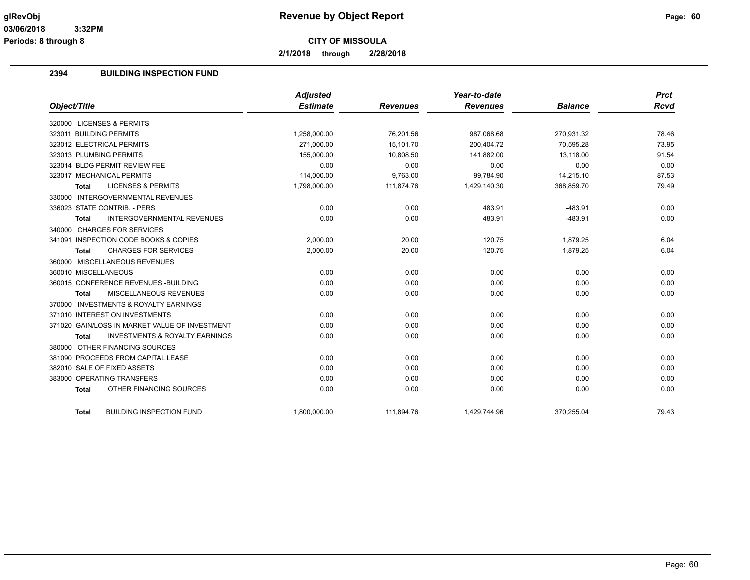**glRevObj**
**03/06/2018 3:32PM**
**Periods: 8 through 8**

# Revenue by Object Report

**CITY OF MISSOULA**

**2/1/2018 through 2/28/2018**

## 2394 BUILDING INSPECTION FUND

| Object/Title | Adjusted Estimate | Revenues | Year-to-date Revenues | Balance | Prct Rcvd |
|---|---|---|---|---|---|
| 320000 LICENSES & PERMITS | | | | | |
| 323011 BUILDING PERMITS | 1,258,000.00 | 76,201.56 | 987,068.68 | 270,931.32 | 78.46 |
| 323012 ELECTRICAL PERMITS | 271,000.00 | 15,101.70 | 200,404.72 | 70,595.28 | 73.95 |
| 323013 PLUMBING PERMITS | 155,000.00 | 10,808.50 | 141,882.00 | 13,118.00 | 91.54 |
| 323014 BLDG PERMIT REVIEW FEE | 0.00 | 0.00 | 0.00 | 0.00 | 0.00 |
| 323017 MECHANICAL PERMITS | 114,000.00 | 9,763.00 | 99,784.90 | 14,215.10 | 87.53 |
| **Total** LICENSES & PERMITS | 1,798,000.00 | 111,874.76 | 1,429,140.30 | 368,859.70 | 79.49 |
| 330000 INTERGOVERNMENTAL REVENUES | | | | | |
| 336023 STATE CONTRIB. - PERS | 0.00 | 0.00 | 483.91 | -483.91 | 0.00 |
| **Total** INTERGOVERNMENTAL REVENUES | 0.00 | 0.00 | 483.91 | -483.91 | 0.00 |
| 340000 CHARGES FOR SERVICES | | | | | |
| 341091 INSPECTION CODE BOOKS & COPIES | 2,000.00 | 20.00 | 120.75 | 1,879.25 | 6.04 |
| **Total** CHARGES FOR SERVICES | 2,000.00 | 20.00 | 120.75 | 1,879.25 | 6.04 |
| 360000 MISCELLANEOUS REVENUES | | | | | |
| 360010 MISCELLANEOUS | 0.00 | 0.00 | 0.00 | 0.00 | 0.00 |
| 360015 CONFERENCE REVENUES -BUILDING | 0.00 | 0.00 | 0.00 | 0.00 | 0.00 |
| **Total** MISCELLANEOUS REVENUES | 0.00 | 0.00 | 0.00 | 0.00 | 0.00 |
| 370000 INVESTMENTS & ROYALTY EARNINGS | | | | | |
| 371010 INTEREST ON INVESTMENTS | 0.00 | 0.00 | 0.00 | 0.00 | 0.00 |
| 371020 GAIN/LOSS IN MARKET VALUE OF INVESTMENT | 0.00 | 0.00 | 0.00 | 0.00 | 0.00 |
| **Total** INVESTMENTS & ROYALTY EARNINGS | 0.00 | 0.00 | 0.00 | 0.00 | 0.00 |
| 380000 OTHER FINANCING SOURCES | | | | | |
| 381090 PROCEEDS FROM CAPITAL LEASE | 0.00 | 0.00 | 0.00 | 0.00 | 0.00 |
| 382010 SALE OF FIXED ASSETS | 0.00 | 0.00 | 0.00 | 0.00 | 0.00 |
| 383000 OPERATING TRANSFERS | 0.00 | 0.00 | 0.00 | 0.00 | 0.00 |
| **Total** OTHER FINANCING SOURCES | 0.00 | 0.00 | 0.00 | 0.00 | 0.00 |
| **Total** BUILDING INSPECTION FUND | 1,800,000.00 | 111,894.76 | 1,429,744.96 | 370,255.04 | 79.43 |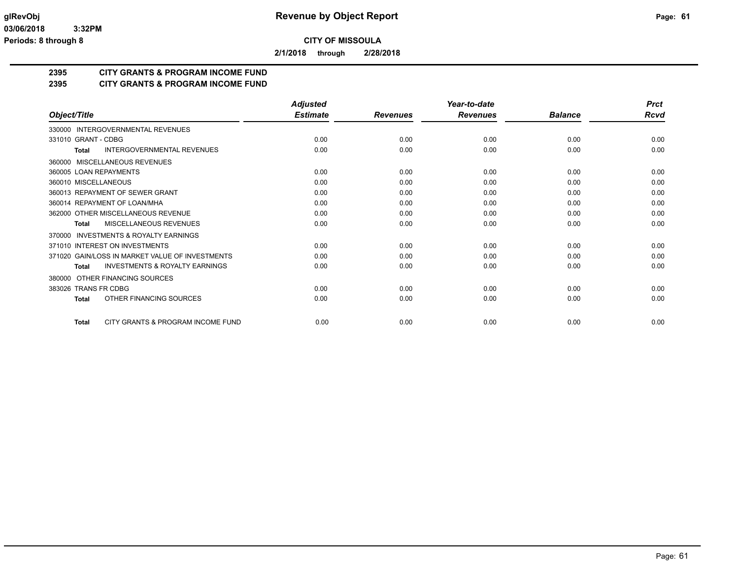**CITY OF MISSOULA**

**2/1/2018 through 2/28/2018**

## 2395 CITY GRANTS & PROGRAM INCOME FUND

## 2395 CITY GRANTS & PROGRAM INCOME FUND

| Object/Title | Adjusted Estimate | Revenues | Year-to-date Revenues | Balance | Prct Rcvd |
|---|---|---|---|---|---|
| 330000 INTERGOVERNMENTAL REVENUES | | | | | |
| 331010 GRANT - CDBG | 0.00 | 0.00 | 0.00 | 0.00 | 0.00 |
| **Total** INTERGOVERNMENTAL REVENUES | 0.00 | 0.00 | 0.00 | 0.00 | 0.00 |
| 360000 MISCELLANEOUS REVENUES | | | | | |
| 360005 LOAN REPAYMENTS | 0.00 | 0.00 | 0.00 | 0.00 | 0.00 |
| 360010 MISCELLANEOUS | 0.00 | 0.00 | 0.00 | 0.00 | 0.00 |
| 360013 REPAYMENT OF SEWER GRANT | 0.00 | 0.00 | 0.00 | 0.00 | 0.00 |
| 360014 REPAYMENT OF LOAN/MHA | 0.00 | 0.00 | 0.00 | 0.00 | 0.00 |
| 362000 OTHER MISCELLANEOUS REVENUE | 0.00 | 0.00 | 0.00 | 0.00 | 0.00 |
| **Total** MISCELLANEOUS REVENUES | 0.00 | 0.00 | 0.00 | 0.00 | 0.00 |
| 370000 INVESTMENTS & ROYALTY EARNINGS | | | | | |
| 371010 INTEREST ON INVESTMENTS | 0.00 | 0.00 | 0.00 | 0.00 | 0.00 |
| 371020 GAIN/LOSS IN MARKET VALUE OF INVESTMENTS | 0.00 | 0.00 | 0.00 | 0.00 | 0.00 |
| **Total** INVESTMENTS & ROYALTY EARNINGS | 0.00 | 0.00 | 0.00 | 0.00 | 0.00 |
| 380000 OTHER FINANCING SOURCES | | | | | |
| 383026 TRANS FR CDBG | 0.00 | 0.00 | 0.00 | 0.00 | 0.00 |
| **Total** OTHER FINANCING SOURCES | 0.00 | 0.00 | 0.00 | 0.00 | 0.00 |
| **Total** CITY GRANTS & PROGRAM INCOME FUND | 0.00 | 0.00 | 0.00 | 0.00 | 0.00 |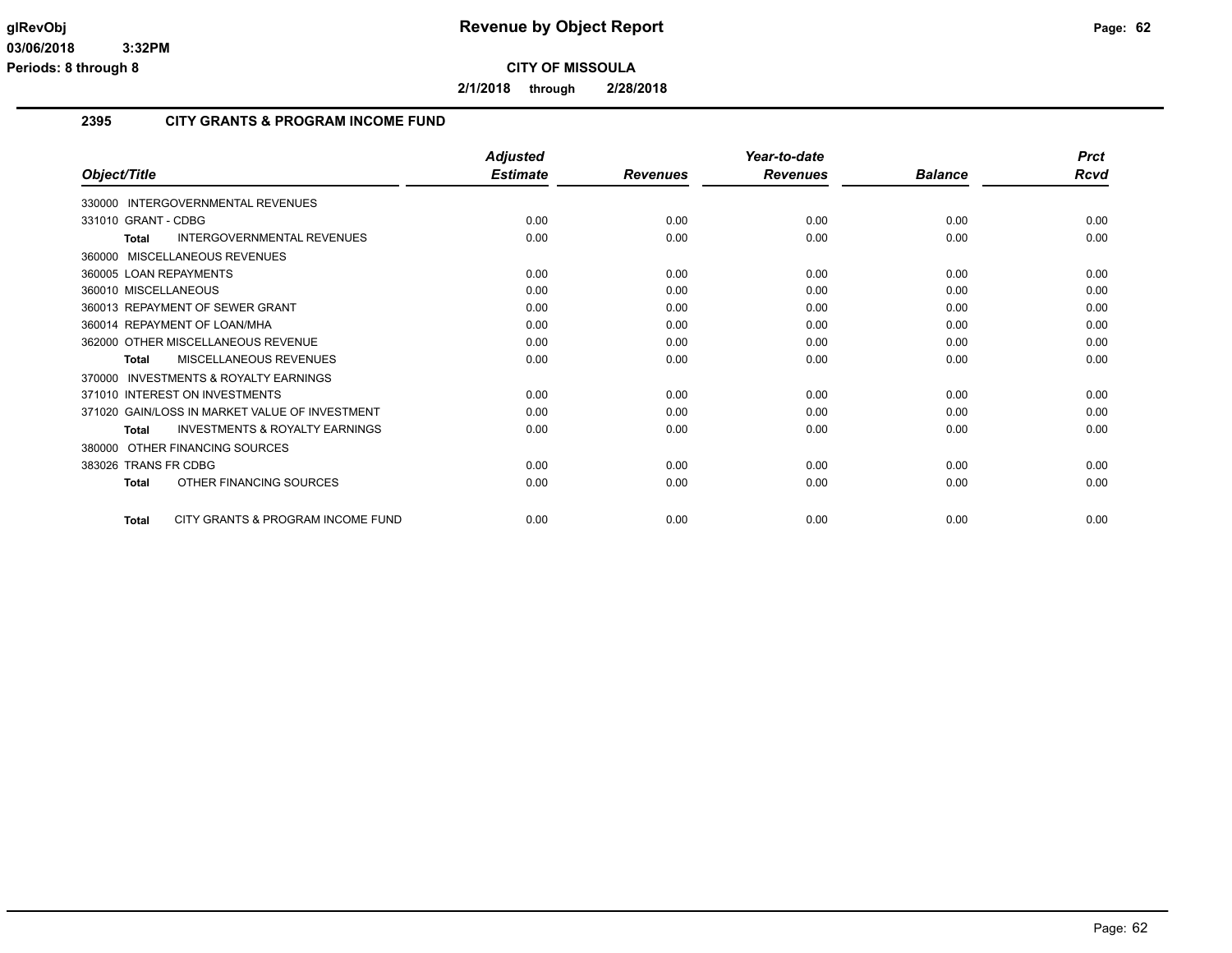**CITY OF MISSOULA**

**2/1/2018 through 2/28/2018**

## 2395 CITY GRANTS & PROGRAM INCOME FUND

| Object/Title | Adjusted Estimate | Revenues | Year-to-date Revenues | Balance | Prct Rcvd |
|---|---|---|---|---|---|
| 330000 INTERGOVERNMENTAL REVENUES | | | | | |
| 331010 GRANT - CDBG | 0.00 | 0.00 | 0.00 | 0.00 | 0.00 |
| **Total** INTERGOVERNMENTAL REVENUES | 0.00 | 0.00 | 0.00 | 0.00 | 0.00 |
| 360000 MISCELLANEOUS REVENUES | | | | | |
| 360005 LOAN REPAYMENTS | 0.00 | 0.00 | 0.00 | 0.00 | 0.00 |
| 360010 MISCELLANEOUS | 0.00 | 0.00 | 0.00 | 0.00 | 0.00 |
| 360013 REPAYMENT OF SEWER GRANT | 0.00 | 0.00 | 0.00 | 0.00 | 0.00 |
| 360014 REPAYMENT OF LOAN/MHA | 0.00 | 0.00 | 0.00 | 0.00 | 0.00 |
| 362000 OTHER MISCELLANEOUS REVENUE | 0.00 | 0.00 | 0.00 | 0.00 | 0.00 |
| **Total** MISCELLANEOUS REVENUES | 0.00 | 0.00 | 0.00 | 0.00 | 0.00 |
| 370000 INVESTMENTS & ROYALTY EARNINGS | | | | | |
| 371010 INTEREST ON INVESTMENTS | 0.00 | 0.00 | 0.00 | 0.00 | 0.00 |
| 371020 GAIN/LOSS IN MARKET VALUE OF INVESTMENT | 0.00 | 0.00 | 0.00 | 0.00 | 0.00 |
| **Total** INVESTMENTS & ROYALTY EARNINGS | 0.00 | 0.00 | 0.00 | 0.00 | 0.00 |
| 380000 OTHER FINANCING SOURCES | | | | | |
| 383026 TRANS FR CDBG | 0.00 | 0.00 | 0.00 | 0.00 | 0.00 |
| **Total** OTHER FINANCING SOURCES | 0.00 | 0.00 | 0.00 | 0.00 | 0.00 |
| **Total** CITY GRANTS & PROGRAM INCOME FUND | 0.00 | 0.00 | 0.00 | 0.00 | 0.00 |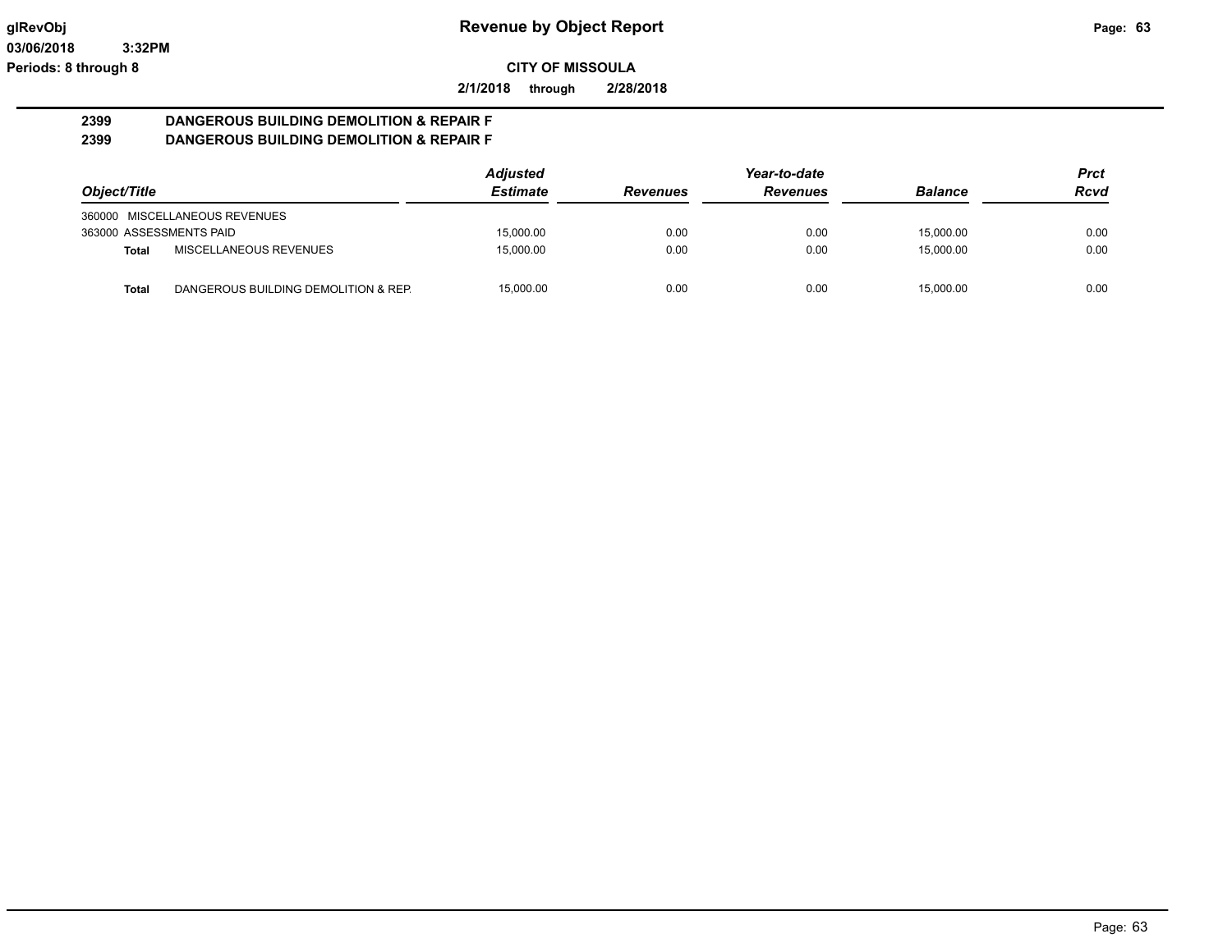# Revenue by Object Report

**CITY OF MISSOULA**

**2/1/2018 through 2/28/2018**

glRevObj
03/06/2018 3:32PM
Periods: 8 through 8

## 2399 DANGEROUS BUILDING DEMOLITION & REPAIR F
## 2399 DANGEROUS BUILDING DEMOLITION & REPAIR F

| Object/Title | | Adjusted Estimate | Revenues | Year-to-date Revenues | Balance | Prct Rcvd |
|---|---|---|---|---|---|---|
| 360000 MISCELLANEOUS REVENUES | | | | | | |
| 363000 ASSESSMENTS PAID | | 15,000.00 | 0.00 | 0.00 | 15,000.00 | 0.00 |
| **Total** | MISCELLANEOUS REVENUES | 15,000.00 | 0.00 | 0.00 | 15,000.00 | 0.00 |
| **Total** | DANGEROUS BUILDING DEMOLITION & REP. | 15,000.00 | 0.00 | 0.00 | 15,000.00 | 0.00 |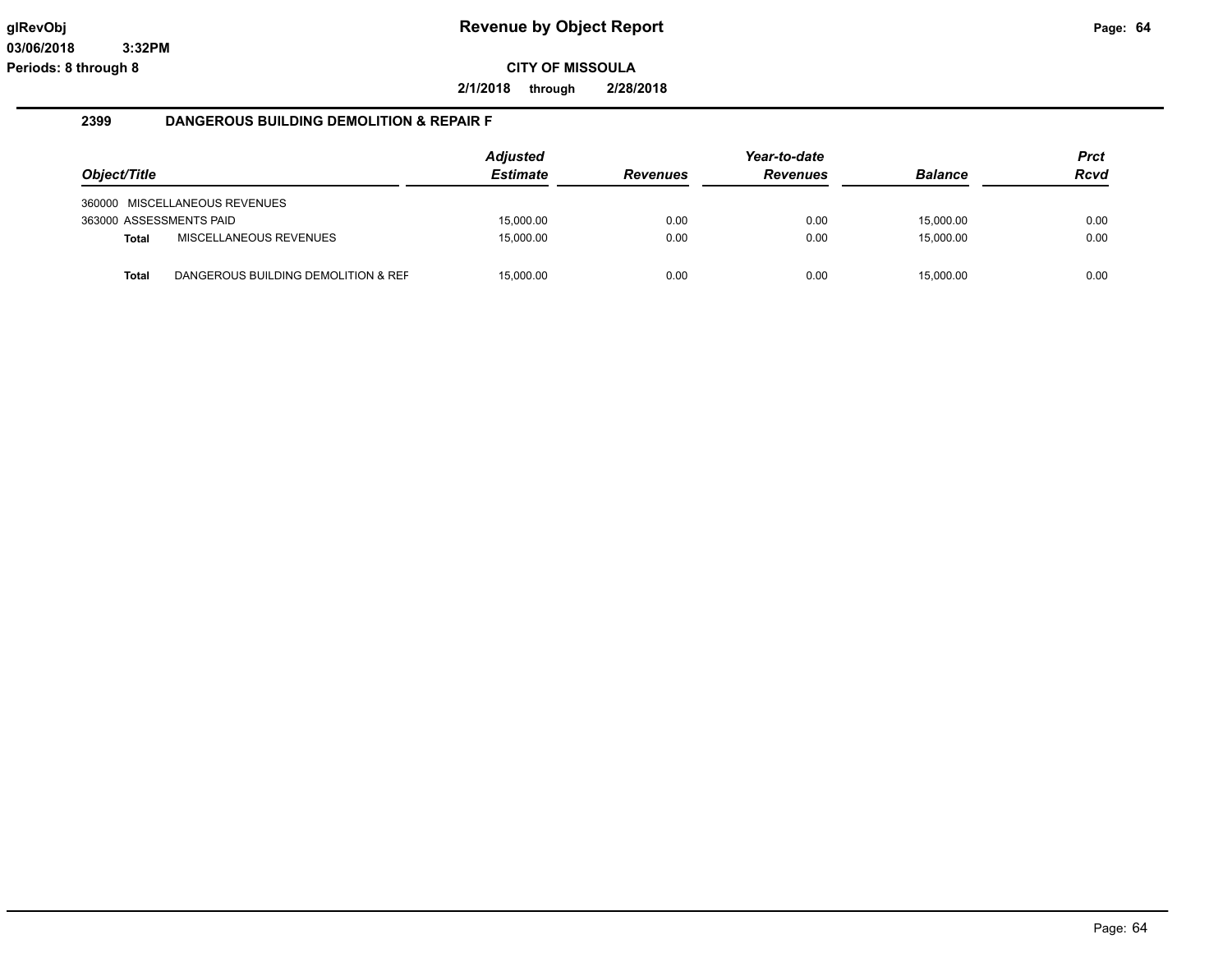**Revenue by Object Report**

**CITY OF MISSOULA**

**2/1/2018 through 2/28/2018**

glRevObj
03/06/2018 3:32PM
Periods: 8 through 8

## 2399 DANGEROUS BUILDING DEMOLITION & REPAIR F

| Object/Title | | Adjusted Estimate | Revenues | Year-to-date Revenues | Balance | Prct Rcvd |
|---|---|---|---|---|---|---|
| 360000 MISCELLANEOUS REVENUES | | | | | | |
| 363000 ASSESSMENTS PAID | | 15,000.00 | 0.00 | 0.00 | 15,000.00 | 0.00 |
| **Total** | MISCELLANEOUS REVENUES | 15,000.00 | 0.00 | 0.00 | 15,000.00 | 0.00 |
| **Total** | DANGEROUS BUILDING DEMOLITION & REF | 15,000.00 | 0.00 | 0.00 | 15,000.00 | 0.00 |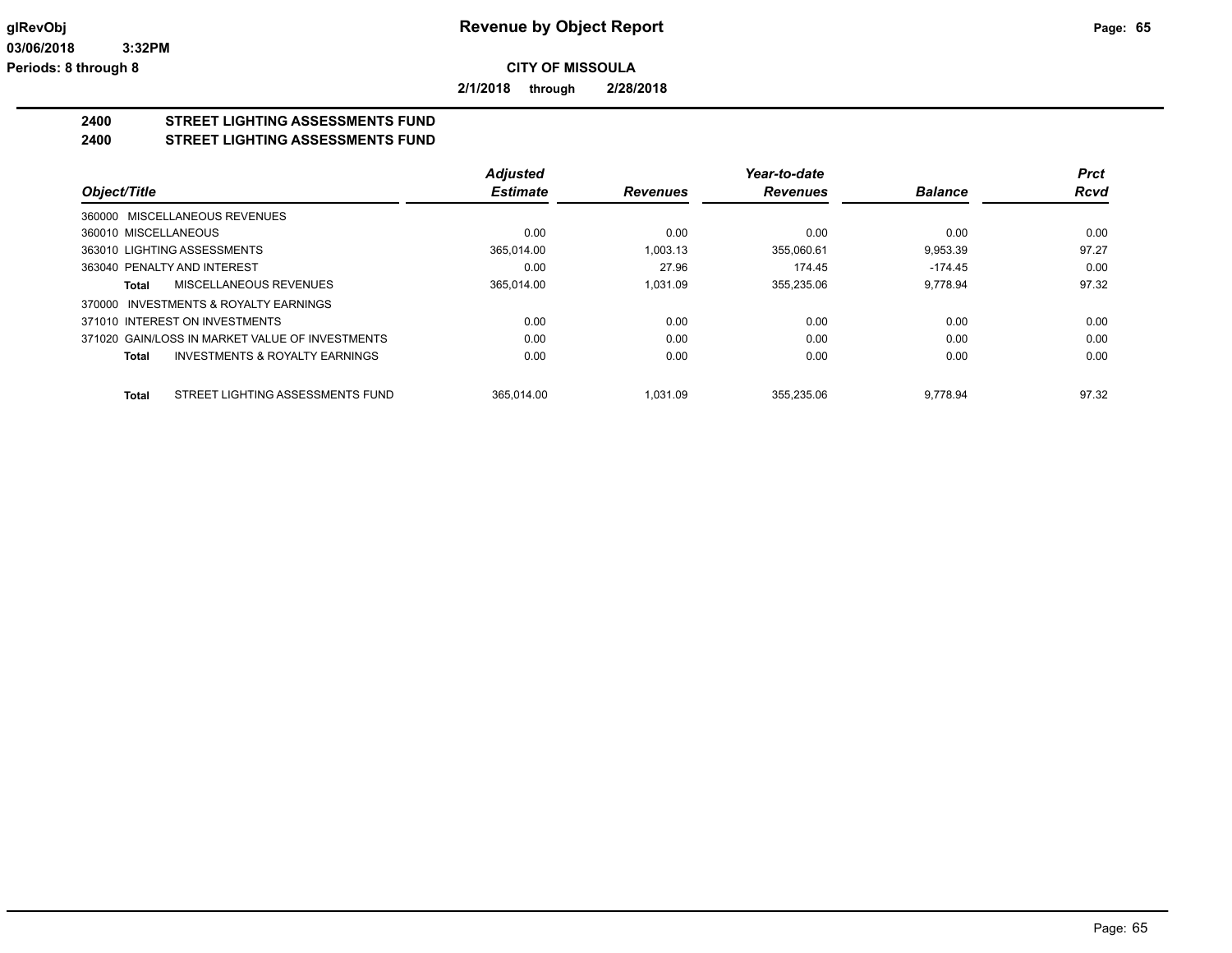**Revenue by Object Report**

**CITY OF MISSOULA**

**2/1/2018 through 2/28/2018**

glRevObj
03/06/2018 3:32PM
Periods: 8 through 8

## 2400 STREET LIGHTING ASSESSMENTS FUND
## 2400 STREET LIGHTING ASSESSMENTS FUND

| Object/Title | | Adjusted Estimate | Revenues | Year-to-date Revenues | Balance | Prct Rcvd |
|---|---|---|---|---|---|---|
| 360000 MISCELLANEOUS REVENUES | | | | | | |
| 360010 MISCELLANEOUS | | 0.00 | 0.00 | 0.00 | 0.00 | 0.00 |
| 363010 LIGHTING ASSESSMENTS | | 365,014.00 | 1,003.13 | 355,060.61 | 9,953.39 | 97.27 |
| 363040 PENALTY AND INTEREST | | 0.00 | 27.96 | 174.45 | -174.45 | 0.00 |
| **Total** | MISCELLANEOUS REVENUES | 365,014.00 | 1,031.09 | 355,235.06 | 9,778.94 | 97.32 |
| 370000 INVESTMENTS & ROYALTY EARNINGS | | | | | | |
| 371010 INTEREST ON INVESTMENTS | | 0.00 | 0.00 | 0.00 | 0.00 | 0.00 |
| 371020 GAIN/LOSS IN MARKET VALUE OF INVESTMENTS | | 0.00 | 0.00 | 0.00 | 0.00 | 0.00 |
| **Total** | INVESTMENTS & ROYALTY EARNINGS | 0.00 | 0.00 | 0.00 | 0.00 | 0.00 |
| **Total** | STREET LIGHTING ASSESSMENTS FUND | 365,014.00 | 1,031.09 | 355,235.06 | 9,778.94 | 97.32 |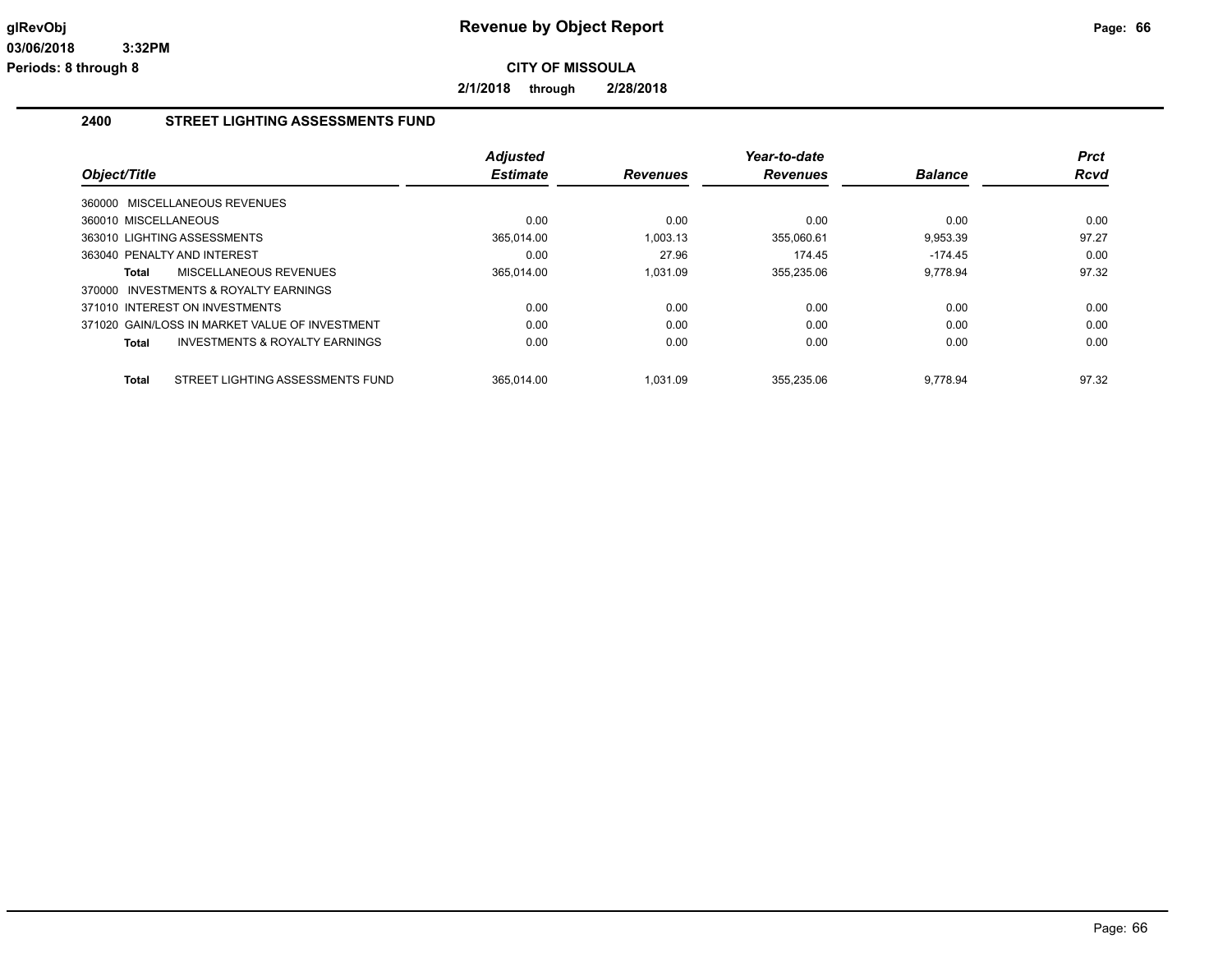# Revenue by Object Report

**CITY OF MISSOULA**

**2/1/2018 through 2/28/2018**

glRevObj
03/06/2018 3:32PM
Periods: 8 through 8

## 2400 STREET LIGHTING ASSESSMENTS FUND

| Object/Title | Adjusted Estimate | Revenues | Year-to-date Revenues | Balance | Prct Rcvd |
|---|---|---|---|---|---|
| 360000 MISCELLANEOUS REVENUES | | | | | |
| 360010 MISCELLANEOUS | 0.00 | 0.00 | 0.00 | 0.00 | 0.00 |
| 363010 LIGHTING ASSESSMENTS | 365,014.00 | 1,003.13 | 355,060.61 | 9,953.39 | 97.27 |
| 363040 PENALTY AND INTEREST | 0.00 | 27.96 | 174.45 | -174.45 | 0.00 |
| **Total** MISCELLANEOUS REVENUES | 365,014.00 | 1,031.09 | 355,235.06 | 9,778.94 | 97.32 |
| 370000 INVESTMENTS & ROYALTY EARNINGS | | | | | |
| 371010 INTEREST ON INVESTMENTS | 0.00 | 0.00 | 0.00 | 0.00 | 0.00 |
| 371020 GAIN/LOSS IN MARKET VALUE OF INVESTMENT | 0.00 | 0.00 | 0.00 | 0.00 | 0.00 |
| **Total** INVESTMENTS & ROYALTY EARNINGS | 0.00 | 0.00 | 0.00 | 0.00 | 0.00 |
| **Total** STREET LIGHTING ASSESSMENTS FUND | 365,014.00 | 1,031.09 | 355,235.06 | 9,778.94 | 97.32 |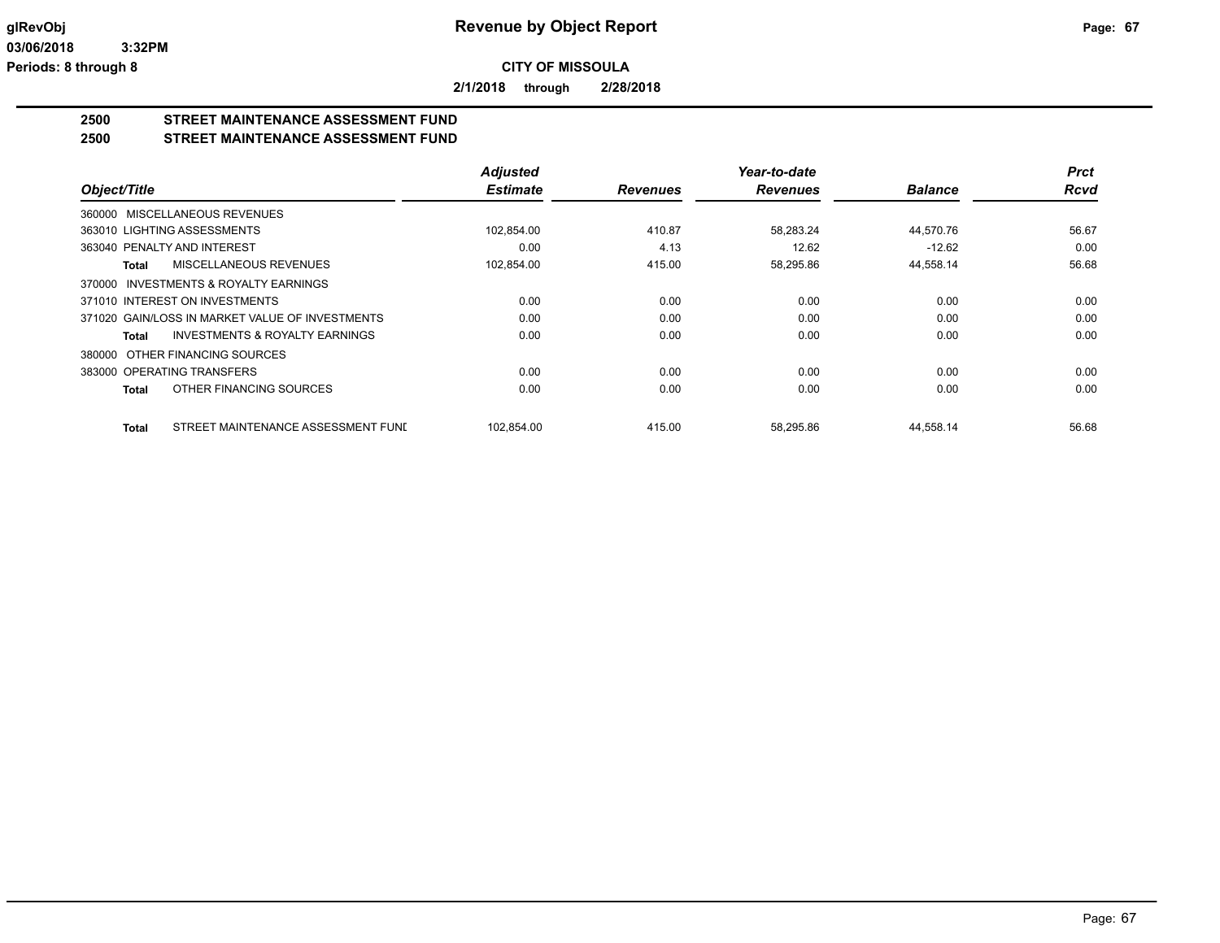**CITY OF MISSOULA**

**2/1/2018 through 2/28/2018**

# 2500 STREET MAINTENANCE ASSESSMENT FUND
## 2500 STREET MAINTENANCE ASSESSMENT FUND

| Object/Title | Adjusted Estimate | Revenues | Year-to-date Revenues | Balance | Prct Rcvd |
|---|---|---|---|---|---|
| 360000 MISCELLANEOUS REVENUES | | | | | |
| 363010 LIGHTING ASSESSMENTS | 102,854.00 | 410.87 | 58,283.24 | 44,570.76 | 56.67 |
| 363040 PENALTY AND INTEREST | 0.00 | 4.13 | 12.62 | -12.62 | 0.00 |
| **Total** MISCELLANEOUS REVENUES | 102,854.00 | 415.00 | 58,295.86 | 44,558.14 | 56.68 |
| 370000 INVESTMENTS & ROYALTY EARNINGS | | | | | |
| 371010 INTEREST ON INVESTMENTS | 0.00 | 0.00 | 0.00 | 0.00 | 0.00 |
| 371020 GAIN/LOSS IN MARKET VALUE OF INVESTMENTS | 0.00 | 0.00 | 0.00 | 0.00 | 0.00 |
| **Total** INVESTMENTS & ROYALTY EARNINGS | 0.00 | 0.00 | 0.00 | 0.00 | 0.00 |
| 380000 OTHER FINANCING SOURCES | | | | | |
| 383000 OPERATING TRANSFERS | 0.00 | 0.00 | 0.00 | 0.00 | 0.00 |
| **Total** OTHER FINANCING SOURCES | 0.00 | 0.00 | 0.00 | 0.00 | 0.00 |
| **Total** STREET MAINTENANCE ASSESSMENT FUNI | 102,854.00 | 415.00 | 58,295.86 | 44,558.14 | 56.68 |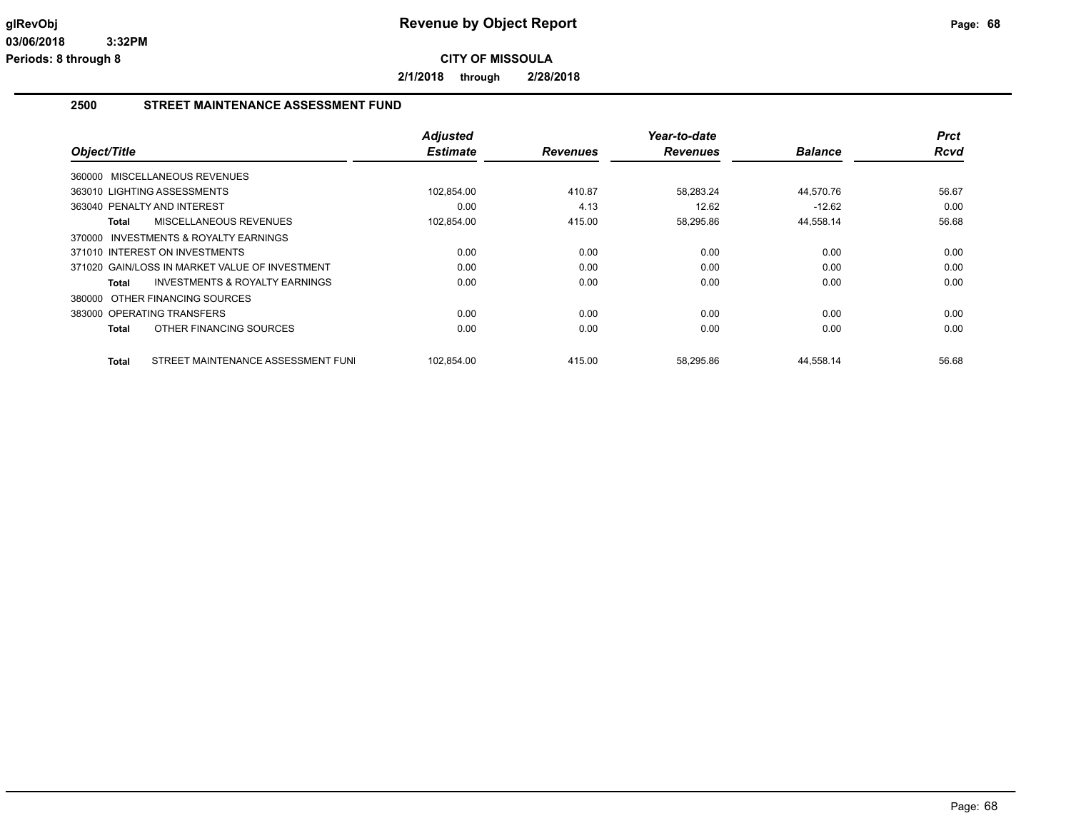**Revenue by Object Report**

**CITY OF MISSOULA**

**2/1/2018 through 2/28/2018**

glRevObj
03/06/2018 3:32PM
Periods: 8 through 8

## 2500 STREET MAINTENANCE ASSESSMENT FUND

| Object/Title | Adjusted Estimate | Revenues | Year-to-date Revenues | Balance | Prct Rcvd |
|---|---|---|---|---|---|
| 360000 MISCELLANEOUS REVENUES | | | | | |
| 363010 LIGHTING ASSESSMENTS | 102,854.00 | 410.87 | 58,283.24 | 44,570.76 | 56.67 |
| 363040 PENALTY AND INTEREST | 0.00 | 4.13 | 12.62 | -12.62 | 0.00 |
| **Total** MISCELLANEOUS REVENUES | 102,854.00 | 415.00 | 58,295.86 | 44,558.14 | 56.68 |
| 370000 INVESTMENTS & ROYALTY EARNINGS | | | | | |
| 371010 INTEREST ON INVESTMENTS | 0.00 | 0.00 | 0.00 | 0.00 | 0.00 |
| 371020 GAIN/LOSS IN MARKET VALUE OF INVESTMENT | 0.00 | 0.00 | 0.00 | 0.00 | 0.00 |
| **Total** INVESTMENTS & ROYALTY EARNINGS | 0.00 | 0.00 | 0.00 | 0.00 | 0.00 |
| 380000 OTHER FINANCING SOURCES | | | | | |
| 383000 OPERATING TRANSFERS | 0.00 | 0.00 | 0.00 | 0.00 | 0.00 |
| **Total** OTHER FINANCING SOURCES | 0.00 | 0.00 | 0.00 | 0.00 | 0.00 |
| **Total** STREET MAINTENANCE ASSESSMENT FUNI | 102,854.00 | 415.00 | 58,295.86 | 44,558.14 | 56.68 |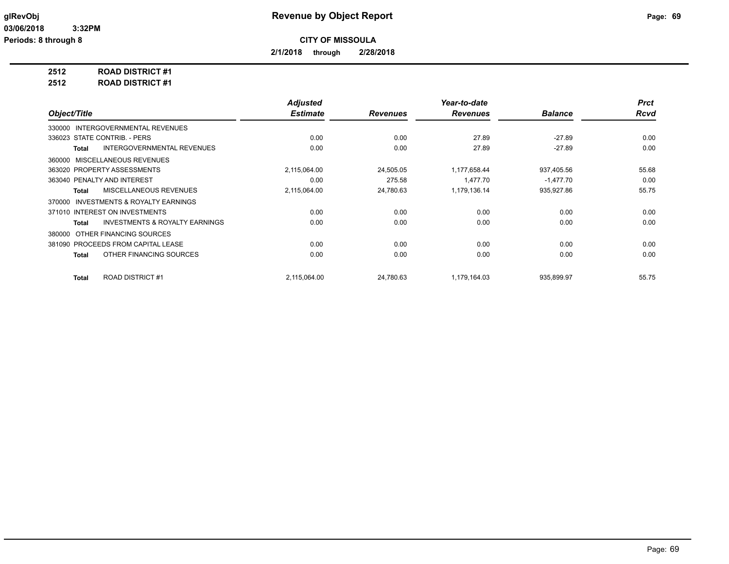**Revenue by Object Report**

**CITY OF MISSOULA**

**2/1/2018 through 2/28/2018**

glRevObj
03/06/2018 3:32PM
Periods: 8 through 8

**2512 ROAD DISTRICT #1**
**2512 ROAD DISTRICT #1**

| Object/Title | Adjusted Estimate | Revenues | Year-to-date Revenues | Balance | Prct Rcvd |
|---|---|---|---|---|---|
| 330000 INTERGOVERNMENTAL REVENUES | | | | | |
| 336023 STATE CONTRIB. - PERS | 0.00 | 0.00 | 27.89 | -27.89 | 0.00 |
| **Total** INTERGOVERNMENTAL REVENUES | 0.00 | 0.00 | 27.89 | -27.89 | 0.00 |
| 360000 MISCELLANEOUS REVENUES | | | | | |
| 363020 PROPERTY ASSESSMENTS | 2,115,064.00 | 24,505.05 | 1,177,658.44 | 937,405.56 | 55.68 |
| 363040 PENALTY AND INTEREST | 0.00 | 275.58 | 1,477.70 | -1,477.70 | 0.00 |
| **Total** MISCELLANEOUS REVENUES | 2,115,064.00 | 24,780.63 | 1,179,136.14 | 935,927.86 | 55.75 |
| 370000 INVESTMENTS & ROYALTY EARNINGS | | | | | |
| 371010 INTEREST ON INVESTMENTS | 0.00 | 0.00 | 0.00 | 0.00 | 0.00 |
| **Total** INVESTMENTS & ROYALTY EARNINGS | 0.00 | 0.00 | 0.00 | 0.00 | 0.00 |
| 380000 OTHER FINANCING SOURCES | | | | | |
| 381090 PROCEEDS FROM CAPITAL LEASE | 0.00 | 0.00 | 0.00 | 0.00 | 0.00 |
| **Total** OTHER FINANCING SOURCES | 0.00 | 0.00 | 0.00 | 0.00 | 0.00 |
| **Total** ROAD DISTRICT #1 | 2,115,064.00 | 24,780.63 | 1,179,164.03 | 935,899.97 | 55.75 |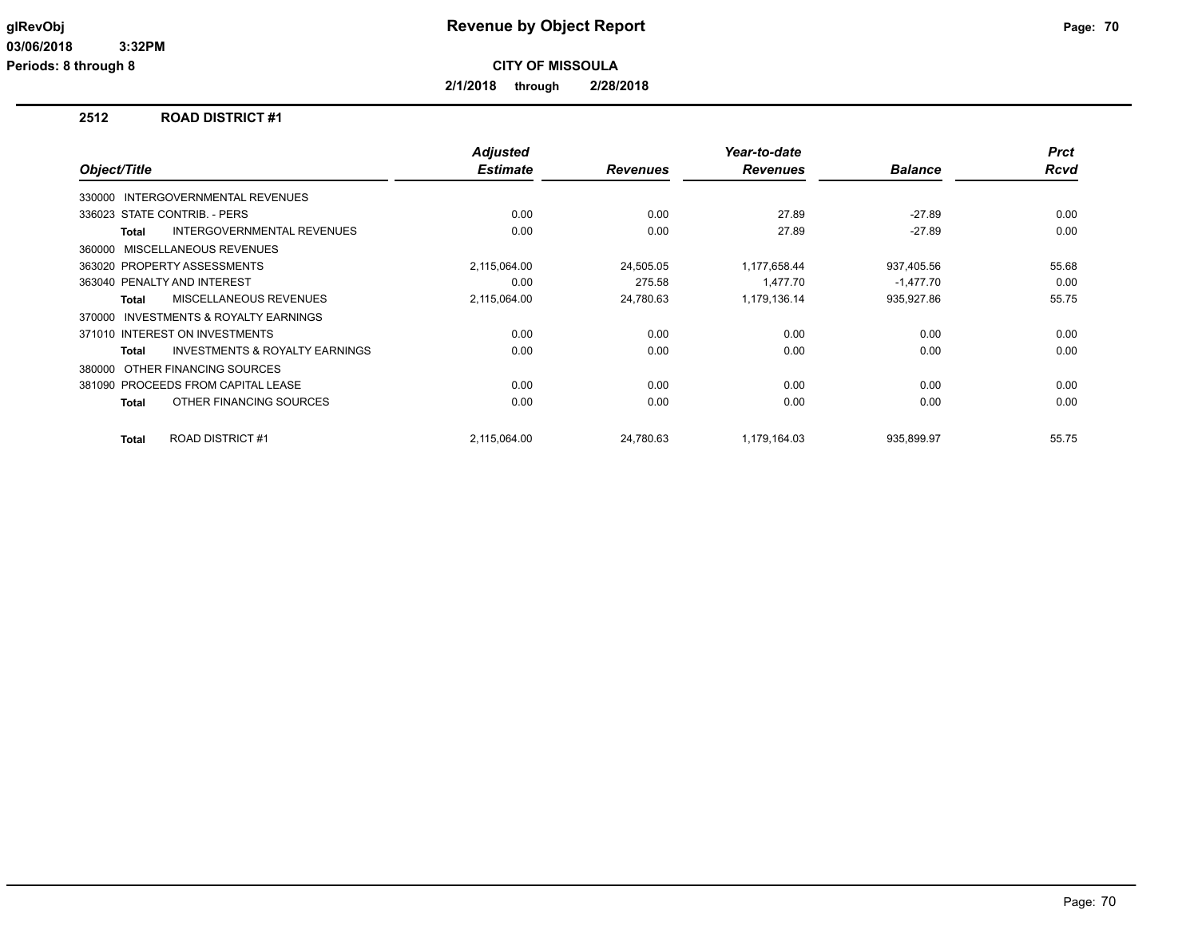**glRevObj** | **Revenue by Object Report**

**03/06/2018 3:32PM**

**Periods: 8 through 8**

**CITY OF MISSOULA**

**2/1/2018 through 2/28/2018**

## 2512 ROAD DISTRICT #1

| Object/Title | Adjusted Estimate | Revenues | Year-to-date Revenues | Balance | Prct Rcvd |
|---|---|---|---|---|---|
| 330000 INTERGOVERNMENTAL REVENUES | | | | | |
| 336023 STATE CONTRIB. - PERS | 0.00 | 0.00 | 27.89 | -27.89 | 0.00 |
| **Total** INTERGOVERNMENTAL REVENUES | 0.00 | 0.00 | 27.89 | -27.89 | 0.00 |
| 360000 MISCELLANEOUS REVENUES | | | | | |
| 363020 PROPERTY ASSESSMENTS | 2,115,064.00 | 24,505.05 | 1,177,658.44 | 937,405.56 | 55.68 |
| 363040 PENALTY AND INTEREST | 0.00 | 275.58 | 1,477.70 | -1,477.70 | 0.00 |
| **Total** MISCELLANEOUS REVENUES | 2,115,064.00 | 24,780.63 | 1,179,136.14 | 935,927.86 | 55.75 |
| 370000 INVESTMENTS & ROYALTY EARNINGS | | | | | |
| 371010 INTEREST ON INVESTMENTS | 0.00 | 0.00 | 0.00 | 0.00 | 0.00 |
| **Total** INVESTMENTS & ROYALTY EARNINGS | 0.00 | 0.00 | 0.00 | 0.00 | 0.00 |
| 380000 OTHER FINANCING SOURCES | | | | | |
| 381090 PROCEEDS FROM CAPITAL LEASE | 0.00 | 0.00 | 0.00 | 0.00 | 0.00 |
| **Total** OTHER FINANCING SOURCES | 0.00 | 0.00 | 0.00 | 0.00 | 0.00 |
| **Total** ROAD DISTRICT #1 | 2,115,064.00 | 24,780.63 | 1,179,164.03 | 935,899.97 | 55.75 |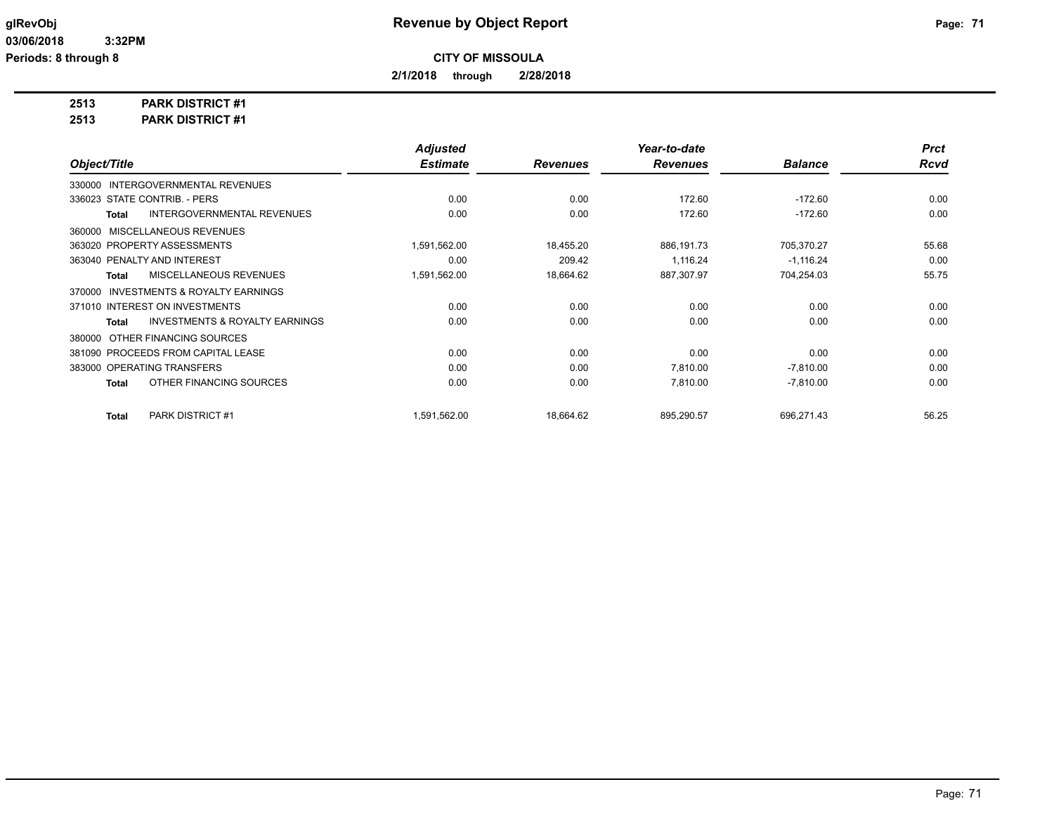**Revenue by Object Report**

**CITY OF MISSOULA**

**2/1/2018 through 2/28/2018**

glRevObj
03/06/2018 3:32PM
Periods: 8 through 8

**2513 PARK DISTRICT #1**
**2513 PARK DISTRICT #1**

| Object/Title | | Adjusted Estimate | Revenues | Year-to-date Revenues | Balance | Prct Rcvd |
|---|---|---|---|---|---|---|
| 330000 INTERGOVERNMENTAL REVENUES | | | | | | |
| 336023 STATE CONTRIB. - PERS | | 0.00 | 0.00 | 172.60 | -172.60 | 0.00 |
| Total | INTERGOVERNMENTAL REVENUES | 0.00 | 0.00 | 172.60 | -172.60 | 0.00 |
| 360000 MISCELLANEOUS REVENUES | | | | | | |
| 363020 PROPERTY ASSESSMENTS | | 1,591,562.00 | 18,455.20 | 886,191.73 | 705,370.27 | 55.68 |
| 363040 PENALTY AND INTEREST | | 0.00 | 209.42 | 1,116.24 | -1,116.24 | 0.00 |
| Total | MISCELLANEOUS REVENUES | 1,591,562.00 | 18,664.62 | 887,307.97 | 704,254.03 | 55.75 |
| 370000 INVESTMENTS & ROYALTY EARNINGS | | | | | | |
| 371010 INTEREST ON INVESTMENTS | | 0.00 | 0.00 | 0.00 | 0.00 | 0.00 |
| Total | INVESTMENTS & ROYALTY EARNINGS | 0.00 | 0.00 | 0.00 | 0.00 | 0.00 |
| 380000 OTHER FINANCING SOURCES | | | | | | |
| 381090 PROCEEDS FROM CAPITAL LEASE | | 0.00 | 0.00 | 0.00 | 0.00 | 0.00 |
| 383000 OPERATING TRANSFERS | | 0.00 | 0.00 | 7,810.00 | -7,810.00 | 0.00 |
| Total | OTHER FINANCING SOURCES | 0.00 | 0.00 | 7,810.00 | -7,810.00 | 0.00 |
| Total | PARK DISTRICT #1 | 1,591,562.00 | 18,664.62 | 895,290.57 | 696,271.43 | 56.25 |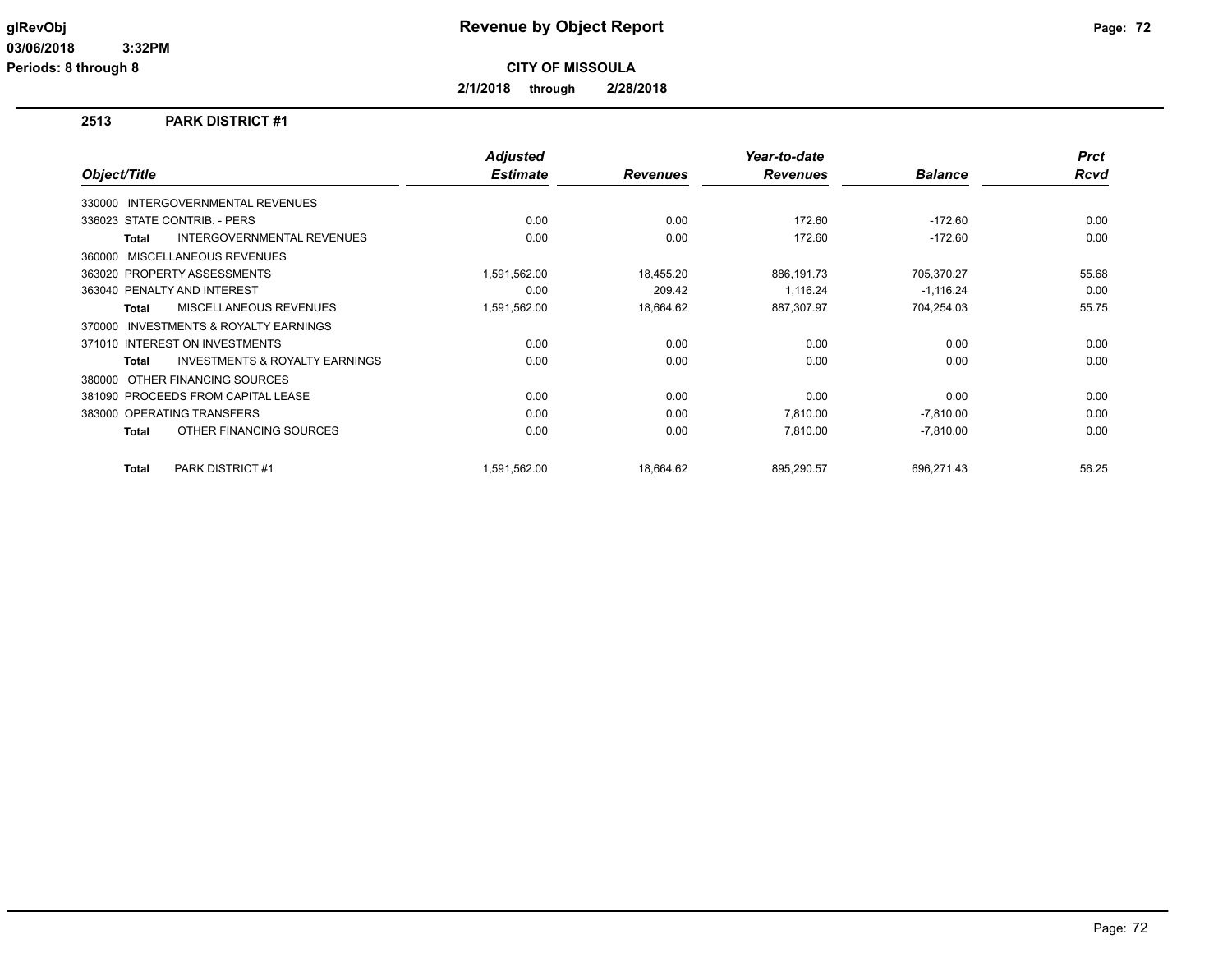# Revenue by Object Report

**CITY OF MISSOULA**

**2/1/2018 through 2/28/2018**

glRevObj
03/06/2018 3:32PM
Periods: 8 through 8

## 2513 PARK DISTRICT #1

| Object/Title | Adjusted Estimate | Revenues | Year-to-date Revenues | Balance | Prct Rcvd |
|---|---|---|---|---|---|
| 330000 INTERGOVERNMENTAL REVENUES | | | | | |
| 336023 STATE CONTRIB. - PERS | 0.00 | 0.00 | 172.60 | -172.60 | 0.00 |
| **Total** INTERGOVERNMENTAL REVENUES | 0.00 | 0.00 | 172.60 | -172.60 | 0.00 |
| 360000 MISCELLANEOUS REVENUES | | | | | |
| 363020 PROPERTY ASSESSMENTS | 1,591,562.00 | 18,455.20 | 886,191.73 | 705,370.27 | 55.68 |
| 363040 PENALTY AND INTEREST | 0.00 | 209.42 | 1,116.24 | -1,116.24 | 0.00 |
| **Total** MISCELLANEOUS REVENUES | 1,591,562.00 | 18,664.62 | 887,307.97 | 704,254.03 | 55.75 |
| 370000 INVESTMENTS & ROYALTY EARNINGS | | | | | |
| 371010 INTEREST ON INVESTMENTS | 0.00 | 0.00 | 0.00 | 0.00 | 0.00 |
| **Total** INVESTMENTS & ROYALTY EARNINGS | 0.00 | 0.00 | 0.00 | 0.00 | 0.00 |
| 380000 OTHER FINANCING SOURCES | | | | | |
| 381090 PROCEEDS FROM CAPITAL LEASE | 0.00 | 0.00 | 0.00 | 0.00 | 0.00 |
| 383000 OPERATING TRANSFERS | 0.00 | 0.00 | 7,810.00 | -7,810.00 | 0.00 |
| **Total** OTHER FINANCING SOURCES | 0.00 | 0.00 | 7,810.00 | -7,810.00 | 0.00 |
| **Total** PARK DISTRICT #1 | 1,591,562.00 | 18,664.62 | 895,290.57 | 696,271.43 | 56.25 |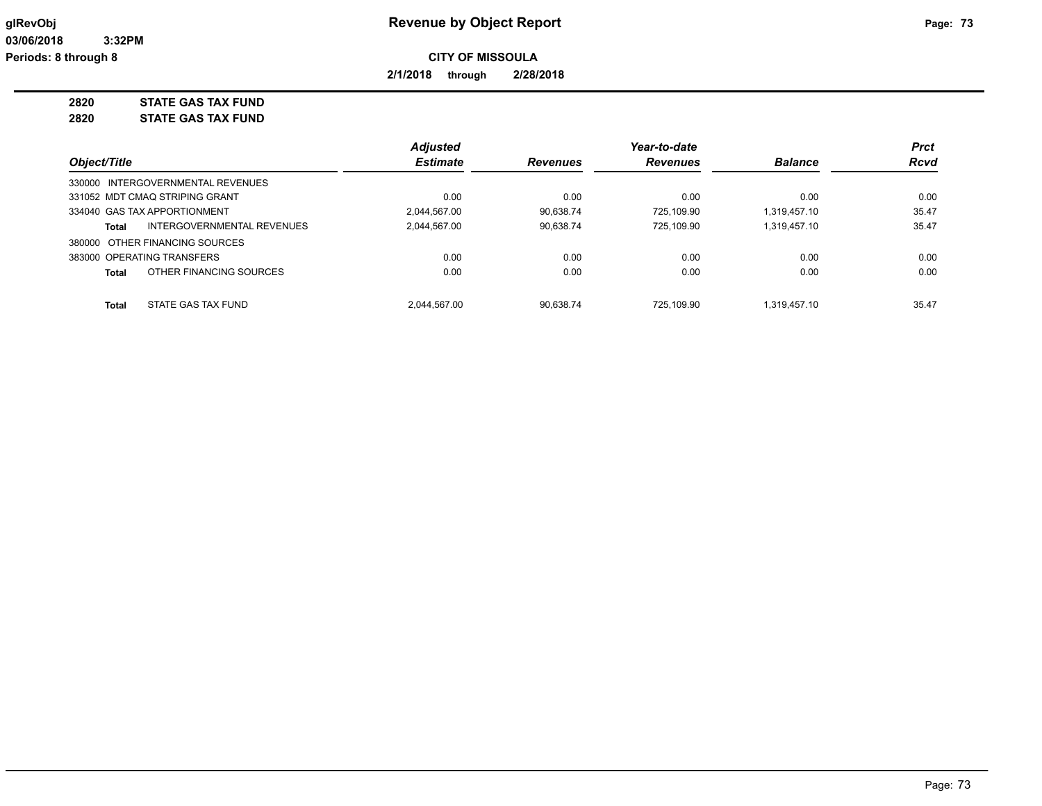**Revenue by Object Report**

**CITY OF MISSOULA**

**2/1/2018 through 2/28/2018**

glRevObj
03/06/2018 3:32PM
Periods: 8 through 8

**2820 STATE GAS TAX FUND**
**2820 STATE GAS TAX FUND**

| Object/Title | | Adjusted Estimate | Revenues | Year-to-date Revenues | Balance | Prct Rcvd |
|---|---|---|---|---|---|---|
| 330000 INTERGOVERNMENTAL REVENUES | | | | | | |
| 331052 MDT CMAQ STRIPING GRANT | | 0.00 | 0.00 | 0.00 | 0.00 | 0.00 |
| 334040 GAS TAX APPORTIONMENT | | 2,044,567.00 | 90,638.74 | 725,109.90 | 1,319,457.10 | 35.47 |
| **Total** | INTERGOVERNMENTAL REVENUES | 2,044,567.00 | 90,638.74 | 725,109.90 | 1,319,457.10 | 35.47 |
| 380000 OTHER FINANCING SOURCES | | | | | | |
| 383000 OPERATING TRANSFERS | | 0.00 | 0.00 | 0.00 | 0.00 | 0.00 |
| **Total** | OTHER FINANCING SOURCES | 0.00 | 0.00 | 0.00 | 0.00 | 0.00 |
| **Total** | STATE GAS TAX FUND | 2,044,567.00 | 90,638.74 | 725,109.90 | 1,319,457.10 | 35.47 |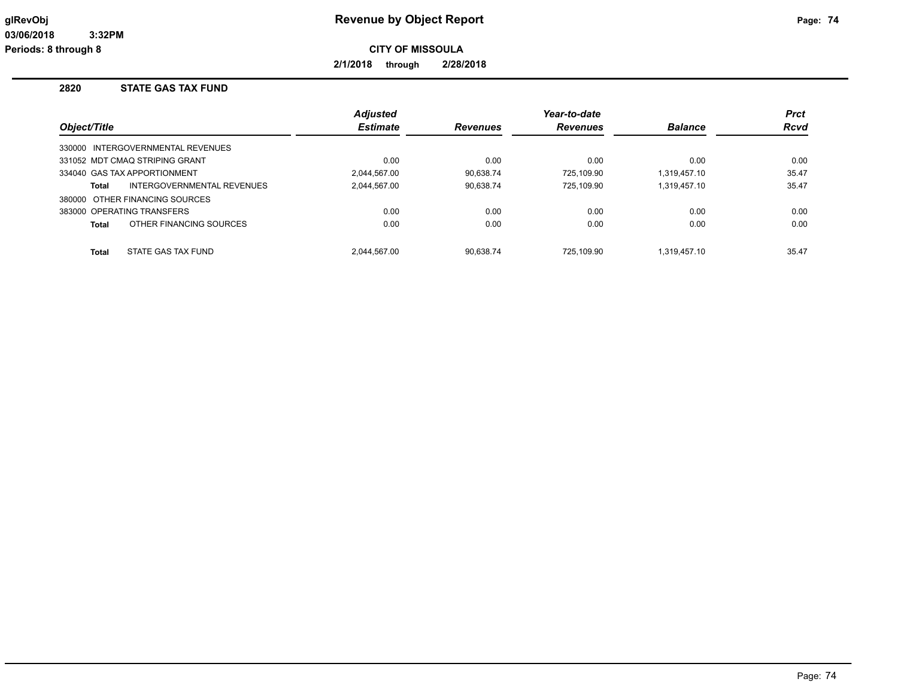# Revenue by Object Report

**CITY OF MISSOULA**

**2/1/2018 through 2/28/2018**

glRevObj
03/06/2018 3:32PM
Periods: 8 through 8

## 2820 STATE GAS TAX FUND

| Object/Title | Adjusted Estimate | Revenues | Year-to-date Revenues | Balance | Prct Rcvd |
|---|---|---|---|---|---|
| 330000 INTERGOVERNMENTAL REVENUES | | | | | |
| 331052 MDT CMAQ STRIPING GRANT | 0.00 | 0.00 | 0.00 | 0.00 | 0.00 |
| 334040 GAS TAX APPORTIONMENT | 2,044,567.00 | 90,638.74 | 725,109.90 | 1,319,457.10 | 35.47 |
| **Total** INTERGOVERNMENTAL REVENUES | 2,044,567.00 | 90,638.74 | 725,109.90 | 1,319,457.10 | 35.47 |
| 380000 OTHER FINANCING SOURCES | | | | | |
| 383000 OPERATING TRANSFERS | 0.00 | 0.00 | 0.00 | 0.00 | 0.00 |
| **Total** OTHER FINANCING SOURCES | 0.00 | 0.00 | 0.00 | 0.00 | 0.00 |
| **Total** STATE GAS TAX FUND | 2,044,567.00 | 90,638.74 | 725,109.90 | 1,319,457.10 | 35.47 |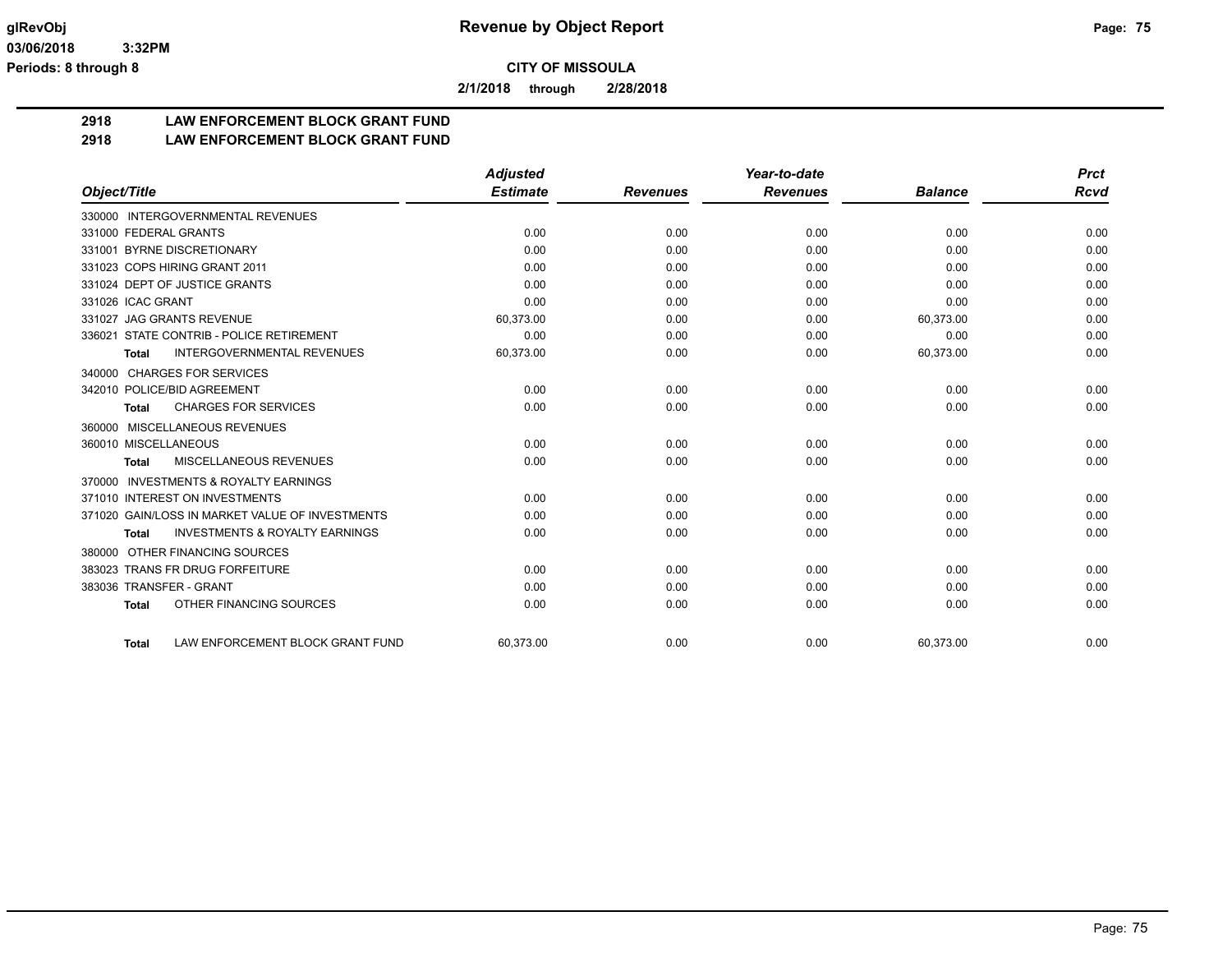**CITY OF MISSOULA**

**2/1/2018 through 2/28/2018**

## 2918 LAW ENFORCEMENT BLOCK GRANT FUND
## 2918 LAW ENFORCEMENT BLOCK GRANT FUND

| Object/Title | Adjusted Estimate | Revenues | Year-to-date Revenues | Balance | Prct Rcvd |
|---|---|---|---|---|---|
| 330000 INTERGOVERNMENTAL REVENUES | | | | | |
| 331000 FEDERAL GRANTS | 0.00 | 0.00 | 0.00 | 0.00 | 0.00 |
| 331001 BYRNE DISCRETIONARY | 0.00 | 0.00 | 0.00 | 0.00 | 0.00 |
| 331023 COPS HIRING GRANT 2011 | 0.00 | 0.00 | 0.00 | 0.00 | 0.00 |
| 331024 DEPT OF JUSTICE GRANTS | 0.00 | 0.00 | 0.00 | 0.00 | 0.00 |
| 331026 ICAC GRANT | 0.00 | 0.00 | 0.00 | 0.00 | 0.00 |
| 331027 JAG GRANTS REVENUE | 60,373.00 | 0.00 | 0.00 | 60,373.00 | 0.00 |
| 336021 STATE CONTRIB - POLICE RETIREMENT | 0.00 | 0.00 | 0.00 | 0.00 | 0.00 |
| Total INTERGOVERNMENTAL REVENUES | 60,373.00 | 0.00 | 0.00 | 60,373.00 | 0.00 |
| 340000 CHARGES FOR SERVICES | | | | | |
| 342010 POLICE/BID AGREEMENT | 0.00 | 0.00 | 0.00 | 0.00 | 0.00 |
| Total CHARGES FOR SERVICES | 0.00 | 0.00 | 0.00 | 0.00 | 0.00 |
| 360000 MISCELLANEOUS REVENUES | | | | | |
| 360010 MISCELLANEOUS | 0.00 | 0.00 | 0.00 | 0.00 | 0.00 |
| Total MISCELLANEOUS REVENUES | 0.00 | 0.00 | 0.00 | 0.00 | 0.00 |
| 370000 INVESTMENTS & ROYALTY EARNINGS | | | | | |
| 371010 INTEREST ON INVESTMENTS | 0.00 | 0.00 | 0.00 | 0.00 | 0.00 |
| 371020 GAIN/LOSS IN MARKET VALUE OF INVESTMENTS | 0.00 | 0.00 | 0.00 | 0.00 | 0.00 |
| Total INVESTMENTS & ROYALTY EARNINGS | 0.00 | 0.00 | 0.00 | 0.00 | 0.00 |
| 380000 OTHER FINANCING SOURCES | | | | | |
| 383023 TRANS FR DRUG FORFEITURE | 0.00 | 0.00 | 0.00 | 0.00 | 0.00 |
| 383036 TRANSFER - GRANT | 0.00 | 0.00 | 0.00 | 0.00 | 0.00 |
| Total OTHER FINANCING SOURCES | 0.00 | 0.00 | 0.00 | 0.00 | 0.00 |
| Total LAW ENFORCEMENT BLOCK GRANT FUND | 60,373.00 | 0.00 | 0.00 | 60,373.00 | 0.00 |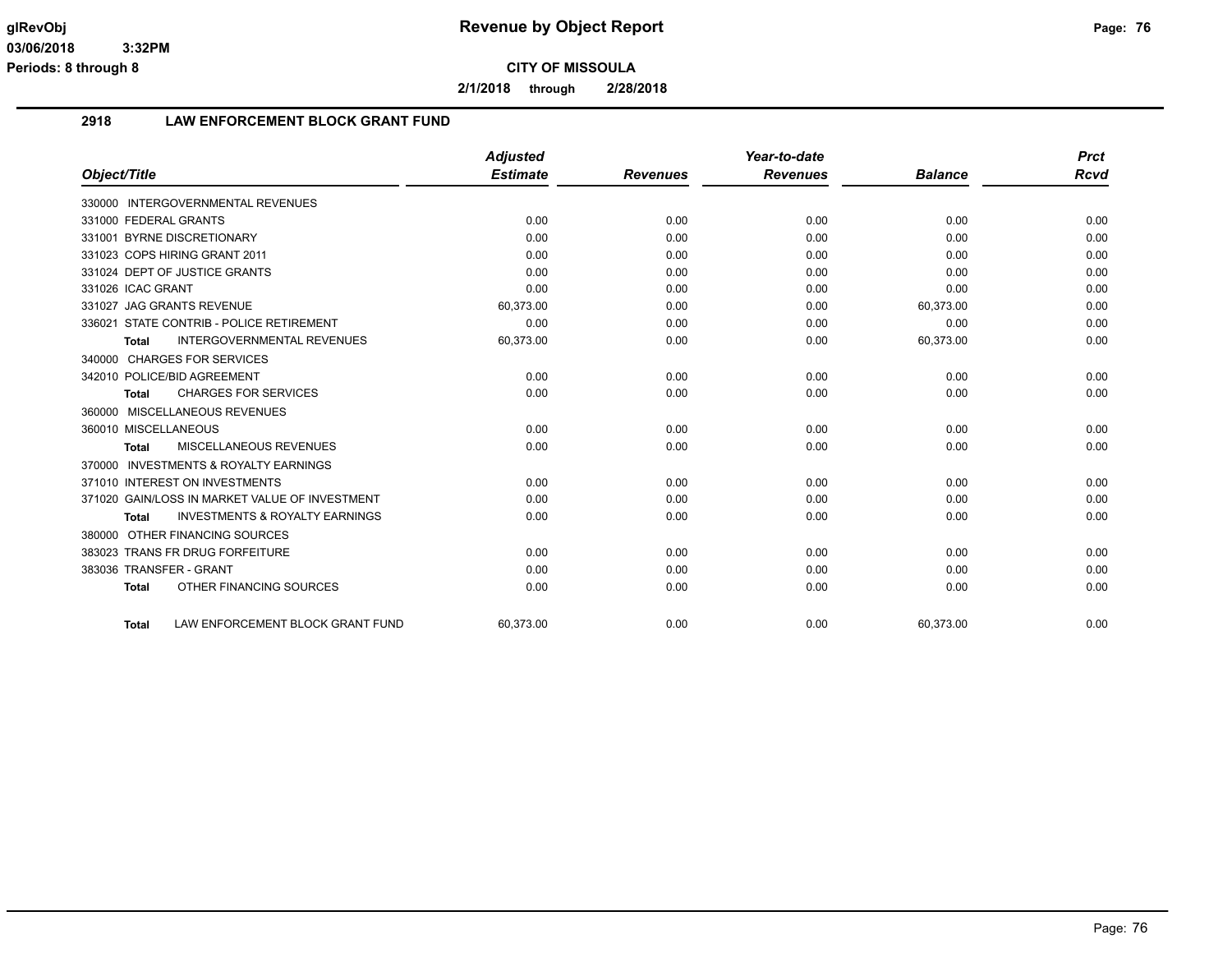**CITY OF MISSOULA**

**2/1/2018 through 2/28/2018**

## 2918 LAW ENFORCEMENT BLOCK GRANT FUND

| Object/Title | Adjusted Estimate | Revenues | Year-to-date Revenues | Balance | Prct Rcvd |
|---|---|---|---|---|---|
| 330000 INTERGOVERNMENTAL REVENUES | | | | | |
| 331000 FEDERAL GRANTS | 0.00 | 0.00 | 0.00 | 0.00 | 0.00 |
| 331001 BYRNE DISCRETIONARY | 0.00 | 0.00 | 0.00 | 0.00 | 0.00 |
| 331023 COPS HIRING GRANT 2011 | 0.00 | 0.00 | 0.00 | 0.00 | 0.00 |
| 331024 DEPT OF JUSTICE GRANTS | 0.00 | 0.00 | 0.00 | 0.00 | 0.00 |
| 331026 ICAC GRANT | 0.00 | 0.00 | 0.00 | 0.00 | 0.00 |
| 331027 JAG GRANTS REVENUE | 60,373.00 | 0.00 | 0.00 | 60,373.00 | 0.00 |
| 336021 STATE CONTRIB - POLICE RETIREMENT | 0.00 | 0.00 | 0.00 | 0.00 | 0.00 |
| **Total** INTERGOVERNMENTAL REVENUES | 60,373.00 | 0.00 | 0.00 | 60,373.00 | 0.00 |
| 340000 CHARGES FOR SERVICES | | | | | |
| 342010 POLICE/BID AGREEMENT | 0.00 | 0.00 | 0.00 | 0.00 | 0.00 |
| **Total** CHARGES FOR SERVICES | 0.00 | 0.00 | 0.00 | 0.00 | 0.00 |
| 360000 MISCELLANEOUS REVENUES | | | | | |
| 360010 MISCELLANEOUS | 0.00 | 0.00 | 0.00 | 0.00 | 0.00 |
| **Total** MISCELLANEOUS REVENUES | 0.00 | 0.00 | 0.00 | 0.00 | 0.00 |
| 370000 INVESTMENTS & ROYALTY EARNINGS | | | | | |
| 371010 INTEREST ON INVESTMENTS | 0.00 | 0.00 | 0.00 | 0.00 | 0.00 |
| 371020 GAIN/LOSS IN MARKET VALUE OF INVESTMENT | 0.00 | 0.00 | 0.00 | 0.00 | 0.00 |
| **Total** INVESTMENTS & ROYALTY EARNINGS | 0.00 | 0.00 | 0.00 | 0.00 | 0.00 |
| 380000 OTHER FINANCING SOURCES | | | | | |
| 383023 TRANS FR DRUG FORFEITURE | 0.00 | 0.00 | 0.00 | 0.00 | 0.00 |
| 383036 TRANSFER - GRANT | 0.00 | 0.00 | 0.00 | 0.00 | 0.00 |
| **Total** OTHER FINANCING SOURCES | 0.00 | 0.00 | 0.00 | 0.00 | 0.00 |
| **Total** LAW ENFORCEMENT BLOCK GRANT FUND | 60,373.00 | 0.00 | 0.00 | 60,373.00 | 0.00 |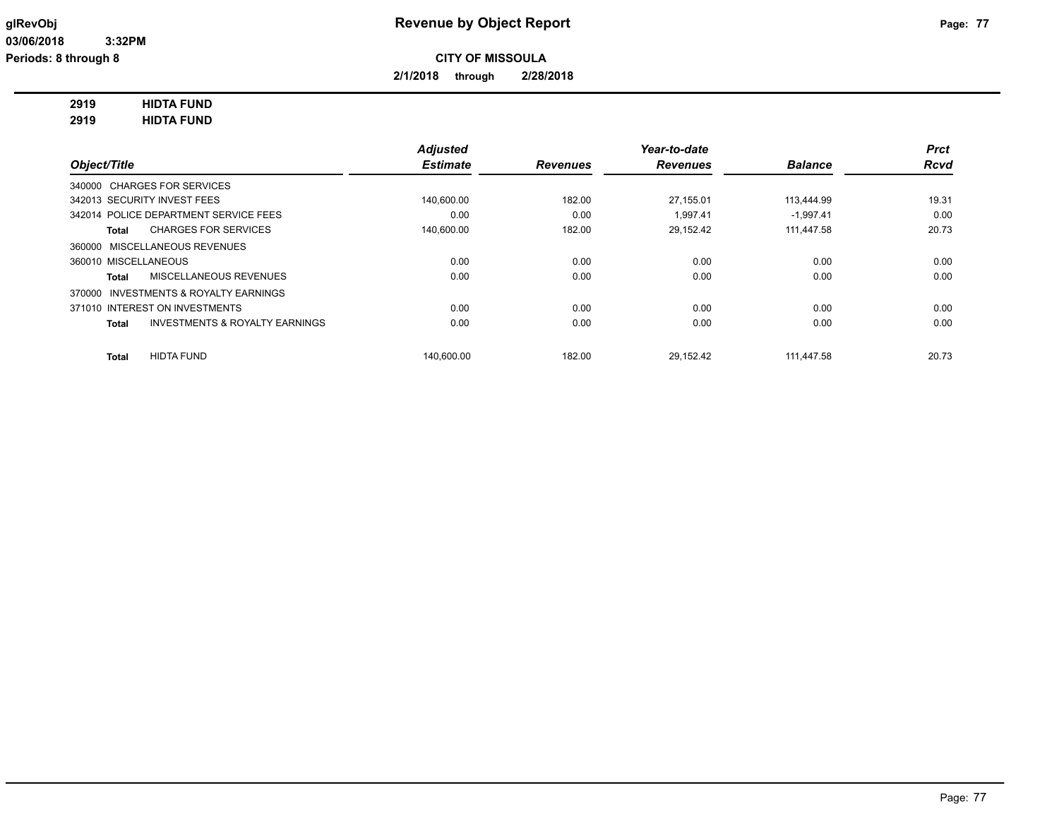**Revenue by Object Report**

**CITY OF MISSOULA**

**2/1/2018 through 2/28/2018**

glRevObj
03/06/2018 3:32PM
Periods: 8 through 8

**2919 HIDTA FUND**
**2919 HIDTA FUND**

| Object/Title | Adjusted Estimate | Revenues | Year-to-date Revenues | Balance | Prct Rcvd |
|---|---|---|---|---|---|
| 340000 CHARGES FOR SERVICES | | | | | |
| 342013 SECURITY INVEST FEES | 140,600.00 | 182.00 | 27,155.01 | 113,444.99 | 19.31 |
| 342014 POLICE DEPARTMENT SERVICE FEES | 0.00 | 0.00 | 1,997.41 | -1,997.41 | 0.00 |
| **Total** CHARGES FOR SERVICES | 140,600.00 | 182.00 | 29,152.42 | 111,447.58 | 20.73 |
| 360000 MISCELLANEOUS REVENUES | | | | | |
| 360010 MISCELLANEOUS | 0.00 | 0.00 | 0.00 | 0.00 | 0.00 |
| **Total** MISCELLANEOUS REVENUES | 0.00 | 0.00 | 0.00 | 0.00 | 0.00 |
| 370000 INVESTMENTS & ROYALTY EARNINGS | | | | | |
| 371010 INTEREST ON INVESTMENTS | 0.00 | 0.00 | 0.00 | 0.00 | 0.00 |
| **Total** INVESTMENTS & ROYALTY EARNINGS | 0.00 | 0.00 | 0.00 | 0.00 | 0.00 |
| **Total** HIDTA FUND | 140,600.00 | 182.00 | 29,152.42 | 111,447.58 | 20.73 |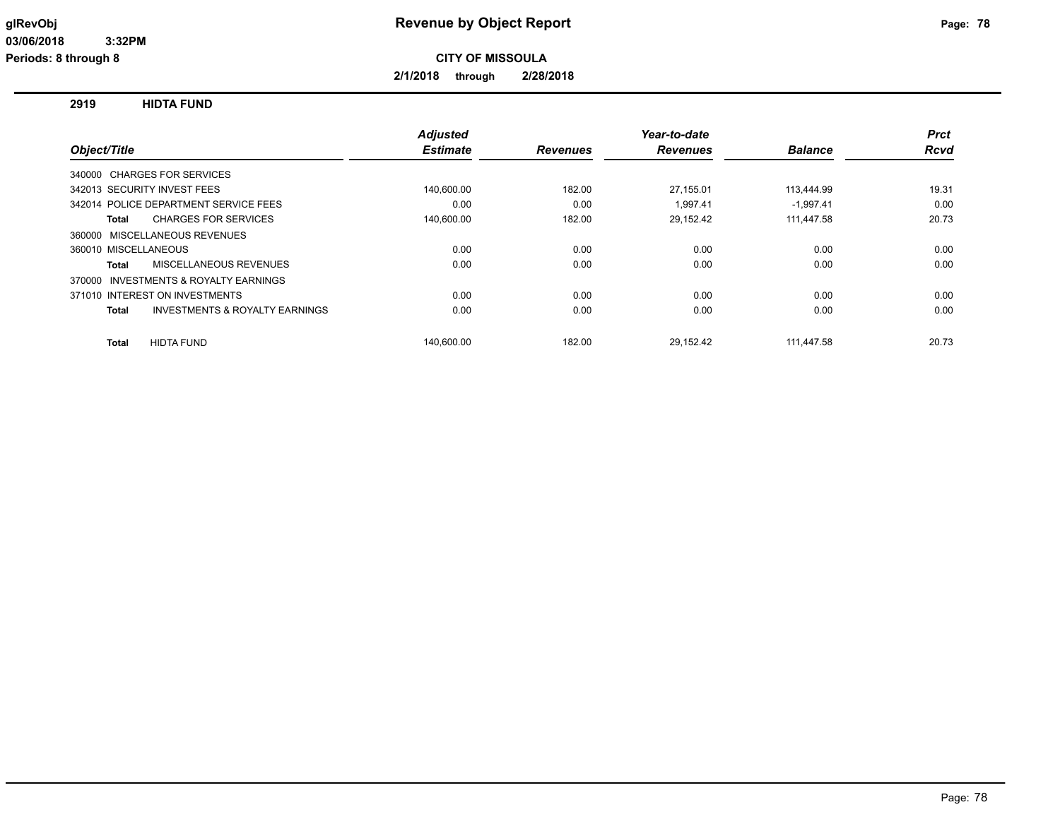# Revenue by Object Report

**CITY OF MISSOULA**

**2/1/2018 through 2/28/2018**

glRevObj
03/06/2018 3:32PM
Periods: 8 through 8

## 2919 HIDTA FUND

| Object/Title | Adjusted Estimate | Revenues | Year-to-date Revenues | Balance | Prct Rcvd |
|---|---|---|---|---|---|
| 340000 CHARGES FOR SERVICES | | | | | |
| 342013 SECURITY INVEST FEES | 140,600.00 | 182.00 | 27,155.01 | 113,444.99 | 19.31 |
| 342014 POLICE DEPARTMENT SERVICE FEES | 0.00 | 0.00 | 1,997.41 | -1,997.41 | 0.00 |
| **Total** CHARGES FOR SERVICES | 140,600.00 | 182.00 | 29,152.42 | 111,447.58 | 20.73 |
| 360000 MISCELLANEOUS REVENUES | | | | | |
| 360010 MISCELLANEOUS | 0.00 | 0.00 | 0.00 | 0.00 | 0.00 |
| **Total** MISCELLANEOUS REVENUES | 0.00 | 0.00 | 0.00 | 0.00 | 0.00 |
| 370000 INVESTMENTS & ROYALTY EARNINGS | | | | | |
| 371010 INTEREST ON INVESTMENTS | 0.00 | 0.00 | 0.00 | 0.00 | 0.00 |
| **Total** INVESTMENTS & ROYALTY EARNINGS | 0.00 | 0.00 | 0.00 | 0.00 | 0.00 |
| **Total** HIDTA FUND | 140,600.00 | 182.00 | 29,152.42 | 111,447.58 | 20.73 |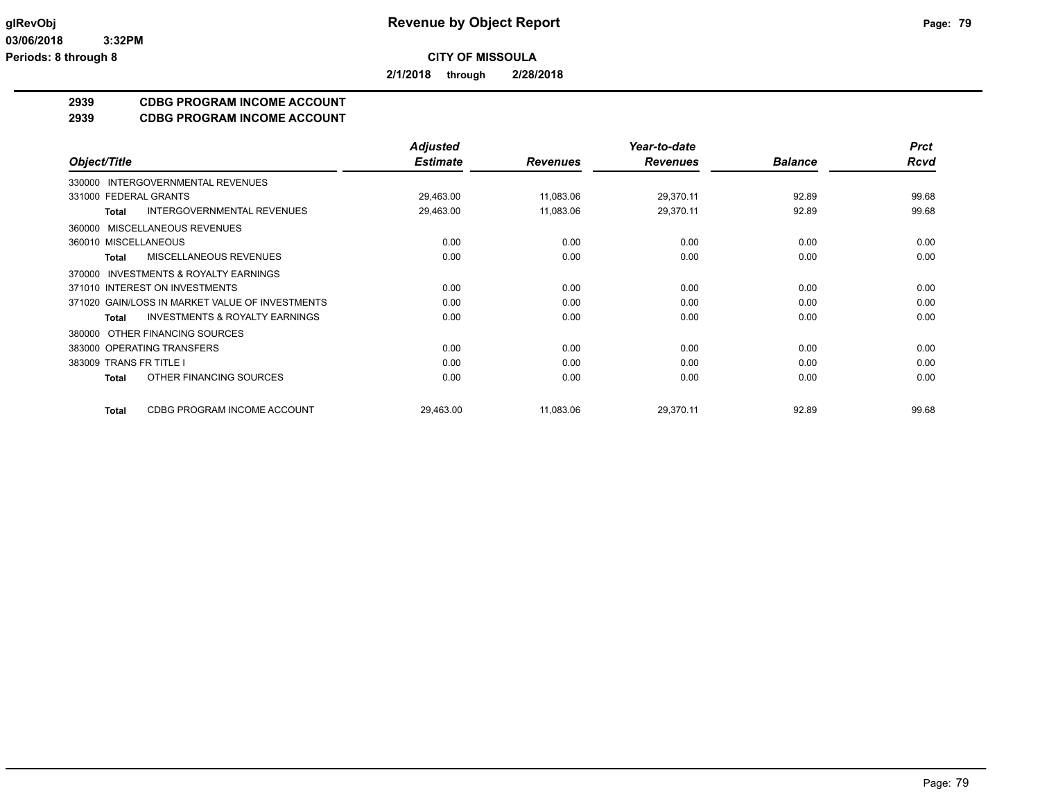**CITY OF MISSOULA**

**2/1/2018 through 2/28/2018**

## 2939 CDBG PROGRAM INCOME ACCOUNT
## 2939 CDBG PROGRAM INCOME ACCOUNT

| Object/Title | | Adjusted Estimate | Revenues | Year-to-date Revenues | Balance | Prct Rcvd |
|---|---|---|---|---|---|---|
| 330000 INTERGOVERNMENTAL REVENUES | | | | | | |
| 331000 FEDERAL GRANTS | | 29,463.00 | 11,083.06 | 29,370.11 | 92.89 | 99.68 |
| **Total** | INTERGOVERNMENTAL REVENUES | 29,463.00 | 11,083.06 | 29,370.11 | 92.89 | 99.68 |
| 360000 MISCELLANEOUS REVENUES | | | | | | |
| 360010 MISCELLANEOUS | | 0.00 | 0.00 | 0.00 | 0.00 | 0.00 |
| **Total** | MISCELLANEOUS REVENUES | 0.00 | 0.00 | 0.00 | 0.00 | 0.00 |
| 370000 INVESTMENTS & ROYALTY EARNINGS | | | | | | |
| 371010 INTEREST ON INVESTMENTS | | 0.00 | 0.00 | 0.00 | 0.00 | 0.00 |
| 371020 GAIN/LOSS IN MARKET VALUE OF INVESTMENTS | | 0.00 | 0.00 | 0.00 | 0.00 | 0.00 |
| **Total** | INVESTMENTS & ROYALTY EARNINGS | 0.00 | 0.00 | 0.00 | 0.00 | 0.00 |
| 380000 OTHER FINANCING SOURCES | | | | | | |
| 383000 OPERATING TRANSFERS | | 0.00 | 0.00 | 0.00 | 0.00 | 0.00 |
| 383009 TRANS FR TITLE I | | 0.00 | 0.00 | 0.00 | 0.00 | 0.00 |
| **Total** | OTHER FINANCING SOURCES | 0.00 | 0.00 | 0.00 | 0.00 | 0.00 |
| **Total** | CDBG PROGRAM INCOME ACCOUNT | 29,463.00 | 11,083.06 | 29,370.11 | 92.89 | 99.68 |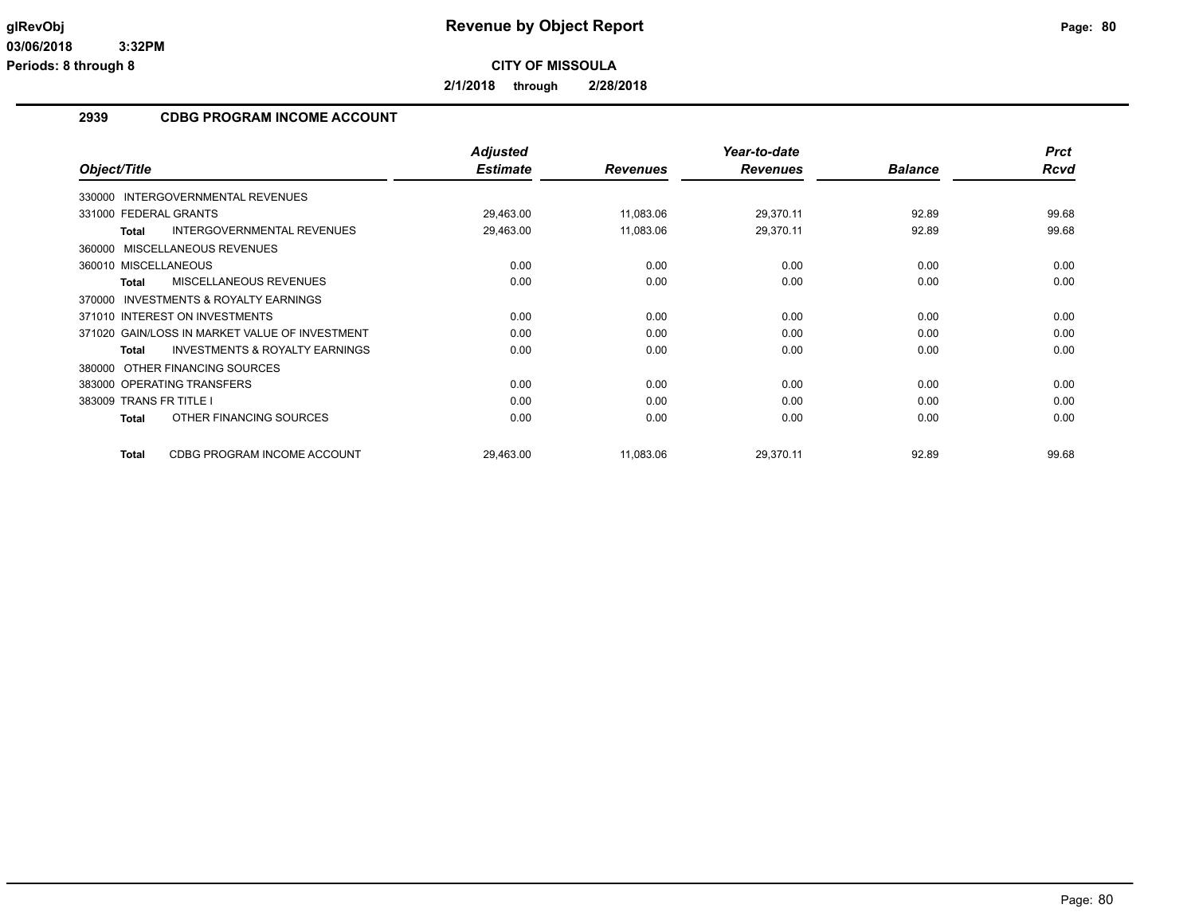**CITY OF MISSOULA**

**2/1/2018 through 2/28/2018**

## 2939 CDBG PROGRAM INCOME ACCOUNT

| Object/Title | | Adjusted Estimate | Revenues | Year-to-date Revenues | Balance | Prct Rcvd |
|---|---|---|---|---|---|---|
| 330000 | INTERGOVERNMENTAL REVENUES | | | | | |
| 331000 | FEDERAL GRANTS | 29,463.00 | 11,083.06 | 29,370.11 | 92.89 | 99.68 |
| **Total** | INTERGOVERNMENTAL REVENUES | 29,463.00 | 11,083.06 | 29,370.11 | 92.89 | 99.68 |
| 360000 | MISCELLANEOUS REVENUES | | | | | |
| 360010 | MISCELLANEOUS | 0.00 | 0.00 | 0.00 | 0.00 | 0.00 |
| **Total** | MISCELLANEOUS REVENUES | 0.00 | 0.00 | 0.00 | 0.00 | 0.00 |
| 370000 | INVESTMENTS & ROYALTY EARNINGS | | | | | |
| 371010 | INTEREST ON INVESTMENTS | 0.00 | 0.00 | 0.00 | 0.00 | 0.00 |
| 371020 | GAIN/LOSS IN MARKET VALUE OF INVESTMENT | 0.00 | 0.00 | 0.00 | 0.00 | 0.00 |
| **Total** | INVESTMENTS & ROYALTY EARNINGS | 0.00 | 0.00 | 0.00 | 0.00 | 0.00 |
| 380000 | OTHER FINANCING SOURCES | | | | | |
| 383000 | OPERATING TRANSFERS | 0.00 | 0.00 | 0.00 | 0.00 | 0.00 |
| 383009 | TRANS FR TITLE I | 0.00 | 0.00 | 0.00 | 0.00 | 0.00 |
| **Total** | OTHER FINANCING SOURCES | 0.00 | 0.00 | 0.00 | 0.00 | 0.00 |
| **Total** | CDBG PROGRAM INCOME ACCOUNT | 29,463.00 | 11,083.06 | 29,370.11 | 92.89 | 99.68 |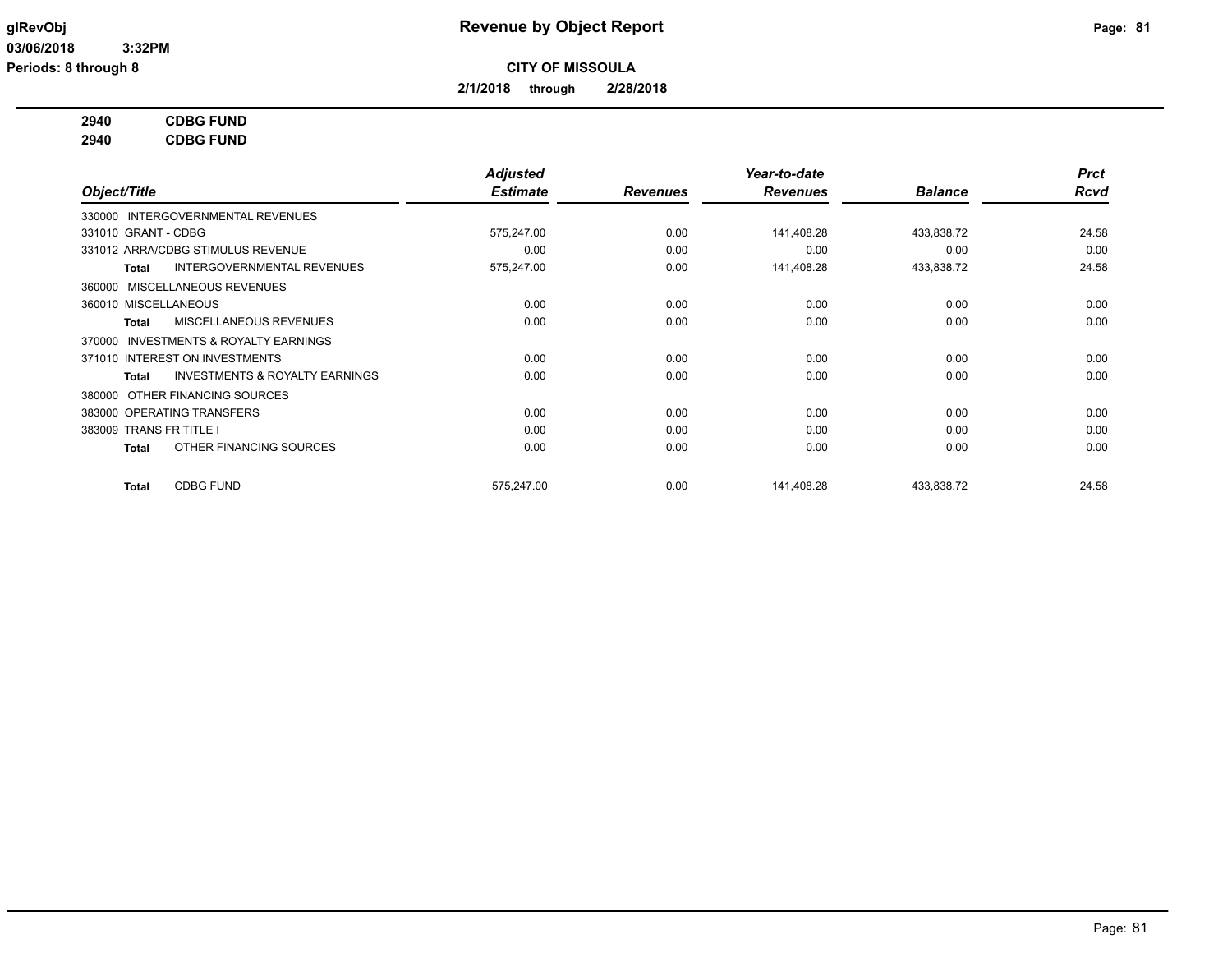# Revenue by Object Report

glRevObj
03/06/2018 3:32PM
Periods: 8 through 8

**CITY OF MISSOULA**

**2/1/2018 through 2/28/2018**

**2940 CDBG FUND**
**2940 CDBG FUND**

| Object/Title | Adjusted Estimate | Revenues | Year-to-date Revenues | Balance | Prct Rcvd |
|---|---|---|---|---|---|
| 330000 INTERGOVERNMENTAL REVENUES | | | | | |
| 331010 GRANT - CDBG | 575,247.00 | 0.00 | 141,408.28 | 433,838.72 | 24.58 |
| 331012 ARRA/CDBG STIMULUS REVENUE | 0.00 | 0.00 | 0.00 | 0.00 | 0.00 |
| **Total** INTERGOVERNMENTAL REVENUES | 575,247.00 | 0.00 | 141,408.28 | 433,838.72 | 24.58 |
| 360000 MISCELLANEOUS REVENUES | | | | | |
| 360010 MISCELLANEOUS | 0.00 | 0.00 | 0.00 | 0.00 | 0.00 |
| **Total** MISCELLANEOUS REVENUES | 0.00 | 0.00 | 0.00 | 0.00 | 0.00 |
| 370000 INVESTMENTS & ROYALTY EARNINGS | | | | | |
| 371010 INTEREST ON INVESTMENTS | 0.00 | 0.00 | 0.00 | 0.00 | 0.00 |
| **Total** INVESTMENTS & ROYALTY EARNINGS | 0.00 | 0.00 | 0.00 | 0.00 | 0.00 |
| 380000 OTHER FINANCING SOURCES | | | | | |
| 383000 OPERATING TRANSFERS | 0.00 | 0.00 | 0.00 | 0.00 | 0.00 |
| 383009 TRANS FR TITLE I | 0.00 | 0.00 | 0.00 | 0.00 | 0.00 |
| **Total** OTHER FINANCING SOURCES | 0.00 | 0.00 | 0.00 | 0.00 | 0.00 |
| **Total** CDBG FUND | 575,247.00 | 0.00 | 141,408.28 | 433,838.72 | 24.58 |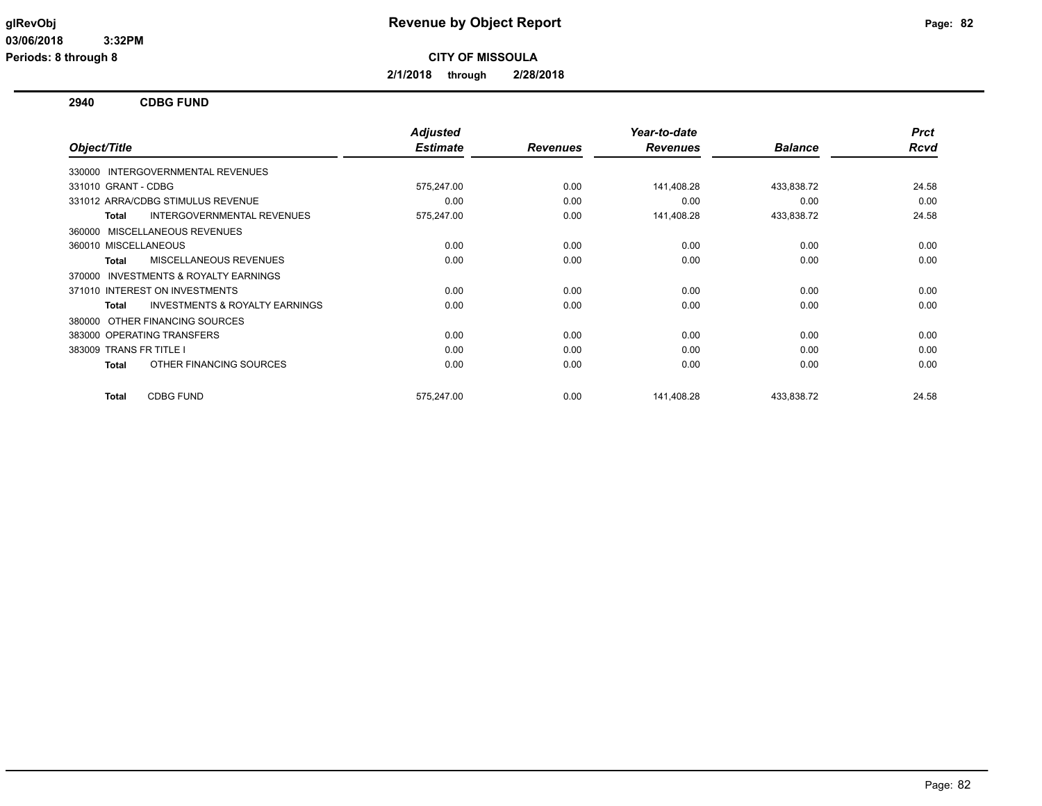# Revenue by Object Report

**CITY OF MISSOULA**

**2/1/2018 through 2/28/2018**

glRevObj
03/06/2018 3:32PM
Periods: 8 through 8

## 2940 CDBG FUND

| Object/Title | Adjusted Estimate | Revenues | Year-to-date Revenues | Balance | Prct Rcvd |
|---|---|---|---|---|---|
| 330000 INTERGOVERNMENTAL REVENUES | | | | | |
| 331010 GRANT - CDBG | 575,247.00 | 0.00 | 141,408.28 | 433,838.72 | 24.58 |
| 331012 ARRA/CDBG STIMULUS REVENUE | 0.00 | 0.00 | 0.00 | 0.00 | 0.00 |
| **Total** INTERGOVERNMENTAL REVENUES | 575,247.00 | 0.00 | 141,408.28 | 433,838.72 | 24.58 |
| 360000 MISCELLANEOUS REVENUES | | | | | |
| 360010 MISCELLANEOUS | 0.00 | 0.00 | 0.00 | 0.00 | 0.00 |
| **Total** MISCELLANEOUS REVENUES | 0.00 | 0.00 | 0.00 | 0.00 | 0.00 |
| 370000 INVESTMENTS & ROYALTY EARNINGS | | | | | |
| 371010 INTEREST ON INVESTMENTS | 0.00 | 0.00 | 0.00 | 0.00 | 0.00 |
| **Total** INVESTMENTS & ROYALTY EARNINGS | 0.00 | 0.00 | 0.00 | 0.00 | 0.00 |
| 380000 OTHER FINANCING SOURCES | | | | | |
| 383000 OPERATING TRANSFERS | 0.00 | 0.00 | 0.00 | 0.00 | 0.00 |
| 383009 TRANS FR TITLE I | 0.00 | 0.00 | 0.00 | 0.00 | 0.00 |
| **Total** OTHER FINANCING SOURCES | 0.00 | 0.00 | 0.00 | 0.00 | 0.00 |
| **Total** CDBG FUND | 575,247.00 | 0.00 | 141,408.28 | 433,838.72 | 24.58 |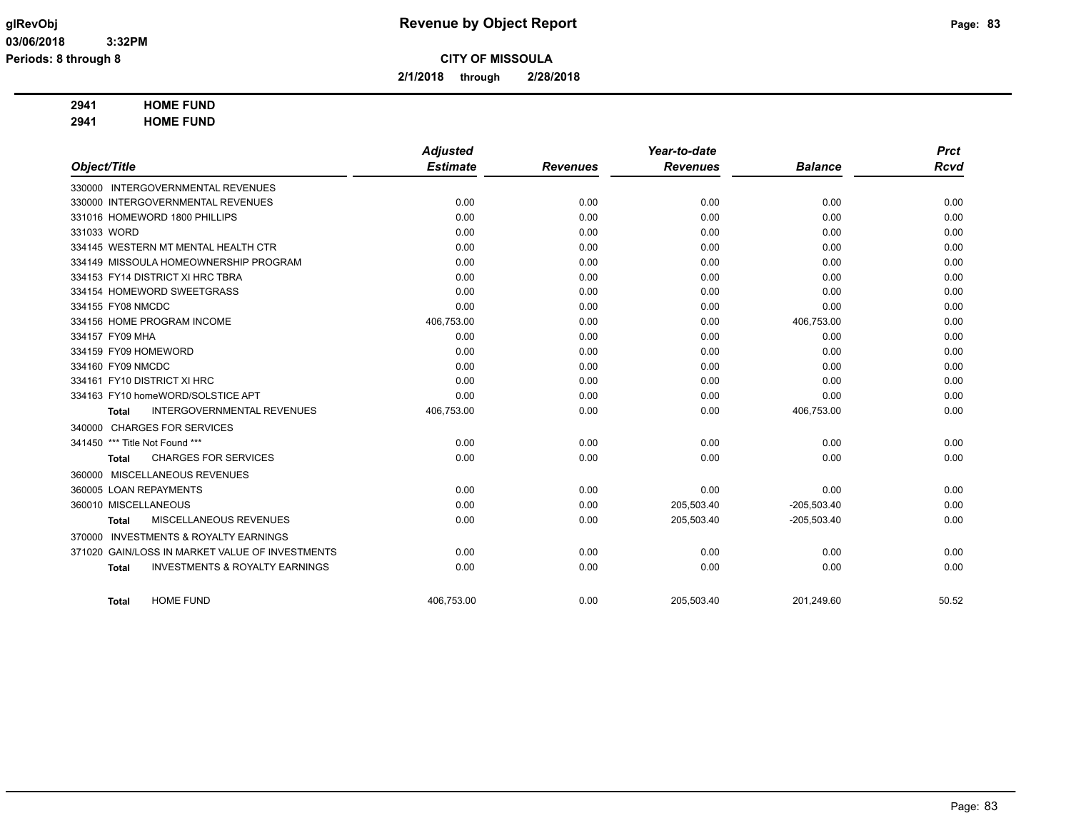**Revenue by Object Report**

**CITY OF MISSOULA**

**2/1/2018 through 2/28/2018**

glRevObj
03/06/2018 3:32PM
Periods: 8 through 8

**2941 HOME FUND**
**2941 HOME FUND**

| Object/Title | Adjusted Estimate | Revenues | Year-to-date Revenues | Balance | Prct Rcvd |
|---|---|---|---|---|---|
| 330000 INTERGOVERNMENTAL REVENUES | | | | | |
| 330000 INTERGOVERNMENTAL REVENUES | 0.00 | 0.00 | 0.00 | 0.00 | 0.00 |
| 331016 HOMEWORD 1800 PHILLIPS | 0.00 | 0.00 | 0.00 | 0.00 | 0.00 |
| 331033 WORD | 0.00 | 0.00 | 0.00 | 0.00 | 0.00 |
| 334145 WESTERN MT MENTAL HEALTH CTR | 0.00 | 0.00 | 0.00 | 0.00 | 0.00 |
| 334149 MISSOULA HOMEOWNERSHIP PROGRAM | 0.00 | 0.00 | 0.00 | 0.00 | 0.00 |
| 334153 FY14 DISTRICT XI HRC TBRA | 0.00 | 0.00 | 0.00 | 0.00 | 0.00 |
| 334154 HOMEWORD SWEETGRASS | 0.00 | 0.00 | 0.00 | 0.00 | 0.00 |
| 334155 FY08 NMCDC | 0.00 | 0.00 | 0.00 | 0.00 | 0.00 |
| 334156 HOME PROGRAM INCOME | 406,753.00 | 0.00 | 0.00 | 406,753.00 | 0.00 |
| 334157 FY09 MHA | 0.00 | 0.00 | 0.00 | 0.00 | 0.00 |
| 334159 FY09 HOMEWORD | 0.00 | 0.00 | 0.00 | 0.00 | 0.00 |
| 334160 FY09 NMCDC | 0.00 | 0.00 | 0.00 | 0.00 | 0.00 |
| 334161 FY10 DISTRICT XI HRC | 0.00 | 0.00 | 0.00 | 0.00 | 0.00 |
| 334163 FY10 homeWORD/SOLSTICE APT | 0.00 | 0.00 | 0.00 | 0.00 | 0.00 |
| **Total** INTERGOVERNMENTAL REVENUES | 406,753.00 | 0.00 | 0.00 | 406,753.00 | 0.00 |
| 340000 CHARGES FOR SERVICES | | | | | |
| 341450 *** Title Not Found *** | 0.00 | 0.00 | 0.00 | 0.00 | 0.00 |
| **Total** CHARGES FOR SERVICES | 0.00 | 0.00 | 0.00 | 0.00 | 0.00 |
| 360000 MISCELLANEOUS REVENUES | | | | | |
| 360005 LOAN REPAYMENTS | 0.00 | 0.00 | 0.00 | 0.00 | 0.00 |
| 360010 MISCELLANEOUS | 0.00 | 0.00 | 205,503.40 | -205,503.40 | 0.00 |
| **Total** MISCELLANEOUS REVENUES | 0.00 | 0.00 | 205,503.40 | -205,503.40 | 0.00 |
| 370000 INVESTMENTS & ROYALTY EARNINGS | | | | | |
| 371020 GAIN/LOSS IN MARKET VALUE OF INVESTMENTS | 0.00 | 0.00 | 0.00 | 0.00 | 0.00 |
| **Total** INVESTMENTS & ROYALTY EARNINGS | 0.00 | 0.00 | 0.00 | 0.00 | 0.00 |
| **Total** HOME FUND | 406,753.00 | 0.00 | 205,503.40 | 201,249.60 | 50.52 |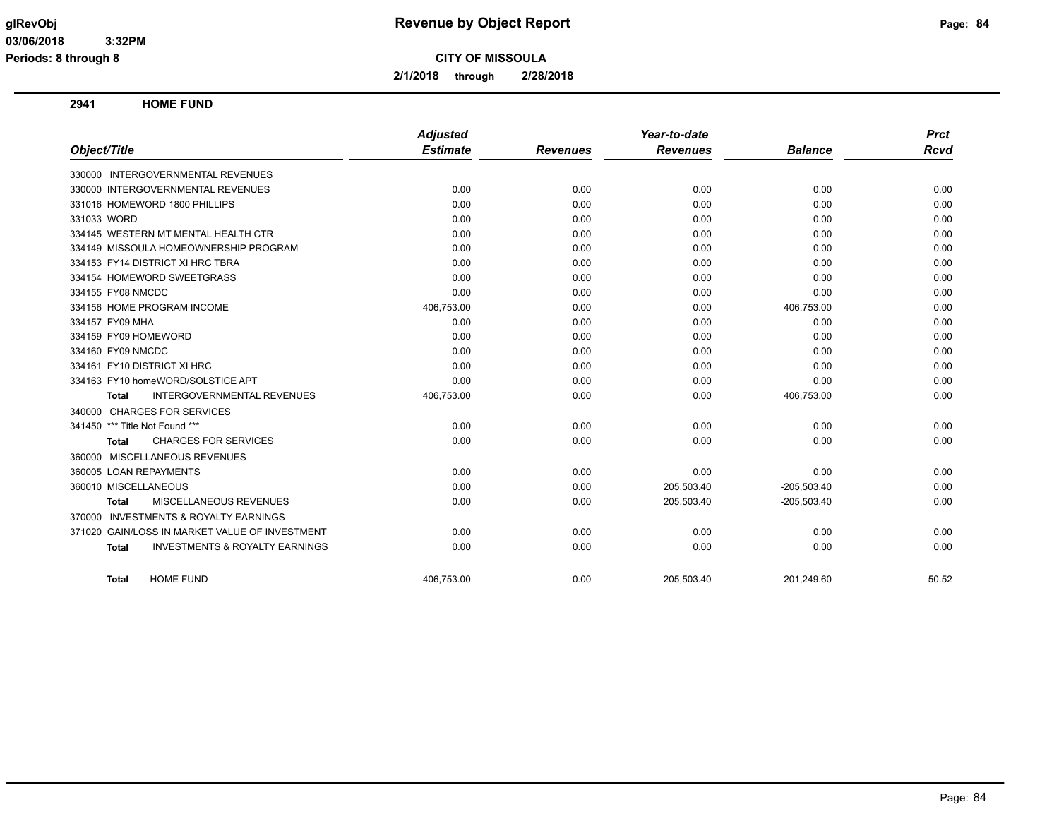# Revenue by Object Report

**CITY OF MISSOULA**

**2/1/2018 through 2/28/2018**

glRevObj
03/06/2018 3:32PM
Periods: 8 through 8

## 2941 HOME FUND

| Object/Title | Adjusted Estimate | Revenues | Year-to-date Revenues | Balance | Prct Rcvd |
|---|---|---|---|---|---|
| 330000 INTERGOVERNMENTAL REVENUES | | | | | |
| 330000 INTERGOVERNMENTAL REVENUES | 0.00 | 0.00 | 0.00 | 0.00 | 0.00 |
| 331016 HOMEWORD 1800 PHILLIPS | 0.00 | 0.00 | 0.00 | 0.00 | 0.00 |
| 331033 WORD | 0.00 | 0.00 | 0.00 | 0.00 | 0.00 |
| 334145 WESTERN MT MENTAL HEALTH CTR | 0.00 | 0.00 | 0.00 | 0.00 | 0.00 |
| 334149 MISSOULA HOMEOWNERSHIP PROGRAM | 0.00 | 0.00 | 0.00 | 0.00 | 0.00 |
| 334153 FY14 DISTRICT XI HRC TBRA | 0.00 | 0.00 | 0.00 | 0.00 | 0.00 |
| 334154 HOMEWORD SWEETGRASS | 0.00 | 0.00 | 0.00 | 0.00 | 0.00 |
| 334155 FY08 NMCDC | 0.00 | 0.00 | 0.00 | 0.00 | 0.00 |
| 334156 HOME PROGRAM INCOME | 406,753.00 | 0.00 | 0.00 | 406,753.00 | 0.00 |
| 334157 FY09 MHA | 0.00 | 0.00 | 0.00 | 0.00 | 0.00 |
| 334159 FY09 HOMEWORD | 0.00 | 0.00 | 0.00 | 0.00 | 0.00 |
| 334160 FY09 NMCDC | 0.00 | 0.00 | 0.00 | 0.00 | 0.00 |
| 334161 FY10 DISTRICT XI HRC | 0.00 | 0.00 | 0.00 | 0.00 | 0.00 |
| 334163 FY10 homeWORD/SOLSTICE APT | 0.00 | 0.00 | 0.00 | 0.00 | 0.00 |
| **Total** INTERGOVERNMENTAL REVENUES | 406,753.00 | 0.00 | 0.00 | 406,753.00 | 0.00 |
| 340000 CHARGES FOR SERVICES | | | | | |
| 341450 *** Title Not Found *** | 0.00 | 0.00 | 0.00 | 0.00 | 0.00 |
| **Total** CHARGES FOR SERVICES | 0.00 | 0.00 | 0.00 | 0.00 | 0.00 |
| 360000 MISCELLANEOUS REVENUES | | | | | |
| 360005 LOAN REPAYMENTS | 0.00 | 0.00 | 0.00 | 0.00 | 0.00 |
| 360010 MISCELLANEOUS | 0.00 | 0.00 | 205,503.40 | -205,503.40 | 0.00 |
| **Total** MISCELLANEOUS REVENUES | 0.00 | 0.00 | 205,503.40 | -205,503.40 | 0.00 |
| 370000 INVESTMENTS & ROYALTY EARNINGS | | | | | |
| 371020 GAIN/LOSS IN MARKET VALUE OF INVESTMENT | 0.00 | 0.00 | 0.00 | 0.00 | 0.00 |
| **Total** INVESTMENTS & ROYALTY EARNINGS | 0.00 | 0.00 | 0.00 | 0.00 | 0.00 |
| **Total** HOME FUND | 406,753.00 | 0.00 | 205,503.40 | 201,249.60 | 50.52 |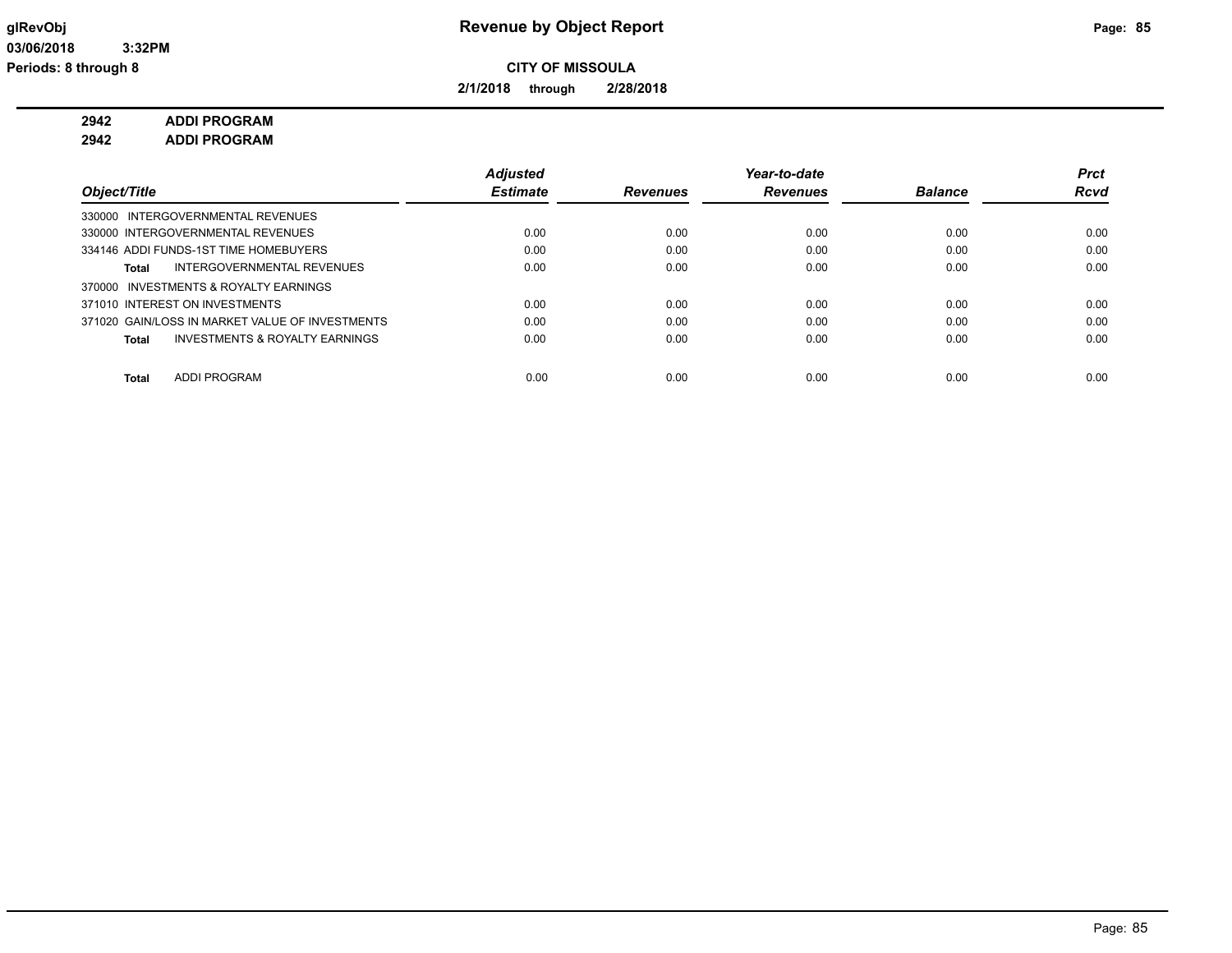**Revenue by Object Report**

**CITY OF MISSOULA**

**2/1/2018 through 2/28/2018**

glRevObj
03/06/2018 3:32PM
Periods: 8 through 8

**2942 ADDI PROGRAM**
**2942 ADDI PROGRAM**

| Object/Title | Adjusted Estimate | Revenues | Year-to-date Revenues | Balance | Prct Rcvd |
|---|---|---|---|---|---|
| 330000 INTERGOVERNMENTAL REVENUES | | | | | |
| 330000 INTERGOVERNMENTAL REVENUES | 0.00 | 0.00 | 0.00 | 0.00 | 0.00 |
| 334146 ADDI FUNDS-1ST TIME HOMEBUYERS | 0.00 | 0.00 | 0.00 | 0.00 | 0.00 |
| **Total** INTERGOVERNMENTAL REVENUES | 0.00 | 0.00 | 0.00 | 0.00 | 0.00 |
| 370000 INVESTMENTS & ROYALTY EARNINGS | | | | | |
| 371010 INTEREST ON INVESTMENTS | 0.00 | 0.00 | 0.00 | 0.00 | 0.00 |
| 371020 GAIN/LOSS IN MARKET VALUE OF INVESTMENTS | 0.00 | 0.00 | 0.00 | 0.00 | 0.00 |
| **Total** INVESTMENTS & ROYALTY EARNINGS | 0.00 | 0.00 | 0.00 | 0.00 | 0.00 |
| **Total** ADDI PROGRAM | 0.00 | 0.00 | 0.00 | 0.00 | 0.00 |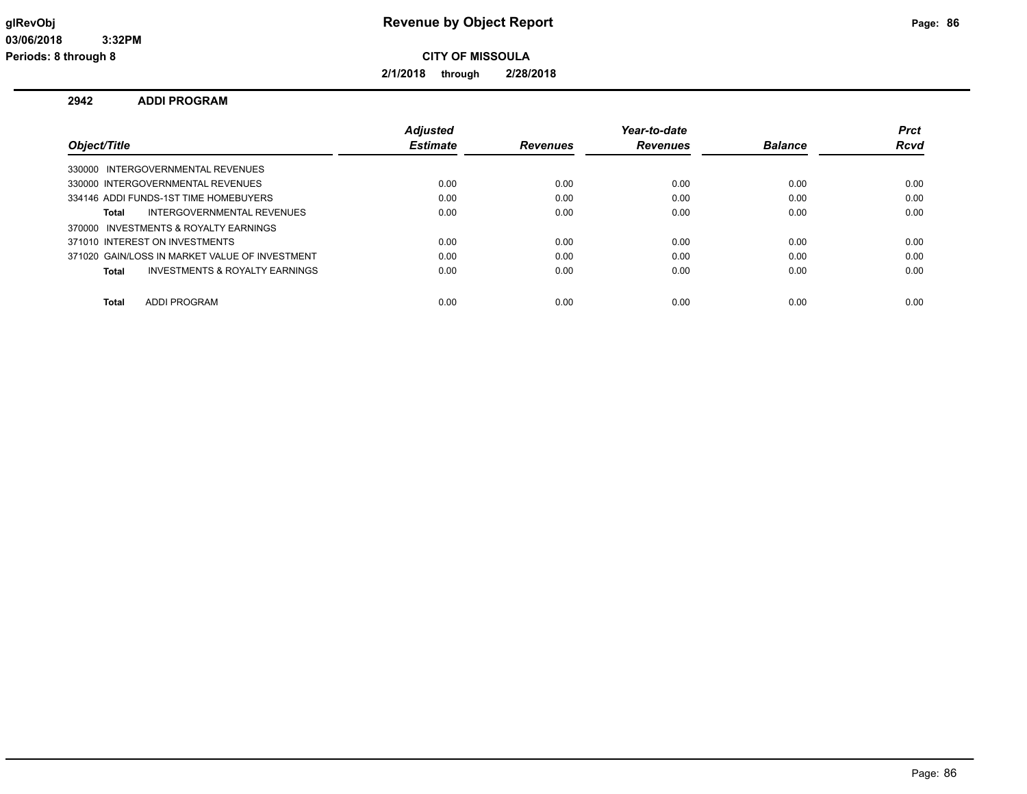# Revenue by Object Report

glRevObj
03/06/2018 3:32PM
Periods: 8 through 8

**CITY OF MISSOULA**

**2/1/2018 through 2/28/2018**

## 2942 ADDI PROGRAM

| Object/Title | Adjusted Estimate | Revenues | Year-to-date Revenues | Balance | Prct Rcvd |
|---|---|---|---|---|---|
| 330000 INTERGOVERNMENTAL REVENUES | | | | | |
| 330000 INTERGOVERNMENTAL REVENUES | 0.00 | 0.00 | 0.00 | 0.00 | 0.00 |
| 334146 ADDI FUNDS-1ST TIME HOMEBUYERS | 0.00 | 0.00 | 0.00 | 0.00 | 0.00 |
| **Total** INTERGOVERNMENTAL REVENUES | 0.00 | 0.00 | 0.00 | 0.00 | 0.00 |
| 370000 INVESTMENTS & ROYALTY EARNINGS | | | | | |
| 371010 INTEREST ON INVESTMENTS | 0.00 | 0.00 | 0.00 | 0.00 | 0.00 |
| 371020 GAIN/LOSS IN MARKET VALUE OF INVESTMENT | 0.00 | 0.00 | 0.00 | 0.00 | 0.00 |
| **Total** INVESTMENTS & ROYALTY EARNINGS | 0.00 | 0.00 | 0.00 | 0.00 | 0.00 |
| **Total** ADDI PROGRAM | 0.00 | 0.00 | 0.00 | 0.00 | 0.00 |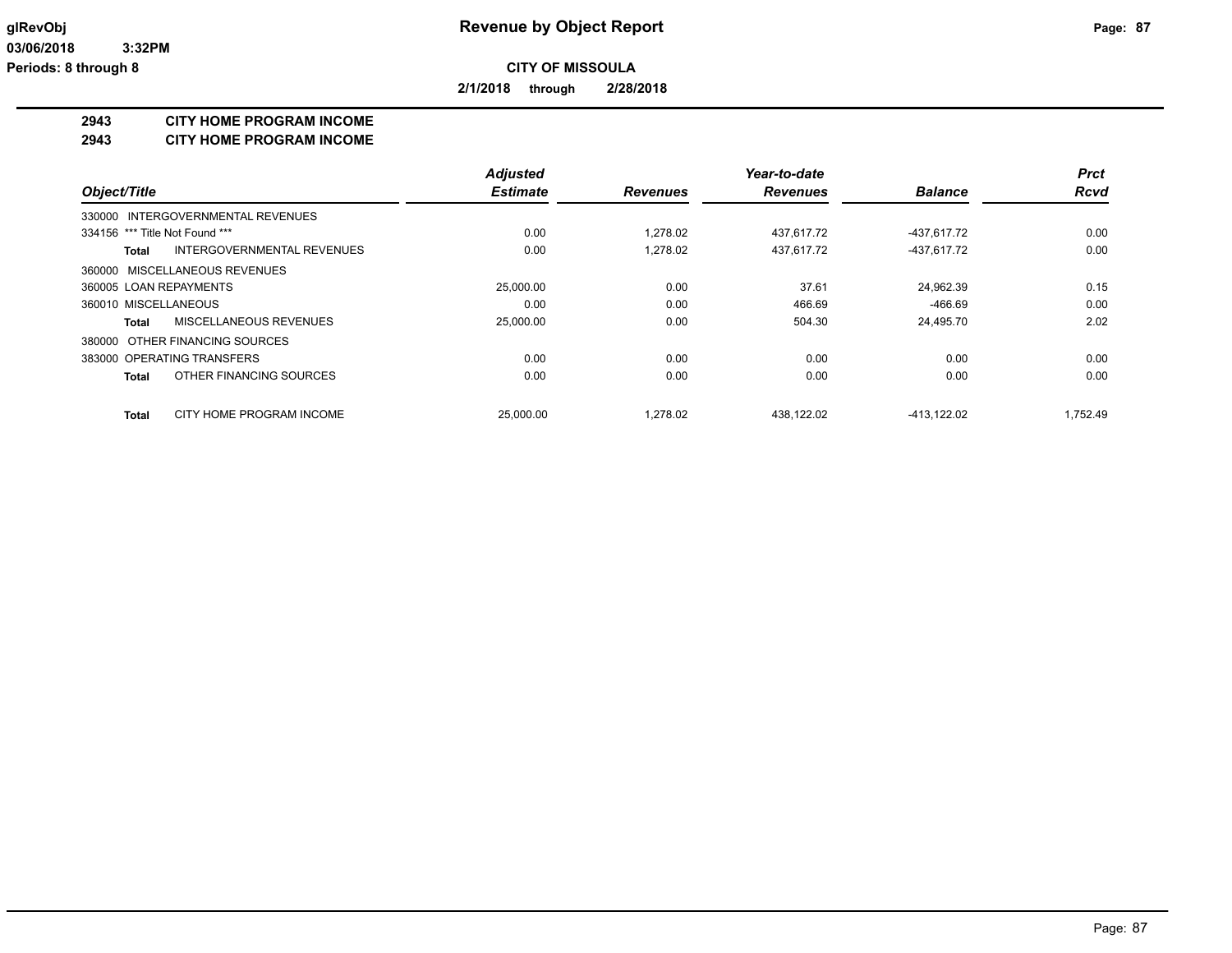**glRevObj** **Revenue by Object Report**

**03/06/2018 3:32PM**

**Periods: 8 through 8**

**CITY OF MISSOULA**

**2/1/2018 through 2/28/2018**

## 2943 CITY HOME PROGRAM INCOME

## 2943 CITY HOME PROGRAM INCOME

| Object/Title | | Adjusted Estimate | Revenues | Year-to-date Revenues | Balance | Prct Rcvd |
|---|---|---|---|---|---|---|
| 330000 INTERGOVERNMENTAL REVENUES | | | | | | |
| 334156 *** Title Not Found *** | | 0.00 | 1,278.02 | 437,617.72 | -437,617.72 | 0.00 |
| **Total** | INTERGOVERNMENTAL REVENUES | 0.00 | 1,278.02 | 437,617.72 | -437,617.72 | 0.00 |
| 360000 MISCELLANEOUS REVENUES | | | | | | |
| 360005 LOAN REPAYMENTS | | 25,000.00 | 0.00 | 37.61 | 24,962.39 | 0.15 |
| 360010 MISCELLANEOUS | | 0.00 | 0.00 | 466.69 | -466.69 | 0.00 |
| **Total** | MISCELLANEOUS REVENUES | 25,000.00 | 0.00 | 504.30 | 24,495.70 | 2.02 |
| 380000 OTHER FINANCING SOURCES | | | | | | |
| 383000 OPERATING TRANSFERS | | 0.00 | 0.00 | 0.00 | 0.00 | 0.00 |
| **Total** | OTHER FINANCING SOURCES | 0.00 | 0.00 | 0.00 | 0.00 | 0.00 |
| **Total** | CITY HOME PROGRAM INCOME | 25,000.00 | 1,278.02 | 438,122.02 | -413,122.02 | 1,752.49 |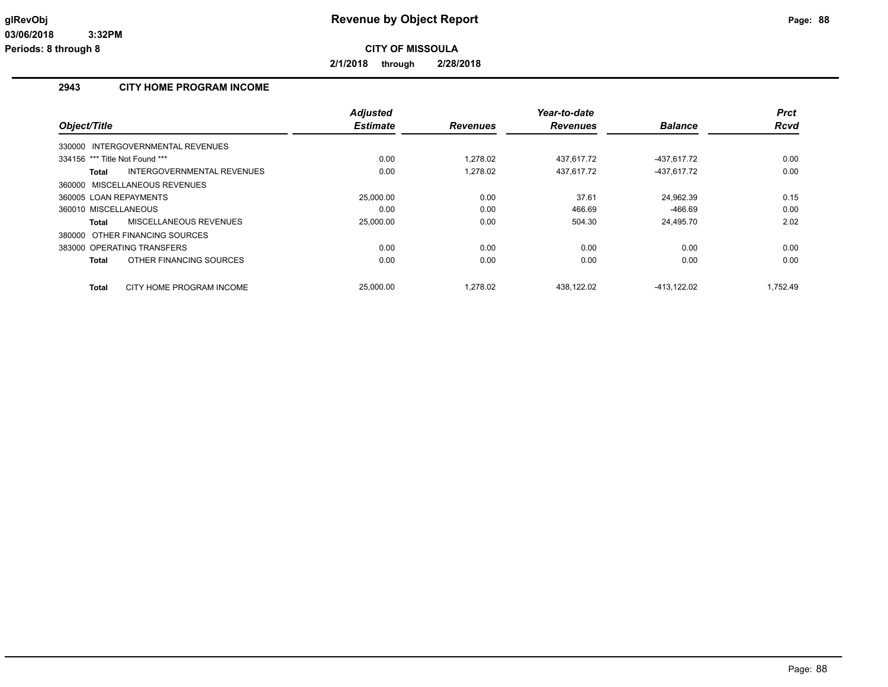# Revenue by Object Report

**CITY OF MISSOULA**

**2/1/2018 through 2/28/2018**

glRevObj
03/06/2018 3:32PM
Periods: 8 through 8

## 2943 CITY HOME PROGRAM INCOME

| Object/Title | Adjusted Estimate | Revenues | Year-to-date Revenues | Balance | Prct Rcvd |
|---|---|---|---|---|---|
| 330000 INTERGOVERNMENTAL REVENUES | | | | | |
| 334156 *** Title Not Found *** | 0.00 | 1,278.02 | 437,617.72 | -437,617.72 | 0.00 |
| **Total** INTERGOVERNMENTAL REVENUES | 0.00 | 1,278.02 | 437,617.72 | -437,617.72 | 0.00 |
| 360000 MISCELLANEOUS REVENUES | | | | | |
| 360005 LOAN REPAYMENTS | 25,000.00 | 0.00 | 37.61 | 24,962.39 | 0.15 |
| 360010 MISCELLANEOUS | 0.00 | 0.00 | 466.69 | -466.69 | 0.00 |
| **Total** MISCELLANEOUS REVENUES | 25,000.00 | 0.00 | 504.30 | 24,495.70 | 2.02 |
| 380000 OTHER FINANCING SOURCES | | | | | |
| 383000 OPERATING TRANSFERS | 0.00 | 0.00 | 0.00 | 0.00 | 0.00 |
| **Total** OTHER FINANCING SOURCES | 0.00 | 0.00 | 0.00 | 0.00 | 0.00 |
| **Total** CITY HOME PROGRAM INCOME | 25,000.00 | 1,278.02 | 438,122.02 | -413,122.02 | 1,752.49 |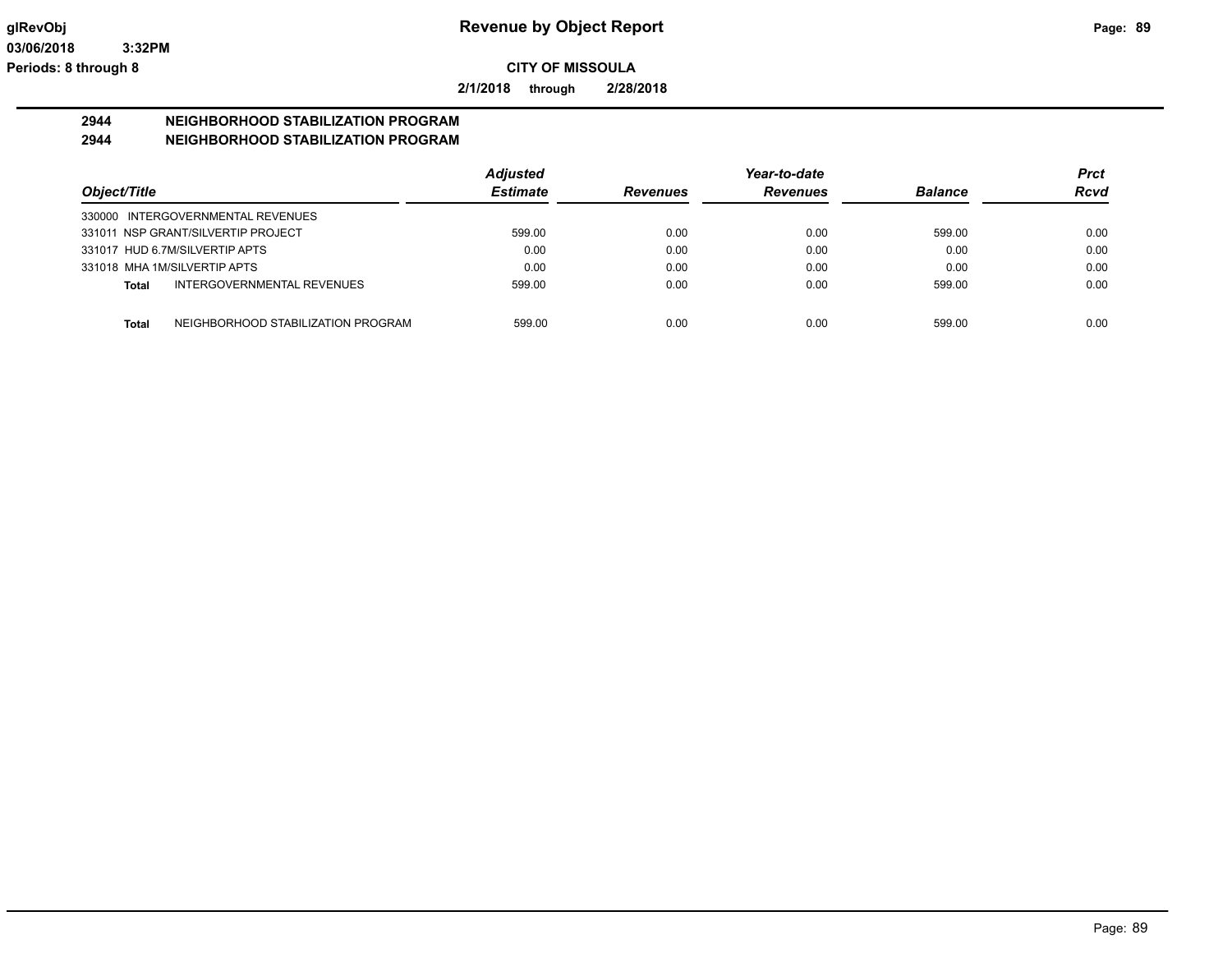**Revenue by Object Report**

**CITY OF MISSOULA**

**2/1/2018 through 2/28/2018**

glRevObj
03/06/2018 3:32PM
Periods: 8 through 8

## 2944 NEIGHBORHOOD STABILIZATION PROGRAM
## 2944 NEIGHBORHOOD STABILIZATION PROGRAM

| Object/Title | | Adjusted Estimate | Revenues | Year-to-date Revenues | Balance | Prct Rcvd |
|---|---|---|---|---|---|---|
| 330000 INTERGOVERNMENTAL REVENUES | | | | | | |
| 331011 NSP GRANT/SILVERTIP PROJECT | | 599.00 | 0.00 | 0.00 | 599.00 | 0.00 |
| 331017 HUD 6.7M/SILVERTIP APTS | | 0.00 | 0.00 | 0.00 | 0.00 | 0.00 |
| 331018 MHA 1M/SILVERTIP APTS | | 0.00 | 0.00 | 0.00 | 0.00 | 0.00 |
| **Total** | INTERGOVERNMENTAL REVENUES | 599.00 | 0.00 | 0.00 | 599.00 | 0.00 |
| **Total** | NEIGHBORHOOD STABILIZATION PROGRAM | 599.00 | 0.00 | 0.00 | 599.00 | 0.00 |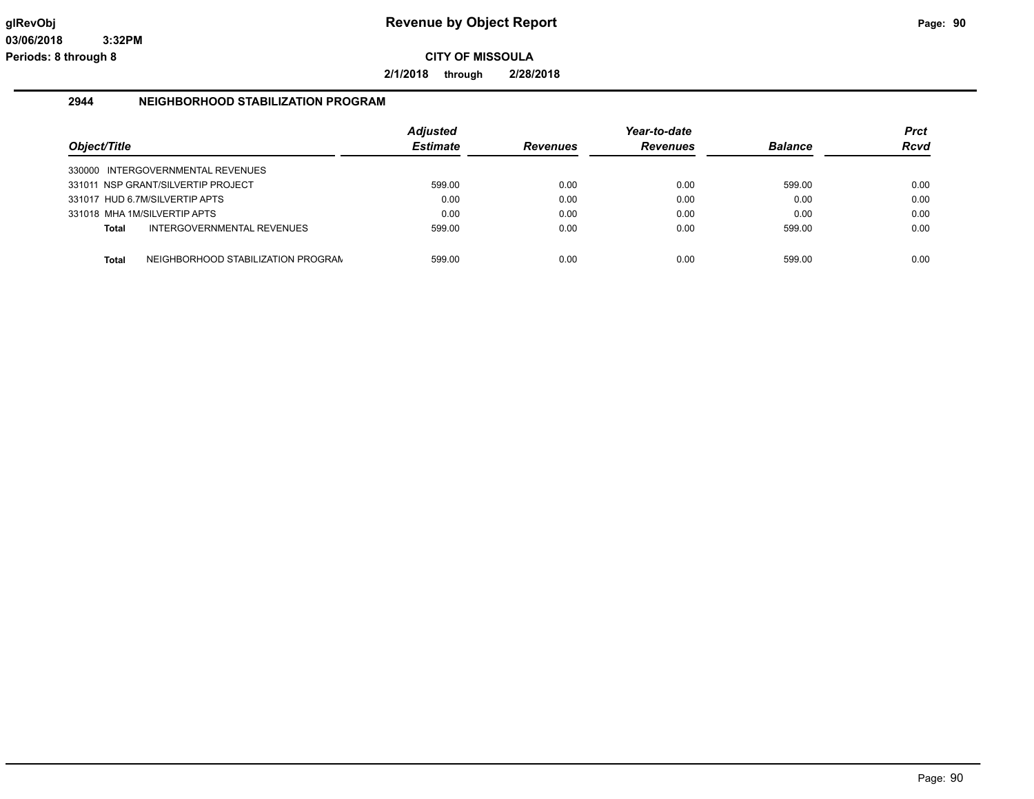# Revenue by Object Report

**CITY OF MISSOULA**

**2/1/2018 through 2/28/2018**

glRevObj
03/06/2018 3:32PM
Periods: 8 through 8

## 2944 NEIGHBORHOOD STABILIZATION PROGRAM

| Object/Title | Adjusted Estimate | Revenues | Year-to-date Revenues | Balance | Prct Rcvd |
|---|---|---|---|---|---|
| 330000 INTERGOVERNMENTAL REVENUES | | | | | |
| 331011 NSP GRANT/SILVERTIP PROJECT | 599.00 | 0.00 | 0.00 | 599.00 | 0.00 |
| 331017 HUD 6.7M/SILVERTIP APTS | 0.00 | 0.00 | 0.00 | 0.00 | 0.00 |
| 331018 MHA 1M/SILVERTIP APTS | 0.00 | 0.00 | 0.00 | 0.00 | 0.00 |
| **Total** INTERGOVERNMENTAL REVENUES | 599.00 | 0.00 | 0.00 | 599.00 | 0.00 |
| | | | | | |
| **Total** NEIGHBORHOOD STABILIZATION PROGRAM | 599.00 | 0.00 | 0.00 | 599.00 | 0.00 |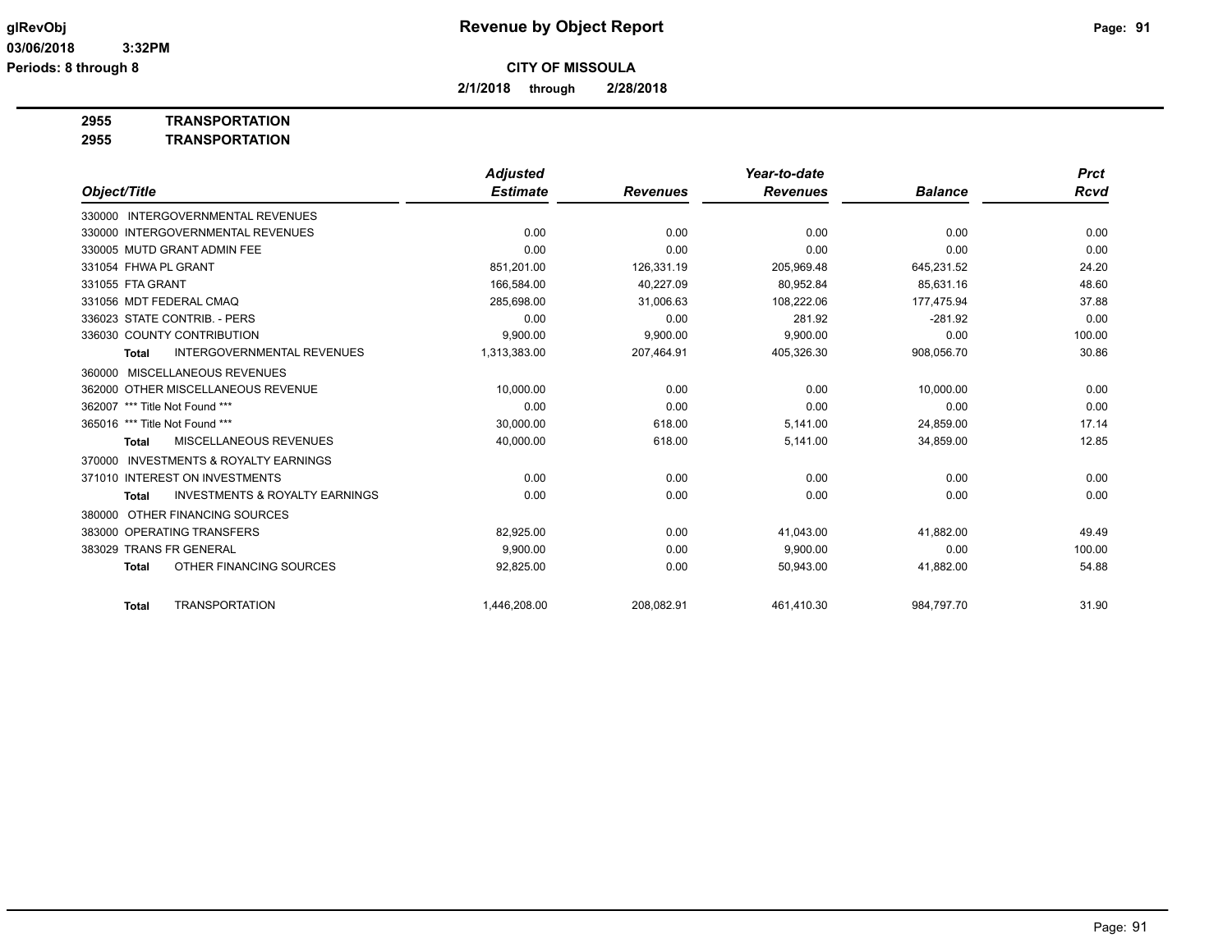# Revenue by Object Report

**CITY OF MISSOULA**

**2/1/2018 through 2/28/2018**

glRevObj
03/06/2018 3:32PM
Periods: 8 through 8

**2955 TRANSPORTATION**
**2955 TRANSPORTATION**

| Object/Title | Adjusted Estimate | Revenues | Year-to-date Revenues | Balance | Prct Rcvd |
|---|---|---|---|---|---|
| 330000 INTERGOVERNMENTAL REVENUES | | | | | |
| 330000 INTERGOVERNMENTAL REVENUES | 0.00 | 0.00 | 0.00 | 0.00 | 0.00 |
| 330005 MUTD GRANT ADMIN FEE | 0.00 | 0.00 | 0.00 | 0.00 | 0.00 |
| 331054 FHWA PL GRANT | 851,201.00 | 126,331.19 | 205,969.48 | 645,231.52 | 24.20 |
| 331055 FTA GRANT | 166,584.00 | 40,227.09 | 80,952.84 | 85,631.16 | 48.60 |
| 331056 MDT FEDERAL CMAQ | 285,698.00 | 31,006.63 | 108,222.06 | 177,475.94 | 37.88 |
| 336023 STATE CONTRIB. - PERS | 0.00 | 0.00 | 281.92 | -281.92 | 0.00 |
| 336030 COUNTY CONTRIBUTION | 9,900.00 | 9,900.00 | 9,900.00 | 0.00 | 100.00 |
| **Total** INTERGOVERNMENTAL REVENUES | 1,313,383.00 | 207,464.91 | 405,326.30 | 908,056.70 | 30.86 |
| 360000 MISCELLANEOUS REVENUES | | | | | |
| 362000 OTHER MISCELLANEOUS REVENUE | 10,000.00 | 0.00 | 0.00 | 10,000.00 | 0.00 |
| 362007 *** Title Not Found *** | 0.00 | 0.00 | 0.00 | 0.00 | 0.00 |
| 365016 *** Title Not Found *** | 30,000.00 | 618.00 | 5,141.00 | 24,859.00 | 17.14 |
| **Total** MISCELLANEOUS REVENUES | 40,000.00 | 618.00 | 5,141.00 | 34,859.00 | 12.85 |
| 370000 INVESTMENTS & ROYALTY EARNINGS | | | | | |
| 371010 INTEREST ON INVESTMENTS | 0.00 | 0.00 | 0.00 | 0.00 | 0.00 |
| **Total** INVESTMENTS & ROYALTY EARNINGS | 0.00 | 0.00 | 0.00 | 0.00 | 0.00 |
| 380000 OTHER FINANCING SOURCES | | | | | |
| 383000 OPERATING TRANSFERS | 82,925.00 | 0.00 | 41,043.00 | 41,882.00 | 49.49 |
| 383029 TRANS FR GENERAL | 9,900.00 | 0.00 | 9,900.00 | 0.00 | 100.00 |
| **Total** OTHER FINANCING SOURCES | 92,825.00 | 0.00 | 50,943.00 | 41,882.00 | 54.88 |
| **Total** TRANSPORTATION | 1,446,208.00 | 208,082.91 | 461,410.30 | 984,797.70 | 31.90 |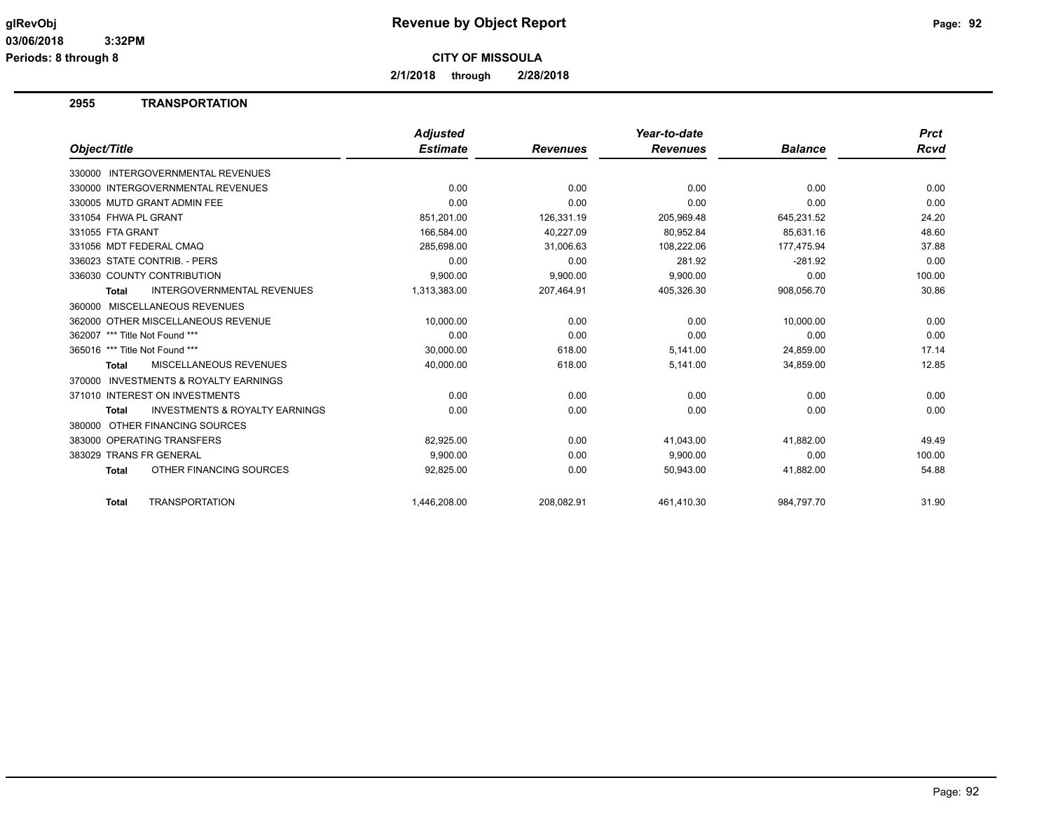**Revenue by Object Report**

**CITY OF MISSOULA**

**2/1/2018 through 2/28/2018**

glRevObj
03/06/2018 3:32PM
Periods: 8 through 8

## 2955 TRANSPORTATION

| Object/Title | Adjusted Estimate | Revenues | Year-to-date Revenues | Balance | Prct Rcvd |
|---|---|---|---|---|---|
| 330000 INTERGOVERNMENTAL REVENUES | | | | | |
| 330000 INTERGOVERNMENTAL REVENUES | 0.00 | 0.00 | 0.00 | 0.00 | 0.00 |
| 330005 MUTD GRANT ADMIN FEE | 0.00 | 0.00 | 0.00 | 0.00 | 0.00 |
| 331054 FHWA PL GRANT | 851,201.00 | 126,331.19 | 205,969.48 | 645,231.52 | 24.20 |
| 331055 FTA GRANT | 166,584.00 | 40,227.09 | 80,952.84 | 85,631.16 | 48.60 |
| 331056 MDT FEDERAL CMAQ | 285,698.00 | 31,006.63 | 108,222.06 | 177,475.94 | 37.88 |
| 336023 STATE CONTRIB. - PERS | 0.00 | 0.00 | 281.92 | -281.92 | 0.00 |
| 336030 COUNTY CONTRIBUTION | 9,900.00 | 9,900.00 | 9,900.00 | 0.00 | 100.00 |
| **Total** INTERGOVERNMENTAL REVENUES | 1,313,383.00 | 207,464.91 | 405,326.30 | 908,056.70 | 30.86 |
| 360000 MISCELLANEOUS REVENUES | | | | | |
| 362000 OTHER MISCELLANEOUS REVENUE | 10,000.00 | 0.00 | 0.00 | 10,000.00 | 0.00 |
| 362007 *** Title Not Found *** | 0.00 | 0.00 | 0.00 | 0.00 | 0.00 |
| 365016 *** Title Not Found *** | 30,000.00 | 618.00 | 5,141.00 | 24,859.00 | 17.14 |
| **Total** MISCELLANEOUS REVENUES | 40,000.00 | 618.00 | 5,141.00 | 34,859.00 | 12.85 |
| 370000 INVESTMENTS & ROYALTY EARNINGS | | | | | |
| 371010 INTEREST ON INVESTMENTS | 0.00 | 0.00 | 0.00 | 0.00 | 0.00 |
| **Total** INVESTMENTS & ROYALTY EARNINGS | 0.00 | 0.00 | 0.00 | 0.00 | 0.00 |
| 380000 OTHER FINANCING SOURCES | | | | | |
| 383000 OPERATING TRANSFERS | 82,925.00 | 0.00 | 41,043.00 | 41,882.00 | 49.49 |
| 383029 TRANS FR GENERAL | 9,900.00 | 0.00 | 9,900.00 | 0.00 | 100.00 |
| **Total** OTHER FINANCING SOURCES | 92,825.00 | 0.00 | 50,943.00 | 41,882.00 | 54.88 |
| **Total** TRANSPORTATION | 1,446,208.00 | 208,082.91 | 461,410.30 | 984,797.70 | 31.90 |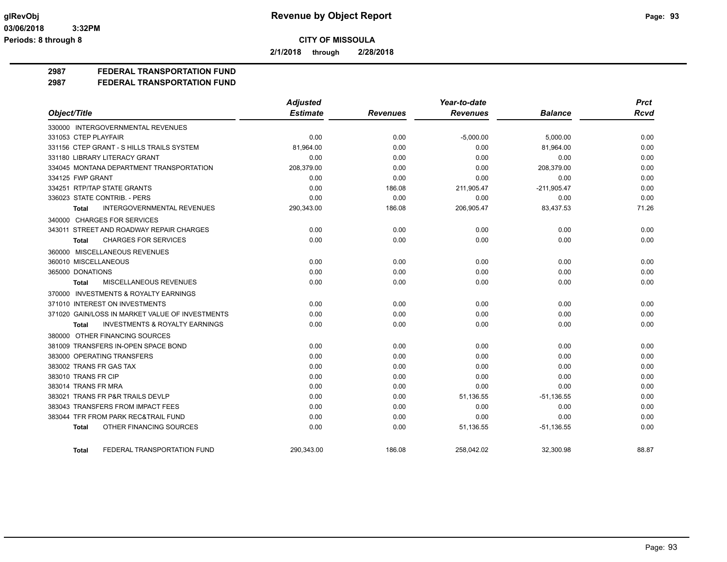**Revenue by Object Report**

**CITY OF MISSOULA**

**2/1/2018 through 2/28/2018**

glRevObj
03/06/2018 3:32PM
Periods: 8 through 8

## 2987 FEDERAL TRANSPORTATION FUND
## 2987 FEDERAL TRANSPORTATION FUND

| Object/Title | Adjusted Estimate | Revenues | Year-to-date Revenues | Balance | Prct Rcvd |
|---|---|---|---|---|---|
| 330000 INTERGOVERNMENTAL REVENUES | | | | | |
| 331053 CTEP PLAYFAIR | 0.00 | 0.00 | -5,000.00 | 5,000.00 | 0.00 |
| 331156 CTEP GRANT - S HILLS TRAILS SYSTEM | 81,964.00 | 0.00 | 0.00 | 81,964.00 | 0.00 |
| 331180 LIBRARY LITERACY GRANT | 0.00 | 0.00 | 0.00 | 0.00 | 0.00 |
| 334045 MONTANA DEPARTMENT TRANSPORTATION | 208,379.00 | 0.00 | 0.00 | 208,379.00 | 0.00 |
| 334125 FWP GRANT | 0.00 | 0.00 | 0.00 | 0.00 | 0.00 |
| 334251 RTP/TAP STATE GRANTS | 0.00 | 186.08 | 211,905.47 | -211,905.47 | 0.00 |
| 336023 STATE CONTRIB. - PERS | 0.00 | 0.00 | 0.00 | 0.00 | 0.00 |
| **Total** INTERGOVERNMENTAL REVENUES | 290,343.00 | 186.08 | 206,905.47 | 83,437.53 | 71.26 |
| 340000 CHARGES FOR SERVICES | | | | | |
| 343011 STREET AND ROADWAY REPAIR CHARGES | 0.00 | 0.00 | 0.00 | 0.00 | 0.00 |
| **Total** CHARGES FOR SERVICES | 0.00 | 0.00 | 0.00 | 0.00 | 0.00 |
| 360000 MISCELLANEOUS REVENUES | | | | | |
| 360010 MISCELLANEOUS | 0.00 | 0.00 | 0.00 | 0.00 | 0.00 |
| 365000 DONATIONS | 0.00 | 0.00 | 0.00 | 0.00 | 0.00 |
| **Total** MISCELLANEOUS REVENUES | 0.00 | 0.00 | 0.00 | 0.00 | 0.00 |
| 370000 INVESTMENTS & ROYALTY EARNINGS | | | | | |
| 371010 INTEREST ON INVESTMENTS | 0.00 | 0.00 | 0.00 | 0.00 | 0.00 |
| 371020 GAIN/LOSS IN MARKET VALUE OF INVESTMENTS | 0.00 | 0.00 | 0.00 | 0.00 | 0.00 |
| **Total** INVESTMENTS & ROYALTY EARNINGS | 0.00 | 0.00 | 0.00 | 0.00 | 0.00 |
| 380000 OTHER FINANCING SOURCES | | | | | |
| 381009 TRANSFERS IN-OPEN SPACE BOND | 0.00 | 0.00 | 0.00 | 0.00 | 0.00 |
| 383000 OPERATING TRANSFERS | 0.00 | 0.00 | 0.00 | 0.00 | 0.00 |
| 383002 TRANS FR GAS TAX | 0.00 | 0.00 | 0.00 | 0.00 | 0.00 |
| 383010 TRANS FR CIP | 0.00 | 0.00 | 0.00 | 0.00 | 0.00 |
| 383014 TRANS FR MRA | 0.00 | 0.00 | 0.00 | 0.00 | 0.00 |
| 383021 TRANS FR P&R TRAILS DEVLP | 0.00 | 0.00 | 51,136.55 | -51,136.55 | 0.00 |
| 383043 TRANSFERS FROM IMPACT FEES | 0.00 | 0.00 | 0.00 | 0.00 | 0.00 |
| 383044 TFR FROM PARK REC&TRAIL FUND | 0.00 | 0.00 | 0.00 | 0.00 | 0.00 |
| **Total** OTHER FINANCING SOURCES | 0.00 | 0.00 | 51,136.55 | -51,136.55 | 0.00 |
| **Total** FEDERAL TRANSPORTATION FUND | 290,343.00 | 186.08 | 258,042.02 | 32,300.98 | 88.87 |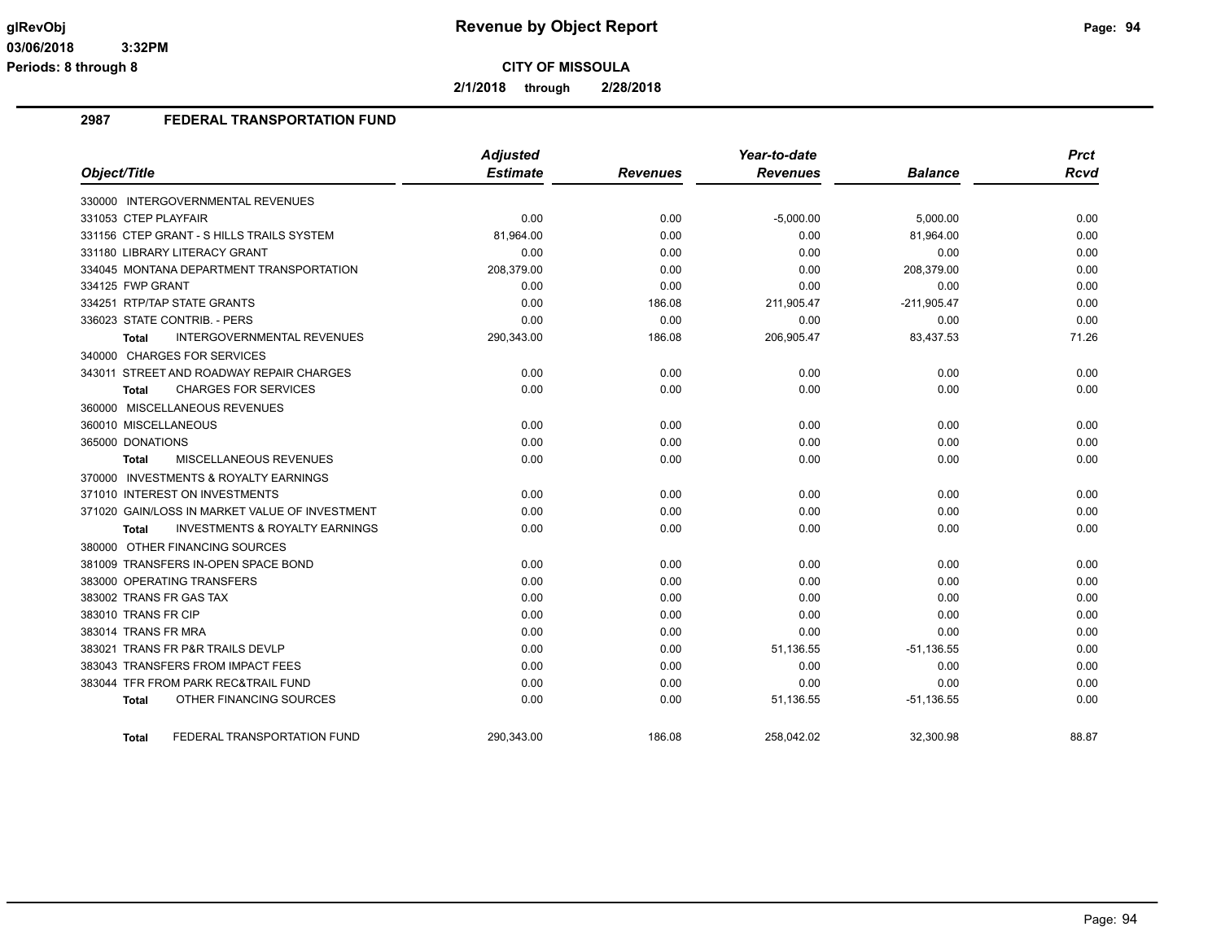**Revenue by Object Report**

**CITY OF MISSOULA**

**2/1/2018 through 2/28/2018**

glRevObj
03/06/2018 3:32PM
Periods: 8 through 8

## 2987 FEDERAL TRANSPORTATION FUND

| Object/Title | Adjusted Estimate | Revenues | Year-to-date Revenues | Balance | Prct Rcvd |
|---|---|---|---|---|---|
| 330000 INTERGOVERNMENTAL REVENUES | | | | | |
| 331053 CTEP PLAYFAIR | 0.00 | 0.00 | -5,000.00 | 5,000.00 | 0.00 |
| 331156 CTEP GRANT - S HILLS TRAILS SYSTEM | 81,964.00 | 0.00 | 0.00 | 81,964.00 | 0.00 |
| 331180 LIBRARY LITERACY GRANT | 0.00 | 0.00 | 0.00 | 0.00 | 0.00 |
| 334045 MONTANA DEPARTMENT TRANSPORTATION | 208,379.00 | 0.00 | 0.00 | 208,379.00 | 0.00 |
| 334125 FWP GRANT | 0.00 | 0.00 | 0.00 | 0.00 | 0.00 |
| 334251 RTP/TAP STATE GRANTS | 0.00 | 186.08 | 211,905.47 | -211,905.47 | 0.00 |
| 336023 STATE CONTRIB. - PERS | 0.00 | 0.00 | 0.00 | 0.00 | 0.00 |
| **Total** INTERGOVERNMENTAL REVENUES | 290,343.00 | 186.08 | 206,905.47 | 83,437.53 | 71.26 |
| 340000 CHARGES FOR SERVICES | | | | | |
| 343011 STREET AND ROADWAY REPAIR CHARGES | 0.00 | 0.00 | 0.00 | 0.00 | 0.00 |
| **Total** CHARGES FOR SERVICES | 0.00 | 0.00 | 0.00 | 0.00 | 0.00 |
| 360000 MISCELLANEOUS REVENUES | | | | | |
| 360010 MISCELLANEOUS | 0.00 | 0.00 | 0.00 | 0.00 | 0.00 |
| 365000 DONATIONS | 0.00 | 0.00 | 0.00 | 0.00 | 0.00 |
| **Total** MISCELLANEOUS REVENUES | 0.00 | 0.00 | 0.00 | 0.00 | 0.00 |
| 370000 INVESTMENTS & ROYALTY EARNINGS | | | | | |
| 371010 INTEREST ON INVESTMENTS | 0.00 | 0.00 | 0.00 | 0.00 | 0.00 |
| 371020 GAIN/LOSS IN MARKET VALUE OF INVESTMENT | 0.00 | 0.00 | 0.00 | 0.00 | 0.00 |
| **Total** INVESTMENTS & ROYALTY EARNINGS | 0.00 | 0.00 | 0.00 | 0.00 | 0.00 |
| 380000 OTHER FINANCING SOURCES | | | | | |
| 381009 TRANSFERS IN-OPEN SPACE BOND | 0.00 | 0.00 | 0.00 | 0.00 | 0.00 |
| 383000 OPERATING TRANSFERS | 0.00 | 0.00 | 0.00 | 0.00 | 0.00 |
| 383002 TRANS FR GAS TAX | 0.00 | 0.00 | 0.00 | 0.00 | 0.00 |
| 383010 TRANS FR CIP | 0.00 | 0.00 | 0.00 | 0.00 | 0.00 |
| 383014 TRANS FR MRA | 0.00 | 0.00 | 0.00 | 0.00 | 0.00 |
| 383021 TRANS FR P&R TRAILS DEVLP | 0.00 | 0.00 | 51,136.55 | -51,136.55 | 0.00 |
| 383043 TRANSFERS FROM IMPACT FEES | 0.00 | 0.00 | 0.00 | 0.00 | 0.00 |
| 383044 TFR FROM PARK REC&TRAIL FUND | 0.00 | 0.00 | 0.00 | 0.00 | 0.00 |
| **Total** OTHER FINANCING SOURCES | 0.00 | 0.00 | 51,136.55 | -51,136.55 | 0.00 |
| **Total** FEDERAL TRANSPORTATION FUND | 290,343.00 | 186.08 | 258,042.02 | 32,300.98 | 88.87 |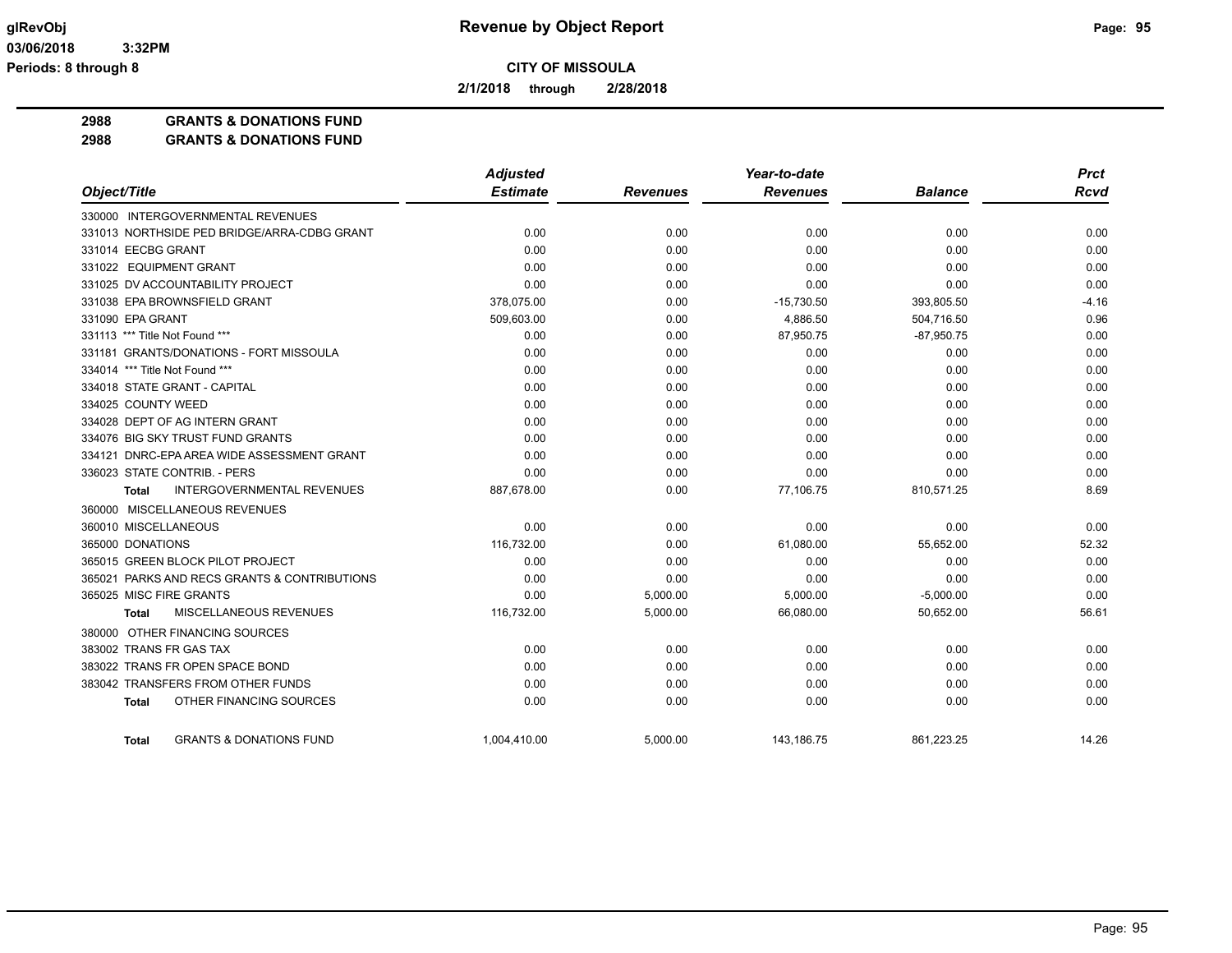**CITY OF MISSOULA**

**2/1/2018 through 2/28/2018**

## 2988 GRANTS & DONATIONS FUND
## 2988 GRANTS & DONATIONS FUND

| Object/Title | Adjusted Estimate | Revenues | Year-to-date Revenues | Balance | Prct Rcvd |
|---|---|---|---|---|---|
| 330000 INTERGOVERNMENTAL REVENUES | | | | | |
| 331013 NORTHSIDE PED BRIDGE/ARRA-CDBG GRANT | 0.00 | 0.00 | 0.00 | 0.00 | 0.00 |
| 331014 EECBG GRANT | 0.00 | 0.00 | 0.00 | 0.00 | 0.00 |
| 331022 EQUIPMENT GRANT | 0.00 | 0.00 | 0.00 | 0.00 | 0.00 |
| 331025 DV ACCOUNTABILITY PROJECT | 0.00 | 0.00 | 0.00 | 0.00 | 0.00 |
| 331038 EPA BROWNSFIELD GRANT | 378,075.00 | 0.00 | -15,730.50 | 393,805.50 | -4.16 |
| 331090 EPA GRANT | 509,603.00 | 0.00 | 4,886.50 | 504,716.50 | 0.96 |
| 331113 *** Title Not Found *** | 0.00 | 0.00 | 87,950.75 | -87,950.75 | 0.00 |
| 331181 GRANTS/DONATIONS - FORT MISSOULA | 0.00 | 0.00 | 0.00 | 0.00 | 0.00 |
| 334014 *** Title Not Found *** | 0.00 | 0.00 | 0.00 | 0.00 | 0.00 |
| 334018 STATE GRANT - CAPITAL | 0.00 | 0.00 | 0.00 | 0.00 | 0.00 |
| 334025 COUNTY WEED | 0.00 | 0.00 | 0.00 | 0.00 | 0.00 |
| 334028 DEPT OF AG INTERN GRANT | 0.00 | 0.00 | 0.00 | 0.00 | 0.00 |
| 334076 BIG SKY TRUST FUND GRANTS | 0.00 | 0.00 | 0.00 | 0.00 | 0.00 |
| 334121 DNRC-EPA AREA WIDE ASSESSMENT GRANT | 0.00 | 0.00 | 0.00 | 0.00 | 0.00 |
| 336023 STATE CONTRIB. - PERS | 0.00 | 0.00 | 0.00 | 0.00 | 0.00 |
| **Total** INTERGOVERNMENTAL REVENUES | 887,678.00 | 0.00 | 77,106.75 | 810,571.25 | 8.69 |
| 360000 MISCELLANEOUS REVENUES | | | | | |
| 360010 MISCELLANEOUS | 0.00 | 0.00 | 0.00 | 0.00 | 0.00 |
| 365000 DONATIONS | 116,732.00 | 0.00 | 61,080.00 | 55,652.00 | 52.32 |
| 365015 GREEN BLOCK PILOT PROJECT | 0.00 | 0.00 | 0.00 | 0.00 | 0.00 |
| 365021 PARKS AND RECS GRANTS & CONTRIBUTIONS | 0.00 | 0.00 | 0.00 | 0.00 | 0.00 |
| 365025 MISC FIRE GRANTS | 0.00 | 5,000.00 | 5,000.00 | -5,000.00 | 0.00 |
| **Total** MISCELLANEOUS REVENUES | 116,732.00 | 5,000.00 | 66,080.00 | 50,652.00 | 56.61 |
| 380000 OTHER FINANCING SOURCES | | | | | |
| 383002 TRANS FR GAS TAX | 0.00 | 0.00 | 0.00 | 0.00 | 0.00 |
| 383022 TRANS FR OPEN SPACE BOND | 0.00 | 0.00 | 0.00 | 0.00 | 0.00 |
| 383042 TRANSFERS FROM OTHER FUNDS | 0.00 | 0.00 | 0.00 | 0.00 | 0.00 |
| **Total** OTHER FINANCING SOURCES | 0.00 | 0.00 | 0.00 | 0.00 | 0.00 |
| **Total** GRANTS & DONATIONS FUND | 1,004,410.00 | 5,000.00 | 143,186.75 | 861,223.25 | 14.26 |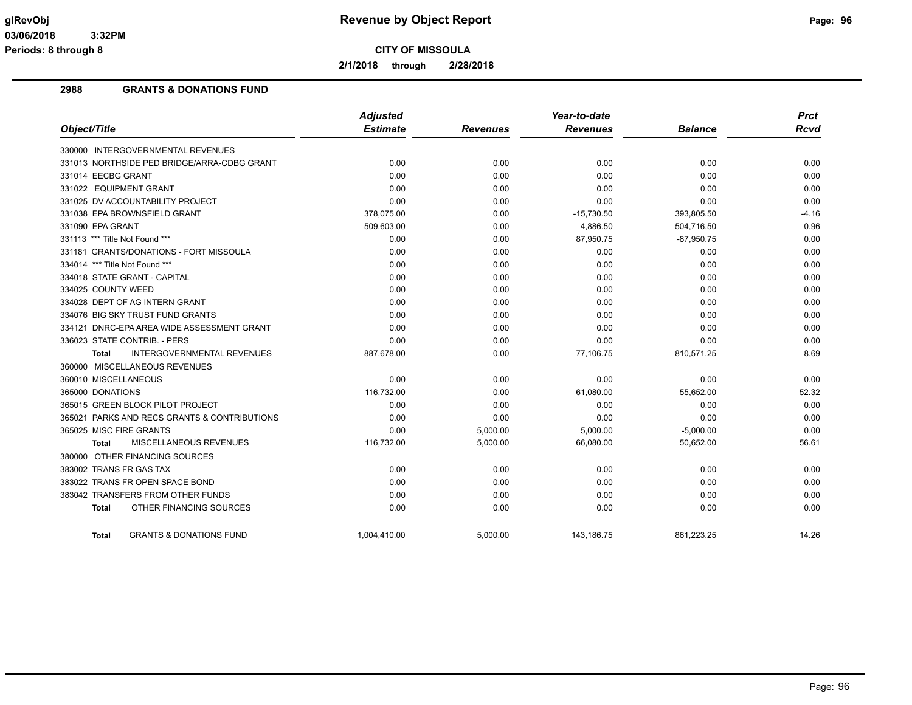# Revenue by Object Report

glRevObj
03/06/2018 3:32PM
Periods: 8 through 8

**CITY OF MISSOULA**

**2/1/2018 through 2/28/2018**

## 2988 GRANTS & DONATIONS FUND

| Object/Title | Adjusted Estimate | Revenues | Year-to-date Revenues | Balance | Prct Rcvd |
|---|---|---|---|---|---|
| 330000 INTERGOVERNMENTAL REVENUES | | | | | |
| 331013 NORTHSIDE PED BRIDGE/ARRA-CDBG GRANT | 0.00 | 0.00 | 0.00 | 0.00 | 0.00 |
| 331014 EECBG GRANT | 0.00 | 0.00 | 0.00 | 0.00 | 0.00 |
| 331022 EQUIPMENT GRANT | 0.00 | 0.00 | 0.00 | 0.00 | 0.00 |
| 331025 DV ACCOUNTABILITY PROJECT | 0.00 | 0.00 | 0.00 | 0.00 | 0.00 |
| 331038 EPA BROWNSFIELD GRANT | 378,075.00 | 0.00 | -15,730.50 | 393,805.50 | -4.16 |
| 331090 EPA GRANT | 509,603.00 | 0.00 | 4,886.50 | 504,716.50 | 0.96 |
| 331113 *** Title Not Found *** | 0.00 | 0.00 | 87,950.75 | -87,950.75 | 0.00 |
| 331181 GRANTS/DONATIONS - FORT MISSOULA | 0.00 | 0.00 | 0.00 | 0.00 | 0.00 |
| 334014 *** Title Not Found *** | 0.00 | 0.00 | 0.00 | 0.00 | 0.00 |
| 334018 STATE GRANT - CAPITAL | 0.00 | 0.00 | 0.00 | 0.00 | 0.00 |
| 334025 COUNTY WEED | 0.00 | 0.00 | 0.00 | 0.00 | 0.00 |
| 334028 DEPT OF AG INTERN GRANT | 0.00 | 0.00 | 0.00 | 0.00 | 0.00 |
| 334076 BIG SKY TRUST FUND GRANTS | 0.00 | 0.00 | 0.00 | 0.00 | 0.00 |
| 334121 DNRC-EPA AREA WIDE ASSESSMENT GRANT | 0.00 | 0.00 | 0.00 | 0.00 | 0.00 |
| 336023 STATE CONTRIB. - PERS | 0.00 | 0.00 | 0.00 | 0.00 | 0.00 |
| **Total** INTERGOVERNMENTAL REVENUES | 887,678.00 | 0.00 | 77,106.75 | 810,571.25 | 8.69 |
| 360000 MISCELLANEOUS REVENUES | | | | | |
| 360010 MISCELLANEOUS | 0.00 | 0.00 | 0.00 | 0.00 | 0.00 |
| 365000 DONATIONS | 116,732.00 | 0.00 | 61,080.00 | 55,652.00 | 52.32 |
| 365015 GREEN BLOCK PILOT PROJECT | 0.00 | 0.00 | 0.00 | 0.00 | 0.00 |
| 365021 PARKS AND RECS GRANTS & CONTRIBUTIONS | 0.00 | 0.00 | 0.00 | 0.00 | 0.00 |
| 365025 MISC FIRE GRANTS | 0.00 | 5,000.00 | 5,000.00 | -5,000.00 | 0.00 |
| **Total** MISCELLANEOUS REVENUES | 116,732.00 | 5,000.00 | 66,080.00 | 50,652.00 | 56.61 |
| 380000 OTHER FINANCING SOURCES | | | | | |
| 383002 TRANS FR GAS TAX | 0.00 | 0.00 | 0.00 | 0.00 | 0.00 |
| 383022 TRANS FR OPEN SPACE BOND | 0.00 | 0.00 | 0.00 | 0.00 | 0.00 |
| 383042 TRANSFERS FROM OTHER FUNDS | 0.00 | 0.00 | 0.00 | 0.00 | 0.00 |
| **Total** OTHER FINANCING SOURCES | 0.00 | 0.00 | 0.00 | 0.00 | 0.00 |
| **Total** GRANTS & DONATIONS FUND | 1,004,410.00 | 5,000.00 | 143,186.75 | 861,223.25 | 14.26 |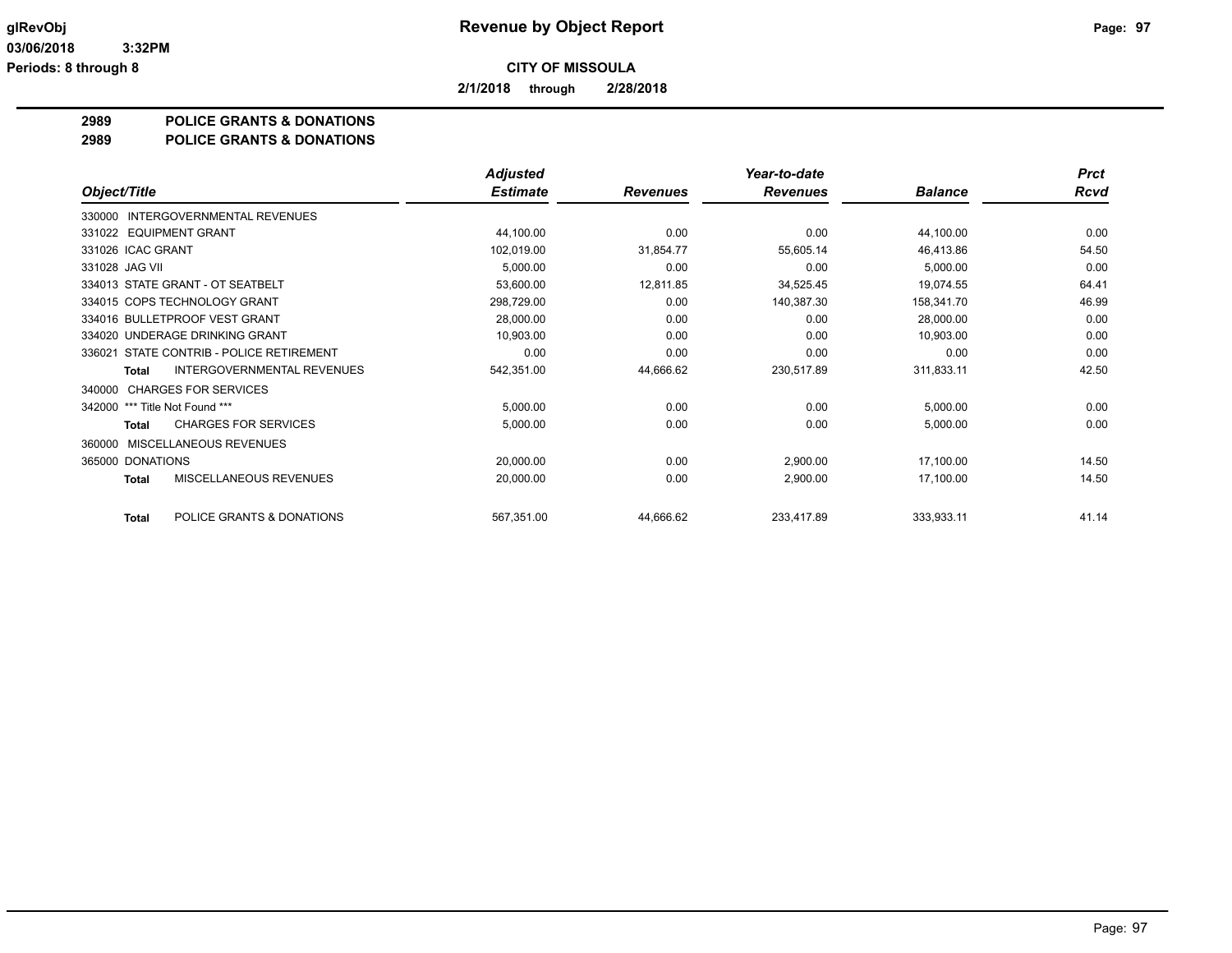**CITY OF MISSOULA**

**Revenue by Object Report**

glRevObj
03/06/2018 3:32PM
Periods: 8 through 8

**2/1/2018 through 2/28/2018**

## 2989 POLICE GRANTS & DONATIONS
## 2989 POLICE GRANTS & DONATIONS

| Object/Title | Adjusted Estimate | Revenues | Year-to-date Revenues | Balance | Prct Rcvd |
|---|---|---|---|---|---|
| 330000 INTERGOVERNMENTAL REVENUES | | | | | |
| 331022 EQUIPMENT GRANT | 44,100.00 | 0.00 | 0.00 | 44,100.00 | 0.00 |
| 331026 ICAC GRANT | 102,019.00 | 31,854.77 | 55,605.14 | 46,413.86 | 54.50 |
| 331028 JAG VII | 5,000.00 | 0.00 | 0.00 | 5,000.00 | 0.00 |
| 334013 STATE GRANT - OT SEATBELT | 53,600.00 | 12,811.85 | 34,525.45 | 19,074.55 | 64.41 |
| 334015 COPS TECHNOLOGY GRANT | 298,729.00 | 0.00 | 140,387.30 | 158,341.70 | 46.99 |
| 334016 BULLETPROOF VEST GRANT | 28,000.00 | 0.00 | 0.00 | 28,000.00 | 0.00 |
| 334020 UNDERAGE DRINKING GRANT | 10,903.00 | 0.00 | 0.00 | 10,903.00 | 0.00 |
| 336021 STATE CONTRIB - POLICE RETIREMENT | 0.00 | 0.00 | 0.00 | 0.00 | 0.00 |
| **Total** INTERGOVERNMENTAL REVENUES | 542,351.00 | 44,666.62 | 230,517.89 | 311,833.11 | 42.50 |
| 340000 CHARGES FOR SERVICES | | | | | |
| 342000 *** Title Not Found *** | 5,000.00 | 0.00 | 0.00 | 5,000.00 | 0.00 |
| **Total** CHARGES FOR SERVICES | 5,000.00 | 0.00 | 0.00 | 5,000.00 | 0.00 |
| 360000 MISCELLANEOUS REVENUES | | | | | |
| 365000 DONATIONS | 20,000.00 | 0.00 | 2,900.00 | 17,100.00 | 14.50 |
| **Total** MISCELLANEOUS REVENUES | 20,000.00 | 0.00 | 2,900.00 | 17,100.00 | 14.50 |
| **Total** POLICE GRANTS & DONATIONS | 567,351.00 | 44,666.62 | 233,417.89 | 333,933.11 | 41.14 |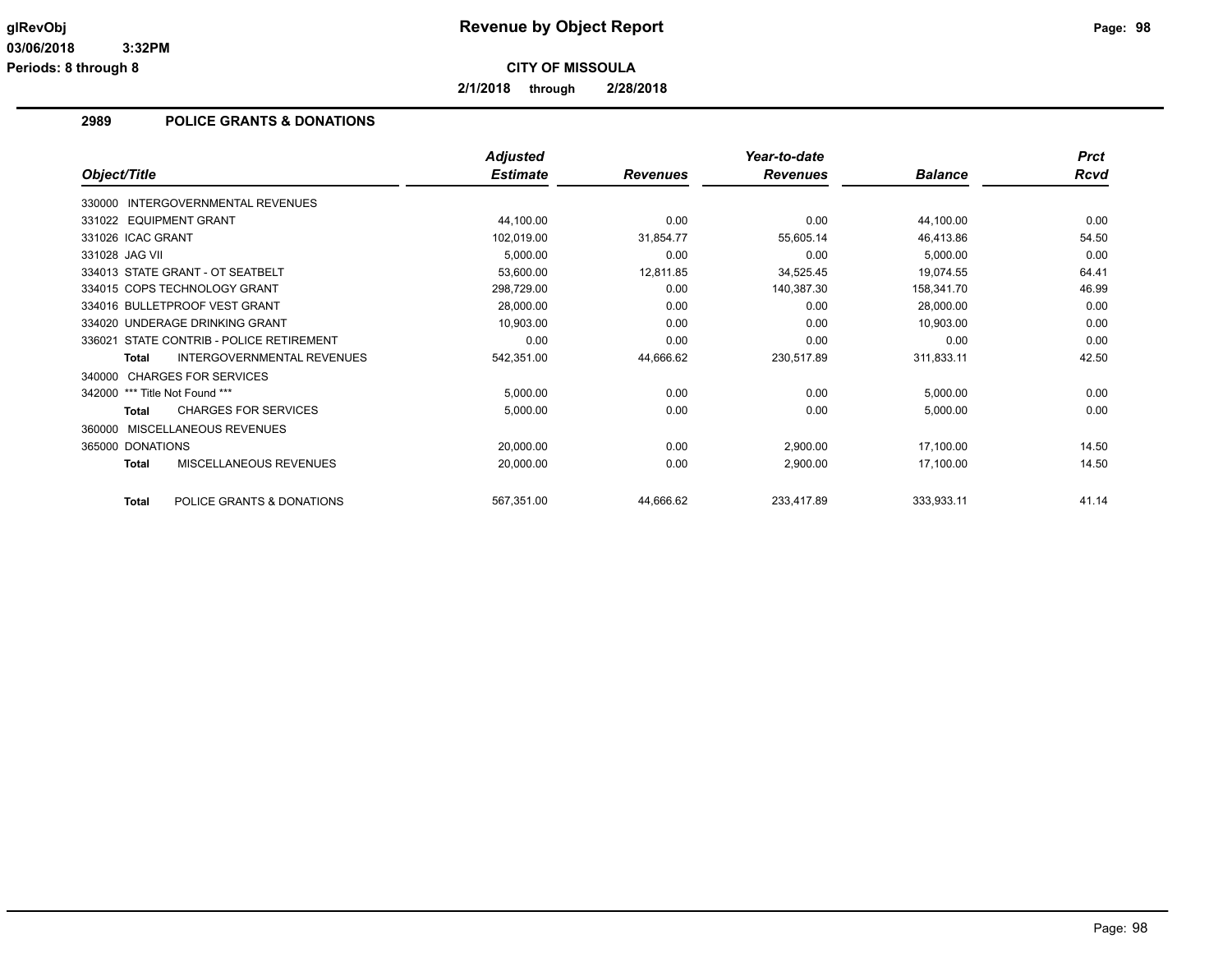# Revenue by Object Report

**CITY OF MISSOULA**

**2/1/2018 through 2/28/2018**

glRevObj
03/06/2018 3:32PM
Periods: 8 through 8

## 2989 POLICE GRANTS & DONATIONS

| Object/Title | Adjusted Estimate | Revenues | Year-to-date Revenues | Balance | Prct Rcvd |
|---|---|---|---|---|---|
| 330000 INTERGOVERNMENTAL REVENUES | | | | | |
| 331022 EQUIPMENT GRANT | 44,100.00 | 0.00 | 0.00 | 44,100.00 | 0.00 |
| 331026 ICAC GRANT | 102,019.00 | 31,854.77 | 55,605.14 | 46,413.86 | 54.50 |
| 331028 JAG VII | 5,000.00 | 0.00 | 0.00 | 5,000.00 | 0.00 |
| 334013 STATE GRANT - OT SEATBELT | 53,600.00 | 12,811.85 | 34,525.45 | 19,074.55 | 64.41 |
| 334015 COPS TECHNOLOGY GRANT | 298,729.00 | 0.00 | 140,387.30 | 158,341.70 | 46.99 |
| 334016 BULLETPROOF VEST GRANT | 28,000.00 | 0.00 | 0.00 | 28,000.00 | 0.00 |
| 334020 UNDERAGE DRINKING GRANT | 10,903.00 | 0.00 | 0.00 | 10,903.00 | 0.00 |
| 336021 STATE CONTRIB - POLICE RETIREMENT | 0.00 | 0.00 | 0.00 | 0.00 | 0.00 |
| **Total** INTERGOVERNMENTAL REVENUES | 542,351.00 | 44,666.62 | 230,517.89 | 311,833.11 | 42.50 |
| 340000 CHARGES FOR SERVICES | | | | | |
| 342000 *** Title Not Found *** | 5,000.00 | 0.00 | 0.00 | 5,000.00 | 0.00 |
| **Total** CHARGES FOR SERVICES | 5,000.00 | 0.00 | 0.00 | 5,000.00 | 0.00 |
| 360000 MISCELLANEOUS REVENUES | | | | | |
| 365000 DONATIONS | 20,000.00 | 0.00 | 2,900.00 | 17,100.00 | 14.50 |
| **Total** MISCELLANEOUS REVENUES | 20,000.00 | 0.00 | 2,900.00 | 17,100.00 | 14.50 |
| **Total** POLICE GRANTS & DONATIONS | 567,351.00 | 44,666.62 | 233,417.89 | 333,933.11 | 41.14 |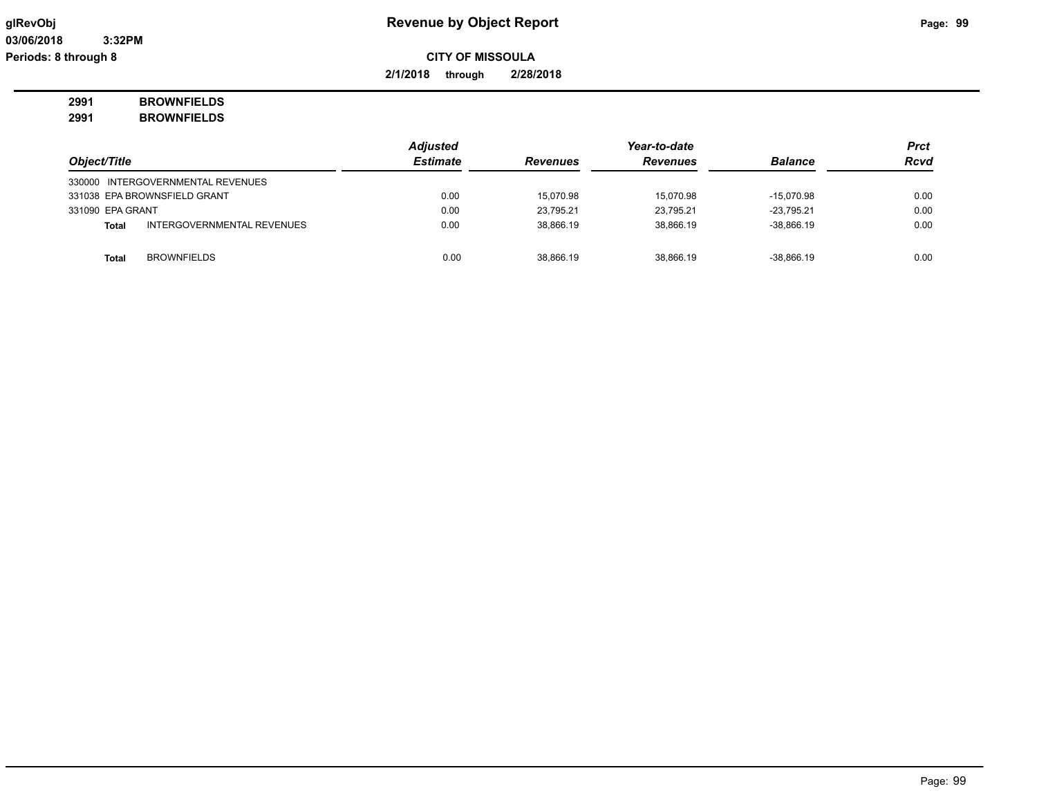# Revenue by Object Report

glRevObj
03/06/2018 3:32PM
Periods: 8 through 8

**CITY OF MISSOULA**

**2/1/2018 through 2/28/2018**

**2991 BROWNFIELDS**
**2991 BROWNFIELDS**

| Object/Title | Adjusted Estimate | Revenues | Year-to-date Revenues | Balance | Prct Rcvd |
|---|---|---|---|---|---|
| 330000 INTERGOVERNMENTAL REVENUES | | | | | |
| 331038 EPA BROWNSFIELD GRANT | 0.00 | 15,070.98 | 15,070.98 | -15,070.98 | 0.00 |
| 331090 EPA GRANT | 0.00 | 23,795.21 | 23,795.21 | -23,795.21 | 0.00 |
| **Total** INTERGOVERNMENTAL REVENUES | 0.00 | 38,866.19 | 38,866.19 | -38,866.19 | 0.00 |
| **Total** BROWNFIELDS | 0.00 | 38,866.19 | 38,866.19 | -38,866.19 | 0.00 |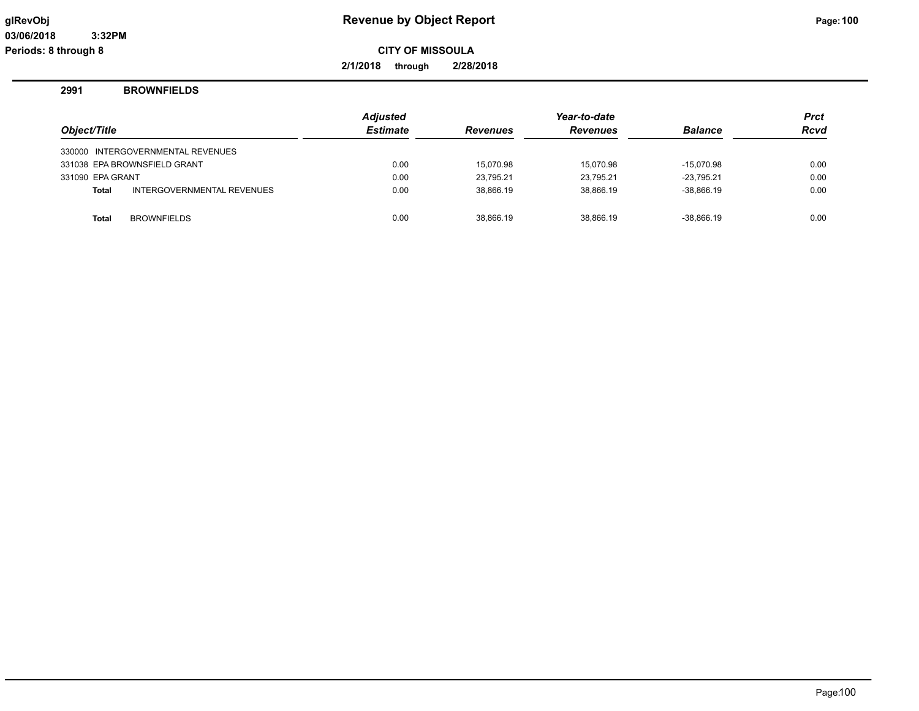# Revenue by Object Report

**CITY OF MISSOULA**

**2/1/2018 through 2/28/2018**

glRevObj
03/06/2018 3:32PM
Periods: 8 through 8

## 2991 BROWNFIELDS

| Object/Title | | Adjusted Estimate | Revenues | Year-to-date Revenues | Balance | Prct Rcvd |
|---|---|---|---|---|---|---|
| 330000 | INTERGOVERNMENTAL REVENUES | | | | | |
| 331038 | EPA BROWNSFIELD GRANT | 0.00 | 15,070.98 | 15,070.98 | -15,070.98 | 0.00 |
| 331090 | EPA GRANT | 0.00 | 23,795.21 | 23,795.21 | -23,795.21 | 0.00 |
| **Total** | INTERGOVERNMENTAL REVENUES | 0.00 | 38,866.19 | 38,866.19 | -38,866.19 | 0.00 |
| **Total** | BROWNFIELDS | 0.00 | 38,866.19 | 38,866.19 | -38,866.19 | 0.00 |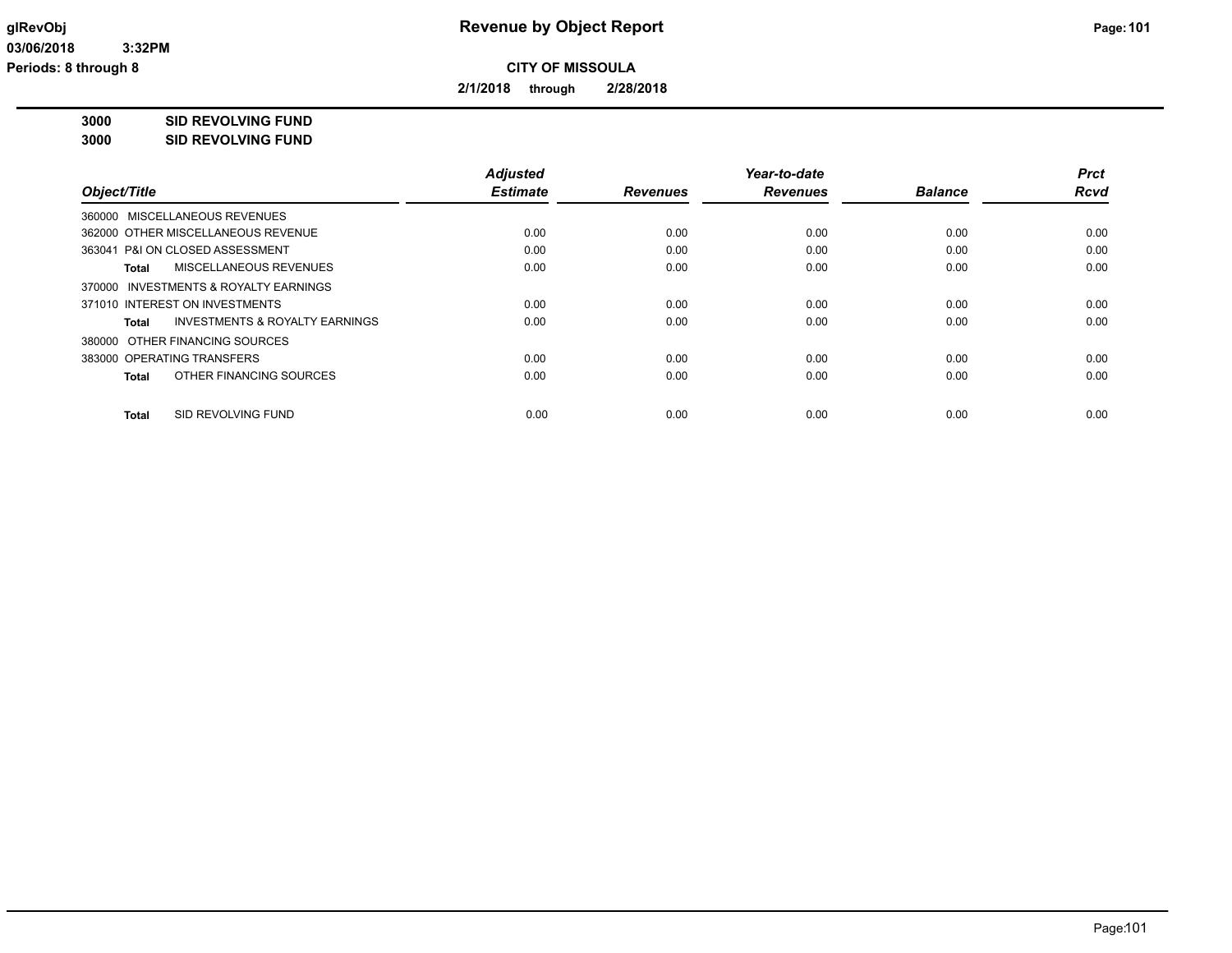**Revenue by Object Report**

**CITY OF MISSOULA**

**2/1/2018 through 2/28/2018**

**3000 SID REVOLVING FUND**
**3000 SID REVOLVING FUND**

| Object/Title | Adjusted Estimate | Revenues | Year-to-date Revenues | Balance | Prct Rcvd |
|---|---|---|---|---|---|
| 360000 MISCELLANEOUS REVENUES | | | | | |
| 362000 OTHER MISCELLANEOUS REVENUE | 0.00 | 0.00 | 0.00 | 0.00 | 0.00 |
| 363041 P&I ON CLOSED ASSESSMENT | 0.00 | 0.00 | 0.00 | 0.00 | 0.00 |
| **Total** MISCELLANEOUS REVENUES | 0.00 | 0.00 | 0.00 | 0.00 | 0.00 |
| 370000 INVESTMENTS & ROYALTY EARNINGS | | | | | |
| 371010 INTEREST ON INVESTMENTS | 0.00 | 0.00 | 0.00 | 0.00 | 0.00 |
| **Total** INVESTMENTS & ROYALTY EARNINGS | 0.00 | 0.00 | 0.00 | 0.00 | 0.00 |
| 380000 OTHER FINANCING SOURCES | | | | | |
| 383000 OPERATING TRANSFERS | 0.00 | 0.00 | 0.00 | 0.00 | 0.00 |
| **Total** OTHER FINANCING SOURCES | 0.00 | 0.00 | 0.00 | 0.00 | 0.00 |
| **Total** SID REVOLVING FUND | 0.00 | 0.00 | 0.00 | 0.00 | 0.00 |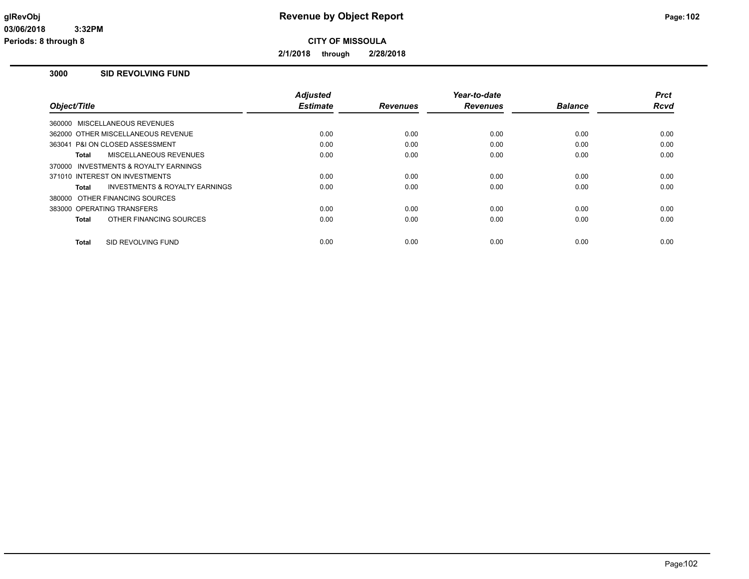# Revenue by Object Report

**CITY OF MISSOULA**

**2/1/2018 through 2/28/2018**

glRevObj
03/06/2018 3:32PM
Periods: 8 through 8

## 3000 SID REVOLVING FUND

| Object/Title | Adjusted Estimate | Revenues | Year-to-date Revenues | Balance | Prct Rcvd |
|---|---|---|---|---|---|
| 360000 MISCELLANEOUS REVENUES | | | | | |
| 362000 OTHER MISCELLANEOUS REVENUE | 0.00 | 0.00 | 0.00 | 0.00 | 0.00 |
| 363041 P&I ON CLOSED ASSESSMENT | 0.00 | 0.00 | 0.00 | 0.00 | 0.00 |
| **Total** MISCELLANEOUS REVENUES | 0.00 | 0.00 | 0.00 | 0.00 | 0.00 |
| 370000 INVESTMENTS & ROYALTY EARNINGS | | | | | |
| 371010 INTEREST ON INVESTMENTS | 0.00 | 0.00 | 0.00 | 0.00 | 0.00 |
| **Total** INVESTMENTS & ROYALTY EARNINGS | 0.00 | 0.00 | 0.00 | 0.00 | 0.00 |
| 380000 OTHER FINANCING SOURCES | | | | | |
| 383000 OPERATING TRANSFERS | 0.00 | 0.00 | 0.00 | 0.00 | 0.00 |
| **Total** OTHER FINANCING SOURCES | 0.00 | 0.00 | 0.00 | 0.00 | 0.00 |
| **Total** SID REVOLVING FUND | 0.00 | 0.00 | 0.00 | 0.00 | 0.00 |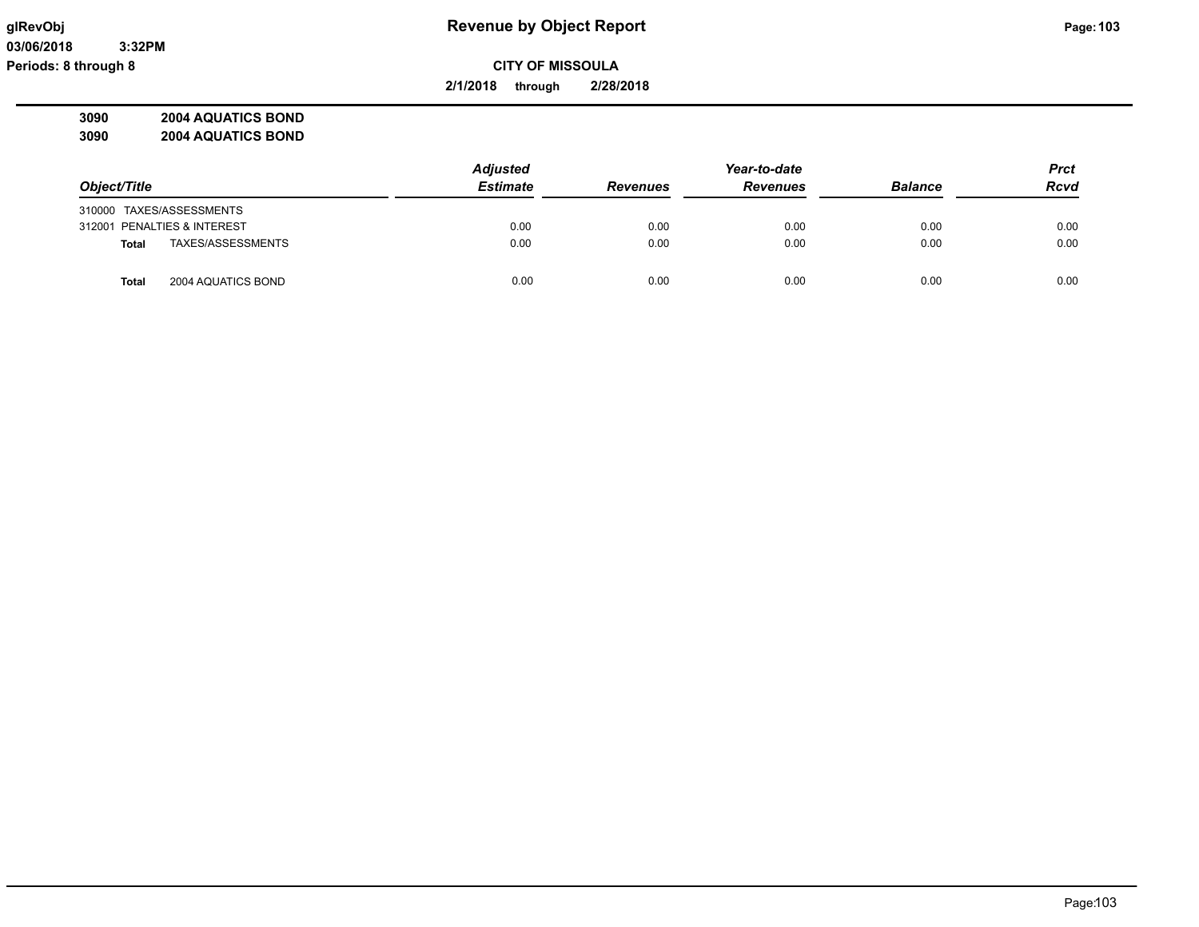# Revenue by Object Report

**CITY OF MISSOULA**

**2/1/2018 through 2/28/2018**

glRevObj
03/06/2018 3:32PM
Periods: 8 through 8

**3090 2004 AQUATICS BOND**
**3090 2004 AQUATICS BOND**

| Object/Title | | Adjusted Estimate | Revenues | Year-to-date Revenues | Balance | Prct Rcvd |
|---|---|---|---|---|---|---|
| 310000 TAXES/ASSESSMENTS | | | | | | |
| 312001 PENALTIES & INTEREST | | 0.00 | 0.00 | 0.00 | 0.00 | 0.00 |
| **Total** | TAXES/ASSESSMENTS | 0.00 | 0.00 | 0.00 | 0.00 | 0.00 |
| **Total** | 2004 AQUATICS BOND | 0.00 | 0.00 | 0.00 | 0.00 | 0.00 |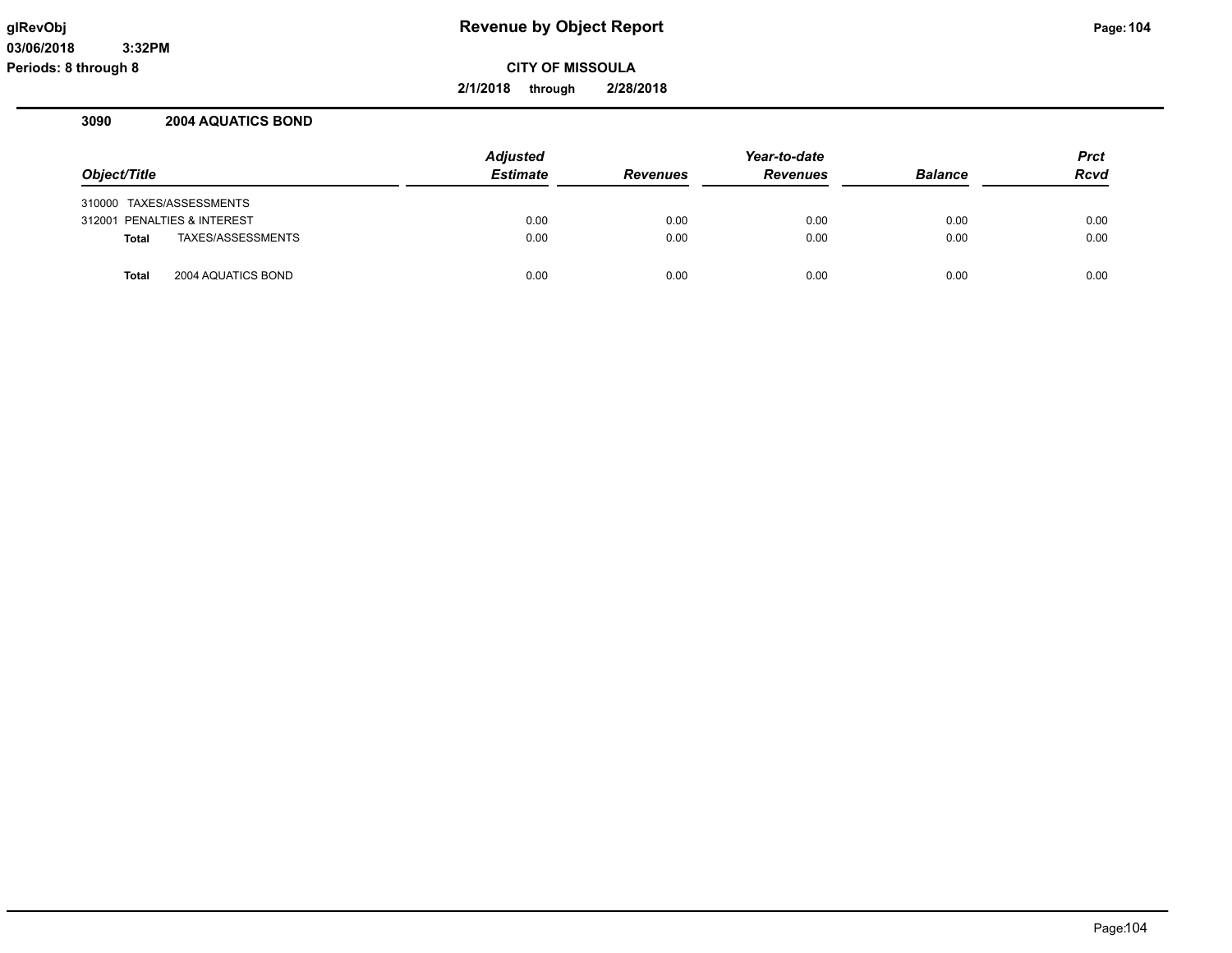# Revenue by Object Report

**CITY OF MISSOULA**

**2/1/2018 through 2/28/2018**

glRevObj
03/06/2018 3:32PM
Periods: 8 through 8

## 3090 2004 AQUATICS BOND

| Object/Title | Adjusted Estimate | Revenues | Year-to-date Revenues | Balance | Prct Rcvd |
|---|---|---|---|---|---|
| 310000 TAXES/ASSESSMENTS | | | | | |
| 312001 PENALTIES & INTEREST | 0.00 | 0.00 | 0.00 | 0.00 | 0.00 |
| **Total** TAXES/ASSESSMENTS | 0.00 | 0.00 | 0.00 | 0.00 | 0.00 |
| **Total** 2004 AQUATICS BOND | 0.00 | 0.00 | 0.00 | 0.00 | 0.00 |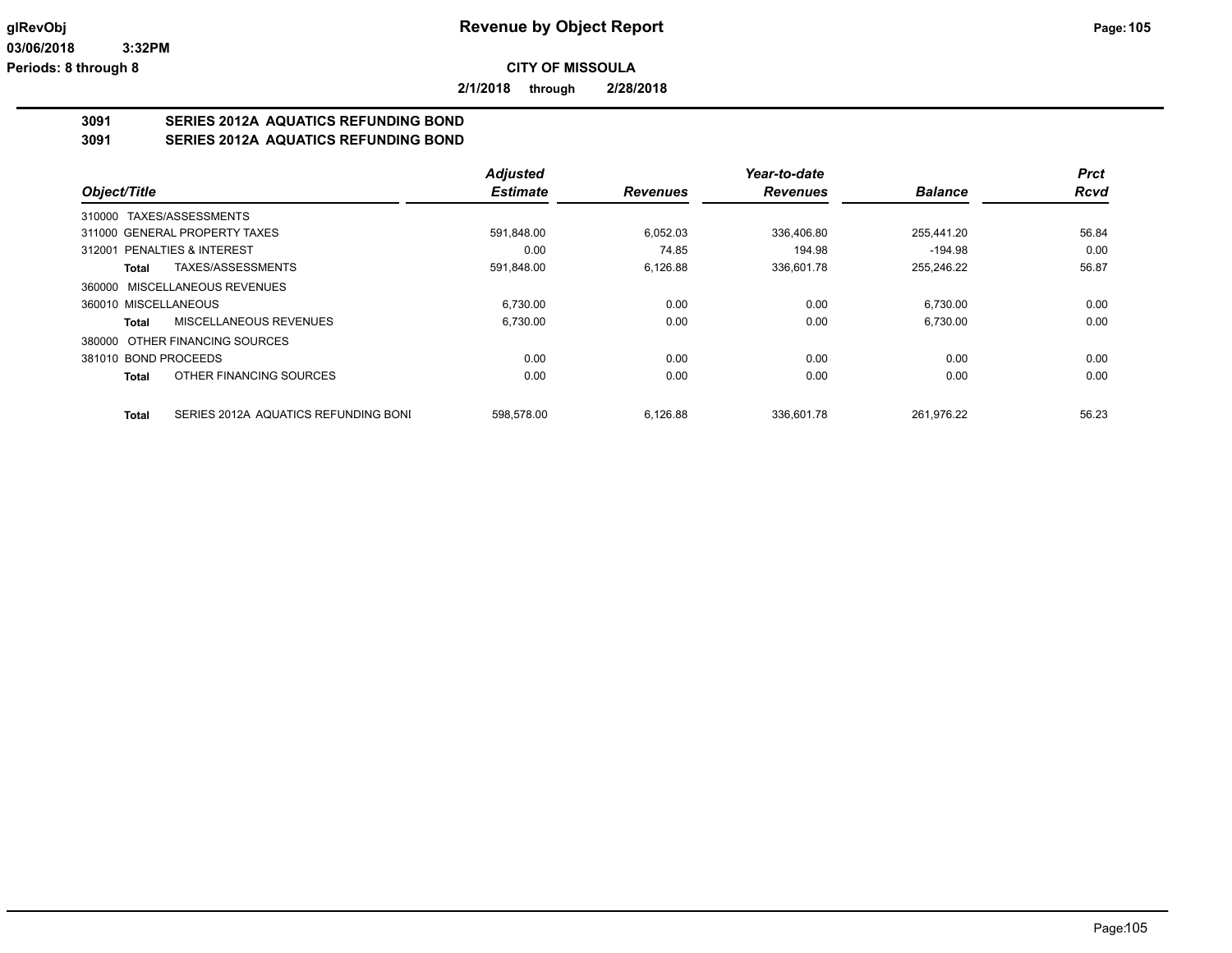# Revenue by Object Report

**CITY OF MISSOULA**

**2/1/2018 through 2/28/2018**

## 3091 SERIES 2012A AQUATICS REFUNDING BOND
## 3091 SERIES 2012A AQUATICS REFUNDING BOND

| Object/Title | | Adjusted Estimate | Revenues | Year-to-date Revenues | Balance | Prct Rcvd |
|---|---|---|---|---|---|---|
| 310000 TAXES/ASSESSMENTS | | | | | | |
| 311000 GENERAL PROPERTY TAXES | | 591,848.00 | 6,052.03 | 336,406.80 | 255,441.20 | 56.84 |
| 312001 PENALTIES & INTEREST | | 0.00 | 74.85 | 194.98 | -194.98 | 0.00 |
| **Total** | TAXES/ASSESSMENTS | 591,848.00 | 6,126.88 | 336,601.78 | 255,246.22 | 56.87 |
| 360000 MISCELLANEOUS REVENUES | | | | | | |
| 360010 MISCELLANEOUS | | 6,730.00 | 0.00 | 0.00 | 6,730.00 | 0.00 |
| **Total** | MISCELLANEOUS REVENUES | 6,730.00 | 0.00 | 0.00 | 6,730.00 | 0.00 |
| 380000 OTHER FINANCING SOURCES | | | | | | |
| 381010 BOND PROCEEDS | | 0.00 | 0.00 | 0.00 | 0.00 | 0.00 |
| **Total** | OTHER FINANCING SOURCES | 0.00 | 0.00 | 0.00 | 0.00 | 0.00 |
| **Total** | SERIES 2012A AQUATICS REFUNDING BONI | 598,578.00 | 6,126.88 | 336,601.78 | 261,976.22 | 56.23 |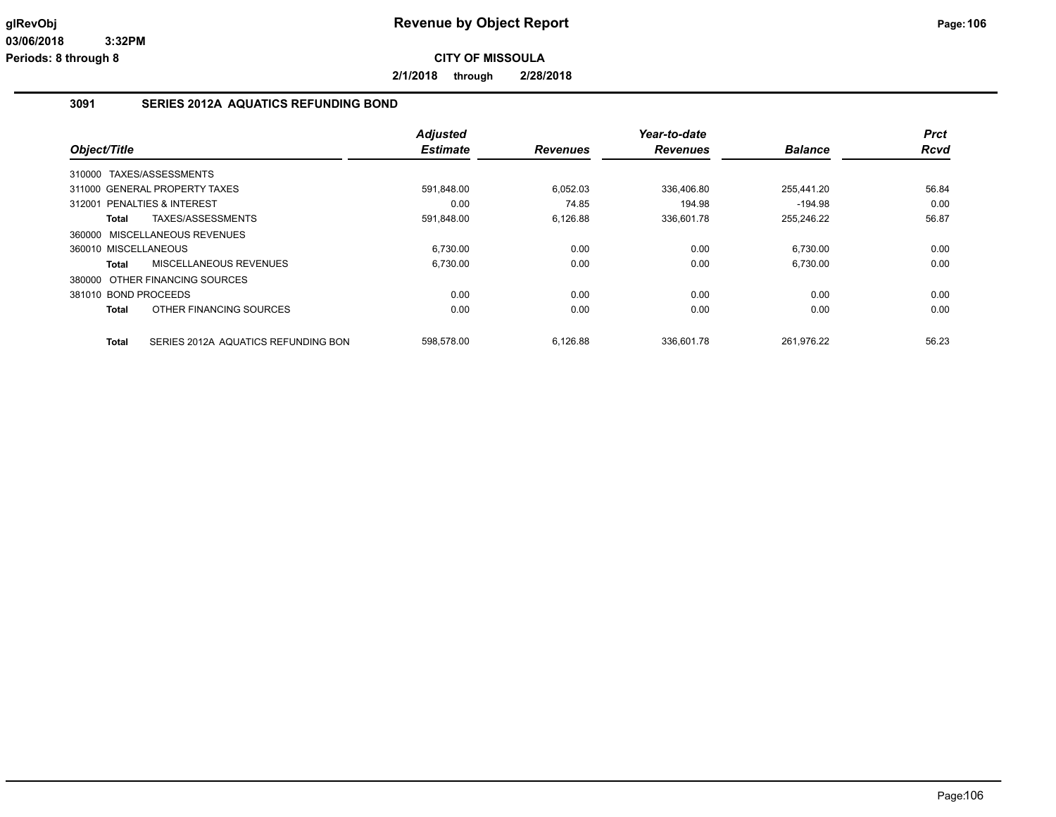# Revenue by Object Report

**CITY OF MISSOULA**

**2/1/2018 through 2/28/2018**

glRevObj
03/06/2018 3:32PM
Periods: 8 through 8

## 3091 SERIES 2012A AQUATICS REFUNDING BOND

| Object/Title | Adjusted Estimate | Revenues | Year-to-date Revenues | Balance | Prct Rcvd |
|---|---|---|---|---|---|
| 310000 TAXES/ASSESSMENTS | | | | | |
| 311000 GENERAL PROPERTY TAXES | 591,848.00 | 6,052.03 | 336,406.80 | 255,441.20 | 56.84 |
| 312001 PENALTIES & INTEREST | 0.00 | 74.85 | 194.98 | -194.98 | 0.00 |
| **Total** TAXES/ASSESSMENTS | 591,848.00 | 6,126.88 | 336,601.78 | 255,246.22 | 56.87 |
| 360000 MISCELLANEOUS REVENUES | | | | | |
| 360010 MISCELLANEOUS | 6,730.00 | 0.00 | 0.00 | 6,730.00 | 0.00 |
| **Total** MISCELLANEOUS REVENUES | 6,730.00 | 0.00 | 0.00 | 6,730.00 | 0.00 |
| 380000 OTHER FINANCING SOURCES | | | | | |
| 381010 BOND PROCEEDS | 0.00 | 0.00 | 0.00 | 0.00 | 0.00 |
| **Total** OTHER FINANCING SOURCES | 0.00 | 0.00 | 0.00 | 0.00 | 0.00 |
| **Total** SERIES 2012A AQUATICS REFUNDING BON | 598,578.00 | 6,126.88 | 336,601.78 | 261,976.22 | 56.23 |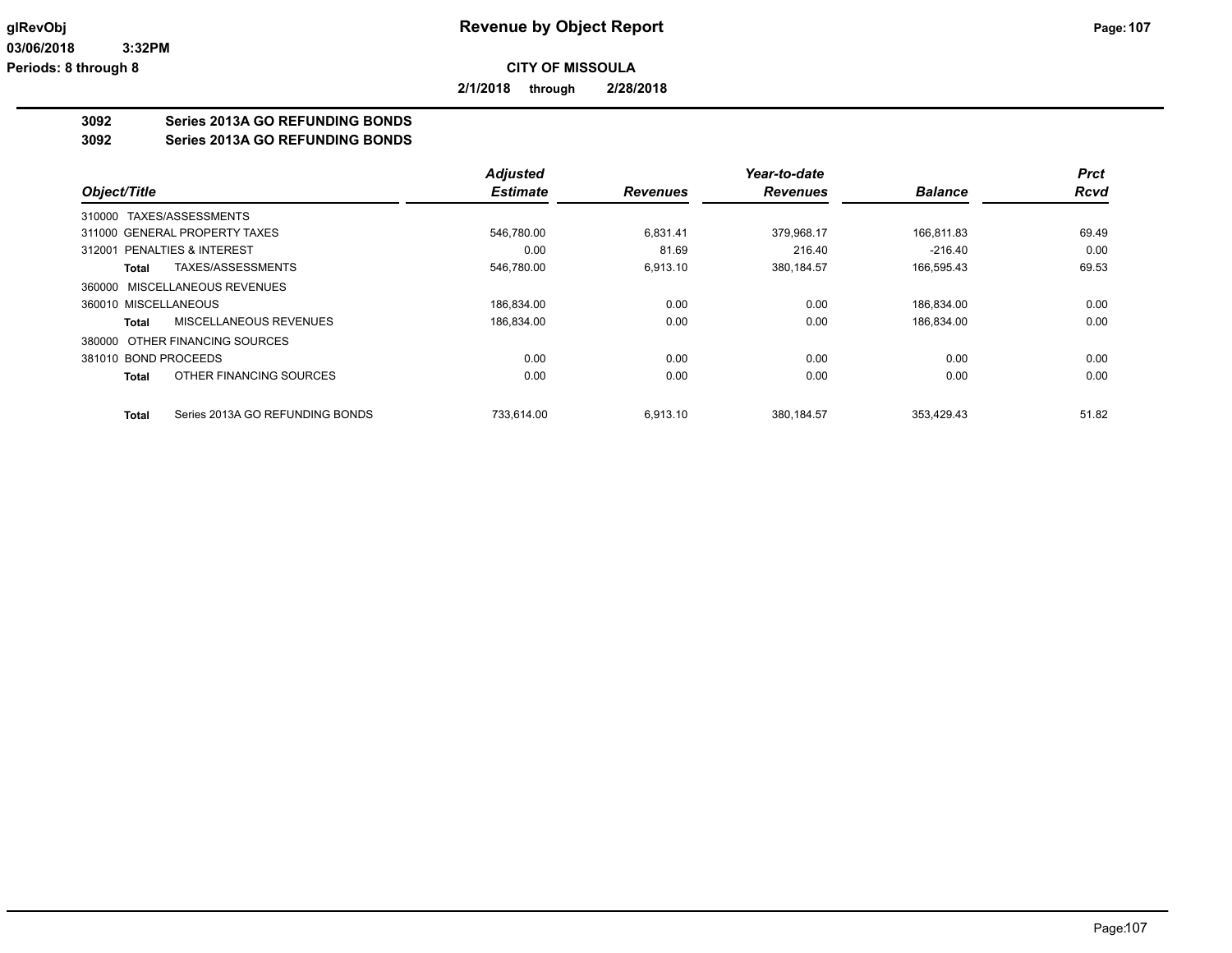**CITY OF MISSOULA**

**2/1/2018 through 2/28/2018**

**3092 Series 2013A GO REFUNDING BONDS**

**3092 Series 2013A GO REFUNDING BONDS**

| Object/Title | | Adjusted Estimate | Revenues | Year-to-date Revenues | Balance | Prct Rcvd |
|---|---|---|---|---|---|---|
| 310000 TAXES/ASSESSMENTS | | | | | | |
| 311000 GENERAL PROPERTY TAXES | | 546,780.00 | 6,831.41 | 379,968.17 | 166,811.83 | 69.49 |
| 312001 PENALTIES & INTEREST | | 0.00 | 81.69 | 216.40 | -216.40 | 0.00 |
| **Total** | TAXES/ASSESSMENTS | 546,780.00 | 6,913.10 | 380,184.57 | 166,595.43 | 69.53 |
| 360000 MISCELLANEOUS REVENUES | | | | | | |
| 360010 MISCELLANEOUS | | 186,834.00 | 0.00 | 0.00 | 186,834.00 | 0.00 |
| **Total** | MISCELLANEOUS REVENUES | 186,834.00 | 0.00 | 0.00 | 186,834.00 | 0.00 |
| 380000 OTHER FINANCING SOURCES | | | | | | |
| 381010 BOND PROCEEDS | | 0.00 | 0.00 | 0.00 | 0.00 | 0.00 |
| **Total** | OTHER FINANCING SOURCES | 0.00 | 0.00 | 0.00 | 0.00 | 0.00 |
| **Total** | Series 2013A GO REFUNDING BONDS | 733,614.00 | 6,913.10 | 380,184.57 | 353,429.43 | 51.82 |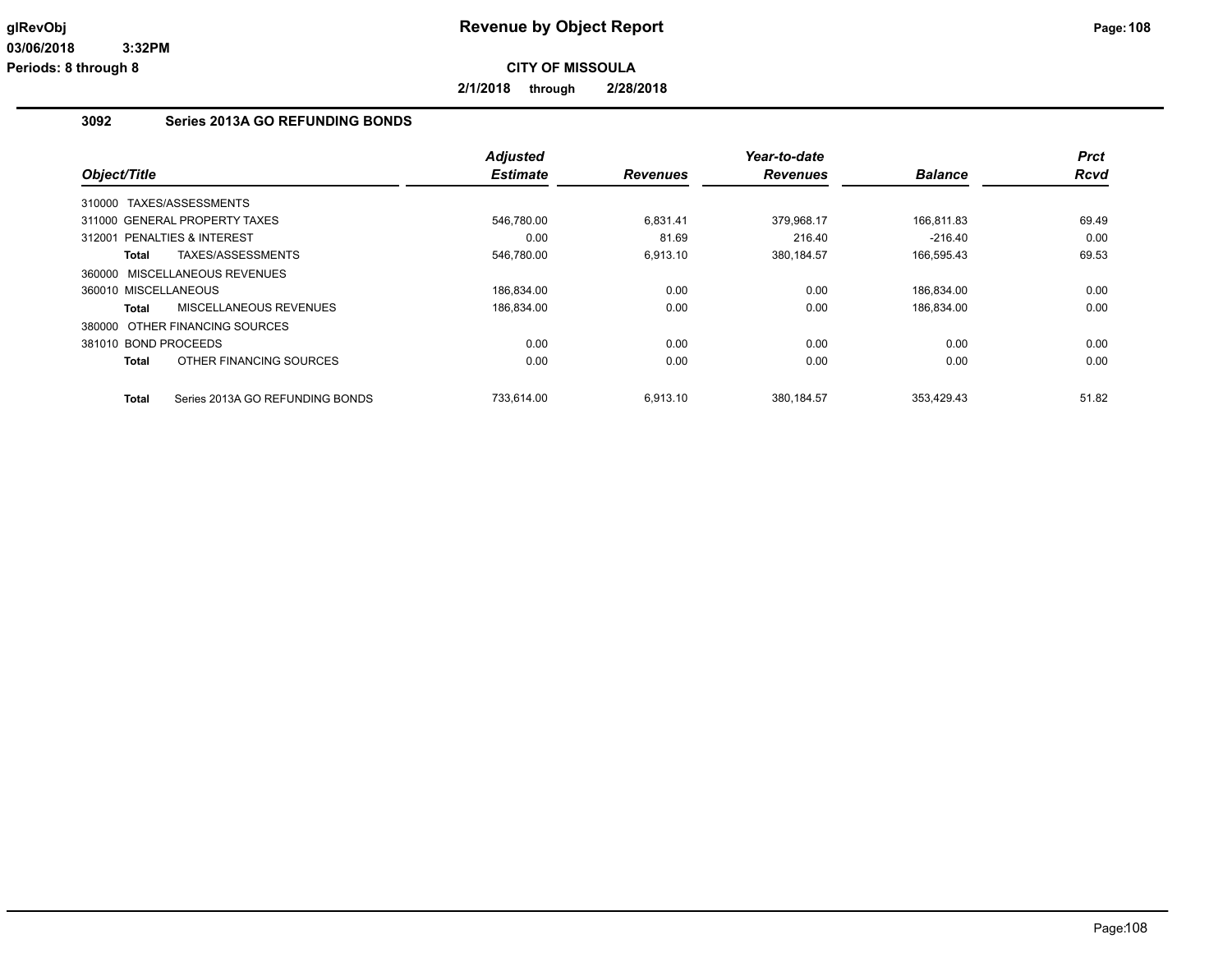**CITY OF MISSOULA**

**2/1/2018 through 2/28/2018**

## 3092 Series 2013A GO REFUNDING BONDS

| Object/Title | Adjusted Estimate | Revenues | Year-to-date Revenues | Balance | Prct Rcvd |
|---|---|---|---|---|---|
| 310000 TAXES/ASSESSMENTS | | | | | |
| 311000 GENERAL PROPERTY TAXES | 546,780.00 | 6,831.41 | 379,968.17 | 166,811.83 | 69.49 |
| 312001 PENALTIES & INTEREST | 0.00 | 81.69 | 216.40 | -216.40 | 0.00 |
| **Total** TAXES/ASSESSMENTS | 546,780.00 | 6,913.10 | 380,184.57 | 166,595.43 | 69.53 |
| 360000 MISCELLANEOUS REVENUES | | | | | |
| 360010 MISCELLANEOUS | 186,834.00 | 0.00 | 0.00 | 186,834.00 | 0.00 |
| **Total** MISCELLANEOUS REVENUES | 186,834.00 | 0.00 | 0.00 | 186,834.00 | 0.00 |
| 380000 OTHER FINANCING SOURCES | | | | | |
| 381010 BOND PROCEEDS | 0.00 | 0.00 | 0.00 | 0.00 | 0.00 |
| **Total** OTHER FINANCING SOURCES | 0.00 | 0.00 | 0.00 | 0.00 | 0.00 |
| **Total** Series 2013A GO REFUNDING BONDS | 733,614.00 | 6,913.10 | 380,184.57 | 353,429.43 | 51.82 |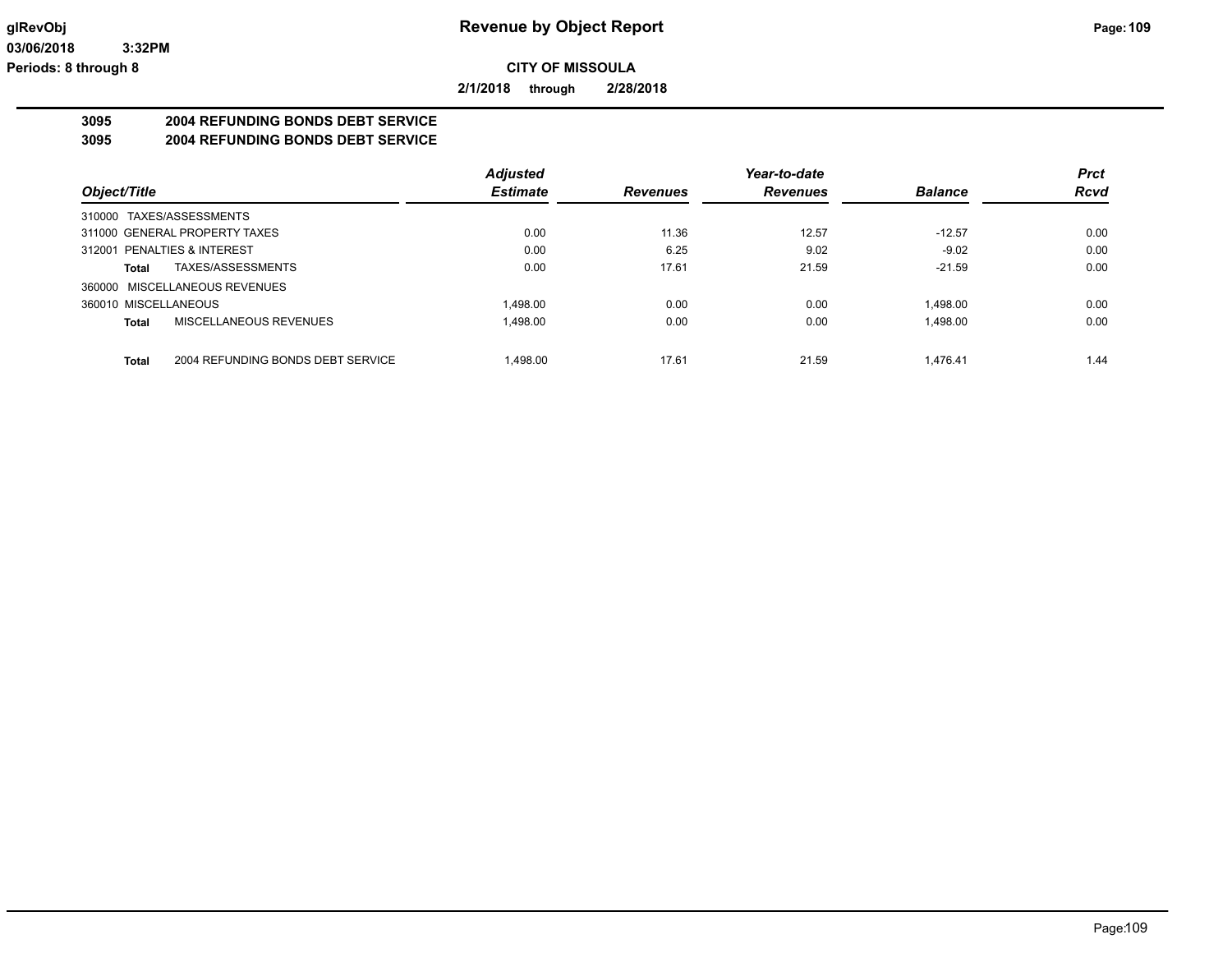**CITY OF MISSOULA**

**2/1/2018 through 2/28/2018**

## 3095 2004 REFUNDING BONDS DEBT SERVICE

## 3095 2004 REFUNDING BONDS DEBT SERVICE

| Object/Title | | Adjusted Estimate | Revenues | Year-to-date Revenues | Balance | Prct Rcvd |
|---|---|---|---|---|---|---|
| 310000 TAXES/ASSESSMENTS | | | | | | |
| 311000 GENERAL PROPERTY TAXES | | 0.00 | 11.36 | 12.57 | -12.57 | 0.00 |
| 312001 PENALTIES & INTEREST | | 0.00 | 6.25 | 9.02 | -9.02 | 0.00 |
| **Total** | TAXES/ASSESSMENTS | 0.00 | 17.61 | 21.59 | -21.59 | 0.00 |
| 360000 MISCELLANEOUS REVENUES | | | | | | |
| 360010 MISCELLANEOUS | | 1,498.00 | 0.00 | 0.00 | 1,498.00 | 0.00 |
| **Total** | MISCELLANEOUS REVENUES | 1,498.00 | 0.00 | 0.00 | 1,498.00 | 0.00 |
| **Total** | 2004 REFUNDING BONDS DEBT SERVICE | 1,498.00 | 17.61 | 21.59 | 1,476.41 | 1.44 |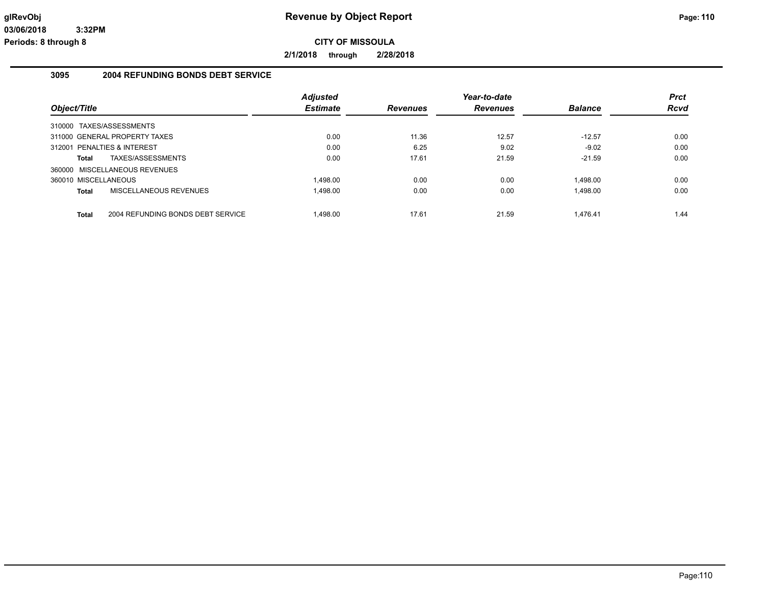# Revenue by Object Report

**CITY OF MISSOULA**

**2/1/2018 through 2/28/2018**

glRevObj
03/06/2018 3:32PM
Periods: 8 through 8

## 3095 2004 REFUNDING BONDS DEBT SERVICE

| Object/Title | | Adjusted Estimate | Revenues | Year-to-date Revenues | Balance | Prct Rcvd |
|---|---|---|---|---|---|---|
| 310000 TAXES/ASSESSMENTS | | | | | | |
| 311000 GENERAL PROPERTY TAXES | | 0.00 | 11.36 | 12.57 | -12.57 | 0.00 |
| 312001 PENALTIES & INTEREST | | 0.00 | 6.25 | 9.02 | -9.02 | 0.00 |
| **Total** | TAXES/ASSESSMENTS | 0.00 | 17.61 | 21.59 | -21.59 | 0.00 |
| 360000 MISCELLANEOUS REVENUES | | | | | | |
| 360010 MISCELLANEOUS | | 1,498.00 | 0.00 | 0.00 | 1,498.00 | 0.00 |
| **Total** | MISCELLANEOUS REVENUES | 1,498.00 | 0.00 | 0.00 | 1,498.00 | 0.00 |
| **Total** | 2004 REFUNDING BONDS DEBT SERVICE | 1,498.00 | 17.61 | 21.59 | 1,476.41 | 1.44 |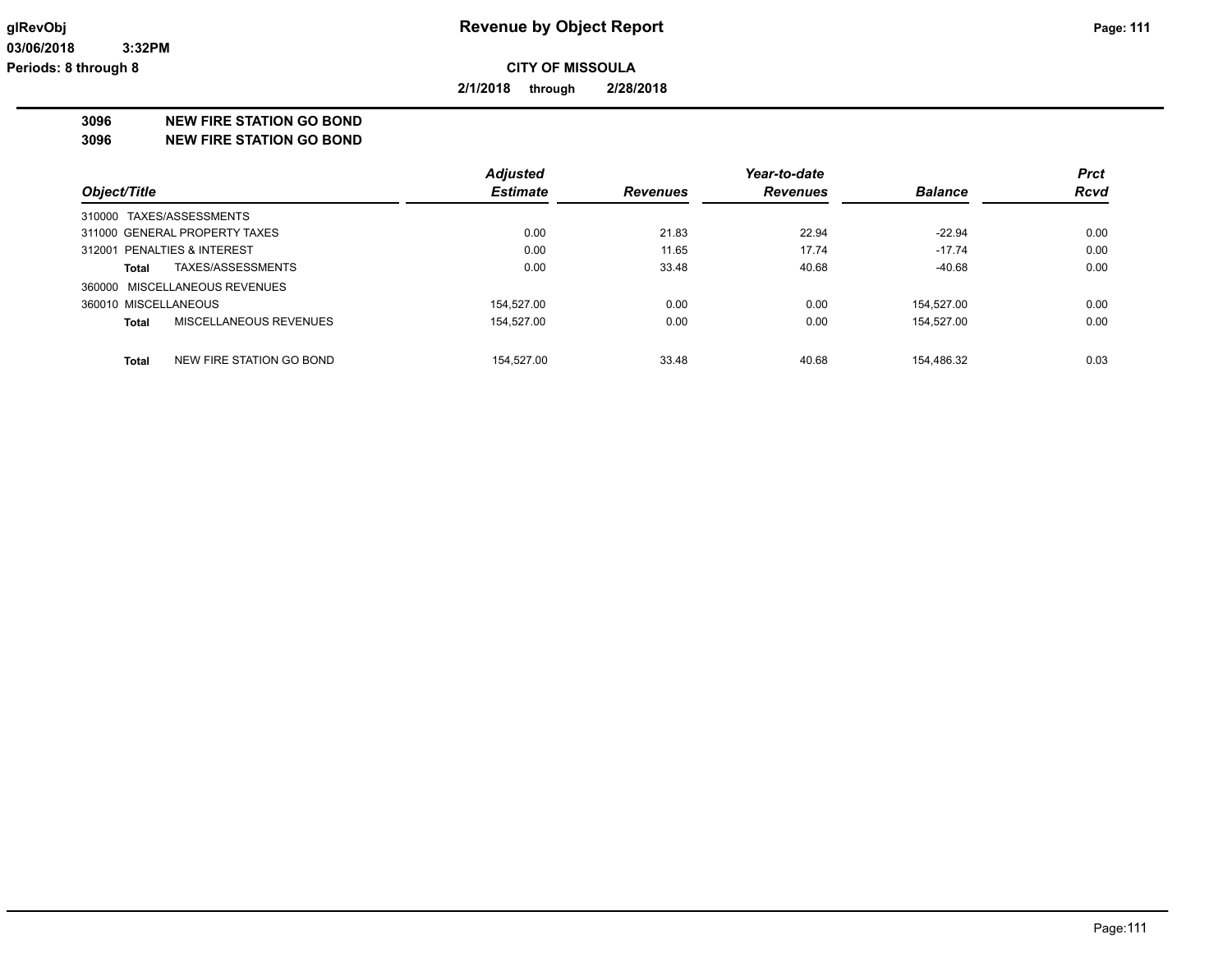# Revenue by Object Report

**CITY OF MISSOULA**

**2/1/2018 through 2/28/2018**

glRevObj
03/06/2018 3:32PM
Periods: 8 through 8

## 3096 NEW FIRE STATION GO BOND
## 3096 NEW FIRE STATION GO BOND

| Object/Title | | Adjusted Estimate | Revenues | Year-to-date Revenues | Balance | Prct Rcvd |
|---|---|---|---|---|---|---|
| 310000 TAXES/ASSESSMENTS | | | | | | |
| 311000 GENERAL PROPERTY TAXES | | 0.00 | 21.83 | 22.94 | -22.94 | 0.00 |
| 312001 PENALTIES & INTEREST | | 0.00 | 11.65 | 17.74 | -17.74 | 0.00 |
| Total | TAXES/ASSESSMENTS | 0.00 | 33.48 | 40.68 | -40.68 | 0.00 |
| 360000 MISCELLANEOUS REVENUES | | | | | | |
| 360010 MISCELLANEOUS | | 154,527.00 | 0.00 | 0.00 | 154,527.00 | 0.00 |
| Total | MISCELLANEOUS REVENUES | 154,527.00 | 0.00 | 0.00 | 154,527.00 | 0.00 |
| Total | NEW FIRE STATION GO BOND | 154,527.00 | 33.48 | 40.68 | 154,486.32 | 0.03 |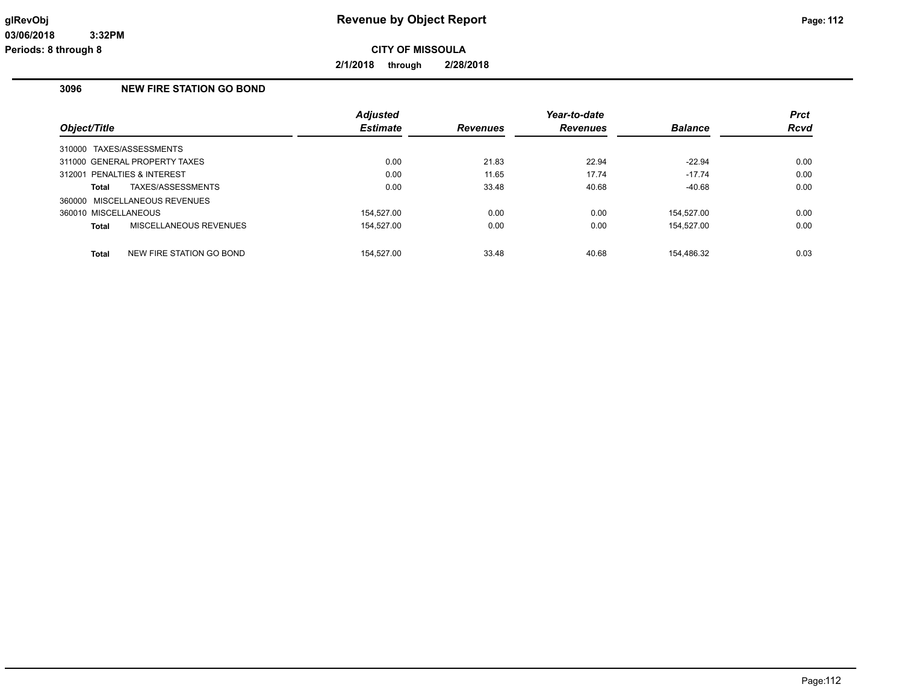# Revenue by Object Report

**CITY OF MISSOULA**

**2/1/2018 through 2/28/2018**

## 3096 NEW FIRE STATION GO BOND

| Object/Title | Adjusted Estimate | Revenues | Year-to-date Revenues | Balance | Prct Rcvd |
|---|---|---|---|---|---|
| 310000 TAXES/ASSESSMENTS | | | | | |
| 311000 GENERAL PROPERTY TAXES | 0.00 | 21.83 | 22.94 | -22.94 | 0.00 |
| 312001 PENALTIES & INTEREST | 0.00 | 11.65 | 17.74 | -17.74 | 0.00 |
| **Total** TAXES/ASSESSMENTS | 0.00 | 33.48 | 40.68 | -40.68 | 0.00 |
| 360000 MISCELLANEOUS REVENUES | | | | | |
| 360010 MISCELLANEOUS | 154,527.00 | 0.00 | 0.00 | 154,527.00 | 0.00 |
| **Total** MISCELLANEOUS REVENUES | 154,527.00 | 0.00 | 0.00 | 154,527.00 | 0.00 |
| **Total** NEW FIRE STATION GO BOND | 154,527.00 | 33.48 | 40.68 | 154,486.32 | 0.03 |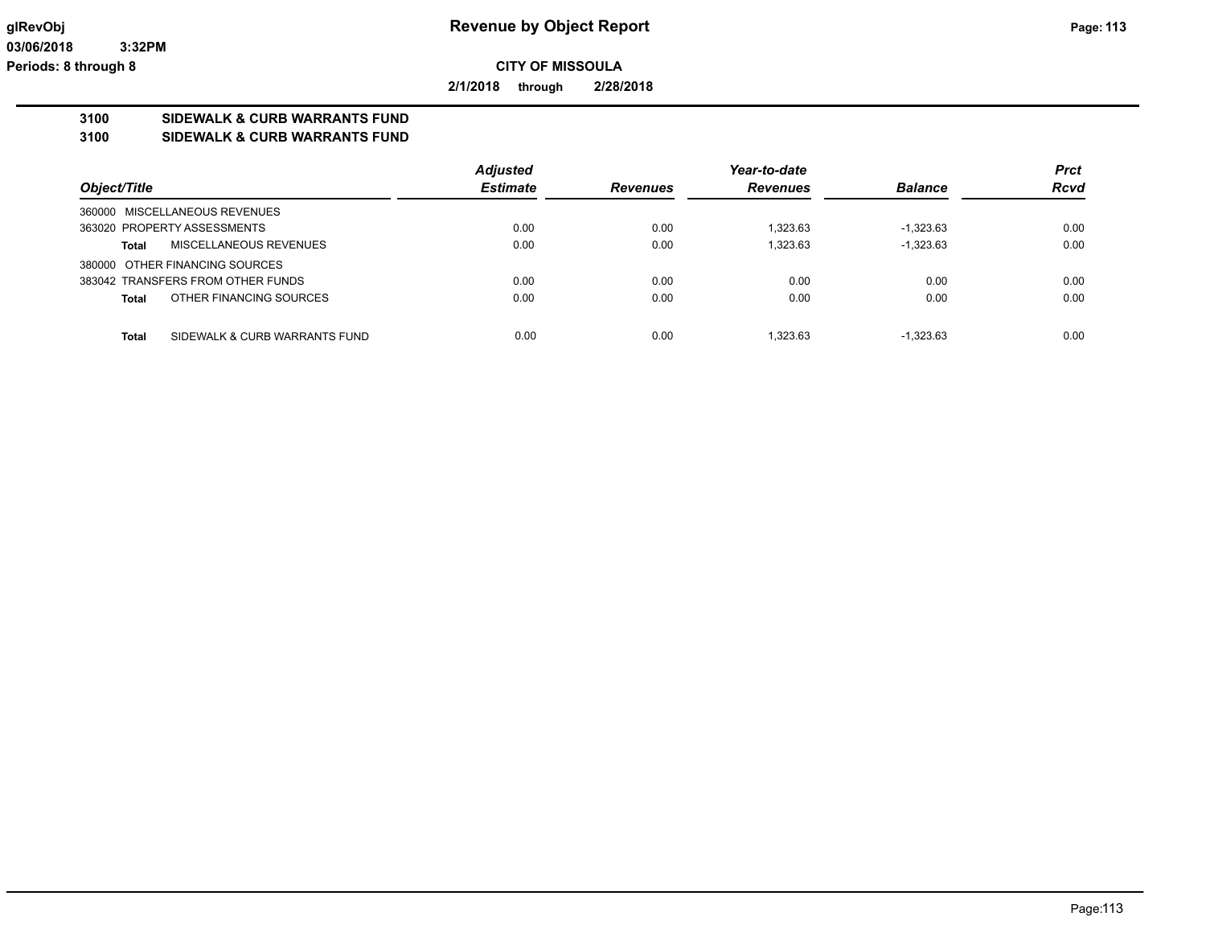# Revenue by Object Report

**CITY OF MISSOULA**

**2/1/2018 through 2/28/2018**

**3100 SIDEWALK & CURB WARRANTS FUND**
**3100 SIDEWALK & CURB WARRANTS FUND**

| Object/Title | Adjusted Estimate | Revenues | Year-to-date Revenues | Balance | Prct Rcvd |
|---|---|---|---|---|---|
| 360000 MISCELLANEOUS REVENUES | | | | | |
| 363020 PROPERTY ASSESSMENTS | 0.00 | 0.00 | 1,323.63 | -1,323.63 | 0.00 |
| **Total** MISCELLANEOUS REVENUES | 0.00 | 0.00 | 1,323.63 | -1,323.63 | 0.00 |
| 380000 OTHER FINANCING SOURCES | | | | | |
| 383042 TRANSFERS FROM OTHER FUNDS | 0.00 | 0.00 | 0.00 | 0.00 | 0.00 |
| **Total** OTHER FINANCING SOURCES | 0.00 | 0.00 | 0.00 | 0.00 | 0.00 |
| **Total** SIDEWALK & CURB WARRANTS FUND | 0.00 | 0.00 | 1,323.63 | -1,323.63 | 0.00 |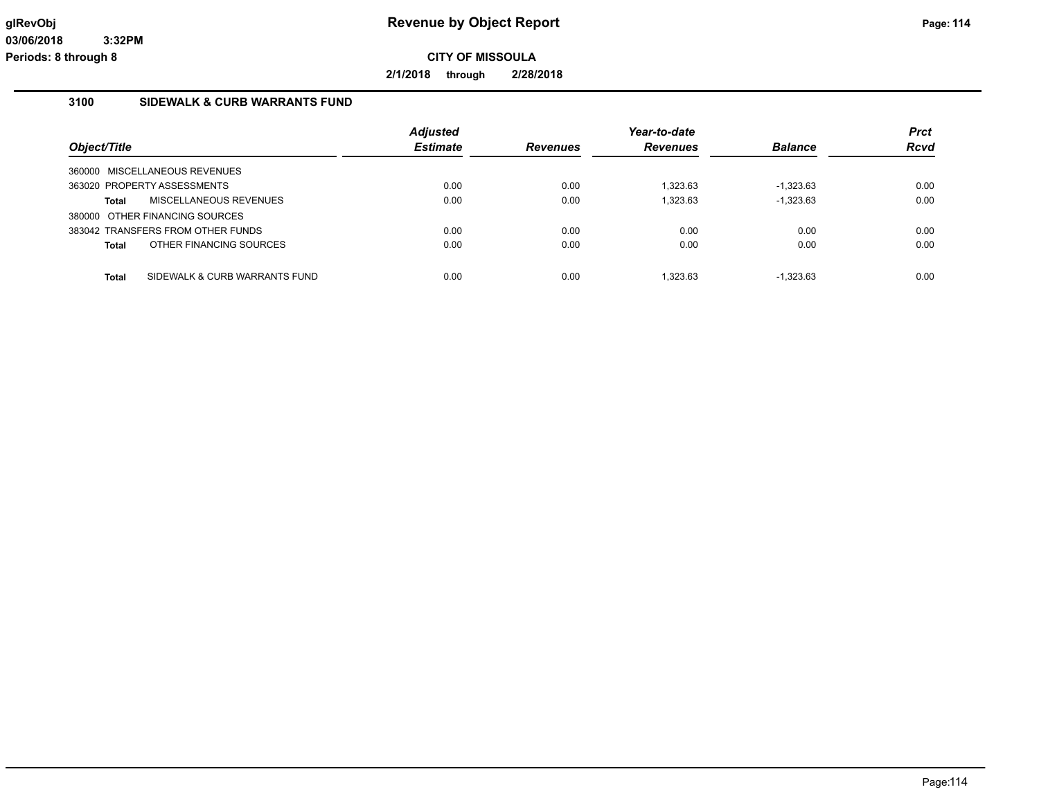# Revenue by Object Report

**CITY OF MISSOULA**

**2/1/2018 through 2/28/2018**

glRevObj
03/06/2018 3:32PM
Periods: 8 through 8

## 3100 SIDEWALK & CURB WARRANTS FUND

| Object/Title | | Adjusted Estimate | Revenues | Year-to-date Revenues | Balance | Prct Rcvd |
|---|---|---|---|---|---|---|
| 360000 MISCELLANEOUS REVENUES | | | | | | |
| 363020 PROPERTY ASSESSMENTS | | 0.00 | 0.00 | 1,323.63 | -1,323.63 | 0.00 |
| **Total** | MISCELLANEOUS REVENUES | 0.00 | 0.00 | 1,323.63 | -1,323.63 | 0.00 |
| 380000 OTHER FINANCING SOURCES | | | | | | |
| 383042 TRANSFERS FROM OTHER FUNDS | | 0.00 | 0.00 | 0.00 | 0.00 | 0.00 |
| **Total** | OTHER FINANCING SOURCES | 0.00 | 0.00 | 0.00 | 0.00 | 0.00 |
| **Total** | SIDEWALK & CURB WARRANTS FUND | 0.00 | 0.00 | 1,323.63 | -1,323.63 | 0.00 |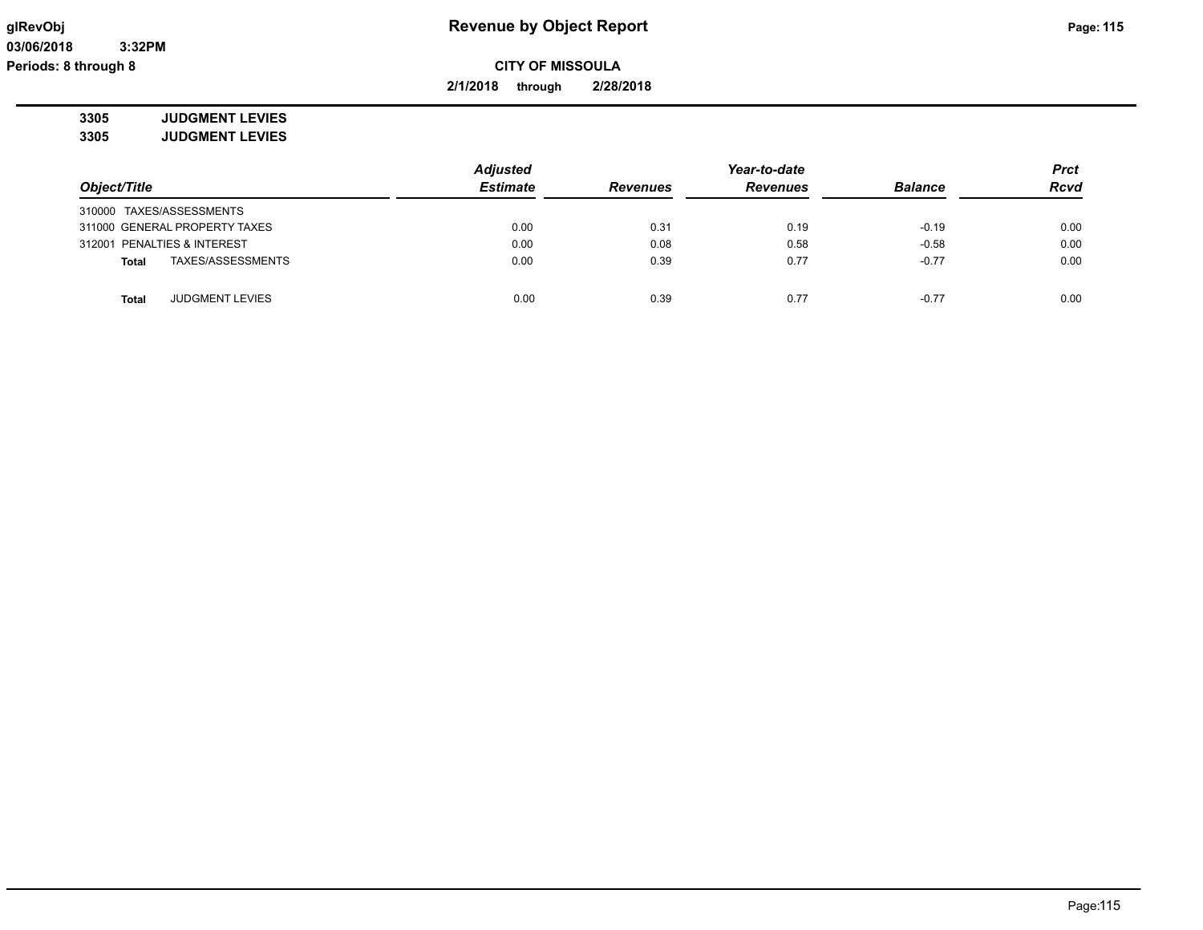# Revenue by Object Report

**CITY OF MISSOULA**

**2/1/2018 through 2/28/2018**

**3305 JUDGMENT LEVIES**
**3305 JUDGMENT LEVIES**

| Object/Title | Adjusted Estimate | Revenues | Year-to-date Revenues | Balance | Prct Rcvd |
|---|---|---|---|---|---|
| 310000 TAXES/ASSESSMENTS | | | | | |
| 311000 GENERAL PROPERTY TAXES | 0.00 | 0.31 | 0.19 | -0.19 | 0.00 |
| 312001 PENALTIES & INTEREST | 0.00 | 0.08 | 0.58 | -0.58 | 0.00 |
| **Total** TAXES/ASSESSMENTS | 0.00 | 0.39 | 0.77 | -0.77 | 0.00 |
| | | | | | |
| **Total** JUDGMENT LEVIES | 0.00 | 0.39 | 0.77 | -0.77 | 0.00 |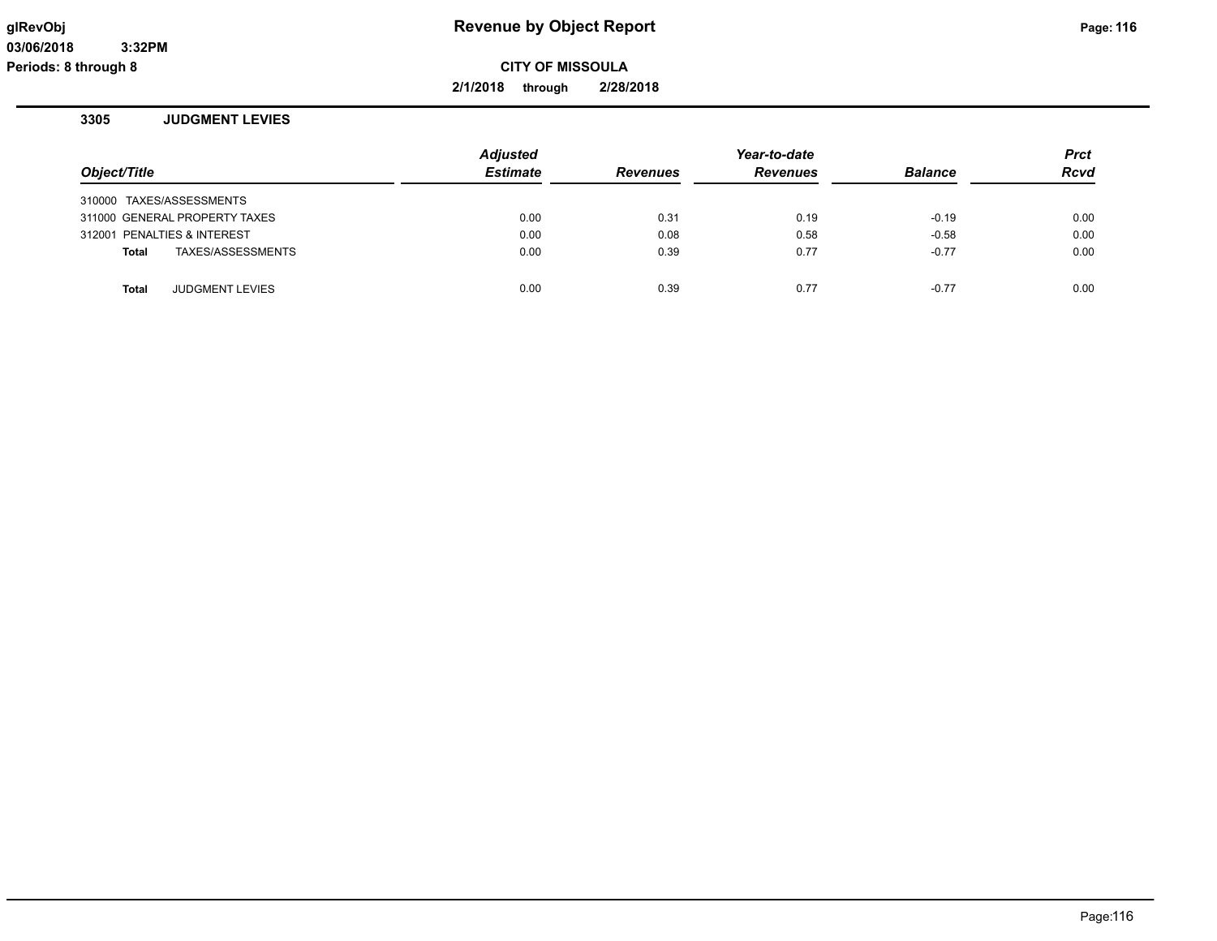# Revenue by Object Report

**CITY OF MISSOULA**

**2/1/2018 through 2/28/2018**

glRevObj
03/06/2018 3:32PM
Periods: 8 through 8

## 3305 JUDGMENT LEVIES

| Object/Title | Adjusted Estimate | Revenues | Year-to-date Revenues | Balance | Prct Rcvd |
|---|---|---|---|---|---|
| 310000 TAXES/ASSESSMENTS | | | | | |
| 311000 GENERAL PROPERTY TAXES | 0.00 | 0.31 | 0.19 | -0.19 | 0.00 |
| 312001 PENALTIES & INTEREST | 0.00 | 0.08 | 0.58 | -0.58 | 0.00 |
| **Total** TAXES/ASSESSMENTS | 0.00 | 0.39 | 0.77 | -0.77 | 0.00 |
| | | | | | |
| **Total** JUDGMENT LEVIES | 0.00 | 0.39 | 0.77 | -0.77 | 0.00 |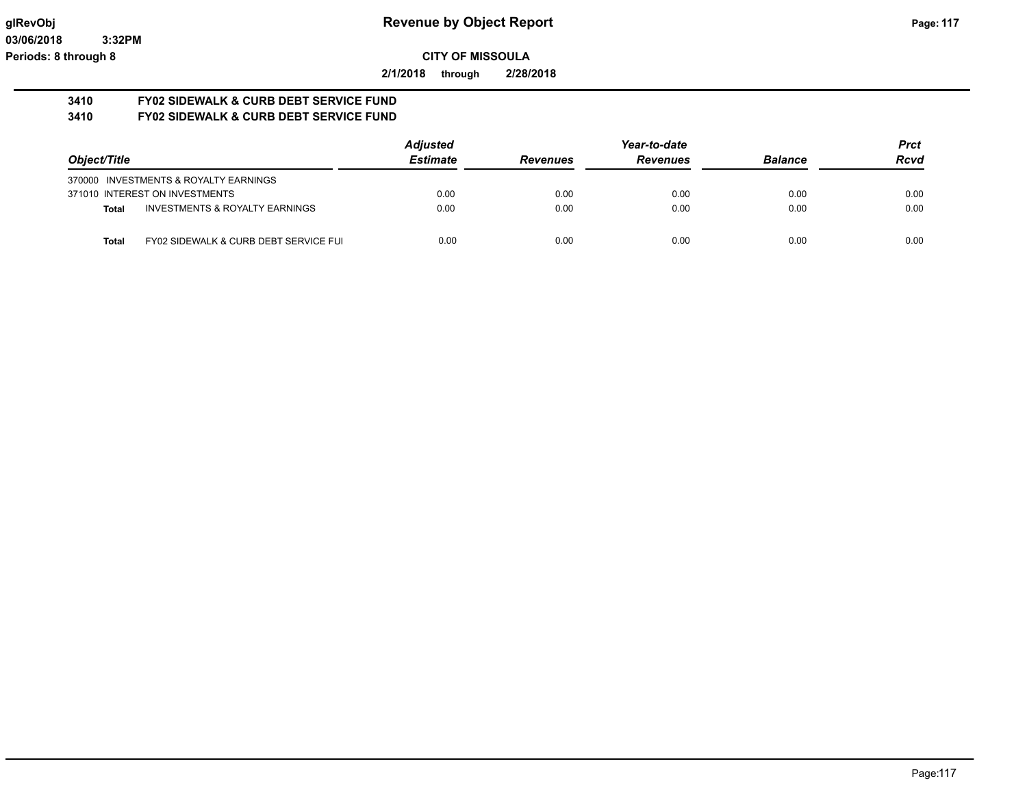# Revenue by Object Report

glRevObj
03/06/2018 3:32PM
Periods: 8 through 8

**CITY OF MISSOULA**

**2/1/2018 through 2/28/2018**

**3410 FY02 SIDEWALK & CURB DEBT SERVICE FUND**

**3410 FY02 SIDEWALK & CURB DEBT SERVICE FUND**

| Object/Title | | Adjusted Estimate | Revenues | Year-to-date Revenues | Balance | Prct Rcvd |
|---|---|---|---|---|---|---|
| 370000 INVESTMENTS & ROYALTY EARNINGS | | | | | | |
| 371010 INTEREST ON INVESTMENTS | | 0.00 | 0.00 | 0.00 | 0.00 | 0.00 |
| **Total** | INVESTMENTS & ROYALTY EARNINGS | 0.00 | 0.00 | 0.00 | 0.00 | 0.00 |
| **Total** | FY02 SIDEWALK & CURB DEBT SERVICE FUI | 0.00 | 0.00 | 0.00 | 0.00 | 0.00 |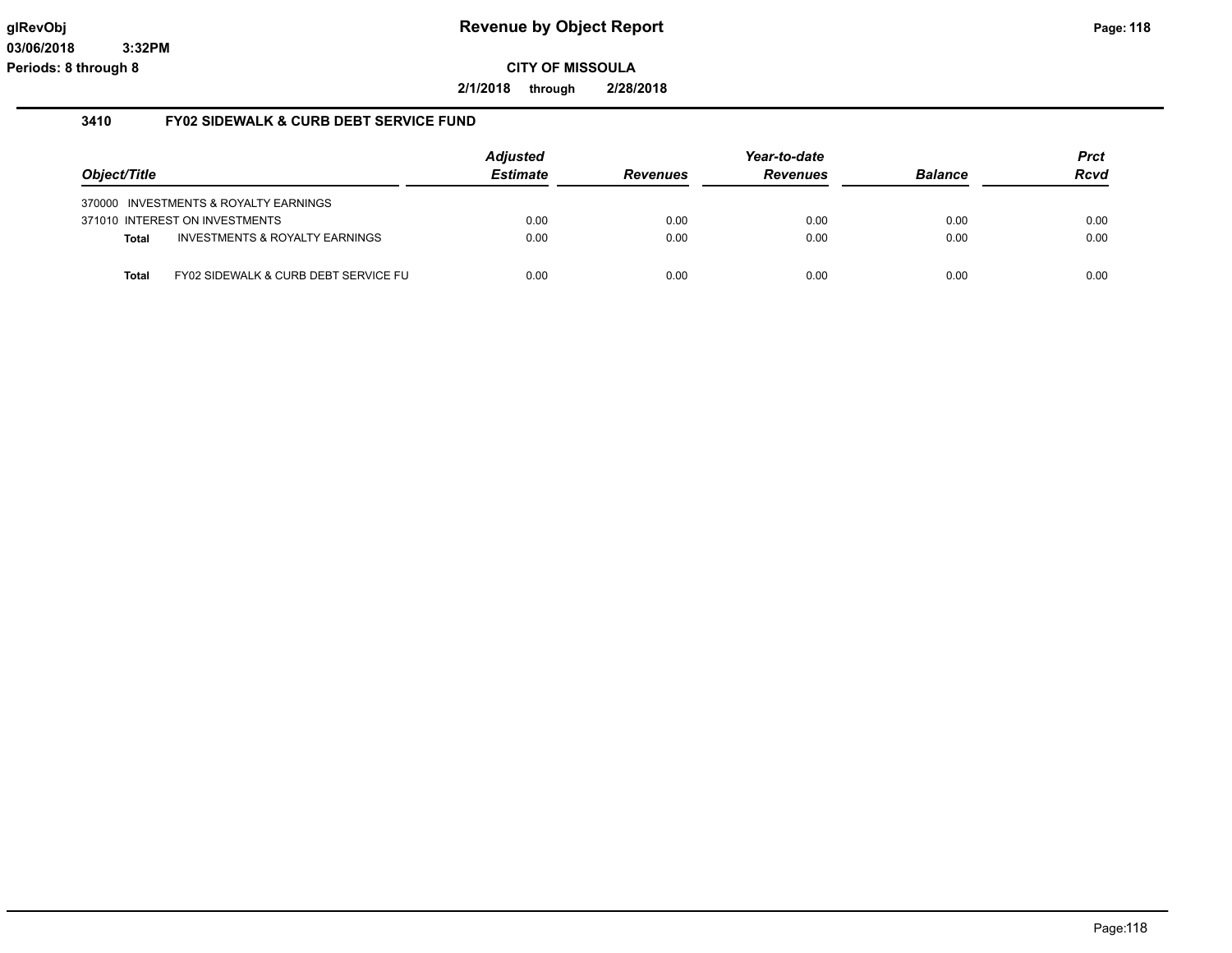# Revenue by Object Report

**CITY OF MISSOULA**

**2/1/2018 through 2/28/2018**

glRevObj
03/06/2018 3:32PM
Periods: 8 through 8

## 3410 FY02 SIDEWALK & CURB DEBT SERVICE FUND

| Object/Title | | Adjusted Estimate | Revenues | Year-to-date Revenues | Balance | Prct Rcvd |
|---|---|---|---|---|---|---|
| 370000 INVESTMENTS & ROYALTY EARNINGS | | | | | | |
| 371010 INTEREST ON INVESTMENTS | | 0.00 | 0.00 | 0.00 | 0.00 | 0.00 |
| **Total** | INVESTMENTS & ROYALTY EARNINGS | 0.00 | 0.00 | 0.00 | 0.00 | 0.00 |
| **Total** | FY02 SIDEWALK & CURB DEBT SERVICE FU | 0.00 | 0.00 | 0.00 | 0.00 | 0.00 |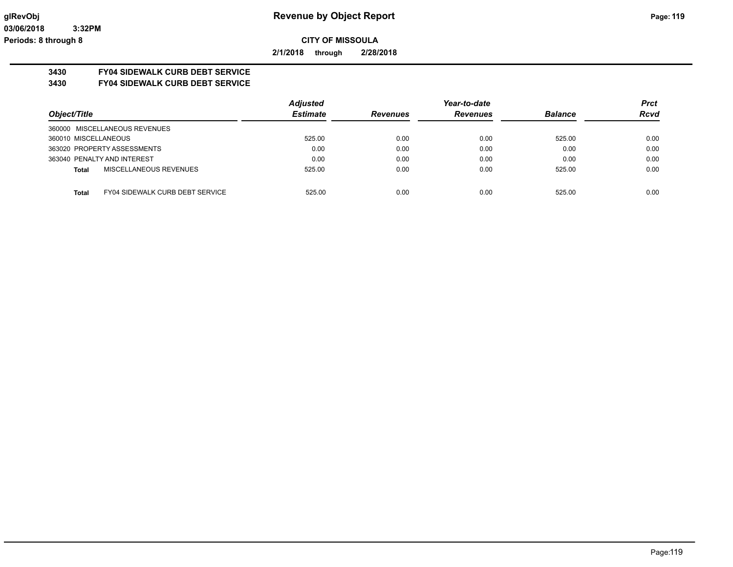**Revenue by Object Report**

**CITY OF MISSOULA**

**2/1/2018 through 2/28/2018**

glRevObj
03/06/2018 3:32PM
Periods: 8 through 8

## 3430 FY04 SIDEWALK CURB DEBT SERVICE
## 3430 FY04 SIDEWALK CURB DEBT SERVICE

| Object/Title | Adjusted Estimate | Revenues | Year-to-date Revenues | Balance | Prct Rcvd |
|---|---|---|---|---|---|
| 360000 MISCELLANEOUS REVENUES | | | | | |
| 360010 MISCELLANEOUS | 525.00 | 0.00 | 0.00 | 525.00 | 0.00 |
| 363020 PROPERTY ASSESSMENTS | 0.00 | 0.00 | 0.00 | 0.00 | 0.00 |
| 363040 PENALTY AND INTEREST | 0.00 | 0.00 | 0.00 | 0.00 | 0.00 |
| **Total** MISCELLANEOUS REVENUES | 525.00 | 0.00 | 0.00 | 525.00 | 0.00 |
| **Total** FY04 SIDEWALK CURB DEBT SERVICE | 525.00 | 0.00 | 0.00 | 525.00 | 0.00 |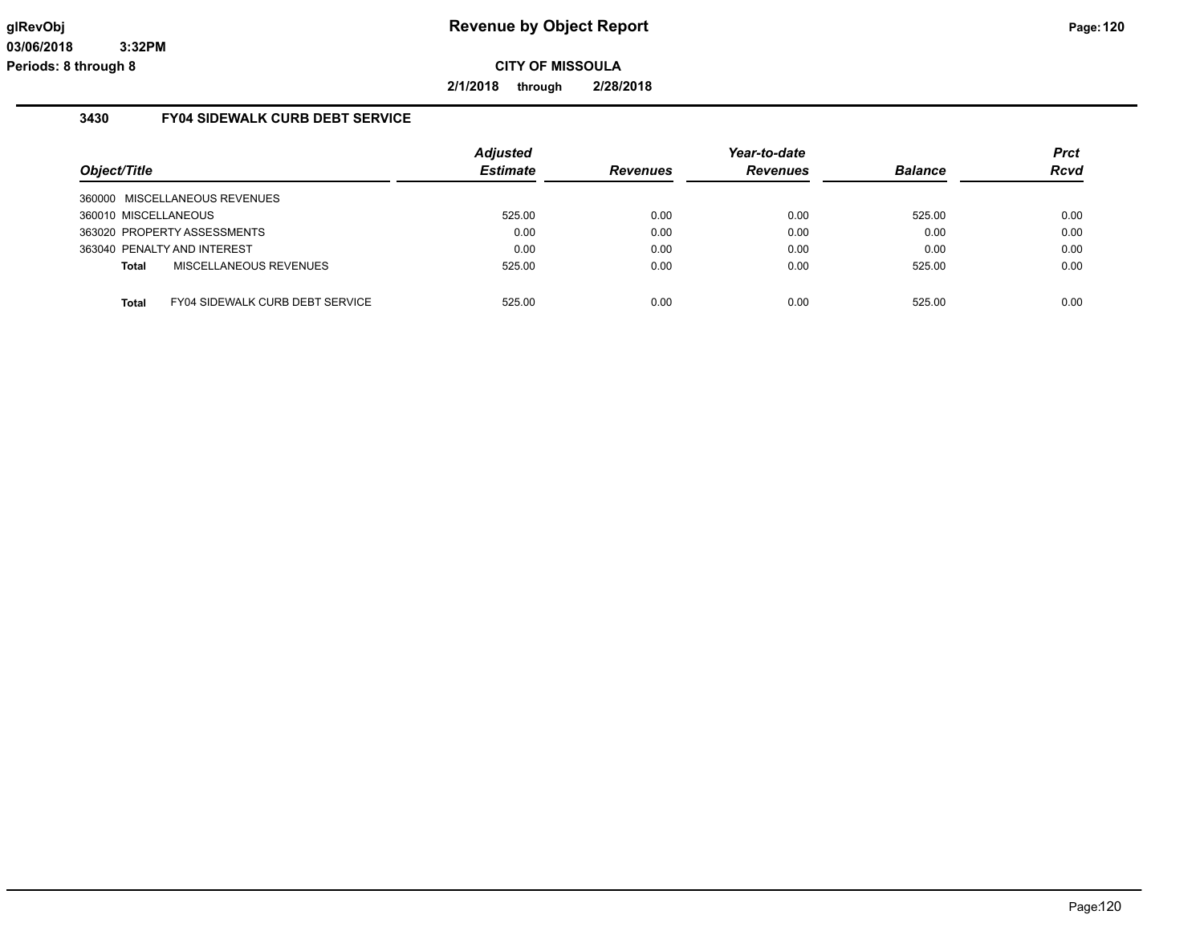# Revenue by Object Report

glRevObj
03/06/2018 3:32PM
Periods: 8 through 8

**CITY OF MISSOULA**

**2/1/2018 through 2/28/2018**

### 3430 FY04 SIDEWALK CURB DEBT SERVICE

| Object/Title | Adjusted Estimate | Revenues | Year-to-date Revenues | Balance | Prct Rcvd |
|---|---|---|---|---|---|
| 360000 MISCELLANEOUS REVENUES | | | | | |
| 360010 MISCELLANEOUS | 525.00 | 0.00 | 0.00 | 525.00 | 0.00 |
| 363020 PROPERTY ASSESSMENTS | 0.00 | 0.00 | 0.00 | 0.00 | 0.00 |
| 363040 PENALTY AND INTEREST | 0.00 | 0.00 | 0.00 | 0.00 | 0.00 |
| **Total** MISCELLANEOUS REVENUES | 525.00 | 0.00 | 0.00 | 525.00 | 0.00 |
| **Total** FY04 SIDEWALK CURB DEBT SERVICE | 525.00 | 0.00 | 0.00 | 525.00 | 0.00 |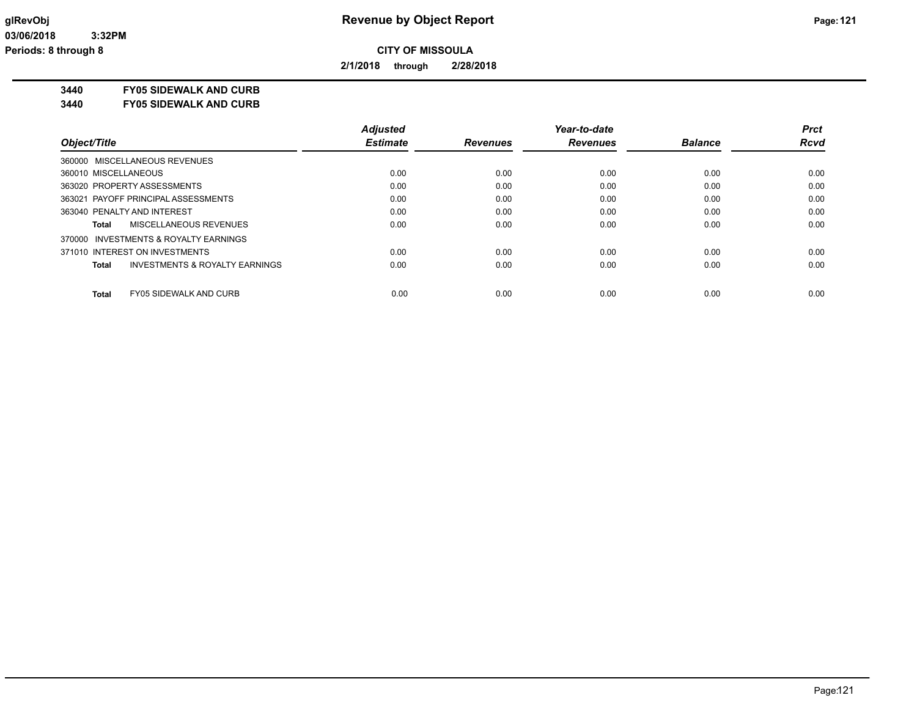# Revenue by Object Report

**CITY OF MISSOULA**

**2/1/2018 through 2/28/2018**

**3440 FY05 SIDEWALK AND CURB**

**3440 FY05 SIDEWALK AND CURB**

| Object/Title | Adjusted Estimate | Revenues | Year-to-date Revenues | Balance | Prct Rcvd |
|---|---|---|---|---|---|
| 360000 MISCELLANEOUS REVENUES | | | | | |
| 360010 MISCELLANEOUS | 0.00 | 0.00 | 0.00 | 0.00 | 0.00 |
| 363020 PROPERTY ASSESSMENTS | 0.00 | 0.00 | 0.00 | 0.00 | 0.00 |
| 363021 PAYOFF PRINCIPAL ASSESSMENTS | 0.00 | 0.00 | 0.00 | 0.00 | 0.00 |
| 363040 PENALTY AND INTEREST | 0.00 | 0.00 | 0.00 | 0.00 | 0.00 |
| **Total** MISCELLANEOUS REVENUES | 0.00 | 0.00 | 0.00 | 0.00 | 0.00 |
| 370000 INVESTMENTS & ROYALTY EARNINGS | | | | | |
| 371010 INTEREST ON INVESTMENTS | 0.00 | 0.00 | 0.00 | 0.00 | 0.00 |
| **Total** INVESTMENTS & ROYALTY EARNINGS | 0.00 | 0.00 | 0.00 | 0.00 | 0.00 |
| **Total** FY05 SIDEWALK AND CURB | 0.00 | 0.00 | 0.00 | 0.00 | 0.00 |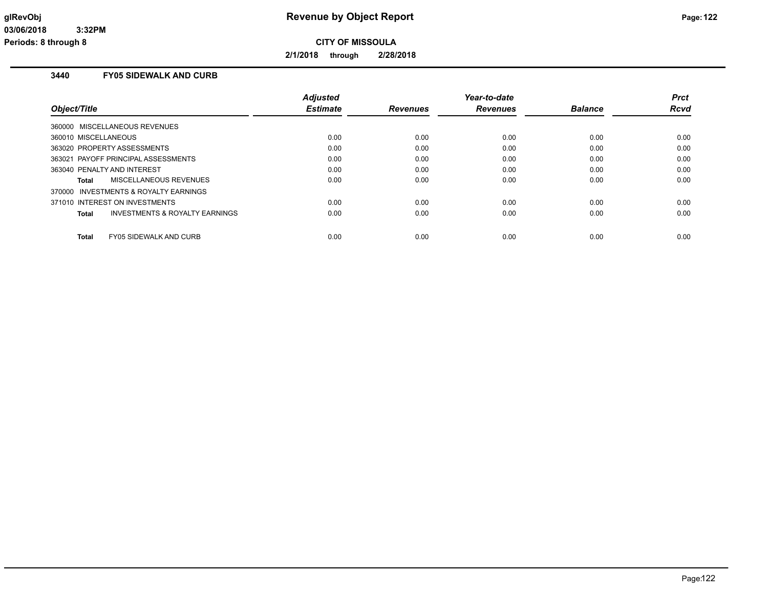**Revenue by Object Report**

**CITY OF MISSOULA**

**2/1/2018 through 2/28/2018**

glRevObj
03/06/2018 3:32PM
Periods: 8 through 8

### 3440 FY05 SIDEWALK AND CURB

| Object/Title | Adjusted Estimate | Revenues | Year-to-date Revenues | Balance | Prct Rcvd |
|---|---|---|---|---|---|
| 360000 MISCELLANEOUS REVENUES | | | | | |
| 360010 MISCELLANEOUS | 0.00 | 0.00 | 0.00 | 0.00 | 0.00 |
| 363020 PROPERTY ASSESSMENTS | 0.00 | 0.00 | 0.00 | 0.00 | 0.00 |
| 363021 PAYOFF PRINCIPAL ASSESSMENTS | 0.00 | 0.00 | 0.00 | 0.00 | 0.00 |
| 363040 PENALTY AND INTEREST | 0.00 | 0.00 | 0.00 | 0.00 | 0.00 |
| **Total** MISCELLANEOUS REVENUES | 0.00 | 0.00 | 0.00 | 0.00 | 0.00 |
| 370000 INVESTMENTS & ROYALTY EARNINGS | | | | | |
| 371010 INTEREST ON INVESTMENTS | 0.00 | 0.00 | 0.00 | 0.00 | 0.00 |
| **Total** INVESTMENTS & ROYALTY EARNINGS | 0.00 | 0.00 | 0.00 | 0.00 | 0.00 |
| **Total** FY05 SIDEWALK AND CURB | 0.00 | 0.00 | 0.00 | 0.00 | 0.00 |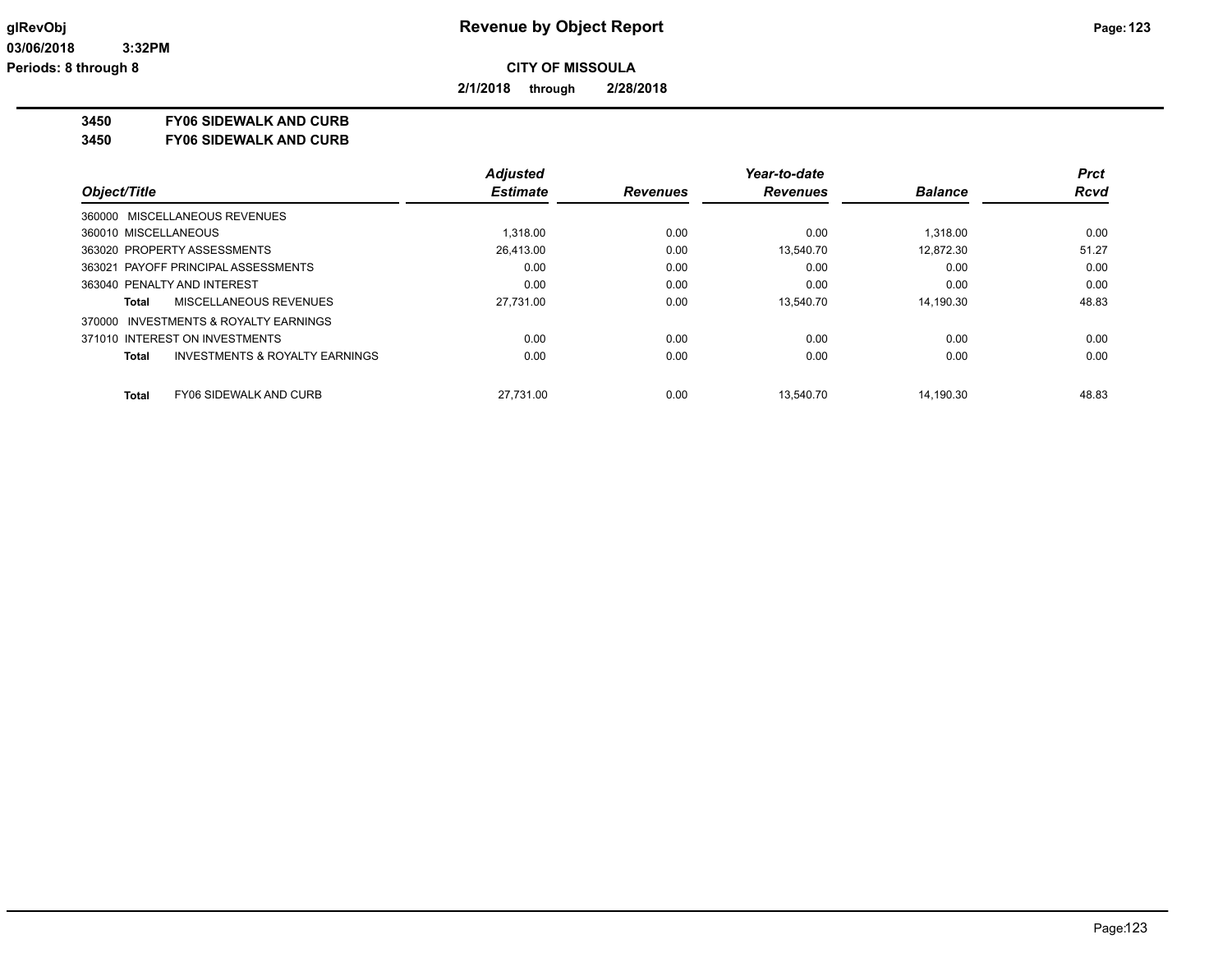**CITY OF MISSOULA**

**2/1/2018 through 2/28/2018**

**3450 FY06 SIDEWALK AND CURB**

**3450 FY06 SIDEWALK AND CURB**

| Object/Title | Adjusted Estimate | Revenues | Year-to-date Revenues | Balance | Prct Rcvd |
|---|---|---|---|---|---|
| 360000 MISCELLANEOUS REVENUES | | | | | |
| 360010 MISCELLANEOUS | 1,318.00 | 0.00 | 0.00 | 1,318.00 | 0.00 |
| 363020 PROPERTY ASSESSMENTS | 26,413.00 | 0.00 | 13,540.70 | 12,872.30 | 51.27 |
| 363021 PAYOFF PRINCIPAL ASSESSMENTS | 0.00 | 0.00 | 0.00 | 0.00 | 0.00 |
| 363040 PENALTY AND INTEREST | 0.00 | 0.00 | 0.00 | 0.00 | 0.00 |
| **Total** MISCELLANEOUS REVENUES | 27,731.00 | 0.00 | 13,540.70 | 14,190.30 | 48.83 |
| 370000 INVESTMENTS & ROYALTY EARNINGS | | | | | |
| 371010 INTEREST ON INVESTMENTS | 0.00 | 0.00 | 0.00 | 0.00 | 0.00 |
| **Total** INVESTMENTS & ROYALTY EARNINGS | 0.00 | 0.00 | 0.00 | 0.00 | 0.00 |
| **Total** FY06 SIDEWALK AND CURB | 27,731.00 | 0.00 | 13,540.70 | 14,190.30 | 48.83 |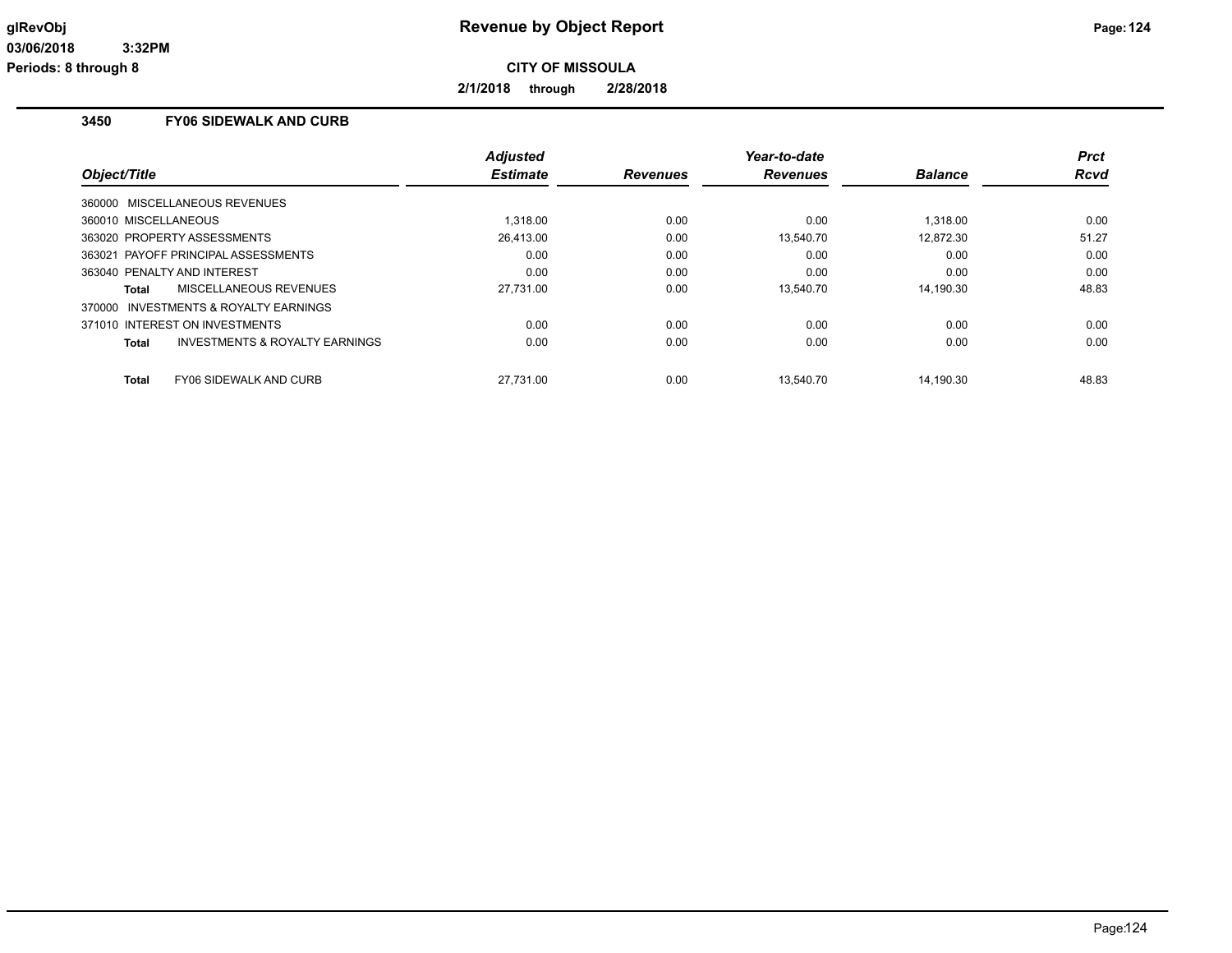# Revenue by Object Report

**CITY OF MISSOULA**

**2/1/2018 through 2/28/2018**

### 3450 FY06 SIDEWALK AND CURB

| Object/Title | Adjusted Estimate | Revenues | Year-to-date Revenues | Balance | Prct Rcvd |
|---|---|---|---|---|---|
| 360000 MISCELLANEOUS REVENUES | | | | | |
| 360010 MISCELLANEOUS | 1,318.00 | 0.00 | 0.00 | 1,318.00 | 0.00 |
| 363020 PROPERTY ASSESSMENTS | 26,413.00 | 0.00 | 13,540.70 | 12,872.30 | 51.27 |
| 363021 PAYOFF PRINCIPAL ASSESSMENTS | 0.00 | 0.00 | 0.00 | 0.00 | 0.00 |
| 363040 PENALTY AND INTEREST | 0.00 | 0.00 | 0.00 | 0.00 | 0.00 |
| **Total** MISCELLANEOUS REVENUES | 27,731.00 | 0.00 | 13,540.70 | 14,190.30 | 48.83 |
| 370000 INVESTMENTS & ROYALTY EARNINGS | | | | | |
| 371010 INTEREST ON INVESTMENTS | 0.00 | 0.00 | 0.00 | 0.00 | 0.00 |
| **Total** INVESTMENTS & ROYALTY EARNINGS | 0.00 | 0.00 | 0.00 | 0.00 | 0.00 |
| **Total** FY06 SIDEWALK AND CURB | 27,731.00 | 0.00 | 13,540.70 | 14,190.30 | 48.83 |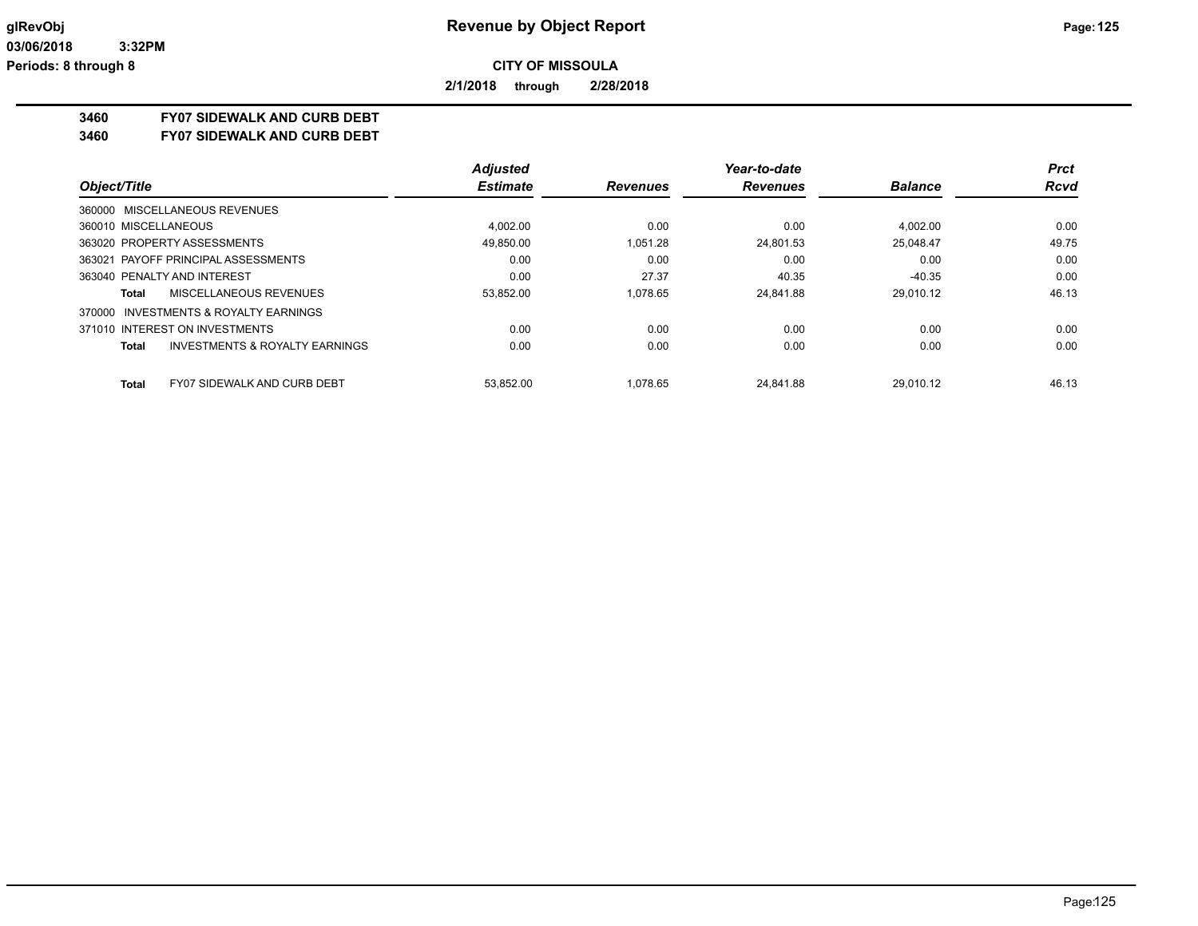**CITY OF MISSOULA**

**2/1/2018 through 2/28/2018**

**3460 FY07 SIDEWALK AND CURB DEBT**

**3460 FY07 SIDEWALK AND CURB DEBT**

| Object/Title | Adjusted Estimate | Revenues | Year-to-date Revenues | Balance | Prct Rcvd |
|---|---|---|---|---|---|
| 360000 MISCELLANEOUS REVENUES | | | | | |
| 360010 MISCELLANEOUS | 4,002.00 | 0.00 | 0.00 | 4,002.00 | 0.00 |
| 363020 PROPERTY ASSESSMENTS | 49,850.00 | 1,051.28 | 24,801.53 | 25,048.47 | 49.75 |
| 363021 PAYOFF PRINCIPAL ASSESSMENTS | 0.00 | 0.00 | 0.00 | 0.00 | 0.00 |
| 363040 PENALTY AND INTEREST | 0.00 | 27.37 | 40.35 | -40.35 | 0.00 |
| **Total** MISCELLANEOUS REVENUES | 53,852.00 | 1,078.65 | 24,841.88 | 29,010.12 | 46.13 |
| 370000 INVESTMENTS & ROYALTY EARNINGS | | | | | |
| 371010 INTEREST ON INVESTMENTS | 0.00 | 0.00 | 0.00 | 0.00 | 0.00 |
| **Total** INVESTMENTS & ROYALTY EARNINGS | 0.00 | 0.00 | 0.00 | 0.00 | 0.00 |
| **Total** FY07 SIDEWALK AND CURB DEBT | 53,852.00 | 1,078.65 | 24,841.88 | 29,010.12 | 46.13 |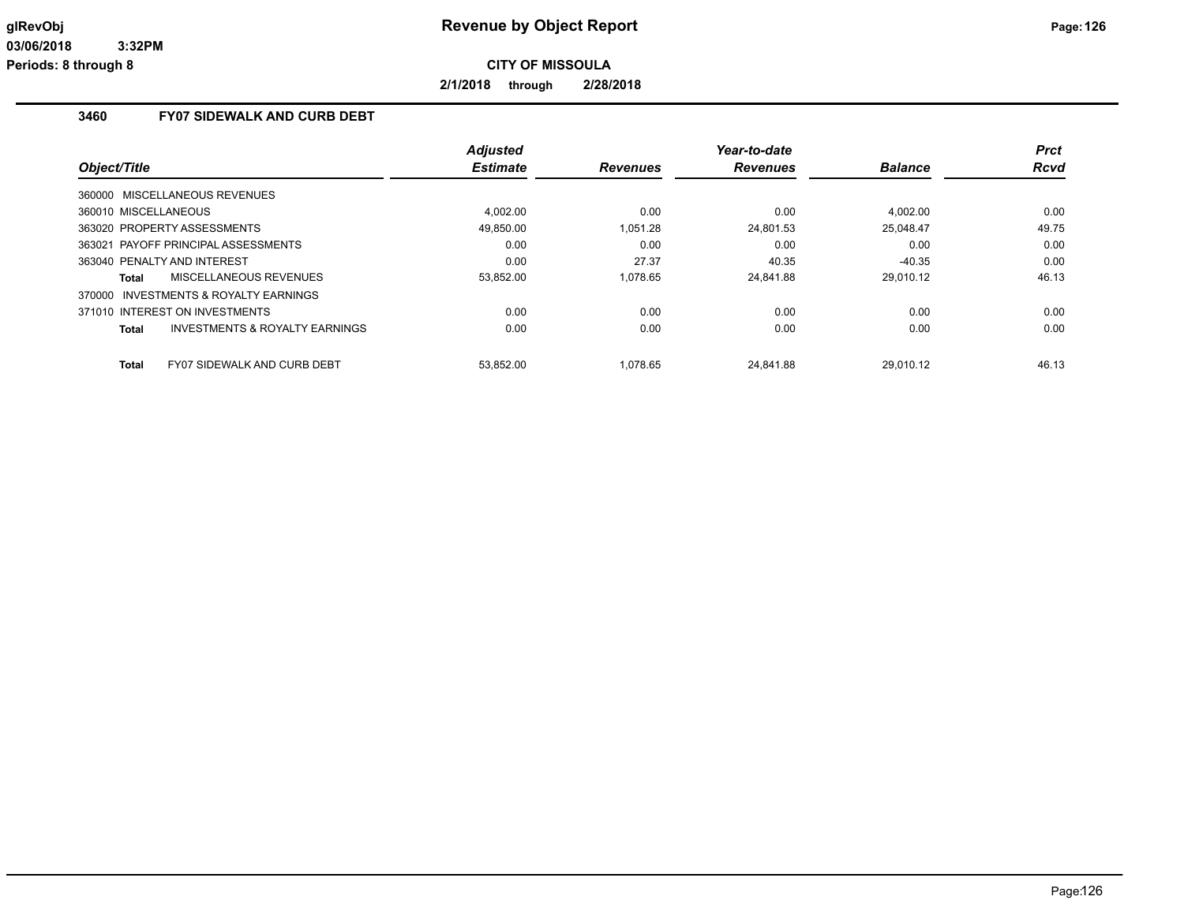# Revenue by Object Report

**CITY OF MISSOULA**

**2/1/2018 through 2/28/2018**

glRevObj
03/06/2018 3:32PM
Periods: 8 through 8

## 3460 FY07 SIDEWALK AND CURB DEBT

| Object/Title | Adjusted Estimate | Revenues | Year-to-date Revenues | Balance | Prct Rcvd |
|---|---|---|---|---|---|
| 360000 MISCELLANEOUS REVENUES | | | | | |
| 360010 MISCELLANEOUS | 4,002.00 | 0.00 | 0.00 | 4,002.00 | 0.00 |
| 363020 PROPERTY ASSESSMENTS | 49,850.00 | 1,051.28 | 24,801.53 | 25,048.47 | 49.75 |
| 363021 PAYOFF PRINCIPAL ASSESSMENTS | 0.00 | 0.00 | 0.00 | 0.00 | 0.00 |
| 363040 PENALTY AND INTEREST | 0.00 | 27.37 | 40.35 | -40.35 | 0.00 |
| **Total** MISCELLANEOUS REVENUES | 53,852.00 | 1,078.65 | 24,841.88 | 29,010.12 | 46.13 |
| 370000 INVESTMENTS & ROYALTY EARNINGS | | | | | |
| 371010 INTEREST ON INVESTMENTS | 0.00 | 0.00 | 0.00 | 0.00 | 0.00 |
| **Total** INVESTMENTS & ROYALTY EARNINGS | 0.00 | 0.00 | 0.00 | 0.00 | 0.00 |
| **Total** FY07 SIDEWALK AND CURB DEBT | 53,852.00 | 1,078.65 | 24,841.88 | 29,010.12 | 46.13 |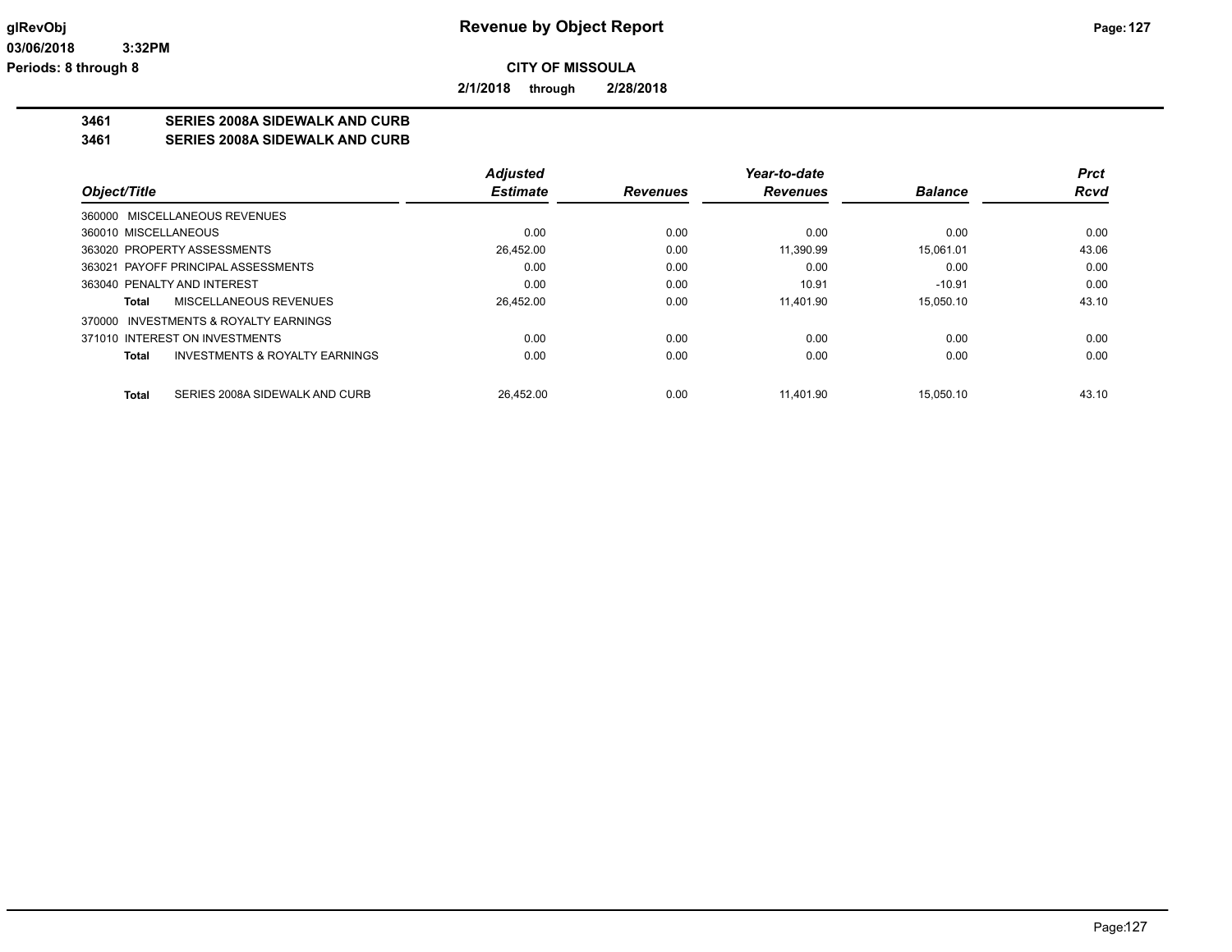# Revenue by Object Report

**CITY OF MISSOULA**

**2/1/2018 through 2/28/2018**

glRevObj
03/06/2018 3:32PM
Periods: 8 through 8

## 3461 SERIES 2008A SIDEWALK AND CURB
## 3461 SERIES 2008A SIDEWALK AND CURB

| Object/Title | Adjusted Estimate | Revenues | Year-to-date Revenues | Balance | Prct Rcvd |
|---|---|---|---|---|---|
| 360000 MISCELLANEOUS REVENUES | | | | | |
| 360010 MISCELLANEOUS | 0.00 | 0.00 | 0.00 | 0.00 | 0.00 |
| 363020 PROPERTY ASSESSMENTS | 26,452.00 | 0.00 | 11,390.99 | 15,061.01 | 43.06 |
| 363021 PAYOFF PRINCIPAL ASSESSMENTS | 0.00 | 0.00 | 0.00 | 0.00 | 0.00 |
| 363040 PENALTY AND INTEREST | 0.00 | 0.00 | 10.91 | -10.91 | 0.00 |
| **Total** MISCELLANEOUS REVENUES | 26,452.00 | 0.00 | 11,401.90 | 15,050.10 | 43.10 |
| 370000 INVESTMENTS & ROYALTY EARNINGS | | | | | |
| 371010 INTEREST ON INVESTMENTS | 0.00 | 0.00 | 0.00 | 0.00 | 0.00 |
| **Total** INVESTMENTS & ROYALTY EARNINGS | 0.00 | 0.00 | 0.00 | 0.00 | 0.00 |
| **Total** SERIES 2008A SIDEWALK AND CURB | 26,452.00 | 0.00 | 11,401.90 | 15,050.10 | 43.10 |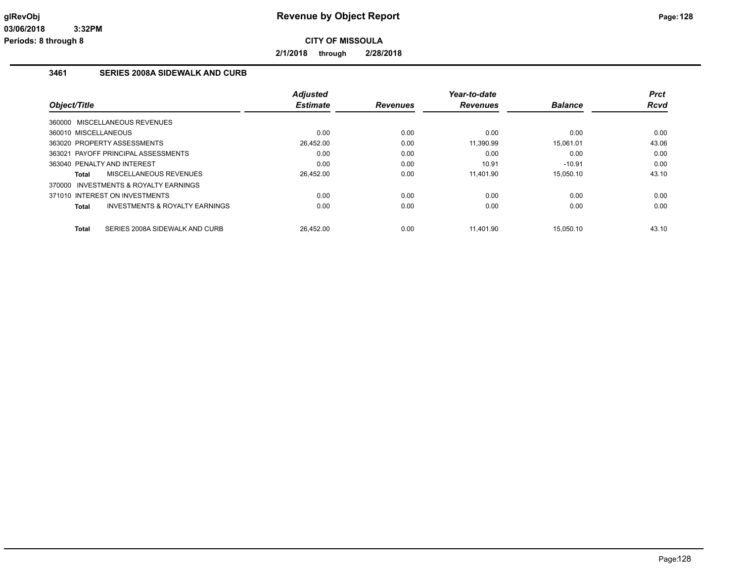**CITY OF MISSOULA**

**2/1/2018 through 2/28/2018**

### 3461 SERIES 2008A SIDEWALK AND CURB

| Object/Title | Adjusted Estimate | Revenues | Year-to-date Revenues | Balance | Prct Rcvd |
|---|---|---|---|---|---|
| 360000 MISCELLANEOUS REVENUES | | | | | |
| 360010 MISCELLANEOUS | 0.00 | 0.00 | 0.00 | 0.00 | 0.00 |
| 363020 PROPERTY ASSESSMENTS | 26,452.00 | 0.00 | 11,390.99 | 15,061.01 | 43.06 |
| 363021 PAYOFF PRINCIPAL ASSESSMENTS | 0.00 | 0.00 | 0.00 | 0.00 | 0.00 |
| 363040 PENALTY AND INTEREST | 0.00 | 0.00 | 10.91 | -10.91 | 0.00 |
| **Total** MISCELLANEOUS REVENUES | 26,452.00 | 0.00 | 11,401.90 | 15,050.10 | 43.10 |
| 370000 INVESTMENTS & ROYALTY EARNINGS | | | | | |
| 371010 INTEREST ON INVESTMENTS | 0.00 | 0.00 | 0.00 | 0.00 | 0.00 |
| **Total** INVESTMENTS & ROYALTY EARNINGS | 0.00 | 0.00 | 0.00 | 0.00 | 0.00 |
| **Total** SERIES 2008A SIDEWALK AND CURB | 26,452.00 | 0.00 | 11,401.90 | 15,050.10 | 43.10 |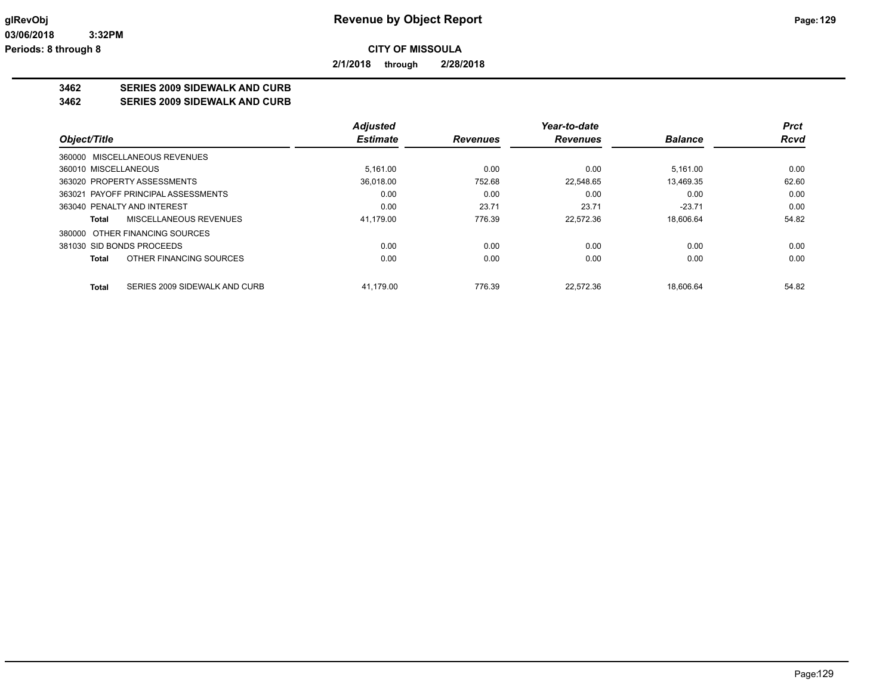# Revenue by Object Report

**CITY OF MISSOULA**

**2/1/2018 through 2/28/2018**

glRevObj
03/06/2018 3:32PM
Periods: 8 through 8

**3462 SERIES 2009 SIDEWALK AND CURB**
**3462 SERIES 2009 SIDEWALK AND CURB**

| Object/Title | Adjusted Estimate | Revenues | Year-to-date Revenues | Balance | Prct Rcvd |
|---|---|---|---|---|---|
| 360000 MISCELLANEOUS REVENUES | | | | | |
| 360010 MISCELLANEOUS | 5,161.00 | 0.00 | 0.00 | 5,161.00 | 0.00 |
| 363020 PROPERTY ASSESSMENTS | 36,018.00 | 752.68 | 22,548.65 | 13,469.35 | 62.60 |
| 363021 PAYOFF PRINCIPAL ASSESSMENTS | 0.00 | 0.00 | 0.00 | 0.00 | 0.00 |
| 363040 PENALTY AND INTEREST | 0.00 | 23.71 | 23.71 | -23.71 | 0.00 |
| **Total** MISCELLANEOUS REVENUES | 41,179.00 | 776.39 | 22,572.36 | 18,606.64 | 54.82 |
| 380000 OTHER FINANCING SOURCES | | | | | |
| 381030 SID BONDS PROCEEDS | 0.00 | 0.00 | 0.00 | 0.00 | 0.00 |
| **Total** OTHER FINANCING SOURCES | 0.00 | 0.00 | 0.00 | 0.00 | 0.00 |
| **Total** SERIES 2009 SIDEWALK AND CURB | 41,179.00 | 776.39 | 22,572.36 | 18,606.64 | 54.82 |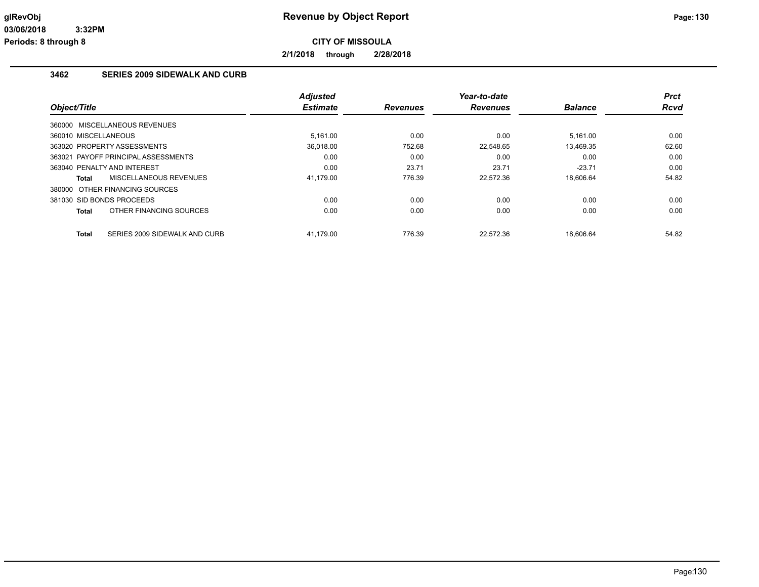# Revenue by Object Report

**CITY OF MISSOULA**

**2/1/2018 through 2/28/2018**

## 3462 SERIES 2009 SIDEWALK AND CURB

| Object/Title | Adjusted Estimate | Revenues | Year-to-date Revenues | Balance | Prct Rcvd |
|---|---|---|---|---|---|
| 360000 MISCELLANEOUS REVENUES | | | | | |
| 360010 MISCELLANEOUS | 5,161.00 | 0.00 | 0.00 | 5,161.00 | 0.00 |
| 363020 PROPERTY ASSESSMENTS | 36,018.00 | 752.68 | 22,548.65 | 13,469.35 | 62.60 |
| 363021 PAYOFF PRINCIPAL ASSESSMENTS | 0.00 | 0.00 | 0.00 | 0.00 | 0.00 |
| 363040 PENALTY AND INTEREST | 0.00 | 23.71 | 23.71 | -23.71 | 0.00 |
| **Total** MISCELLANEOUS REVENUES | 41,179.00 | 776.39 | 22,572.36 | 18,606.64 | 54.82 |
| 380000 OTHER FINANCING SOURCES | | | | | |
| 381030 SID BONDS PROCEEDS | 0.00 | 0.00 | 0.00 | 0.00 | 0.00 |
| **Total** OTHER FINANCING SOURCES | 0.00 | 0.00 | 0.00 | 0.00 | 0.00 |
| **Total** SERIES 2009 SIDEWALK AND CURB | 41,179.00 | 776.39 | 22,572.36 | 18,606.64 | 54.82 |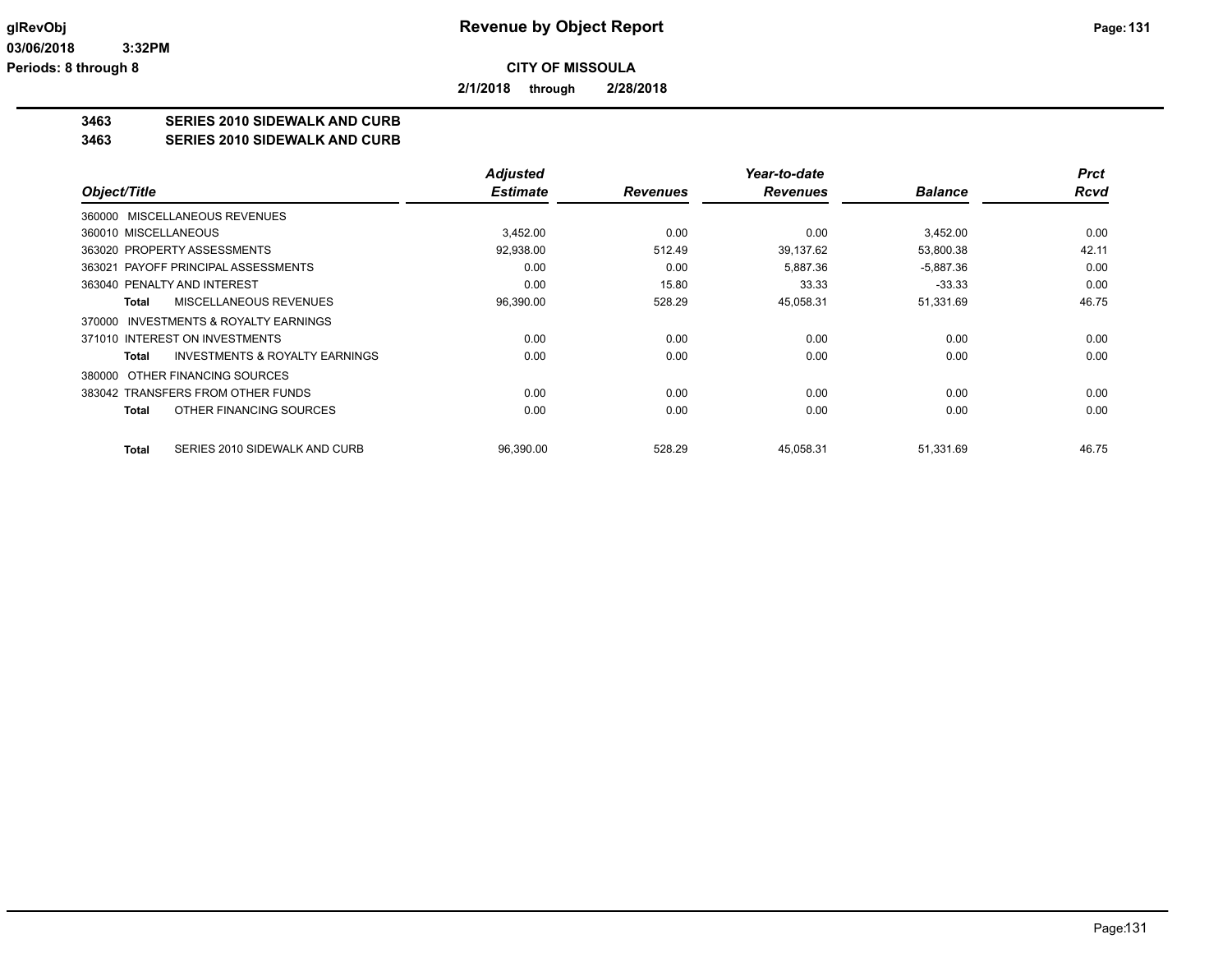# Revenue by Object Report

**CITY OF MISSOULA**

**2/1/2018 through 2/28/2018**

glRevObj
03/06/2018 3:32PM
Periods: 8 through 8

## 3463 SERIES 2010 SIDEWALK AND CURB
## 3463 SERIES 2010 SIDEWALK AND CURB

| Object/Title | Adjusted Estimate | Revenues | Year-to-date Revenues | Balance | Prct Rcvd |
|---|---|---|---|---|---|
| 360000 MISCELLANEOUS REVENUES | | | | | |
| 360010 MISCELLANEOUS | 3,452.00 | 0.00 | 0.00 | 3,452.00 | 0.00 |
| 363020 PROPERTY ASSESSMENTS | 92,938.00 | 512.49 | 39,137.62 | 53,800.38 | 42.11 |
| 363021 PAYOFF PRINCIPAL ASSESSMENTS | 0.00 | 0.00 | 5,887.36 | -5,887.36 | 0.00 |
| 363040 PENALTY AND INTEREST | 0.00 | 15.80 | 33.33 | -33.33 | 0.00 |
| **Total** MISCELLANEOUS REVENUES | 96,390.00 | 528.29 | 45,058.31 | 51,331.69 | 46.75 |
| 370000 INVESTMENTS & ROYALTY EARNINGS | | | | | |
| 371010 INTEREST ON INVESTMENTS | 0.00 | 0.00 | 0.00 | 0.00 | 0.00 |
| **Total** INVESTMENTS & ROYALTY EARNINGS | 0.00 | 0.00 | 0.00 | 0.00 | 0.00 |
| 380000 OTHER FINANCING SOURCES | | | | | |
| 383042 TRANSFERS FROM OTHER FUNDS | 0.00 | 0.00 | 0.00 | 0.00 | 0.00 |
| **Total** OTHER FINANCING SOURCES | 0.00 | 0.00 | 0.00 | 0.00 | 0.00 |
| **Total** SERIES 2010 SIDEWALK AND CURB | 96,390.00 | 528.29 | 45,058.31 | 51,331.69 | 46.75 |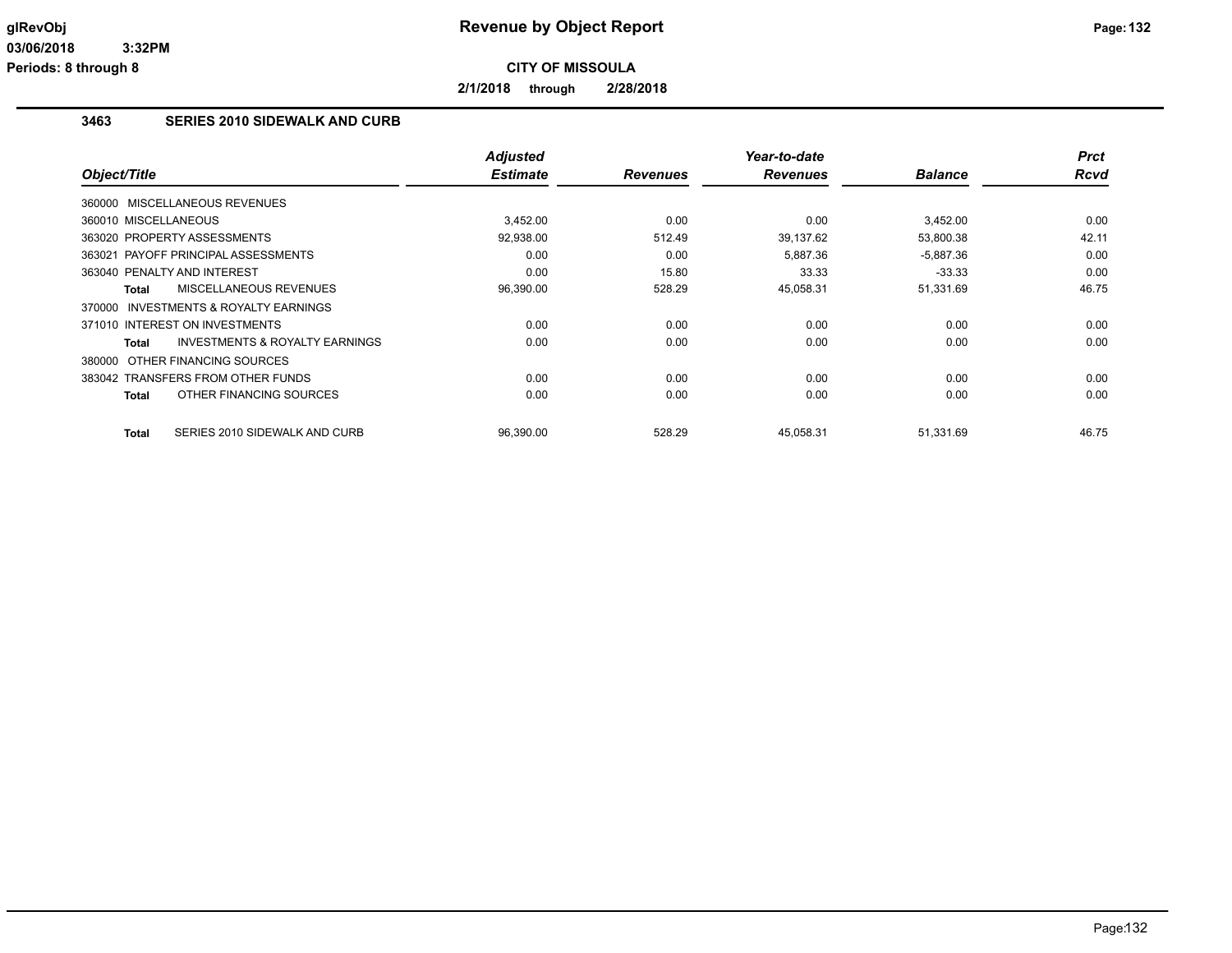# Revenue by Object Report

glRevObj
03/06/2018 3:32PM
Periods: 8 through 8

**CITY OF MISSOULA**

**2/1/2018 through 2/28/2018**

## 3463 SERIES 2010 SIDEWALK AND CURB

| Object/Title | | Adjusted Estimate | Revenues | Year-to-date Revenues | Balance | Prct Rcvd |
|---|---|---|---|---|---|---|
| 360000 MISCELLANEOUS REVENUES | | | | | | |
| 360010 MISCELLANEOUS | | 3,452.00 | 0.00 | 0.00 | 3,452.00 | 0.00 |
| 363020 PROPERTY ASSESSMENTS | | 92,938.00 | 512.49 | 39,137.62 | 53,800.38 | 42.11 |
| 363021 PAYOFF PRINCIPAL ASSESSMENTS | | 0.00 | 0.00 | 5,887.36 | -5,887.36 | 0.00 |
| 363040 PENALTY AND INTEREST | | 0.00 | 15.80 | 33.33 | -33.33 | 0.00 |
| **Total** | MISCELLANEOUS REVENUES | 96,390.00 | 528.29 | 45,058.31 | 51,331.69 | 46.75 |
| 370000 INVESTMENTS & ROYALTY EARNINGS | | | | | | |
| 371010 INTEREST ON INVESTMENTS | | 0.00 | 0.00 | 0.00 | 0.00 | 0.00 |
| **Total** | INVESTMENTS & ROYALTY EARNINGS | 0.00 | 0.00 | 0.00 | 0.00 | 0.00 |
| 380000 OTHER FINANCING SOURCES | | | | | | |
| 383042 TRANSFERS FROM OTHER FUNDS | | 0.00 | 0.00 | 0.00 | 0.00 | 0.00 |
| **Total** | OTHER FINANCING SOURCES | 0.00 | 0.00 | 0.00 | 0.00 | 0.00 |
| **Total** | SERIES 2010 SIDEWALK AND CURB | 96,390.00 | 528.29 | 45,058.31 | 51,331.69 | 46.75 |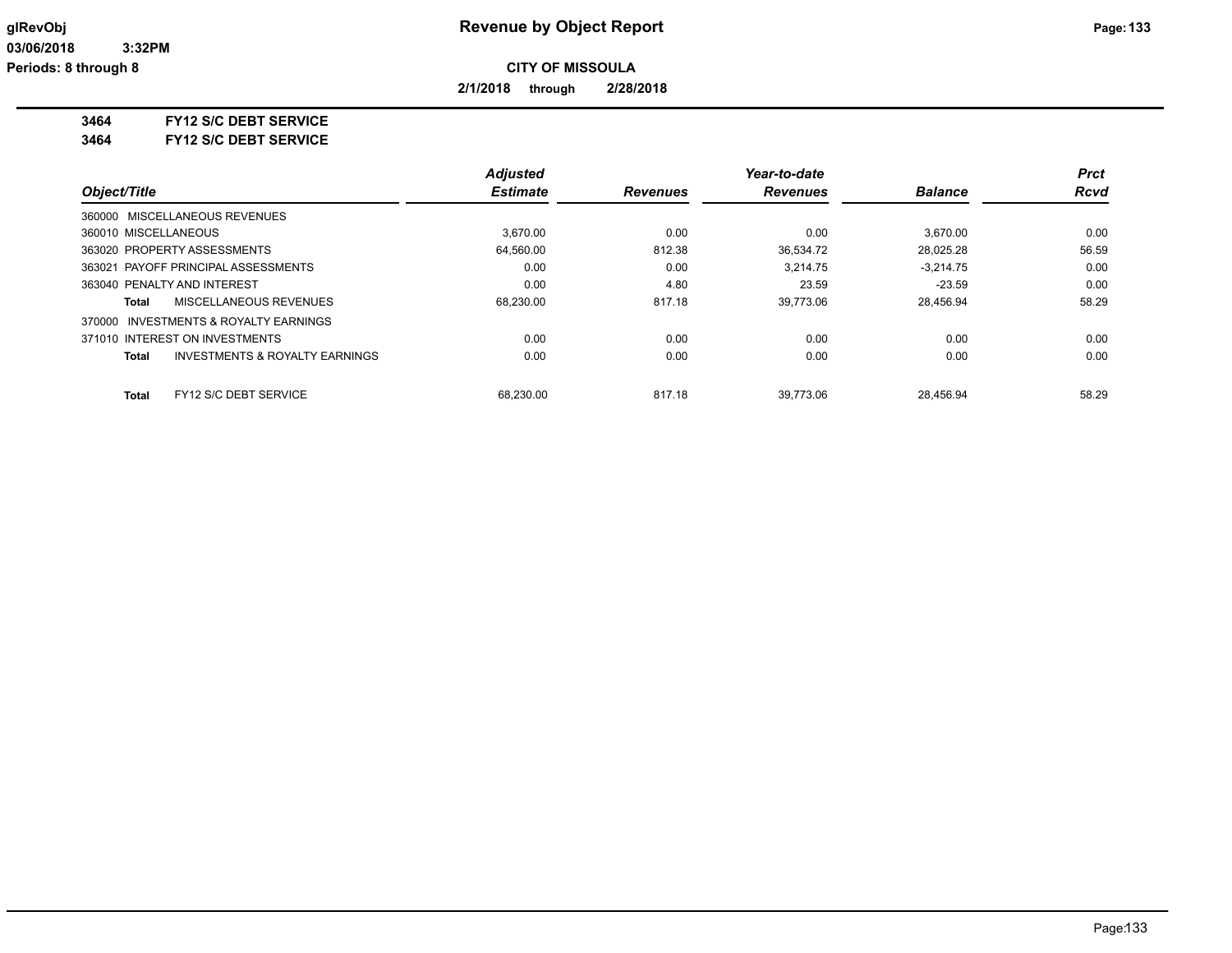**CITY OF MISSOULA**

**2/1/2018 through 2/28/2018**

**3464 FY12 S/C DEBT SERVICE**

**3464 FY12 S/C DEBT SERVICE**

| Object/Title | Adjusted Estimate | Revenues | Year-to-date Revenues | Balance | Prct Rcvd |
|---|---|---|---|---|---|
| 360000 MISCELLANEOUS REVENUES | | | | | |
| 360010 MISCELLANEOUS | 3,670.00 | 0.00 | 0.00 | 3,670.00 | 0.00 |
| 363020 PROPERTY ASSESSMENTS | 64,560.00 | 812.38 | 36,534.72 | 28,025.28 | 56.59 |
| 363021 PAYOFF PRINCIPAL ASSESSMENTS | 0.00 | 0.00 | 3,214.75 | -3,214.75 | 0.00 |
| 363040 PENALTY AND INTEREST | 0.00 | 4.80 | 23.59 | -23.59 | 0.00 |
| **Total** MISCELLANEOUS REVENUES | 68,230.00 | 817.18 | 39,773.06 | 28,456.94 | 58.29 |
| 370000 INVESTMENTS & ROYALTY EARNINGS | | | | | |
| 371010 INTEREST ON INVESTMENTS | 0.00 | 0.00 | 0.00 | 0.00 | 0.00 |
| **Total** INVESTMENTS & ROYALTY EARNINGS | 0.00 | 0.00 | 0.00 | 0.00 | 0.00 |
| **Total** FY12 S/C DEBT SERVICE | 68,230.00 | 817.18 | 39,773.06 | 28,456.94 | 58.29 |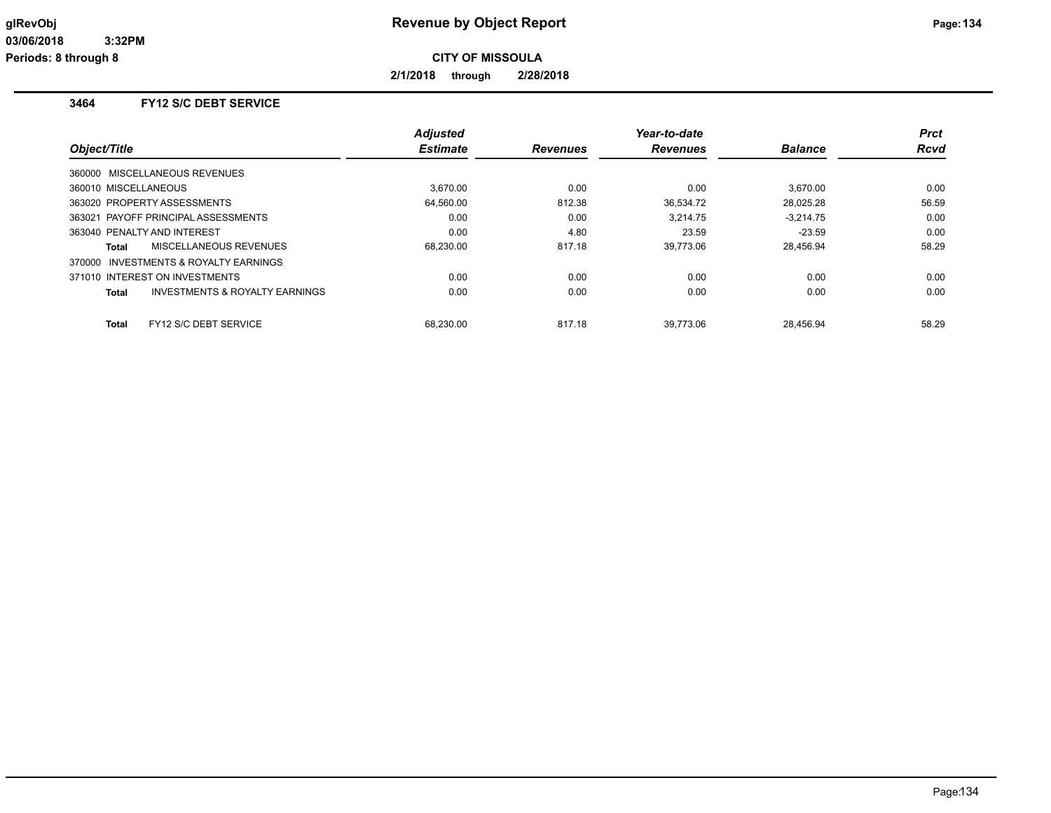# Revenue by Object Report

**CITY OF MISSOULA**

**2/1/2018 through 2/28/2018**

glRevObj
03/06/2018 3:32PM
Periods: 8 through 8

### 3464 FY12 S/C DEBT SERVICE

| Object/Title | Adjusted Estimate | Revenues | Year-to-date Revenues | Balance | Prct Rcvd |
|---|---|---|---|---|---|
| 360000 MISCELLANEOUS REVENUES | | | | | |
| 360010 MISCELLANEOUS | 3,670.00 | 0.00 | 0.00 | 3,670.00 | 0.00 |
| 363020 PROPERTY ASSESSMENTS | 64,560.00 | 812.38 | 36,534.72 | 28,025.28 | 56.59 |
| 363021 PAYOFF PRINCIPAL ASSESSMENTS | 0.00 | 0.00 | 3,214.75 | -3,214.75 | 0.00 |
| 363040 PENALTY AND INTEREST | 0.00 | 4.80 | 23.59 | -23.59 | 0.00 |
| **Total** MISCELLANEOUS REVENUES | 68,230.00 | 817.18 | 39,773.06 | 28,456.94 | 58.29 |
| 370000 INVESTMENTS & ROYALTY EARNINGS | | | | | |
| 371010 INTEREST ON INVESTMENTS | 0.00 | 0.00 | 0.00 | 0.00 | 0.00 |
| **Total** INVESTMENTS & ROYALTY EARNINGS | 0.00 | 0.00 | 0.00 | 0.00 | 0.00 |
| **Total** FY12 S/C DEBT SERVICE | 68,230.00 | 817.18 | 39,773.06 | 28,456.94 | 58.29 |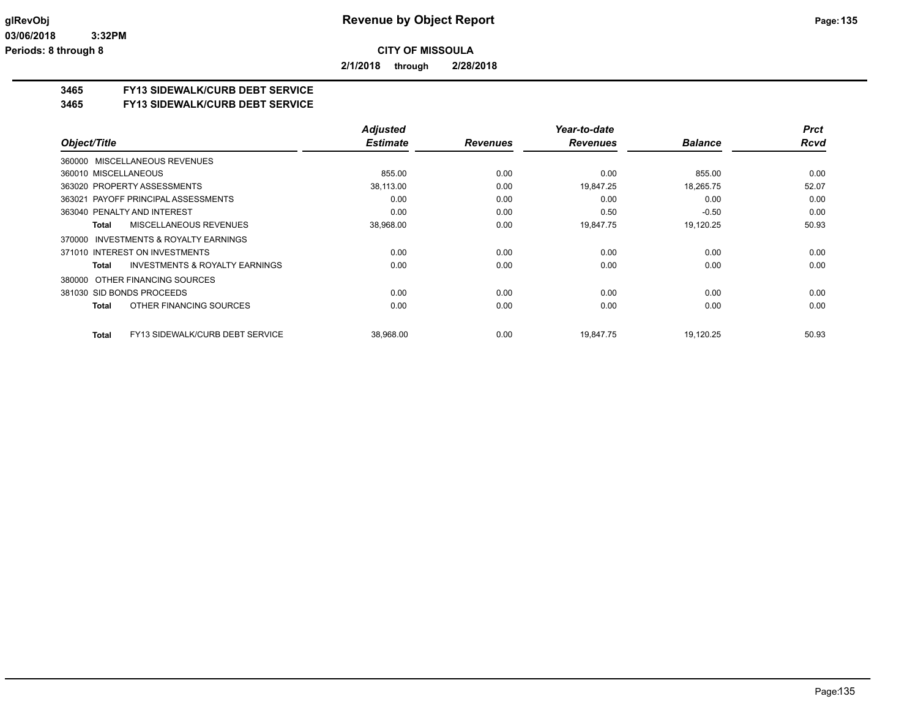**CITY OF MISSOULA**

**2/1/2018 through 2/28/2018**

## 3465 FY13 SIDEWALK/CURB DEBT SERVICE
## 3465 FY13 SIDEWALK/CURB DEBT SERVICE

| Object/Title | Adjusted Estimate | Revenues | Year-to-date Revenues | Balance | Prct Rcvd |
|---|---|---|---|---|---|
| 360000 MISCELLANEOUS REVENUES | | | | | |
| 360010 MISCELLANEOUS | 855.00 | 0.00 | 0.00 | 855.00 | 0.00 |
| 363020 PROPERTY ASSESSMENTS | 38,113.00 | 0.00 | 19,847.25 | 18,265.75 | 52.07 |
| 363021 PAYOFF PRINCIPAL ASSESSMENTS | 0.00 | 0.00 | 0.00 | 0.00 | 0.00 |
| 363040 PENALTY AND INTEREST | 0.00 | 0.00 | 0.50 | -0.50 | 0.00 |
| **Total** MISCELLANEOUS REVENUES | 38,968.00 | 0.00 | 19,847.75 | 19,120.25 | 50.93 |
| 370000 INVESTMENTS & ROYALTY EARNINGS | | | | | |
| 371010 INTEREST ON INVESTMENTS | 0.00 | 0.00 | 0.00 | 0.00 | 0.00 |
| **Total** INVESTMENTS & ROYALTY EARNINGS | 0.00 | 0.00 | 0.00 | 0.00 | 0.00 |
| 380000 OTHER FINANCING SOURCES | | | | | |
| 381030 SID BONDS PROCEEDS | 0.00 | 0.00 | 0.00 | 0.00 | 0.00 |
| **Total** OTHER FINANCING SOURCES | 0.00 | 0.00 | 0.00 | 0.00 | 0.00 |
| **Total** FY13 SIDEWALK/CURB DEBT SERVICE | 38,968.00 | 0.00 | 19,847.75 | 19,120.25 | 50.93 |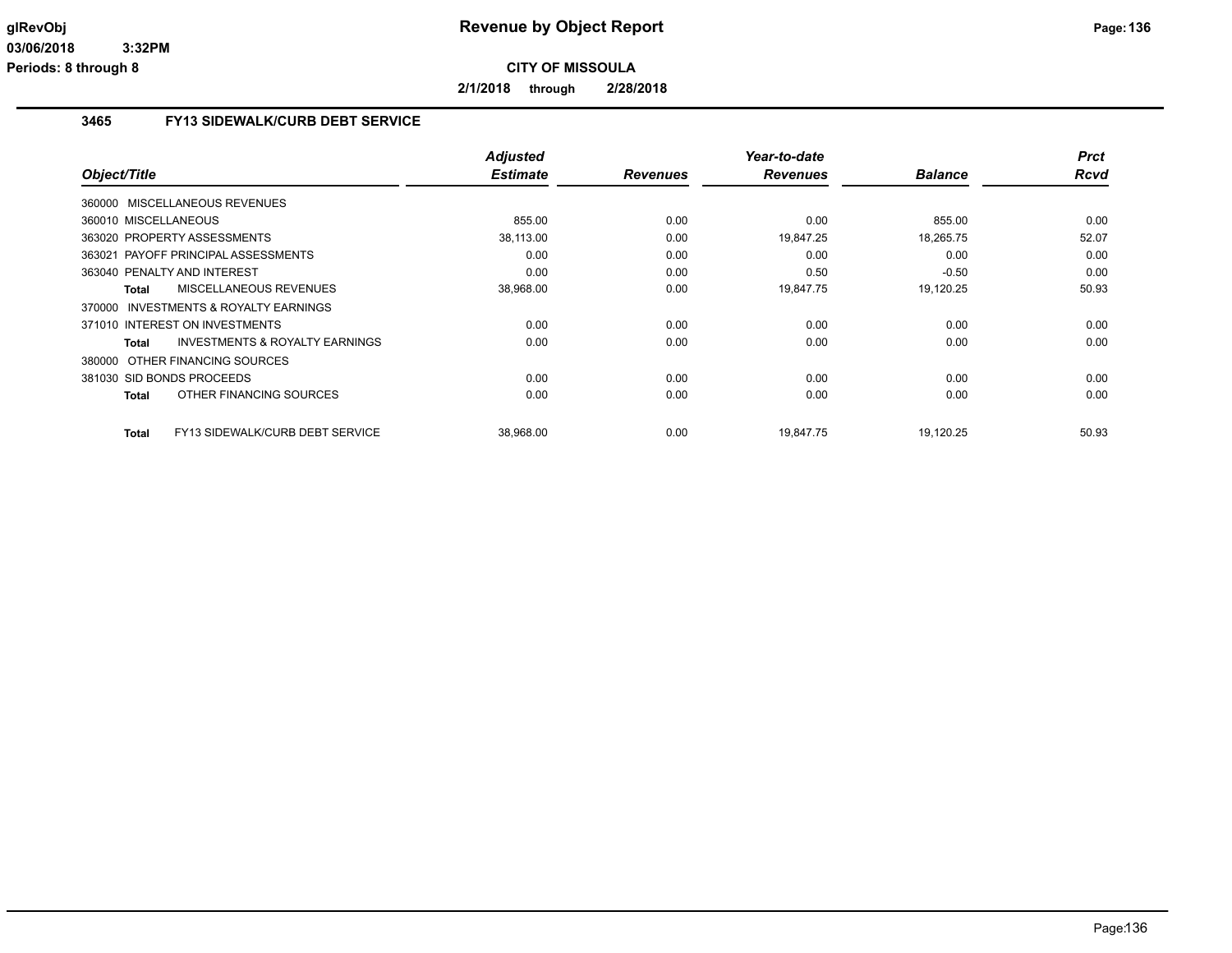# Revenue by Object Report

**CITY OF MISSOULA**

**2/1/2018 through 2/28/2018**

glRevObj
03/06/2018 3:32PM
Periods: 8 through 8

## 3465 FY13 SIDEWALK/CURB DEBT SERVICE

| Object/Title | Adjusted Estimate | Revenues | Year-to-date Revenues | Balance | Prct Rcvd |
|---|---|---|---|---|---|
| 360000 MISCELLANEOUS REVENUES | | | | | |
| 360010 MISCELLANEOUS | 855.00 | 0.00 | 0.00 | 855.00 | 0.00 |
| 363020 PROPERTY ASSESSMENTS | 38,113.00 | 0.00 | 19,847.25 | 18,265.75 | 52.07 |
| 363021 PAYOFF PRINCIPAL ASSESSMENTS | 0.00 | 0.00 | 0.00 | 0.00 | 0.00 |
| 363040 PENALTY AND INTEREST | 0.00 | 0.00 | 0.50 | -0.50 | 0.00 |
| **Total** MISCELLANEOUS REVENUES | 38,968.00 | 0.00 | 19,847.75 | 19,120.25 | 50.93 |
| 370000 INVESTMENTS & ROYALTY EARNINGS | | | | | |
| 371010 INTEREST ON INVESTMENTS | 0.00 | 0.00 | 0.00 | 0.00 | 0.00 |
| **Total** INVESTMENTS & ROYALTY EARNINGS | 0.00 | 0.00 | 0.00 | 0.00 | 0.00 |
| 380000 OTHER FINANCING SOURCES | | | | | |
| 381030 SID BONDS PROCEEDS | 0.00 | 0.00 | 0.00 | 0.00 | 0.00 |
| **Total** OTHER FINANCING SOURCES | 0.00 | 0.00 | 0.00 | 0.00 | 0.00 |
| **Total** FY13 SIDEWALK/CURB DEBT SERVICE | 38,968.00 | 0.00 | 19,847.75 | 19,120.25 | 50.93 |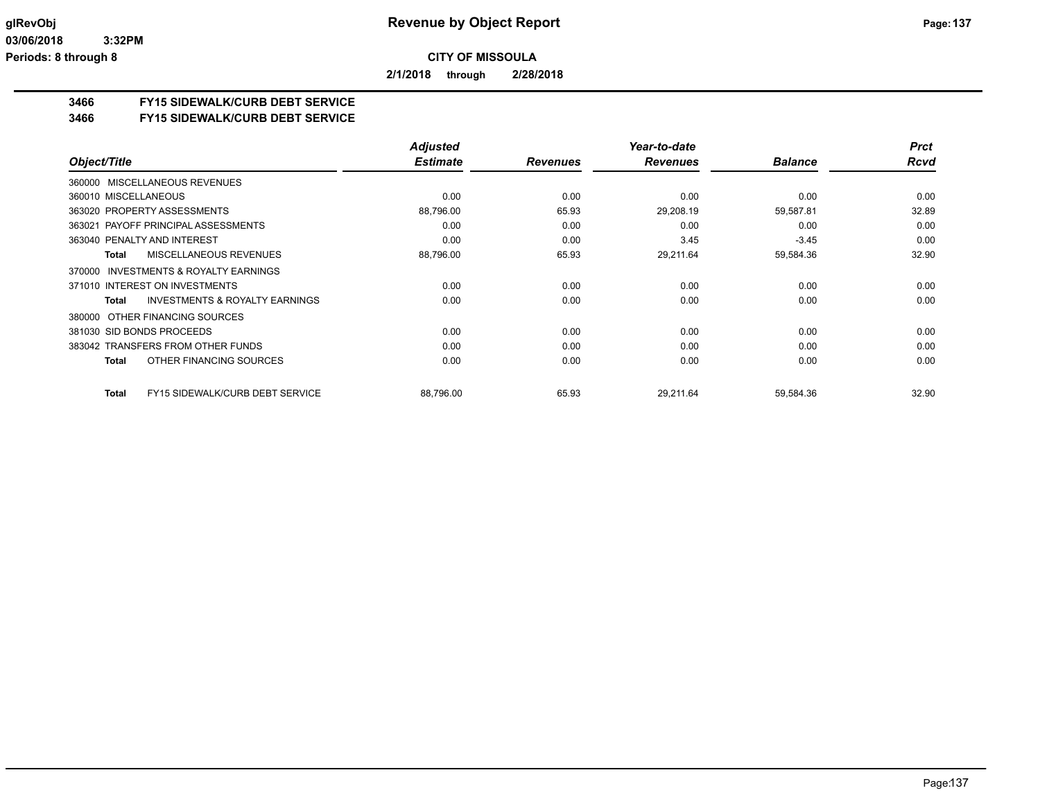# CITY OF MISSOULA

**2/1/2018 through 2/28/2018**

## 3466 FY15 SIDEWALK/CURB DEBT SERVICE
## 3466 FY15 SIDEWALK/CURB DEBT SERVICE

| Object/Title | Adjusted Estimate | Revenues | Year-to-date Revenues | Balance | Prct Rcvd |
|---|---|---|---|---|---|
| 360000 MISCELLANEOUS REVENUES | | | | | |
| 360010 MISCELLANEOUS | 0.00 | 0.00 | 0.00 | 0.00 | 0.00 |
| 363020 PROPERTY ASSESSMENTS | 88,796.00 | 65.93 | 29,208.19 | 59,587.81 | 32.89 |
| 363021 PAYOFF PRINCIPAL ASSESSMENTS | 0.00 | 0.00 | 0.00 | 0.00 | 0.00 |
| 363040 PENALTY AND INTEREST | 0.00 | 0.00 | 3.45 | -3.45 | 0.00 |
| **Total** MISCELLANEOUS REVENUES | 88,796.00 | 65.93 | 29,211.64 | 59,584.36 | 32.90 |
| 370000 INVESTMENTS & ROYALTY EARNINGS | | | | | |
| 371010 INTEREST ON INVESTMENTS | 0.00 | 0.00 | 0.00 | 0.00 | 0.00 |
| **Total** INVESTMENTS & ROYALTY EARNINGS | 0.00 | 0.00 | 0.00 | 0.00 | 0.00 |
| 380000 OTHER FINANCING SOURCES | | | | | |
| 381030 SID BONDS PROCEEDS | 0.00 | 0.00 | 0.00 | 0.00 | 0.00 |
| 383042 TRANSFERS FROM OTHER FUNDS | 0.00 | 0.00 | 0.00 | 0.00 | 0.00 |
| **Total** OTHER FINANCING SOURCES | 0.00 | 0.00 | 0.00 | 0.00 | 0.00 |
| **Total** FY15 SIDEWALK/CURB DEBT SERVICE | 88,796.00 | 65.93 | 29,211.64 | 59,584.36 | 32.90 |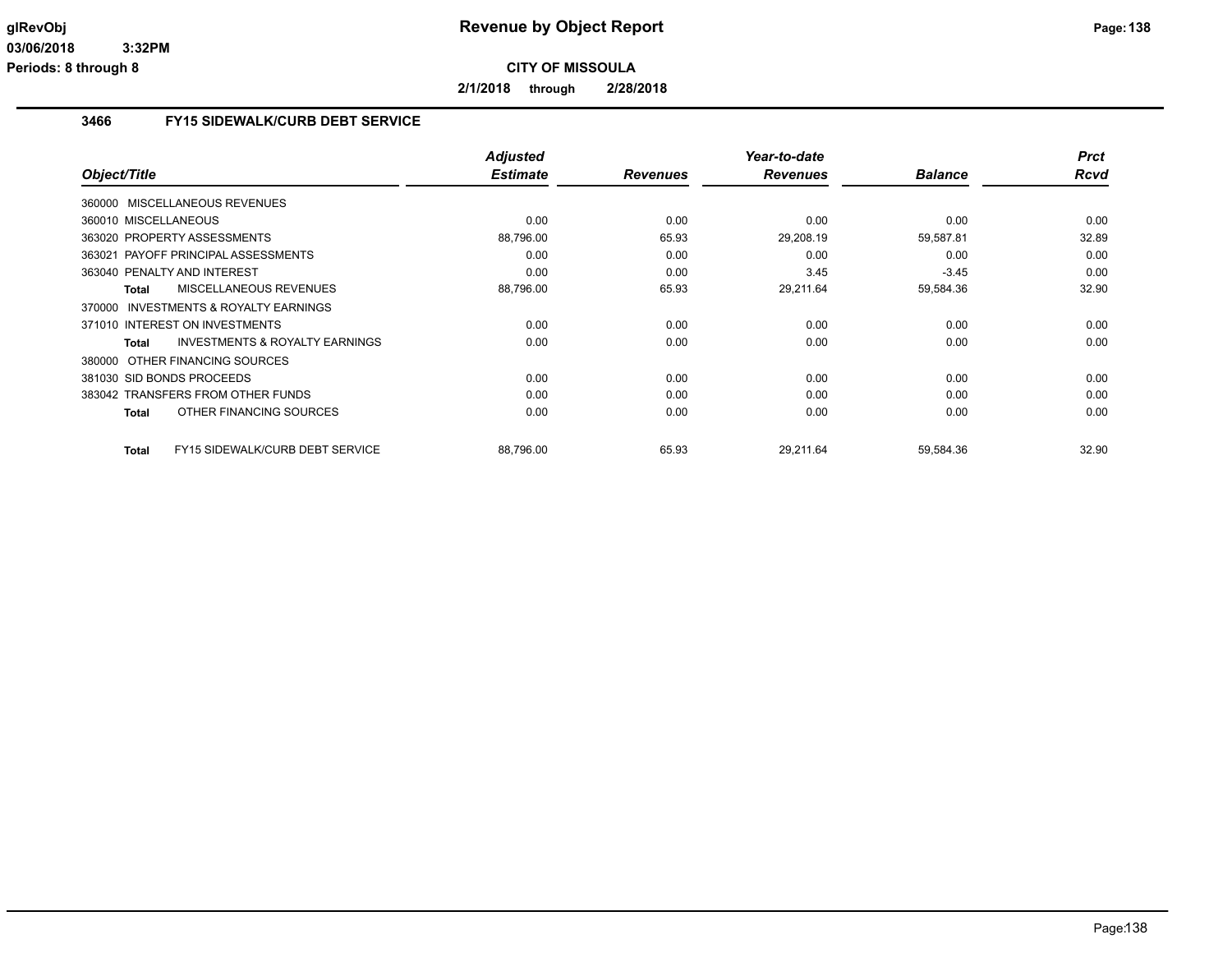**CITY OF MISSOULA**

**2/1/2018 through 2/28/2018**

## 3466 FY15 SIDEWALK/CURB DEBT SERVICE

| Object/Title | | Adjusted Estimate | Revenues | Year-to-date Revenues | Balance | Prct Rcvd |
|---|---|---|---|---|---|---|
| 360000 MISCELLANEOUS REVENUES | | | | | | |
| 360010 MISCELLANEOUS | | 0.00 | 0.00 | 0.00 | 0.00 | 0.00 |
| 363020 PROPERTY ASSESSMENTS | | 88,796.00 | 65.93 | 29,208.19 | 59,587.81 | 32.89 |
| 363021 PAYOFF PRINCIPAL ASSESSMENTS | | 0.00 | 0.00 | 0.00 | 0.00 | 0.00 |
| 363040 PENALTY AND INTEREST | | 0.00 | 0.00 | 3.45 | -3.45 | 0.00 |
| **Total** | MISCELLANEOUS REVENUES | 88,796.00 | 65.93 | 29,211.64 | 59,584.36 | 32.90 |
| 370000 INVESTMENTS & ROYALTY EARNINGS | | | | | | |
| 371010 INTEREST ON INVESTMENTS | | 0.00 | 0.00 | 0.00 | 0.00 | 0.00 |
| **Total** | INVESTMENTS & ROYALTY EARNINGS | 0.00 | 0.00 | 0.00 | 0.00 | 0.00 |
| 380000 OTHER FINANCING SOURCES | | | | | | |
| 381030 SID BONDS PROCEEDS | | 0.00 | 0.00 | 0.00 | 0.00 | 0.00 |
| 383042 TRANSFERS FROM OTHER FUNDS | | 0.00 | 0.00 | 0.00 | 0.00 | 0.00 |
| **Total** | OTHER FINANCING SOURCES | 0.00 | 0.00 | 0.00 | 0.00 | 0.00 |
| **Total** | FY15 SIDEWALK/CURB DEBT SERVICE | 88,796.00 | 65.93 | 29,211.64 | 59,584.36 | 32.90 |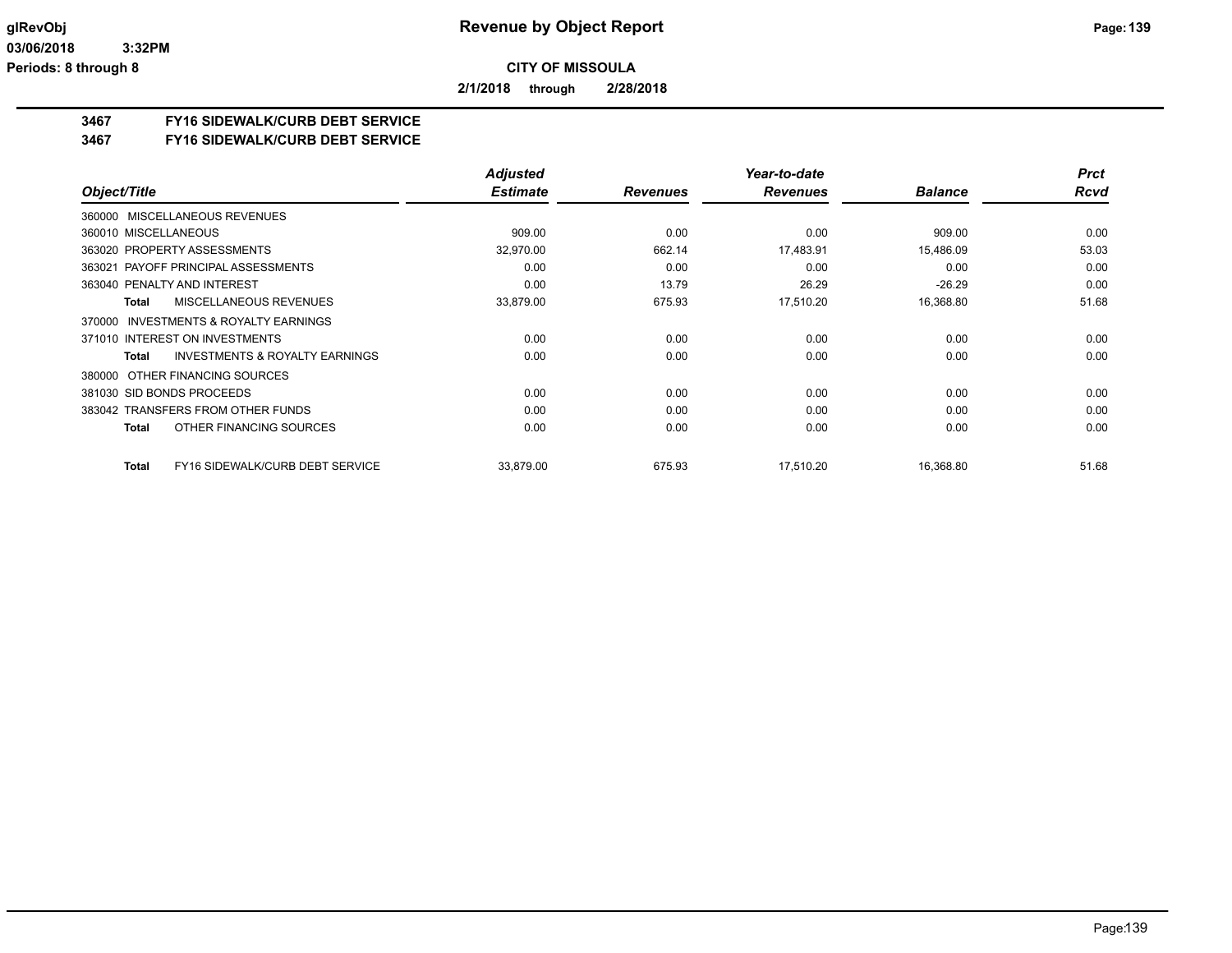**glRevObj** — **Revenue by Object Report**

**03/06/2018 3:32PM**

**Periods: 8 through 8**

**CITY OF MISSOULA**

**2/1/2018 through 2/28/2018**

## 3467 FY16 SIDEWALK/CURB DEBT SERVICE
## 3467 FY16 SIDEWALK/CURB DEBT SERVICE

| Object/Title | Adjusted Estimate | Revenues | Year-to-date Revenues | Balance | Prct Rcvd |
|---|---|---|---|---|---|
| 360000 MISCELLANEOUS REVENUES | | | | | |
| 360010 MISCELLANEOUS | 909.00 | 0.00 | 0.00 | 909.00 | 0.00 |
| 363020 PROPERTY ASSESSMENTS | 32,970.00 | 662.14 | 17,483.91 | 15,486.09 | 53.03 |
| 363021 PAYOFF PRINCIPAL ASSESSMENTS | 0.00 | 0.00 | 0.00 | 0.00 | 0.00 |
| 363040 PENALTY AND INTEREST | 0.00 | 13.79 | 26.29 | -26.29 | 0.00 |
| **Total** MISCELLANEOUS REVENUES | 33,879.00 | 675.93 | 17,510.20 | 16,368.80 | 51.68 |
| 370000 INVESTMENTS & ROYALTY EARNINGS | | | | | |
| 371010 INTEREST ON INVESTMENTS | 0.00 | 0.00 | 0.00 | 0.00 | 0.00 |
| **Total** INVESTMENTS & ROYALTY EARNINGS | 0.00 | 0.00 | 0.00 | 0.00 | 0.00 |
| 380000 OTHER FINANCING SOURCES | | | | | |
| 381030 SID BONDS PROCEEDS | 0.00 | 0.00 | 0.00 | 0.00 | 0.00 |
| 383042 TRANSFERS FROM OTHER FUNDS | 0.00 | 0.00 | 0.00 | 0.00 | 0.00 |
| **Total** OTHER FINANCING SOURCES | 0.00 | 0.00 | 0.00 | 0.00 | 0.00 |
| **Total** FY16 SIDEWALK/CURB DEBT SERVICE | 33,879.00 | 675.93 | 17,510.20 | 16,368.80 | 51.68 |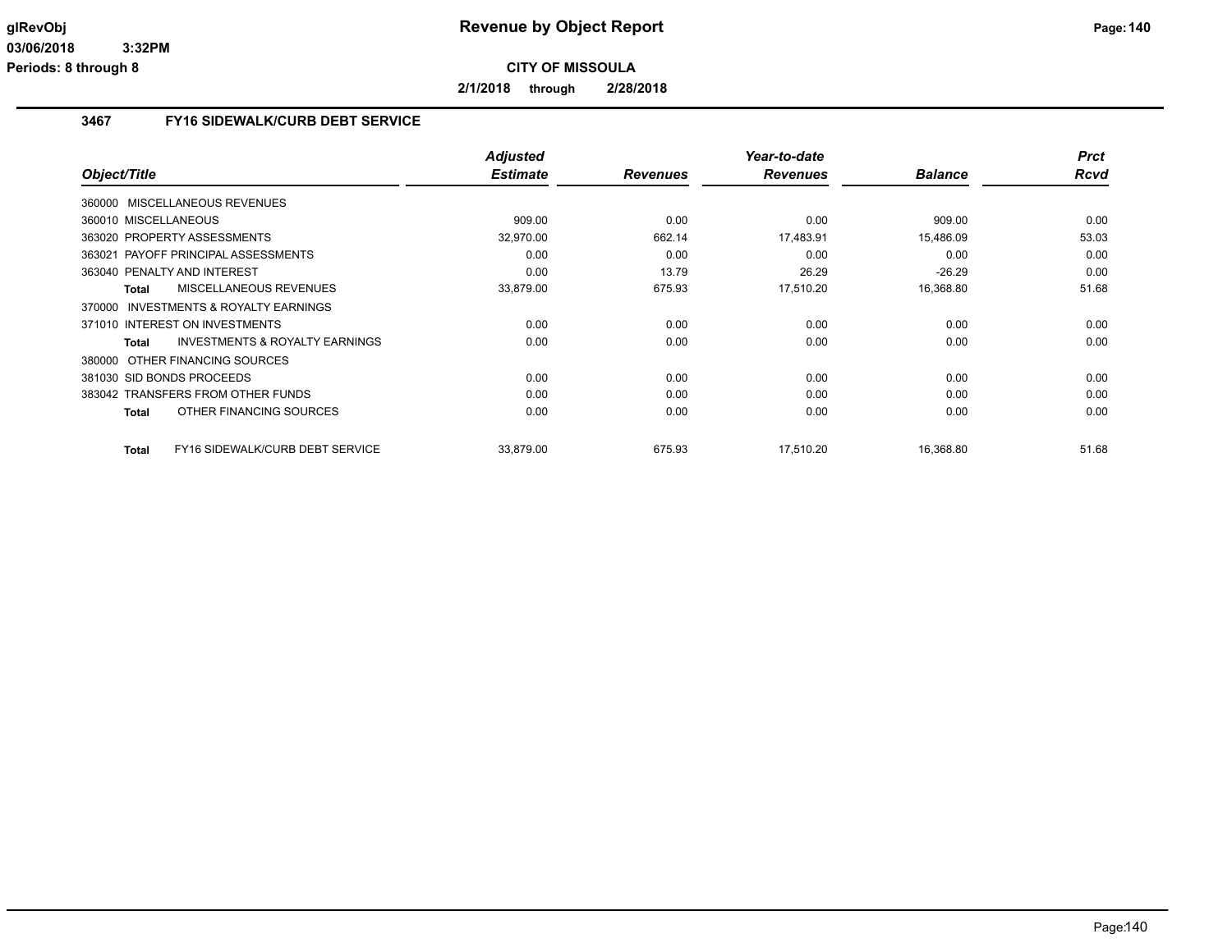# Revenue by Object Report

**CITY OF MISSOULA**

**2/1/2018 through 2/28/2018**

glRevObj
03/06/2018 3:32PM
Periods: 8 through 8

## 3467 FY16 SIDEWALK/CURB DEBT SERVICE

| Object/Title | Adjusted Estimate | Revenues | Year-to-date Revenues | Balance | Prct Rcvd |
|---|---|---|---|---|---|
| 360000 MISCELLANEOUS REVENUES | | | | | |
| 360010 MISCELLANEOUS | 909.00 | 0.00 | 0.00 | 909.00 | 0.00 |
| 363020 PROPERTY ASSESSMENTS | 32,970.00 | 662.14 | 17,483.91 | 15,486.09 | 53.03 |
| 363021 PAYOFF PRINCIPAL ASSESSMENTS | 0.00 | 0.00 | 0.00 | 0.00 | 0.00 |
| 363040 PENALTY AND INTEREST | 0.00 | 13.79 | 26.29 | -26.29 | 0.00 |
| **Total** MISCELLANEOUS REVENUES | 33,879.00 | 675.93 | 17,510.20 | 16,368.80 | 51.68 |
| 370000 INVESTMENTS & ROYALTY EARNINGS | | | | | |
| 371010 INTEREST ON INVESTMENTS | 0.00 | 0.00 | 0.00 | 0.00 | 0.00 |
| **Total** INVESTMENTS & ROYALTY EARNINGS | 0.00 | 0.00 | 0.00 | 0.00 | 0.00 |
| 380000 OTHER FINANCING SOURCES | | | | | |
| 381030 SID BONDS PROCEEDS | 0.00 | 0.00 | 0.00 | 0.00 | 0.00 |
| 383042 TRANSFERS FROM OTHER FUNDS | 0.00 | 0.00 | 0.00 | 0.00 | 0.00 |
| **Total** OTHER FINANCING SOURCES | 0.00 | 0.00 | 0.00 | 0.00 | 0.00 |
| **Total** FY16 SIDEWALK/CURB DEBT SERVICE | 33,879.00 | 675.93 | 17,510.20 | 16,368.80 | 51.68 |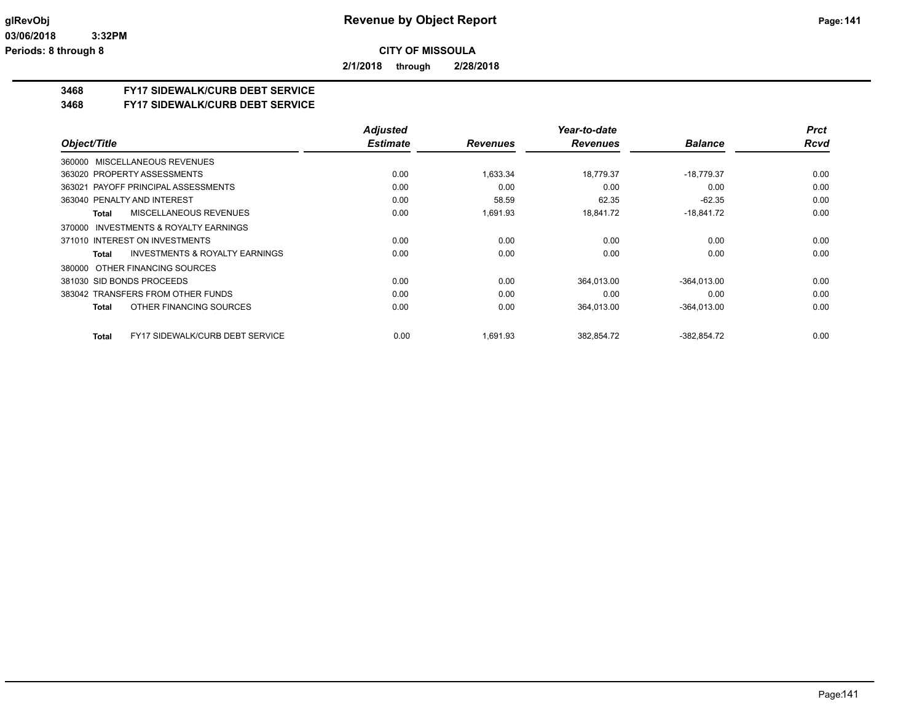**CITY OF MISSOULA**

**2/1/2018 through 2/28/2018**

## 3468 FY17 SIDEWALK/CURB DEBT SERVICE

## 3468 FY17 SIDEWALK/CURB DEBT SERVICE

| Object/Title | Adjusted Estimate | Revenues | Year-to-date Revenues | Balance | Prct Rcvd |
|---|---|---|---|---|---|
| 360000 MISCELLANEOUS REVENUES | | | | | |
| 363020 PROPERTY ASSESSMENTS | 0.00 | 1,633.34 | 18,779.37 | -18,779.37 | 0.00 |
| 363021 PAYOFF PRINCIPAL ASSESSMENTS | 0.00 | 0.00 | 0.00 | 0.00 | 0.00 |
| 363040 PENALTY AND INTEREST | 0.00 | 58.59 | 62.35 | -62.35 | 0.00 |
| **Total** MISCELLANEOUS REVENUES | 0.00 | 1,691.93 | 18,841.72 | -18,841.72 | 0.00 |
| 370000 INVESTMENTS & ROYALTY EARNINGS | | | | | |
| 371010 INTEREST ON INVESTMENTS | 0.00 | 0.00 | 0.00 | 0.00 | 0.00 |
| **Total** INVESTMENTS & ROYALTY EARNINGS | 0.00 | 0.00 | 0.00 | 0.00 | 0.00 |
| 380000 OTHER FINANCING SOURCES | | | | | |
| 381030 SID BONDS PROCEEDS | 0.00 | 0.00 | 364,013.00 | -364,013.00 | 0.00 |
| 383042 TRANSFERS FROM OTHER FUNDS | 0.00 | 0.00 | 0.00 | 0.00 | 0.00 |
| **Total** OTHER FINANCING SOURCES | 0.00 | 0.00 | 364,013.00 | -364,013.00 | 0.00 |
| **Total** FY17 SIDEWALK/CURB DEBT SERVICE | 0.00 | 1,691.93 | 382,854.72 | -382,854.72 | 0.00 |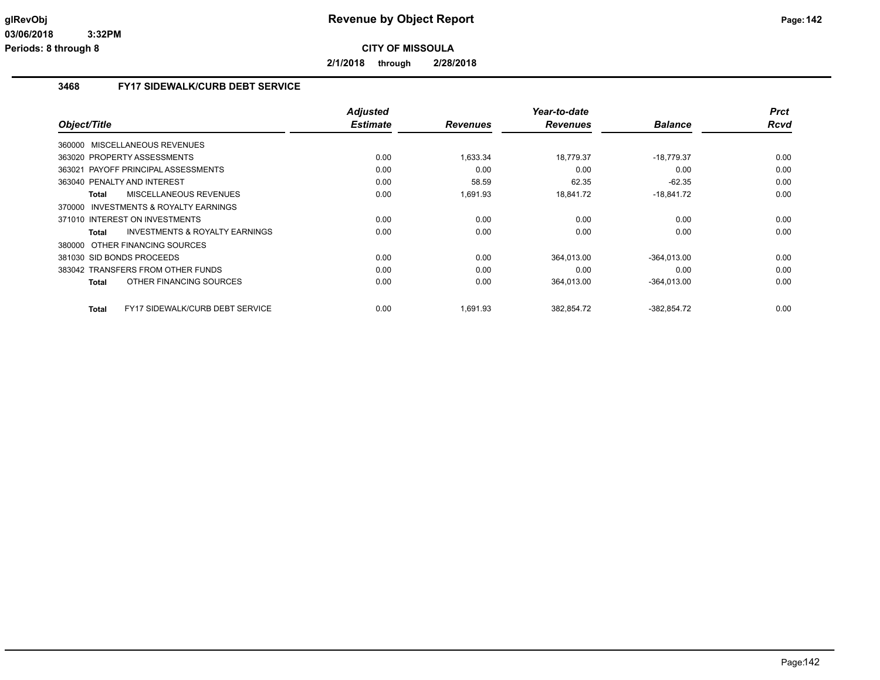# Revenue by Object Report

**CITY OF MISSOULA**

**2/1/2018 through 2/28/2018**

glRevObj
03/06/2018 3:32PM
Periods: 8 through 8

## 3468 FY17 SIDEWALK/CURB DEBT SERVICE

| Object/Title | Adjusted Estimate | Revenues | Year-to-date Revenues | Balance | Prct Rcvd |
|---|---|---|---|---|---|
| 360000 MISCELLANEOUS REVENUES | | | | | |
| 363020 PROPERTY ASSESSMENTS | 0.00 | 1,633.34 | 18,779.37 | -18,779.37 | 0.00 |
| 363021 PAYOFF PRINCIPAL ASSESSMENTS | 0.00 | 0.00 | 0.00 | 0.00 | 0.00 |
| 363040 PENALTY AND INTEREST | 0.00 | 58.59 | 62.35 | -62.35 | 0.00 |
| **Total** MISCELLANEOUS REVENUES | 0.00 | 1,691.93 | 18,841.72 | -18,841.72 | 0.00 |
| 370000 INVESTMENTS & ROYALTY EARNINGS | | | | | |
| 371010 INTEREST ON INVESTMENTS | 0.00 | 0.00 | 0.00 | 0.00 | 0.00 |
| **Total** INVESTMENTS & ROYALTY EARNINGS | 0.00 | 0.00 | 0.00 | 0.00 | 0.00 |
| 380000 OTHER FINANCING SOURCES | | | | | |
| 381030 SID BONDS PROCEEDS | 0.00 | 0.00 | 364,013.00 | -364,013.00 | 0.00 |
| 383042 TRANSFERS FROM OTHER FUNDS | 0.00 | 0.00 | 0.00 | 0.00 | 0.00 |
| **Total** OTHER FINANCING SOURCES | 0.00 | 0.00 | 364,013.00 | -364,013.00 | 0.00 |
| **Total** FY17 SIDEWALK/CURB DEBT SERVICE | 0.00 | 1,691.93 | 382,854.72 | -382,854.72 | 0.00 |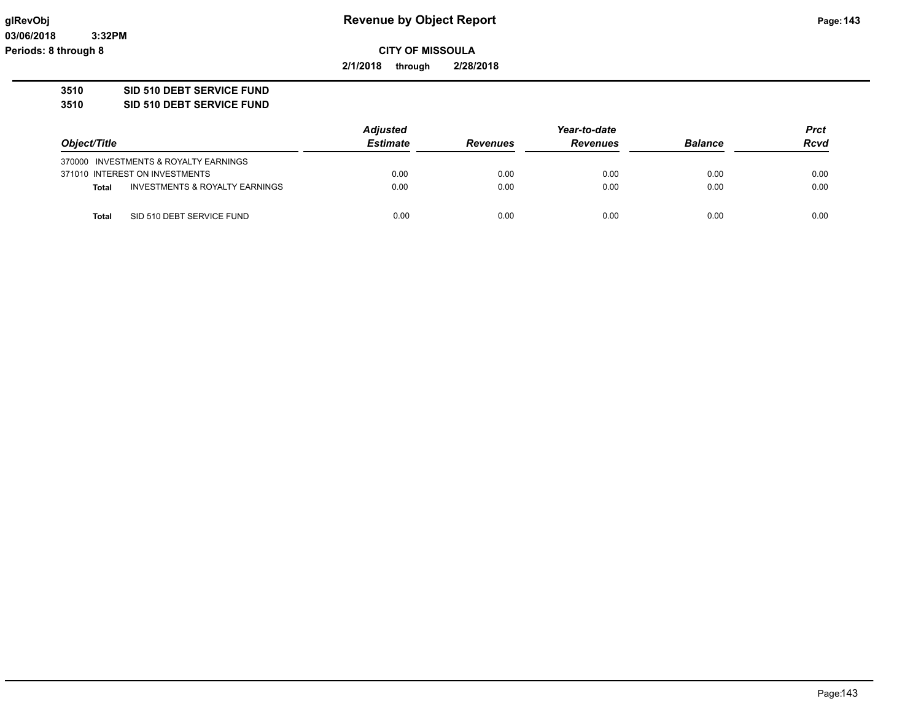**glRevObj**
**03/06/2018 3:32PM**
**Periods: 8 through 8**

# Revenue by Object Report

**CITY OF MISSOULA**

**2/1/2018 through 2/28/2018**

**3510 SID 510 DEBT SERVICE FUND**
**3510 SID 510 DEBT SERVICE FUND**

| Object/Title | | Adjusted Estimate | Revenues | Year-to-date Revenues | Balance | Prct Rcvd |
|---|---|---|---|---|---|---|
| 370000 INVESTMENTS & ROYALTY EARNINGS | | | | | | |
| 371010 INTEREST ON INVESTMENTS | | 0.00 | 0.00 | 0.00 | 0.00 | 0.00 |
| **Total** | INVESTMENTS & ROYALTY EARNINGS | 0.00 | 0.00 | 0.00 | 0.00 | 0.00 |
| **Total** | SID 510 DEBT SERVICE FUND | 0.00 | 0.00 | 0.00 | 0.00 | 0.00 |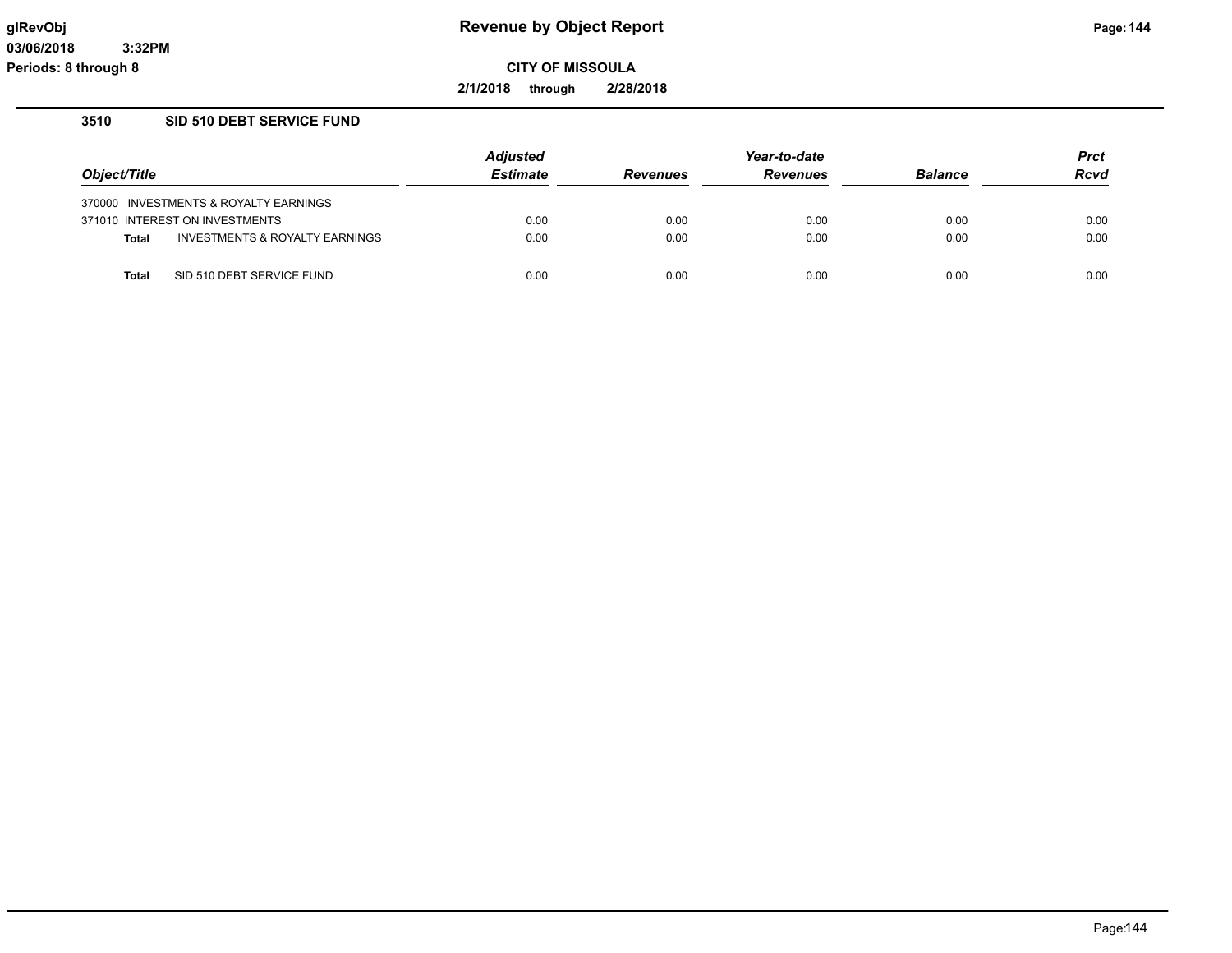# Revenue by Object Report

glRevObj
03/06/2018 3:32PM
Periods: 8 through 8

**CITY OF MISSOULA**

**2/1/2018 through 2/28/2018**

## 3510 SID 510 DEBT SERVICE FUND

| Object/Title | Adjusted Estimate | Revenues | Year-to-date Revenues | Balance | Prct Rcvd |
|---|---|---|---|---|---|
| 370000 INVESTMENTS & ROYALTY EARNINGS | | | | | |
| 371010 INTEREST ON INVESTMENTS | 0.00 | 0.00 | 0.00 | 0.00 | 0.00 |
| **Total** INVESTMENTS & ROYALTY EARNINGS | 0.00 | 0.00 | 0.00 | 0.00 | 0.00 |
| **Total** SID 510 DEBT SERVICE FUND | 0.00 | 0.00 | 0.00 | 0.00 | 0.00 |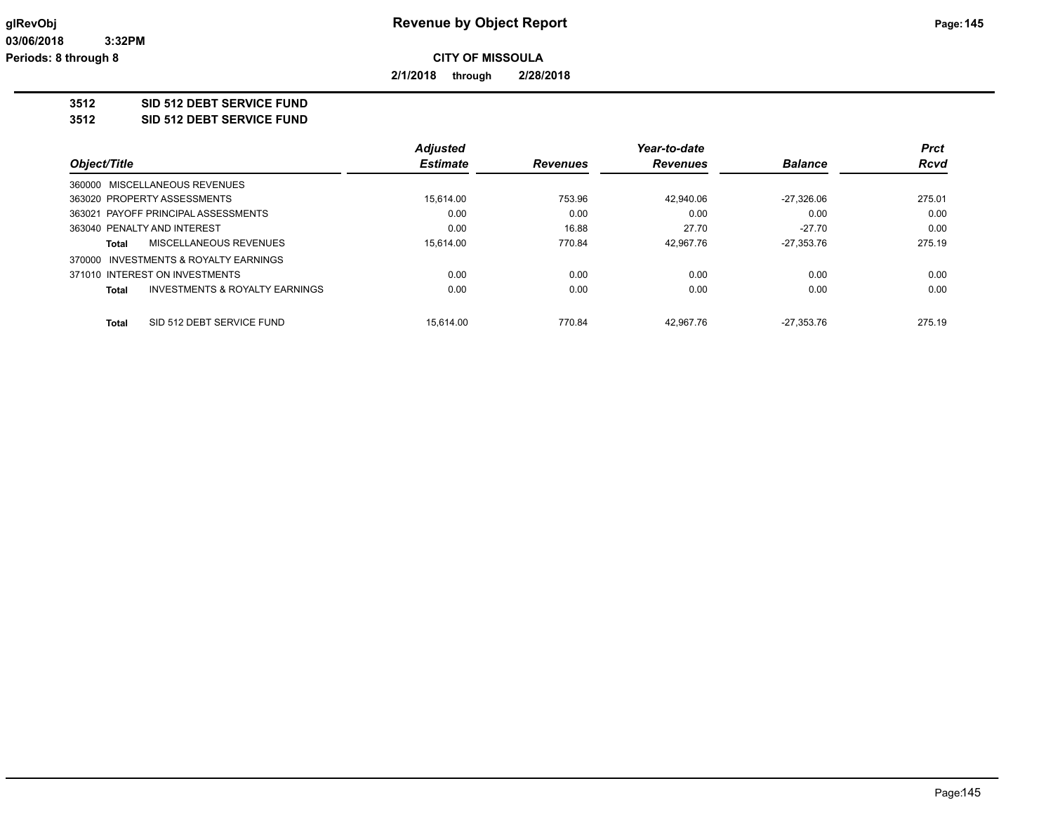**Revenue by Object Report**

**CITY OF MISSOULA**

**2/1/2018 through 2/28/2018**

**3512 SID 512 DEBT SERVICE FUND**

**3512 SID 512 DEBT SERVICE FUND**

| Object/Title | | Adjusted Estimate | Revenues | Year-to-date Revenues | Balance | Prct Rcvd |
|---|---|---|---|---|---|---|
| 360000 MISCELLANEOUS REVENUES | | | | | | |
| 363020 PROPERTY ASSESSMENTS | | 15,614.00 | 753.96 | 42,940.06 | -27,326.06 | 275.01 |
| 363021 PAYOFF PRINCIPAL ASSESSMENTS | | 0.00 | 0.00 | 0.00 | 0.00 | 0.00 |
| 363040 PENALTY AND INTEREST | | 0.00 | 16.88 | 27.70 | -27.70 | 0.00 |
| Total | MISCELLANEOUS REVENUES | 15,614.00 | 770.84 | 42,967.76 | -27,353.76 | 275.19 |
| 370000 INVESTMENTS & ROYALTY EARNINGS | | | | | | |
| 371010 INTEREST ON INVESTMENTS | | 0.00 | 0.00 | 0.00 | 0.00 | 0.00 |
| Total | INVESTMENTS & ROYALTY EARNINGS | 0.00 | 0.00 | 0.00 | 0.00 | 0.00 |
| Total | SID 512 DEBT SERVICE FUND | 15,614.00 | 770.84 | 42,967.76 | -27,353.76 | 275.19 |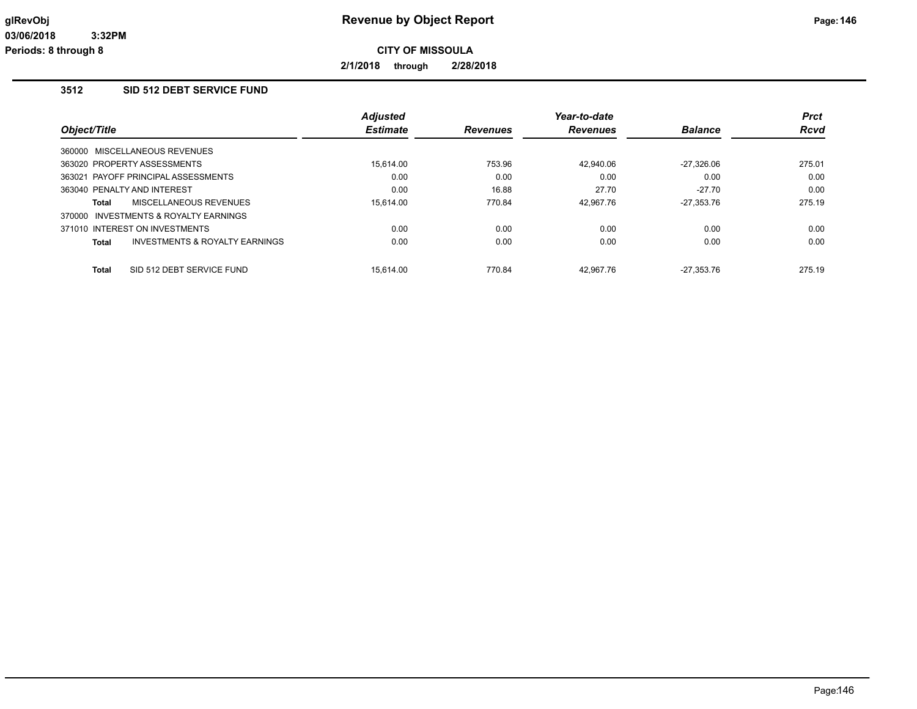# Revenue by Object Report

**CITY OF MISSOULA**

**2/1/2018 through 2/28/2018**

## 3512 SID 512 DEBT SERVICE FUND

| Object/Title | Adjusted Estimate | Revenues | Year-to-date Revenues | Balance | Prct Rcvd |
|---|---|---|---|---|---|
| 360000 MISCELLANEOUS REVENUES | | | | | |
| 363020 PROPERTY ASSESSMENTS | 15,614.00 | 753.96 | 42,940.06 | -27,326.06 | 275.01 |
| 363021 PAYOFF PRINCIPAL ASSESSMENTS | 0.00 | 0.00 | 0.00 | 0.00 | 0.00 |
| 363040 PENALTY AND INTEREST | 0.00 | 16.88 | 27.70 | -27.70 | 0.00 |
| **Total** MISCELLANEOUS REVENUES | 15,614.00 | 770.84 | 42,967.76 | -27,353.76 | 275.19 |
| 370000 INVESTMENTS & ROYALTY EARNINGS | | | | | |
| 371010 INTEREST ON INVESTMENTS | 0.00 | 0.00 | 0.00 | 0.00 | 0.00 |
| **Total** INVESTMENTS & ROYALTY EARNINGS | 0.00 | 0.00 | 0.00 | 0.00 | 0.00 |
| **Total** SID 512 DEBT SERVICE FUND | 15,614.00 | 770.84 | 42,967.76 | -27,353.76 | 275.19 |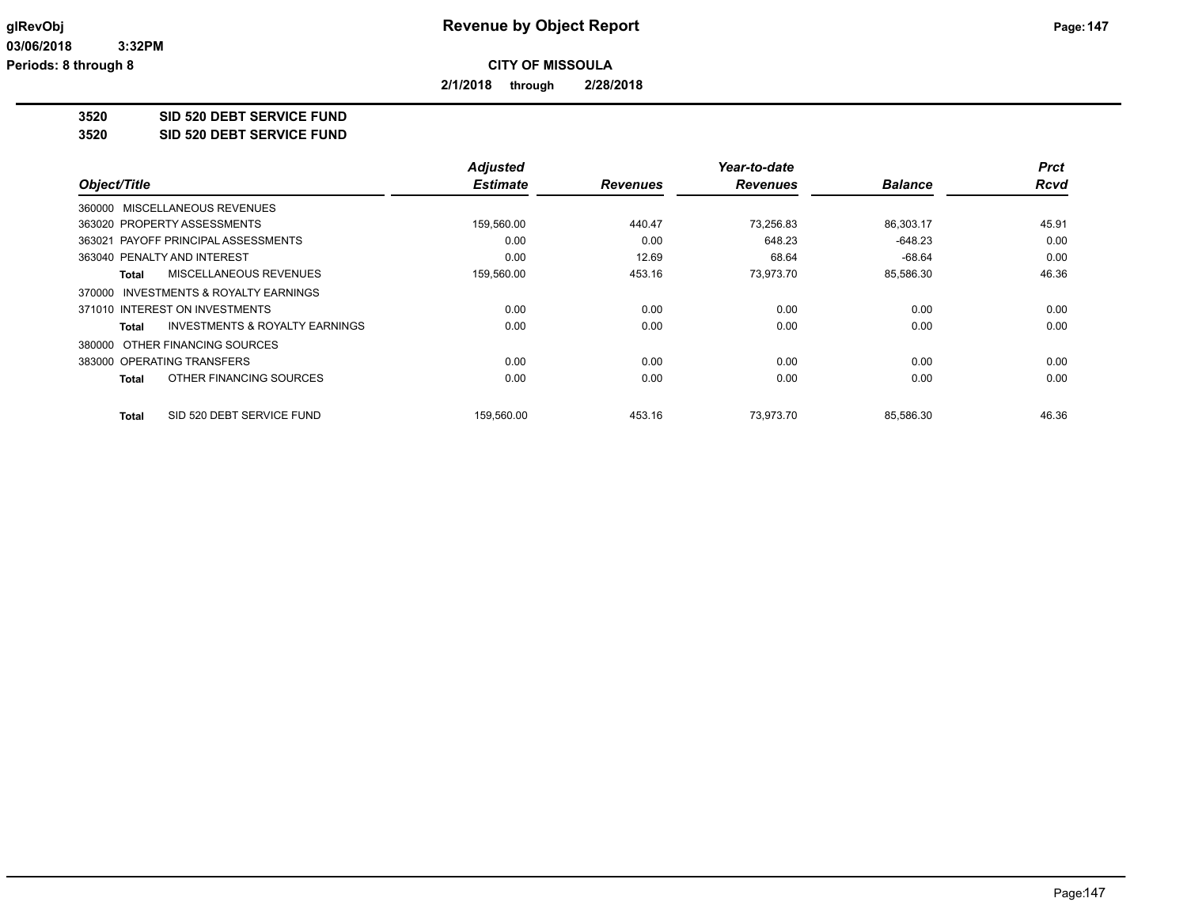**Revenue by Object Report**

**CITY OF MISSOULA**

**2/1/2018 through 2/28/2018**

glRevObj
03/06/2018 3:32PM
Periods: 8 through 8

## 3520 SID 520 DEBT SERVICE FUND
## 3520 SID 520 DEBT SERVICE FUND

| Object/Title | | Adjusted Estimate | Revenues | Year-to-date Revenues | Balance | Prct Rcvd |
|---|---|---|---|---|---|---|
| 360000 MISCELLANEOUS REVENUES | | | | | | |
| 363020 PROPERTY ASSESSMENTS | | 159,560.00 | 440.47 | 73,256.83 | 86,303.17 | 45.91 |
| 363021 PAYOFF PRINCIPAL ASSESSMENTS | | 0.00 | 0.00 | 648.23 | -648.23 | 0.00 |
| 363040 PENALTY AND INTEREST | | 0.00 | 12.69 | 68.64 | -68.64 | 0.00 |
| **Total** | MISCELLANEOUS REVENUES | 159,560.00 | 453.16 | 73,973.70 | 85,586.30 | 46.36 |
| 370000 INVESTMENTS & ROYALTY EARNINGS | | | | | | |
| 371010 INTEREST ON INVESTMENTS | | 0.00 | 0.00 | 0.00 | 0.00 | 0.00 |
| **Total** | INVESTMENTS & ROYALTY EARNINGS | 0.00 | 0.00 | 0.00 | 0.00 | 0.00 |
| 380000 OTHER FINANCING SOURCES | | | | | | |
| 383000 OPERATING TRANSFERS | | 0.00 | 0.00 | 0.00 | 0.00 | 0.00 |
| **Total** | OTHER FINANCING SOURCES | 0.00 | 0.00 | 0.00 | 0.00 | 0.00 |
| **Total** | SID 520 DEBT SERVICE FUND | 159,560.00 | 453.16 | 73,973.70 | 85,586.30 | 46.36 |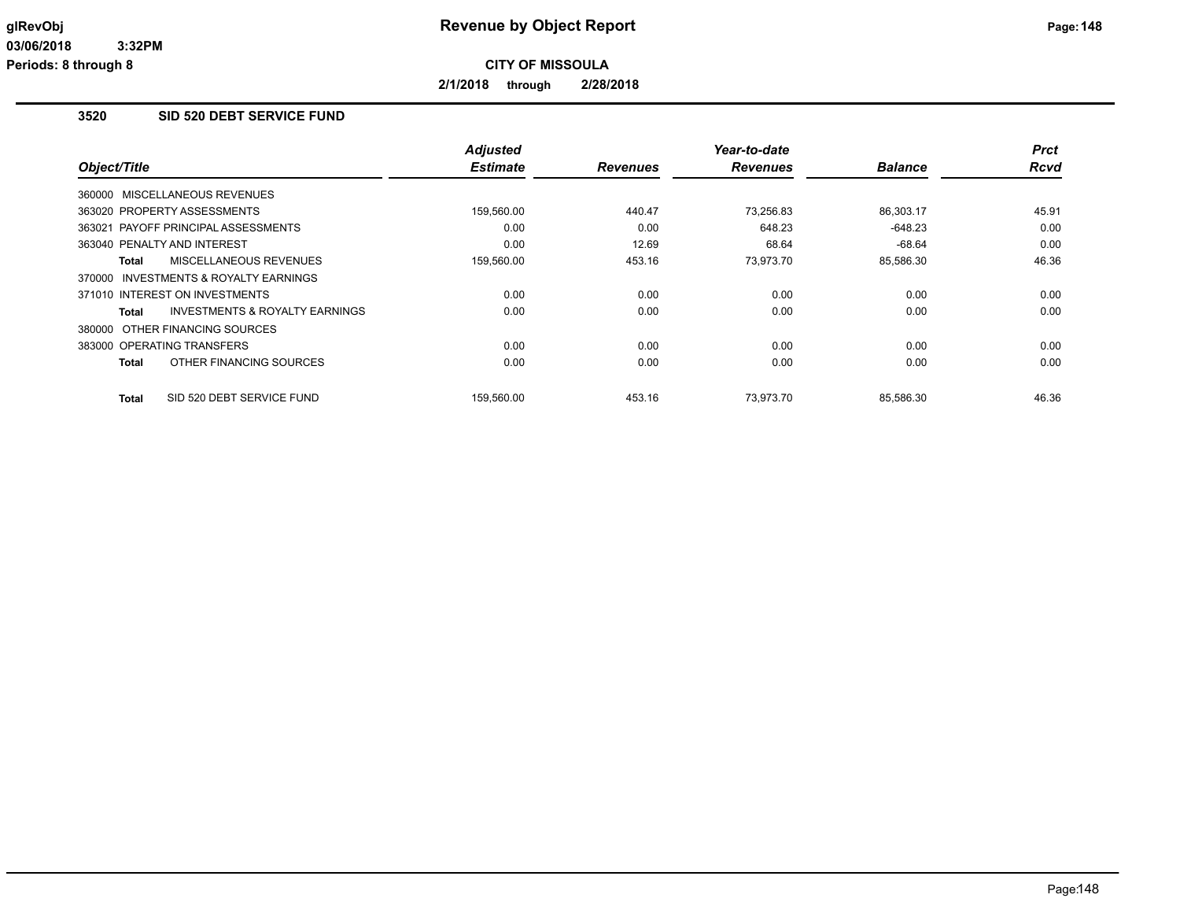glRevObj
03/06/2018 3:32PM
Periods: 8 through 8

# Revenue by Object Report

**CITY OF MISSOULA**

**2/1/2018 through 2/28/2018**

## 3520 SID 520 DEBT SERVICE FUND

| Object/Title | Adjusted Estimate | Revenues | Year-to-date Revenues | Balance | Prct Rcvd |
|---|---|---|---|---|---|
| 360000 MISCELLANEOUS REVENUES | | | | | |
| 363020 PROPERTY ASSESSMENTS | 159,560.00 | 440.47 | 73,256.83 | 86,303.17 | 45.91 |
| 363021 PAYOFF PRINCIPAL ASSESSMENTS | 0.00 | 0.00 | 648.23 | -648.23 | 0.00 |
| 363040 PENALTY AND INTEREST | 0.00 | 12.69 | 68.64 | -68.64 | 0.00 |
| **Total** MISCELLANEOUS REVENUES | 159,560.00 | 453.16 | 73,973.70 | 85,586.30 | 46.36 |
| 370000 INVESTMENTS & ROYALTY EARNINGS | | | | | |
| 371010 INTEREST ON INVESTMENTS | 0.00 | 0.00 | 0.00 | 0.00 | 0.00 |
| **Total** INVESTMENTS & ROYALTY EARNINGS | 0.00 | 0.00 | 0.00 | 0.00 | 0.00 |
| 380000 OTHER FINANCING SOURCES | | | | | |
| 383000 OPERATING TRANSFERS | 0.00 | 0.00 | 0.00 | 0.00 | 0.00 |
| **Total** OTHER FINANCING SOURCES | 0.00 | 0.00 | 0.00 | 0.00 | 0.00 |
| **Total** SID 520 DEBT SERVICE FUND | 159,560.00 | 453.16 | 73,973.70 | 85,586.30 | 46.36 |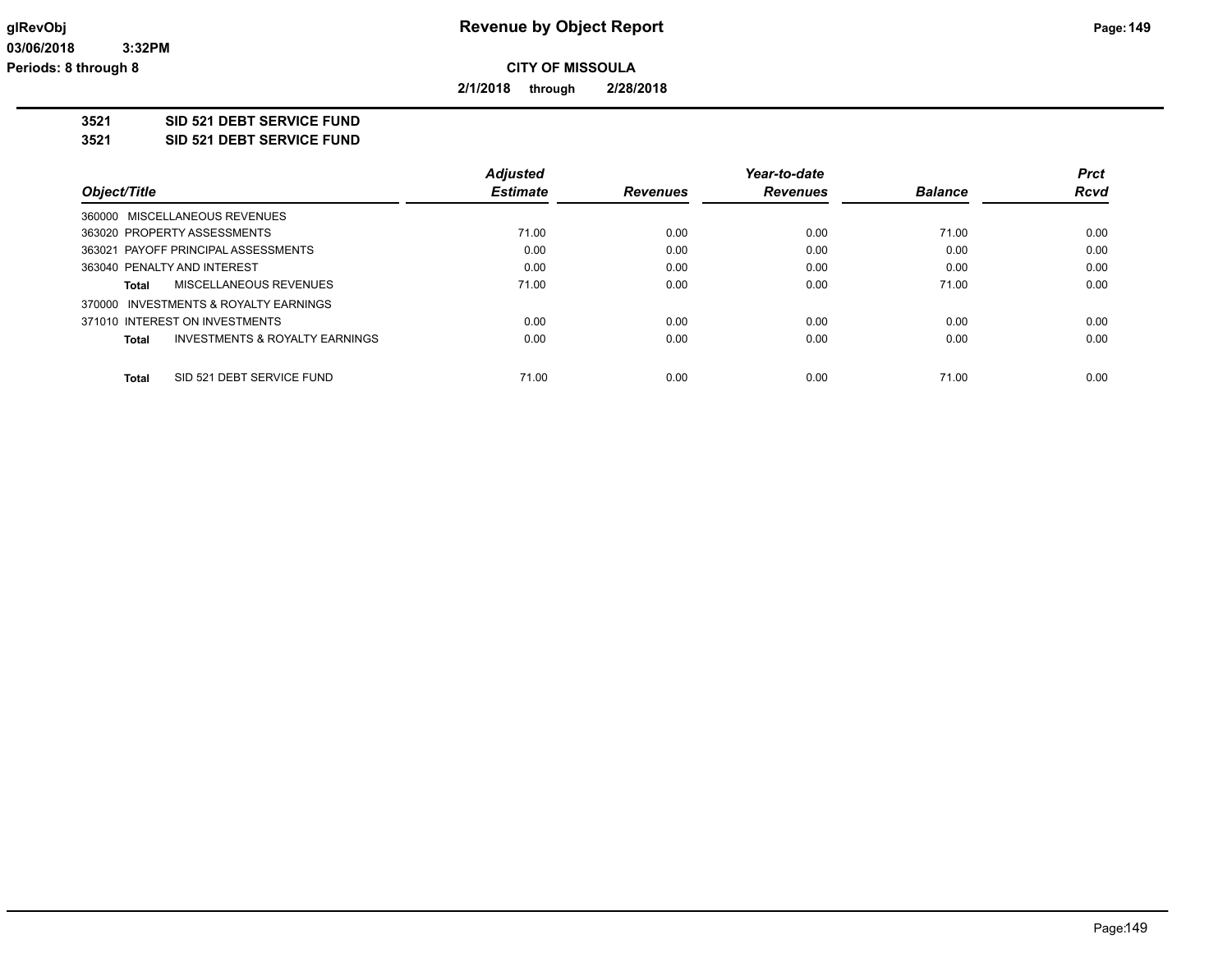**Revenue by Object Report**

**CITY OF MISSOULA**

**2/1/2018 through 2/28/2018**

glRevObj
03/06/2018 3:32PM
Periods: 8 through 8

**3521 SID 521 DEBT SERVICE FUND**

**3521 SID 521 DEBT SERVICE FUND**

| Object/Title | Adjusted Estimate | Revenues | Year-to-date Revenues | Balance | Prct Rcvd |
|---|---|---|---|---|---|
| 360000 MISCELLANEOUS REVENUES | | | | | |
| 363020 PROPERTY ASSESSMENTS | 71.00 | 0.00 | 0.00 | 71.00 | 0.00 |
| 363021 PAYOFF PRINCIPAL ASSESSMENTS | 0.00 | 0.00 | 0.00 | 0.00 | 0.00 |
| 363040 PENALTY AND INTEREST | 0.00 | 0.00 | 0.00 | 0.00 | 0.00 |
| **Total** MISCELLANEOUS REVENUES | 71.00 | 0.00 | 0.00 | 71.00 | 0.00 |
| 370000 INVESTMENTS & ROYALTY EARNINGS | | | | | |
| 371010 INTEREST ON INVESTMENTS | 0.00 | 0.00 | 0.00 | 0.00 | 0.00 |
| **Total** INVESTMENTS & ROYALTY EARNINGS | 0.00 | 0.00 | 0.00 | 0.00 | 0.00 |
| **Total** SID 521 DEBT SERVICE FUND | 71.00 | 0.00 | 0.00 | 71.00 | 0.00 |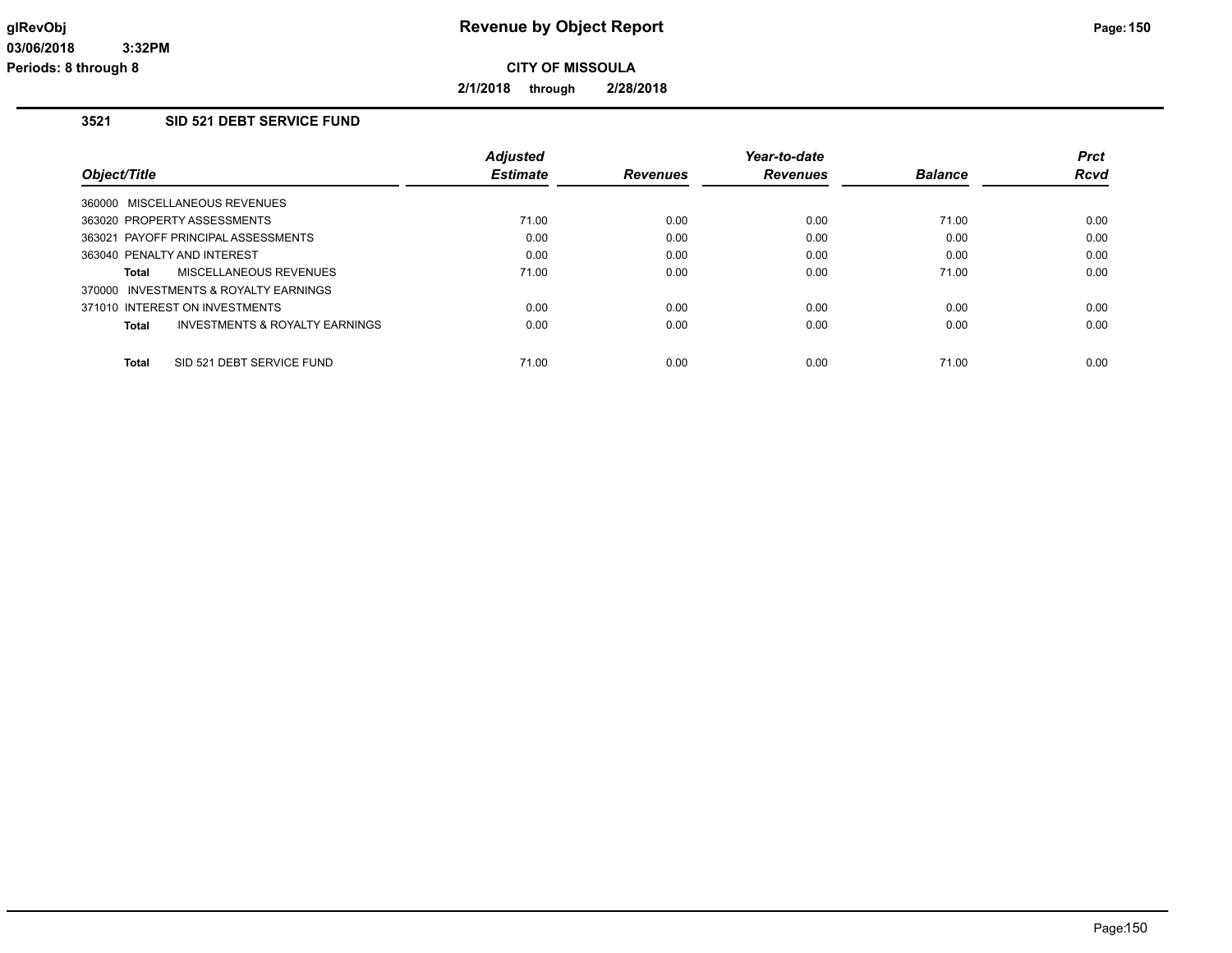# Revenue by Object Report

**CITY OF MISSOULA**

**2/1/2018 through 2/28/2018**

glRevObj
03/06/2018 3:32PM
Periods: 8 through 8

## 3521 SID 521 DEBT SERVICE FUND

| Object/Title | Adjusted Estimate | Revenues | Year-to-date Revenues | Balance | Prct Rcvd |
|---|---|---|---|---|---|
| 360000 MISCELLANEOUS REVENUES | | | | | |
| 363020 PROPERTY ASSESSMENTS | 71.00 | 0.00 | 0.00 | 71.00 | 0.00 |
| 363021 PAYOFF PRINCIPAL ASSESSMENTS | 0.00 | 0.00 | 0.00 | 0.00 | 0.00 |
| 363040 PENALTY AND INTEREST | 0.00 | 0.00 | 0.00 | 0.00 | 0.00 |
| **Total** MISCELLANEOUS REVENUES | 71.00 | 0.00 | 0.00 | 71.00 | 0.00 |
| 370000 INVESTMENTS & ROYALTY EARNINGS | | | | | |
| 371010 INTEREST ON INVESTMENTS | 0.00 | 0.00 | 0.00 | 0.00 | 0.00 |
| **Total** INVESTMENTS & ROYALTY EARNINGS | 0.00 | 0.00 | 0.00 | 0.00 | 0.00 |
| **Total** SID 521 DEBT SERVICE FUND | 71.00 | 0.00 | 0.00 | 71.00 | 0.00 |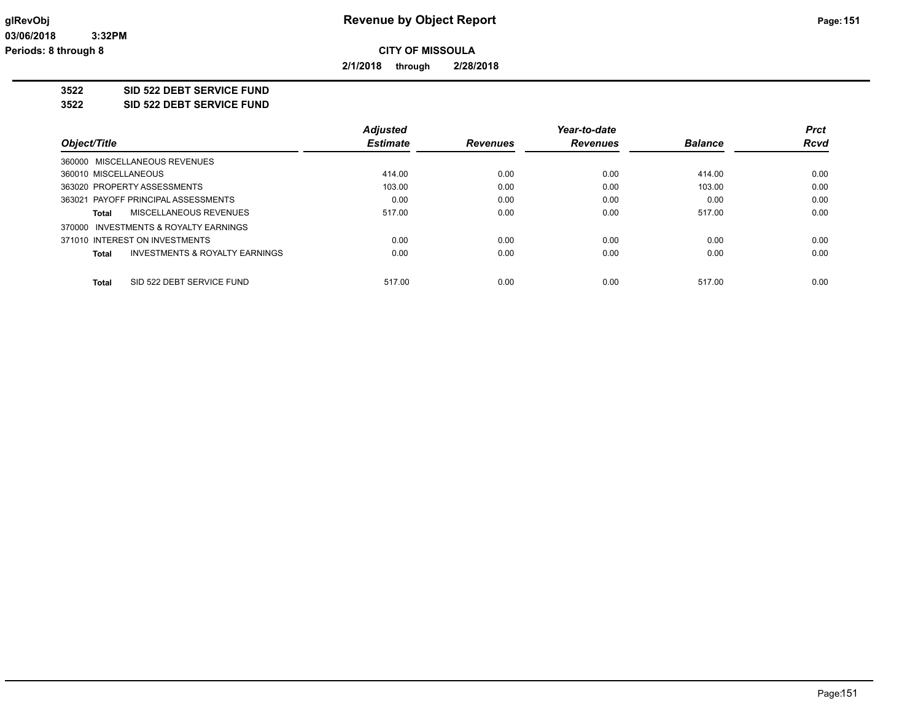# Revenue by Object Report

**CITY OF MISSOULA**

**2/1/2018 through 2/28/2018**

glRevObj
03/06/2018 3:32PM
Periods: 8 through 8

**3522 SID 522 DEBT SERVICE FUND**

**3522 SID 522 DEBT SERVICE FUND**

| Object/Title | Adjusted Estimate | Revenues | Year-to-date Revenues | Balance | Prct Rcvd |
|---|---|---|---|---|---|
| 360000 MISCELLANEOUS REVENUES | | | | | |
| 360010 MISCELLANEOUS | 414.00 | 0.00 | 0.00 | 414.00 | 0.00 |
| 363020 PROPERTY ASSESSMENTS | 103.00 | 0.00 | 0.00 | 103.00 | 0.00 |
| 363021 PAYOFF PRINCIPAL ASSESSMENTS | 0.00 | 0.00 | 0.00 | 0.00 | 0.00 |
| **Total** MISCELLANEOUS REVENUES | 517.00 | 0.00 | 0.00 | 517.00 | 0.00 |
| 370000 INVESTMENTS & ROYALTY EARNINGS | | | | | |
| 371010 INTEREST ON INVESTMENTS | 0.00 | 0.00 | 0.00 | 0.00 | 0.00 |
| **Total** INVESTMENTS & ROYALTY EARNINGS | 0.00 | 0.00 | 0.00 | 0.00 | 0.00 |
| **Total** SID 522 DEBT SERVICE FUND | 517.00 | 0.00 | 0.00 | 517.00 | 0.00 |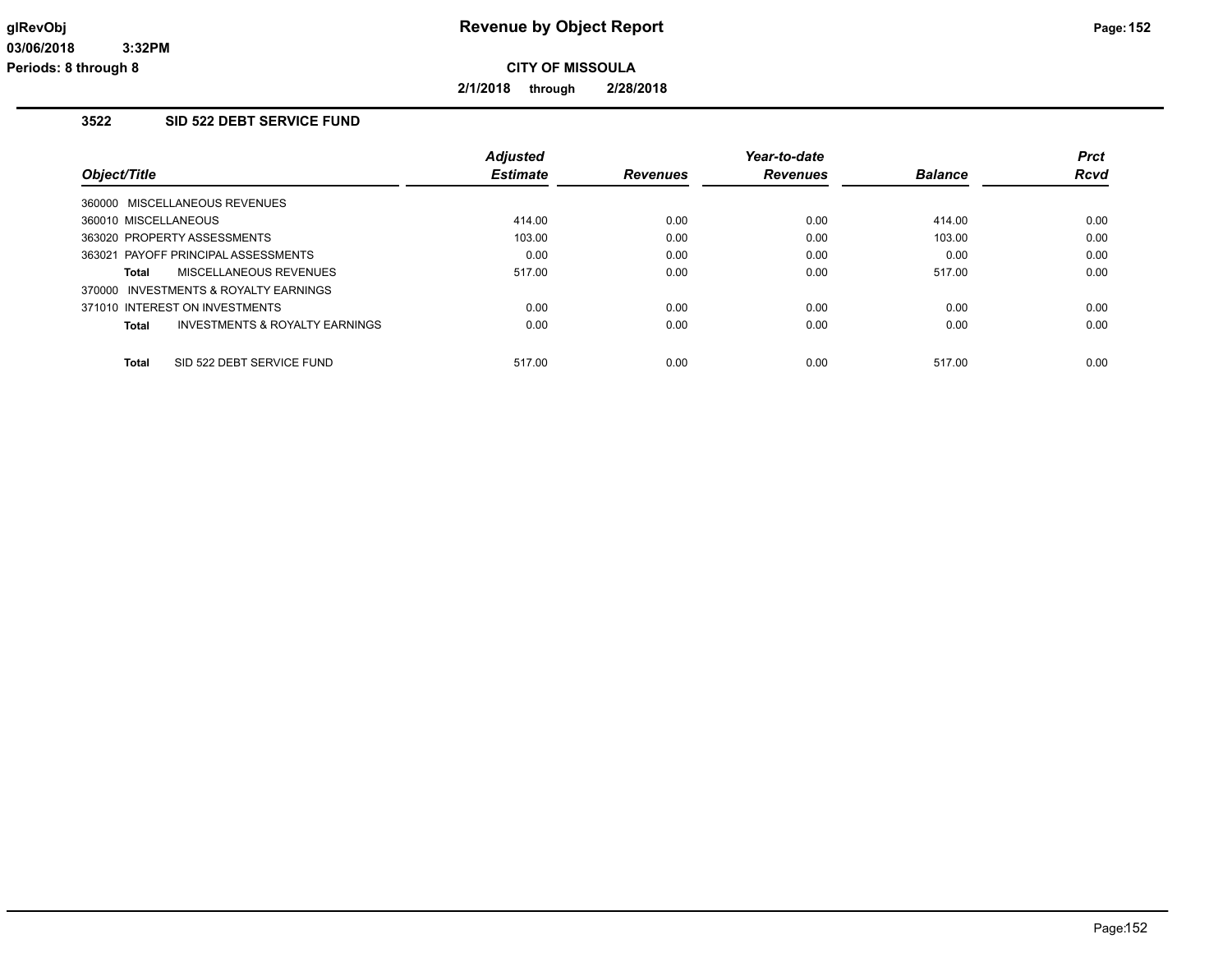# Revenue by Object Report

glRevObj
03/06/2018 3:32PM
Periods: 8 through 8

**CITY OF MISSOULA**

**2/1/2018 through 2/28/2018**

## 3522 SID 522 DEBT SERVICE FUND

| Object/Title | Adjusted Estimate | Revenues | Year-to-date Revenues | Balance | Prct Rcvd |
|---|---|---|---|---|---|
| 360000 MISCELLANEOUS REVENUES | | | | | |
| 360010 MISCELLANEOUS | 414.00 | 0.00 | 0.00 | 414.00 | 0.00 |
| 363020 PROPERTY ASSESSMENTS | 103.00 | 0.00 | 0.00 | 103.00 | 0.00 |
| 363021 PAYOFF PRINCIPAL ASSESSMENTS | 0.00 | 0.00 | 0.00 | 0.00 | 0.00 |
| **Total** MISCELLANEOUS REVENUES | 517.00 | 0.00 | 0.00 | 517.00 | 0.00 |
| 370000 INVESTMENTS & ROYALTY EARNINGS | | | | | |
| 371010 INTEREST ON INVESTMENTS | 0.00 | 0.00 | 0.00 | 0.00 | 0.00 |
| **Total** INVESTMENTS & ROYALTY EARNINGS | 0.00 | 0.00 | 0.00 | 0.00 | 0.00 |
| **Total** SID 522 DEBT SERVICE FUND | 517.00 | 0.00 | 0.00 | 517.00 | 0.00 |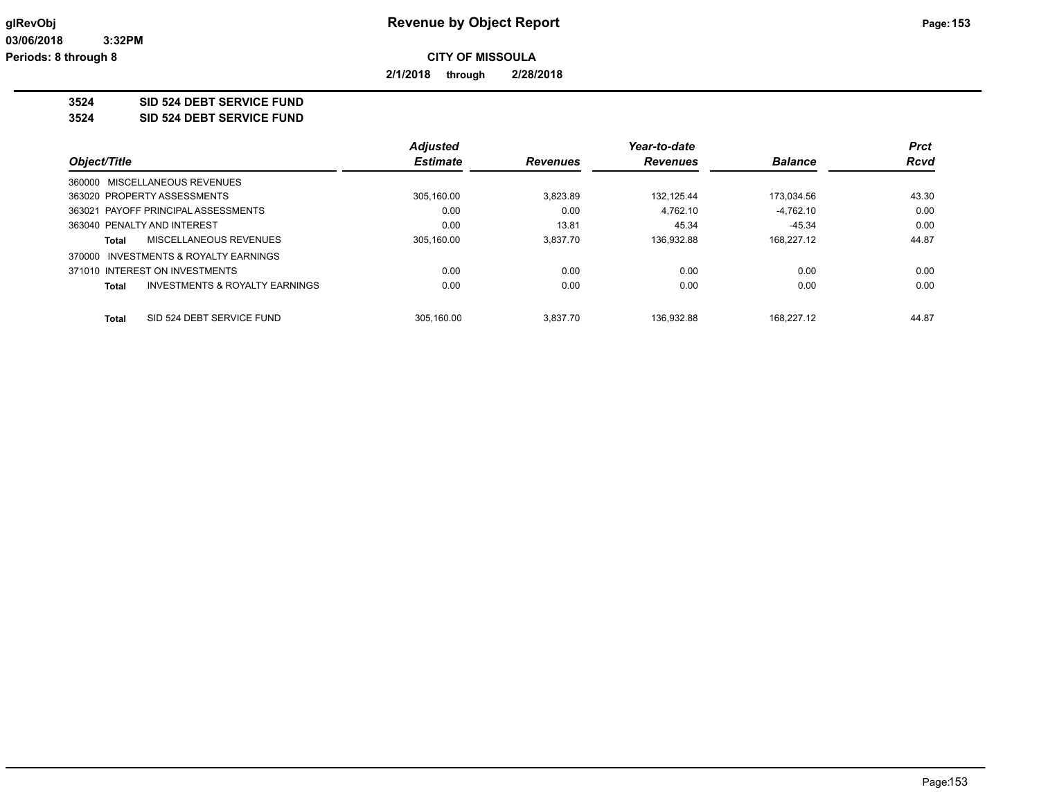**CITY OF MISSOULA**

**2/1/2018 through 2/28/2018**

## 3524 SID 524 DEBT SERVICE FUND

## 3524 SID 524 DEBT SERVICE FUND

| Object/Title | Adjusted Estimate | Revenues | Year-to-date Revenues | Balance | Prct Rcvd |
|---|---|---|---|---|---|
| 360000 MISCELLANEOUS REVENUES | | | | | |
| 363020 PROPERTY ASSESSMENTS | 305,160.00 | 3,823.89 | 132,125.44 | 173,034.56 | 43.30 |
| 363021 PAYOFF PRINCIPAL ASSESSMENTS | 0.00 | 0.00 | 4,762.10 | -4,762.10 | 0.00 |
| 363040 PENALTY AND INTEREST | 0.00 | 13.81 | 45.34 | -45.34 | 0.00 |
| **Total** MISCELLANEOUS REVENUES | 305,160.00 | 3,837.70 | 136,932.88 | 168,227.12 | 44.87 |
| 370000 INVESTMENTS & ROYALTY EARNINGS | | | | | |
| 371010 INTEREST ON INVESTMENTS | 0.00 | 0.00 | 0.00 | 0.00 | 0.00 |
| **Total** INVESTMENTS & ROYALTY EARNINGS | 0.00 | 0.00 | 0.00 | 0.00 | 0.00 |
| **Total** SID 524 DEBT SERVICE FUND | 305,160.00 | 3,837.70 | 136,932.88 | 168,227.12 | 44.87 |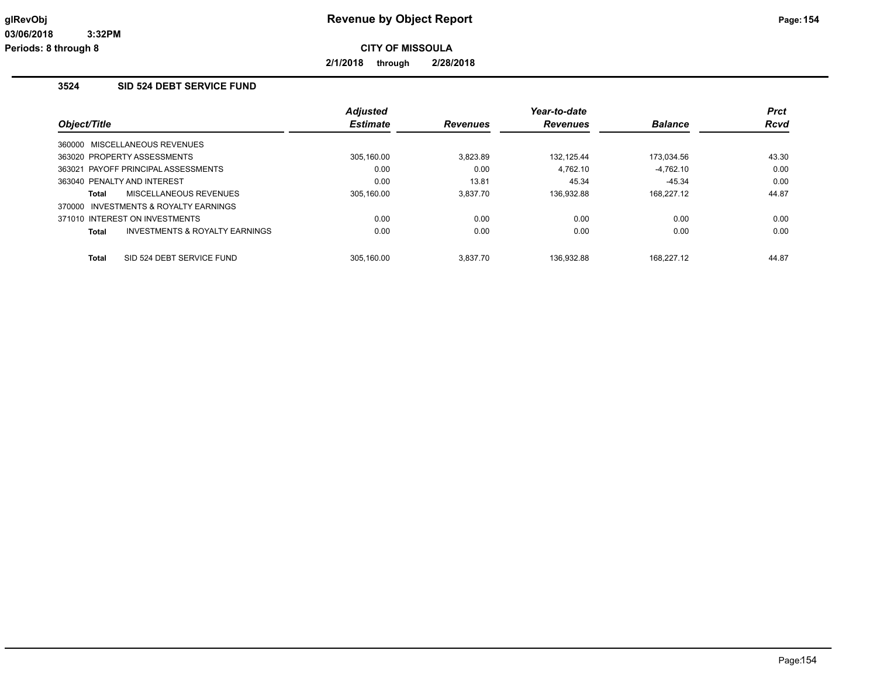# Revenue by Object Report

**CITY OF MISSOULA**

**2/1/2018 through 2/28/2018**

glRevObj
03/06/2018 3:32PM
Periods: 8 through 8

## 3524 SID 524 DEBT SERVICE FUND

| Object/Title | Adjusted Estimate | Revenues | Year-to-date Revenues | Balance | Prct Rcvd |
|---|---|---|---|---|---|
| 360000 MISCELLANEOUS REVENUES | | | | | |
| 363020 PROPERTY ASSESSMENTS | 305,160.00 | 3,823.89 | 132,125.44 | 173,034.56 | 43.30 |
| 363021 PAYOFF PRINCIPAL ASSESSMENTS | 0.00 | 0.00 | 4,762.10 | -4,762.10 | 0.00 |
| 363040 PENALTY AND INTEREST | 0.00 | 13.81 | 45.34 | -45.34 | 0.00 |
| **Total** MISCELLANEOUS REVENUES | 305,160.00 | 3,837.70 | 136,932.88 | 168,227.12 | 44.87 |
| 370000 INVESTMENTS & ROYALTY EARNINGS | | | | | |
| 371010 INTEREST ON INVESTMENTS | 0.00 | 0.00 | 0.00 | 0.00 | 0.00 |
| **Total** INVESTMENTS & ROYALTY EARNINGS | 0.00 | 0.00 | 0.00 | 0.00 | 0.00 |
| **Total** SID 524 DEBT SERVICE FUND | 305,160.00 | 3,837.70 | 136,932.88 | 168,227.12 | 44.87 |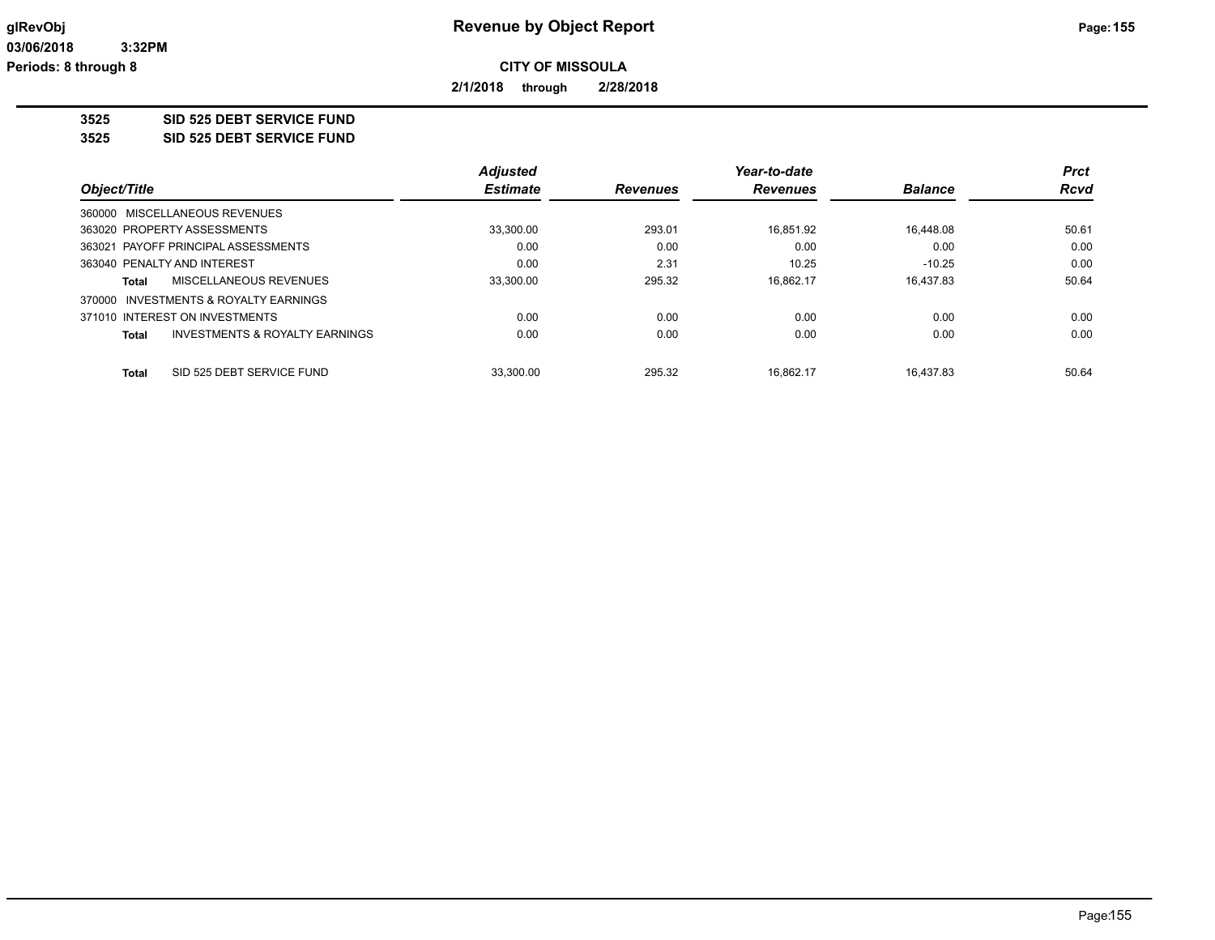**Revenue by Object Report**

**CITY OF MISSOULA**

**2/1/2018 through 2/28/2018**

**glRevObj**
**03/06/2018 3:32PM**
**Periods: 8 through 8**

## 3525 SID 525 DEBT SERVICE FUND
## 3525 SID 525 DEBT SERVICE FUND

| Object/Title | Adjusted Estimate | Revenues | Year-to-date Revenues | Balance | Prct Rcvd |
|---|---|---|---|---|---|
| 360000 MISCELLANEOUS REVENUES | | | | | |
| 363020 PROPERTY ASSESSMENTS | 33,300.00 | 293.01 | 16,851.92 | 16,448.08 | 50.61 |
| 363021 PAYOFF PRINCIPAL ASSESSMENTS | 0.00 | 0.00 | 0.00 | 0.00 | 0.00 |
| 363040 PENALTY AND INTEREST | 0.00 | 2.31 | 10.25 | -10.25 | 0.00 |
| **Total** MISCELLANEOUS REVENUES | 33,300.00 | 295.32 | 16,862.17 | 16,437.83 | 50.64 |
| 370000 INVESTMENTS & ROYALTY EARNINGS | | | | | |
| 371010 INTEREST ON INVESTMENTS | 0.00 | 0.00 | 0.00 | 0.00 | 0.00 |
| **Total** INVESTMENTS & ROYALTY EARNINGS | 0.00 | 0.00 | 0.00 | 0.00 | 0.00 |
| **Total** SID 525 DEBT SERVICE FUND | 33,300.00 | 295.32 | 16,862.17 | 16,437.83 | 50.64 |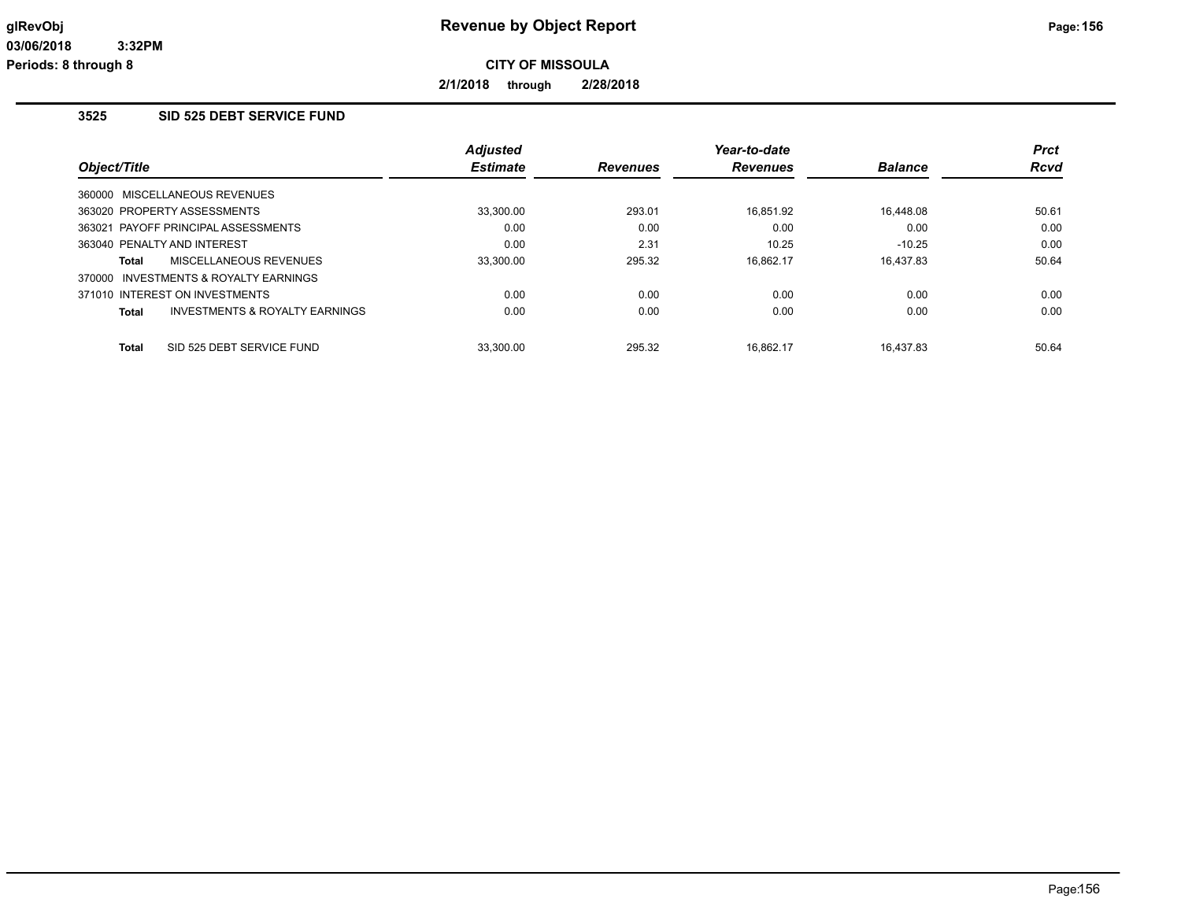# Revenue by Object Report

**CITY OF MISSOULA**

**2/1/2018 through 2/28/2018**

## 3525 SID 525 DEBT SERVICE FUND

| Object/Title | | Adjusted Estimate | Revenues | Year-to-date Revenues | Balance | Prct Rcvd |
|---|---|---|---|---|---|---|
| 360000 MISCELLANEOUS REVENUES | | | | | | |
| 363020 PROPERTY ASSESSMENTS | | 33,300.00 | 293.01 | 16,851.92 | 16,448.08 | 50.61 |
| 363021 PAYOFF PRINCIPAL ASSESSMENTS | | 0.00 | 0.00 | 0.00 | 0.00 | 0.00 |
| 363040 PENALTY AND INTEREST | | 0.00 | 2.31 | 10.25 | -10.25 | 0.00 |
| **Total** | MISCELLANEOUS REVENUES | 33,300.00 | 295.32 | 16,862.17 | 16,437.83 | 50.64 |
| 370000 INVESTMENTS & ROYALTY EARNINGS | | | | | | |
| 371010 INTEREST ON INVESTMENTS | | 0.00 | 0.00 | 0.00 | 0.00 | 0.00 |
| **Total** | INVESTMENTS & ROYALTY EARNINGS | 0.00 | 0.00 | 0.00 | 0.00 | 0.00 |
| **Total** | SID 525 DEBT SERVICE FUND | 33,300.00 | 295.32 | 16,862.17 | 16,437.83 | 50.64 |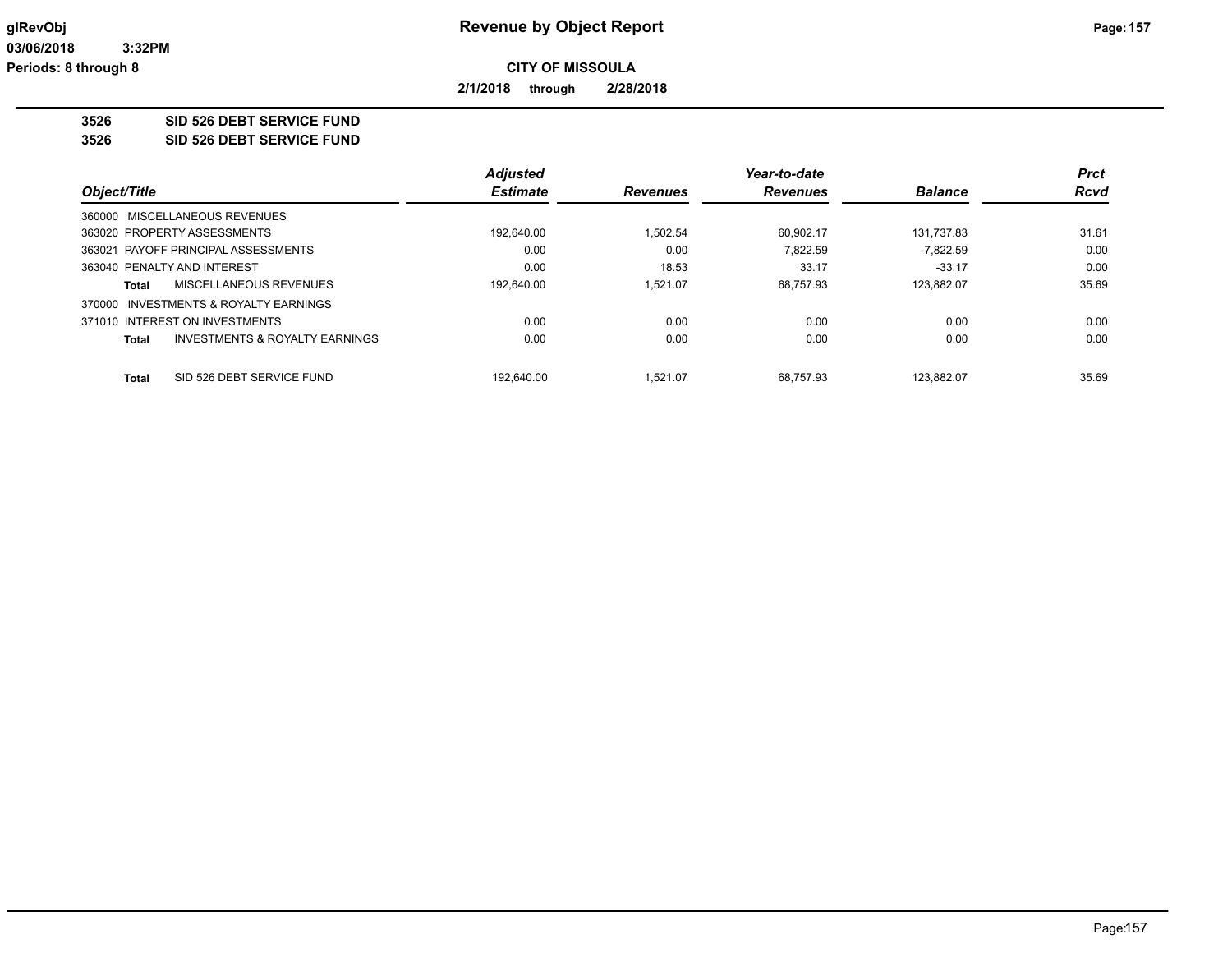**glRevObj** | **Revenue by Object Report** | **Page: 157**

**03/06/2018 3:32PM**

**Periods: 8 through 8**

**CITY OF MISSOULA**

**2/1/2018 through 2/28/2018**

## 3526 SID 526 DEBT SERVICE FUND

## 3526 SID 526 DEBT SERVICE FUND

| Object/Title | Adjusted Estimate | Revenues | Year-to-date Revenues | Balance | Prct Rcvd |
|---|---|---|---|---|---|
| 360000 MISCELLANEOUS REVENUES | | | | | |
| 363020 PROPERTY ASSESSMENTS | 192,640.00 | 1,502.54 | 60,902.17 | 131,737.83 | 31.61 |
| 363021 PAYOFF PRINCIPAL ASSESSMENTS | 0.00 | 0.00 | 7,822.59 | -7,822.59 | 0.00 |
| 363040 PENALTY AND INTEREST | 0.00 | 18.53 | 33.17 | -33.17 | 0.00 |
| **Total** MISCELLANEOUS REVENUES | 192,640.00 | 1,521.07 | 68,757.93 | 123,882.07 | 35.69 |
| 370000 INVESTMENTS & ROYALTY EARNINGS | | | | | |
| 371010 INTEREST ON INVESTMENTS | 0.00 | 0.00 | 0.00 | 0.00 | 0.00 |
| **Total** INVESTMENTS & ROYALTY EARNINGS | 0.00 | 0.00 | 0.00 | 0.00 | 0.00 |
| **Total** SID 526 DEBT SERVICE FUND | 192,640.00 | 1,521.07 | 68,757.93 | 123,882.07 | 35.69 |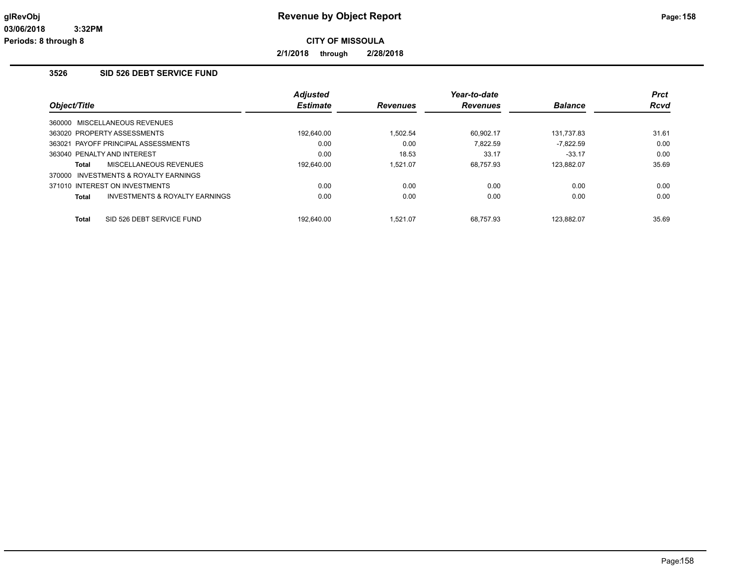# Revenue by Object Report

**CITY OF MISSOULA**

**2/1/2018 through 2/28/2018**

glRevObj
03/06/2018 3:32PM
Periods: 8 through 8

## 3526 SID 526 DEBT SERVICE FUND

| Object/Title | Adjusted Estimate | Revenues | Year-to-date Revenues | Balance | Prct Rcvd |
|---|---|---|---|---|---|
| 360000 MISCELLANEOUS REVENUES | | | | | |
| 363020 PROPERTY ASSESSMENTS | 192,640.00 | 1,502.54 | 60,902.17 | 131,737.83 | 31.61 |
| 363021 PAYOFF PRINCIPAL ASSESSMENTS | 0.00 | 0.00 | 7,822.59 | -7,822.59 | 0.00 |
| 363040 PENALTY AND INTEREST | 0.00 | 18.53 | 33.17 | -33.17 | 0.00 |
| **Total** MISCELLANEOUS REVENUES | 192,640.00 | 1,521.07 | 68,757.93 | 123,882.07 | 35.69 |
| 370000 INVESTMENTS & ROYALTY EARNINGS | | | | | |
| 371010 INTEREST ON INVESTMENTS | 0.00 | 0.00 | 0.00 | 0.00 | 0.00 |
| **Total** INVESTMENTS & ROYALTY EARNINGS | 0.00 | 0.00 | 0.00 | 0.00 | 0.00 |
| **Total** SID 526 DEBT SERVICE FUND | 192,640.00 | 1,521.07 | 68,757.93 | 123,882.07 | 35.69 |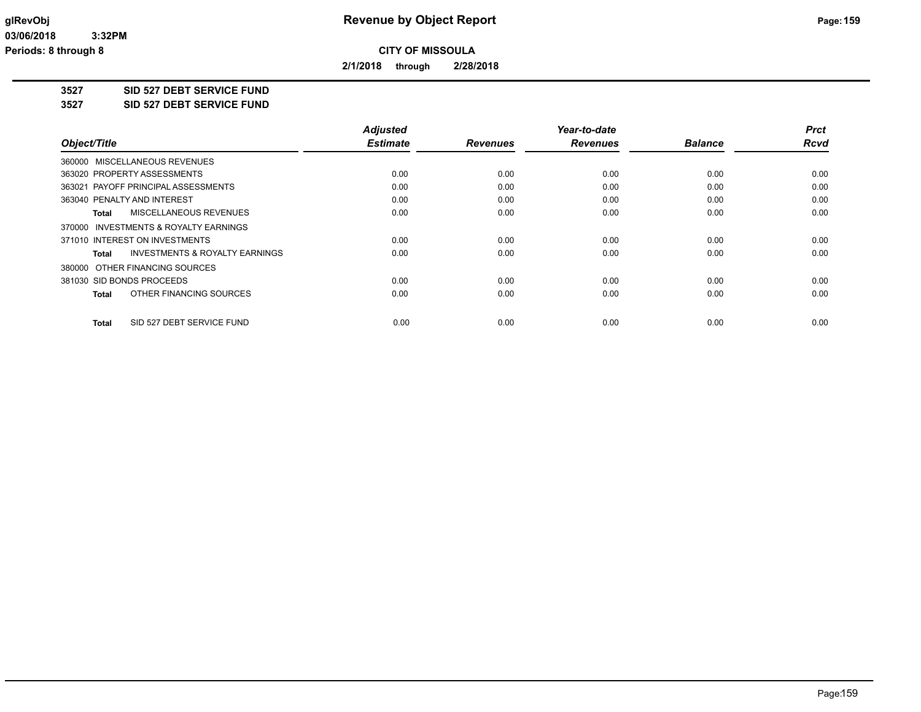# Revenue by Object Report

**CITY OF MISSOULA**

**2/1/2018 through 2/28/2018**

glRevObj
03/06/2018 3:32PM
Periods: 8 through 8

**3527 SID 527 DEBT SERVICE FUND**

**3527 SID 527 DEBT SERVICE FUND**

| Object/Title | Adjusted Estimate | Revenues | Year-to-date Revenues | Balance | Prct Rcvd |
|---|---|---|---|---|---|
| 360000 MISCELLANEOUS REVENUES | | | | | |
| 363020 PROPERTY ASSESSMENTS | 0.00 | 0.00 | 0.00 | 0.00 | 0.00 |
| 363021 PAYOFF PRINCIPAL ASSESSMENTS | 0.00 | 0.00 | 0.00 | 0.00 | 0.00 |
| 363040 PENALTY AND INTEREST | 0.00 | 0.00 | 0.00 | 0.00 | 0.00 |
| **Total** MISCELLANEOUS REVENUES | 0.00 | 0.00 | 0.00 | 0.00 | 0.00 |
| 370000 INVESTMENTS & ROYALTY EARNINGS | | | | | |
| 371010 INTEREST ON INVESTMENTS | 0.00 | 0.00 | 0.00 | 0.00 | 0.00 |
| **Total** INVESTMENTS & ROYALTY EARNINGS | 0.00 | 0.00 | 0.00 | 0.00 | 0.00 |
| 380000 OTHER FINANCING SOURCES | | | | | |
| 381030 SID BONDS PROCEEDS | 0.00 | 0.00 | 0.00 | 0.00 | 0.00 |
| **Total** OTHER FINANCING SOURCES | 0.00 | 0.00 | 0.00 | 0.00 | 0.00 |
| **Total** SID 527 DEBT SERVICE FUND | 0.00 | 0.00 | 0.00 | 0.00 | 0.00 |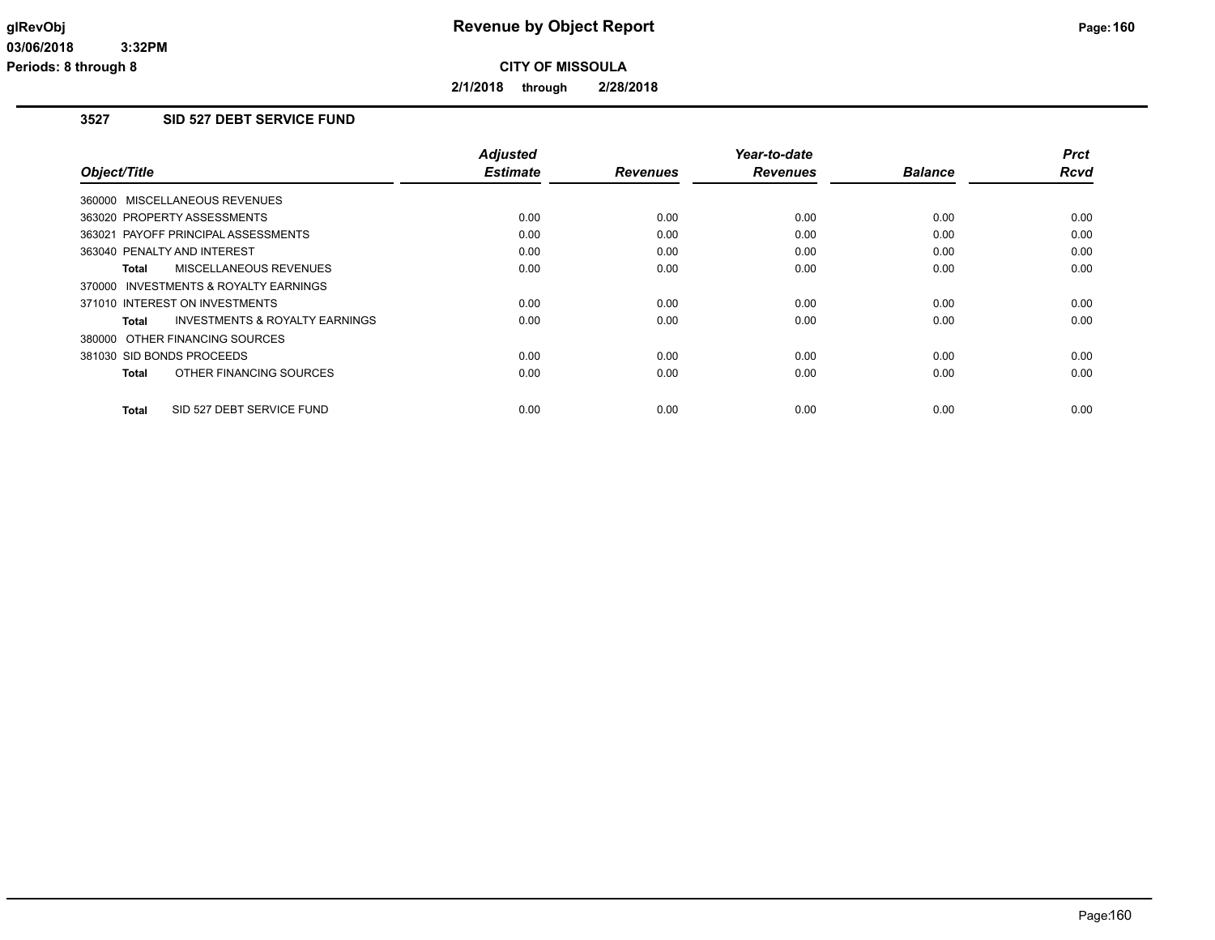**Revenue by Object Report**

**CITY OF MISSOULA**

**2/1/2018 through 2/28/2018**

### 3527 SID 527 DEBT SERVICE FUND

| Object/Title | Adjusted Estimate | Revenues | Year-to-date Revenues | Balance | Prct Rcvd |
|---|---|---|---|---|---|
| 360000 MISCELLANEOUS REVENUES | | | | | |
| 363020 PROPERTY ASSESSMENTS | 0.00 | 0.00 | 0.00 | 0.00 | 0.00 |
| 363021 PAYOFF PRINCIPAL ASSESSMENTS | 0.00 | 0.00 | 0.00 | 0.00 | 0.00 |
| 363040 PENALTY AND INTEREST | 0.00 | 0.00 | 0.00 | 0.00 | 0.00 |
| **Total** MISCELLANEOUS REVENUES | 0.00 | 0.00 | 0.00 | 0.00 | 0.00 |
| 370000 INVESTMENTS & ROYALTY EARNINGS | | | | | |
| 371010 INTEREST ON INVESTMENTS | 0.00 | 0.00 | 0.00 | 0.00 | 0.00 |
| **Total** INVESTMENTS & ROYALTY EARNINGS | 0.00 | 0.00 | 0.00 | 0.00 | 0.00 |
| 380000 OTHER FINANCING SOURCES | | | | | |
| 381030 SID BONDS PROCEEDS | 0.00 | 0.00 | 0.00 | 0.00 | 0.00 |
| **Total** OTHER FINANCING SOURCES | 0.00 | 0.00 | 0.00 | 0.00 | 0.00 |
| **Total** SID 527 DEBT SERVICE FUND | 0.00 | 0.00 | 0.00 | 0.00 | 0.00 |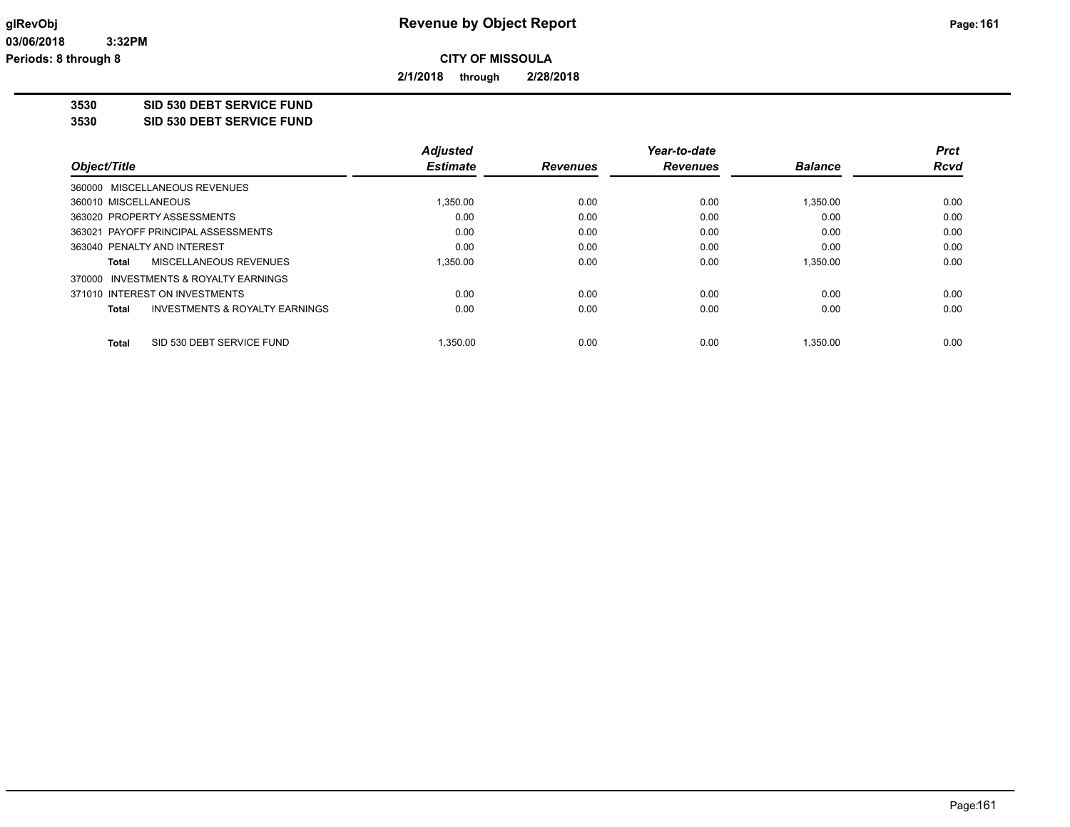# Revenue by Object Report

**CITY OF MISSOULA**

**2/1/2018 through 2/28/2018**

**3530 SID 530 DEBT SERVICE FUND**

**3530 SID 530 DEBT SERVICE FUND**

| Object/Title | Adjusted Estimate | Revenues | Year-to-date Revenues | Balance | Prct Rcvd |
|---|---|---|---|---|---|
| 360000 MISCELLANEOUS REVENUES | | | | | |
| 360010 MISCELLANEOUS | 1,350.00 | 0.00 | 0.00 | 1,350.00 | 0.00 |
| 363020 PROPERTY ASSESSMENTS | 0.00 | 0.00 | 0.00 | 0.00 | 0.00 |
| 363021 PAYOFF PRINCIPAL ASSESSMENTS | 0.00 | 0.00 | 0.00 | 0.00 | 0.00 |
| 363040 PENALTY AND INTEREST | 0.00 | 0.00 | 0.00 | 0.00 | 0.00 |
| **Total** MISCELLANEOUS REVENUES | 1,350.00 | 0.00 | 0.00 | 1,350.00 | 0.00 |
| 370000 INVESTMENTS & ROYALTY EARNINGS | | | | | |
| 371010 INTEREST ON INVESTMENTS | 0.00 | 0.00 | 0.00 | 0.00 | 0.00 |
| **Total** INVESTMENTS & ROYALTY EARNINGS | 0.00 | 0.00 | 0.00 | 0.00 | 0.00 |
| **Total** SID 530 DEBT SERVICE FUND | 1,350.00 | 0.00 | 0.00 | 1,350.00 | 0.00 |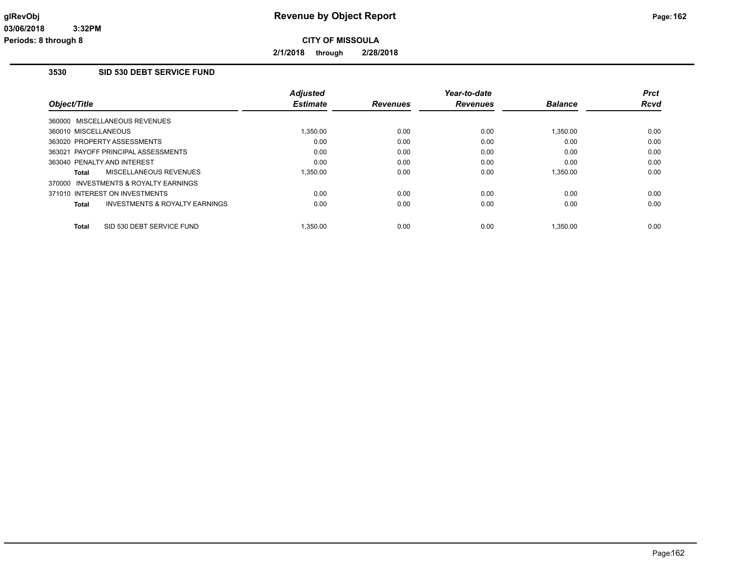# Revenue by Object Report

glRevObj
03/06/2018 3:32PM
Periods: 8 through 8

**CITY OF MISSOULA**

**2/1/2018 through 2/28/2018**

## 3530 SID 530 DEBT SERVICE FUND

| Object/Title | Adjusted Estimate | Revenues | Year-to-date Revenues | Balance | Prct Rcvd |
|---|---|---|---|---|---|
| 360000 MISCELLANEOUS REVENUES | | | | | |
| 360010 MISCELLANEOUS | 1,350.00 | 0.00 | 0.00 | 1,350.00 | 0.00 |
| 363020 PROPERTY ASSESSMENTS | 0.00 | 0.00 | 0.00 | 0.00 | 0.00 |
| 363021 PAYOFF PRINCIPAL ASSESSMENTS | 0.00 | 0.00 | 0.00 | 0.00 | 0.00 |
| 363040 PENALTY AND INTEREST | 0.00 | 0.00 | 0.00 | 0.00 | 0.00 |
| **Total** MISCELLANEOUS REVENUES | 1,350.00 | 0.00 | 0.00 | 1,350.00 | 0.00 |
| 370000 INVESTMENTS & ROYALTY EARNINGS | | | | | |
| 371010 INTEREST ON INVESTMENTS | 0.00 | 0.00 | 0.00 | 0.00 | 0.00 |
| **Total** INVESTMENTS & ROYALTY EARNINGS | 0.00 | 0.00 | 0.00 | 0.00 | 0.00 |
| **Total** SID 530 DEBT SERVICE FUND | 1,350.00 | 0.00 | 0.00 | 1,350.00 | 0.00 |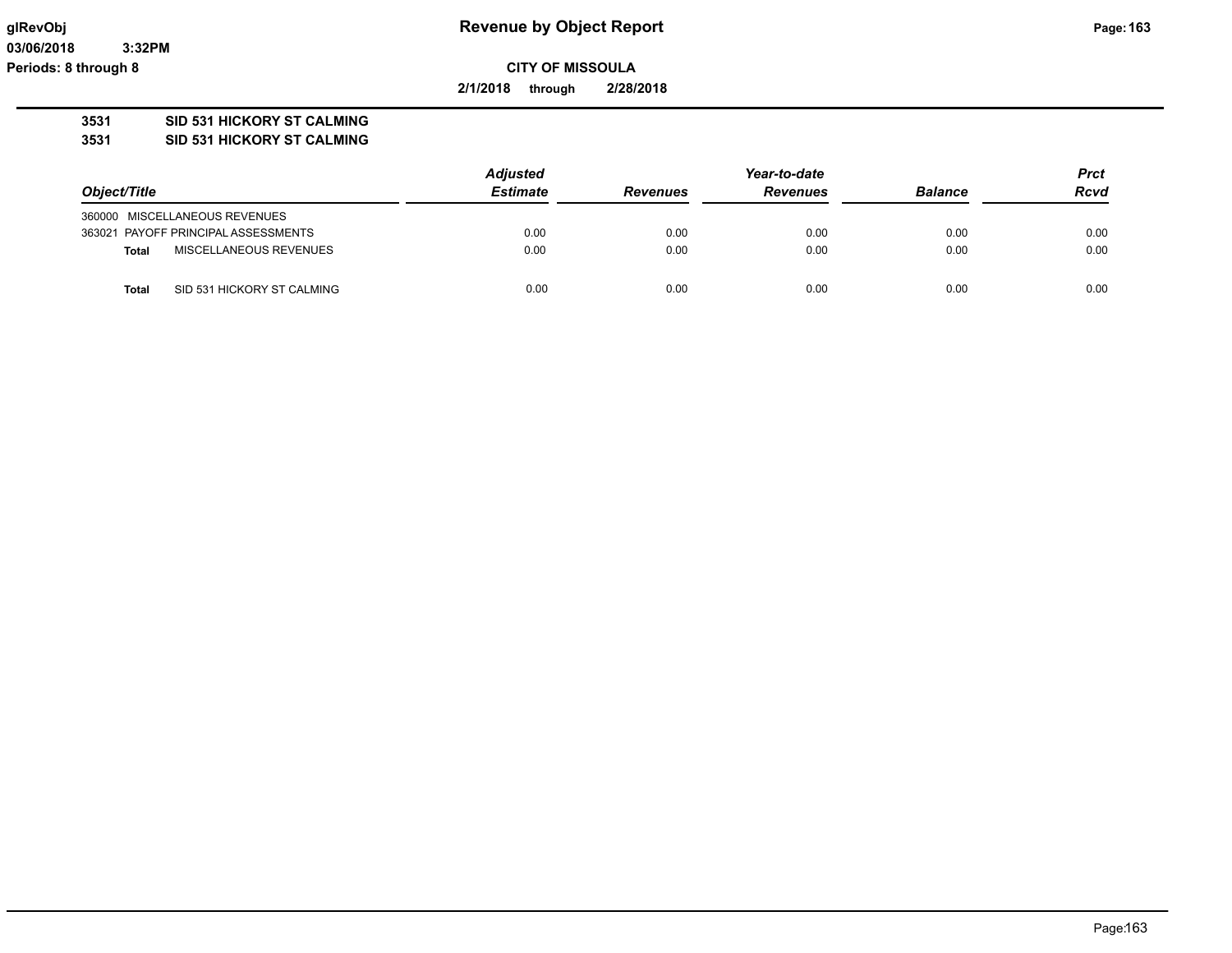**Revenue by Object Report**

**CITY OF MISSOULA**

**2/1/2018 through 2/28/2018**

glRevObj
03/06/2018 3:32PM
Periods: 8 through 8

**3531 SID 531 HICKORY ST CALMING**
**3531 SID 531 HICKORY ST CALMING**

| Object/Title | | Adjusted Estimate | Revenues | Year-to-date Revenues | Balance | Prct Rcvd |
|---|---|---|---|---|---|---|
| 360000 MISCELLANEOUS REVENUES | | | | | | |
| 363021 PAYOFF PRINCIPAL ASSESSMENTS | | 0.00 | 0.00 | 0.00 | 0.00 | 0.00 |
| **Total** | MISCELLANEOUS REVENUES | 0.00 | 0.00 | 0.00 | 0.00 | 0.00 |
| **Total** | SID 531 HICKORY ST CALMING | 0.00 | 0.00 | 0.00 | 0.00 | 0.00 |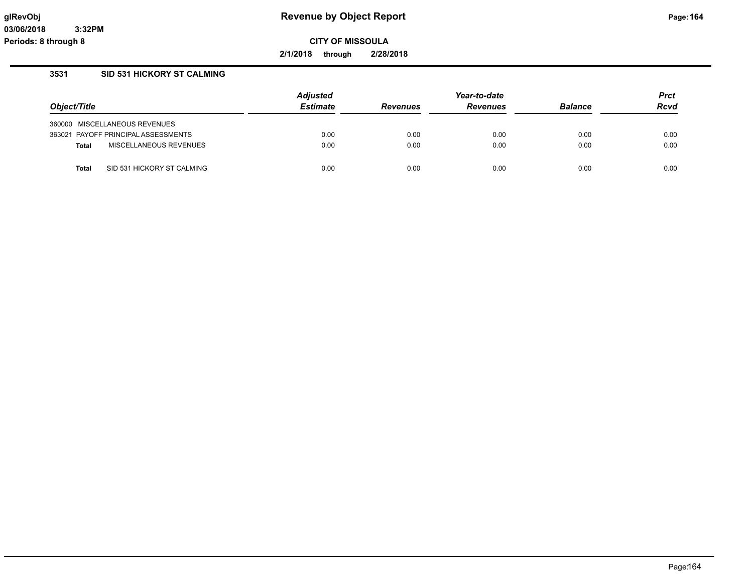**glRevObj**
**03/06/2018 3:32PM**
**Periods: 8 through 8**

# Revenue by Object Report

**CITY OF MISSOULA**

**2/1/2018 through 2/28/2018**

## 3531 SID 531 HICKORY ST CALMING

| Object/Title | Adjusted Estimate | Revenues | Year-to-date Revenues | Balance | Prct Rcvd |
|---|---|---|---|---|---|
| 360000 MISCELLANEOUS REVENUES | | | | | |
| 363021 PAYOFF PRINCIPAL ASSESSMENTS | 0.00 | 0.00 | 0.00 | 0.00 | 0.00 |
| **Total** MISCELLANEOUS REVENUES | 0.00 | 0.00 | 0.00 | 0.00 | 0.00 |
| **Total** SID 531 HICKORY ST CALMING | 0.00 | 0.00 | 0.00 | 0.00 | 0.00 |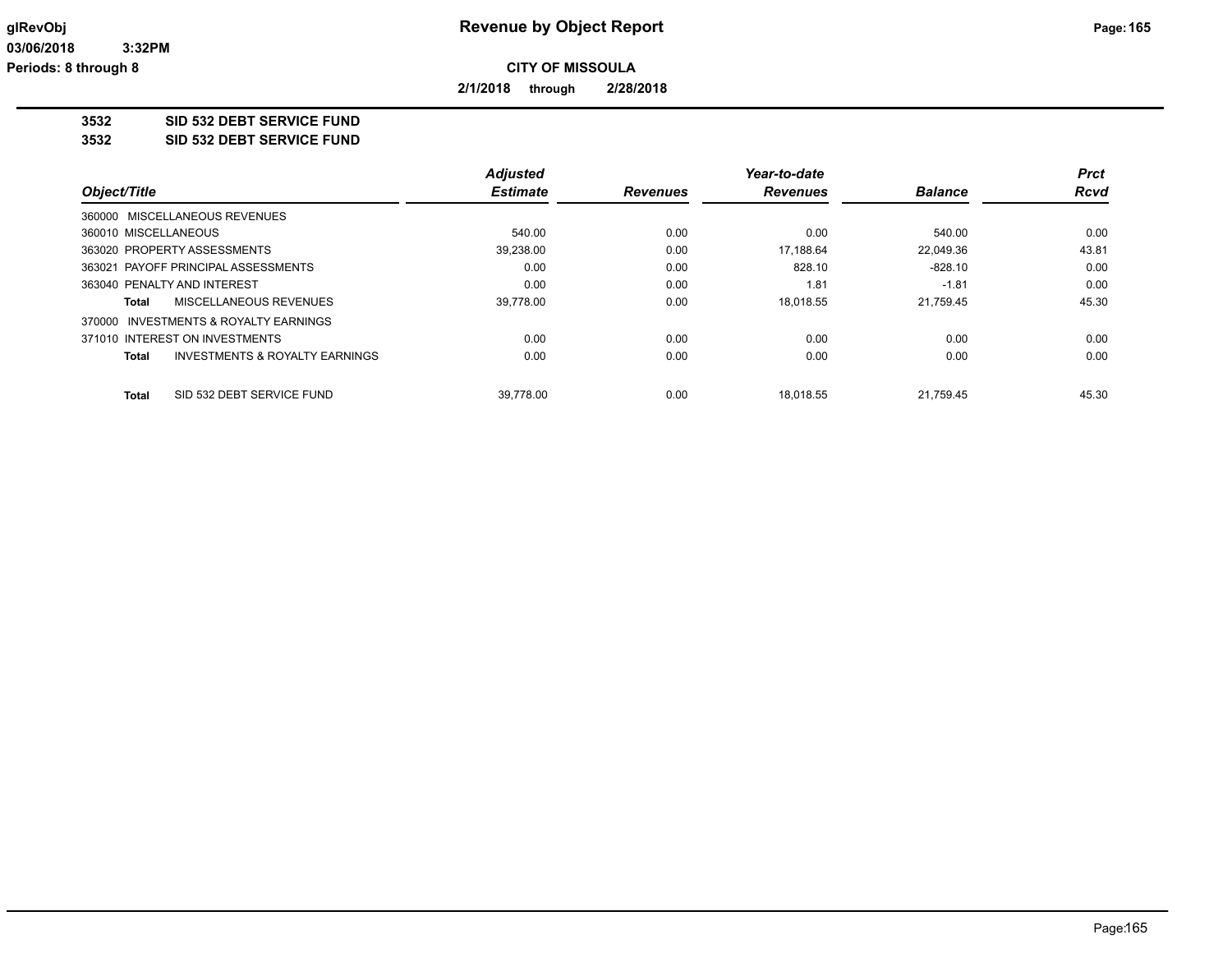**CITY OF MISSOULA**

**2/1/2018 through 2/28/2018**

**3532 SID 532 DEBT SERVICE FUND**

**3532 SID 532 DEBT SERVICE FUND**

| Object/Title | Adjusted Estimate | Revenues | Year-to-date Revenues | Balance | Prct Rcvd |
|---|---|---|---|---|---|
| 360000 MISCELLANEOUS REVENUES | | | | | |
| 360010 MISCELLANEOUS | 540.00 | 0.00 | 0.00 | 540.00 | 0.00 |
| 363020 PROPERTY ASSESSMENTS | 39,238.00 | 0.00 | 17,188.64 | 22,049.36 | 43.81 |
| 363021 PAYOFF PRINCIPAL ASSESSMENTS | 0.00 | 0.00 | 828.10 | -828.10 | 0.00 |
| 363040 PENALTY AND INTEREST | 0.00 | 0.00 | 1.81 | -1.81 | 0.00 |
| **Total** MISCELLANEOUS REVENUES | 39,778.00 | 0.00 | 18,018.55 | 21,759.45 | 45.30 |
| 370000 INVESTMENTS & ROYALTY EARNINGS | | | | | |
| 371010 INTEREST ON INVESTMENTS | 0.00 | 0.00 | 0.00 | 0.00 | 0.00 |
| **Total** INVESTMENTS & ROYALTY EARNINGS | 0.00 | 0.00 | 0.00 | 0.00 | 0.00 |
| **Total** SID 532 DEBT SERVICE FUND | 39,778.00 | 0.00 | 18,018.55 | 21,759.45 | 45.30 |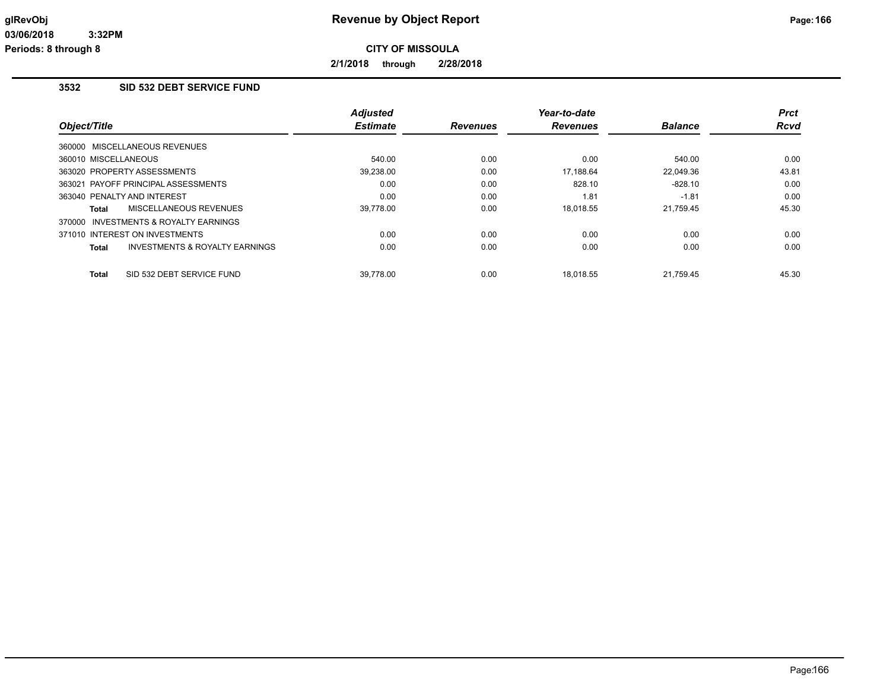# Revenue by Object Report

**CITY OF MISSOULA**

**2/1/2018 through 2/28/2018**

glRevObj
03/06/2018 3:32PM
Periods: 8 through 8

## 3532 SID 532 DEBT SERVICE FUND

| Object/Title | Adjusted Estimate | Revenues | Year-to-date Revenues | Balance | Prct Rcvd |
|---|---|---|---|---|---|
| 360000 MISCELLANEOUS REVENUES | | | | | |
| 360010 MISCELLANEOUS | 540.00 | 0.00 | 0.00 | 540.00 | 0.00 |
| 363020 PROPERTY ASSESSMENTS | 39,238.00 | 0.00 | 17,188.64 | 22,049.36 | 43.81 |
| 363021 PAYOFF PRINCIPAL ASSESSMENTS | 0.00 | 0.00 | 828.10 | -828.10 | 0.00 |
| 363040 PENALTY AND INTEREST | 0.00 | 0.00 | 1.81 | -1.81 | 0.00 |
| **Total** MISCELLANEOUS REVENUES | 39,778.00 | 0.00 | 18,018.55 | 21,759.45 | 45.30 |
| 370000 INVESTMENTS & ROYALTY EARNINGS | | | | | |
| 371010 INTEREST ON INVESTMENTS | 0.00 | 0.00 | 0.00 | 0.00 | 0.00 |
| **Total** INVESTMENTS & ROYALTY EARNINGS | 0.00 | 0.00 | 0.00 | 0.00 | 0.00 |
| **Total** SID 532 DEBT SERVICE FUND | 39,778.00 | 0.00 | 18,018.55 | 21,759.45 | 45.30 |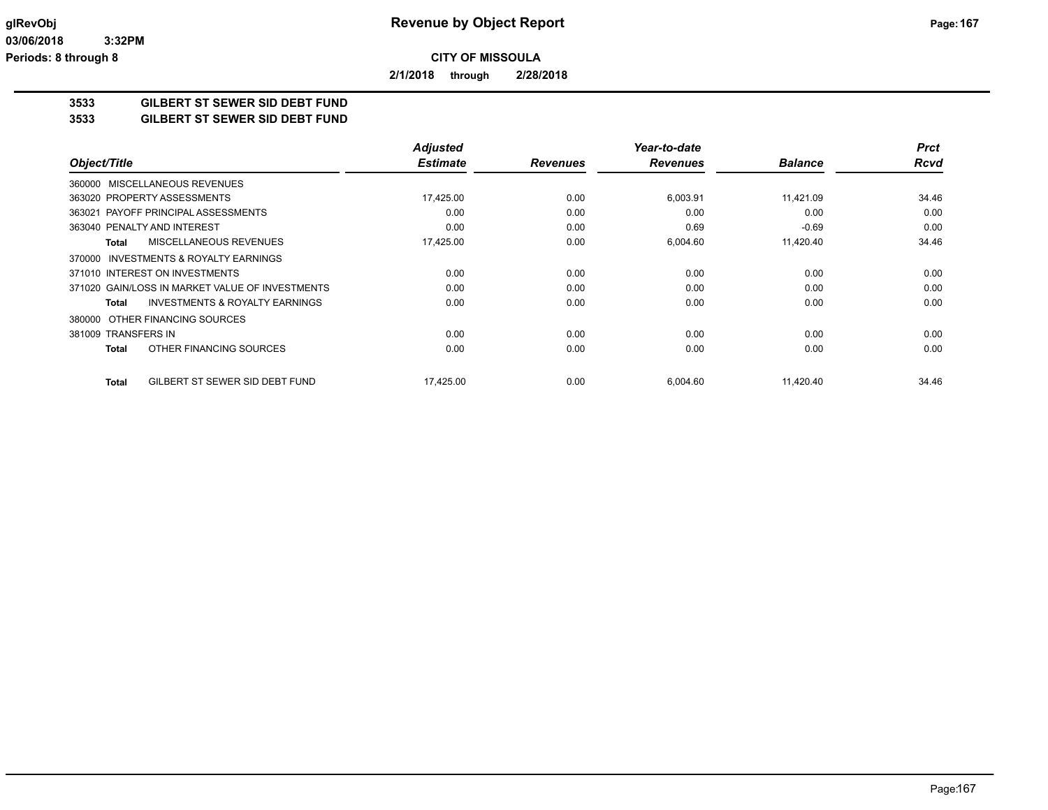**CITY OF MISSOULA**

**2/1/2018 through 2/28/2018**

## 3533 GILBERT ST SEWER SID DEBT FUND
## 3533 GILBERT ST SEWER SID DEBT FUND

| Object/Title | Adjusted Estimate | Revenues | Year-to-date Revenues | Balance | Prct Rcvd |
|---|---|---|---|---|---|
| 360000 MISCELLANEOUS REVENUES | | | | | |
| 363020 PROPERTY ASSESSMENTS | 17,425.00 | 0.00 | 6,003.91 | 11,421.09 | 34.46 |
| 363021 PAYOFF PRINCIPAL ASSESSMENTS | 0.00 | 0.00 | 0.00 | 0.00 | 0.00 |
| 363040 PENALTY AND INTEREST | 0.00 | 0.00 | 0.69 | -0.69 | 0.00 |
| **Total** MISCELLANEOUS REVENUES | 17,425.00 | 0.00 | 6,004.60 | 11,420.40 | 34.46 |
| 370000 INVESTMENTS & ROYALTY EARNINGS | | | | | |
| 371010 INTEREST ON INVESTMENTS | 0.00 | 0.00 | 0.00 | 0.00 | 0.00 |
| 371020 GAIN/LOSS IN MARKET VALUE OF INVESTMENTS | 0.00 | 0.00 | 0.00 | 0.00 | 0.00 |
| **Total** INVESTMENTS & ROYALTY EARNINGS | 0.00 | 0.00 | 0.00 | 0.00 | 0.00 |
| 380000 OTHER FINANCING SOURCES | | | | | |
| 381009 TRANSFERS IN | 0.00 | 0.00 | 0.00 | 0.00 | 0.00 |
| **Total** OTHER FINANCING SOURCES | 0.00 | 0.00 | 0.00 | 0.00 | 0.00 |
| **Total** GILBERT ST SEWER SID DEBT FUND | 17,425.00 | 0.00 | 6,004.60 | 11,420.40 | 34.46 |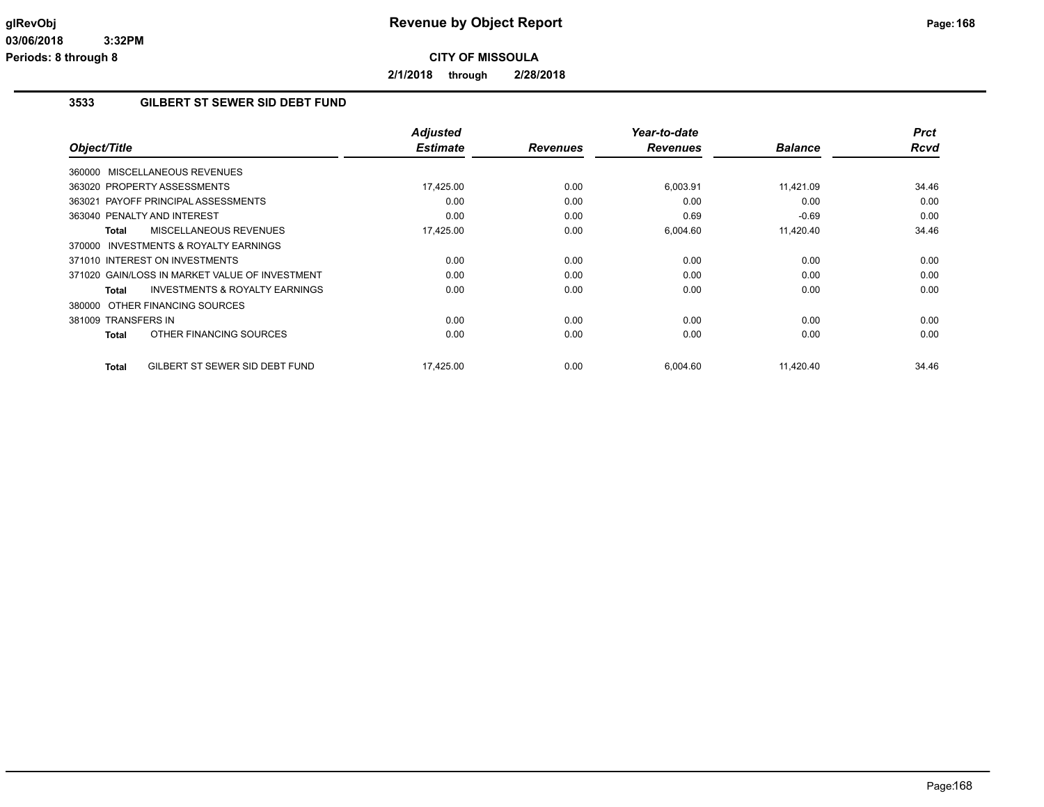# Revenue by Object Report

**CITY OF MISSOULA**

**2/1/2018 through 2/28/2018**

## 3533 GILBERT ST SEWER SID DEBT FUND

| Object/Title | Adjusted Estimate | Revenues | Year-to-date Revenues | Balance | Prct Rcvd |
|---|---|---|---|---|---|
| 360000 MISCELLANEOUS REVENUES | | | | | |
| 363020 PROPERTY ASSESSMENTS | 17,425.00 | 0.00 | 6,003.91 | 11,421.09 | 34.46 |
| 363021 PAYOFF PRINCIPAL ASSESSMENTS | 0.00 | 0.00 | 0.00 | 0.00 | 0.00 |
| 363040 PENALTY AND INTEREST | 0.00 | 0.00 | 0.69 | -0.69 | 0.00 |
| **Total** MISCELLANEOUS REVENUES | 17,425.00 | 0.00 | 6,004.60 | 11,420.40 | 34.46 |
| 370000 INVESTMENTS & ROYALTY EARNINGS | | | | | |
| 371010 INTEREST ON INVESTMENTS | 0.00 | 0.00 | 0.00 | 0.00 | 0.00 |
| 371020 GAIN/LOSS IN MARKET VALUE OF INVESTMENT | 0.00 | 0.00 | 0.00 | 0.00 | 0.00 |
| **Total** INVESTMENTS & ROYALTY EARNINGS | 0.00 | 0.00 | 0.00 | 0.00 | 0.00 |
| 380000 OTHER FINANCING SOURCES | | | | | |
| 381009 TRANSFERS IN | 0.00 | 0.00 | 0.00 | 0.00 | 0.00 |
| **Total** OTHER FINANCING SOURCES | 0.00 | 0.00 | 0.00 | 0.00 | 0.00 |
| **Total** GILBERT ST SEWER SID DEBT FUND | 17,425.00 | 0.00 | 6,004.60 | 11,420.40 | 34.46 |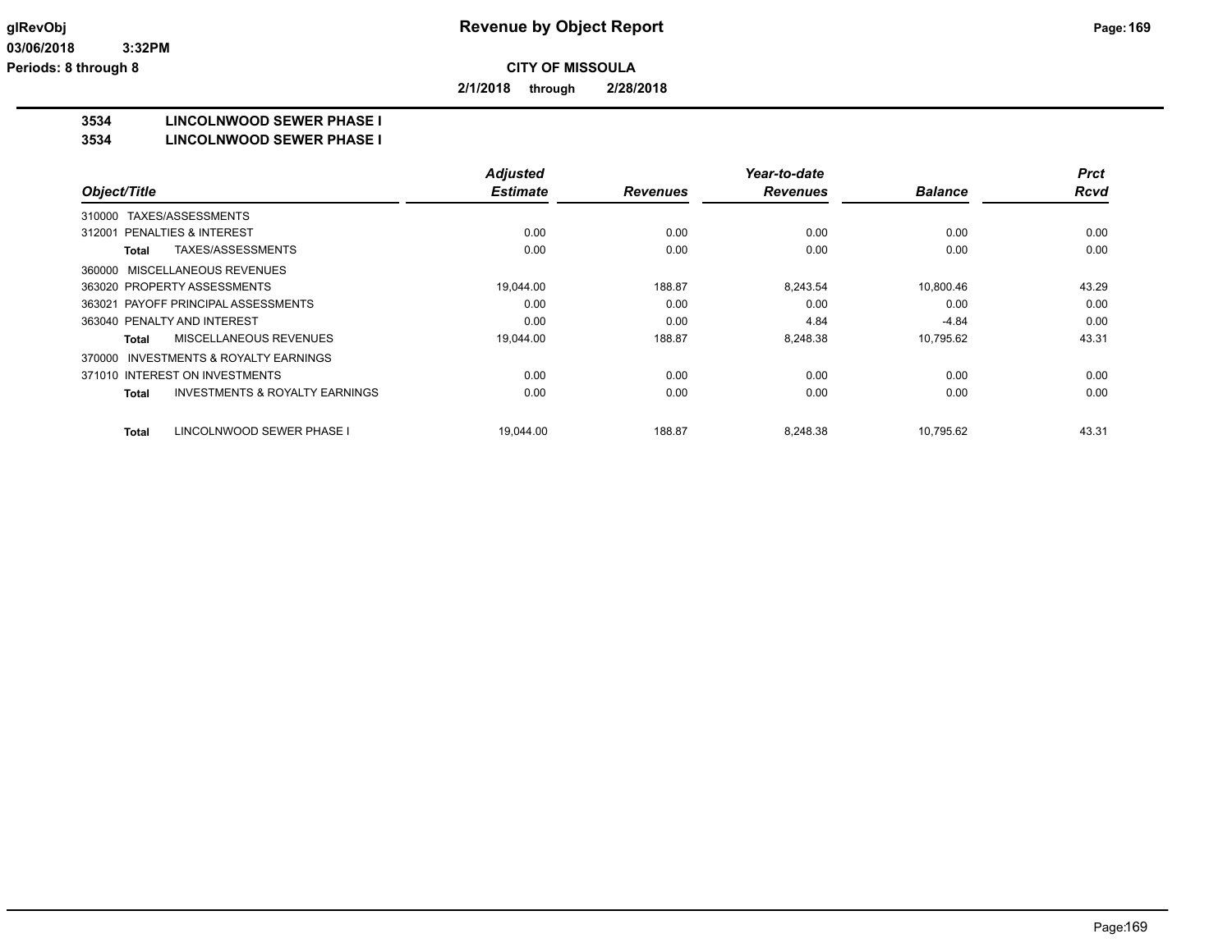**CITY OF MISSOULA**

**2/1/2018 through 2/28/2018**

## 3534 LINCOLNWOOD SEWER PHASE I

## 3534 LINCOLNWOOD SEWER PHASE I

| Object/Title | Adjusted Estimate | Revenues | Year-to-date Revenues | Balance | Prct Rcvd |
|---|---|---|---|---|---|
| 310000 TAXES/ASSESSMENTS | | | | | |
| 312001 PENALTIES & INTEREST | 0.00 | 0.00 | 0.00 | 0.00 | 0.00 |
| **Total** TAXES/ASSESSMENTS | 0.00 | 0.00 | 0.00 | 0.00 | 0.00 |
| 360000 MISCELLANEOUS REVENUES | | | | | |
| 363020 PROPERTY ASSESSMENTS | 19,044.00 | 188.87 | 8,243.54 | 10,800.46 | 43.29 |
| 363021 PAYOFF PRINCIPAL ASSESSMENTS | 0.00 | 0.00 | 0.00 | 0.00 | 0.00 |
| 363040 PENALTY AND INTEREST | 0.00 | 0.00 | 4.84 | -4.84 | 0.00 |
| **Total** MISCELLANEOUS REVENUES | 19,044.00 | 188.87 | 8,248.38 | 10,795.62 | 43.31 |
| 370000 INVESTMENTS & ROYALTY EARNINGS | | | | | |
| 371010 INTEREST ON INVESTMENTS | 0.00 | 0.00 | 0.00 | 0.00 | 0.00 |
| **Total** INVESTMENTS & ROYALTY EARNINGS | 0.00 | 0.00 | 0.00 | 0.00 | 0.00 |
| **Total** LINCOLNWOOD SEWER PHASE I | 19,044.00 | 188.87 | 8,248.38 | 10,795.62 | 43.31 |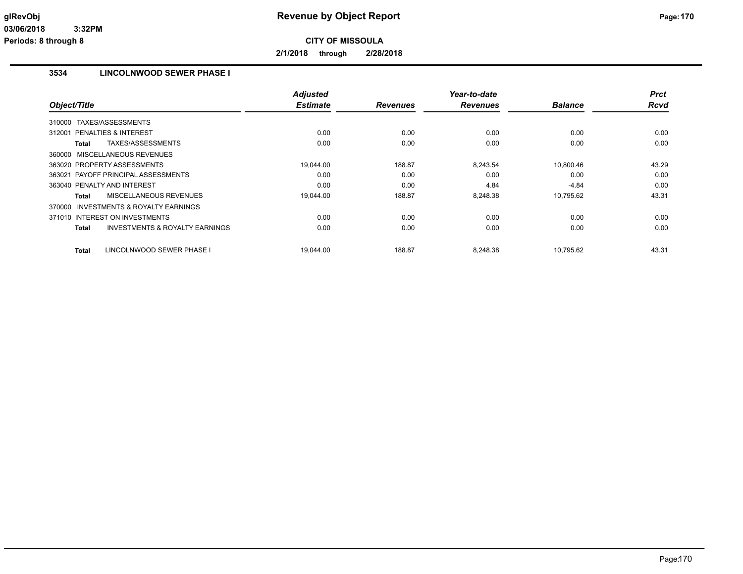# Revenue by Object Report

**CITY OF MISSOULA**

**2/1/2018 through 2/28/2018**

glRevObj
03/06/2018 3:32PM
Periods: 8 through 8

## 3534 LINCOLNWOOD SEWER PHASE I

| Object/Title | Adjusted Estimate | Revenues | Year-to-date Revenues | Balance | Prct Rcvd |
|---|---|---|---|---|---|
| 310000 TAXES/ASSESSMENTS | | | | | |
| 312001 PENALTIES & INTEREST | 0.00 | 0.00 | 0.00 | 0.00 | 0.00 |
| **Total** TAXES/ASSESSMENTS | 0.00 | 0.00 | 0.00 | 0.00 | 0.00 |
| 360000 MISCELLANEOUS REVENUES | | | | | |
| 363020 PROPERTY ASSESSMENTS | 19,044.00 | 188.87 | 8,243.54 | 10,800.46 | 43.29 |
| 363021 PAYOFF PRINCIPAL ASSESSMENTS | 0.00 | 0.00 | 0.00 | 0.00 | 0.00 |
| 363040 PENALTY AND INTEREST | 0.00 | 0.00 | 4.84 | -4.84 | 0.00 |
| **Total** MISCELLANEOUS REVENUES | 19,044.00 | 188.87 | 8,248.38 | 10,795.62 | 43.31 |
| 370000 INVESTMENTS & ROYALTY EARNINGS | | | | | |
| 371010 INTEREST ON INVESTMENTS | 0.00 | 0.00 | 0.00 | 0.00 | 0.00 |
| **Total** INVESTMENTS & ROYALTY EARNINGS | 0.00 | 0.00 | 0.00 | 0.00 | 0.00 |
| **Total** LINCOLNWOOD SEWER PHASE I | 19,044.00 | 188.87 | 8,248.38 | 10,795.62 | 43.31 |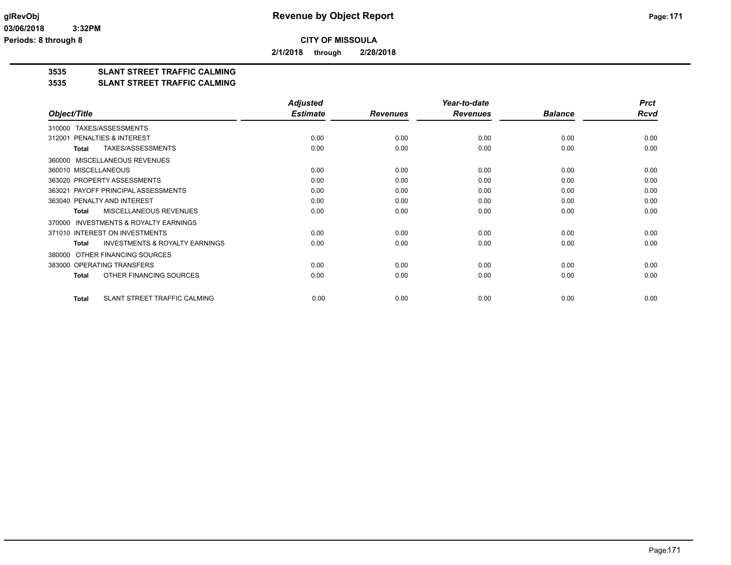# Revenue by Object Report

**CITY OF MISSOULA**

**2/1/2018 through 2/28/2018**

glRevObj
03/06/2018 3:32PM
Periods: 8 through 8

## 3535 SLANT STREET TRAFFIC CALMING
## 3535 SLANT STREET TRAFFIC CALMING

| Object/Title | Adjusted Estimate | Revenues | Year-to-date Revenues | Balance | Prct Rcvd |
|---|---|---|---|---|---|
| 310000 TAXES/ASSESSMENTS | | | | | |
| 312001 PENALTIES & INTEREST | 0.00 | 0.00 | 0.00 | 0.00 | 0.00 |
| **Total** TAXES/ASSESSMENTS | 0.00 | 0.00 | 0.00 | 0.00 | 0.00 |
| 360000 MISCELLANEOUS REVENUES | | | | | |
| 360010 MISCELLANEOUS | 0.00 | 0.00 | 0.00 | 0.00 | 0.00 |
| 363020 PROPERTY ASSESSMENTS | 0.00 | 0.00 | 0.00 | 0.00 | 0.00 |
| 363021 PAYOFF PRINCIPAL ASSESSMENTS | 0.00 | 0.00 | 0.00 | 0.00 | 0.00 |
| 363040 PENALTY AND INTEREST | 0.00 | 0.00 | 0.00 | 0.00 | 0.00 |
| **Total** MISCELLANEOUS REVENUES | 0.00 | 0.00 | 0.00 | 0.00 | 0.00 |
| 370000 INVESTMENTS & ROYALTY EARNINGS | | | | | |
| 371010 INTEREST ON INVESTMENTS | 0.00 | 0.00 | 0.00 | 0.00 | 0.00 |
| **Total** INVESTMENTS & ROYALTY EARNINGS | 0.00 | 0.00 | 0.00 | 0.00 | 0.00 |
| 380000 OTHER FINANCING SOURCES | | | | | |
| 383000 OPERATING TRANSFERS | 0.00 | 0.00 | 0.00 | 0.00 | 0.00 |
| **Total** OTHER FINANCING SOURCES | 0.00 | 0.00 | 0.00 | 0.00 | 0.00 |
| **Total** SLANT STREET TRAFFIC CALMING | 0.00 | 0.00 | 0.00 | 0.00 | 0.00 |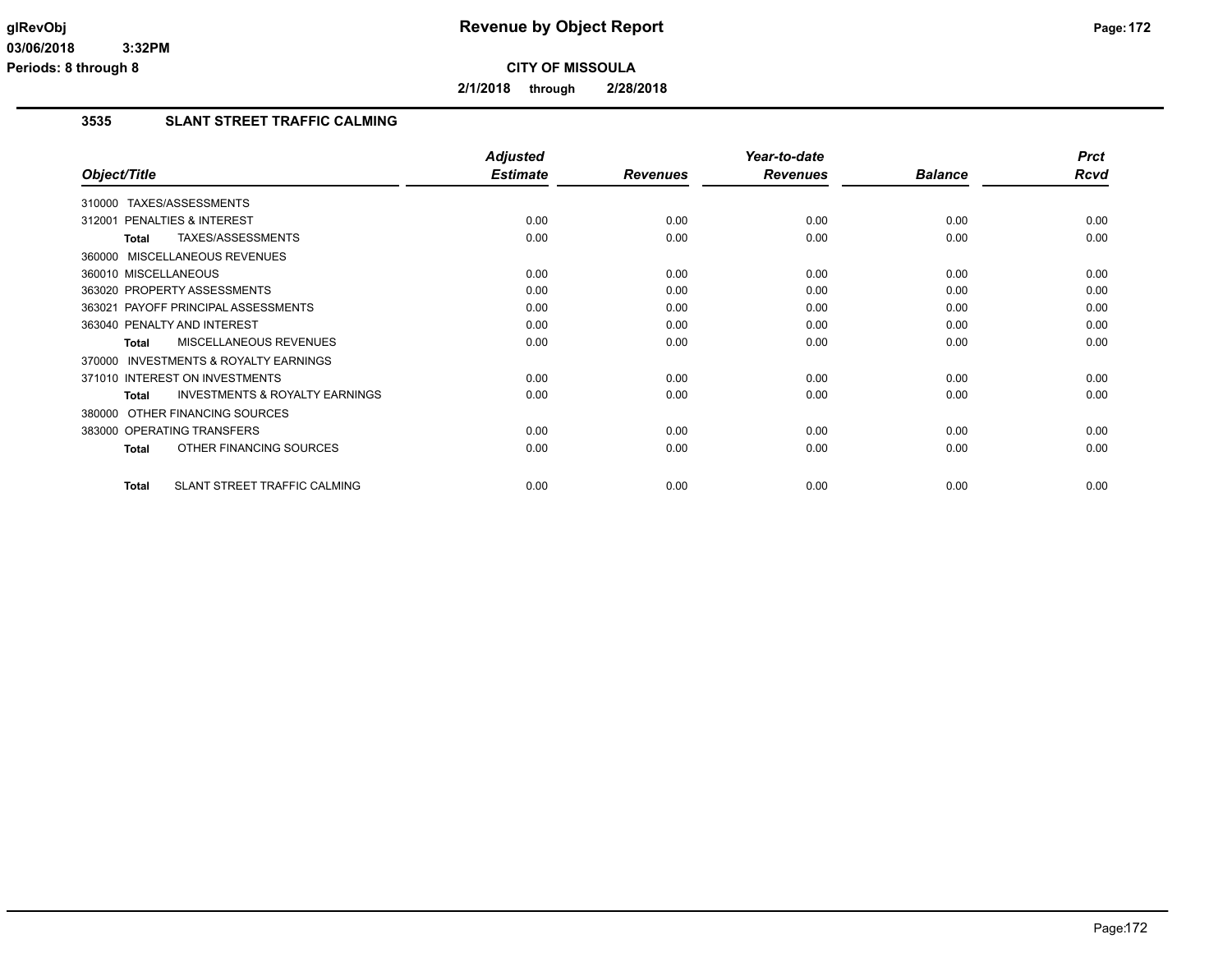**Revenue by Object Report**

**CITY OF MISSOULA**

**2/1/2018 through 2/28/2018**

## 3535 SLANT STREET TRAFFIC CALMING

| Object/Title | Adjusted Estimate | Revenues | Year-to-date Revenues | Balance | Prct Rcvd |
|---|---|---|---|---|---|
| 310000 TAXES/ASSESSMENTS | | | | | |
| 312001 PENALTIES & INTEREST | 0.00 | 0.00 | 0.00 | 0.00 | 0.00 |
| **Total** TAXES/ASSESSMENTS | 0.00 | 0.00 | 0.00 | 0.00 | 0.00 |
| 360000 MISCELLANEOUS REVENUES | | | | | |
| 360010 MISCELLANEOUS | 0.00 | 0.00 | 0.00 | 0.00 | 0.00 |
| 363020 PROPERTY ASSESSMENTS | 0.00 | 0.00 | 0.00 | 0.00 | 0.00 |
| 363021 PAYOFF PRINCIPAL ASSESSMENTS | 0.00 | 0.00 | 0.00 | 0.00 | 0.00 |
| 363040 PENALTY AND INTEREST | 0.00 | 0.00 | 0.00 | 0.00 | 0.00 |
| **Total** MISCELLANEOUS REVENUES | 0.00 | 0.00 | 0.00 | 0.00 | 0.00 |
| 370000 INVESTMENTS & ROYALTY EARNINGS | | | | | |
| 371010 INTEREST ON INVESTMENTS | 0.00 | 0.00 | 0.00 | 0.00 | 0.00 |
| **Total** INVESTMENTS & ROYALTY EARNINGS | 0.00 | 0.00 | 0.00 | 0.00 | 0.00 |
| 380000 OTHER FINANCING SOURCES | | | | | |
| 383000 OPERATING TRANSFERS | 0.00 | 0.00 | 0.00 | 0.00 | 0.00 |
| **Total** OTHER FINANCING SOURCES | 0.00 | 0.00 | 0.00 | 0.00 | 0.00 |
| **Total** SLANT STREET TRAFFIC CALMING | 0.00 | 0.00 | 0.00 | 0.00 | 0.00 |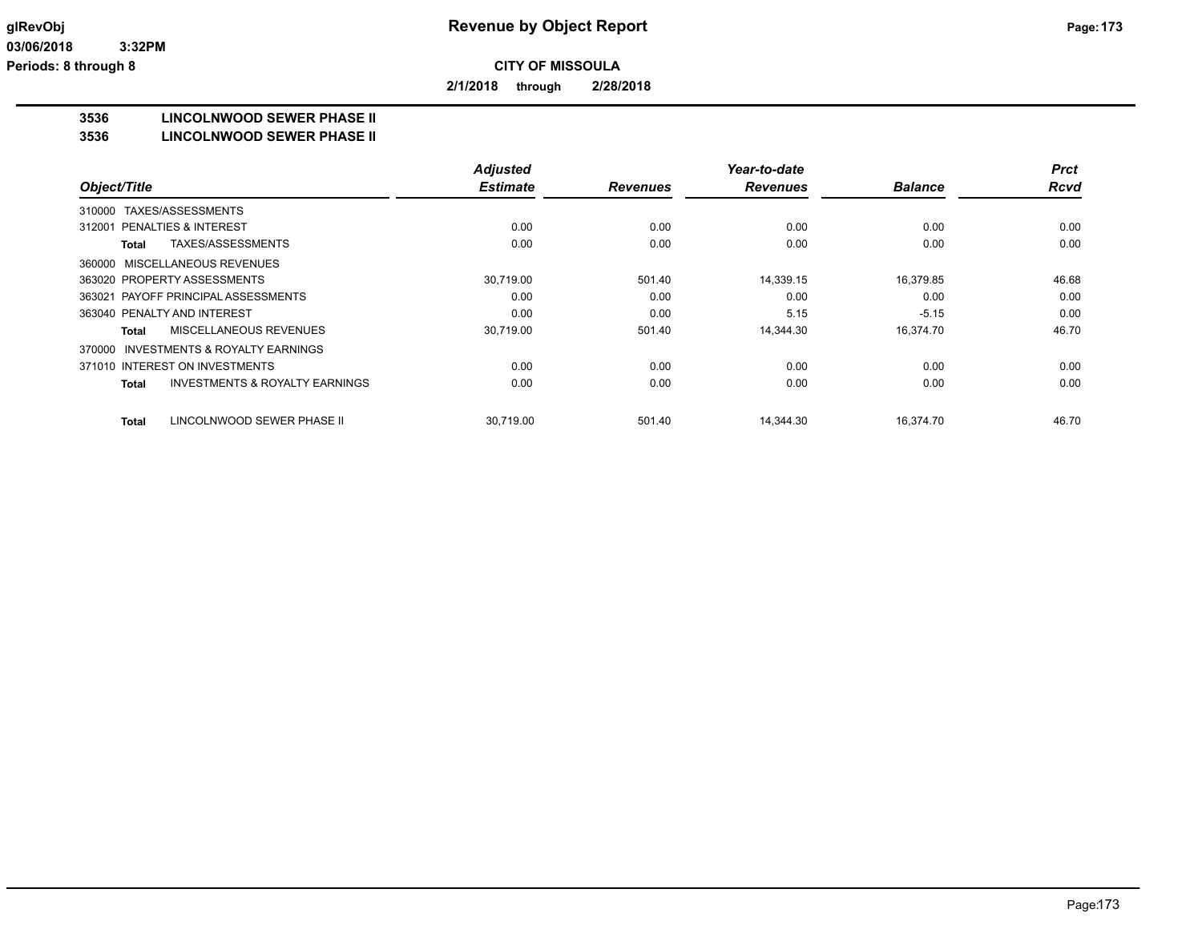**CITY OF MISSOULA**

**2/1/2018 through 2/28/2018**

**Revenue by Object Report**

## 3536 LINCOLNWOOD SEWER PHASE II

## 3536 LINCOLNWOOD SEWER PHASE II

| Object/Title | Adjusted Estimate | Revenues | Year-to-date Revenues | Balance | Prct Rcvd |
|---|---|---|---|---|---|
| 310000 TAXES/ASSESSMENTS | | | | | |
| 312001 PENALTIES & INTEREST | 0.00 | 0.00 | 0.00 | 0.00 | 0.00 |
| **Total** TAXES/ASSESSMENTS | 0.00 | 0.00 | 0.00 | 0.00 | 0.00 |
| 360000 MISCELLANEOUS REVENUES | | | | | |
| 363020 PROPERTY ASSESSMENTS | 30,719.00 | 501.40 | 14,339.15 | 16,379.85 | 46.68 |
| 363021 PAYOFF PRINCIPAL ASSESSMENTS | 0.00 | 0.00 | 0.00 | 0.00 | 0.00 |
| 363040 PENALTY AND INTEREST | 0.00 | 0.00 | 5.15 | -5.15 | 0.00 |
| **Total** MISCELLANEOUS REVENUES | 30,719.00 | 501.40 | 14,344.30 | 16,374.70 | 46.70 |
| 370000 INVESTMENTS & ROYALTY EARNINGS | | | | | |
| 371010 INTEREST ON INVESTMENTS | 0.00 | 0.00 | 0.00 | 0.00 | 0.00 |
| **Total** INVESTMENTS & ROYALTY EARNINGS | 0.00 | 0.00 | 0.00 | 0.00 | 0.00 |
| **Total** LINCOLNWOOD SEWER PHASE II | 30,719.00 | 501.40 | 14,344.30 | 16,374.70 | 46.70 |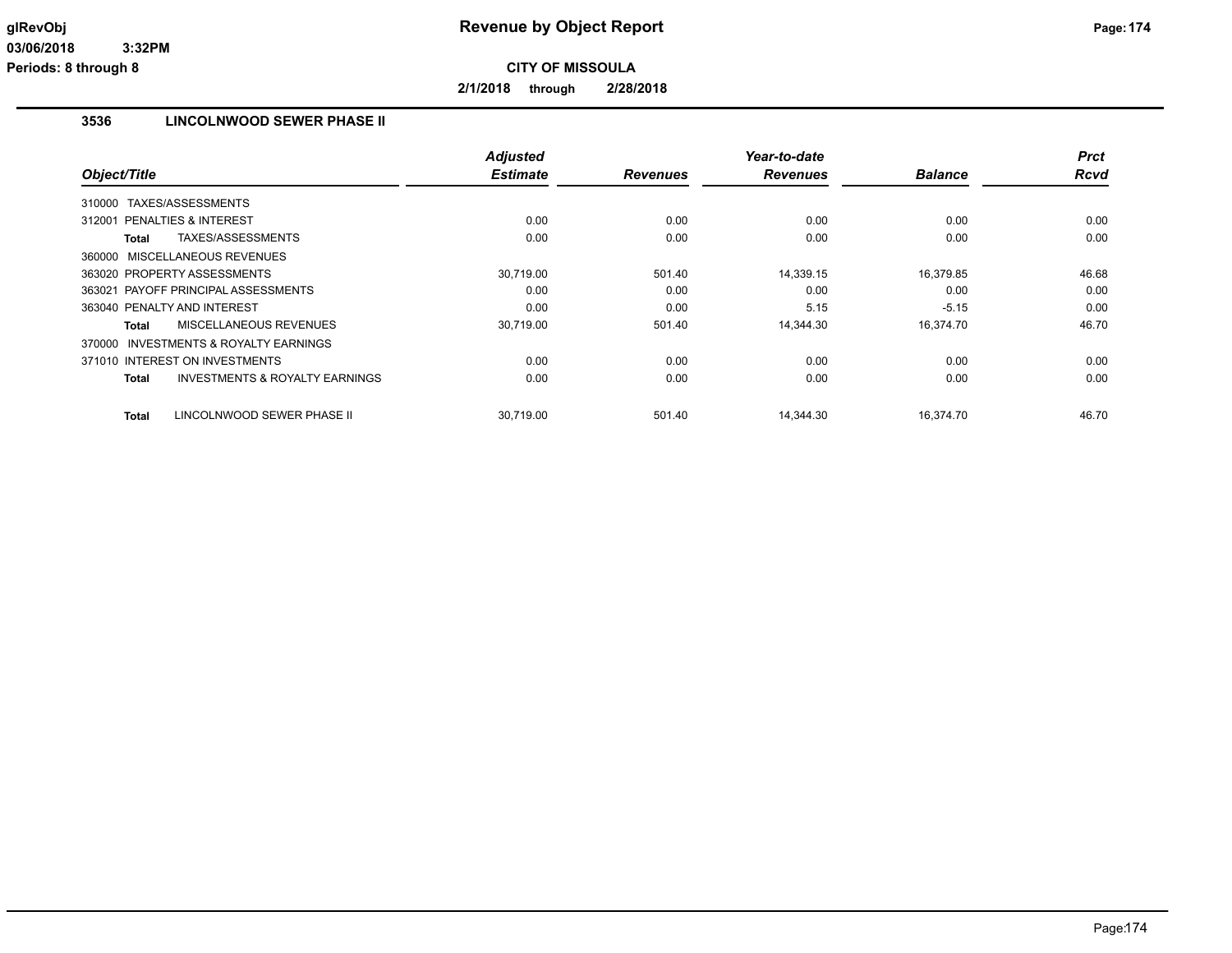# Revenue by Object Report

**CITY OF MISSOULA**

**2/1/2018 through 2/28/2018**

glRevObj
03/06/2018 3:32PM
Periods: 8 through 8

## 3536 LINCOLNWOOD SEWER PHASE II

| Object/Title | Adjusted Estimate | Revenues | Year-to-date Revenues | Balance | Prct Rcvd |
|---|---|---|---|---|---|
| 310000 TAXES/ASSESSMENTS | | | | | |
| 312001 PENALTIES & INTEREST | 0.00 | 0.00 | 0.00 | 0.00 | 0.00 |
| **Total** TAXES/ASSESSMENTS | 0.00 | 0.00 | 0.00 | 0.00 | 0.00 |
| 360000 MISCELLANEOUS REVENUES | | | | | |
| 363020 PROPERTY ASSESSMENTS | 30,719.00 | 501.40 | 14,339.15 | 16,379.85 | 46.68 |
| 363021 PAYOFF PRINCIPAL ASSESSMENTS | 0.00 | 0.00 | 0.00 | 0.00 | 0.00 |
| 363040 PENALTY AND INTEREST | 0.00 | 0.00 | 5.15 | -5.15 | 0.00 |
| **Total** MISCELLANEOUS REVENUES | 30,719.00 | 501.40 | 14,344.30 | 16,374.70 | 46.70 |
| 370000 INVESTMENTS & ROYALTY EARNINGS | | | | | |
| 371010 INTEREST ON INVESTMENTS | 0.00 | 0.00 | 0.00 | 0.00 | 0.00 |
| **Total** INVESTMENTS & ROYALTY EARNINGS | 0.00 | 0.00 | 0.00 | 0.00 | 0.00 |
| **Total** LINCOLNWOOD SEWER PHASE II | 30,719.00 | 501.40 | 14,344.30 | 16,374.70 | 46.70 |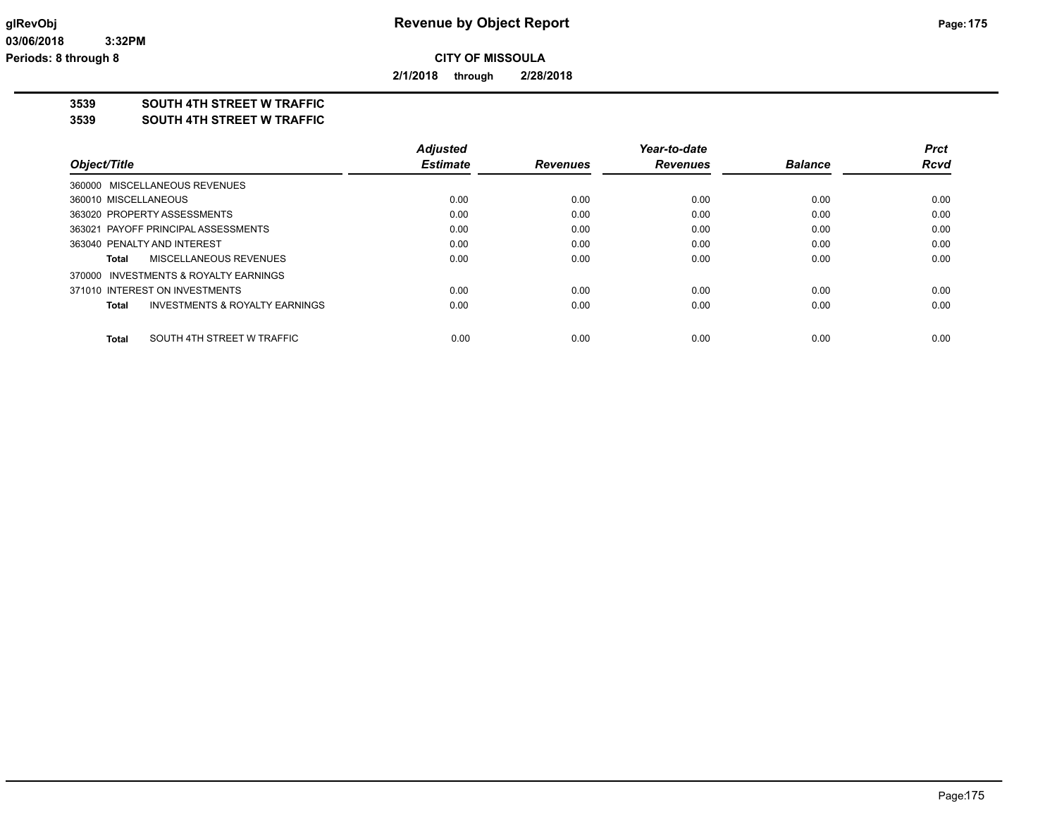**glRevObj** **Revenue by Object Report**

03/06/2018 3:32PM

Periods: 8 through 8

**CITY OF MISSOULA**

**2/1/2018 through 2/28/2018**

## 3539 SOUTH 4TH STREET W TRAFFIC
## 3539 SOUTH 4TH STREET W TRAFFIC

| Object/Title | Adjusted Estimate | Revenues | Year-to-date Revenues | Balance | Prct Rcvd |
|---|---|---|---|---|---|
| 360000 MISCELLANEOUS REVENUES | | | | | |
| 360010 MISCELLANEOUS | 0.00 | 0.00 | 0.00 | 0.00 | 0.00 |
| 363020 PROPERTY ASSESSMENTS | 0.00 | 0.00 | 0.00 | 0.00 | 0.00 |
| 363021 PAYOFF PRINCIPAL ASSESSMENTS | 0.00 | 0.00 | 0.00 | 0.00 | 0.00 |
| 363040 PENALTY AND INTEREST | 0.00 | 0.00 | 0.00 | 0.00 | 0.00 |
| **Total** MISCELLANEOUS REVENUES | 0.00 | 0.00 | 0.00 | 0.00 | 0.00 |
| 370000 INVESTMENTS & ROYALTY EARNINGS | | | | | |
| 371010 INTEREST ON INVESTMENTS | 0.00 | 0.00 | 0.00 | 0.00 | 0.00 |
| **Total** INVESTMENTS & ROYALTY EARNINGS | 0.00 | 0.00 | 0.00 | 0.00 | 0.00 |
| **Total** SOUTH 4TH STREET W TRAFFIC | 0.00 | 0.00 | 0.00 | 0.00 | 0.00 |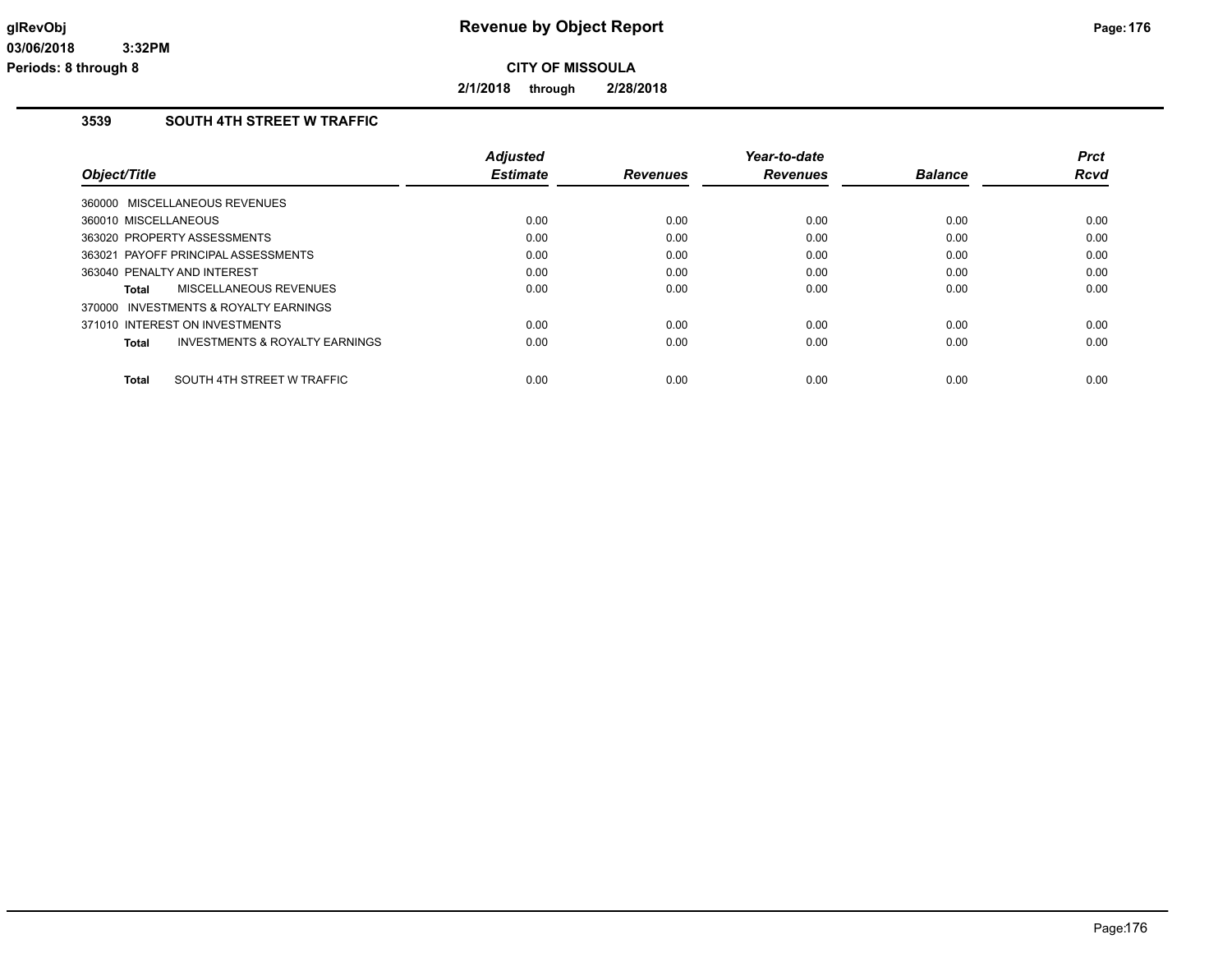**Revenue by Object Report**

**CITY OF MISSOULA**

**2/1/2018 through 2/28/2018**

### 3539 SOUTH 4TH STREET W TRAFFIC

| Object/Title | Adjusted Estimate | Revenues | Year-to-date Revenues | Balance | Prct Rcvd |
|---|---|---|---|---|---|
| 360000 MISCELLANEOUS REVENUES | | | | | |
| 360010 MISCELLANEOUS | 0.00 | 0.00 | 0.00 | 0.00 | 0.00 |
| 363020 PROPERTY ASSESSMENTS | 0.00 | 0.00 | 0.00 | 0.00 | 0.00 |
| 363021 PAYOFF PRINCIPAL ASSESSMENTS | 0.00 | 0.00 | 0.00 | 0.00 | 0.00 |
| 363040 PENALTY AND INTEREST | 0.00 | 0.00 | 0.00 | 0.00 | 0.00 |
| **Total** MISCELLANEOUS REVENUES | 0.00 | 0.00 | 0.00 | 0.00 | 0.00 |
| 370000 INVESTMENTS & ROYALTY EARNINGS | | | | | |
| 371010 INTEREST ON INVESTMENTS | 0.00 | 0.00 | 0.00 | 0.00 | 0.00 |
| **Total** INVESTMENTS & ROYALTY EARNINGS | 0.00 | 0.00 | 0.00 | 0.00 | 0.00 |
| **Total** SOUTH 4TH STREET W TRAFFIC | 0.00 | 0.00 | 0.00 | 0.00 | 0.00 |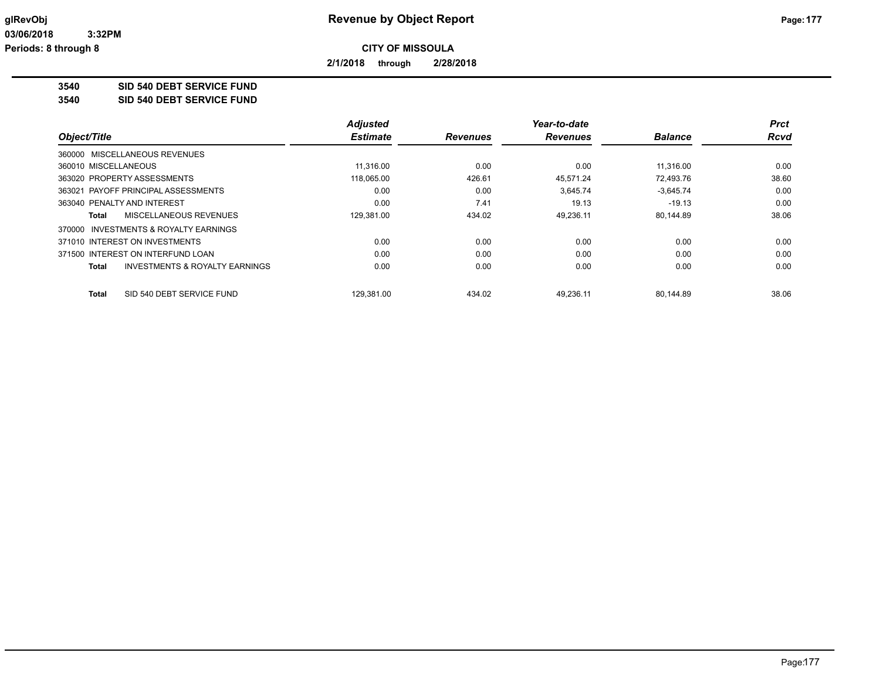**Revenue by Object Report**

**CITY OF MISSOULA**

**2/1/2018 through 2/28/2018**

glRevObj
03/06/2018 3:32PM
Periods: 8 through 8

## 3540 SID 540 DEBT SERVICE FUND
## 3540 SID 540 DEBT SERVICE FUND

| Object/Title | Adjusted Estimate | Revenues | Year-to-date Revenues | Balance | Prct Rcvd |
|---|---|---|---|---|---|
| 360000 MISCELLANEOUS REVENUES | | | | | |
| 360010 MISCELLANEOUS | 11,316.00 | 0.00 | 0.00 | 11,316.00 | 0.00 |
| 363020 PROPERTY ASSESSMENTS | 118,065.00 | 426.61 | 45,571.24 | 72,493.76 | 38.60 |
| 363021 PAYOFF PRINCIPAL ASSESSMENTS | 0.00 | 0.00 | 3,645.74 | -3,645.74 | 0.00 |
| 363040 PENALTY AND INTEREST | 0.00 | 7.41 | 19.13 | -19.13 | 0.00 |
| **Total** MISCELLANEOUS REVENUES | 129,381.00 | 434.02 | 49,236.11 | 80,144.89 | 38.06 |
| 370000 INVESTMENTS & ROYALTY EARNINGS | | | | | |
| 371010 INTEREST ON INVESTMENTS | 0.00 | 0.00 | 0.00 | 0.00 | 0.00 |
| 371500 INTEREST ON INTERFUND LOAN | 0.00 | 0.00 | 0.00 | 0.00 | 0.00 |
| **Total** INVESTMENTS & ROYALTY EARNINGS | 0.00 | 0.00 | 0.00 | 0.00 | 0.00 |
| **Total** SID 540 DEBT SERVICE FUND | 129,381.00 | 434.02 | 49,236.11 | 80,144.89 | 38.06 |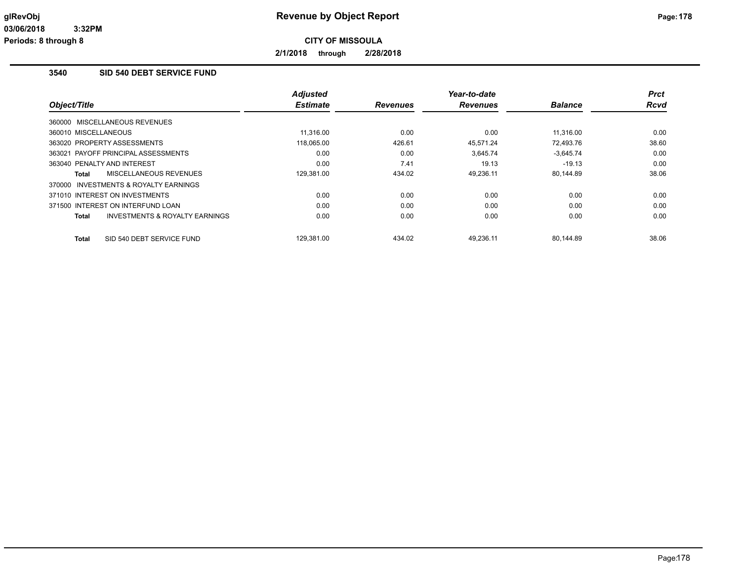# Revenue by Object Report

**CITY OF MISSOULA**

**2/1/2018 through 2/28/2018**

glRevObj
03/06/2018 3:32PM
Periods: 8 through 8

## 3540 SID 540 DEBT SERVICE FUND

| Object/Title | Adjusted Estimate | Revenues | Year-to-date Revenues | Balance | Prct Rcvd |
|---|---|---|---|---|---|
| 360000 MISCELLANEOUS REVENUES | | | | | |
| 360010 MISCELLANEOUS | 11,316.00 | 0.00 | 0.00 | 11,316.00 | 0.00 |
| 363020 PROPERTY ASSESSMENTS | 118,065.00 | 426.61 | 45,571.24 | 72,493.76 | 38.60 |
| 363021 PAYOFF PRINCIPAL ASSESSMENTS | 0.00 | 0.00 | 3,645.74 | -3,645.74 | 0.00 |
| 363040 PENALTY AND INTEREST | 0.00 | 7.41 | 19.13 | -19.13 | 0.00 |
| **Total** MISCELLANEOUS REVENUES | 129,381.00 | 434.02 | 49,236.11 | 80,144.89 | 38.06 |
| 370000 INVESTMENTS & ROYALTY EARNINGS | | | | | |
| 371010 INTEREST ON INVESTMENTS | 0.00 | 0.00 | 0.00 | 0.00 | 0.00 |
| 371500 INTEREST ON INTERFUND LOAN | 0.00 | 0.00 | 0.00 | 0.00 | 0.00 |
| **Total** INVESTMENTS & ROYALTY EARNINGS | 0.00 | 0.00 | 0.00 | 0.00 | 0.00 |
| **Total** SID 540 DEBT SERVICE FUND | 129,381.00 | 434.02 | 49,236.11 | 80,144.89 | 38.06 |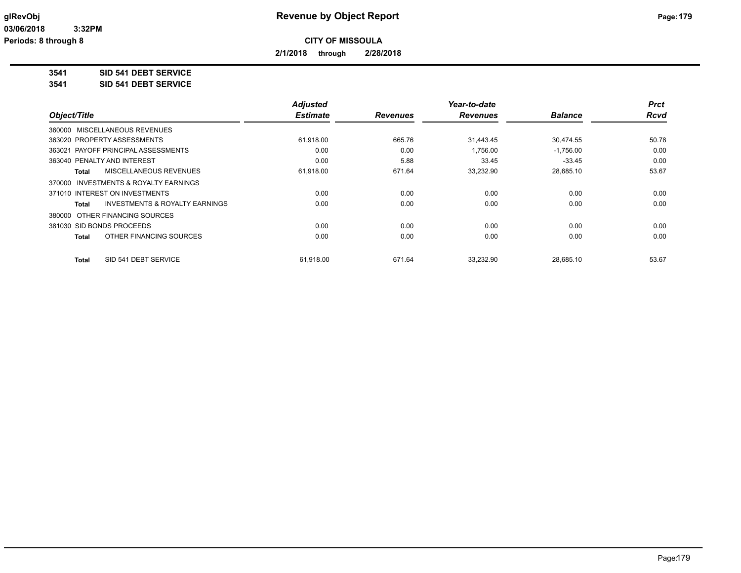**CITY OF MISSOULA**

**2/1/2018 through 2/28/2018**

**3541 SID 541 DEBT SERVICE**

**3541 SID 541 DEBT SERVICE**

| Object/Title | Adjusted Estimate | Revenues | Year-to-date Revenues | Balance | Prct Rcvd |
|---|---|---|---|---|---|
| 360000 MISCELLANEOUS REVENUES | | | | | |
| 363020 PROPERTY ASSESSMENTS | 61,918.00 | 665.76 | 31,443.45 | 30,474.55 | 50.78 |
| 363021 PAYOFF PRINCIPAL ASSESSMENTS | 0.00 | 0.00 | 1,756.00 | -1,756.00 | 0.00 |
| 363040 PENALTY AND INTEREST | 0.00 | 5.88 | 33.45 | -33.45 | 0.00 |
| **Total** MISCELLANEOUS REVENUES | 61,918.00 | 671.64 | 33,232.90 | 28,685.10 | 53.67 |
| 370000 INVESTMENTS & ROYALTY EARNINGS | | | | | |
| 371010 INTEREST ON INVESTMENTS | 0.00 | 0.00 | 0.00 | 0.00 | 0.00 |
| **Total** INVESTMENTS & ROYALTY EARNINGS | 0.00 | 0.00 | 0.00 | 0.00 | 0.00 |
| 380000 OTHER FINANCING SOURCES | | | | | |
| 381030 SID BONDS PROCEEDS | 0.00 | 0.00 | 0.00 | 0.00 | 0.00 |
| **Total** OTHER FINANCING SOURCES | 0.00 | 0.00 | 0.00 | 0.00 | 0.00 |
| **Total** SID 541 DEBT SERVICE | 61,918.00 | 671.64 | 33,232.90 | 28,685.10 | 53.67 |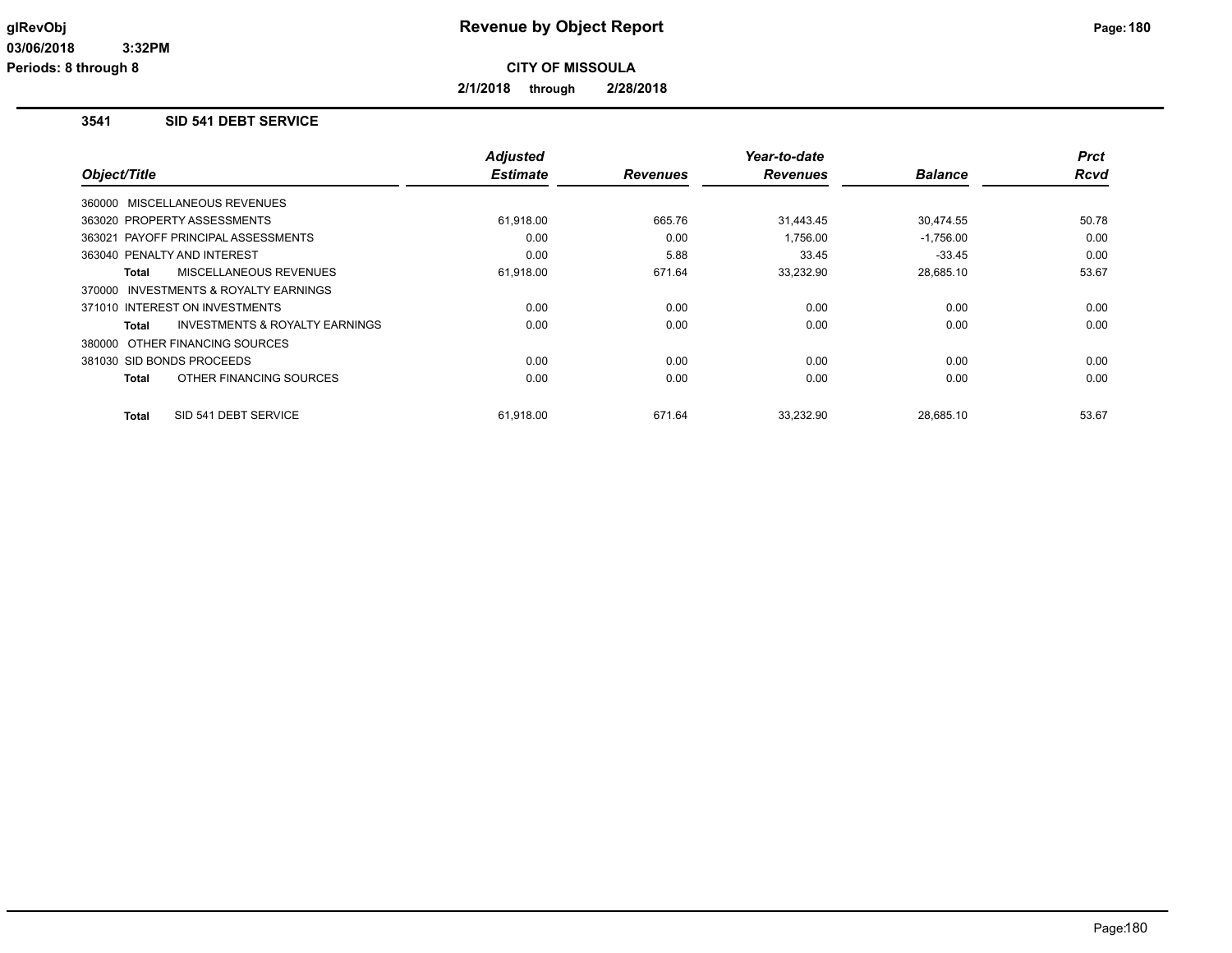# Revenue by Object Report

glRevObj
03/06/2018 3:32PM
Periods: 8 through 8

**CITY OF MISSOULA**

**2/1/2018 through 2/28/2018**

## 3541 SID 541 DEBT SERVICE

| Object/Title | Adjusted Estimate | Revenues | Year-to-date Revenues | Balance | Prct Rcvd |
|---|---|---|---|---|---|
| 360000 MISCELLANEOUS REVENUES | | | | | |
| 363020 PROPERTY ASSESSMENTS | 61,918.00 | 665.76 | 31,443.45 | 30,474.55 | 50.78 |
| 363021 PAYOFF PRINCIPAL ASSESSMENTS | 0.00 | 0.00 | 1,756.00 | -1,756.00 | 0.00 |
| 363040 PENALTY AND INTEREST | 0.00 | 5.88 | 33.45 | -33.45 | 0.00 |
| **Total** MISCELLANEOUS REVENUES | 61,918.00 | 671.64 | 33,232.90 | 28,685.10 | 53.67 |
| 370000 INVESTMENTS & ROYALTY EARNINGS | | | | | |
| 371010 INTEREST ON INVESTMENTS | 0.00 | 0.00 | 0.00 | 0.00 | 0.00 |
| **Total** INVESTMENTS & ROYALTY EARNINGS | 0.00 | 0.00 | 0.00 | 0.00 | 0.00 |
| 380000 OTHER FINANCING SOURCES | | | | | |
| 381030 SID BONDS PROCEEDS | 0.00 | 0.00 | 0.00 | 0.00 | 0.00 |
| **Total** OTHER FINANCING SOURCES | 0.00 | 0.00 | 0.00 | 0.00 | 0.00 |
| **Total** SID 541 DEBT SERVICE | 61,918.00 | 671.64 | 33,232.90 | 28,685.10 | 53.67 |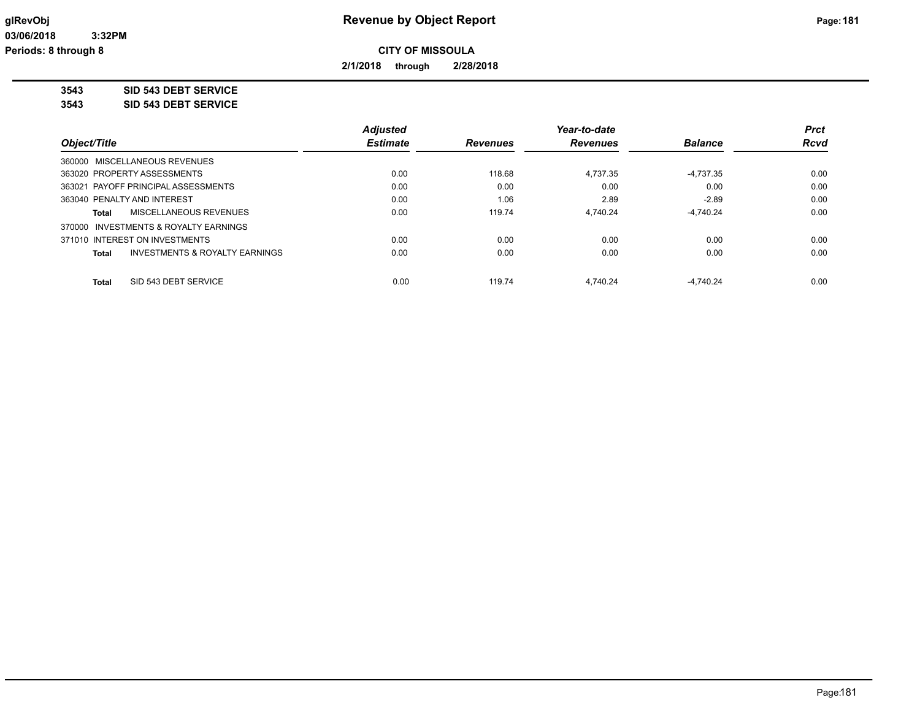# Revenue by Object Report

**CITY OF MISSOULA**

**2/1/2018 through 2/28/2018**

glRevObj
03/06/2018 3:32PM
Periods: 8 through 8

**3543 SID 543 DEBT SERVICE**

**3543 SID 543 DEBT SERVICE**

| Object/Title | Adjusted Estimate | Revenues | Year-to-date Revenues | Balance | Prct Rcvd |
|---|---|---|---|---|---|
| 360000 MISCELLANEOUS REVENUES | | | | | |
| 363020 PROPERTY ASSESSMENTS | 0.00 | 118.68 | 4,737.35 | -4,737.35 | 0.00 |
| 363021 PAYOFF PRINCIPAL ASSESSMENTS | 0.00 | 0.00 | 0.00 | 0.00 | 0.00 |
| 363040 PENALTY AND INTEREST | 0.00 | 1.06 | 2.89 | -2.89 | 0.00 |
| **Total** MISCELLANEOUS REVENUES | 0.00 | 119.74 | 4,740.24 | -4,740.24 | 0.00 |
| 370000 INVESTMENTS & ROYALTY EARNINGS | | | | | |
| 371010 INTEREST ON INVESTMENTS | 0.00 | 0.00 | 0.00 | 0.00 | 0.00 |
| **Total** INVESTMENTS & ROYALTY EARNINGS | 0.00 | 0.00 | 0.00 | 0.00 | 0.00 |
| **Total** SID 543 DEBT SERVICE | 0.00 | 119.74 | 4,740.24 | -4,740.24 | 0.00 |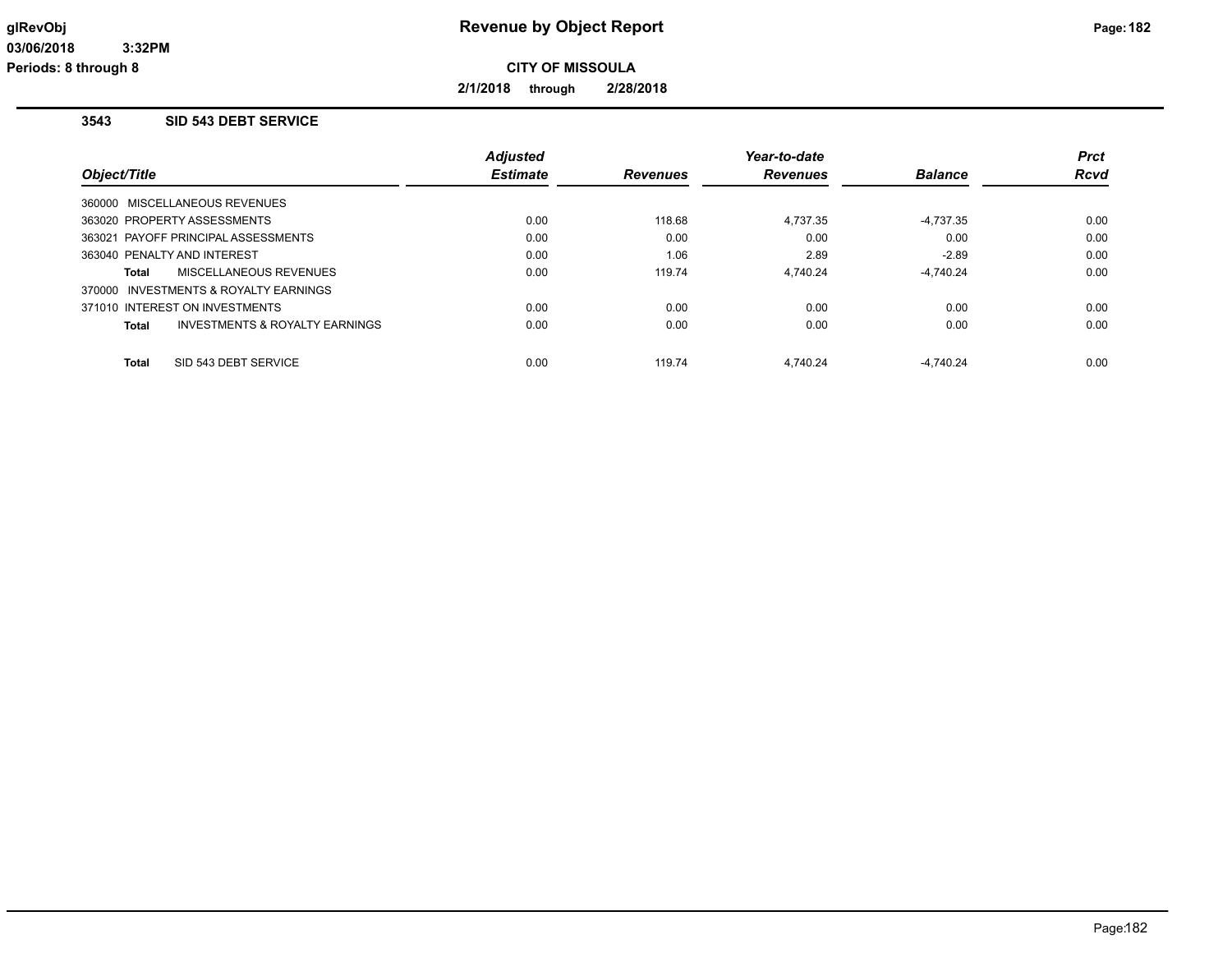# Revenue by Object Report

**CITY OF MISSOULA**

**2/1/2018 through 2/28/2018**

glRevObj
03/06/2018 3:32PM
Periods: 8 through 8

## 3543 SID 543 DEBT SERVICE

| Object/Title | Adjusted Estimate | Revenues | Year-to-date Revenues | Balance | Prct Rcvd |
|---|---|---|---|---|---|
| 360000 MISCELLANEOUS REVENUES | | | | | |
| 363020 PROPERTY ASSESSMENTS | 0.00 | 118.68 | 4,737.35 | -4,737.35 | 0.00 |
| 363021 PAYOFF PRINCIPAL ASSESSMENTS | 0.00 | 0.00 | 0.00 | 0.00 | 0.00 |
| 363040 PENALTY AND INTEREST | 0.00 | 1.06 | 2.89 | -2.89 | 0.00 |
| **Total** MISCELLANEOUS REVENUES | 0.00 | 119.74 | 4,740.24 | -4,740.24 | 0.00 |
| 370000 INVESTMENTS & ROYALTY EARNINGS | | | | | |
| 371010 INTEREST ON INVESTMENTS | 0.00 | 0.00 | 0.00 | 0.00 | 0.00 |
| **Total** INVESTMENTS & ROYALTY EARNINGS | 0.00 | 0.00 | 0.00 | 0.00 | 0.00 |
| **Total** SID 543 DEBT SERVICE | 0.00 | 119.74 | 4,740.24 | -4,740.24 | 0.00 |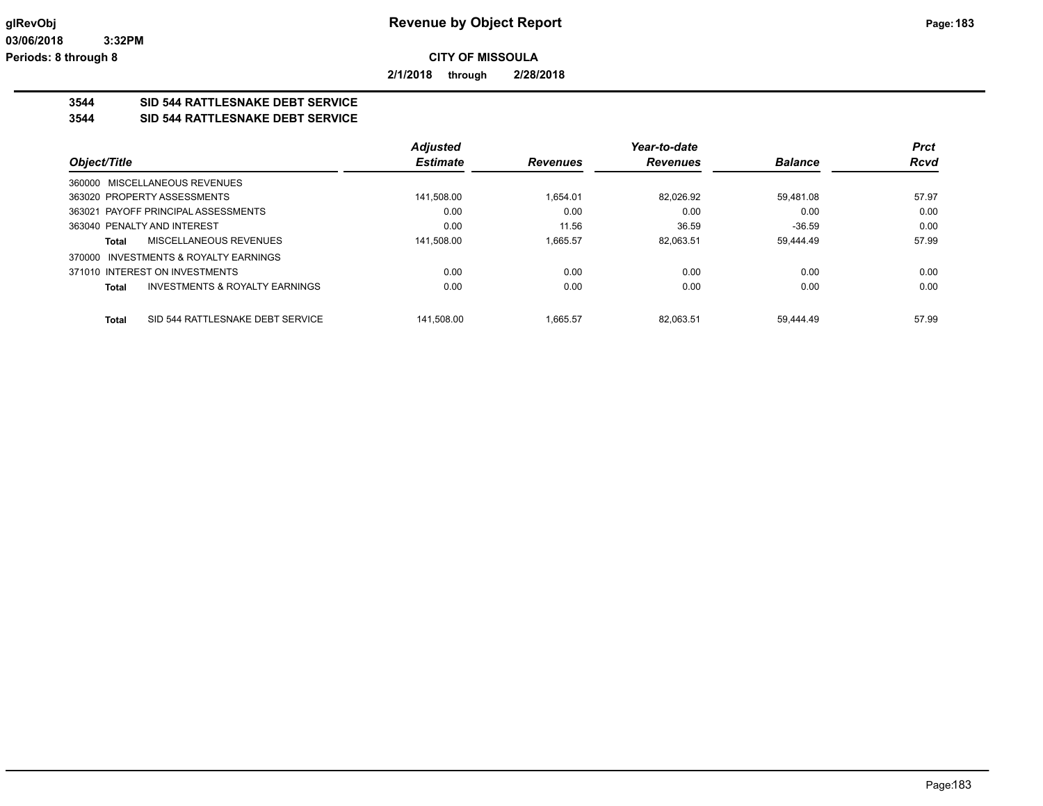**CITY OF MISSOULA**

**2/1/2018 through 2/28/2018**

**3544 SID 544 RATTLESNAKE DEBT SERVICE**

**3544 SID 544 RATTLESNAKE DEBT SERVICE**

| Object/Title | Adjusted Estimate | Revenues | Year-to-date Revenues | Balance | Prct Rcvd |
|---|---|---|---|---|---|
| 360000 MISCELLANEOUS REVENUES | | | | | |
| 363020 PROPERTY ASSESSMENTS | 141,508.00 | 1,654.01 | 82,026.92 | 59,481.08 | 57.97 |
| 363021 PAYOFF PRINCIPAL ASSESSMENTS | 0.00 | 0.00 | 0.00 | 0.00 | 0.00 |
| 363040 PENALTY AND INTEREST | 0.00 | 11.56 | 36.59 | -36.59 | 0.00 |
| **Total** MISCELLANEOUS REVENUES | 141,508.00 | 1,665.57 | 82,063.51 | 59,444.49 | 57.99 |
| 370000 INVESTMENTS & ROYALTY EARNINGS | | | | | |
| 371010 INTEREST ON INVESTMENTS | 0.00 | 0.00 | 0.00 | 0.00 | 0.00 |
| **Total** INVESTMENTS & ROYALTY EARNINGS | 0.00 | 0.00 | 0.00 | 0.00 | 0.00 |
| **Total** SID 544 RATTLESNAKE DEBT SERVICE | 141,508.00 | 1,665.57 | 82,063.51 | 59,444.49 | 57.99 |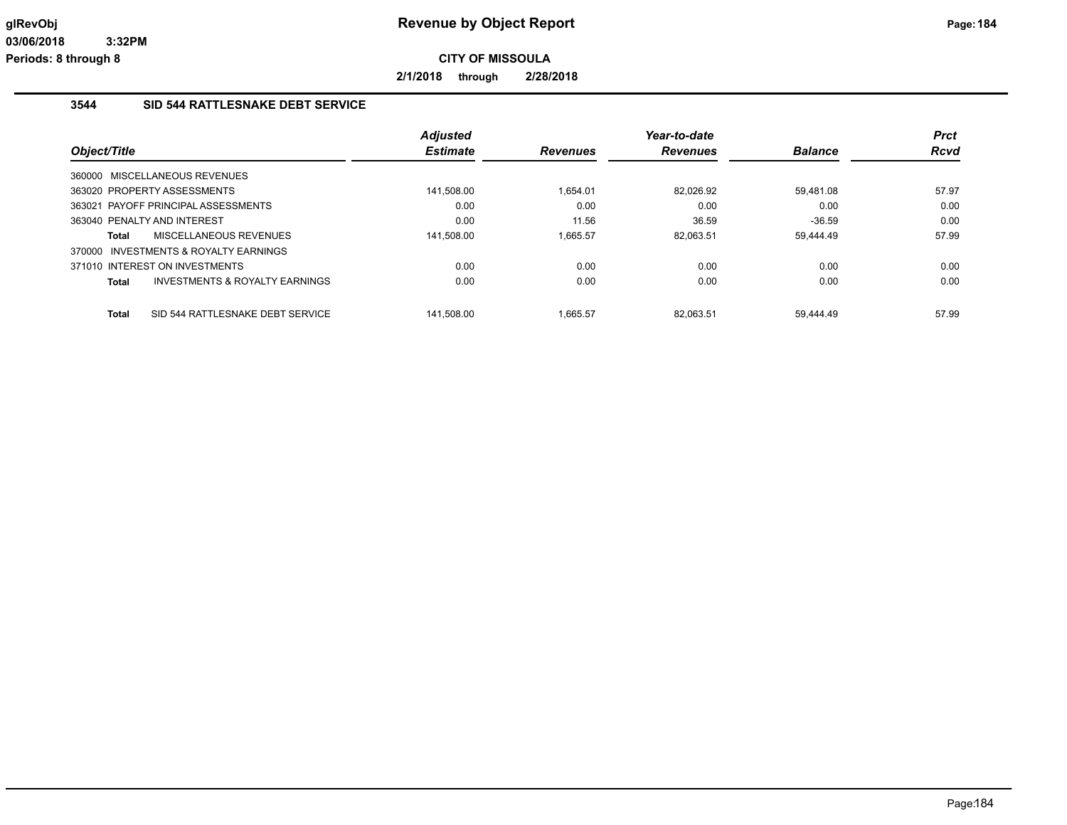**CITY OF MISSOULA**

**2/1/2018 through 2/28/2018**

## 3544 SID 544 RATTLESNAKE DEBT SERVICE

| Object/Title | Adjusted Estimate | Revenues | Year-to-date Revenues | Balance | Prct Rcvd |
|---|---|---|---|---|---|
| 360000 MISCELLANEOUS REVENUES | | | | | |
| 363020 PROPERTY ASSESSMENTS | 141,508.00 | 1,654.01 | 82,026.92 | 59,481.08 | 57.97 |
| 363021 PAYOFF PRINCIPAL ASSESSMENTS | 0.00 | 0.00 | 0.00 | 0.00 | 0.00 |
| 363040 PENALTY AND INTEREST | 0.00 | 11.56 | 36.59 | -36.59 | 0.00 |
| **Total** MISCELLANEOUS REVENUES | 141,508.00 | 1,665.57 | 82,063.51 | 59,444.49 | 57.99 |
| 370000 INVESTMENTS & ROYALTY EARNINGS | | | | | |
| 371010 INTEREST ON INVESTMENTS | 0.00 | 0.00 | 0.00 | 0.00 | 0.00 |
| **Total** INVESTMENTS & ROYALTY EARNINGS | 0.00 | 0.00 | 0.00 | 0.00 | 0.00 |
| **Total** SID 544 RATTLESNAKE DEBT SERVICE | 141,508.00 | 1,665.57 | 82,063.51 | 59,444.49 | 57.99 |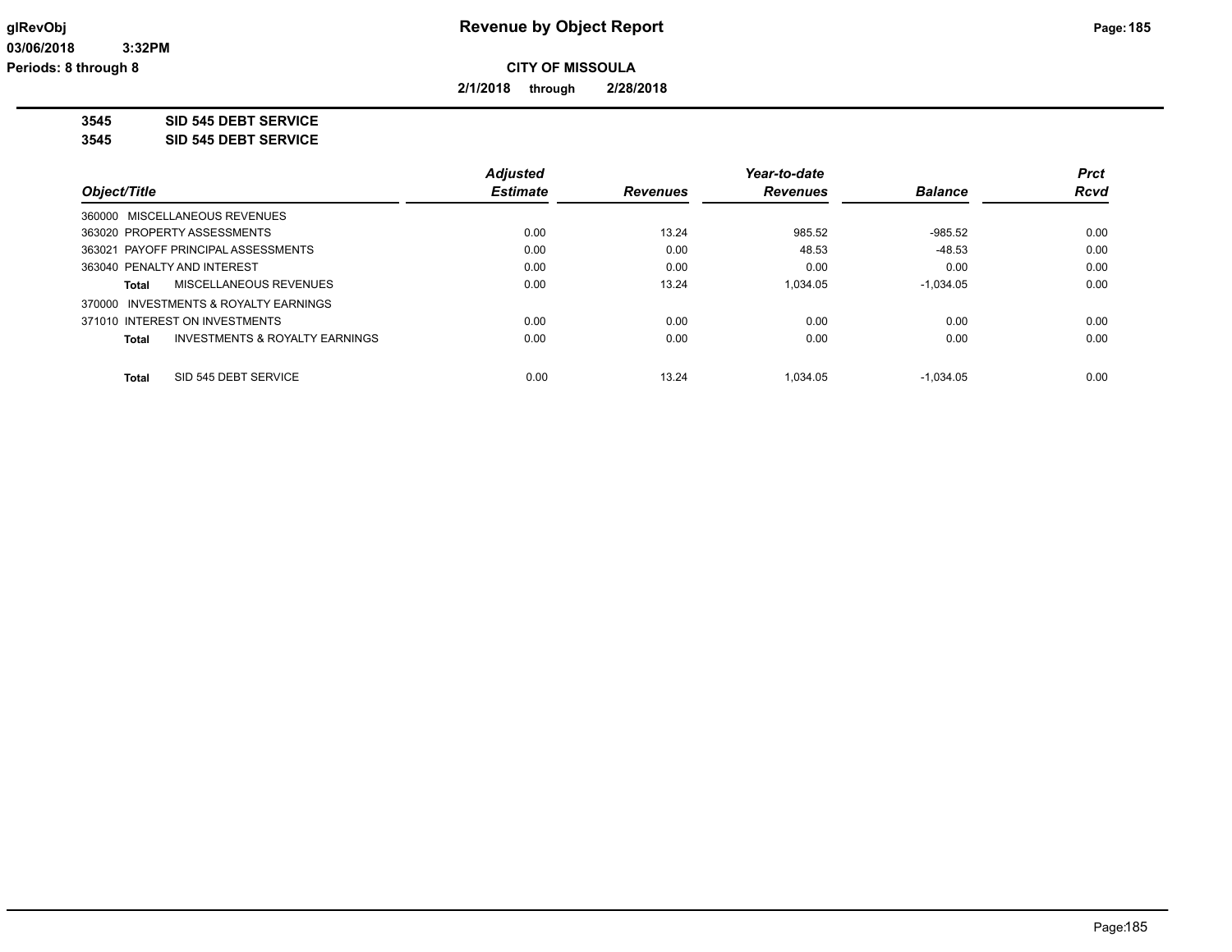**Revenue by Object Report**

**CITY OF MISSOULA**

**2/1/2018 through 2/28/2018**

glRevObj
03/06/2018 3:32PM
Periods: 8 through 8

**3545 SID 545 DEBT SERVICE**

**3545 SID 545 DEBT SERVICE**

| Object/Title | | Adjusted Estimate | Revenues | Year-to-date Revenues | Balance | Prct Rcvd |
|---|---|---|---|---|---|---|
| 360000 MISCELLANEOUS REVENUES | | | | | | |
| 363020 PROPERTY ASSESSMENTS | | 0.00 | 13.24 | 985.52 | -985.52 | 0.00 |
| 363021 PAYOFF PRINCIPAL ASSESSMENTS | | 0.00 | 0.00 | 48.53 | -48.53 | 0.00 |
| 363040 PENALTY AND INTEREST | | 0.00 | 0.00 | 0.00 | 0.00 | 0.00 |
| Total | MISCELLANEOUS REVENUES | 0.00 | 13.24 | 1,034.05 | -1,034.05 | 0.00 |
| 370000 INVESTMENTS & ROYALTY EARNINGS | | | | | | |
| 371010 INTEREST ON INVESTMENTS | | 0.00 | 0.00 | 0.00 | 0.00 | 0.00 |
| Total | INVESTMENTS & ROYALTY EARNINGS | 0.00 | 0.00 | 0.00 | 0.00 | 0.00 |
| Total | SID 545 DEBT SERVICE | 0.00 | 13.24 | 1,034.05 | -1,034.05 | 0.00 |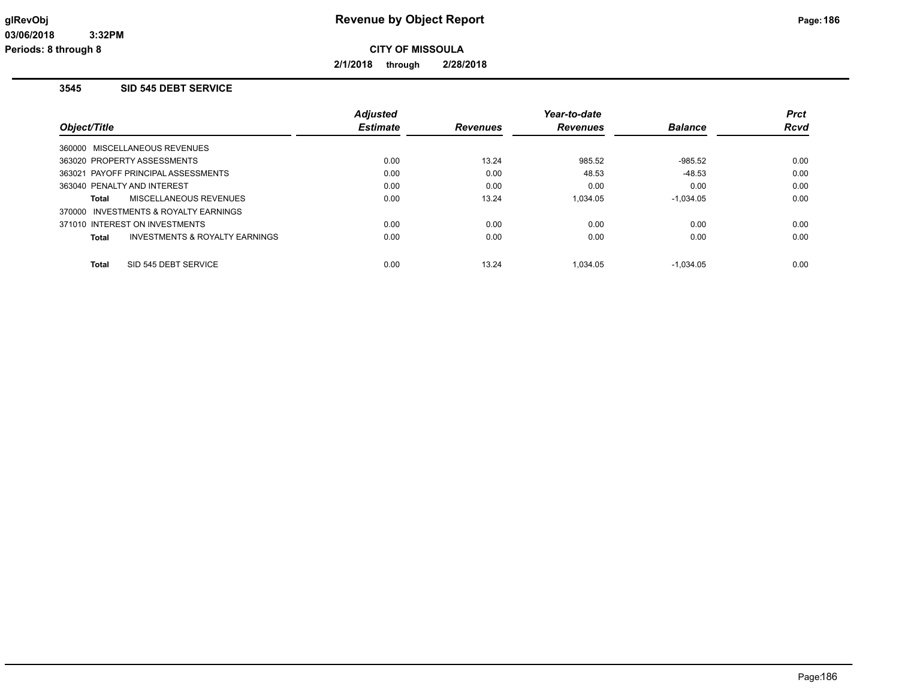# Revenue by Object Report

**CITY OF MISSOULA**

**2/1/2018 through 2/28/2018**

glRevObj
03/06/2018 3:32PM
Periods: 8 through 8

## 3545 SID 545 DEBT SERVICE

| Object/Title | Adjusted Estimate | Revenues | Year-to-date Revenues | Balance | Prct Rcvd |
|---|---|---|---|---|---|
| 360000 MISCELLANEOUS REVENUES | | | | | |
| 363020 PROPERTY ASSESSMENTS | 0.00 | 13.24 | 985.52 | -985.52 | 0.00 |
| 363021 PAYOFF PRINCIPAL ASSESSMENTS | 0.00 | 0.00 | 48.53 | -48.53 | 0.00 |
| 363040 PENALTY AND INTEREST | 0.00 | 0.00 | 0.00 | 0.00 | 0.00 |
| **Total** MISCELLANEOUS REVENUES | 0.00 | 13.24 | 1,034.05 | -1,034.05 | 0.00 |
| 370000 INVESTMENTS & ROYALTY EARNINGS | | | | | |
| 371010 INTEREST ON INVESTMENTS | 0.00 | 0.00 | 0.00 | 0.00 | 0.00 |
| **Total** INVESTMENTS & ROYALTY EARNINGS | 0.00 | 0.00 | 0.00 | 0.00 | 0.00 |
| **Total** SID 545 DEBT SERVICE | 0.00 | 13.24 | 1,034.05 | -1,034.05 | 0.00 |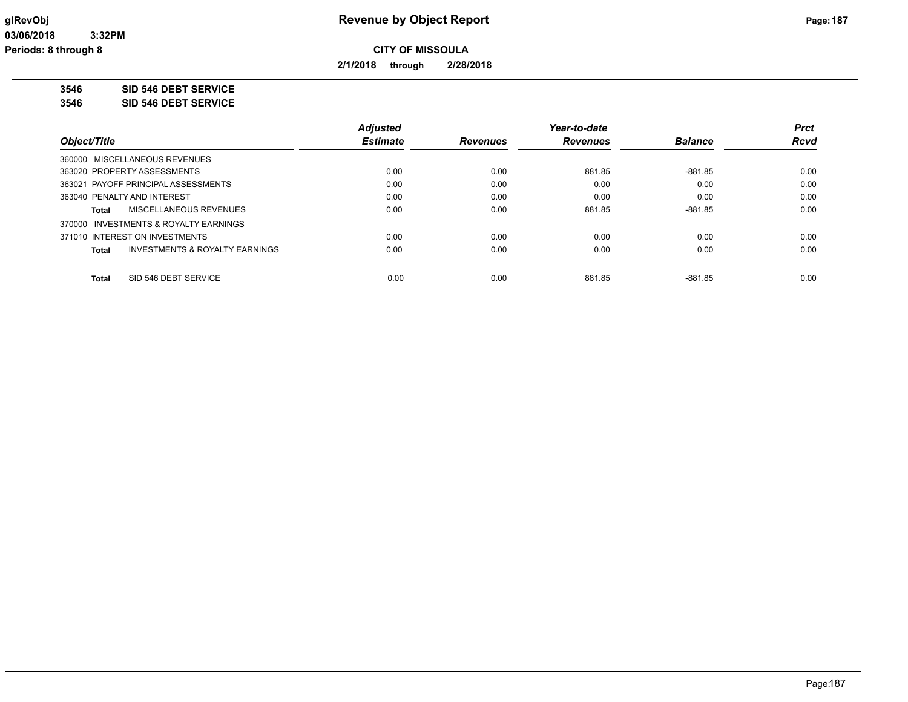**Revenue by Object Report**

**CITY OF MISSOULA**

**2/1/2018 through 2/28/2018**

glRevObj
03/06/2018 3:32PM
Periods: 8 through 8

**3546 SID 546 DEBT SERVICE**
**3546 SID 546 DEBT SERVICE**

| Object/Title | Adjusted Estimate | Revenues | Year-to-date Revenues | Balance | Prct Rcvd |
|---|---|---|---|---|---|
| 360000 MISCELLANEOUS REVENUES | | | | | |
| 363020 PROPERTY ASSESSMENTS | 0.00 | 0.00 | 881.85 | -881.85 | 0.00 |
| 363021 PAYOFF PRINCIPAL ASSESSMENTS | 0.00 | 0.00 | 0.00 | 0.00 | 0.00 |
| 363040 PENALTY AND INTEREST | 0.00 | 0.00 | 0.00 | 0.00 | 0.00 |
| **Total** MISCELLANEOUS REVENUES | 0.00 | 0.00 | 881.85 | -881.85 | 0.00 |
| 370000 INVESTMENTS & ROYALTY EARNINGS | | | | | |
| 371010 INTEREST ON INVESTMENTS | 0.00 | 0.00 | 0.00 | 0.00 | 0.00 |
| **Total** INVESTMENTS & ROYALTY EARNINGS | 0.00 | 0.00 | 0.00 | 0.00 | 0.00 |
| **Total** SID 546 DEBT SERVICE | 0.00 | 0.00 | 881.85 | -881.85 | 0.00 |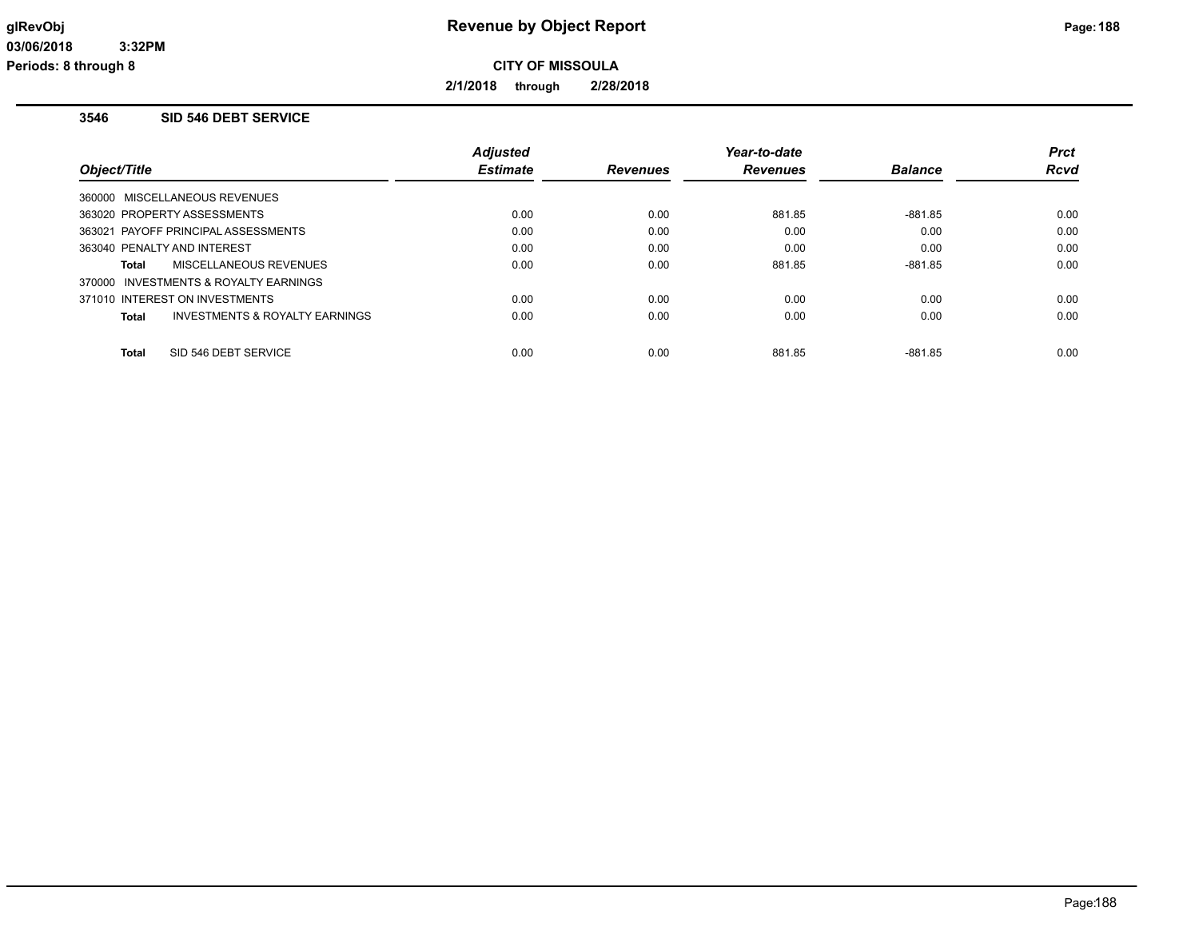**Revenue by Object Report**

**CITY OF MISSOULA**

**2/1/2018 through 2/28/2018**

glRevObj
03/06/2018 3:32PM
Periods: 8 through 8

### 3546 SID 546 DEBT SERVICE

| Object/Title | Adjusted Estimate | Revenues | Year-to-date Revenues | Balance | Prct Rcvd |
|---|---|---|---|---|---|
| 360000 MISCELLANEOUS REVENUES | | | | | |
| 363020 PROPERTY ASSESSMENTS | 0.00 | 0.00 | 881.85 | -881.85 | 0.00 |
| 363021 PAYOFF PRINCIPAL ASSESSMENTS | 0.00 | 0.00 | 0.00 | 0.00 | 0.00 |
| 363040 PENALTY AND INTEREST | 0.00 | 0.00 | 0.00 | 0.00 | 0.00 |
| **Total** MISCELLANEOUS REVENUES | 0.00 | 0.00 | 881.85 | -881.85 | 0.00 |
| 370000 INVESTMENTS & ROYALTY EARNINGS | | | | | |
| 371010 INTEREST ON INVESTMENTS | 0.00 | 0.00 | 0.00 | 0.00 | 0.00 |
| **Total** INVESTMENTS & ROYALTY EARNINGS | 0.00 | 0.00 | 0.00 | 0.00 | 0.00 |
| **Total** SID 546 DEBT SERVICE | 0.00 | 0.00 | 881.85 | -881.85 | 0.00 |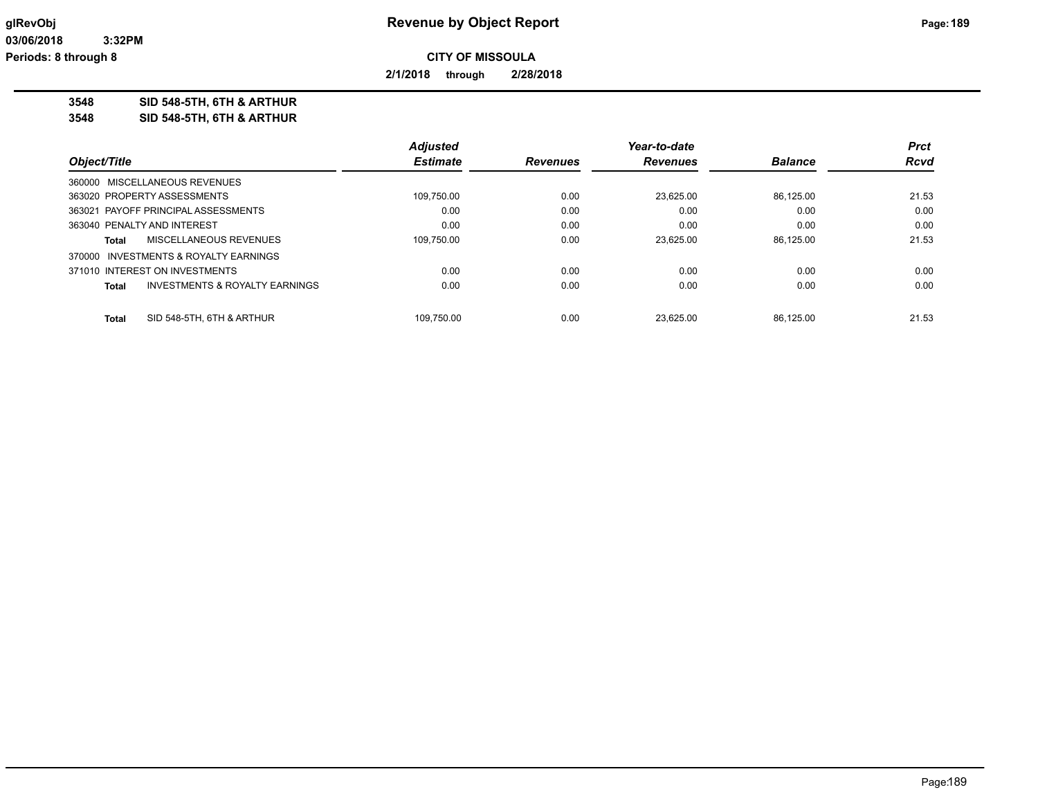**Revenue by Object Report**

**CITY OF MISSOULA**

**2/1/2018 through 2/28/2018**

glRevObj
03/06/2018 3:32PM
Periods: 8 through 8

**3548 SID 548-5TH, 6TH & ARTHUR**
**3548 SID 548-5TH, 6TH & ARTHUR**

| Object/Title | Adjusted Estimate | Revenues | Year-to-date Revenues | Balance | Prct Rcvd |
|---|---|---|---|---|---|
| 360000 MISCELLANEOUS REVENUES | | | | | |
| 363020 PROPERTY ASSESSMENTS | 109,750.00 | 0.00 | 23,625.00 | 86,125.00 | 21.53 |
| 363021 PAYOFF PRINCIPAL ASSESSMENTS | 0.00 | 0.00 | 0.00 | 0.00 | 0.00 |
| 363040 PENALTY AND INTEREST | 0.00 | 0.00 | 0.00 | 0.00 | 0.00 |
| **Total** MISCELLANEOUS REVENUES | 109,750.00 | 0.00 | 23,625.00 | 86,125.00 | 21.53 |
| 370000 INVESTMENTS & ROYALTY EARNINGS | | | | | |
| 371010 INTEREST ON INVESTMENTS | 0.00 | 0.00 | 0.00 | 0.00 | 0.00 |
| **Total** INVESTMENTS & ROYALTY EARNINGS | 0.00 | 0.00 | 0.00 | 0.00 | 0.00 |
| **Total** SID 548-5TH, 6TH & ARTHUR | 109,750.00 | 0.00 | 23,625.00 | 86,125.00 | 21.53 |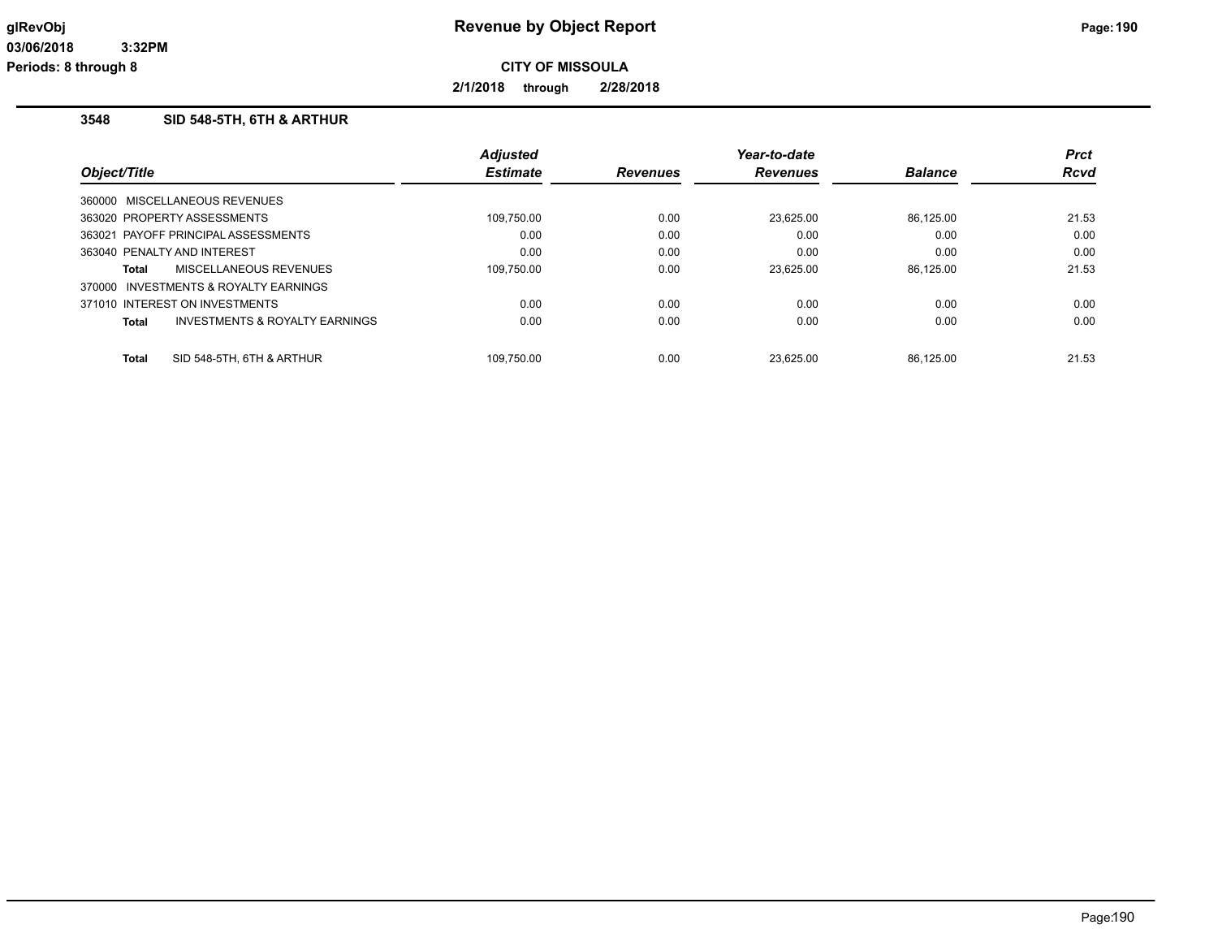**CITY OF MISSOULA**

**2/1/2018 through 2/28/2018**

## 3548 SID 548-5TH, 6TH & ARTHUR

| Object/Title | Adjusted Estimate | Revenues | Year-to-date Revenues | Balance | Prct Rcvd |
|---|---|---|---|---|---|
| 360000 MISCELLANEOUS REVENUES | | | | | |
| 363020 PROPERTY ASSESSMENTS | 109,750.00 | 0.00 | 23,625.00 | 86,125.00 | 21.53 |
| 363021 PAYOFF PRINCIPAL ASSESSMENTS | 0.00 | 0.00 | 0.00 | 0.00 | 0.00 |
| 363040 PENALTY AND INTEREST | 0.00 | 0.00 | 0.00 | 0.00 | 0.00 |
| **Total** MISCELLANEOUS REVENUES | 109,750.00 | 0.00 | 23,625.00 | 86,125.00 | 21.53 |
| 370000 INVESTMENTS & ROYALTY EARNINGS | | | | | |
| 371010 INTEREST ON INVESTMENTS | 0.00 | 0.00 | 0.00 | 0.00 | 0.00 |
| **Total** INVESTMENTS & ROYALTY EARNINGS | 0.00 | 0.00 | 0.00 | 0.00 | 0.00 |
| **Total** SID 548-5TH, 6TH & ARTHUR | 109,750.00 | 0.00 | 23,625.00 | 86,125.00 | 21.53 |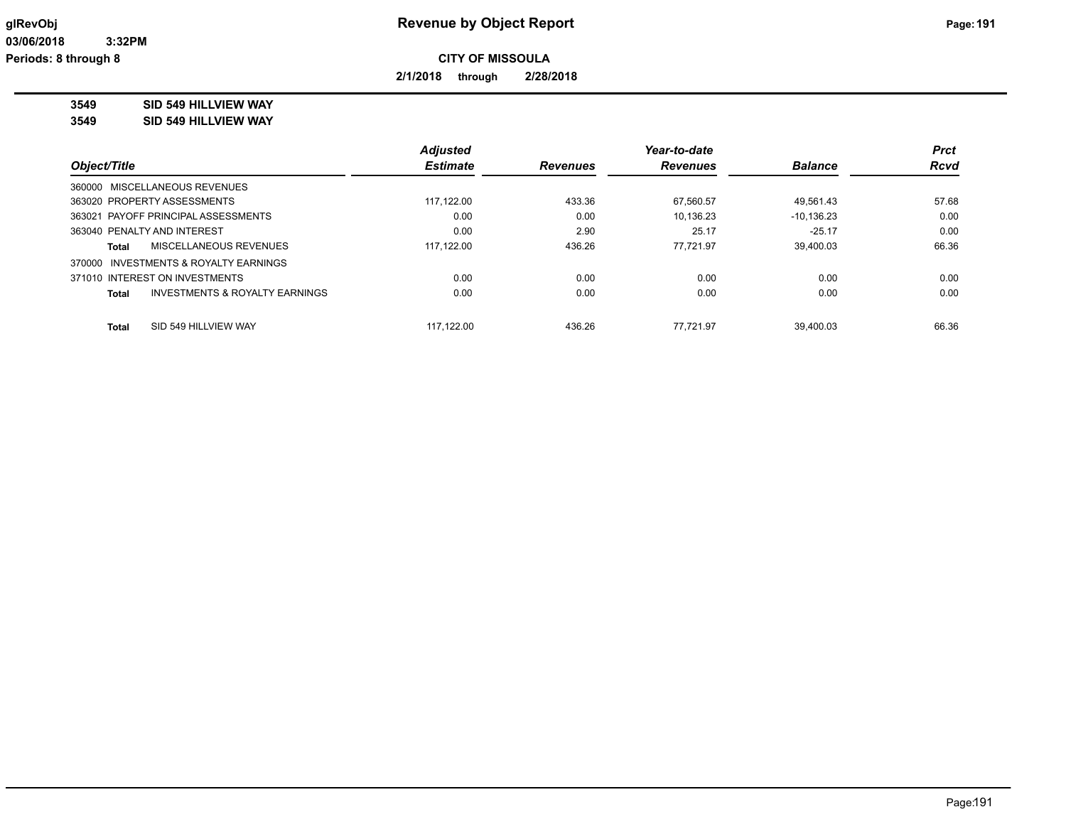# Revenue by Object Report

**CITY OF MISSOULA**

**2/1/2018 through 2/28/2018**

glRevObj
03/06/2018 3:32PM
Periods: 8 through 8

**3549 SID 549 HILLVIEW WAY**
**3549 SID 549 HILLVIEW WAY**

| Object/Title | | Adjusted Estimate | Revenues | Year-to-date Revenues | Balance | Prct Rcvd |
|---|---|---|---|---|---|---|
| 360000 MISCELLANEOUS REVENUES | | | | | | |
| 363020 PROPERTY ASSESSMENTS | | 117,122.00 | 433.36 | 67,560.57 | 49,561.43 | 57.68 |
| 363021 PAYOFF PRINCIPAL ASSESSMENTS | | 0.00 | 0.00 | 10,136.23 | -10,136.23 | 0.00 |
| 363040 PENALTY AND INTEREST | | 0.00 | 2.90 | 25.17 | -25.17 | 0.00 |
| Total | MISCELLANEOUS REVENUES | 117,122.00 | 436.26 | 77,721.97 | 39,400.03 | 66.36 |
| 370000 INVESTMENTS & ROYALTY EARNINGS | | | | | | |
| 371010 INTEREST ON INVESTMENTS | | 0.00 | 0.00 | 0.00 | 0.00 | 0.00 |
| Total | INVESTMENTS & ROYALTY EARNINGS | 0.00 | 0.00 | 0.00 | 0.00 | 0.00 |
| Total | SID 549 HILLVIEW WAY | 117,122.00 | 436.26 | 77,721.97 | 39,400.03 | 66.36 |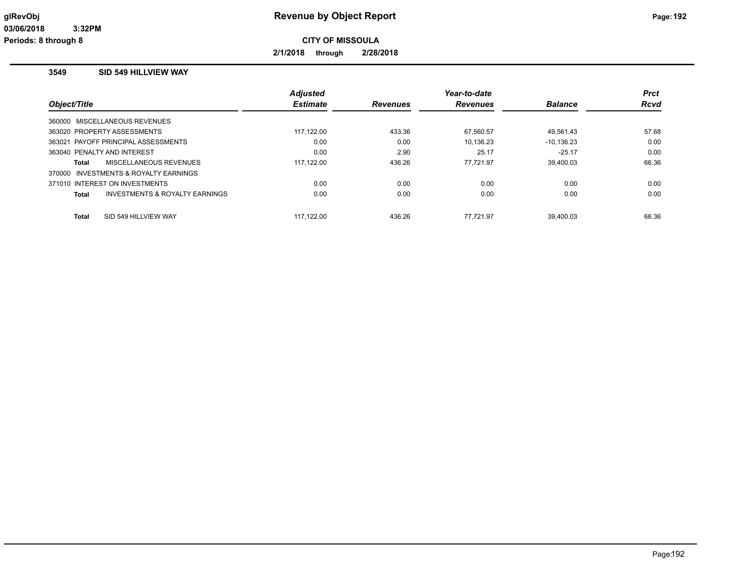**glRevObj** **Revenue by Object Report**

03/06/2018 3:32PM

Periods: 8 through 8

**CITY OF MISSOULA**

**2/1/2018 through 2/28/2018**

### 3549 SID 549 HILLVIEW WAY

| Object/Title | | Adjusted Estimate | Revenues | Year-to-date Revenues | Balance | Prct Rcvd |
|---|---|---|---|---|---|---|
| 360000 MISCELLANEOUS REVENUES | | | | | | |
| 363020 PROPERTY ASSESSMENTS | | 117,122.00 | 433.36 | 67,560.57 | 49,561.43 | 57.68 |
| 363021 PAYOFF PRINCIPAL ASSESSMENTS | | 0.00 | 0.00 | 10,136.23 | -10,136.23 | 0.00 |
| 363040 PENALTY AND INTEREST | | 0.00 | 2.90 | 25.17 | -25.17 | 0.00 |
| **Total** | MISCELLANEOUS REVENUES | 117,122.00 | 436.26 | 77,721.97 | 39,400.03 | 66.36 |
| 370000 INVESTMENTS & ROYALTY EARNINGS | | | | | | |
| 371010 INTEREST ON INVESTMENTS | | 0.00 | 0.00 | 0.00 | 0.00 | 0.00 |
| **Total** | INVESTMENTS & ROYALTY EARNINGS | 0.00 | 0.00 | 0.00 | 0.00 | 0.00 |
| **Total** | SID 549 HILLVIEW WAY | 117,122.00 | 436.26 | 77,721.97 | 39,400.03 | 66.36 |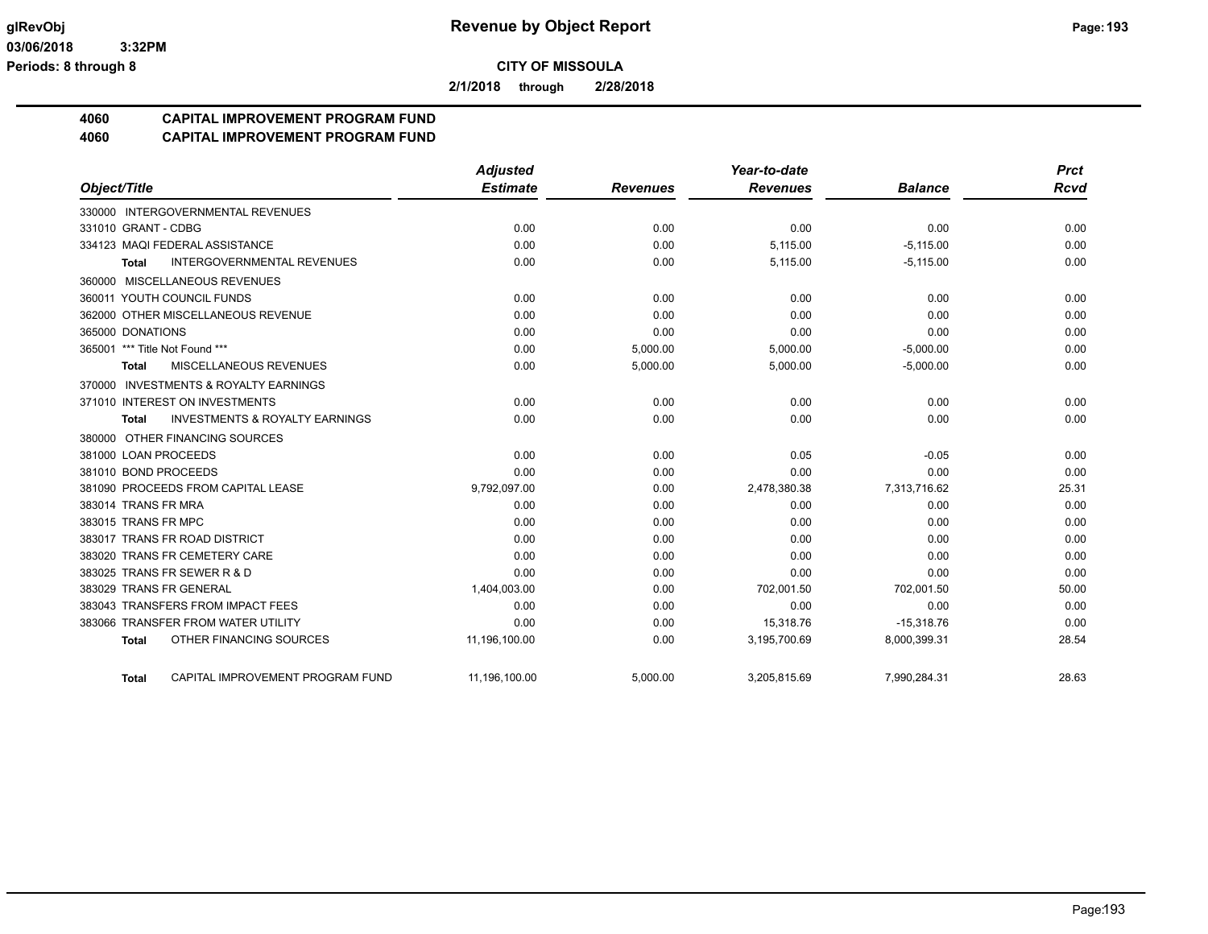**Revenue by Object Report**

**CITY OF MISSOULA**

**2/1/2018 through 2/28/2018**

glRevObj
03/06/2018 3:32PM
Periods: 8 through 8

## 4060 CAPITAL IMPROVEMENT PROGRAM FUND
## 4060 CAPITAL IMPROVEMENT PROGRAM FUND

| Object/Title | Adjusted Estimate | Revenues | Year-to-date Revenues | Balance | Prct Rcvd |
|---|---|---|---|---|---|
| 330000 INTERGOVERNMENTAL REVENUES | | | | | |
| 331010 GRANT - CDBG | 0.00 | 0.00 | 0.00 | 0.00 | 0.00 |
| 334123 MAQI FEDERAL ASSISTANCE | 0.00 | 0.00 | 5,115.00 | -5,115.00 | 0.00 |
| **Total** INTERGOVERNMENTAL REVENUES | 0.00 | 0.00 | 5,115.00 | -5,115.00 | 0.00 |
| 360000 MISCELLANEOUS REVENUES | | | | | |
| 360011 YOUTH COUNCIL FUNDS | 0.00 | 0.00 | 0.00 | 0.00 | 0.00 |
| 362000 OTHER MISCELLANEOUS REVENUE | 0.00 | 0.00 | 0.00 | 0.00 | 0.00 |
| 365000 DONATIONS | 0.00 | 0.00 | 0.00 | 0.00 | 0.00 |
| 365001 *** Title Not Found *** | 0.00 | 5,000.00 | 5,000.00 | -5,000.00 | 0.00 |
| **Total** MISCELLANEOUS REVENUES | 0.00 | 5,000.00 | 5,000.00 | -5,000.00 | 0.00 |
| 370000 INVESTMENTS & ROYALTY EARNINGS | | | | | |
| 371010 INTEREST ON INVESTMENTS | 0.00 | 0.00 | 0.00 | 0.00 | 0.00 |
| **Total** INVESTMENTS & ROYALTY EARNINGS | 0.00 | 0.00 | 0.00 | 0.00 | 0.00 |
| 380000 OTHER FINANCING SOURCES | | | | | |
| 381000 LOAN PROCEEDS | 0.00 | 0.00 | 0.05 | -0.05 | 0.00 |
| 381010 BOND PROCEEDS | 0.00 | 0.00 | 0.00 | 0.00 | 0.00 |
| 381090 PROCEEDS FROM CAPITAL LEASE | 9,792,097.00 | 0.00 | 2,478,380.38 | 7,313,716.62 | 25.31 |
| 383014 TRANS FR MRA | 0.00 | 0.00 | 0.00 | 0.00 | 0.00 |
| 383015 TRANS FR MPC | 0.00 | 0.00 | 0.00 | 0.00 | 0.00 |
| 383017 TRANS FR ROAD DISTRICT | 0.00 | 0.00 | 0.00 | 0.00 | 0.00 |
| 383020 TRANS FR CEMETERY CARE | 0.00 | 0.00 | 0.00 | 0.00 | 0.00 |
| 383025 TRANS FR SEWER R & D | 0.00 | 0.00 | 0.00 | 0.00 | 0.00 |
| 383029 TRANS FR GENERAL | 1,404,003.00 | 0.00 | 702,001.50 | 702,001.50 | 50.00 |
| 383043 TRANSFERS FROM IMPACT FEES | 0.00 | 0.00 | 0.00 | 0.00 | 0.00 |
| 383066 TRANSFER FROM WATER UTILITY | 0.00 | 0.00 | 15,318.76 | -15,318.76 | 0.00 |
| **Total** OTHER FINANCING SOURCES | 11,196,100.00 | 0.00 | 3,195,700.69 | 8,000,399.31 | 28.54 |
| **Total** CAPITAL IMPROVEMENT PROGRAM FUND | 11,196,100.00 | 5,000.00 | 3,205,815.69 | 7,990,284.31 | 28.63 |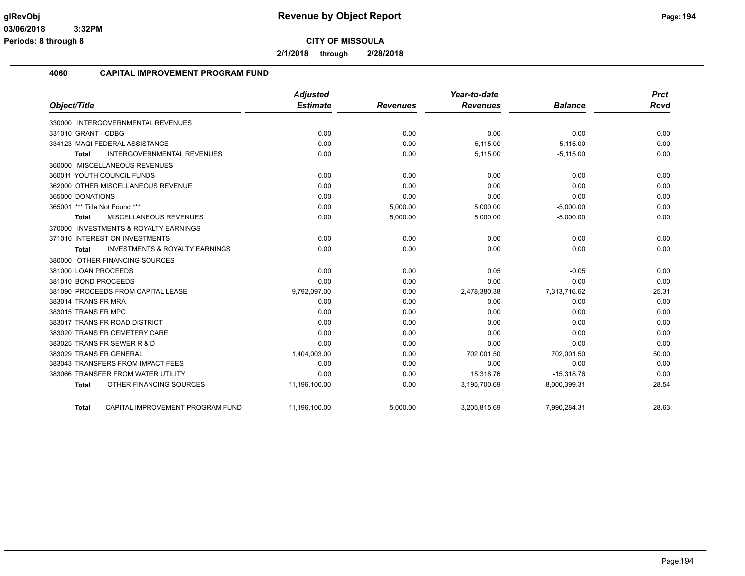**CITY OF MISSOULA**

**2/1/2018 through 2/28/2018**

## 4060 CAPITAL IMPROVEMENT PROGRAM FUND

| Object/Title | Adjusted Estimate | Revenues | Year-to-date Revenues | Balance | Prct Rcvd |
|---|---|---|---|---|---|
| 330000 INTERGOVERNMENTAL REVENUES | | | | | |
| 331010 GRANT - CDBG | 0.00 | 0.00 | 0.00 | 0.00 | 0.00 |
| 334123 MAQI FEDERAL ASSISTANCE | 0.00 | 0.00 | 5,115.00 | -5,115.00 | 0.00 |
| **Total** INTERGOVERNMENTAL REVENUES | 0.00 | 0.00 | 5,115.00 | -5,115.00 | 0.00 |
| 360000 MISCELLANEOUS REVENUES | | | | | |
| 360011 YOUTH COUNCIL FUNDS | 0.00 | 0.00 | 0.00 | 0.00 | 0.00 |
| 362000 OTHER MISCELLANEOUS REVENUE | 0.00 | 0.00 | 0.00 | 0.00 | 0.00 |
| 365000 DONATIONS | 0.00 | 0.00 | 0.00 | 0.00 | 0.00 |
| 365001 *** Title Not Found *** | 0.00 | 5,000.00 | 5,000.00 | -5,000.00 | 0.00 |
| **Total** MISCELLANEOUS REVENUES | 0.00 | 5,000.00 | 5,000.00 | -5,000.00 | 0.00 |
| 370000 INVESTMENTS & ROYALTY EARNINGS | | | | | |
| 371010 INTEREST ON INVESTMENTS | 0.00 | 0.00 | 0.00 | 0.00 | 0.00 |
| **Total** INVESTMENTS & ROYALTY EARNINGS | 0.00 | 0.00 | 0.00 | 0.00 | 0.00 |
| 380000 OTHER FINANCING SOURCES | | | | | |
| 381000 LOAN PROCEEDS | 0.00 | 0.00 | 0.05 | -0.05 | 0.00 |
| 381010 BOND PROCEEDS | 0.00 | 0.00 | 0.00 | 0.00 | 0.00 |
| 381090 PROCEEDS FROM CAPITAL LEASE | 9,792,097.00 | 0.00 | 2,478,380.38 | 7,313,716.62 | 25.31 |
| 383014 TRANS FR MRA | 0.00 | 0.00 | 0.00 | 0.00 | 0.00 |
| 383015 TRANS FR MPC | 0.00 | 0.00 | 0.00 | 0.00 | 0.00 |
| 383017 TRANS FR ROAD DISTRICT | 0.00 | 0.00 | 0.00 | 0.00 | 0.00 |
| 383020 TRANS FR CEMETERY CARE | 0.00 | 0.00 | 0.00 | 0.00 | 0.00 |
| 383025 TRANS FR SEWER R & D | 0.00 | 0.00 | 0.00 | 0.00 | 0.00 |
| 383029 TRANS FR GENERAL | 1,404,003.00 | 0.00 | 702,001.50 | 702,001.50 | 50.00 |
| 383043 TRANSFERS FROM IMPACT FEES | 0.00 | 0.00 | 0.00 | 0.00 | 0.00 |
| 383066 TRANSFER FROM WATER UTILITY | 0.00 | 0.00 | 15,318.76 | -15,318.76 | 0.00 |
| **Total** OTHER FINANCING SOURCES | 11,196,100.00 | 0.00 | 3,195,700.69 | 8,000,399.31 | 28.54 |
| **Total** CAPITAL IMPROVEMENT PROGRAM FUND | 11,196,100.00 | 5,000.00 | 3,205,815.69 | 7,990,284.31 | 28.63 |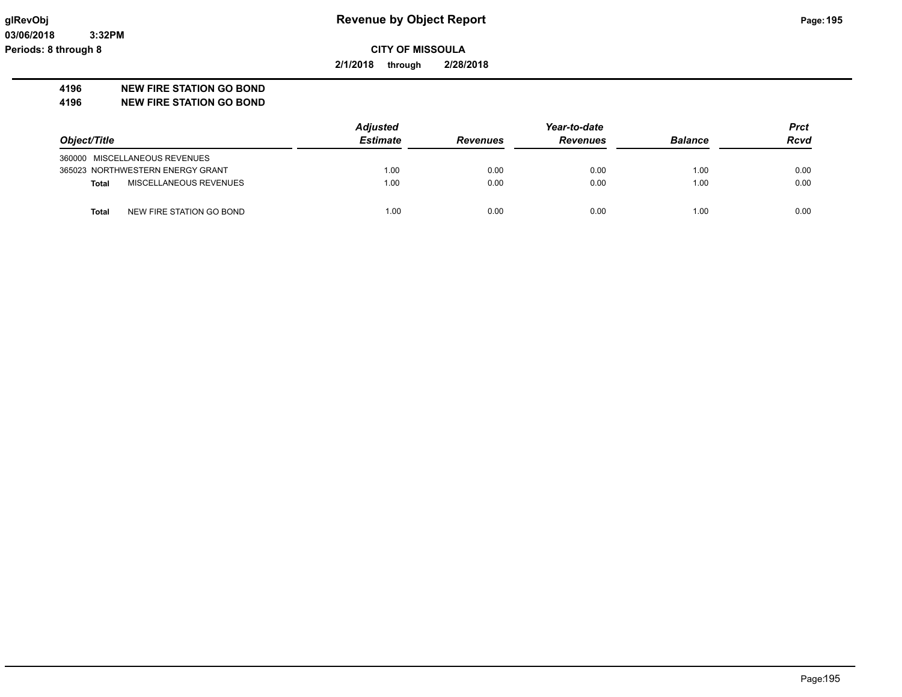**Revenue by Object Report**

**CITY OF MISSOULA**

**2/1/2018 through 2/28/2018**

**glRevObj**
**03/06/2018 3:32PM**
**Periods: 8 through 8**

## 4196 NEW FIRE STATION GO BOND
## 4196 NEW FIRE STATION GO BOND

| Object/Title | | Adjusted Estimate | Revenues | Year-to-date Revenues | Balance | Prct Rcvd |
|---|---|---|---|---|---|---|
| 360000 | MISCELLANEOUS REVENUES | | | | | |
| 365023 | NORTHWESTERN ENERGY GRANT | 1.00 | 0.00 | 0.00 | 1.00 | 0.00 |
| **Total** | MISCELLANEOUS REVENUES | 1.00 | 0.00 | 0.00 | 1.00 | 0.00 |
| **Total** | NEW FIRE STATION GO BOND | 1.00 | 0.00 | 0.00 | 1.00 | 0.00 |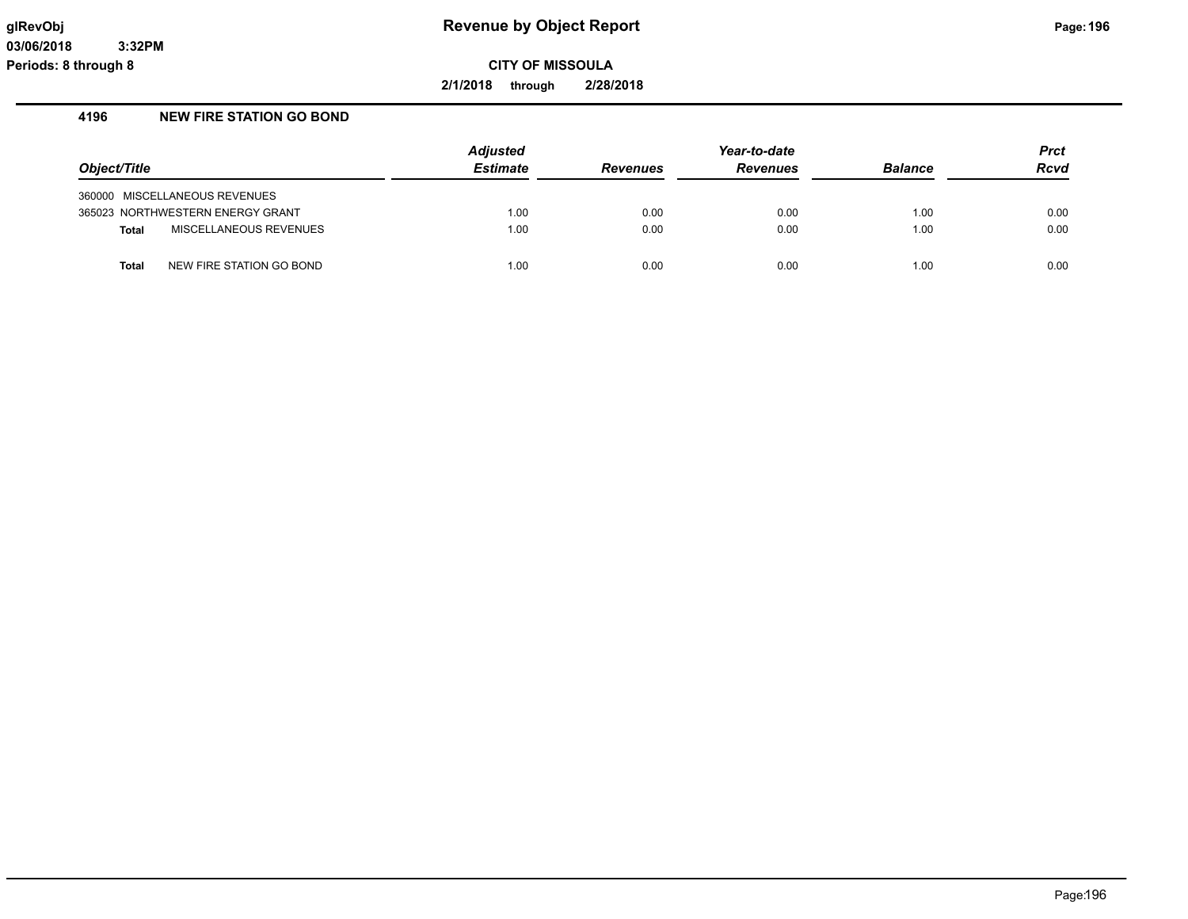# Revenue by Object Report

glRevObj
03/06/2018 3:32PM
Periods: 8 through 8

**CITY OF MISSOULA**

**2/1/2018 through 2/28/2018**

## 4196 NEW FIRE STATION GO BOND

| Object/Title | | Adjusted Estimate | Revenues | Year-to-date Revenues | Balance | Prct Rcvd |
|---|---|---|---|---|---|---|
| 360000 | MISCELLANEOUS REVENUES | | | | | |
| 365023 | NORTHWESTERN ENERGY GRANT | 1.00 | 0.00 | 0.00 | 1.00 | 0.00 |
| **Total** | MISCELLANEOUS REVENUES | 1.00 | 0.00 | 0.00 | 1.00 | 0.00 |
| **Total** | NEW FIRE STATION GO BOND | 1.00 | 0.00 | 0.00 | 1.00 | 0.00 |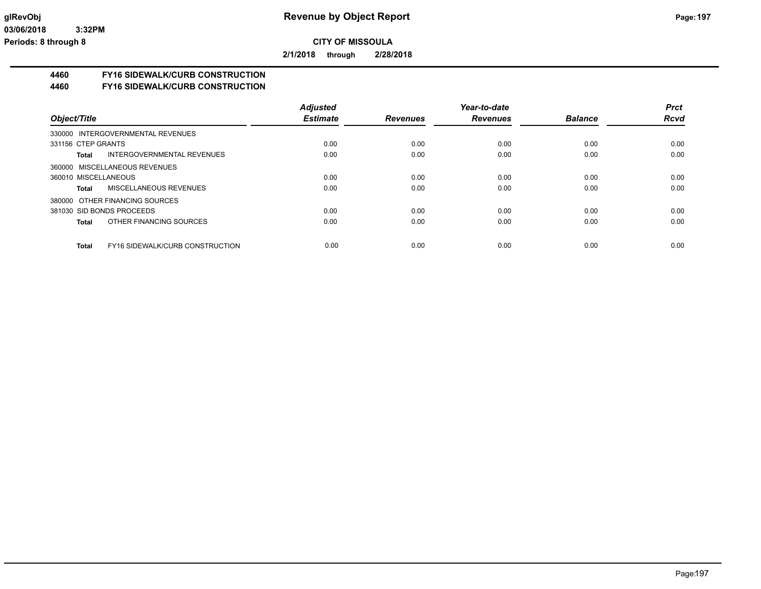**CITY OF MISSOULA**

**2/1/2018 through 2/28/2018**

# 4460 FY16 SIDEWALK/CURB CONSTRUCTION
# 4460 FY16 SIDEWALK/CURB CONSTRUCTION

| Object/Title | | Adjusted Estimate | Revenues | Year-to-date Revenues | Balance | Prct Rcvd |
|---|---|---|---|---|---|---|
| 330000 INTERGOVERNMENTAL REVENUES | | | | | | |
| 331156 CTEP GRANTS | | 0.00 | 0.00 | 0.00 | 0.00 | 0.00 |
| **Total** | INTERGOVERNMENTAL REVENUES | 0.00 | 0.00 | 0.00 | 0.00 | 0.00 |
| 360000 MISCELLANEOUS REVENUES | | | | | | |
| 360010 MISCELLANEOUS | | 0.00 | 0.00 | 0.00 | 0.00 | 0.00 |
| **Total** | MISCELLANEOUS REVENUES | 0.00 | 0.00 | 0.00 | 0.00 | 0.00 |
| 380000 OTHER FINANCING SOURCES | | | | | | |
| 381030 SID BONDS PROCEEDS | | 0.00 | 0.00 | 0.00 | 0.00 | 0.00 |
| **Total** | OTHER FINANCING SOURCES | 0.00 | 0.00 | 0.00 | 0.00 | 0.00 |
| **Total** | FY16 SIDEWALK/CURB CONSTRUCTION | 0.00 | 0.00 | 0.00 | 0.00 | 0.00 |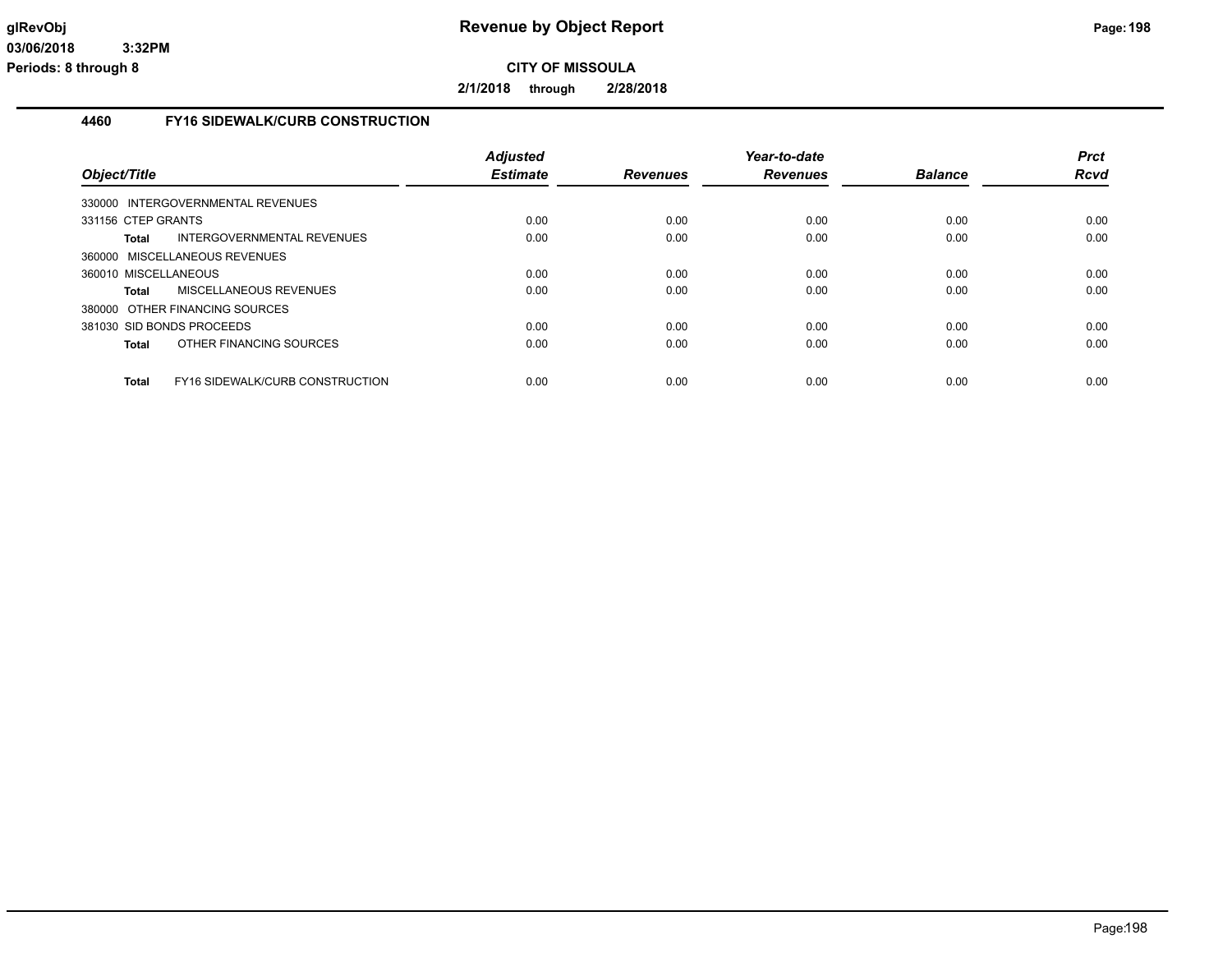# Revenue by Object Report

**CITY OF MISSOULA**

**2/1/2018 through 2/28/2018**

## 4460 FY16 SIDEWALK/CURB CONSTRUCTION

| Object/Title | | Adjusted Estimate | Revenues | Year-to-date Revenues | Balance | Prct Rcvd |
|---|---|---|---|---|---|---|
| 330000 INTERGOVERNMENTAL REVENUES | | | | | | |
| 331156 CTEP GRANTS | | 0.00 | 0.00 | 0.00 | 0.00 | 0.00 |
| **Total** | INTERGOVERNMENTAL REVENUES | 0.00 | 0.00 | 0.00 | 0.00 | 0.00 |
| 360000 MISCELLANEOUS REVENUES | | | | | | |
| 360010 MISCELLANEOUS | | 0.00 | 0.00 | 0.00 | 0.00 | 0.00 |
| **Total** | MISCELLANEOUS REVENUES | 0.00 | 0.00 | 0.00 | 0.00 | 0.00 |
| 380000 OTHER FINANCING SOURCES | | | | | | |
| 381030 SID BONDS PROCEEDS | | 0.00 | 0.00 | 0.00 | 0.00 | 0.00 |
| **Total** | OTHER FINANCING SOURCES | 0.00 | 0.00 | 0.00 | 0.00 | 0.00 |
| **Total** | FY16 SIDEWALK/CURB CONSTRUCTION | 0.00 | 0.00 | 0.00 | 0.00 | 0.00 |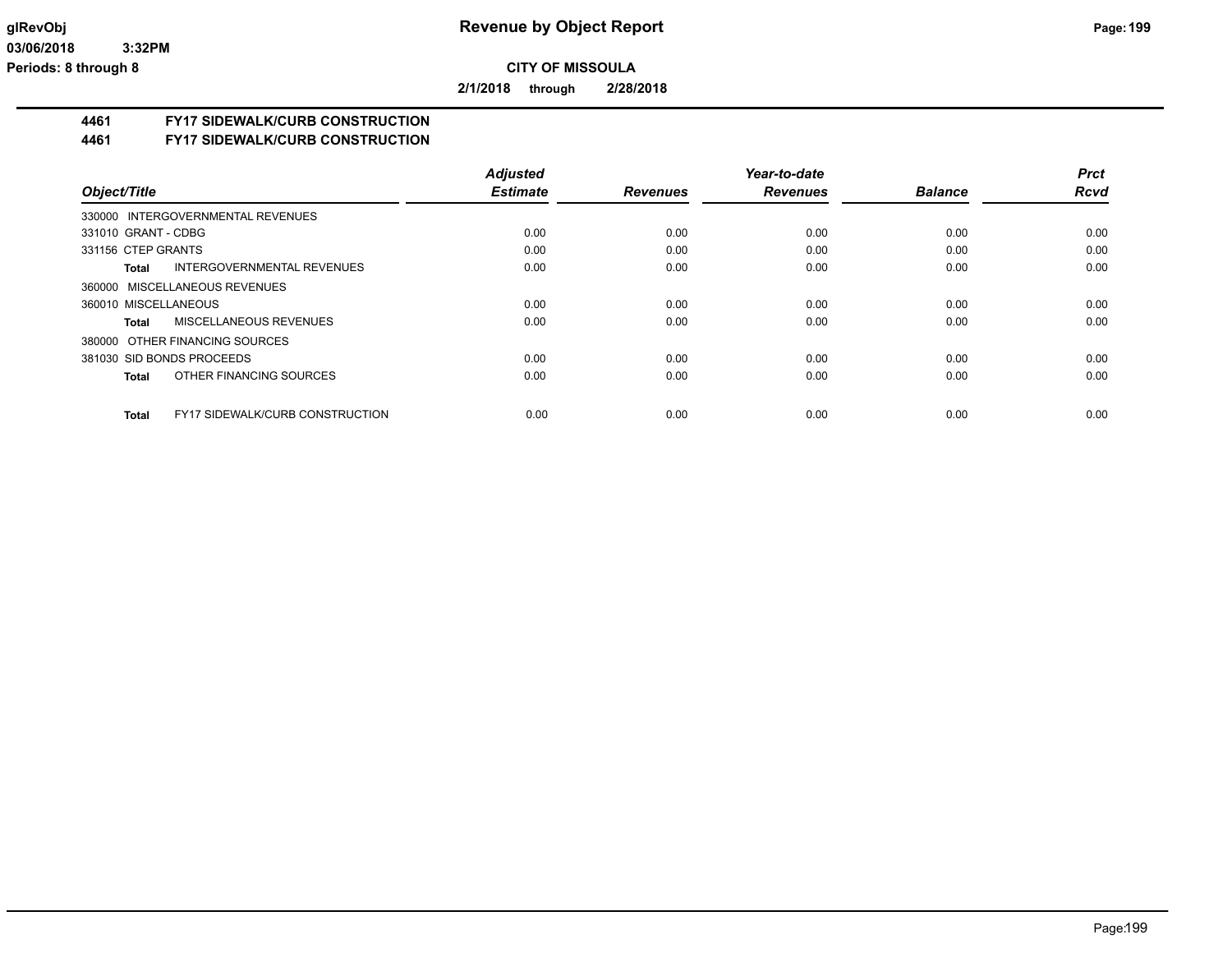**Revenue by Object Report**

**CITY OF MISSOULA**

**2/1/2018 through 2/28/2018**

glRevObj
03/06/2018 3:32PM
Periods: 8 through 8

## 4461 FY17 SIDEWALK/CURB CONSTRUCTION
## 4461 FY17 SIDEWALK/CURB CONSTRUCTION

| Object/Title | | Adjusted Estimate | Revenues | Year-to-date Revenues | Balance | Prct Rcvd |
|---|---|---|---|---|---|---|
| 330000 INTERGOVERNMENTAL REVENUES | | | | | | |
| 331010 GRANT - CDBG | | 0.00 | 0.00 | 0.00 | 0.00 | 0.00 |
| 331156 CTEP GRANTS | | 0.00 | 0.00 | 0.00 | 0.00 | 0.00 |
| **Total** | INTERGOVERNMENTAL REVENUES | 0.00 | 0.00 | 0.00 | 0.00 | 0.00 |
| 360000 MISCELLANEOUS REVENUES | | | | | | |
| 360010 MISCELLANEOUS | | 0.00 | 0.00 | 0.00 | 0.00 | 0.00 |
| **Total** | MISCELLANEOUS REVENUES | 0.00 | 0.00 | 0.00 | 0.00 | 0.00 |
| 380000 OTHER FINANCING SOURCES | | | | | | |
| 381030 SID BONDS PROCEEDS | | 0.00 | 0.00 | 0.00 | 0.00 | 0.00 |
| **Total** | OTHER FINANCING SOURCES | 0.00 | 0.00 | 0.00 | 0.00 | 0.00 |
| **Total** | FY17 SIDEWALK/CURB CONSTRUCTION | 0.00 | 0.00 | 0.00 | 0.00 | 0.00 |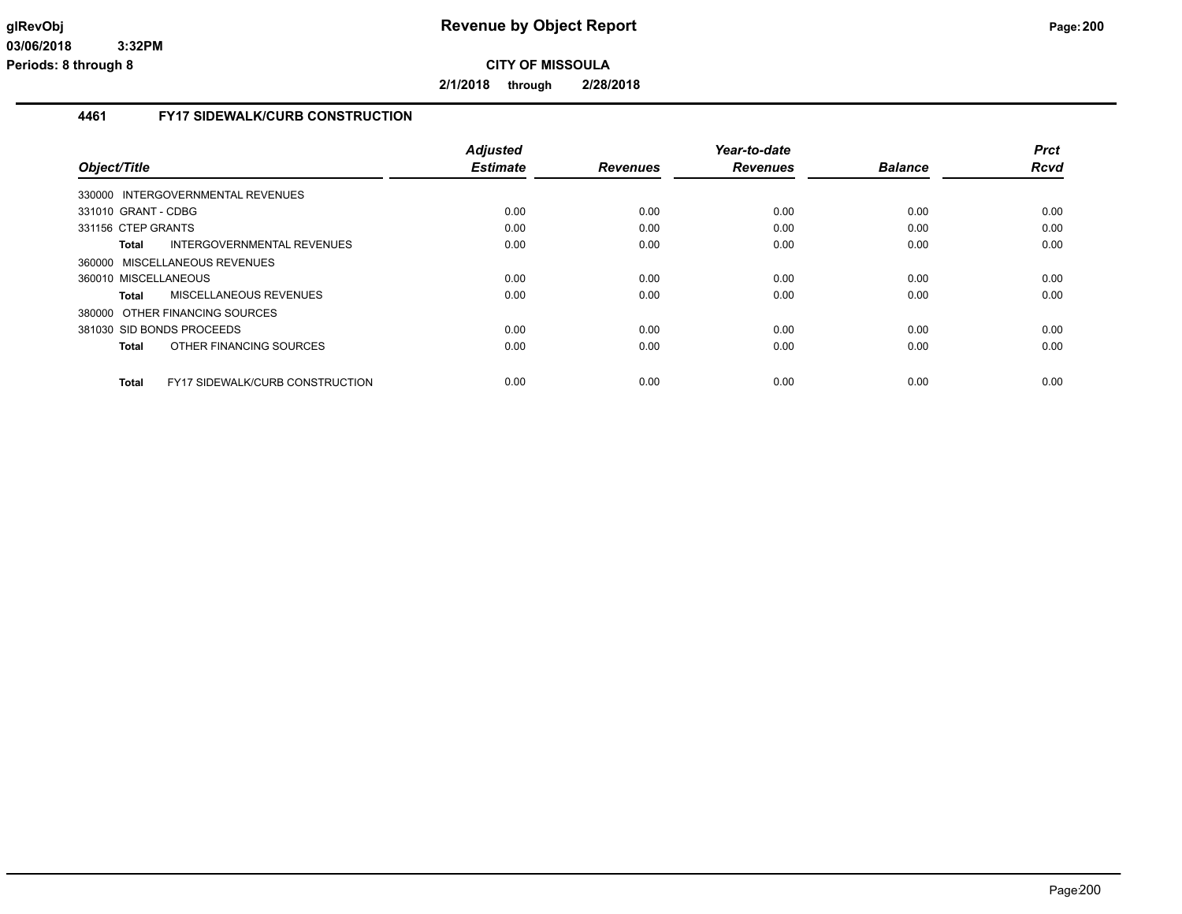**CITY OF MISSOULA**

**2/1/2018 through 2/28/2018**

## 4461 FY17 SIDEWALK/CURB CONSTRUCTION

| Object/Title | Adjusted Estimate | Revenues | Year-to-date Revenues | Balance | Prct Rcvd |
|---|---|---|---|---|---|
| 330000 INTERGOVERNMENTAL REVENUES | | | | | |
| 331010 GRANT - CDBG | 0.00 | 0.00 | 0.00 | 0.00 | 0.00 |
| 331156 CTEP GRANTS | 0.00 | 0.00 | 0.00 | 0.00 | 0.00 |
| **Total** INTERGOVERNMENTAL REVENUES | 0.00 | 0.00 | 0.00 | 0.00 | 0.00 |
| 360000 MISCELLANEOUS REVENUES | | | | | |
| 360010 MISCELLANEOUS | 0.00 | 0.00 | 0.00 | 0.00 | 0.00 |
| **Total** MISCELLANEOUS REVENUES | 0.00 | 0.00 | 0.00 | 0.00 | 0.00 |
| 380000 OTHER FINANCING SOURCES | | | | | |
| 381030 SID BONDS PROCEEDS | 0.00 | 0.00 | 0.00 | 0.00 | 0.00 |
| **Total** OTHER FINANCING SOURCES | 0.00 | 0.00 | 0.00 | 0.00 | 0.00 |
| **Total** FY17 SIDEWALK/CURB CONSTRUCTION | 0.00 | 0.00 | 0.00 | 0.00 | 0.00 |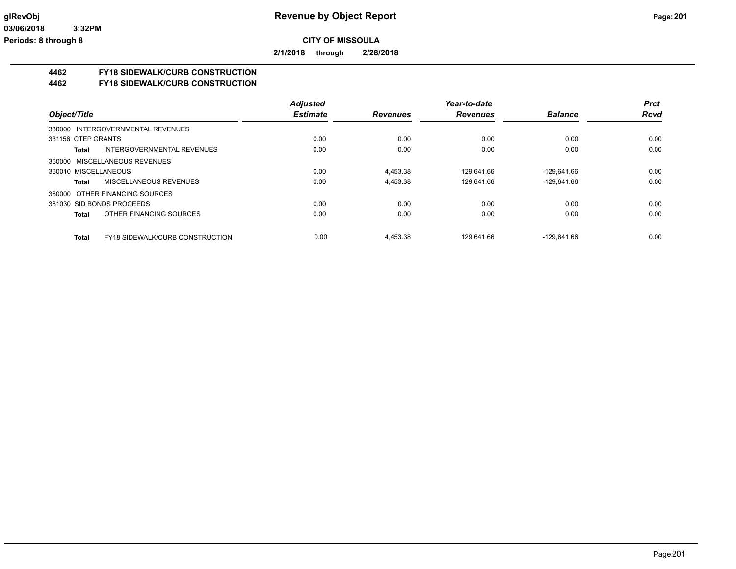**CITY OF MISSOULA**

**2/1/2018 through 2/28/2018**

# 4462 FY18 SIDEWALK/CURB CONSTRUCTION

## 4462 FY18 SIDEWALK/CURB CONSTRUCTION

| Object/Title | | Adjusted Estimate | Revenues | Year-to-date Revenues | Balance | Prct Rcvd |
|---|---|---|---|---|---|---|
| 330000 INTERGOVERNMENTAL REVENUES | | | | | | |
| 331156 CTEP GRANTS | | 0.00 | 0.00 | 0.00 | 0.00 | 0.00 |
| Total | INTERGOVERNMENTAL REVENUES | 0.00 | 0.00 | 0.00 | 0.00 | 0.00 |
| 360000 MISCELLANEOUS REVENUES | | | | | | |
| 360010 MISCELLANEOUS | | 0.00 | 4,453.38 | 129,641.66 | -129,641.66 | 0.00 |
| Total | MISCELLANEOUS REVENUES | 0.00 | 4,453.38 | 129,641.66 | -129,641.66 | 0.00 |
| 380000 OTHER FINANCING SOURCES | | | | | | |
| 381030 SID BONDS PROCEEDS | | 0.00 | 0.00 | 0.00 | 0.00 | 0.00 |
| Total | OTHER FINANCING SOURCES | 0.00 | 0.00 | 0.00 | 0.00 | 0.00 |
| Total | FY18 SIDEWALK/CURB CONSTRUCTION | 0.00 | 4,453.38 | 129,641.66 | -129,641.66 | 0.00 |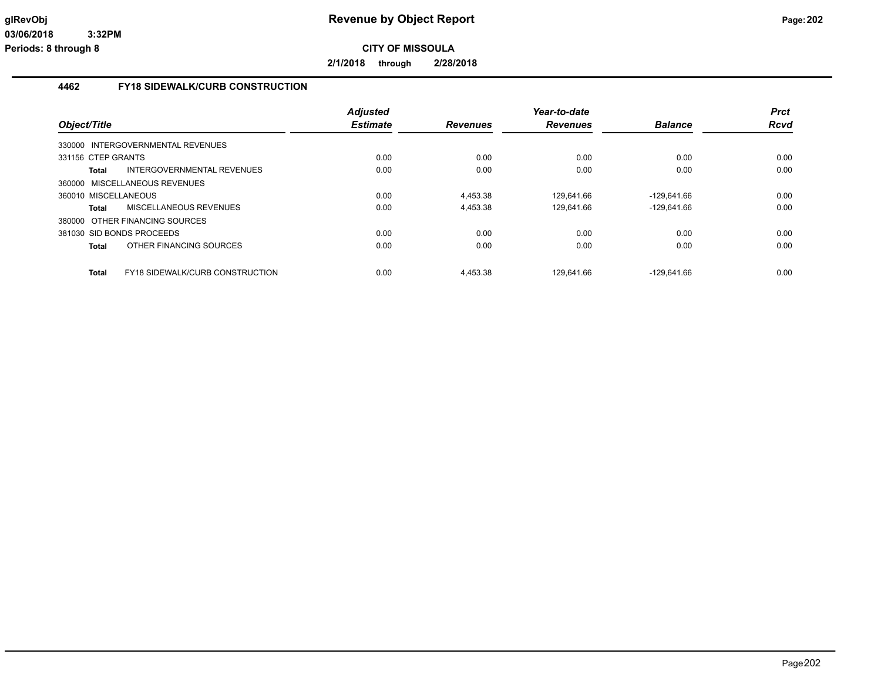**Revenue by Object Report**

**CITY OF MISSOULA**

**2/1/2018 through 2/28/2018**

## 4462 FY18 SIDEWALK/CURB CONSTRUCTION

| Object/Title | | Adjusted Estimate | Revenues | Year-to-date Revenues | Balance | Prct Rcvd |
|---|---|---|---|---|---|---|
| 330000 INTERGOVERNMENTAL REVENUES | | | | | | |
| 331156 CTEP GRANTS | | 0.00 | 0.00 | 0.00 | 0.00 | 0.00 |
| **Total** | INTERGOVERNMENTAL REVENUES | 0.00 | 0.00 | 0.00 | 0.00 | 0.00 |
| 360000 MISCELLANEOUS REVENUES | | | | | | |
| 360010 MISCELLANEOUS | | 0.00 | 4,453.38 | 129,641.66 | -129,641.66 | 0.00 |
| **Total** | MISCELLANEOUS REVENUES | 0.00 | 4,453.38 | 129,641.66 | -129,641.66 | 0.00 |
| 380000 OTHER FINANCING SOURCES | | | | | | |
| 381030 SID BONDS PROCEEDS | | 0.00 | 0.00 | 0.00 | 0.00 | 0.00 |
| **Total** | OTHER FINANCING SOURCES | 0.00 | 0.00 | 0.00 | 0.00 | 0.00 |
| **Total** | FY18 SIDEWALK/CURB CONSTRUCTION | 0.00 | 4,453.38 | 129,641.66 | -129,641.66 | 0.00 |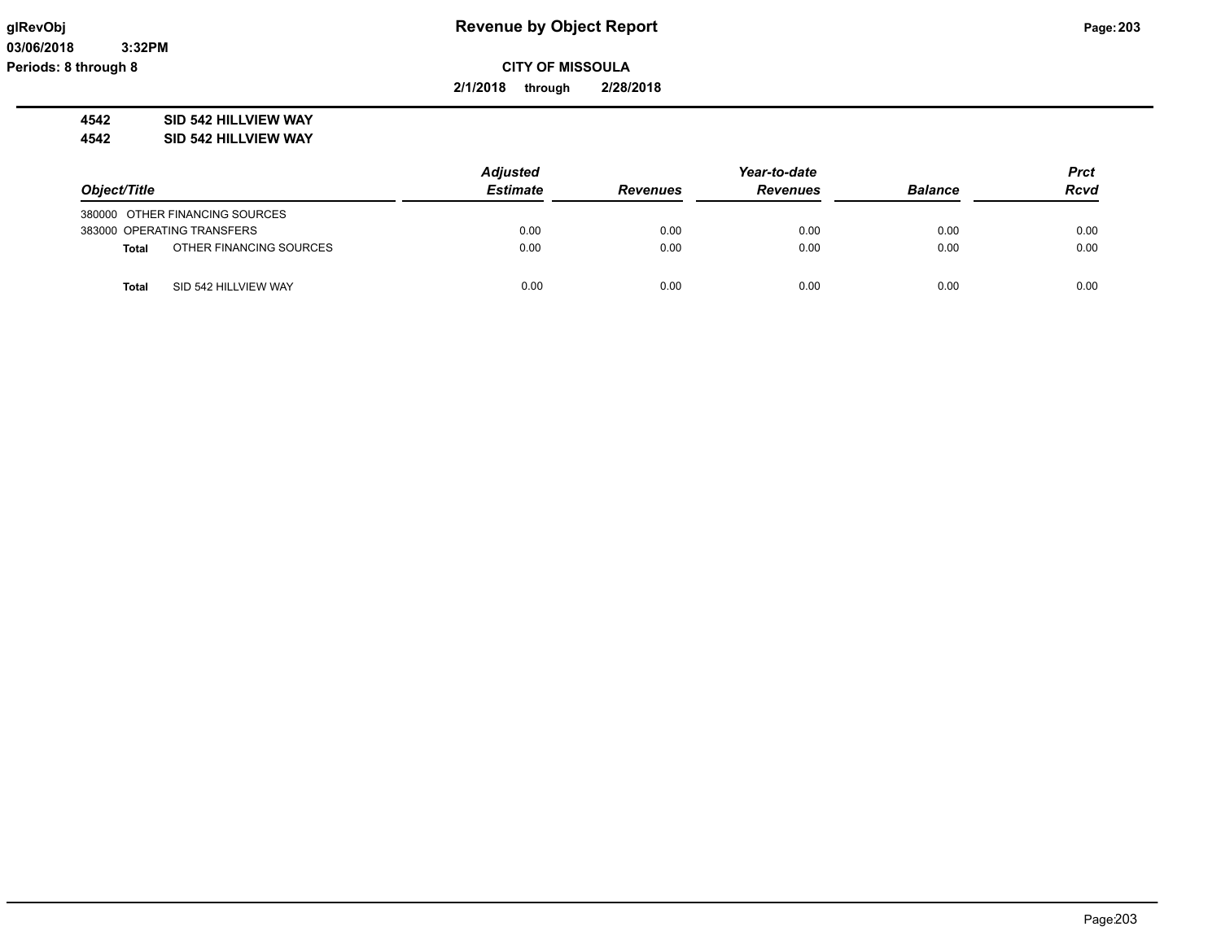# Revenue by Object Report

**CITY OF MISSOULA**

**2/1/2018 through 2/28/2018**

glRevObj
03/06/2018 3:32PM
Periods: 8 through 8

**4542 SID 542 HILLVIEW WAY**
**4542 SID 542 HILLVIEW WAY**

| Object/Title | | Adjusted Estimate | Revenues | Year-to-date Revenues | Balance | Prct Rcvd |
|---|---|---|---|---|---|---|
| 380000 OTHER FINANCING SOURCES | | | | | | |
| 383000 OPERATING TRANSFERS | | 0.00 | 0.00 | 0.00 | 0.00 | 0.00 |
| **Total** | OTHER FINANCING SOURCES | 0.00 | 0.00 | 0.00 | 0.00 | 0.00 |
| **Total** | SID 542 HILLVIEW WAY | 0.00 | 0.00 | 0.00 | 0.00 | 0.00 |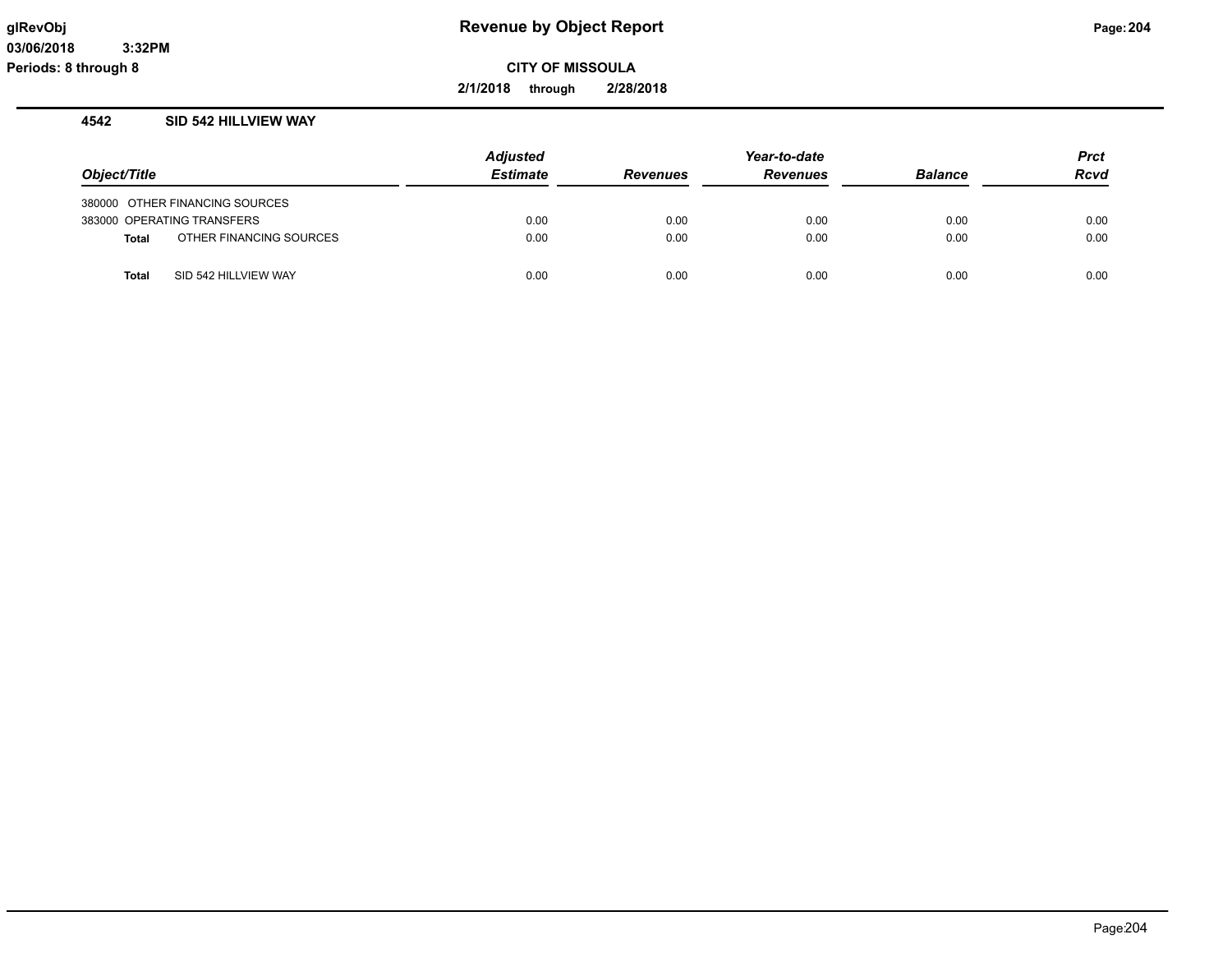**glRevObj**
**03/06/2018 3:32PM**
**Periods: 8 through 8**

# Revenue by Object Report

**CITY OF MISSOULA**

**2/1/2018 through 2/28/2018**

## 4542 SID 542 HILLVIEW WAY

| Object/Title | Adjusted Estimate | Revenues | Year-to-date Revenues | Balance | Prct Rcvd |
|---|---|---|---|---|---|
| 380000 OTHER FINANCING SOURCES | | | | | |
| 383000 OPERATING TRANSFERS | 0.00 | 0.00 | 0.00 | 0.00 | 0.00 |
| **Total** OTHER FINANCING SOURCES | 0.00 | 0.00 | 0.00 | 0.00 | 0.00 |
| **Total** SID 542 HILLVIEW WAY | 0.00 | 0.00 | 0.00 | 0.00 | 0.00 |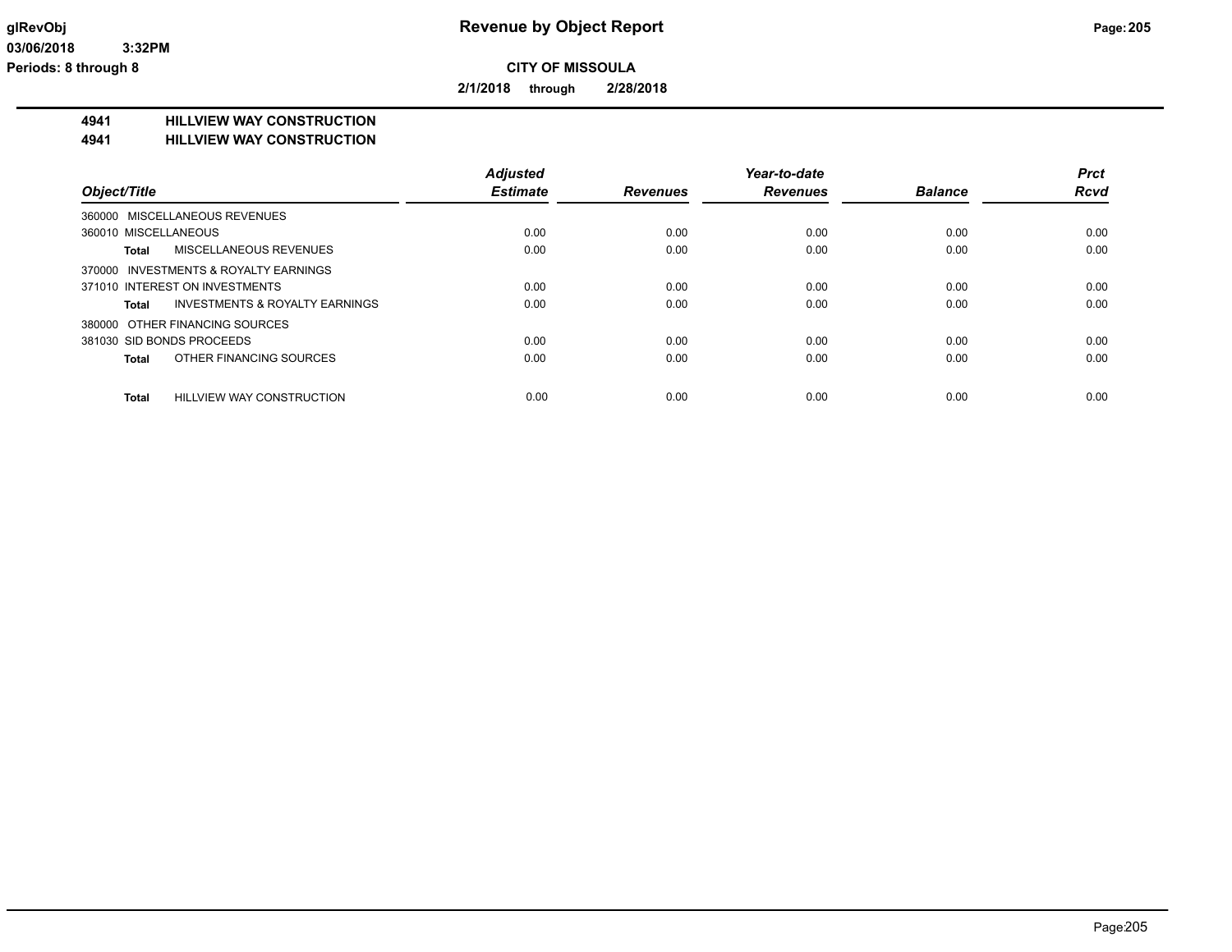**Revenue by Object Report**

**CITY OF MISSOULA**

**2/1/2018 through 2/28/2018**

**4941 HILLVIEW WAY CONSTRUCTION**

**4941 HILLVIEW WAY CONSTRUCTION**

| Object/Title | Adjusted Estimate | Revenues | Year-to-date Revenues | Balance | Prct Rcvd |
|---|---|---|---|---|---|
| 360000 MISCELLANEOUS REVENUES | | | | | |
| 360010 MISCELLANEOUS | 0.00 | 0.00 | 0.00 | 0.00 | 0.00 |
| **Total** MISCELLANEOUS REVENUES | 0.00 | 0.00 | 0.00 | 0.00 | 0.00 |
| 370000 INVESTMENTS & ROYALTY EARNINGS | | | | | |
| 371010 INTEREST ON INVESTMENTS | 0.00 | 0.00 | 0.00 | 0.00 | 0.00 |
| **Total** INVESTMENTS & ROYALTY EARNINGS | 0.00 | 0.00 | 0.00 | 0.00 | 0.00 |
| 380000 OTHER FINANCING SOURCES | | | | | |
| 381030 SID BONDS PROCEEDS | 0.00 | 0.00 | 0.00 | 0.00 | 0.00 |
| **Total** OTHER FINANCING SOURCES | 0.00 | 0.00 | 0.00 | 0.00 | 0.00 |
| **Total** HILLVIEW WAY CONSTRUCTION | 0.00 | 0.00 | 0.00 | 0.00 | 0.00 |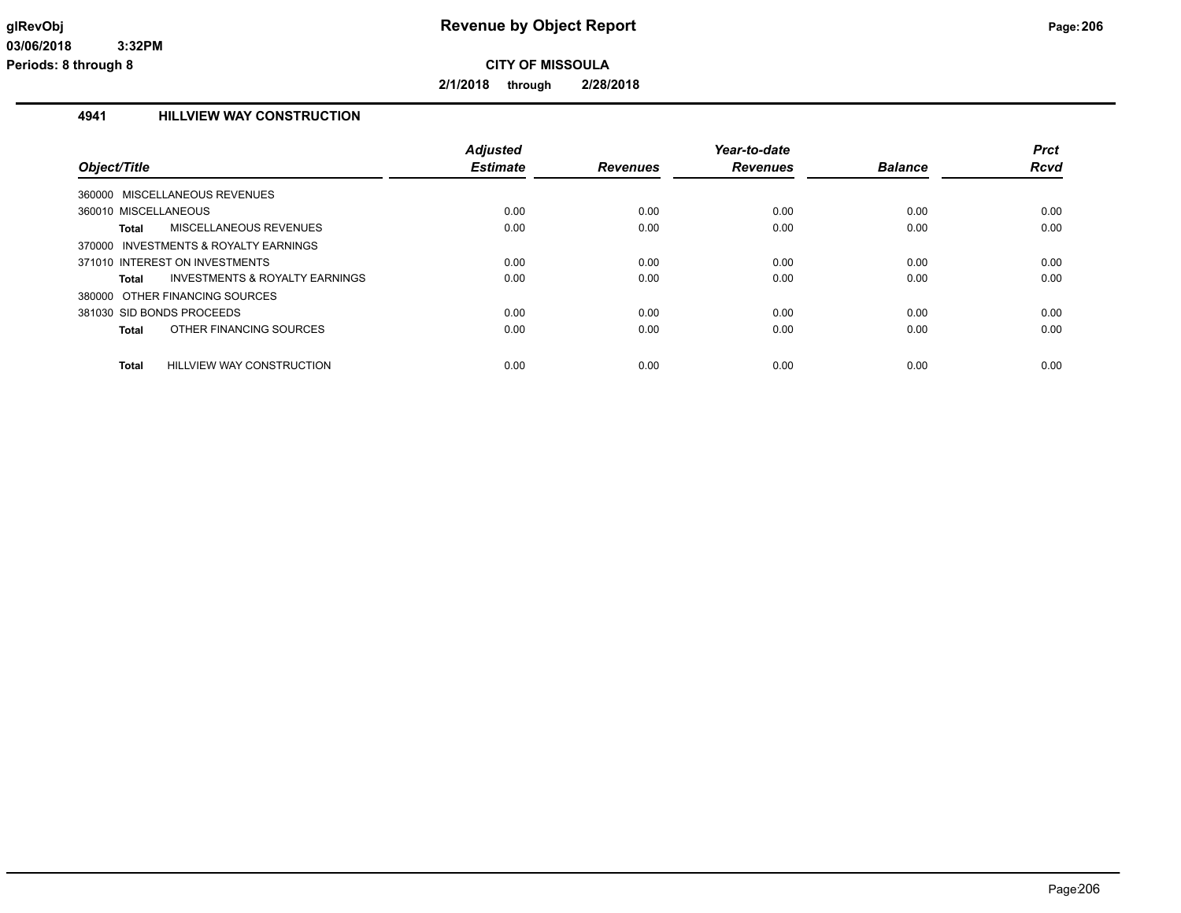# Revenue by Object Report

**CITY OF MISSOULA**

**2/1/2018 through 2/28/2018**

glRevObj
03/06/2018 3:32PM
Periods: 8 through 8

## 4941 HILLVIEW WAY CONSTRUCTION

| Object/Title | Adjusted Estimate | Revenues | Year-to-date Revenues | Balance | Prct Rcvd |
|---|---|---|---|---|---|
| 360000 MISCELLANEOUS REVENUES | | | | | |
| 360010 MISCELLANEOUS | 0.00 | 0.00 | 0.00 | 0.00 | 0.00 |
| **Total** MISCELLANEOUS REVENUES | 0.00 | 0.00 | 0.00 | 0.00 | 0.00 |
| 370000 INVESTMENTS & ROYALTY EARNINGS | | | | | |
| 371010 INTEREST ON INVESTMENTS | 0.00 | 0.00 | 0.00 | 0.00 | 0.00 |
| **Total** INVESTMENTS & ROYALTY EARNINGS | 0.00 | 0.00 | 0.00 | 0.00 | 0.00 |
| 380000 OTHER FINANCING SOURCES | | | | | |
| 381030 SID BONDS PROCEEDS | 0.00 | 0.00 | 0.00 | 0.00 | 0.00 |
| **Total** OTHER FINANCING SOURCES | 0.00 | 0.00 | 0.00 | 0.00 | 0.00 |
| **Total** HILLVIEW WAY CONSTRUCTION | 0.00 | 0.00 | 0.00 | 0.00 | 0.00 |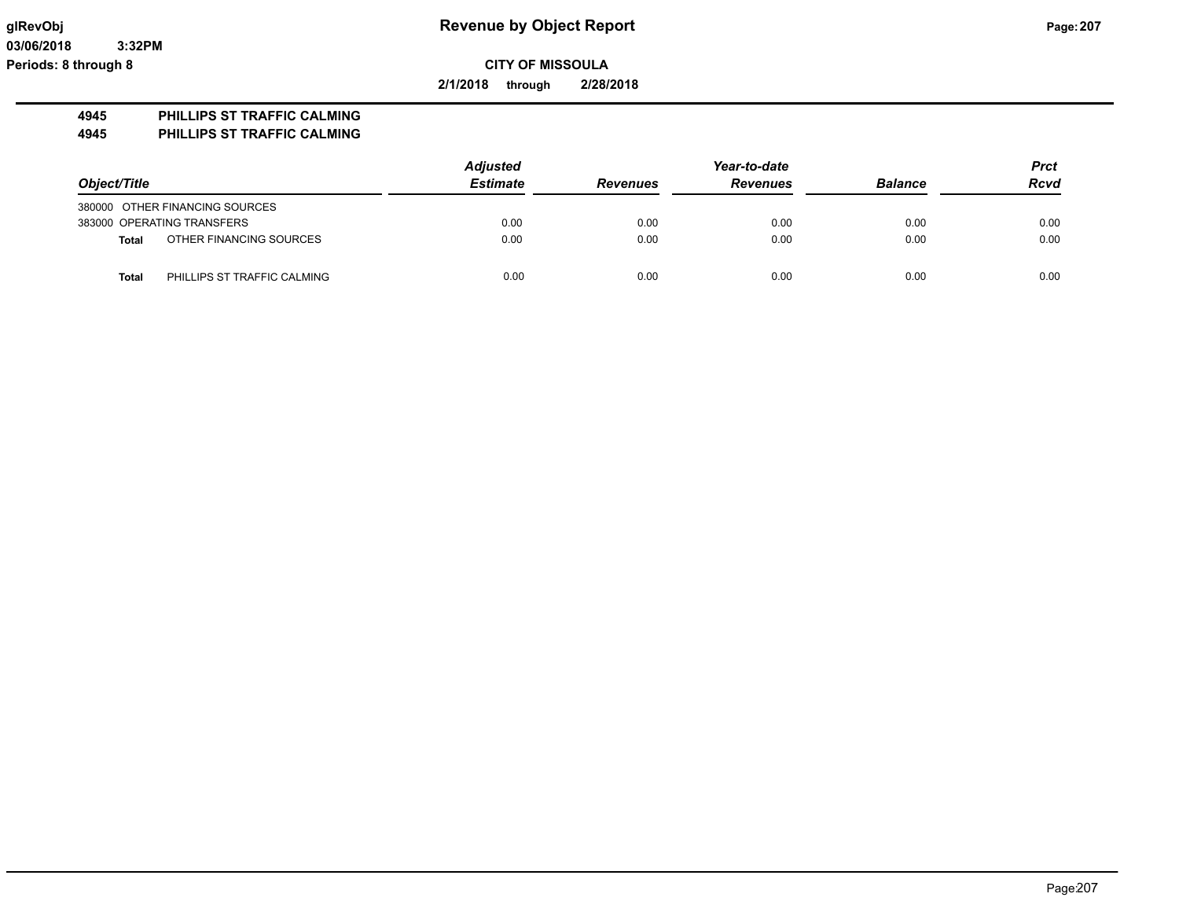**Revenue by Object Report**

**CITY OF MISSOULA**

**2/1/2018 through 2/28/2018**

**4945 PHILLIPS ST TRAFFIC CALMING**

**4945 PHILLIPS ST TRAFFIC CALMING**

| Object/Title | | Adjusted Estimate | Revenues | Year-to-date Revenues | Balance | Prct Rcvd |
|---|---|---|---|---|---|---|
| 380000 OTHER FINANCING SOURCES | | | | | | |
| 383000 OPERATING TRANSFERS | | 0.00 | 0.00 | 0.00 | 0.00 | 0.00 |
| **Total** | OTHER FINANCING SOURCES | 0.00 | 0.00 | 0.00 | 0.00 | 0.00 |
| **Total** | PHILLIPS ST TRAFFIC CALMING | 0.00 | 0.00 | 0.00 | 0.00 | 0.00 |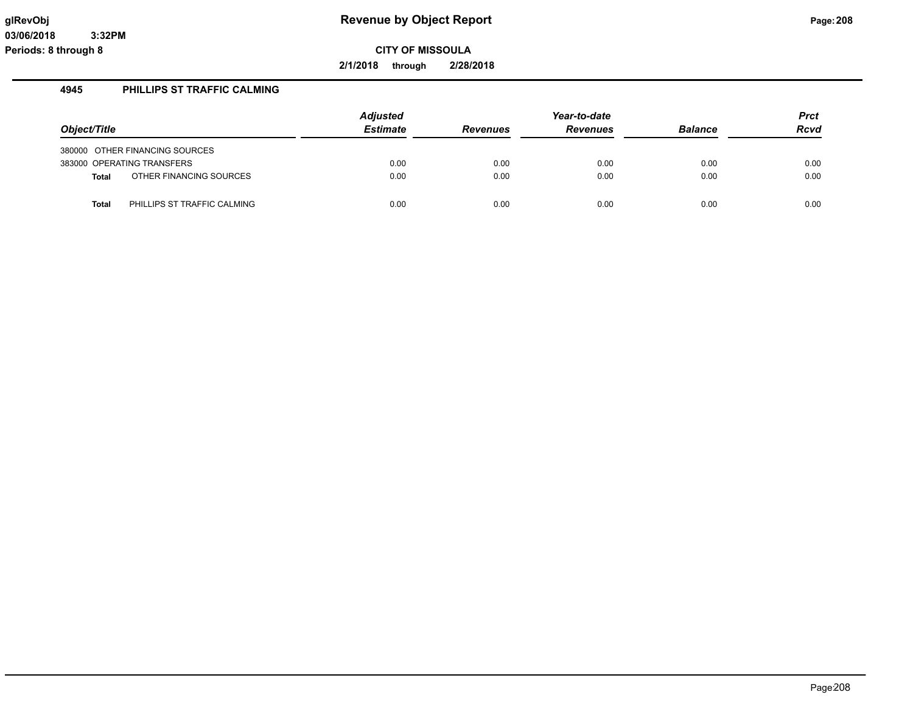# Revenue by Object Report

**CITY OF MISSOULA**

**2/1/2018 through 2/28/2018**

glRevObj
03/06/2018 3:32PM
Periods: 8 through 8

## 4945 PHILLIPS ST TRAFFIC CALMING

| Object/Title | | Adjusted Estimate | Revenues | Year-to-date Revenues | Balance | Prct Rcvd |
|---|---|---|---|---|---|---|
| 380000 | OTHER FINANCING SOURCES | | | | | |
| 383000 | OPERATING TRANSFERS | 0.00 | 0.00 | 0.00 | 0.00 | 0.00 |
| **Total** | OTHER FINANCING SOURCES | 0.00 | 0.00 | 0.00 | 0.00 | 0.00 |
| **Total** | PHILLIPS ST TRAFFIC CALMING | 0.00 | 0.00 | 0.00 | 0.00 | 0.00 |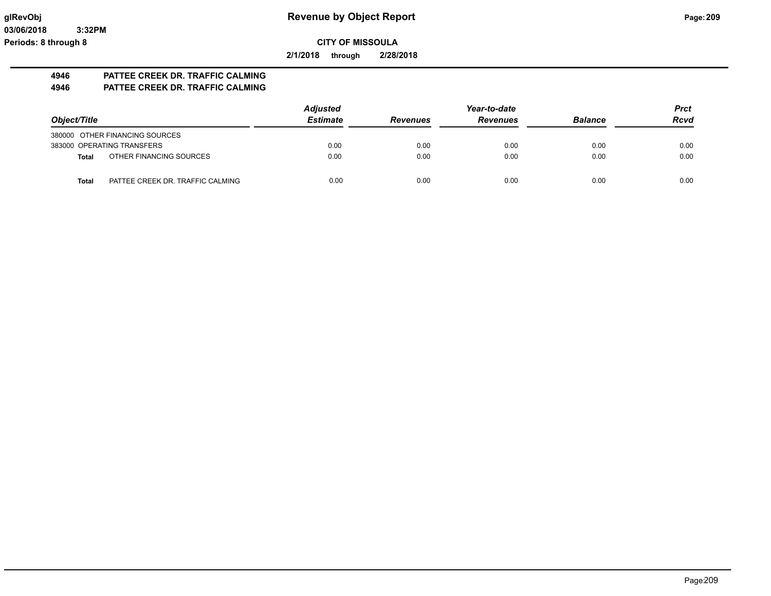**Revenue by Object Report**

**CITY OF MISSOULA**

**2/1/2018 through 2/28/2018**

**4946 PATTEE CREEK DR. TRAFFIC CALMING**

**4946 PATTEE CREEK DR. TRAFFIC CALMING**

| *Object/Title* | *Adjusted Estimate* | *Revenues* | *Year-to-date Revenues* | *Balance* | *Prct Rcvd* |
|---|---|---|---|---|---|
| 380000 OTHER FINANCING SOURCES | | | | | |
| 383000 OPERATING TRANSFERS | 0.00 | 0.00 | 0.00 | 0.00 | 0.00 |
| **Total** OTHER FINANCING SOURCES | 0.00 | 0.00 | 0.00 | 0.00 | 0.00 |
| **Total** PATTEE CREEK DR. TRAFFIC CALMING | 0.00 | 0.00 | 0.00 | 0.00 | 0.00 |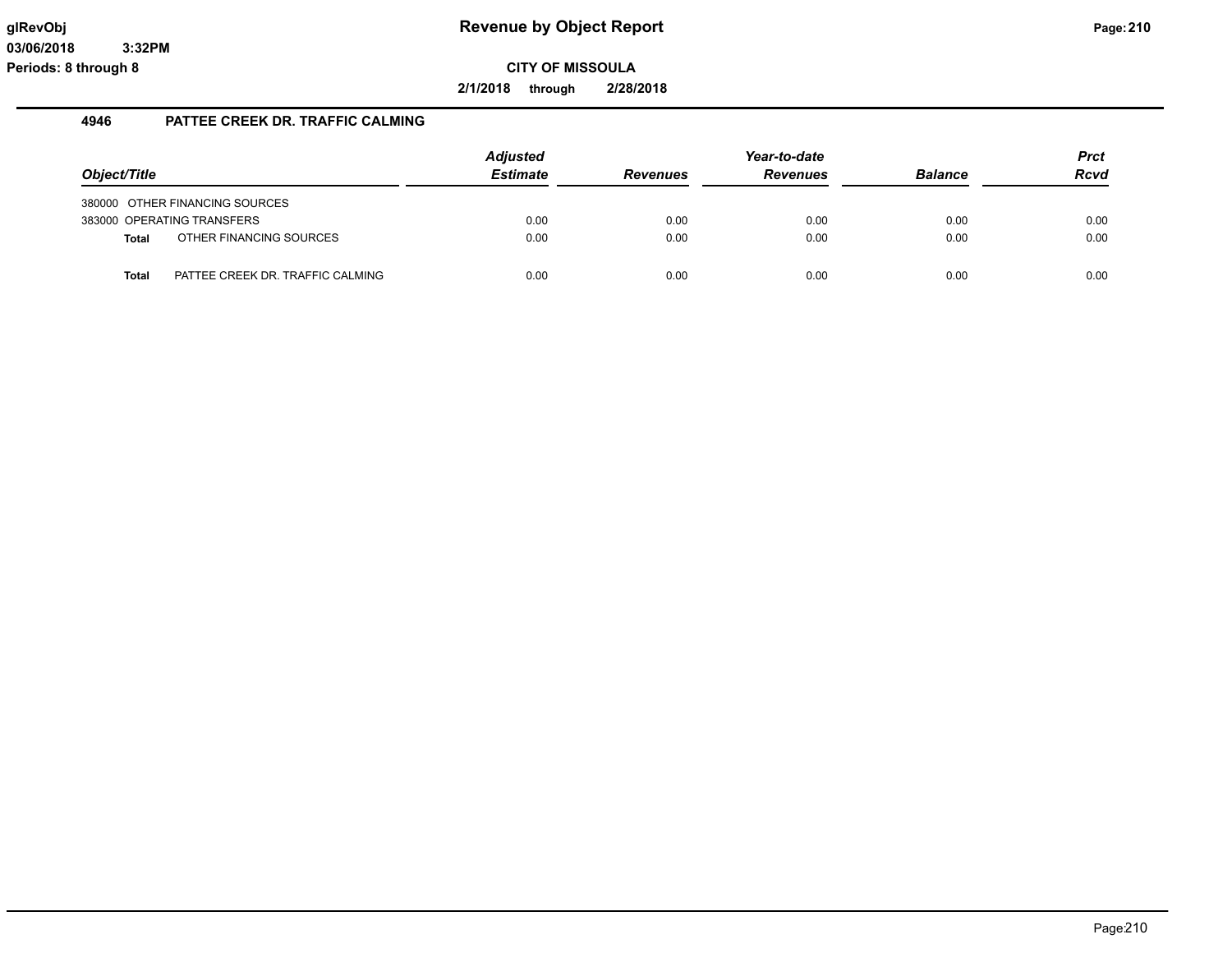**glRevObj** **Revenue by Object Report**
**03/06/2018 3:32PM**
**Periods: 8 through 8** **CITY OF MISSOULA**
**2/1/2018 through 2/28/2018**

## 4946 PATTEE CREEK DR. TRAFFIC CALMING

| Object/Title | | Adjusted Estimate | Revenues | Year-to-date Revenues | Balance | Prct Rcvd |
|---|---|---|---|---|---|---|
| 380000 OTHER FINANCING SOURCES | | | | | | |
| 383000 OPERATING TRANSFERS | | 0.00 | 0.00 | 0.00 | 0.00 | 0.00 |
| **Total** | OTHER FINANCING SOURCES | 0.00 | 0.00 | 0.00 | 0.00 | 0.00 |
| **Total** | PATTEE CREEK DR. TRAFFIC CALMING | 0.00 | 0.00 | 0.00 | 0.00 | 0.00 |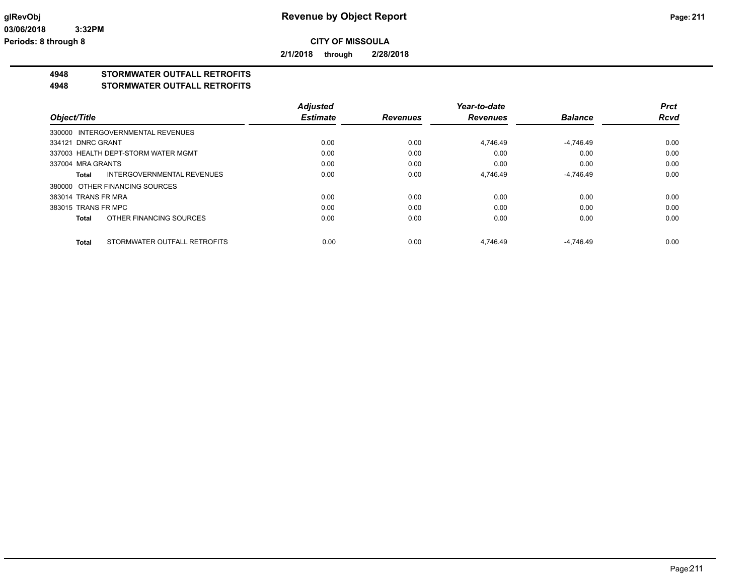**CITY OF MISSOULA**

**2/1/2018 through 2/28/2018**

## 4948 STORMWATER OUTFALL RETROFITS
## 4948 STORMWATER OUTFALL RETROFITS

| Object/Title | Adjusted Estimate | Revenues | Year-to-date Revenues | Balance | Prct Rcvd |
|---|---|---|---|---|---|
| 330000 INTERGOVERNMENTAL REVENUES | | | | | |
| 334121 DNRC GRANT | 0.00 | 0.00 | 4,746.49 | -4,746.49 | 0.00 |
| 337003 HEALTH DEPT-STORM WATER MGMT | 0.00 | 0.00 | 0.00 | 0.00 | 0.00 |
| 337004 MRA GRANTS | 0.00 | 0.00 | 0.00 | 0.00 | 0.00 |
| **Total** INTERGOVERNMENTAL REVENUES | 0.00 | 0.00 | 4,746.49 | -4,746.49 | 0.00 |
| 380000 OTHER FINANCING SOURCES | | | | | |
| 383014 TRANS FR MRA | 0.00 | 0.00 | 0.00 | 0.00 | 0.00 |
| 383015 TRANS FR MPC | 0.00 | 0.00 | 0.00 | 0.00 | 0.00 |
| **Total** OTHER FINANCING SOURCES | 0.00 | 0.00 | 0.00 | 0.00 | 0.00 |
| **Total** STORMWATER OUTFALL RETROFITS | 0.00 | 0.00 | 4,746.49 | -4,746.49 | 0.00 |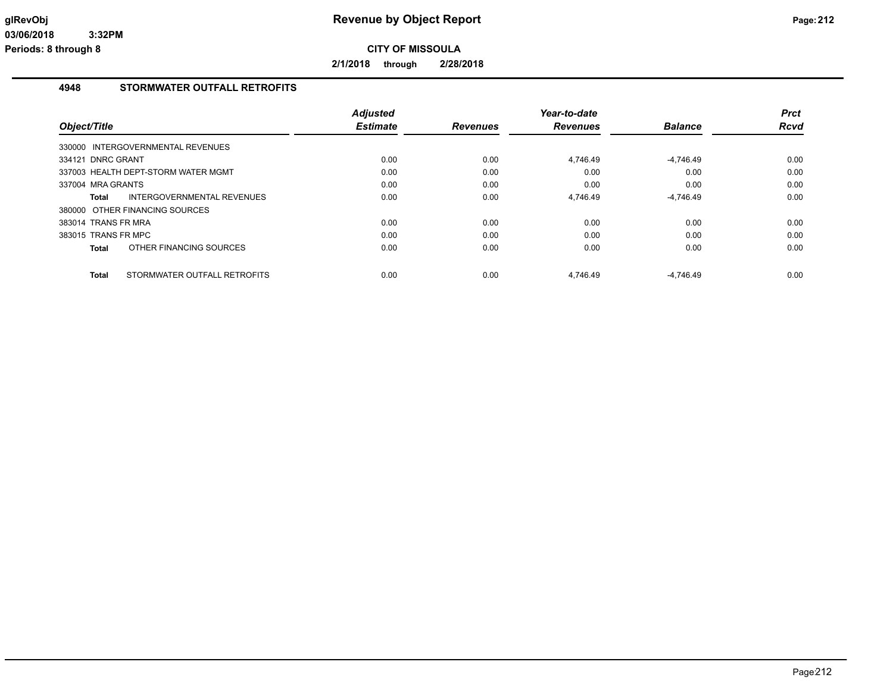# Revenue by Object Report

**CITY OF MISSOULA**

**2/1/2018 through 2/28/2018**

glRevObj
03/06/2018 3:32PM
Periods: 8 through 8

## 4948 STORMWATER OUTFALL RETROFITS

| Object/Title | Adjusted Estimate | Revenues | Year-to-date Revenues | Balance | Prct Rcvd |
|---|---|---|---|---|---|
| 330000 INTERGOVERNMENTAL REVENUES | | | | | |
| 334121 DNRC GRANT | 0.00 | 0.00 | 4,746.49 | -4,746.49 | 0.00 |
| 337003 HEALTH DEPT-STORM WATER MGMT | 0.00 | 0.00 | 0.00 | 0.00 | 0.00 |
| 337004 MRA GRANTS | 0.00 | 0.00 | 0.00 | 0.00 | 0.00 |
| **Total** INTERGOVERNMENTAL REVENUES | 0.00 | 0.00 | 4,746.49 | -4,746.49 | 0.00 |
| 380000 OTHER FINANCING SOURCES | | | | | |
| 383014 TRANS FR MRA | 0.00 | 0.00 | 0.00 | 0.00 | 0.00 |
| 383015 TRANS FR MPC | 0.00 | 0.00 | 0.00 | 0.00 | 0.00 |
| **Total** OTHER FINANCING SOURCES | 0.00 | 0.00 | 0.00 | 0.00 | 0.00 |
| **Total** STORMWATER OUTFALL RETROFITS | 0.00 | 0.00 | 4,746.49 | -4,746.49 | 0.00 |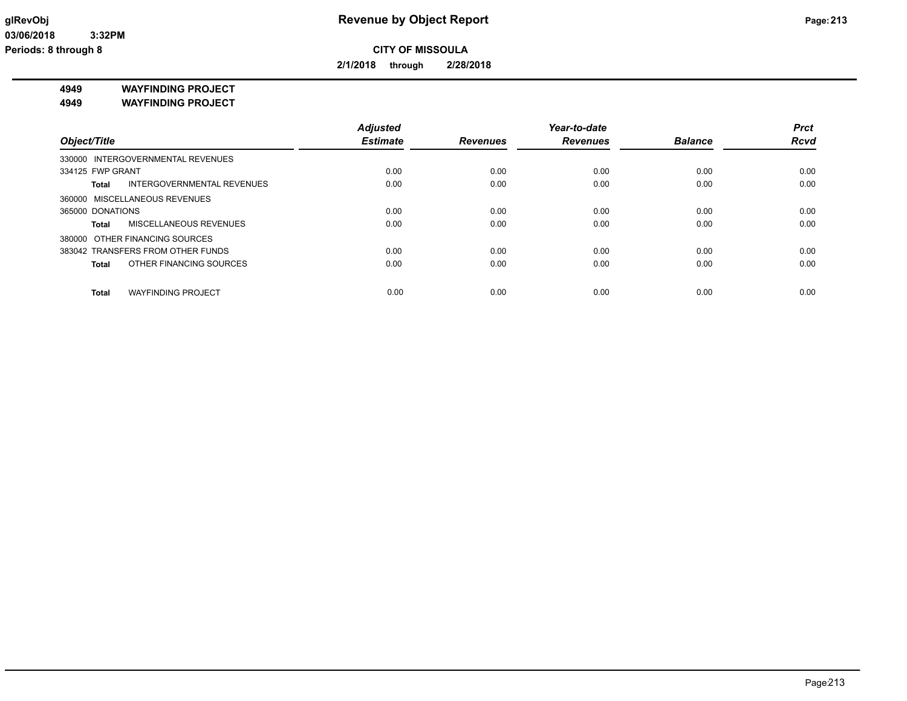# Revenue by Object Report

**CITY OF MISSOULA**

**2/1/2018 through 2/28/2018**

glRevObj
03/06/2018 3:32PM
Periods: 8 through 8

**4949 WAYFINDING PROJECT**
**4949 WAYFINDING PROJECT**

| Object/Title | Adjusted Estimate | Revenues | Year-to-date Revenues | Balance | Prct Rcvd |
|---|---|---|---|---|---|
| 330000 INTERGOVERNMENTAL REVENUES | | | | | |
| 334125 FWP GRANT | 0.00 | 0.00 | 0.00 | 0.00 | 0.00 |
| **Total** INTERGOVERNMENTAL REVENUES | 0.00 | 0.00 | 0.00 | 0.00 | 0.00 |
| 360000 MISCELLANEOUS REVENUES | | | | | |
| 365000 DONATIONS | 0.00 | 0.00 | 0.00 | 0.00 | 0.00 |
| **Total** MISCELLANEOUS REVENUES | 0.00 | 0.00 | 0.00 | 0.00 | 0.00 |
| 380000 OTHER FINANCING SOURCES | | | | | |
| 383042 TRANSFERS FROM OTHER FUNDS | 0.00 | 0.00 | 0.00 | 0.00 | 0.00 |
| **Total** OTHER FINANCING SOURCES | 0.00 | 0.00 | 0.00 | 0.00 | 0.00 |
| **Total** WAYFINDING PROJECT | 0.00 | 0.00 | 0.00 | 0.00 | 0.00 |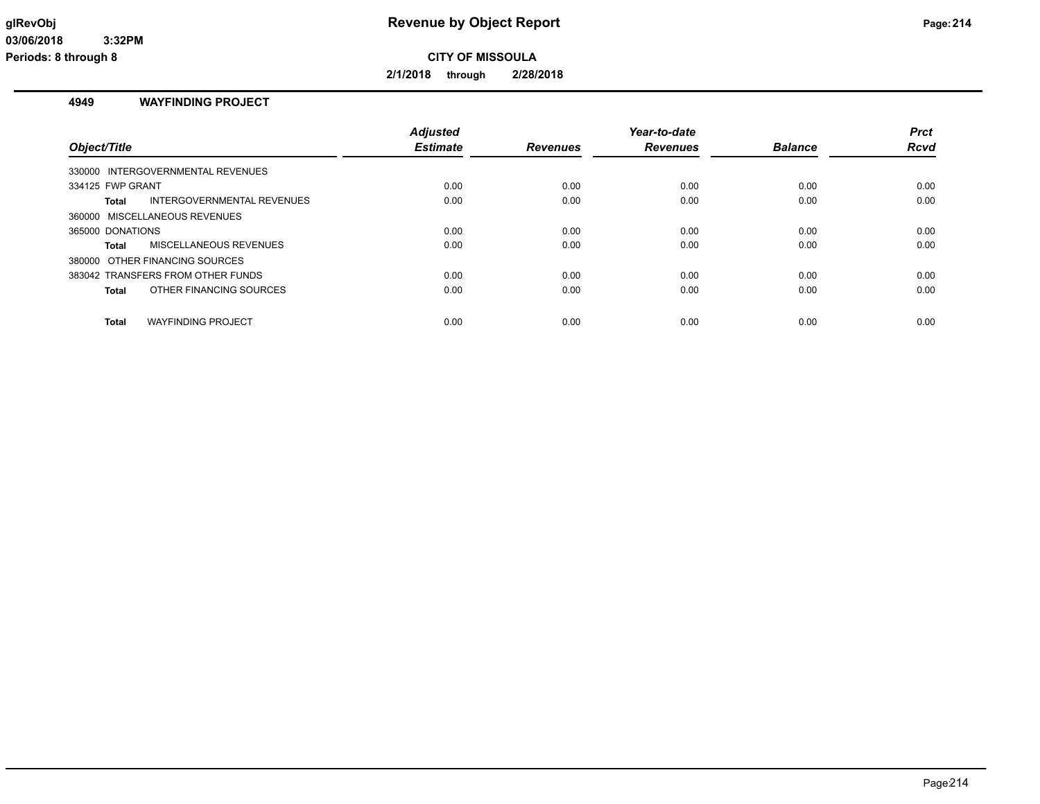# Revenue by Object Report

**CITY OF MISSOULA**

**2/1/2018 through 2/28/2018**

glRevObj
03/06/2018 3:32PM
Periods: 8 through 8

## 4949 WAYFINDING PROJECT

| Object/Title | Adjusted Estimate | Revenues | Year-to-date Revenues | Balance | Prct Rcvd |
|---|---|---|---|---|---|
| 330000 INTERGOVERNMENTAL REVENUES | | | | | |
| 334125 FWP GRANT | 0.00 | 0.00 | 0.00 | 0.00 | 0.00 |
| **Total** INTERGOVERNMENTAL REVENUES | 0.00 | 0.00 | 0.00 | 0.00 | 0.00 |
| 360000 MISCELLANEOUS REVENUES | | | | | |
| 365000 DONATIONS | 0.00 | 0.00 | 0.00 | 0.00 | 0.00 |
| **Total** MISCELLANEOUS REVENUES | 0.00 | 0.00 | 0.00 | 0.00 | 0.00 |
| 380000 OTHER FINANCING SOURCES | | | | | |
| 383042 TRANSFERS FROM OTHER FUNDS | 0.00 | 0.00 | 0.00 | 0.00 | 0.00 |
| **Total** OTHER FINANCING SOURCES | 0.00 | 0.00 | 0.00 | 0.00 | 0.00 |
| **Total** WAYFINDING PROJECT | 0.00 | 0.00 | 0.00 | 0.00 | 0.00 |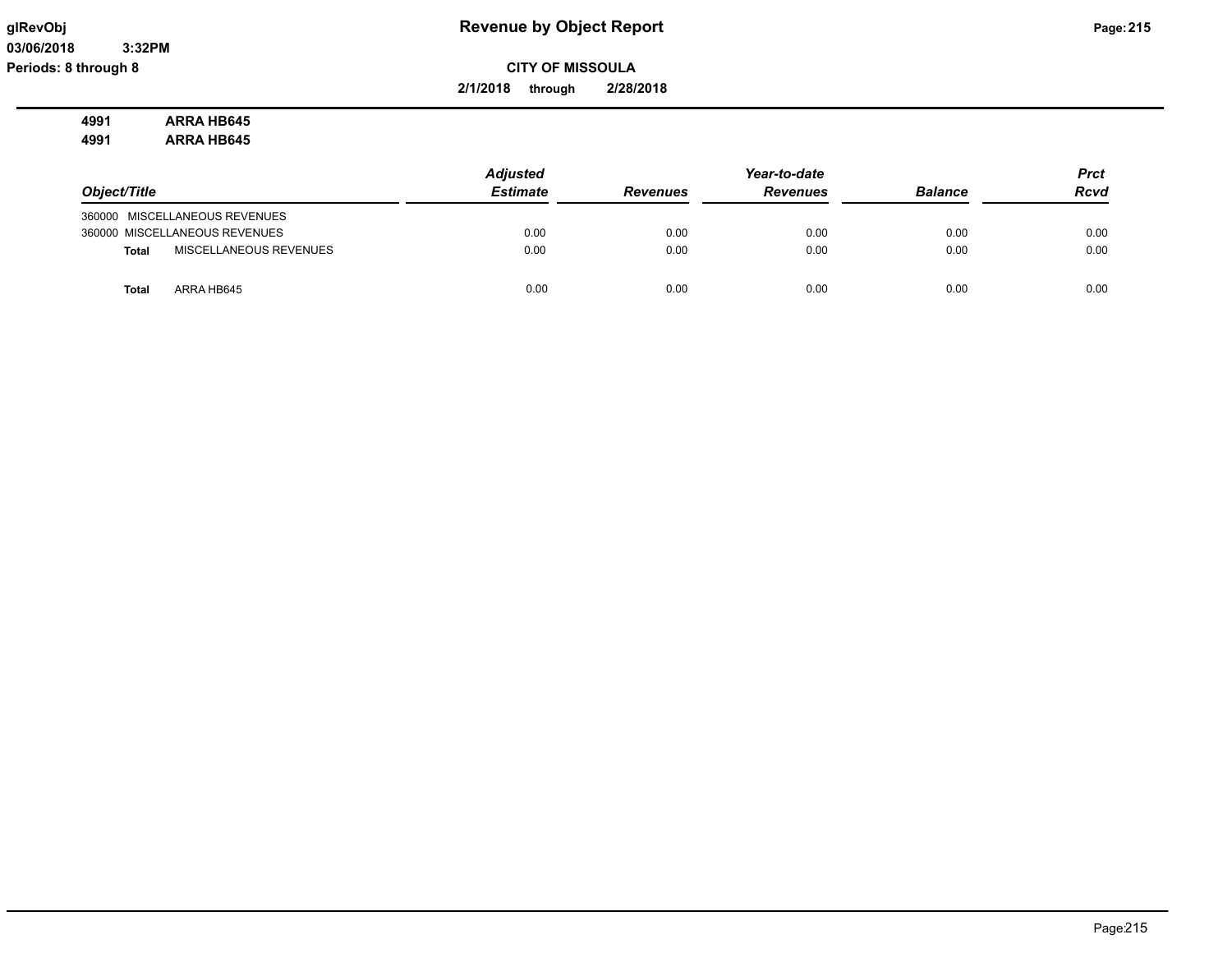**glRevObj** **Revenue by Object Report**

**03/06/2018 3:32PM**

**Periods: 8 through 8**

**CITY OF MISSOULA**

**2/1/2018 through 2/28/2018**

**4991 ARRA HB645**

**4991 ARRA HB645**

| Object/Title | Adjusted Estimate | Revenues | Year-to-date Revenues | Balance | Prct Rcvd |
|---|---|---|---|---|---|
| 360000 MISCELLANEOUS REVENUES | | | | | |
| 360000 MISCELLANEOUS REVENUES | 0.00 | 0.00 | 0.00 | 0.00 | 0.00 |
| **Total** MISCELLANEOUS REVENUES | 0.00 | 0.00 | 0.00 | 0.00 | 0.00 |
| **Total** ARRA HB645 | 0.00 | 0.00 | 0.00 | 0.00 | 0.00 |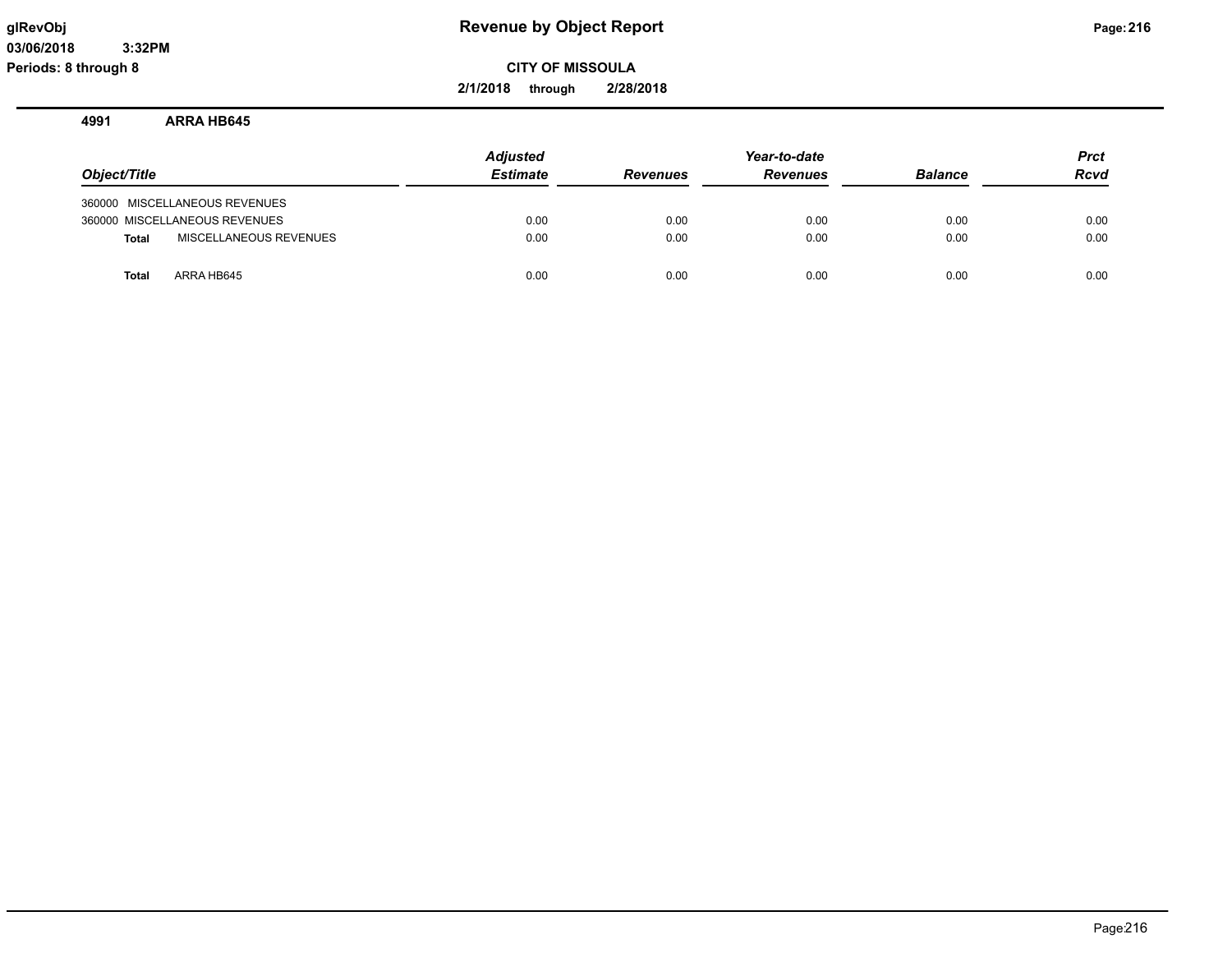**Revenue by Object Report**

**CITY OF MISSOULA**

**2/1/2018 through 2/28/2018**

glRevObj
03/06/2018 3:32PM
Periods: 8 through 8

## 4991 ARRA HB645

| Object/Title | Adjusted Estimate | Revenues | Year-to-date Revenues | Balance | Prct Rcvd |
|---|---|---|---|---|---|
| 360000 MISCELLANEOUS REVENUES | | | | | |
| 360000 MISCELLANEOUS REVENUES | 0.00 | 0.00 | 0.00 | 0.00 | 0.00 |
| **Total** MISCELLANEOUS REVENUES | 0.00 | 0.00 | 0.00 | 0.00 | 0.00 |
| **Total** ARRA HB645 | 0.00 | 0.00 | 0.00 | 0.00 | 0.00 |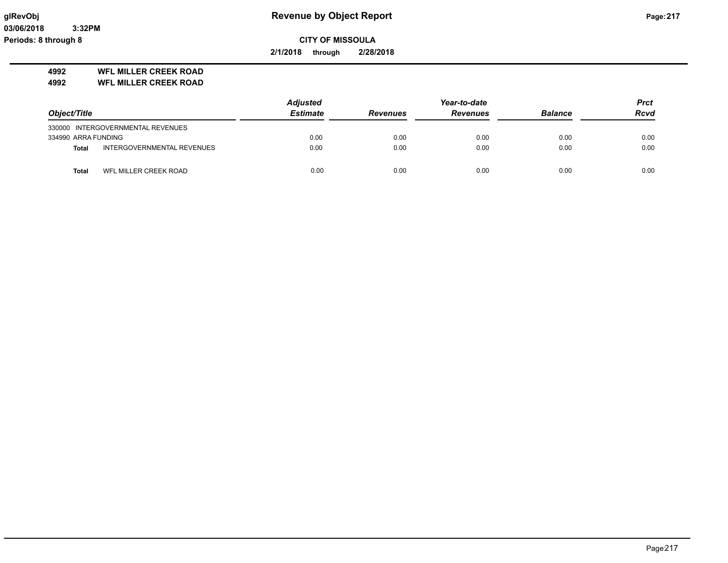# Revenue by Object Report

**CITY OF MISSOULA**

**2/1/2018 through 2/28/2018**

glRevObj
03/06/2018 3:32PM
Periods: 8 through 8

**4992 WFL MILLER CREEK ROAD**
**4992 WFL MILLER CREEK ROAD**

| Object/Title | | Adjusted Estimate | Revenues | Year-to-date Revenues | Balance | Prct Rcvd |
|---|---|---|---|---|---|---|
| 330000 INTERGOVERNMENTAL REVENUES | | | | | | |
| 334990 ARRA FUNDING | | 0.00 | 0.00 | 0.00 | 0.00 | 0.00 |
| **Total** | INTERGOVERNMENTAL REVENUES | 0.00 | 0.00 | 0.00 | 0.00 | 0.00 |
| | | | | | | |
| **Total** | WFL MILLER CREEK ROAD | 0.00 | 0.00 | 0.00 | 0.00 | 0.00 |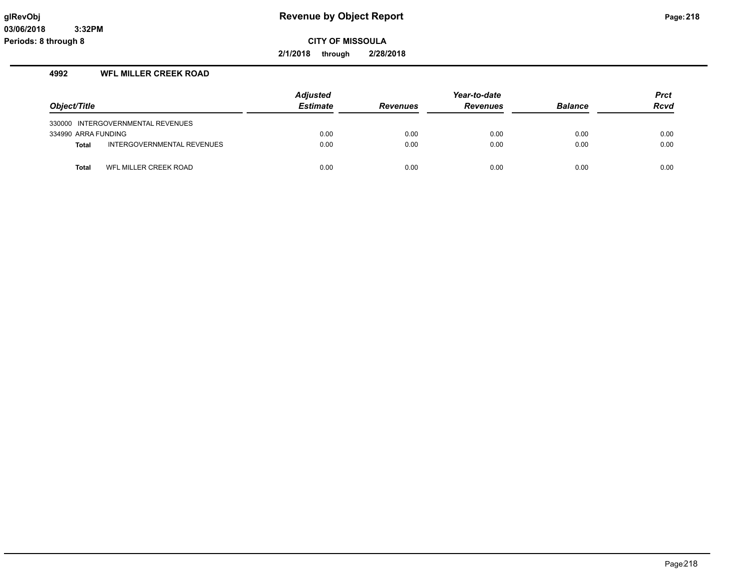# Revenue by Object Report

**glRevObj**
**03/06/2018 3:32PM**
**Periods: 8 through 8**

**CITY OF MISSOULA**

**2/1/2018 through 2/28/2018**

## 4992 WFL MILLER CREEK ROAD

| Object/Title | | Adjusted Estimate | Revenues | Year-to-date Revenues | Balance | Prct Rcvd |
|---|---|---|---|---|---|---|
| 330000 INTERGOVERNMENTAL REVENUES | | | | | | |
| 334990 ARRA FUNDING | | 0.00 | 0.00 | 0.00 | 0.00 | 0.00 |
| **Total** | INTERGOVERNMENTAL REVENUES | 0.00 | 0.00 | 0.00 | 0.00 | 0.00 |
| **Total** | WFL MILLER CREEK ROAD | 0.00 | 0.00 | 0.00 | 0.00 | 0.00 |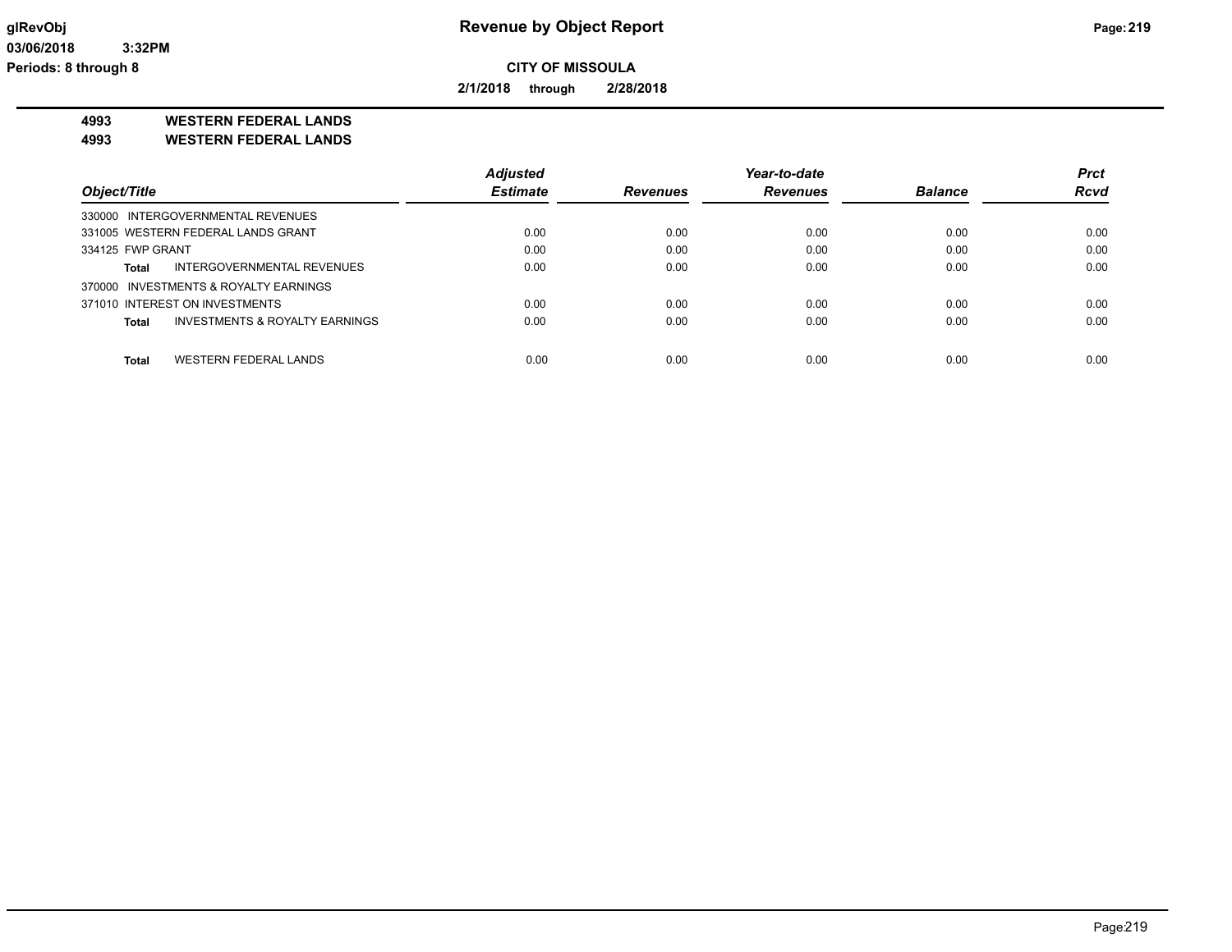**CITY OF MISSOULA**

**2/1/2018 through 2/28/2018**

**4993 WESTERN FEDERAL LANDS**
**4993 WESTERN FEDERAL LANDS**

| Object/Title | Adjusted Estimate | Revenues | Year-to-date Revenues | Balance | Prct Rcvd |
|---|---|---|---|---|---|
| 330000 INTERGOVERNMENTAL REVENUES | | | | | |
| 331005 WESTERN FEDERAL LANDS GRANT | 0.00 | 0.00 | 0.00 | 0.00 | 0.00 |
| 334125 FWP GRANT | 0.00 | 0.00 | 0.00 | 0.00 | 0.00 |
| **Total** INTERGOVERNMENTAL REVENUES | 0.00 | 0.00 | 0.00 | 0.00 | 0.00 |
| 370000 INVESTMENTS & ROYALTY EARNINGS | | | | | |
| 371010 INTEREST ON INVESTMENTS | 0.00 | 0.00 | 0.00 | 0.00 | 0.00 |
| **Total** INVESTMENTS & ROYALTY EARNINGS | 0.00 | 0.00 | 0.00 | 0.00 | 0.00 |
| **Total** WESTERN FEDERAL LANDS | 0.00 | 0.00 | 0.00 | 0.00 | 0.00 |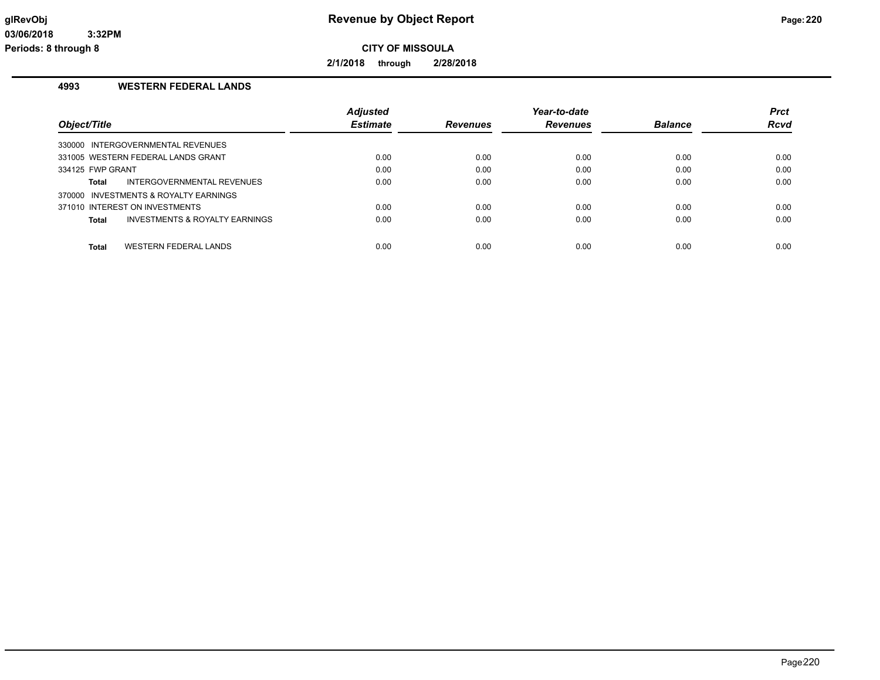**Revenue by Object Report**

**CITY OF MISSOULA**

**2/1/2018 through 2/28/2018**

glRevObj
03/06/2018 3:32PM
Periods: 8 through 8

## 4993 WESTERN FEDERAL LANDS

| Object/Title | Adjusted Estimate | Revenues | Year-to-date Revenues | Balance | Prct Rcvd |
|---|---|---|---|---|---|
| 330000 INTERGOVERNMENTAL REVENUES | | | | | |
| 331005 WESTERN FEDERAL LANDS GRANT | 0.00 | 0.00 | 0.00 | 0.00 | 0.00 |
| 334125 FWP GRANT | 0.00 | 0.00 | 0.00 | 0.00 | 0.00 |
| **Total** INTERGOVERNMENTAL REVENUES | 0.00 | 0.00 | 0.00 | 0.00 | 0.00 |
| 370000 INVESTMENTS & ROYALTY EARNINGS | | | | | |
| 371010 INTEREST ON INVESTMENTS | 0.00 | 0.00 | 0.00 | 0.00 | 0.00 |
| **Total** INVESTMENTS & ROYALTY EARNINGS | 0.00 | 0.00 | 0.00 | 0.00 | 0.00 |
| **Total** WESTERN FEDERAL LANDS | 0.00 | 0.00 | 0.00 | 0.00 | 0.00 |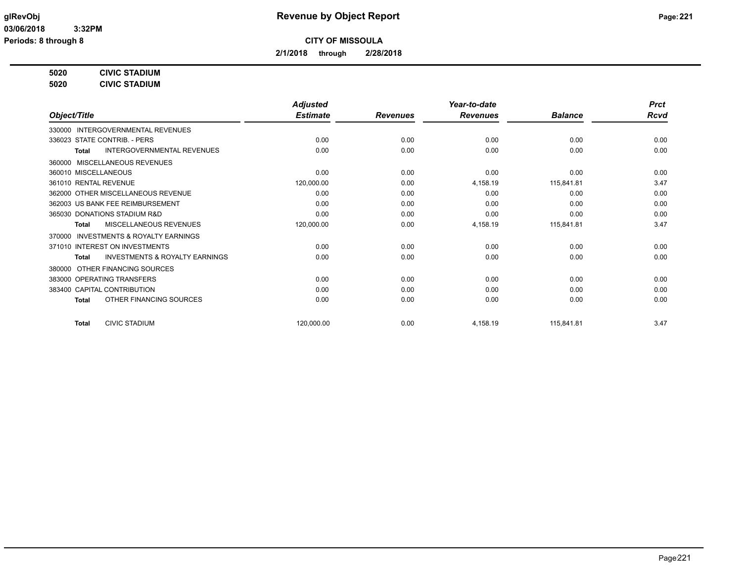# Revenue by Object Report

glRevObj
03/06/2018 3:32PM
Periods: 8 through 8

**CITY OF MISSOULA**

**2/1/2018 through 2/28/2018**

**5020 CIVIC STADIUM**
**5020 CIVIC STADIUM**

| Object/Title | Adjusted Estimate | Revenues | Year-to-date Revenues | Balance | Prct Rcvd |
|---|---|---|---|---|---|
| 330000 INTERGOVERNMENTAL REVENUES | | | | | |
| 336023 STATE CONTRIB. - PERS | 0.00 | 0.00 | 0.00 | 0.00 | 0.00 |
| **Total** INTERGOVERNMENTAL REVENUES | 0.00 | 0.00 | 0.00 | 0.00 | 0.00 |
| 360000 MISCELLANEOUS REVENUES | | | | | |
| 360010 MISCELLANEOUS | 0.00 | 0.00 | 0.00 | 0.00 | 0.00 |
| 361010 RENTAL REVENUE | 120,000.00 | 0.00 | 4,158.19 | 115,841.81 | 3.47 |
| 362000 OTHER MISCELLANEOUS REVENUE | 0.00 | 0.00 | 0.00 | 0.00 | 0.00 |
| 362003 US BANK FEE REIMBURSEMENT | 0.00 | 0.00 | 0.00 | 0.00 | 0.00 |
| 365030 DONATIONS STADIUM R&D | 0.00 | 0.00 | 0.00 | 0.00 | 0.00 |
| **Total** MISCELLANEOUS REVENUES | 120,000.00 | 0.00 | 4,158.19 | 115,841.81 | 3.47 |
| 370000 INVESTMENTS & ROYALTY EARNINGS | | | | | |
| 371010 INTEREST ON INVESTMENTS | 0.00 | 0.00 | 0.00 | 0.00 | 0.00 |
| **Total** INVESTMENTS & ROYALTY EARNINGS | 0.00 | 0.00 | 0.00 | 0.00 | 0.00 |
| 380000 OTHER FINANCING SOURCES | | | | | |
| 383000 OPERATING TRANSFERS | 0.00 | 0.00 | 0.00 | 0.00 | 0.00 |
| 383400 CAPITAL CONTRIBUTION | 0.00 | 0.00 | 0.00 | 0.00 | 0.00 |
| **Total** OTHER FINANCING SOURCES | 0.00 | 0.00 | 0.00 | 0.00 | 0.00 |
| **Total** CIVIC STADIUM | 120,000.00 | 0.00 | 4,158.19 | 115,841.81 | 3.47 |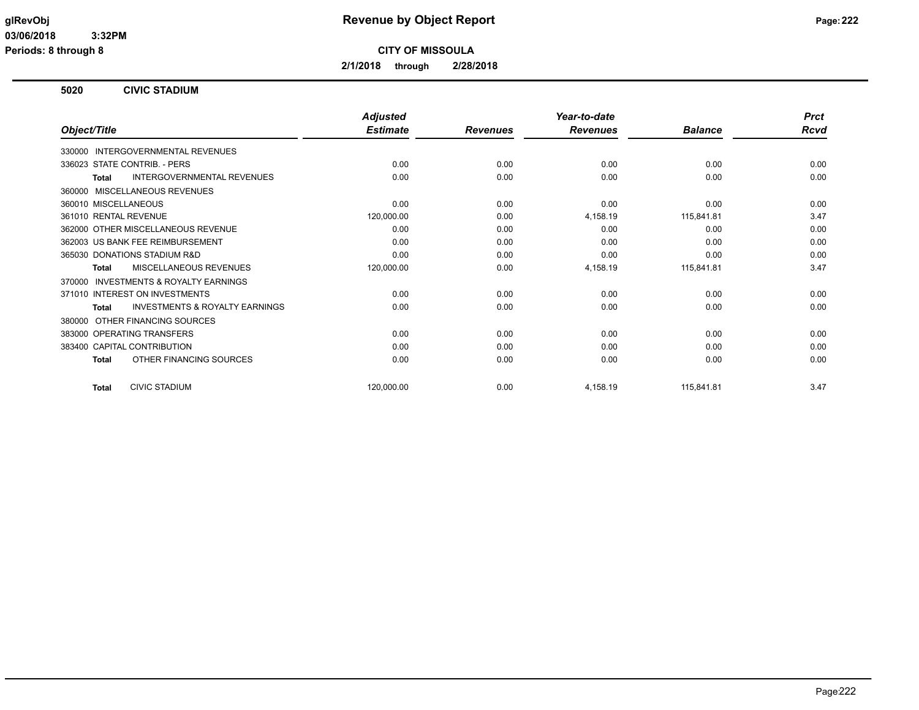# Revenue by Object Report

**CITY OF MISSOULA**

**2/1/2018 through 2/28/2018**

glRevObj
03/06/2018 3:32PM
Periods: 8 through 8

## 5020 CIVIC STADIUM

| Object/Title | Adjusted Estimate | Revenues | Year-to-date Revenues | Balance | Prct Rcvd |
|---|---|---|---|---|---|
| 330000 INTERGOVERNMENTAL REVENUES | | | | | |
| 336023 STATE CONTRIB. - PERS | 0.00 | 0.00 | 0.00 | 0.00 | 0.00 |
| **Total** INTERGOVERNMENTAL REVENUES | 0.00 | 0.00 | 0.00 | 0.00 | 0.00 |
| 360000 MISCELLANEOUS REVENUES | | | | | |
| 360010 MISCELLANEOUS | 0.00 | 0.00 | 0.00 | 0.00 | 0.00 |
| 361010 RENTAL REVENUE | 120,000.00 | 0.00 | 4,158.19 | 115,841.81 | 3.47 |
| 362000 OTHER MISCELLANEOUS REVENUE | 0.00 | 0.00 | 0.00 | 0.00 | 0.00 |
| 362003 US BANK FEE REIMBURSEMENT | 0.00 | 0.00 | 0.00 | 0.00 | 0.00 |
| 365030 DONATIONS STADIUM R&D | 0.00 | 0.00 | 0.00 | 0.00 | 0.00 |
| **Total** MISCELLANEOUS REVENUES | 120,000.00 | 0.00 | 4,158.19 | 115,841.81 | 3.47 |
| 370000 INVESTMENTS & ROYALTY EARNINGS | | | | | |
| 371010 INTEREST ON INVESTMENTS | 0.00 | 0.00 | 0.00 | 0.00 | 0.00 |
| **Total** INVESTMENTS & ROYALTY EARNINGS | 0.00 | 0.00 | 0.00 | 0.00 | 0.00 |
| 380000 OTHER FINANCING SOURCES | | | | | |
| 383000 OPERATING TRANSFERS | 0.00 | 0.00 | 0.00 | 0.00 | 0.00 |
| 383400 CAPITAL CONTRIBUTION | 0.00 | 0.00 | 0.00 | 0.00 | 0.00 |
| **Total** OTHER FINANCING SOURCES | 0.00 | 0.00 | 0.00 | 0.00 | 0.00 |
| **Total** CIVIC STADIUM | 120,000.00 | 0.00 | 4,158.19 | 115,841.81 | 3.47 |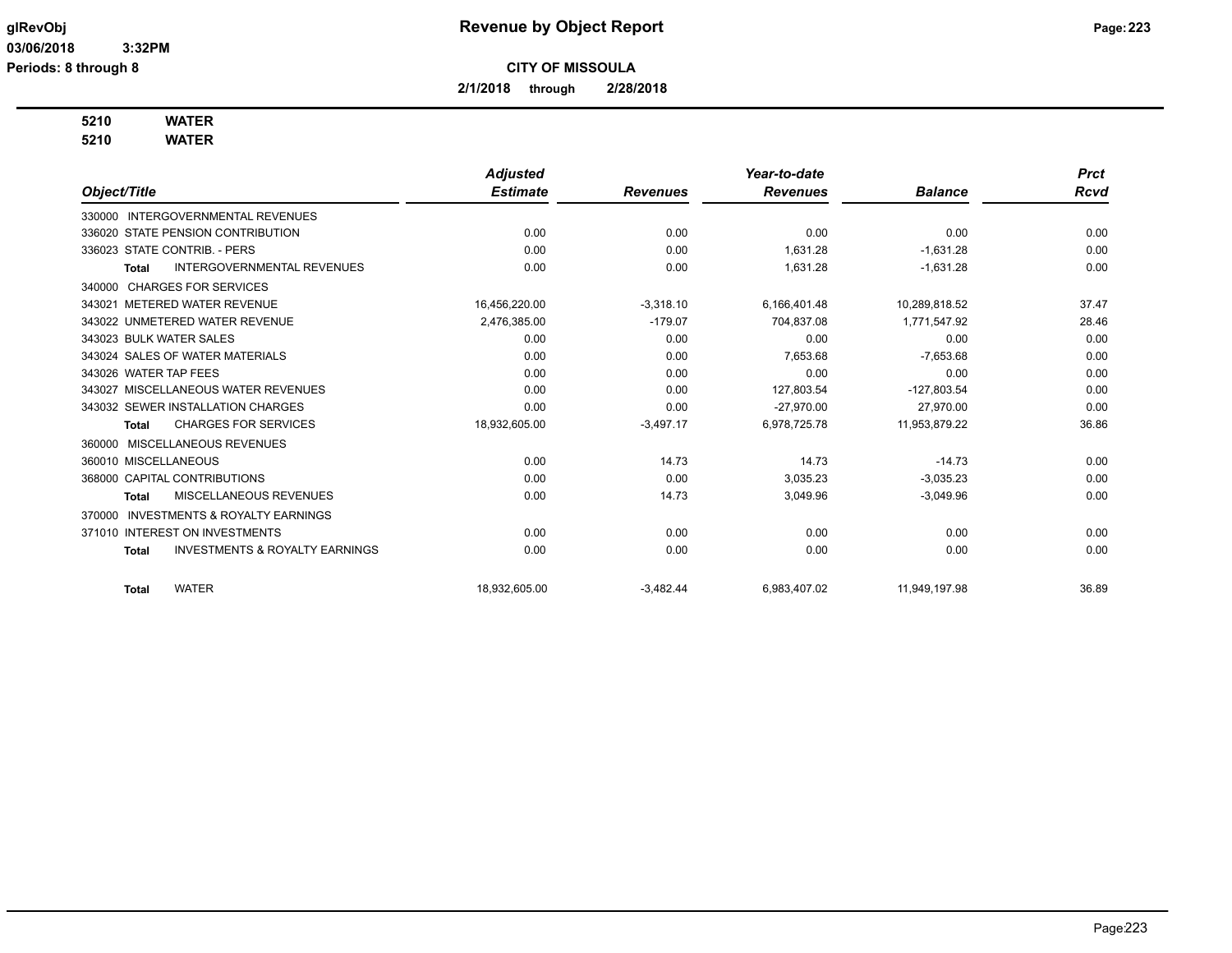# Revenue by Object Report

**CITY OF MISSOULA**

**2/1/2018 through 2/28/2018**

**5210 WATER**
**5210 WATER**

| Object/Title | Adjusted Estimate | Revenues | Year-to-date Revenues | Balance | Prct Rcvd |
|---|---|---|---|---|---|
| 330000 INTERGOVERNMENTAL REVENUES | | | | | |
| 336020 STATE PENSION CONTRIBUTION | 0.00 | 0.00 | 0.00 | 0.00 | 0.00 |
| 336023 STATE CONTRIB. - PERS | 0.00 | 0.00 | 1,631.28 | -1,631.28 | 0.00 |
| **Total** INTERGOVERNMENTAL REVENUES | 0.00 | 0.00 | 1,631.28 | -1,631.28 | 0.00 |
| 340000 CHARGES FOR SERVICES | | | | | |
| 343021 METERED WATER REVENUE | 16,456,220.00 | -3,318.10 | 6,166,401.48 | 10,289,818.52 | 37.47 |
| 343022 UNMETERED WATER REVENUE | 2,476,385.00 | -179.07 | 704,837.08 | 1,771,547.92 | 28.46 |
| 343023 BULK WATER SALES | 0.00 | 0.00 | 0.00 | 0.00 | 0.00 |
| 343024 SALES OF WATER MATERIALS | 0.00 | 0.00 | 7,653.68 | -7,653.68 | 0.00 |
| 343026 WATER TAP FEES | 0.00 | 0.00 | 0.00 | 0.00 | 0.00 |
| 343027 MISCELLANEOUS WATER REVENUES | 0.00 | 0.00 | 127,803.54 | -127,803.54 | 0.00 |
| 343032 SEWER INSTALLATION CHARGES | 0.00 | 0.00 | -27,970.00 | 27,970.00 | 0.00 |
| **Total** CHARGES FOR SERVICES | 18,932,605.00 | -3,497.17 | 6,978,725.78 | 11,953,879.22 | 36.86 |
| 360000 MISCELLANEOUS REVENUES | | | | | |
| 360010 MISCELLANEOUS | 0.00 | 14.73 | 14.73 | -14.73 | 0.00 |
| 368000 CAPITAL CONTRIBUTIONS | 0.00 | 0.00 | 3,035.23 | -3,035.23 | 0.00 |
| **Total** MISCELLANEOUS REVENUES | 0.00 | 14.73 | 3,049.96 | -3,049.96 | 0.00 |
| 370000 INVESTMENTS & ROYALTY EARNINGS | | | | | |
| 371010 INTEREST ON INVESTMENTS | 0.00 | 0.00 | 0.00 | 0.00 | 0.00 |
| **Total** INVESTMENTS & ROYALTY EARNINGS | 0.00 | 0.00 | 0.00 | 0.00 | 0.00 |
| **Total** WATER | 18,932,605.00 | -3,482.44 | 6,983,407.02 | 11,949,197.98 | 36.89 |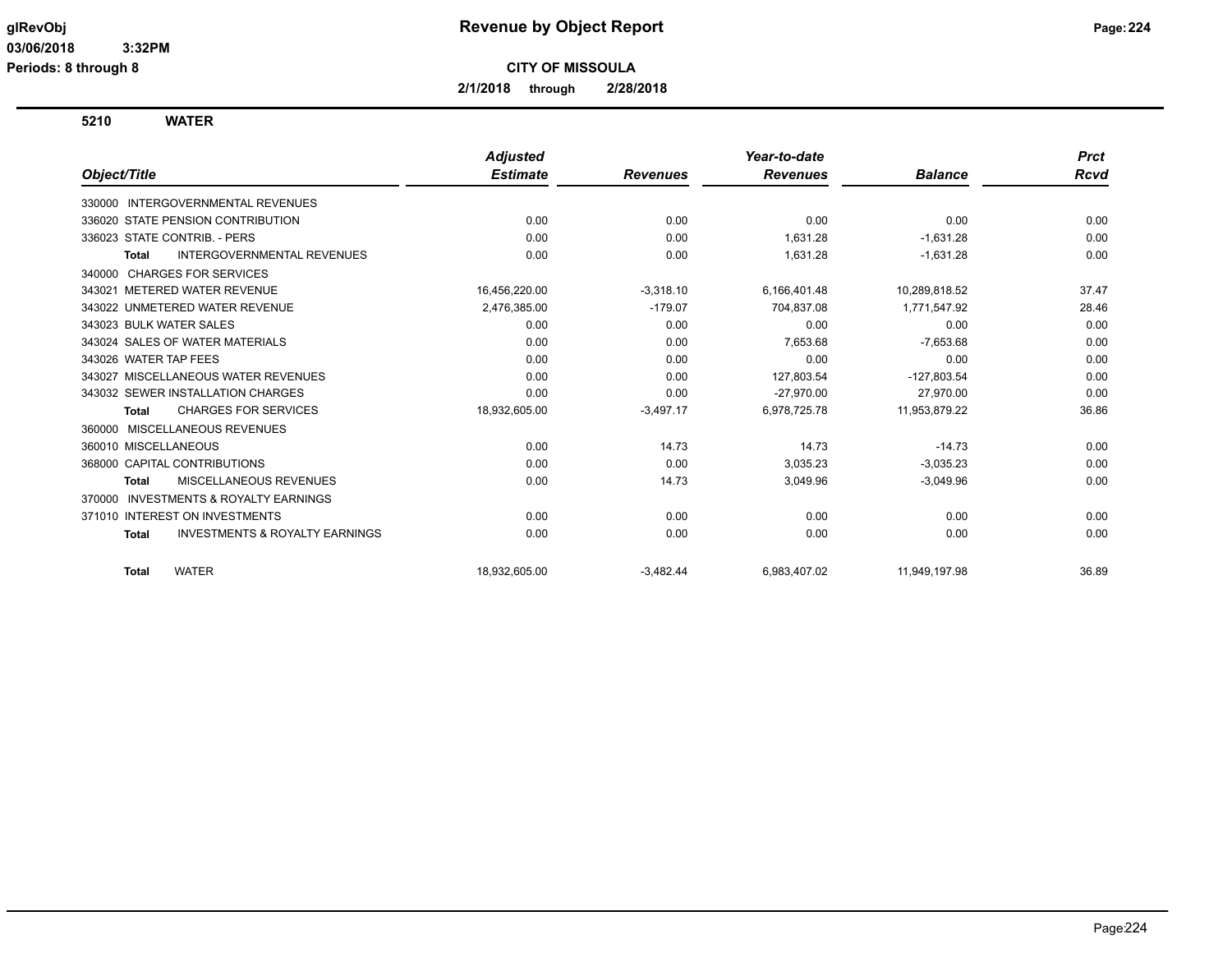# Revenue by Object Report

**CITY OF MISSOULA**

**2/1/2018 through 2/28/2018**

glRevObj
03/06/2018 3:32PM
Periods: 8 through 8

## 5210 WATER

| Object/Title | Adjusted Estimate | Revenues | Year-to-date Revenues | Balance | Prct Rcvd |
|---|---|---|---|---|---|
| 330000 INTERGOVERNMENTAL REVENUES | | | | | |
| 336020 STATE PENSION CONTRIBUTION | 0.00 | 0.00 | 0.00 | 0.00 | 0.00 |
| 336023 STATE CONTRIB. - PERS | 0.00 | 0.00 | 1,631.28 | -1,631.28 | 0.00 |
| **Total** INTERGOVERNMENTAL REVENUES | 0.00 | 0.00 | 1,631.28 | -1,631.28 | 0.00 |
| 340000 CHARGES FOR SERVICES | | | | | |
| 343021 METERED WATER REVENUE | 16,456,220.00 | -3,318.10 | 6,166,401.48 | 10,289,818.52 | 37.47 |
| 343022 UNMETERED WATER REVENUE | 2,476,385.00 | -179.07 | 704,837.08 | 1,771,547.92 | 28.46 |
| 343023 BULK WATER SALES | 0.00 | 0.00 | 0.00 | 0.00 | 0.00 |
| 343024 SALES OF WATER MATERIALS | 0.00 | 0.00 | 7,653.68 | -7,653.68 | 0.00 |
| 343026 WATER TAP FEES | 0.00 | 0.00 | 0.00 | 0.00 | 0.00 |
| 343027 MISCELLANEOUS WATER REVENUES | 0.00 | 0.00 | 127,803.54 | -127,803.54 | 0.00 |
| 343032 SEWER INSTALLATION CHARGES | 0.00 | 0.00 | -27,970.00 | 27,970.00 | 0.00 |
| **Total** CHARGES FOR SERVICES | 18,932,605.00 | -3,497.17 | 6,978,725.78 | 11,953,879.22 | 36.86 |
| 360000 MISCELLANEOUS REVENUES | | | | | |
| 360010 MISCELLANEOUS | 0.00 | 14.73 | 14.73 | -14.73 | 0.00 |
| 368000 CAPITAL CONTRIBUTIONS | 0.00 | 0.00 | 3,035.23 | -3,035.23 | 0.00 |
| **Total** MISCELLANEOUS REVENUES | 0.00 | 14.73 | 3,049.96 | -3,049.96 | 0.00 |
| 370000 INVESTMENTS & ROYALTY EARNINGS | | | | | |
| 371010 INTEREST ON INVESTMENTS | 0.00 | 0.00 | 0.00 | 0.00 | 0.00 |
| **Total** INVESTMENTS & ROYALTY EARNINGS | 0.00 | 0.00 | 0.00 | 0.00 | 0.00 |
| **Total** WATER | 18,932,605.00 | -3,482.44 | 6,983,407.02 | 11,949,197.98 | 36.89 |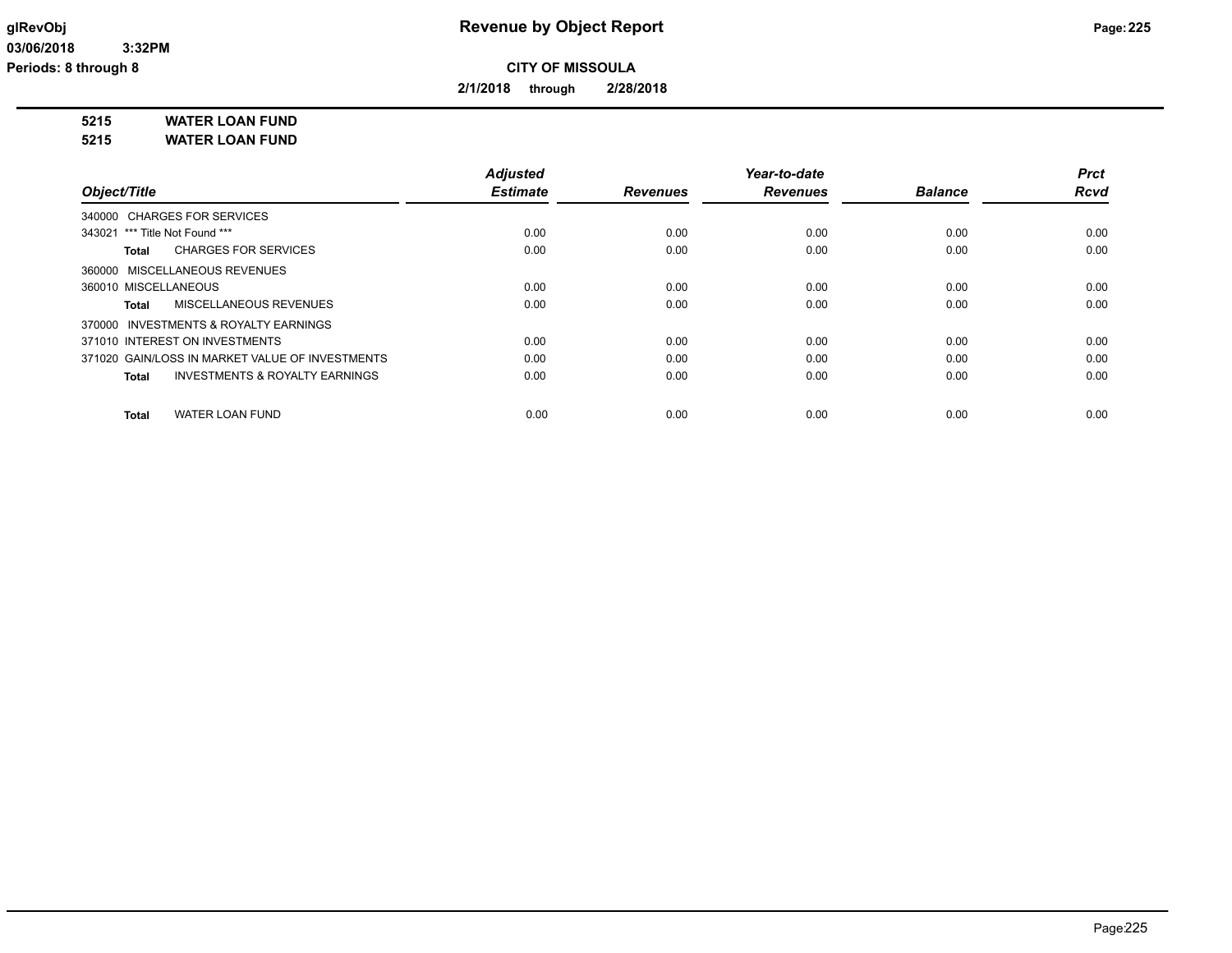glRevObj
03/06/2018 3:32PM
Periods: 8 through 8

# Revenue by Object Report

**CITY OF MISSOULA**

**2/1/2018 through 2/28/2018**

**5215 WATER LOAN FUND**
**5215 WATER LOAN FUND**

| Object/Title | Adjusted Estimate | Revenues | Year-to-date Revenues | Balance | Prct Rcvd |
|---|---|---|---|---|---|
| 340000 CHARGES FOR SERVICES | | | | | |
| 343021 *** Title Not Found *** | 0.00 | 0.00 | 0.00 | 0.00 | 0.00 |
| **Total** CHARGES FOR SERVICES | 0.00 | 0.00 | 0.00 | 0.00 | 0.00 |
| 360000 MISCELLANEOUS REVENUES | | | | | |
| 360010 MISCELLANEOUS | 0.00 | 0.00 | 0.00 | 0.00 | 0.00 |
| **Total** MISCELLANEOUS REVENUES | 0.00 | 0.00 | 0.00 | 0.00 | 0.00 |
| 370000 INVESTMENTS & ROYALTY EARNINGS | | | | | |
| 371010 INTEREST ON INVESTMENTS | 0.00 | 0.00 | 0.00 | 0.00 | 0.00 |
| 371020 GAIN/LOSS IN MARKET VALUE OF INVESTMENTS | 0.00 | 0.00 | 0.00 | 0.00 | 0.00 |
| **Total** INVESTMENTS & ROYALTY EARNINGS | 0.00 | 0.00 | 0.00 | 0.00 | 0.00 |
| **Total** WATER LOAN FUND | 0.00 | 0.00 | 0.00 | 0.00 | 0.00 |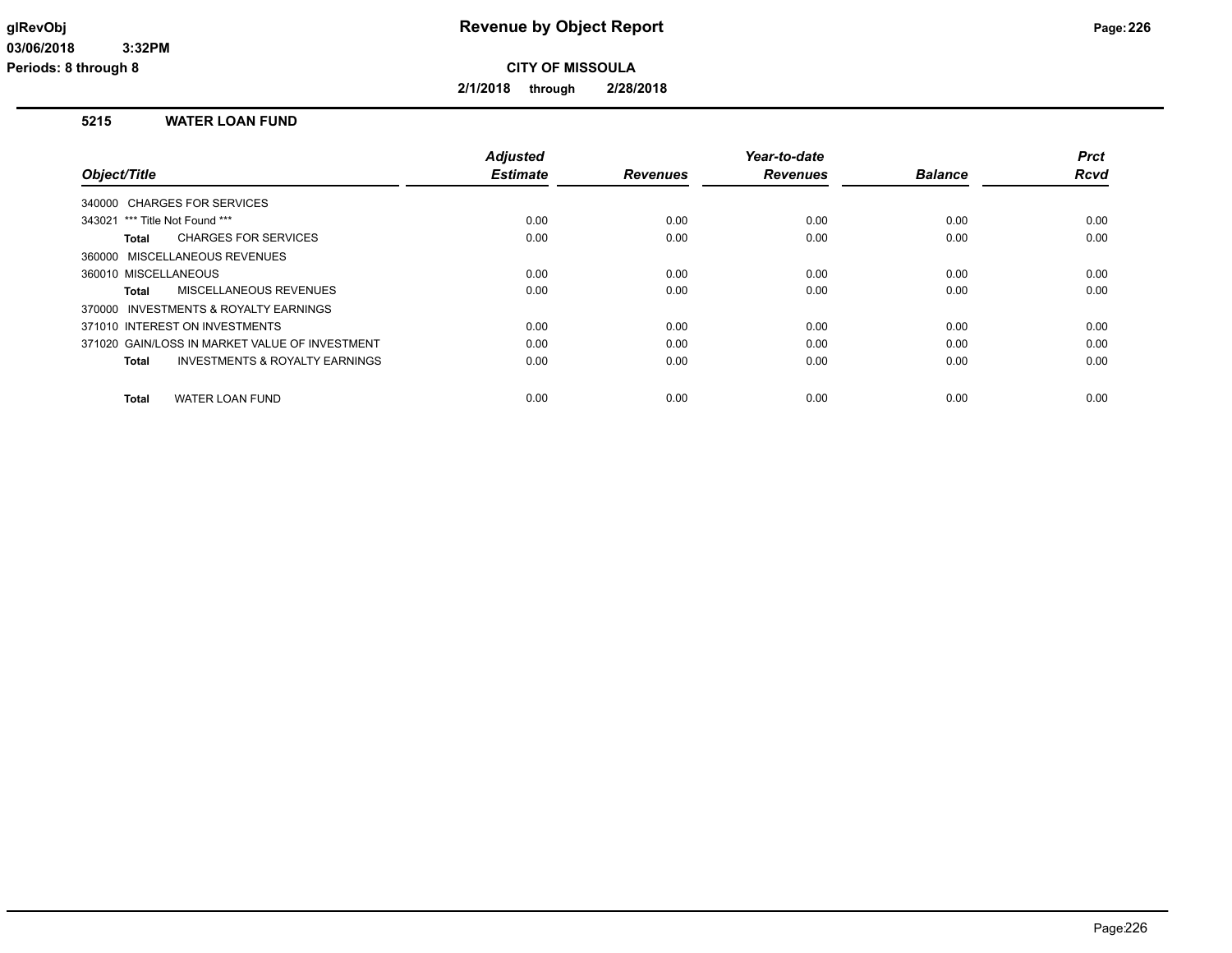# Revenue by Object Report

**CITY OF MISSOULA**

**2/1/2018 through 2/28/2018**

glRevObj
03/06/2018 3:32PM
Periods: 8 through 8

## 5215 WATER LOAN FUND

| Object/Title | Adjusted Estimate | Revenues | Year-to-date Revenues | Balance | Prct Rcvd |
|---|---|---|---|---|---|
| 340000 CHARGES FOR SERVICES | | | | | |
| 343021 *** Title Not Found *** | 0.00 | 0.00 | 0.00 | 0.00 | 0.00 |
| **Total** CHARGES FOR SERVICES | 0.00 | 0.00 | 0.00 | 0.00 | 0.00 |
| 360000 MISCELLANEOUS REVENUES | | | | | |
| 360010 MISCELLANEOUS | 0.00 | 0.00 | 0.00 | 0.00 | 0.00 |
| **Total** MISCELLANEOUS REVENUES | 0.00 | 0.00 | 0.00 | 0.00 | 0.00 |
| 370000 INVESTMENTS & ROYALTY EARNINGS | | | | | |
| 371010 INTEREST ON INVESTMENTS | 0.00 | 0.00 | 0.00 | 0.00 | 0.00 |
| 371020 GAIN/LOSS IN MARKET VALUE OF INVESTMENT | 0.00 | 0.00 | 0.00 | 0.00 | 0.00 |
| **Total** INVESTMENTS & ROYALTY EARNINGS | 0.00 | 0.00 | 0.00 | 0.00 | 0.00 |
| **Total** WATER LOAN FUND | 0.00 | 0.00 | 0.00 | 0.00 | 0.00 |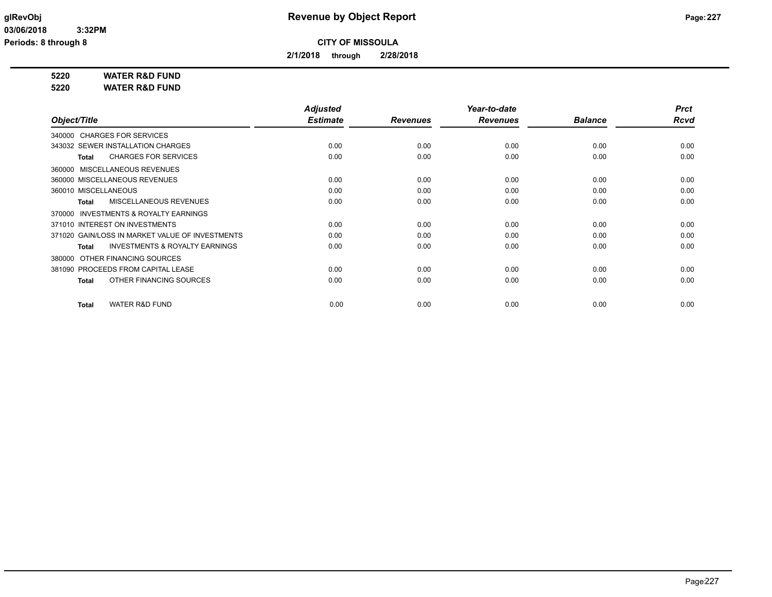**Revenue by Object Report**

**CITY OF MISSOULA**

**2/1/2018 through 2/28/2018**

glRevObj
03/06/2018 3:32PM
Periods: 8 through 8

**5220 WATER R&D FUND**
**5220 WATER R&D FUND**

| Object/Title | Adjusted Estimate | Revenues | Year-to-date Revenues | Balance | Prct Rcvd |
|---|---|---|---|---|---|
| 340000 CHARGES FOR SERVICES | | | | | |
| 343032 SEWER INSTALLATION CHARGES | 0.00 | 0.00 | 0.00 | 0.00 | 0.00 |
| **Total** CHARGES FOR SERVICES | 0.00 | 0.00 | 0.00 | 0.00 | 0.00 |
| 360000 MISCELLANEOUS REVENUES | | | | | |
| 360000 MISCELLANEOUS REVENUES | 0.00 | 0.00 | 0.00 | 0.00 | 0.00 |
| 360010 MISCELLANEOUS | 0.00 | 0.00 | 0.00 | 0.00 | 0.00 |
| **Total** MISCELLANEOUS REVENUES | 0.00 | 0.00 | 0.00 | 0.00 | 0.00 |
| 370000 INVESTMENTS & ROYALTY EARNINGS | | | | | |
| 371010 INTEREST ON INVESTMENTS | 0.00 | 0.00 | 0.00 | 0.00 | 0.00 |
| 371020 GAIN/LOSS IN MARKET VALUE OF INVESTMENTS | 0.00 | 0.00 | 0.00 | 0.00 | 0.00 |
| **Total** INVESTMENTS & ROYALTY EARNINGS | 0.00 | 0.00 | 0.00 | 0.00 | 0.00 |
| 380000 OTHER FINANCING SOURCES | | | | | |
| 381090 PROCEEDS FROM CAPITAL LEASE | 0.00 | 0.00 | 0.00 | 0.00 | 0.00 |
| **Total** OTHER FINANCING SOURCES | 0.00 | 0.00 | 0.00 | 0.00 | 0.00 |
| **Total** WATER R&D FUND | 0.00 | 0.00 | 0.00 | 0.00 | 0.00 |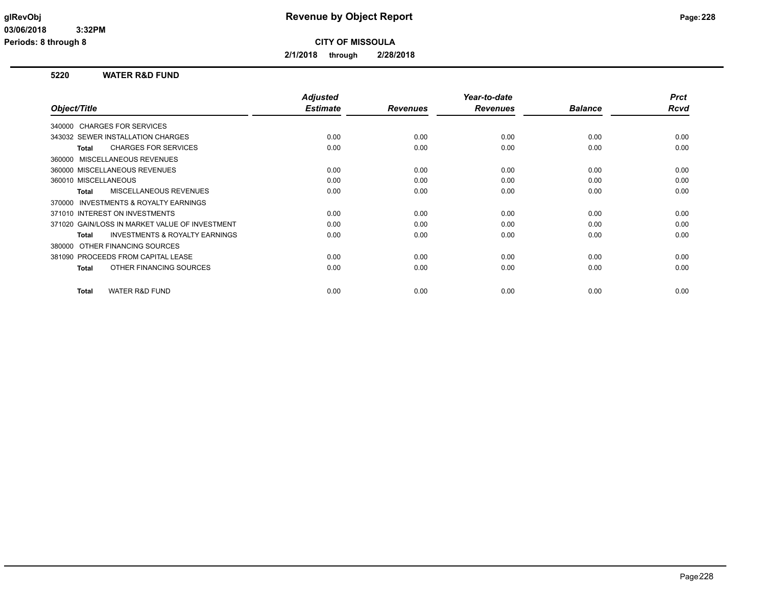# Revenue by Object Report

**CITY OF MISSOULA**

**2/1/2018 through 2/28/2018**

glRevObj
03/06/2018 3:32PM
Periods: 8 through 8

## 5220 WATER R&D FUND

| Object/Title | Adjusted Estimate | Revenues | Year-to-date Revenues | Balance | Prct Rcvd |
|---|---|---|---|---|---|
| 340000 CHARGES FOR SERVICES | | | | | |
| 343032 SEWER INSTALLATION CHARGES | 0.00 | 0.00 | 0.00 | 0.00 | 0.00 |
| **Total** CHARGES FOR SERVICES | 0.00 | 0.00 | 0.00 | 0.00 | 0.00 |
| 360000 MISCELLANEOUS REVENUES | | | | | |
| 360000 MISCELLANEOUS REVENUES | 0.00 | 0.00 | 0.00 | 0.00 | 0.00 |
| 360010 MISCELLANEOUS | 0.00 | 0.00 | 0.00 | 0.00 | 0.00 |
| **Total** MISCELLANEOUS REVENUES | 0.00 | 0.00 | 0.00 | 0.00 | 0.00 |
| 370000 INVESTMENTS & ROYALTY EARNINGS | | | | | |
| 371010 INTEREST ON INVESTMENTS | 0.00 | 0.00 | 0.00 | 0.00 | 0.00 |
| 371020 GAIN/LOSS IN MARKET VALUE OF INVESTMENT | 0.00 | 0.00 | 0.00 | 0.00 | 0.00 |
| **Total** INVESTMENTS & ROYALTY EARNINGS | 0.00 | 0.00 | 0.00 | 0.00 | 0.00 |
| 380000 OTHER FINANCING SOURCES | | | | | |
| 381090 PROCEEDS FROM CAPITAL LEASE | 0.00 | 0.00 | 0.00 | 0.00 | 0.00 |
| **Total** OTHER FINANCING SOURCES | 0.00 | 0.00 | 0.00 | 0.00 | 0.00 |
| **Total** WATER R&D FUND | 0.00 | 0.00 | 0.00 | 0.00 | 0.00 |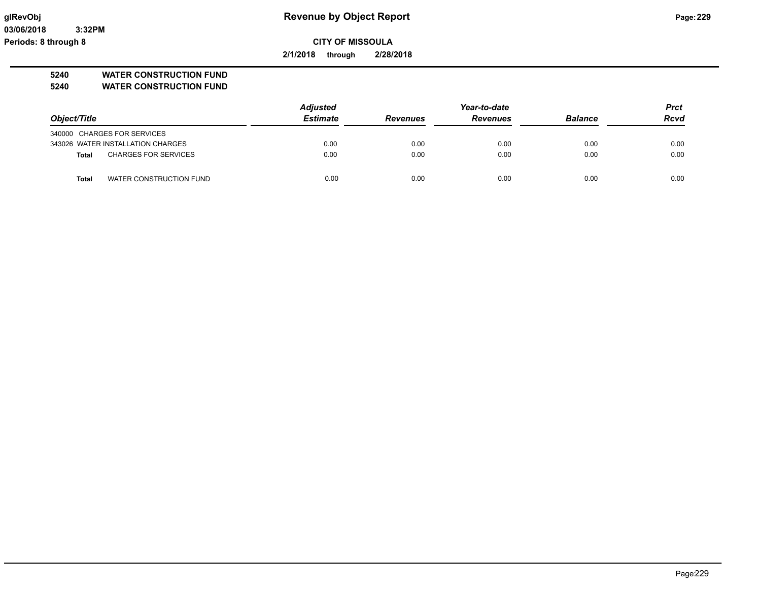**Revenue by Object Report**

**CITY OF MISSOULA**

**2/1/2018 through 2/28/2018**

glRevObj
03/06/2018 3:32PM
Periods: 8 through 8

## 5240 WATER CONSTRUCTION FUND
## 5240 WATER CONSTRUCTION FUND

| Object/Title | | Adjusted Estimate | Revenues | Year-to-date Revenues | Balance | Prct Rcvd |
|---|---|---|---|---|---|---|
| 340000 | CHARGES FOR SERVICES | | | | | |
| 343026 | WATER INSTALLATION CHARGES | 0.00 | 0.00 | 0.00 | 0.00 | 0.00 |
| **Total** | CHARGES FOR SERVICES | 0.00 | 0.00 | 0.00 | 0.00 | 0.00 |
| **Total** | WATER CONSTRUCTION FUND | 0.00 | 0.00 | 0.00 | 0.00 | 0.00 |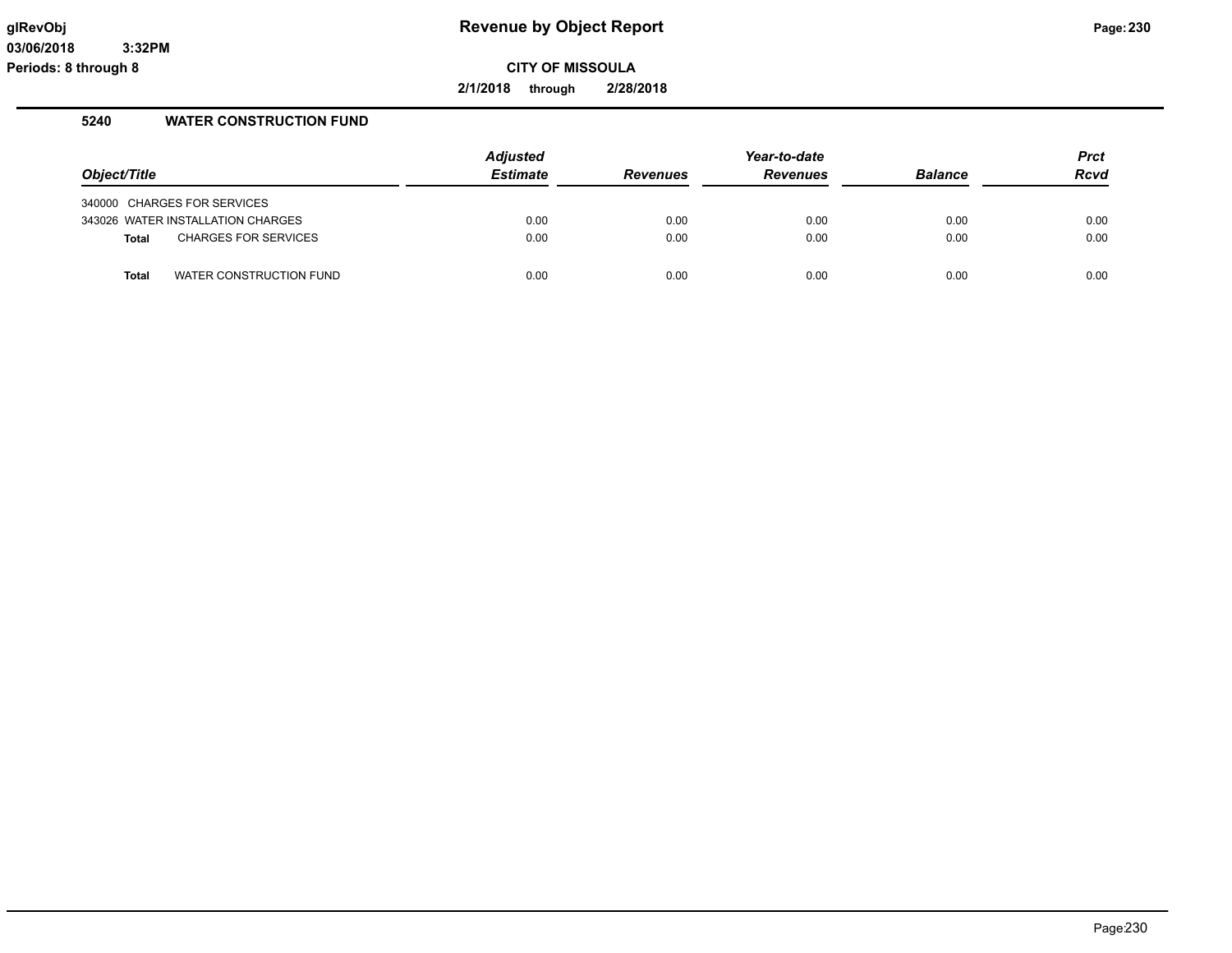# Revenue by Object Report

glRevObj
03/06/2018 3:32PM
Periods: 8 through 8

**CITY OF MISSOULA**

**2/1/2018 through 2/28/2018**

## 5240 WATER CONSTRUCTION FUND

| Object/Title | Adjusted Estimate | Revenues | Year-to-date Revenues | Balance | Prct Rcvd |
|---|---|---|---|---|---|
| 340000 CHARGES FOR SERVICES | | | | | |
| 343026 WATER INSTALLATION CHARGES | 0.00 | 0.00 | 0.00 | 0.00 | 0.00 |
| **Total** CHARGES FOR SERVICES | 0.00 | 0.00 | 0.00 | 0.00 | 0.00 |
| **Total** WATER CONSTRUCTION FUND | 0.00 | 0.00 | 0.00 | 0.00 | 0.00 |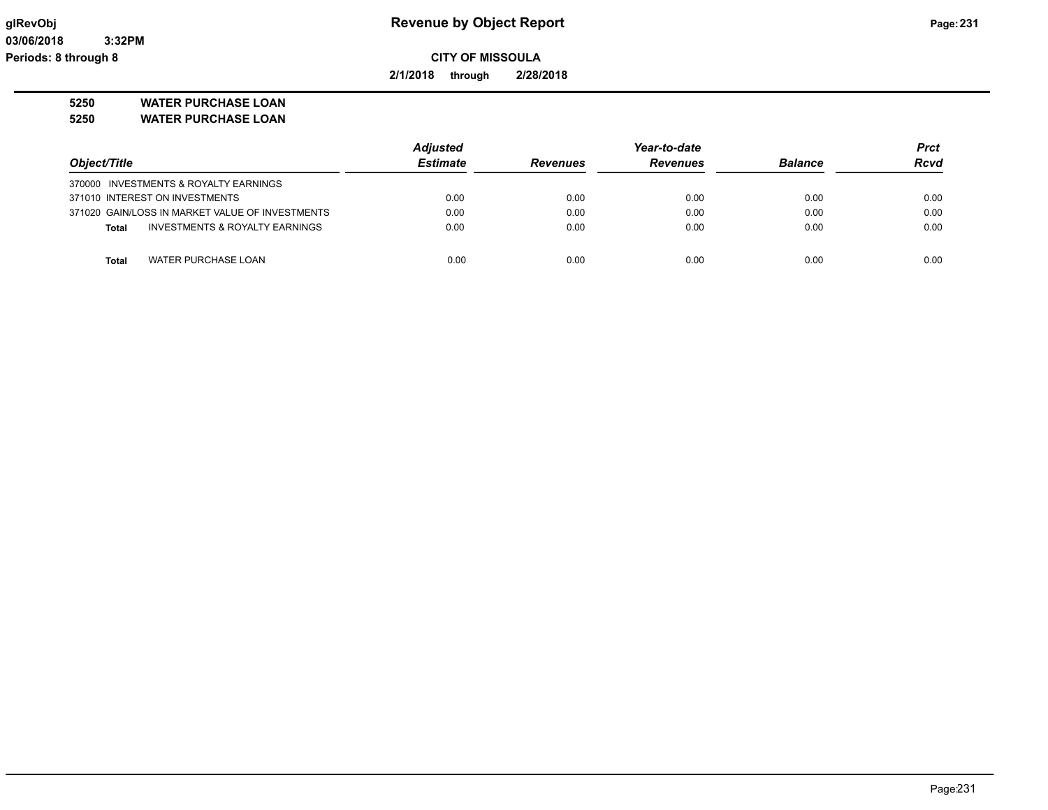**Revenue by Object Report**

**CITY OF MISSOULA**

**2/1/2018 through 2/28/2018**

glRevObj
03/06/2018 3:32PM
Periods: 8 through 8

**5250 WATER PURCHASE LOAN**
**5250 WATER PURCHASE LOAN**

| Object/Title | Adjusted Estimate | Revenues | Year-to-date Revenues | Balance | Prct Rcvd |
|---|---|---|---|---|---|
| 370000 INVESTMENTS & ROYALTY EARNINGS | | | | | |
| 371010 INTEREST ON INVESTMENTS | 0.00 | 0.00 | 0.00 | 0.00 | 0.00 |
| 371020 GAIN/LOSS IN MARKET VALUE OF INVESTMENTS | 0.00 | 0.00 | 0.00 | 0.00 | 0.00 |
| **Total** INVESTMENTS & ROYALTY EARNINGS | 0.00 | 0.00 | 0.00 | 0.00 | 0.00 |
| **Total** WATER PURCHASE LOAN | 0.00 | 0.00 | 0.00 | 0.00 | 0.00 |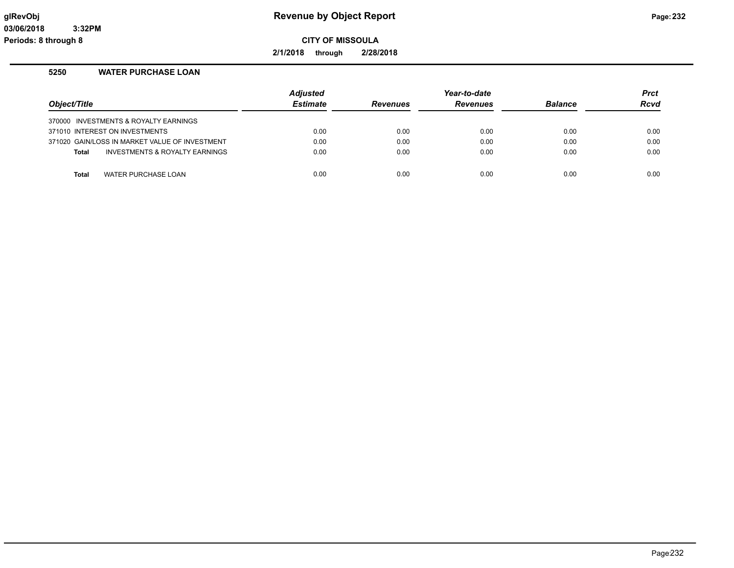**glRevObj** **Revenue by Object Report**

**03/06/2018 3:32PM**

**Periods: 8 through 8**

**CITY OF MISSOULA**

**2/1/2018 through 2/28/2018**

### 5250 WATER PURCHASE LOAN

| Object/Title | Adjusted Estimate | Revenues | Year-to-date Revenues | Balance | Prct Rcvd |
|---|---|---|---|---|---|
| 370000 INVESTMENTS & ROYALTY EARNINGS | | | | | |
| 371010 INTEREST ON INVESTMENTS | 0.00 | 0.00 | 0.00 | 0.00 | 0.00 |
| 371020 GAIN/LOSS IN MARKET VALUE OF INVESTMENT | 0.00 | 0.00 | 0.00 | 0.00 | 0.00 |
| **Total** INVESTMENTS & ROYALTY EARNINGS | 0.00 | 0.00 | 0.00 | 0.00 | 0.00 |
| **Total** WATER PURCHASE LOAN | 0.00 | 0.00 | 0.00 | 0.00 | 0.00 |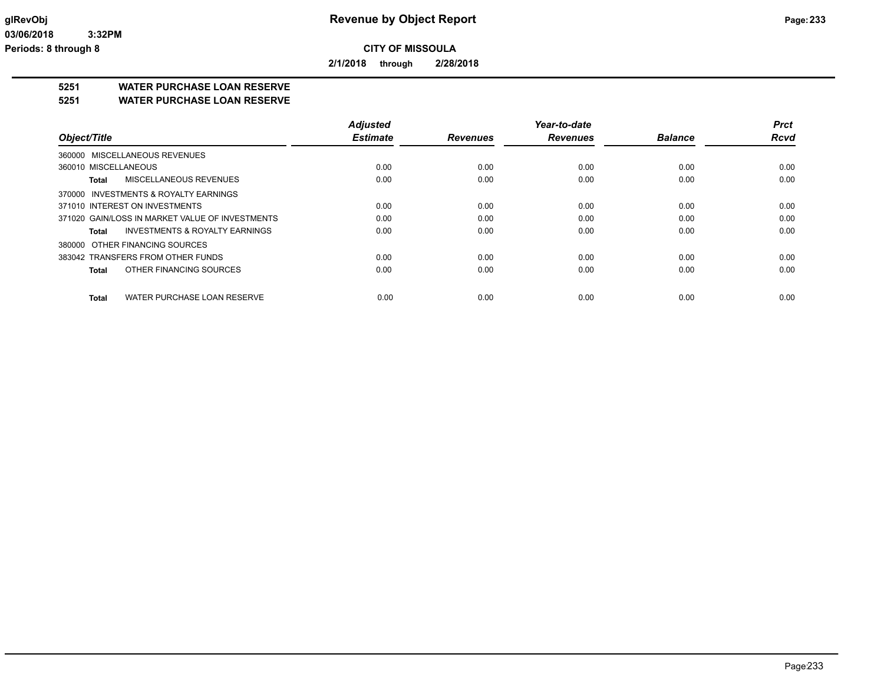**glRevObj**
**03/06/2018 3:32PM**
**Periods: 8 through 8**

# Revenue by Object Report

**CITY OF MISSOULA**

**2/1/2018 through 2/28/2018**

## 5251 WATER PURCHASE LOAN RESERVE
## 5251 WATER PURCHASE LOAN RESERVE

| Object/Title | Adjusted Estimate | Revenues | Year-to-date Revenues | Balance | Prct Rcvd |
|---|---|---|---|---|---|
| 360000 MISCELLANEOUS REVENUES | | | | | |
| 360010 MISCELLANEOUS | 0.00 | 0.00 | 0.00 | 0.00 | 0.00 |
| **Total** MISCELLANEOUS REVENUES | 0.00 | 0.00 | 0.00 | 0.00 | 0.00 |
| 370000 INVESTMENTS & ROYALTY EARNINGS | | | | | |
| 371010 INTEREST ON INVESTMENTS | 0.00 | 0.00 | 0.00 | 0.00 | 0.00 |
| 371020 GAIN/LOSS IN MARKET VALUE OF INVESTMENTS | 0.00 | 0.00 | 0.00 | 0.00 | 0.00 |
| **Total** INVESTMENTS & ROYALTY EARNINGS | 0.00 | 0.00 | 0.00 | 0.00 | 0.00 |
| 380000 OTHER FINANCING SOURCES | | | | | |
| 383042 TRANSFERS FROM OTHER FUNDS | 0.00 | 0.00 | 0.00 | 0.00 | 0.00 |
| **Total** OTHER FINANCING SOURCES | 0.00 | 0.00 | 0.00 | 0.00 | 0.00 |
| **Total** WATER PURCHASE LOAN RESERVE | 0.00 | 0.00 | 0.00 | 0.00 | 0.00 |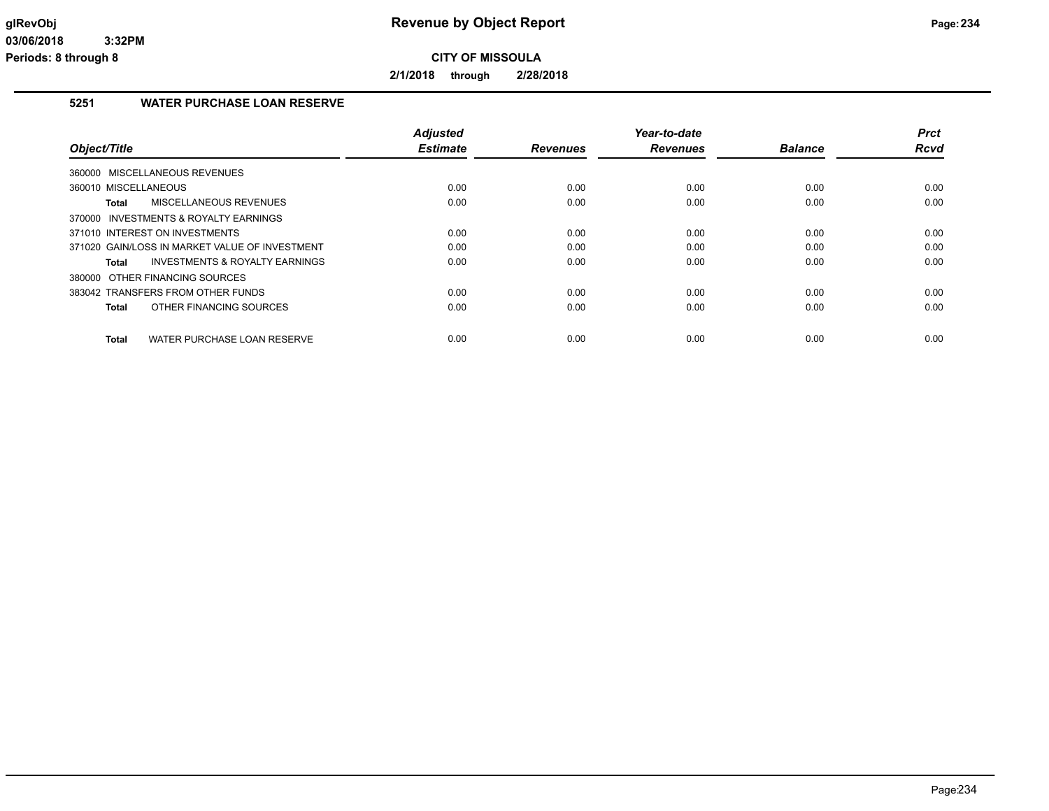# Revenue by Object Report

**CITY OF MISSOULA**

**2/1/2018 through 2/28/2018**

glRevObj
03/06/2018 3:32PM
Periods: 8 through 8

## 5251 WATER PURCHASE LOAN RESERVE

| Object/Title | Adjusted Estimate | Revenues | Year-to-date Revenues | Balance | Prct Rcvd |
|---|---|---|---|---|---|
| 360000 MISCELLANEOUS REVENUES | | | | | |
| 360010 MISCELLANEOUS | 0.00 | 0.00 | 0.00 | 0.00 | 0.00 |
| **Total** MISCELLANEOUS REVENUES | 0.00 | 0.00 | 0.00 | 0.00 | 0.00 |
| 370000 INVESTMENTS & ROYALTY EARNINGS | | | | | |
| 371010 INTEREST ON INVESTMENTS | 0.00 | 0.00 | 0.00 | 0.00 | 0.00 |
| 371020 GAIN/LOSS IN MARKET VALUE OF INVESTMENT | 0.00 | 0.00 | 0.00 | 0.00 | 0.00 |
| **Total** INVESTMENTS & ROYALTY EARNINGS | 0.00 | 0.00 | 0.00 | 0.00 | 0.00 |
| 380000 OTHER FINANCING SOURCES | | | | | |
| 383042 TRANSFERS FROM OTHER FUNDS | 0.00 | 0.00 | 0.00 | 0.00 | 0.00 |
| **Total** OTHER FINANCING SOURCES | 0.00 | 0.00 | 0.00 | 0.00 | 0.00 |
| **Total** WATER PURCHASE LOAN RESERVE | 0.00 | 0.00 | 0.00 | 0.00 | 0.00 |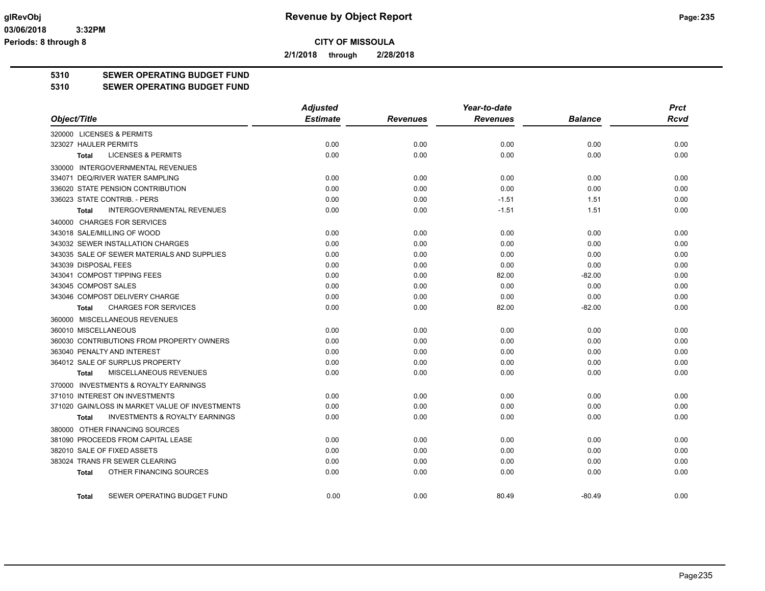# Revenue by Object Report

**CITY OF MISSOULA**

**2/1/2018 through 2/28/2018**

glRevObj
03/06/2018 3:32PM
Periods: 8 through 8

## 5310 SEWER OPERATING BUDGET FUND
## 5310 SEWER OPERATING BUDGET FUND

| Object/Title | Adjusted Estimate | Revenues | Year-to-date Revenues | Balance | Prct Rcvd |
|---|---|---|---|---|---|
| 320000 LICENSES & PERMITS | | | | | |
| 323027 HAULER PERMITS | 0.00 | 0.00 | 0.00 | 0.00 | 0.00 |
| **Total** LICENSES & PERMITS | 0.00 | 0.00 | 0.00 | 0.00 | 0.00 |
| 330000 INTERGOVERNMENTAL REVENUES | | | | | |
| 334071 DEQ/RIVER WATER SAMPLING | 0.00 | 0.00 | 0.00 | 0.00 | 0.00 |
| 336020 STATE PENSION CONTRIBUTION | 0.00 | 0.00 | 0.00 | 0.00 | 0.00 |
| 336023 STATE CONTRIB. - PERS | 0.00 | 0.00 | -1.51 | 1.51 | 0.00 |
| **Total** INTERGOVERNMENTAL REVENUES | 0.00 | 0.00 | -1.51 | 1.51 | 0.00 |
| 340000 CHARGES FOR SERVICES | | | | | |
| 343018 SALE/MILLING OF WOOD | 0.00 | 0.00 | 0.00 | 0.00 | 0.00 |
| 343032 SEWER INSTALLATION CHARGES | 0.00 | 0.00 | 0.00 | 0.00 | 0.00 |
| 343035 SALE OF SEWER MATERIALS AND SUPPLIES | 0.00 | 0.00 | 0.00 | 0.00 | 0.00 |
| 343039 DISPOSAL FEES | 0.00 | 0.00 | 0.00 | 0.00 | 0.00 |
| 343041 COMPOST TIPPING FEES | 0.00 | 0.00 | 82.00 | -82.00 | 0.00 |
| 343045 COMPOST SALES | 0.00 | 0.00 | 0.00 | 0.00 | 0.00 |
| 343046 COMPOST DELIVERY CHARGE | 0.00 | 0.00 | 0.00 | 0.00 | 0.00 |
| **Total** CHARGES FOR SERVICES | 0.00 | 0.00 | 82.00 | -82.00 | 0.00 |
| 360000 MISCELLANEOUS REVENUES | | | | | |
| 360010 MISCELLANEOUS | 0.00 | 0.00 | 0.00 | 0.00 | 0.00 |
| 360030 CONTRIBUTIONS FROM PROPERTY OWNERS | 0.00 | 0.00 | 0.00 | 0.00 | 0.00 |
| 363040 PENALTY AND INTEREST | 0.00 | 0.00 | 0.00 | 0.00 | 0.00 |
| 364012 SALE OF SURPLUS PROPERTY | 0.00 | 0.00 | 0.00 | 0.00 | 0.00 |
| **Total** MISCELLANEOUS REVENUES | 0.00 | 0.00 | 0.00 | 0.00 | 0.00 |
| 370000 INVESTMENTS & ROYALTY EARNINGS | | | | | |
| 371010 INTEREST ON INVESTMENTS | 0.00 | 0.00 | 0.00 | 0.00 | 0.00 |
| 371020 GAIN/LOSS IN MARKET VALUE OF INVESTMENTS | 0.00 | 0.00 | 0.00 | 0.00 | 0.00 |
| **Total** INVESTMENTS & ROYALTY EARNINGS | 0.00 | 0.00 | 0.00 | 0.00 | 0.00 |
| 380000 OTHER FINANCING SOURCES | | | | | |
| 381090 PROCEEDS FROM CAPITAL LEASE | 0.00 | 0.00 | 0.00 | 0.00 | 0.00 |
| 382010 SALE OF FIXED ASSETS | 0.00 | 0.00 | 0.00 | 0.00 | 0.00 |
| 383024 TRANS FR SEWER CLEARING | 0.00 | 0.00 | 0.00 | 0.00 | 0.00 |
| **Total** OTHER FINANCING SOURCES | 0.00 | 0.00 | 0.00 | 0.00 | 0.00 |
| **Total** SEWER OPERATING BUDGET FUND | 0.00 | 0.00 | 80.49 | -80.49 | 0.00 |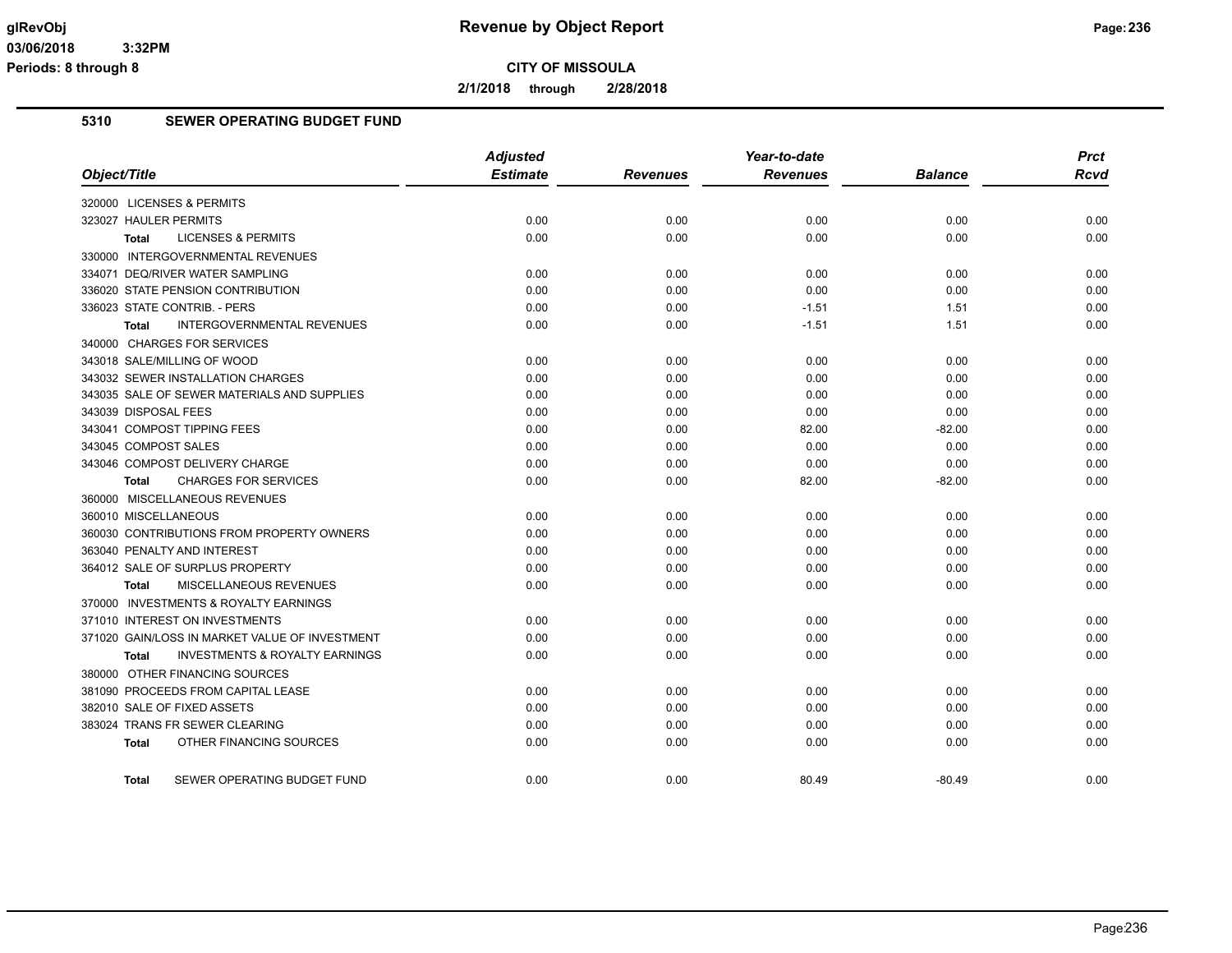# Revenue by Object Report

**CITY OF MISSOULA**

**2/1/2018 through 2/28/2018**

glRevObj
03/06/2018 3:32PM
Periods: 8 through 8

## 5310 SEWER OPERATING BUDGET FUND

| Object/Title | Adjusted Estimate | Revenues | Year-to-date Revenues | Balance | Prct Rcvd |
|---|---|---|---|---|---|
| 320000 LICENSES & PERMITS | | | | | |
| 323027 HAULER PERMITS | 0.00 | 0.00 | 0.00 | 0.00 | 0.00 |
| **Total** LICENSES & PERMITS | 0.00 | 0.00 | 0.00 | 0.00 | 0.00 |
| 330000 INTERGOVERNMENTAL REVENUES | | | | | |
| 334071 DEQ/RIVER WATER SAMPLING | 0.00 | 0.00 | 0.00 | 0.00 | 0.00 |
| 336020 STATE PENSION CONTRIBUTION | 0.00 | 0.00 | 0.00 | 0.00 | 0.00 |
| 336023 STATE CONTRIB. - PERS | 0.00 | 0.00 | -1.51 | 1.51 | 0.00 |
| **Total** INTERGOVERNMENTAL REVENUES | 0.00 | 0.00 | -1.51 | 1.51 | 0.00 |
| 340000 CHARGES FOR SERVICES | | | | | |
| 343018 SALE/MILLING OF WOOD | 0.00 | 0.00 | 0.00 | 0.00 | 0.00 |
| 343032 SEWER INSTALLATION CHARGES | 0.00 | 0.00 | 0.00 | 0.00 | 0.00 |
| 343035 SALE OF SEWER MATERIALS AND SUPPLIES | 0.00 | 0.00 | 0.00 | 0.00 | 0.00 |
| 343039 DISPOSAL FEES | 0.00 | 0.00 | 0.00 | 0.00 | 0.00 |
| 343041 COMPOST TIPPING FEES | 0.00 | 0.00 | 82.00 | -82.00 | 0.00 |
| 343045 COMPOST SALES | 0.00 | 0.00 | 0.00 | 0.00 | 0.00 |
| 343046 COMPOST DELIVERY CHARGE | 0.00 | 0.00 | 0.00 | 0.00 | 0.00 |
| **Total** CHARGES FOR SERVICES | 0.00 | 0.00 | 82.00 | -82.00 | 0.00 |
| 360000 MISCELLANEOUS REVENUES | | | | | |
| 360010 MISCELLANEOUS | 0.00 | 0.00 | 0.00 | 0.00 | 0.00 |
| 360030 CONTRIBUTIONS FROM PROPERTY OWNERS | 0.00 | 0.00 | 0.00 | 0.00 | 0.00 |
| 363040 PENALTY AND INTEREST | 0.00 | 0.00 | 0.00 | 0.00 | 0.00 |
| 364012 SALE OF SURPLUS PROPERTY | 0.00 | 0.00 | 0.00 | 0.00 | 0.00 |
| **Total** MISCELLANEOUS REVENUES | 0.00 | 0.00 | 0.00 | 0.00 | 0.00 |
| 370000 INVESTMENTS & ROYALTY EARNINGS | | | | | |
| 371010 INTEREST ON INVESTMENTS | 0.00 | 0.00 | 0.00 | 0.00 | 0.00 |
| 371020 GAIN/LOSS IN MARKET VALUE OF INVESTMENT | 0.00 | 0.00 | 0.00 | 0.00 | 0.00 |
| **Total** INVESTMENTS & ROYALTY EARNINGS | 0.00 | 0.00 | 0.00 | 0.00 | 0.00 |
| 380000 OTHER FINANCING SOURCES | | | | | |
| 381090 PROCEEDS FROM CAPITAL LEASE | 0.00 | 0.00 | 0.00 | 0.00 | 0.00 |
| 382010 SALE OF FIXED ASSETS | 0.00 | 0.00 | 0.00 | 0.00 | 0.00 |
| 383024 TRANS FR SEWER CLEARING | 0.00 | 0.00 | 0.00 | 0.00 | 0.00 |
| **Total** OTHER FINANCING SOURCES | 0.00 | 0.00 | 0.00 | 0.00 | 0.00 |
| **Total** SEWER OPERATING BUDGET FUND | 0.00 | 0.00 | 80.49 | -80.49 | 0.00 |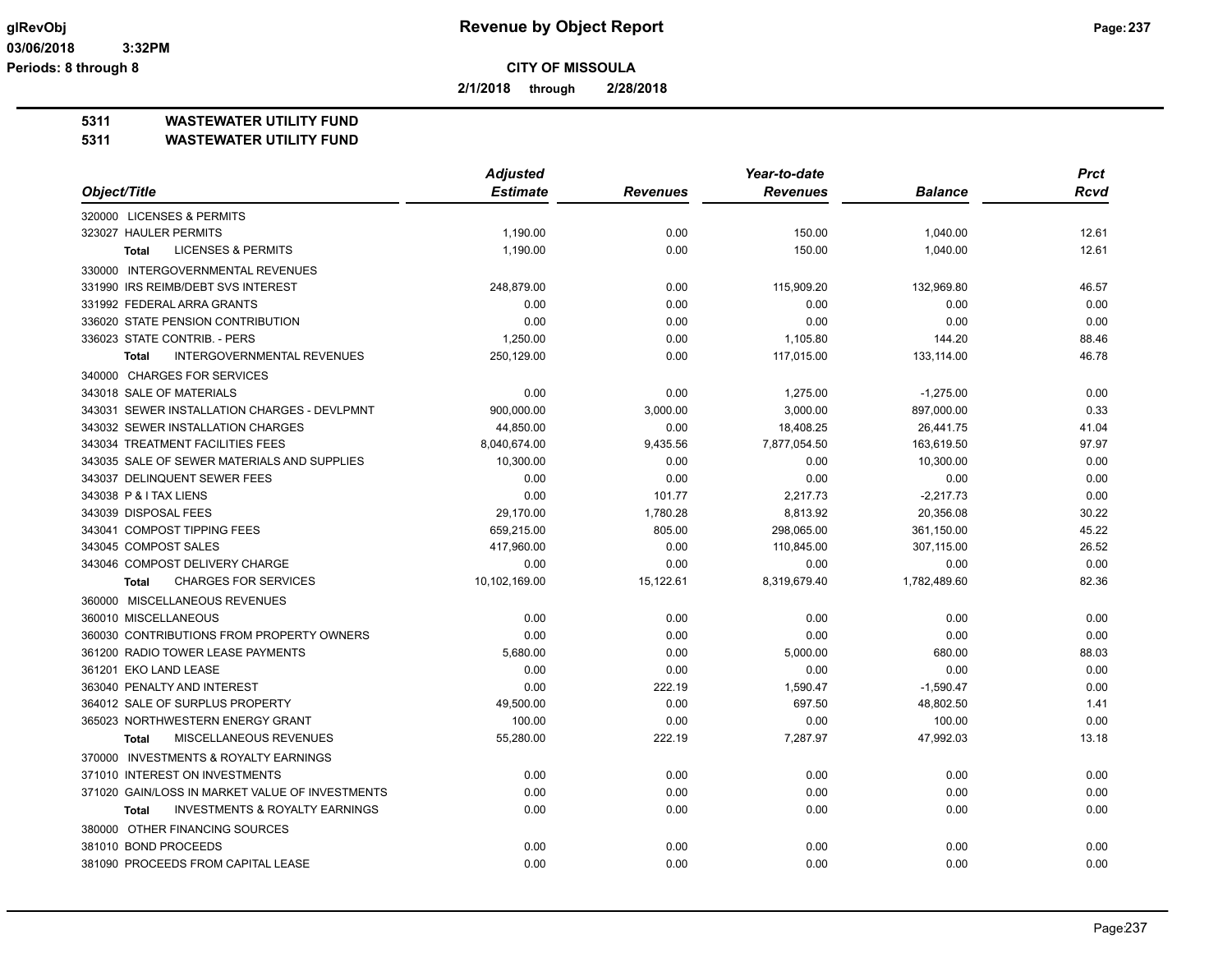**Revenue by Object Report**

**CITY OF MISSOULA**

**2/1/2018 through 2/28/2018**

glRevObj
03/06/2018 3:32PM
Periods: 8 through 8

## 5311 WASTEWATER UTILITY FUND
## 5311 WASTEWATER UTILITY FUND

| Object/Title | Adjusted Estimate | Revenues | Year-to-date Revenues | Balance | Prct Rcvd |
|---|---|---|---|---|---|
| 320000 LICENSES & PERMITS | | | | | |
| 323027 HAULER PERMITS | 1,190.00 | 0.00 | 150.00 | 1,040.00 | 12.61 |
| **Total** LICENSES & PERMITS | 1,190.00 | 0.00 | 150.00 | 1,040.00 | 12.61 |
| 330000 INTERGOVERNMENTAL REVENUES | | | | | |
| 331990 IRS REIMB/DEBT SVS INTEREST | 248,879.00 | 0.00 | 115,909.20 | 132,969.80 | 46.57 |
| 331992 FEDERAL ARRA GRANTS | 0.00 | 0.00 | 0.00 | 0.00 | 0.00 |
| 336020 STATE PENSION CONTRIBUTION | 0.00 | 0.00 | 0.00 | 0.00 | 0.00 |
| 336023 STATE CONTRIB. - PERS | 1,250.00 | 0.00 | 1,105.80 | 144.20 | 88.46 |
| **Total** INTERGOVERNMENTAL REVENUES | 250,129.00 | 0.00 | 117,015.00 | 133,114.00 | 46.78 |
| 340000 CHARGES FOR SERVICES | | | | | |
| 343018 SALE OF MATERIALS | 0.00 | 0.00 | 1,275.00 | -1,275.00 | 0.00 |
| 343031 SEWER INSTALLATION CHARGES - DEVLPMNT | 900,000.00 | 3,000.00 | 3,000.00 | 897,000.00 | 0.33 |
| 343032 SEWER INSTALLATION CHARGES | 44,850.00 | 0.00 | 18,408.25 | 26,441.75 | 41.04 |
| 343034 TREATMENT FACILITIES FEES | 8,040,674.00 | 9,435.56 | 7,877,054.50 | 163,619.50 | 97.97 |
| 343035 SALE OF SEWER MATERIALS AND SUPPLIES | 10,300.00 | 0.00 | 0.00 | 10,300.00 | 0.00 |
| 343037 DELINQUENT SEWER FEES | 0.00 | 0.00 | 0.00 | 0.00 | 0.00 |
| 343038 P & I TAX LIENS | 0.00 | 101.77 | 2,217.73 | -2,217.73 | 0.00 |
| 343039 DISPOSAL FEES | 29,170.00 | 1,780.28 | 8,813.92 | 20,356.08 | 30.22 |
| 343041 COMPOST TIPPING FEES | 659,215.00 | 805.00 | 298,065.00 | 361,150.00 | 45.22 |
| 343045 COMPOST SALES | 417,960.00 | 0.00 | 110,845.00 | 307,115.00 | 26.52 |
| 343046 COMPOST DELIVERY CHARGE | 0.00 | 0.00 | 0.00 | 0.00 | 0.00 |
| **Total** CHARGES FOR SERVICES | 10,102,169.00 | 15,122.61 | 8,319,679.40 | 1,782,489.60 | 82.36 |
| 360000 MISCELLANEOUS REVENUES | | | | | |
| 360010 MISCELLANEOUS | 0.00 | 0.00 | 0.00 | 0.00 | 0.00 |
| 360030 CONTRIBUTIONS FROM PROPERTY OWNERS | 0.00 | 0.00 | 0.00 | 0.00 | 0.00 |
| 361200 RADIO TOWER LEASE PAYMENTS | 5,680.00 | 0.00 | 5,000.00 | 680.00 | 88.03 |
| 361201 EKO LAND LEASE | 0.00 | 0.00 | 0.00 | 0.00 | 0.00 |
| 363040 PENALTY AND INTEREST | 0.00 | 222.19 | 1,590.47 | -1,590.47 | 0.00 |
| 364012 SALE OF SURPLUS PROPERTY | 49,500.00 | 0.00 | 697.50 | 48,802.50 | 1.41 |
| 365023 NORTHWESTERN ENERGY GRANT | 100.00 | 0.00 | 0.00 | 100.00 | 0.00 |
| **Total** MISCELLANEOUS REVENUES | 55,280.00 | 222.19 | 7,287.97 | 47,992.03 | 13.18 |
| 370000 INVESTMENTS & ROYALTY EARNINGS | | | | | |
| 371010 INTEREST ON INVESTMENTS | 0.00 | 0.00 | 0.00 | 0.00 | 0.00 |
| 371020 GAIN/LOSS IN MARKET VALUE OF INVESTMENTS | 0.00 | 0.00 | 0.00 | 0.00 | 0.00 |
| **Total** INVESTMENTS & ROYALTY EARNINGS | 0.00 | 0.00 | 0.00 | 0.00 | 0.00 |
| 380000 OTHER FINANCING SOURCES | | | | | |
| 381010 BOND PROCEEDS | 0.00 | 0.00 | 0.00 | 0.00 | 0.00 |
| 381090 PROCEEDS FROM CAPITAL LEASE | 0.00 | 0.00 | 0.00 | 0.00 | 0.00 |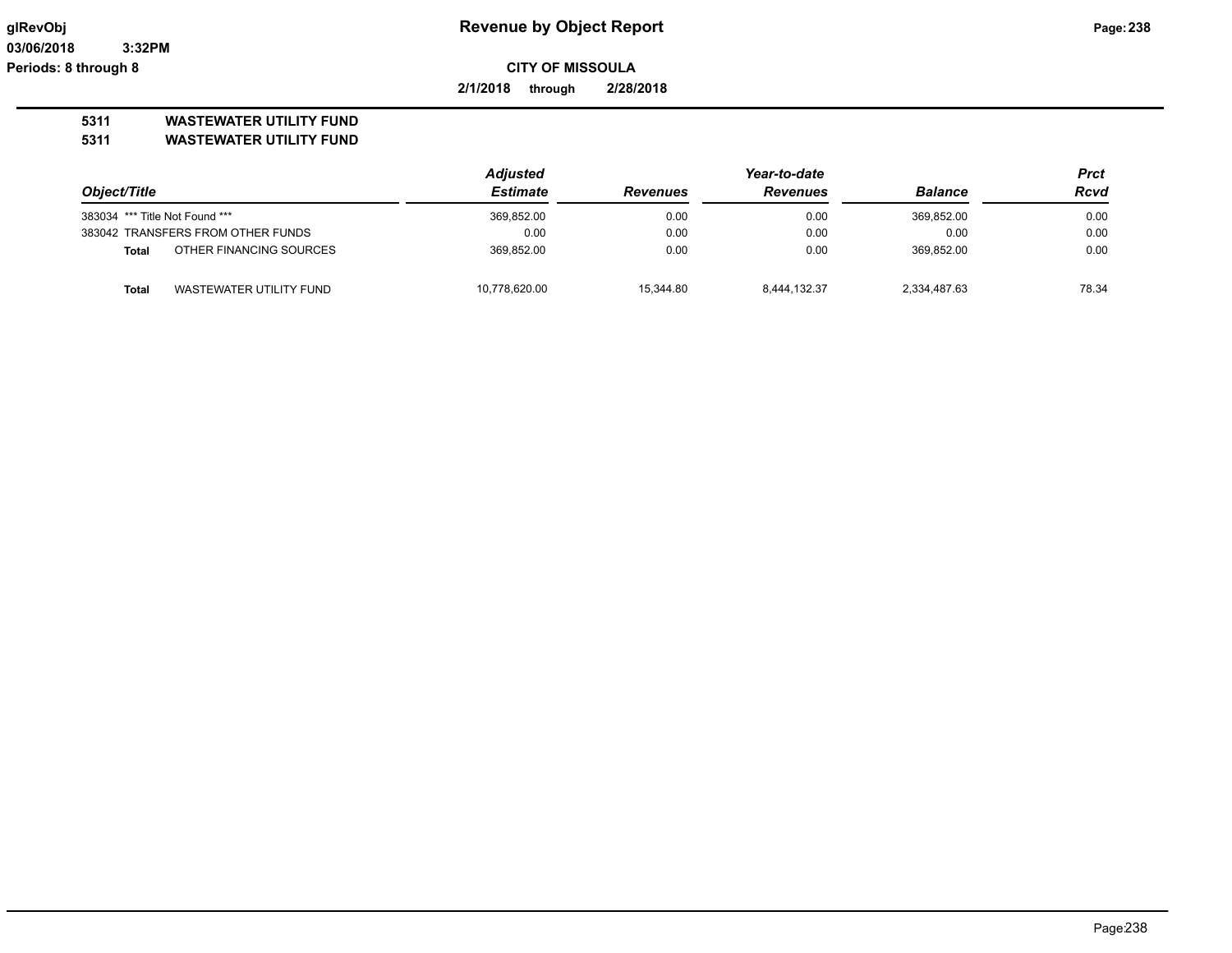**glRevObj** **Revenue by Object Report**

**03/06/2018 3:32PM**

**Periods: 8 through 8**

**CITY OF MISSOULA**

**2/1/2018 through 2/28/2018**

**5311 WASTEWATER UTILITY FUND**

**5311 WASTEWATER UTILITY FUND**

| Object/Title | | Adjusted Estimate | Revenues | Year-to-date Revenues | Balance | Prct Rcvd |
|---|---|---|---|---|---|---|
| 383034 | *** Title Not Found *** | 369,852.00 | 0.00 | 0.00 | 369,852.00 | 0.00 |
| 383042 | TRANSFERS FROM OTHER FUNDS | 0.00 | 0.00 | 0.00 | 0.00 | 0.00 |
| **Total** | OTHER FINANCING SOURCES | 369,852.00 | 0.00 | 0.00 | 369,852.00 | 0.00 |
| **Total** | WASTEWATER UTILITY FUND | 10,778,620.00 | 15,344.80 | 8,444,132.37 | 2,334,487.63 | 78.34 |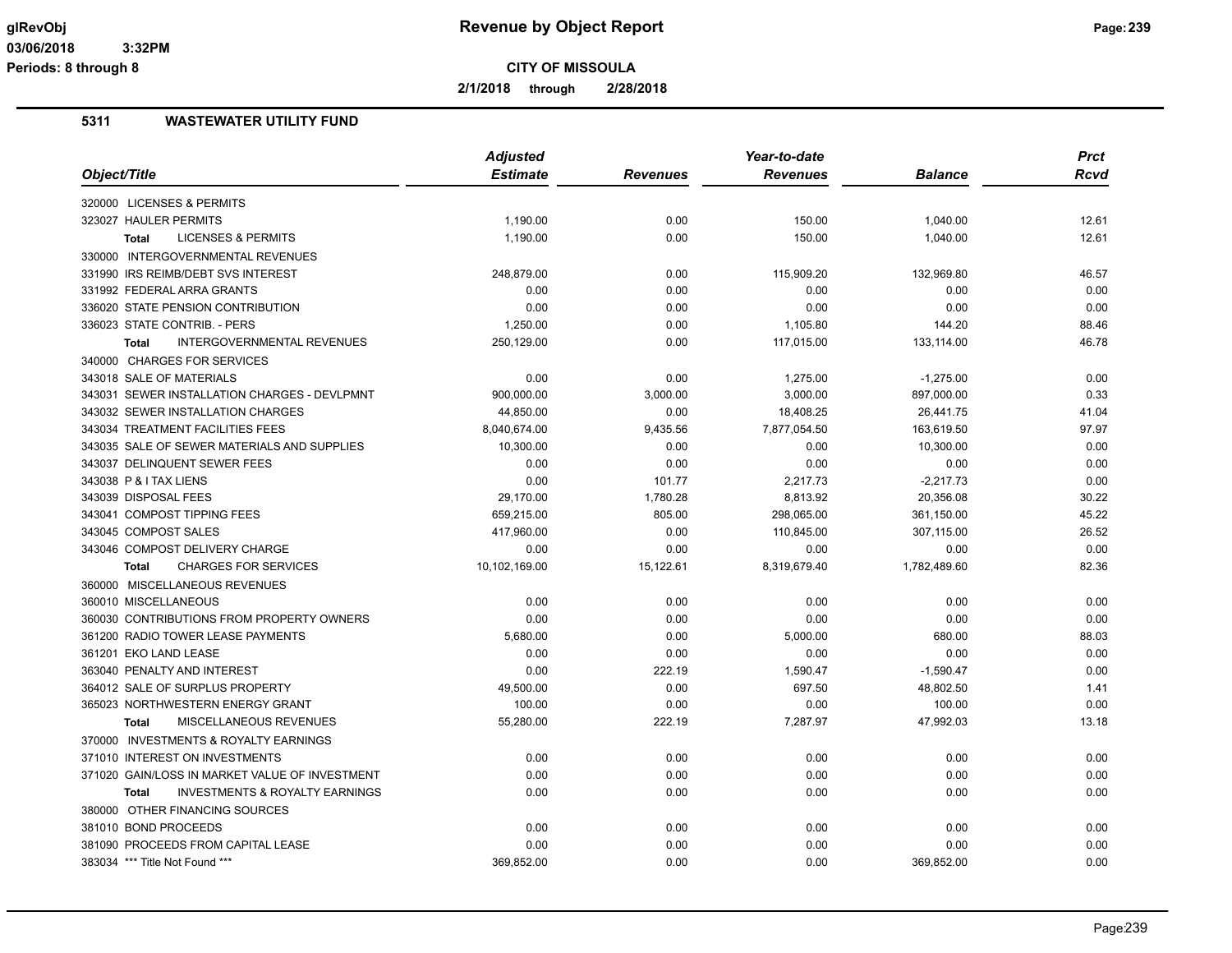**Revenue by Object Report**

**CITY OF MISSOULA**

**2/1/2018 through 2/28/2018**

glRevObj
03/06/2018 3:32PM
Periods: 8 through 8

## 5311 WASTEWATER UTILITY FUND

| Object/Title | Adjusted Estimate | Revenues | Year-to-date Revenues | Balance | Prct Rcvd |
|---|---|---|---|---|---|
| 320000 LICENSES & PERMITS | | | | | |
| 323027 HAULER PERMITS | 1,190.00 | 0.00 | 150.00 | 1,040.00 | 12.61 |
| **Total** LICENSES & PERMITS | 1,190.00 | 0.00 | 150.00 | 1,040.00 | 12.61 |
| 330000 INTERGOVERNMENTAL REVENUES | | | | | |
| 331990 IRS REIMB/DEBT SVS INTEREST | 248,879.00 | 0.00 | 115,909.20 | 132,969.80 | 46.57 |
| 331992 FEDERAL ARRA GRANTS | 0.00 | 0.00 | 0.00 | 0.00 | 0.00 |
| 336020 STATE PENSION CONTRIBUTION | 0.00 | 0.00 | 0.00 | 0.00 | 0.00 |
| 336023 STATE CONTRIB. - PERS | 1,250.00 | 0.00 | 1,105.80 | 144.20 | 88.46 |
| **Total** INTERGOVERNMENTAL REVENUES | 250,129.00 | 0.00 | 117,015.00 | 133,114.00 | 46.78 |
| 340000 CHARGES FOR SERVICES | | | | | |
| 343018 SALE OF MATERIALS | 0.00 | 0.00 | 1,275.00 | -1,275.00 | 0.00 |
| 343031 SEWER INSTALLATION CHARGES - DEVLPMNT | 900,000.00 | 3,000.00 | 3,000.00 | 897,000.00 | 0.33 |
| 343032 SEWER INSTALLATION CHARGES | 44,850.00 | 0.00 | 18,408.25 | 26,441.75 | 41.04 |
| 343034 TREATMENT FACILITIES FEES | 8,040,674.00 | 9,435.56 | 7,877,054.50 | 163,619.50 | 97.97 |
| 343035 SALE OF SEWER MATERIALS AND SUPPLIES | 10,300.00 | 0.00 | 0.00 | 10,300.00 | 0.00 |
| 343037 DELINQUENT SEWER FEES | 0.00 | 0.00 | 0.00 | 0.00 | 0.00 |
| 343038 P & I TAX LIENS | 0.00 | 101.77 | 2,217.73 | -2,217.73 | 0.00 |
| 343039 DISPOSAL FEES | 29,170.00 | 1,780.28 | 8,813.92 | 20,356.08 | 30.22 |
| 343041 COMPOST TIPPING FEES | 659,215.00 | 805.00 | 298,065.00 | 361,150.00 | 45.22 |
| 343045 COMPOST SALES | 417,960.00 | 0.00 | 110,845.00 | 307,115.00 | 26.52 |
| 343046 COMPOST DELIVERY CHARGE | 0.00 | 0.00 | 0.00 | 0.00 | 0.00 |
| **Total** CHARGES FOR SERVICES | 10,102,169.00 | 15,122.61 | 8,319,679.40 | 1,782,489.60 | 82.36 |
| 360000 MISCELLANEOUS REVENUES | | | | | |
| 360010 MISCELLANEOUS | 0.00 | 0.00 | 0.00 | 0.00 | 0.00 |
| 360030 CONTRIBUTIONS FROM PROPERTY OWNERS | 0.00 | 0.00 | 0.00 | 0.00 | 0.00 |
| 361200 RADIO TOWER LEASE PAYMENTS | 5,680.00 | 0.00 | 5,000.00 | 680.00 | 88.03 |
| 361201 EKO LAND LEASE | 0.00 | 0.00 | 0.00 | 0.00 | 0.00 |
| 363040 PENALTY AND INTEREST | 0.00 | 222.19 | 1,590.47 | -1,590.47 | 0.00 |
| 364012 SALE OF SURPLUS PROPERTY | 49,500.00 | 0.00 | 697.50 | 48,802.50 | 1.41 |
| 365023 NORTHWESTERN ENERGY GRANT | 100.00 | 0.00 | 0.00 | 100.00 | 0.00 |
| **Total** MISCELLANEOUS REVENUES | 55,280.00 | 222.19 | 7,287.97 | 47,992.03 | 13.18 |
| 370000 INVESTMENTS & ROYALTY EARNINGS | | | | | |
| 371010 INTEREST ON INVESTMENTS | 0.00 | 0.00 | 0.00 | 0.00 | 0.00 |
| 371020 GAIN/LOSS IN MARKET VALUE OF INVESTMENT | 0.00 | 0.00 | 0.00 | 0.00 | 0.00 |
| **Total** INVESTMENTS & ROYALTY EARNINGS | 0.00 | 0.00 | 0.00 | 0.00 | 0.00 |
| 380000 OTHER FINANCING SOURCES | | | | | |
| 381010 BOND PROCEEDS | 0.00 | 0.00 | 0.00 | 0.00 | 0.00 |
| 381090 PROCEEDS FROM CAPITAL LEASE | 0.00 | 0.00 | 0.00 | 0.00 | 0.00 |
| 383034 *** Title Not Found *** | 369,852.00 | 0.00 | 0.00 | 369,852.00 | 0.00 |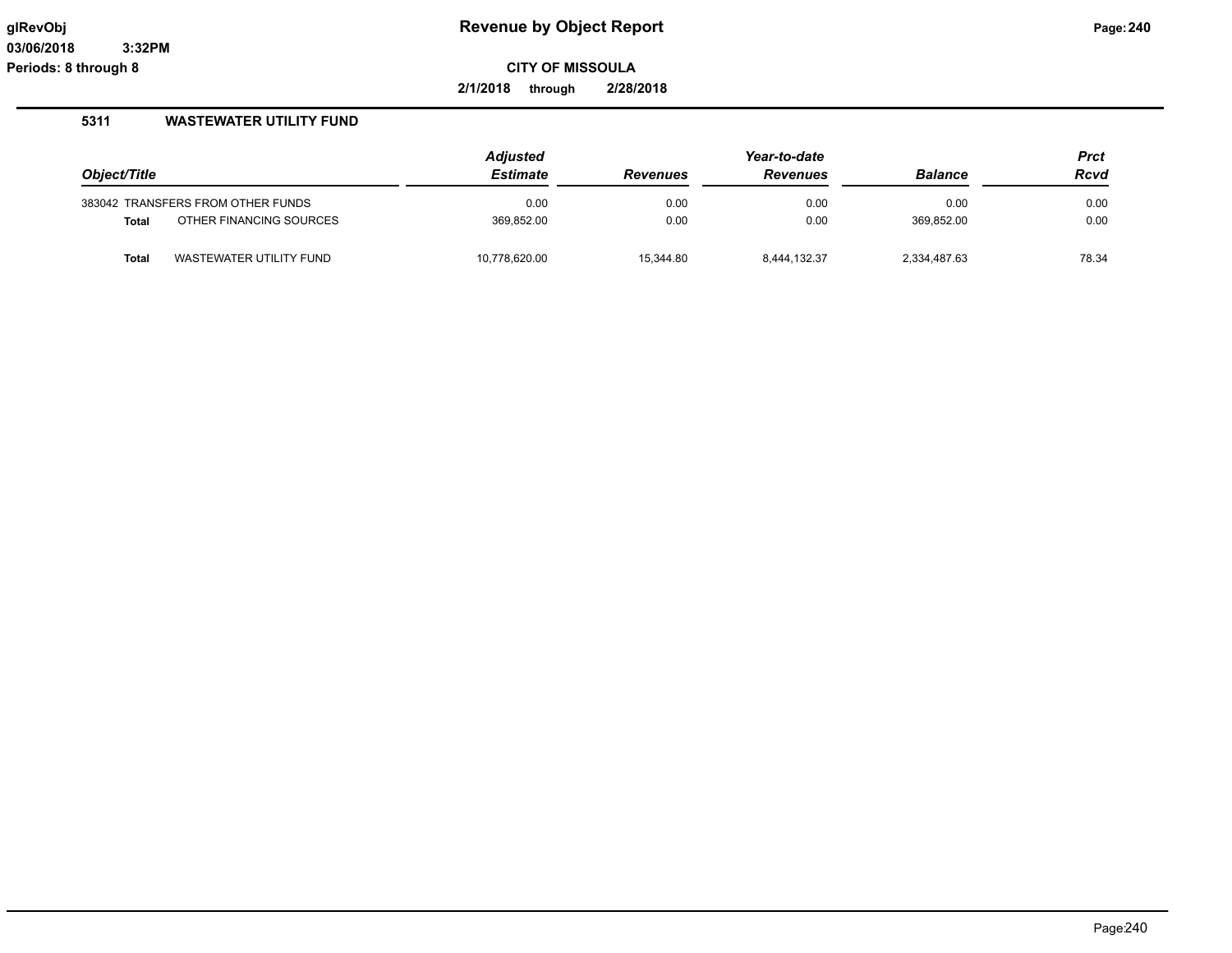glRevObj
03/06/2018 3:32PM
Periods: 8 through 8

# Revenue by Object Report

**CITY OF MISSOULA**

**2/1/2018 through 2/28/2018**

## 5311 WASTEWATER UTILITY FUND

| Object/Title | | Adjusted Estimate | Revenues | Year-to-date Revenues | Balance | Prct Rcvd |
|---|---|---|---|---|---|---|
| 383042 | TRANSFERS FROM OTHER FUNDS | 0.00 | 0.00 | 0.00 | 0.00 | 0.00 |
| **Total** | OTHER FINANCING SOURCES | 369,852.00 | 0.00 | 0.00 | 369,852.00 | 0.00 |
| **Total** | WASTEWATER UTILITY FUND | 10,778,620.00 | 15,344.80 | 8,444,132.37 | 2,334,487.63 | 78.34 |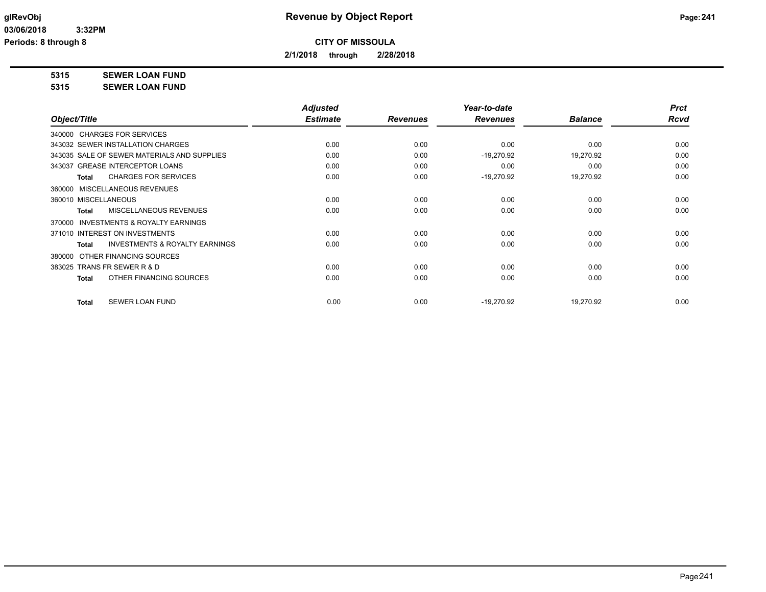**CITY OF MISSOULA**

**2/1/2018 through 2/28/2018**

**5315 SEWER LOAN FUND**

**5315 SEWER LOAN FUND**

| Object/Title | Adjusted Estimate | Revenues | Year-to-date Revenues | Balance | Prct Rcvd |
|---|---|---|---|---|---|
| 340000 CHARGES FOR SERVICES | | | | | |
| 343032 SEWER INSTALLATION CHARGES | 0.00 | 0.00 | 0.00 | 0.00 | 0.00 |
| 343035 SALE OF SEWER MATERIALS AND SUPPLIES | 0.00 | 0.00 | -19,270.92 | 19,270.92 | 0.00 |
| 343037 GREASE INTERCEPTOR LOANS | 0.00 | 0.00 | 0.00 | 0.00 | 0.00 |
| Total CHARGES FOR SERVICES | 0.00 | 0.00 | -19,270.92 | 19,270.92 | 0.00 |
| 360000 MISCELLANEOUS REVENUES | | | | | |
| 360010 MISCELLANEOUS | 0.00 | 0.00 | 0.00 | 0.00 | 0.00 |
| Total MISCELLANEOUS REVENUES | 0.00 | 0.00 | 0.00 | 0.00 | 0.00 |
| 370000 INVESTMENTS & ROYALTY EARNINGS | | | | | |
| 371010 INTEREST ON INVESTMENTS | 0.00 | 0.00 | 0.00 | 0.00 | 0.00 |
| Total INVESTMENTS & ROYALTY EARNINGS | 0.00 | 0.00 | 0.00 | 0.00 | 0.00 |
| 380000 OTHER FINANCING SOURCES | | | | | |
| 383025 TRANS FR SEWER R & D | 0.00 | 0.00 | 0.00 | 0.00 | 0.00 |
| Total OTHER FINANCING SOURCES | 0.00 | 0.00 | 0.00 | 0.00 | 0.00 |
| Total SEWER LOAN FUND | 0.00 | 0.00 | -19,270.92 | 19,270.92 | 0.00 |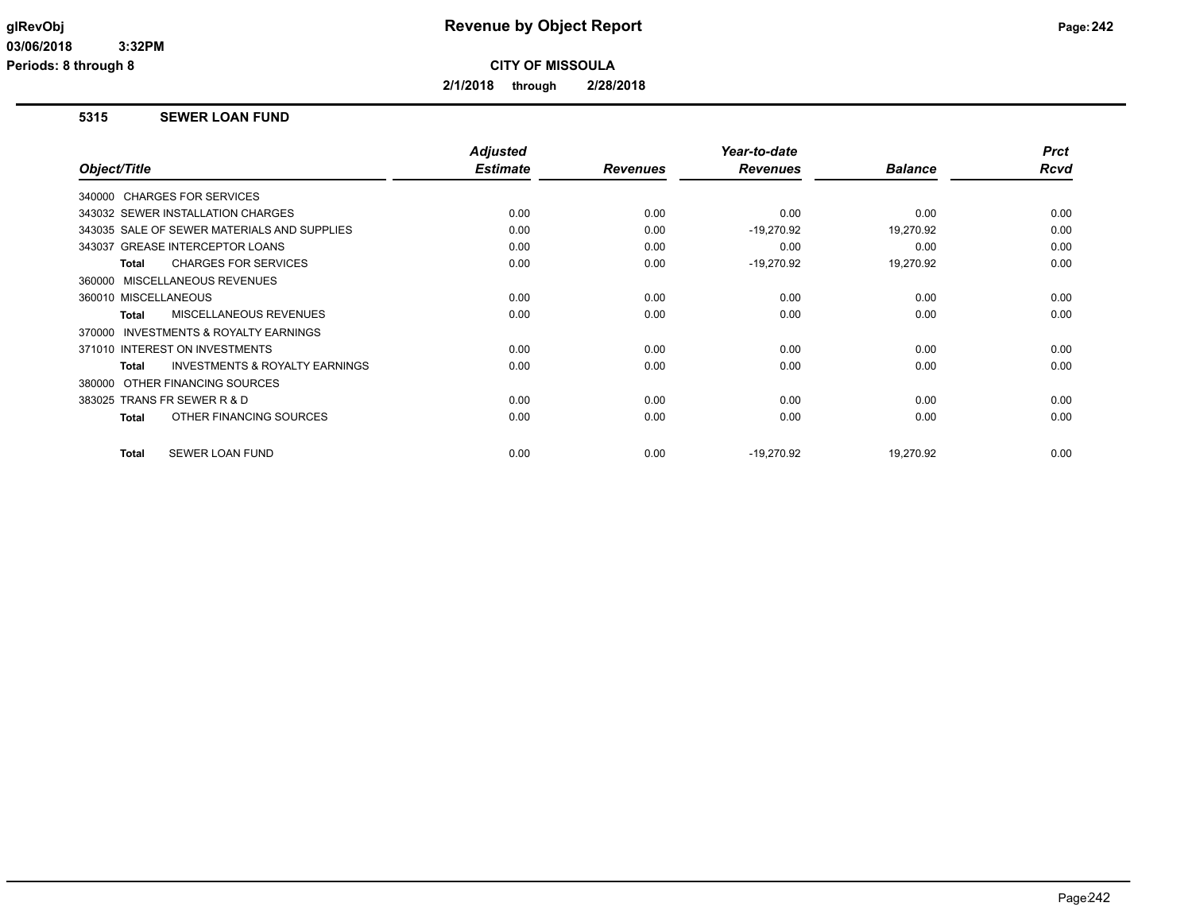# Revenue by Object Report

**CITY OF MISSOULA**

**2/1/2018 through 2/28/2018**

glRevObj
03/06/2018 3:32PM
Periods: 8 through 8

## 5315 SEWER LOAN FUND

| Object/Title | Adjusted Estimate | Revenues | Year-to-date Revenues | Balance | Prct Rcvd |
|---|---|---|---|---|---|
| 340000 CHARGES FOR SERVICES | | | | | |
| 343032 SEWER INSTALLATION CHARGES | 0.00 | 0.00 | 0.00 | 0.00 | 0.00 |
| 343035 SALE OF SEWER MATERIALS AND SUPPLIES | 0.00 | 0.00 | -19,270.92 | 19,270.92 | 0.00 |
| 343037 GREASE INTERCEPTOR LOANS | 0.00 | 0.00 | 0.00 | 0.00 | 0.00 |
| **Total** CHARGES FOR SERVICES | 0.00 | 0.00 | -19,270.92 | 19,270.92 | 0.00 |
| 360000 MISCELLANEOUS REVENUES | | | | | |
| 360010 MISCELLANEOUS | 0.00 | 0.00 | 0.00 | 0.00 | 0.00 |
| **Total** MISCELLANEOUS REVENUES | 0.00 | 0.00 | 0.00 | 0.00 | 0.00 |
| 370000 INVESTMENTS & ROYALTY EARNINGS | | | | | |
| 371010 INTEREST ON INVESTMENTS | 0.00 | 0.00 | 0.00 | 0.00 | 0.00 |
| **Total** INVESTMENTS & ROYALTY EARNINGS | 0.00 | 0.00 | 0.00 | 0.00 | 0.00 |
| 380000 OTHER FINANCING SOURCES | | | | | |
| 383025 TRANS FR SEWER R & D | 0.00 | 0.00 | 0.00 | 0.00 | 0.00 |
| **Total** OTHER FINANCING SOURCES | 0.00 | 0.00 | 0.00 | 0.00 | 0.00 |
| **Total** SEWER LOAN FUND | 0.00 | 0.00 | -19,270.92 | 19,270.92 | 0.00 |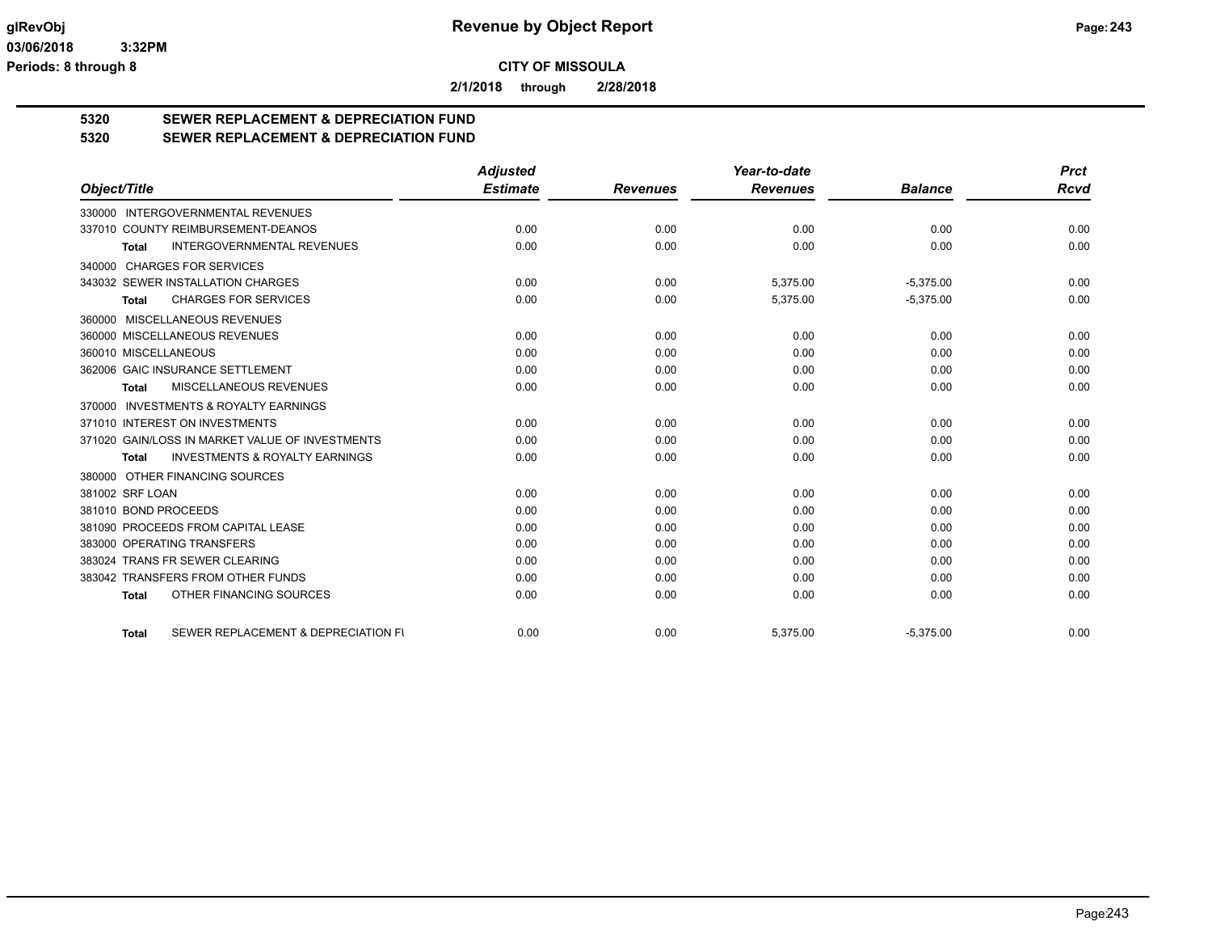**CITY OF MISSOULA**

**2/1/2018 through 2/28/2018**

## 5320 SEWER REPLACEMENT & DEPRECIATION FUND
## 5320 SEWER REPLACEMENT & DEPRECIATION FUND

| Object/Title | Adjusted Estimate | Revenues | Year-to-date Revenues | Balance | Prct Rcvd |
|---|---|---|---|---|---|
| 330000 INTERGOVERNMENTAL REVENUES | | | | | |
| 337010 COUNTY REIMBURSEMENT-DEANOS | 0.00 | 0.00 | 0.00 | 0.00 | 0.00 |
| **Total** INTERGOVERNMENTAL REVENUES | 0.00 | 0.00 | 0.00 | 0.00 | 0.00 |
| 340000 CHARGES FOR SERVICES | | | | | |
| 343032 SEWER INSTALLATION CHARGES | 0.00 | 0.00 | 5,375.00 | -5,375.00 | 0.00 |
| **Total** CHARGES FOR SERVICES | 0.00 | 0.00 | 5,375.00 | -5,375.00 | 0.00 |
| 360000 MISCELLANEOUS REVENUES | | | | | |
| 360000 MISCELLANEOUS REVENUES | 0.00 | 0.00 | 0.00 | 0.00 | 0.00 |
| 360010 MISCELLANEOUS | 0.00 | 0.00 | 0.00 | 0.00 | 0.00 |
| 362006 GAIC INSURANCE SETTLEMENT | 0.00 | 0.00 | 0.00 | 0.00 | 0.00 |
| **Total** MISCELLANEOUS REVENUES | 0.00 | 0.00 | 0.00 | 0.00 | 0.00 |
| 370000 INVESTMENTS & ROYALTY EARNINGS | | | | | |
| 371010 INTEREST ON INVESTMENTS | 0.00 | 0.00 | 0.00 | 0.00 | 0.00 |
| 371020 GAIN/LOSS IN MARKET VALUE OF INVESTMENTS | 0.00 | 0.00 | 0.00 | 0.00 | 0.00 |
| **Total** INVESTMENTS & ROYALTY EARNINGS | 0.00 | 0.00 | 0.00 | 0.00 | 0.00 |
| 380000 OTHER FINANCING SOURCES | | | | | |
| 381002 SRF LOAN | 0.00 | 0.00 | 0.00 | 0.00 | 0.00 |
| 381010 BOND PROCEEDS | 0.00 | 0.00 | 0.00 | 0.00 | 0.00 |
| 381090 PROCEEDS FROM CAPITAL LEASE | 0.00 | 0.00 | 0.00 | 0.00 | 0.00 |
| 383000 OPERATING TRANSFERS | 0.00 | 0.00 | 0.00 | 0.00 | 0.00 |
| 383024 TRANS FR SEWER CLEARING | 0.00 | 0.00 | 0.00 | 0.00 | 0.00 |
| 383042 TRANSFERS FROM OTHER FUNDS | 0.00 | 0.00 | 0.00 | 0.00 | 0.00 |
| **Total** OTHER FINANCING SOURCES | 0.00 | 0.00 | 0.00 | 0.00 | 0.00 |
| **Total** SEWER REPLACEMENT & DEPRECIATION FU | 0.00 | 0.00 | 5,375.00 | -5,375.00 | 0.00 |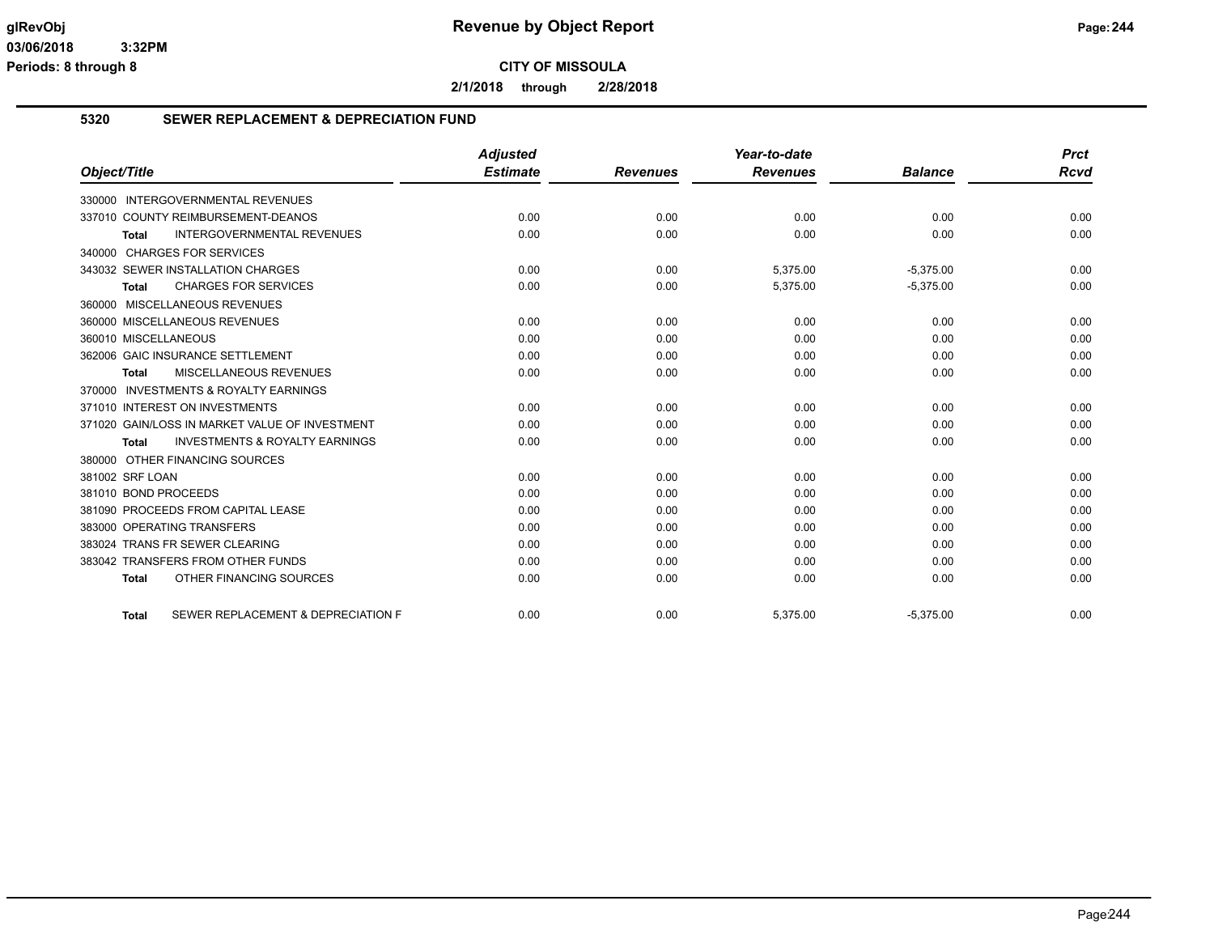**glRevObj** **Revenue by Object Report**

**03/06/2018 3:32PM**

**Periods: 8 through 8**

**CITY OF MISSOULA**

**2/1/2018 through 2/28/2018**

## 5320 SEWER REPLACEMENT & DEPRECIATION FUND

| Object/Title | Adjusted Estimate | Revenues | Year-to-date Revenues | Balance | Prct Rcvd |
|---|---|---|---|---|---|
| 330000 INTERGOVERNMENTAL REVENUES | | | | | |
| 337010 COUNTY REIMBURSEMENT-DEANOS | 0.00 | 0.00 | 0.00 | 0.00 | 0.00 |
| **Total** INTERGOVERNMENTAL REVENUES | 0.00 | 0.00 | 0.00 | 0.00 | 0.00 |
| 340000 CHARGES FOR SERVICES | | | | | |
| 343032 SEWER INSTALLATION CHARGES | 0.00 | 0.00 | 5,375.00 | -5,375.00 | 0.00 |
| **Total** CHARGES FOR SERVICES | 0.00 | 0.00 | 5,375.00 | -5,375.00 | 0.00 |
| 360000 MISCELLANEOUS REVENUES | | | | | |
| 360000 MISCELLANEOUS REVENUES | 0.00 | 0.00 | 0.00 | 0.00 | 0.00 |
| 360010 MISCELLANEOUS | 0.00 | 0.00 | 0.00 | 0.00 | 0.00 |
| 362006 GAIC INSURANCE SETTLEMENT | 0.00 | 0.00 | 0.00 | 0.00 | 0.00 |
| **Total** MISCELLANEOUS REVENUES | 0.00 | 0.00 | 0.00 | 0.00 | 0.00 |
| 370000 INVESTMENTS & ROYALTY EARNINGS | | | | | |
| 371010 INTEREST ON INVESTMENTS | 0.00 | 0.00 | 0.00 | 0.00 | 0.00 |
| 371020 GAIN/LOSS IN MARKET VALUE OF INVESTMENT | 0.00 | 0.00 | 0.00 | 0.00 | 0.00 |
| **Total** INVESTMENTS & ROYALTY EARNINGS | 0.00 | 0.00 | 0.00 | 0.00 | 0.00 |
| 380000 OTHER FINANCING SOURCES | | | | | |
| 381002 SRF LOAN | 0.00 | 0.00 | 0.00 | 0.00 | 0.00 |
| 381010 BOND PROCEEDS | 0.00 | 0.00 | 0.00 | 0.00 | 0.00 |
| 381090 PROCEEDS FROM CAPITAL LEASE | 0.00 | 0.00 | 0.00 | 0.00 | 0.00 |
| 383000 OPERATING TRANSFERS | 0.00 | 0.00 | 0.00 | 0.00 | 0.00 |
| 383024 TRANS FR SEWER CLEARING | 0.00 | 0.00 | 0.00 | 0.00 | 0.00 |
| 383042 TRANSFERS FROM OTHER FUNDS | 0.00 | 0.00 | 0.00 | 0.00 | 0.00 |
| **Total** OTHER FINANCING SOURCES | 0.00 | 0.00 | 0.00 | 0.00 | 0.00 |
| **Total** SEWER REPLACEMENT & DEPRECIATION F | 0.00 | 0.00 | 5,375.00 | -5,375.00 | 0.00 |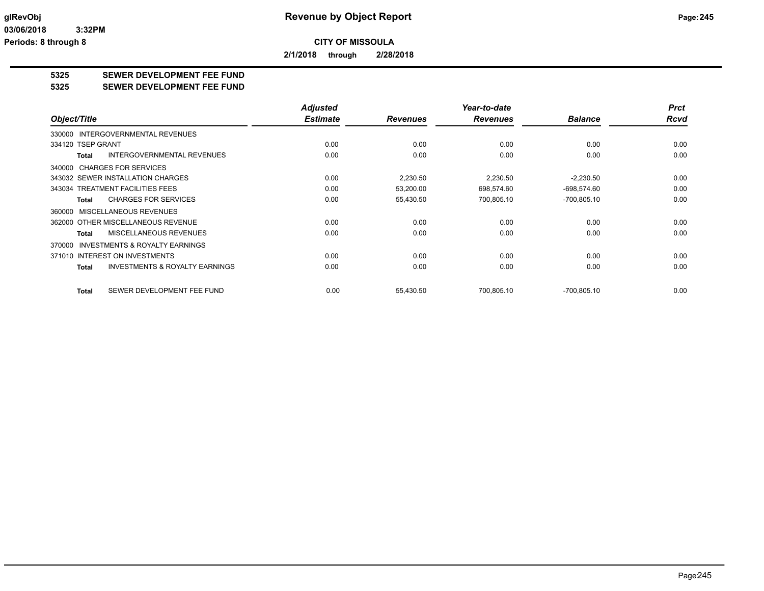# Revenue by Object Report

**CITY OF MISSOULA**

**2/1/2018 through 2/28/2018**

glRevObj
03/06/2018 3:32PM
Periods: 8 through 8

## 5325 SEWER DEVELOPMENT FEE FUND
## 5325 SEWER DEVELOPMENT FEE FUND

| Object/Title | Adjusted Estimate | Revenues | Year-to-date Revenues | Balance | Prct Rcvd |
|---|---|---|---|---|---|
| 330000 INTERGOVERNMENTAL REVENUES | | | | | |
| 334120 TSEP GRANT | 0.00 | 0.00 | 0.00 | 0.00 | 0.00 |
| Total INTERGOVERNMENTAL REVENUES | 0.00 | 0.00 | 0.00 | 0.00 | 0.00 |
| 340000 CHARGES FOR SERVICES | | | | | |
| 343032 SEWER INSTALLATION CHARGES | 0.00 | 2,230.50 | 2,230.50 | -2,230.50 | 0.00 |
| 343034 TREATMENT FACILITIES FEES | 0.00 | 53,200.00 | 698,574.60 | -698,574.60 | 0.00 |
| Total CHARGES FOR SERVICES | 0.00 | 55,430.50 | 700,805.10 | -700,805.10 | 0.00 |
| 360000 MISCELLANEOUS REVENUES | | | | | |
| 362000 OTHER MISCELLANEOUS REVENUE | 0.00 | 0.00 | 0.00 | 0.00 | 0.00 |
| Total MISCELLANEOUS REVENUES | 0.00 | 0.00 | 0.00 | 0.00 | 0.00 |
| 370000 INVESTMENTS & ROYALTY EARNINGS | | | | | |
| 371010 INTEREST ON INVESTMENTS | 0.00 | 0.00 | 0.00 | 0.00 | 0.00 |
| Total INVESTMENTS & ROYALTY EARNINGS | 0.00 | 0.00 | 0.00 | 0.00 | 0.00 |
| Total SEWER DEVELOPMENT FEE FUND | 0.00 | 55,430.50 | 700,805.10 | -700,805.10 | 0.00 |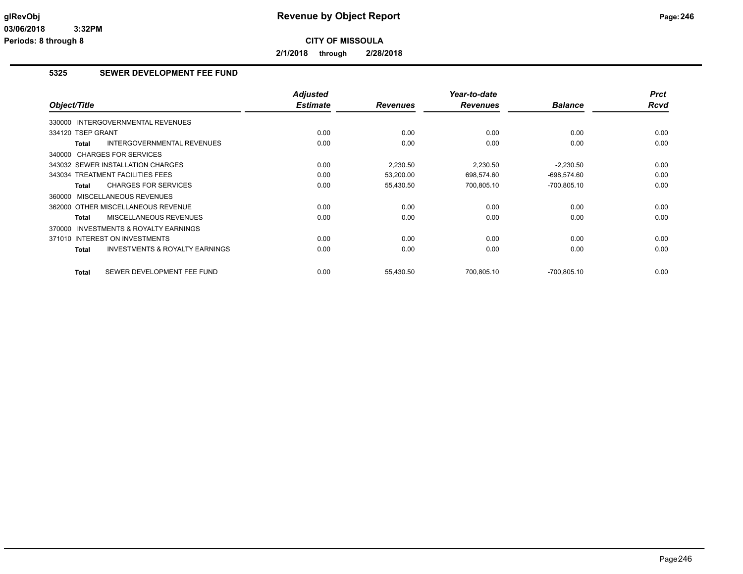# Revenue by Object Report

**CITY OF MISSOULA**

**2/1/2018 through 2/28/2018**

## 5325 SEWER DEVELOPMENT FEE FUND

| Object/Title | Adjusted Estimate | Revenues | Year-to-date Revenues | Balance | Prct Rcvd |
|---|---|---|---|---|---|
| 330000 INTERGOVERNMENTAL REVENUES | | | | | |
| 334120 TSEP GRANT | 0.00 | 0.00 | 0.00 | 0.00 | 0.00 |
| **Total** INTERGOVERNMENTAL REVENUES | 0.00 | 0.00 | 0.00 | 0.00 | 0.00 |
| 340000 CHARGES FOR SERVICES | | | | | |
| 343032 SEWER INSTALLATION CHARGES | 0.00 | 2,230.50 | 2,230.50 | -2,230.50 | 0.00 |
| 343034 TREATMENT FACILITIES FEES | 0.00 | 53,200.00 | 698,574.60 | -698,574.60 | 0.00 |
| **Total** CHARGES FOR SERVICES | 0.00 | 55,430.50 | 700,805.10 | -700,805.10 | 0.00 |
| 360000 MISCELLANEOUS REVENUES | | | | | |
| 362000 OTHER MISCELLANEOUS REVENUE | 0.00 | 0.00 | 0.00 | 0.00 | 0.00 |
| **Total** MISCELLANEOUS REVENUES | 0.00 | 0.00 | 0.00 | 0.00 | 0.00 |
| 370000 INVESTMENTS & ROYALTY EARNINGS | | | | | |
| 371010 INTEREST ON INVESTMENTS | 0.00 | 0.00 | 0.00 | 0.00 | 0.00 |
| **Total** INVESTMENTS & ROYALTY EARNINGS | 0.00 | 0.00 | 0.00 | 0.00 | 0.00 |
| **Total** SEWER DEVELOPMENT FEE FUND | 0.00 | 55,430.50 | 700,805.10 | -700,805.10 | 0.00 |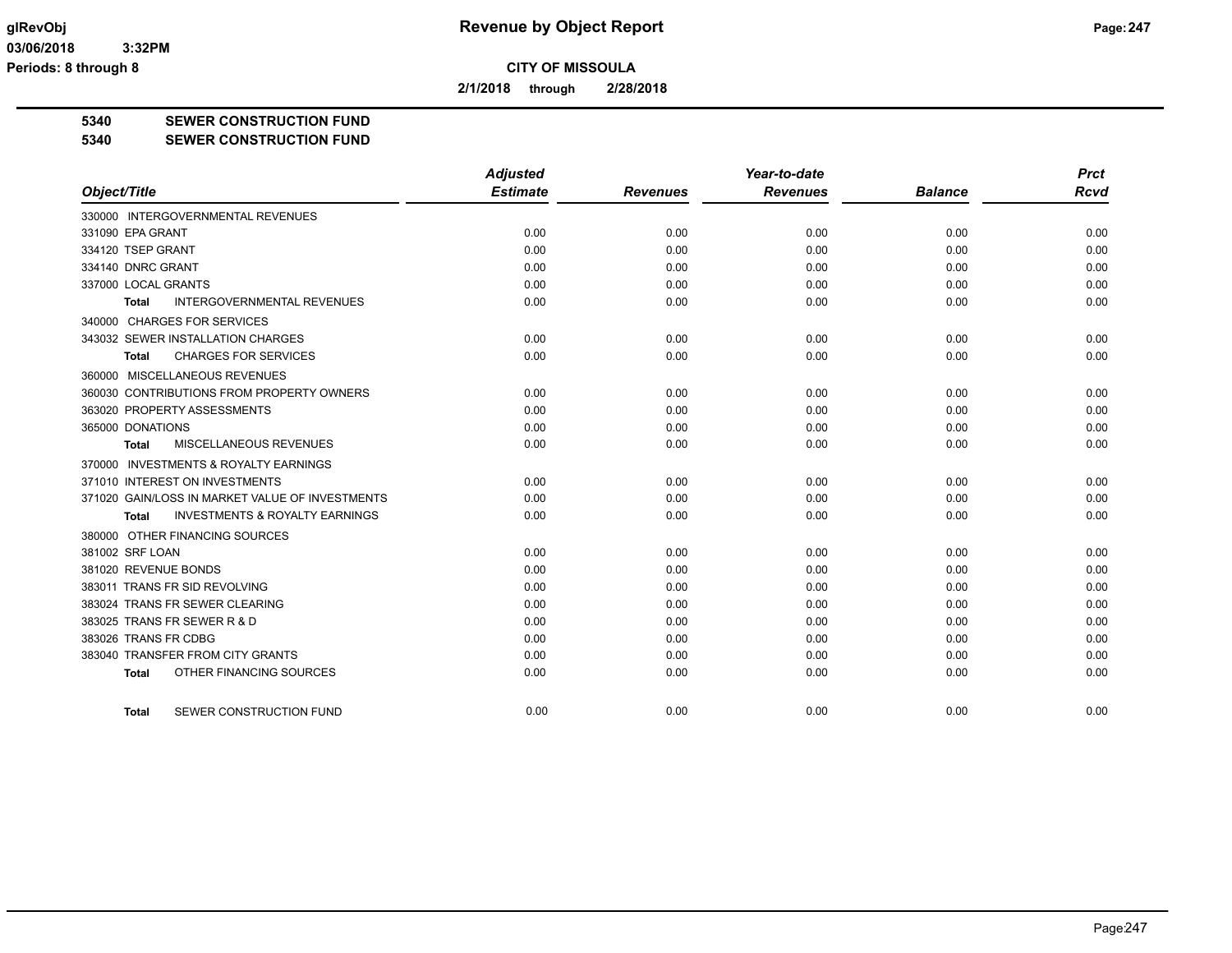**CITY OF MISSOULA**

**2/1/2018 through 2/28/2018**

## 5340 SEWER CONSTRUCTION FUND
## 5340 SEWER CONSTRUCTION FUND

| Object/Title | Adjusted Estimate | Revenues | Year-to-date Revenues | Balance | Prct Rcvd |
|---|---|---|---|---|---|
| 330000 INTERGOVERNMENTAL REVENUES | | | | | |
| 331090 EPA GRANT | 0.00 | 0.00 | 0.00 | 0.00 | 0.00 |
| 334120 TSEP GRANT | 0.00 | 0.00 | 0.00 | 0.00 | 0.00 |
| 334140 DNRC GRANT | 0.00 | 0.00 | 0.00 | 0.00 | 0.00 |
| 337000 LOCAL GRANTS | 0.00 | 0.00 | 0.00 | 0.00 | 0.00 |
| **Total** INTERGOVERNMENTAL REVENUES | 0.00 | 0.00 | 0.00 | 0.00 | 0.00 |
| 340000 CHARGES FOR SERVICES | | | | | |
| 343032 SEWER INSTALLATION CHARGES | 0.00 | 0.00 | 0.00 | 0.00 | 0.00 |
| **Total** CHARGES FOR SERVICES | 0.00 | 0.00 | 0.00 | 0.00 | 0.00 |
| 360000 MISCELLANEOUS REVENUES | | | | | |
| 360030 CONTRIBUTIONS FROM PROPERTY OWNERS | 0.00 | 0.00 | 0.00 | 0.00 | 0.00 |
| 363020 PROPERTY ASSESSMENTS | 0.00 | 0.00 | 0.00 | 0.00 | 0.00 |
| 365000 DONATIONS | 0.00 | 0.00 | 0.00 | 0.00 | 0.00 |
| **Total** MISCELLANEOUS REVENUES | 0.00 | 0.00 | 0.00 | 0.00 | 0.00 |
| 370000 INVESTMENTS & ROYALTY EARNINGS | | | | | |
| 371010 INTEREST ON INVESTMENTS | 0.00 | 0.00 | 0.00 | 0.00 | 0.00 |
| 371020 GAIN/LOSS IN MARKET VALUE OF INVESTMENTS | 0.00 | 0.00 | 0.00 | 0.00 | 0.00 |
| **Total** INVESTMENTS & ROYALTY EARNINGS | 0.00 | 0.00 | 0.00 | 0.00 | 0.00 |
| 380000 OTHER FINANCING SOURCES | | | | | |
| 381002 SRF LOAN | 0.00 | 0.00 | 0.00 | 0.00 | 0.00 |
| 381020 REVENUE BONDS | 0.00 | 0.00 | 0.00 | 0.00 | 0.00 |
| 383011 TRANS FR SID REVOLVING | 0.00 | 0.00 | 0.00 | 0.00 | 0.00 |
| 383024 TRANS FR SEWER CLEARING | 0.00 | 0.00 | 0.00 | 0.00 | 0.00 |
| 383025 TRANS FR SEWER R & D | 0.00 | 0.00 | 0.00 | 0.00 | 0.00 |
| 383026 TRANS FR CDBG | 0.00 | 0.00 | 0.00 | 0.00 | 0.00 |
| 383040 TRANSFER FROM CITY GRANTS | 0.00 | 0.00 | 0.00 | 0.00 | 0.00 |
| **Total** OTHER FINANCING SOURCES | 0.00 | 0.00 | 0.00 | 0.00 | 0.00 |
| **Total** SEWER CONSTRUCTION FUND | 0.00 | 0.00 | 0.00 | 0.00 | 0.00 |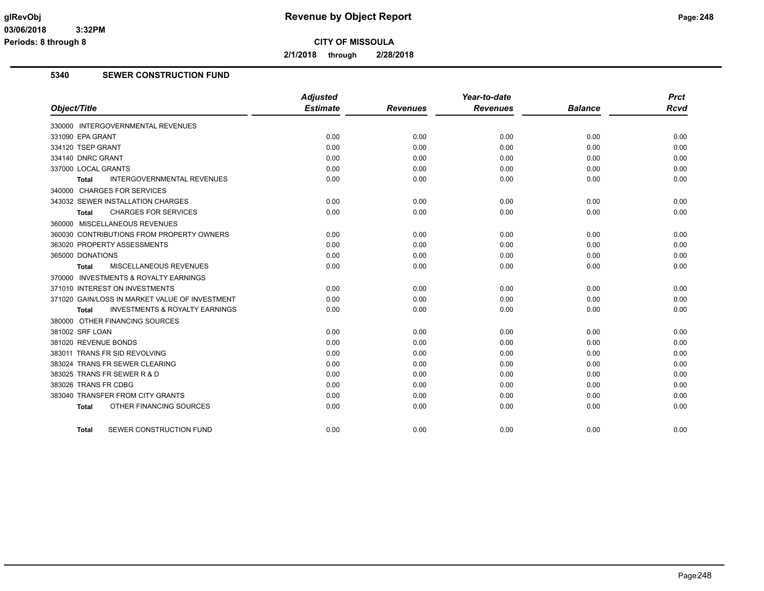**CITY OF MISSOULA**

**2/1/2018 through 2/28/2018**

## 5340 SEWER CONSTRUCTION FUND

| Object/Title | Adjusted Estimate | Revenues | Year-to-date Revenues | Balance | Prct Rcvd |
|---|---|---|---|---|---|
| 330000 INTERGOVERNMENTAL REVENUES | | | | | |
| 331090 EPA GRANT | 0.00 | 0.00 | 0.00 | 0.00 | 0.00 |
| 334120 TSEP GRANT | 0.00 | 0.00 | 0.00 | 0.00 | 0.00 |
| 334140 DNRC GRANT | 0.00 | 0.00 | 0.00 | 0.00 | 0.00 |
| 337000 LOCAL GRANTS | 0.00 | 0.00 | 0.00 | 0.00 | 0.00 |
| **Total** INTERGOVERNMENTAL REVENUES | 0.00 | 0.00 | 0.00 | 0.00 | 0.00 |
| 340000 CHARGES FOR SERVICES | | | | | |
| 343032 SEWER INSTALLATION CHARGES | 0.00 | 0.00 | 0.00 | 0.00 | 0.00 |
| **Total** CHARGES FOR SERVICES | 0.00 | 0.00 | 0.00 | 0.00 | 0.00 |
| 360000 MISCELLANEOUS REVENUES | | | | | |
| 360030 CONTRIBUTIONS FROM PROPERTY OWNERS | 0.00 | 0.00 | 0.00 | 0.00 | 0.00 |
| 363020 PROPERTY ASSESSMENTS | 0.00 | 0.00 | 0.00 | 0.00 | 0.00 |
| 365000 DONATIONS | 0.00 | 0.00 | 0.00 | 0.00 | 0.00 |
| **Total** MISCELLANEOUS REVENUES | 0.00 | 0.00 | 0.00 | 0.00 | 0.00 |
| 370000 INVESTMENTS & ROYALTY EARNINGS | | | | | |
| 371010 INTEREST ON INVESTMENTS | 0.00 | 0.00 | 0.00 | 0.00 | 0.00 |
| 371020 GAIN/LOSS IN MARKET VALUE OF INVESTMENT | 0.00 | 0.00 | 0.00 | 0.00 | 0.00 |
| **Total** INVESTMENTS & ROYALTY EARNINGS | 0.00 | 0.00 | 0.00 | 0.00 | 0.00 |
| 380000 OTHER FINANCING SOURCES | | | | | |
| 381002 SRF LOAN | 0.00 | 0.00 | 0.00 | 0.00 | 0.00 |
| 381020 REVENUE BONDS | 0.00 | 0.00 | 0.00 | 0.00 | 0.00 |
| 383011 TRANS FR SID REVOLVING | 0.00 | 0.00 | 0.00 | 0.00 | 0.00 |
| 383024 TRANS FR SEWER CLEARING | 0.00 | 0.00 | 0.00 | 0.00 | 0.00 |
| 383025 TRANS FR SEWER R & D | 0.00 | 0.00 | 0.00 | 0.00 | 0.00 |
| 383026 TRANS FR CDBG | 0.00 | 0.00 | 0.00 | 0.00 | 0.00 |
| 383040 TRANSFER FROM CITY GRANTS | 0.00 | 0.00 | 0.00 | 0.00 | 0.00 |
| **Total** OTHER FINANCING SOURCES | 0.00 | 0.00 | 0.00 | 0.00 | 0.00 |
| **Total** SEWER CONSTRUCTION FUND | 0.00 | 0.00 | 0.00 | 0.00 | 0.00 |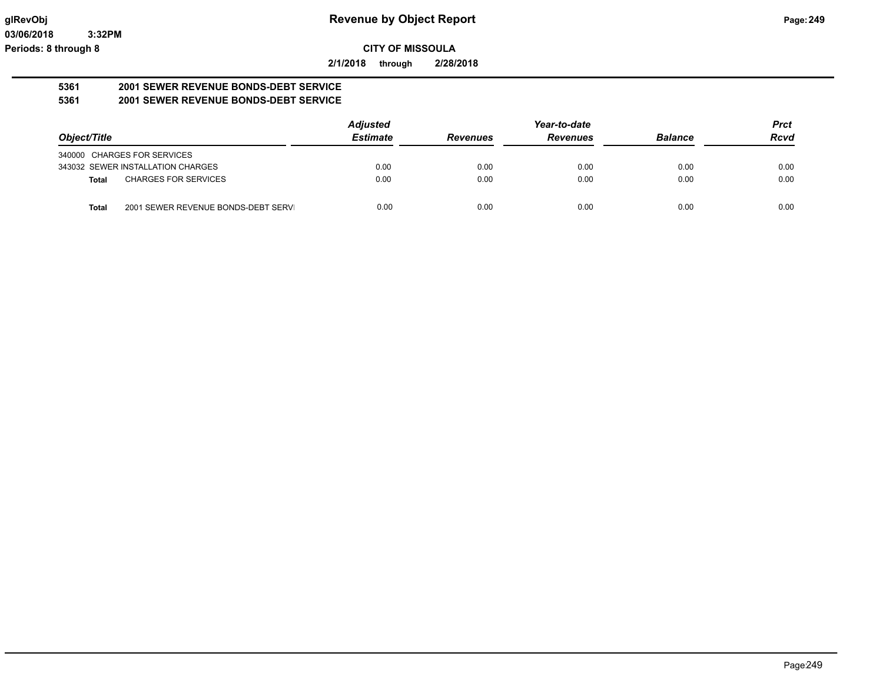# Revenue by Object Report

glRevObj
03/06/2018 3:32PM
Periods: 8 through 8

**CITY OF MISSOULA**

**2/1/2018 through 2/28/2018**

**5361 2001 SEWER REVENUE BONDS-DEBT SERVICE**
**5361 2001 SEWER REVENUE BONDS-DEBT SERVICE**

| Object/Title | Adjusted Estimate | Revenues | Year-to-date Revenues | Balance | Prct Rcvd |
|---|---|---|---|---|---|
| 340000 CHARGES FOR SERVICES | | | | | |
| 343032 SEWER INSTALLATION CHARGES | 0.00 | 0.00 | 0.00 | 0.00 | 0.00 |
| **Total** CHARGES FOR SERVICES | 0.00 | 0.00 | 0.00 | 0.00 | 0.00 |
| **Total** 2001 SEWER REVENUE BONDS-DEBT SERVI | 0.00 | 0.00 | 0.00 | 0.00 | 0.00 |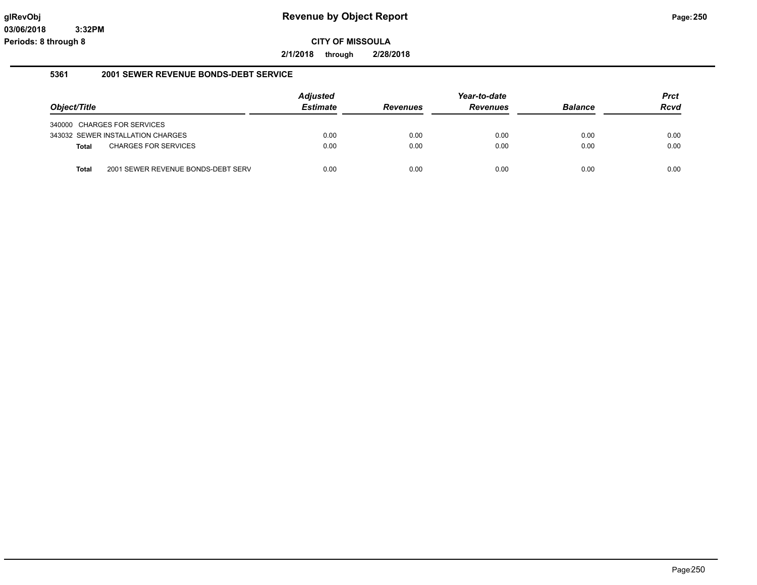# Revenue by Object Report

glRevObj
03/06/2018 3:32PM
Periods: 8 through 8

**CITY OF MISSOULA**

**2/1/2018 through 2/28/2018**

## 5361 2001 SEWER REVENUE BONDS-DEBT SERVICE

| Object/Title | Adjusted Estimate | Revenues | Year-to-date Revenues | Balance | Prct Rcvd |
|---|---|---|---|---|---|
| 340000 CHARGES FOR SERVICES | | | | | |
| 343032 SEWER INSTALLATION CHARGES | 0.00 | 0.00 | 0.00 | 0.00 | 0.00 |
| **Total** CHARGES FOR SERVICES | 0.00 | 0.00 | 0.00 | 0.00 | 0.00 |
| **Total** 2001 SEWER REVENUE BONDS-DEBT SERV | 0.00 | 0.00 | 0.00 | 0.00 | 0.00 |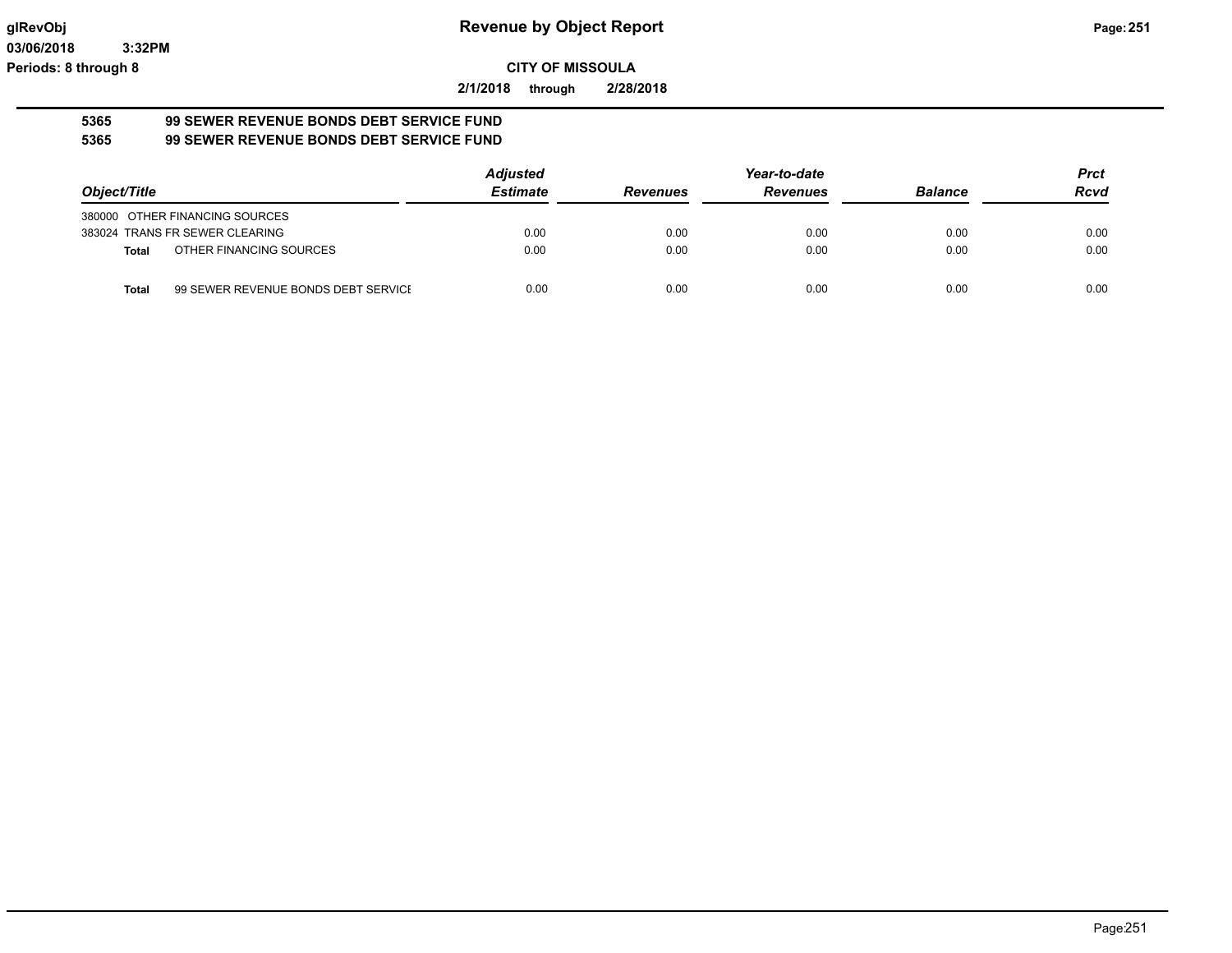# Revenue by Object Report

glRevObj
03/06/2018 3:32PM
Periods: 8 through 8

**CITY OF MISSOULA**

**2/1/2018 through 2/28/2018**

**5365 99 SEWER REVENUE BONDS DEBT SERVICE FUND**
**5365 99 SEWER REVENUE BONDS DEBT SERVICE FUND**

| Object/Title | Adjusted Estimate | Revenues | Year-to-date Revenues | Balance | Prct Rcvd |
|---|---|---|---|---|---|
| 380000 OTHER FINANCING SOURCES | | | | | |
| 383024 TRANS FR SEWER CLEARING | 0.00 | 0.00 | 0.00 | 0.00 | 0.00 |
| **Total** OTHER FINANCING SOURCES | 0.00 | 0.00 | 0.00 | 0.00 | 0.00 |
| **Total** 99 SEWER REVENUE BONDS DEBT SERVICE | 0.00 | 0.00 | 0.00 | 0.00 | 0.00 |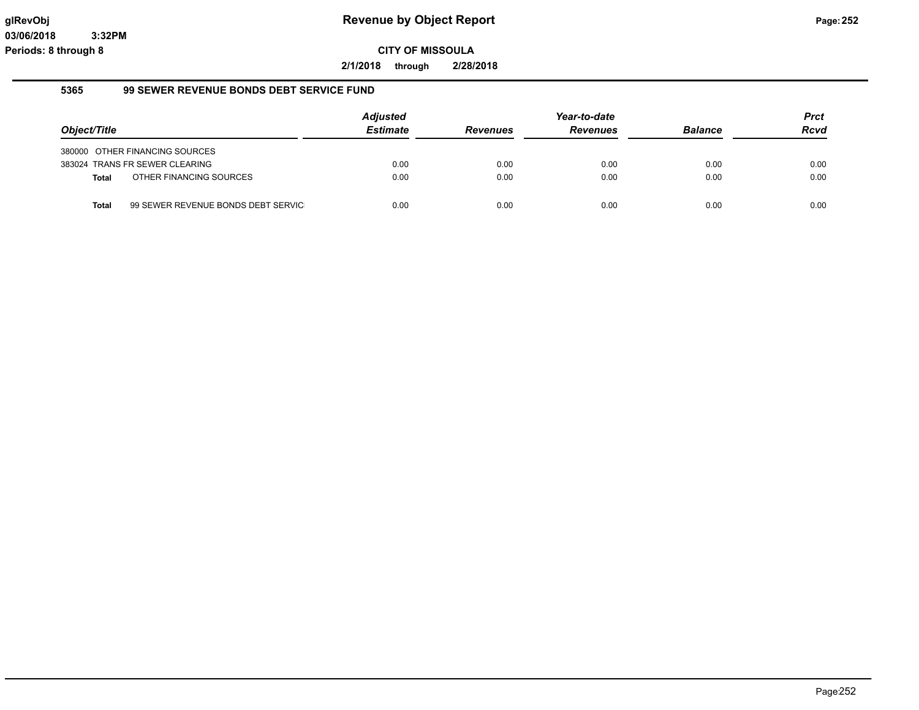# Revenue by Object Report

**glRevObj**
**03/06/2018 3:32PM**
**Periods: 8 through 8**

**CITY OF MISSOULA**

**2/1/2018 through 2/28/2018**

## 5365 99 SEWER REVENUE BONDS DEBT SERVICE FUND

| Object/Title | | Adjusted Estimate | Revenues | Year-to-date Revenues | Balance | Prct Rcvd |
|---|---|---|---|---|---|---|
| 380000 OTHER FINANCING SOURCES | | | | | | |
| 383024 TRANS FR SEWER CLEARING | | 0.00 | 0.00 | 0.00 | 0.00 | 0.00 |
| **Total** | OTHER FINANCING SOURCES | 0.00 | 0.00 | 0.00 | 0.00 | 0.00 |
| **Total** | 99 SEWER REVENUE BONDS DEBT SERVIC | 0.00 | 0.00 | 0.00 | 0.00 | 0.00 |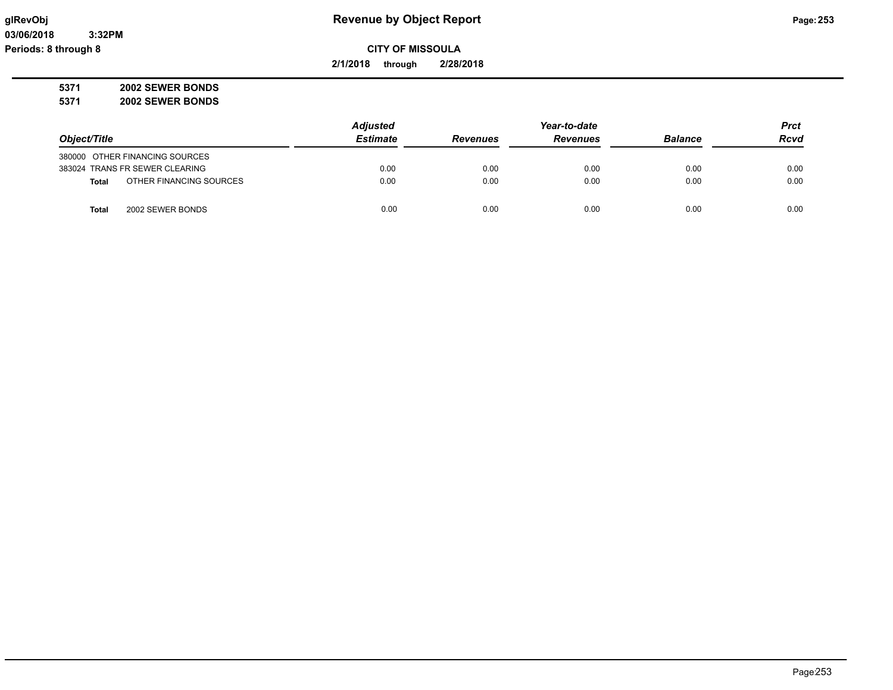# Revenue by Object Report

glRevObj
03/06/2018 3:32PM
Periods: 8 through 8

**CITY OF MISSOULA**

**2/1/2018 through 2/28/2018**

**5371 2002 SEWER BONDS**
**5371 2002 SEWER BONDS**

| Object/Title | | Adjusted Estimate | Revenues | Year-to-date Revenues | Balance | Prct Rcvd |
|---|---|---|---|---|---|---|
| 380000 OTHER FINANCING SOURCES | | | | | | |
| 383024 TRANS FR SEWER CLEARING | | 0.00 | 0.00 | 0.00 | 0.00 | 0.00 |
| **Total** | OTHER FINANCING SOURCES | 0.00 | 0.00 | 0.00 | 0.00 | 0.00 |
| **Total** | 2002 SEWER BONDS | 0.00 | 0.00 | 0.00 | 0.00 | 0.00 |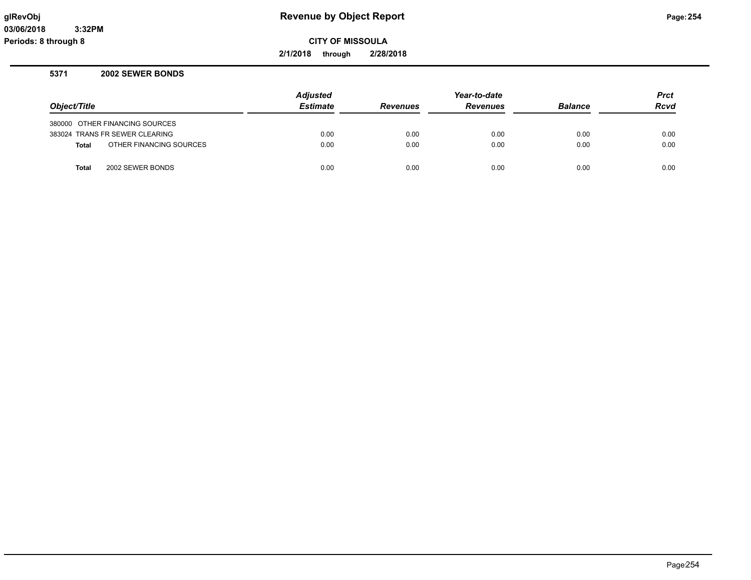# Revenue by Object Report

**CITY OF MISSOULA**

**2/1/2018 through 2/28/2018**

glRevObj
03/06/2018 3:32PM
Periods: 8 through 8

## 5371 2002 SEWER BONDS

| Object/Title | Adjusted Estimate | Revenues | Year-to-date Revenues | Balance | Prct Rcvd |
|---|---|---|---|---|---|
| 380000 OTHER FINANCING SOURCES | | | | | |
| 383024 TRANS FR SEWER CLEARING | 0.00 | 0.00 | 0.00 | 0.00 | 0.00 |
| **Total** OTHER FINANCING SOURCES | 0.00 | 0.00 | 0.00 | 0.00 | 0.00 |
| **Total** 2002 SEWER BONDS | 0.00 | 0.00 | 0.00 | 0.00 | 0.00 |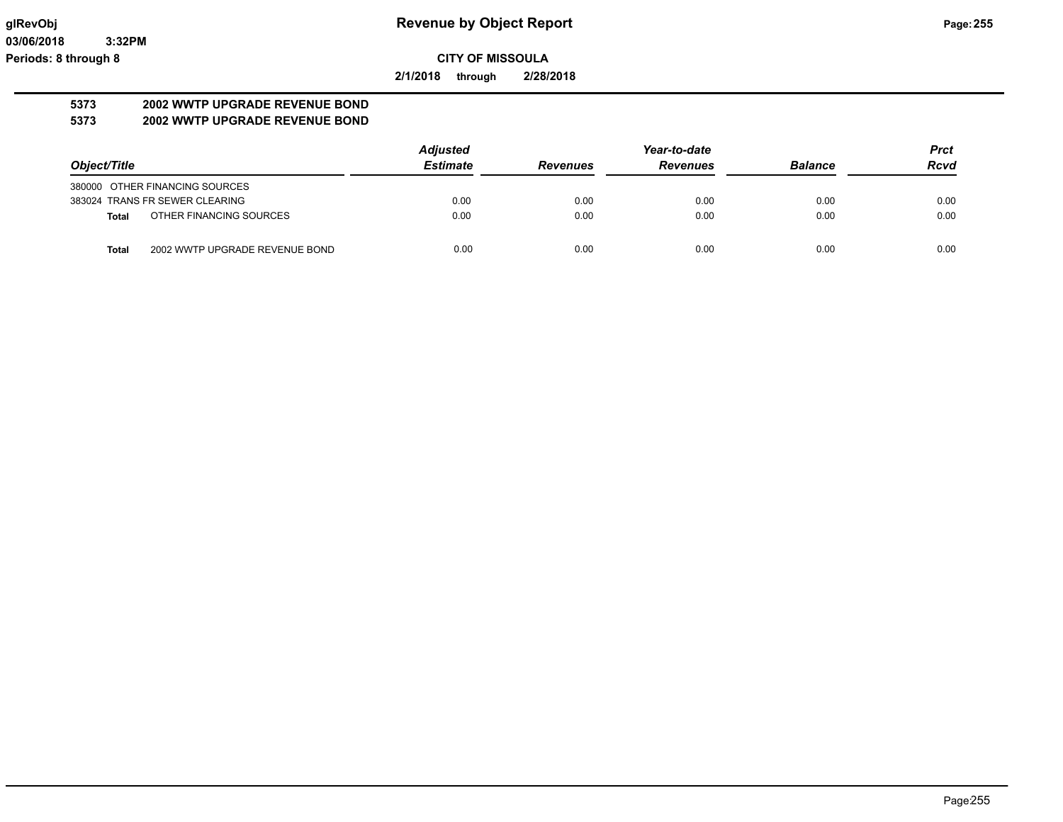# Revenue by Object Report

glRevObj
03/06/2018 3:32PM
Periods: 8 through 8

**CITY OF MISSOULA**

**2/1/2018 through 2/28/2018**

**5373 2002 WWTP UPGRADE REVENUE BOND**
**5373 2002 WWTP UPGRADE REVENUE BOND**

| Object/Title | | Adjusted Estimate | Revenues | Year-to-date Revenues | Balance | Prct Rcvd |
|---|---|---|---|---|---|---|
| 380000 OTHER FINANCING SOURCES | | | | | | |
| 383024 TRANS FR SEWER CLEARING | | 0.00 | 0.00 | 0.00 | 0.00 | 0.00 |
| **Total** | OTHER FINANCING SOURCES | 0.00 | 0.00 | 0.00 | 0.00 | 0.00 |
| **Total** | 2002 WWTP UPGRADE REVENUE BOND | 0.00 | 0.00 | 0.00 | 0.00 | 0.00 |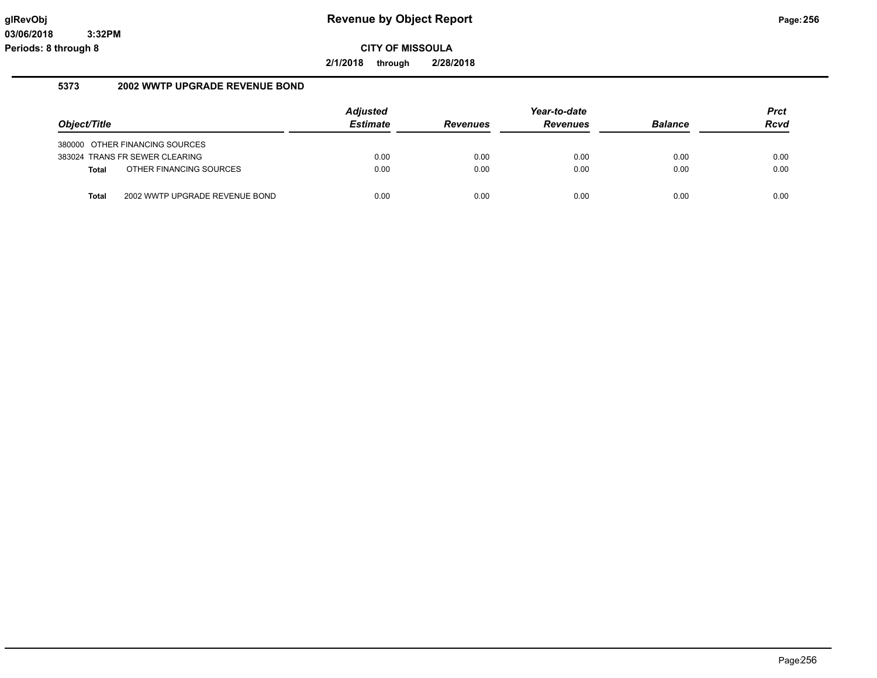# Revenue by Object Report

glRevObj
03/06/2018 3:32PM
Periods: 8 through 8

**CITY OF MISSOULA**

**2/1/2018 through 2/28/2018**

## 5373 2002 WWTP UPGRADE REVENUE BOND

| Object/Title | | Adjusted Estimate | Revenues | Year-to-date Revenues | Balance | Prct Rcvd |
|---|---|---|---|---|---|---|
| 380000 OTHER FINANCING SOURCES | | | | | | |
| 383024 TRANS FR SEWER CLEARING | | 0.00 | 0.00 | 0.00 | 0.00 | 0.00 |
| **Total** | OTHER FINANCING SOURCES | 0.00 | 0.00 | 0.00 | 0.00 | 0.00 |
| **Total** | 2002 WWTP UPGRADE REVENUE BOND | 0.00 | 0.00 | 0.00 | 0.00 | 0.00 |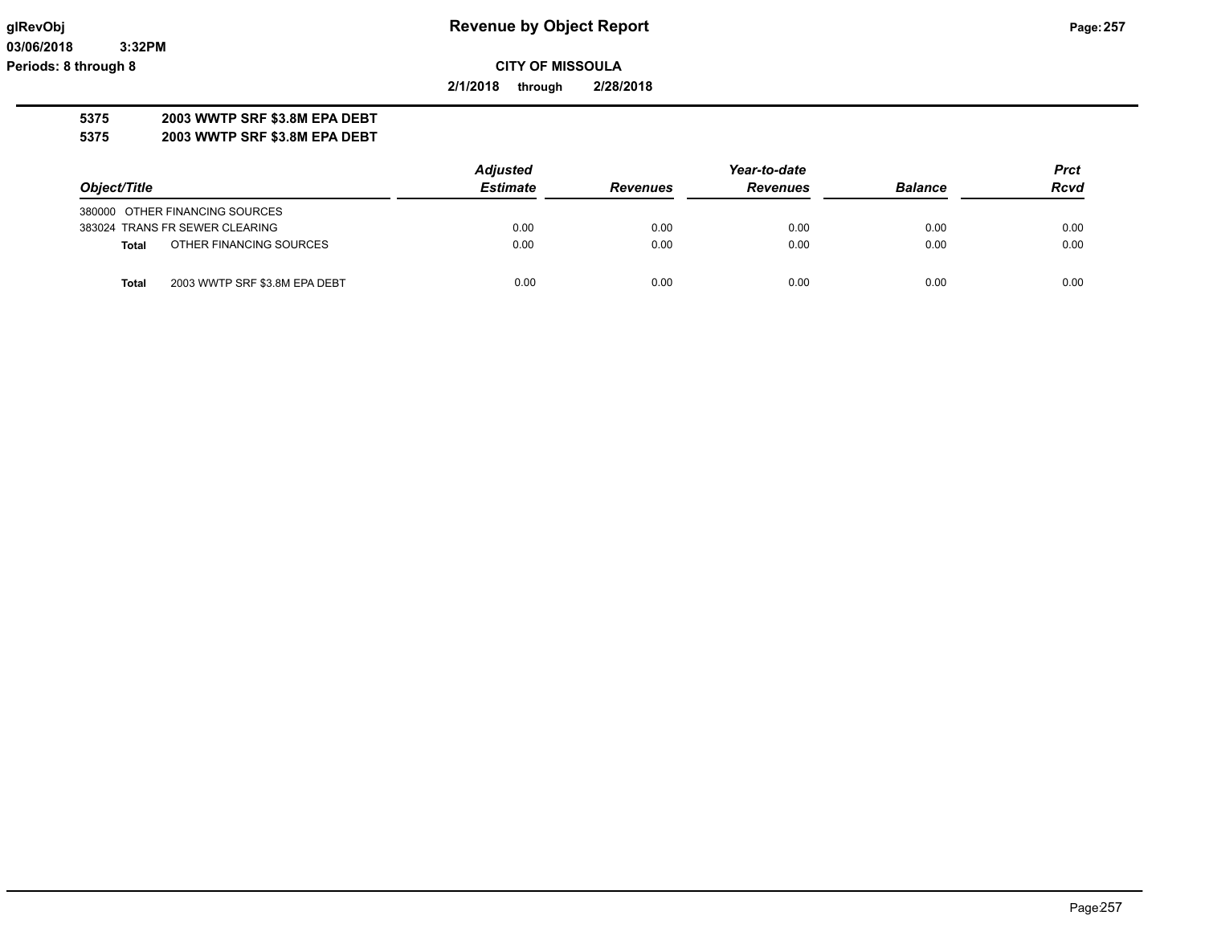**CITY OF MISSOULA**

**2/1/2018 through 2/28/2018**

**5375 2003 WWTP SRF $3.8M EPA DEBT**

**5375 2003 WWTP SRF $3.8M EPA DEBT**

| Object/Title | | Adjusted Estimate | Revenues | Year-to-date Revenues | Balance | Prct Rcvd |
|---|---|---|---|---|---|---|
| 380000 | OTHER FINANCING SOURCES | | | | | |
| 383024 | TRANS FR SEWER CLEARING | 0.00 | 0.00 | 0.00 | 0.00 | 0.00 |
| **Total** | OTHER FINANCING SOURCES | 0.00 | 0.00 | 0.00 | 0.00 | 0.00 |
| **Total** | 2003 WWTP SRF $3.8M EPA DEBT | 0.00 | 0.00 | 0.00 | 0.00 | 0.00 |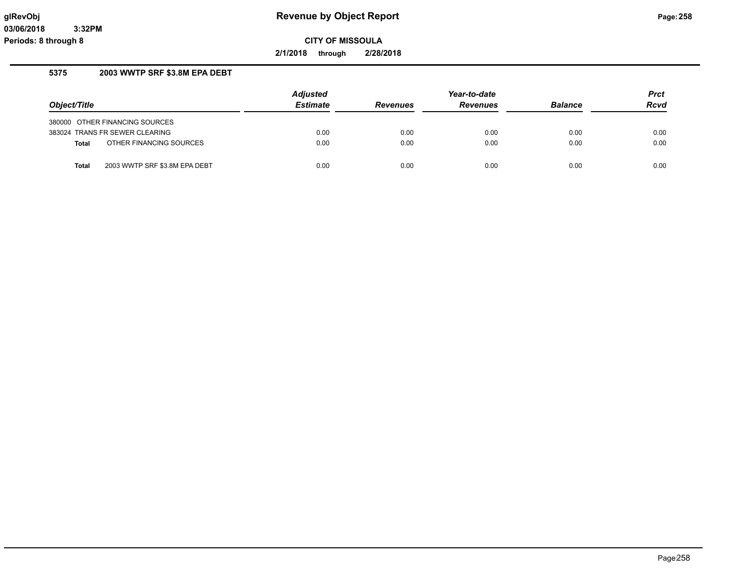# Revenue by Object Report

**CITY OF MISSOULA**

**2/1/2018 through 2/28/2018**

glRevObj
03/06/2018 3:32PM
Periods: 8 through 8

## 5375 2003 WWTP SRF $3.8M EPA DEBT

| Object/Title | Adjusted Estimate | Revenues | Year-to-date Revenues | Balance | Prct Rcvd |
|---|---|---|---|---|---|
| 380000 OTHER FINANCING SOURCES | | | | | |
| 383024 TRANS FR SEWER CLEARING | 0.00 | 0.00 | 0.00 | 0.00 | 0.00 |
| **Total** OTHER FINANCING SOURCES | 0.00 | 0.00 | 0.00 | 0.00 | 0.00 |
| **Total** 2003 WWTP SRF $3.8M EPA DEBT | 0.00 | 0.00 | 0.00 | 0.00 | 0.00 |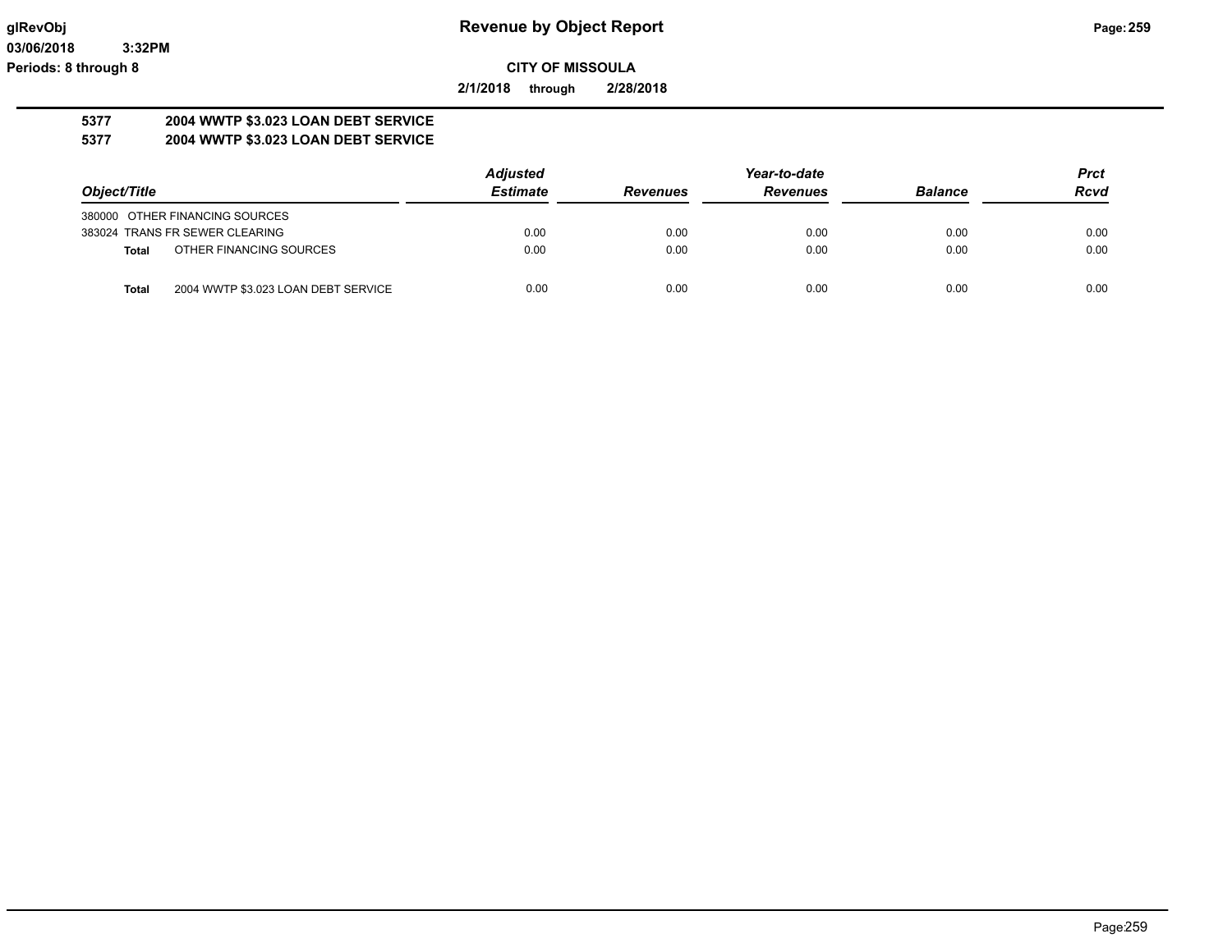# Revenue by Object Report

**CITY OF MISSOULA**

**2/1/2018 through 2/28/2018**

glRevObj
03/06/2018 3:32PM
Periods: 8 through 8

**5377 2004 WWTP $3.023 LOAN DEBT SERVICE**
**5377 2004 WWTP $3.023 LOAN DEBT SERVICE**

| Object/Title | | Adjusted Estimate | Revenues | Year-to-date Revenues | Balance | Prct Rcvd |
|---|---|---|---|---|---|---|
| 380000 OTHER FINANCING SOURCES | | | | | | |
| 383024 TRANS FR SEWER CLEARING | | 0.00 | 0.00 | 0.00 | 0.00 | 0.00 |
| **Total** | OTHER FINANCING SOURCES | 0.00 | 0.00 | 0.00 | 0.00 | 0.00 |
| **Total** | 2004 WWTP $3.023 LOAN DEBT SERVICE | 0.00 | 0.00 | 0.00 | 0.00 | 0.00 |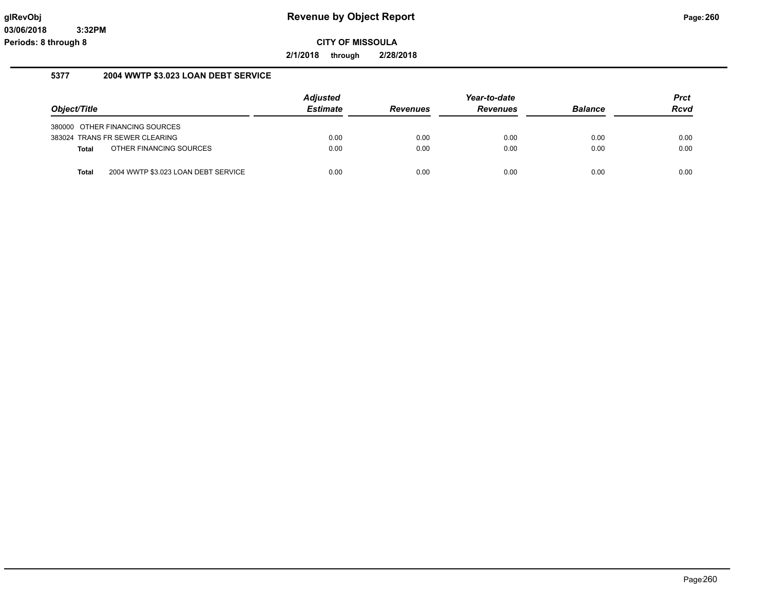**glRevObj**
**03/06/2018 3:32PM**
**Periods: 8 through 8**

# Revenue by Object Report

**CITY OF MISSOULA**

**2/1/2018 through 2/28/2018**

## 5377 2004 WWTP $3.023 LOAN DEBT SERVICE

| Object/Title | | Adjusted Estimate | Revenues | Year-to-date Revenues | Balance | Prct Rcvd |
|---|---|---|---|---|---|---|
| 380000 | OTHER FINANCING SOURCES | | | | | |
| 383024 | TRANS FR SEWER CLEARING | 0.00 | 0.00 | 0.00 | 0.00 | 0.00 |
| **Total** | OTHER FINANCING SOURCES | 0.00 | 0.00 | 0.00 | 0.00 | 0.00 |
| **Total** | 2004 WWTP $3.023 LOAN DEBT SERVICE | 0.00 | 0.00 | 0.00 | 0.00 | 0.00 |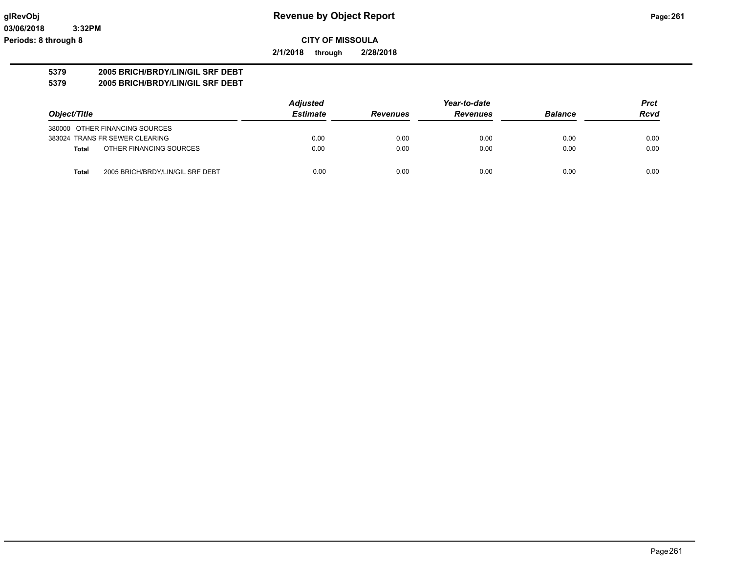# Revenue by Object Report

**CITY OF MISSOULA**

**2/1/2018 through 2/28/2018**

glRevObj
03/06/2018 3:32PM
Periods: 8 through 8

**5379 2005 BRICH/BRDY/LIN/GIL SRF DEBT**
**5379 2005 BRICH/BRDY/LIN/GIL SRF DEBT**

| Object/Title | Adjusted Estimate | Revenues | Year-to-date Revenues | Balance | Prct Rcvd |
|---|---|---|---|---|---|
| 380000 OTHER FINANCING SOURCES | | | | | |
| 383024 TRANS FR SEWER CLEARING | 0.00 | 0.00 | 0.00 | 0.00 | 0.00 |
| **Total** OTHER FINANCING SOURCES | 0.00 | 0.00 | 0.00 | 0.00 | 0.00 |
| | | | | | |
| **Total** 2005 BRICH/BRDY/LIN/GIL SRF DEBT | 0.00 | 0.00 | 0.00 | 0.00 | 0.00 |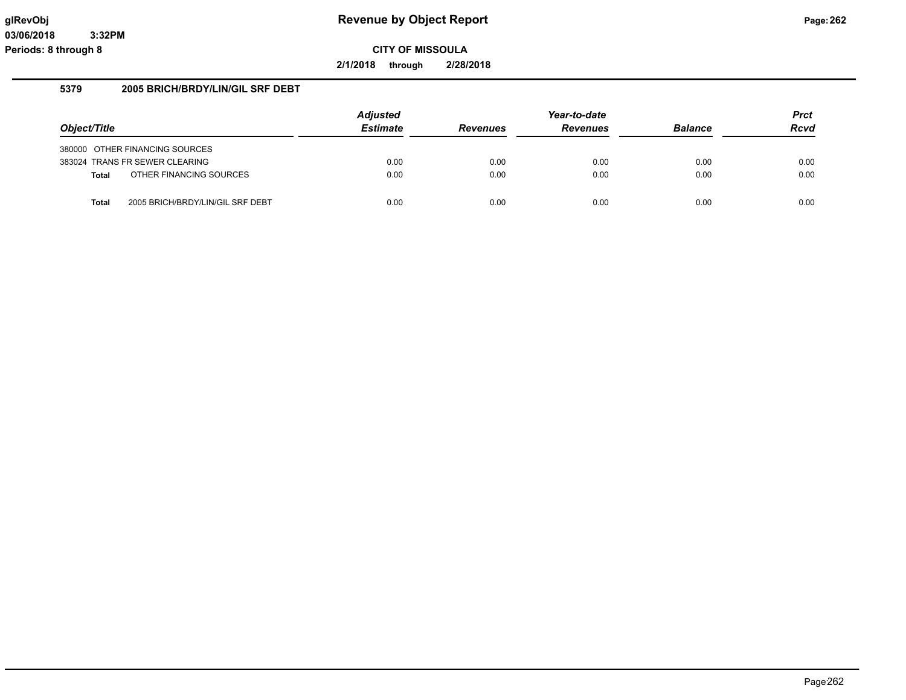# Revenue by Object Report

**CITY OF MISSOULA**

**2/1/2018 through 2/28/2018**

glRevObj
03/06/2018 3:32PM
Periods: 8 through 8

## 5379 2005 BRICH/BRDY/LIN/GIL SRF DEBT

| Object/Title | Adjusted Estimate | Revenues | Year-to-date Revenues | Balance | Prct Rcvd |
|---|---|---|---|---|---|
| 380000 OTHER FINANCING SOURCES | | | | | |
| 383024 TRANS FR SEWER CLEARING | 0.00 | 0.00 | 0.00 | 0.00 | 0.00 |
| **Total** OTHER FINANCING SOURCES | 0.00 | 0.00 | 0.00 | 0.00 | 0.00 |
| **Total** 2005 BRICH/BRDY/LIN/GIL SRF DEBT | 0.00 | 0.00 | 0.00 | 0.00 | 0.00 |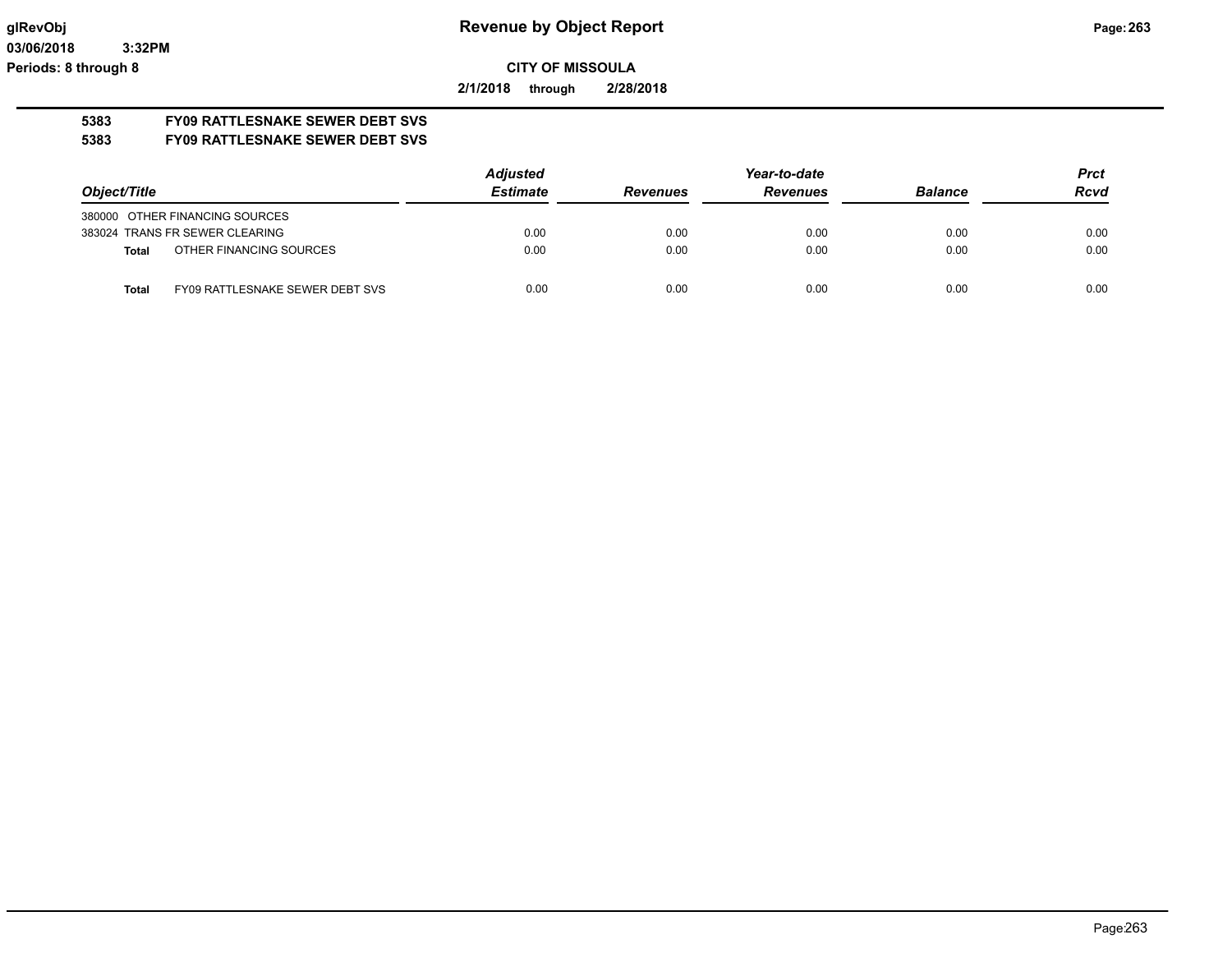**Revenue by Object Report**

**CITY OF MISSOULA**

**2/1/2018 through 2/28/2018**

**5383 FY09 RATTLESNAKE SEWER DEBT SVS**

**5383 FY09 RATTLESNAKE SEWER DEBT SVS**

| Object/Title | Adjusted Estimate | Revenues | Year-to-date Revenues | Balance | Prct Rcvd |
|---|---|---|---|---|---|
| 380000 OTHER FINANCING SOURCES | | | | | |
| 383024 TRANS FR SEWER CLEARING | 0.00 | 0.00 | 0.00 | 0.00 | 0.00 |
| **Total** OTHER FINANCING SOURCES | 0.00 | 0.00 | 0.00 | 0.00 | 0.00 |
| **Total** FY09 RATTLESNAKE SEWER DEBT SVS | 0.00 | 0.00 | 0.00 | 0.00 | 0.00 |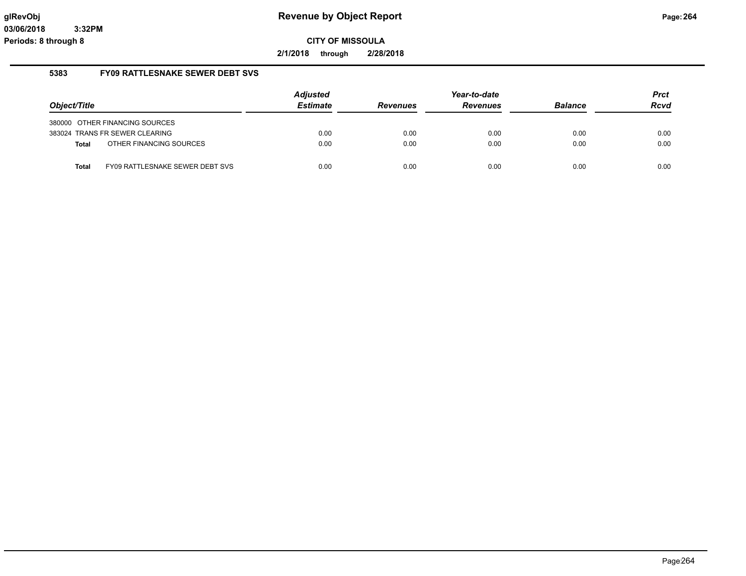**glRevObj** — **Revenue by Object Report**

**03/06/2018 3:32PM**

**Periods: 8 through 8**

**CITY OF MISSOULA**

**2/1/2018 through 2/28/2018**

## 5383 FY09 RATTLESNAKE SEWER DEBT SVS

| Object/Title | Adjusted Estimate | Revenues | Year-to-date Revenues | Balance | Prct Rcvd |
|---|---|---|---|---|---|
| 380000 OTHER FINANCING SOURCES | | | | | |
| 383024 TRANS FR SEWER CLEARING | 0.00 | 0.00 | 0.00 | 0.00 | 0.00 |
| **Total** OTHER FINANCING SOURCES | 0.00 | 0.00 | 0.00 | 0.00 | 0.00 |
| **Total** FY09 RATTLESNAKE SEWER DEBT SVS | 0.00 | 0.00 | 0.00 | 0.00 | 0.00 |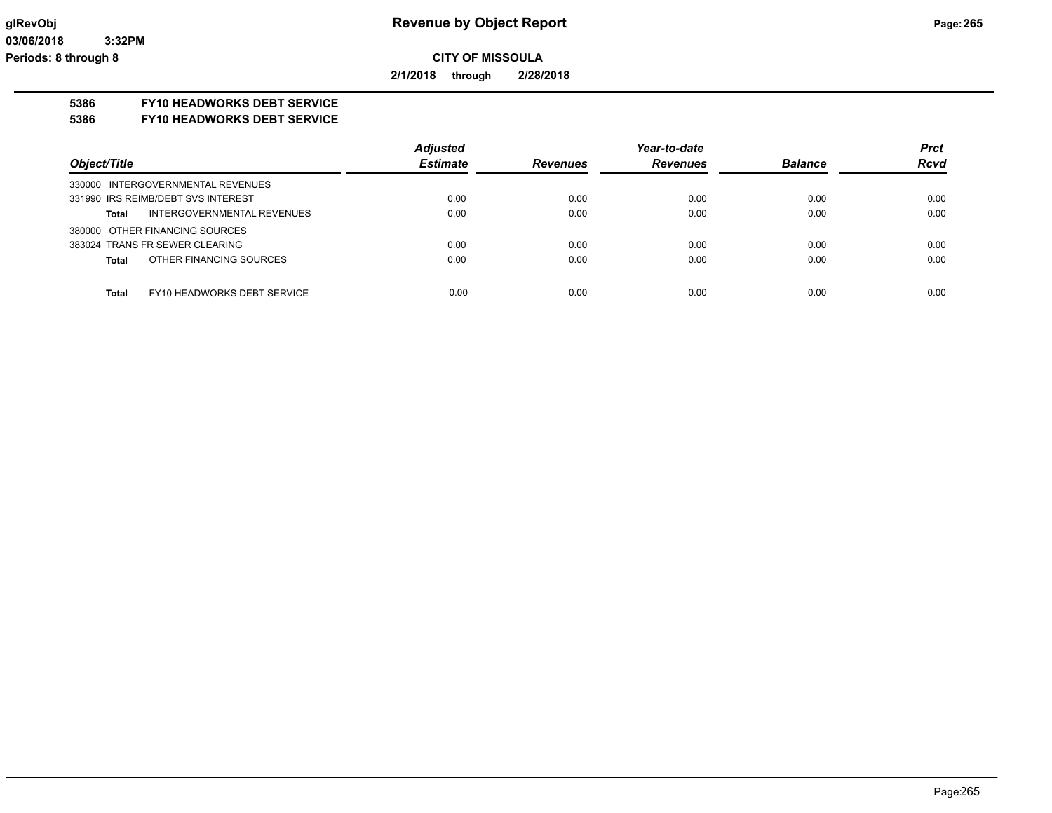**Revenue by Object Report**

**CITY OF MISSOULA**

**2/1/2018 through 2/28/2018**

glRevObj
03/06/2018 3:32PM
Periods: 8 through 8

## 5386 FY10 HEADWORKS DEBT SERVICE
## 5386 FY10 HEADWORKS DEBT SERVICE

| Object/Title | Adjusted Estimate | Revenues | Year-to-date Revenues | Balance | Prct Rcvd |
|---|---|---|---|---|---|
| 330000 INTERGOVERNMENTAL REVENUES | | | | | |
| 331990 IRS REIMB/DEBT SVS INTEREST | 0.00 | 0.00 | 0.00 | 0.00 | 0.00 |
| **Total** INTERGOVERNMENTAL REVENUES | 0.00 | 0.00 | 0.00 | 0.00 | 0.00 |
| 380000 OTHER FINANCING SOURCES | | | | | |
| 383024 TRANS FR SEWER CLEARING | 0.00 | 0.00 | 0.00 | 0.00 | 0.00 |
| **Total** OTHER FINANCING SOURCES | 0.00 | 0.00 | 0.00 | 0.00 | 0.00 |
| **Total** FY10 HEADWORKS DEBT SERVICE | 0.00 | 0.00 | 0.00 | 0.00 | 0.00 |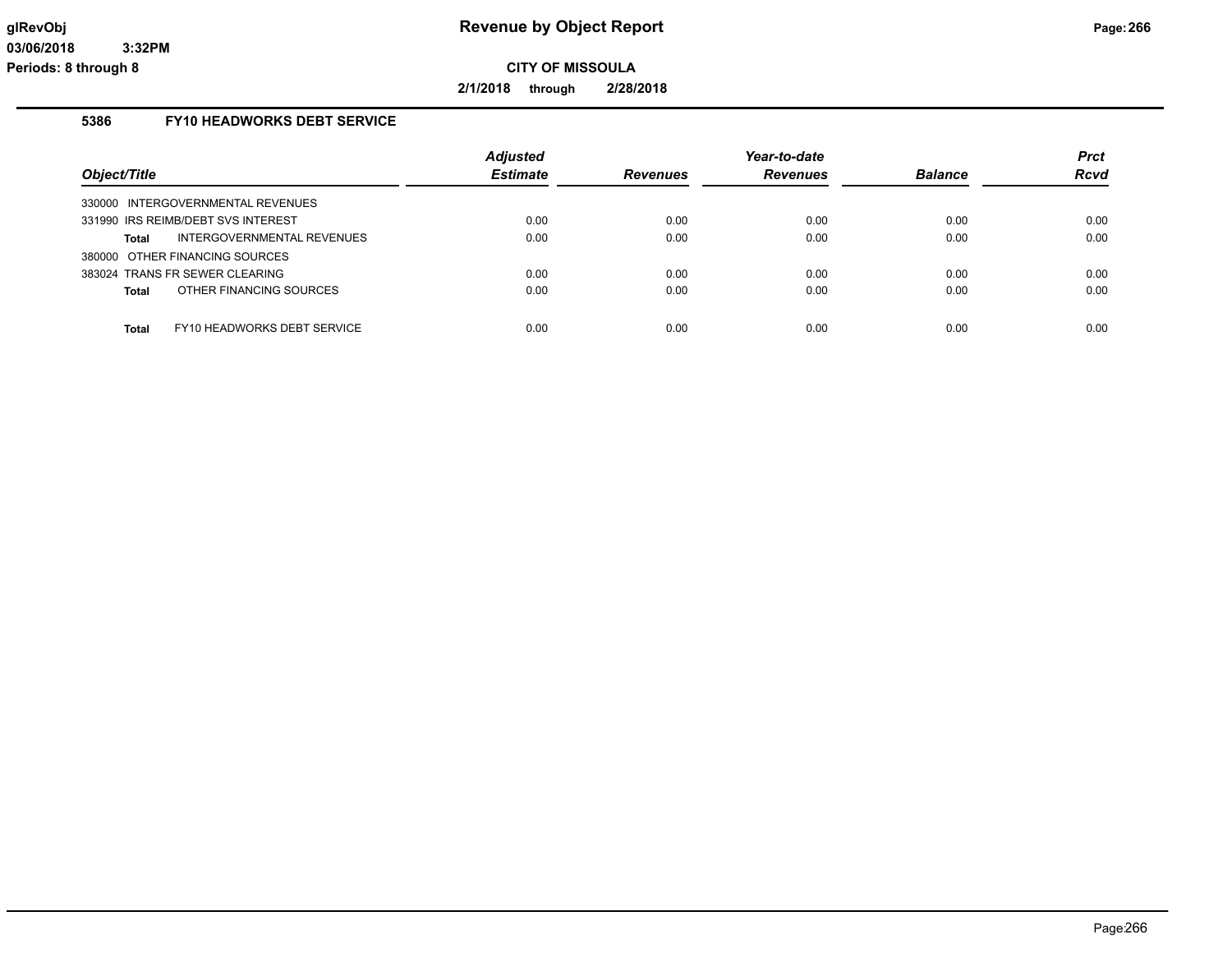# Revenue by Object Report

glRevObj
03/06/2018 3:32PM
Periods: 8 through 8

**CITY OF MISSOULA**

**2/1/2018 through 2/28/2018**

## 5386 FY10 HEADWORKS DEBT SERVICE

| Object/Title | Adjusted Estimate | Revenues | Year-to-date Revenues | Balance | Prct Rcvd |
|---|---|---|---|---|---|
| 330000 INTERGOVERNMENTAL REVENUES | | | | | |
| 331990 IRS REIMB/DEBT SVS INTEREST | 0.00 | 0.00 | 0.00 | 0.00 | 0.00 |
| **Total** INTERGOVERNMENTAL REVENUES | 0.00 | 0.00 | 0.00 | 0.00 | 0.00 |
| 380000 OTHER FINANCING SOURCES | | | | | |
| 383024 TRANS FR SEWER CLEARING | 0.00 | 0.00 | 0.00 | 0.00 | 0.00 |
| **Total** OTHER FINANCING SOURCES | 0.00 | 0.00 | 0.00 | 0.00 | 0.00 |
| **Total** FY10 HEADWORKS DEBT SERVICE | 0.00 | 0.00 | 0.00 | 0.00 | 0.00 |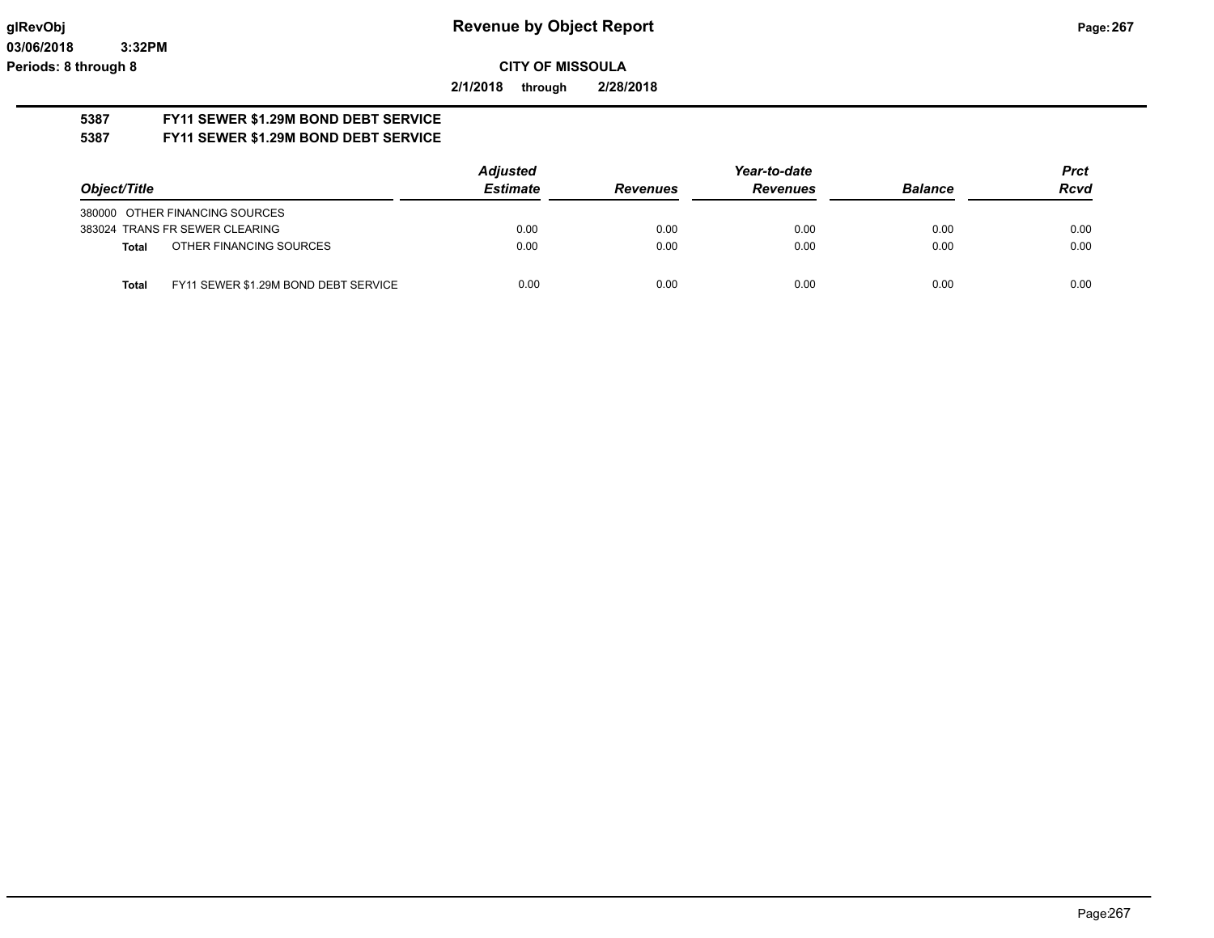**glRevObj**
**03/06/2018 3:32PM**
**Periods: 8 through 8**

# Revenue by Object Report

**CITY OF MISSOULA**

**2/1/2018 through 2/28/2018**

**5387 FY11 SEWER $1.29M BOND DEBT SERVICE**
**5387 FY11 SEWER $1.29M BOND DEBT SERVICE**

| Object/Title | | Adjusted Estimate | Revenues | Year-to-date Revenues | Balance | Prct Rcvd |
|---|---|---|---|---|---|---|
| 380000 OTHER FINANCING SOURCES | | | | | | |
| 383024 TRANS FR SEWER CLEARING | | 0.00 | 0.00 | 0.00 | 0.00 | 0.00 |
| **Total** | OTHER FINANCING SOURCES | 0.00 | 0.00 | 0.00 | 0.00 | 0.00 |
| **Total** | FY11 SEWER $1.29M BOND DEBT SERVICE | 0.00 | 0.00 | 0.00 | 0.00 | 0.00 |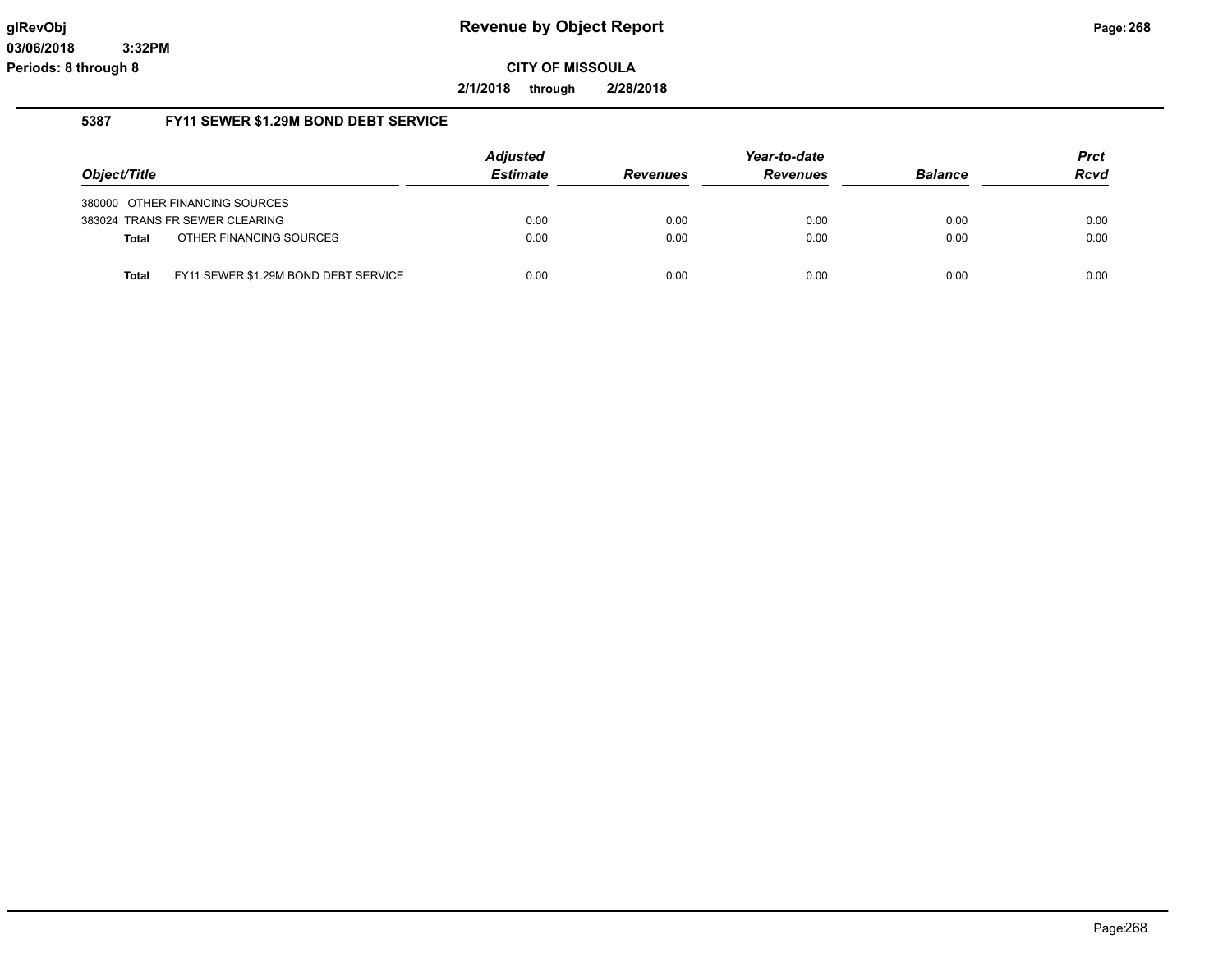**Revenue by Object Report**

**CITY OF MISSOULA**

**2/1/2018 through 2/28/2018**

glRevObj
03/06/2018 3:32PM
Periods: 8 through 8

### 5387 FY11 SEWER $1.29M BOND DEBT SERVICE

| Object/Title | Adjusted Estimate | Revenues | Year-to-date Revenues | Balance | Prct Rcvd |
|---|---|---|---|---|---|
| 380000 OTHER FINANCING SOURCES | | | | | |
| 383024 TRANS FR SEWER CLEARING | 0.00 | 0.00 | 0.00 | 0.00 | 0.00 |
| **Total** OTHER FINANCING SOURCES | 0.00 | 0.00 | 0.00 | 0.00 | 0.00 |
| **Total** FY11 SEWER $1.29M BOND DEBT SERVICE | 0.00 | 0.00 | 0.00 | 0.00 | 0.00 |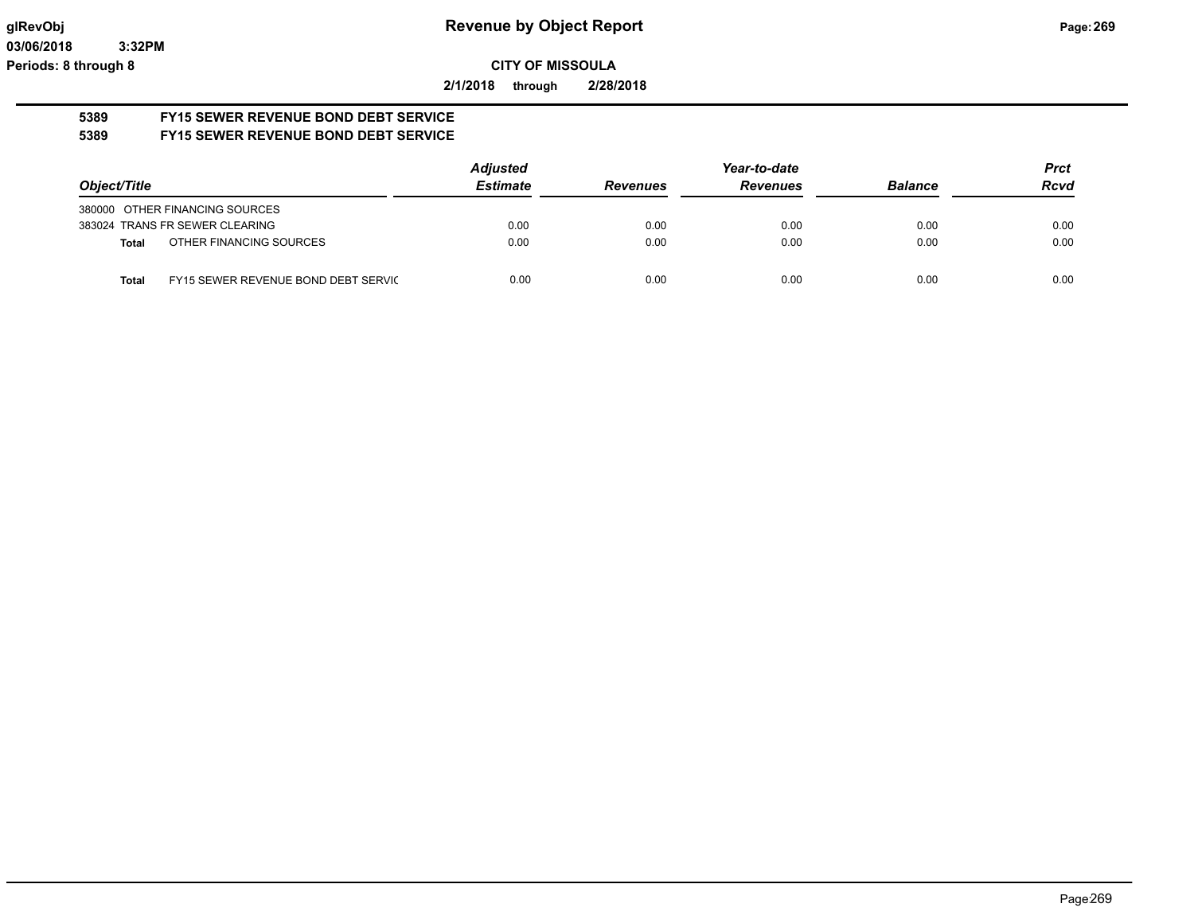# Revenue by Object Report

glRevObj
03/06/2018 3:32PM
Periods: 8 through 8

**CITY OF MISSOULA**

**2/1/2018 through 2/28/2018**

## 5389 FY15 SEWER REVENUE BOND DEBT SERVICE
## 5389 FY15 SEWER REVENUE BOND DEBT SERVICE

| Object/Title | Adjusted Estimate | Revenues | Year-to-date Revenues | Balance | Prct Rcvd |
|---|---|---|---|---|---|
| 380000 OTHER FINANCING SOURCES | | | | | |
| 383024 TRANS FR SEWER CLEARING | 0.00 | 0.00 | 0.00 | 0.00 | 0.00 |
| **Total** OTHER FINANCING SOURCES | 0.00 | 0.00 | 0.00 | 0.00 | 0.00 |
| **Total** FY15 SEWER REVENUE BOND DEBT SERVIC | 0.00 | 0.00 | 0.00 | 0.00 | 0.00 |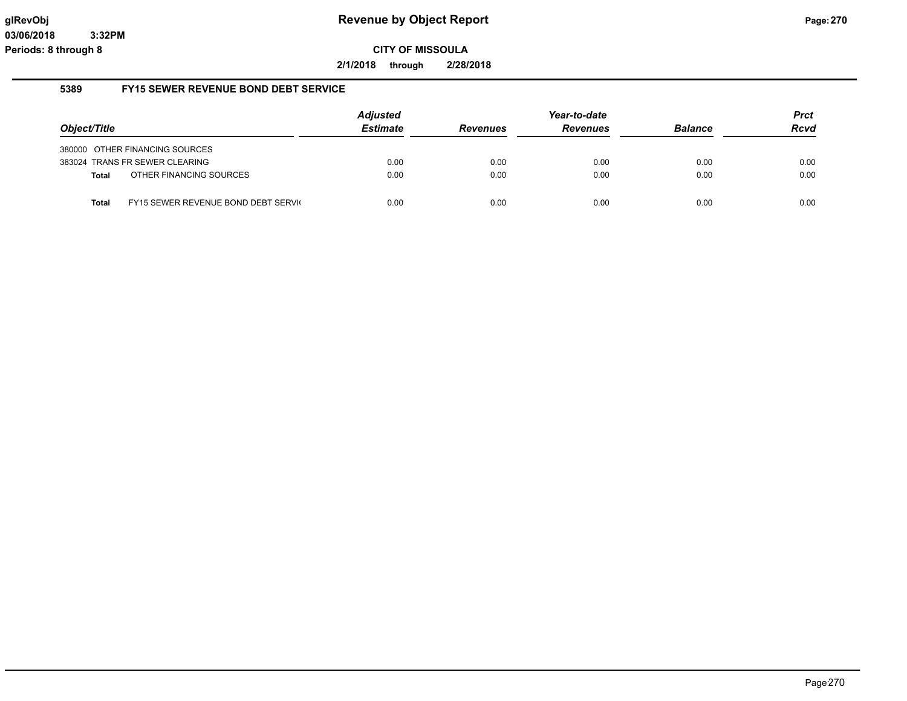**glRevObj** 
**03/06/2018 3:32PM** 
**Periods: 8 through 8**

# Revenue by Object Report

**CITY OF MISSOULA**

**2/1/2018 through 2/28/2018**

## 5389 FY15 SEWER REVENUE BOND DEBT SERVICE

| Object/Title | | Adjusted Estimate | Revenues | Year-to-date Revenues | Balance | Prct Rcvd |
|---|---|---|---|---|---|---|
| 380000 OTHER FINANCING SOURCES | | | | | | |
| 383024 TRANS FR SEWER CLEARING | | 0.00 | 0.00 | 0.00 | 0.00 | 0.00 |
| **Total** | OTHER FINANCING SOURCES | 0.00 | 0.00 | 0.00 | 0.00 | 0.00 |
| **Total** | FY15 SEWER REVENUE BOND DEBT SERVI( | 0.00 | 0.00 | 0.00 | 0.00 | 0.00 |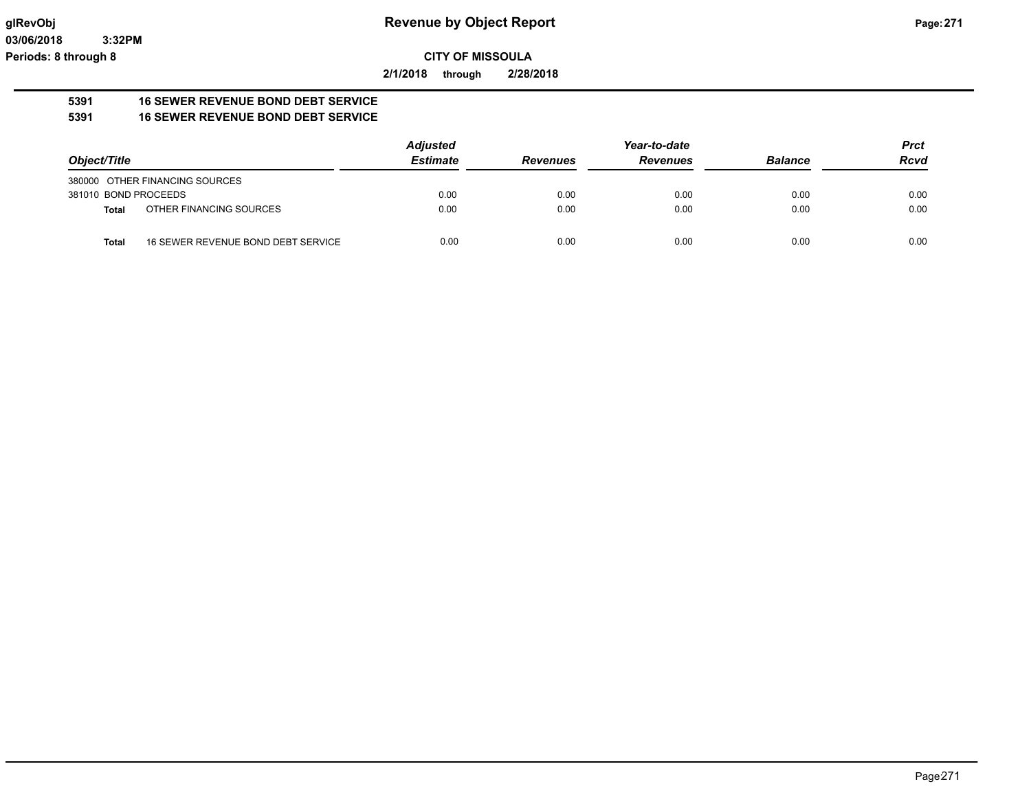**glRevObj** **Revenue by Object Report**

**03/06/2018 3:32PM**

**Periods: 8 through 8**

**CITY OF MISSOULA**

**2/1/2018 through 2/28/2018**

**5391 16 SEWER REVENUE BOND DEBT SERVICE**

**5391 16 SEWER REVENUE BOND DEBT SERVICE**

| Object/Title | | *Adjusted Estimate* | *Revenues* | *Year-to-date Revenues* | *Balance* | *Prct Rcvd* |
|---|---|---|---|---|---|---|
| 380000 OTHER FINANCING SOURCES | | | | | | |
| 381010 BOND PROCEEDS | | 0.00 | 0.00 | 0.00 | 0.00 | 0.00 |
| **Total** | OTHER FINANCING SOURCES | 0.00 | 0.00 | 0.00 | 0.00 | 0.00 |
| **Total** | 16 SEWER REVENUE BOND DEBT SERVICE | 0.00 | 0.00 | 0.00 | 0.00 | 0.00 |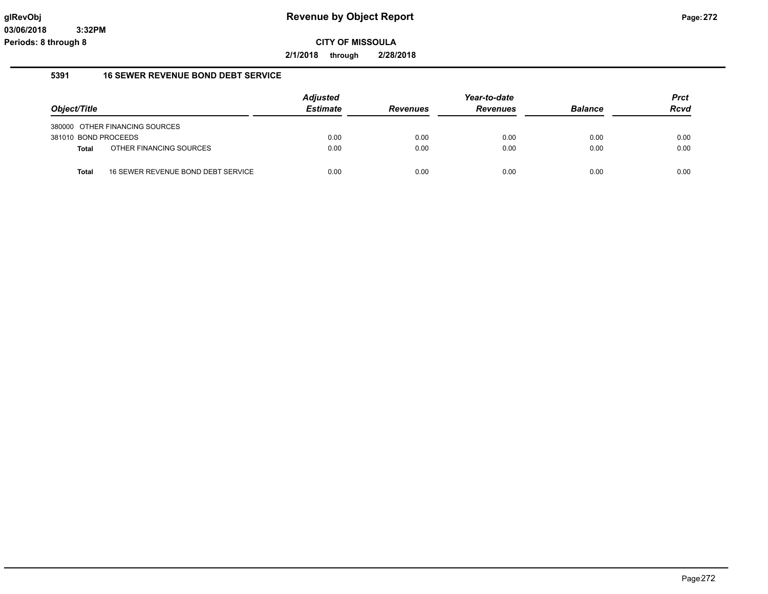**Revenue by Object Report**

**CITY OF MISSOULA**

**2/1/2018 through 2/28/2018**

glRevObj
03/06/2018 3:32PM
Periods: 8 through 8

## 5391 16 SEWER REVENUE BOND DEBT SERVICE

| Object/Title | | Adjusted Estimate | Revenues | Year-to-date Revenues | Balance | Prct Rcvd |
|---|---|---|---|---|---|---|
| 380000 OTHER FINANCING SOURCES | | | | | | |
| 381010 BOND PROCEEDS | | 0.00 | 0.00 | 0.00 | 0.00 | 0.00 |
| **Total** | OTHER FINANCING SOURCES | 0.00 | 0.00 | 0.00 | 0.00 | 0.00 |
| **Total** | 16 SEWER REVENUE BOND DEBT SERVICE | 0.00 | 0.00 | 0.00 | 0.00 | 0.00 |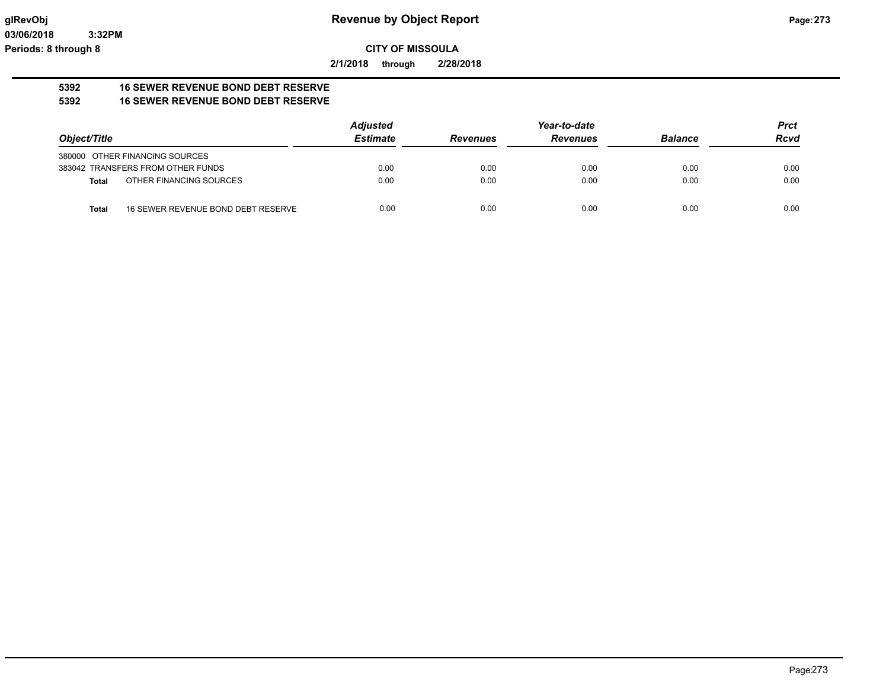**CITY OF MISSOULA**

**2/1/2018 through 2/28/2018**

## 5392 16 SEWER REVENUE BOND DEBT RESERVE

## 5392 16 SEWER REVENUE BOND DEBT RESERVE

| Object/Title | Adjusted Estimate | Revenues | Year-to-date Revenues | Balance | Prct Rcvd |
|---|---|---|---|---|---|
| 380000 OTHER FINANCING SOURCES | | | | | |
| 383042 TRANSFERS FROM OTHER FUNDS | 0.00 | 0.00 | 0.00 | 0.00 | 0.00 |
| **Total** OTHER FINANCING SOURCES | 0.00 | 0.00 | 0.00 | 0.00 | 0.00 |
| **Total** 16 SEWER REVENUE BOND DEBT RESERVE | 0.00 | 0.00 | 0.00 | 0.00 | 0.00 |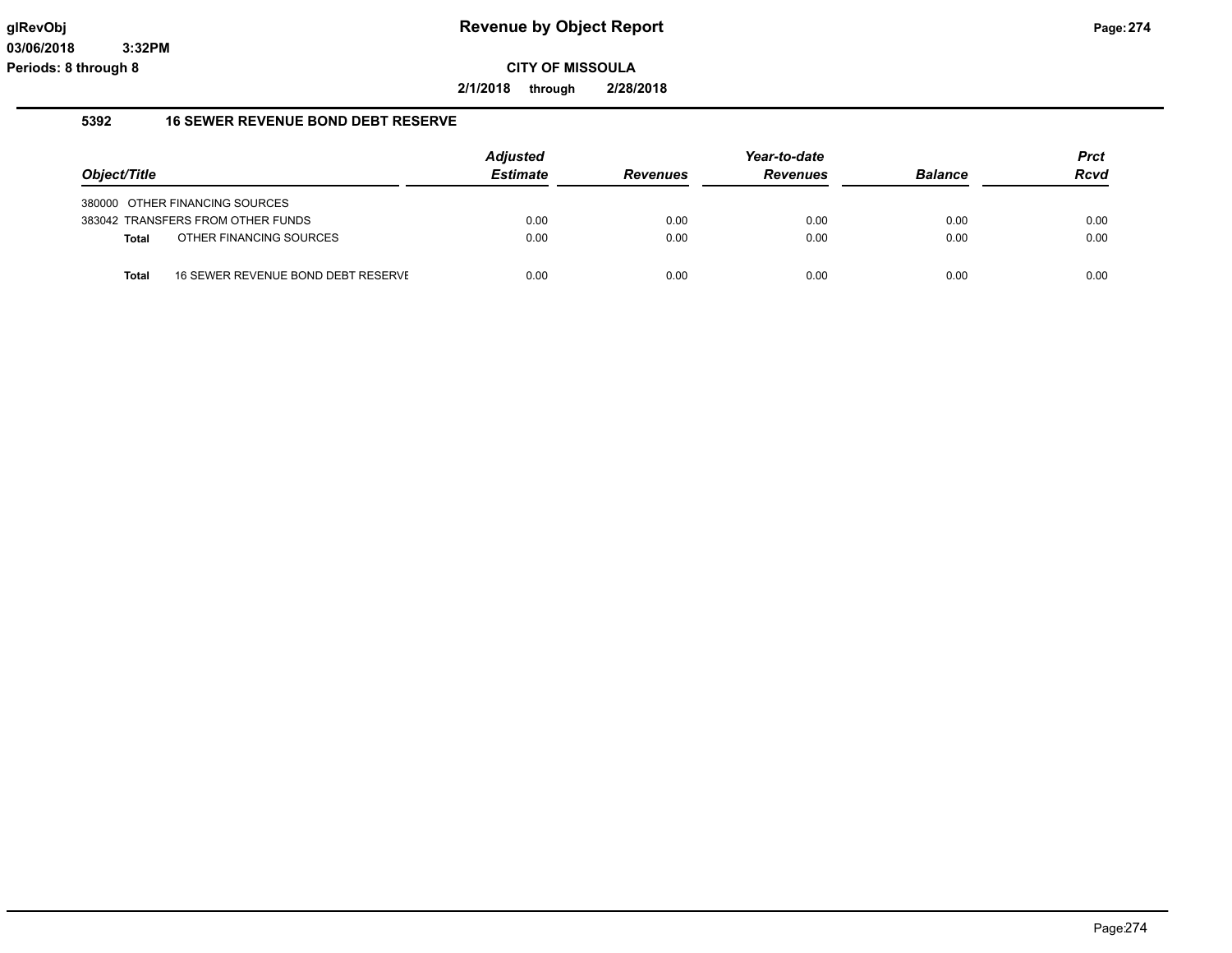# Revenue by Object Report

**CITY OF MISSOULA**

**2/1/2018 through 2/28/2018**

glRevObj
03/06/2018 3:32PM
Periods: 8 through 8

## 5392 16 SEWER REVENUE BOND DEBT RESERVE

| Object/Title | Adjusted Estimate | Revenues | Year-to-date Revenues | Balance | Prct Rcvd |
|---|---|---|---|---|---|
| 380000 OTHER FINANCING SOURCES | | | | | |
| 383042 TRANSFERS FROM OTHER FUNDS | 0.00 | 0.00 | 0.00 | 0.00 | 0.00 |
| **Total** OTHER FINANCING SOURCES | 0.00 | 0.00 | 0.00 | 0.00 | 0.00 |
| **Total** 16 SEWER REVENUE BOND DEBT RESERVE | 0.00 | 0.00 | 0.00 | 0.00 | 0.00 |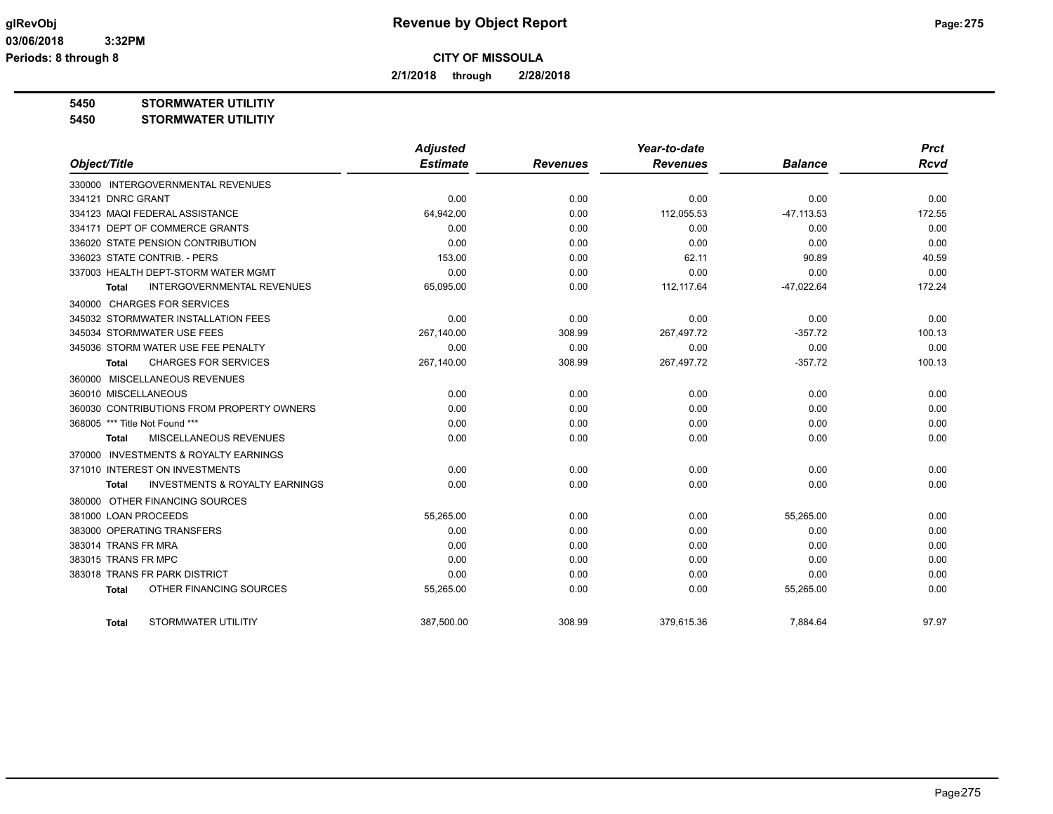**Revenue by Object Report**

**CITY OF MISSOULA**

**2/1/2018 through 2/28/2018**

glRevObj
03/06/2018 3:32PM
Periods: 8 through 8

**5450 STORMWATER UTILITIY**
**5450 STORMWATER UTILITIY**

| Object/Title | Adjusted Estimate | Revenues | Year-to-date Revenues | Balance | Prct Rcvd |
|---|---|---|---|---|---|
| 330000 INTERGOVERNMENTAL REVENUES | | | | | |
| 334121 DNRC GRANT | 0.00 | 0.00 | 0.00 | 0.00 | 0.00 |
| 334123 MAQI FEDERAL ASSISTANCE | 64,942.00 | 0.00 | 112,055.53 | -47,113.53 | 172.55 |
| 334171 DEPT OF COMMERCE GRANTS | 0.00 | 0.00 | 0.00 | 0.00 | 0.00 |
| 336020 STATE PENSION CONTRIBUTION | 0.00 | 0.00 | 0.00 | 0.00 | 0.00 |
| 336023 STATE CONTRIB. - PERS | 153.00 | 0.00 | 62.11 | 90.89 | 40.59 |
| 337003 HEALTH DEPT-STORM WATER MGMT | 0.00 | 0.00 | 0.00 | 0.00 | 0.00 |
| **Total** INTERGOVERNMENTAL REVENUES | 65,095.00 | 0.00 | 112,117.64 | -47,022.64 | 172.24 |
| 340000 CHARGES FOR SERVICES | | | | | |
| 345032 STORMWATER INSTALLATION FEES | 0.00 | 0.00 | 0.00 | 0.00 | 0.00 |
| 345034 STORMWATER USE FEES | 267,140.00 | 308.99 | 267,497.72 | -357.72 | 100.13 |
| 345036 STORM WATER USE FEE PENALTY | 0.00 | 0.00 | 0.00 | 0.00 | 0.00 |
| **Total** CHARGES FOR SERVICES | 267,140.00 | 308.99 | 267,497.72 | -357.72 | 100.13 |
| 360000 MISCELLANEOUS REVENUES | | | | | |
| 360010 MISCELLANEOUS | 0.00 | 0.00 | 0.00 | 0.00 | 0.00 |
| 360030 CONTRIBUTIONS FROM PROPERTY OWNERS | 0.00 | 0.00 | 0.00 | 0.00 | 0.00 |
| 368005 *** Title Not Found *** | 0.00 | 0.00 | 0.00 | 0.00 | 0.00 |
| **Total** MISCELLANEOUS REVENUES | 0.00 | 0.00 | 0.00 | 0.00 | 0.00 |
| 370000 INVESTMENTS & ROYALTY EARNINGS | | | | | |
| 371010 INTEREST ON INVESTMENTS | 0.00 | 0.00 | 0.00 | 0.00 | 0.00 |
| **Total** INVESTMENTS & ROYALTY EARNINGS | 0.00 | 0.00 | 0.00 | 0.00 | 0.00 |
| 380000 OTHER FINANCING SOURCES | | | | | |
| 381000 LOAN PROCEEDS | 55,265.00 | 0.00 | 0.00 | 55,265.00 | 0.00 |
| 383000 OPERATING TRANSFERS | 0.00 | 0.00 | 0.00 | 0.00 | 0.00 |
| 383014 TRANS FR MRA | 0.00 | 0.00 | 0.00 | 0.00 | 0.00 |
| 383015 TRANS FR MPC | 0.00 | 0.00 | 0.00 | 0.00 | 0.00 |
| 383018 TRANS FR PARK DISTRICT | 0.00 | 0.00 | 0.00 | 0.00 | 0.00 |
| **Total** OTHER FINANCING SOURCES | 55,265.00 | 0.00 | 0.00 | 55,265.00 | 0.00 |
| **Total** STORMWATER UTILITIY | 387,500.00 | 308.99 | 379,615.36 | 7,884.64 | 97.97 |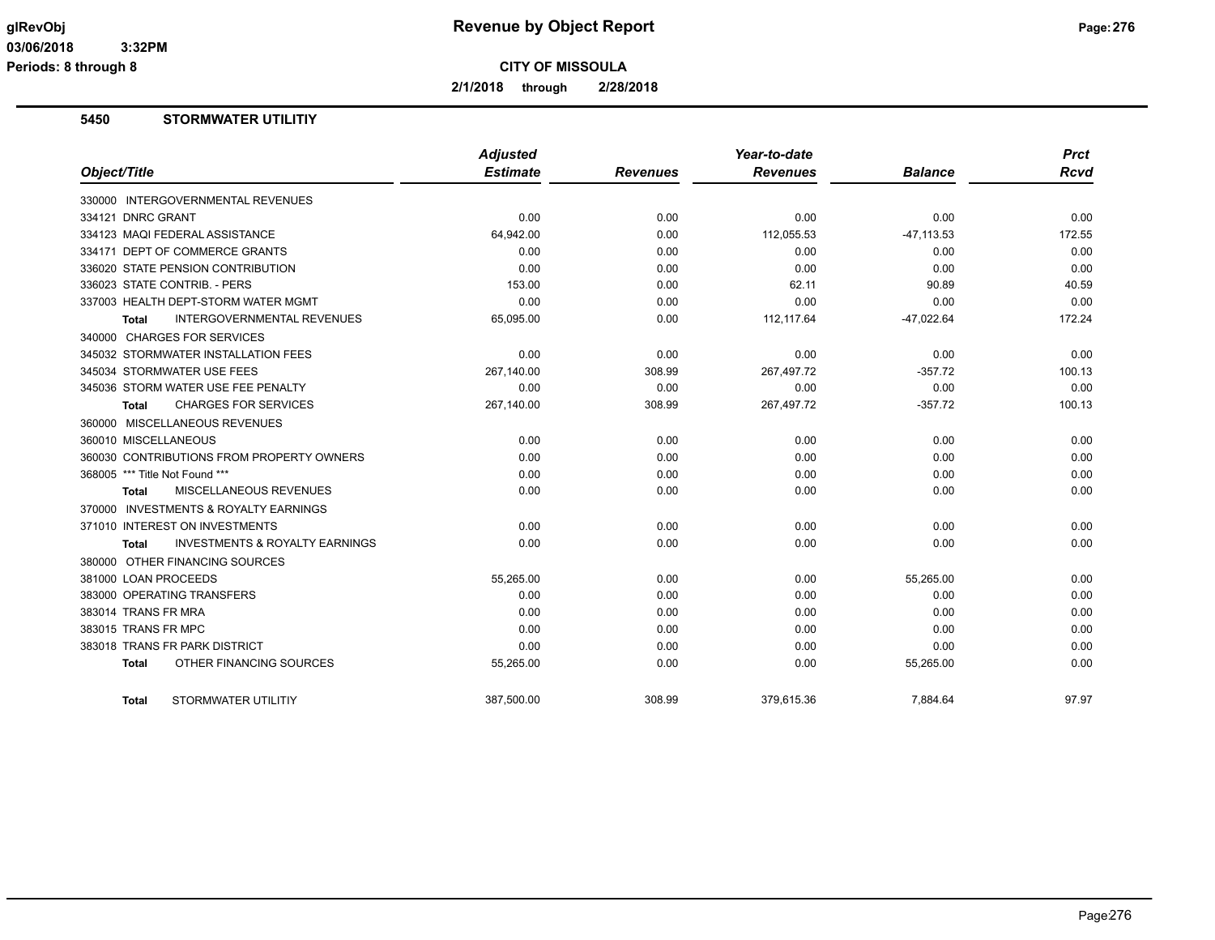**glRevObj** | **Revenue by Object Report**

**03/06/2018 3:32PM**

**Periods: 8 through 8**

**CITY OF MISSOULA**

**2/1/2018 through 2/28/2018**

## 5450 STORMWATER UTILITIY

| Object/Title | *Adjusted Estimate* | *Revenues* | *Year-to-date Revenues* | *Balance* | *Prct Rcvd* |
|---|---|---|---|---|---|
| 330000 INTERGOVERNMENTAL REVENUES | | | | | |
| 334121 DNRC GRANT | 0.00 | 0.00 | 0.00 | 0.00 | 0.00 |
| 334123 MAQI FEDERAL ASSISTANCE | 64,942.00 | 0.00 | 112,055.53 | -47,113.53 | 172.55 |
| 334171 DEPT OF COMMERCE GRANTS | 0.00 | 0.00 | 0.00 | 0.00 | 0.00 |
| 336020 STATE PENSION CONTRIBUTION | 0.00 | 0.00 | 0.00 | 0.00 | 0.00 |
| 336023 STATE CONTRIB. - PERS | 153.00 | 0.00 | 62.11 | 90.89 | 40.59 |
| 337003 HEALTH DEPT-STORM WATER MGMT | 0.00 | 0.00 | 0.00 | 0.00 | 0.00 |
| **Total** INTERGOVERNMENTAL REVENUES | 65,095.00 | 0.00 | 112,117.64 | -47,022.64 | 172.24 |
| 340000 CHARGES FOR SERVICES | | | | | |
| 345032 STORMWATER INSTALLATION FEES | 0.00 | 0.00 | 0.00 | 0.00 | 0.00 |
| 345034 STORMWATER USE FEES | 267,140.00 | 308.99 | 267,497.72 | -357.72 | 100.13 |
| 345036 STORM WATER USE FEE PENALTY | 0.00 | 0.00 | 0.00 | 0.00 | 0.00 |
| **Total** CHARGES FOR SERVICES | 267,140.00 | 308.99 | 267,497.72 | -357.72 | 100.13 |
| 360000 MISCELLANEOUS REVENUES | | | | | |
| 360010 MISCELLANEOUS | 0.00 | 0.00 | 0.00 | 0.00 | 0.00 |
| 360030 CONTRIBUTIONS FROM PROPERTY OWNERS | 0.00 | 0.00 | 0.00 | 0.00 | 0.00 |
| 368005 *** Title Not Found *** | 0.00 | 0.00 | 0.00 | 0.00 | 0.00 |
| **Total** MISCELLANEOUS REVENUES | 0.00 | 0.00 | 0.00 | 0.00 | 0.00 |
| 370000 INVESTMENTS & ROYALTY EARNINGS | | | | | |
| 371010 INTEREST ON INVESTMENTS | 0.00 | 0.00 | 0.00 | 0.00 | 0.00 |
| **Total** INVESTMENTS & ROYALTY EARNINGS | 0.00 | 0.00 | 0.00 | 0.00 | 0.00 |
| 380000 OTHER FINANCING SOURCES | | | | | |
| 381000 LOAN PROCEEDS | 55,265.00 | 0.00 | 0.00 | 55,265.00 | 0.00 |
| 383000 OPERATING TRANSFERS | 0.00 | 0.00 | 0.00 | 0.00 | 0.00 |
| 383014 TRANS FR MRA | 0.00 | 0.00 | 0.00 | 0.00 | 0.00 |
| 383015 TRANS FR MPC | 0.00 | 0.00 | 0.00 | 0.00 | 0.00 |
| 383018 TRANS FR PARK DISTRICT | 0.00 | 0.00 | 0.00 | 0.00 | 0.00 |
| **Total** OTHER FINANCING SOURCES | 55,265.00 | 0.00 | 0.00 | 55,265.00 | 0.00 |
| **Total** STORMWATER UTILITIY | 387,500.00 | 308.99 | 379,615.36 | 7,884.64 | 97.97 |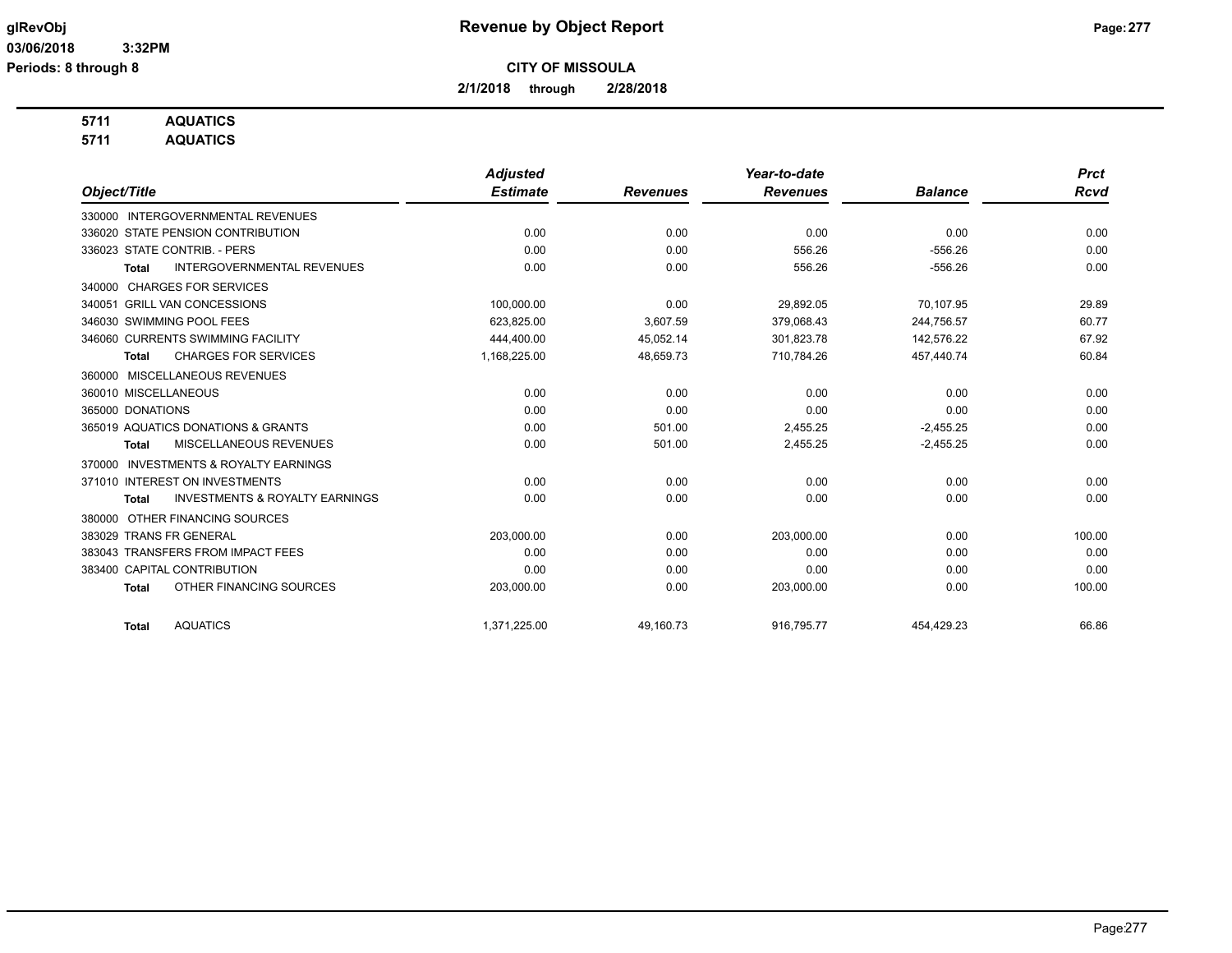glRevObj
03/06/2018 3:32PM
Periods: 8 through 8

# Revenue by Object Report

**CITY OF MISSOULA**

**2/1/2018 through 2/28/2018**

**5711 AQUATICS**
**5711 AQUATICS**

| Object/Title | Adjusted Estimate | Revenues | Year-to-date Revenues | Balance | Prct Rcvd |
|---|---|---|---|---|---|
| 330000 INTERGOVERNMENTAL REVENUES | | | | | |
| 336020 STATE PENSION CONTRIBUTION | 0.00 | 0.00 | 0.00 | 0.00 | 0.00 |
| 336023 STATE CONTRIB. - PERS | 0.00 | 0.00 | 556.26 | -556.26 | 0.00 |
| Total INTERGOVERNMENTAL REVENUES | 0.00 | 0.00 | 556.26 | -556.26 | 0.00 |
| 340000 CHARGES FOR SERVICES | | | | | |
| 340051 GRILL VAN CONCESSIONS | 100,000.00 | 0.00 | 29,892.05 | 70,107.95 | 29.89 |
| 346030 SWIMMING POOL FEES | 623,825.00 | 3,607.59 | 379,068.43 | 244,756.57 | 60.77 |
| 346060 CURRENTS SWIMMING FACILITY | 444,400.00 | 45,052.14 | 301,823.78 | 142,576.22 | 67.92 |
| Total CHARGES FOR SERVICES | 1,168,225.00 | 48,659.73 | 710,784.26 | 457,440.74 | 60.84 |
| 360000 MISCELLANEOUS REVENUES | | | | | |
| 360010 MISCELLANEOUS | 0.00 | 0.00 | 0.00 | 0.00 | 0.00 |
| 365000 DONATIONS | 0.00 | 0.00 | 0.00 | 0.00 | 0.00 |
| 365019 AQUATICS DONATIONS & GRANTS | 0.00 | 501.00 | 2,455.25 | -2,455.25 | 0.00 |
| Total MISCELLANEOUS REVENUES | 0.00 | 501.00 | 2,455.25 | -2,455.25 | 0.00 |
| 370000 INVESTMENTS & ROYALTY EARNINGS | | | | | |
| 371010 INTEREST ON INVESTMENTS | 0.00 | 0.00 | 0.00 | 0.00 | 0.00 |
| Total INVESTMENTS & ROYALTY EARNINGS | 0.00 | 0.00 | 0.00 | 0.00 | 0.00 |
| 380000 OTHER FINANCING SOURCES | | | | | |
| 383029 TRANS FR GENERAL | 203,000.00 | 0.00 | 203,000.00 | 0.00 | 100.00 |
| 383043 TRANSFERS FROM IMPACT FEES | 0.00 | 0.00 | 0.00 | 0.00 | 0.00 |
| 383400 CAPITAL CONTRIBUTION | 0.00 | 0.00 | 0.00 | 0.00 | 0.00 |
| Total OTHER FINANCING SOURCES | 203,000.00 | 0.00 | 203,000.00 | 0.00 | 100.00 |
| Total AQUATICS | 1,371,225.00 | 49,160.73 | 916,795.77 | 454,429.23 | 66.86 |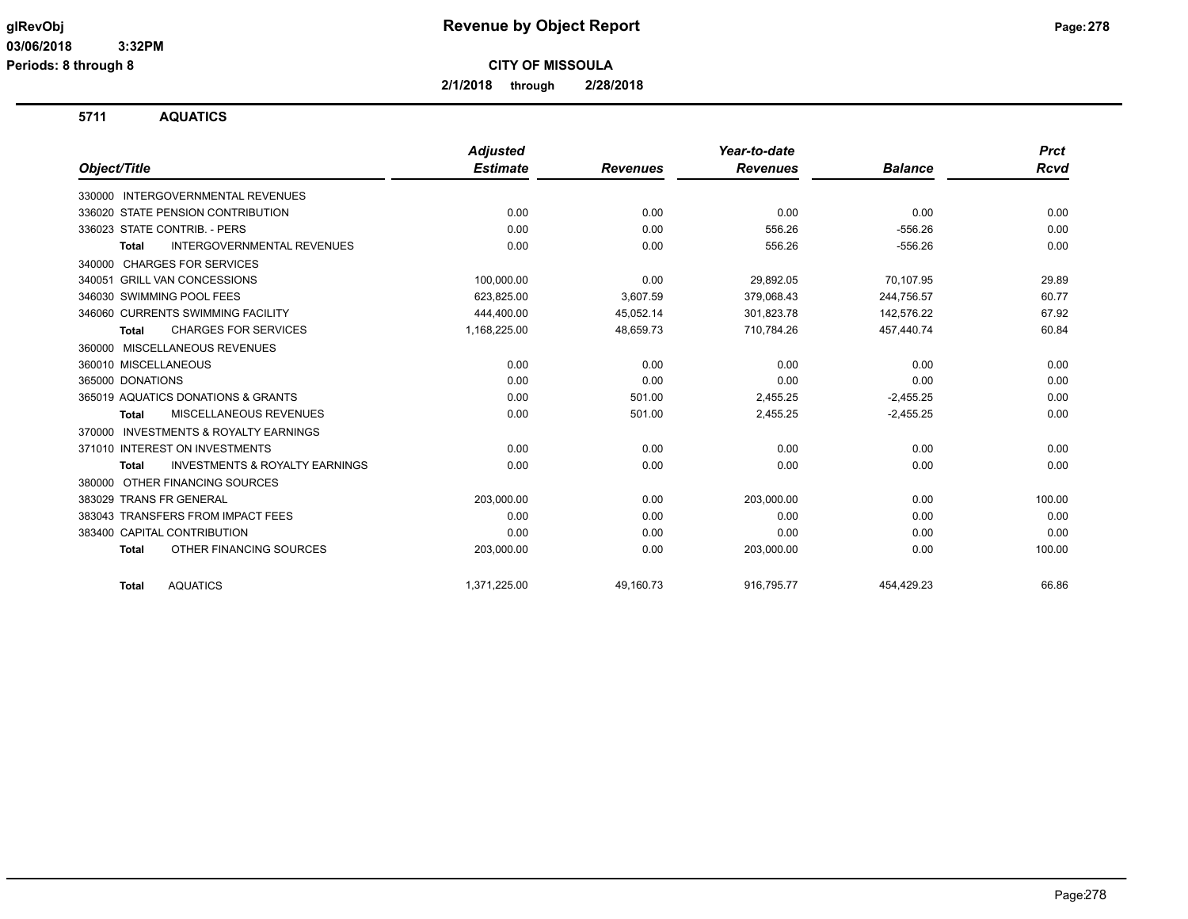# Revenue by Object Report

glRevObj
03/06/2018 3:32PM
Periods: 8 through 8

**CITY OF MISSOULA**

**2/1/2018 through 2/28/2018**

## 5711 AQUATICS

| Object/Title | Adjusted Estimate | Revenues | Year-to-date Revenues | Balance | Prct Rcvd |
|---|---|---|---|---|---|
| 330000 INTERGOVERNMENTAL REVENUES | | | | | |
| 336020 STATE PENSION CONTRIBUTION | 0.00 | 0.00 | 0.00 | 0.00 | 0.00 |
| 336023 STATE CONTRIB. - PERS | 0.00 | 0.00 | 556.26 | -556.26 | 0.00 |
| **Total** INTERGOVERNMENTAL REVENUES | 0.00 | 0.00 | 556.26 | -556.26 | 0.00 |
| 340000 CHARGES FOR SERVICES | | | | | |
| 340051 GRILL VAN CONCESSIONS | 100,000.00 | 0.00 | 29,892.05 | 70,107.95 | 29.89 |
| 346030 SWIMMING POOL FEES | 623,825.00 | 3,607.59 | 379,068.43 | 244,756.57 | 60.77 |
| 346060 CURRENTS SWIMMING FACILITY | 444,400.00 | 45,052.14 | 301,823.78 | 142,576.22 | 67.92 |
| **Total** CHARGES FOR SERVICES | 1,168,225.00 | 48,659.73 | 710,784.26 | 457,440.74 | 60.84 |
| 360000 MISCELLANEOUS REVENUES | | | | | |
| 360010 MISCELLANEOUS | 0.00 | 0.00 | 0.00 | 0.00 | 0.00 |
| 365000 DONATIONS | 0.00 | 0.00 | 0.00 | 0.00 | 0.00 |
| 365019 AQUATICS DONATIONS & GRANTS | 0.00 | 501.00 | 2,455.25 | -2,455.25 | 0.00 |
| **Total** MISCELLANEOUS REVENUES | 0.00 | 501.00 | 2,455.25 | -2,455.25 | 0.00 |
| 370000 INVESTMENTS & ROYALTY EARNINGS | | | | | |
| 371010 INTEREST ON INVESTMENTS | 0.00 | 0.00 | 0.00 | 0.00 | 0.00 |
| **Total** INVESTMENTS & ROYALTY EARNINGS | 0.00 | 0.00 | 0.00 | 0.00 | 0.00 |
| 380000 OTHER FINANCING SOURCES | | | | | |
| 383029 TRANS FR GENERAL | 203,000.00 | 0.00 | 203,000.00 | 0.00 | 100.00 |
| 383043 TRANSFERS FROM IMPACT FEES | 0.00 | 0.00 | 0.00 | 0.00 | 0.00 |
| 383400 CAPITAL CONTRIBUTION | 0.00 | 0.00 | 0.00 | 0.00 | 0.00 |
| **Total** OTHER FINANCING SOURCES | 203,000.00 | 0.00 | 203,000.00 | 0.00 | 100.00 |
| **Total** AQUATICS | 1,371,225.00 | 49,160.73 | 916,795.77 | 454,429.23 | 66.86 |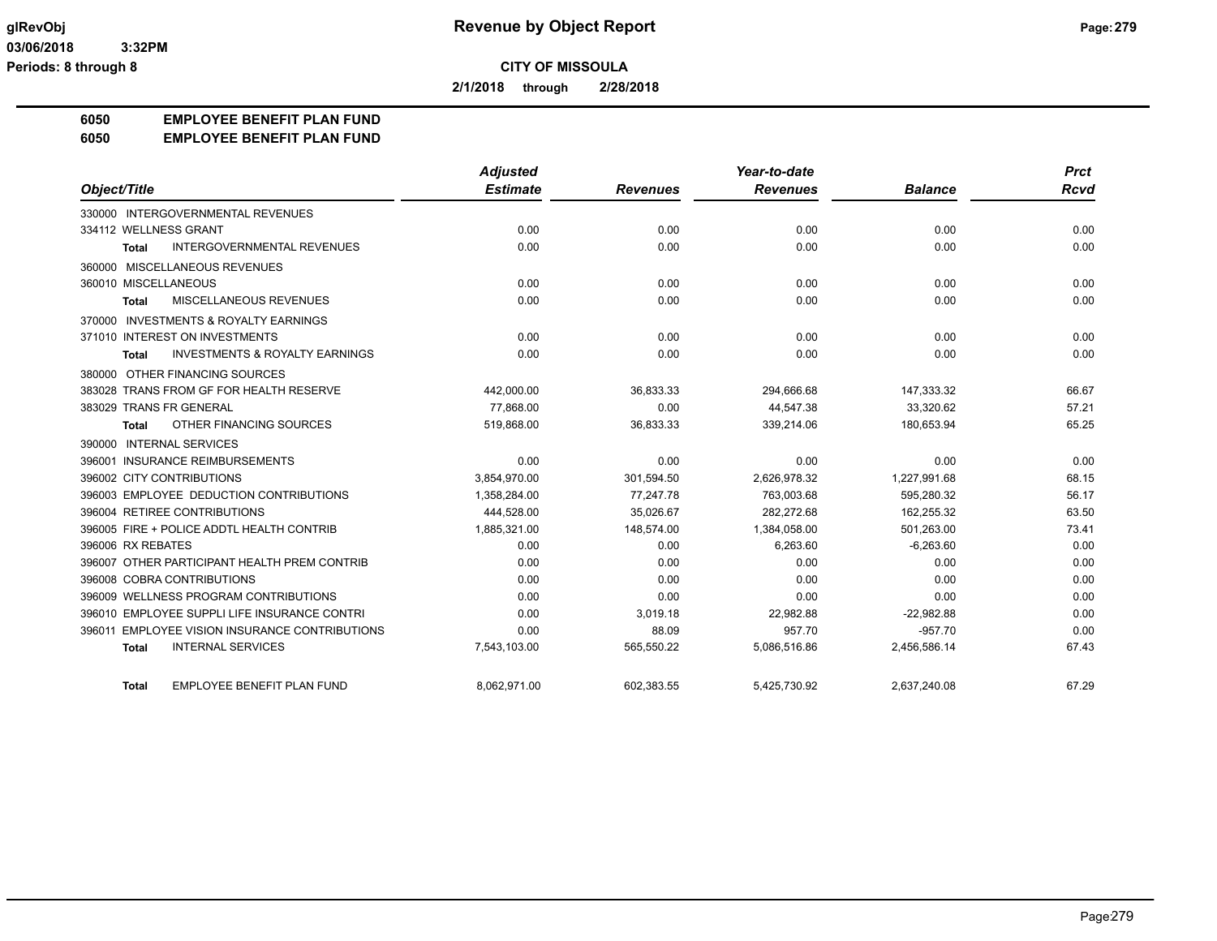**CITY OF MISSOULA**

**2/1/2018 through 2/28/2018**

## 6050 EMPLOYEE BENEFIT PLAN FUND
## 6050 EMPLOYEE BENEFIT PLAN FUND

| Object/Title | Adjusted Estimate | Revenues | Year-to-date Revenues | Balance | Prct Rcvd |
|---|---|---|---|---|---|
| 330000 INTERGOVERNMENTAL REVENUES | | | | | |
| 334112 WELLNESS GRANT | 0.00 | 0.00 | 0.00 | 0.00 | 0.00 |
| **Total** INTERGOVERNMENTAL REVENUES | 0.00 | 0.00 | 0.00 | 0.00 | 0.00 |
| 360000 MISCELLANEOUS REVENUES | | | | | |
| 360010 MISCELLANEOUS | 0.00 | 0.00 | 0.00 | 0.00 | 0.00 |
| **Total** MISCELLANEOUS REVENUES | 0.00 | 0.00 | 0.00 | 0.00 | 0.00 |
| 370000 INVESTMENTS & ROYALTY EARNINGS | | | | | |
| 371010 INTEREST ON INVESTMENTS | 0.00 | 0.00 | 0.00 | 0.00 | 0.00 |
| **Total** INVESTMENTS & ROYALTY EARNINGS | 0.00 | 0.00 | 0.00 | 0.00 | 0.00 |
| 380000 OTHER FINANCING SOURCES | | | | | |
| 383028 TRANS FROM GF FOR HEALTH RESERVE | 442,000.00 | 36,833.33 | 294,666.68 | 147,333.32 | 66.67 |
| 383029 TRANS FR GENERAL | 77,868.00 | 0.00 | 44,547.38 | 33,320.62 | 57.21 |
| **Total** OTHER FINANCING SOURCES | 519,868.00 | 36,833.33 | 339,214.06 | 180,653.94 | 65.25 |
| 390000 INTERNAL SERVICES | | | | | |
| 396001 INSURANCE REIMBURSEMENTS | 0.00 | 0.00 | 0.00 | 0.00 | 0.00 |
| 396002 CITY CONTRIBUTIONS | 3,854,970.00 | 301,594.50 | 2,626,978.32 | 1,227,991.68 | 68.15 |
| 396003 EMPLOYEE DEDUCTION CONTRIBUTIONS | 1,358,284.00 | 77,247.78 | 763,003.68 | 595,280.32 | 56.17 |
| 396004 RETIREE CONTRIBUTIONS | 444,528.00 | 35,026.67 | 282,272.68 | 162,255.32 | 63.50 |
| 396005 FIRE + POLICE ADDTL HEALTH CONTRIB | 1,885,321.00 | 148,574.00 | 1,384,058.00 | 501,263.00 | 73.41 |
| 396006 RX REBATES | 0.00 | 0.00 | 6,263.60 | -6,263.60 | 0.00 |
| 396007 OTHER PARTICIPANT HEALTH PREM CONTRIB | 0.00 | 0.00 | 0.00 | 0.00 | 0.00 |
| 396008 COBRA CONTRIBUTIONS | 0.00 | 0.00 | 0.00 | 0.00 | 0.00 |
| 396009 WELLNESS PROGRAM CONTRIBUTIONS | 0.00 | 0.00 | 0.00 | 0.00 | 0.00 |
| 396010 EMPLOYEE SUPPLI LIFE INSURANCE CONTRI | 0.00 | 3,019.18 | 22,982.88 | -22,982.88 | 0.00 |
| 396011 EMPLOYEE VISION INSURANCE CONTRIBUTIONS | 0.00 | 88.09 | 957.70 | -957.70 | 0.00 |
| **Total** INTERNAL SERVICES | 7,543,103.00 | 565,550.22 | 5,086,516.86 | 2,456,586.14 | 67.43 |
| **Total** EMPLOYEE BENEFIT PLAN FUND | 8,062,971.00 | 602,383.55 | 5,425,730.92 | 2,637,240.08 | 67.29 |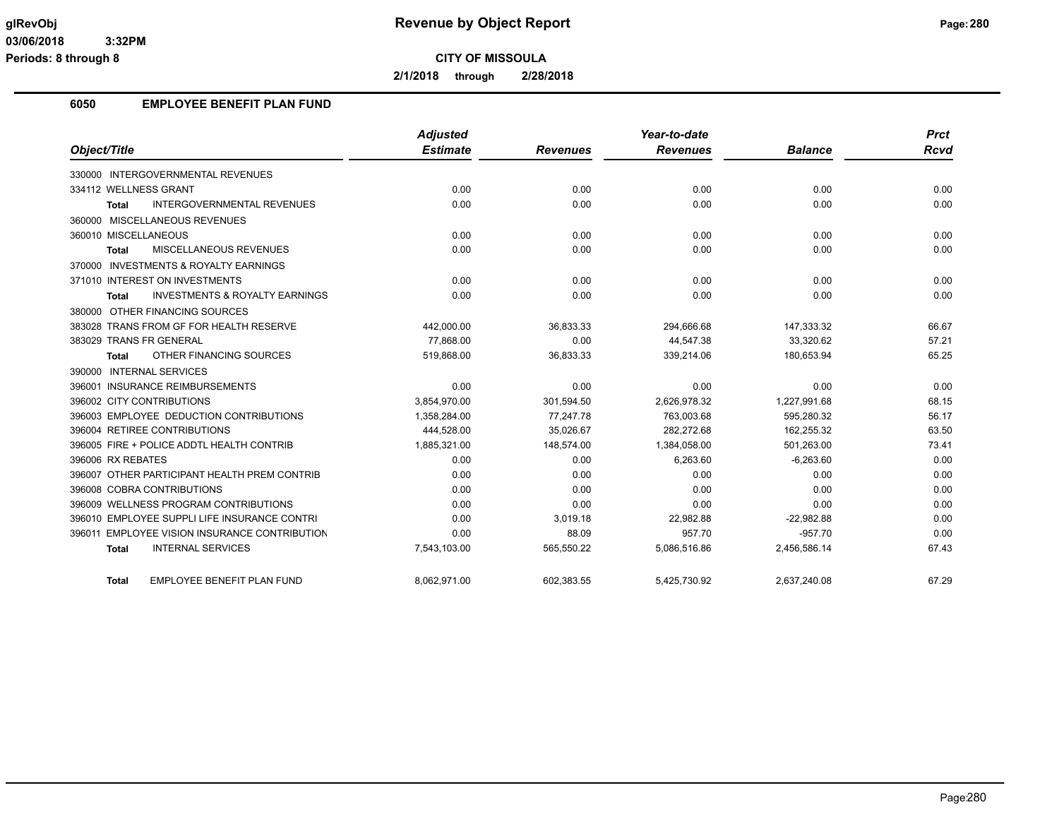# Revenue by Object Report

**CITY OF MISSOULA**

**2/1/2018 through 2/28/2018**

glRevObj
03/06/2018 3:32PM
Periods: 8 through 8

## 6050 EMPLOYEE BENEFIT PLAN FUND

| Object/Title | Adjusted Estimate | Revenues | Year-to-date Revenues | Balance | Prct Rcvd |
|---|---|---|---|---|---|
| 330000 INTERGOVERNMENTAL REVENUES | | | | | |
| 334112 WELLNESS GRANT | 0.00 | 0.00 | 0.00 | 0.00 | 0.00 |
| **Total** INTERGOVERNMENTAL REVENUES | 0.00 | 0.00 | 0.00 | 0.00 | 0.00 |
| 360000 MISCELLANEOUS REVENUES | | | | | |
| 360010 MISCELLANEOUS | 0.00 | 0.00 | 0.00 | 0.00 | 0.00 |
| **Total** MISCELLANEOUS REVENUES | 0.00 | 0.00 | 0.00 | 0.00 | 0.00 |
| 370000 INVESTMENTS & ROYALTY EARNINGS | | | | | |
| 371010 INTEREST ON INVESTMENTS | 0.00 | 0.00 | 0.00 | 0.00 | 0.00 |
| **Total** INVESTMENTS & ROYALTY EARNINGS | 0.00 | 0.00 | 0.00 | 0.00 | 0.00 |
| 380000 OTHER FINANCING SOURCES | | | | | |
| 383028 TRANS FROM GF FOR HEALTH RESERVE | 442,000.00 | 36,833.33 | 294,666.68 | 147,333.32 | 66.67 |
| 383029 TRANS FR GENERAL | 77,868.00 | 0.00 | 44,547.38 | 33,320.62 | 57.21 |
| **Total** OTHER FINANCING SOURCES | 519,868.00 | 36,833.33 | 339,214.06 | 180,653.94 | 65.25 |
| 390000 INTERNAL SERVICES | | | | | |
| 396001 INSURANCE REIMBURSEMENTS | 0.00 | 0.00 | 0.00 | 0.00 | 0.00 |
| 396002 CITY CONTRIBUTIONS | 3,854,970.00 | 301,594.50 | 2,626,978.32 | 1,227,991.68 | 68.15 |
| 396003 EMPLOYEE DEDUCTION CONTRIBUTIONS | 1,358,284.00 | 77,247.78 | 763,003.68 | 595,280.32 | 56.17 |
| 396004 RETIREE CONTRIBUTIONS | 444,528.00 | 35,026.67 | 282,272.68 | 162,255.32 | 63.50 |
| 396005 FIRE + POLICE ADDTL HEALTH CONTRIB | 1,885,321.00 | 148,574.00 | 1,384,058.00 | 501,263.00 | 73.41 |
| 396006 RX REBATES | 0.00 | 0.00 | 6,263.60 | -6,263.60 | 0.00 |
| 396007 OTHER PARTICIPANT HEALTH PREM CONTRIB | 0.00 | 0.00 | 0.00 | 0.00 | 0.00 |
| 396008 COBRA CONTRIBUTIONS | 0.00 | 0.00 | 0.00 | 0.00 | 0.00 |
| 396009 WELLNESS PROGRAM CONTRIBUTIONS | 0.00 | 0.00 | 0.00 | 0.00 | 0.00 |
| 396010 EMPLOYEE SUPPLI LIFE INSURANCE CONTRI | 0.00 | 3,019.18 | 22,982.88 | -22,982.88 | 0.00 |
| 396011 EMPLOYEE VISION INSURANCE CONTRIBUTION | 0.00 | 88.09 | 957.70 | -957.70 | 0.00 |
| **Total** INTERNAL SERVICES | 7,543,103.00 | 565,550.22 | 5,086,516.86 | 2,456,586.14 | 67.43 |
| **Total** EMPLOYEE BENEFIT PLAN FUND | 8,062,971.00 | 602,383.55 | 5,425,730.92 | 2,637,240.08 | 67.29 |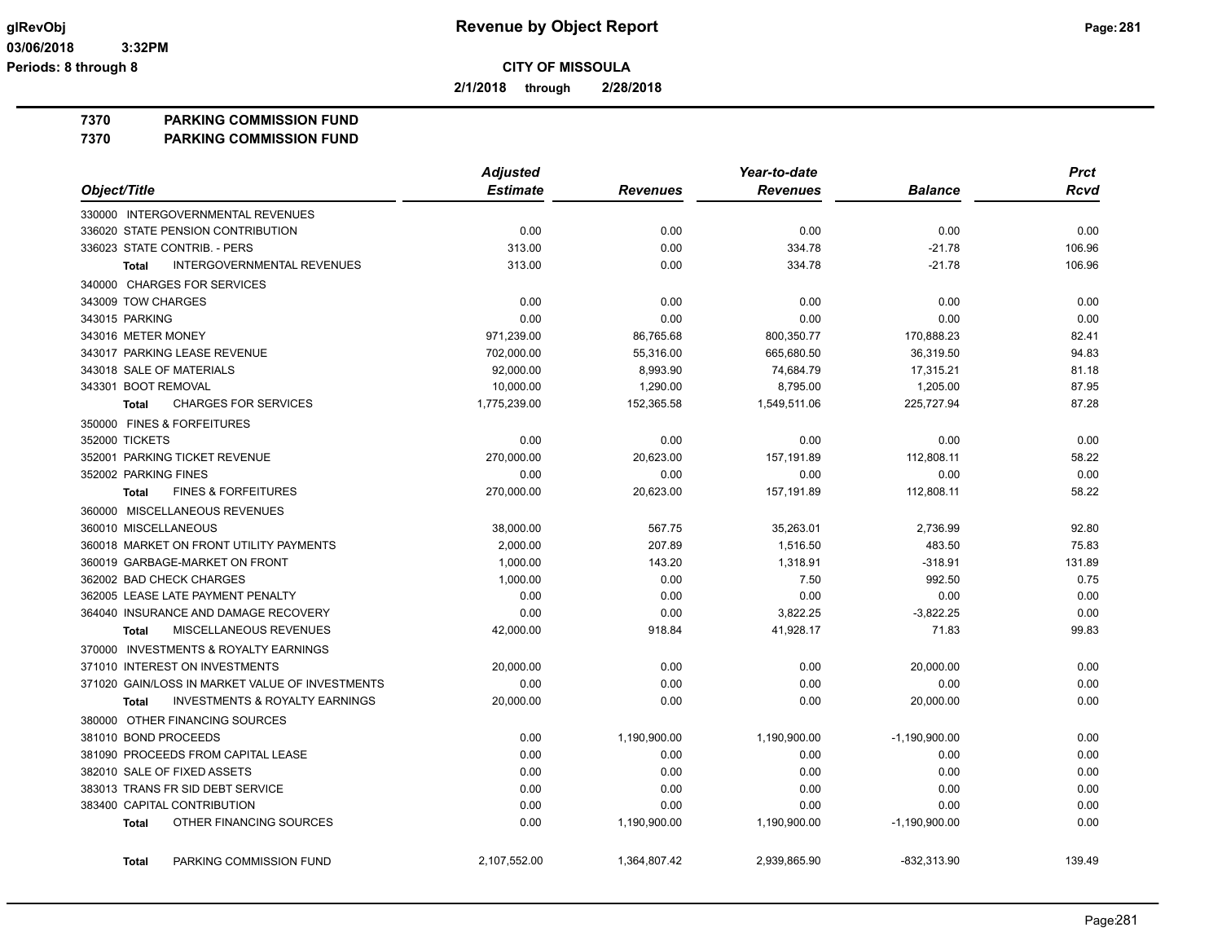**CITY OF MISSOULA**

**2/1/2018 through 2/28/2018**

**7370 PARKING COMMISSION FUND**

**7370 PARKING COMMISSION FUND**

| Object/Title | Adjusted Estimate | Revenues | Year-to-date Revenues | Balance | Prct Rcvd |
|---|---|---|---|---|---|
| 330000 INTERGOVERNMENTAL REVENUES | | | | | |
| 336020 STATE PENSION CONTRIBUTION | 0.00 | 0.00 | 0.00 | 0.00 | 0.00 |
| 336023 STATE CONTRIB. - PERS | 313.00 | 0.00 | 334.78 | -21.78 | 106.96 |
| **Total** INTERGOVERNMENTAL REVENUES | 313.00 | 0.00 | 334.78 | -21.78 | 106.96 |
| 340000 CHARGES FOR SERVICES | | | | | |
| 343009 TOW CHARGES | 0.00 | 0.00 | 0.00 | 0.00 | 0.00 |
| 343015 PARKING | 0.00 | 0.00 | 0.00 | 0.00 | 0.00 |
| 343016 METER MONEY | 971,239.00 | 86,765.68 | 800,350.77 | 170,888.23 | 82.41 |
| 343017 PARKING LEASE REVENUE | 702,000.00 | 55,316.00 | 665,680.50 | 36,319.50 | 94.83 |
| 343018 SALE OF MATERIALS | 92,000.00 | 8,993.90 | 74,684.79 | 17,315.21 | 81.18 |
| 343301 BOOT REMOVAL | 10,000.00 | 1,290.00 | 8,795.00 | 1,205.00 | 87.95 |
| **Total** CHARGES FOR SERVICES | 1,775,239.00 | 152,365.58 | 1,549,511.06 | 225,727.94 | 87.28 |
| 350000 FINES & FORFEITURES | | | | | |
| 352000 TICKETS | 0.00 | 0.00 | 0.00 | 0.00 | 0.00 |
| 352001 PARKING TICKET REVENUE | 270,000.00 | 20,623.00 | 157,191.89 | 112,808.11 | 58.22 |
| 352002 PARKING FINES | 0.00 | 0.00 | 0.00 | 0.00 | 0.00 |
| **Total** FINES & FORFEITURES | 270,000.00 | 20,623.00 | 157,191.89 | 112,808.11 | 58.22 |
| 360000 MISCELLANEOUS REVENUES | | | | | |
| 360010 MISCELLANEOUS | 38,000.00 | 567.75 | 35,263.01 | 2,736.99 | 92.80 |
| 360018 MARKET ON FRONT UTILITY PAYMENTS | 2,000.00 | 207.89 | 1,516.50 | 483.50 | 75.83 |
| 360019 GARBAGE-MARKET ON FRONT | 1,000.00 | 143.20 | 1,318.91 | -318.91 | 131.89 |
| 362002 BAD CHECK CHARGES | 1,000.00 | 0.00 | 7.50 | 992.50 | 0.75 |
| 362005 LEASE LATE PAYMENT PENALTY | 0.00 | 0.00 | 0.00 | 0.00 | 0.00 |
| 364040 INSURANCE AND DAMAGE RECOVERY | 0.00 | 0.00 | 3,822.25 | -3,822.25 | 0.00 |
| **Total** MISCELLANEOUS REVENUES | 42,000.00 | 918.84 | 41,928.17 | 71.83 | 99.83 |
| 370000 INVESTMENTS & ROYALTY EARNINGS | | | | | |
| 371010 INTEREST ON INVESTMENTS | 20,000.00 | 0.00 | 0.00 | 20,000.00 | 0.00 |
| 371020 GAIN/LOSS IN MARKET VALUE OF INVESTMENTS | 0.00 | 0.00 | 0.00 | 0.00 | 0.00 |
| **Total** INVESTMENTS & ROYALTY EARNINGS | 20,000.00 | 0.00 | 0.00 | 20,000.00 | 0.00 |
| 380000 OTHER FINANCING SOURCES | | | | | |
| 381010 BOND PROCEEDS | 0.00 | 1,190,900.00 | 1,190,900.00 | -1,190,900.00 | 0.00 |
| 381090 PROCEEDS FROM CAPITAL LEASE | 0.00 | 0.00 | 0.00 | 0.00 | 0.00 |
| 382010 SALE OF FIXED ASSETS | 0.00 | 0.00 | 0.00 | 0.00 | 0.00 |
| 383013 TRANS FR SID DEBT SERVICE | 0.00 | 0.00 | 0.00 | 0.00 | 0.00 |
| 383400 CAPITAL CONTRIBUTION | 0.00 | 0.00 | 0.00 | 0.00 | 0.00 |
| **Total** OTHER FINANCING SOURCES | 0.00 | 1,190,900.00 | 1,190,900.00 | -1,190,900.00 | 0.00 |
| **Total** PARKING COMMISSION FUND | 2,107,552.00 | 1,364,807.42 | 2,939,865.90 | -832,313.90 | 139.49 |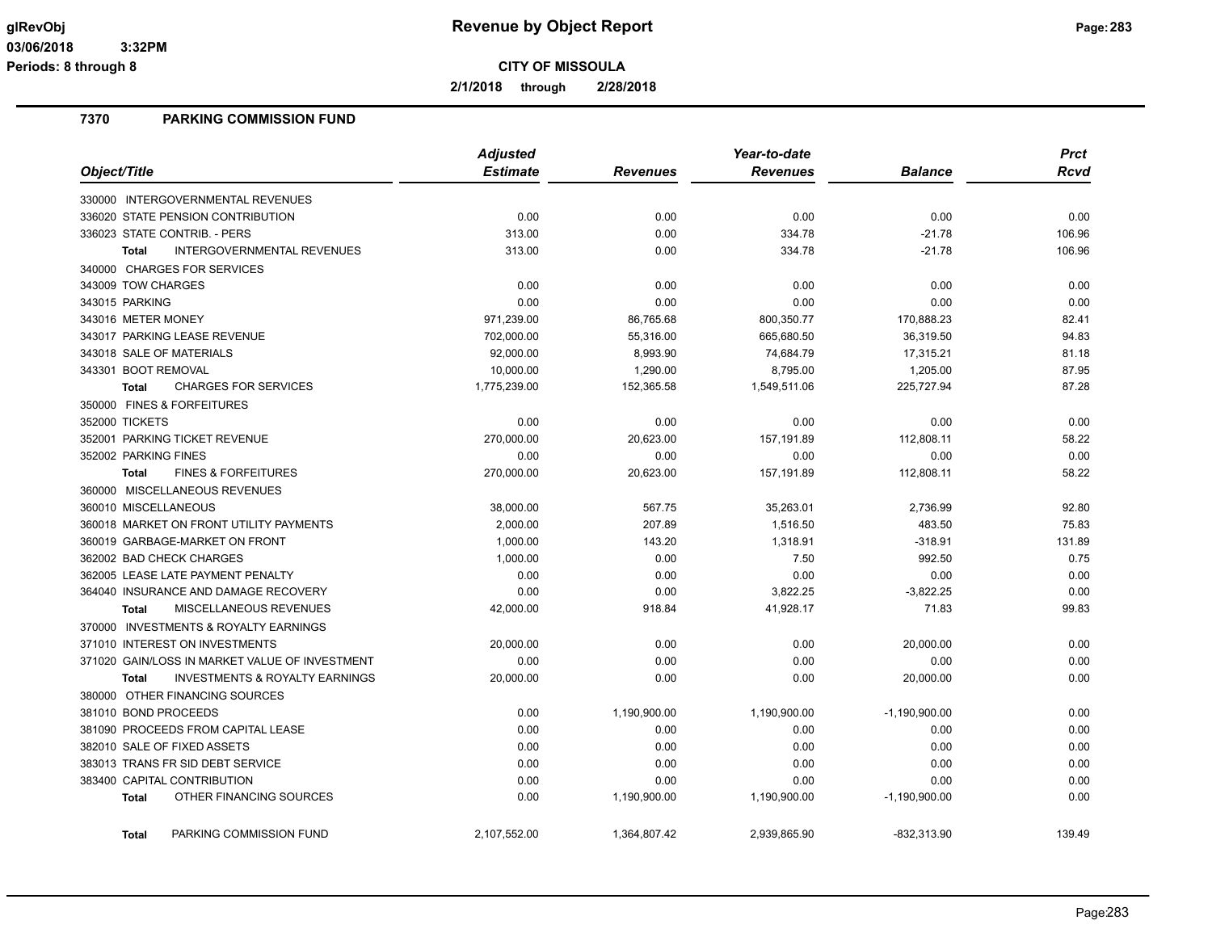**glRevObj** **03/06/2018 3:32PM** **Periods: 8 through 8**

# Revenue by Object Report

**CITY OF MISSOULA**

**2/1/2018 through 2/28/2018**

## 7370 PARKING COMMISSION FUND

| Object/Title | Adjusted Estimate | Revenues | Year-to-date Revenues | Balance | Prct Rcvd |
|---|---|---|---|---|---|
| 330000 INTERGOVERNMENTAL REVENUES | | | | | |
| 336020 STATE PENSION CONTRIBUTION | 0.00 | 0.00 | 0.00 | 0.00 | 0.00 |
| 336023 STATE CONTRIB. - PERS | 313.00 | 0.00 | 334.78 | -21.78 | 106.96 |
| **Total** INTERGOVERNMENTAL REVENUES | 313.00 | 0.00 | 334.78 | -21.78 | 106.96 |
| 340000 CHARGES FOR SERVICES | | | | | |
| 343009 TOW CHARGES | 0.00 | 0.00 | 0.00 | 0.00 | 0.00 |
| 343015 PARKING | 0.00 | 0.00 | 0.00 | 0.00 | 0.00 |
| 343016 METER MONEY | 971,239.00 | 86,765.68 | 800,350.77 | 170,888.23 | 82.41 |
| 343017 PARKING LEASE REVENUE | 702,000.00 | 55,316.00 | 665,680.50 | 36,319.50 | 94.83 |
| 343018 SALE OF MATERIALS | 92,000.00 | 8,993.90 | 74,684.79 | 17,315.21 | 81.18 |
| 343301 BOOT REMOVAL | 10,000.00 | 1,290.00 | 8,795.00 | 1,205.00 | 87.95 |
| **Total** CHARGES FOR SERVICES | 1,775,239.00 | 152,365.58 | 1,549,511.06 | 225,727.94 | 87.28 |
| 350000 FINES & FORFEITURES | | | | | |
| 352000 TICKETS | 0.00 | 0.00 | 0.00 | 0.00 | 0.00 |
| 352001 PARKING TICKET REVENUE | 270,000.00 | 20,623.00 | 157,191.89 | 112,808.11 | 58.22 |
| 352002 PARKING FINES | 0.00 | 0.00 | 0.00 | 0.00 | 0.00 |
| **Total** FINES & FORFEITURES | 270,000.00 | 20,623.00 | 157,191.89 | 112,808.11 | 58.22 |
| 360000 MISCELLANEOUS REVENUES | | | | | |
| 360010 MISCELLANEOUS | 38,000.00 | 567.75 | 35,263.01 | 2,736.99 | 92.80 |
| 360018 MARKET ON FRONT UTILITY PAYMENTS | 2,000.00 | 207.89 | 1,516.50 | 483.50 | 75.83 |
| 360019 GARBAGE-MARKET ON FRONT | 1,000.00 | 143.20 | 1,318.91 | -318.91 | 131.89 |
| 362002 BAD CHECK CHARGES | 1,000.00 | 0.00 | 7.50 | 992.50 | 0.75 |
| 362005 LEASE LATE PAYMENT PENALTY | 0.00 | 0.00 | 0.00 | 0.00 | 0.00 |
| 364040 INSURANCE AND DAMAGE RECOVERY | 0.00 | 0.00 | 3,822.25 | -3,822.25 | 0.00 |
| **Total** MISCELLANEOUS REVENUES | 42,000.00 | 918.84 | 41,928.17 | 71.83 | 99.83 |
| 370000 INVESTMENTS & ROYALTY EARNINGS | | | | | |
| 371010 INTEREST ON INVESTMENTS | 20,000.00 | 0.00 | 0.00 | 20,000.00 | 0.00 |
| 371020 GAIN/LOSS IN MARKET VALUE OF INVESTMENT | 0.00 | 0.00 | 0.00 | 0.00 | 0.00 |
| **Total** INVESTMENTS & ROYALTY EARNINGS | 20,000.00 | 0.00 | 0.00 | 20,000.00 | 0.00 |
| 380000 OTHER FINANCING SOURCES | | | | | |
| 381010 BOND PROCEEDS | 0.00 | 1,190,900.00 | 1,190,900.00 | -1,190,900.00 | 0.00 |
| 381090 PROCEEDS FROM CAPITAL LEASE | 0.00 | 0.00 | 0.00 | 0.00 | 0.00 |
| 382010 SALE OF FIXED ASSETS | 0.00 | 0.00 | 0.00 | 0.00 | 0.00 |
| 383013 TRANS FR SID DEBT SERVICE | 0.00 | 0.00 | 0.00 | 0.00 | 0.00 |
| 383400 CAPITAL CONTRIBUTION | 0.00 | 0.00 | 0.00 | 0.00 | 0.00 |
| **Total** OTHER FINANCING SOURCES | 0.00 | 1,190,900.00 | 1,190,900.00 | -1,190,900.00 | 0.00 |
| **Total** PARKING COMMISSION FUND | 2,107,552.00 | 1,364,807.42 | 2,939,865.90 | -832,313.90 | 139.49 |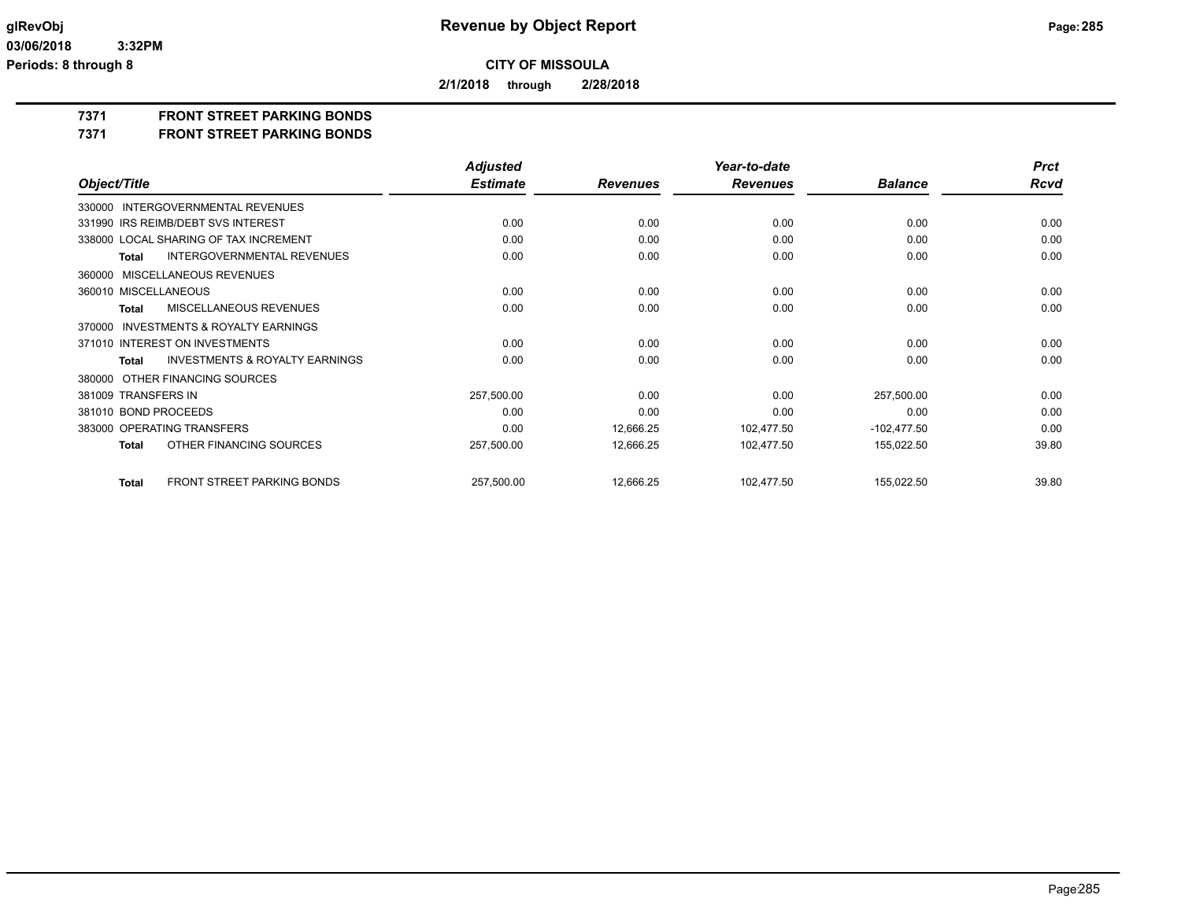# Revenue by Object Report

**CITY OF MISSOULA**

**2/1/2018 through 2/28/2018**

glRevObj
03/06/2018 3:32PM
Periods: 8 through 8

## 7371 FRONT STREET PARKING BONDS
## 7371 FRONT STREET PARKING BONDS

| Object/Title | Adjusted Estimate | Revenues | Year-to-date Revenues | Balance | Prct Rcvd |
|---|---|---|---|---|---|
| 330000 INTERGOVERNMENTAL REVENUES | | | | | |
| 331990 IRS REIMB/DEBT SVS INTEREST | 0.00 | 0.00 | 0.00 | 0.00 | 0.00 |
| 338000 LOCAL SHARING OF TAX INCREMENT | 0.00 | 0.00 | 0.00 | 0.00 | 0.00 |
| **Total** INTERGOVERNMENTAL REVENUES | 0.00 | 0.00 | 0.00 | 0.00 | 0.00 |
| 360000 MISCELLANEOUS REVENUES | | | | | |
| 360010 MISCELLANEOUS | 0.00 | 0.00 | 0.00 | 0.00 | 0.00 |
| **Total** MISCELLANEOUS REVENUES | 0.00 | 0.00 | 0.00 | 0.00 | 0.00 |
| 370000 INVESTMENTS & ROYALTY EARNINGS | | | | | |
| 371010 INTEREST ON INVESTMENTS | 0.00 | 0.00 | 0.00 | 0.00 | 0.00 |
| **Total** INVESTMENTS & ROYALTY EARNINGS | 0.00 | 0.00 | 0.00 | 0.00 | 0.00 |
| 380000 OTHER FINANCING SOURCES | | | | | |
| 381009 TRANSFERS IN | 257,500.00 | 0.00 | 0.00 | 257,500.00 | 0.00 |
| 381010 BOND PROCEEDS | 0.00 | 0.00 | 0.00 | 0.00 | 0.00 |
| 383000 OPERATING TRANSFERS | 0.00 | 12,666.25 | 102,477.50 | -102,477.50 | 0.00 |
| **Total** OTHER FINANCING SOURCES | 257,500.00 | 12,666.25 | 102,477.50 | 155,022.50 | 39.80 |
| **Total** FRONT STREET PARKING BONDS | 257,500.00 | 12,666.25 | 102,477.50 | 155,022.50 | 39.80 |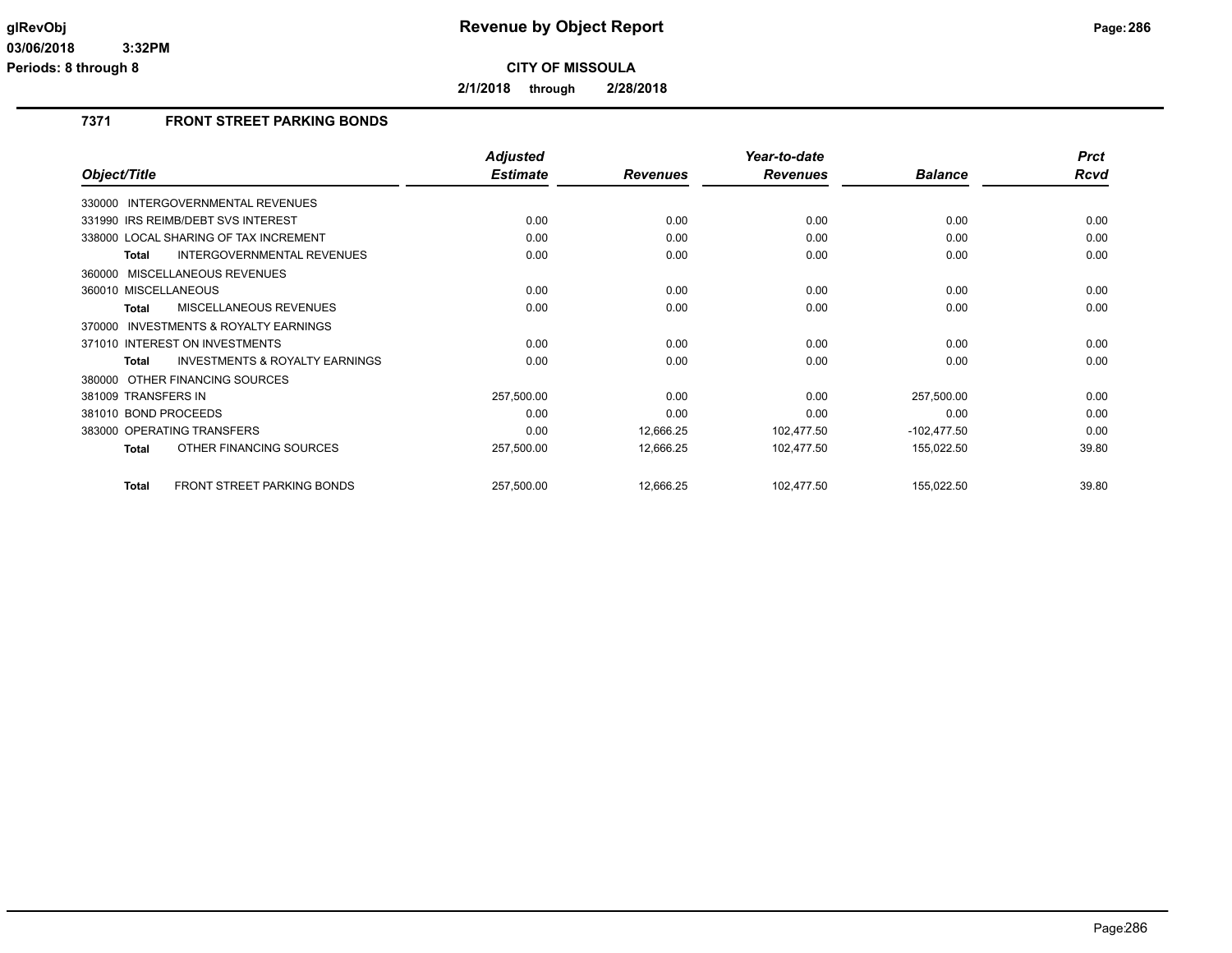**Revenue by Object Report**

**CITY OF MISSOULA**

**2/1/2018 through 2/28/2018**

glRevObj
03/06/2018 3:32PM
Periods: 8 through 8

## 7371 FRONT STREET PARKING BONDS

| Object/Title | Adjusted Estimate | Revenues | Year-to-date Revenues | Balance | Prct Rcvd |
|---|---|---|---|---|---|
| 330000 INTERGOVERNMENTAL REVENUES | | | | | |
| 331990 IRS REIMB/DEBT SVS INTEREST | 0.00 | 0.00 | 0.00 | 0.00 | 0.00 |
| 338000 LOCAL SHARING OF TAX INCREMENT | 0.00 | 0.00 | 0.00 | 0.00 | 0.00 |
| **Total** INTERGOVERNMENTAL REVENUES | 0.00 | 0.00 | 0.00 | 0.00 | 0.00 |
| 360000 MISCELLANEOUS REVENUES | | | | | |
| 360010 MISCELLANEOUS | 0.00 | 0.00 | 0.00 | 0.00 | 0.00 |
| **Total** MISCELLANEOUS REVENUES | 0.00 | 0.00 | 0.00 | 0.00 | 0.00 |
| 370000 INVESTMENTS & ROYALTY EARNINGS | | | | | |
| 371010 INTEREST ON INVESTMENTS | 0.00 | 0.00 | 0.00 | 0.00 | 0.00 |
| **Total** INVESTMENTS & ROYALTY EARNINGS | 0.00 | 0.00 | 0.00 | 0.00 | 0.00 |
| 380000 OTHER FINANCING SOURCES | | | | | |
| 381009 TRANSFERS IN | 257,500.00 | 0.00 | 0.00 | 257,500.00 | 0.00 |
| 381010 BOND PROCEEDS | 0.00 | 0.00 | 0.00 | 0.00 | 0.00 |
| 383000 OPERATING TRANSFERS | 0.00 | 12,666.25 | 102,477.50 | -102,477.50 | 0.00 |
| **Total** OTHER FINANCING SOURCES | 257,500.00 | 12,666.25 | 102,477.50 | 155,022.50 | 39.80 |
| **Total** FRONT STREET PARKING BONDS | 257,500.00 | 12,666.25 | 102,477.50 | 155,022.50 | 39.80 |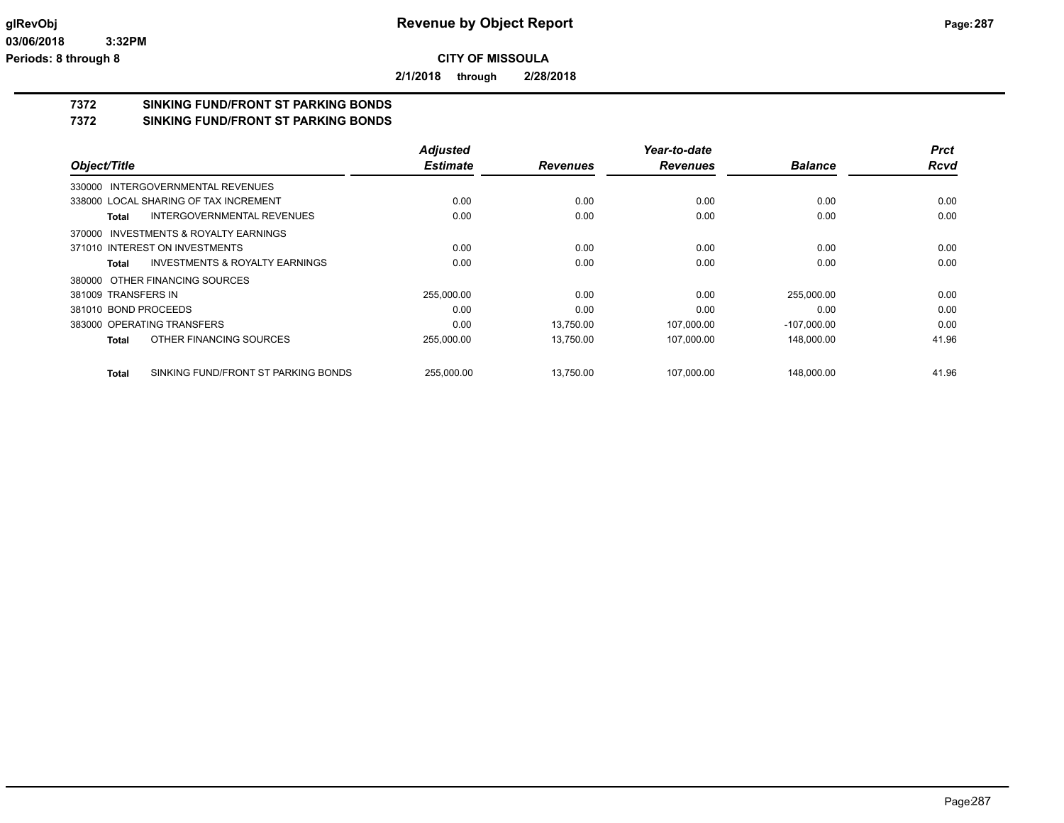**glRevObj**
**03/06/2018 3:32PM**
**Periods: 8 through 8**

# Revenue by Object Report

**CITY OF MISSOULA**

**2/1/2018 through 2/28/2018**

## 7372 SINKING FUND/FRONT ST PARKING BONDS
## 7372 SINKING FUND/FRONT ST PARKING BONDS

| Object/Title | Adjusted Estimate | Revenues | Year-to-date Revenues | Balance | Prct Rcvd |
|---|---|---|---|---|---|
| 330000 INTERGOVERNMENTAL REVENUES | | | | | |
| 338000 LOCAL SHARING OF TAX INCREMENT | 0.00 | 0.00 | 0.00 | 0.00 | 0.00 |
| **Total** INTERGOVERNMENTAL REVENUES | 0.00 | 0.00 | 0.00 | 0.00 | 0.00 |
| 370000 INVESTMENTS & ROYALTY EARNINGS | | | | | |
| 371010 INTEREST ON INVESTMENTS | 0.00 | 0.00 | 0.00 | 0.00 | 0.00 |
| **Total** INVESTMENTS & ROYALTY EARNINGS | 0.00 | 0.00 | 0.00 | 0.00 | 0.00 |
| 380000 OTHER FINANCING SOURCES | | | | | |
| 381009 TRANSFERS IN | 255,000.00 | 0.00 | 0.00 | 255,000.00 | 0.00 |
| 381010 BOND PROCEEDS | 0.00 | 0.00 | 0.00 | 0.00 | 0.00 |
| 383000 OPERATING TRANSFERS | 0.00 | 13,750.00 | 107,000.00 | -107,000.00 | 0.00 |
| **Total** OTHER FINANCING SOURCES | 255,000.00 | 13,750.00 | 107,000.00 | 148,000.00 | 41.96 |
| **Total** SINKING FUND/FRONT ST PARKING BONDS | 255,000.00 | 13,750.00 | 107,000.00 | 148,000.00 | 41.96 |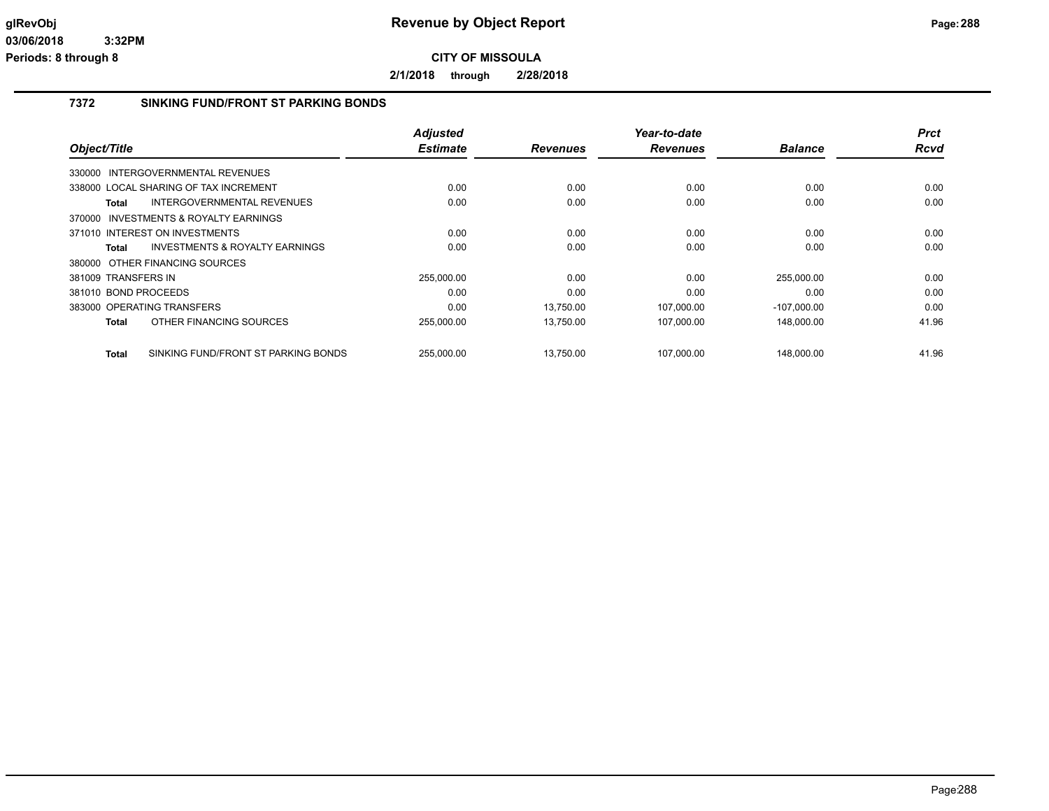**Revenue by Object Report**

**CITY OF MISSOULA**

**2/1/2018 through 2/28/2018**

Periods: 8 through 8

## 7372 SINKING FUND/FRONT ST PARKING BONDS

| Object/Title | Adjusted Estimate | Revenues | Year-to-date Revenues | Balance | Prct Rcvd |
|---|---|---|---|---|---|
| 330000 INTERGOVERNMENTAL REVENUES | | | | | |
| 338000 LOCAL SHARING OF TAX INCREMENT | 0.00 | 0.00 | 0.00 | 0.00 | 0.00 |
| **Total** INTERGOVERNMENTAL REVENUES | 0.00 | 0.00 | 0.00 | 0.00 | 0.00 |
| 370000 INVESTMENTS & ROYALTY EARNINGS | | | | | |
| 371010 INTEREST ON INVESTMENTS | 0.00 | 0.00 | 0.00 | 0.00 | 0.00 |
| **Total** INVESTMENTS & ROYALTY EARNINGS | 0.00 | 0.00 | 0.00 | 0.00 | 0.00 |
| 380000 OTHER FINANCING SOURCES | | | | | |
| 381009 TRANSFERS IN | 255,000.00 | 0.00 | 0.00 | 255,000.00 | 0.00 |
| 381010 BOND PROCEEDS | 0.00 | 0.00 | 0.00 | 0.00 | 0.00 |
| 383000 OPERATING TRANSFERS | 0.00 | 13,750.00 | 107,000.00 | -107,000.00 | 0.00 |
| **Total** OTHER FINANCING SOURCES | 255,000.00 | 13,750.00 | 107,000.00 | 148,000.00 | 41.96 |
| **Total** SINKING FUND/FRONT ST PARKING BONDS | 255,000.00 | 13,750.00 | 107,000.00 | 148,000.00 | 41.96 |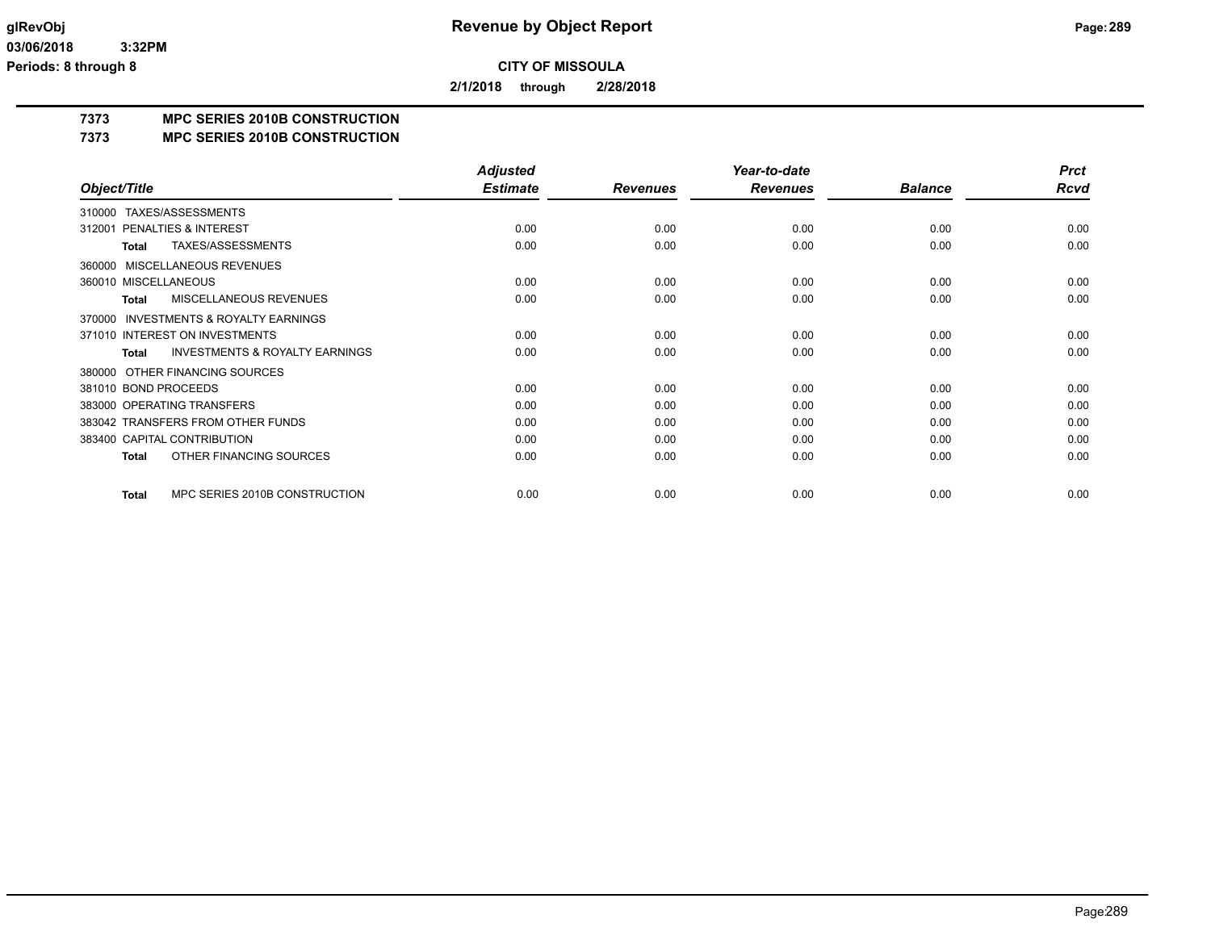# Revenue by Object Report

**CITY OF MISSOULA**

**2/1/2018 through 2/28/2018**

glRevObj
03/06/2018 3:32PM
Periods: 8 through 8

## 7373 MPC SERIES 2010B CONSTRUCTION
## 7373 MPC SERIES 2010B CONSTRUCTION

| Object/Title | Adjusted Estimate | Revenues | Year-to-date Revenues | Balance | Prct Rcvd |
|---|---|---|---|---|---|
| 310000 TAXES/ASSESSMENTS | | | | | |
| 312001 PENALTIES & INTEREST | 0.00 | 0.00 | 0.00 | 0.00 | 0.00 |
| **Total** TAXES/ASSESSMENTS | 0.00 | 0.00 | 0.00 | 0.00 | 0.00 |
| 360000 MISCELLANEOUS REVENUES | | | | | |
| 360010 MISCELLANEOUS | 0.00 | 0.00 | 0.00 | 0.00 | 0.00 |
| **Total** MISCELLANEOUS REVENUES | 0.00 | 0.00 | 0.00 | 0.00 | 0.00 |
| 370000 INVESTMENTS & ROYALTY EARNINGS | | | | | |
| 371010 INTEREST ON INVESTMENTS | 0.00 | 0.00 | 0.00 | 0.00 | 0.00 |
| **Total** INVESTMENTS & ROYALTY EARNINGS | 0.00 | 0.00 | 0.00 | 0.00 | 0.00 |
| 380000 OTHER FINANCING SOURCES | | | | | |
| 381010 BOND PROCEEDS | 0.00 | 0.00 | 0.00 | 0.00 | 0.00 |
| 383000 OPERATING TRANSFERS | 0.00 | 0.00 | 0.00 | 0.00 | 0.00 |
| 383042 TRANSFERS FROM OTHER FUNDS | 0.00 | 0.00 | 0.00 | 0.00 | 0.00 |
| 383400 CAPITAL CONTRIBUTION | 0.00 | 0.00 | 0.00 | 0.00 | 0.00 |
| **Total** OTHER FINANCING SOURCES | 0.00 | 0.00 | 0.00 | 0.00 | 0.00 |
| **Total** MPC SERIES 2010B CONSTRUCTION | 0.00 | 0.00 | 0.00 | 0.00 | 0.00 |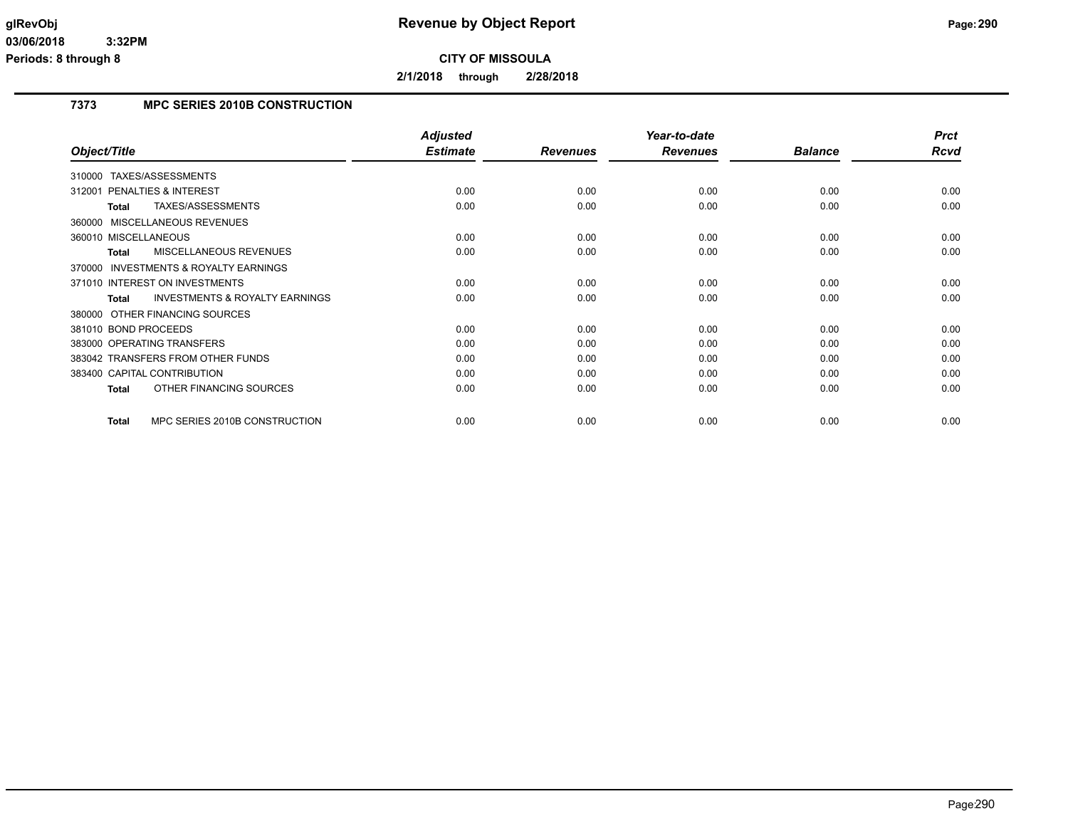# Revenue by Object Report

**CITY OF MISSOULA**

**2/1/2018 through 2/28/2018**

glRevObj
03/06/2018 3:32PM
Periods: 8 through 8

## 7373 MPC SERIES 2010B CONSTRUCTION

| Object/Title | Adjusted Estimate | Revenues | Year-to-date Revenues | Balance | Prct Rcvd |
|---|---|---|---|---|---|
| 310000 TAXES/ASSESSMENTS | | | | | |
| 312001 PENALTIES & INTEREST | 0.00 | 0.00 | 0.00 | 0.00 | 0.00 |
| **Total** TAXES/ASSESSMENTS | 0.00 | 0.00 | 0.00 | 0.00 | 0.00 |
| 360000 MISCELLANEOUS REVENUES | | | | | |
| 360010 MISCELLANEOUS | 0.00 | 0.00 | 0.00 | 0.00 | 0.00 |
| **Total** MISCELLANEOUS REVENUES | 0.00 | 0.00 | 0.00 | 0.00 | 0.00 |
| 370000 INVESTMENTS & ROYALTY EARNINGS | | | | | |
| 371010 INTEREST ON INVESTMENTS | 0.00 | 0.00 | 0.00 | 0.00 | 0.00 |
| **Total** INVESTMENTS & ROYALTY EARNINGS | 0.00 | 0.00 | 0.00 | 0.00 | 0.00 |
| 380000 OTHER FINANCING SOURCES | | | | | |
| 381010 BOND PROCEEDS | 0.00 | 0.00 | 0.00 | 0.00 | 0.00 |
| 383000 OPERATING TRANSFERS | 0.00 | 0.00 | 0.00 | 0.00 | 0.00 |
| 383042 TRANSFERS FROM OTHER FUNDS | 0.00 | 0.00 | 0.00 | 0.00 | 0.00 |
| 383400 CAPITAL CONTRIBUTION | 0.00 | 0.00 | 0.00 | 0.00 | 0.00 |
| **Total** OTHER FINANCING SOURCES | 0.00 | 0.00 | 0.00 | 0.00 | 0.00 |
| **Total** MPC SERIES 2010B CONSTRUCTION | 0.00 | 0.00 | 0.00 | 0.00 | 0.00 |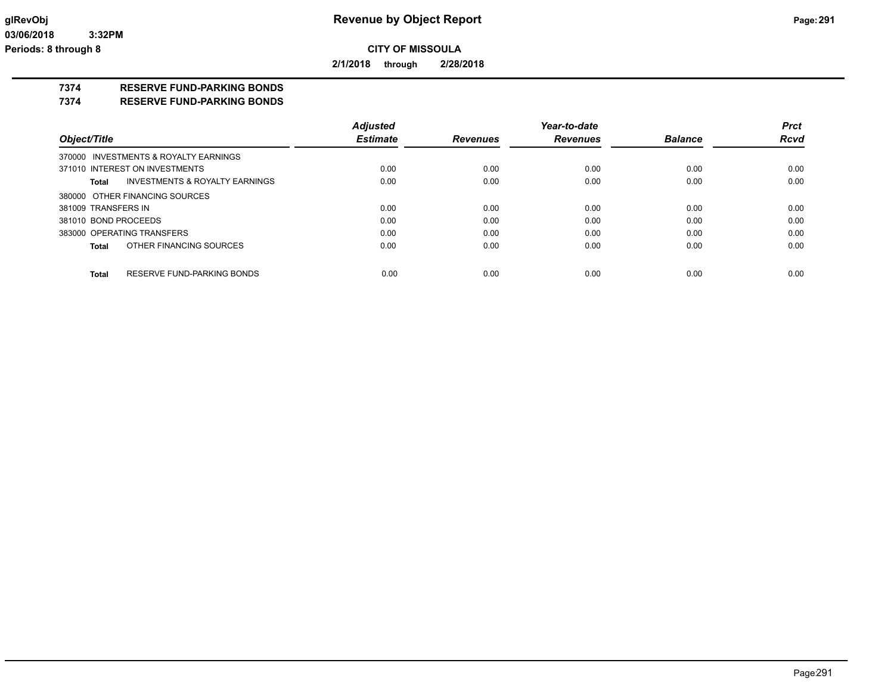**Revenue by Object Report**

**CITY OF MISSOULA**

**2/1/2018 through 2/28/2018**

glRevObj
03/06/2018 3:32PM
Periods: 8 through 8

**7374 RESERVE FUND-PARKING BONDS**
**7374 RESERVE FUND-PARKING BONDS**

| Object/Title | Adjusted Estimate | Revenues | Year-to-date Revenues | Balance | Prct Rcvd |
|---|---|---|---|---|---|
| 370000 INVESTMENTS & ROYALTY EARNINGS | | | | | |
| 371010 INTEREST ON INVESTMENTS | 0.00 | 0.00 | 0.00 | 0.00 | 0.00 |
| **Total** INVESTMENTS & ROYALTY EARNINGS | 0.00 | 0.00 | 0.00 | 0.00 | 0.00 |
| 380000 OTHER FINANCING SOURCES | | | | | |
| 381009 TRANSFERS IN | 0.00 | 0.00 | 0.00 | 0.00 | 0.00 |
| 381010 BOND PROCEEDS | 0.00 | 0.00 | 0.00 | 0.00 | 0.00 |
| 383000 OPERATING TRANSFERS | 0.00 | 0.00 | 0.00 | 0.00 | 0.00 |
| **Total** OTHER FINANCING SOURCES | 0.00 | 0.00 | 0.00 | 0.00 | 0.00 |
| **Total** RESERVE FUND-PARKING BONDS | 0.00 | 0.00 | 0.00 | 0.00 | 0.00 |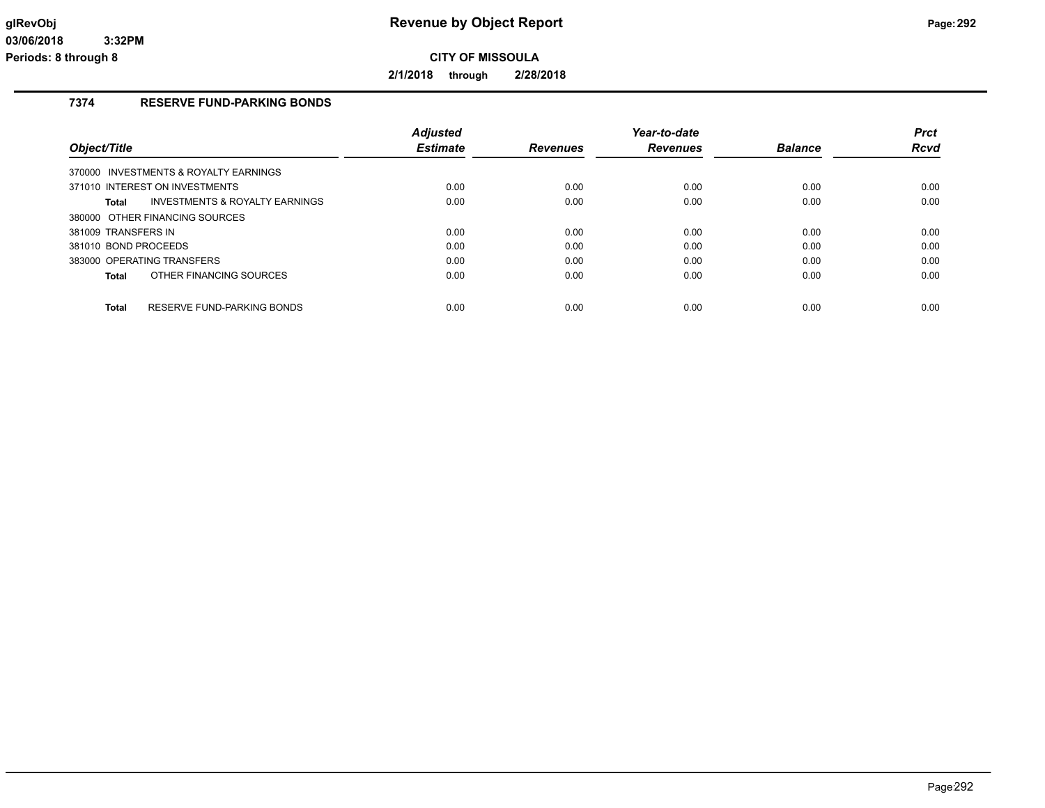# Revenue by Object Report

**CITY OF MISSOULA**

**2/1/2018 through 2/28/2018**

glRevObj
03/06/2018 3:32PM
Periods: 8 through 8

## 7374 RESERVE FUND-PARKING BONDS

| Object/Title | Adjusted Estimate | Revenues | Year-to-date Revenues | Balance | Prct Rcvd |
|---|---|---|---|---|---|
| 370000 INVESTMENTS & ROYALTY EARNINGS | | | | | |
| 371010 INTEREST ON INVESTMENTS | 0.00 | 0.00 | 0.00 | 0.00 | 0.00 |
| **Total** INVESTMENTS & ROYALTY EARNINGS | 0.00 | 0.00 | 0.00 | 0.00 | 0.00 |
| 380000 OTHER FINANCING SOURCES | | | | | |
| 381009 TRANSFERS IN | 0.00 | 0.00 | 0.00 | 0.00 | 0.00 |
| 381010 BOND PROCEEDS | 0.00 | 0.00 | 0.00 | 0.00 | 0.00 |
| 383000 OPERATING TRANSFERS | 0.00 | 0.00 | 0.00 | 0.00 | 0.00 |
| **Total** OTHER FINANCING SOURCES | 0.00 | 0.00 | 0.00 | 0.00 | 0.00 |
| **Total** RESERVE FUND-PARKING BONDS | 0.00 | 0.00 | 0.00 | 0.00 | 0.00 |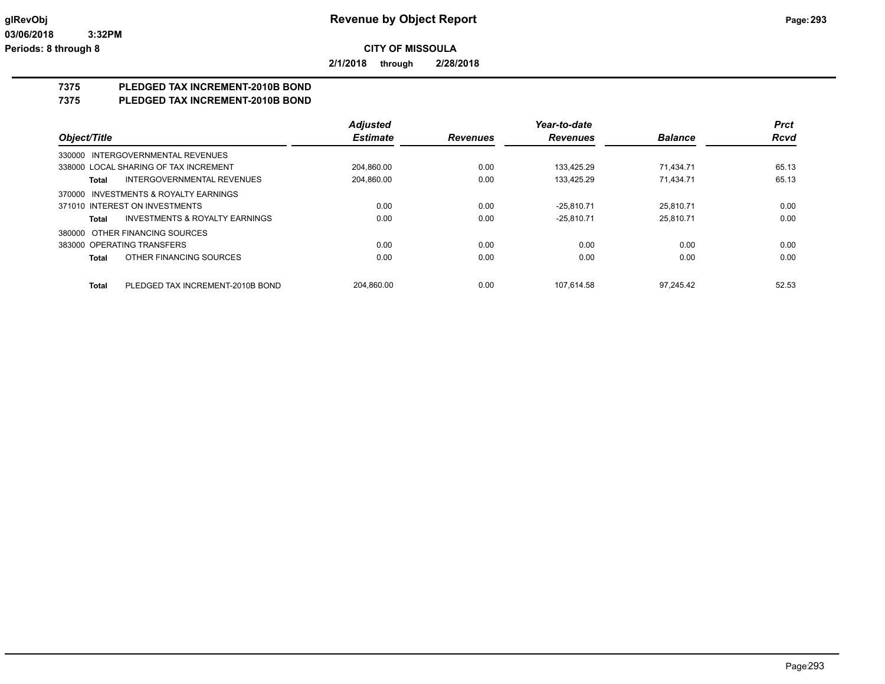**glRevObj** **Revenue by Object Report**

**03/06/2018 3:32PM**

**Periods: 8 through 8**

**CITY OF MISSOULA**

**2/1/2018 through 2/28/2018**

## 7375 PLEDGED TAX INCREMENT-2010B BOND
## 7375 PLEDGED TAX INCREMENT-2010B BOND

| Object/Title | Adjusted Estimate | Revenues | Year-to-date Revenues | Balance | Prct Rcvd |
|---|---|---|---|---|---|
| 330000 INTERGOVERNMENTAL REVENUES | | | | | |
| 338000 LOCAL SHARING OF TAX INCREMENT | 204,860.00 | 0.00 | 133,425.29 | 71,434.71 | 65.13 |
| **Total** INTERGOVERNMENTAL REVENUES | 204,860.00 | 0.00 | 133,425.29 | 71,434.71 | 65.13 |
| 370000 INVESTMENTS & ROYALTY EARNINGS | | | | | |
| 371010 INTEREST ON INVESTMENTS | 0.00 | 0.00 | -25,810.71 | 25,810.71 | 0.00 |
| **Total** INVESTMENTS & ROYALTY EARNINGS | 0.00 | 0.00 | -25,810.71 | 25,810.71 | 0.00 |
| 380000 OTHER FINANCING SOURCES | | | | | |
| 383000 OPERATING TRANSFERS | 0.00 | 0.00 | 0.00 | 0.00 | 0.00 |
| **Total** OTHER FINANCING SOURCES | 0.00 | 0.00 | 0.00 | 0.00 | 0.00 |
| **Total** PLEDGED TAX INCREMENT-2010B BOND | 204,860.00 | 0.00 | 107,614.58 | 97,245.42 | 52.53 |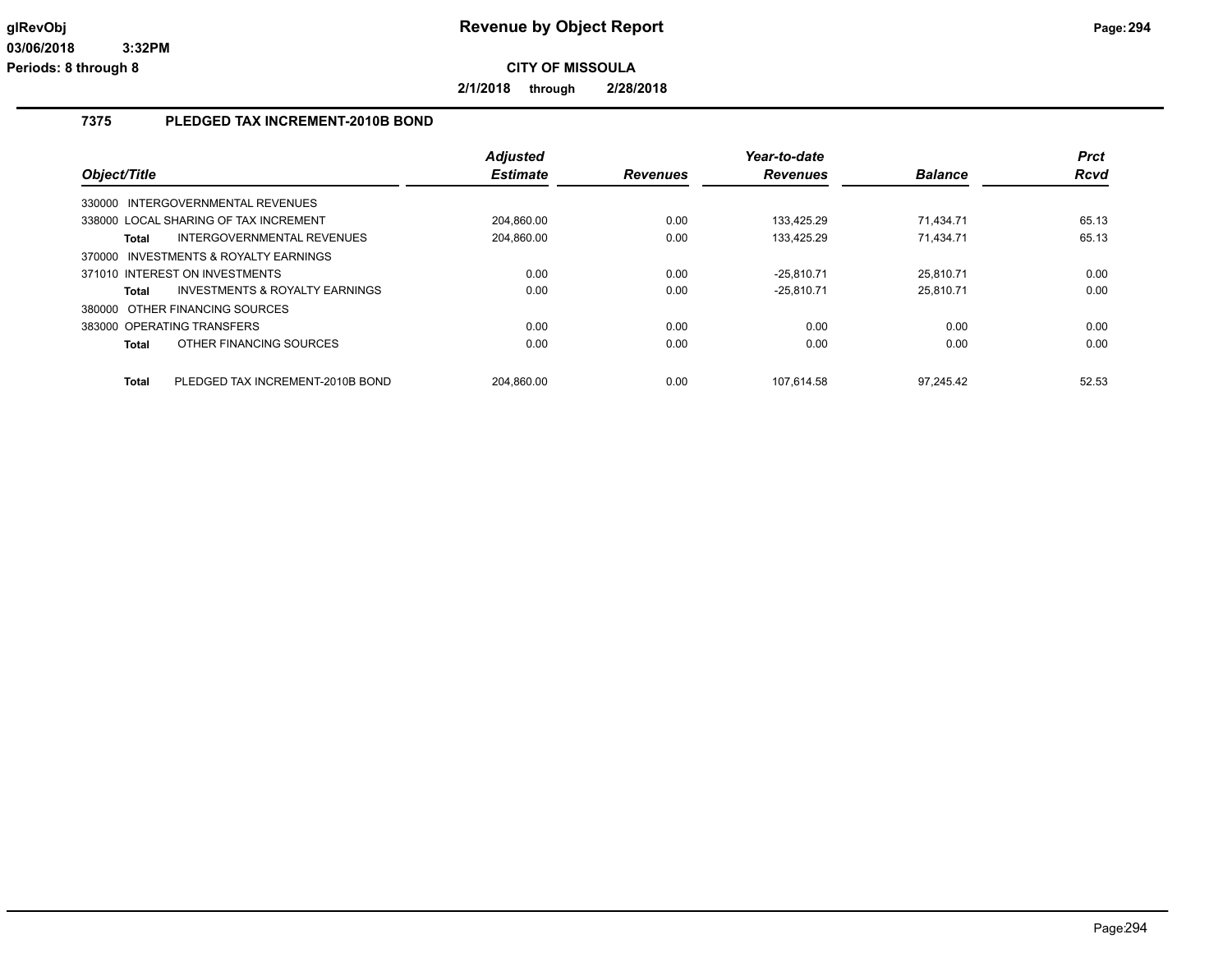# Revenue by Object Report

**CITY OF MISSOULA**

**2/1/2018 through 2/28/2018**

## 7375 PLEDGED TAX INCREMENT-2010B BOND

| Object/Title | Adjusted Estimate | Revenues | Year-to-date Revenues | Balance | Prct Rcvd |
|---|---|---|---|---|---|
| 330000 INTERGOVERNMENTAL REVENUES | | | | | |
| 338000 LOCAL SHARING OF TAX INCREMENT | 204,860.00 | 0.00 | 133,425.29 | 71,434.71 | 65.13 |
| **Total** INTERGOVERNMENTAL REVENUES | 204,860.00 | 0.00 | 133,425.29 | 71,434.71 | 65.13 |
| 370000 INVESTMENTS & ROYALTY EARNINGS | | | | | |
| 371010 INTEREST ON INVESTMENTS | 0.00 | 0.00 | -25,810.71 | 25,810.71 | 0.00 |
| **Total** INVESTMENTS & ROYALTY EARNINGS | 0.00 | 0.00 | -25,810.71 | 25,810.71 | 0.00 |
| 380000 OTHER FINANCING SOURCES | | | | | |
| 383000 OPERATING TRANSFERS | 0.00 | 0.00 | 0.00 | 0.00 | 0.00 |
| **Total** OTHER FINANCING SOURCES | 0.00 | 0.00 | 0.00 | 0.00 | 0.00 |
| **Total** PLEDGED TAX INCREMENT-2010B BOND | 204,860.00 | 0.00 | 107,614.58 | 97,245.42 | 52.53 |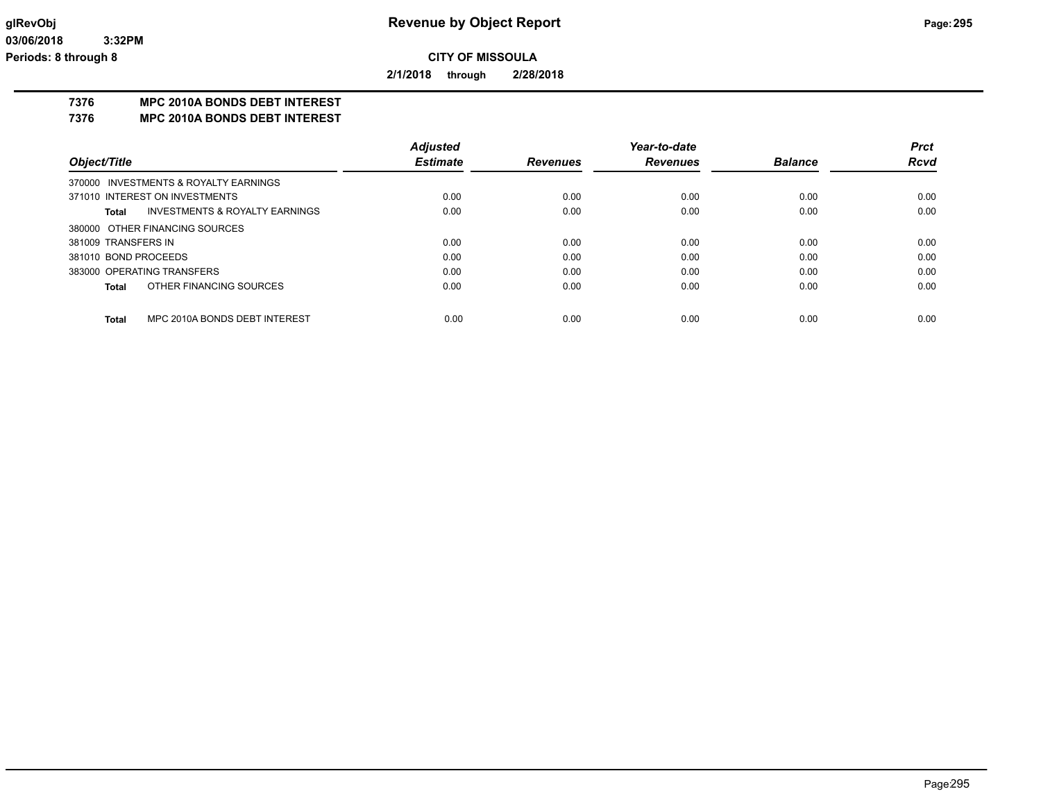# Revenue by Object Report

**CITY OF MISSOULA**

**2/1/2018 through 2/28/2018**

glRevObj
03/06/2018 3:32PM
Periods: 8 through 8

## 7376 MPC 2010A BONDS DEBT INTEREST
## 7376 MPC 2010A BONDS DEBT INTEREST

| Object/Title | Adjusted Estimate | Revenues | Year-to-date Revenues | Balance | Prct Rcvd |
|---|---|---|---|---|---|
| 370000 INVESTMENTS & ROYALTY EARNINGS | | | | | |
| 371010 INTEREST ON INVESTMENTS | 0.00 | 0.00 | 0.00 | 0.00 | 0.00 |
| **Total** INVESTMENTS & ROYALTY EARNINGS | 0.00 | 0.00 | 0.00 | 0.00 | 0.00 |
| 380000 OTHER FINANCING SOURCES | | | | | |
| 381009 TRANSFERS IN | 0.00 | 0.00 | 0.00 | 0.00 | 0.00 |
| 381010 BOND PROCEEDS | 0.00 | 0.00 | 0.00 | 0.00 | 0.00 |
| 383000 OPERATING TRANSFERS | 0.00 | 0.00 | 0.00 | 0.00 | 0.00 |
| **Total** OTHER FINANCING SOURCES | 0.00 | 0.00 | 0.00 | 0.00 | 0.00 |
| **Total** MPC 2010A BONDS DEBT INTEREST | 0.00 | 0.00 | 0.00 | 0.00 | 0.00 |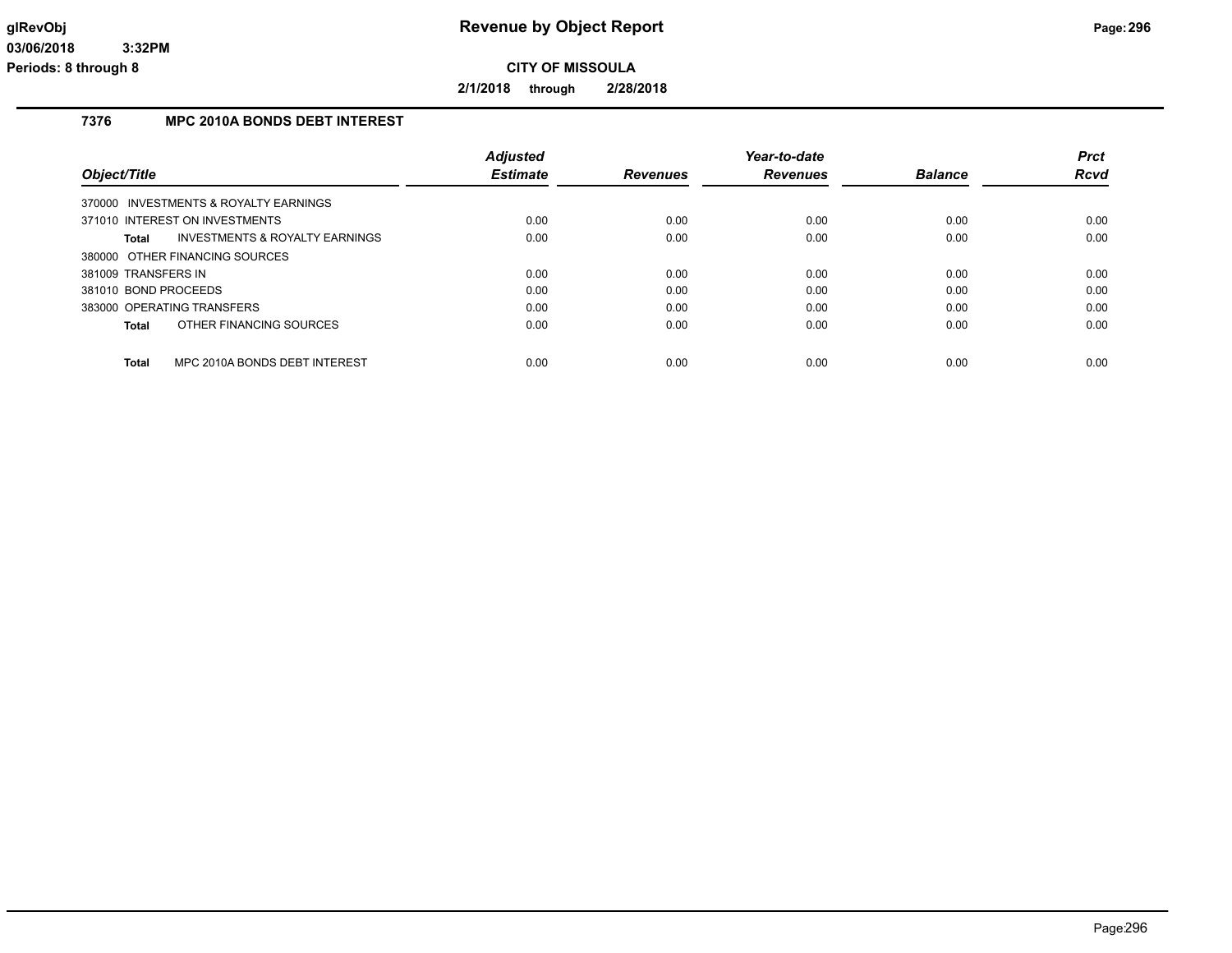# Revenue by Object Report

**CITY OF MISSOULA**

**2/1/2018 through 2/28/2018**

glRevObj
03/06/2018 3:32PM
Periods: 8 through 8

## 7376 MPC 2010A BONDS DEBT INTEREST

| Object/Title | Adjusted Estimate | Revenues | Year-to-date Revenues | Balance | Prct Rcvd |
|---|---|---|---|---|---|
| 370000 INVESTMENTS & ROYALTY EARNINGS | | | | | |
| 371010 INTEREST ON INVESTMENTS | 0.00 | 0.00 | 0.00 | 0.00 | 0.00 |
| **Total** INVESTMENTS & ROYALTY EARNINGS | 0.00 | 0.00 | 0.00 | 0.00 | 0.00 |
| 380000 OTHER FINANCING SOURCES | | | | | |
| 381009 TRANSFERS IN | 0.00 | 0.00 | 0.00 | 0.00 | 0.00 |
| 381010 BOND PROCEEDS | 0.00 | 0.00 | 0.00 | 0.00 | 0.00 |
| 383000 OPERATING TRANSFERS | 0.00 | 0.00 | 0.00 | 0.00 | 0.00 |
| **Total** OTHER FINANCING SOURCES | 0.00 | 0.00 | 0.00 | 0.00 | 0.00 |
| **Total** MPC 2010A BONDS DEBT INTEREST | 0.00 | 0.00 | 0.00 | 0.00 | 0.00 |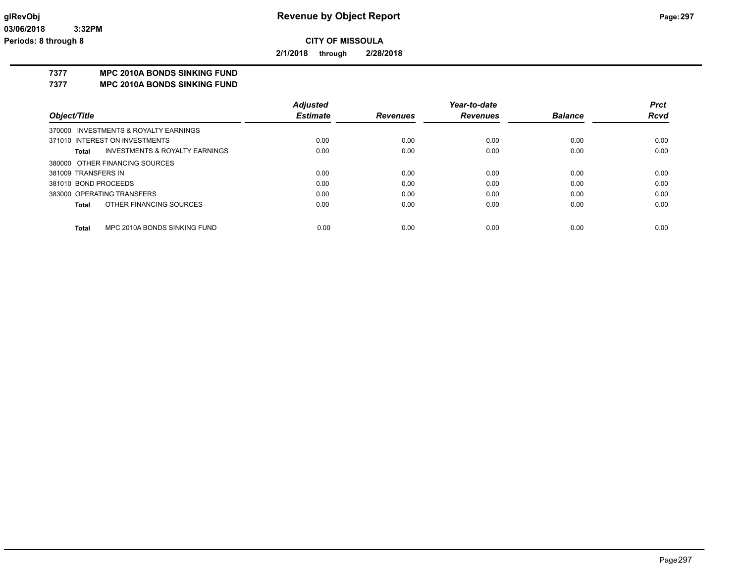**CITY OF MISSOULA**

**2/1/2018 through 2/28/2018**

## 7377 MPC 2010A BONDS SINKING FUND
## 7377 MPC 2010A BONDS SINKING FUND

| Object/Title | Adjusted Estimate | Revenues | Year-to-date Revenues | Balance | Prct Rcvd |
|---|---|---|---|---|---|
| 370000 INVESTMENTS & ROYALTY EARNINGS | | | | | |
| 371010 INTEREST ON INVESTMENTS | 0.00 | 0.00 | 0.00 | 0.00 | 0.00 |
| **Total** INVESTMENTS & ROYALTY EARNINGS | 0.00 | 0.00 | 0.00 | 0.00 | 0.00 |
| 380000 OTHER FINANCING SOURCES | | | | | |
| 381009 TRANSFERS IN | 0.00 | 0.00 | 0.00 | 0.00 | 0.00 |
| 381010 BOND PROCEEDS | 0.00 | 0.00 | 0.00 | 0.00 | 0.00 |
| 383000 OPERATING TRANSFERS | 0.00 | 0.00 | 0.00 | 0.00 | 0.00 |
| **Total** OTHER FINANCING SOURCES | 0.00 | 0.00 | 0.00 | 0.00 | 0.00 |
| **Total** MPC 2010A BONDS SINKING FUND | 0.00 | 0.00 | 0.00 | 0.00 | 0.00 |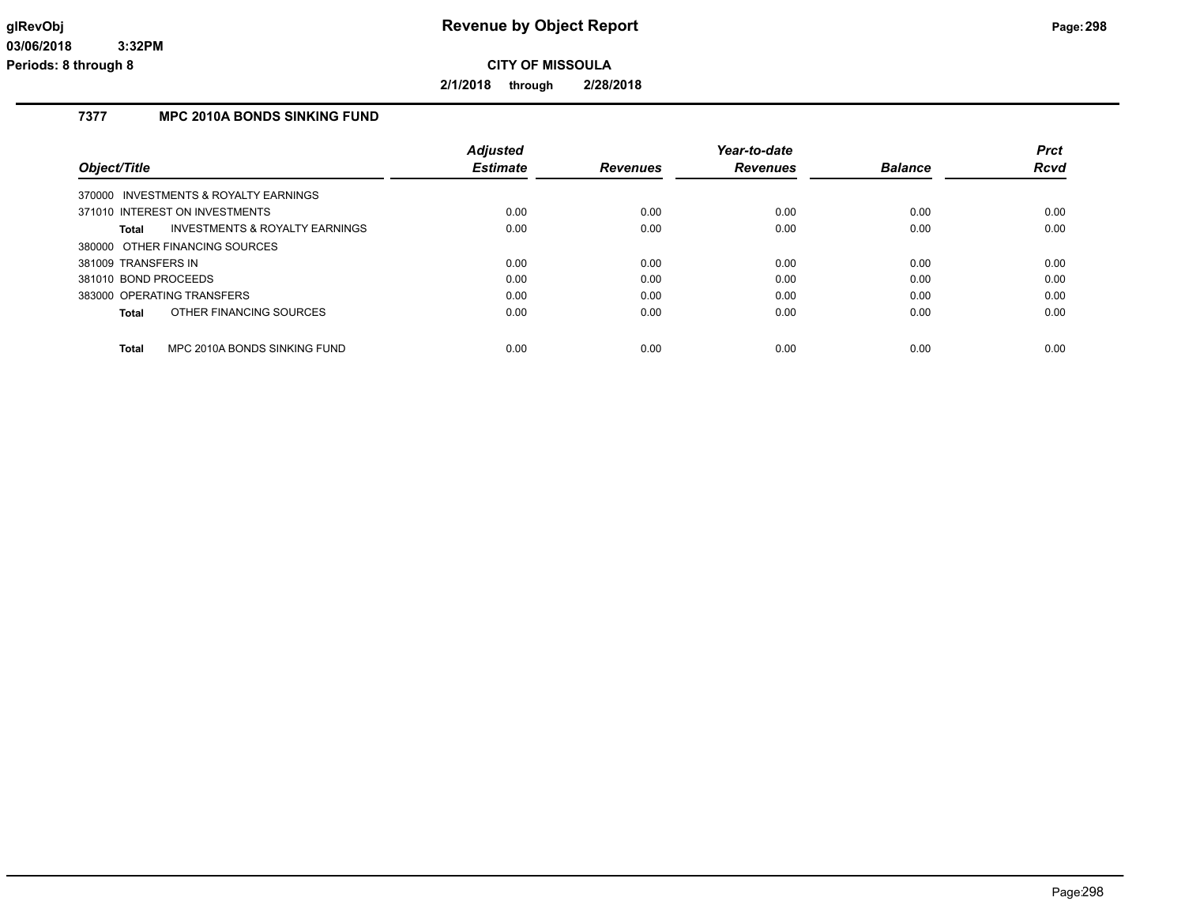# Revenue by Object Report

**CITY OF MISSOULA**

**2/1/2018 through 2/28/2018**

glRevObj
03/06/2018 3:32PM
Periods: 8 through 8

## 7377 MPC 2010A BONDS SINKING FUND

| Object/Title | Adjusted Estimate | Revenues | Year-to-date Revenues | Balance | Prct Rcvd |
|---|---|---|---|---|---|
| 370000 INVESTMENTS & ROYALTY EARNINGS | | | | | |
| 371010 INTEREST ON INVESTMENTS | 0.00 | 0.00 | 0.00 | 0.00 | 0.00 |
| **Total** INVESTMENTS & ROYALTY EARNINGS | 0.00 | 0.00 | 0.00 | 0.00 | 0.00 |
| 380000 OTHER FINANCING SOURCES | | | | | |
| 381009 TRANSFERS IN | 0.00 | 0.00 | 0.00 | 0.00 | 0.00 |
| 381010 BOND PROCEEDS | 0.00 | 0.00 | 0.00 | 0.00 | 0.00 |
| 383000 OPERATING TRANSFERS | 0.00 | 0.00 | 0.00 | 0.00 | 0.00 |
| **Total** OTHER FINANCING SOURCES | 0.00 | 0.00 | 0.00 | 0.00 | 0.00 |
| **Total** MPC 2010A BONDS SINKING FUND | 0.00 | 0.00 | 0.00 | 0.00 | 0.00 |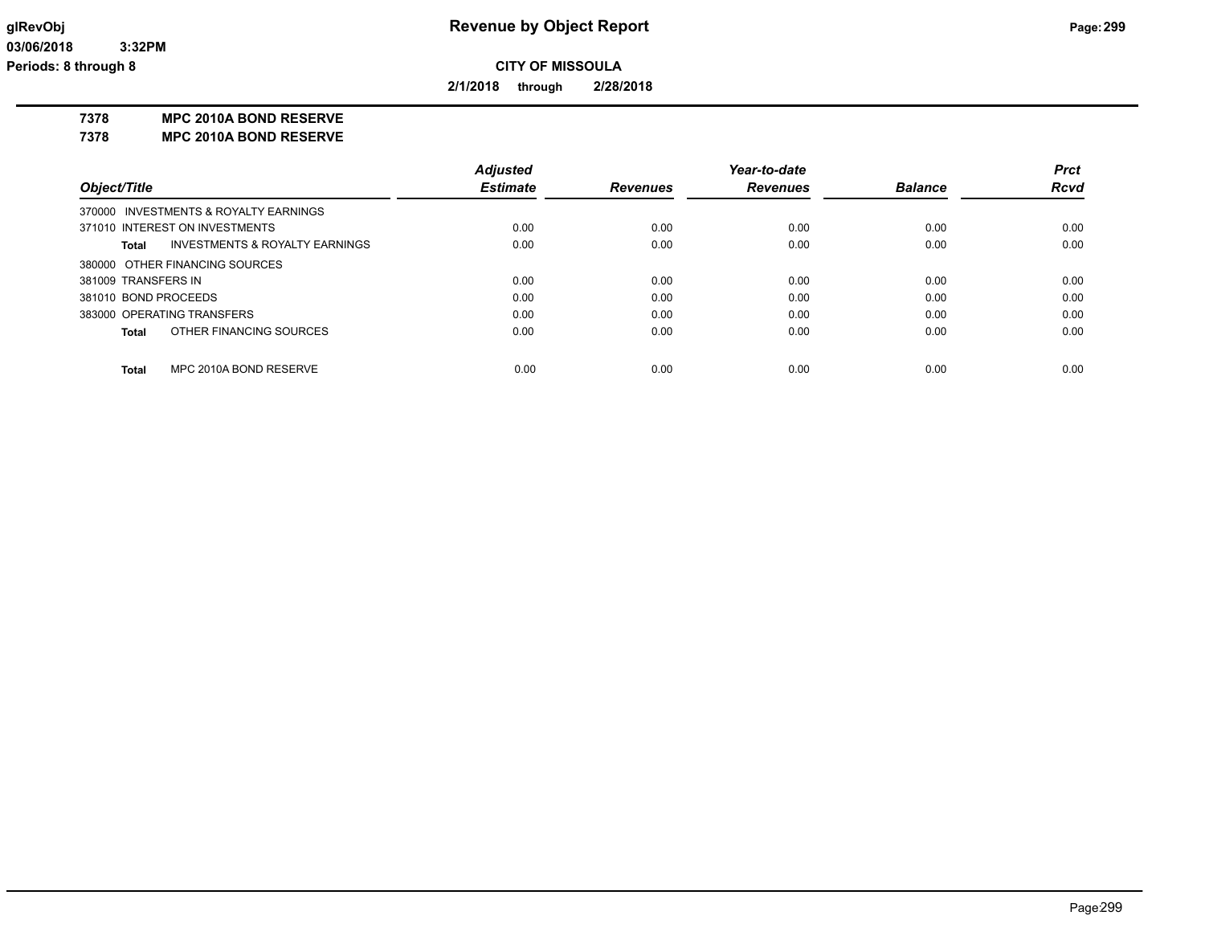**CITY OF MISSOULA**

**2/1/2018 through 2/28/2018**

**7378 MPC 2010A BOND RESERVE**

**7378 MPC 2010A BOND RESERVE**

| Object/Title | Adjusted Estimate | Revenues | Year-to-date Revenues | Balance | Prct Rcvd |
|---|---|---|---|---|---|
| 370000 INVESTMENTS & ROYALTY EARNINGS | | | | | |
| 371010 INTEREST ON INVESTMENTS | 0.00 | 0.00 | 0.00 | 0.00 | 0.00 |
| **Total** INVESTMENTS & ROYALTY EARNINGS | 0.00 | 0.00 | 0.00 | 0.00 | 0.00 |
| 380000 OTHER FINANCING SOURCES | | | | | |
| 381009 TRANSFERS IN | 0.00 | 0.00 | 0.00 | 0.00 | 0.00 |
| 381010 BOND PROCEEDS | 0.00 | 0.00 | 0.00 | 0.00 | 0.00 |
| 383000 OPERATING TRANSFERS | 0.00 | 0.00 | 0.00 | 0.00 | 0.00 |
| **Total** OTHER FINANCING SOURCES | 0.00 | 0.00 | 0.00 | 0.00 | 0.00 |
| **Total** MPC 2010A BOND RESERVE | 0.00 | 0.00 | 0.00 | 0.00 | 0.00 |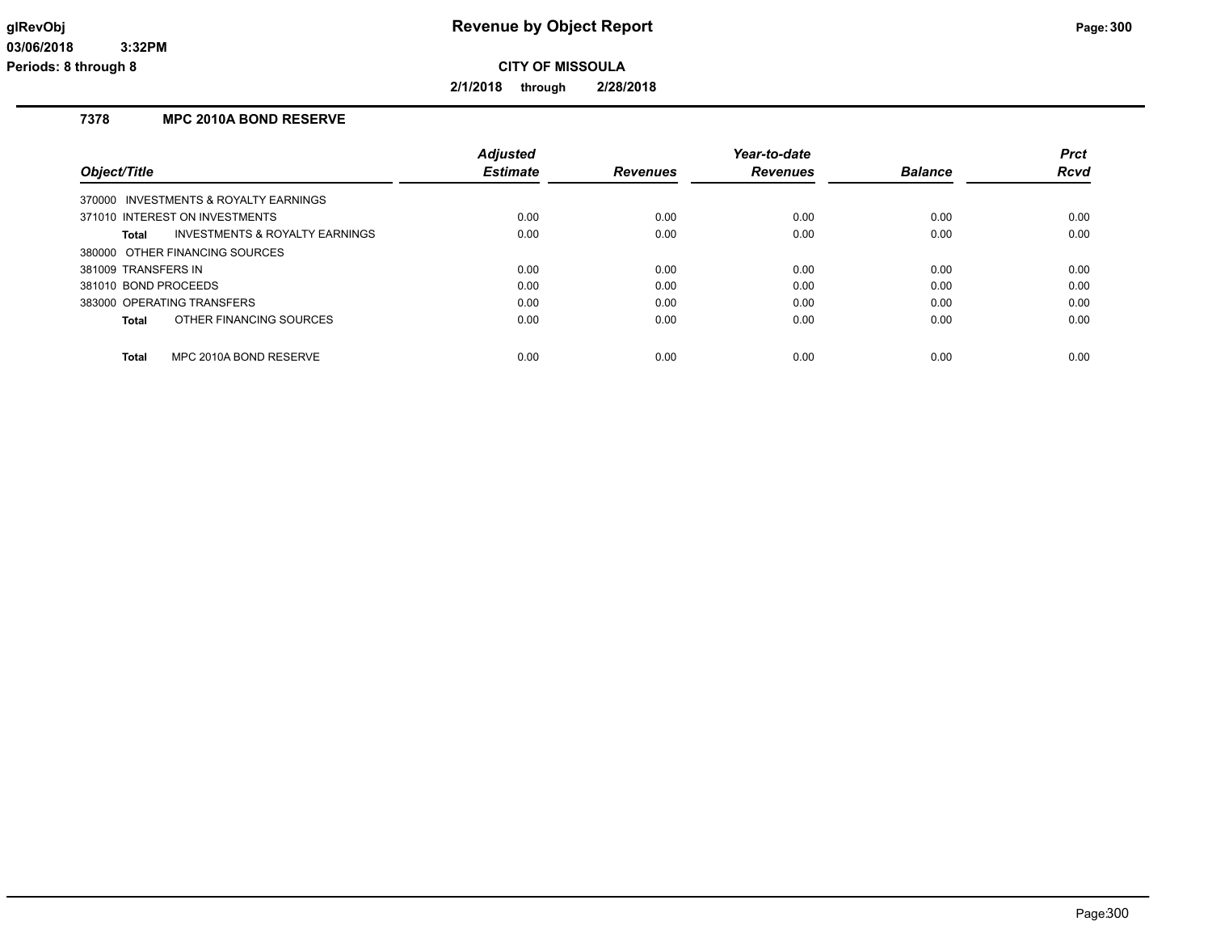# Revenue by Object Report

**CITY OF MISSOULA**

**2/1/2018 through 2/28/2018**

glRevObj
03/06/2018 3:32PM
Periods: 8 through 8

## 7378 MPC 2010A BOND RESERVE

| Object/Title | Adjusted Estimate | Revenues | Year-to-date Revenues | Balance | Prct Rcvd |
|---|---|---|---|---|---|
| 370000 INVESTMENTS & ROYALTY EARNINGS | | | | | |
| 371010 INTEREST ON INVESTMENTS | 0.00 | 0.00 | 0.00 | 0.00 | 0.00 |
| **Total** INVESTMENTS & ROYALTY EARNINGS | 0.00 | 0.00 | 0.00 | 0.00 | 0.00 |
| 380000 OTHER FINANCING SOURCES | | | | | |
| 381009 TRANSFERS IN | 0.00 | 0.00 | 0.00 | 0.00 | 0.00 |
| 381010 BOND PROCEEDS | 0.00 | 0.00 | 0.00 | 0.00 | 0.00 |
| 383000 OPERATING TRANSFERS | 0.00 | 0.00 | 0.00 | 0.00 | 0.00 |
| **Total** OTHER FINANCING SOURCES | 0.00 | 0.00 | 0.00 | 0.00 | 0.00 |
| **Total** MPC 2010A BOND RESERVE | 0.00 | 0.00 | 0.00 | 0.00 | 0.00 |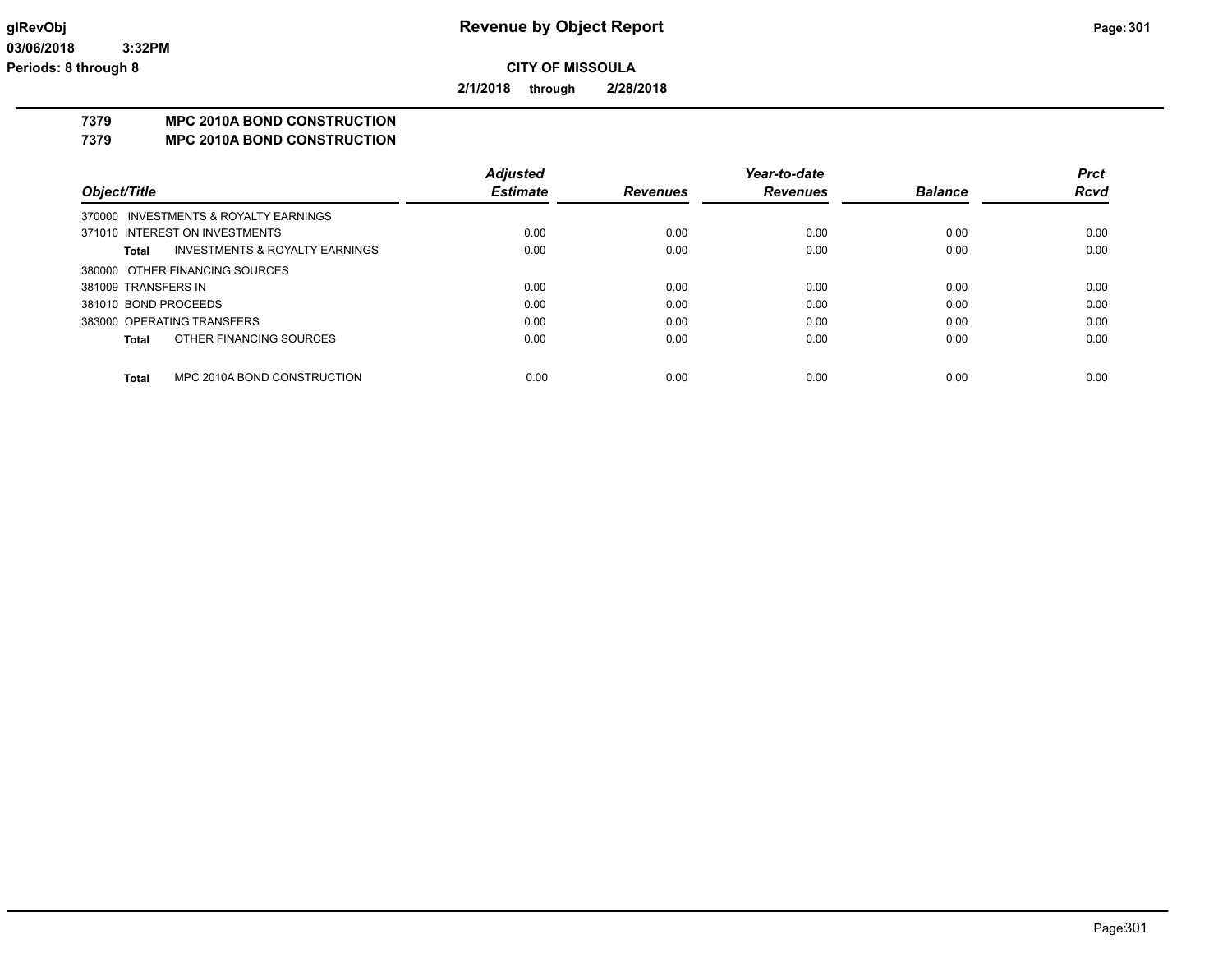# Revenue by Object Report

**CITY OF MISSOULA**

**2/1/2018 through 2/28/2018**

**7379 MPC 2010A BOND CONSTRUCTION**
**7379 MPC 2010A BOND CONSTRUCTION**

| Object/Title | Adjusted Estimate | Revenues | Year-to-date Revenues | Balance | Prct Rcvd |
|---|---|---|---|---|---|
| 370000 INVESTMENTS & ROYALTY EARNINGS | | | | | |
| 371010 INTEREST ON INVESTMENTS | 0.00 | 0.00 | 0.00 | 0.00 | 0.00 |
| **Total** INVESTMENTS & ROYALTY EARNINGS | 0.00 | 0.00 | 0.00 | 0.00 | 0.00 |
| 380000 OTHER FINANCING SOURCES | | | | | |
| 381009 TRANSFERS IN | 0.00 | 0.00 | 0.00 | 0.00 | 0.00 |
| 381010 BOND PROCEEDS | 0.00 | 0.00 | 0.00 | 0.00 | 0.00 |
| 383000 OPERATING TRANSFERS | 0.00 | 0.00 | 0.00 | 0.00 | 0.00 |
| **Total** OTHER FINANCING SOURCES | 0.00 | 0.00 | 0.00 | 0.00 | 0.00 |
| **Total** MPC 2010A BOND CONSTRUCTION | 0.00 | 0.00 | 0.00 | 0.00 | 0.00 |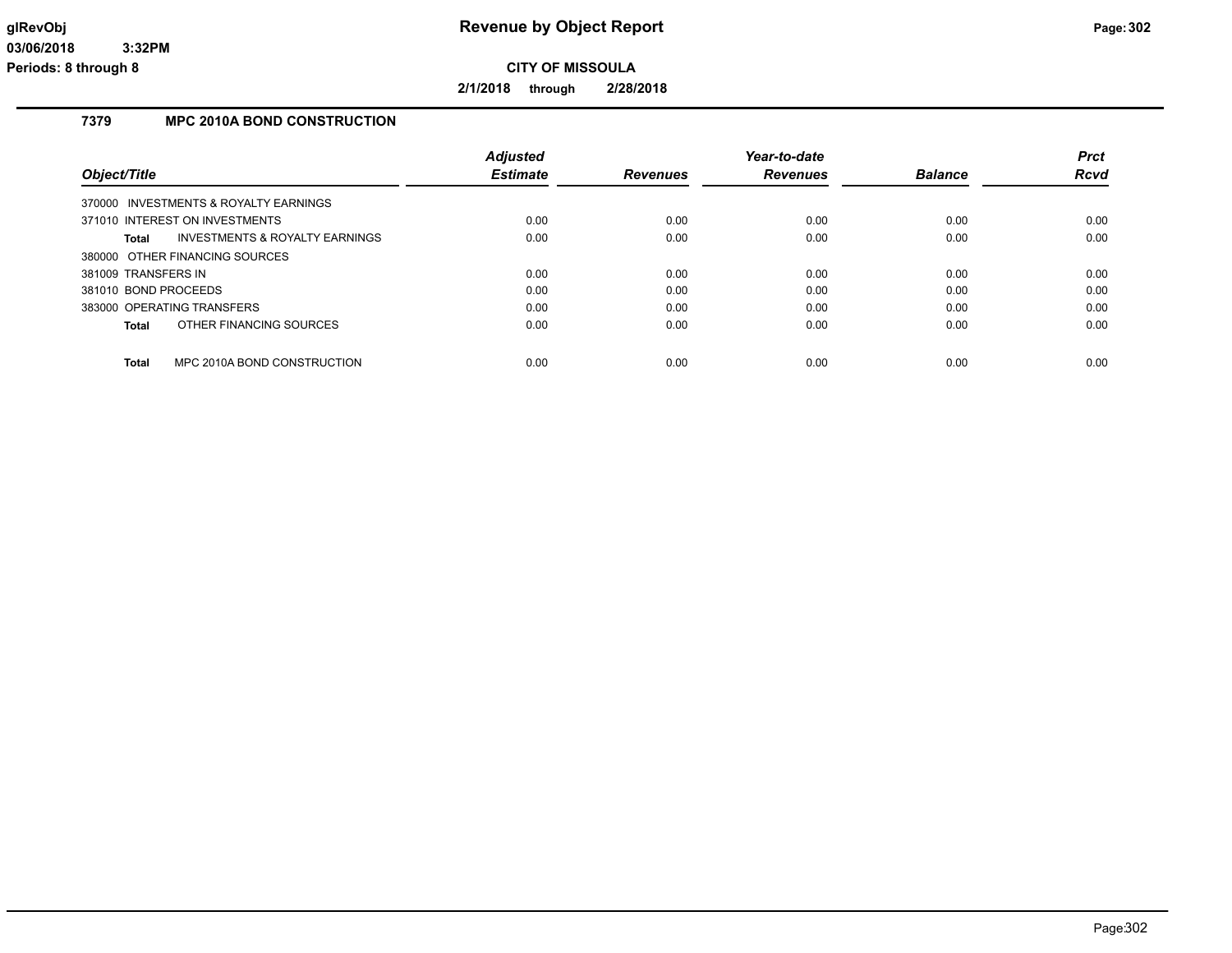# Revenue by Object Report

**CITY OF MISSOULA**

**2/1/2018 through 2/28/2018**

glRevObj
03/06/2018 3:32PM
Periods: 8 through 8

## 7379 MPC 2010A BOND CONSTRUCTION

| Object/Title | Adjusted Estimate | Revenues | Year-to-date Revenues | Balance | Prct Rcvd |
|---|---|---|---|---|---|
| 370000 INVESTMENTS & ROYALTY EARNINGS | | | | | |
| 371010 INTEREST ON INVESTMENTS | 0.00 | 0.00 | 0.00 | 0.00 | 0.00 |
| **Total** INVESTMENTS & ROYALTY EARNINGS | 0.00 | 0.00 | 0.00 | 0.00 | 0.00 |
| 380000 OTHER FINANCING SOURCES | | | | | |
| 381009 TRANSFERS IN | 0.00 | 0.00 | 0.00 | 0.00 | 0.00 |
| 381010 BOND PROCEEDS | 0.00 | 0.00 | 0.00 | 0.00 | 0.00 |
| 383000 OPERATING TRANSFERS | 0.00 | 0.00 | 0.00 | 0.00 | 0.00 |
| **Total** OTHER FINANCING SOURCES | 0.00 | 0.00 | 0.00 | 0.00 | 0.00 |
| **Total** MPC 2010A BOND CONSTRUCTION | 0.00 | 0.00 | 0.00 | 0.00 | 0.00 |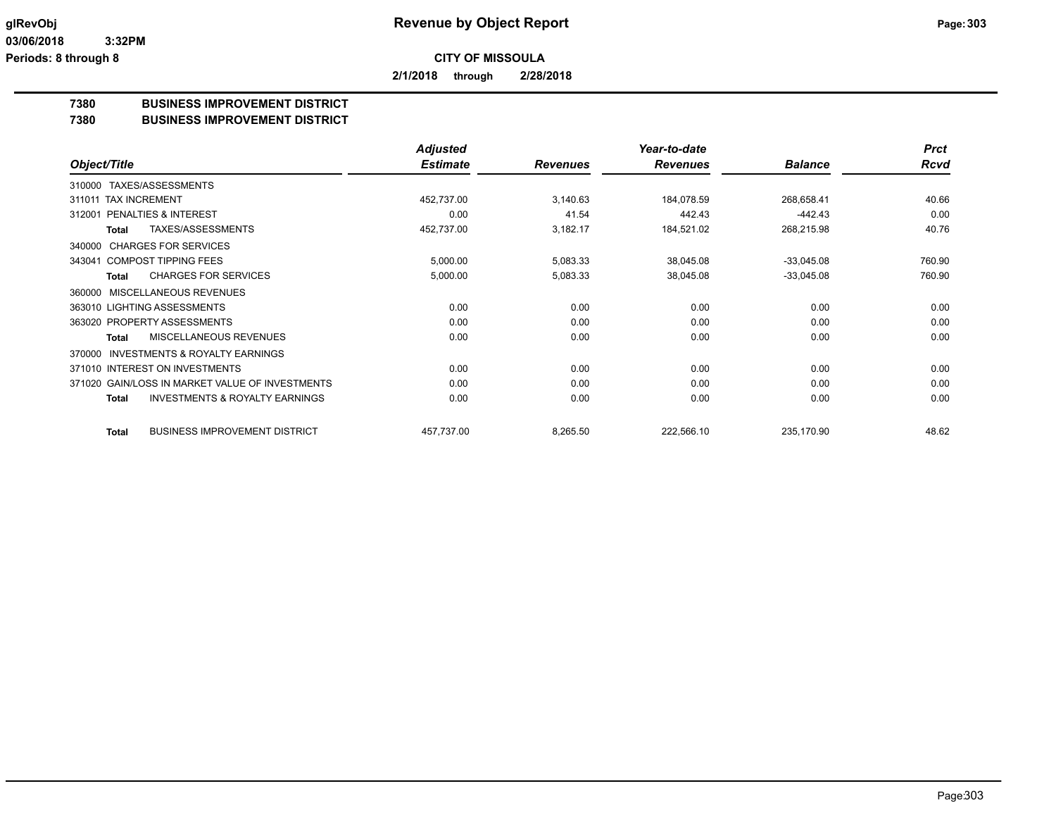**CITY OF MISSOULA**

**2/1/2018 through 2/28/2018**

## 7380 BUSINESS IMPROVEMENT DISTRICT
## 7380 BUSINESS IMPROVEMENT DISTRICT

| Object/Title | Adjusted Estimate | Revenues | Year-to-date Revenues | Balance | Prct Rcvd |
|---|---|---|---|---|---|
| 310000 TAXES/ASSESSMENTS | | | | | |
| 311011 TAX INCREMENT | 452,737.00 | 3,140.63 | 184,078.59 | 268,658.41 | 40.66 |
| 312001 PENALTIES & INTEREST | 0.00 | 41.54 | 442.43 | -442.43 | 0.00 |
| **Total** TAXES/ASSESSMENTS | 452,737.00 | 3,182.17 | 184,521.02 | 268,215.98 | 40.76 |
| 340000 CHARGES FOR SERVICES | | | | | |
| 343041 COMPOST TIPPING FEES | 5,000.00 | 5,083.33 | 38,045.08 | -33,045.08 | 760.90 |
| **Total** CHARGES FOR SERVICES | 5,000.00 | 5,083.33 | 38,045.08 | -33,045.08 | 760.90 |
| 360000 MISCELLANEOUS REVENUES | | | | | |
| 363010 LIGHTING ASSESSMENTS | 0.00 | 0.00 | 0.00 | 0.00 | 0.00 |
| 363020 PROPERTY ASSESSMENTS | 0.00 | 0.00 | 0.00 | 0.00 | 0.00 |
| **Total** MISCELLANEOUS REVENUES | 0.00 | 0.00 | 0.00 | 0.00 | 0.00 |
| 370000 INVESTMENTS & ROYALTY EARNINGS | | | | | |
| 371010 INTEREST ON INVESTMENTS | 0.00 | 0.00 | 0.00 | 0.00 | 0.00 |
| 371020 GAIN/LOSS IN MARKET VALUE OF INVESTMENTS | 0.00 | 0.00 | 0.00 | 0.00 | 0.00 |
| **Total** INVESTMENTS & ROYALTY EARNINGS | 0.00 | 0.00 | 0.00 | 0.00 | 0.00 |
| **Total** BUSINESS IMPROVEMENT DISTRICT | 457,737.00 | 8,265.50 | 222,566.10 | 235,170.90 | 48.62 |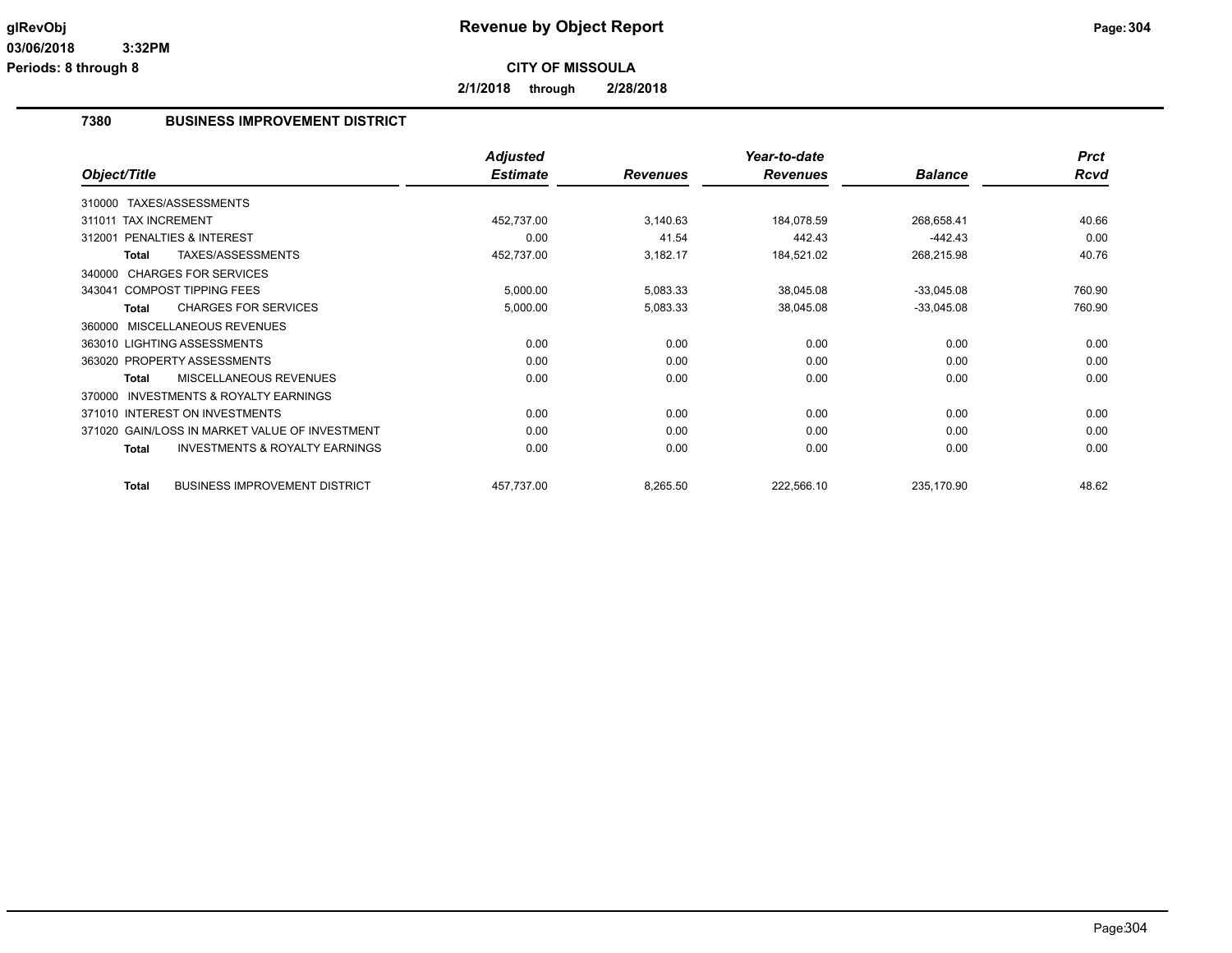# Revenue by Object Report

**CITY OF MISSOULA**

**2/1/2018 through 2/28/2018**

glRevObj
03/06/2018 3:32PM
Periods: 8 through 8

## 7380 BUSINESS IMPROVEMENT DISTRICT

| Object/Title | Adjusted Estimate | Revenues | Year-to-date Revenues | Balance | Prct Rcvd |
|---|---|---|---|---|---|
| 310000 TAXES/ASSESSMENTS | | | | | |
| 311011 TAX INCREMENT | 452,737.00 | 3,140.63 | 184,078.59 | 268,658.41 | 40.66 |
| 312001 PENALTIES & INTEREST | 0.00 | 41.54 | 442.43 | -442.43 | 0.00 |
| **Total** TAXES/ASSESSMENTS | 452,737.00 | 3,182.17 | 184,521.02 | 268,215.98 | 40.76 |
| 340000 CHARGES FOR SERVICES | | | | | |
| 343041 COMPOST TIPPING FEES | 5,000.00 | 5,083.33 | 38,045.08 | -33,045.08 | 760.90 |
| **Total** CHARGES FOR SERVICES | 5,000.00 | 5,083.33 | 38,045.08 | -33,045.08 | 760.90 |
| 360000 MISCELLANEOUS REVENUES | | | | | |
| 363010 LIGHTING ASSESSMENTS | 0.00 | 0.00 | 0.00 | 0.00 | 0.00 |
| 363020 PROPERTY ASSESSMENTS | 0.00 | 0.00 | 0.00 | 0.00 | 0.00 |
| **Total** MISCELLANEOUS REVENUES | 0.00 | 0.00 | 0.00 | 0.00 | 0.00 |
| 370000 INVESTMENTS & ROYALTY EARNINGS | | | | | |
| 371010 INTEREST ON INVESTMENTS | 0.00 | 0.00 | 0.00 | 0.00 | 0.00 |
| 371020 GAIN/LOSS IN MARKET VALUE OF INVESTMENT | 0.00 | 0.00 | 0.00 | 0.00 | 0.00 |
| **Total** INVESTMENTS & ROYALTY EARNINGS | 0.00 | 0.00 | 0.00 | 0.00 | 0.00 |
| **Total** BUSINESS IMPROVEMENT DISTRICT | 457,737.00 | 8,265.50 | 222,566.10 | 235,170.90 | 48.62 |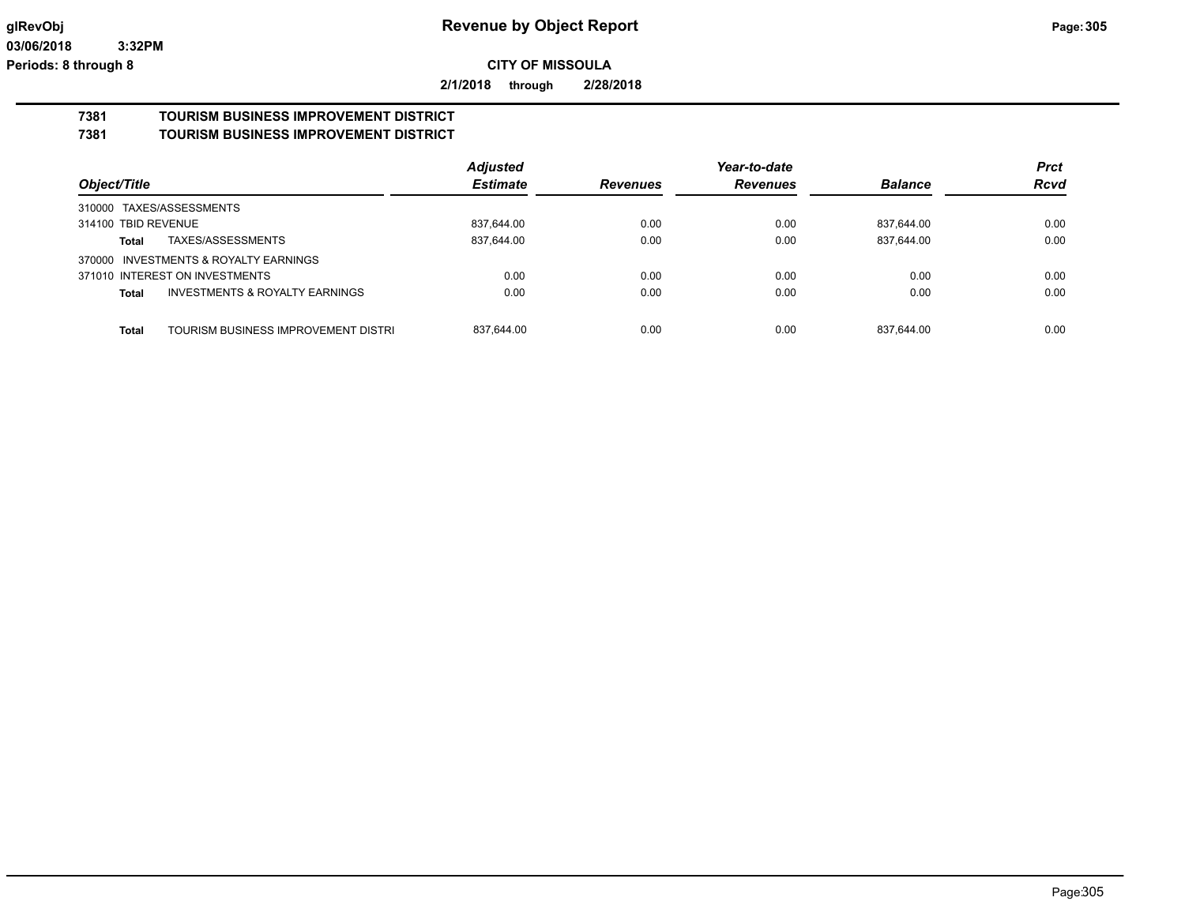glRevObj
03/06/2018 3:32PM
Periods: 8 through 8

# Revenue by Object Report

**CITY OF MISSOULA**

**2/1/2018 through 2/28/2018**

## 7381 TOURISM BUSINESS IMPROVEMENT DISTRICT
## 7381 TOURISM BUSINESS IMPROVEMENT DISTRICT

| Object/Title | Adjusted Estimate | Revenues | Year-to-date Revenues | Balance | Prct Rcvd |
|---|---|---|---|---|---|
| 310000 TAXES/ASSESSMENTS | | | | | |
| 314100 TBID REVENUE | 837,644.00 | 0.00 | 0.00 | 837,644.00 | 0.00 |
| **Total** TAXES/ASSESSMENTS | 837,644.00 | 0.00 | 0.00 | 837,644.00 | 0.00 |
| 370000 INVESTMENTS & ROYALTY EARNINGS | | | | | |
| 371010 INTEREST ON INVESTMENTS | 0.00 | 0.00 | 0.00 | 0.00 | 0.00 |
| **Total** INVESTMENTS & ROYALTY EARNINGS | 0.00 | 0.00 | 0.00 | 0.00 | 0.00 |
| **Total** TOURISM BUSINESS IMPROVEMENT DISTRI | 837,644.00 | 0.00 | 0.00 | 837,644.00 | 0.00 |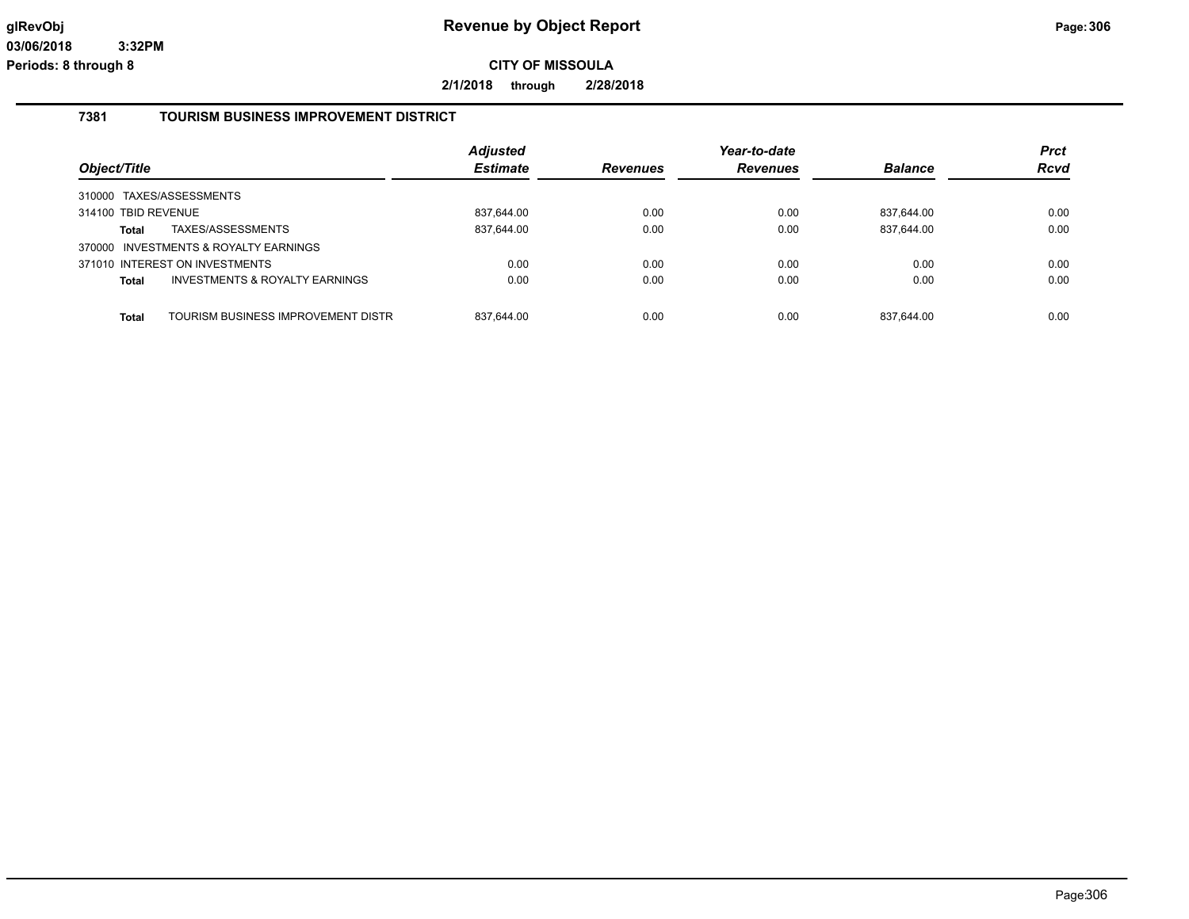# Revenue by Object Report

**CITY OF MISSOULA**

**2/1/2018 through 2/28/2018**

glRevObj
03/06/2018 3:32PM
Periods: 8 through 8

## 7381 TOURISM BUSINESS IMPROVEMENT DISTRICT

| Object/Title | | Adjusted Estimate | Revenues | Year-to-date Revenues | Balance | Prct Rcvd |
|---|---|---|---|---|---|---|
| 310000 TAXES/ASSESSMENTS | | | | | | |
| 314100 TBID REVENUE | | 837,644.00 | 0.00 | 0.00 | 837,644.00 | 0.00 |
| **Total** | TAXES/ASSESSMENTS | 837,644.00 | 0.00 | 0.00 | 837,644.00 | 0.00 |
| 370000 INVESTMENTS & ROYALTY EARNINGS | | | | | | |
| 371010 INTEREST ON INVESTMENTS | | 0.00 | 0.00 | 0.00 | 0.00 | 0.00 |
| **Total** | INVESTMENTS & ROYALTY EARNINGS | 0.00 | 0.00 | 0.00 | 0.00 | 0.00 |
| **Total** | TOURISM BUSINESS IMPROVEMENT DISTR | 837,644.00 | 0.00 | 0.00 | 837,644.00 | 0.00 |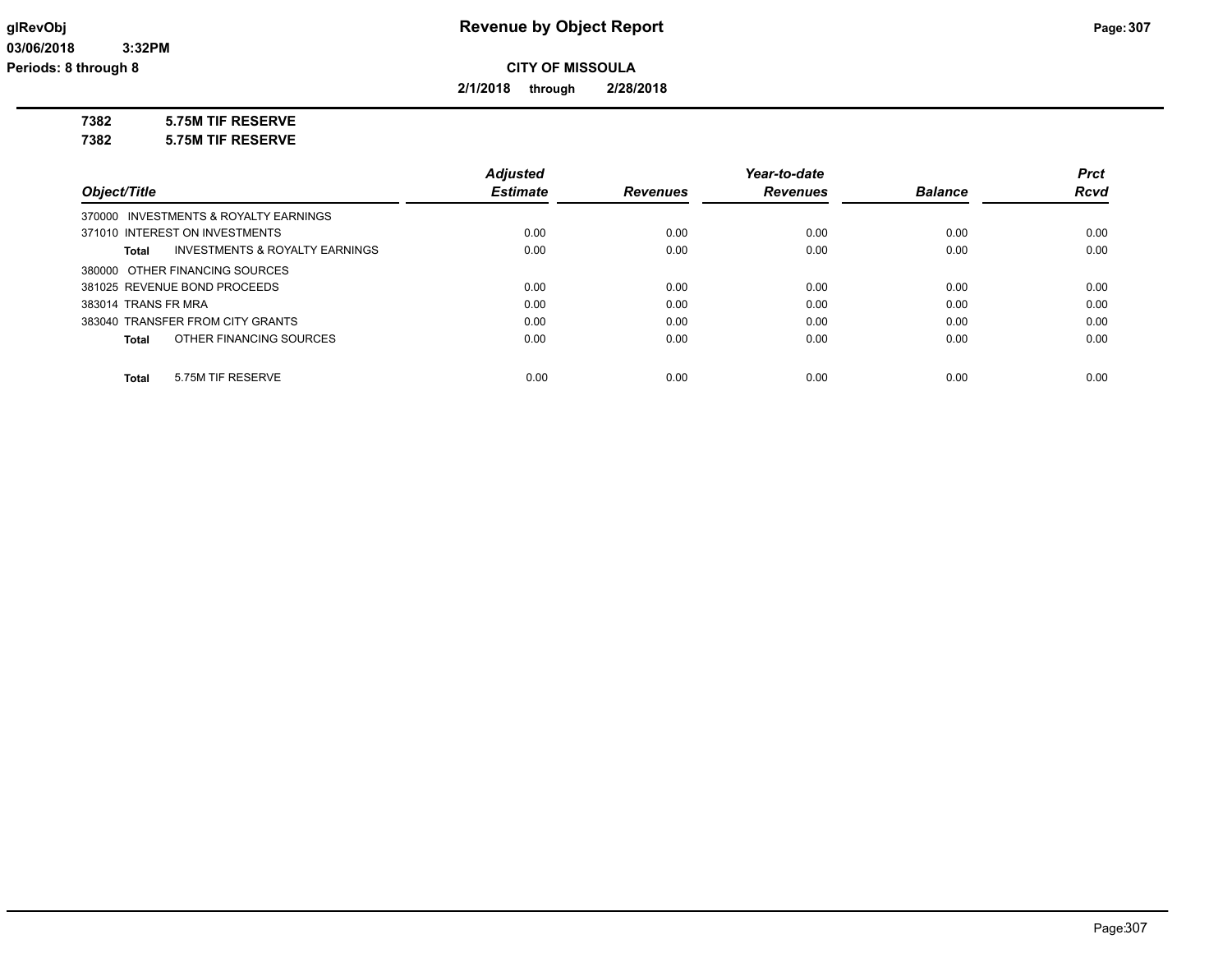# Revenue by Object Report

**CITY OF MISSOULA**

**2/1/2018 through 2/28/2018**

glRevObj
03/06/2018 3:32PM
Periods: 8 through 8

**7382 5.75M TIF RESERVE**

**7382 5.75M TIF RESERVE**

| Object/Title | Adjusted Estimate | Revenues | Year-to-date Revenues | Balance | Prct Rcvd |
|---|---|---|---|---|---|
| 370000 INVESTMENTS & ROYALTY EARNINGS | | | | | |
| 371010 INTEREST ON INVESTMENTS | 0.00 | 0.00 | 0.00 | 0.00 | 0.00 |
| **Total** INVESTMENTS & ROYALTY EARNINGS | 0.00 | 0.00 | 0.00 | 0.00 | 0.00 |
| 380000 OTHER FINANCING SOURCES | | | | | |
| 381025 REVENUE BOND PROCEEDS | 0.00 | 0.00 | 0.00 | 0.00 | 0.00 |
| 383014 TRANS FR MRA | 0.00 | 0.00 | 0.00 | 0.00 | 0.00 |
| 383040 TRANSFER FROM CITY GRANTS | 0.00 | 0.00 | 0.00 | 0.00 | 0.00 |
| **Total** OTHER FINANCING SOURCES | 0.00 | 0.00 | 0.00 | 0.00 | 0.00 |
| **Total** 5.75M TIF RESERVE | 0.00 | 0.00 | 0.00 | 0.00 | 0.00 |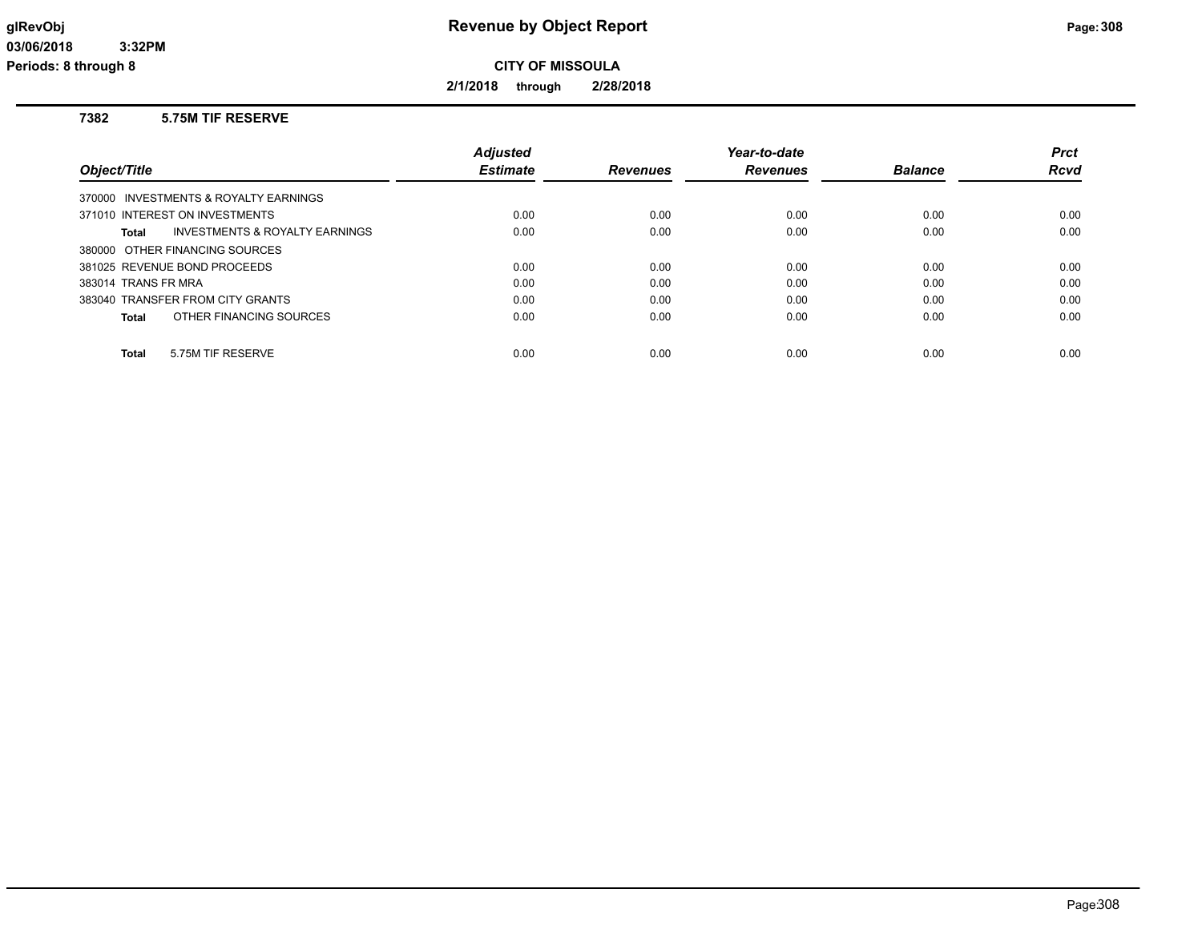# Revenue by Object Report

**CITY OF MISSOULA**

**2/1/2018 through 2/28/2018**

glRevObj
03/06/2018 3:32PM
Periods: 8 through 8

## 7382 5.75M TIF RESERVE

| Object/Title | Adjusted Estimate | Revenues | Year-to-date Revenues | Balance | Prct Rcvd |
|---|---|---|---|---|---|
| 370000 INVESTMENTS & ROYALTY EARNINGS | | | | | |
| 371010 INTEREST ON INVESTMENTS | 0.00 | 0.00 | 0.00 | 0.00 | 0.00 |
| **Total** INVESTMENTS & ROYALTY EARNINGS | 0.00 | 0.00 | 0.00 | 0.00 | 0.00 |
| 380000 OTHER FINANCING SOURCES | | | | | |
| 381025 REVENUE BOND PROCEEDS | 0.00 | 0.00 | 0.00 | 0.00 | 0.00 |
| 383014 TRANS FR MRA | 0.00 | 0.00 | 0.00 | 0.00 | 0.00 |
| 383040 TRANSFER FROM CITY GRANTS | 0.00 | 0.00 | 0.00 | 0.00 | 0.00 |
| **Total** OTHER FINANCING SOURCES | 0.00 | 0.00 | 0.00 | 0.00 | 0.00 |
| **Total** 5.75M TIF RESERVE | 0.00 | 0.00 | 0.00 | 0.00 | 0.00 |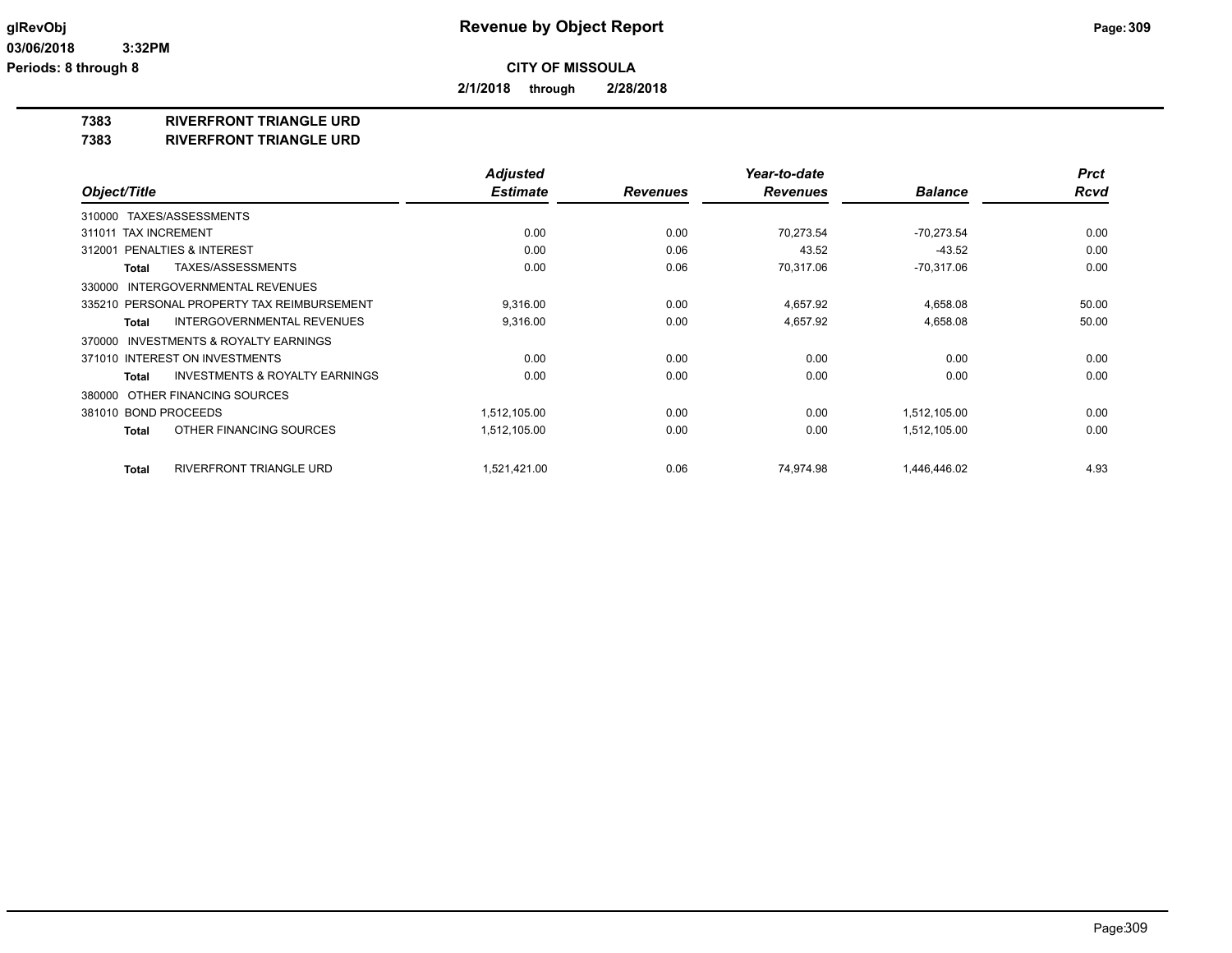**Revenue by Object Report**

**CITY OF MISSOULA**

**2/1/2018 through 2/28/2018**

# 7383 RIVERFRONT TRIANGLE URD
# 7383 RIVERFRONT TRIANGLE URD

| Object/Title | Adjusted Estimate | Revenues | Year-to-date Revenues | Balance | Prct Rcvd |
|---|---|---|---|---|---|
| 310000 TAXES/ASSESSMENTS | | | | | |
| 311011 TAX INCREMENT | 0.00 | 0.00 | 70,273.54 | -70,273.54 | 0.00 |
| 312001 PENALTIES & INTEREST | 0.00 | 0.06 | 43.52 | -43.52 | 0.00 |
| **Total** TAXES/ASSESSMENTS | 0.00 | 0.06 | 70,317.06 | -70,317.06 | 0.00 |
| 330000 INTERGOVERNMENTAL REVENUES | | | | | |
| 335210 PERSONAL PROPERTY TAX REIMBURSEMENT | 9,316.00 | 0.00 | 4,657.92 | 4,658.08 | 50.00 |
| **Total** INTERGOVERNMENTAL REVENUES | 9,316.00 | 0.00 | 4,657.92 | 4,658.08 | 50.00 |
| 370000 INVESTMENTS & ROYALTY EARNINGS | | | | | |
| 371010 INTEREST ON INVESTMENTS | 0.00 | 0.00 | 0.00 | 0.00 | 0.00 |
| **Total** INVESTMENTS & ROYALTY EARNINGS | 0.00 | 0.00 | 0.00 | 0.00 | 0.00 |
| 380000 OTHER FINANCING SOURCES | | | | | |
| 381010 BOND PROCEEDS | 1,512,105.00 | 0.00 | 0.00 | 1,512,105.00 | 0.00 |
| **Total** OTHER FINANCING SOURCES | 1,512,105.00 | 0.00 | 0.00 | 1,512,105.00 | 0.00 |
| **Total** RIVERFRONT TRIANGLE URD | 1,521,421.00 | 0.06 | 74,974.98 | 1,446,446.02 | 4.93 |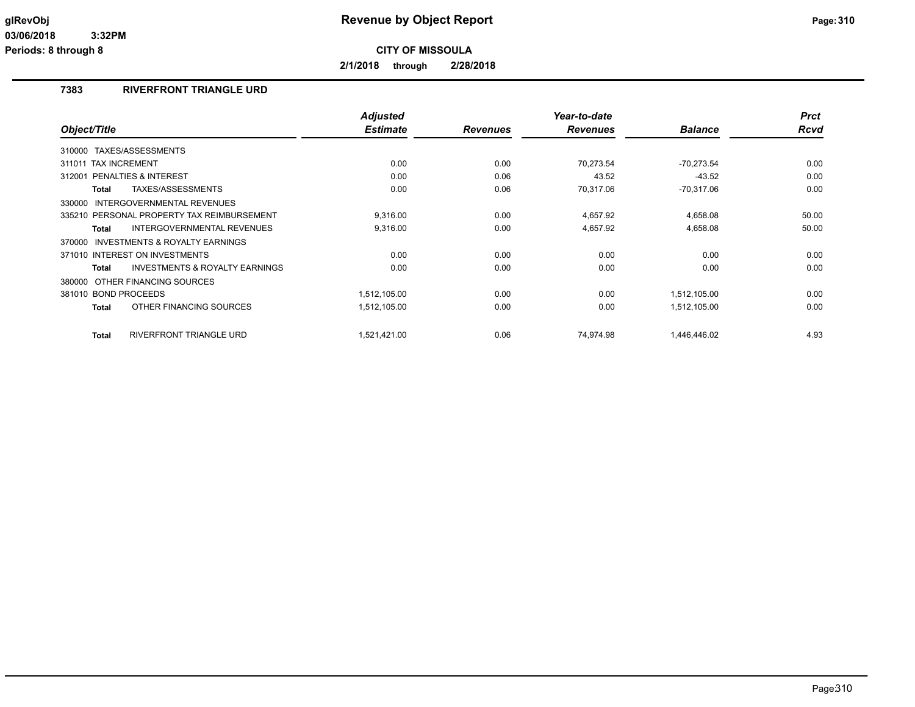**glRevObj**
**03/06/2018 3:32PM**
**Periods: 8 through 8**

# Revenue by Object Report

**CITY OF MISSOULA**

**2/1/2018 through 2/28/2018**

## 7383 RIVERFRONT TRIANGLE URD

| Object/Title | Adjusted Estimate | Revenues | Year-to-date Revenues | Balance | Prct Rcvd |
|---|---|---|---|---|---|
| 310000 TAXES/ASSESSMENTS | | | | | |
| 311011 TAX INCREMENT | 0.00 | 0.00 | 70,273.54 | -70,273.54 | 0.00 |
| 312001 PENALTIES & INTEREST | 0.00 | 0.06 | 43.52 | -43.52 | 0.00 |
| **Total** TAXES/ASSESSMENTS | 0.00 | 0.06 | 70,317.06 | -70,317.06 | 0.00 |
| 330000 INTERGOVERNMENTAL REVENUES | | | | | |
| 335210 PERSONAL PROPERTY TAX REIMBURSEMENT | 9,316.00 | 0.00 | 4,657.92 | 4,658.08 | 50.00 |
| **Total** INTERGOVERNMENTAL REVENUES | 9,316.00 | 0.00 | 4,657.92 | 4,658.08 | 50.00 |
| 370000 INVESTMENTS & ROYALTY EARNINGS | | | | | |
| 371010 INTEREST ON INVESTMENTS | 0.00 | 0.00 | 0.00 | 0.00 | 0.00 |
| **Total** INVESTMENTS & ROYALTY EARNINGS | 0.00 | 0.00 | 0.00 | 0.00 | 0.00 |
| 380000 OTHER FINANCING SOURCES | | | | | |
| 381010 BOND PROCEEDS | 1,512,105.00 | 0.00 | 0.00 | 1,512,105.00 | 0.00 |
| **Total** OTHER FINANCING SOURCES | 1,512,105.00 | 0.00 | 0.00 | 1,512,105.00 | 0.00 |
| **Total** RIVERFRONT TRIANGLE URD | 1,521,421.00 | 0.06 | 74,974.98 | 1,446,446.02 | 4.93 |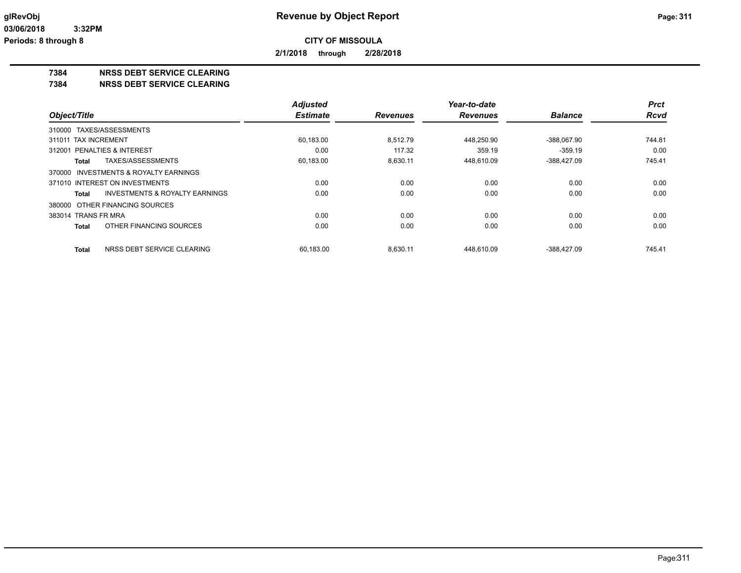# Revenue by Object Report

**CITY OF MISSOULA**

**2/1/2018 through 2/28/2018**

## 7384 NRSS DEBT SERVICE CLEARING
## 7384 NRSS DEBT SERVICE CLEARING

| Object/Title | | Adjusted Estimate | Revenues | Year-to-date Revenues | Balance | Prct Rcvd |
|---|---|---|---|---|---|---|
| 310000 TAXES/ASSESSMENTS | | | | | | |
| 311011 TAX INCREMENT | | 60,183.00 | 8,512.79 | 448,250.90 | -388,067.90 | 744.81 |
| 312001 PENALTIES & INTEREST | | 0.00 | 117.32 | 359.19 | -359.19 | 0.00 |
| Total | TAXES/ASSESSMENTS | 60,183.00 | 8,630.11 | 448,610.09 | -388,427.09 | 745.41 |
| 370000 INVESTMENTS & ROYALTY EARNINGS | | | | | | |
| 371010 INTEREST ON INVESTMENTS | | 0.00 | 0.00 | 0.00 | 0.00 | 0.00 |
| Total | INVESTMENTS & ROYALTY EARNINGS | 0.00 | 0.00 | 0.00 | 0.00 | 0.00 |
| 380000 OTHER FINANCING SOURCES | | | | | | |
| 383014 TRANS FR MRA | | 0.00 | 0.00 | 0.00 | 0.00 | 0.00 |
| Total | OTHER FINANCING SOURCES | 0.00 | 0.00 | 0.00 | 0.00 | 0.00 |
| Total | NRSS DEBT SERVICE CLEARING | 60,183.00 | 8,630.11 | 448,610.09 | -388,427.09 | 745.41 |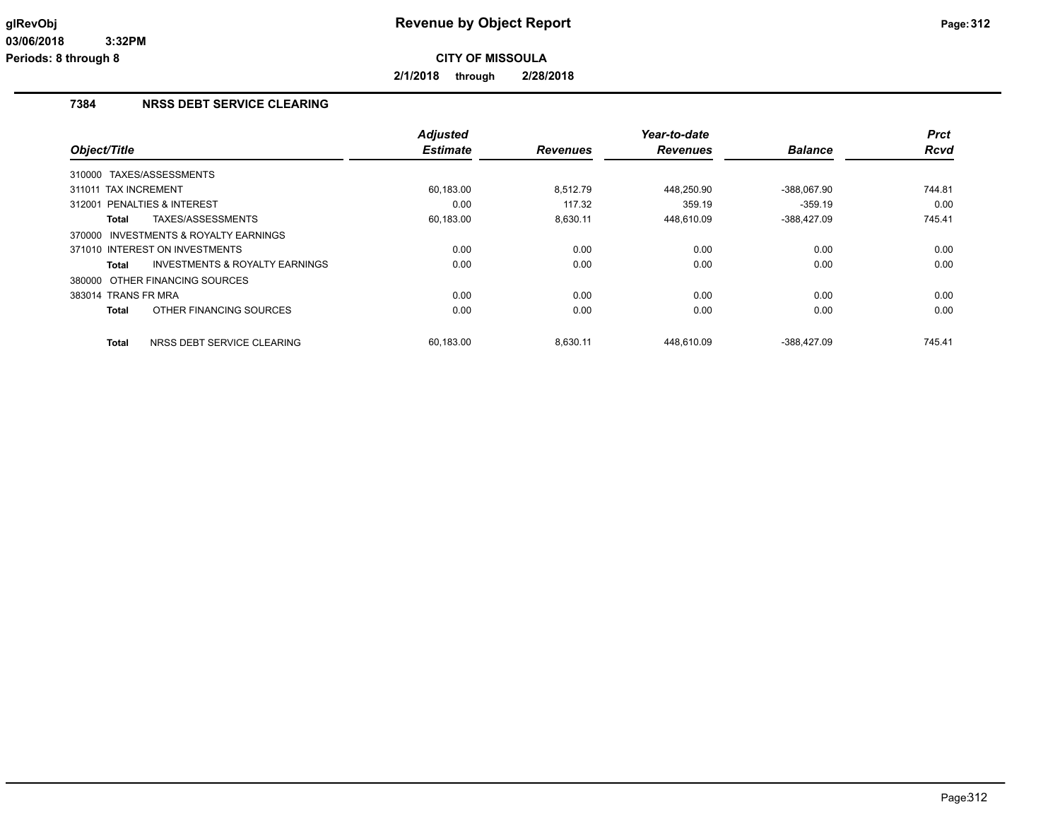**glRevObj**
**03/06/2018 3:32PM**
**Periods: 8 through 8**

# Revenue by Object Report

**CITY OF MISSOULA**

**2/1/2018 through 2/28/2018**

## 7384 NRSS DEBT SERVICE CLEARING

| Object/Title | Adjusted Estimate | Revenues | Year-to-date Revenues | Balance | Prct Rcvd |
|---|---|---|---|---|---|
| 310000 TAXES/ASSESSMENTS | | | | | |
| 311011 TAX INCREMENT | 60,183.00 | 8,512.79 | 448,250.90 | -388,067.90 | 744.81 |
| 312001 PENALTIES & INTEREST | 0.00 | 117.32 | 359.19 | -359.19 | 0.00 |
| **Total** TAXES/ASSESSMENTS | 60,183.00 | 8,630.11 | 448,610.09 | -388,427.09 | 745.41 |
| 370000 INVESTMENTS & ROYALTY EARNINGS | | | | | |
| 371010 INTEREST ON INVESTMENTS | 0.00 | 0.00 | 0.00 | 0.00 | 0.00 |
| **Total** INVESTMENTS & ROYALTY EARNINGS | 0.00 | 0.00 | 0.00 | 0.00 | 0.00 |
| 380000 OTHER FINANCING SOURCES | | | | | |
| 383014 TRANS FR MRA | 0.00 | 0.00 | 0.00 | 0.00 | 0.00 |
| **Total** OTHER FINANCING SOURCES | 0.00 | 0.00 | 0.00 | 0.00 | 0.00 |
| **Total** NRSS DEBT SERVICE CLEARING | 60,183.00 | 8,630.11 | 448,610.09 | -388,427.09 | 745.41 |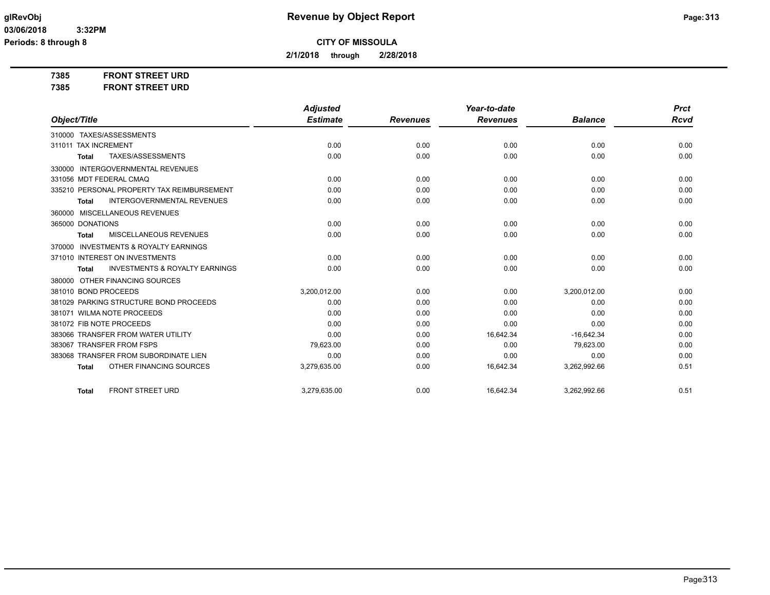# Revenue by Object Report

**CITY OF MISSOULA**

**2/1/2018 through 2/28/2018**

glRevObj
03/06/2018 3:32PM
Periods: 8 through 8

**7385 FRONT STREET URD**
**7385 FRONT STREET URD**

| Object/Title | Adjusted Estimate | Revenues | Year-to-date Revenues | Balance | Prct Rcvd |
|---|---|---|---|---|---|
| 310000 TAXES/ASSESSMENTS | | | | | |
| 311011 TAX INCREMENT | 0.00 | 0.00 | 0.00 | 0.00 | 0.00 |
| **Total** TAXES/ASSESSMENTS | 0.00 | 0.00 | 0.00 | 0.00 | 0.00 |
| 330000 INTERGOVERNMENTAL REVENUES | | | | | |
| 331056 MDT FEDERAL CMAQ | 0.00 | 0.00 | 0.00 | 0.00 | 0.00 |
| 335210 PERSONAL PROPERTY TAX REIMBURSEMENT | 0.00 | 0.00 | 0.00 | 0.00 | 0.00 |
| **Total** INTERGOVERNMENTAL REVENUES | 0.00 | 0.00 | 0.00 | 0.00 | 0.00 |
| 360000 MISCELLANEOUS REVENUES | | | | | |
| 365000 DONATIONS | 0.00 | 0.00 | 0.00 | 0.00 | 0.00 |
| **Total** MISCELLANEOUS REVENUES | 0.00 | 0.00 | 0.00 | 0.00 | 0.00 |
| 370000 INVESTMENTS & ROYALTY EARNINGS | | | | | |
| 371010 INTEREST ON INVESTMENTS | 0.00 | 0.00 | 0.00 | 0.00 | 0.00 |
| **Total** INVESTMENTS & ROYALTY EARNINGS | 0.00 | 0.00 | 0.00 | 0.00 | 0.00 |
| 380000 OTHER FINANCING SOURCES | | | | | |
| 381010 BOND PROCEEDS | 3,200,012.00 | 0.00 | 0.00 | 3,200,012.00 | 0.00 |
| 381029 PARKING STRUCTURE BOND PROCEEDS | 0.00 | 0.00 | 0.00 | 0.00 | 0.00 |
| 381071 WILMA NOTE PROCEEDS | 0.00 | 0.00 | 0.00 | 0.00 | 0.00 |
| 381072 FIB NOTE PROCEEDS | 0.00 | 0.00 | 0.00 | 0.00 | 0.00 |
| 383066 TRANSFER FROM WATER UTILITY | 0.00 | 0.00 | 16,642.34 | -16,642.34 | 0.00 |
| 383067 TRANSFER FROM FSPS | 79,623.00 | 0.00 | 0.00 | 79,623.00 | 0.00 |
| 383068 TRANSFER FROM SUBORDINATE LIEN | 0.00 | 0.00 | 0.00 | 0.00 | 0.00 |
| **Total** OTHER FINANCING SOURCES | 3,279,635.00 | 0.00 | 16,642.34 | 3,262,992.66 | 0.51 |
| **Total** FRONT STREET URD | 3,279,635.00 | 0.00 | 16,642.34 | 3,262,992.66 | 0.51 |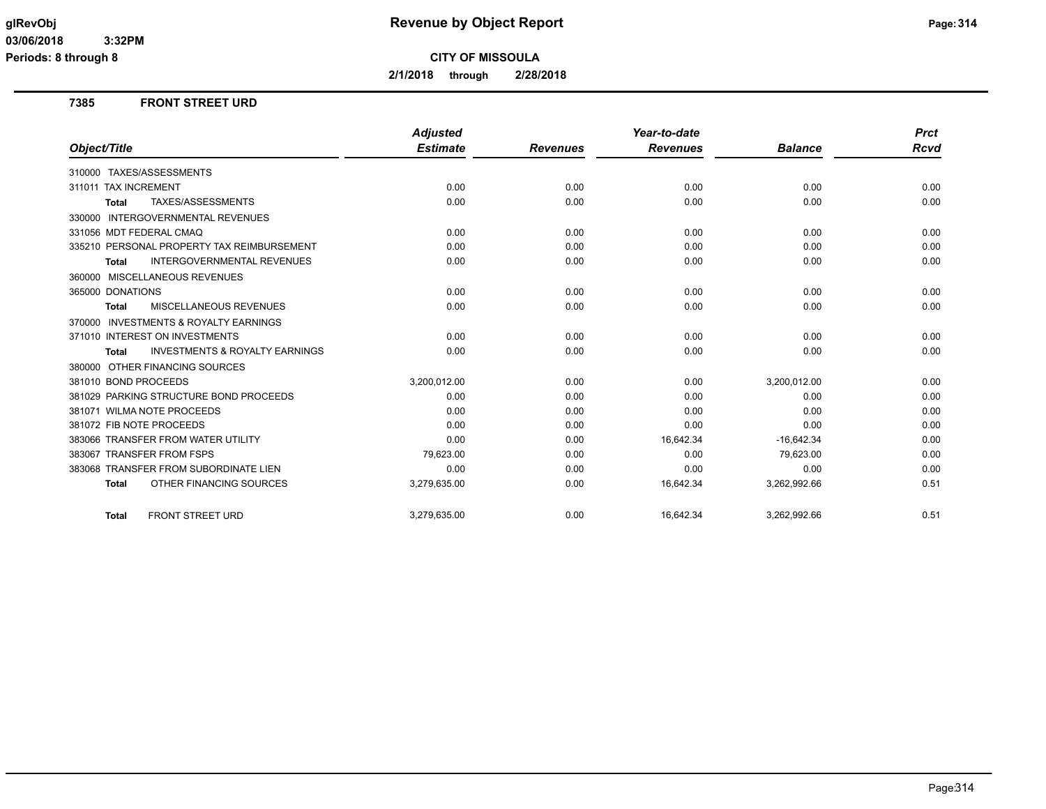**CITY OF MISSOULA**

**2/1/2018 through 2/28/2018**

## 7385 FRONT STREET URD

| Object/Title | Adjusted Estimate | Revenues | Year-to-date Revenues | Balance | Prct Rcvd |
|---|---|---|---|---|---|
| 310000 TAXES/ASSESSMENTS | | | | | |
| 311011 TAX INCREMENT | 0.00 | 0.00 | 0.00 | 0.00 | 0.00 |
| **Total** TAXES/ASSESSMENTS | 0.00 | 0.00 | 0.00 | 0.00 | 0.00 |
| 330000 INTERGOVERNMENTAL REVENUES | | | | | |
| 331056 MDT FEDERAL CMAQ | 0.00 | 0.00 | 0.00 | 0.00 | 0.00 |
| 335210 PERSONAL PROPERTY TAX REIMBURSEMENT | 0.00 | 0.00 | 0.00 | 0.00 | 0.00 |
| **Total** INTERGOVERNMENTAL REVENUES | 0.00 | 0.00 | 0.00 | 0.00 | 0.00 |
| 360000 MISCELLANEOUS REVENUES | | | | | |
| 365000 DONATIONS | 0.00 | 0.00 | 0.00 | 0.00 | 0.00 |
| **Total** MISCELLANEOUS REVENUES | 0.00 | 0.00 | 0.00 | 0.00 | 0.00 |
| 370000 INVESTMENTS & ROYALTY EARNINGS | | | | | |
| 371010 INTEREST ON INVESTMENTS | 0.00 | 0.00 | 0.00 | 0.00 | 0.00 |
| **Total** INVESTMENTS & ROYALTY EARNINGS | 0.00 | 0.00 | 0.00 | 0.00 | 0.00 |
| 380000 OTHER FINANCING SOURCES | | | | | |
| 381010 BOND PROCEEDS | 3,200,012.00 | 0.00 | 0.00 | 3,200,012.00 | 0.00 |
| 381029 PARKING STRUCTURE BOND PROCEEDS | 0.00 | 0.00 | 0.00 | 0.00 | 0.00 |
| 381071 WILMA NOTE PROCEEDS | 0.00 | 0.00 | 0.00 | 0.00 | 0.00 |
| 381072 FIB NOTE PROCEEDS | 0.00 | 0.00 | 0.00 | 0.00 | 0.00 |
| 383066 TRANSFER FROM WATER UTILITY | 0.00 | 0.00 | 16,642.34 | -16,642.34 | 0.00 |
| 383067 TRANSFER FROM FSPS | 79,623.00 | 0.00 | 0.00 | 79,623.00 | 0.00 |
| 383068 TRANSFER FROM SUBORDINATE LIEN | 0.00 | 0.00 | 0.00 | 0.00 | 0.00 |
| **Total** OTHER FINANCING SOURCES | 3,279,635.00 | 0.00 | 16,642.34 | 3,262,992.66 | 0.51 |
| **Total** FRONT STREET URD | 3,279,635.00 | 0.00 | 16,642.34 | 3,262,992.66 | 0.51 |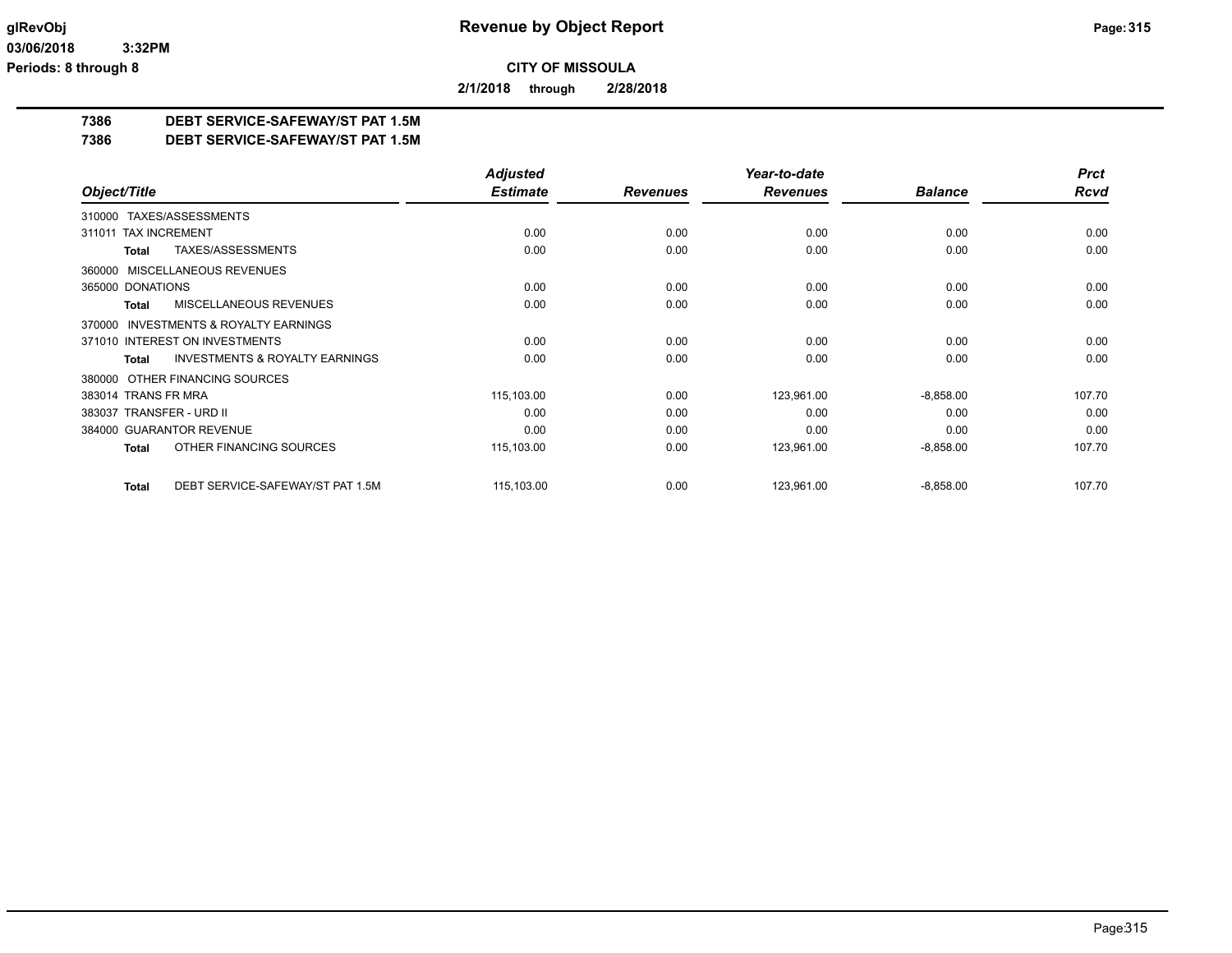# Revenue by Object Report

**CITY OF MISSOULA**

**2/1/2018 through 2/28/2018**

glRevObj
03/06/2018 3:32PM
Periods: 8 through 8

## 7386 DEBT SERVICE-SAFEWAY/ST PAT 1.5M
## 7386 DEBT SERVICE-SAFEWAY/ST PAT 1.5M

| Object/Title | Adjusted Estimate | Revenues | Year-to-date Revenues | Balance | Prct Rcvd |
|---|---|---|---|---|---|
| 310000 TAXES/ASSESSMENTS | | | | | |
| 311011 TAX INCREMENT | 0.00 | 0.00 | 0.00 | 0.00 | 0.00 |
| **Total** TAXES/ASSESSMENTS | 0.00 | 0.00 | 0.00 | 0.00 | 0.00 |
| 360000 MISCELLANEOUS REVENUES | | | | | |
| 365000 DONATIONS | 0.00 | 0.00 | 0.00 | 0.00 | 0.00 |
| **Total** MISCELLANEOUS REVENUES | 0.00 | 0.00 | 0.00 | 0.00 | 0.00 |
| 370000 INVESTMENTS & ROYALTY EARNINGS | | | | | |
| 371010 INTEREST ON INVESTMENTS | 0.00 | 0.00 | 0.00 | 0.00 | 0.00 |
| **Total** INVESTMENTS & ROYALTY EARNINGS | 0.00 | 0.00 | 0.00 | 0.00 | 0.00 |
| 380000 OTHER FINANCING SOURCES | | | | | |
| 383014 TRANS FR MRA | 115,103.00 | 0.00 | 123,961.00 | -8,858.00 | 107.70 |
| 383037 TRANSFER - URD II | 0.00 | 0.00 | 0.00 | 0.00 | 0.00 |
| 384000 GUARANTOR REVENUE | 0.00 | 0.00 | 0.00 | 0.00 | 0.00 |
| **Total** OTHER FINANCING SOURCES | 115,103.00 | 0.00 | 123,961.00 | -8,858.00 | 107.70 |
| **Total** DEBT SERVICE-SAFEWAY/ST PAT 1.5M | 115,103.00 | 0.00 | 123,961.00 | -8,858.00 | 107.70 |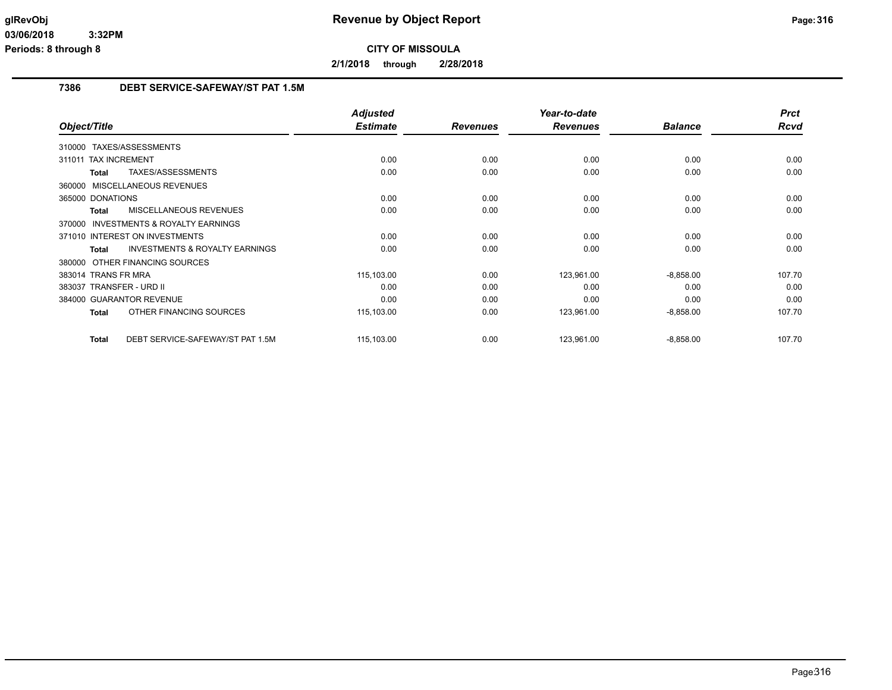# Revenue by Object Report

**CITY OF MISSOULA**

**2/1/2018 through 2/28/2018**

glRevObj
03/06/2018 3:32PM
Periods: 8 through 8

## 7386 DEBT SERVICE-SAFEWAY/ST PAT 1.5M

| Object/Title | Adjusted Estimate | Revenues | Year-to-date Revenues | Balance | Prct Rcvd |
|---|---|---|---|---|---|
| 310000 TAXES/ASSESSMENTS | | | | | |
| 311011 TAX INCREMENT | 0.00 | 0.00 | 0.00 | 0.00 | 0.00 |
| **Total** TAXES/ASSESSMENTS | 0.00 | 0.00 | 0.00 | 0.00 | 0.00 |
| 360000 MISCELLANEOUS REVENUES | | | | | |
| 365000 DONATIONS | 0.00 | 0.00 | 0.00 | 0.00 | 0.00 |
| **Total** MISCELLANEOUS REVENUES | 0.00 | 0.00 | 0.00 | 0.00 | 0.00 |
| 370000 INVESTMENTS & ROYALTY EARNINGS | | | | | |
| 371010 INTEREST ON INVESTMENTS | 0.00 | 0.00 | 0.00 | 0.00 | 0.00 |
| **Total** INVESTMENTS & ROYALTY EARNINGS | 0.00 | 0.00 | 0.00 | 0.00 | 0.00 |
| 380000 OTHER FINANCING SOURCES | | | | | |
| 383014 TRANS FR MRA | 115,103.00 | 0.00 | 123,961.00 | -8,858.00 | 107.70 |
| 383037 TRANSFER - URD II | 0.00 | 0.00 | 0.00 | 0.00 | 0.00 |
| 384000 GUARANTOR REVENUE | 0.00 | 0.00 | 0.00 | 0.00 | 0.00 |
| **Total** OTHER FINANCING SOURCES | 115,103.00 | 0.00 | 123,961.00 | -8,858.00 | 107.70 |
| **Total** DEBT SERVICE-SAFEWAY/ST PAT 1.5M | 115,103.00 | 0.00 | 123,961.00 | -8,858.00 | 107.70 |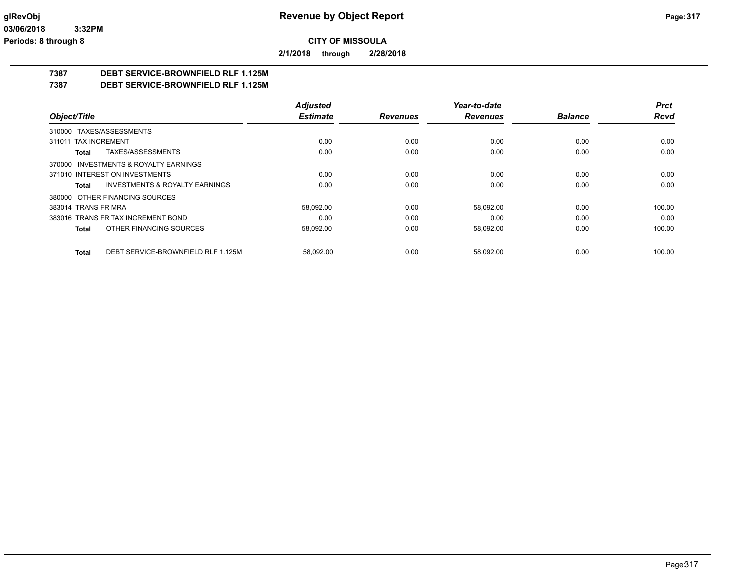**CITY OF MISSOULA**

**2/1/2018 through 2/28/2018**

## 7387 DEBT SERVICE-BROWNFIELD RLF 1.125M
## 7387 DEBT SERVICE-BROWNFIELD RLF 1.125M

| Object/Title | Adjusted Estimate | Revenues | Year-to-date Revenues | Balance | Prct Rcvd |
|---|---|---|---|---|---|
| 310000 TAXES/ASSESSMENTS | | | | | |
| 311011 TAX INCREMENT | 0.00 | 0.00 | 0.00 | 0.00 | 0.00 |
| **Total** TAXES/ASSESSMENTS | 0.00 | 0.00 | 0.00 | 0.00 | 0.00 |
| 370000 INVESTMENTS & ROYALTY EARNINGS | | | | | |
| 371010 INTEREST ON INVESTMENTS | 0.00 | 0.00 | 0.00 | 0.00 | 0.00 |
| **Total** INVESTMENTS & ROYALTY EARNINGS | 0.00 | 0.00 | 0.00 | 0.00 | 0.00 |
| 380000 OTHER FINANCING SOURCES | | | | | |
| 383014 TRANS FR MRA | 58,092.00 | 0.00 | 58,092.00 | 0.00 | 100.00 |
| 383016 TRANS FR TAX INCREMENT BOND | 0.00 | 0.00 | 0.00 | 0.00 | 0.00 |
| **Total** OTHER FINANCING SOURCES | 58,092.00 | 0.00 | 58,092.00 | 0.00 | 100.00 |
| **Total** DEBT SERVICE-BROWNFIELD RLF 1.125M | 58,092.00 | 0.00 | 58,092.00 | 0.00 | 100.00 |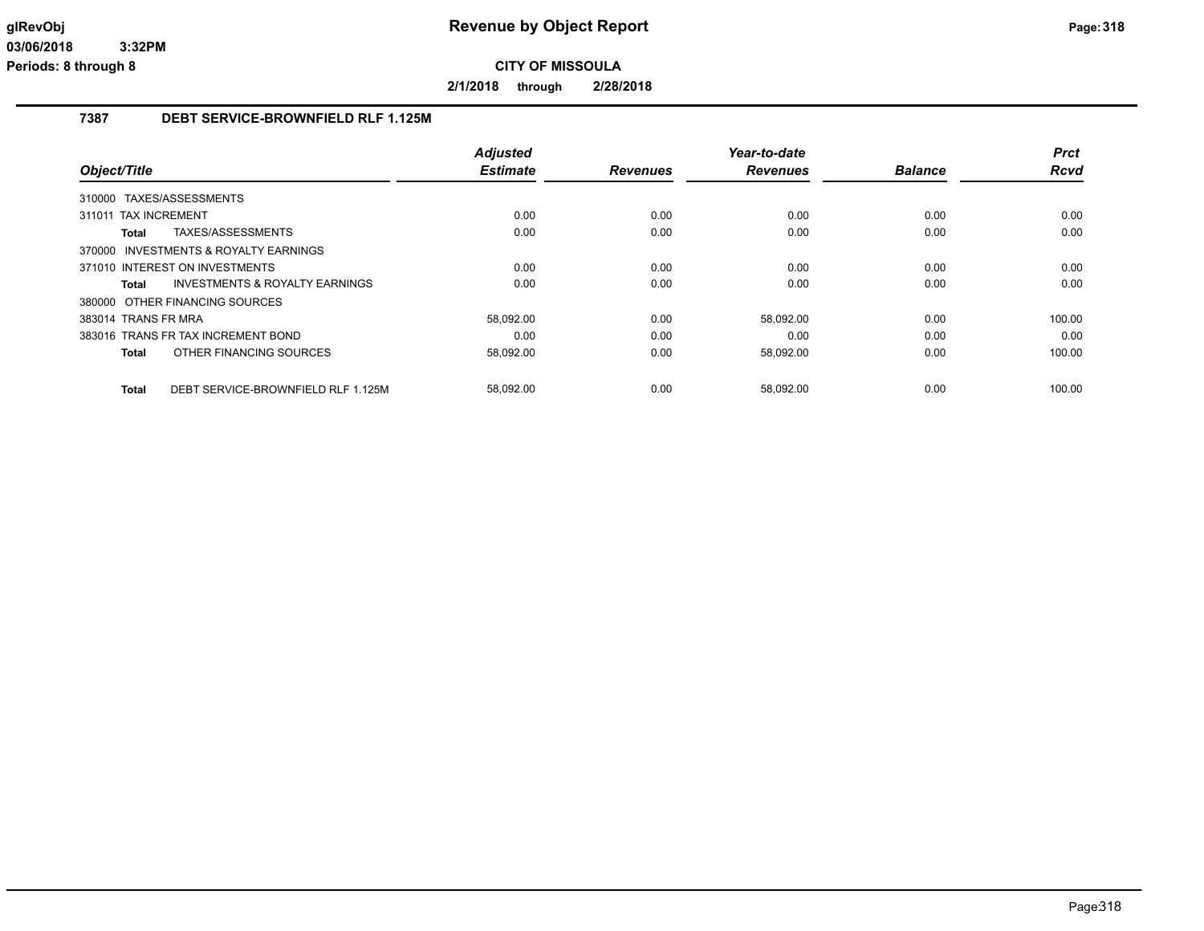**Revenue by Object Report**

**CITY OF MISSOULA**

**2/1/2018 through 2/28/2018**

### 7387 DEBT SERVICE-BROWNFIELD RLF 1.125M

| Object/Title | Adjusted Estimate | Revenues | Year-to-date Revenues | Balance | Prct Rcvd |
|---|---|---|---|---|---|
| 310000 TAXES/ASSESSMENTS | | | | | |
| 311011 TAX INCREMENT | 0.00 | 0.00 | 0.00 | 0.00 | 0.00 |
| **Total** TAXES/ASSESSMENTS | 0.00 | 0.00 | 0.00 | 0.00 | 0.00 |
| 370000 INVESTMENTS & ROYALTY EARNINGS | | | | | |
| 371010 INTEREST ON INVESTMENTS | 0.00 | 0.00 | 0.00 | 0.00 | 0.00 |
| **Total** INVESTMENTS & ROYALTY EARNINGS | 0.00 | 0.00 | 0.00 | 0.00 | 0.00 |
| 380000 OTHER FINANCING SOURCES | | | | | |
| 383014 TRANS FR MRA | 58,092.00 | 0.00 | 58,092.00 | 0.00 | 100.00 |
| 383016 TRANS FR TAX INCREMENT BOND | 0.00 | 0.00 | 0.00 | 0.00 | 0.00 |
| **Total** OTHER FINANCING SOURCES | 58,092.00 | 0.00 | 58,092.00 | 0.00 | 100.00 |
| **Total** DEBT SERVICE-BROWNFIELD RLF 1.125M | 58,092.00 | 0.00 | 58,092.00 | 0.00 | 100.00 |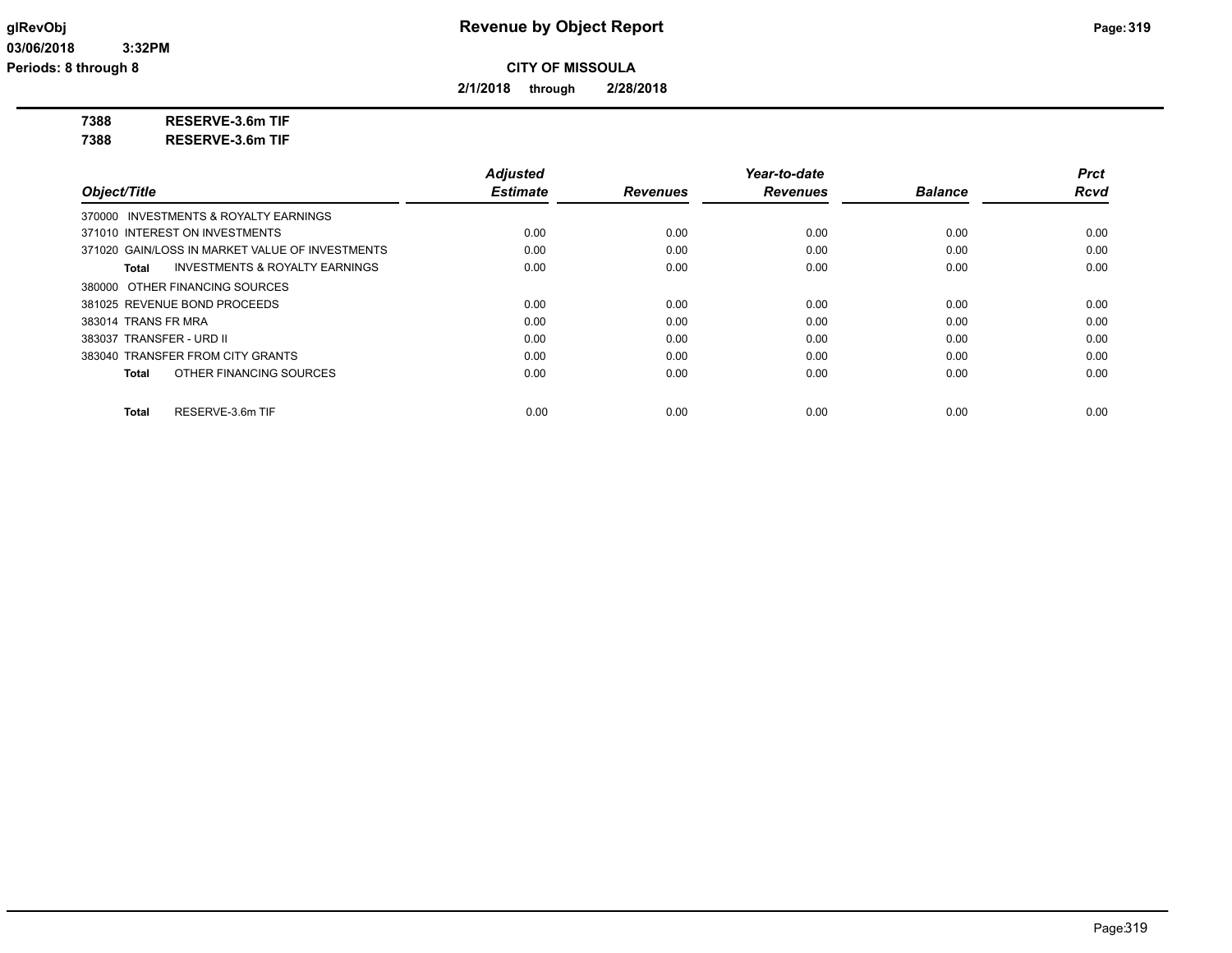**Revenue by Object Report**

glRevObj
03/06/2018 3:32PM
Periods: 8 through 8

**CITY OF MISSOULA**

**2/1/2018 through 2/28/2018**

**7388 RESERVE-3.6m TIF**

**7388 RESERVE-3.6m TIF**

| Object/Title | Adjusted Estimate | Revenues | Year-to-date Revenues | Balance | Prct Rcvd |
|---|---|---|---|---|---|
| 370000 INVESTMENTS & ROYALTY EARNINGS | | | | | |
| 371010 INTEREST ON INVESTMENTS | 0.00 | 0.00 | 0.00 | 0.00 | 0.00 |
| 371020 GAIN/LOSS IN MARKET VALUE OF INVESTMENTS | 0.00 | 0.00 | 0.00 | 0.00 | 0.00 |
| **Total** INVESTMENTS & ROYALTY EARNINGS | 0.00 | 0.00 | 0.00 | 0.00 | 0.00 |
| 380000 OTHER FINANCING SOURCES | | | | | |
| 381025 REVENUE BOND PROCEEDS | 0.00 | 0.00 | 0.00 | 0.00 | 0.00 |
| 383014 TRANS FR MRA | 0.00 | 0.00 | 0.00 | 0.00 | 0.00 |
| 383037 TRANSFER - URD II | 0.00 | 0.00 | 0.00 | 0.00 | 0.00 |
| 383040 TRANSFER FROM CITY GRANTS | 0.00 | 0.00 | 0.00 | 0.00 | 0.00 |
| **Total** OTHER FINANCING SOURCES | 0.00 | 0.00 | 0.00 | 0.00 | 0.00 |
| **Total** RESERVE-3.6m TIF | 0.00 | 0.00 | 0.00 | 0.00 | 0.00 |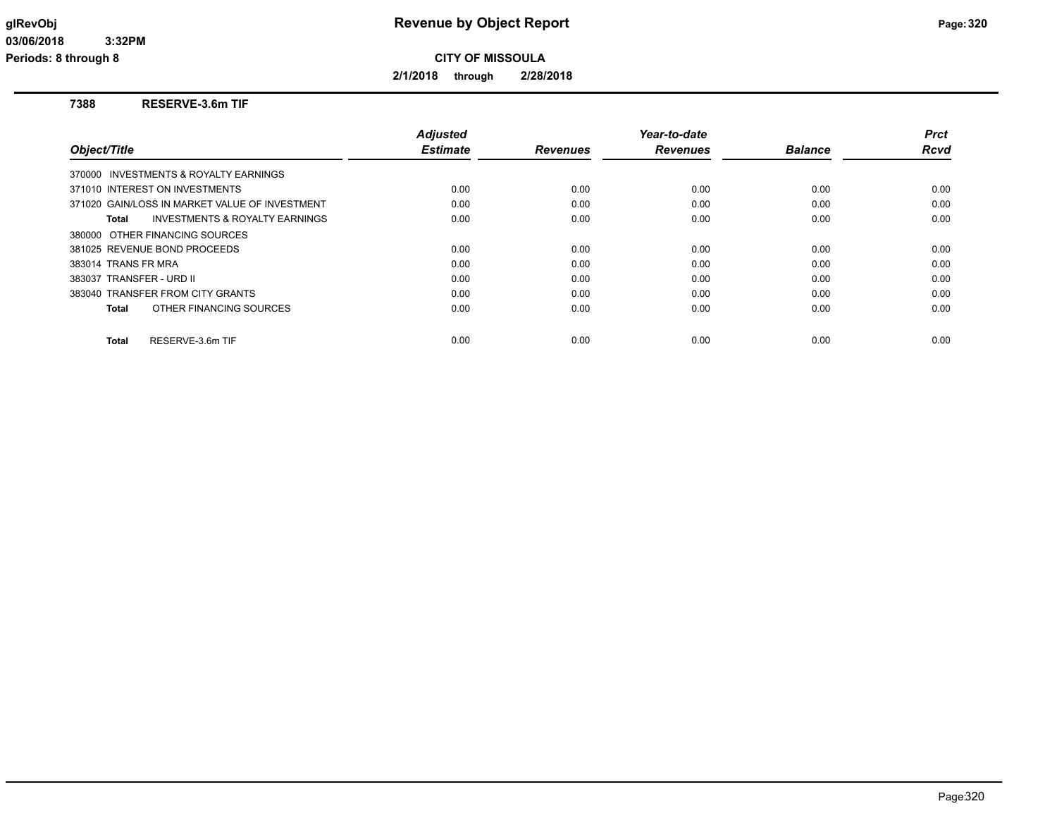# Revenue by Object Report

**CITY OF MISSOULA**

**2/1/2018 through 2/28/2018**

glRevObj
03/06/2018 3:32PM
Periods: 8 through 8

## 7388 RESERVE-3.6m TIF

| Object/Title | Adjusted Estimate | Revenues | Year-to-date Revenues | Balance | Prct Rcvd |
|---|---|---|---|---|---|
| 370000 INVESTMENTS & ROYALTY EARNINGS | | | | | |
| 371010 INTEREST ON INVESTMENTS | 0.00 | 0.00 | 0.00 | 0.00 | 0.00 |
| 371020 GAIN/LOSS IN MARKET VALUE OF INVESTMENT | 0.00 | 0.00 | 0.00 | 0.00 | 0.00 |
| **Total** INVESTMENTS & ROYALTY EARNINGS | 0.00 | 0.00 | 0.00 | 0.00 | 0.00 |
| 380000 OTHER FINANCING SOURCES | | | | | |
| 381025 REVENUE BOND PROCEEDS | 0.00 | 0.00 | 0.00 | 0.00 | 0.00 |
| 383014 TRANS FR MRA | 0.00 | 0.00 | 0.00 | 0.00 | 0.00 |
| 383037 TRANSFER - URD II | 0.00 | 0.00 | 0.00 | 0.00 | 0.00 |
| 383040 TRANSFER FROM CITY GRANTS | 0.00 | 0.00 | 0.00 | 0.00 | 0.00 |
| **Total** OTHER FINANCING SOURCES | 0.00 | 0.00 | 0.00 | 0.00 | 0.00 |
| **Total** RESERVE-3.6m TIF | 0.00 | 0.00 | 0.00 | 0.00 | 0.00 |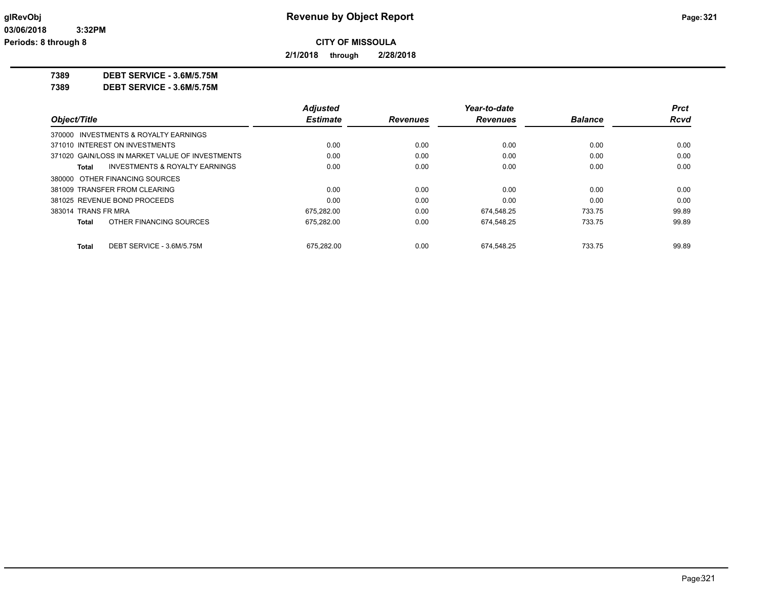**glRevObj** **Revenue by Object Report**

**03/06/2018 3:32PM**

**Periods: 8 through 8**

**CITY OF MISSOULA**

**2/1/2018 through 2/28/2018**

**7389 DEBT SERVICE - 3.6M/5.75M**

**7389 DEBT SERVICE - 3.6M/5.75M**

| Object/Title | Adjusted Estimate | Revenues | Year-to-date Revenues | Balance | Prct Rcvd |
|---|---|---|---|---|---|
| 370000 INVESTMENTS & ROYALTY EARNINGS | | | | | |
| 371010 INTEREST ON INVESTMENTS | 0.00 | 0.00 | 0.00 | 0.00 | 0.00 |
| 371020 GAIN/LOSS IN MARKET VALUE OF INVESTMENTS | 0.00 | 0.00 | 0.00 | 0.00 | 0.00 |
| **Total** INVESTMENTS & ROYALTY EARNINGS | 0.00 | 0.00 | 0.00 | 0.00 | 0.00 |
| 380000 OTHER FINANCING SOURCES | | | | | |
| 381009 TRANSFER FROM CLEARING | 0.00 | 0.00 | 0.00 | 0.00 | 0.00 |
| 381025 REVENUE BOND PROCEEDS | 0.00 | 0.00 | 0.00 | 0.00 | 0.00 |
| 383014 TRANS FR MRA | 675,282.00 | 0.00 | 674,548.25 | 733.75 | 99.89 |
| **Total** OTHER FINANCING SOURCES | 675,282.00 | 0.00 | 674,548.25 | 733.75 | 99.89 |
| **Total** DEBT SERVICE - 3.6M/5.75M | 675,282.00 | 0.00 | 674,548.25 | 733.75 | 99.89 |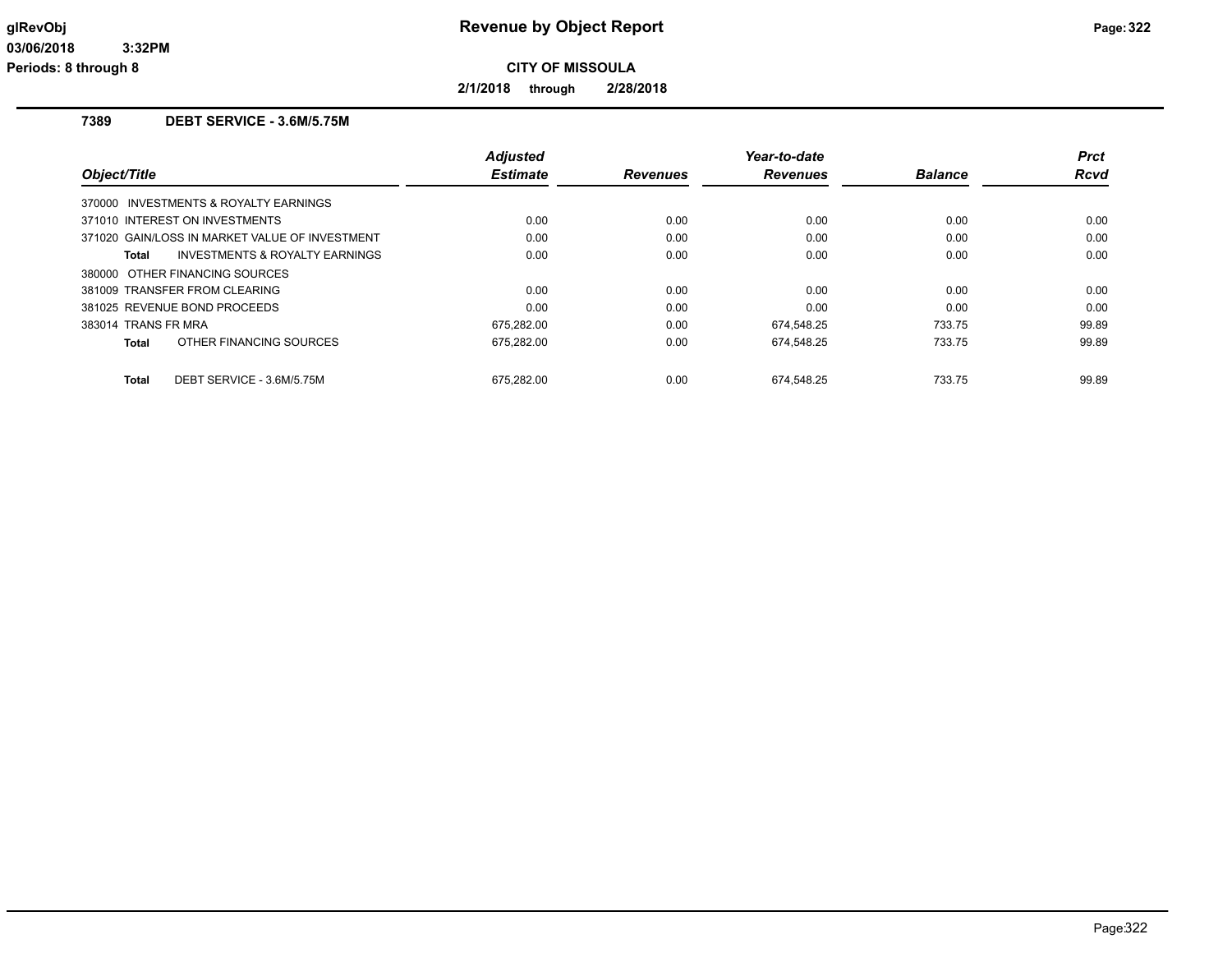# Revenue by Object Report

**CITY OF MISSOULA**

**2/1/2018 through 2/28/2018**

glRevObj
03/06/2018 3:32PM
Periods: 8 through 8

## 7389 DEBT SERVICE - 3.6M/5.75M

| Object/Title | Adjusted Estimate | Revenues | Year-to-date Revenues | Balance | Prct Rcvd |
|---|---|---|---|---|---|
| 370000 INVESTMENTS & ROYALTY EARNINGS | | | | | |
| 371010 INTEREST ON INVESTMENTS | 0.00 | 0.00 | 0.00 | 0.00 | 0.00 |
| 371020 GAIN/LOSS IN MARKET VALUE OF INVESTMENT | 0.00 | 0.00 | 0.00 | 0.00 | 0.00 |
| **Total** INVESTMENTS & ROYALTY EARNINGS | 0.00 | 0.00 | 0.00 | 0.00 | 0.00 |
| 380000 OTHER FINANCING SOURCES | | | | | |
| 381009 TRANSFER FROM CLEARING | 0.00 | 0.00 | 0.00 | 0.00 | 0.00 |
| 381025 REVENUE BOND PROCEEDS | 0.00 | 0.00 | 0.00 | 0.00 | 0.00 |
| 383014 TRANS FR MRA | 675,282.00 | 0.00 | 674,548.25 | 733.75 | 99.89 |
| **Total** OTHER FINANCING SOURCES | 675,282.00 | 0.00 | 674,548.25 | 733.75 | 99.89 |
| **Total** DEBT SERVICE - 3.6M/5.75M | 675,282.00 | 0.00 | 674,548.25 | 733.75 | 99.89 |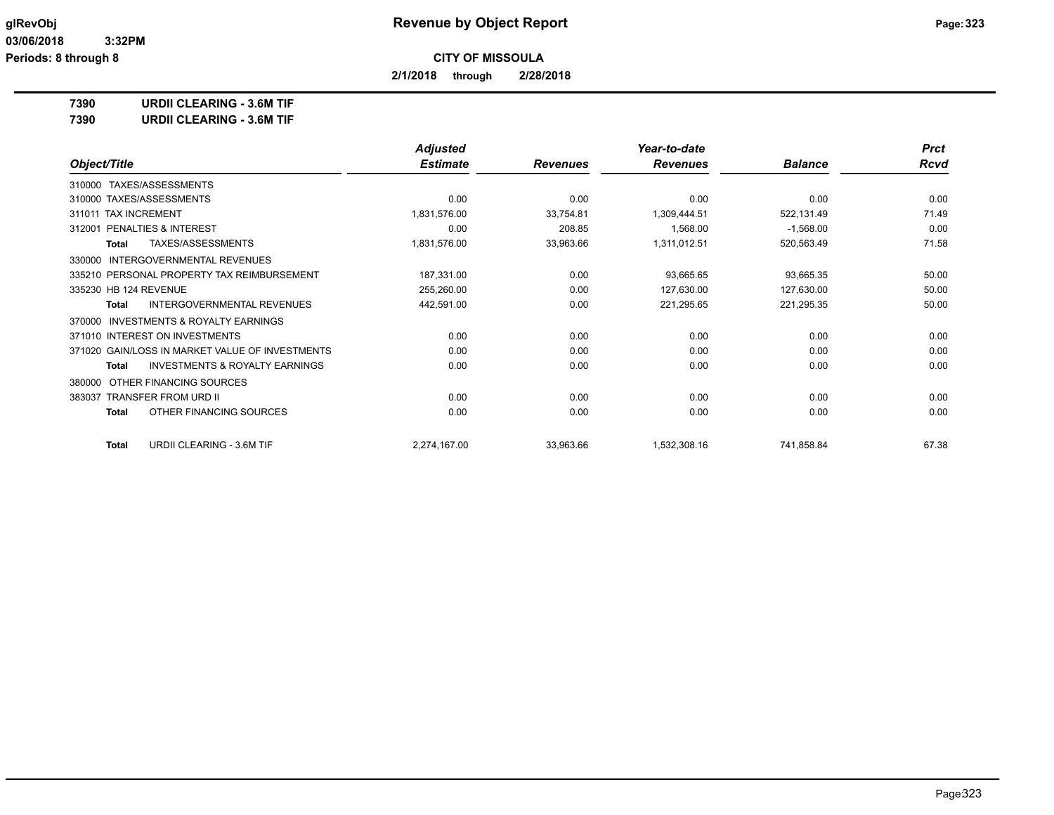**glRevObj** | **Revenue by Object Report**
**03/06/2018 3:32PM**
**Periods: 8 through 8**

**CITY OF MISSOULA**
**2/1/2018 through 2/28/2018**

**7390 URDII CLEARING - 3.6M TIF**
**7390 URDII CLEARING - 3.6M TIF**

| Object/Title | Adjusted Estimate | Revenues | Year-to-date Revenues | Balance | Prct Rcvd |
|---|---|---|---|---|---|
| 310000 TAXES/ASSESSMENTS | | | | | |
| 310000 TAXES/ASSESSMENTS | 0.00 | 0.00 | 0.00 | 0.00 | 0.00 |
| 311011 TAX INCREMENT | 1,831,576.00 | 33,754.81 | 1,309,444.51 | 522,131.49 | 71.49 |
| 312001 PENALTIES & INTEREST | 0.00 | 208.85 | 1,568.00 | -1,568.00 | 0.00 |
| **Total** TAXES/ASSESSMENTS | 1,831,576.00 | 33,963.66 | 1,311,012.51 | 520,563.49 | 71.58 |
| 330000 INTERGOVERNMENTAL REVENUES | | | | | |
| 335210 PERSONAL PROPERTY TAX REIMBURSEMENT | 187,331.00 | 0.00 | 93,665.65 | 93,665.35 | 50.00 |
| 335230 HB 124 REVENUE | 255,260.00 | 0.00 | 127,630.00 | 127,630.00 | 50.00 |
| **Total** INTERGOVERNMENTAL REVENUES | 442,591.00 | 0.00 | 221,295.65 | 221,295.35 | 50.00 |
| 370000 INVESTMENTS & ROYALTY EARNINGS | | | | | |
| 371010 INTEREST ON INVESTMENTS | 0.00 | 0.00 | 0.00 | 0.00 | 0.00 |
| 371020 GAIN/LOSS IN MARKET VALUE OF INVESTMENTS | 0.00 | 0.00 | 0.00 | 0.00 | 0.00 |
| **Total** INVESTMENTS & ROYALTY EARNINGS | 0.00 | 0.00 | 0.00 | 0.00 | 0.00 |
| 380000 OTHER FINANCING SOURCES | | | | | |
| 383037 TRANSFER FROM URD II | 0.00 | 0.00 | 0.00 | 0.00 | 0.00 |
| **Total** OTHER FINANCING SOURCES | 0.00 | 0.00 | 0.00 | 0.00 | 0.00 |
| **Total** URDII CLEARING - 3.6M TIF | 2,274,167.00 | 33,963.66 | 1,532,308.16 | 741,858.84 | 67.38 |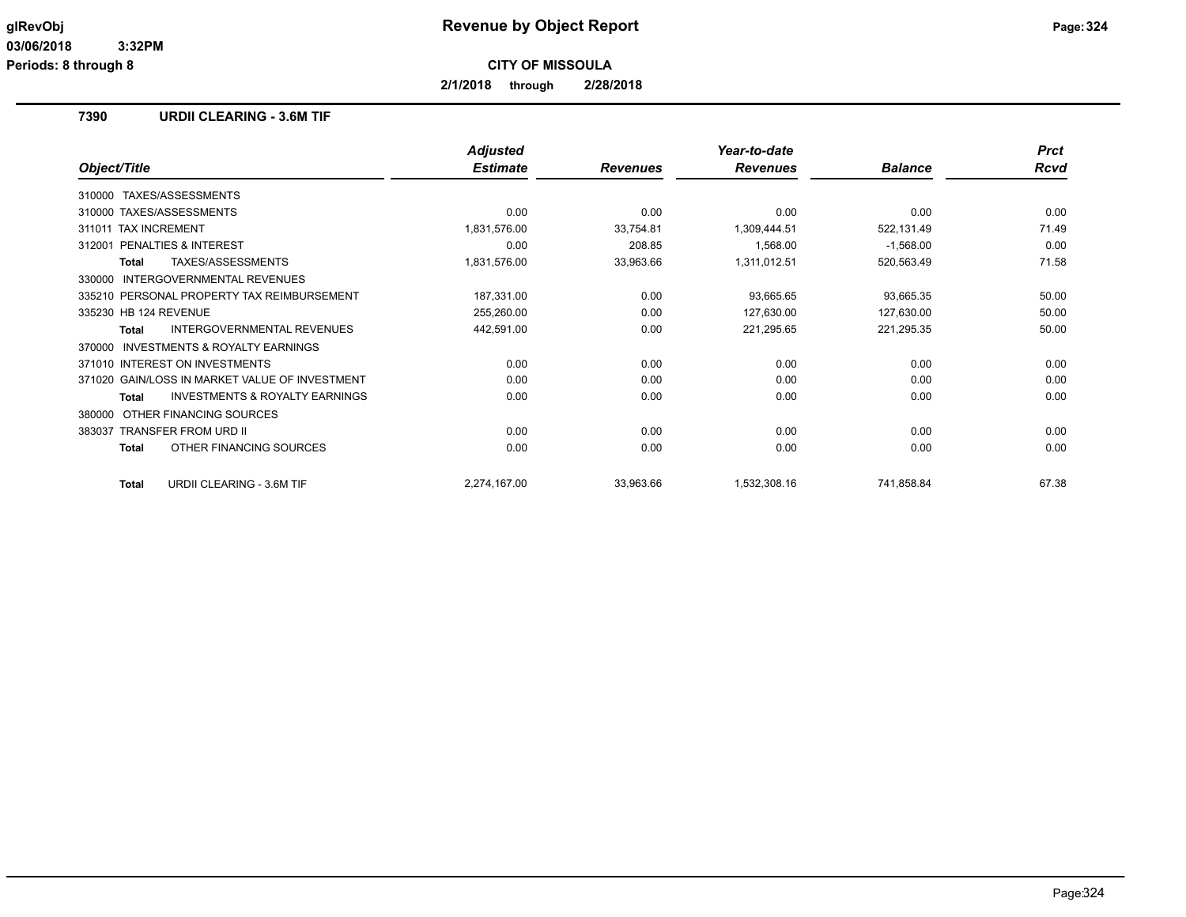**Revenue by Object Report**

**CITY OF MISSOULA**

**2/1/2018 through 2/28/2018**

glRevObj
03/06/2018 3:32PM
Periods: 8 through 8

## 7390 URDII CLEARING - 3.6M TIF

| Object/Title | Adjusted Estimate | Revenues | Year-to-date Revenues | Balance | Prct Rcvd |
|---|---|---|---|---|---|
| 310000 TAXES/ASSESSMENTS | | | | | |
| 310000 TAXES/ASSESSMENTS | 0.00 | 0.00 | 0.00 | 0.00 | 0.00 |
| 311011 TAX INCREMENT | 1,831,576.00 | 33,754.81 | 1,309,444.51 | 522,131.49 | 71.49 |
| 312001 PENALTIES & INTEREST | 0.00 | 208.85 | 1,568.00 | -1,568.00 | 0.00 |
| **Total** TAXES/ASSESSMENTS | 1,831,576.00 | 33,963.66 | 1,311,012.51 | 520,563.49 | 71.58 |
| 330000 INTERGOVERNMENTAL REVENUES | | | | | |
| 335210 PERSONAL PROPERTY TAX REIMBURSEMENT | 187,331.00 | 0.00 | 93,665.65 | 93,665.35 | 50.00 |
| 335230 HB 124 REVENUE | 255,260.00 | 0.00 | 127,630.00 | 127,630.00 | 50.00 |
| **Total** INTERGOVERNMENTAL REVENUES | 442,591.00 | 0.00 | 221,295.65 | 221,295.35 | 50.00 |
| 370000 INVESTMENTS & ROYALTY EARNINGS | | | | | |
| 371010 INTEREST ON INVESTMENTS | 0.00 | 0.00 | 0.00 | 0.00 | 0.00 |
| 371020 GAIN/LOSS IN MARKET VALUE OF INVESTMENT | 0.00 | 0.00 | 0.00 | 0.00 | 0.00 |
| **Total** INVESTMENTS & ROYALTY EARNINGS | 0.00 | 0.00 | 0.00 | 0.00 | 0.00 |
| 380000 OTHER FINANCING SOURCES | | | | | |
| 383037 TRANSFER FROM URD II | 0.00 | 0.00 | 0.00 | 0.00 | 0.00 |
| **Total** OTHER FINANCING SOURCES | 0.00 | 0.00 | 0.00 | 0.00 | 0.00 |
| **Total** URDII CLEARING - 3.6M TIF | 2,274,167.00 | 33,963.66 | 1,532,308.16 | 741,858.84 | 67.38 |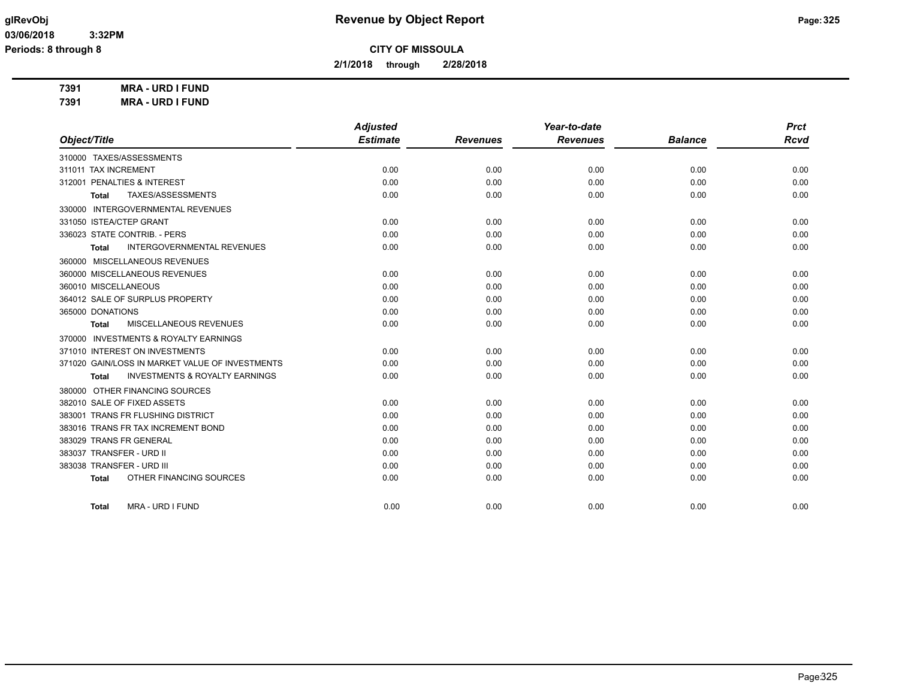**CITY OF MISSOULA**

**2/1/2018 through 2/28/2018**

# Revenue by Object Report

glRevObj
03/06/2018 3:32PM
Periods: 8 through 8

**7391 MRA - URD I FUND**
**7391 MRA - URD I FUND**

| Object/Title | Adjusted Estimate | Revenues | Year-to-date Revenues | Balance | Prct Rcvd |
|---|---|---|---|---|---|
| 310000 TAXES/ASSESSMENTS | | | | | |
| 311011 TAX INCREMENT | 0.00 | 0.00 | 0.00 | 0.00 | 0.00 |
| 312001 PENALTIES & INTEREST | 0.00 | 0.00 | 0.00 | 0.00 | 0.00 |
| **Total** TAXES/ASSESSMENTS | 0.00 | 0.00 | 0.00 | 0.00 | 0.00 |
| 330000 INTERGOVERNMENTAL REVENUES | | | | | |
| 331050 ISTEA/CTEP GRANT | 0.00 | 0.00 | 0.00 | 0.00 | 0.00 |
| 336023 STATE CONTRIB. - PERS | 0.00 | 0.00 | 0.00 | 0.00 | 0.00 |
| **Total** INTERGOVERNMENTAL REVENUES | 0.00 | 0.00 | 0.00 | 0.00 | 0.00 |
| 360000 MISCELLANEOUS REVENUES | | | | | |
| 360000 MISCELLANEOUS REVENUES | 0.00 | 0.00 | 0.00 | 0.00 | 0.00 |
| 360010 MISCELLANEOUS | 0.00 | 0.00 | 0.00 | 0.00 | 0.00 |
| 364012 SALE OF SURPLUS PROPERTY | 0.00 | 0.00 | 0.00 | 0.00 | 0.00 |
| 365000 DONATIONS | 0.00 | 0.00 | 0.00 | 0.00 | 0.00 |
| **Total** MISCELLANEOUS REVENUES | 0.00 | 0.00 | 0.00 | 0.00 | 0.00 |
| 370000 INVESTMENTS & ROYALTY EARNINGS | | | | | |
| 371010 INTEREST ON INVESTMENTS | 0.00 | 0.00 | 0.00 | 0.00 | 0.00 |
| 371020 GAIN/LOSS IN MARKET VALUE OF INVESTMENTS | 0.00 | 0.00 | 0.00 | 0.00 | 0.00 |
| **Total** INVESTMENTS & ROYALTY EARNINGS | 0.00 | 0.00 | 0.00 | 0.00 | 0.00 |
| 380000 OTHER FINANCING SOURCES | | | | | |
| 382010 SALE OF FIXED ASSETS | 0.00 | 0.00 | 0.00 | 0.00 | 0.00 |
| 383001 TRANS FR FLUSHING DISTRICT | 0.00 | 0.00 | 0.00 | 0.00 | 0.00 |
| 383016 TRANS FR TAX INCREMENT BOND | 0.00 | 0.00 | 0.00 | 0.00 | 0.00 |
| 383029 TRANS FR GENERAL | 0.00 | 0.00 | 0.00 | 0.00 | 0.00 |
| 383037 TRANSFER - URD II | 0.00 | 0.00 | 0.00 | 0.00 | 0.00 |
| 383038 TRANSFER - URD III | 0.00 | 0.00 | 0.00 | 0.00 | 0.00 |
| **Total** OTHER FINANCING SOURCES | 0.00 | 0.00 | 0.00 | 0.00 | 0.00 |
| **Total** MRA - URD I FUND | 0.00 | 0.00 | 0.00 | 0.00 | 0.00 |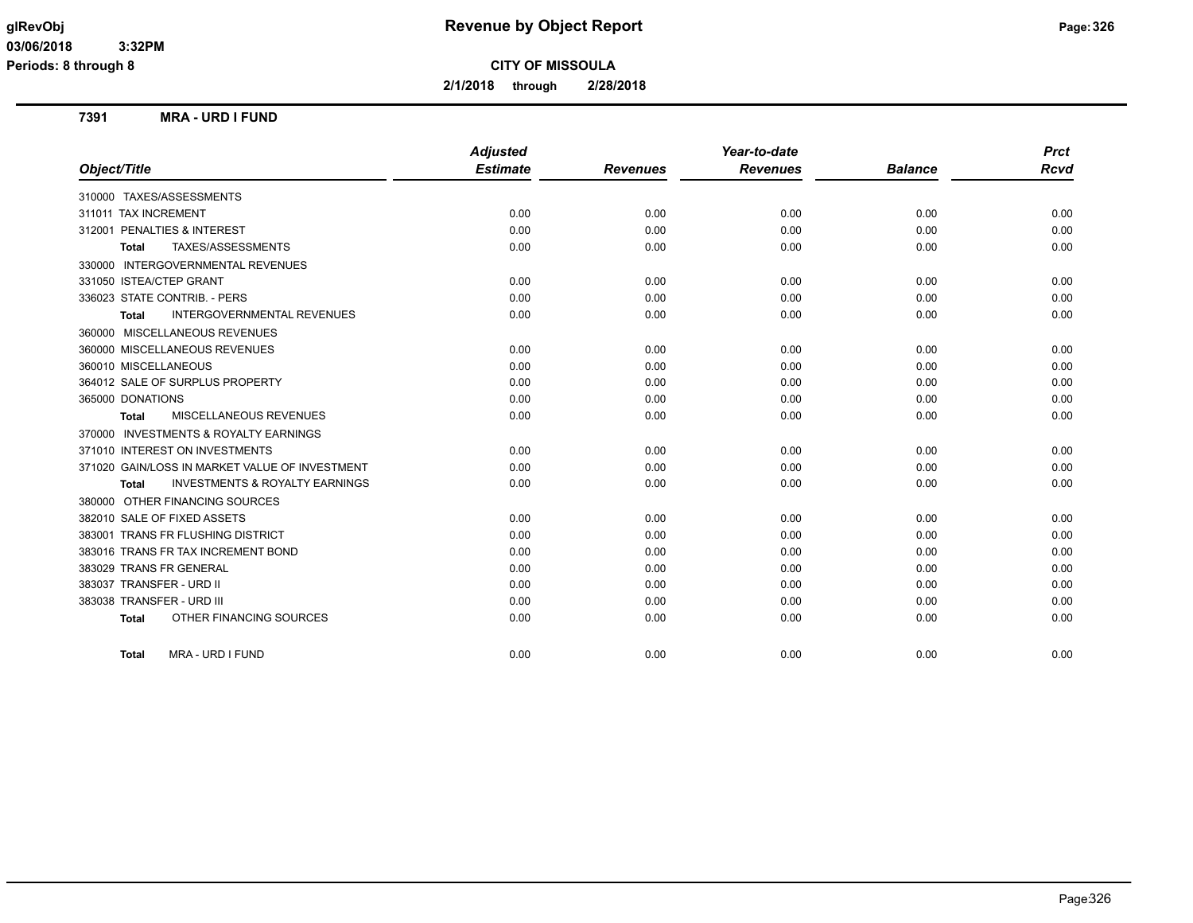# Revenue by Object Report

**CITY OF MISSOULA**

**2/1/2018 through 2/28/2018**

glRevObj
03/06/2018 3:32PM
Periods: 8 through 8

## 7391 MRA - URD I FUND

| Object/Title | Adjusted Estimate | Revenues | Year-to-date Revenues | Balance | Prct Rcvd |
|---|---|---|---|---|---|
| 310000 TAXES/ASSESSMENTS | | | | | |
| 311011 TAX INCREMENT | 0.00 | 0.00 | 0.00 | 0.00 | 0.00 |
| 312001 PENALTIES & INTEREST | 0.00 | 0.00 | 0.00 | 0.00 | 0.00 |
| **Total** TAXES/ASSESSMENTS | 0.00 | 0.00 | 0.00 | 0.00 | 0.00 |
| 330000 INTERGOVERNMENTAL REVENUES | | | | | |
| 331050 ISTEA/CTEP GRANT | 0.00 | 0.00 | 0.00 | 0.00 | 0.00 |
| 336023 STATE CONTRIB. - PERS | 0.00 | 0.00 | 0.00 | 0.00 | 0.00 |
| **Total** INTERGOVERNMENTAL REVENUES | 0.00 | 0.00 | 0.00 | 0.00 | 0.00 |
| 360000 MISCELLANEOUS REVENUES | | | | | |
| 360000 MISCELLANEOUS REVENUES | 0.00 | 0.00 | 0.00 | 0.00 | 0.00 |
| 360010 MISCELLANEOUS | 0.00 | 0.00 | 0.00 | 0.00 | 0.00 |
| 364012 SALE OF SURPLUS PROPERTY | 0.00 | 0.00 | 0.00 | 0.00 | 0.00 |
| 365000 DONATIONS | 0.00 | 0.00 | 0.00 | 0.00 | 0.00 |
| **Total** MISCELLANEOUS REVENUES | 0.00 | 0.00 | 0.00 | 0.00 | 0.00 |
| 370000 INVESTMENTS & ROYALTY EARNINGS | | | | | |
| 371010 INTEREST ON INVESTMENTS | 0.00 | 0.00 | 0.00 | 0.00 | 0.00 |
| 371020 GAIN/LOSS IN MARKET VALUE OF INVESTMENT | 0.00 | 0.00 | 0.00 | 0.00 | 0.00 |
| **Total** INVESTMENTS & ROYALTY EARNINGS | 0.00 | 0.00 | 0.00 | 0.00 | 0.00 |
| 380000 OTHER FINANCING SOURCES | | | | | |
| 382010 SALE OF FIXED ASSETS | 0.00 | 0.00 | 0.00 | 0.00 | 0.00 |
| 383001 TRANS FR FLUSHING DISTRICT | 0.00 | 0.00 | 0.00 | 0.00 | 0.00 |
| 383016 TRANS FR TAX INCREMENT BOND | 0.00 | 0.00 | 0.00 | 0.00 | 0.00 |
| 383029 TRANS FR GENERAL | 0.00 | 0.00 | 0.00 | 0.00 | 0.00 |
| 383037 TRANSFER - URD II | 0.00 | 0.00 | 0.00 | 0.00 | 0.00 |
| 383038 TRANSFER - URD III | 0.00 | 0.00 | 0.00 | 0.00 | 0.00 |
| **Total** OTHER FINANCING SOURCES | 0.00 | 0.00 | 0.00 | 0.00 | 0.00 |
| **Total** MRA - URD I FUND | 0.00 | 0.00 | 0.00 | 0.00 | 0.00 |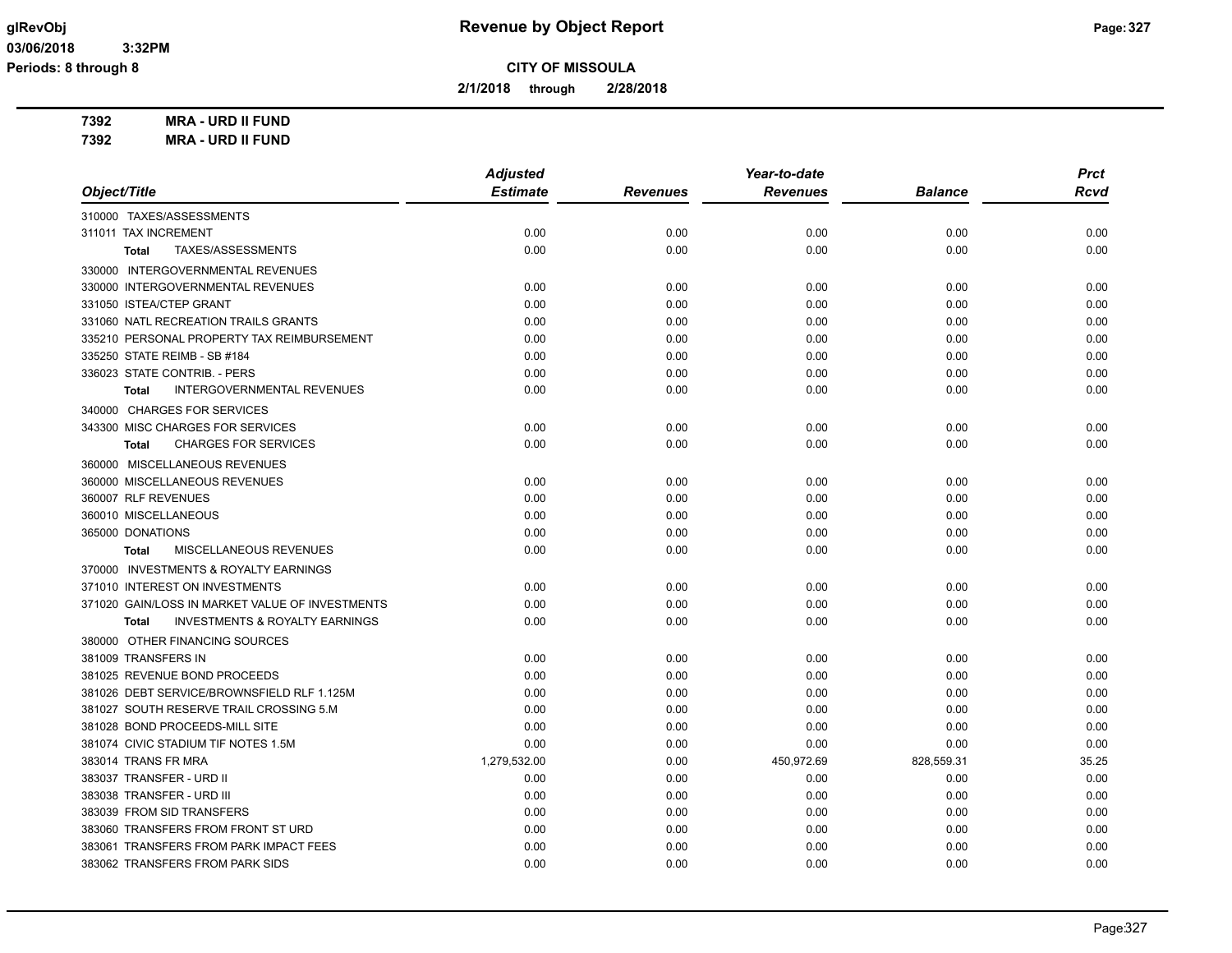**CITY OF MISSOULA**

**2/1/2018 through 2/28/2018**

**7392 MRA - URD II FUND**

**7392 MRA - URD II FUND**

| Object/Title | Adjusted Estimate | Revenues | Year-to-date Revenues | Balance | Prct Rcvd |
|---|---|---|---|---|---|
| 310000 TAXES/ASSESSMENTS | | | | | |
| 311011 TAX INCREMENT | 0.00 | 0.00 | 0.00 | 0.00 | 0.00 |
| **Total** TAXES/ASSESSMENTS | 0.00 | 0.00 | 0.00 | 0.00 | 0.00 |
| 330000 INTERGOVERNMENTAL REVENUES | | | | | |
| 330000 INTERGOVERNMENTAL REVENUES | 0.00 | 0.00 | 0.00 | 0.00 | 0.00 |
| 331050 ISTEA/CTEP GRANT | 0.00 | 0.00 | 0.00 | 0.00 | 0.00 |
| 331060 NATL RECREATION TRAILS GRANTS | 0.00 | 0.00 | 0.00 | 0.00 | 0.00 |
| 335210 PERSONAL PROPERTY TAX REIMBURSEMENT | 0.00 | 0.00 | 0.00 | 0.00 | 0.00 |
| 335250 STATE REIMB - SB #184 | 0.00 | 0.00 | 0.00 | 0.00 | 0.00 |
| 336023 STATE CONTRIB. - PERS | 0.00 | 0.00 | 0.00 | 0.00 | 0.00 |
| **Total** INTERGOVERNMENTAL REVENUES | 0.00 | 0.00 | 0.00 | 0.00 | 0.00 |
| 340000 CHARGES FOR SERVICES | | | | | |
| 343300 MISC CHARGES FOR SERVICES | 0.00 | 0.00 | 0.00 | 0.00 | 0.00 |
| **Total** CHARGES FOR SERVICES | 0.00 | 0.00 | 0.00 | 0.00 | 0.00 |
| 360000 MISCELLANEOUS REVENUES | | | | | |
| 360000 MISCELLANEOUS REVENUES | 0.00 | 0.00 | 0.00 | 0.00 | 0.00 |
| 360007 RLF REVENUES | 0.00 | 0.00 | 0.00 | 0.00 | 0.00 |
| 360010 MISCELLANEOUS | 0.00 | 0.00 | 0.00 | 0.00 | 0.00 |
| 365000 DONATIONS | 0.00 | 0.00 | 0.00 | 0.00 | 0.00 |
| **Total** MISCELLANEOUS REVENUES | 0.00 | 0.00 | 0.00 | 0.00 | 0.00 |
| 370000 INVESTMENTS & ROYALTY EARNINGS | | | | | |
| 371010 INTEREST ON INVESTMENTS | 0.00 | 0.00 | 0.00 | 0.00 | 0.00 |
| 371020 GAIN/LOSS IN MARKET VALUE OF INVESTMENTS | 0.00 | 0.00 | 0.00 | 0.00 | 0.00 |
| **Total** INVESTMENTS & ROYALTY EARNINGS | 0.00 | 0.00 | 0.00 | 0.00 | 0.00 |
| 380000 OTHER FINANCING SOURCES | | | | | |
| 381009 TRANSFERS IN | 0.00 | 0.00 | 0.00 | 0.00 | 0.00 |
| 381025 REVENUE BOND PROCEEDS | 0.00 | 0.00 | 0.00 | 0.00 | 0.00 |
| 381026 DEBT SERVICE/BROWNSFIELD RLF 1.125M | 0.00 | 0.00 | 0.00 | 0.00 | 0.00 |
| 381027 SOUTH RESERVE TRAIL CROSSING 5.M | 0.00 | 0.00 | 0.00 | 0.00 | 0.00 |
| 381028 BOND PROCEEDS-MILL SITE | 0.00 | 0.00 | 0.00 | 0.00 | 0.00 |
| 381074 CIVIC STADIUM TIF NOTES 1.5M | 0.00 | 0.00 | 0.00 | 0.00 | 0.00 |
| 383014 TRANS FR MRA | 1,279,532.00 | 0.00 | 450,972.69 | 828,559.31 | 35.25 |
| 383037 TRANSFER - URD II | 0.00 | 0.00 | 0.00 | 0.00 | 0.00 |
| 383038 TRANSFER - URD III | 0.00 | 0.00 | 0.00 | 0.00 | 0.00 |
| 383039 FROM SID TRANSFERS | 0.00 | 0.00 | 0.00 | 0.00 | 0.00 |
| 383060 TRANSFERS FROM FRONT ST URD | 0.00 | 0.00 | 0.00 | 0.00 | 0.00 |
| 383061 TRANSFERS FROM PARK IMPACT FEES | 0.00 | 0.00 | 0.00 | 0.00 | 0.00 |
| 383062 TRANSFERS FROM PARK SIDS | 0.00 | 0.00 | 0.00 | 0.00 | 0.00 |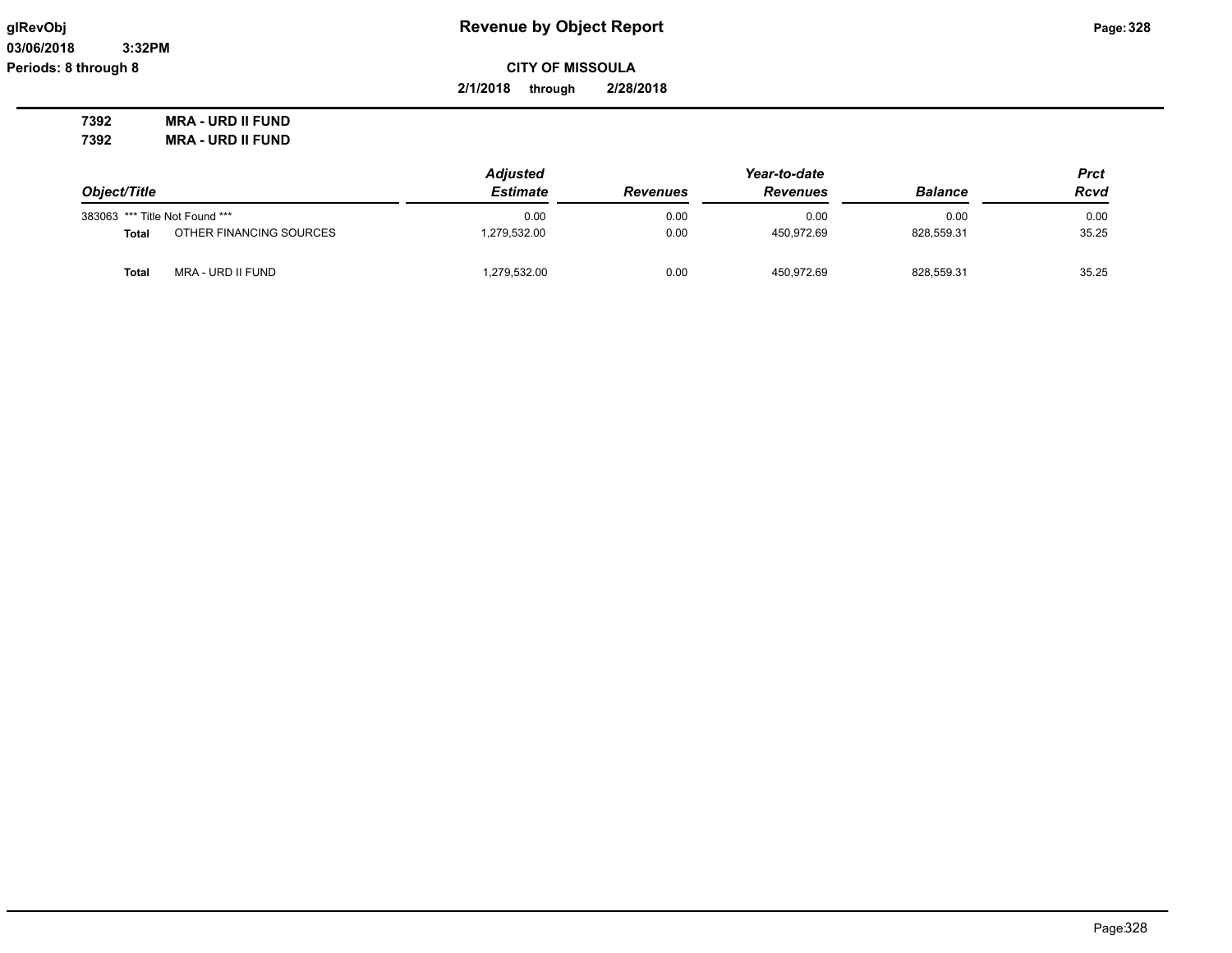**Revenue by Object Report**

glRevObj
03/06/2018 3:32PM
Periods: 8 through 8

**CITY OF MISSOULA**

**2/1/2018 through 2/28/2018**

**7392 MRA - URD II FUND**
**7392 MRA - URD II FUND**

| Object/Title | | Adjusted Estimate | Revenues | Year-to-date Revenues | Balance | Prct Rcvd |
|---|---|---|---|---|---|---|
| 383063 | *** Title Not Found *** | 0.00 | 0.00 | 0.00 | 0.00 | 0.00 |
| **Total** | OTHER FINANCING SOURCES | 1,279,532.00 | 0.00 | 450,972.69 | 828,559.31 | 35.25 |
| **Total** | MRA - URD II FUND | 1,279,532.00 | 0.00 | 450,972.69 | 828,559.31 | 35.25 |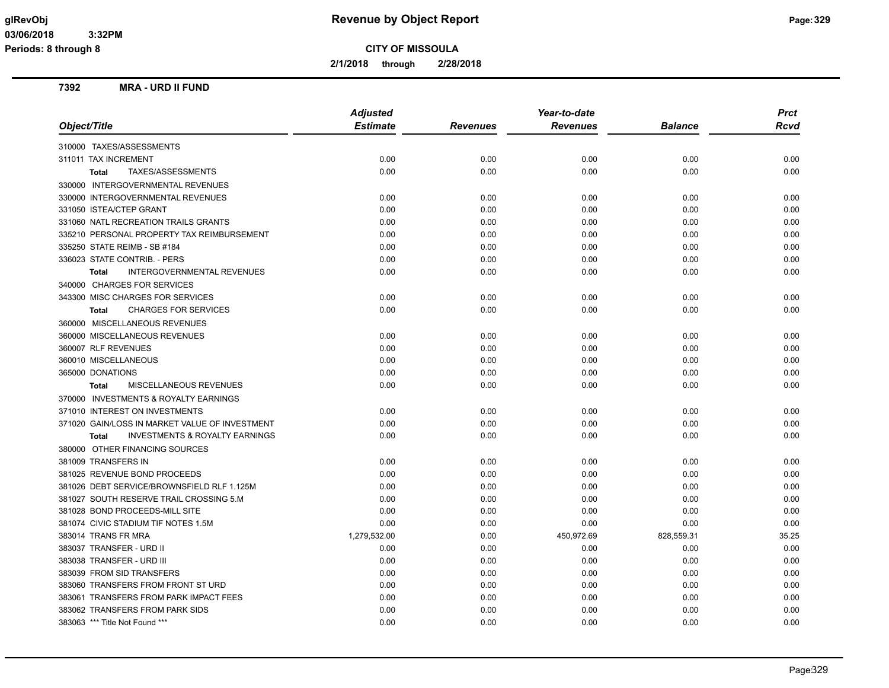**glRevObj** | **Revenue by Object Report**

**03/06/2018 3:32PM**

**Periods: 8 through 8**

**CITY OF MISSOULA**

**2/1/2018 through 2/28/2018**

## 7392 MRA - URD II FUND

| Object/Title | Adjusted Estimate | Revenues | Year-to-date Revenues | Balance | Prct Rcvd |
|---|---|---|---|---|---|
| 310000 TAXES/ASSESSMENTS | | | | | |
| 311011 TAX INCREMENT | 0.00 | 0.00 | 0.00 | 0.00 | 0.00 |
| **Total** TAXES/ASSESSMENTS | 0.00 | 0.00 | 0.00 | 0.00 | 0.00 |
| 330000 INTERGOVERNMENTAL REVENUES | | | | | |
| 330000 INTERGOVERNMENTAL REVENUES | 0.00 | 0.00 | 0.00 | 0.00 | 0.00 |
| 331050 ISTEA/CTEP GRANT | 0.00 | 0.00 | 0.00 | 0.00 | 0.00 |
| 331060 NATL RECREATION TRAILS GRANTS | 0.00 | 0.00 | 0.00 | 0.00 | 0.00 |
| 335210 PERSONAL PROPERTY TAX REIMBURSEMENT | 0.00 | 0.00 | 0.00 | 0.00 | 0.00 |
| 335250 STATE REIMB - SB #184 | 0.00 | 0.00 | 0.00 | 0.00 | 0.00 |
| 336023 STATE CONTRIB. - PERS | 0.00 | 0.00 | 0.00 | 0.00 | 0.00 |
| **Total** INTERGOVERNMENTAL REVENUES | 0.00 | 0.00 | 0.00 | 0.00 | 0.00 |
| 340000 CHARGES FOR SERVICES | | | | | |
| 343300 MISC CHARGES FOR SERVICES | 0.00 | 0.00 | 0.00 | 0.00 | 0.00 |
| **Total** CHARGES FOR SERVICES | 0.00 | 0.00 | 0.00 | 0.00 | 0.00 |
| 360000 MISCELLANEOUS REVENUES | | | | | |
| 360000 MISCELLANEOUS REVENUES | 0.00 | 0.00 | 0.00 | 0.00 | 0.00 |
| 360007 RLF REVENUES | 0.00 | 0.00 | 0.00 | 0.00 | 0.00 |
| 360010 MISCELLANEOUS | 0.00 | 0.00 | 0.00 | 0.00 | 0.00 |
| 365000 DONATIONS | 0.00 | 0.00 | 0.00 | 0.00 | 0.00 |
| **Total** MISCELLANEOUS REVENUES | 0.00 | 0.00 | 0.00 | 0.00 | 0.00 |
| 370000 INVESTMENTS & ROYALTY EARNINGS | | | | | |
| 371010 INTEREST ON INVESTMENTS | 0.00 | 0.00 | 0.00 | 0.00 | 0.00 |
| 371020 GAIN/LOSS IN MARKET VALUE OF INVESTMENT | 0.00 | 0.00 | 0.00 | 0.00 | 0.00 |
| **Total** INVESTMENTS & ROYALTY EARNINGS | 0.00 | 0.00 | 0.00 | 0.00 | 0.00 |
| 380000 OTHER FINANCING SOURCES | | | | | |
| 381009 TRANSFERS IN | 0.00 | 0.00 | 0.00 | 0.00 | 0.00 |
| 381025 REVENUE BOND PROCEEDS | 0.00 | 0.00 | 0.00 | 0.00 | 0.00 |
| 381026 DEBT SERVICE/BROWNSFIELD RLF 1.125M | 0.00 | 0.00 | 0.00 | 0.00 | 0.00 |
| 381027 SOUTH RESERVE TRAIL CROSSING 5.M | 0.00 | 0.00 | 0.00 | 0.00 | 0.00 |
| 381028 BOND PROCEEDS-MILL SITE | 0.00 | 0.00 | 0.00 | 0.00 | 0.00 |
| 381074 CIVIC STADIUM TIF NOTES 1.5M | 0.00 | 0.00 | 0.00 | 0.00 | 0.00 |
| 383014 TRANS FR MRA | 1,279,532.00 | 0.00 | 450,972.69 | 828,559.31 | 35.25 |
| 383037 TRANSFER - URD II | 0.00 | 0.00 | 0.00 | 0.00 | 0.00 |
| 383038 TRANSFER - URD III | 0.00 | 0.00 | 0.00 | 0.00 | 0.00 |
| 383039 FROM SID TRANSFERS | 0.00 | 0.00 | 0.00 | 0.00 | 0.00 |
| 383060 TRANSFERS FROM FRONT ST URD | 0.00 | 0.00 | 0.00 | 0.00 | 0.00 |
| 383061 TRANSFERS FROM PARK IMPACT FEES | 0.00 | 0.00 | 0.00 | 0.00 | 0.00 |
| 383062 TRANSFERS FROM PARK SIDS | 0.00 | 0.00 | 0.00 | 0.00 | 0.00 |
| 383063 *** Title Not Found *** | 0.00 | 0.00 | 0.00 | 0.00 | 0.00 |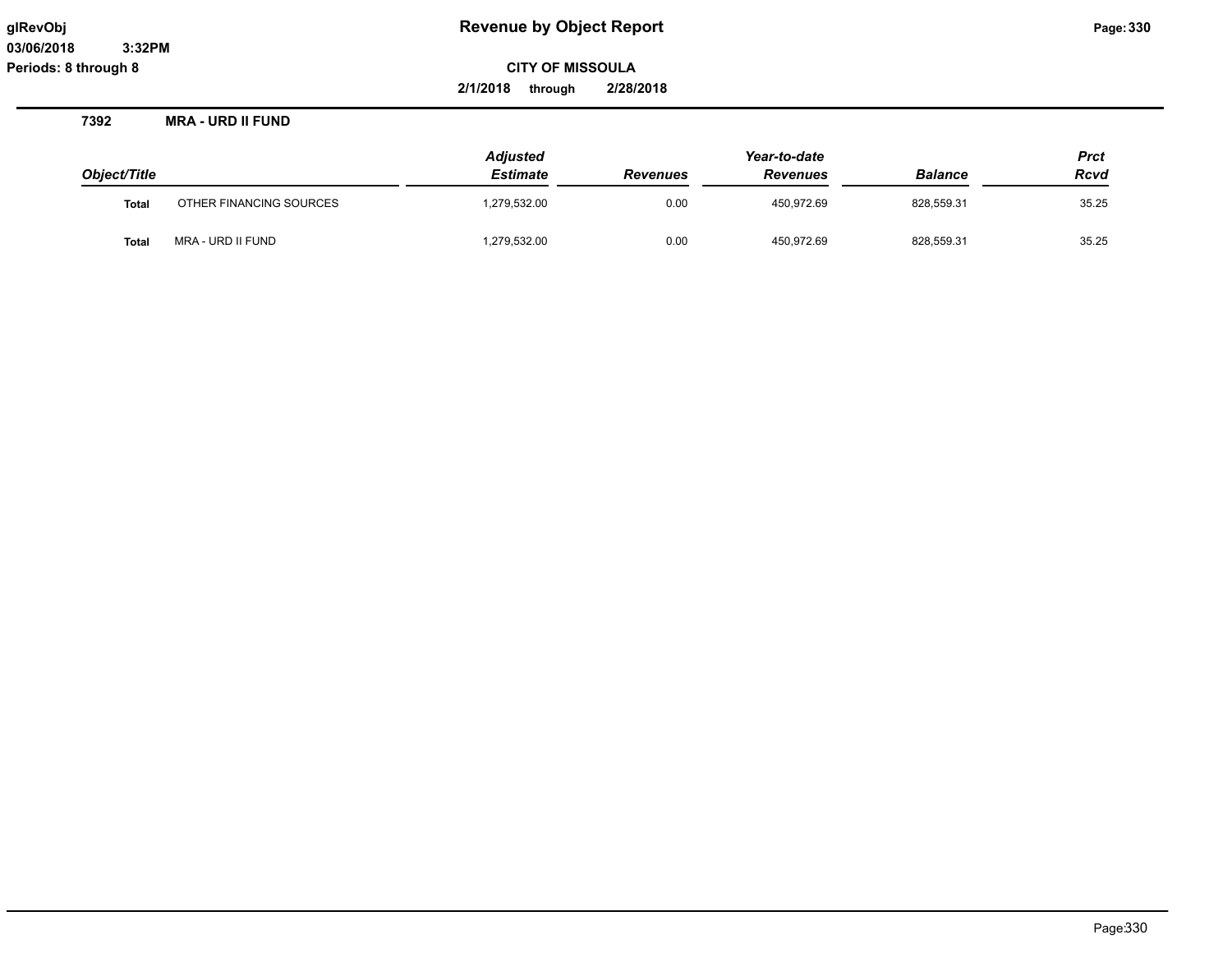# Revenue by Object Report

glRevObj
03/06/2018 3:32PM
Periods: 8 through 8

**CITY OF MISSOULA**

**2/1/2018 through 2/28/2018**

## 7392 MRA - URD II FUND

| Object/Title | | Adjusted Estimate | Revenues | Year-to-date Revenues | Balance | Prct Rcvd |
|---|---|---|---|---|---|---|
| Total | OTHER FINANCING SOURCES | 1,279,532.00 | 0.00 | 450,972.69 | 828,559.31 | 35.25 |
| Total | MRA - URD II FUND | 1,279,532.00 | 0.00 | 450,972.69 | 828,559.31 | 35.25 |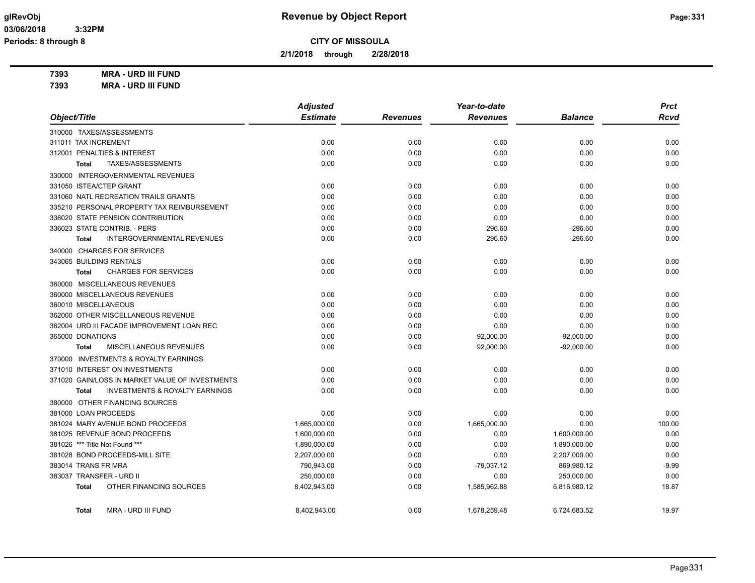**CITY OF MISSOULA**

**2/1/2018 through 2/28/2018**

**7393 MRA - URD III FUND**

**7393 MRA - URD III FUND**

| Object/Title | Adjusted Estimate | Revenues | Year-to-date Revenues | Balance | Prct Rcvd |
|---|---|---|---|---|---|
| 310000 TAXES/ASSESSMENTS | | | | | |
| 311011 TAX INCREMENT | 0.00 | 0.00 | 0.00 | 0.00 | 0.00 |
| 312001 PENALTIES & INTEREST | 0.00 | 0.00 | 0.00 | 0.00 | 0.00 |
| Total TAXES/ASSESSMENTS | 0.00 | 0.00 | 0.00 | 0.00 | 0.00 |
| 330000 INTERGOVERNMENTAL REVENUES | | | | | |
| 331050 ISTEA/CTEP GRANT | 0.00 | 0.00 | 0.00 | 0.00 | 0.00 |
| 331060 NATL RECREATION TRAILS GRANTS | 0.00 | 0.00 | 0.00 | 0.00 | 0.00 |
| 335210 PERSONAL PROPERTY TAX REIMBURSEMENT | 0.00 | 0.00 | 0.00 | 0.00 | 0.00 |
| 336020 STATE PENSION CONTRIBUTION | 0.00 | 0.00 | 0.00 | 0.00 | 0.00 |
| 336023 STATE CONTRIB. - PERS | 0.00 | 0.00 | 296.60 | -296.60 | 0.00 |
| Total INTERGOVERNMENTAL REVENUES | 0.00 | 0.00 | 296.60 | -296.60 | 0.00 |
| 340000 CHARGES FOR SERVICES | | | | | |
| 343065 BUILDING RENTALS | 0.00 | 0.00 | 0.00 | 0.00 | 0.00 |
| Total CHARGES FOR SERVICES | 0.00 | 0.00 | 0.00 | 0.00 | 0.00 |
| 360000 MISCELLANEOUS REVENUES | | | | | |
| 360000 MISCELLANEOUS REVENUES | 0.00 | 0.00 | 0.00 | 0.00 | 0.00 |
| 360010 MISCELLANEOUS | 0.00 | 0.00 | 0.00 | 0.00 | 0.00 |
| 362000 OTHER MISCELLANEOUS REVENUE | 0.00 | 0.00 | 0.00 | 0.00 | 0.00 |
| 362004 URD III FACADE IMPROVEMENT LOAN REC | 0.00 | 0.00 | 0.00 | 0.00 | 0.00 |
| 365000 DONATIONS | 0.00 | 0.00 | 92,000.00 | -92,000.00 | 0.00 |
| Total MISCELLANEOUS REVENUES | 0.00 | 0.00 | 92,000.00 | -92,000.00 | 0.00 |
| 370000 INVESTMENTS & ROYALTY EARNINGS | | | | | |
| 371010 INTEREST ON INVESTMENTS | 0.00 | 0.00 | 0.00 | 0.00 | 0.00 |
| 371020 GAIN/LOSS IN MARKET VALUE OF INVESTMENTS | 0.00 | 0.00 | 0.00 | 0.00 | 0.00 |
| Total INVESTMENTS & ROYALTY EARNINGS | 0.00 | 0.00 | 0.00 | 0.00 | 0.00 |
| 380000 OTHER FINANCING SOURCES | | | | | |
| 381000 LOAN PROCEEDS | 0.00 | 0.00 | 0.00 | 0.00 | 0.00 |
| 381024 MARY AVENUE BOND PROCEEDS | 1,665,000.00 | 0.00 | 1,665,000.00 | 0.00 | 100.00 |
| 381025 REVENUE BOND PROCEEDS | 1,600,000.00 | 0.00 | 0.00 | 1,600,000.00 | 0.00 |
| 381026 *** Title Not Found *** | 1,890,000.00 | 0.00 | 0.00 | 1,890,000.00 | 0.00 |
| 381028 BOND PROCEEDS-MILL SITE | 2,207,000.00 | 0.00 | 0.00 | 2,207,000.00 | 0.00 |
| 383014 TRANS FR MRA | 790,943.00 | 0.00 | -79,037.12 | 869,980.12 | -9.99 |
| 383037 TRANSFER - URD II | 250,000.00 | 0.00 | 0.00 | 250,000.00 | 0.00 |
| Total OTHER FINANCING SOURCES | 8,402,943.00 | 0.00 | 1,585,962.88 | 6,816,980.12 | 18.87 |
| Total MRA - URD III FUND | 8,402,943.00 | 0.00 | 1,678,259.48 | 6,724,683.52 | 19.97 |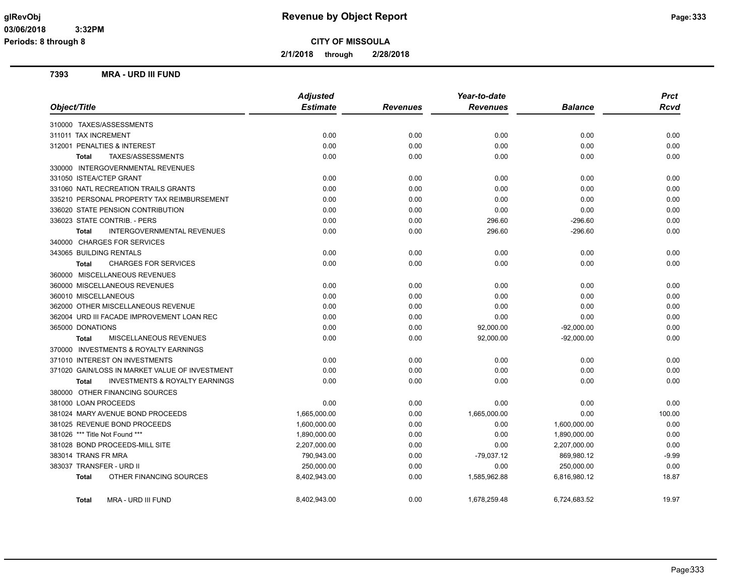# Revenue by Object Report

glRevObj
03/06/2018 3:32PM
Periods: 8 through 8

**CITY OF MISSOULA**

**2/1/2018 through 2/28/2018**

## 7393 MRA - URD III FUND

| Object/Title | Adjusted Estimate | Revenues | Year-to-date Revenues | Balance | Prct Rcvd |
|---|---|---|---|---|---|
| 310000 TAXES/ASSESSMENTS | | | | | |
| 311011 TAX INCREMENT | 0.00 | 0.00 | 0.00 | 0.00 | 0.00 |
| 312001 PENALTIES & INTEREST | 0.00 | 0.00 | 0.00 | 0.00 | 0.00 |
| **Total** TAXES/ASSESSMENTS | 0.00 | 0.00 | 0.00 | 0.00 | 0.00 |
| 330000 INTERGOVERNMENTAL REVENUES | | | | | |
| 331050 ISTEA/CTEP GRANT | 0.00 | 0.00 | 0.00 | 0.00 | 0.00 |
| 331060 NATL RECREATION TRAILS GRANTS | 0.00 | 0.00 | 0.00 | 0.00 | 0.00 |
| 335210 PERSONAL PROPERTY TAX REIMBURSEMENT | 0.00 | 0.00 | 0.00 | 0.00 | 0.00 |
| 336020 STATE PENSION CONTRIBUTION | 0.00 | 0.00 | 0.00 | 0.00 | 0.00 |
| 336023 STATE CONTRIB. - PERS | 0.00 | 0.00 | 296.60 | -296.60 | 0.00 |
| **Total** INTERGOVERNMENTAL REVENUES | 0.00 | 0.00 | 296.60 | -296.60 | 0.00 |
| 340000 CHARGES FOR SERVICES | | | | | |
| 343065 BUILDING RENTALS | 0.00 | 0.00 | 0.00 | 0.00 | 0.00 |
| **Total** CHARGES FOR SERVICES | 0.00 | 0.00 | 0.00 | 0.00 | 0.00 |
| 360000 MISCELLANEOUS REVENUES | | | | | |
| 360000 MISCELLANEOUS REVENUES | 0.00 | 0.00 | 0.00 | 0.00 | 0.00 |
| 360010 MISCELLANEOUS | 0.00 | 0.00 | 0.00 | 0.00 | 0.00 |
| 362000 OTHER MISCELLANEOUS REVENUE | 0.00 | 0.00 | 0.00 | 0.00 | 0.00 |
| 362004 URD III FACADE IMPROVEMENT LOAN REC | 0.00 | 0.00 | 0.00 | 0.00 | 0.00 |
| 365000 DONATIONS | 0.00 | 0.00 | 92,000.00 | -92,000.00 | 0.00 |
| **Total** MISCELLANEOUS REVENUES | 0.00 | 0.00 | 92,000.00 | -92,000.00 | 0.00 |
| 370000 INVESTMENTS & ROYALTY EARNINGS | | | | | |
| 371010 INTEREST ON INVESTMENTS | 0.00 | 0.00 | 0.00 | 0.00 | 0.00 |
| 371020 GAIN/LOSS IN MARKET VALUE OF INVESTMENT | 0.00 | 0.00 | 0.00 | 0.00 | 0.00 |
| **Total** INVESTMENTS & ROYALTY EARNINGS | 0.00 | 0.00 | 0.00 | 0.00 | 0.00 |
| 380000 OTHER FINANCING SOURCES | | | | | |
| 381000 LOAN PROCEEDS | 0.00 | 0.00 | 0.00 | 0.00 | 0.00 |
| 381024 MARY AVENUE BOND PROCEEDS | 1,665,000.00 | 0.00 | 1,665,000.00 | 0.00 | 100.00 |
| 381025 REVENUE BOND PROCEEDS | 1,600,000.00 | 0.00 | 0.00 | 1,600,000.00 | 0.00 |
| 381026 *** Title Not Found *** | 1,890,000.00 | 0.00 | 0.00 | 1,890,000.00 | 0.00 |
| 381028 BOND PROCEEDS-MILL SITE | 2,207,000.00 | 0.00 | 0.00 | 2,207,000.00 | 0.00 |
| 383014 TRANS FR MRA | 790,943.00 | 0.00 | -79,037.12 | 869,980.12 | -9.99 |
| 383037 TRANSFER - URD II | 250,000.00 | 0.00 | 0.00 | 250,000.00 | 0.00 |
| **Total** OTHER FINANCING SOURCES | 8,402,943.00 | 0.00 | 1,585,962.88 | 6,816,980.12 | 18.87 |
| **Total** MRA - URD III FUND | 8,402,943.00 | 0.00 | 1,678,259.48 | 6,724,683.52 | 19.97 |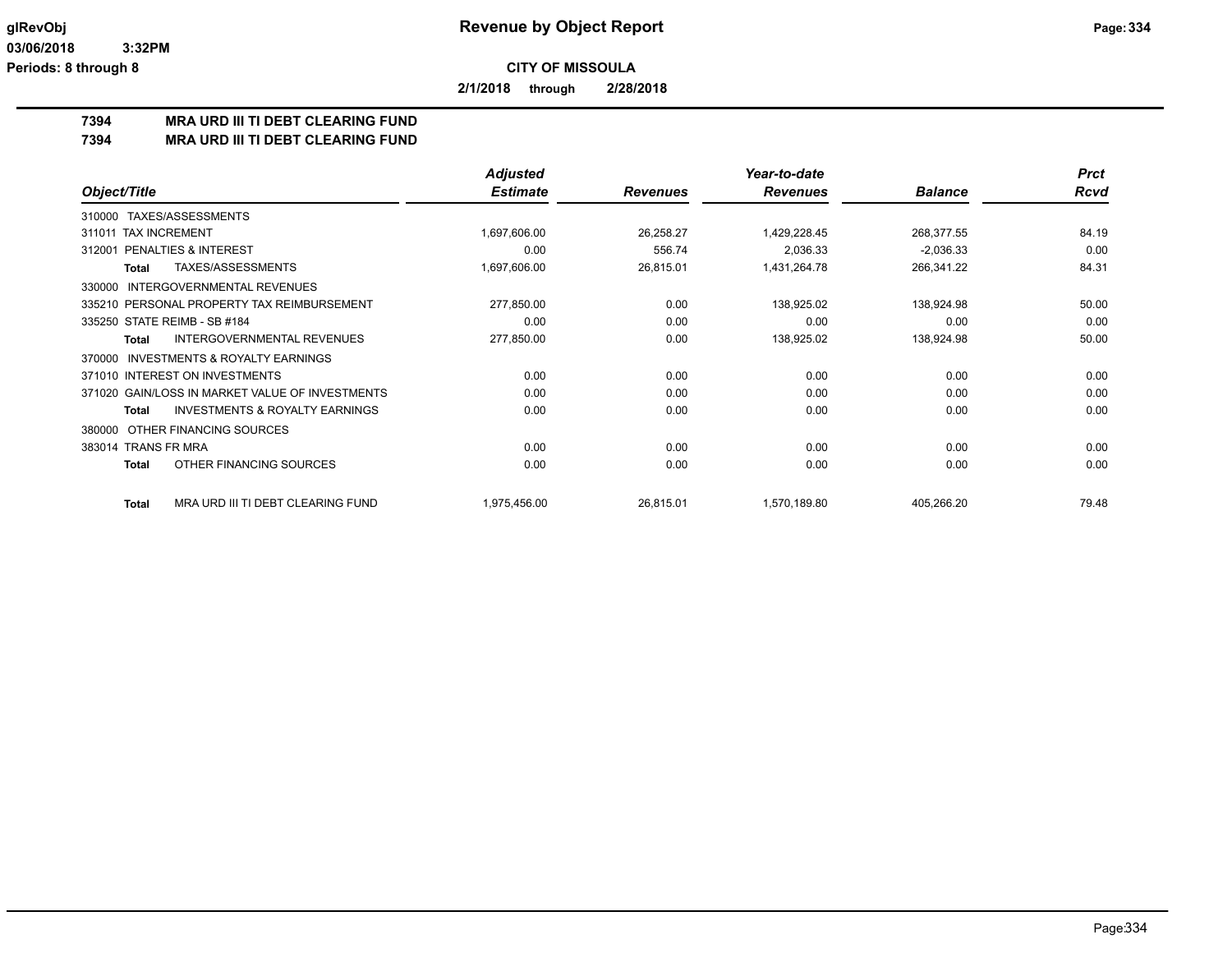**CITY OF MISSOULA**

**2/1/2018 through 2/28/2018**

## 7394 MRA URD III TI DEBT CLEARING FUND
## 7394 MRA URD III TI DEBT CLEARING FUND

| Object/Title | Adjusted Estimate | Revenues | Year-to-date Revenues | Balance | Prct Rcvd |
|---|---|---|---|---|---|
| 310000 TAXES/ASSESSMENTS | | | | | |
| 311011 TAX INCREMENT | 1,697,606.00 | 26,258.27 | 1,429,228.45 | 268,377.55 | 84.19 |
| 312001 PENALTIES & INTEREST | 0.00 | 556.74 | 2,036.33 | -2,036.33 | 0.00 |
| **Total** TAXES/ASSESSMENTS | 1,697,606.00 | 26,815.01 | 1,431,264.78 | 266,341.22 | 84.31 |
| 330000 INTERGOVERNMENTAL REVENUES | | | | | |
| 335210 PERSONAL PROPERTY TAX REIMBURSEMENT | 277,850.00 | 0.00 | 138,925.02 | 138,924.98 | 50.00 |
| 335250 STATE REIMB - SB #184 | 0.00 | 0.00 | 0.00 | 0.00 | 0.00 |
| **Total** INTERGOVERNMENTAL REVENUES | 277,850.00 | 0.00 | 138,925.02 | 138,924.98 | 50.00 |
| 370000 INVESTMENTS & ROYALTY EARNINGS | | | | | |
| 371010 INTEREST ON INVESTMENTS | 0.00 | 0.00 | 0.00 | 0.00 | 0.00 |
| 371020 GAIN/LOSS IN MARKET VALUE OF INVESTMENTS | 0.00 | 0.00 | 0.00 | 0.00 | 0.00 |
| **Total** INVESTMENTS & ROYALTY EARNINGS | 0.00 | 0.00 | 0.00 | 0.00 | 0.00 |
| 380000 OTHER FINANCING SOURCES | | | | | |
| 383014 TRANS FR MRA | 0.00 | 0.00 | 0.00 | 0.00 | 0.00 |
| **Total** OTHER FINANCING SOURCES | 0.00 | 0.00 | 0.00 | 0.00 | 0.00 |
| **Total** MRA URD III TI DEBT CLEARING FUND | 1,975,456.00 | 26,815.01 | 1,570,189.80 | 405,266.20 | 79.48 |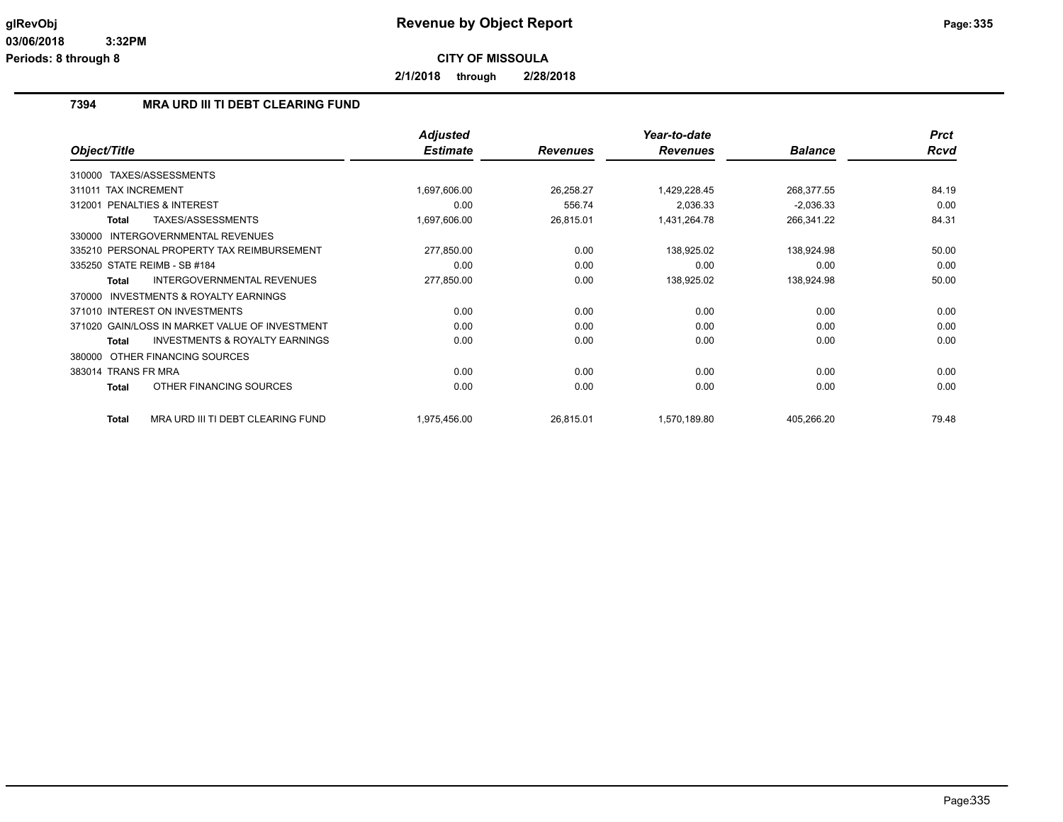# Revenue by Object Report

**CITY OF MISSOULA**

**2/1/2018 through 2/28/2018**

glRevObj
03/06/2018 3:32PM
Periods: 8 through 8

## 7394 MRA URD III TI DEBT CLEARING FUND

| Object/Title | Adjusted Estimate | Revenues | Year-to-date Revenues | Balance | Prct Rcvd |
|---|---|---|---|---|---|
| 310000 TAXES/ASSESSMENTS | | | | | |
| 311011 TAX INCREMENT | 1,697,606.00 | 26,258.27 | 1,429,228.45 | 268,377.55 | 84.19 |
| 312001 PENALTIES & INTEREST | 0.00 | 556.74 | 2,036.33 | -2,036.33 | 0.00 |
| **Total** TAXES/ASSESSMENTS | 1,697,606.00 | 26,815.01 | 1,431,264.78 | 266,341.22 | 84.31 |
| 330000 INTERGOVERNMENTAL REVENUES | | | | | |
| 335210 PERSONAL PROPERTY TAX REIMBURSEMENT | 277,850.00 | 0.00 | 138,925.02 | 138,924.98 | 50.00 |
| 335250 STATE REIMB - SB #184 | 0.00 | 0.00 | 0.00 | 0.00 | 0.00 |
| **Total** INTERGOVERNMENTAL REVENUES | 277,850.00 | 0.00 | 138,925.02 | 138,924.98 | 50.00 |
| 370000 INVESTMENTS & ROYALTY EARNINGS | | | | | |
| 371010 INTEREST ON INVESTMENTS | 0.00 | 0.00 | 0.00 | 0.00 | 0.00 |
| 371020 GAIN/LOSS IN MARKET VALUE OF INVESTMENT | 0.00 | 0.00 | 0.00 | 0.00 | 0.00 |
| **Total** INVESTMENTS & ROYALTY EARNINGS | 0.00 | 0.00 | 0.00 | 0.00 | 0.00 |
| 380000 OTHER FINANCING SOURCES | | | | | |
| 383014 TRANS FR MRA | 0.00 | 0.00 | 0.00 | 0.00 | 0.00 |
| **Total** OTHER FINANCING SOURCES | 0.00 | 0.00 | 0.00 | 0.00 | 0.00 |
| **Total** MRA URD III TI DEBT CLEARING FUND | 1,975,456.00 | 26,815.01 | 1,570,189.80 | 405,266.20 | 79.48 |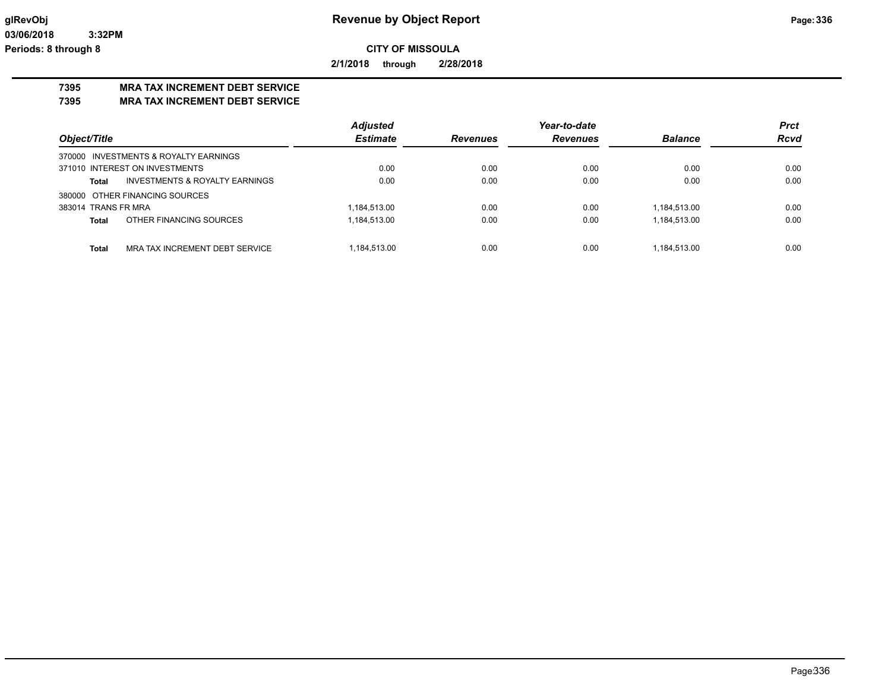**CITY OF MISSOULA**

**2/1/2018 through 2/28/2018**

## 7395 MRA TAX INCREMENT DEBT SERVICE
## 7395 MRA TAX INCREMENT DEBT SERVICE

| Object/Title | | Adjusted Estimate | Revenues | Year-to-date Revenues | Balance | Prct Rcvd |
|---|---|---|---|---|---|---|
| 370000 INVESTMENTS & ROYALTY EARNINGS | | | | | | |
| 371010 INTEREST ON INVESTMENTS | | 0.00 | 0.00 | 0.00 | 0.00 | 0.00 |
| **Total** | INVESTMENTS & ROYALTY EARNINGS | 0.00 | 0.00 | 0.00 | 0.00 | 0.00 |
| 380000 OTHER FINANCING SOURCES | | | | | | |
| 383014 TRANS FR MRA | | 1,184,513.00 | 0.00 | 0.00 | 1,184,513.00 | 0.00 |
| **Total** | OTHER FINANCING SOURCES | 1,184,513.00 | 0.00 | 0.00 | 1,184,513.00 | 0.00 |
| **Total** | MRA TAX INCREMENT DEBT SERVICE | 1,184,513.00 | 0.00 | 0.00 | 1,184,513.00 | 0.00 |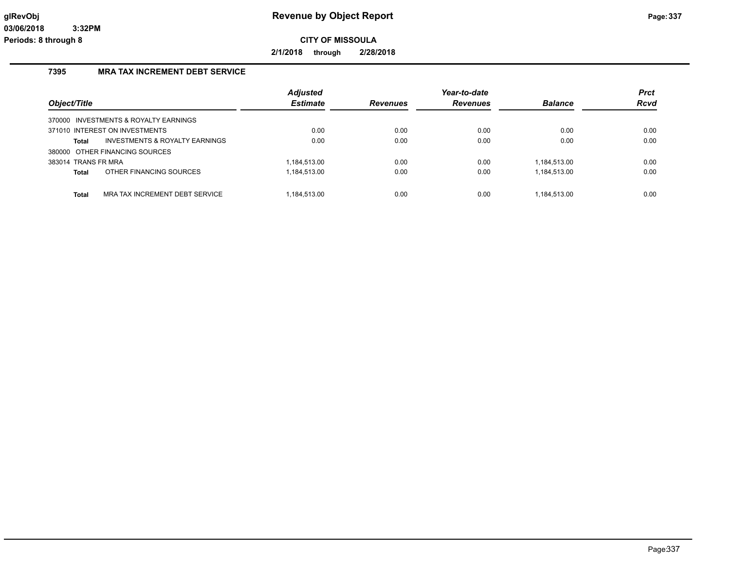glRevObj
03/06/2018 3:32PM
Periods: 8 through 8

# Revenue by Object Report

**CITY OF MISSOULA**

**2/1/2018 through 2/28/2018**

## 7395 MRA TAX INCREMENT DEBT SERVICE

| Object/Title | Adjusted Estimate | Revenues | Year-to-date Revenues | Balance | Prct Rcvd |
|---|---|---|---|---|---|
| 370000 INVESTMENTS & ROYALTY EARNINGS | | | | | |
| 371010 INTEREST ON INVESTMENTS | 0.00 | 0.00 | 0.00 | 0.00 | 0.00 |
| **Total** INVESTMENTS & ROYALTY EARNINGS | 0.00 | 0.00 | 0.00 | 0.00 | 0.00 |
| 380000 OTHER FINANCING SOURCES | | | | | |
| 383014 TRANS FR MRA | 1,184,513.00 | 0.00 | 0.00 | 1,184,513.00 | 0.00 |
| **Total** OTHER FINANCING SOURCES | 1,184,513.00 | 0.00 | 0.00 | 1,184,513.00 | 0.00 |
| **Total** MRA TAX INCREMENT DEBT SERVICE | 1,184,513.00 | 0.00 | 0.00 | 1,184,513.00 | 0.00 |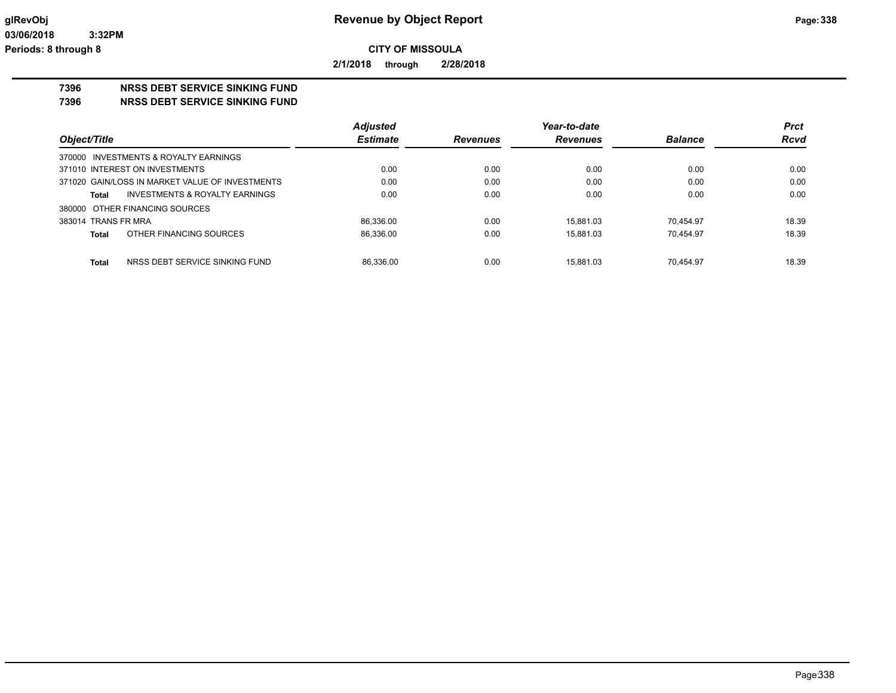**Revenue by Object Report**

**CITY OF MISSOULA**

**2/1/2018 through 2/28/2018**

glRevObj
03/06/2018 3:32PM
Periods: 8 through 8

## 7396 NRSS DEBT SERVICE SINKING FUND
## 7396 NRSS DEBT SERVICE SINKING FUND

| Object/Title | Adjusted Estimate | Revenues | Year-to-date Revenues | Balance | Prct Rcvd |
|---|---|---|---|---|---|
| 370000 INVESTMENTS & ROYALTY EARNINGS | | | | | |
| 371010 INTEREST ON INVESTMENTS | 0.00 | 0.00 | 0.00 | 0.00 | 0.00 |
| 371020 GAIN/LOSS IN MARKET VALUE OF INVESTMENTS | 0.00 | 0.00 | 0.00 | 0.00 | 0.00 |
| **Total** INVESTMENTS & ROYALTY EARNINGS | 0.00 | 0.00 | 0.00 | 0.00 | 0.00 |
| 380000 OTHER FINANCING SOURCES | | | | | |
| 383014 TRANS FR MRA | 86,336.00 | 0.00 | 15,881.03 | 70,454.97 | 18.39 |
| **Total** OTHER FINANCING SOURCES | 86,336.00 | 0.00 | 15,881.03 | 70,454.97 | 18.39 |
| **Total** NRSS DEBT SERVICE SINKING FUND | 86,336.00 | 0.00 | 15,881.03 | 70,454.97 | 18.39 |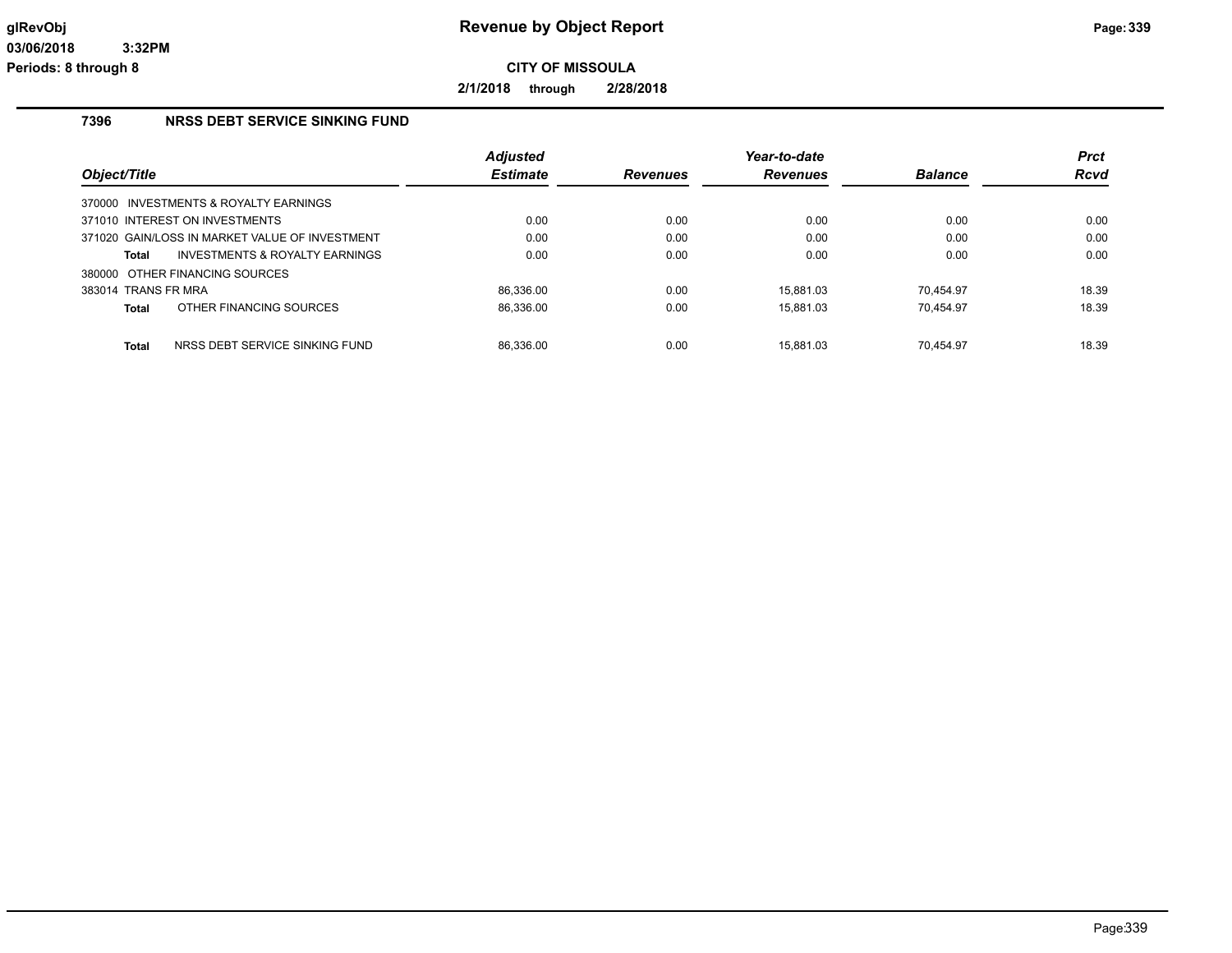# Revenue by Object Report

**CITY OF MISSOULA**

**2/1/2018 through 2/28/2018**

glRevObj
03/06/2018 3:32PM
Periods: 8 through 8

## 7396 NRSS DEBT SERVICE SINKING FUND

| Object/Title | Adjusted Estimate | Revenues | Year-to-date Revenues | Balance | Prct Rcvd |
|---|---|---|---|---|---|
| 370000 INVESTMENTS & ROYALTY EARNINGS | | | | | |
| 371010 INTEREST ON INVESTMENTS | 0.00 | 0.00 | 0.00 | 0.00 | 0.00 |
| 371020 GAIN/LOSS IN MARKET VALUE OF INVESTMENT | 0.00 | 0.00 | 0.00 | 0.00 | 0.00 |
| **Total** INVESTMENTS & ROYALTY EARNINGS | 0.00 | 0.00 | 0.00 | 0.00 | 0.00 |
| 380000 OTHER FINANCING SOURCES | | | | | |
| 383014 TRANS FR MRA | 86,336.00 | 0.00 | 15,881.03 | 70,454.97 | 18.39 |
| **Total** OTHER FINANCING SOURCES | 86,336.00 | 0.00 | 15,881.03 | 70,454.97 | 18.39 |
| **Total** NRSS DEBT SERVICE SINKING FUND | 86,336.00 | 0.00 | 15,881.03 | 70,454.97 | 18.39 |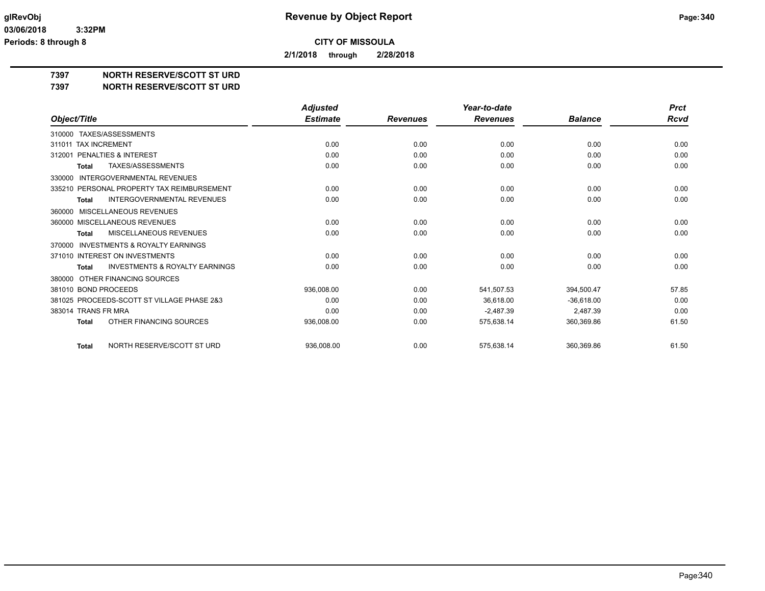**CITY OF MISSOULA**

**2/1/2018 through 2/28/2018**

**7397 NORTH RESERVE/SCOTT ST URD**

**7397 NORTH RESERVE/SCOTT ST URD**

| Object/Title | Adjusted Estimate | Revenues | Year-to-date Revenues | Balance | Prct Rcvd |
|---|---|---|---|---|---|
| 310000 TAXES/ASSESSMENTS | | | | | |
| 311011 TAX INCREMENT | 0.00 | 0.00 | 0.00 | 0.00 | 0.00 |
| 312001 PENALTIES & INTEREST | 0.00 | 0.00 | 0.00 | 0.00 | 0.00 |
| **Total** TAXES/ASSESSMENTS | 0.00 | 0.00 | 0.00 | 0.00 | 0.00 |
| 330000 INTERGOVERNMENTAL REVENUES | | | | | |
| 335210 PERSONAL PROPERTY TAX REIMBURSEMENT | 0.00 | 0.00 | 0.00 | 0.00 | 0.00 |
| **Total** INTERGOVERNMENTAL REVENUES | 0.00 | 0.00 | 0.00 | 0.00 | 0.00 |
| 360000 MISCELLANEOUS REVENUES | | | | | |
| 360000 MISCELLANEOUS REVENUES | 0.00 | 0.00 | 0.00 | 0.00 | 0.00 |
| **Total** MISCELLANEOUS REVENUES | 0.00 | 0.00 | 0.00 | 0.00 | 0.00 |
| 370000 INVESTMENTS & ROYALTY EARNINGS | | | | | |
| 371010 INTEREST ON INVESTMENTS | 0.00 | 0.00 | 0.00 | 0.00 | 0.00 |
| **Total** INVESTMENTS & ROYALTY EARNINGS | 0.00 | 0.00 | 0.00 | 0.00 | 0.00 |
| 380000 OTHER FINANCING SOURCES | | | | | |
| 381010 BOND PROCEEDS | 936,008.00 | 0.00 | 541,507.53 | 394,500.47 | 57.85 |
| 381025 PROCEEDS-SCOTT ST VILLAGE PHASE 2&3 | 0.00 | 0.00 | 36,618.00 | -36,618.00 | 0.00 |
| 383014 TRANS FR MRA | 0.00 | 0.00 | -2,487.39 | 2,487.39 | 0.00 |
| **Total** OTHER FINANCING SOURCES | 936,008.00 | 0.00 | 575,638.14 | 360,369.86 | 61.50 |
| **Total** NORTH RESERVE/SCOTT ST URD | 936,008.00 | 0.00 | 575,638.14 | 360,369.86 | 61.50 |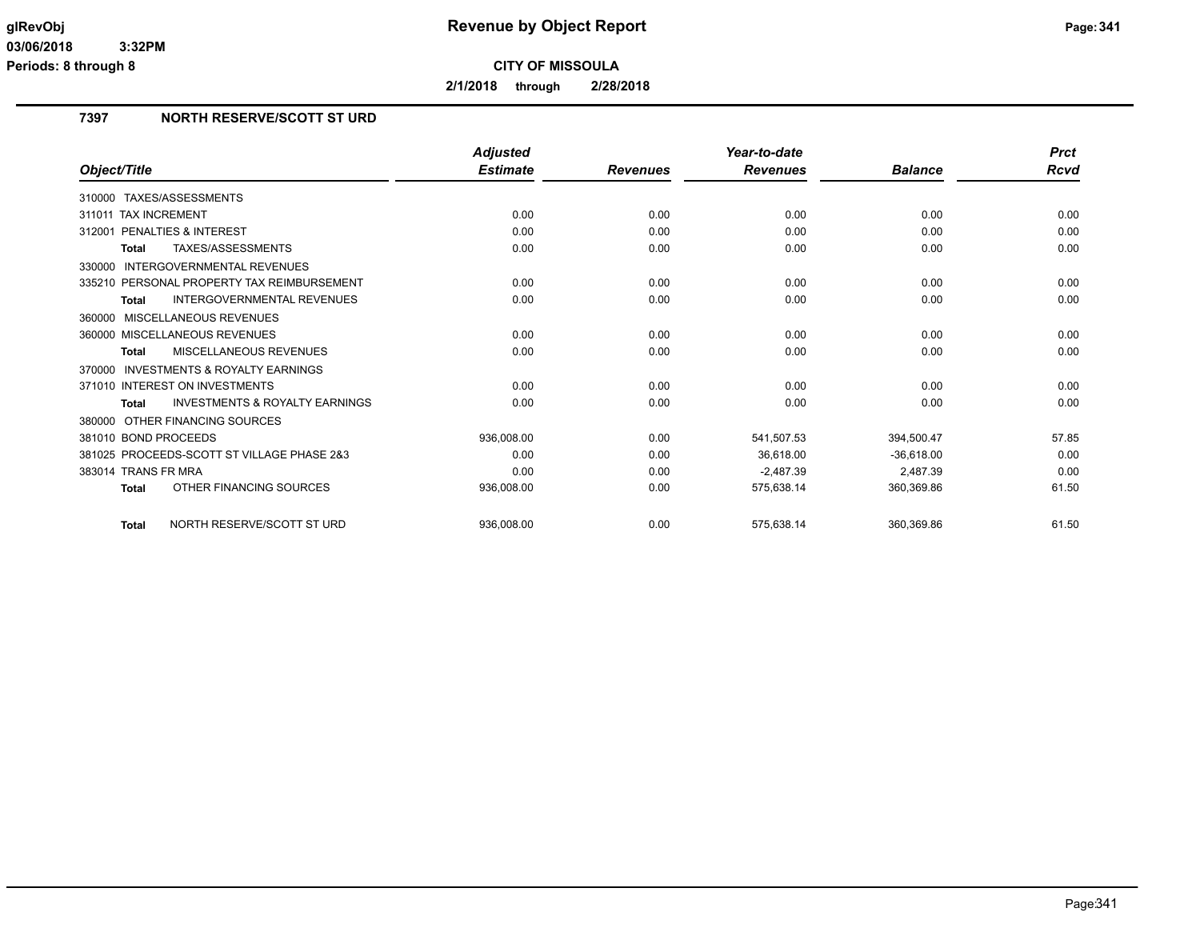# Revenue by Object Report

**CITY OF MISSOULA**

**2/1/2018 through 2/28/2018**

glRevObj
03/06/2018 3:32PM
Periods: 8 through 8

## 7397 NORTH RESERVE/SCOTT ST URD

| Object/Title | Adjusted Estimate | Revenues | Year-to-date Revenues | Balance | Prct Rcvd |
|---|---|---|---|---|---|
| 310000 TAXES/ASSESSMENTS | | | | | |
| 311011 TAX INCREMENT | 0.00 | 0.00 | 0.00 | 0.00 | 0.00 |
| 312001 PENALTIES & INTEREST | 0.00 | 0.00 | 0.00 | 0.00 | 0.00 |
| **Total** TAXES/ASSESSMENTS | 0.00 | 0.00 | 0.00 | 0.00 | 0.00 |
| 330000 INTERGOVERNMENTAL REVENUES | | | | | |
| 335210 PERSONAL PROPERTY TAX REIMBURSEMENT | 0.00 | 0.00 | 0.00 | 0.00 | 0.00 |
| **Total** INTERGOVERNMENTAL REVENUES | 0.00 | 0.00 | 0.00 | 0.00 | 0.00 |
| 360000 MISCELLANEOUS REVENUES | | | | | |
| 360000 MISCELLANEOUS REVENUES | 0.00 | 0.00 | 0.00 | 0.00 | 0.00 |
| **Total** MISCELLANEOUS REVENUES | 0.00 | 0.00 | 0.00 | 0.00 | 0.00 |
| 370000 INVESTMENTS & ROYALTY EARNINGS | | | | | |
| 371010 INTEREST ON INVESTMENTS | 0.00 | 0.00 | 0.00 | 0.00 | 0.00 |
| **Total** INVESTMENTS & ROYALTY EARNINGS | 0.00 | 0.00 | 0.00 | 0.00 | 0.00 |
| 380000 OTHER FINANCING SOURCES | | | | | |
| 381010 BOND PROCEEDS | 936,008.00 | 0.00 | 541,507.53 | 394,500.47 | 57.85 |
| 381025 PROCEEDS-SCOTT ST VILLAGE PHASE 2&3 | 0.00 | 0.00 | 36,618.00 | -36,618.00 | 0.00 |
| 383014 TRANS FR MRA | 0.00 | 0.00 | -2,487.39 | 2,487.39 | 0.00 |
| **Total** OTHER FINANCING SOURCES | 936,008.00 | 0.00 | 575,638.14 | 360,369.86 | 61.50 |
| **Total** NORTH RESERVE/SCOTT ST URD | 936,008.00 | 0.00 | 575,638.14 | 360,369.86 | 61.50 |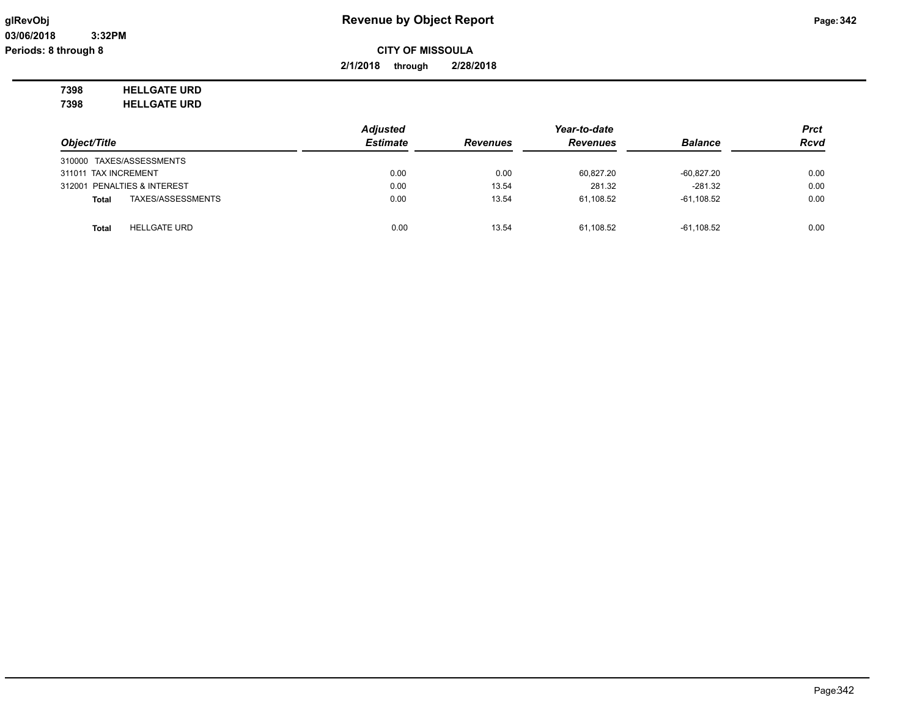# Revenue by Object Report

**CITY OF MISSOULA**

**2/1/2018 through 2/28/2018**

**7398 HELLGATE URD**
**7398 HELLGATE URD**

| Object/Title | Adjusted Estimate | Revenues | Year-to-date Revenues | Balance | Prct Rcvd |
|---|---|---|---|---|---|
| 310000 TAXES/ASSESSMENTS | | | | | |
| 311011 TAX INCREMENT | 0.00 | 0.00 | 60,827.20 | -60,827.20 | 0.00 |
| 312001 PENALTIES & INTEREST | 0.00 | 13.54 | 281.32 | -281.32 | 0.00 |
| **Total** TAXES/ASSESSMENTS | 0.00 | 13.54 | 61,108.52 | -61,108.52 | 0.00 |
| **Total** HELLGATE URD | 0.00 | 13.54 | 61,108.52 | -61,108.52 | 0.00 |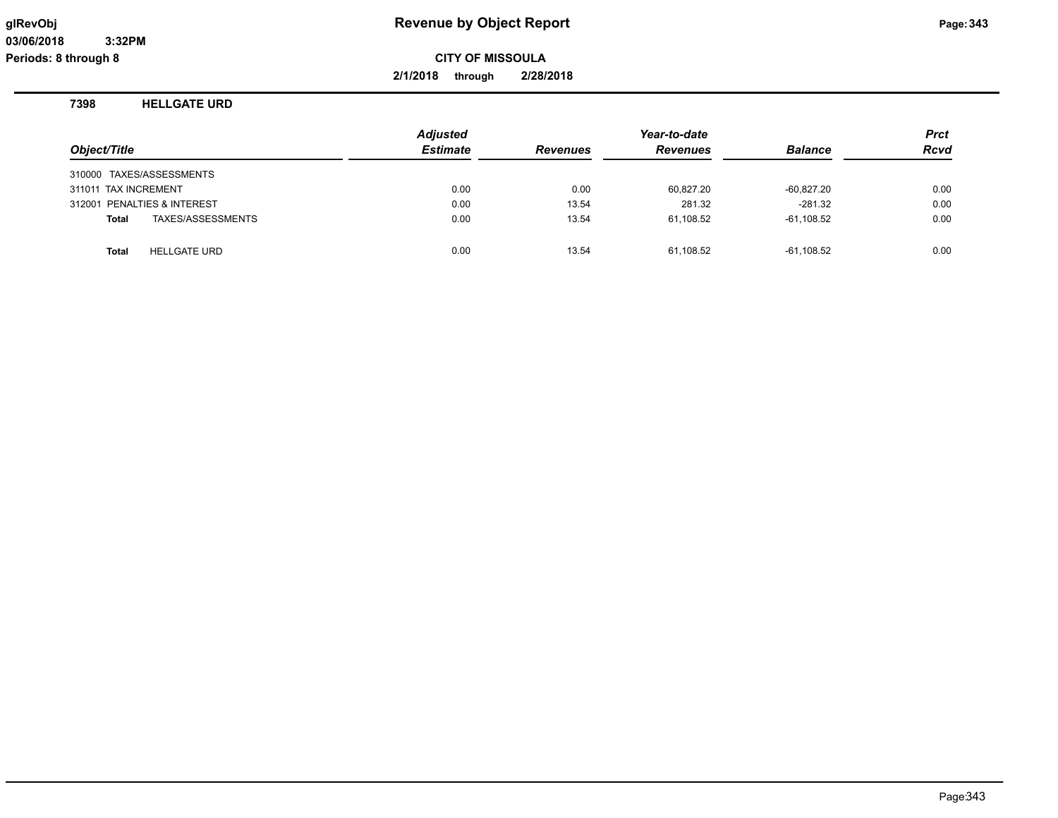# Revenue by Object Report

glRevObj
03/06/2018 3:32PM
Periods: 8 through 8

**CITY OF MISSOULA**

**2/1/2018 through 2/28/2018**

## 7398 HELLGATE URD

| Object/Title | Adjusted Estimate | Revenues | Year-to-date Revenues | Balance | Prct Rcvd |
|---|---|---|---|---|---|
| 310000 TAXES/ASSESSMENTS | | | | | |
| 311011 TAX INCREMENT | 0.00 | 0.00 | 60,827.20 | -60,827.20 | 0.00 |
| 312001 PENALTIES & INTEREST | 0.00 | 13.54 | 281.32 | -281.32 | 0.00 |
| **Total** TAXES/ASSESSMENTS | 0.00 | 13.54 | 61,108.52 | -61,108.52 | 0.00 |
| | | | | | |
| **Total** HELLGATE URD | 0.00 | 13.54 | 61,108.52 | -61,108.52 | 0.00 |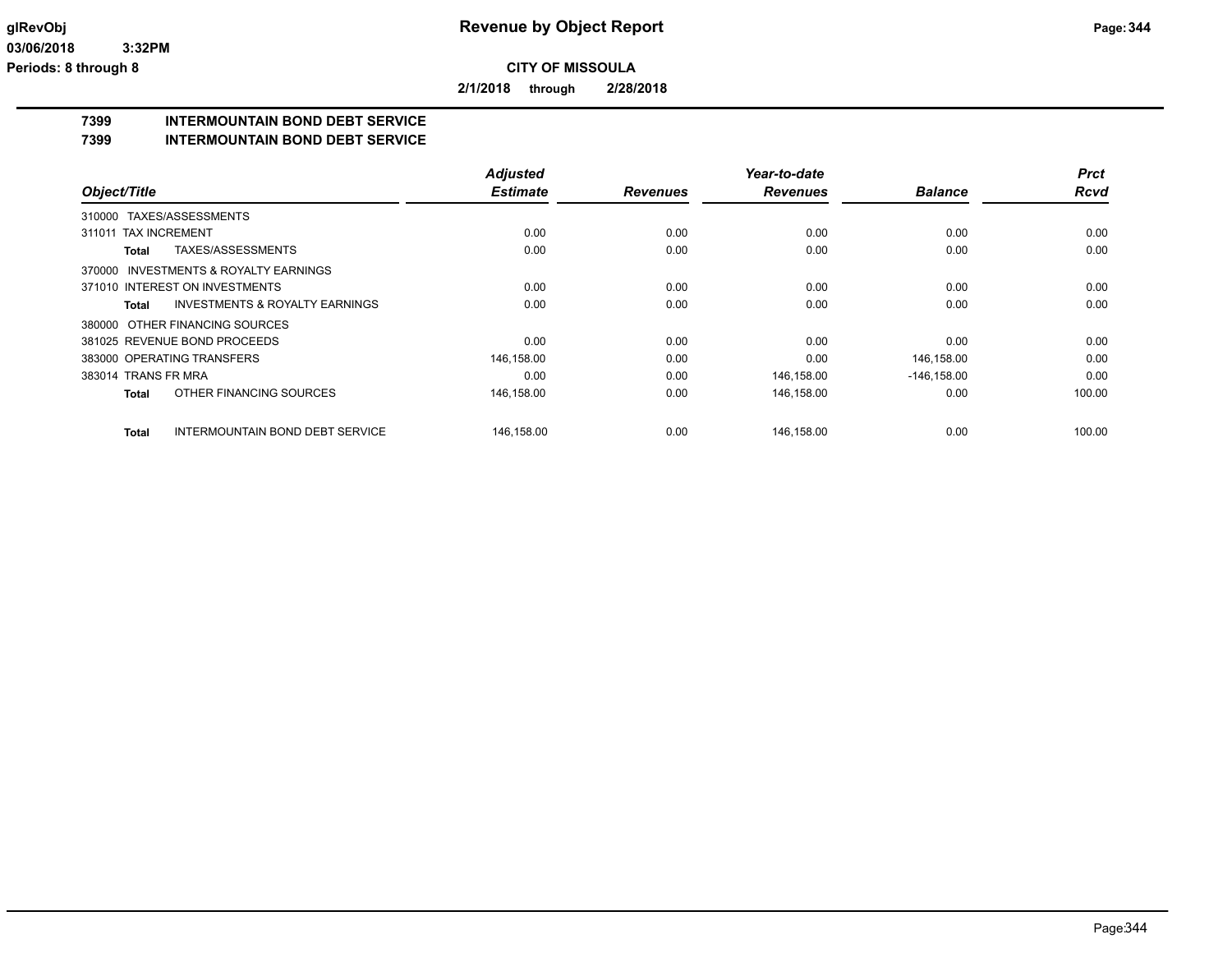**CITY OF MISSOULA**

**2/1/2018 through 2/28/2018**

## 7399 INTERMOUNTAIN BOND DEBT SERVICE
## 7399 INTERMOUNTAIN BOND DEBT SERVICE

| Object/Title | | Adjusted Estimate | Revenues | Year-to-date Revenues | Balance | Prct Rcvd |
|---|---|---|---|---|---|---|
| 310000 TAXES/ASSESSMENTS | | | | | | |
| 311011 TAX INCREMENT | | 0.00 | 0.00 | 0.00 | 0.00 | 0.00 |
| **Total** | TAXES/ASSESSMENTS | 0.00 | 0.00 | 0.00 | 0.00 | 0.00 |
| 370000 INVESTMENTS & ROYALTY EARNINGS | | | | | | |
| 371010 INTEREST ON INVESTMENTS | | 0.00 | 0.00 | 0.00 | 0.00 | 0.00 |
| **Total** | INVESTMENTS & ROYALTY EARNINGS | 0.00 | 0.00 | 0.00 | 0.00 | 0.00 |
| 380000 OTHER FINANCING SOURCES | | | | | | |
| 381025 REVENUE BOND PROCEEDS | | 0.00 | 0.00 | 0.00 | 0.00 | 0.00 |
| 383000 OPERATING TRANSFERS | | 146,158.00 | 0.00 | 0.00 | 146,158.00 | 0.00 |
| 383014 TRANS FR MRA | | 0.00 | 0.00 | 146,158.00 | -146,158.00 | 0.00 |
| **Total** | OTHER FINANCING SOURCES | 146,158.00 | 0.00 | 146,158.00 | 0.00 | 100.00 |
| **Total** | INTERMOUNTAIN BOND DEBT SERVICE | 146,158.00 | 0.00 | 146,158.00 | 0.00 | 100.00 |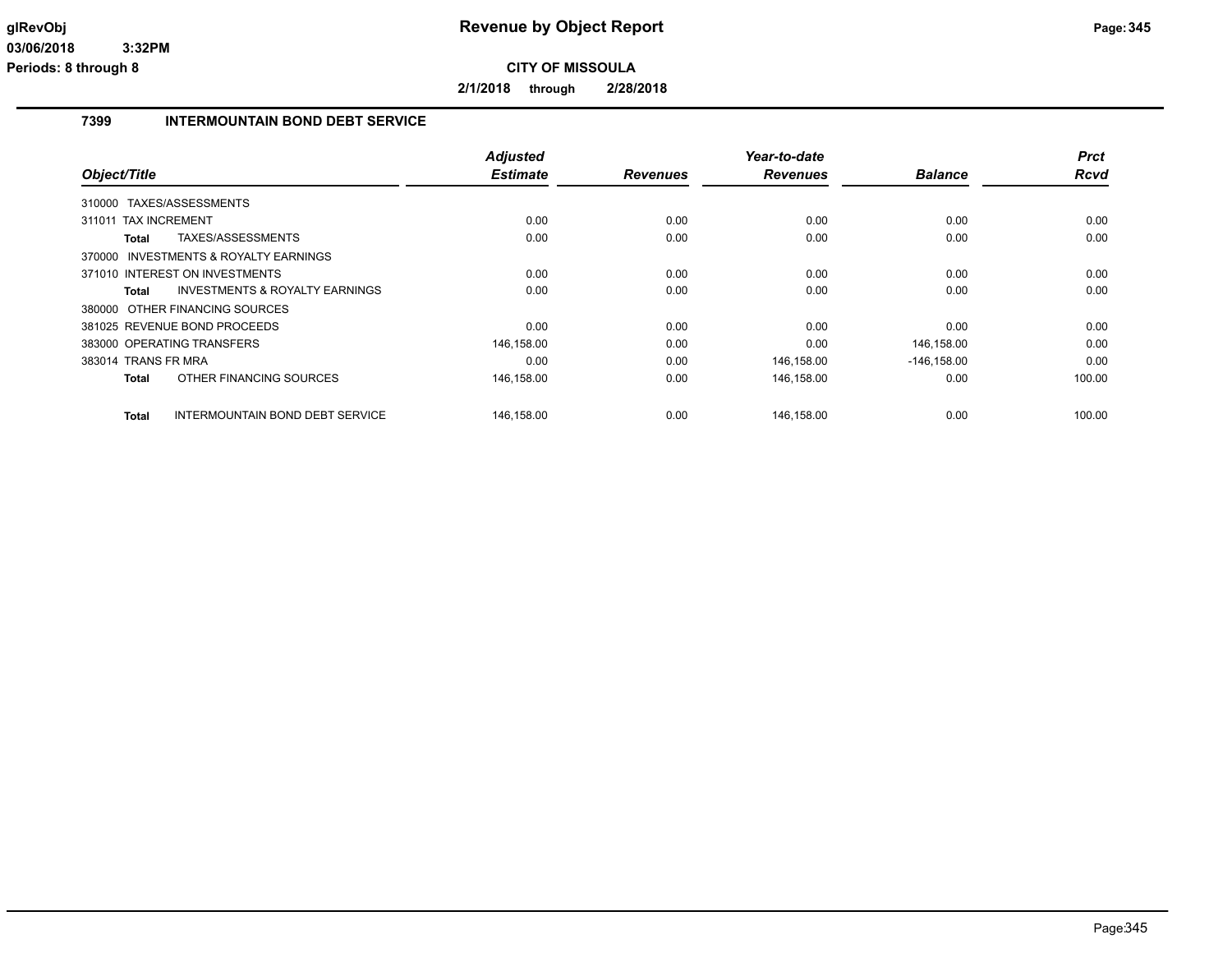**CITY OF MISSOULA**

**2/1/2018 through 2/28/2018**

## 7399 INTERMOUNTAIN BOND DEBT SERVICE

| Object/Title | | Adjusted Estimate | Revenues | Year-to-date Revenues | Balance | Prct Rcvd |
|---|---|---|---|---|---|---|
| 310000 TAXES/ASSESSMENTS | | | | | | |
| 311011 TAX INCREMENT | | 0.00 | 0.00 | 0.00 | 0.00 | 0.00 |
| **Total** | TAXES/ASSESSMENTS | 0.00 | 0.00 | 0.00 | 0.00 | 0.00 |
| 370000 INVESTMENTS & ROYALTY EARNINGS | | | | | | |
| 371010 INTEREST ON INVESTMENTS | | 0.00 | 0.00 | 0.00 | 0.00 | 0.00 |
| **Total** | INVESTMENTS & ROYALTY EARNINGS | 0.00 | 0.00 | 0.00 | 0.00 | 0.00 |
| 380000 OTHER FINANCING SOURCES | | | | | | |
| 381025 REVENUE BOND PROCEEDS | | 0.00 | 0.00 | 0.00 | 0.00 | 0.00 |
| 383000 OPERATING TRANSFERS | | 146,158.00 | 0.00 | 0.00 | 146,158.00 | 0.00 |
| 383014 TRANS FR MRA | | 0.00 | 0.00 | 146,158.00 | -146,158.00 | 0.00 |
| **Total** | OTHER FINANCING SOURCES | 146,158.00 | 0.00 | 146,158.00 | 0.00 | 100.00 |
| **Total** | INTERMOUNTAIN BOND DEBT SERVICE | 146,158.00 | 0.00 | 146,158.00 | 0.00 | 100.00 |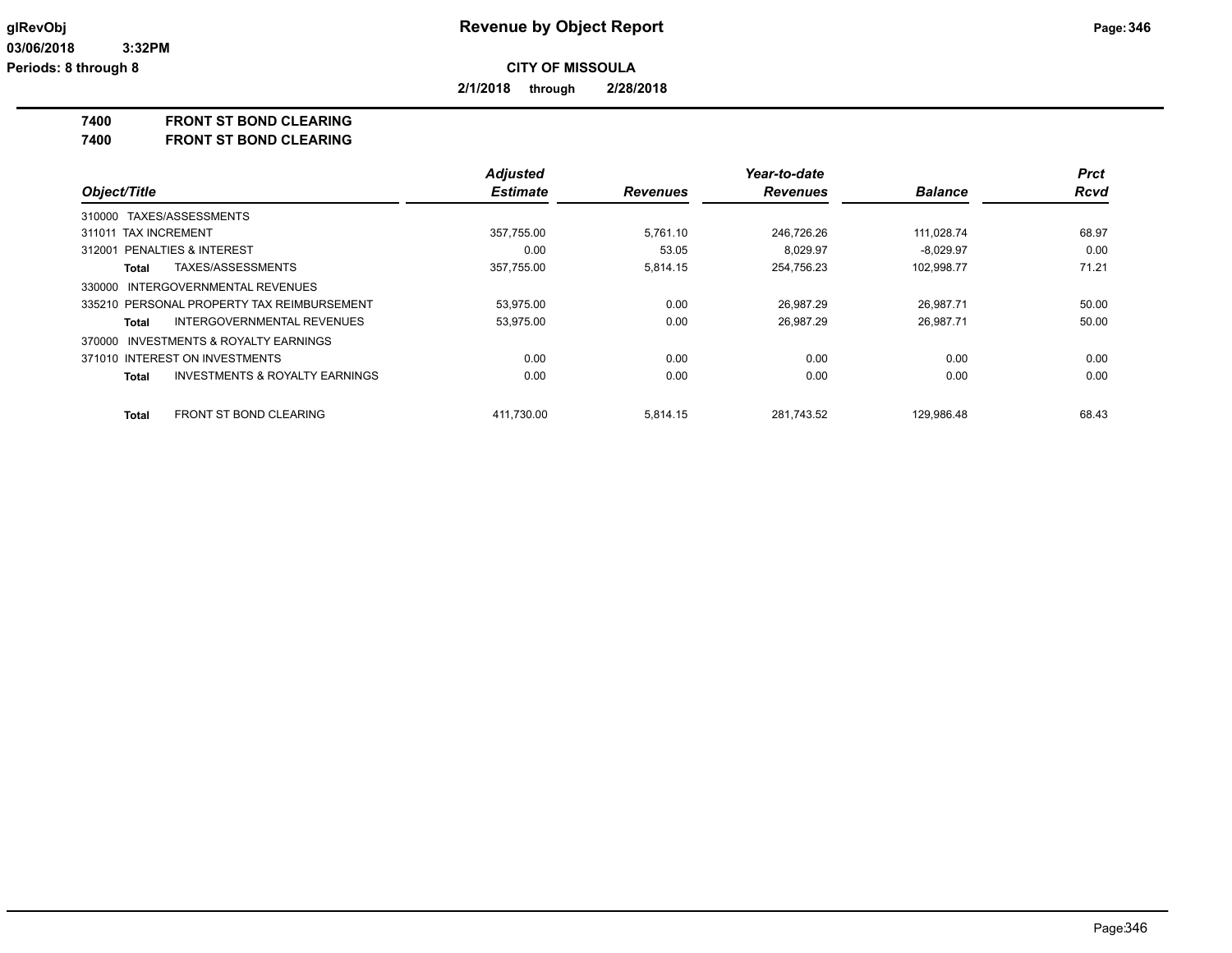# Revenue by Object Report

**CITY OF MISSOULA**

**2/1/2018 through 2/28/2018**

glRevObj
03/06/2018 3:32PM
Periods: 8 through 8

**7400 FRONT ST BOND CLEARING**
**7400 FRONT ST BOND CLEARING**

| Object/Title | Adjusted Estimate | Revenues | Year-to-date Revenues | Balance | Prct Rcvd |
|---|---|---|---|---|---|
| 310000 TAXES/ASSESSMENTS | | | | | |
| 311011 TAX INCREMENT | 357,755.00 | 5,761.10 | 246,726.26 | 111,028.74 | 68.97 |
| 312001 PENALTIES & INTEREST | 0.00 | 53.05 | 8,029.97 | -8,029.97 | 0.00 |
| **Total** TAXES/ASSESSMENTS | 357,755.00 | 5,814.15 | 254,756.23 | 102,998.77 | 71.21 |
| 330000 INTERGOVERNMENTAL REVENUES | | | | | |
| 335210 PERSONAL PROPERTY TAX REIMBURSEMENT | 53,975.00 | 0.00 | 26,987.29 | 26,987.71 | 50.00 |
| **Total** INTERGOVERNMENTAL REVENUES | 53,975.00 | 0.00 | 26,987.29 | 26,987.71 | 50.00 |
| 370000 INVESTMENTS & ROYALTY EARNINGS | | | | | |
| 371010 INTEREST ON INVESTMENTS | 0.00 | 0.00 | 0.00 | 0.00 | 0.00 |
| **Total** INVESTMENTS & ROYALTY EARNINGS | 0.00 | 0.00 | 0.00 | 0.00 | 0.00 |
| **Total** FRONT ST BOND CLEARING | 411,730.00 | 5,814.15 | 281,743.52 | 129,986.48 | 68.43 |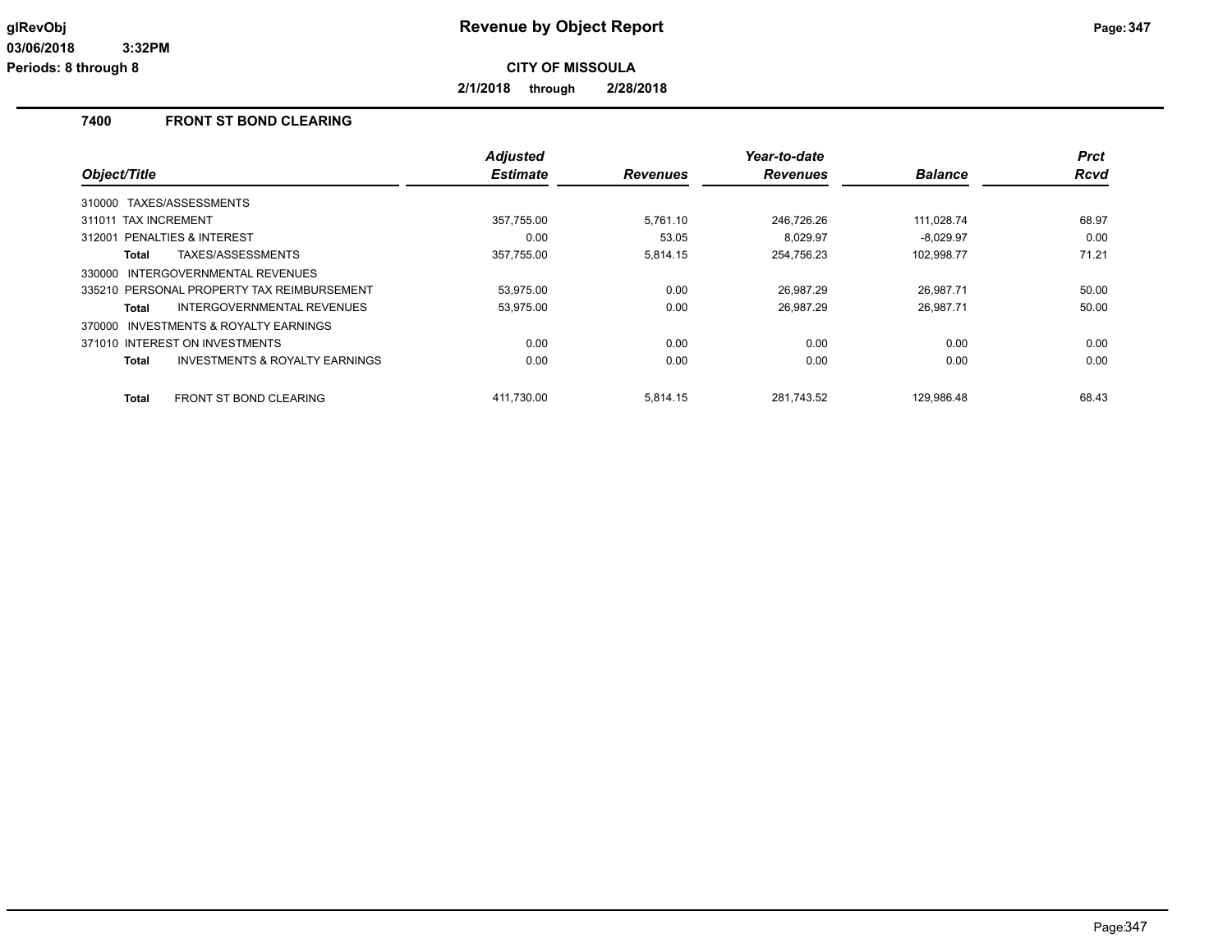# Revenue by Object Report

**CITY OF MISSOULA**

**2/1/2018 through 2/28/2018**

glRevObj
03/06/2018 3:32PM
Periods: 8 through 8

## 7400 FRONT ST BOND CLEARING

| Object/Title | Adjusted Estimate | Revenues | Year-to-date Revenues | Balance | Prct Rcvd |
|---|---|---|---|---|---|
| 310000 TAXES/ASSESSMENTS | | | | | |
| 311011 TAX INCREMENT | 357,755.00 | 5,761.10 | 246,726.26 | 111,028.74 | 68.97 |
| 312001 PENALTIES & INTEREST | 0.00 | 53.05 | 8,029.97 | -8,029.97 | 0.00 |
| **Total** TAXES/ASSESSMENTS | 357,755.00 | 5,814.15 | 254,756.23 | 102,998.77 | 71.21 |
| 330000 INTERGOVERNMENTAL REVENUES | | | | | |
| 335210 PERSONAL PROPERTY TAX REIMBURSEMENT | 53,975.00 | 0.00 | 26,987.29 | 26,987.71 | 50.00 |
| **Total** INTERGOVERNMENTAL REVENUES | 53,975.00 | 0.00 | 26,987.29 | 26,987.71 | 50.00 |
| 370000 INVESTMENTS & ROYALTY EARNINGS | | | | | |
| 371010 INTEREST ON INVESTMENTS | 0.00 | 0.00 | 0.00 | 0.00 | 0.00 |
| **Total** INVESTMENTS & ROYALTY EARNINGS | 0.00 | 0.00 | 0.00 | 0.00 | 0.00 |
| **Total** FRONT ST BOND CLEARING | 411,730.00 | 5,814.15 | 281,743.52 | 129,986.48 | 68.43 |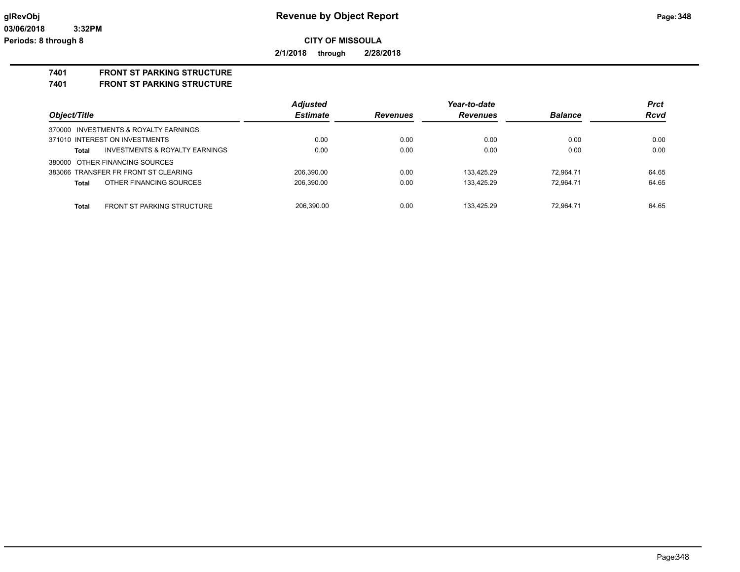**CITY OF MISSOULA**

**2/1/2018 through 2/28/2018**

# Revenue by Object Report

## 7401 FRONT ST PARKING STRUCTURE

## 7401 FRONT ST PARKING STRUCTURE

| Object/Title | | Adjusted Estimate | Revenues | Year-to-date Revenues | Balance | Prct Rcvd |
|---|---|---|---|---|---|---|
| 370000 INVESTMENTS & ROYALTY EARNINGS | | | | | | |
| 371010 INTEREST ON INVESTMENTS | | 0.00 | 0.00 | 0.00 | 0.00 | 0.00 |
| **Total** | INVESTMENTS & ROYALTY EARNINGS | 0.00 | 0.00 | 0.00 | 0.00 | 0.00 |
| 380000 OTHER FINANCING SOURCES | | | | | | |
| 383066 TRANSFER FR FRONT ST CLEARING | | 206,390.00 | 0.00 | 133,425.29 | 72,964.71 | 64.65 |
| **Total** | OTHER FINANCING SOURCES | 206,390.00 | 0.00 | 133,425.29 | 72,964.71 | 64.65 |
| **Total** | FRONT ST PARKING STRUCTURE | 206,390.00 | 0.00 | 133,425.29 | 72,964.71 | 64.65 |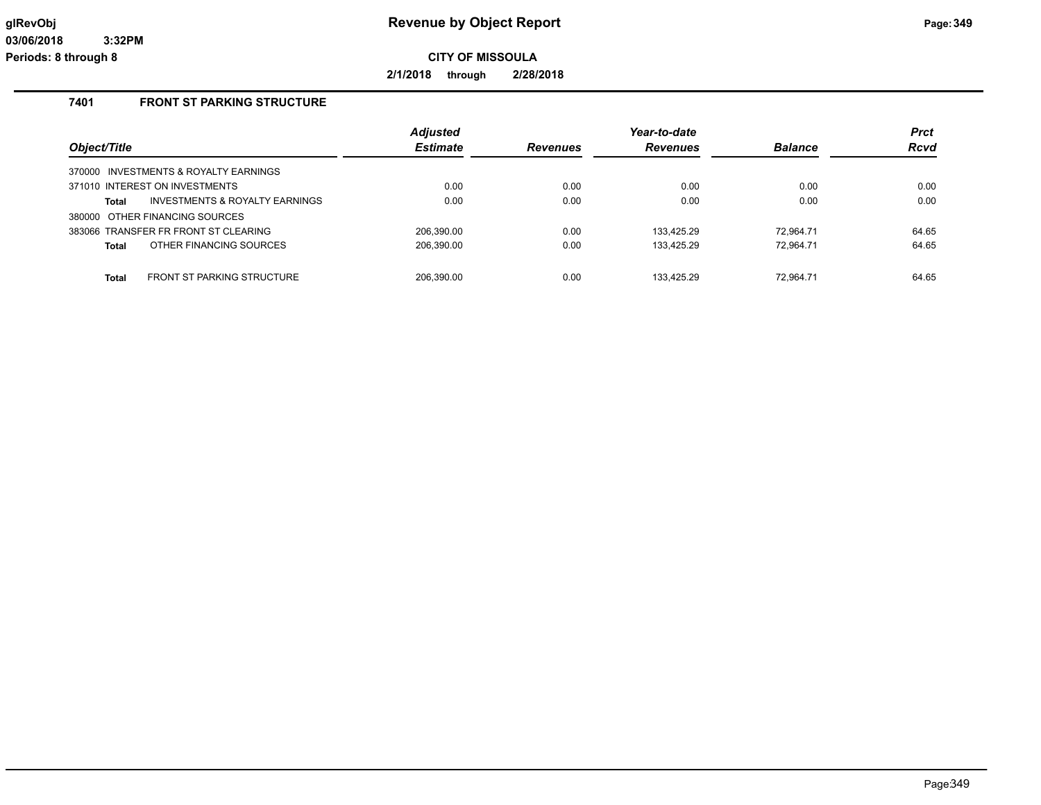**Revenue by Object Report**

**CITY OF MISSOULA**

**2/1/2018 through 2/28/2018**

glRevObj
03/06/2018 3:32PM
Periods: 8 through 8

## 7401 FRONT ST PARKING STRUCTURE

| Object/Title | Adjusted Estimate | Revenues | Year-to-date Revenues | Balance | Prct Rcvd |
|---|---|---|---|---|---|
| 370000 INVESTMENTS & ROYALTY EARNINGS | | | | | |
| 371010 INTEREST ON INVESTMENTS | 0.00 | 0.00 | 0.00 | 0.00 | 0.00 |
| **Total** INVESTMENTS & ROYALTY EARNINGS | 0.00 | 0.00 | 0.00 | 0.00 | 0.00 |
| 380000 OTHER FINANCING SOURCES | | | | | |
| 383066 TRANSFER FR FRONT ST CLEARING | 206,390.00 | 0.00 | 133,425.29 | 72,964.71 | 64.65 |
| **Total** OTHER FINANCING SOURCES | 206,390.00 | 0.00 | 133,425.29 | 72,964.71 | 64.65 |
| **Total** FRONT ST PARKING STRUCTURE | 206,390.00 | 0.00 | 133,425.29 | 72,964.71 | 64.65 |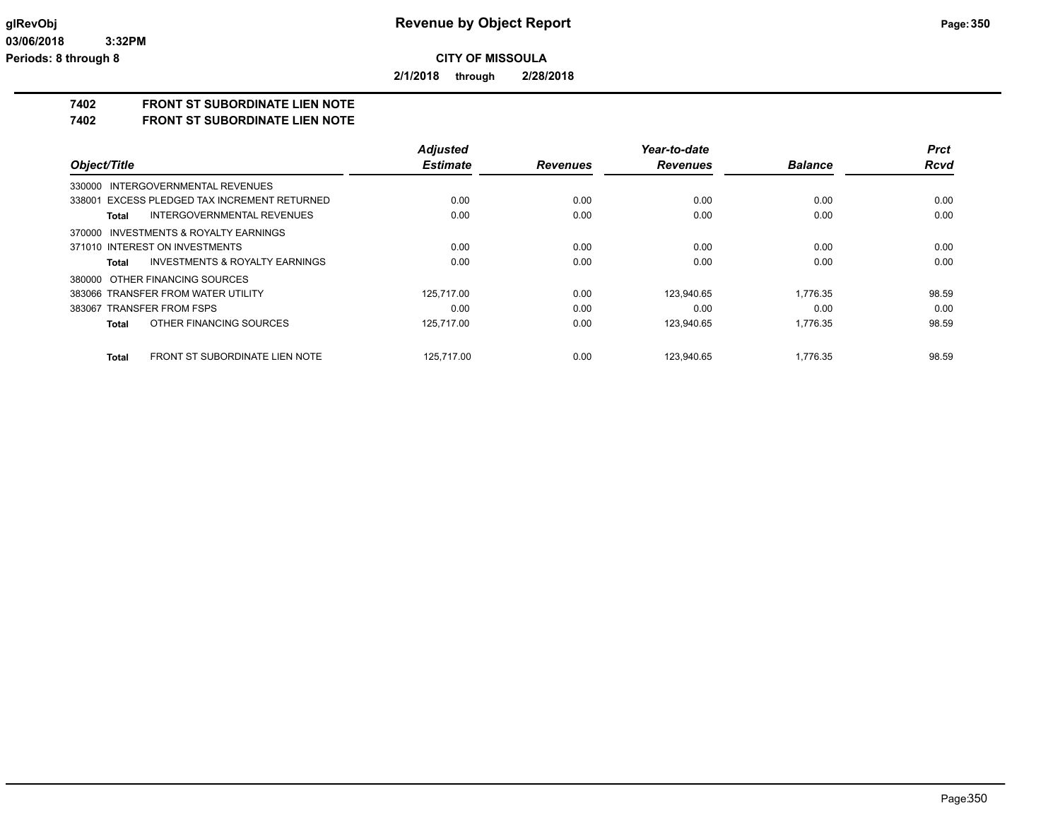**CITY OF MISSOULA**

**2/1/2018 through 2/28/2018**

## 7402 FRONT ST SUBORDINATE LIEN NOTE
## 7402 FRONT ST SUBORDINATE LIEN NOTE

| Object/Title | Adjusted Estimate | Revenues | Year-to-date Revenues | Balance | Prct Rcvd |
|---|---|---|---|---|---|
| 330000 INTERGOVERNMENTAL REVENUES | | | | | |
| 338001 EXCESS PLEDGED TAX INCREMENT RETURNED | 0.00 | 0.00 | 0.00 | 0.00 | 0.00 |
| **Total** INTERGOVERNMENTAL REVENUES | 0.00 | 0.00 | 0.00 | 0.00 | 0.00 |
| 370000 INVESTMENTS & ROYALTY EARNINGS | | | | | |
| 371010 INTEREST ON INVESTMENTS | 0.00 | 0.00 | 0.00 | 0.00 | 0.00 |
| **Total** INVESTMENTS & ROYALTY EARNINGS | 0.00 | 0.00 | 0.00 | 0.00 | 0.00 |
| 380000 OTHER FINANCING SOURCES | | | | | |
| 383066 TRANSFER FROM WATER UTILITY | 125,717.00 | 0.00 | 123,940.65 | 1,776.35 | 98.59 |
| 383067 TRANSFER FROM FSPS | 0.00 | 0.00 | 0.00 | 0.00 | 0.00 |
| **Total** OTHER FINANCING SOURCES | 125,717.00 | 0.00 | 123,940.65 | 1,776.35 | 98.59 |
| **Total** FRONT ST SUBORDINATE LIEN NOTE | 125,717.00 | 0.00 | 123,940.65 | 1,776.35 | 98.59 |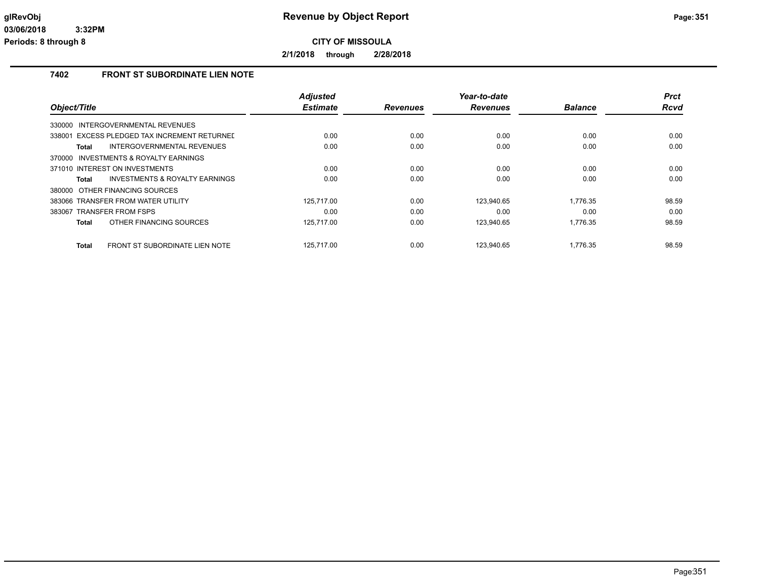# Revenue by Object Report

**CITY OF MISSOULA**

**2/1/2018 through 2/28/2018**

## 7402 FRONT ST SUBORDINATE LIEN NOTE

| Object/Title | Adjusted Estimate | Revenues | Year-to-date Revenues | Balance | Prct Rcvd |
|---|---|---|---|---|---|
| 330000 INTERGOVERNMENTAL REVENUES | | | | | |
| 338001 EXCESS PLEDGED TAX INCREMENT RETURNED | 0.00 | 0.00 | 0.00 | 0.00 | 0.00 |
| **Total** INTERGOVERNMENTAL REVENUES | 0.00 | 0.00 | 0.00 | 0.00 | 0.00 |
| 370000 INVESTMENTS & ROYALTY EARNINGS | | | | | |
| 371010 INTEREST ON INVESTMENTS | 0.00 | 0.00 | 0.00 | 0.00 | 0.00 |
| **Total** INVESTMENTS & ROYALTY EARNINGS | 0.00 | 0.00 | 0.00 | 0.00 | 0.00 |
| 380000 OTHER FINANCING SOURCES | | | | | |
| 383066 TRANSFER FROM WATER UTILITY | 125,717.00 | 0.00 | 123,940.65 | 1,776.35 | 98.59 |
| 383067 TRANSFER FROM FSPS | 0.00 | 0.00 | 0.00 | 0.00 | 0.00 |
| **Total** OTHER FINANCING SOURCES | 125,717.00 | 0.00 | 123,940.65 | 1,776.35 | 98.59 |
| **Total** FRONT ST SUBORDINATE LIEN NOTE | 125,717.00 | 0.00 | 123,940.65 | 1,776.35 | 98.59 |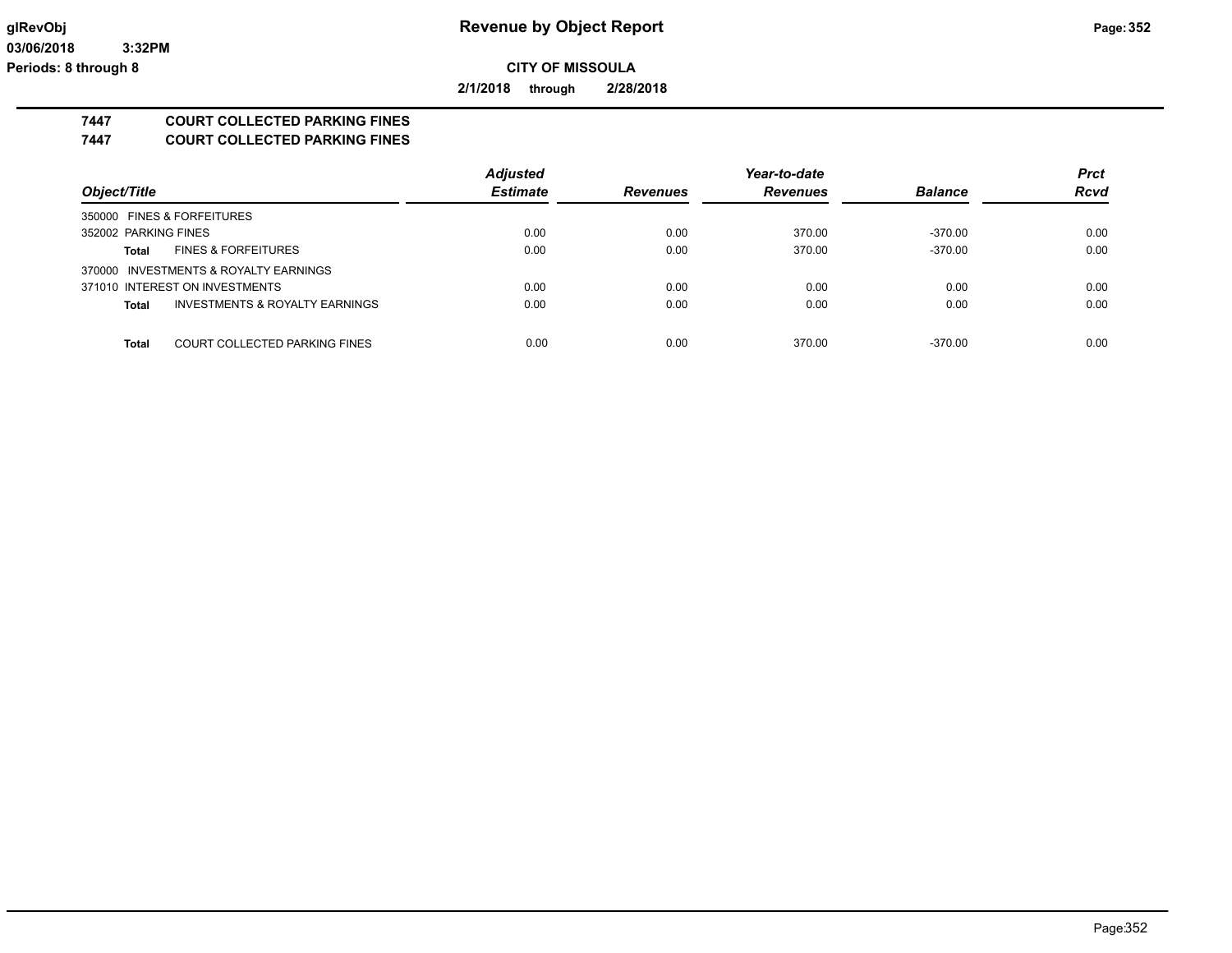# Revenue by Object Report

**CITY OF MISSOULA**

**2/1/2018 through 2/28/2018**

glRevObj
03/06/2018 3:32PM
Periods: 8 through 8

## 7447 COURT COLLECTED PARKING FINES
## 7447 COURT COLLECTED PARKING FINES

| Object/Title | | Adjusted Estimate | Revenues | Year-to-date Revenues | Balance | Prct Rcvd |
|---|---|---|---|---|---|---|
| 350000 FINES & FORFEITURES | | | | | | |
| 352002 PARKING FINES | | 0.00 | 0.00 | 370.00 | -370.00 | 0.00 |
| **Total** | FINES & FORFEITURES | 0.00 | 0.00 | 370.00 | -370.00 | 0.00 |
| 370000 INVESTMENTS & ROYALTY EARNINGS | | | | | | |
| 371010 INTEREST ON INVESTMENTS | | 0.00 | 0.00 | 0.00 | 0.00 | 0.00 |
| **Total** | INVESTMENTS & ROYALTY EARNINGS | 0.00 | 0.00 | 0.00 | 0.00 | 0.00 |
| **Total** | COURT COLLECTED PARKING FINES | 0.00 | 0.00 | 370.00 | -370.00 | 0.00 |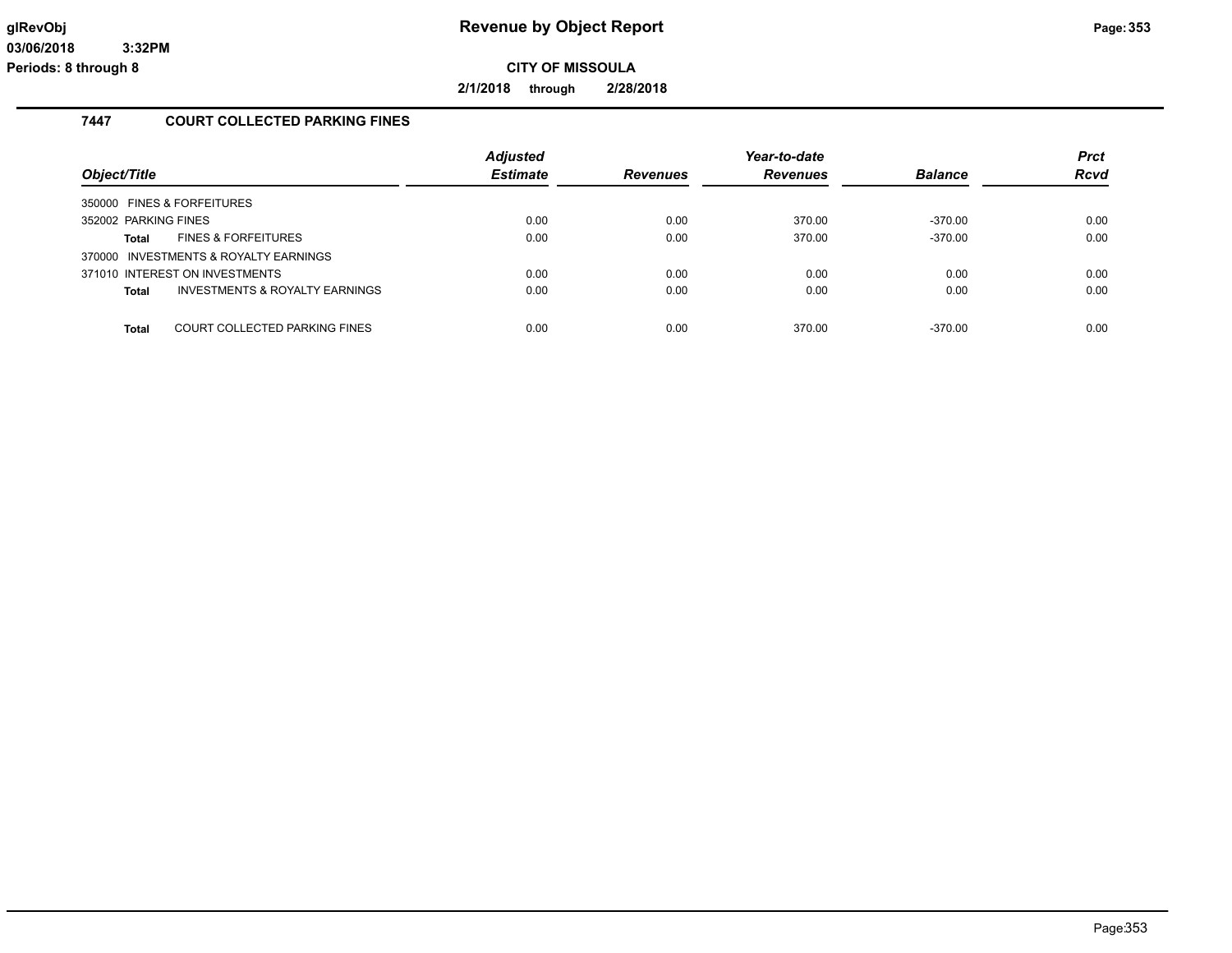# Revenue by Object Report

**CITY OF MISSOULA**

**2/1/2018 through 2/28/2018**

glRevObj
03/06/2018 3:32PM
Periods: 8 through 8

## 7447 COURT COLLECTED PARKING FINES

| Object/Title | | Adjusted Estimate | Revenues | Year-to-date Revenues | Balance | Prct Rcvd |
|---|---|---|---|---|---|---|
| 350000 FINES & FORFEITURES | | | | | | |
| 352002 PARKING FINES | | 0.00 | 0.00 | 370.00 | -370.00 | 0.00 |
| **Total** | FINES & FORFEITURES | 0.00 | 0.00 | 370.00 | -370.00 | 0.00 |
| 370000 INVESTMENTS & ROYALTY EARNINGS | | | | | | |
| 371010 INTEREST ON INVESTMENTS | | 0.00 | 0.00 | 0.00 | 0.00 | 0.00 |
| **Total** | INVESTMENTS & ROYALTY EARNINGS | 0.00 | 0.00 | 0.00 | 0.00 | 0.00 |
| **Total** | COURT COLLECTED PARKING FINES | 0.00 | 0.00 | 370.00 | -370.00 | 0.00 |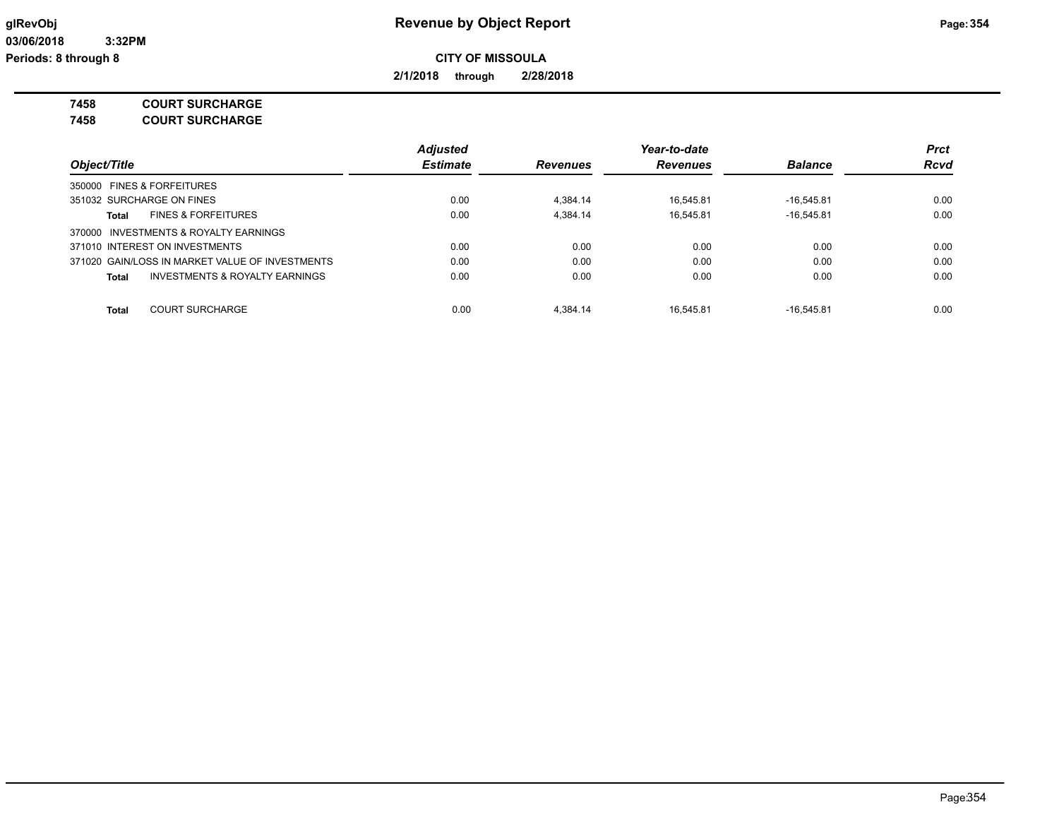# Revenue by Object Report

**CITY OF MISSOULA**

**2/1/2018 through 2/28/2018**

glRevObj
03/06/2018 3:32PM
Periods: 8 through 8

**7458 COURT SURCHARGE**
**7458 COURT SURCHARGE**

| Object/Title | Adjusted Estimate | Revenues | Year-to-date Revenues | Balance | Prct Rcvd |
|---|---|---|---|---|---|
| 350000 FINES & FORFEITURES | | | | | |
| 351032 SURCHARGE ON FINES | 0.00 | 4,384.14 | 16,545.81 | -16,545.81 | 0.00 |
| **Total** FINES & FORFEITURES | 0.00 | 4,384.14 | 16,545.81 | -16,545.81 | 0.00 |
| 370000 INVESTMENTS & ROYALTY EARNINGS | | | | | |
| 371010 INTEREST ON INVESTMENTS | 0.00 | 0.00 | 0.00 | 0.00 | 0.00 |
| 371020 GAIN/LOSS IN MARKET VALUE OF INVESTMENTS | 0.00 | 0.00 | 0.00 | 0.00 | 0.00 |
| **Total** INVESTMENTS & ROYALTY EARNINGS | 0.00 | 0.00 | 0.00 | 0.00 | 0.00 |
| **Total** COURT SURCHARGE | 0.00 | 4,384.14 | 16,545.81 | -16,545.81 | 0.00 |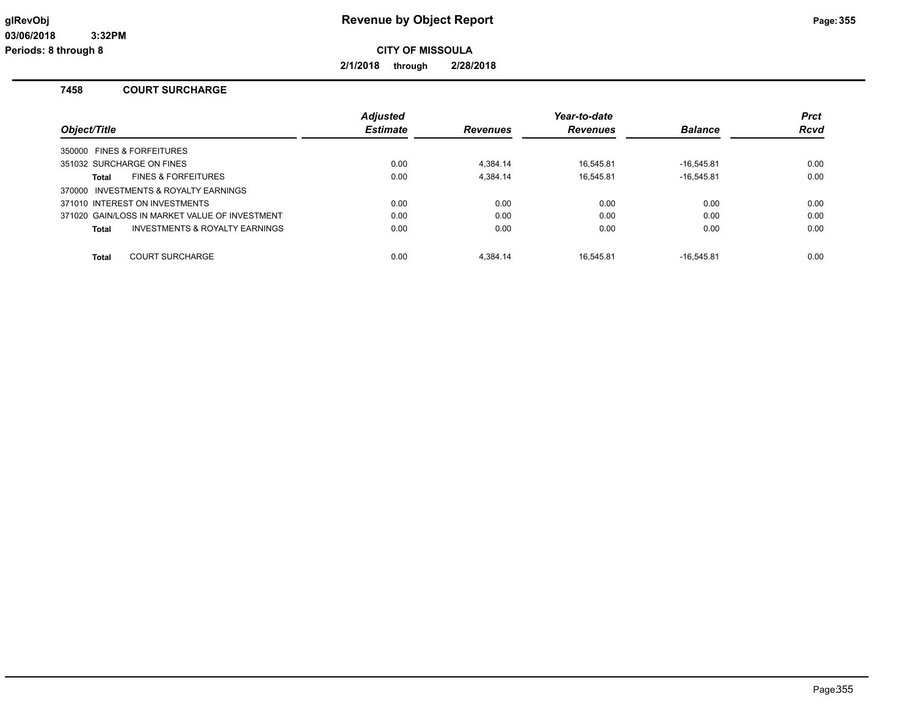# Revenue by Object Report

**CITY OF MISSOULA**

**2/1/2018 through 2/28/2018**

glRevObj
03/06/2018 3:32PM
Periods: 8 through 8

## 7458 COURT SURCHARGE

| Object/Title | | Adjusted Estimate | Revenues | Year-to-date Revenues | Balance | Prct Rcvd |
|---|---|---|---|---|---|---|
| 350000 FINES & FORFEITURES | | | | | | |
| 351032 SURCHARGE ON FINES | | 0.00 | 4,384.14 | 16,545.81 | -16,545.81 | 0.00 |
| Total | FINES & FORFEITURES | 0.00 | 4,384.14 | 16,545.81 | -16,545.81 | 0.00 |
| 370000 INVESTMENTS & ROYALTY EARNINGS | | | | | | |
| 371010 INTEREST ON INVESTMENTS | | 0.00 | 0.00 | 0.00 | 0.00 | 0.00 |
| 371020 GAIN/LOSS IN MARKET VALUE OF INVESTMENT | | 0.00 | 0.00 | 0.00 | 0.00 | 0.00 |
| Total | INVESTMENTS & ROYALTY EARNINGS | 0.00 | 0.00 | 0.00 | 0.00 | 0.00 |
| Total | COURT SURCHARGE | 0.00 | 4,384.14 | 16,545.81 | -16,545.81 | 0.00 |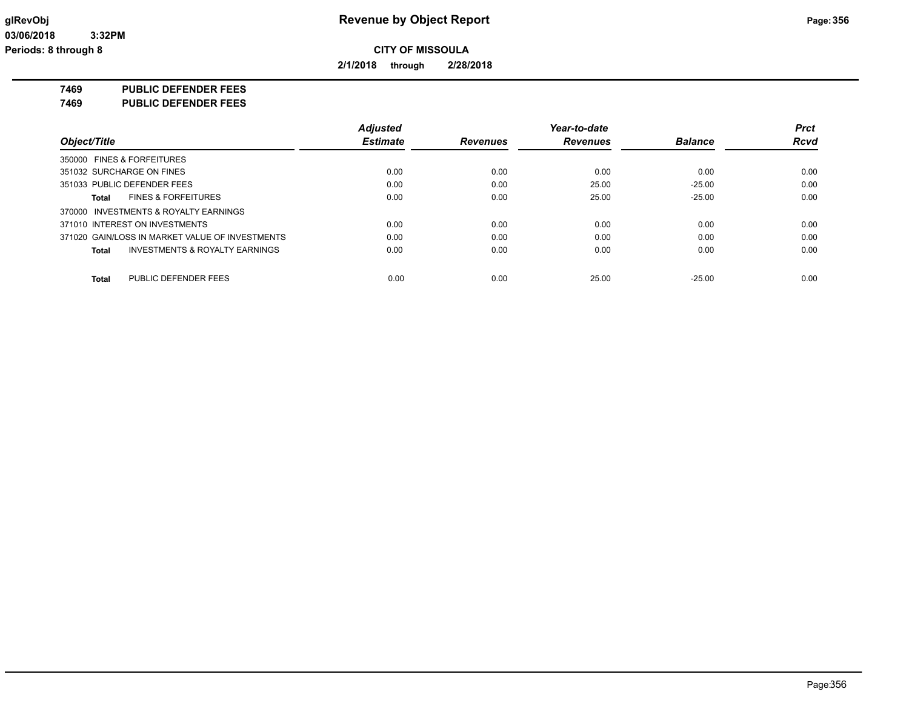glRevObj

03/06/2018 3:32PM

Periods: 8 through 8

# Revenue by Object Report

**CITY OF MISSOULA**

**2/1/2018 through 2/28/2018**

**7469 PUBLIC DEFENDER FEES**

**7469 PUBLIC DEFENDER FEES**

| Object/Title | Adjusted Estimate | Revenues | Year-to-date Revenues | Balance | Prct Rcvd |
|---|---|---|---|---|---|
| 350000 FINES & FORFEITURES | | | | | |
| 351032 SURCHARGE ON FINES | 0.00 | 0.00 | 0.00 | 0.00 | 0.00 |
| 351033 PUBLIC DEFENDER FEES | 0.00 | 0.00 | 25.00 | -25.00 | 0.00 |
| **Total** FINES & FORFEITURES | 0.00 | 0.00 | 25.00 | -25.00 | 0.00 |
| 370000 INVESTMENTS & ROYALTY EARNINGS | | | | | |
| 371010 INTEREST ON INVESTMENTS | 0.00 | 0.00 | 0.00 | 0.00 | 0.00 |
| 371020 GAIN/LOSS IN MARKET VALUE OF INVESTMENTS | 0.00 | 0.00 | 0.00 | 0.00 | 0.00 |
| **Total** INVESTMENTS & ROYALTY EARNINGS | 0.00 | 0.00 | 0.00 | 0.00 | 0.00 |
| **Total** PUBLIC DEFENDER FEES | 0.00 | 0.00 | 25.00 | -25.00 | 0.00 |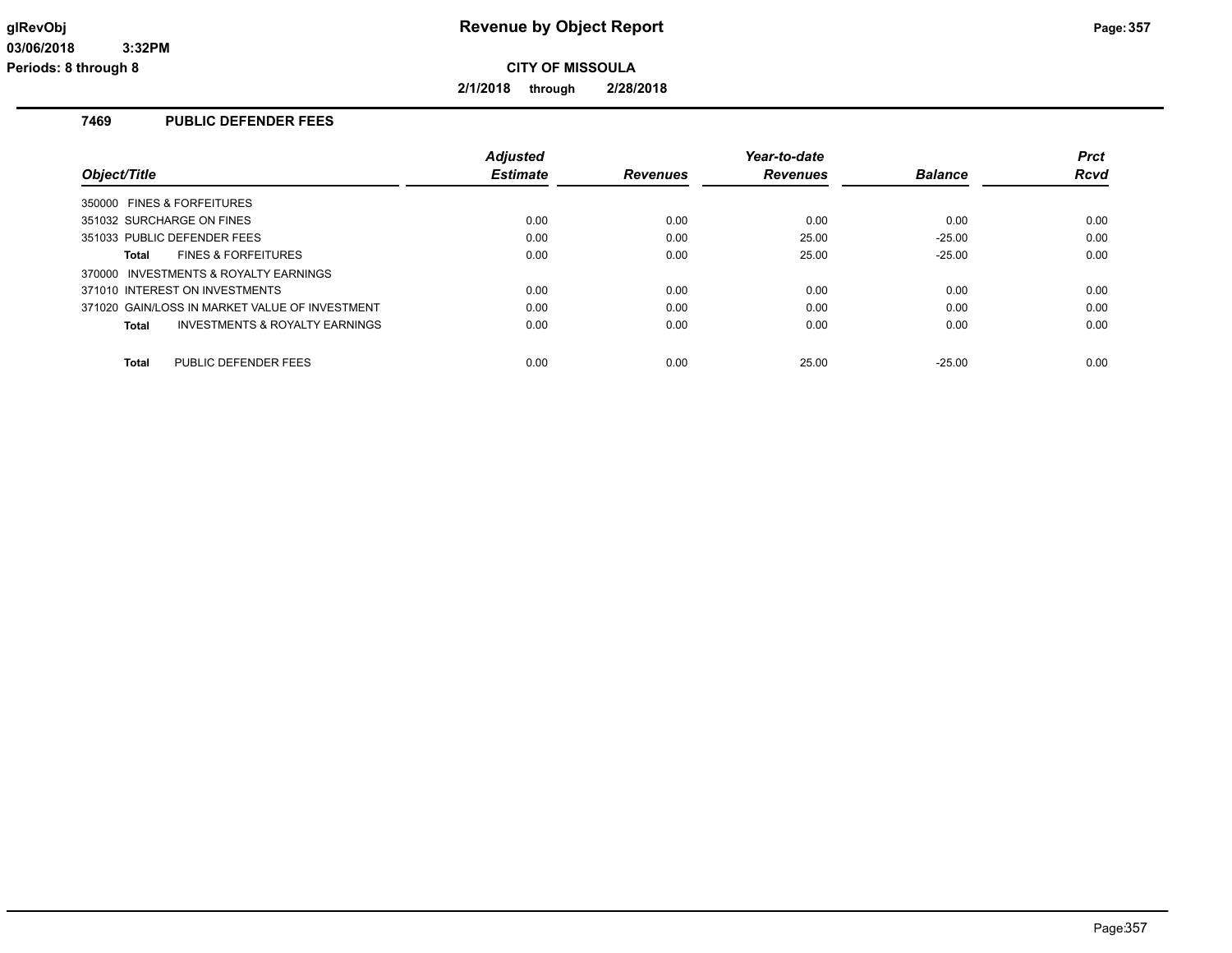# Revenue by Object Report

**CITY OF MISSOULA**

**2/1/2018 through 2/28/2018**

glRevObj
03/06/2018 3:32PM
Periods: 8 through 8

## 7469 PUBLIC DEFENDER FEES

| Object/Title | Adjusted Estimate | Revenues | Year-to-date Revenues | Balance | Prct Rcvd |
|---|---|---|---|---|---|
| 350000 FINES & FORFEITURES | | | | | |
| 351032 SURCHARGE ON FINES | 0.00 | 0.00 | 0.00 | 0.00 | 0.00 |
| 351033 PUBLIC DEFENDER FEES | 0.00 | 0.00 | 25.00 | -25.00 | 0.00 |
| **Total** FINES & FORFEITURES | 0.00 | 0.00 | 25.00 | -25.00 | 0.00 |
| 370000 INVESTMENTS & ROYALTY EARNINGS | | | | | |
| 371010 INTEREST ON INVESTMENTS | 0.00 | 0.00 | 0.00 | 0.00 | 0.00 |
| 371020 GAIN/LOSS IN MARKET VALUE OF INVESTMENT | 0.00 | 0.00 | 0.00 | 0.00 | 0.00 |
| **Total** INVESTMENTS & ROYALTY EARNINGS | 0.00 | 0.00 | 0.00 | 0.00 | 0.00 |
| **Total** PUBLIC DEFENDER FEES | 0.00 | 0.00 | 25.00 | -25.00 | 0.00 |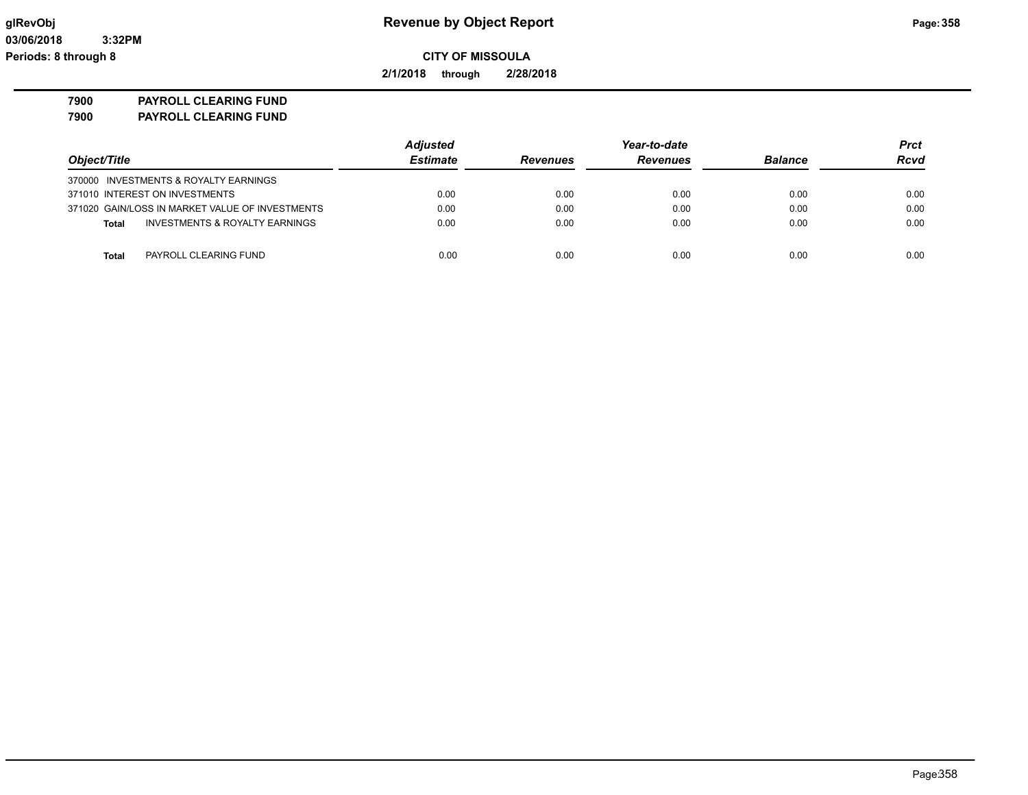**Revenue by Object Report**

**CITY OF MISSOULA**

**2/1/2018 through 2/28/2018**

glRevObj
03/06/2018 3:32PM
Periods: 8 through 8

## 7900 PAYROLL CLEARING FUND
## 7900 PAYROLL CLEARING FUND

| Object/Title | Adjusted Estimate | Revenues | Year-to-date Revenues | Balance | Prct Rcvd |
|---|---|---|---|---|---|
| 370000 INVESTMENTS & ROYALTY EARNINGS | | | | | |
| 371010 INTEREST ON INVESTMENTS | 0.00 | 0.00 | 0.00 | 0.00 | 0.00 |
| 371020 GAIN/LOSS IN MARKET VALUE OF INVESTMENTS | 0.00 | 0.00 | 0.00 | 0.00 | 0.00 |
| **Total** INVESTMENTS & ROYALTY EARNINGS | 0.00 | 0.00 | 0.00 | 0.00 | 0.00 |
| **Total** PAYROLL CLEARING FUND | 0.00 | 0.00 | 0.00 | 0.00 | 0.00 |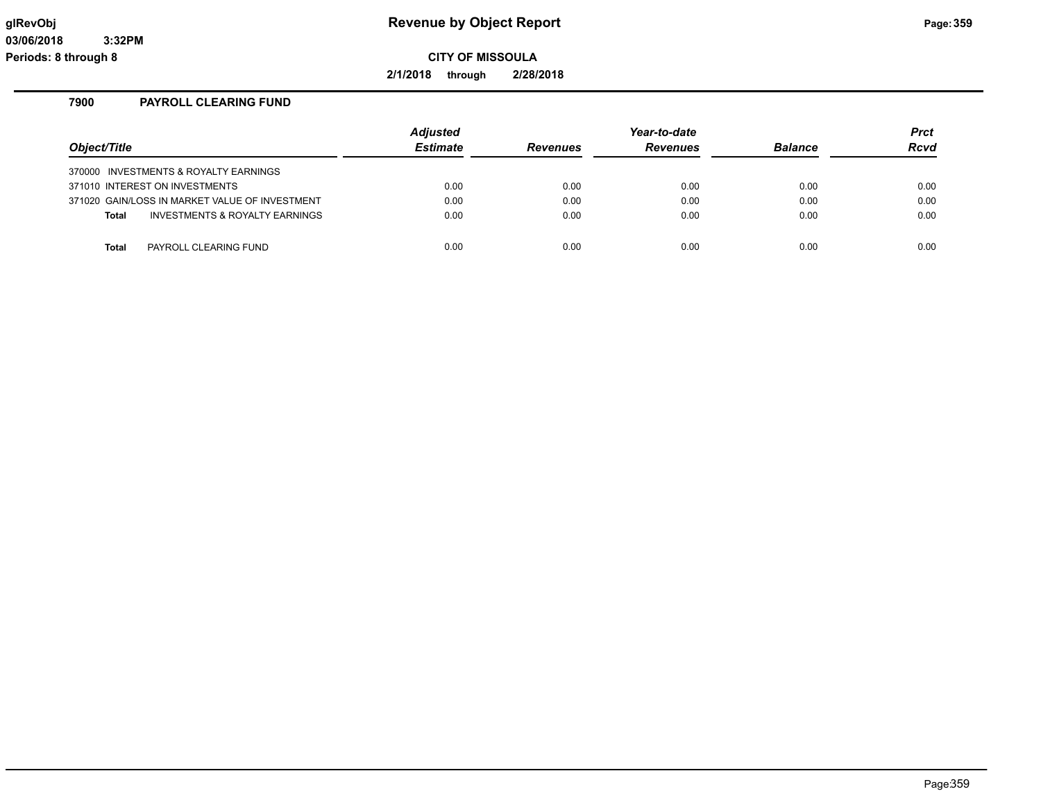# Revenue by Object Report

glRevObj
03/06/2018 3:32PM
Periods: 8 through 8

**CITY OF MISSOULA**

**2/1/2018 through 2/28/2018**

## 7900 PAYROLL CLEARING FUND

| Object/Title | Adjusted Estimate | Revenues | Year-to-date Revenues | Balance | Prct Rcvd |
|---|---|---|---|---|---|
| 370000 INVESTMENTS & ROYALTY EARNINGS | | | | | |
| 371010 INTEREST ON INVESTMENTS | 0.00 | 0.00 | 0.00 | 0.00 | 0.00 |
| 371020 GAIN/LOSS IN MARKET VALUE OF INVESTMENT | 0.00 | 0.00 | 0.00 | 0.00 | 0.00 |
| **Total** INVESTMENTS & ROYALTY EARNINGS | 0.00 | 0.00 | 0.00 | 0.00 | 0.00 |
| **Total** PAYROLL CLEARING FUND | 0.00 | 0.00 | 0.00 | 0.00 | 0.00 |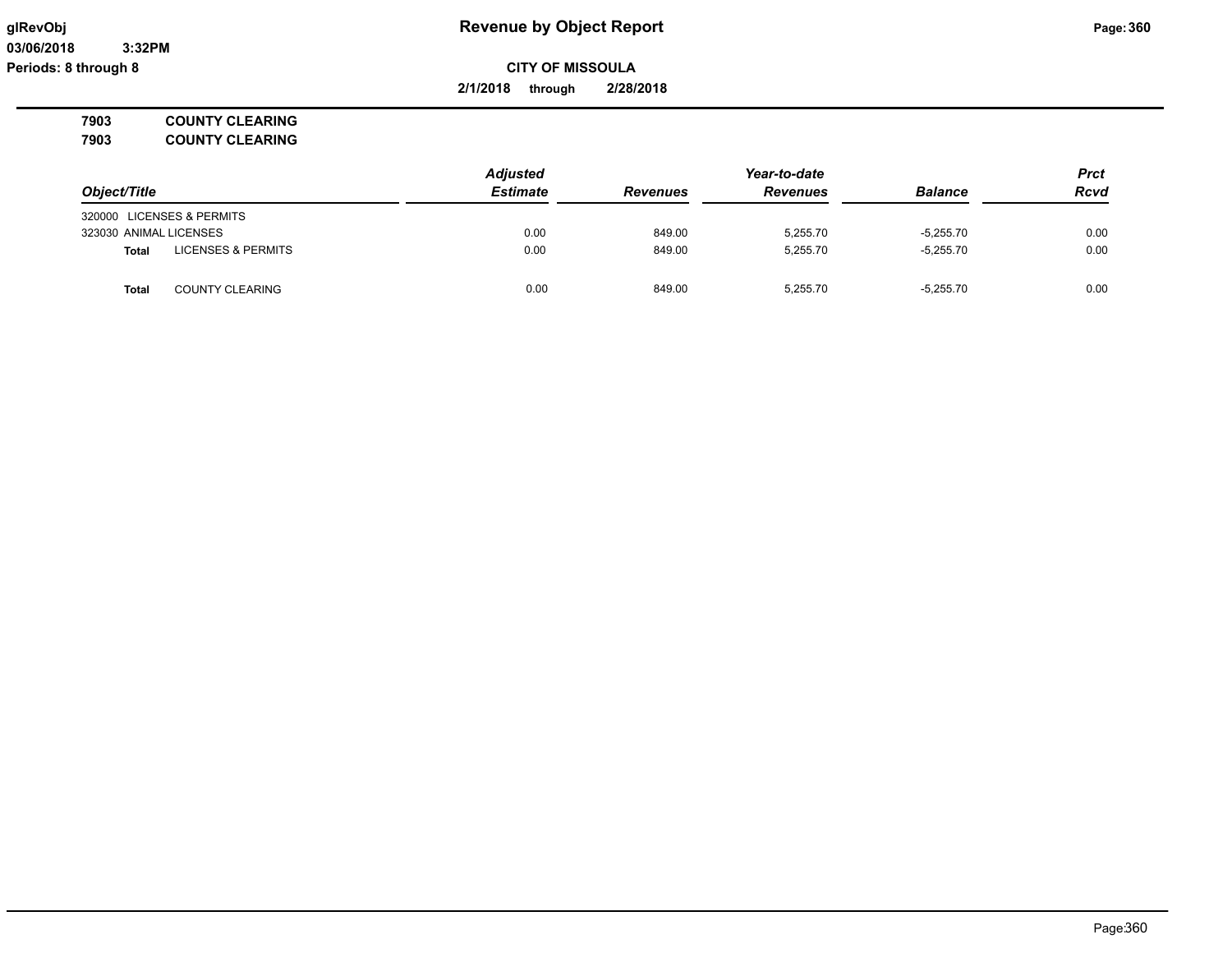# Revenue by Object Report

**CITY OF MISSOULA**

**2/1/2018 through 2/28/2018**

glRevObj
03/06/2018 3:32PM
Periods: 8 through 8

**7903 COUNTY CLEARING**
**7903 COUNTY CLEARING**

| Object/Title | | Adjusted Estimate | Revenues | Year-to-date Revenues | Balance | Prct Rcvd |
|---|---|---|---|---|---|---|
| 320000 LICENSES & PERMITS | | | | | | |
| 323030 ANIMAL LICENSES | | 0.00 | 849.00 | 5,255.70 | -5,255.70 | 0.00 |
| **Total** | LICENSES & PERMITS | 0.00 | 849.00 | 5,255.70 | -5,255.70 | 0.00 |
| **Total** | COUNTY CLEARING | 0.00 | 849.00 | 5,255.70 | -5,255.70 | 0.00 |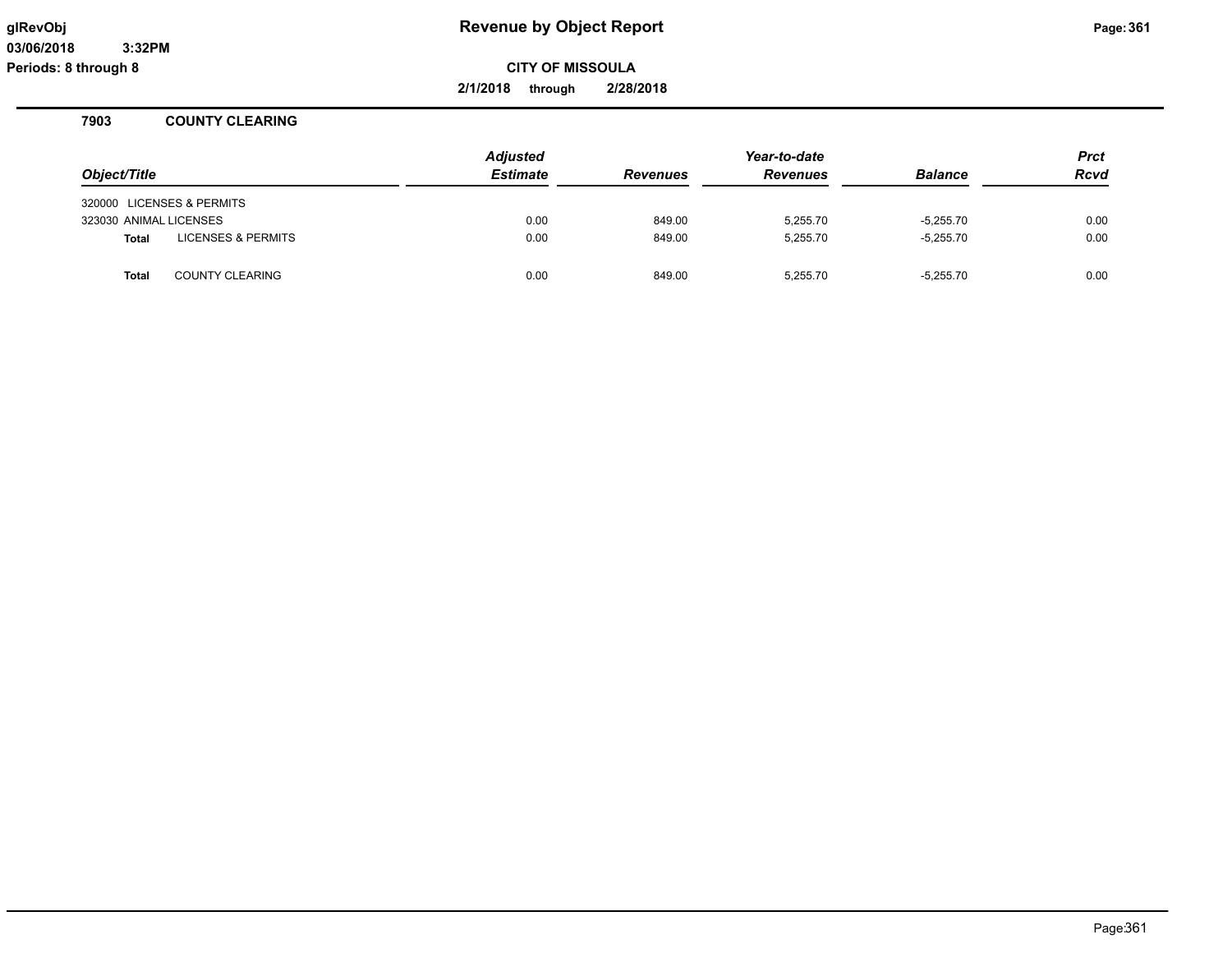# Revenue by Object Report

**CITY OF MISSOULA**

**2/1/2018 through 2/28/2018**

glRevObj
03/06/2018 3:32PM
Periods: 8 through 8

## 7903 COUNTY CLEARING

| Object/Title | | Adjusted Estimate | Revenues | Year-to-date Revenues | Balance | Prct Rcvd |
|---|---|---|---|---|---|---|
| 320000 LICENSES & PERMITS | | | | | | |
| 323030 ANIMAL LICENSES | | 0.00 | 849.00 | 5,255.70 | -5,255.70 | 0.00 |
| **Total** | LICENSES & PERMITS | 0.00 | 849.00 | 5,255.70 | -5,255.70 | 0.00 |
| **Total** | COUNTY CLEARING | 0.00 | 849.00 | 5,255.70 | -5,255.70 | 0.00 |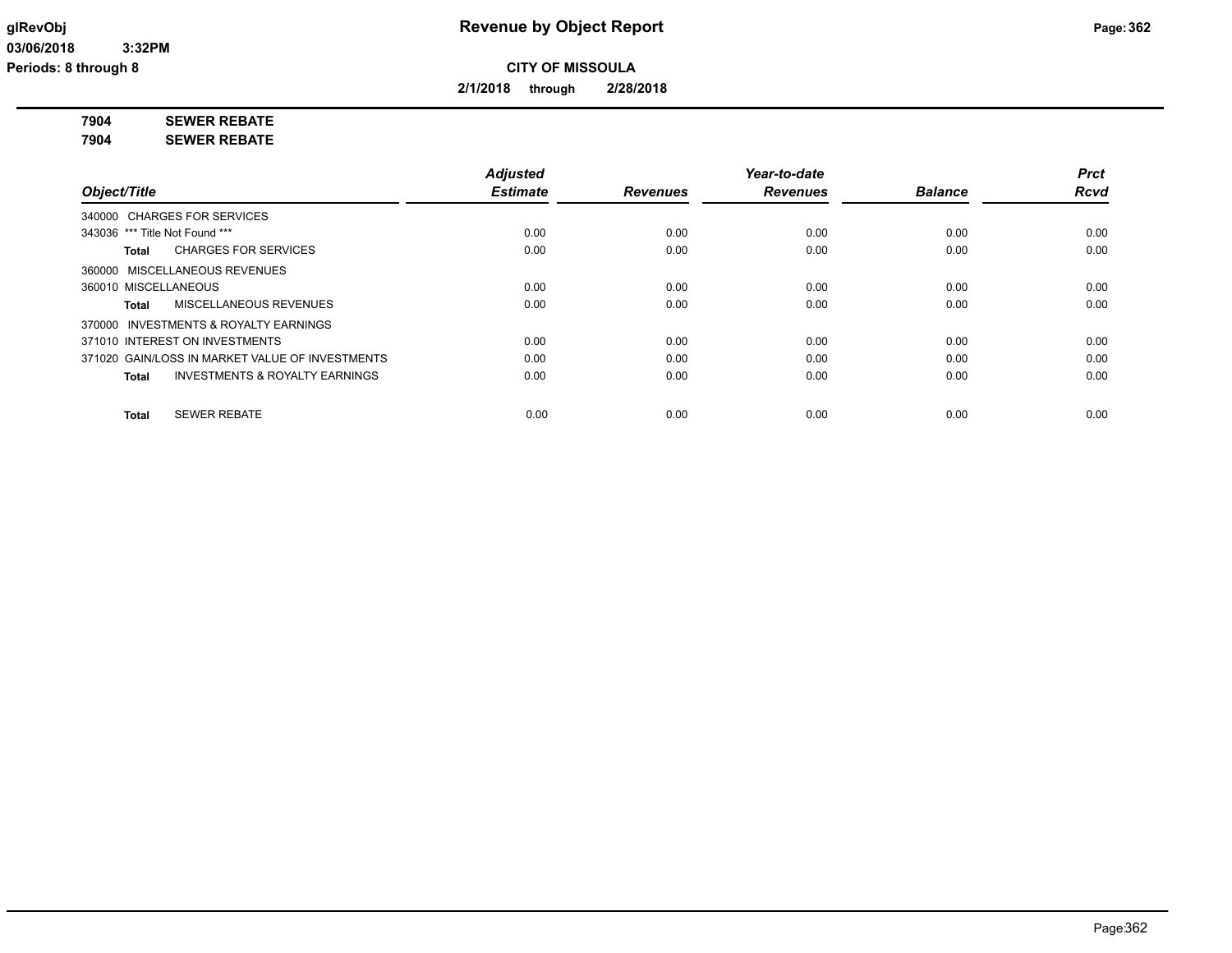**CITY OF MISSOULA**

**2/1/2018 through 2/28/2018**

**7904 SEWER REBATE**

**7904 SEWER REBATE**

| Object/Title | Adjusted Estimate | Revenues | Year-to-date Revenues | Balance | Prct Rcvd |
|---|---|---|---|---|---|
| 340000 CHARGES FOR SERVICES | | | | | |
| 343036 *** Title Not Found *** | 0.00 | 0.00 | 0.00 | 0.00 | 0.00 |
| **Total** CHARGES FOR SERVICES | 0.00 | 0.00 | 0.00 | 0.00 | 0.00 |
| 360000 MISCELLANEOUS REVENUES | | | | | |
| 360010 MISCELLANEOUS | 0.00 | 0.00 | 0.00 | 0.00 | 0.00 |
| **Total** MISCELLANEOUS REVENUES | 0.00 | 0.00 | 0.00 | 0.00 | 0.00 |
| 370000 INVESTMENTS & ROYALTY EARNINGS | | | | | |
| 371010 INTEREST ON INVESTMENTS | 0.00 | 0.00 | 0.00 | 0.00 | 0.00 |
| 371020 GAIN/LOSS IN MARKET VALUE OF INVESTMENTS | 0.00 | 0.00 | 0.00 | 0.00 | 0.00 |
| **Total** INVESTMENTS & ROYALTY EARNINGS | 0.00 | 0.00 | 0.00 | 0.00 | 0.00 |
| **Total** SEWER REBATE | 0.00 | 0.00 | 0.00 | 0.00 | 0.00 |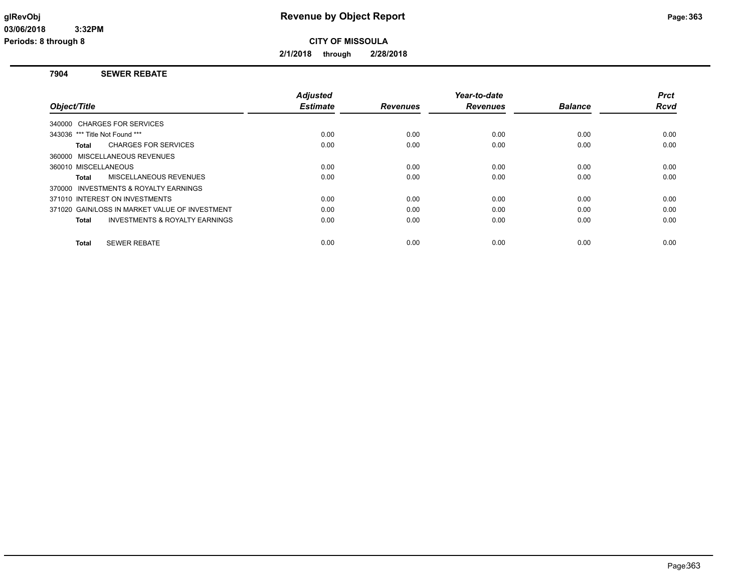# Revenue by Object Report

**CITY OF MISSOULA**

**2/1/2018 through 2/28/2018**

glRevObj
03/06/2018 3:32PM
Periods: 8 through 8

## 7904 SEWER REBATE

| Object/Title | Adjusted Estimate | Revenues | Year-to-date Revenues | Balance | Prct Rcvd |
|---|---|---|---|---|---|
| 340000 CHARGES FOR SERVICES | | | | | |
| 343036 *** Title Not Found *** | 0.00 | 0.00 | 0.00 | 0.00 | 0.00 |
| **Total** CHARGES FOR SERVICES | 0.00 | 0.00 | 0.00 | 0.00 | 0.00 |
| 360000 MISCELLANEOUS REVENUES | | | | | |
| 360010 MISCELLANEOUS | 0.00 | 0.00 | 0.00 | 0.00 | 0.00 |
| **Total** MISCELLANEOUS REVENUES | 0.00 | 0.00 | 0.00 | 0.00 | 0.00 |
| 370000 INVESTMENTS & ROYALTY EARNINGS | | | | | |
| 371010 INTEREST ON INVESTMENTS | 0.00 | 0.00 | 0.00 | 0.00 | 0.00 |
| 371020 GAIN/LOSS IN MARKET VALUE OF INVESTMENT | 0.00 | 0.00 | 0.00 | 0.00 | 0.00 |
| **Total** INVESTMENTS & ROYALTY EARNINGS | 0.00 | 0.00 | 0.00 | 0.00 | 0.00 |
| **Total** SEWER REBATE | 0.00 | 0.00 | 0.00 | 0.00 | 0.00 |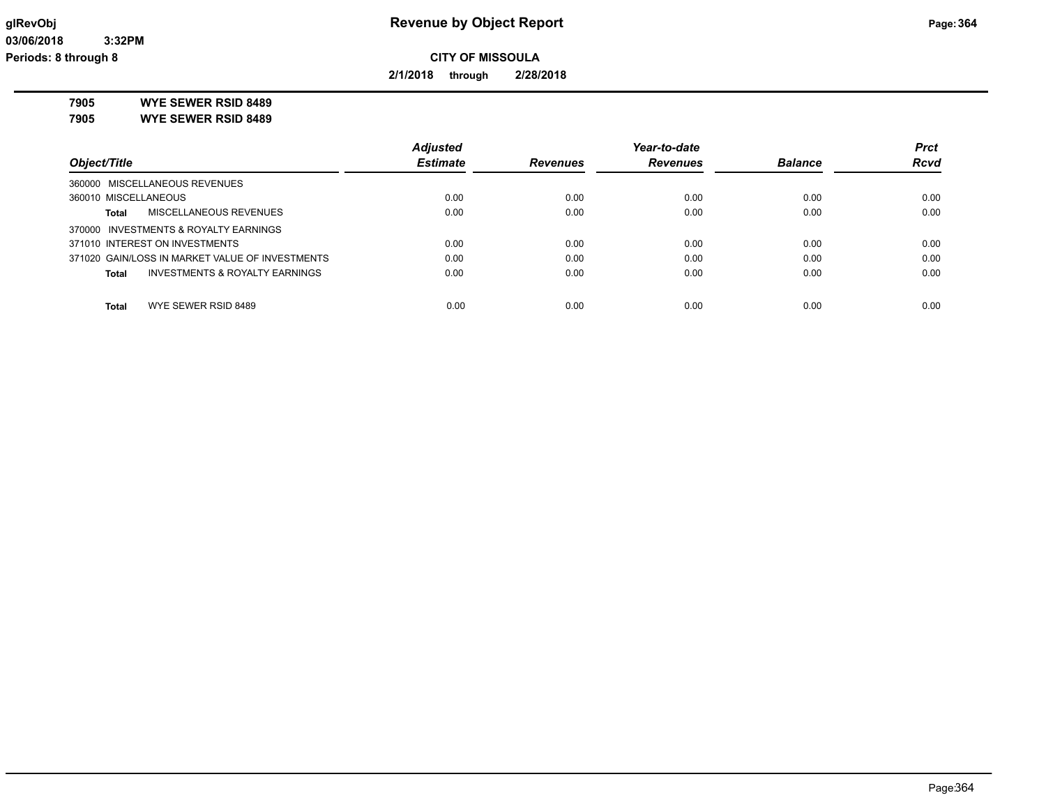**CITY OF MISSOULA**

**2/1/2018 through 2/28/2018**

**7905 WYE SEWER RSID 8489**

**7905 WYE SEWER RSID 8489**

| Object/Title | Adjusted Estimate | Revenues | Year-to-date Revenues | Balance | Prct Rcvd |
|---|---|---|---|---|---|
| 360000 MISCELLANEOUS REVENUES | | | | | |
| 360010 MISCELLANEOUS | 0.00 | 0.00 | 0.00 | 0.00 | 0.00 |
| **Total** MISCELLANEOUS REVENUES | 0.00 | 0.00 | 0.00 | 0.00 | 0.00 |
| 370000 INVESTMENTS & ROYALTY EARNINGS | | | | | |
| 371010 INTEREST ON INVESTMENTS | 0.00 | 0.00 | 0.00 | 0.00 | 0.00 |
| 371020 GAIN/LOSS IN MARKET VALUE OF INVESTMENTS | 0.00 | 0.00 | 0.00 | 0.00 | 0.00 |
| **Total** INVESTMENTS & ROYALTY EARNINGS | 0.00 | 0.00 | 0.00 | 0.00 | 0.00 |
| **Total** WYE SEWER RSID 8489 | 0.00 | 0.00 | 0.00 | 0.00 | 0.00 |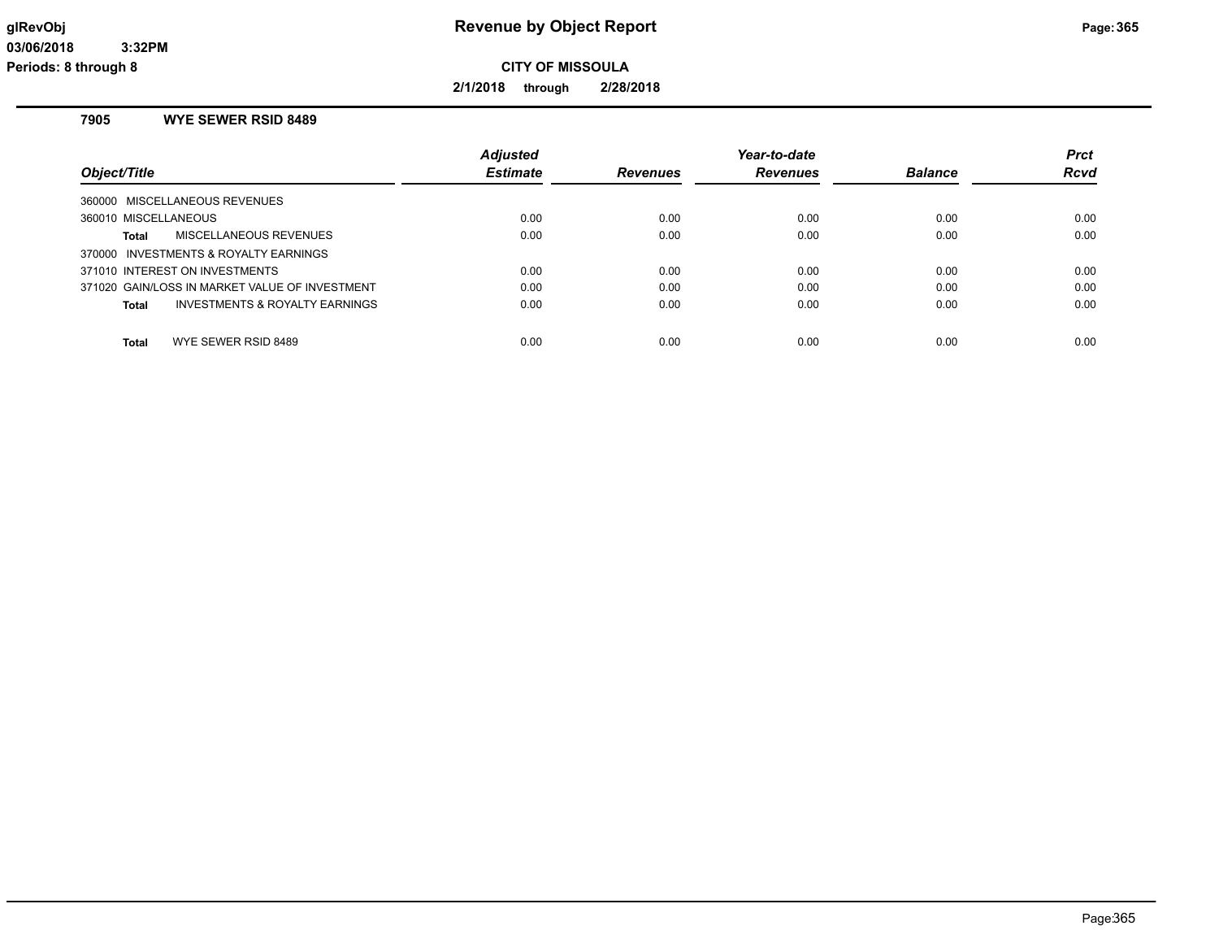# Revenue by Object Report

**CITY OF MISSOULA**

**2/1/2018 through 2/28/2018**

glRevObj
03/06/2018 3:32PM
Periods: 8 through 8

### 7905 WYE SEWER RSID 8489

| Object/Title | Adjusted Estimate | Revenues | Year-to-date Revenues | Balance | Prct Rcvd |
|---|---|---|---|---|---|
| 360000 MISCELLANEOUS REVENUES | | | | | |
| 360010 MISCELLANEOUS | 0.00 | 0.00 | 0.00 | 0.00 | 0.00 |
| **Total** MISCELLANEOUS REVENUES | 0.00 | 0.00 | 0.00 | 0.00 | 0.00 |
| 370000 INVESTMENTS & ROYALTY EARNINGS | | | | | |
| 371010 INTEREST ON INVESTMENTS | 0.00 | 0.00 | 0.00 | 0.00 | 0.00 |
| 371020 GAIN/LOSS IN MARKET VALUE OF INVESTMENT | 0.00 | 0.00 | 0.00 | 0.00 | 0.00 |
| **Total** INVESTMENTS & ROYALTY EARNINGS | 0.00 | 0.00 | 0.00 | 0.00 | 0.00 |
| **Total** WYE SEWER RSID 8489 | 0.00 | 0.00 | 0.00 | 0.00 | 0.00 |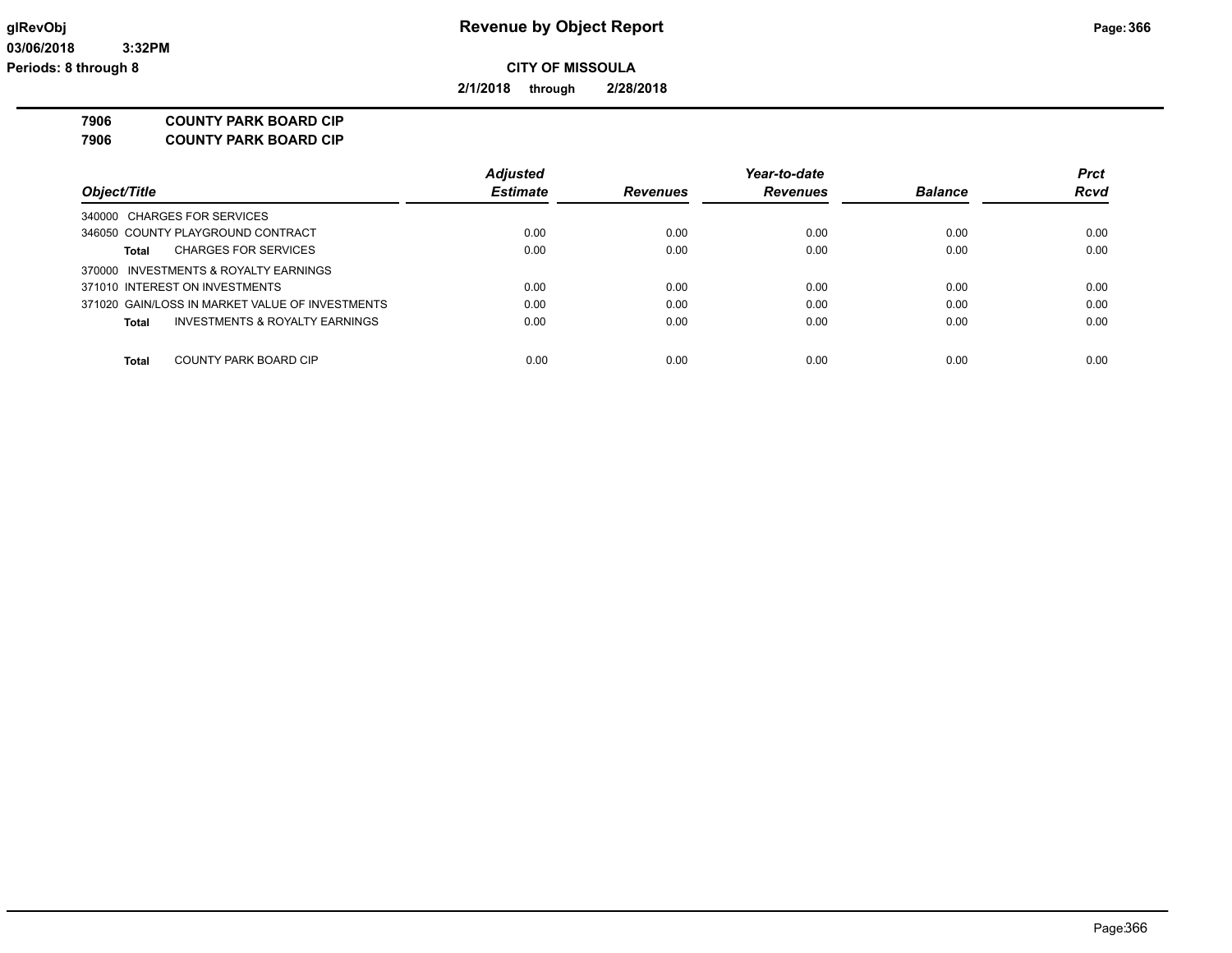**CITY OF MISSOULA**

**2/1/2018 through 2/28/2018**

**7906 COUNTY PARK BOARD CIP**
**7906 COUNTY PARK BOARD CIP**

| Object/Title | Adjusted Estimate | Revenues | Year-to-date Revenues | Balance | Prct Rcvd |
|---|---|---|---|---|---|
| 340000 CHARGES FOR SERVICES | | | | | |
| 346050 COUNTY PLAYGROUND CONTRACT | 0.00 | 0.00 | 0.00 | 0.00 | 0.00 |
| **Total** CHARGES FOR SERVICES | 0.00 | 0.00 | 0.00 | 0.00 | 0.00 |
| 370000 INVESTMENTS & ROYALTY EARNINGS | | | | | |
| 371010 INTEREST ON INVESTMENTS | 0.00 | 0.00 | 0.00 | 0.00 | 0.00 |
| 371020 GAIN/LOSS IN MARKET VALUE OF INVESTMENTS | 0.00 | 0.00 | 0.00 | 0.00 | 0.00 |
| **Total** INVESTMENTS & ROYALTY EARNINGS | 0.00 | 0.00 | 0.00 | 0.00 | 0.00 |
| **Total** COUNTY PARK BOARD CIP | 0.00 | 0.00 | 0.00 | 0.00 | 0.00 |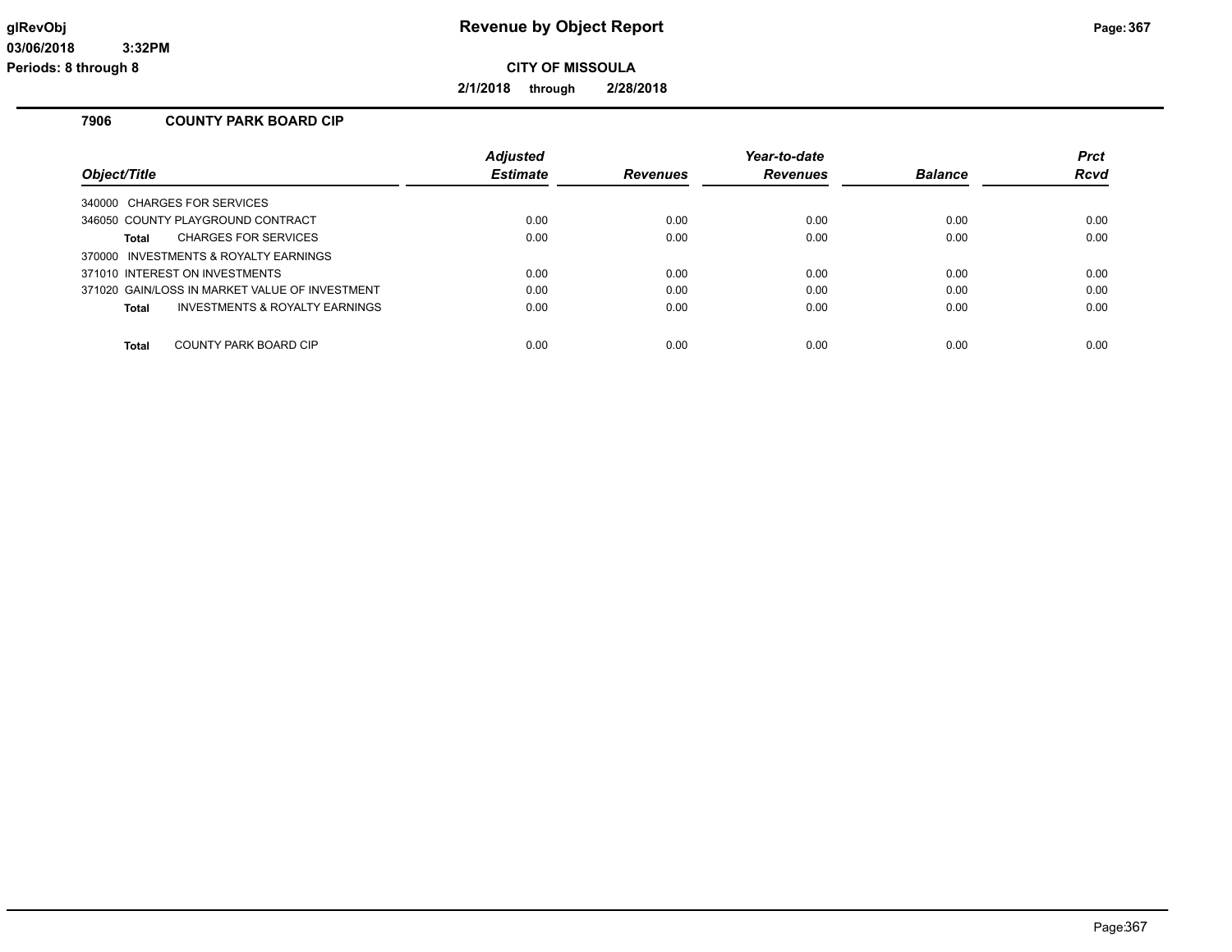# Revenue by Object Report

**CITY OF MISSOULA**

**2/1/2018 through 2/28/2018**

glRevObj
03/06/2018 3:32PM
Periods: 8 through 8

## 7906 COUNTY PARK BOARD CIP

| Object/Title | Adjusted Estimate | Revenues | Year-to-date Revenues | Balance | Prct Rcvd |
|---|---|---|---|---|---|
| 340000 CHARGES FOR SERVICES | | | | | |
| 346050 COUNTY PLAYGROUND CONTRACT | 0.00 | 0.00 | 0.00 | 0.00 | 0.00 |
| **Total** CHARGES FOR SERVICES | 0.00 | 0.00 | 0.00 | 0.00 | 0.00 |
| 370000 INVESTMENTS & ROYALTY EARNINGS | | | | | |
| 371010 INTEREST ON INVESTMENTS | 0.00 | 0.00 | 0.00 | 0.00 | 0.00 |
| 371020 GAIN/LOSS IN MARKET VALUE OF INVESTMENT | 0.00 | 0.00 | 0.00 | 0.00 | 0.00 |
| **Total** INVESTMENTS & ROYALTY EARNINGS | 0.00 | 0.00 | 0.00 | 0.00 | 0.00 |
| **Total** COUNTY PARK BOARD CIP | 0.00 | 0.00 | 0.00 | 0.00 | 0.00 |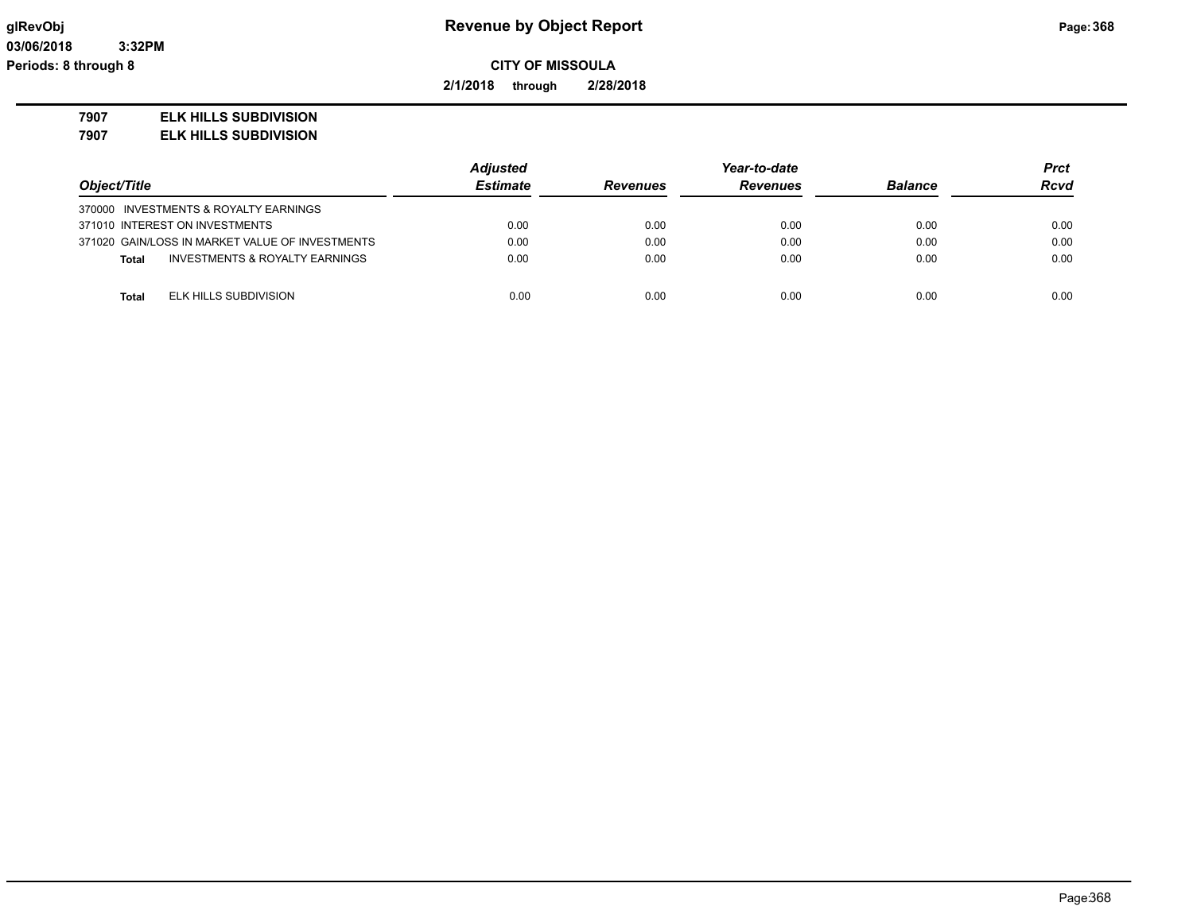**glRevObj**
**03/06/2018 3:32PM**
**Periods: 8 through 8**

# Revenue by Object Report

**CITY OF MISSOULA**

**2/1/2018 through 2/28/2018**

**7907 ELK HILLS SUBDIVISION**
**7907 ELK HILLS SUBDIVISION**

| *Object/Title* | *Adjusted Estimate* | *Revenues* | *Year-to-date Revenues* | *Balance* | *Prct Rcvd* |
|---|---|---|---|---|---|
| 370000 INVESTMENTS & ROYALTY EARNINGS | | | | | |
| 371010 INTEREST ON INVESTMENTS | 0.00 | 0.00 | 0.00 | 0.00 | 0.00 |
| 371020 GAIN/LOSS IN MARKET VALUE OF INVESTMENTS | 0.00 | 0.00 | 0.00 | 0.00 | 0.00 |
| **Total** INVESTMENTS & ROYALTY EARNINGS | 0.00 | 0.00 | 0.00 | 0.00 | 0.00 |
| **Total** ELK HILLS SUBDIVISION | 0.00 | 0.00 | 0.00 | 0.00 | 0.00 |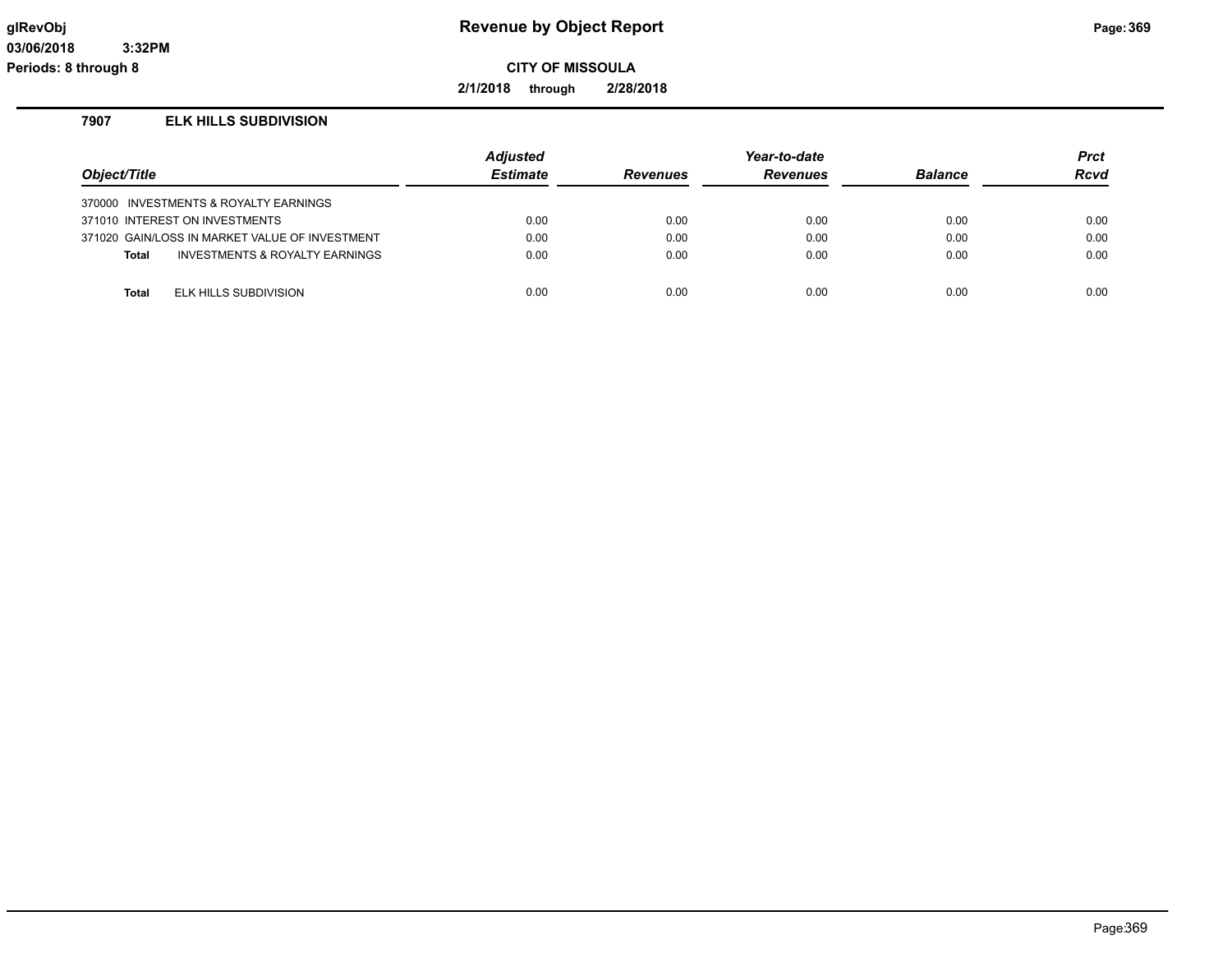**Revenue by Object Report**

**CITY OF MISSOULA**

**2/1/2018 through 2/28/2018**

glRevObj
03/06/2018 3:32PM
Periods: 8 through 8

## 7907 ELK HILLS SUBDIVISION

| Object/Title | Adjusted Estimate | Revenues | Year-to-date Revenues | Balance | Prct Rcvd |
|---|---|---|---|---|---|
| 370000 INVESTMENTS & ROYALTY EARNINGS | | | | | |
| 371010 INTEREST ON INVESTMENTS | 0.00 | 0.00 | 0.00 | 0.00 | 0.00 |
| 371020 GAIN/LOSS IN MARKET VALUE OF INVESTMENT | 0.00 | 0.00 | 0.00 | 0.00 | 0.00 |
| **Total** INVESTMENTS & ROYALTY EARNINGS | 0.00 | 0.00 | 0.00 | 0.00 | 0.00 |
| **Total** ELK HILLS SUBDIVISION | 0.00 | 0.00 | 0.00 | 0.00 | 0.00 |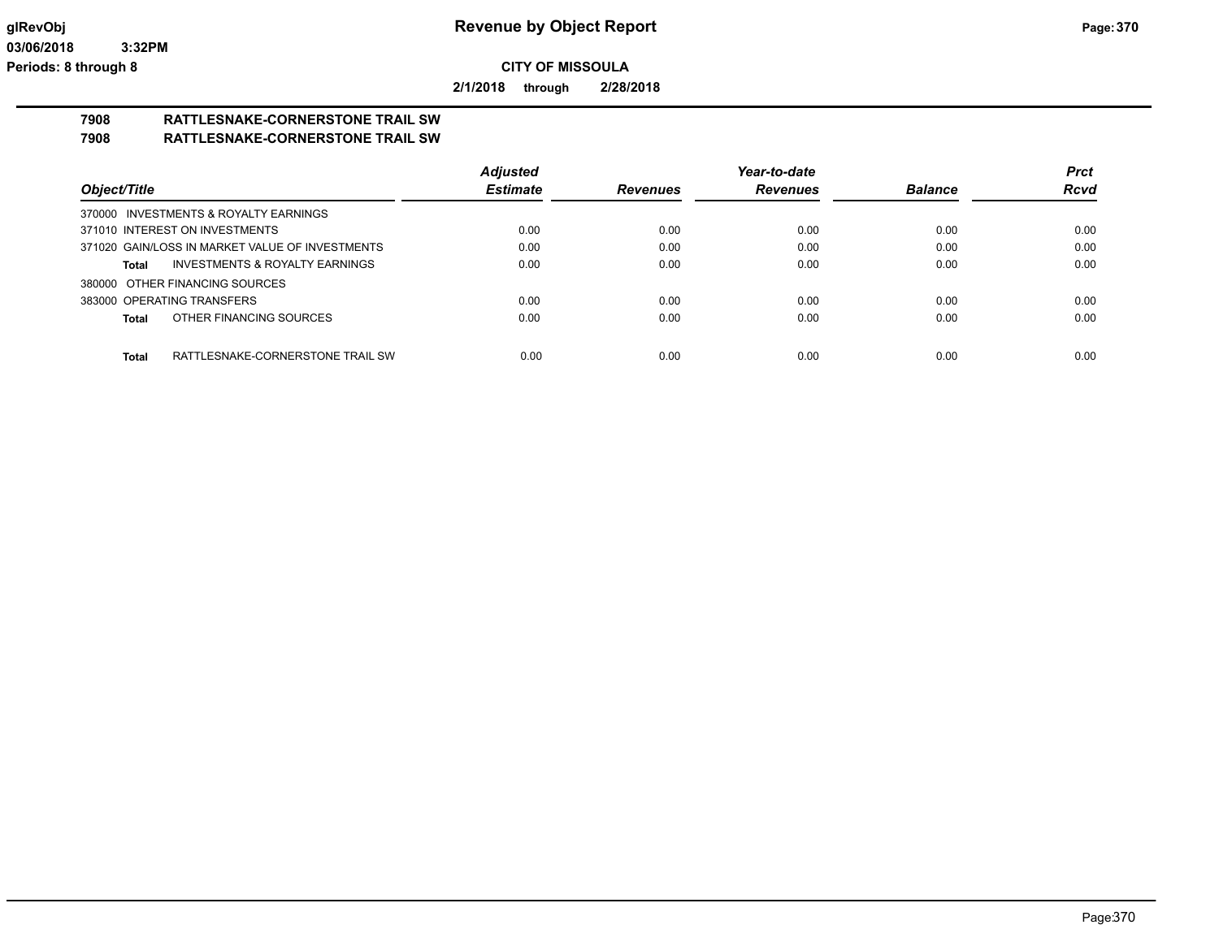**glRevObj** — **Revenue by Object Report**

**03/06/2018 3:32PM**

**Periods: 8 through 8**

**CITY OF MISSOULA**

**2/1/2018 through 2/28/2018**

## 7908 RATTLESNAKE-CORNERSTONE TRAIL SW
## 7908 RATTLESNAKE-CORNERSTONE TRAIL SW

| Object/Title | Adjusted Estimate | Revenues | Year-to-date Revenues | Balance | Prct Rcvd |
|---|---|---|---|---|---|
| 370000 INVESTMENTS & ROYALTY EARNINGS | | | | | |
| 371010 INTEREST ON INVESTMENTS | 0.00 | 0.00 | 0.00 | 0.00 | 0.00 |
| 371020 GAIN/LOSS IN MARKET VALUE OF INVESTMENTS | 0.00 | 0.00 | 0.00 | 0.00 | 0.00 |
| **Total** INVESTMENTS & ROYALTY EARNINGS | 0.00 | 0.00 | 0.00 | 0.00 | 0.00 |
| 380000 OTHER FINANCING SOURCES | | | | | |
| 383000 OPERATING TRANSFERS | 0.00 | 0.00 | 0.00 | 0.00 | 0.00 |
| **Total** OTHER FINANCING SOURCES | 0.00 | 0.00 | 0.00 | 0.00 | 0.00 |
| **Total** RATTLESNAKE-CORNERSTONE TRAIL SW | 0.00 | 0.00 | 0.00 | 0.00 | 0.00 |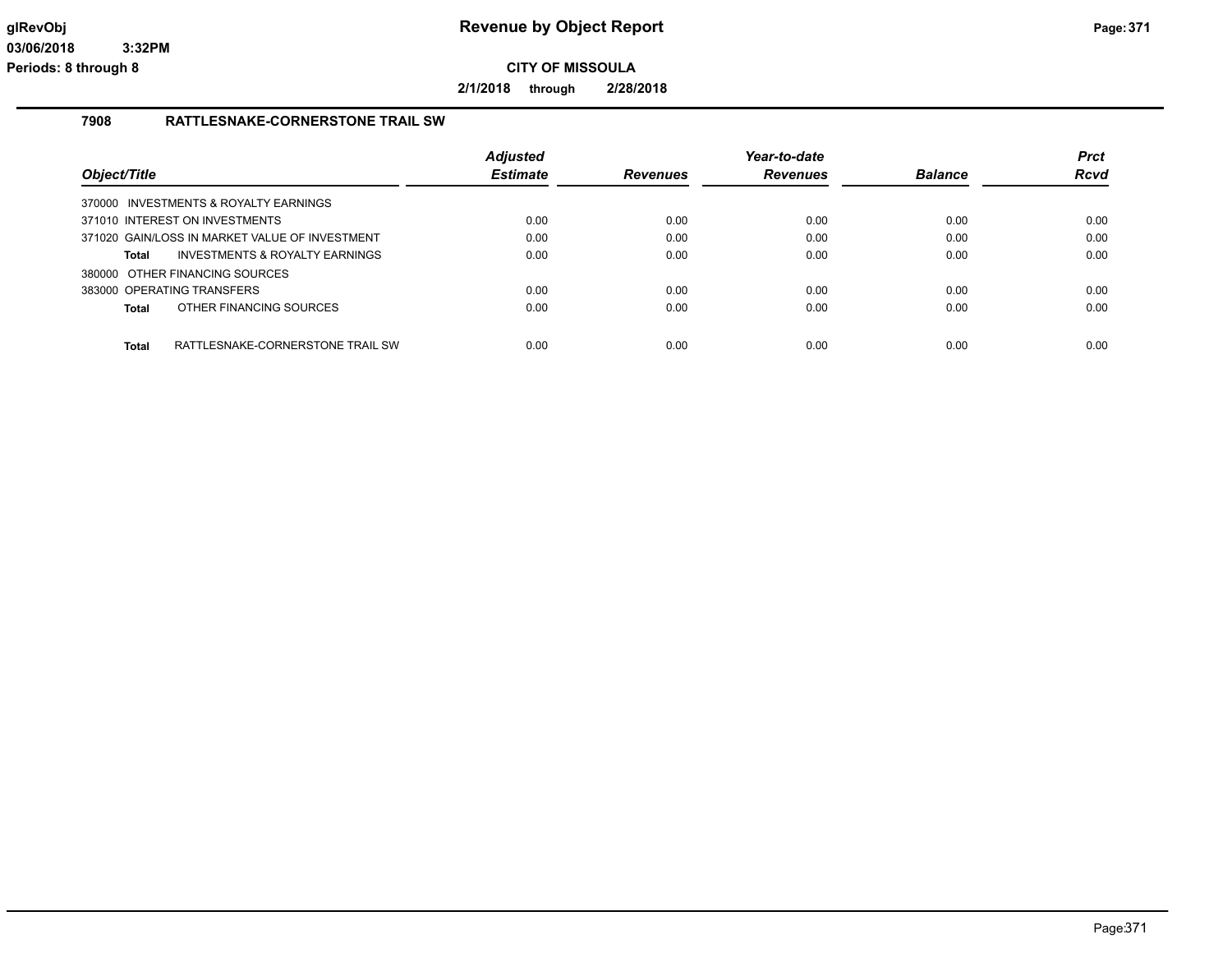# Revenue by Object Report

**CITY OF MISSOULA**

**2/1/2018 through 2/28/2018**

glRevObj
03/06/2018 3:32PM
Periods: 8 through 8

## 7908 RATTLESNAKE-CORNERSTONE TRAIL SW

| Object/Title | Adjusted Estimate | Revenues | Year-to-date Revenues | Balance | Prct Rcvd |
|---|---|---|---|---|---|
| 370000 INVESTMENTS & ROYALTY EARNINGS | | | | | |
| 371010 INTEREST ON INVESTMENTS | 0.00 | 0.00 | 0.00 | 0.00 | 0.00 |
| 371020 GAIN/LOSS IN MARKET VALUE OF INVESTMENT | 0.00 | 0.00 | 0.00 | 0.00 | 0.00 |
| **Total** INVESTMENTS & ROYALTY EARNINGS | 0.00 | 0.00 | 0.00 | 0.00 | 0.00 |
| 380000 OTHER FINANCING SOURCES | | | | | |
| 383000 OPERATING TRANSFERS | 0.00 | 0.00 | 0.00 | 0.00 | 0.00 |
| **Total** OTHER FINANCING SOURCES | 0.00 | 0.00 | 0.00 | 0.00 | 0.00 |
| **Total** RATTLESNAKE-CORNERSTONE TRAIL SW | 0.00 | 0.00 | 0.00 | 0.00 | 0.00 |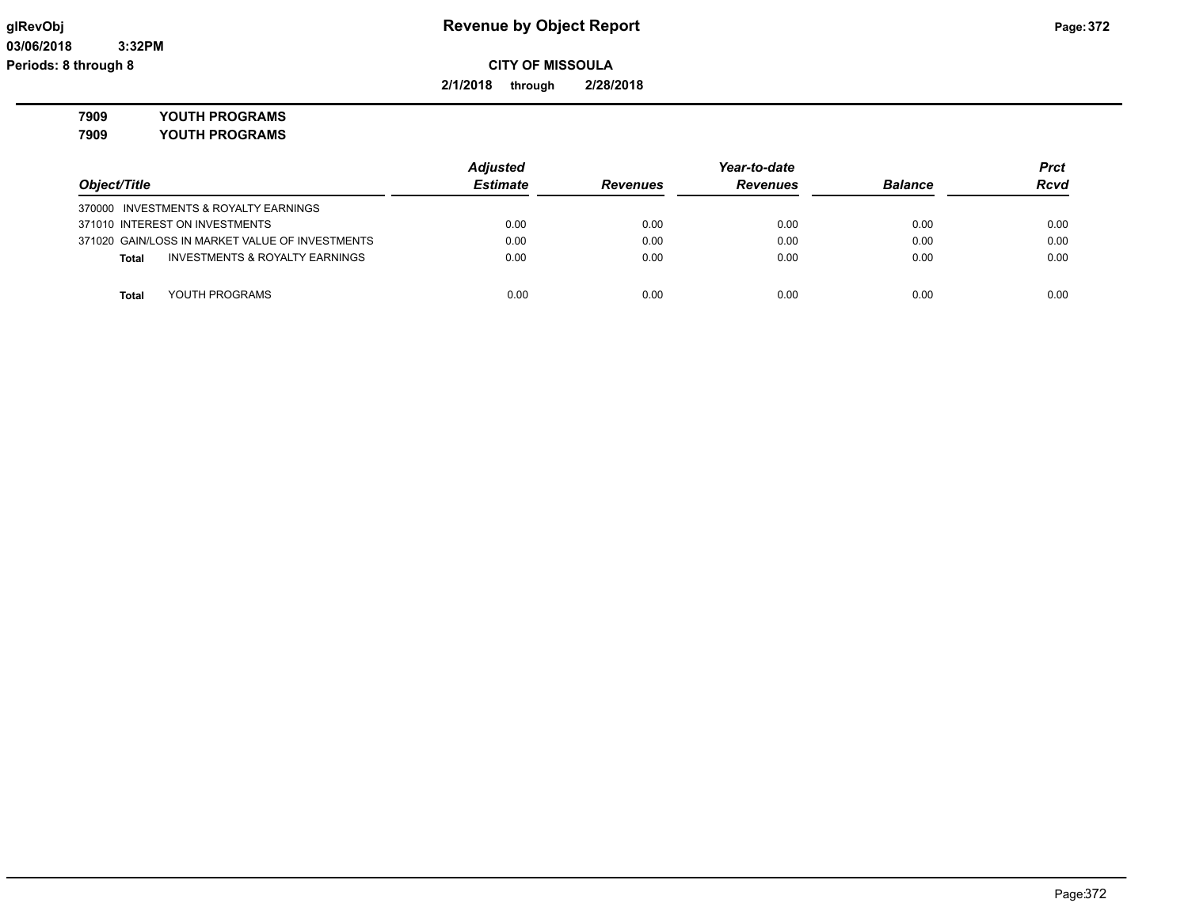**Revenue by Object Report**

**CITY OF MISSOULA**

**2/1/2018 through 2/28/2018**

glRevObj
03/06/2018 3:32PM
Periods: 8 through 8

**7909 YOUTH PROGRAMS**
**7909 YOUTH PROGRAMS**

| Object/Title | Adjusted Estimate | Revenues | Year-to-date Revenues | Balance | Prct Rcvd |
|---|---|---|---|---|---|
| 370000 INVESTMENTS & ROYALTY EARNINGS | | | | | |
| 371010 INTEREST ON INVESTMENTS | 0.00 | 0.00 | 0.00 | 0.00 | 0.00 |
| 371020 GAIN/LOSS IN MARKET VALUE OF INVESTMENTS | 0.00 | 0.00 | 0.00 | 0.00 | 0.00 |
| **Total** INVESTMENTS & ROYALTY EARNINGS | 0.00 | 0.00 | 0.00 | 0.00 | 0.00 |
| **Total** YOUTH PROGRAMS | 0.00 | 0.00 | 0.00 | 0.00 | 0.00 |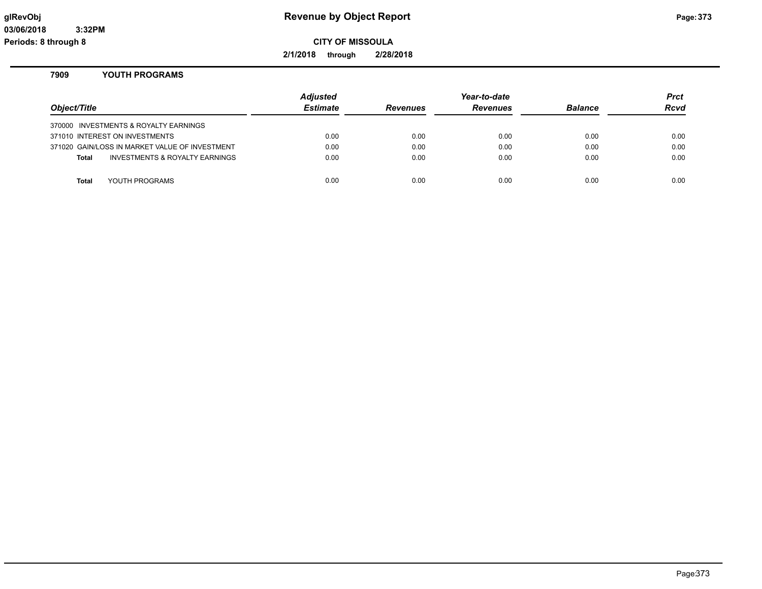**CITY OF MISSOULA**

**2/1/2018 through 2/28/2018**

## 7909 YOUTH PROGRAMS

| Object/Title | Adjusted Estimate | Revenues | Year-to-date Revenues | Balance | Prct Rcvd |
|---|---|---|---|---|---|
| 370000 INVESTMENTS & ROYALTY EARNINGS | | | | | |
| 371010 INTEREST ON INVESTMENTS | 0.00 | 0.00 | 0.00 | 0.00 | 0.00 |
| 371020 GAIN/LOSS IN MARKET VALUE OF INVESTMENT | 0.00 | 0.00 | 0.00 | 0.00 | 0.00 |
| **Total** INVESTMENTS & ROYALTY EARNINGS | 0.00 | 0.00 | 0.00 | 0.00 | 0.00 |
| **Total** YOUTH PROGRAMS | 0.00 | 0.00 | 0.00 | 0.00 | 0.00 |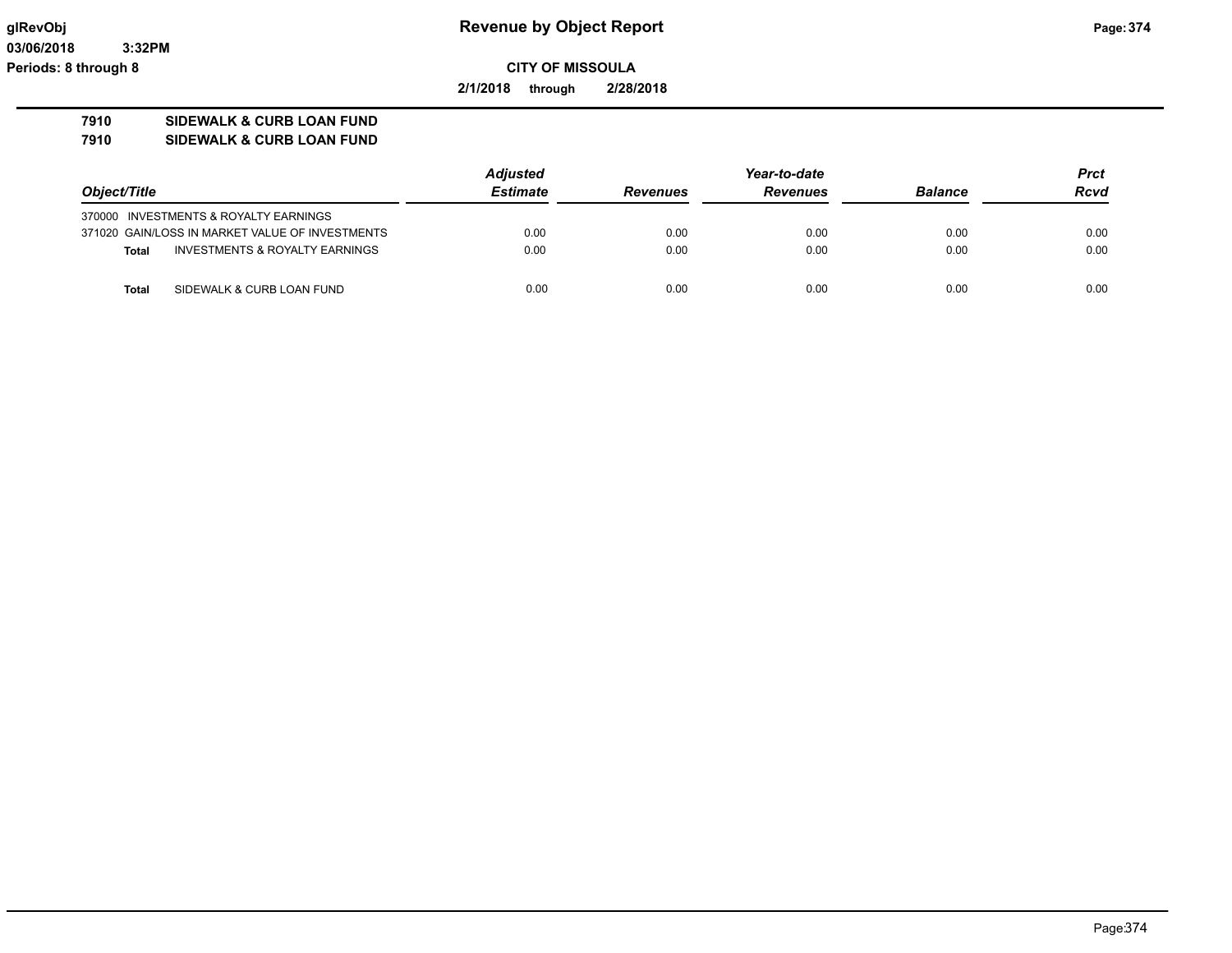**Revenue by Object Report**

**CITY OF MISSOULA**

**2/1/2018 through 2/28/2018**

glRevObj
03/06/2018 3:32PM
Periods: 8 through 8

**7910 SIDEWALK & CURB LOAN FUND**
**7910 SIDEWALK & CURB LOAN FUND**

| Object/Title | Adjusted Estimate | Revenues | Year-to-date Revenues | Balance | Prct Rcvd |
|---|---|---|---|---|---|
| 370000 INVESTMENTS & ROYALTY EARNINGS | | | | | |
| 371020 GAIN/LOSS IN MARKET VALUE OF INVESTMENTS | 0.00 | 0.00 | 0.00 | 0.00 | 0.00 |
| **Total** INVESTMENTS & ROYALTY EARNINGS | 0.00 | 0.00 | 0.00 | 0.00 | 0.00 |
| **Total** SIDEWALK & CURB LOAN FUND | 0.00 | 0.00 | 0.00 | 0.00 | 0.00 |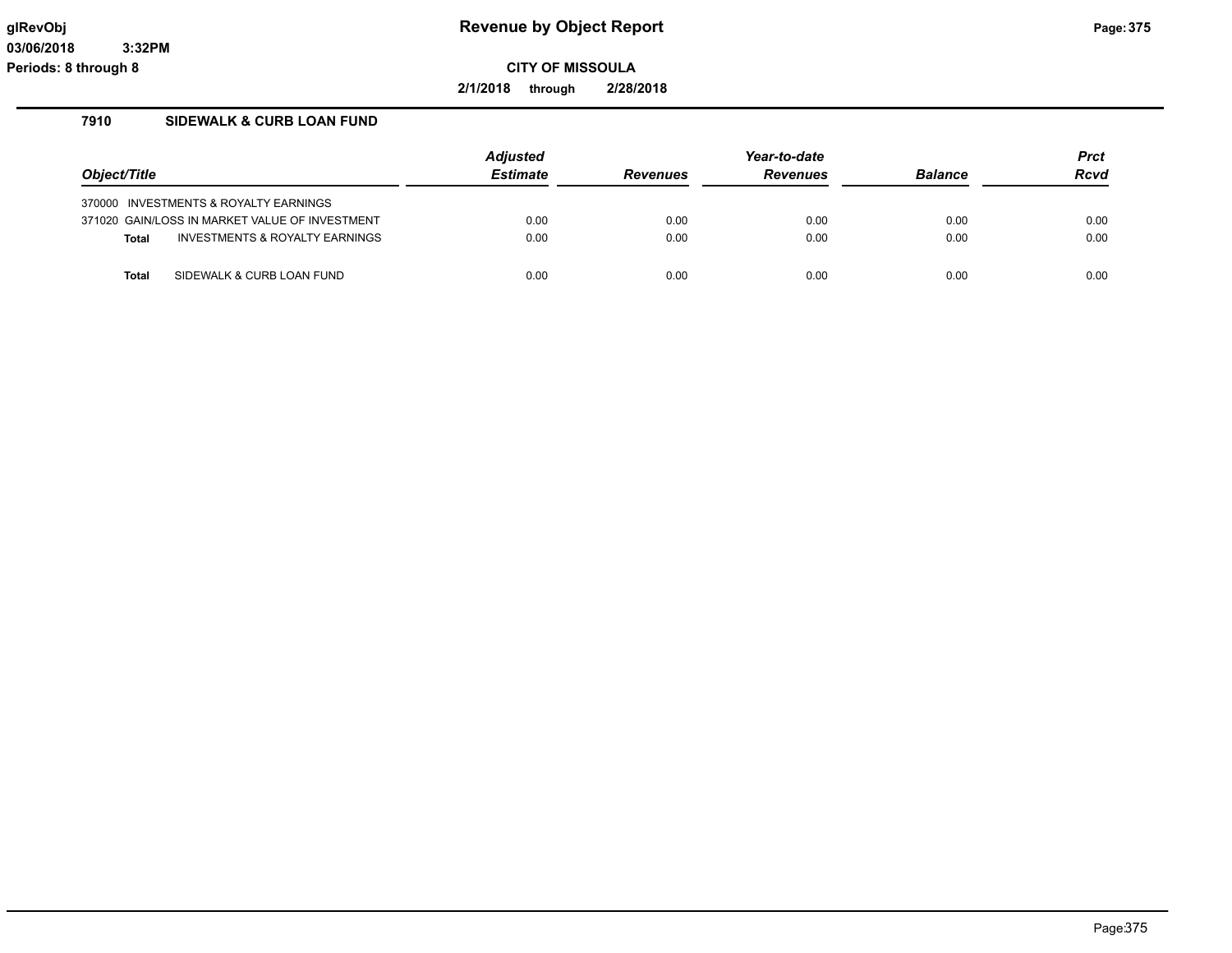# Revenue by Object Report

glRevObj
03/06/2018 3:32PM
Periods: 8 through 8

**CITY OF MISSOULA**

**2/1/2018 through 2/28/2018**

## 7910 SIDEWALK & CURB LOAN FUND

| Object/Title | Adjusted Estimate | Revenues | Year-to-date Revenues | Balance | Prct Rcvd |
|---|---|---|---|---|---|
| 370000 INVESTMENTS & ROYALTY EARNINGS | | | | | |
| 371020 GAIN/LOSS IN MARKET VALUE OF INVESTMENT | 0.00 | 0.00 | 0.00 | 0.00 | 0.00 |
| **Total** INVESTMENTS & ROYALTY EARNINGS | 0.00 | 0.00 | 0.00 | 0.00 | 0.00 |
| **Total** SIDEWALK & CURB LOAN FUND | 0.00 | 0.00 | 0.00 | 0.00 | 0.00 |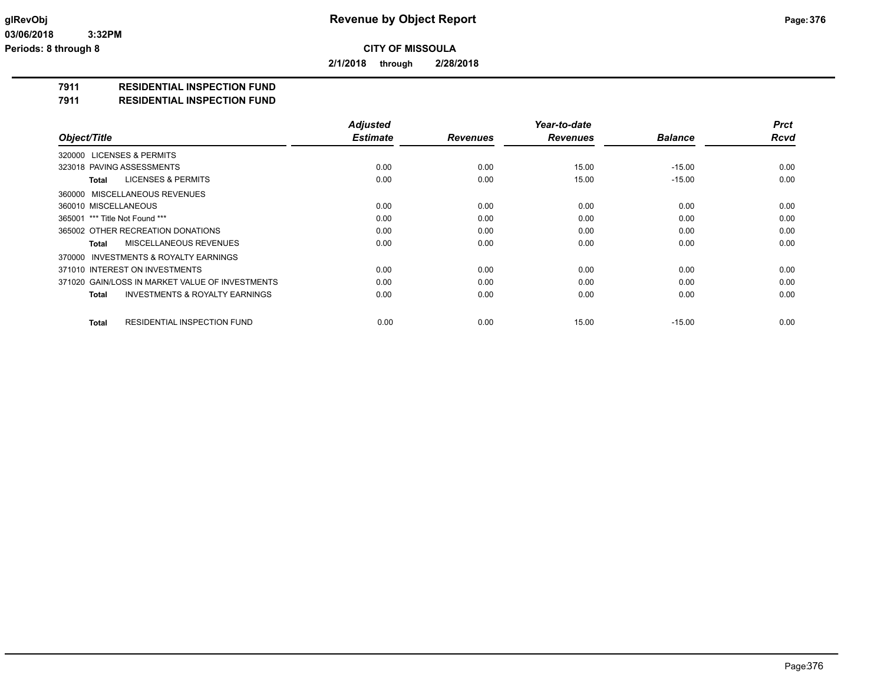**Revenue by Object Report**

**CITY OF MISSOULA**

**2/1/2018 through 2/28/2018**

glRevObj
03/06/2018 3:32PM
Periods: 8 through 8

## 7911 RESIDENTIAL INSPECTION FUND
## 7911 RESIDENTIAL INSPECTION FUND

| Object/Title | Adjusted Estimate | Revenues | Year-to-date Revenues | Balance | Prct Rcvd |
|---|---|---|---|---|---|
| 320000 LICENSES & PERMITS | | | | | |
| 323018 PAVING ASSESSMENTS | 0.00 | 0.00 | 15.00 | -15.00 | 0.00 |
| **Total** LICENSES & PERMITS | 0.00 | 0.00 | 15.00 | -15.00 | 0.00 |
| 360000 MISCELLANEOUS REVENUES | | | | | |
| 360010 MISCELLANEOUS | 0.00 | 0.00 | 0.00 | 0.00 | 0.00 |
| 365001 *** Title Not Found *** | 0.00 | 0.00 | 0.00 | 0.00 | 0.00 |
| 365002 OTHER RECREATION DONATIONS | 0.00 | 0.00 | 0.00 | 0.00 | 0.00 |
| **Total** MISCELLANEOUS REVENUES | 0.00 | 0.00 | 0.00 | 0.00 | 0.00 |
| 370000 INVESTMENTS & ROYALTY EARNINGS | | | | | |
| 371010 INTEREST ON INVESTMENTS | 0.00 | 0.00 | 0.00 | 0.00 | 0.00 |
| 371020 GAIN/LOSS IN MARKET VALUE OF INVESTMENTS | 0.00 | 0.00 | 0.00 | 0.00 | 0.00 |
| **Total** INVESTMENTS & ROYALTY EARNINGS | 0.00 | 0.00 | 0.00 | 0.00 | 0.00 |
| **Total** RESIDENTIAL INSPECTION FUND | 0.00 | 0.00 | 15.00 | -15.00 | 0.00 |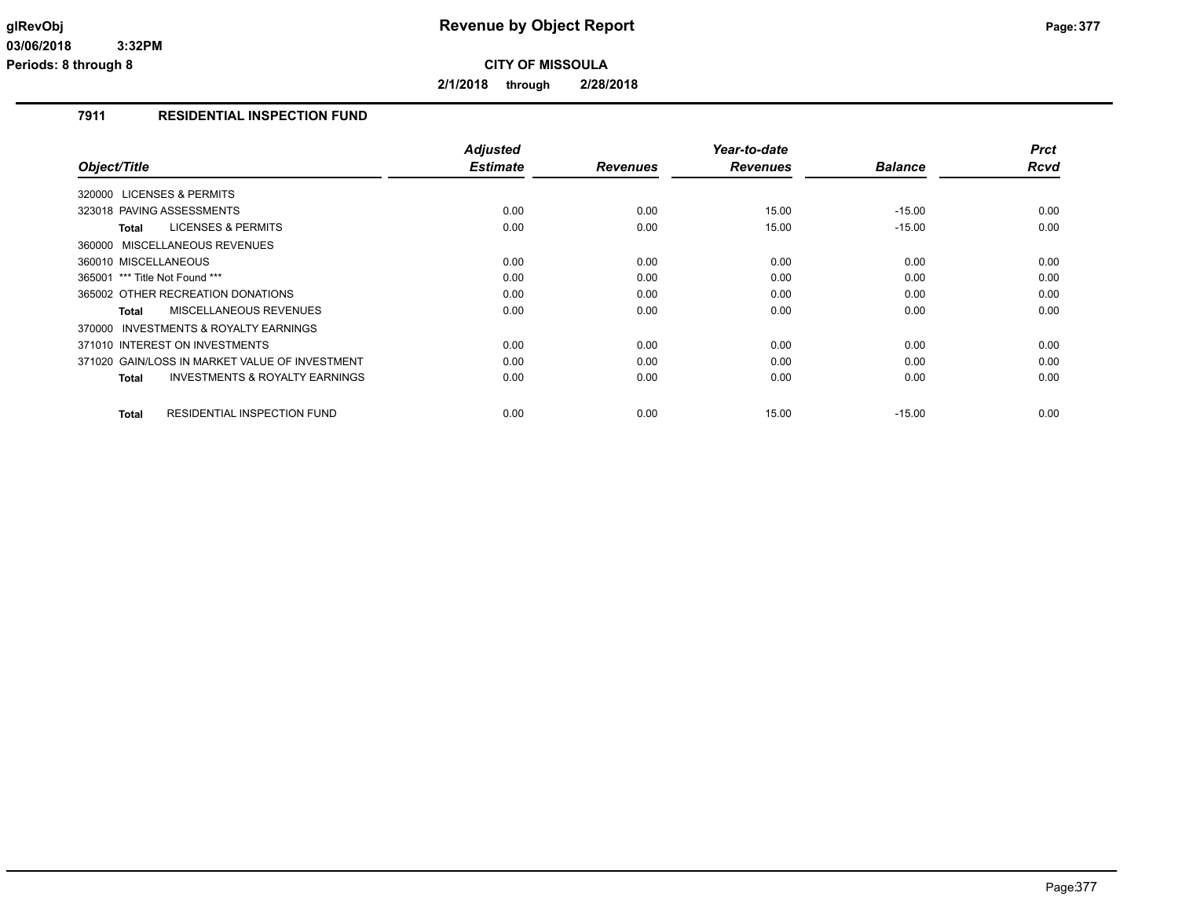# Revenue by Object Report

**CITY OF MISSOULA**

**2/1/2018 through 2/28/2018**

## 7911 RESIDENTIAL INSPECTION FUND

| Object/Title | Adjusted Estimate | Revenues | Year-to-date Revenues | Balance | Prct Rcvd |
|---|---|---|---|---|---|
| 320000 LICENSES & PERMITS | | | | | |
| 323018 PAVING ASSESSMENTS | 0.00 | 0.00 | 15.00 | -15.00 | 0.00 |
| **Total** LICENSES & PERMITS | 0.00 | 0.00 | 15.00 | -15.00 | 0.00 |
| 360000 MISCELLANEOUS REVENUES | | | | | |
| 360010 MISCELLANEOUS | 0.00 | 0.00 | 0.00 | 0.00 | 0.00 |
| 365001 *** Title Not Found *** | 0.00 | 0.00 | 0.00 | 0.00 | 0.00 |
| 365002 OTHER RECREATION DONATIONS | 0.00 | 0.00 | 0.00 | 0.00 | 0.00 |
| **Total** MISCELLANEOUS REVENUES | 0.00 | 0.00 | 0.00 | 0.00 | 0.00 |
| 370000 INVESTMENTS & ROYALTY EARNINGS | | | | | |
| 371010 INTEREST ON INVESTMENTS | 0.00 | 0.00 | 0.00 | 0.00 | 0.00 |
| 371020 GAIN/LOSS IN MARKET VALUE OF INVESTMENT | 0.00 | 0.00 | 0.00 | 0.00 | 0.00 |
| **Total** INVESTMENTS & ROYALTY EARNINGS | 0.00 | 0.00 | 0.00 | 0.00 | 0.00 |
| **Total** RESIDENTIAL INSPECTION FUND | 0.00 | 0.00 | 15.00 | -15.00 | 0.00 |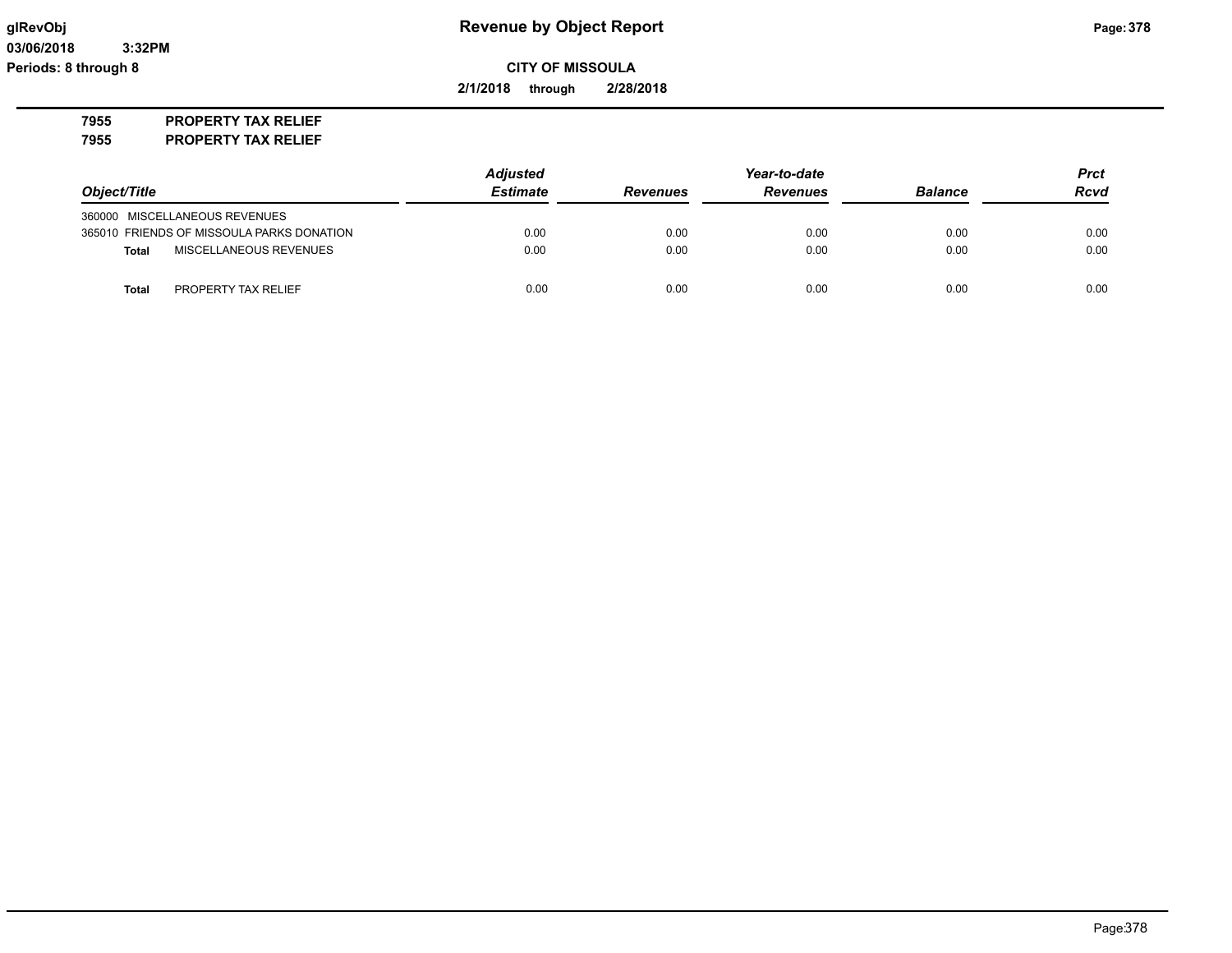# Revenue by Object Report

glRevObj
03/06/2018 3:32PM
Periods: 8 through 8

**CITY OF MISSOULA**

**2/1/2018 through 2/28/2018**

**7955 PROPERTY TAX RELIEF**
**7955 PROPERTY TAX RELIEF**

| Object/Title | Adjusted Estimate | Revenues | Year-to-date Revenues | Balance | Prct Rcvd |
|---|---|---|---|---|---|
| 360000 MISCELLANEOUS REVENUES | | | | | |
| 365010 FRIENDS OF MISSOULA PARKS DONATION | 0.00 | 0.00 | 0.00 | 0.00 | 0.00 |
| **Total** MISCELLANEOUS REVENUES | 0.00 | 0.00 | 0.00 | 0.00 | 0.00 |
| **Total** PROPERTY TAX RELIEF | 0.00 | 0.00 | 0.00 | 0.00 | 0.00 |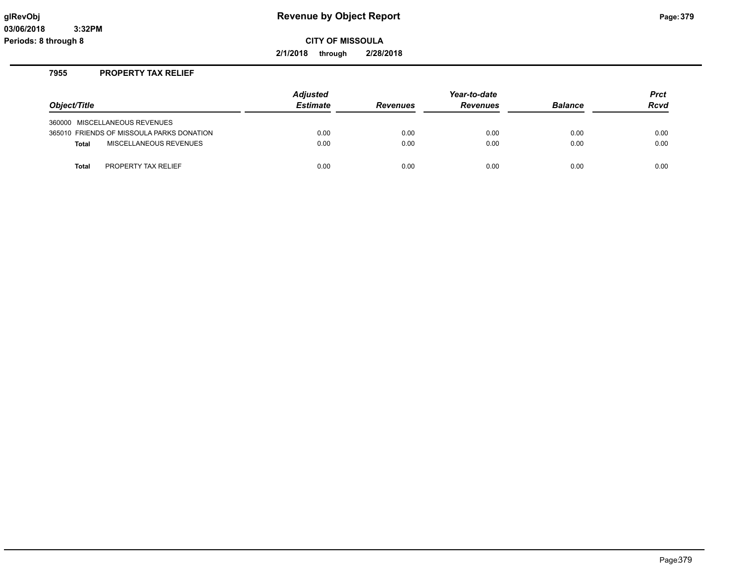# Revenue by Object Report

glRevObj
03/06/2018 3:32PM
Periods: 8 through 8

**CITY OF MISSOULA**

**2/1/2018 through 2/28/2018**

## 7955 PROPERTY TAX RELIEF

| Object/Title | | Adjusted Estimate | Revenues | Year-to-date Revenues | Balance | Prct Rcvd |
|---|---|---|---|---|---|---|
| 360000 | MISCELLANEOUS REVENUES | | | | | |
| 365010 | FRIENDS OF MISSOULA PARKS DONATION | 0.00 | 0.00 | 0.00 | 0.00 | 0.00 |
| **Total** | MISCELLANEOUS REVENUES | 0.00 | 0.00 | 0.00 | 0.00 | 0.00 |
| **Total** | PROPERTY TAX RELIEF | 0.00 | 0.00 | 0.00 | 0.00 | 0.00 |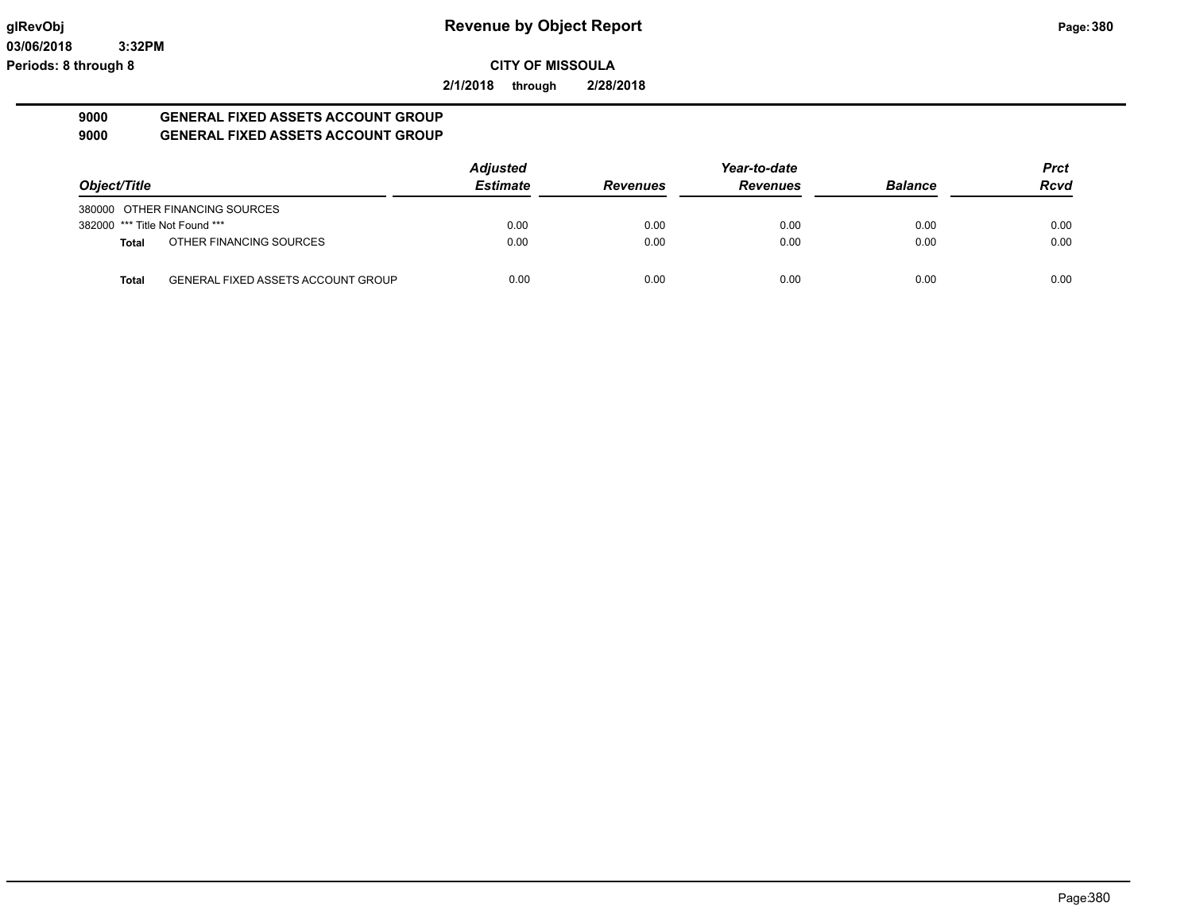**glRevObj** **Revenue by Object Report**

03/06/2018 3:32PM

Periods: 8 through 8

**CITY OF MISSOULA**

**2/1/2018 through 2/28/2018**

## 9000 GENERAL FIXED ASSETS ACCOUNT GROUP
## 9000 GENERAL FIXED ASSETS ACCOUNT GROUP

| Object/Title | | Adjusted Estimate | Revenues | Year-to-date Revenues | Balance | Prct Rcvd |
|---|---|---|---|---|---|---|
| 380000 | OTHER FINANCING SOURCES | | | | | |
| 382000 | *** Title Not Found *** | 0.00 | 0.00 | 0.00 | 0.00 | 0.00 |
| **Total** | OTHER FINANCING SOURCES | 0.00 | 0.00 | 0.00 | 0.00 | 0.00 |
| **Total** | GENERAL FIXED ASSETS ACCOUNT GROUP | 0.00 | 0.00 | 0.00 | 0.00 | 0.00 |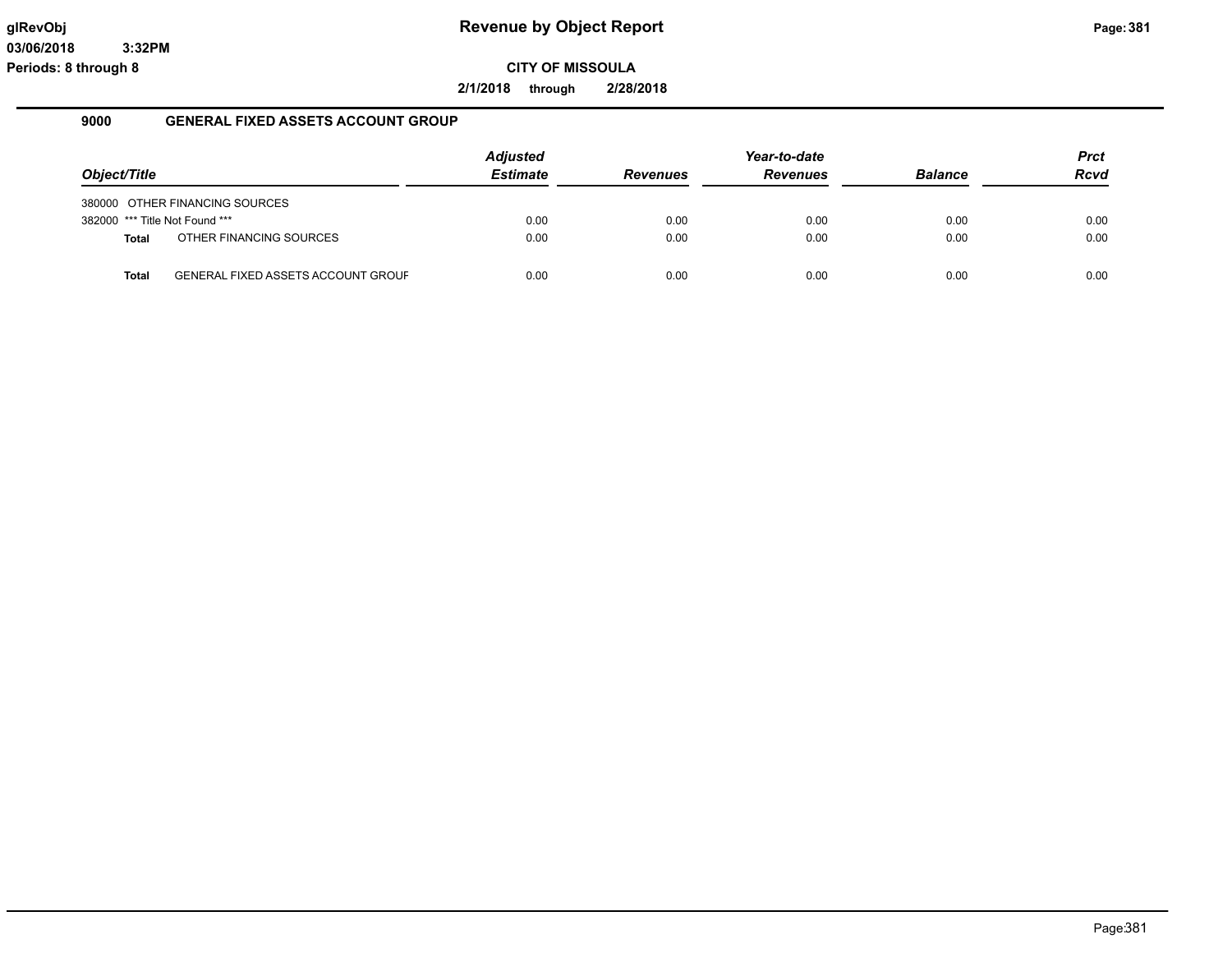# Revenue by Object Report

**CITY OF MISSOULA**

**2/1/2018 through 2/28/2018**

glRevObj
03/06/2018 3:32PM
Periods: 8 through 8

## 9000 GENERAL FIXED ASSETS ACCOUNT GROUP

| Object/Title | Adjusted Estimate | Revenues | Year-to-date Revenues | Balance | Prct Rcvd |
|---|---|---|---|---|---|
| 380000 OTHER FINANCING SOURCES | | | | | |
| 382000 *** Title Not Found *** | 0.00 | 0.00 | 0.00 | 0.00 | 0.00 |
| **Total** OTHER FINANCING SOURCES | 0.00 | 0.00 | 0.00 | 0.00 | 0.00 |
| **Total** GENERAL FIXED ASSETS ACCOUNT GROUF | 0.00 | 0.00 | 0.00 | 0.00 | 0.00 |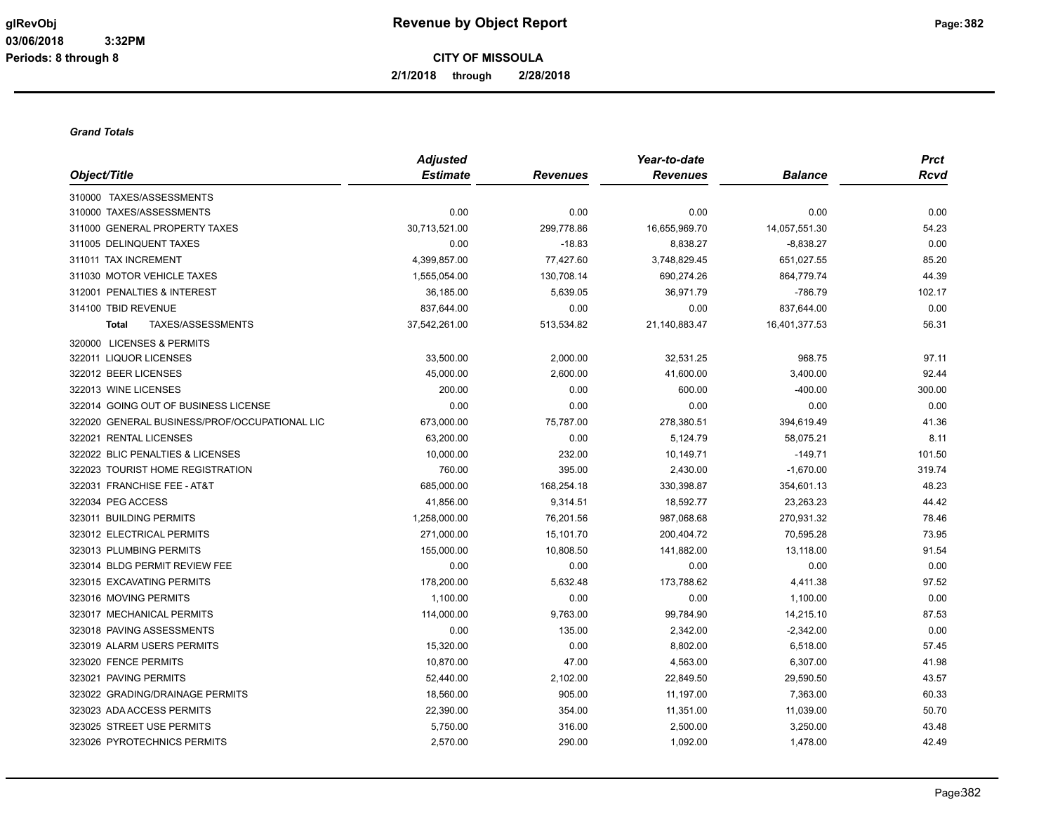# Revenue by Object Report

**CITY OF MISSOULA**

**2/1/2018 through 2/28/2018**

glRevObj
03/06/2018 3:32PM
Periods: 8 through 8

***Grand Totals***

| Object/Title | Adjusted Estimate | Revenues | Year-to-date Revenues | Balance | Prct Rcvd |
|---|---|---|---|---|---|
| 310000 TAXES/ASSESSMENTS | | | | | |
| 310000 TAXES/ASSESSMENTS | 0.00 | 0.00 | 0.00 | 0.00 | 0.00 |
| 311000 GENERAL PROPERTY TAXES | 30,713,521.00 | 299,778.86 | 16,655,969.70 | 14,057,551.30 | 54.23 |
| 311005 DELINQUENT TAXES | 0.00 | -18.83 | 8,838.27 | -8,838.27 | 0.00 |
| 311011 TAX INCREMENT | 4,399,857.00 | 77,427.60 | 3,748,829.45 | 651,027.55 | 85.20 |
| 311030 MOTOR VEHICLE TAXES | 1,555,054.00 | 130,708.14 | 690,274.26 | 864,779.74 | 44.39 |
| 312001 PENALTIES & INTEREST | 36,185.00 | 5,639.05 | 36,971.79 | -786.79 | 102.17 |
| 314100 TBID REVENUE | 837,644.00 | 0.00 | 0.00 | 837,644.00 | 0.00 |
| **Total** TAXES/ASSESSMENTS | 37,542,261.00 | 513,534.82 | 21,140,883.47 | 16,401,377.53 | 56.31 |
| 320000 LICENSES & PERMITS | | | | | |
| 322011 LIQUOR LICENSES | 33,500.00 | 2,000.00 | 32,531.25 | 968.75 | 97.11 |
| 322012 BEER LICENSES | 45,000.00 | 2,600.00 | 41,600.00 | 3,400.00 | 92.44 |
| 322013 WINE LICENSES | 200.00 | 0.00 | 600.00 | -400.00 | 300.00 |
| 322014 GOING OUT OF BUSINESS LICENSE | 0.00 | 0.00 | 0.00 | 0.00 | 0.00 |
| 322020 GENERAL BUSINESS/PROF/OCCUPATIONAL LIC | 673,000.00 | 75,787.00 | 278,380.51 | 394,619.49 | 41.36 |
| 322021 RENTAL LICENSES | 63,200.00 | 0.00 | 5,124.79 | 58,075.21 | 8.11 |
| 322022 BLIC PENALTIES & LICENSES | 10,000.00 | 232.00 | 10,149.71 | -149.71 | 101.50 |
| 322023 TOURIST HOME REGISTRATION | 760.00 | 395.00 | 2,430.00 | -1,670.00 | 319.74 |
| 322031 FRANCHISE FEE - AT&T | 685,000.00 | 168,254.18 | 330,398.87 | 354,601.13 | 48.23 |
| 322034 PEG ACCESS | 41,856.00 | 9,314.51 | 18,592.77 | 23,263.23 | 44.42 |
| 323011 BUILDING PERMITS | 1,258,000.00 | 76,201.56 | 987,068.68 | 270,931.32 | 78.46 |
| 323012 ELECTRICAL PERMITS | 271,000.00 | 15,101.70 | 200,404.72 | 70,595.28 | 73.95 |
| 323013 PLUMBING PERMITS | 155,000.00 | 10,808.50 | 141,882.00 | 13,118.00 | 91.54 |
| 323014 BLDG PERMIT REVIEW FEE | 0.00 | 0.00 | 0.00 | 0.00 | 0.00 |
| 323015 EXCAVATING PERMITS | 178,200.00 | 5,632.48 | 173,788.62 | 4,411.38 | 97.52 |
| 323016 MOVING PERMITS | 1,100.00 | 0.00 | 0.00 | 1,100.00 | 0.00 |
| 323017 MECHANICAL PERMITS | 114,000.00 | 9,763.00 | 99,784.90 | 14,215.10 | 87.53 |
| 323018 PAVING ASSESSMENTS | 0.00 | 135.00 | 2,342.00 | -2,342.00 | 0.00 |
| 323019 ALARM USERS PERMITS | 15,320.00 | 0.00 | 8,802.00 | 6,518.00 | 57.45 |
| 323020 FENCE PERMITS | 10,870.00 | 47.00 | 4,563.00 | 6,307.00 | 41.98 |
| 323021 PAVING PERMITS | 52,440.00 | 2,102.00 | 22,849.50 | 29,590.50 | 43.57 |
| 323022 GRADING/DRAINAGE PERMITS | 18,560.00 | 905.00 | 11,197.00 | 7,363.00 | 60.33 |
| 323023 ADA ACCESS PERMITS | 22,390.00 | 354.00 | 11,351.00 | 11,039.00 | 50.70 |
| 323025 STREET USE PERMITS | 5,750.00 | 316.00 | 2,500.00 | 3,250.00 | 43.48 |
| 323026 PYROTECHNICS PERMITS | 2,570.00 | 290.00 | 1,092.00 | 1,478.00 | 42.49 |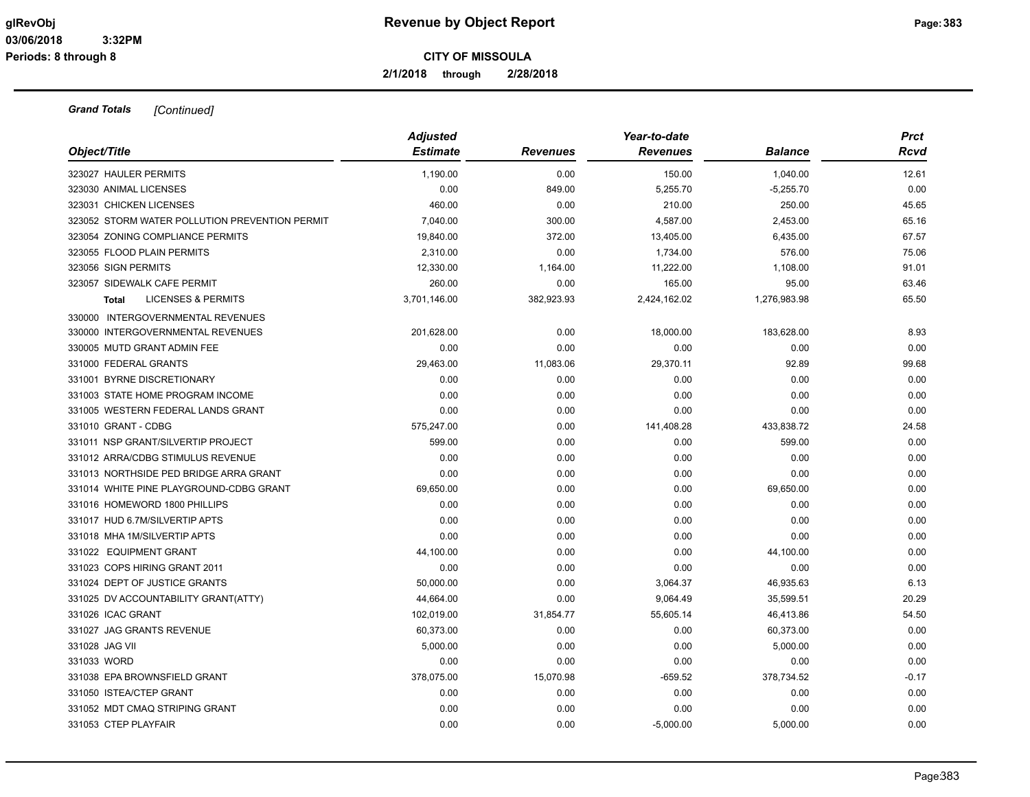**Revenue by Object Report**

**CITY OF MISSOULA**

**2/1/2018 through 2/28/2018**

glRevObj
03/06/2018 3:32PM
Periods: 8 through 8

***Grand Totals*** *[Continued]*

| *Object/Title* | *Adjusted Estimate* | *Revenues* | *Year-to-date Revenues* | *Balance* | *Prct Rcvd* |
|---|---|---|---|---|---|
| 323027 HAULER PERMITS | 1,190.00 | 0.00 | 150.00 | 1,040.00 | 12.61 |
| 323030 ANIMAL LICENSES | 0.00 | 849.00 | 5,255.70 | -5,255.70 | 0.00 |
| 323031 CHICKEN LICENSES | 460.00 | 0.00 | 210.00 | 250.00 | 45.65 |
| 323052 STORM WATER POLLUTION PREVENTION PERMIT | 7,040.00 | 300.00 | 4,587.00 | 2,453.00 | 65.16 |
| 323054 ZONING COMPLIANCE PERMITS | 19,840.00 | 372.00 | 13,405.00 | 6,435.00 | 67.57 |
| 323055 FLOOD PLAIN PERMITS | 2,310.00 | 0.00 | 1,734.00 | 576.00 | 75.06 |
| 323056 SIGN PERMITS | 12,330.00 | 1,164.00 | 11,222.00 | 1,108.00 | 91.01 |
| 323057 SIDEWALK CAFE PERMIT | 260.00 | 0.00 | 165.00 | 95.00 | 63.46 |
| **Total** LICENSES & PERMITS | 3,701,146.00 | 382,923.93 | 2,424,162.02 | 1,276,983.98 | 65.50 |
| 330000 INTERGOVERNMENTAL REVENUES | | | | | |
| 330000 INTERGOVERNMENTAL REVENUES | 201,628.00 | 0.00 | 18,000.00 | 183,628.00 | 8.93 |
| 330005 MUTD GRANT ADMIN FEE | 0.00 | 0.00 | 0.00 | 0.00 | 0.00 |
| 331000 FEDERAL GRANTS | 29,463.00 | 11,083.06 | 29,370.11 | 92.89 | 99.68 |
| 331001 BYRNE DISCRETIONARY | 0.00 | 0.00 | 0.00 | 0.00 | 0.00 |
| 331003 STATE HOME PROGRAM INCOME | 0.00 | 0.00 | 0.00 | 0.00 | 0.00 |
| 331005 WESTERN FEDERAL LANDS GRANT | 0.00 | 0.00 | 0.00 | 0.00 | 0.00 |
| 331010 GRANT - CDBG | 575,247.00 | 0.00 | 141,408.28 | 433,838.72 | 24.58 |
| 331011 NSP GRANT/SILVERTIP PROJECT | 599.00 | 0.00 | 0.00 | 599.00 | 0.00 |
| 331012 ARRA/CDBG STIMULUS REVENUE | 0.00 | 0.00 | 0.00 | 0.00 | 0.00 |
| 331013 NORTHSIDE PED BRIDGE ARRA GRANT | 0.00 | 0.00 | 0.00 | 0.00 | 0.00 |
| 331014 WHITE PINE PLAYGROUND-CDBG GRANT | 69,650.00 | 0.00 | 0.00 | 69,650.00 | 0.00 |
| 331016 HOMEWORD 1800 PHILLIPS | 0.00 | 0.00 | 0.00 | 0.00 | 0.00 |
| 331017 HUD 6.7M/SILVERTIP APTS | 0.00 | 0.00 | 0.00 | 0.00 | 0.00 |
| 331018 MHA 1M/SILVERTIP APTS | 0.00 | 0.00 | 0.00 | 0.00 | 0.00 |
| 331022 EQUIPMENT GRANT | 44,100.00 | 0.00 | 0.00 | 44,100.00 | 0.00 |
| 331023 COPS HIRING GRANT 2011 | 0.00 | 0.00 | 0.00 | 0.00 | 0.00 |
| 331024 DEPT OF JUSTICE GRANTS | 50,000.00 | 0.00 | 3,064.37 | 46,935.63 | 6.13 |
| 331025 DV ACCOUNTABILITY GRANT(ATTY) | 44,664.00 | 0.00 | 9,064.49 | 35,599.51 | 20.29 |
| 331026 ICAC GRANT | 102,019.00 | 31,854.77 | 55,605.14 | 46,413.86 | 54.50 |
| 331027 JAG GRANTS REVENUE | 60,373.00 | 0.00 | 0.00 | 60,373.00 | 0.00 |
| 331028 JAG VII | 5,000.00 | 0.00 | 0.00 | 5,000.00 | 0.00 |
| 331033 WORD | 0.00 | 0.00 | 0.00 | 0.00 | 0.00 |
| 331038 EPA BROWNSFIELD GRANT | 378,075.00 | 15,070.98 | -659.52 | 378,734.52 | -0.17 |
| 331050 ISTEA/CTEP GRANT | 0.00 | 0.00 | 0.00 | 0.00 | 0.00 |
| 331052 MDT CMAQ STRIPING GRANT | 0.00 | 0.00 | 0.00 | 0.00 | 0.00 |
| 331053 CTEP PLAYFAIR | 0.00 | 0.00 | -5,000.00 | 5,000.00 | 0.00 |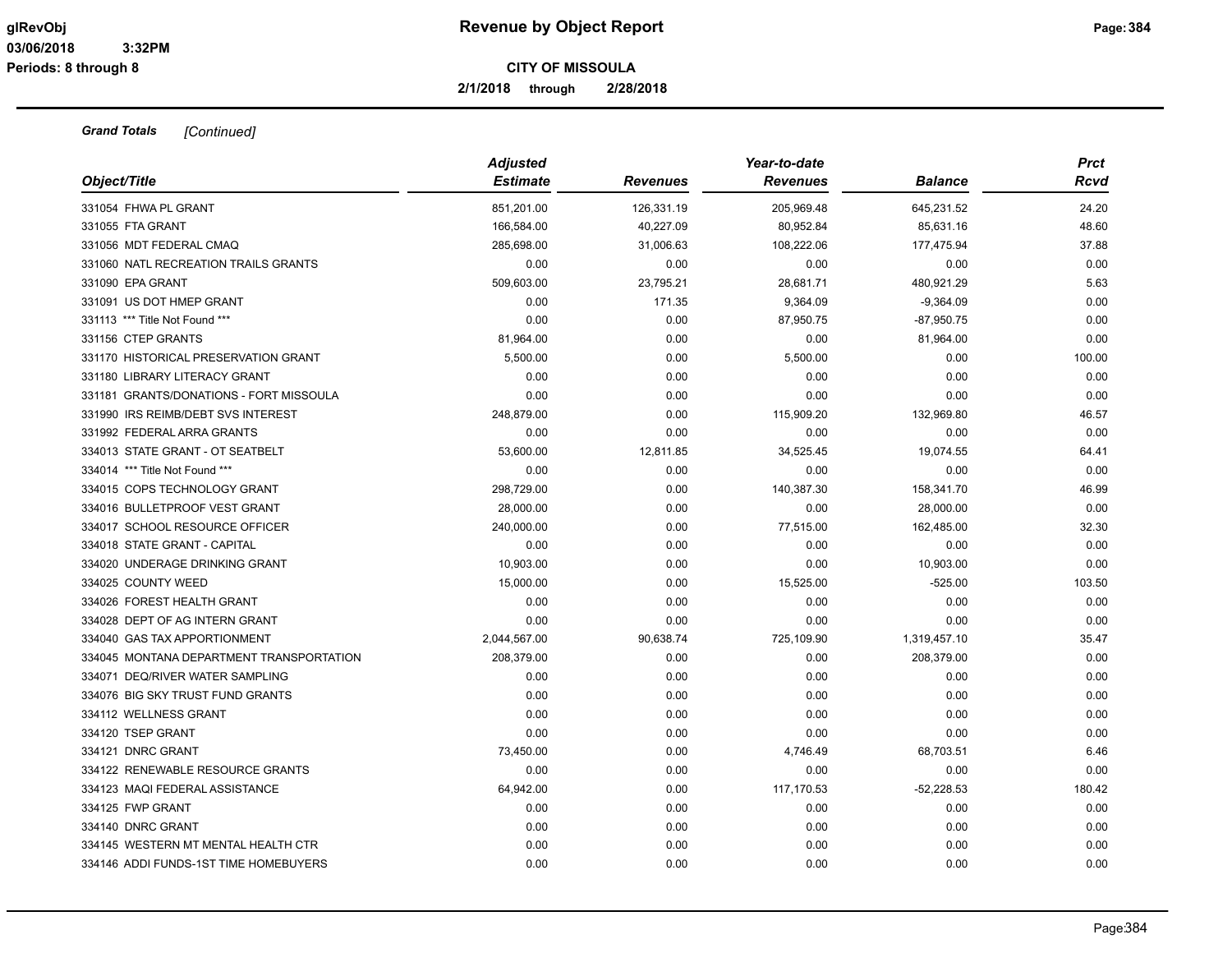# Revenue by Object Report

**CITY OF MISSOULA**

**2/1/2018 through 2/28/2018**

***Grand Totals*** *[Continued]*

| Object/Title | Adjusted Estimate | Revenues | Year-to-date Revenues | Balance | Prct Rcvd |
|---|---|---|---|---|---|
| 331054 FHWA PL GRANT | 851,201.00 | 126,331.19 | 205,969.48 | 645,231.52 | 24.20 |
| 331055 FTA GRANT | 166,584.00 | 40,227.09 | 80,952.84 | 85,631.16 | 48.60 |
| 331056 MDT FEDERAL CMAQ | 285,698.00 | 31,006.63 | 108,222.06 | 177,475.94 | 37.88 |
| 331060 NATL RECREATION TRAILS GRANTS | 0.00 | 0.00 | 0.00 | 0.00 | 0.00 |
| 331090 EPA GRANT | 509,603.00 | 23,795.21 | 28,681.71 | 480,921.29 | 5.63 |
| 331091 US DOT HMEP GRANT | 0.00 | 171.35 | 9,364.09 | -9,364.09 | 0.00 |
| 331113 *** Title Not Found *** | 0.00 | 0.00 | 87,950.75 | -87,950.75 | 0.00 |
| 331156 CTEP GRANTS | 81,964.00 | 0.00 | 0.00 | 81,964.00 | 0.00 |
| 331170 HISTORICAL PRESERVATION GRANT | 5,500.00 | 0.00 | 5,500.00 | 0.00 | 100.00 |
| 331180 LIBRARY LITERACY GRANT | 0.00 | 0.00 | 0.00 | 0.00 | 0.00 |
| 331181 GRANTS/DONATIONS - FORT MISSOULA | 0.00 | 0.00 | 0.00 | 0.00 | 0.00 |
| 331990 IRS REIMB/DEBT SVS INTEREST | 248,879.00 | 0.00 | 115,909.20 | 132,969.80 | 46.57 |
| 331992 FEDERAL ARRA GRANTS | 0.00 | 0.00 | 0.00 | 0.00 | 0.00 |
| 334013 STATE GRANT - OT SEATBELT | 53,600.00 | 12,811.85 | 34,525.45 | 19,074.55 | 64.41 |
| 334014 *** Title Not Found *** | 0.00 | 0.00 | 0.00 | 0.00 | 0.00 |
| 334015 COPS TECHNOLOGY GRANT | 298,729.00 | 0.00 | 140,387.30 | 158,341.70 | 46.99 |
| 334016 BULLETPROOF VEST GRANT | 28,000.00 | 0.00 | 0.00 | 28,000.00 | 0.00 |
| 334017 SCHOOL RESOURCE OFFICER | 240,000.00 | 0.00 | 77,515.00 | 162,485.00 | 32.30 |
| 334018 STATE GRANT - CAPITAL | 0.00 | 0.00 | 0.00 | 0.00 | 0.00 |
| 334020 UNDERAGE DRINKING GRANT | 10,903.00 | 0.00 | 0.00 | 10,903.00 | 0.00 |
| 334025 COUNTY WEED | 15,000.00 | 0.00 | 15,525.00 | -525.00 | 103.50 |
| 334026 FOREST HEALTH GRANT | 0.00 | 0.00 | 0.00 | 0.00 | 0.00 |
| 334028 DEPT OF AG INTERN GRANT | 0.00 | 0.00 | 0.00 | 0.00 | 0.00 |
| 334040 GAS TAX APPORTIONMENT | 2,044,567.00 | 90,638.74 | 725,109.90 | 1,319,457.10 | 35.47 |
| 334045 MONTANA DEPARTMENT TRANSPORTATION | 208,379.00 | 0.00 | 0.00 | 208,379.00 | 0.00 |
| 334071 DEQ/RIVER WATER SAMPLING | 0.00 | 0.00 | 0.00 | 0.00 | 0.00 |
| 334076 BIG SKY TRUST FUND GRANTS | 0.00 | 0.00 | 0.00 | 0.00 | 0.00 |
| 334112 WELLNESS GRANT | 0.00 | 0.00 | 0.00 | 0.00 | 0.00 |
| 334120 TSEP GRANT | 0.00 | 0.00 | 0.00 | 0.00 | 0.00 |
| 334121 DNRC GRANT | 73,450.00 | 0.00 | 4,746.49 | 68,703.51 | 6.46 |
| 334122 RENEWABLE RESOURCE GRANTS | 0.00 | 0.00 | 0.00 | 0.00 | 0.00 |
| 334123 MAQI FEDERAL ASSISTANCE | 64,942.00 | 0.00 | 117,170.53 | -52,228.53 | 180.42 |
| 334125 FWP GRANT | 0.00 | 0.00 | 0.00 | 0.00 | 0.00 |
| 334140 DNRC GRANT | 0.00 | 0.00 | 0.00 | 0.00 | 0.00 |
| 334145 WESTERN MT MENTAL HEALTH CTR | 0.00 | 0.00 | 0.00 | 0.00 | 0.00 |
| 334146 ADDI FUNDS-1ST TIME HOMEBUYERS | 0.00 | 0.00 | 0.00 | 0.00 | 0.00 |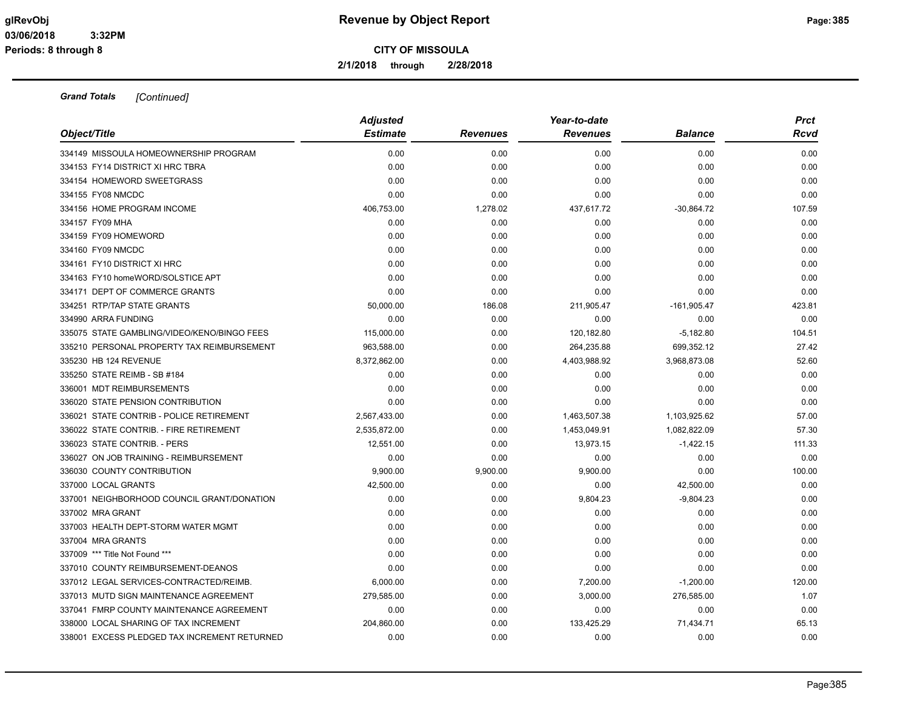**Grand Totals** *[Continued]*

| Object/Title | Adjusted Estimate | Revenues | Year-to-date Revenues | Balance | Prct Rcvd |
|---|---|---|---|---|---|
| 334149 MISSOULA HOMEOWNERSHIP PROGRAM | 0.00 | 0.00 | 0.00 | 0.00 | 0.00 |
| 334153 FY14 DISTRICT XI HRC TBRA | 0.00 | 0.00 | 0.00 | 0.00 | 0.00 |
| 334154 HOMEWORD SWEETGRASS | 0.00 | 0.00 | 0.00 | 0.00 | 0.00 |
| 334155 FY08 NMCDC | 0.00 | 0.00 | 0.00 | 0.00 | 0.00 |
| 334156 HOME PROGRAM INCOME | 406,753.00 | 1,278.02 | 437,617.72 | -30,864.72 | 107.59 |
| 334157 FY09 MHA | 0.00 | 0.00 | 0.00 | 0.00 | 0.00 |
| 334159 FY09 HOMEWORD | 0.00 | 0.00 | 0.00 | 0.00 | 0.00 |
| 334160 FY09 NMCDC | 0.00 | 0.00 | 0.00 | 0.00 | 0.00 |
| 334161 FY10 DISTRICT XI HRC | 0.00 | 0.00 | 0.00 | 0.00 | 0.00 |
| 334163 FY10 homeWORD/SOLSTICE APT | 0.00 | 0.00 | 0.00 | 0.00 | 0.00 |
| 334171 DEPT OF COMMERCE GRANTS | 0.00 | 0.00 | 0.00 | 0.00 | 0.00 |
| 334251 RTP/TAP STATE GRANTS | 50,000.00 | 186.08 | 211,905.47 | -161,905.47 | 423.81 |
| 334990 ARRA FUNDING | 0.00 | 0.00 | 0.00 | 0.00 | 0.00 |
| 335075 STATE GAMBLING/VIDEO/KENO/BINGO FEES | 115,000.00 | 0.00 | 120,182.80 | -5,182.80 | 104.51 |
| 335210 PERSONAL PROPERTY TAX REIMBURSEMENT | 963,588.00 | 0.00 | 264,235.88 | 699,352.12 | 27.42 |
| 335230 HB 124 REVENUE | 8,372,862.00 | 0.00 | 4,403,988.92 | 3,968,873.08 | 52.60 |
| 335250 STATE REIMB - SB #184 | 0.00 | 0.00 | 0.00 | 0.00 | 0.00 |
| 336001 MDT REIMBURSEMENTS | 0.00 | 0.00 | 0.00 | 0.00 | 0.00 |
| 336020 STATE PENSION CONTRIBUTION | 0.00 | 0.00 | 0.00 | 0.00 | 0.00 |
| 336021 STATE CONTRIB - POLICE RETIREMENT | 2,567,433.00 | 0.00 | 1,463,507.38 | 1,103,925.62 | 57.00 |
| 336022 STATE CONTRIB. - FIRE RETIREMENT | 2,535,872.00 | 0.00 | 1,453,049.91 | 1,082,822.09 | 57.30 |
| 336023 STATE CONTRIB. - PERS | 12,551.00 | 0.00 | 13,973.15 | -1,422.15 | 111.33 |
| 336027 ON JOB TRAINING - REIMBURSEMENT | 0.00 | 0.00 | 0.00 | 0.00 | 0.00 |
| 336030 COUNTY CONTRIBUTION | 9,900.00 | 9,900.00 | 9,900.00 | 0.00 | 100.00 |
| 337000 LOCAL GRANTS | 42,500.00 | 0.00 | 0.00 | 42,500.00 | 0.00 |
| 337001 NEIGHBORHOOD COUNCIL GRANT/DONATION | 0.00 | 0.00 | 9,804.23 | -9,804.23 | 0.00 |
| 337002 MRA GRANT | 0.00 | 0.00 | 0.00 | 0.00 | 0.00 |
| 337003 HEALTH DEPT-STORM WATER MGMT | 0.00 | 0.00 | 0.00 | 0.00 | 0.00 |
| 337004 MRA GRANTS | 0.00 | 0.00 | 0.00 | 0.00 | 0.00 |
| 337009 *** Title Not Found *** | 0.00 | 0.00 | 0.00 | 0.00 | 0.00 |
| 337010 COUNTY REIMBURSEMENT-DEANOS | 0.00 | 0.00 | 0.00 | 0.00 | 0.00 |
| 337012 LEGAL SERVICES-CONTRACTED/REIMB. | 6,000.00 | 0.00 | 7,200.00 | -1,200.00 | 120.00 |
| 337013 MUTD SIGN MAINTENANCE AGREEMENT | 279,585.00 | 0.00 | 3,000.00 | 276,585.00 | 1.07 |
| 337041 FMRP COUNTY MAINTENANCE AGREEMENT | 0.00 | 0.00 | 0.00 | 0.00 | 0.00 |
| 338000 LOCAL SHARING OF TAX INCREMENT | 204,860.00 | 0.00 | 133,425.29 | 71,434.71 | 65.13 |
| 338001 EXCESS PLEDGED TAX INCREMENT RETURNED | 0.00 | 0.00 | 0.00 | 0.00 | 0.00 |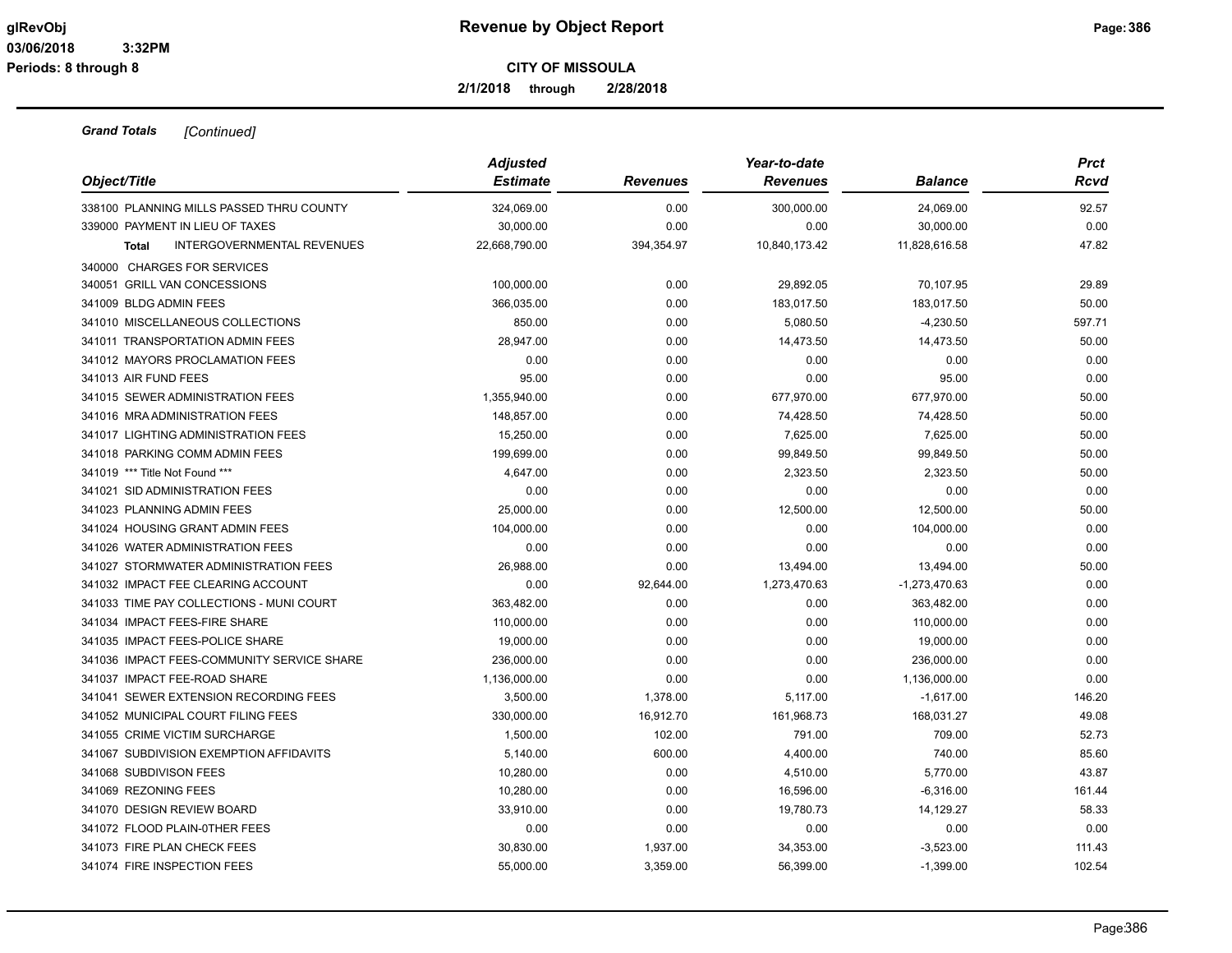**Revenue by Object Report**

**CITY OF MISSOULA**

**2/1/2018 through 2/28/2018**

glRevObj
03/06/2018 3:32PM
Periods: 8 through 8

***Grand Totals** [Continued]*

| Object/Title | Adjusted Estimate | Revenues | Year-to-date Revenues | Balance | Prct Rcvd |
|---|---|---|---|---|---|
| 338100 PLANNING MILLS PASSED THRU COUNTY | 324,069.00 | 0.00 | 300,000.00 | 24,069.00 | 92.57 |
| 339000 PAYMENT IN LIEU OF TAXES | 30,000.00 | 0.00 | 0.00 | 30,000.00 | 0.00 |
| **Total** INTERGOVERNMENTAL REVENUES | 22,668,790.00 | 394,354.97 | 10,840,173.42 | 11,828,616.58 | 47.82 |
| 340000 CHARGES FOR SERVICES | | | | | |
| 340051 GRILL VAN CONCESSIONS | 100,000.00 | 0.00 | 29,892.05 | 70,107.95 | 29.89 |
| 341009 BLDG ADMIN FEES | 366,035.00 | 0.00 | 183,017.50 | 183,017.50 | 50.00 |
| 341010 MISCELLANEOUS COLLECTIONS | 850.00 | 0.00 | 5,080.50 | -4,230.50 | 597.71 |
| 341011 TRANSPORTATION ADMIN FEES | 28,947.00 | 0.00 | 14,473.50 | 14,473.50 | 50.00 |
| 341012 MAYORS PROCLAMATION FEES | 0.00 | 0.00 | 0.00 | 0.00 | 0.00 |
| 341013 AIR FUND FEES | 95.00 | 0.00 | 0.00 | 95.00 | 0.00 |
| 341015 SEWER ADMINISTRATION FEES | 1,355,940.00 | 0.00 | 677,970.00 | 677,970.00 | 50.00 |
| 341016 MRA ADMINISTRATION FEES | 148,857.00 | 0.00 | 74,428.50 | 74,428.50 | 50.00 |
| 341017 LIGHTING ADMINISTRATION FEES | 15,250.00 | 0.00 | 7,625.00 | 7,625.00 | 50.00 |
| 341018 PARKING COMM ADMIN FEES | 199,699.00 | 0.00 | 99,849.50 | 99,849.50 | 50.00 |
| 341019 *** Title Not Found *** | 4,647.00 | 0.00 | 2,323.50 | 2,323.50 | 50.00 |
| 341021 SID ADMINISTRATION FEES | 0.00 | 0.00 | 0.00 | 0.00 | 0.00 |
| 341023 PLANNING ADMIN FEES | 25,000.00 | 0.00 | 12,500.00 | 12,500.00 | 50.00 |
| 341024 HOUSING GRANT ADMIN FEES | 104,000.00 | 0.00 | 0.00 | 104,000.00 | 0.00 |
| 341026 WATER ADMINISTRATION FEES | 0.00 | 0.00 | 0.00 | 0.00 | 0.00 |
| 341027 STORMWATER ADMINISTRATION FEES | 26,988.00 | 0.00 | 13,494.00 | 13,494.00 | 50.00 |
| 341032 IMPACT FEE CLEARING ACCOUNT | 0.00 | 92,644.00 | 1,273,470.63 | -1,273,470.63 | 0.00 |
| 341033 TIME PAY COLLECTIONS - MUNI COURT | 363,482.00 | 0.00 | 0.00 | 363,482.00 | 0.00 |
| 341034 IMPACT FEES-FIRE SHARE | 110,000.00 | 0.00 | 0.00 | 110,000.00 | 0.00 |
| 341035 IMPACT FEES-POLICE SHARE | 19,000.00 | 0.00 | 0.00 | 19,000.00 | 0.00 |
| 341036 IMPACT FEES-COMMUNITY SERVICE SHARE | 236,000.00 | 0.00 | 0.00 | 236,000.00 | 0.00 |
| 341037 IMPACT FEE-ROAD SHARE | 1,136,000.00 | 0.00 | 0.00 | 1,136,000.00 | 0.00 |
| 341041 SEWER EXTENSION RECORDING FEES | 3,500.00 | 1,378.00 | 5,117.00 | -1,617.00 | 146.20 |
| 341052 MUNICIPAL COURT FILING FEES | 330,000.00 | 16,912.70 | 161,968.73 | 168,031.27 | 49.08 |
| 341055 CRIME VICTIM SURCHARGE | 1,500.00 | 102.00 | 791.00 | 709.00 | 52.73 |
| 341067 SUBDIVISION EXEMPTION AFFIDAVITS | 5,140.00 | 600.00 | 4,400.00 | 740.00 | 85.60 |
| 341068 SUBDIVISON FEES | 10,280.00 | 0.00 | 4,510.00 | 5,770.00 | 43.87 |
| 341069 REZONING FEES | 10,280.00 | 0.00 | 16,596.00 | -6,316.00 | 161.44 |
| 341070 DESIGN REVIEW BOARD | 33,910.00 | 0.00 | 19,780.73 | 14,129.27 | 58.33 |
| 341072 FLOOD PLAIN-0THER FEES | 0.00 | 0.00 | 0.00 | 0.00 | 0.00 |
| 341073 FIRE PLAN CHECK FEES | 30,830.00 | 1,937.00 | 34,353.00 | -3,523.00 | 111.43 |
| 341074 FIRE INSPECTION FEES | 55,000.00 | 3,359.00 | 56,399.00 | -1,399.00 | 102.54 |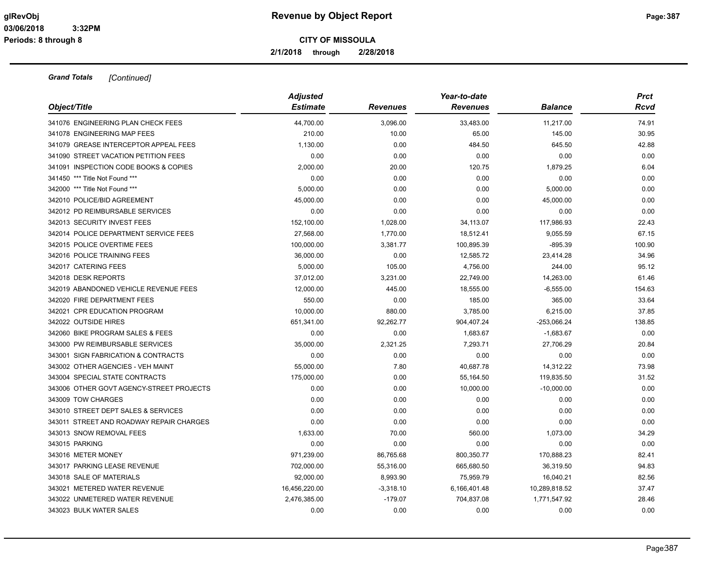**Revenue by Object Report**

**CITY OF MISSOULA**

**2/1/2018 through 2/28/2018**

glRevObj
03/06/2018 3:32PM
Periods: 8 through 8

***Grand Totals*** *[Continued]*

| *Object/Title* | *Adjusted Estimate* | *Revenues* | *Year-to-date Revenues* | *Balance* | *Prct Rcvd* |
|---|---|---|---|---|---|
| 341076 ENGINEERING PLAN CHECK FEES | 44,700.00 | 3,096.00 | 33,483.00 | 11,217.00 | 74.91 |
| 341078 ENGINEERING MAP FEES | 210.00 | 10.00 | 65.00 | 145.00 | 30.95 |
| 341079 GREASE INTERCEPTOR APPEAL FEES | 1,130.00 | 0.00 | 484.50 | 645.50 | 42.88 |
| 341090 STREET VACATION PETITION FEES | 0.00 | 0.00 | 0.00 | 0.00 | 0.00 |
| 341091 INSPECTION CODE BOOKS & COPIES | 2,000.00 | 20.00 | 120.75 | 1,879.25 | 6.04 |
| 341450 *** Title Not Found *** | 0.00 | 0.00 | 0.00 | 0.00 | 0.00 |
| 342000 *** Title Not Found *** | 5,000.00 | 0.00 | 0.00 | 5,000.00 | 0.00 |
| 342010 POLICE/BID AGREEMENT | 45,000.00 | 0.00 | 0.00 | 45,000.00 | 0.00 |
| 342012 PD REIMBURSABLE SERVICES | 0.00 | 0.00 | 0.00 | 0.00 | 0.00 |
| 342013 SECURITY INVEST FEES | 152,100.00 | 1,028.00 | 34,113.07 | 117,986.93 | 22.43 |
| 342014 POLICE DEPARTMENT SERVICE FEES | 27,568.00 | 1,770.00 | 18,512.41 | 9,055.59 | 67.15 |
| 342015 POLICE OVERTIME FEES | 100,000.00 | 3,381.77 | 100,895.39 | -895.39 | 100.90 |
| 342016 POLICE TRAINING FEES | 36,000.00 | 0.00 | 12,585.72 | 23,414.28 | 34.96 |
| 342017 CATERING FEES | 5,000.00 | 105.00 | 4,756.00 | 244.00 | 95.12 |
| 342018 DESK REPORTS | 37,012.00 | 3,231.00 | 22,749.00 | 14,263.00 | 61.46 |
| 342019 ABANDONED VEHICLE REVENUE FEES | 12,000.00 | 445.00 | 18,555.00 | -6,555.00 | 154.63 |
| 342020 FIRE DEPARTMENT FEES | 550.00 | 0.00 | 185.00 | 365.00 | 33.64 |
| 342021 CPR EDUCATION PROGRAM | 10,000.00 | 880.00 | 3,785.00 | 6,215.00 | 37.85 |
| 342022 OUTSIDE HIRES | 651,341.00 | 92,262.77 | 904,407.24 | -253,066.24 | 138.85 |
| 342060 BIKE PROGRAM SALES & FEES | 0.00 | 0.00 | 1,683.67 | -1,683.67 | 0.00 |
| 343000 PW REIMBURSABLE SERVICES | 35,000.00 | 2,321.25 | 7,293.71 | 27,706.29 | 20.84 |
| 343001 SIGN FABRICATION & CONTRACTS | 0.00 | 0.00 | 0.00 | 0.00 | 0.00 |
| 343002 OTHER AGENCIES - VEH MAINT | 55,000.00 | 7.80 | 40,687.78 | 14,312.22 | 73.98 |
| 343004 SPECIAL STATE CONTRACTS | 175,000.00 | 0.00 | 55,164.50 | 119,835.50 | 31.52 |
| 343006 OTHER GOVT AGENCY-STREET PROJECTS | 0.00 | 0.00 | 10,000.00 | -10,000.00 | 0.00 |
| 343009 TOW CHARGES | 0.00 | 0.00 | 0.00 | 0.00 | 0.00 |
| 343010 STREET DEPT SALES & SERVICES | 0.00 | 0.00 | 0.00 | 0.00 | 0.00 |
| 343011 STREET AND ROADWAY REPAIR CHARGES | 0.00 | 0.00 | 0.00 | 0.00 | 0.00 |
| 343013 SNOW REMOVAL FEES | 1,633.00 | 70.00 | 560.00 | 1,073.00 | 34.29 |
| 343015 PARKING | 0.00 | 0.00 | 0.00 | 0.00 | 0.00 |
| 343016 METER MONEY | 971,239.00 | 86,765.68 | 800,350.77 | 170,888.23 | 82.41 |
| 343017 PARKING LEASE REVENUE | 702,000.00 | 55,316.00 | 665,680.50 | 36,319.50 | 94.83 |
| 343018 SALE OF MATERIALS | 92,000.00 | 8,993.90 | 75,959.79 | 16,040.21 | 82.56 |
| 343021 METERED WATER REVENUE | 16,456,220.00 | -3,318.10 | 6,166,401.48 | 10,289,818.52 | 37.47 |
| 343022 UNMETERED WATER REVENUE | 2,476,385.00 | -179.07 | 704,837.08 | 1,771,547.92 | 28.46 |
| 343023 BULK WATER SALES | 0.00 | 0.00 | 0.00 | 0.00 | 0.00 |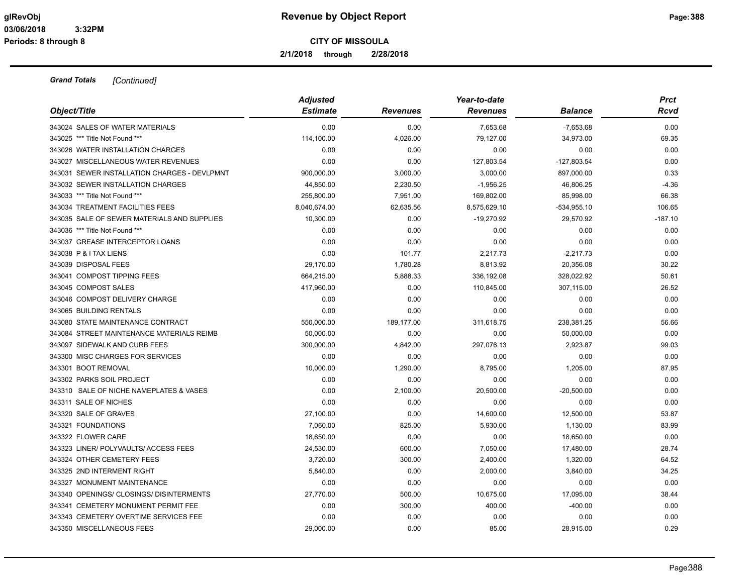**CITY OF MISSOULA**

**2/1/2018 through 2/28/2018**

***Grand Totals*** *[Continued]*

| *Object/Title* | *Adjusted Estimate* | *Revenues* | *Year-to-date Revenues* | *Balance* | *Prct Rcvd* |
|---|---|---|---|---|---|
| 343024 SALES OF WATER MATERIALS | 0.00 | 0.00 | 7,653.68 | -7,653.68 | 0.00 |
| 343025 *** Title Not Found *** | 114,100.00 | 4,026.00 | 79,127.00 | 34,973.00 | 69.35 |
| 343026 WATER INSTALLATION CHARGES | 0.00 | 0.00 | 0.00 | 0.00 | 0.00 |
| 343027 MISCELLANEOUS WATER REVENUES | 0.00 | 0.00 | 127,803.54 | -127,803.54 | 0.00 |
| 343031 SEWER INSTALLATION CHARGES - DEVLPMNT | 900,000.00 | 3,000.00 | 3,000.00 | 897,000.00 | 0.33 |
| 343032 SEWER INSTALLATION CHARGES | 44,850.00 | 2,230.50 | -1,956.25 | 46,806.25 | -4.36 |
| 343033 *** Title Not Found *** | 255,800.00 | 7,951.00 | 169,802.00 | 85,998.00 | 66.38 |
| 343034 TREATMENT FACILITIES FEES | 8,040,674.00 | 62,635.56 | 8,575,629.10 | -534,955.10 | 106.65 |
| 343035 SALE OF SEWER MATERIALS AND SUPPLIES | 10,300.00 | 0.00 | -19,270.92 | 29,570.92 | -187.10 |
| 343036 *** Title Not Found *** | 0.00 | 0.00 | 0.00 | 0.00 | 0.00 |
| 343037 GREASE INTERCEPTOR LOANS | 0.00 | 0.00 | 0.00 | 0.00 | 0.00 |
| 343038 P & I TAX LIENS | 0.00 | 101.77 | 2,217.73 | -2,217.73 | 0.00 |
| 343039 DISPOSAL FEES | 29,170.00 | 1,780.28 | 8,813.92 | 20,356.08 | 30.22 |
| 343041 COMPOST TIPPING FEES | 664,215.00 | 5,888.33 | 336,192.08 | 328,022.92 | 50.61 |
| 343045 COMPOST SALES | 417,960.00 | 0.00 | 110,845.00 | 307,115.00 | 26.52 |
| 343046 COMPOST DELIVERY CHARGE | 0.00 | 0.00 | 0.00 | 0.00 | 0.00 |
| 343065 BUILDING RENTALS | 0.00 | 0.00 | 0.00 | 0.00 | 0.00 |
| 343080 STATE MAINTENANCE CONTRACT | 550,000.00 | 189,177.00 | 311,618.75 | 238,381.25 | 56.66 |
| 343084 STREET MAINTENANCE MATERIALS REIMB | 50,000.00 | 0.00 | 0.00 | 50,000.00 | 0.00 |
| 343097 SIDEWALK AND CURB FEES | 300,000.00 | 4,842.00 | 297,076.13 | 2,923.87 | 99.03 |
| 343300 MISC CHARGES FOR SERVICES | 0.00 | 0.00 | 0.00 | 0.00 | 0.00 |
| 343301 BOOT REMOVAL | 10,000.00 | 1,290.00 | 8,795.00 | 1,205.00 | 87.95 |
| 343302 PARKS SOIL PROJECT | 0.00 | 0.00 | 0.00 | 0.00 | 0.00 |
| 343310 SALE OF NICHE NAMEPLATES & VASES | 0.00 | 2,100.00 | 20,500.00 | -20,500.00 | 0.00 |
| 343311 SALE OF NICHES | 0.00 | 0.00 | 0.00 | 0.00 | 0.00 |
| 343320 SALE OF GRAVES | 27,100.00 | 0.00 | 14,600.00 | 12,500.00 | 53.87 |
| 343321 FOUNDATIONS | 7,060.00 | 825.00 | 5,930.00 | 1,130.00 | 83.99 |
| 343322 FLOWER CARE | 18,650.00 | 0.00 | 0.00 | 18,650.00 | 0.00 |
| 343323 LINER/ POLYVAULTS/ ACCESS FEES | 24,530.00 | 600.00 | 7,050.00 | 17,480.00 | 28.74 |
| 343324 OTHER CEMETERY FEES | 3,720.00 | 300.00 | 2,400.00 | 1,320.00 | 64.52 |
| 343325 2ND INTERMENT RIGHT | 5,840.00 | 0.00 | 2,000.00 | 3,840.00 | 34.25 |
| 343327 MONUMENT MAINTENANCE | 0.00 | 0.00 | 0.00 | 0.00 | 0.00 |
| 343340 OPENINGS/ CLOSINGS/ DISINTERMENTS | 27,770.00 | 500.00 | 10,675.00 | 17,095.00 | 38.44 |
| 343341 CEMETERY MONUMENT PERMIT FEE | 0.00 | 300.00 | 400.00 | -400.00 | 0.00 |
| 343343 CEMETERY OVERTIME SERVICES FEE | 0.00 | 0.00 | 0.00 | 0.00 | 0.00 |
| 343350 MISCELLANEOUS FEES | 29,000.00 | 0.00 | 85.00 | 28,915.00 | 0.29 |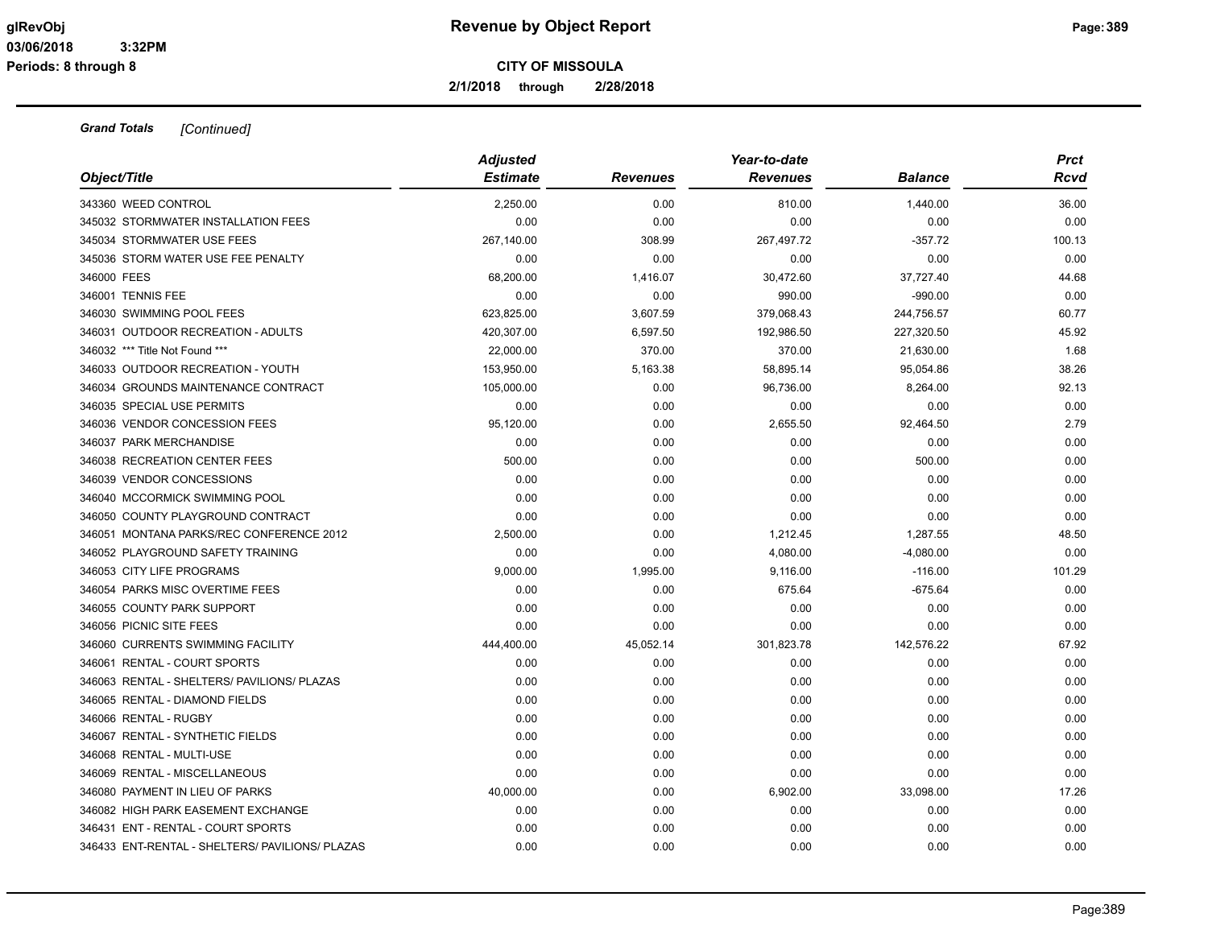**Grand Totals** *[Continued]*

| Object/Title | Adjusted Estimate | Revenues | Year-to-date Revenues | Balance | Prct Rcvd |
|---|---|---|---|---|---|
| 343360 WEED CONTROL | 2,250.00 | 0.00 | 810.00 | 1,440.00 | 36.00 |
| 345032 STORMWATER INSTALLATION FEES | 0.00 | 0.00 | 0.00 | 0.00 | 0.00 |
| 345034 STORMWATER USE FEES | 267,140.00 | 308.99 | 267,497.72 | -357.72 | 100.13 |
| 345036 STORM WATER USE FEE PENALTY | 0.00 | 0.00 | 0.00 | 0.00 | 0.00 |
| 346000 FEES | 68,200.00 | 1,416.07 | 30,472.60 | 37,727.40 | 44.68 |
| 346001 TENNIS FEE | 0.00 | 0.00 | 990.00 | -990.00 | 0.00 |
| 346030 SWIMMING POOL FEES | 623,825.00 | 3,607.59 | 379,068.43 | 244,756.57 | 60.77 |
| 346031 OUTDOOR RECREATION - ADULTS | 420,307.00 | 6,597.50 | 192,986.50 | 227,320.50 | 45.92 |
| 346032 *** Title Not Found *** | 22,000.00 | 370.00 | 370.00 | 21,630.00 | 1.68 |
| 346033 OUTDOOR RECREATION - YOUTH | 153,950.00 | 5,163.38 | 58,895.14 | 95,054.86 | 38.26 |
| 346034 GROUNDS MAINTENANCE CONTRACT | 105,000.00 | 0.00 | 96,736.00 | 8,264.00 | 92.13 |
| 346035 SPECIAL USE PERMITS | 0.00 | 0.00 | 0.00 | 0.00 | 0.00 |
| 346036 VENDOR CONCESSION FEES | 95,120.00 | 0.00 | 2,655.50 | 92,464.50 | 2.79 |
| 346037 PARK MERCHANDISE | 0.00 | 0.00 | 0.00 | 0.00 | 0.00 |
| 346038 RECREATION CENTER FEES | 500.00 | 0.00 | 0.00 | 500.00 | 0.00 |
| 346039 VENDOR CONCESSIONS | 0.00 | 0.00 | 0.00 | 0.00 | 0.00 |
| 346040 MCCORMICK SWIMMING POOL | 0.00 | 0.00 | 0.00 | 0.00 | 0.00 |
| 346050 COUNTY PLAYGROUND CONTRACT | 0.00 | 0.00 | 0.00 | 0.00 | 0.00 |
| 346051 MONTANA PARKS/REC CONFERENCE 2012 | 2,500.00 | 0.00 | 1,212.45 | 1,287.55 | 48.50 |
| 346052 PLAYGROUND SAFETY TRAINING | 0.00 | 0.00 | 4,080.00 | -4,080.00 | 0.00 |
| 346053 CITY LIFE PROGRAMS | 9,000.00 | 1,995.00 | 9,116.00 | -116.00 | 101.29 |
| 346054 PARKS MISC OVERTIME FEES | 0.00 | 0.00 | 675.64 | -675.64 | 0.00 |
| 346055 COUNTY PARK SUPPORT | 0.00 | 0.00 | 0.00 | 0.00 | 0.00 |
| 346056 PICNIC SITE FEES | 0.00 | 0.00 | 0.00 | 0.00 | 0.00 |
| 346060 CURRENTS SWIMMING FACILITY | 444,400.00 | 45,052.14 | 301,823.78 | 142,576.22 | 67.92 |
| 346061 RENTAL - COURT SPORTS | 0.00 | 0.00 | 0.00 | 0.00 | 0.00 |
| 346063 RENTAL - SHELTERS/ PAVILIONS/ PLAZAS | 0.00 | 0.00 | 0.00 | 0.00 | 0.00 |
| 346065 RENTAL - DIAMOND FIELDS | 0.00 | 0.00 | 0.00 | 0.00 | 0.00 |
| 346066 RENTAL - RUGBY | 0.00 | 0.00 | 0.00 | 0.00 | 0.00 |
| 346067 RENTAL - SYNTHETIC FIELDS | 0.00 | 0.00 | 0.00 | 0.00 | 0.00 |
| 346068 RENTAL - MULTI-USE | 0.00 | 0.00 | 0.00 | 0.00 | 0.00 |
| 346069 RENTAL - MISCELLANEOUS | 0.00 | 0.00 | 0.00 | 0.00 | 0.00 |
| 346080 PAYMENT IN LIEU OF PARKS | 40,000.00 | 0.00 | 6,902.00 | 33,098.00 | 17.26 |
| 346082 HIGH PARK EASEMENT EXCHANGE | 0.00 | 0.00 | 0.00 | 0.00 | 0.00 |
| 346431 ENT - RENTAL - COURT SPORTS | 0.00 | 0.00 | 0.00 | 0.00 | 0.00 |
| 346433 ENT-RENTAL - SHELTERS/ PAVILIONS/ PLAZAS | 0.00 | 0.00 | 0.00 | 0.00 | 0.00 |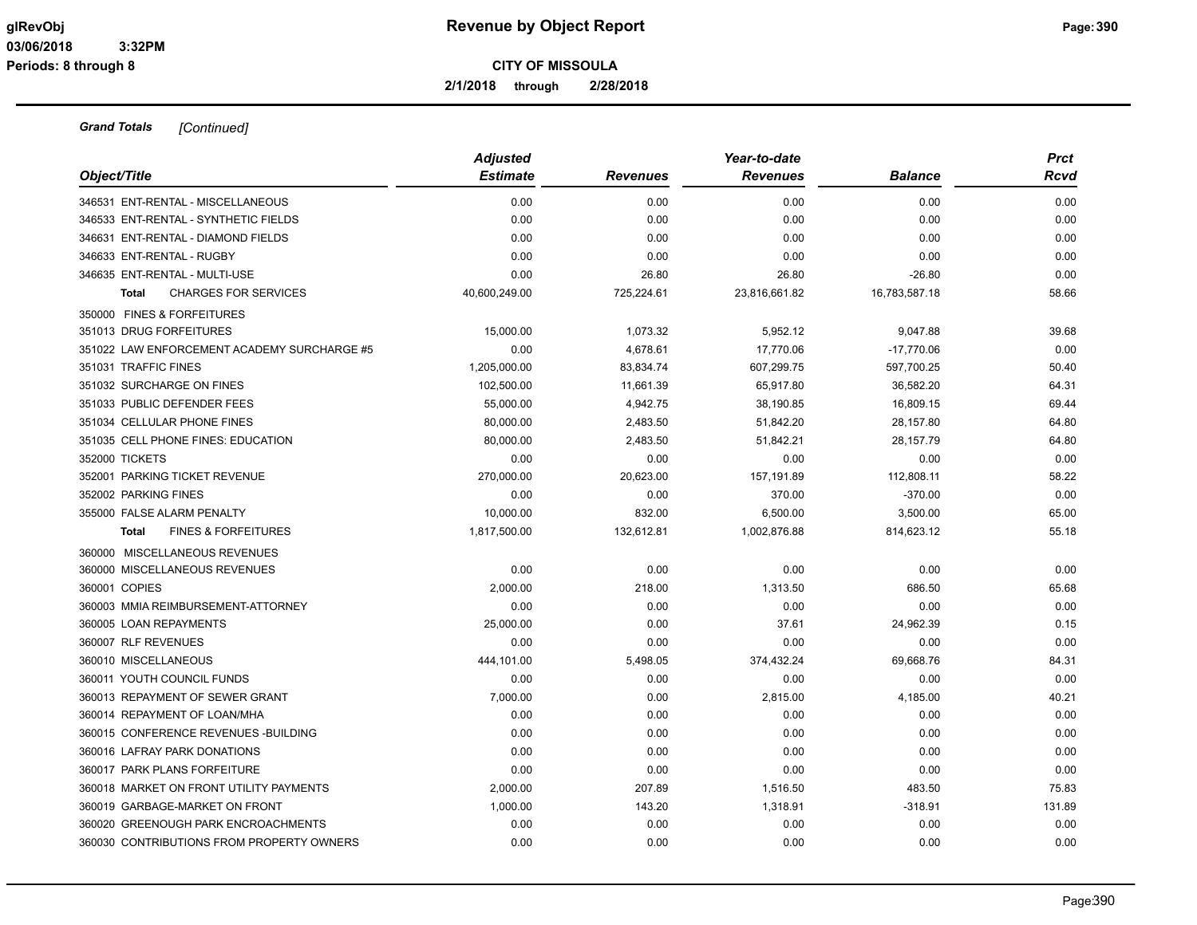# Revenue by Object Report

**CITY OF MISSOULA**

**2/1/2018 through 2/28/2018**

glRevObj
03/06/2018 3:32PM
Periods: 8 through 8

***Grand Totals*** *[Continued]*

| Object/Title | Adjusted Estimate | Revenues | Year-to-date Revenues | Balance | Prct Rcvd |
|---|---|---|---|---|---|
| 346531 ENT-RENTAL - MISCELLANEOUS | 0.00 | 0.00 | 0.00 | 0.00 | 0.00 |
| 346533 ENT-RENTAL - SYNTHETIC FIELDS | 0.00 | 0.00 | 0.00 | 0.00 | 0.00 |
| 346631 ENT-RENTAL - DIAMOND FIELDS | 0.00 | 0.00 | 0.00 | 0.00 | 0.00 |
| 346633 ENT-RENTAL - RUGBY | 0.00 | 0.00 | 0.00 | 0.00 | 0.00 |
| 346635 ENT-RENTAL - MULTI-USE | 0.00 | 26.80 | 26.80 | -26.80 | 0.00 |
| **Total** CHARGES FOR SERVICES | 40,600,249.00 | 725,224.61 | 23,816,661.82 | 16,783,587.18 | 58.66 |
| 350000 FINES & FORFEITURES | | | | | |
| 351013 DRUG FORFEITURES | 15,000.00 | 1,073.32 | 5,952.12 | 9,047.88 | 39.68 |
| 351022 LAW ENFORCEMENT ACADEMY SURCHARGE #5 | 0.00 | 4,678.61 | 17,770.06 | -17,770.06 | 0.00 |
| 351031 TRAFFIC FINES | 1,205,000.00 | 83,834.74 | 607,299.75 | 597,700.25 | 50.40 |
| 351032 SURCHARGE ON FINES | 102,500.00 | 11,661.39 | 65,917.80 | 36,582.20 | 64.31 |
| 351033 PUBLIC DEFENDER FEES | 55,000.00 | 4,942.75 | 38,190.85 | 16,809.15 | 69.44 |
| 351034 CELLULAR PHONE FINES | 80,000.00 | 2,483.50 | 51,842.20 | 28,157.80 | 64.80 |
| 351035 CELL PHONE FINES: EDUCATION | 80,000.00 | 2,483.50 | 51,842.21 | 28,157.79 | 64.80 |
| 352000 TICKETS | 0.00 | 0.00 | 0.00 | 0.00 | 0.00 |
| 352001 PARKING TICKET REVENUE | 270,000.00 | 20,623.00 | 157,191.89 | 112,808.11 | 58.22 |
| 352002 PARKING FINES | 0.00 | 0.00 | 370.00 | -370.00 | 0.00 |
| 355000 FALSE ALARM PENALTY | 10,000.00 | 832.00 | 6,500.00 | 3,500.00 | 65.00 |
| **Total** FINES & FORFEITURES | 1,817,500.00 | 132,612.81 | 1,002,876.88 | 814,623.12 | 55.18 |
| 360000 MISCELLANEOUS REVENUES | | | | | |
| 360000 MISCELLANEOUS REVENUES | 0.00 | 0.00 | 0.00 | 0.00 | 0.00 |
| 360001 COPIES | 2,000.00 | 218.00 | 1,313.50 | 686.50 | 65.68 |
| 360003 MMIA REIMBURSEMENT-ATTORNEY | 0.00 | 0.00 | 0.00 | 0.00 | 0.00 |
| 360005 LOAN REPAYMENTS | 25,000.00 | 0.00 | 37.61 | 24,962.39 | 0.15 |
| 360007 RLF REVENUES | 0.00 | 0.00 | 0.00 | 0.00 | 0.00 |
| 360010 MISCELLANEOUS | 444,101.00 | 5,498.05 | 374,432.24 | 69,668.76 | 84.31 |
| 360011 YOUTH COUNCIL FUNDS | 0.00 | 0.00 | 0.00 | 0.00 | 0.00 |
| 360013 REPAYMENT OF SEWER GRANT | 7,000.00 | 0.00 | 2,815.00 | 4,185.00 | 40.21 |
| 360014 REPAYMENT OF LOAN/MHA | 0.00 | 0.00 | 0.00 | 0.00 | 0.00 |
| 360015 CONFERENCE REVENUES -BUILDING | 0.00 | 0.00 | 0.00 | 0.00 | 0.00 |
| 360016 LAFRAY PARK DONATIONS | 0.00 | 0.00 | 0.00 | 0.00 | 0.00 |
| 360017 PARK PLANS FORFEITURE | 0.00 | 0.00 | 0.00 | 0.00 | 0.00 |
| 360018 MARKET ON FRONT UTILITY PAYMENTS | 2,000.00 | 207.89 | 1,516.50 | 483.50 | 75.83 |
| 360019 GARBAGE-MARKET ON FRONT | 1,000.00 | 143.20 | 1,318.91 | -318.91 | 131.89 |
| 360020 GREENOUGH PARK ENCROACHMENTS | 0.00 | 0.00 | 0.00 | 0.00 | 0.00 |
| 360030 CONTRIBUTIONS FROM PROPERTY OWNERS | 0.00 | 0.00 | 0.00 | 0.00 | 0.00 |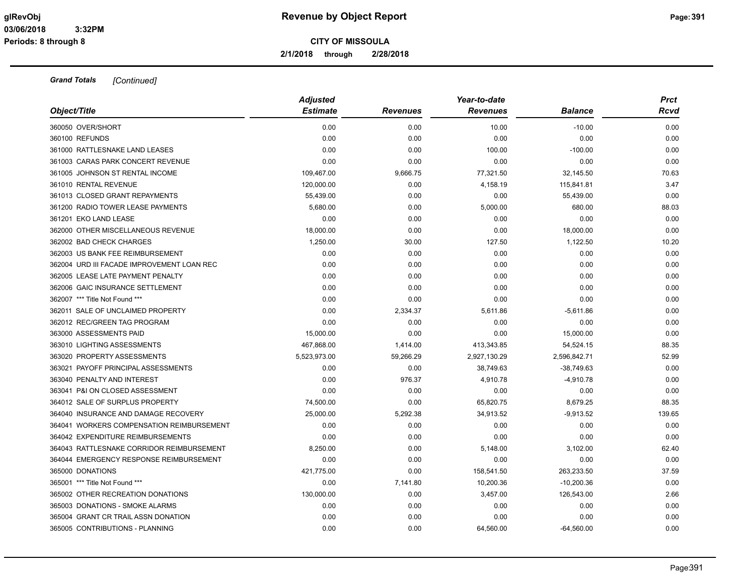# Revenue by Object Report

**CITY OF MISSOULA**

**2/1/2018 through 2/28/2018**

***Grand Totals*** *[Continued]*

| Object/Title | Adjusted Estimate | Revenues | Year-to-date Revenues | Balance | Prct Rcvd |
|---|---|---|---|---|---|
| 360050 OVER/SHORT | 0.00 | 0.00 | 10.00 | -10.00 | 0.00 |
| 360100 REFUNDS | 0.00 | 0.00 | 0.00 | 0.00 | 0.00 |
| 361000 RATTLESNAKE LAND LEASES | 0.00 | 0.00 | 100.00 | -100.00 | 0.00 |
| 361003 CARAS PARK CONCERT REVENUE | 0.00 | 0.00 | 0.00 | 0.00 | 0.00 |
| 361005 JOHNSON ST RENTAL INCOME | 109,467.00 | 9,666.75 | 77,321.50 | 32,145.50 | 70.63 |
| 361010 RENTAL REVENUE | 120,000.00 | 0.00 | 4,158.19 | 115,841.81 | 3.47 |
| 361013 CLOSED GRANT REPAYMENTS | 55,439.00 | 0.00 | 0.00 | 55,439.00 | 0.00 |
| 361200 RADIO TOWER LEASE PAYMENTS | 5,680.00 | 0.00 | 5,000.00 | 680.00 | 88.03 |
| 361201 EKO LAND LEASE | 0.00 | 0.00 | 0.00 | 0.00 | 0.00 |
| 362000 OTHER MISCELLANEOUS REVENUE | 18,000.00 | 0.00 | 0.00 | 18,000.00 | 0.00 |
| 362002 BAD CHECK CHARGES | 1,250.00 | 30.00 | 127.50 | 1,122.50 | 10.20 |
| 362003 US BANK FEE REIMBURSEMENT | 0.00 | 0.00 | 0.00 | 0.00 | 0.00 |
| 362004 URD III FACADE IMPROVEMENT LOAN REC | 0.00 | 0.00 | 0.00 | 0.00 | 0.00 |
| 362005 LEASE LATE PAYMENT PENALTY | 0.00 | 0.00 | 0.00 | 0.00 | 0.00 |
| 362006 GAIC INSURANCE SETTLEMENT | 0.00 | 0.00 | 0.00 | 0.00 | 0.00 |
| 362007 *** Title Not Found *** | 0.00 | 0.00 | 0.00 | 0.00 | 0.00 |
| 362011 SALE OF UNCLAIMED PROPERTY | 0.00 | 2,334.37 | 5,611.86 | -5,611.86 | 0.00 |
| 362012 REC/GREEN TAG PROGRAM | 0.00 | 0.00 | 0.00 | 0.00 | 0.00 |
| 363000 ASSESSMENTS PAID | 15,000.00 | 0.00 | 0.00 | 15,000.00 | 0.00 |
| 363010 LIGHTING ASSESSMENTS | 467,868.00 | 1,414.00 | 413,343.85 | 54,524.15 | 88.35 |
| 363020 PROPERTY ASSESSMENTS | 5,523,973.00 | 59,266.29 | 2,927,130.29 | 2,596,842.71 | 52.99 |
| 363021 PAYOFF PRINCIPAL ASSESSMENTS | 0.00 | 0.00 | 38,749.63 | -38,749.63 | 0.00 |
| 363040 PENALTY AND INTEREST | 0.00 | 976.37 | 4,910.78 | -4,910.78 | 0.00 |
| 363041 P&I ON CLOSED ASSESSMENT | 0.00 | 0.00 | 0.00 | 0.00 | 0.00 |
| 364012 SALE OF SURPLUS PROPERTY | 74,500.00 | 0.00 | 65,820.75 | 8,679.25 | 88.35 |
| 364040 INSURANCE AND DAMAGE RECOVERY | 25,000.00 | 5,292.38 | 34,913.52 | -9,913.52 | 139.65 |
| 364041 WORKERS COMPENSATION REIMBURSEMENT | 0.00 | 0.00 | 0.00 | 0.00 | 0.00 |
| 364042 EXPENDITURE REIMBURSEMENTS | 0.00 | 0.00 | 0.00 | 0.00 | 0.00 |
| 364043 RATTLESNAKE CORRIDOR REIMBURSEMENT | 8,250.00 | 0.00 | 5,148.00 | 3,102.00 | 62.40 |
| 364044 EMERGENCY RESPONSE REIMBURSEMENT | 0.00 | 0.00 | 0.00 | 0.00 | 0.00 |
| 365000 DONATIONS | 421,775.00 | 0.00 | 158,541.50 | 263,233.50 | 37.59 |
| 365001 *** Title Not Found *** | 0.00 | 7,141.80 | 10,200.36 | -10,200.36 | 0.00 |
| 365002 OTHER RECREATION DONATIONS | 130,000.00 | 0.00 | 3,457.00 | 126,543.00 | 2.66 |
| 365003 DONATIONS - SMOKE ALARMS | 0.00 | 0.00 | 0.00 | 0.00 | 0.00 |
| 365004 GRANT CR TRAIL ASSN DONATION | 0.00 | 0.00 | 0.00 | 0.00 | 0.00 |
| 365005 CONTRIBUTIONS - PLANNING | 0.00 | 0.00 | 64,560.00 | -64,560.00 | 0.00 |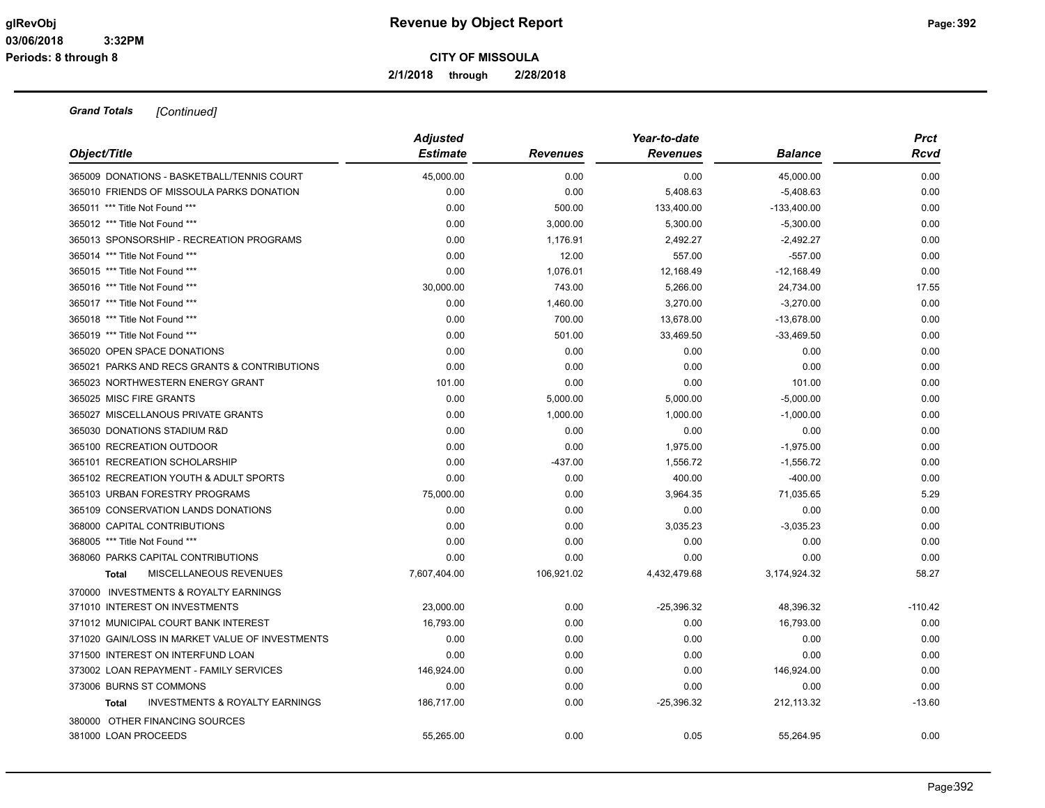**Revenue by Object Report**

**CITY OF MISSOULA**

**2/1/2018 through 2/28/2018**

glRevObj
03/06/2018 3:32PM
Periods: 8 through 8

***Grand Totals*** *[Continued]*

| Object/Title | Adjusted Estimate | Revenues | Year-to-date Revenues | Balance | Prct Rcvd |
|---|---|---|---|---|---|
| 365009 DONATIONS - BASKETBALL/TENNIS COURT | 45,000.00 | 0.00 | 0.00 | 45,000.00 | 0.00 |
| 365010 FRIENDS OF MISSOULA PARKS DONATION | 0.00 | 0.00 | 5,408.63 | -5,408.63 | 0.00 |
| 365011 *** Title Not Found *** | 0.00 | 500.00 | 133,400.00 | -133,400.00 | 0.00 |
| 365012 *** Title Not Found *** | 0.00 | 3,000.00 | 5,300.00 | -5,300.00 | 0.00 |
| 365013 SPONSORSHIP - RECREATION PROGRAMS | 0.00 | 1,176.91 | 2,492.27 | -2,492.27 | 0.00 |
| 365014 *** Title Not Found *** | 0.00 | 12.00 | 557.00 | -557.00 | 0.00 |
| 365015 *** Title Not Found *** | 0.00 | 1,076.01 | 12,168.49 | -12,168.49 | 0.00 |
| 365016 *** Title Not Found *** | 30,000.00 | 743.00 | 5,266.00 | 24,734.00 | 17.55 |
| 365017 *** Title Not Found *** | 0.00 | 1,460.00 | 3,270.00 | -3,270.00 | 0.00 |
| 365018 *** Title Not Found *** | 0.00 | 700.00 | 13,678.00 | -13,678.00 | 0.00 |
| 365019 *** Title Not Found *** | 0.00 | 501.00 | 33,469.50 | -33,469.50 | 0.00 |
| 365020 OPEN SPACE DONATIONS | 0.00 | 0.00 | 0.00 | 0.00 | 0.00 |
| 365021 PARKS AND RECS GRANTS & CONTRIBUTIONS | 0.00 | 0.00 | 0.00 | 0.00 | 0.00 |
| 365023 NORTHWESTERN ENERGY GRANT | 101.00 | 0.00 | 0.00 | 101.00 | 0.00 |
| 365025 MISC FIRE GRANTS | 0.00 | 5,000.00 | 5,000.00 | -5,000.00 | 0.00 |
| 365027 MISCELLANOUS PRIVATE GRANTS | 0.00 | 1,000.00 | 1,000.00 | -1,000.00 | 0.00 |
| 365030 DONATIONS STADIUM R&D | 0.00 | 0.00 | 0.00 | 0.00 | 0.00 |
| 365100 RECREATION OUTDOOR | 0.00 | 0.00 | 1,975.00 | -1,975.00 | 0.00 |
| 365101 RECREATION SCHOLARSHIP | 0.00 | -437.00 | 1,556.72 | -1,556.72 | 0.00 |
| 365102 RECREATION YOUTH & ADULT SPORTS | 0.00 | 0.00 | 400.00 | -400.00 | 0.00 |
| 365103 URBAN FORESTRY PROGRAMS | 75,000.00 | 0.00 | 3,964.35 | 71,035.65 | 5.29 |
| 365109 CONSERVATION LANDS DONATIONS | 0.00 | 0.00 | 0.00 | 0.00 | 0.00 |
| 368000 CAPITAL CONTRIBUTIONS | 0.00 | 0.00 | 3,035.23 | -3,035.23 | 0.00 |
| 368005 *** Title Not Found *** | 0.00 | 0.00 | 0.00 | 0.00 | 0.00 |
| 368060 PARKS CAPITAL CONTRIBUTIONS | 0.00 | 0.00 | 0.00 | 0.00 | 0.00 |
| **Total** MISCELLANEOUS REVENUES | 7,607,404.00 | 106,921.02 | 4,432,479.68 | 3,174,924.32 | 58.27 |
| 370000 INVESTMENTS & ROYALTY EARNINGS | | | | | |
| 371010 INTEREST ON INVESTMENTS | 23,000.00 | 0.00 | -25,396.32 | 48,396.32 | -110.42 |
| 371012 MUNICIPAL COURT BANK INTEREST | 16,793.00 | 0.00 | 0.00 | 16,793.00 | 0.00 |
| 371020 GAIN/LOSS IN MARKET VALUE OF INVESTMENTS | 0.00 | 0.00 | 0.00 | 0.00 | 0.00 |
| 371500 INTEREST ON INTERFUND LOAN | 0.00 | 0.00 | 0.00 | 0.00 | 0.00 |
| 373002 LOAN REPAYMENT - FAMILY SERVICES | 146,924.00 | 0.00 | 0.00 | 146,924.00 | 0.00 |
| 373006 BURNS ST COMMONS | 0.00 | 0.00 | 0.00 | 0.00 | 0.00 |
| **Total** INVESTMENTS & ROYALTY EARNINGS | 186,717.00 | 0.00 | -25,396.32 | 212,113.32 | -13.60 |
| 380000 OTHER FINANCING SOURCES | | | | | |
| 381000 LOAN PROCEEDS | 55,265.00 | 0.00 | 0.05 | 55,264.95 | 0.00 |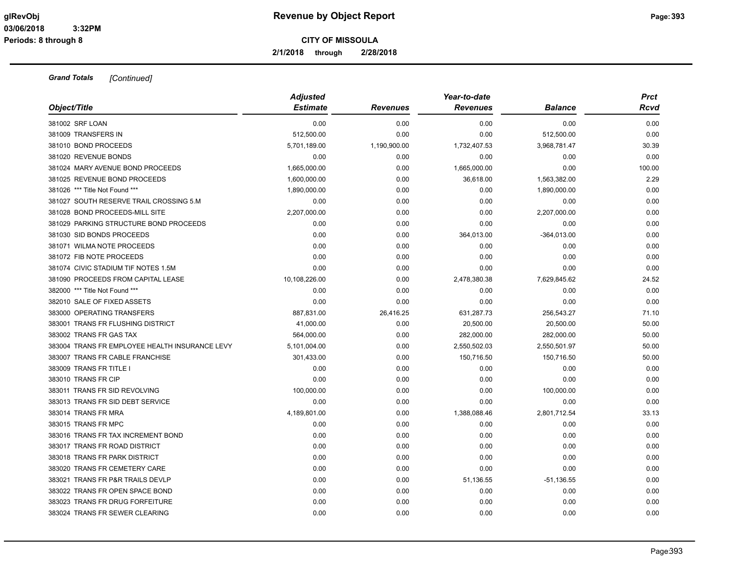**Grand Totals** *[Continued]*

| Object/Title | Adjusted Estimate | Revenues | Year-to-date Revenues | Balance | Prct Rcvd |
|---|---|---|---|---|---|
| 381002 SRF LOAN | 0.00 | 0.00 | 0.00 | 0.00 | 0.00 |
| 381009 TRANSFERS IN | 512,500.00 | 0.00 | 0.00 | 512,500.00 | 0.00 |
| 381010 BOND PROCEEDS | 5,701,189.00 | 1,190,900.00 | 1,732,407.53 | 3,968,781.47 | 30.39 |
| 381020 REVENUE BONDS | 0.00 | 0.00 | 0.00 | 0.00 | 0.00 |
| 381024 MARY AVENUE BOND PROCEEDS | 1,665,000.00 | 0.00 | 1,665,000.00 | 0.00 | 100.00 |
| 381025 REVENUE BOND PROCEEDS | 1,600,000.00 | 0.00 | 36,618.00 | 1,563,382.00 | 2.29 |
| 381026 *** Title Not Found *** | 1,890,000.00 | 0.00 | 0.00 | 1,890,000.00 | 0.00 |
| 381027 SOUTH RESERVE TRAIL CROSSING 5.M | 0.00 | 0.00 | 0.00 | 0.00 | 0.00 |
| 381028 BOND PROCEEDS-MILL SITE | 2,207,000.00 | 0.00 | 0.00 | 2,207,000.00 | 0.00 |
| 381029 PARKING STRUCTURE BOND PROCEEDS | 0.00 | 0.00 | 0.00 | 0.00 | 0.00 |
| 381030 SID BONDS PROCEEDS | 0.00 | 0.00 | 364,013.00 | -364,013.00 | 0.00 |
| 381071 WILMA NOTE PROCEEDS | 0.00 | 0.00 | 0.00 | 0.00 | 0.00 |
| 381072 FIB NOTE PROCEEDS | 0.00 | 0.00 | 0.00 | 0.00 | 0.00 |
| 381074 CIVIC STADIUM TIF NOTES 1.5M | 0.00 | 0.00 | 0.00 | 0.00 | 0.00 |
| 381090 PROCEEDS FROM CAPITAL LEASE | 10,108,226.00 | 0.00 | 2,478,380.38 | 7,629,845.62 | 24.52 |
| 382000 *** Title Not Found *** | 0.00 | 0.00 | 0.00 | 0.00 | 0.00 |
| 382010 SALE OF FIXED ASSETS | 0.00 | 0.00 | 0.00 | 0.00 | 0.00 |
| 383000 OPERATING TRANSFERS | 887,831.00 | 26,416.25 | 631,287.73 | 256,543.27 | 71.10 |
| 383001 TRANS FR FLUSHING DISTRICT | 41,000.00 | 0.00 | 20,500.00 | 20,500.00 | 50.00 |
| 383002 TRANS FR GAS TAX | 564,000.00 | 0.00 | 282,000.00 | 282,000.00 | 50.00 |
| 383004 TRANS FR EMPLOYEE HEALTH INSURANCE LEVY | 5,101,004.00 | 0.00 | 2,550,502.03 | 2,550,501.97 | 50.00 |
| 383007 TRANS FR CABLE FRANCHISE | 301,433.00 | 0.00 | 150,716.50 | 150,716.50 | 50.00 |
| 383009 TRANS FR TITLE I | 0.00 | 0.00 | 0.00 | 0.00 | 0.00 |
| 383010 TRANS FR CIP | 0.00 | 0.00 | 0.00 | 0.00 | 0.00 |
| 383011 TRANS FR SID REVOLVING | 100,000.00 | 0.00 | 0.00 | 100,000.00 | 0.00 |
| 383013 TRANS FR SID DEBT SERVICE | 0.00 | 0.00 | 0.00 | 0.00 | 0.00 |
| 383014 TRANS FR MRA | 4,189,801.00 | 0.00 | 1,388,088.46 | 2,801,712.54 | 33.13 |
| 383015 TRANS FR MPC | 0.00 | 0.00 | 0.00 | 0.00 | 0.00 |
| 383016 TRANS FR TAX INCREMENT BOND | 0.00 | 0.00 | 0.00 | 0.00 | 0.00 |
| 383017 TRANS FR ROAD DISTRICT | 0.00 | 0.00 | 0.00 | 0.00 | 0.00 |
| 383018 TRANS FR PARK DISTRICT | 0.00 | 0.00 | 0.00 | 0.00 | 0.00 |
| 383020 TRANS FR CEMETERY CARE | 0.00 | 0.00 | 0.00 | 0.00 | 0.00 |
| 383021 TRANS FR P&R TRAILS DEVLP | 0.00 | 0.00 | 51,136.55 | -51,136.55 | 0.00 |
| 383022 TRANS FR OPEN SPACE BOND | 0.00 | 0.00 | 0.00 | 0.00 | 0.00 |
| 383023 TRANS FR DRUG FORFEITURE | 0.00 | 0.00 | 0.00 | 0.00 | 0.00 |
| 383024 TRANS FR SEWER CLEARING | 0.00 | 0.00 | 0.00 | 0.00 | 0.00 |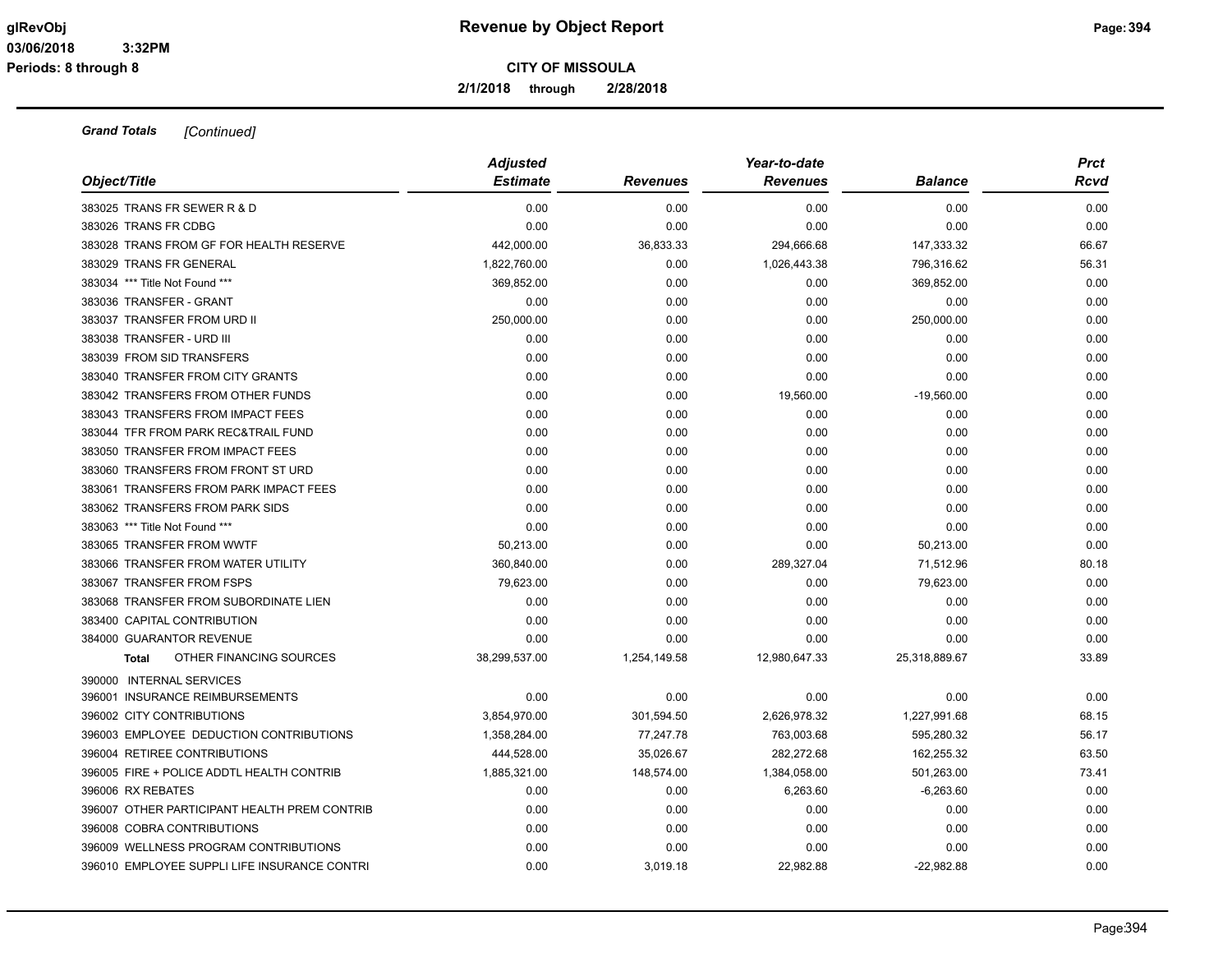**Grand Totals** *[Continued]*

| Object/Title | Adjusted Estimate | Revenues | Year-to-date Revenues | Balance | Prct Rcvd |
|---|---|---|---|---|---|
| 383025 TRANS FR SEWER R & D | 0.00 | 0.00 | 0.00 | 0.00 | 0.00 |
| 383026 TRANS FR CDBG | 0.00 | 0.00 | 0.00 | 0.00 | 0.00 |
| 383028 TRANS FROM GF FOR HEALTH RESERVE | 442,000.00 | 36,833.33 | 294,666.68 | 147,333.32 | 66.67 |
| 383029 TRANS FR GENERAL | 1,822,760.00 | 0.00 | 1,026,443.38 | 796,316.62 | 56.31 |
| 383034 *** Title Not Found *** | 369,852.00 | 0.00 | 0.00 | 369,852.00 | 0.00 |
| 383036 TRANSFER - GRANT | 0.00 | 0.00 | 0.00 | 0.00 | 0.00 |
| 383037 TRANSFER FROM URD II | 250,000.00 | 0.00 | 0.00 | 250,000.00 | 0.00 |
| 383038 TRANSFER - URD III | 0.00 | 0.00 | 0.00 | 0.00 | 0.00 |
| 383039 FROM SID TRANSFERS | 0.00 | 0.00 | 0.00 | 0.00 | 0.00 |
| 383040 TRANSFER FROM CITY GRANTS | 0.00 | 0.00 | 0.00 | 0.00 | 0.00 |
| 383042 TRANSFERS FROM OTHER FUNDS | 0.00 | 0.00 | 19,560.00 | -19,560.00 | 0.00 |
| 383043 TRANSFERS FROM IMPACT FEES | 0.00 | 0.00 | 0.00 | 0.00 | 0.00 |
| 383044 TFR FROM PARK REC&TRAIL FUND | 0.00 | 0.00 | 0.00 | 0.00 | 0.00 |
| 383050 TRANSFER FROM IMPACT FEES | 0.00 | 0.00 | 0.00 | 0.00 | 0.00 |
| 383060 TRANSFERS FROM FRONT ST URD | 0.00 | 0.00 | 0.00 | 0.00 | 0.00 |
| 383061 TRANSFERS FROM PARK IMPACT FEES | 0.00 | 0.00 | 0.00 | 0.00 | 0.00 |
| 383062 TRANSFERS FROM PARK SIDS | 0.00 | 0.00 | 0.00 | 0.00 | 0.00 |
| 383063 *** Title Not Found *** | 0.00 | 0.00 | 0.00 | 0.00 | 0.00 |
| 383065 TRANSFER FROM WWTF | 50,213.00 | 0.00 | 0.00 | 50,213.00 | 0.00 |
| 383066 TRANSFER FROM WATER UTILITY | 360,840.00 | 0.00 | 289,327.04 | 71,512.96 | 80.18 |
| 383067 TRANSFER FROM FSPS | 79,623.00 | 0.00 | 0.00 | 79,623.00 | 0.00 |
| 383068 TRANSFER FROM SUBORDINATE LIEN | 0.00 | 0.00 | 0.00 | 0.00 | 0.00 |
| 383400 CAPITAL CONTRIBUTION | 0.00 | 0.00 | 0.00 | 0.00 | 0.00 |
| 384000 GUARANTOR REVENUE | 0.00 | 0.00 | 0.00 | 0.00 | 0.00 |
| **Total** OTHER FINANCING SOURCES | 38,299,537.00 | 1,254,149.58 | 12,980,647.33 | 25,318,889.67 | 33.89 |
| 390000 INTERNAL SERVICES | | | | | |
| 396001 INSURANCE REIMBURSEMENTS | 0.00 | 0.00 | 0.00 | 0.00 | 0.00 |
| 396002 CITY CONTRIBUTIONS | 3,854,970.00 | 301,594.50 | 2,626,978.32 | 1,227,991.68 | 68.15 |
| 396003 EMPLOYEE DEDUCTION CONTRIBUTIONS | 1,358,284.00 | 77,247.78 | 763,003.68 | 595,280.32 | 56.17 |
| 396004 RETIREE CONTRIBUTIONS | 444,528.00 | 35,026.67 | 282,272.68 | 162,255.32 | 63.50 |
| 396005 FIRE + POLICE ADDTL HEALTH CONTRIB | 1,885,321.00 | 148,574.00 | 1,384,058.00 | 501,263.00 | 73.41 |
| 396006 RX REBATES | 0.00 | 0.00 | 6,263.60 | -6,263.60 | 0.00 |
| 396007 OTHER PARTICIPANT HEALTH PREM CONTRIB | 0.00 | 0.00 | 0.00 | 0.00 | 0.00 |
| 396008 COBRA CONTRIBUTIONS | 0.00 | 0.00 | 0.00 | 0.00 | 0.00 |
| 396009 WELLNESS PROGRAM CONTRIBUTIONS | 0.00 | 0.00 | 0.00 | 0.00 | 0.00 |
| 396010 EMPLOYEE SUPPLI LIFE INSURANCE CONTRI | 0.00 | 3,019.18 | 22,982.88 | -22,982.88 | 0.00 |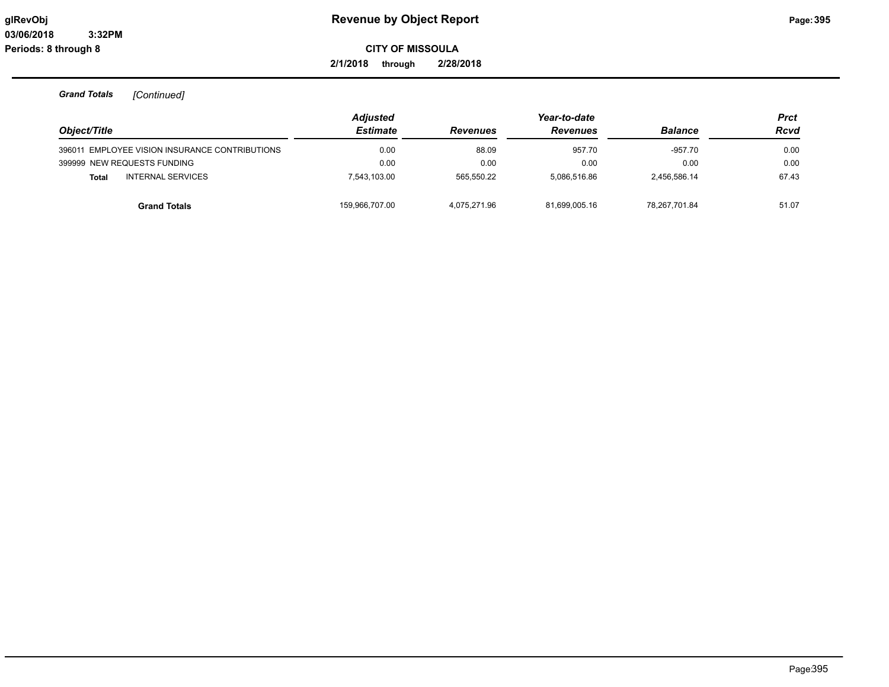# Revenue by Object Report

glRevObj
03/06/2018 3:32PM
Periods: 8 through 8

**CITY OF MISSOULA**

**2/1/2018 through 2/28/2018**

***Grand Totals*** *[Continued]*

| Object/Title | Adjusted Estimate | Revenues | Year-to-date Revenues | Balance | Prct Rcvd |
|---|---|---|---|---|---|
| 396011 EMPLOYEE VISION INSURANCE CONTRIBUTIONS | 0.00 | 88.09 | 957.70 | -957.70 | 0.00 |
| 399999 NEW REQUESTS FUNDING | 0.00 | 0.00 | 0.00 | 0.00 | 0.00 |
| **Total** INTERNAL SERVICES | 7,543,103.00 | 565,550.22 | 5,086,516.86 | 2,456,586.14 | 67.43 |
| **Grand Totals** | 159,966,707.00 | 4,075,271.96 | 81,699,005.16 | 78,267,701.84 | 51.07 |